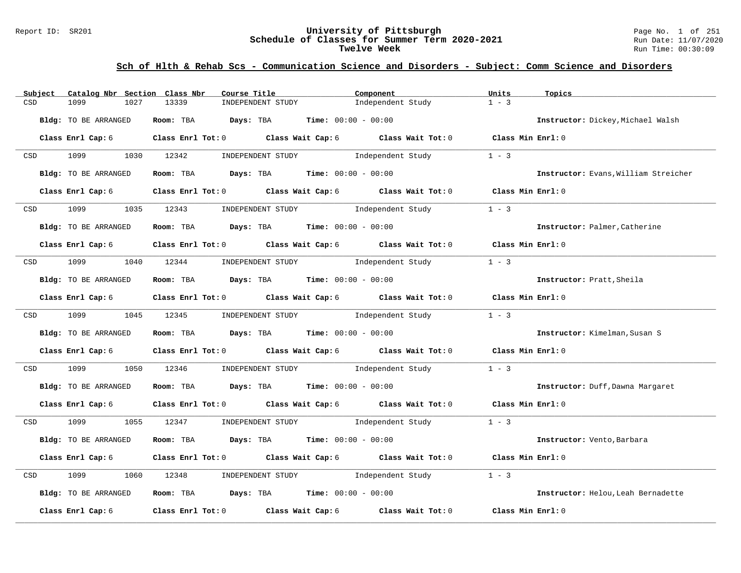# University of Pittsburgh
## Schedule of Classes for Summer Term 2020-2021
### Twelve Week

Report ID: SR201

Run Date: 11/07/2020
Run Time: 00:30:09

## Sch of Hlth & Rehab Scs - Communication Science and Disorders - Subject: Comm Science and Disorders

| Subject | Catalog Nbr | Section | Class Nbr | Course Title | Component | Units | Topics |
|---|---|---|---|---|---|---|---|
| CSD | 1099 | 1027 | 13339 | INDEPENDENT STUDY | Independent Study | 1 - 3 | |

**Bldg:** TO BE ARRANGED **Room:** TBA **Days:** TBA **Time:** 00:00 - 00:00 **Instructor:** Dickey,Michael Walsh

**Class Enrl Cap:** 6 **Class Enrl Tot:** 0 **Class Wait Cap:** 6 **Class Wait Tot:** 0 **Class Min Enrl:** 0

| Subject | Catalog Nbr | Section | Class Nbr | Course Title | Component | Units | Topics |
|---|---|---|---|---|---|---|---|
| CSD | 1099 | 1030 | 12342 | INDEPENDENT STUDY | Independent Study | 1 - 3 | |

**Bldg:** TO BE ARRANGED **Room:** TBA **Days:** TBA **Time:** 00:00 - 00:00 **Instructor:** Evans,William Streicher

**Class Enrl Cap:** 6 **Class Enrl Tot:** 0 **Class Wait Cap:** 6 **Class Wait Tot:** 0 **Class Min Enrl:** 0

| Subject | Catalog Nbr | Section | Class Nbr | Course Title | Component | Units | Topics |
|---|---|---|---|---|---|---|---|
| CSD | 1099 | 1035 | 12343 | INDEPENDENT STUDY | Independent Study | 1 - 3 | |

**Bldg:** TO BE ARRANGED **Room:** TBA **Days:** TBA **Time:** 00:00 - 00:00 **Instructor:** Palmer,Catherine

**Class Enrl Cap:** 6 **Class Enrl Tot:** 0 **Class Wait Cap:** 6 **Class Wait Tot:** 0 **Class Min Enrl:** 0

| Subject | Catalog Nbr | Section | Class Nbr | Course Title | Component | Units | Topics |
|---|---|---|---|---|---|---|---|
| CSD | 1099 | 1040 | 12344 | INDEPENDENT STUDY | Independent Study | 1 - 3 | |

**Bldg:** TO BE ARRANGED **Room:** TBA **Days:** TBA **Time:** 00:00 - 00:00 **Instructor:** Pratt,Sheila

**Class Enrl Cap:** 6 **Class Enrl Tot:** 0 **Class Wait Cap:** 6 **Class Wait Tot:** 0 **Class Min Enrl:** 0

| Subject | Catalog Nbr | Section | Class Nbr | Course Title | Component | Units | Topics |
|---|---|---|---|---|---|---|---|
| CSD | 1099 | 1045 | 12345 | INDEPENDENT STUDY | Independent Study | 1 - 3 | |

**Bldg:** TO BE ARRANGED **Room:** TBA **Days:** TBA **Time:** 00:00 - 00:00 **Instructor:** Kimelman,Susan S

**Class Enrl Cap:** 6 **Class Enrl Tot:** 0 **Class Wait Cap:** 6 **Class Wait Tot:** 0 **Class Min Enrl:** 0

| Subject | Catalog Nbr | Section | Class Nbr | Course Title | Component | Units | Topics |
|---|---|---|---|---|---|---|---|
| CSD | 1099 | 1050 | 12346 | INDEPENDENT STUDY | Independent Study | 1 - 3 | |

**Bldg:** TO BE ARRANGED **Room:** TBA **Days:** TBA **Time:** 00:00 - 00:00 **Instructor:** Duff,Dawna Margaret

**Class Enrl Cap:** 6 **Class Enrl Tot:** 0 **Class Wait Cap:** 6 **Class Wait Tot:** 0 **Class Min Enrl:** 0

| Subject | Catalog Nbr | Section | Class Nbr | Course Title | Component | Units | Topics |
|---|---|---|---|---|---|---|---|
| CSD | 1099 | 1055 | 12347 | INDEPENDENT STUDY | Independent Study | 1 - 3 | |

**Bldg:** TO BE ARRANGED **Room:** TBA **Days:** TBA **Time:** 00:00 - 00:00 **Instructor:** Vento,Barbara

**Class Enrl Cap:** 6 **Class Enrl Tot:** 0 **Class Wait Cap:** 6 **Class Wait Tot:** 0 **Class Min Enrl:** 0

| Subject | Catalog Nbr | Section | Class Nbr | Course Title | Component | Units | Topics |
|---|---|---|---|---|---|---|---|
| CSD | 1099 | 1060 | 12348 | INDEPENDENT STUDY | Independent Study | 1 - 3 | |

**Bldg:** TO BE ARRANGED **Room:** TBA **Days:** TBA **Time:** 00:00 - 00:00 **Instructor:** Helou,Leah Bernadette

**Class Enrl Cap:** 6 **Class Enrl Tot:** 0 **Class Wait Cap:** 6 **Class Wait Tot:** 0 **Class Min Enrl:** 0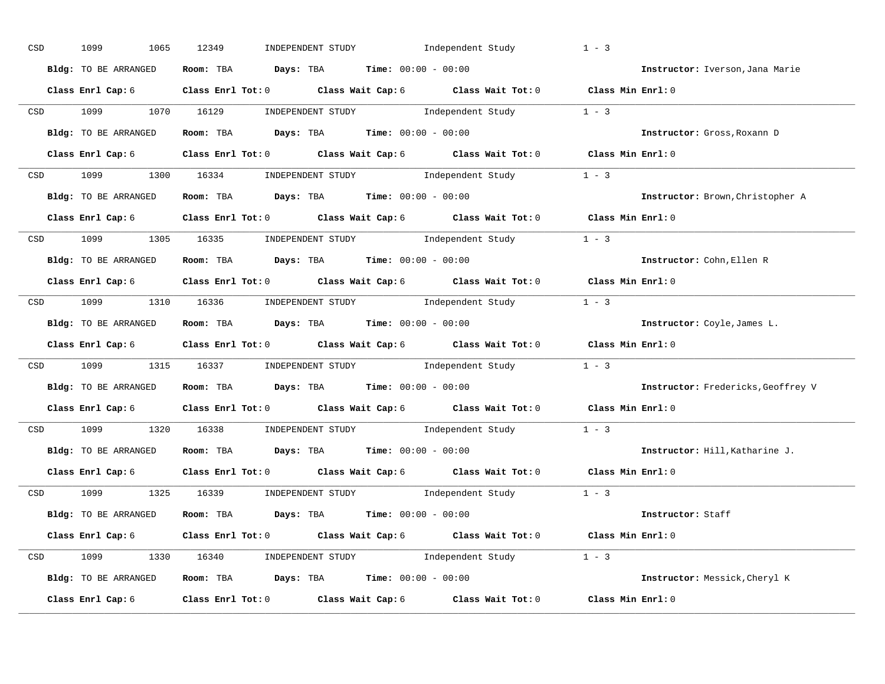CSD 1099 1065 12349 INDEPENDENT STUDY Independent Study 1 - 3

**Bldg:** TO BE ARRANGED **Room:** TBA **Days:** TBA **Time:** 00:00 - 00:00 **Instructor:** Iverson,Jana Marie

**Class Enrl Cap:** 6 **Class Enrl Tot:** 0 **Class Wait Cap:** 6 **Class Wait Tot:** 0 **Class Min Enrl:** 0

---

CSD 1099 1070 16129 INDEPENDENT STUDY Independent Study 1 - 3

**Bldg:** TO BE ARRANGED **Room:** TBA **Days:** TBA **Time:** 00:00 - 00:00 **Instructor:** Gross,Roxann D

**Class Enrl Cap:** 6 **Class Enrl Tot:** 0 **Class Wait Cap:** 6 **Class Wait Tot:** 0 **Class Min Enrl:** 0

---

CSD 1099 1300 16334 INDEPENDENT STUDY Independent Study 1 - 3

**Bldg:** TO BE ARRANGED **Room:** TBA **Days:** TBA **Time:** 00:00 - 00:00 **Instructor:** Brown,Christopher A

**Class Enrl Cap:** 6 **Class Enrl Tot:** 0 **Class Wait Cap:** 6 **Class Wait Tot:** 0 **Class Min Enrl:** 0

---

CSD 1099 1305 16335 INDEPENDENT STUDY Independent Study 1 - 3

**Bldg:** TO BE ARRANGED **Room:** TBA **Days:** TBA **Time:** 00:00 - 00:00 **Instructor:** Cohn,Ellen R

**Class Enrl Cap:** 6 **Class Enrl Tot:** 0 **Class Wait Cap:** 6 **Class Wait Tot:** 0 **Class Min Enrl:** 0

---

CSD 1099 1310 16336 INDEPENDENT STUDY Independent Study 1 - 3

**Bldg:** TO BE ARRANGED **Room:** TBA **Days:** TBA **Time:** 00:00 - 00:00 **Instructor:** Coyle,James L.

**Class Enrl Cap:** 6 **Class Enrl Tot:** 0 **Class Wait Cap:** 6 **Class Wait Tot:** 0 **Class Min Enrl:** 0

---

CSD 1099 1315 16337 INDEPENDENT STUDY Independent Study 1 - 3

**Bldg:** TO BE ARRANGED **Room:** TBA **Days:** TBA **Time:** 00:00 - 00:00 **Instructor:** Fredericks,Geoffrey V

**Class Enrl Cap:** 6 **Class Enrl Tot:** 0 **Class Wait Cap:** 6 **Class Wait Tot:** 0 **Class Min Enrl:** 0

---

CSD 1099 1320 16338 INDEPENDENT STUDY Independent Study 1 - 3

**Bldg:** TO BE ARRANGED **Room:** TBA **Days:** TBA **Time:** 00:00 - 00:00 **Instructor:** Hill,Katharine J.

**Class Enrl Cap:** 6 **Class Enrl Tot:** 0 **Class Wait Cap:** 6 **Class Wait Tot:** 0 **Class Min Enrl:** 0

---

CSD 1099 1325 16339 INDEPENDENT STUDY Independent Study 1 - 3

**Bldg:** TO BE ARRANGED **Room:** TBA **Days:** TBA **Time:** 00:00 - 00:00 **Instructor:** Staff

**Class Enrl Cap:** 6 **Class Enrl Tot:** 0 **Class Wait Cap:** 6 **Class Wait Tot:** 0 **Class Min Enrl:** 0

---

CSD 1099 1330 16340 INDEPENDENT STUDY Independent Study 1 - 3

**Bldg:** TO BE ARRANGED **Room:** TBA **Days:** TBA **Time:** 00:00 - 00:00 **Instructor:** Messick,Cheryl K

**Class Enrl Cap:** 6 **Class Enrl Tot:** 0 **Class Wait Cap:** 6 **Class Wait Tot:** 0 **Class Min Enrl:** 0

---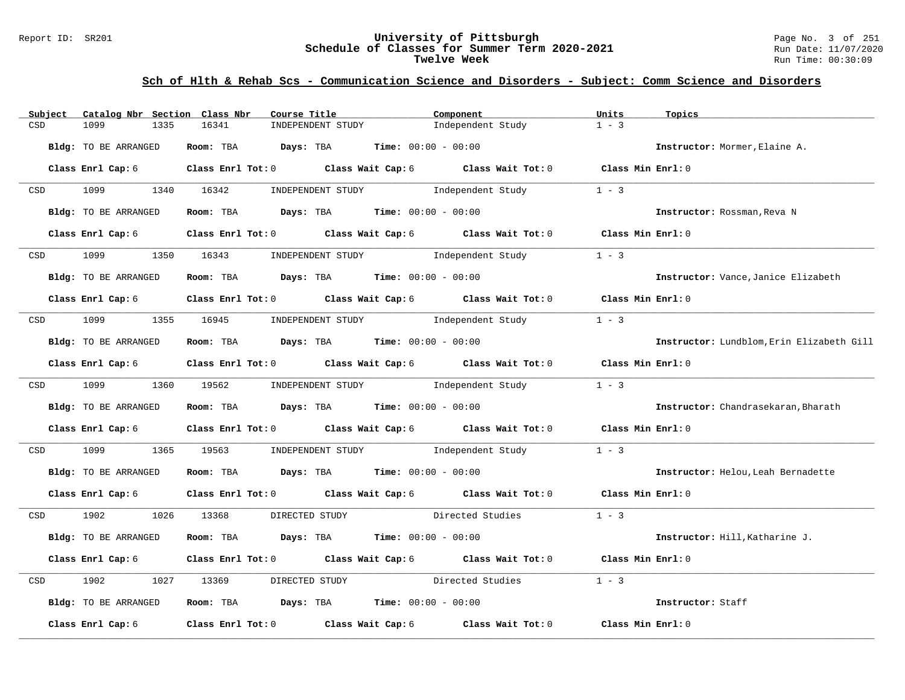## Sch of Hlth & Rehab Scs - Communication Science and Disorders - Subject: Comm Science and Disorders

| Subject | Catalog Nbr | Section | Class Nbr | Course Title | Component | Units | Topics |
|---|---|---|---|---|---|---|---|
| CSD | 1099 | 1335 | 16341 | INDEPENDENT STUDY | Independent Study | 1 - 3 | |

**Bldg:** TO BE ARRANGED **Room:** TBA **Days:** TBA **Time:** 00:00 - 00:00 **Instructor:** Mormer,Elaine A.

**Class Enrl Cap:** 6 **Class Enrl Tot:** 0 **Class Wait Cap:** 6 **Class Wait Tot:** 0 **Class Min Enrl:** 0

| Subject | Catalog Nbr | Section | Class Nbr | Course Title | Component | Units | Topics |
|---|---|---|---|---|---|---|---|
| CSD | 1099 | 1340 | 16342 | INDEPENDENT STUDY | Independent Study | 1 - 3 | |

**Bldg:** TO BE ARRANGED **Room:** TBA **Days:** TBA **Time:** 00:00 - 00:00 **Instructor:** Rossman,Reva N

**Class Enrl Cap:** 6 **Class Enrl Tot:** 0 **Class Wait Cap:** 6 **Class Wait Tot:** 0 **Class Min Enrl:** 0

| Subject | Catalog Nbr | Section | Class Nbr | Course Title | Component | Units | Topics |
|---|---|---|---|---|---|---|---|
| CSD | 1099 | 1350 | 16343 | INDEPENDENT STUDY | Independent Study | 1 - 3 | |

**Bldg:** TO BE ARRANGED **Room:** TBA **Days:** TBA **Time:** 00:00 - 00:00 **Instructor:** Vance,Janice Elizabeth

**Class Enrl Cap:** 6 **Class Enrl Tot:** 0 **Class Wait Cap:** 6 **Class Wait Tot:** 0 **Class Min Enrl:** 0

| Subject | Catalog Nbr | Section | Class Nbr | Course Title | Component | Units | Topics |
|---|---|---|---|---|---|---|---|
| CSD | 1099 | 1355 | 16945 | INDEPENDENT STUDY | Independent Study | 1 - 3 | |

**Bldg:** TO BE ARRANGED **Room:** TBA **Days:** TBA **Time:** 00:00 - 00:00 **Instructor:** Lundblom,Erin Elizabeth Gill

**Class Enrl Cap:** 6 **Class Enrl Tot:** 0 **Class Wait Cap:** 6 **Class Wait Tot:** 0 **Class Min Enrl:** 0

| Subject | Catalog Nbr | Section | Class Nbr | Course Title | Component | Units | Topics |
|---|---|---|---|---|---|---|---|
| CSD | 1099 | 1360 | 19562 | INDEPENDENT STUDY | Independent Study | 1 - 3 | |

**Bldg:** TO BE ARRANGED **Room:** TBA **Days:** TBA **Time:** 00:00 - 00:00 **Instructor:** Chandrasekaran,Bharath

**Class Enrl Cap:** 6 **Class Enrl Tot:** 0 **Class Wait Cap:** 6 **Class Wait Tot:** 0 **Class Min Enrl:** 0

| Subject | Catalog Nbr | Section | Class Nbr | Course Title | Component | Units | Topics |
|---|---|---|---|---|---|---|---|
| CSD | 1099 | 1365 | 19563 | INDEPENDENT STUDY | Independent Study | 1 - 3 | |

**Bldg:** TO BE ARRANGED **Room:** TBA **Days:** TBA **Time:** 00:00 - 00:00 **Instructor:** Helou,Leah Bernadette

**Class Enrl Cap:** 6 **Class Enrl Tot:** 0 **Class Wait Cap:** 6 **Class Wait Tot:** 0 **Class Min Enrl:** 0

| Subject | Catalog Nbr | Section | Class Nbr | Course Title | Component | Units | Topics |
|---|---|---|---|---|---|---|---|
| CSD | 1902 | 1026 | 13368 | DIRECTED STUDY | Directed Studies | 1 - 3 | |

**Bldg:** TO BE ARRANGED **Room:** TBA **Days:** TBA **Time:** 00:00 - 00:00 **Instructor:** Hill,Katharine J.

**Class Enrl Cap:** 6 **Class Enrl Tot:** 0 **Class Wait Cap:** 6 **Class Wait Tot:** 0 **Class Min Enrl:** 0

| Subject | Catalog Nbr | Section | Class Nbr | Course Title | Component | Units | Topics |
|---|---|---|---|---|---|---|---|
| CSD | 1902 | 1027 | 13369 | DIRECTED STUDY | Directed Studies | 1 - 3 | |

**Bldg:** TO BE ARRANGED **Room:** TBA **Days:** TBA **Time:** 00:00 - 00:00 **Instructor:** Staff

**Class Enrl Cap:** 6 **Class Enrl Tot:** 0 **Class Wait Cap:** 6 **Class Wait Tot:** 0 **Class Min Enrl:** 0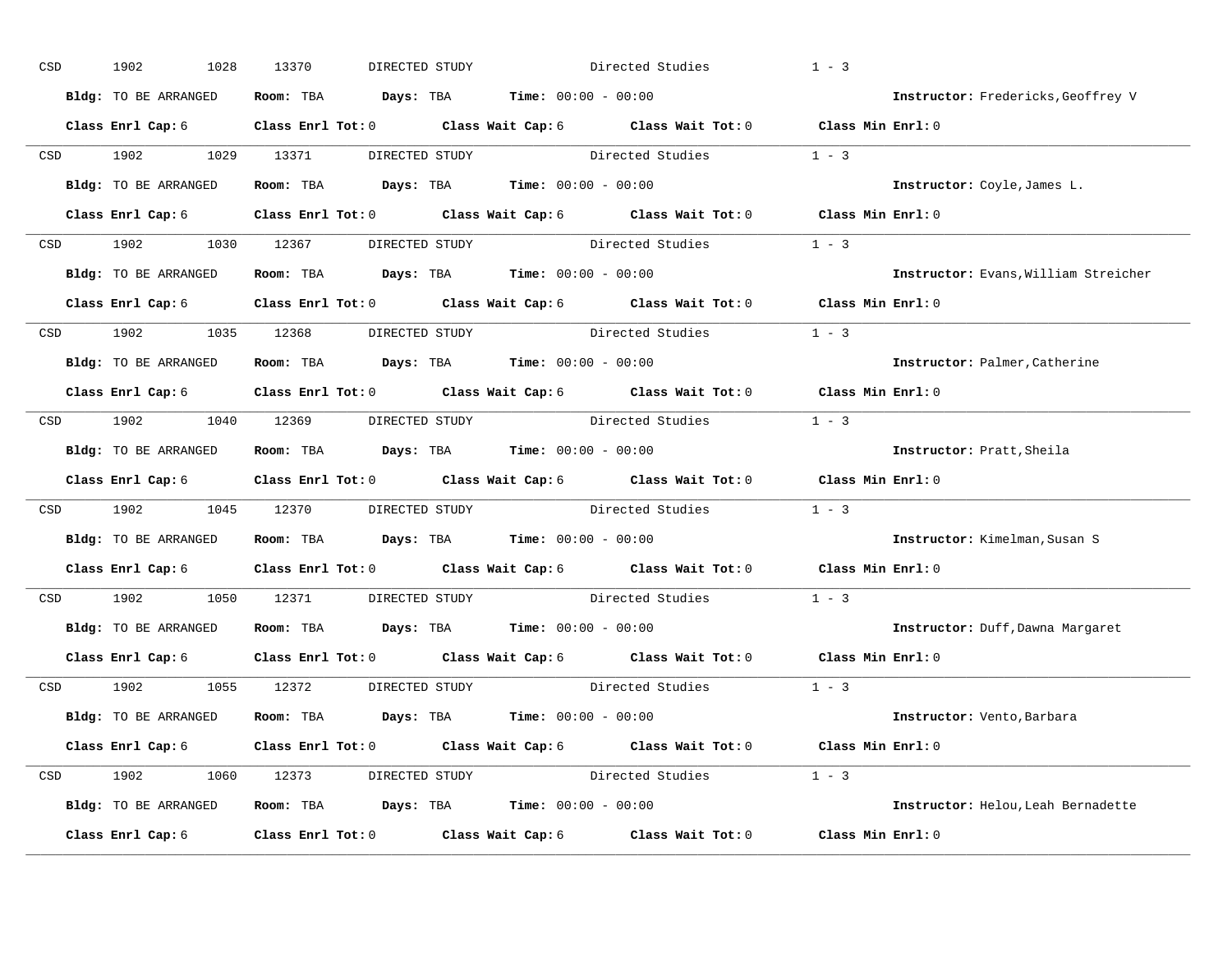CSD 1902 1028 13370 DIRECTED STUDY Directed Studies 1 - 3

**Bldg:** TO BE ARRANGED **Room:** TBA **Days:** TBA **Time:** 00:00 - 00:00 **Instructor:** Fredericks,Geoffrey V

**Class Enrl Cap:** 6 **Class Enrl Tot:** 0 **Class Wait Cap:** 6 **Class Wait Tot:** 0 **Class Min Enrl:** 0

---

CSD 1902 1029 13371 DIRECTED STUDY Directed Studies 1 - 3

**Bldg:** TO BE ARRANGED **Room:** TBA **Days:** TBA **Time:** 00:00 - 00:00 **Instructor:** Coyle,James L.

**Class Enrl Cap:** 6 **Class Enrl Tot:** 0 **Class Wait Cap:** 6 **Class Wait Tot:** 0 **Class Min Enrl:** 0

---

CSD 1902 1030 12367 DIRECTED STUDY Directed Studies 1 - 3

**Bldg:** TO BE ARRANGED **Room:** TBA **Days:** TBA **Time:** 00:00 - 00:00 **Instructor:** Evans,William Streicher

**Class Enrl Cap:** 6 **Class Enrl Tot:** 0 **Class Wait Cap:** 6 **Class Wait Tot:** 0 **Class Min Enrl:** 0

---

CSD 1902 1035 12368 DIRECTED STUDY Directed Studies 1 - 3

**Bldg:** TO BE ARRANGED **Room:** TBA **Days:** TBA **Time:** 00:00 - 00:00 **Instructor:** Palmer,Catherine

**Class Enrl Cap:** 6 **Class Enrl Tot:** 0 **Class Wait Cap:** 6 **Class Wait Tot:** 0 **Class Min Enrl:** 0

---

CSD 1902 1040 12369 DIRECTED STUDY Directed Studies 1 - 3

**Bldg:** TO BE ARRANGED **Room:** TBA **Days:** TBA **Time:** 00:00 - 00:00 **Instructor:** Pratt,Sheila

**Class Enrl Cap:** 6 **Class Enrl Tot:** 0 **Class Wait Cap:** 6 **Class Wait Tot:** 0 **Class Min Enrl:** 0

---

CSD 1902 1045 12370 DIRECTED STUDY Directed Studies 1 - 3

**Bldg:** TO BE ARRANGED **Room:** TBA **Days:** TBA **Time:** 00:00 - 00:00 **Instructor:** Kimelman,Susan S

**Class Enrl Cap:** 6 **Class Enrl Tot:** 0 **Class Wait Cap:** 6 **Class Wait Tot:** 0 **Class Min Enrl:** 0

---

CSD 1902 1050 12371 DIRECTED STUDY Directed Studies 1 - 3

**Bldg:** TO BE ARRANGED **Room:** TBA **Days:** TBA **Time:** 00:00 - 00:00 **Instructor:** Duff,Dawna Margaret

**Class Enrl Cap:** 6 **Class Enrl Tot:** 0 **Class Wait Cap:** 6 **Class Wait Tot:** 0 **Class Min Enrl:** 0

---

CSD 1902 1055 12372 DIRECTED STUDY Directed Studies 1 - 3

**Bldg:** TO BE ARRANGED **Room:** TBA **Days:** TBA **Time:** 00:00 - 00:00 **Instructor:** Vento,Barbara

**Class Enrl Cap:** 6 **Class Enrl Tot:** 0 **Class Wait Cap:** 6 **Class Wait Tot:** 0 **Class Min Enrl:** 0

---

CSD 1902 1060 12373 DIRECTED STUDY Directed Studies 1 - 3

**Bldg:** TO BE ARRANGED **Room:** TBA **Days:** TBA **Time:** 00:00 - 00:00 **Instructor:** Helou,Leah Bernadette

**Class Enrl Cap:** 6 **Class Enrl Tot:** 0 **Class Wait Cap:** 6 **Class Wait Tot:** 0 **Class Min Enrl:** 0

---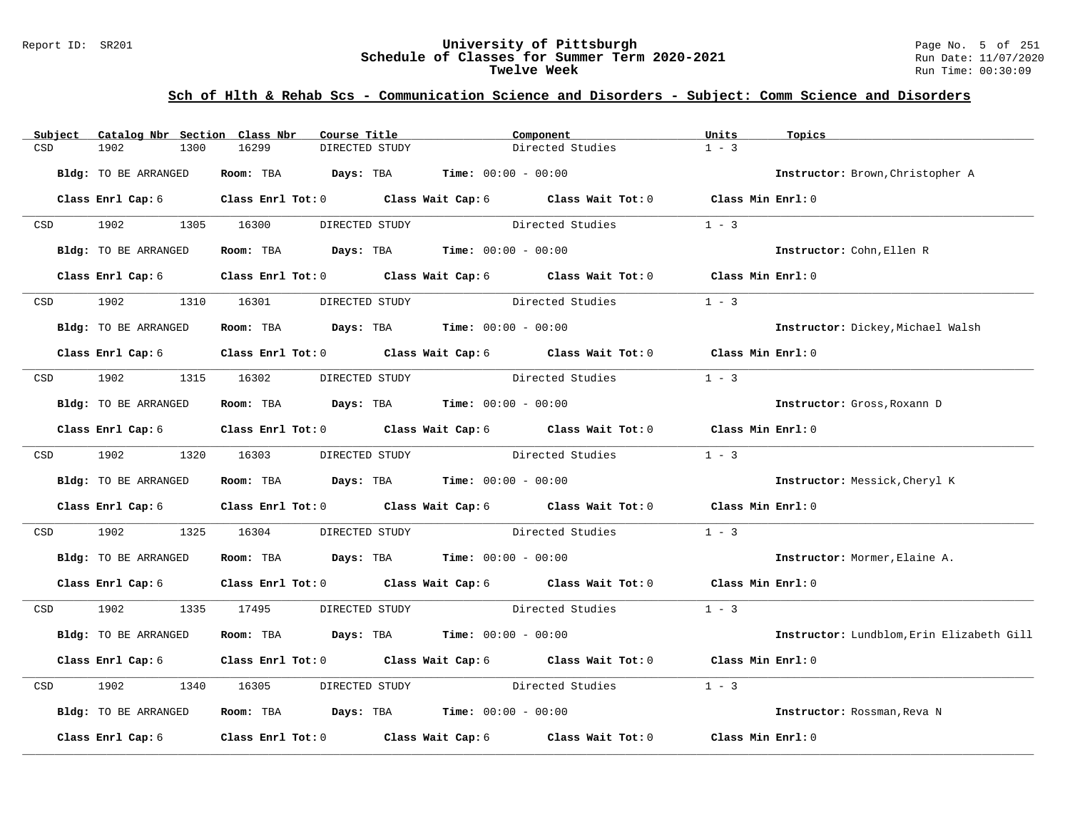# University of Pittsburgh
## Schedule of Classes for Summer Term 2020-2021
### Twelve Week

Report ID: SR201

Run Date: 11/07/2020
Run Time: 00:30:09

## Sch of Hlth & Rehab Scs - Communication Science and Disorders - Subject: Comm Science and Disorders

| Subject | Catalog Nbr | Section | Class Nbr | Course Title | Component | Units | Topics |
|---|---|---|---|---|---|---|---|
| CSD | 1902 | 1300 | 16299 | DIRECTED STUDY | Directed Studies | 1 - 3 | |

**Bldg:** TO BE ARRANGED **Room:** TBA **Days:** TBA **Time:** 00:00 - 00:00 **Instructor:** Brown,Christopher A

**Class Enrl Cap:** 6 **Class Enrl Tot:** 0 **Class Wait Cap:** 6 **Class Wait Tot:** 0 **Class Min Enrl:** 0

| Subject | Catalog Nbr | Section | Class Nbr | Course Title | Component | Units | Topics |
|---|---|---|---|---|---|---|---|
| CSD | 1902 | 1305 | 16300 | DIRECTED STUDY | Directed Studies | 1 - 3 | |

**Bldg:** TO BE ARRANGED **Room:** TBA **Days:** TBA **Time:** 00:00 - 00:00 **Instructor:** Cohn,Ellen R

**Class Enrl Cap:** 6 **Class Enrl Tot:** 0 **Class Wait Cap:** 6 **Class Wait Tot:** 0 **Class Min Enrl:** 0

| Subject | Catalog Nbr | Section | Class Nbr | Course Title | Component | Units | Topics |
|---|---|---|---|---|---|---|---|
| CSD | 1902 | 1310 | 16301 | DIRECTED STUDY | Directed Studies | 1 - 3 | |

**Bldg:** TO BE ARRANGED **Room:** TBA **Days:** TBA **Time:** 00:00 - 00:00 **Instructor:** Dickey,Michael Walsh

**Class Enrl Cap:** 6 **Class Enrl Tot:** 0 **Class Wait Cap:** 6 **Class Wait Tot:** 0 **Class Min Enrl:** 0

| Subject | Catalog Nbr | Section | Class Nbr | Course Title | Component | Units | Topics |
|---|---|---|---|---|---|---|---|
| CSD | 1902 | 1315 | 16302 | DIRECTED STUDY | Directed Studies | 1 - 3 | |

**Bldg:** TO BE ARRANGED **Room:** TBA **Days:** TBA **Time:** 00:00 - 00:00 **Instructor:** Gross,Roxann D

**Class Enrl Cap:** 6 **Class Enrl Tot:** 0 **Class Wait Cap:** 6 **Class Wait Tot:** 0 **Class Min Enrl:** 0

| Subject | Catalog Nbr | Section | Class Nbr | Course Title | Component | Units | Topics |
|---|---|---|---|---|---|---|---|
| CSD | 1902 | 1320 | 16303 | DIRECTED STUDY | Directed Studies | 1 - 3 | |

**Bldg:** TO BE ARRANGED **Room:** TBA **Days:** TBA **Time:** 00:00 - 00:00 **Instructor:** Messick,Cheryl K

**Class Enrl Cap:** 6 **Class Enrl Tot:** 0 **Class Wait Cap:** 6 **Class Wait Tot:** 0 **Class Min Enrl:** 0

| Subject | Catalog Nbr | Section | Class Nbr | Course Title | Component | Units | Topics |
|---|---|---|---|---|---|---|---|
| CSD | 1902 | 1325 | 16304 | DIRECTED STUDY | Directed Studies | 1 - 3 | |

**Bldg:** TO BE ARRANGED **Room:** TBA **Days:** TBA **Time:** 00:00 - 00:00 **Instructor:** Mormer,Elaine A.

**Class Enrl Cap:** 6 **Class Enrl Tot:** 0 **Class Wait Cap:** 6 **Class Wait Tot:** 0 **Class Min Enrl:** 0

| Subject | Catalog Nbr | Section | Class Nbr | Course Title | Component | Units | Topics |
|---|---|---|---|---|---|---|---|
| CSD | 1902 | 1335 | 17495 | DIRECTED STUDY | Directed Studies | 1 - 3 | |

**Bldg:** TO BE ARRANGED **Room:** TBA **Days:** TBA **Time:** 00:00 - 00:00 **Instructor:** Lundblom,Erin Elizabeth Gill

**Class Enrl Cap:** 6 **Class Enrl Tot:** 0 **Class Wait Cap:** 6 **Class Wait Tot:** 0 **Class Min Enrl:** 0

| Subject | Catalog Nbr | Section | Class Nbr | Course Title | Component | Units | Topics |
|---|---|---|---|---|---|---|---|
| CSD | 1902 | 1340 | 16305 | DIRECTED STUDY | Directed Studies | 1 - 3 | |

**Bldg:** TO BE ARRANGED **Room:** TBA **Days:** TBA **Time:** 00:00 - 00:00 **Instructor:** Rossman,Reva N

**Class Enrl Cap:** 6 **Class Enrl Tot:** 0 **Class Wait Cap:** 6 **Class Wait Tot:** 0 **Class Min Enrl:** 0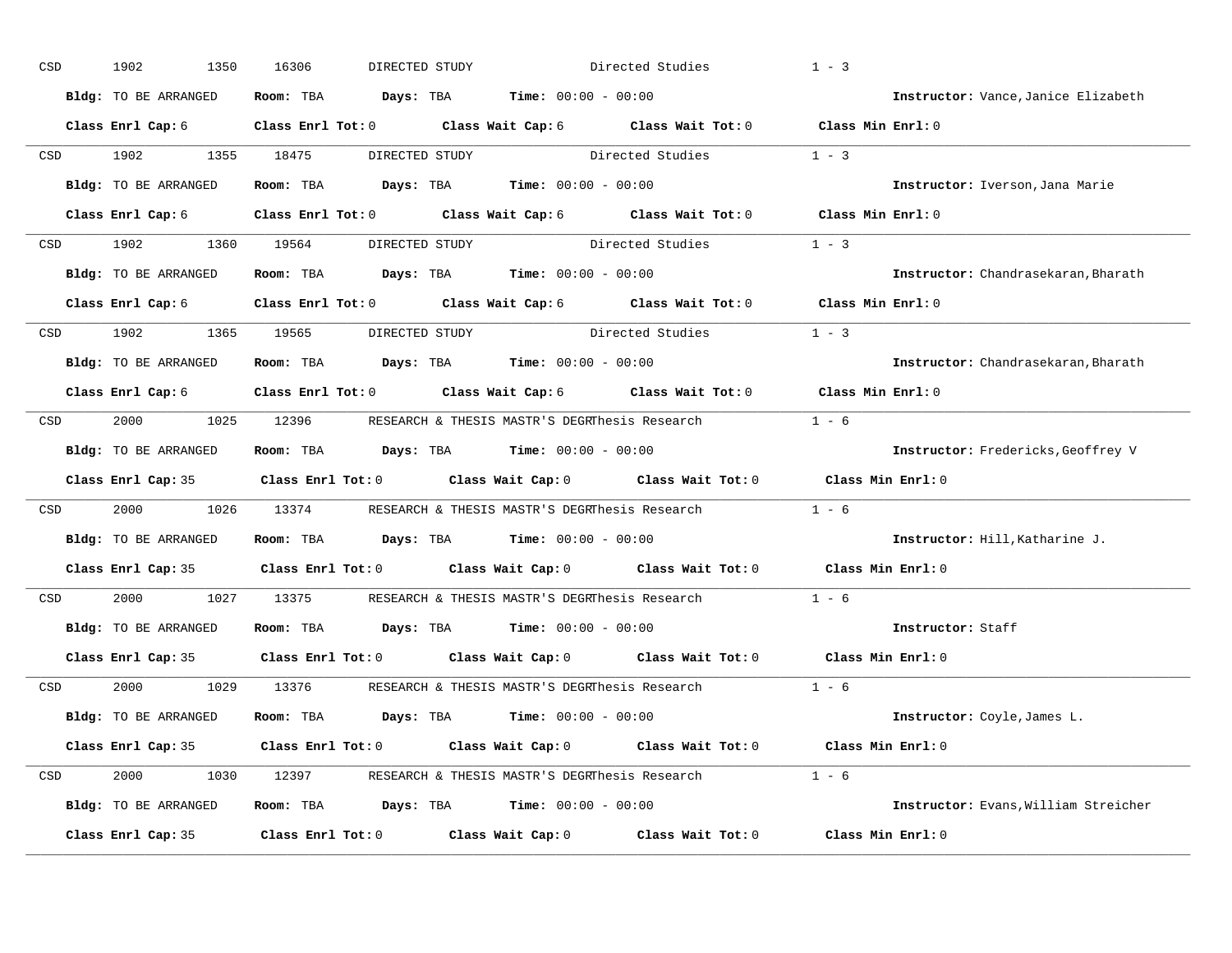CSD 1902 1350 16306 DIRECTED STUDY Directed Studies 1 - 3

**Bldg:** TO BE ARRANGED **Room:** TBA **Days:** TBA **Time:** 00:00 - 00:00 **Instructor:** Vance,Janice Elizabeth

**Class Enrl Cap:** 6 **Class Enrl Tot:** 0 **Class Wait Cap:** 6 **Class Wait Tot:** 0 **Class Min Enrl:** 0

---

CSD 1902 1355 18475 DIRECTED STUDY Directed Studies 1 - 3

**Bldg:** TO BE ARRANGED **Room:** TBA **Days:** TBA **Time:** 00:00 - 00:00 **Instructor:** Iverson,Jana Marie

**Class Enrl Cap:** 6 **Class Enrl Tot:** 0 **Class Wait Cap:** 6 **Class Wait Tot:** 0 **Class Min Enrl:** 0

---

CSD 1902 1360 19564 DIRECTED STUDY Directed Studies 1 - 3

**Bldg:** TO BE ARRANGED **Room:** TBA **Days:** TBA **Time:** 00:00 - 00:00 **Instructor:** Chandrasekaran,Bharath

**Class Enrl Cap:** 6 **Class Enrl Tot:** 0 **Class Wait Cap:** 6 **Class Wait Tot:** 0 **Class Min Enrl:** 0

---

CSD 1902 1365 19565 DIRECTED STUDY Directed Studies 1 - 3

**Bldg:** TO BE ARRANGED **Room:** TBA **Days:** TBA **Time:** 00:00 - 00:00 **Instructor:** Chandrasekaran,Bharath

**Class Enrl Cap:** 6 **Class Enrl Tot:** 0 **Class Wait Cap:** 6 **Class Wait Tot:** 0 **Class Min Enrl:** 0

---

CSD 2000 1025 12396 RESEARCH & THESIS MASTR'S DEGRThesis Research 1 - 6

**Bldg:** TO BE ARRANGED **Room:** TBA **Days:** TBA **Time:** 00:00 - 00:00 **Instructor:** Fredericks,Geoffrey V

**Class Enrl Cap:** 35 **Class Enrl Tot:** 0 **Class Wait Cap:** 0 **Class Wait Tot:** 0 **Class Min Enrl:** 0

---

CSD 2000 1026 13374 RESEARCH & THESIS MASTR'S DEGRThesis Research 1 - 6

**Bldg:** TO BE ARRANGED **Room:** TBA **Days:** TBA **Time:** 00:00 - 00:00 **Instructor:** Hill,Katharine J.

**Class Enrl Cap:** 35 **Class Enrl Tot:** 0 **Class Wait Cap:** 0 **Class Wait Tot:** 0 **Class Min Enrl:** 0

---

CSD 2000 1027 13375 RESEARCH & THESIS MASTR'S DEGRThesis Research 1 - 6

**Bldg:** TO BE ARRANGED **Room:** TBA **Days:** TBA **Time:** 00:00 - 00:00 **Instructor:** Staff

**Class Enrl Cap:** 35 **Class Enrl Tot:** 0 **Class Wait Cap:** 0 **Class Wait Tot:** 0 **Class Min Enrl:** 0

---

CSD 2000 1029 13376 RESEARCH & THESIS MASTR'S DEGRThesis Research 1 - 6

**Bldg:** TO BE ARRANGED **Room:** TBA **Days:** TBA **Time:** 00:00 - 00:00 **Instructor:** Coyle,James L.

**Class Enrl Cap:** 35 **Class Enrl Tot:** 0 **Class Wait Cap:** 0 **Class Wait Tot:** 0 **Class Min Enrl:** 0

---

CSD 2000 1030 12397 RESEARCH & THESIS MASTR'S DEGRThesis Research 1 - 6

**Bldg:** TO BE ARRANGED **Room:** TBA **Days:** TBA **Time:** 00:00 - 00:00 **Instructor:** Evans,William Streicher

**Class Enrl Cap:** 35 **Class Enrl Tot:** 0 **Class Wait Cap:** 0 **Class Wait Tot:** 0 **Class Min Enrl:** 0

---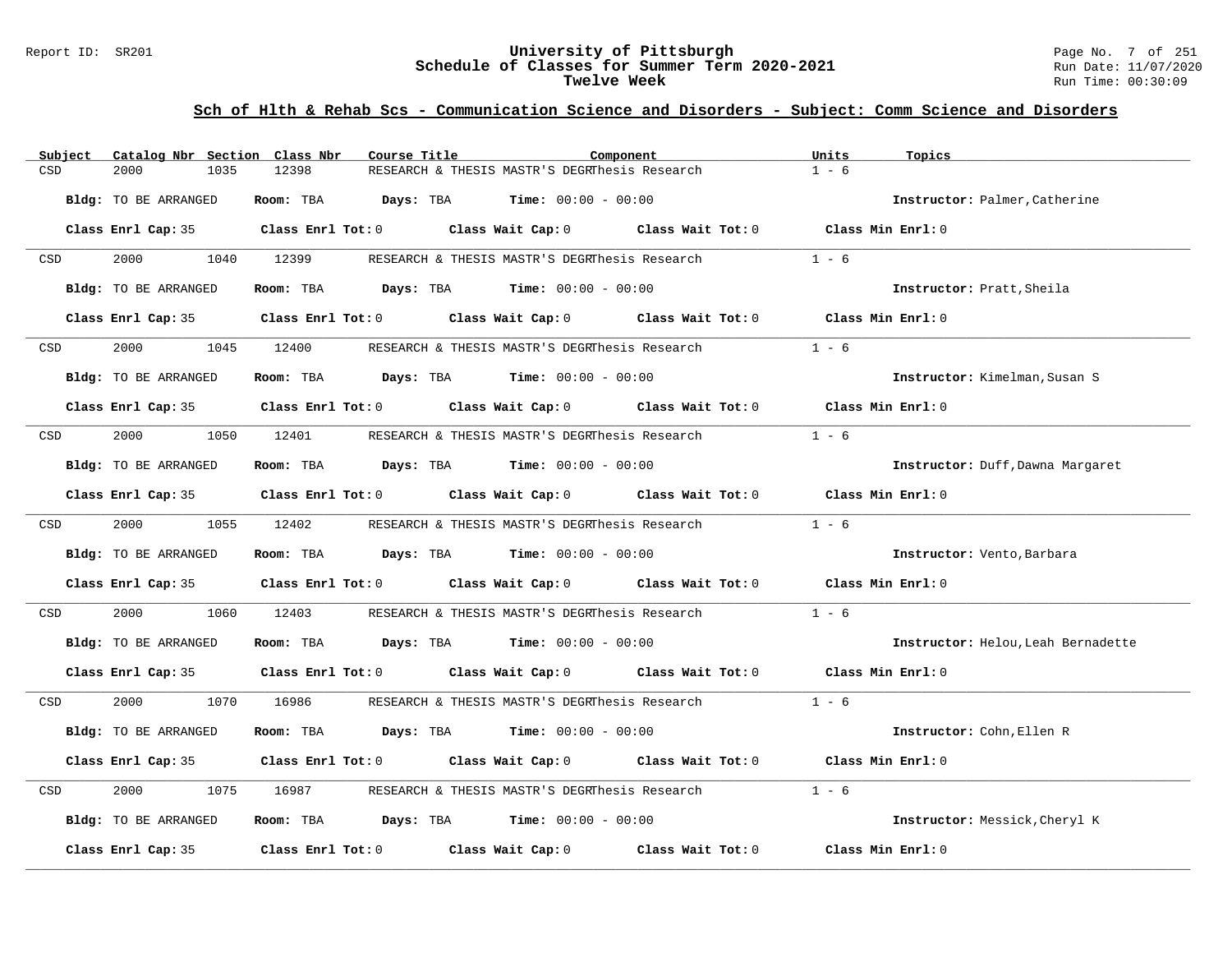# University of Pittsburgh
## Schedule of Classes for Summer Term 2020-2021
### Twelve Week

Report ID: SR201

**Sch of Hlth & Rehab Scs - Communication Science and Disorders - Subject: Comm Science and Disorders**

| Subject | Catalog Nbr | Section | Class Nbr | Course Title | Component | Units | Topics |
|---|---|---|---|---|---|---|---|
| CSD | 2000 | 1035 | 12398 | RESEARCH & THESIS MASTR'S DEGR | Thesis Research | 1 - 6 | |

**Bldg:** TO BE ARRANGED **Room:** TBA **Days:** TBA **Time:** 00:00 - 00:00 **Instructor:** Palmer,Catherine

**Class Enrl Cap:** 35 **Class Enrl Tot:** 0 **Class Wait Cap:** 0 **Class Wait Tot:** 0 **Class Min Enrl:** 0

| Subject | Catalog Nbr | Section | Class Nbr | Course Title | Component | Units | Topics |
|---|---|---|---|---|---|---|---|
| CSD | 2000 | 1040 | 12399 | RESEARCH & THESIS MASTR'S DEGR | Thesis Research | 1 - 6 | |

**Bldg:** TO BE ARRANGED **Room:** TBA **Days:** TBA **Time:** 00:00 - 00:00 **Instructor:** Pratt,Sheila

**Class Enrl Cap:** 35 **Class Enrl Tot:** 0 **Class Wait Cap:** 0 **Class Wait Tot:** 0 **Class Min Enrl:** 0

| Subject | Catalog Nbr | Section | Class Nbr | Course Title | Component | Units | Topics |
|---|---|---|---|---|---|---|---|
| CSD | 2000 | 1045 | 12400 | RESEARCH & THESIS MASTR'S DEGR | Thesis Research | 1 - 6 | |

**Bldg:** TO BE ARRANGED **Room:** TBA **Days:** TBA **Time:** 00:00 - 00:00 **Instructor:** Kimelman,Susan S

**Class Enrl Cap:** 35 **Class Enrl Tot:** 0 **Class Wait Cap:** 0 **Class Wait Tot:** 0 **Class Min Enrl:** 0

| Subject | Catalog Nbr | Section | Class Nbr | Course Title | Component | Units | Topics |
|---|---|---|---|---|---|---|---|
| CSD | 2000 | 1050 | 12401 | RESEARCH & THESIS MASTR'S DEGR | Thesis Research | 1 - 6 | |

**Bldg:** TO BE ARRANGED **Room:** TBA **Days:** TBA **Time:** 00:00 - 00:00 **Instructor:** Duff,Dawna Margaret

**Class Enrl Cap:** 35 **Class Enrl Tot:** 0 **Class Wait Cap:** 0 **Class Wait Tot:** 0 **Class Min Enrl:** 0

| Subject | Catalog Nbr | Section | Class Nbr | Course Title | Component | Units | Topics |
|---|---|---|---|---|---|---|---|
| CSD | 2000 | 1055 | 12402 | RESEARCH & THESIS MASTR'S DEGR | Thesis Research | 1 - 6 | |

**Bldg:** TO BE ARRANGED **Room:** TBA **Days:** TBA **Time:** 00:00 - 00:00 **Instructor:** Vento,Barbara

**Class Enrl Cap:** 35 **Class Enrl Tot:** 0 **Class Wait Cap:** 0 **Class Wait Tot:** 0 **Class Min Enrl:** 0

| Subject | Catalog Nbr | Section | Class Nbr | Course Title | Component | Units | Topics |
|---|---|---|---|---|---|---|---|
| CSD | 2000 | 1060 | 12403 | RESEARCH & THESIS MASTR'S DEGR | Thesis Research | 1 - 6 | |

**Bldg:** TO BE ARRANGED **Room:** TBA **Days:** TBA **Time:** 00:00 - 00:00 **Instructor:** Helou,Leah Bernadette

**Class Enrl Cap:** 35 **Class Enrl Tot:** 0 **Class Wait Cap:** 0 **Class Wait Tot:** 0 **Class Min Enrl:** 0

| Subject | Catalog Nbr | Section | Class Nbr | Course Title | Component | Units | Topics |
|---|---|---|---|---|---|---|---|
| CSD | 2000 | 1070 | 16986 | RESEARCH & THESIS MASTR'S DEGR | Thesis Research | 1 - 6 | |

**Bldg:** TO BE ARRANGED **Room:** TBA **Days:** TBA **Time:** 00:00 - 00:00 **Instructor:** Cohn,Ellen R

**Class Enrl Cap:** 35 **Class Enrl Tot:** 0 **Class Wait Cap:** 0 **Class Wait Tot:** 0 **Class Min Enrl:** 0

| Subject | Catalog Nbr | Section | Class Nbr | Course Title | Component | Units | Topics |
|---|---|---|---|---|---|---|---|
| CSD | 2000 | 1075 | 16987 | RESEARCH & THESIS MASTR'S DEGR | Thesis Research | 1 - 6 | |

**Bldg:** TO BE ARRANGED **Room:** TBA **Days:** TBA **Time:** 00:00 - 00:00 **Instructor:** Messick,Cheryl K

**Class Enrl Cap:** 35 **Class Enrl Tot:** 0 **Class Wait Cap:** 0 **Class Wait Tot:** 0 **Class Min Enrl:** 0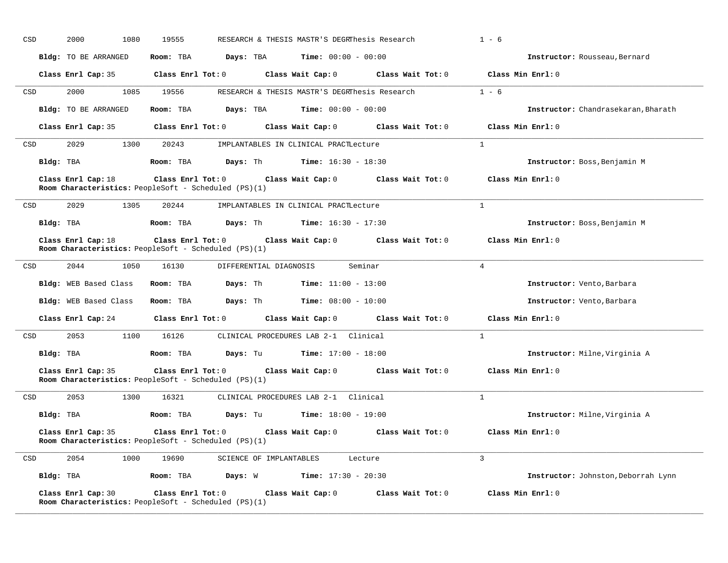CSD 2000 1080 19555 RESEARCH & THESIS MASTR'S DEGRThesis Research 1 - 6

**Bldg:** TO BE ARRANGED **Room:** TBA **Days:** TBA **Time:** 00:00 - 00:00 **Instructor:** Rousseau,Bernard

**Class Enrl Cap:** 35 **Class Enrl Tot:** 0 **Class Wait Cap:** 0 **Class Wait Tot:** 0 **Class Min Enrl:** 0

---

CSD 2000 1085 19556 RESEARCH & THESIS MASTR'S DEGRThesis Research 1 - 6

**Bldg:** TO BE ARRANGED **Room:** TBA **Days:** TBA **Time:** 00:00 - 00:00 **Instructor:** Chandrasekaran,Bharath

**Class Enrl Cap:** 35 **Class Enrl Tot:** 0 **Class Wait Cap:** 0 **Class Wait Tot:** 0 **Class Min Enrl:** 0

---

CSD 2029 1300 20243 IMPLANTABLES IN CLINICAL PRACTLecture 1

**Bldg:** TBA **Room:** TBA **Days:** Th **Time:** 16:30 - 18:30 **Instructor:** Boss,Benjamin M

**Class Enrl Cap:** 18 **Class Enrl Tot:** 0 **Class Wait Cap:** 0 **Class Wait Tot:** 0 **Class Min Enrl:** 0
**Room Characteristics:** PeopleSoft - Scheduled (PS)(1)

---

CSD 2029 1305 20244 IMPLANTABLES IN CLINICAL PRACTLecture 1

**Bldg:** TBA **Room:** TBA **Days:** Th **Time:** 16:30 - 17:30 **Instructor:** Boss,Benjamin M

**Class Enrl Cap:** 18 **Class Enrl Tot:** 0 **Class Wait Cap:** 0 **Class Wait Tot:** 0 **Class Min Enrl:** 0
**Room Characteristics:** PeopleSoft - Scheduled (PS)(1)

---

CSD 2044 1050 16130 DIFFERENTIAL DIAGNOSIS Seminar 4

**Bldg:** WEB Based Class **Room:** TBA **Days:** Th **Time:** 11:00 - 13:00 **Instructor:** Vento,Barbara

**Bldg:** WEB Based Class **Room:** TBA **Days:** Th **Time:** 08:00 - 10:00 **Instructor:** Vento,Barbara

**Class Enrl Cap:** 24 **Class Enrl Tot:** 0 **Class Wait Cap:** 0 **Class Wait Tot:** 0 **Class Min Enrl:** 0

---

CSD 2053 1100 16126 CLINICAL PROCEDURES LAB 2-1 Clinical 1

**Bldg:** TBA **Room:** TBA **Days:** Tu **Time:** 17:00 - 18:00 **Instructor:** Milne,Virginia A

**Class Enrl Cap:** 35 **Class Enrl Tot:** 0 **Class Wait Cap:** 0 **Class Wait Tot:** 0 **Class Min Enrl:** 0
**Room Characteristics:** PeopleSoft - Scheduled (PS)(1)

---

CSD 2053 1300 16321 CLINICAL PROCEDURES LAB 2-1 Clinical 1

**Bldg:** TBA **Room:** TBA **Days:** Tu **Time:** 18:00 - 19:00 **Instructor:** Milne,Virginia A

**Class Enrl Cap:** 35 **Class Enrl Tot:** 0 **Class Wait Cap:** 0 **Class Wait Tot:** 0 **Class Min Enrl:** 0
**Room Characteristics:** PeopleSoft - Scheduled (PS)(1)

---

CSD 2054 1000 19690 SCIENCE OF IMPLANTABLES Lecture 3

**Bldg:** TBA **Room:** TBA **Days:** W **Time:** 17:30 - 20:30 **Instructor:** Johnston,Deborrah Lynn

**Class Enrl Cap:** 30 **Class Enrl Tot:** 0 **Class Wait Cap:** 0 **Class Wait Tot:** 0 **Class Min Enrl:** 0
**Room Characteristics:** PeopleSoft - Scheduled (PS)(1)

---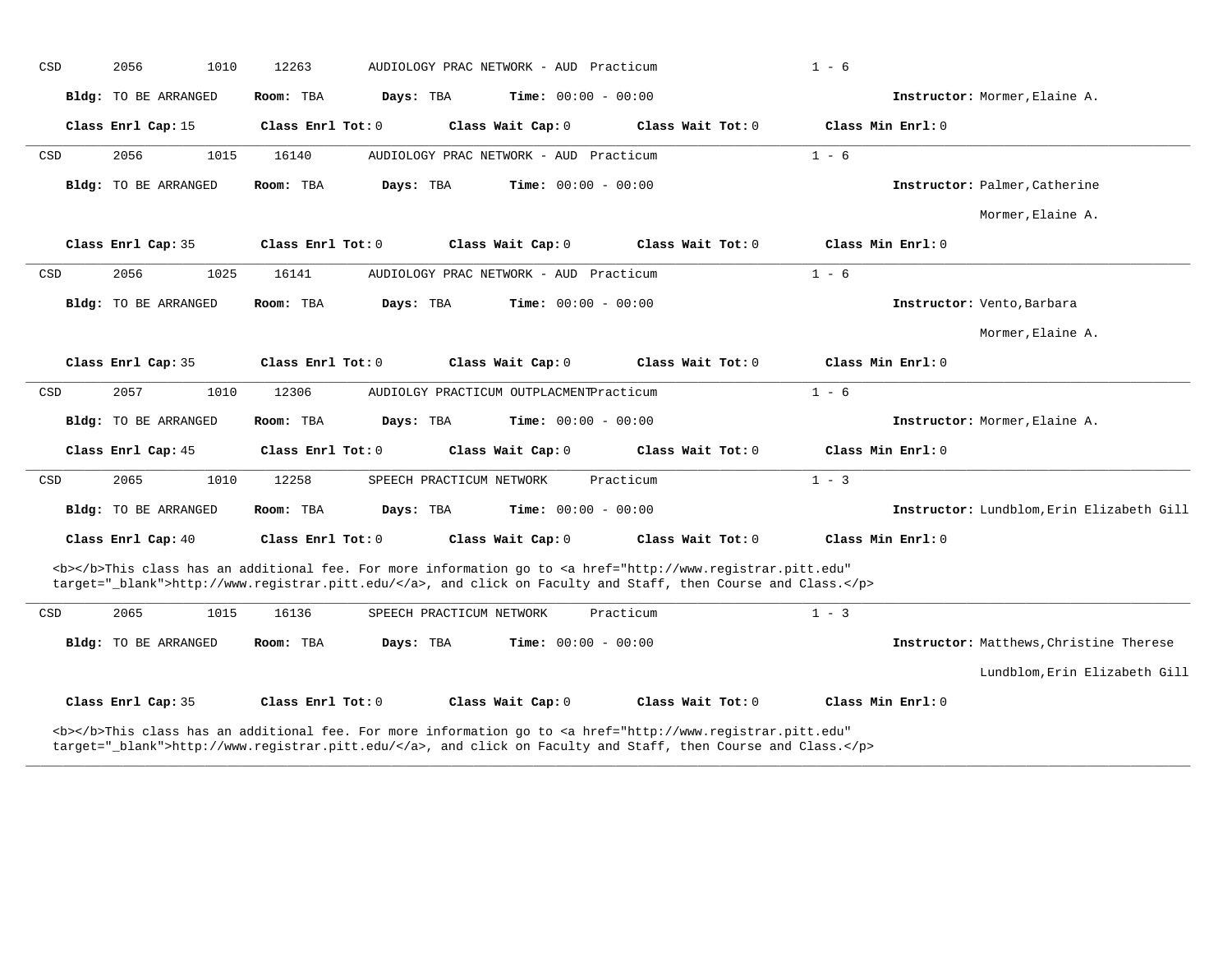CSD 2056 1010 12263 AUDIOLOGY PRAC NETWORK - AUD Practicum 1 - 6

**Bldg:** TO BE ARRANGED **Room:** TBA **Days:** TBA **Time:** 00:00 - 00:00 **Instructor:** Mormer,Elaine A.

**Class Enrl Cap:** 15 **Class Enrl Tot:** 0 **Class Wait Cap:** 0 **Class Wait Tot:** 0 **Class Min Enrl:** 0

---

CSD 2056 1015 16140 AUDIOLOGY PRAC NETWORK - AUD Practicum 1 - 6

**Bldg:** TO BE ARRANGED **Room:** TBA **Days:** TBA **Time:** 00:00 - 00:00 **Instructor:** Palmer,Catherine

Mormer,Elaine A.

**Class Enrl Cap:** 35 **Class Enrl Tot:** 0 **Class Wait Cap:** 0 **Class Wait Tot:** 0 **Class Min Enrl:** 0

---

CSD 2056 1025 16141 AUDIOLOGY PRAC NETWORK - AUD Practicum 1 - 6

**Bldg:** TO BE ARRANGED **Room:** TBA **Days:** TBA **Time:** 00:00 - 00:00 **Instructor:** Vento,Barbara

Mormer,Elaine A.

**Class Enrl Cap:** 35 **Class Enrl Tot:** 0 **Class Wait Cap:** 0 **Class Wait Tot:** 0 **Class Min Enrl:** 0

---

CSD 2057 1010 12306 AUDIOLGY PRACTICUM OUTPLACMENTPracticum 1 - 6

**Bldg:** TO BE ARRANGED **Room:** TBA **Days:** TBA **Time:** 00:00 - 00:00 **Instructor:** Mormer,Elaine A.

**Class Enrl Cap:** 45 **Class Enrl Tot:** 0 **Class Wait Cap:** 0 **Class Wait Tot:** 0 **Class Min Enrl:** 0

---

CSD 2065 1010 12258 SPEECH PRACTICUM NETWORK Practicum 1 - 3

**Bldg:** TO BE ARRANGED **Room:** TBA **Days:** TBA **Time:** 00:00 - 00:00 **Instructor:** Lundblom,Erin Elizabeth Gill

**Class Enrl Cap:** 40 **Class Enrl Tot:** 0 **Class Wait Cap:** 0 **Class Wait Tot:** 0 **Class Min Enrl:** 0

<b></b>This class has an additional fee. For more information go to <a href="http://www.registrar.pitt.edu" target="_blank">http://www.registrar.pitt.edu/</a>, and click on Faculty and Staff, then Course and Class.</p>

---

CSD 2065 1015 16136 SPEECH PRACTICUM NETWORK Practicum 1 - 3

**Bldg:** TO BE ARRANGED **Room:** TBA **Days:** TBA **Time:** 00:00 - 00:00 **Instructor:** Matthews,Christine Therese

Lundblom,Erin Elizabeth Gill

**Class Enrl Cap:** 35 **Class Enrl Tot:** 0 **Class Wait Cap:** 0 **Class Wait Tot:** 0 **Class Min Enrl:** 0

<b></b>This class has an additional fee. For more information go to <a href="http://www.registrar.pitt.edu" target="_blank">http://www.registrar.pitt.edu/</a>, and click on Faculty and Staff, then Course and Class.</p>

---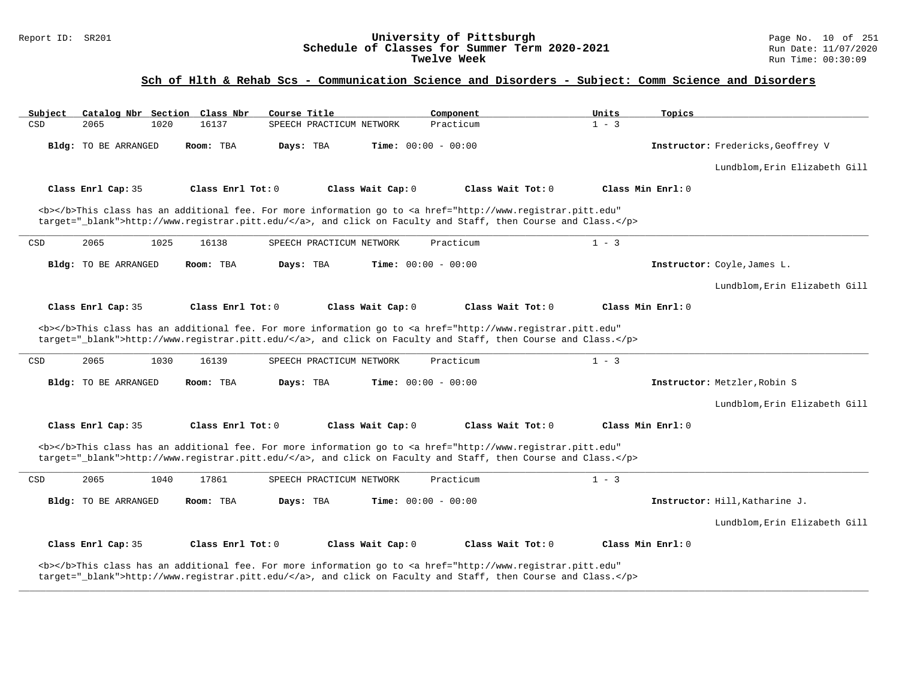## Sch of Hlth & Rehab Scs - Communication Science and Disorders - Subject: Comm Science and Disorders

| Subject | Catalog Nbr | Section | Class Nbr | Course Title | Component | Units | Topics |
|---|---|---|---|---|---|---|---|
| CSD | 2065 | 1020 | 16137 | SPEECH PRACTICUM NETWORK | Practicum | 1 - 3 | |

**Bldg:** TO BE ARRANGED **Room:** TBA **Days:** TBA **Time:** 00:00 - 00:00 **Instructor:** Fredericks,Geoffrey V; Lundblom,Erin Elizabeth Gill

**Class Enrl Cap:** 35 **Class Enrl Tot:** 0 **Class Wait Cap:** 0 **Class Wait Tot:** 0 **Class Min Enrl:** 0

<b></b>This class has an additional fee. For more information go to <a href="http://www.registrar.pitt.edu" target="_blank">http://www.registrar.pitt.edu/</a>, and click on Faculty and Staff, then Course and Class.</p>

---

| Subject | Catalog Nbr | Section | Class Nbr | Course Title | Component | Units | Topics |
|---|---|---|---|---|---|---|---|
| CSD | 2065 | 1025 | 16138 | SPEECH PRACTICUM NETWORK | Practicum | 1 - 3 | |

**Bldg:** TO BE ARRANGED **Room:** TBA **Days:** TBA **Time:** 00:00 - 00:00 **Instructor:** Coyle,James L.; Lundblom,Erin Elizabeth Gill

**Class Enrl Cap:** 35 **Class Enrl Tot:** 0 **Class Wait Cap:** 0 **Class Wait Tot:** 0 **Class Min Enrl:** 0

<b></b>This class has an additional fee. For more information go to <a href="http://www.registrar.pitt.edu" target="_blank">http://www.registrar.pitt.edu/</a>, and click on Faculty and Staff, then Course and Class.</p>

---

| Subject | Catalog Nbr | Section | Class Nbr | Course Title | Component | Units | Topics |
|---|---|---|---|---|---|---|---|
| CSD | 2065 | 1030 | 16139 | SPEECH PRACTICUM NETWORK | Practicum | 1 - 3 | |

**Bldg:** TO BE ARRANGED **Room:** TBA **Days:** TBA **Time:** 00:00 - 00:00 **Instructor:** Metzler,Robin S; Lundblom,Erin Elizabeth Gill

**Class Enrl Cap:** 35 **Class Enrl Tot:** 0 **Class Wait Cap:** 0 **Class Wait Tot:** 0 **Class Min Enrl:** 0

<b></b>This class has an additional fee. For more information go to <a href="http://www.registrar.pitt.edu" target="_blank">http://www.registrar.pitt.edu/</a>, and click on Faculty and Staff, then Course and Class.</p>

---

| Subject | Catalog Nbr | Section | Class Nbr | Course Title | Component | Units | Topics |
|---|---|---|---|---|---|---|---|
| CSD | 2065 | 1040 | 17861 | SPEECH PRACTICUM NETWORK | Practicum | 1 - 3 | |

**Bldg:** TO BE ARRANGED **Room:** TBA **Days:** TBA **Time:** 00:00 - 00:00 **Instructor:** Hill,Katharine J.; Lundblom,Erin Elizabeth Gill

**Class Enrl Cap:** 35 **Class Enrl Tot:** 0 **Class Wait Cap:** 0 **Class Wait Tot:** 0 **Class Min Enrl:** 0

<b></b>This class has an additional fee. For more information go to <a href="http://www.registrar.pitt.edu" target="_blank">http://www.registrar.pitt.edu/</a>, and click on Faculty and Staff, then Course and Class.</p>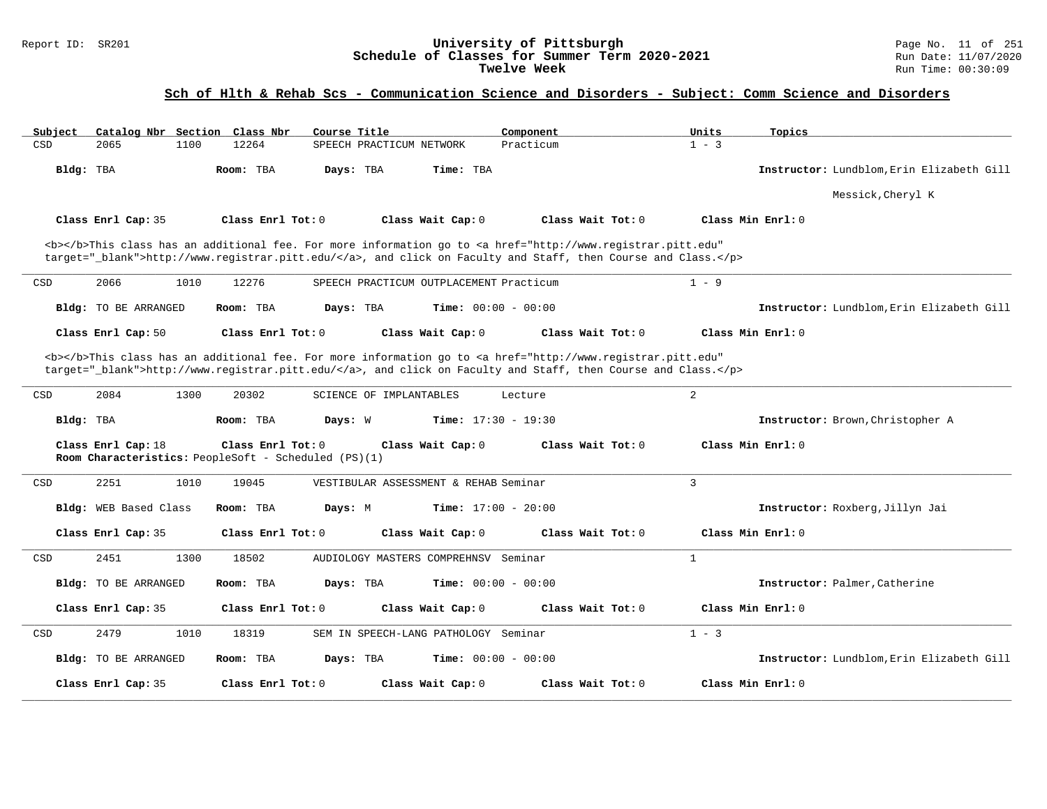University of Pittsburgh
Schedule of Classes for Summer Term 2020-2021
Twelve Week

Report ID: SR201 | Run Date: 11/07/2020 | Run Time: 00:30:09

## Sch of Hlth & Rehab Scs - Communication Science and Disorders - Subject: Comm Science and Disorders

| Subject | Catalog Nbr | Section | Class Nbr | Course Title | Component | Units | Topics |
|---|---|---|---|---|---|---|---|
| CSD | 2065 | 1100 | 12264 | SPEECH PRACTICUM NETWORK | Practicum | 1 - 3 | |

**Bldg:** TBA **Room:** TBA **Days:** TBA **Time:** TBA **Instructor:** Lundblom,Erin Elizabeth Gill; Messick,Cheryl K

**Class Enrl Cap:** 35 **Class Enrl Tot:** 0 **Class Wait Cap:** 0 **Class Wait Tot:** 0 **Class Min Enrl:** 0

<b></b>This class has an additional fee. For more information go to <a href="http://www.registrar.pitt.edu" target="_blank">http://www.registrar.pitt.edu/</a>, and click on Faculty and Staff, then Course and Class.</p>

---

| Subject | Catalog Nbr | Section | Class Nbr | Course Title | Component | Units | Topics |
|---|---|---|---|---|---|---|---|
| CSD | 2066 | 1010 | 12276 | SPEECH PRACTICUM OUTPLACEMENT | Practicum | 1 - 9 | |

**Bldg:** TO BE ARRANGED **Room:** TBA **Days:** TBA **Time:** 00:00 - 00:00 **Instructor:** Lundblom,Erin Elizabeth Gill

**Class Enrl Cap:** 50 **Class Enrl Tot:** 0 **Class Wait Cap:** 0 **Class Wait Tot:** 0 **Class Min Enrl:** 0

<b></b>This class has an additional fee. For more information go to <a href="http://www.registrar.pitt.edu" target="_blank">http://www.registrar.pitt.edu/</a>, and click on Faculty and Staff, then Course and Class.</p>

---

| Subject | Catalog Nbr | Section | Class Nbr | Course Title | Component | Units | Topics |
|---|---|---|---|---|---|---|---|
| CSD | 2084 | 1300 | 20302 | SCIENCE OF IMPLANTABLES | Lecture | 2 | |

**Bldg:** TBA **Room:** TBA **Days:** W **Time:** 17:30 - 19:30 **Instructor:** Brown,Christopher A

**Class Enrl Cap:** 18 **Class Enrl Tot:** 0 **Class Wait Cap:** 0 **Class Wait Tot:** 0 **Class Min Enrl:** 0
**Room Characteristics:** PeopleSoft - Scheduled (PS)(1)

---

| Subject | Catalog Nbr | Section | Class Nbr | Course Title | Component | Units | Topics |
|---|---|---|---|---|---|---|---|
| CSD | 2251 | 1010 | 19045 | VESTIBULAR ASSESSMENT & REHAB | Seminar | 3 | |

**Bldg:** WEB Based Class **Room:** TBA **Days:** M **Time:** 17:00 - 20:00 **Instructor:** Roxberg,Jillyn Jai

**Class Enrl Cap:** 35 **Class Enrl Tot:** 0 **Class Wait Cap:** 0 **Class Wait Tot:** 0 **Class Min Enrl:** 0

---

| Subject | Catalog Nbr | Section | Class Nbr | Course Title | Component | Units | Topics |
|---|---|---|---|---|---|---|---|
| CSD | 2451 | 1300 | 18502 | AUDIOLOGY MASTERS COMPREHNSV | Seminar | 1 | |

**Bldg:** TO BE ARRANGED **Room:** TBA **Days:** TBA **Time:** 00:00 - 00:00 **Instructor:** Palmer,Catherine

**Class Enrl Cap:** 35 **Class Enrl Tot:** 0 **Class Wait Cap:** 0 **Class Wait Tot:** 0 **Class Min Enrl:** 0

---

| Subject | Catalog Nbr | Section | Class Nbr | Course Title | Component | Units | Topics |
|---|---|---|---|---|---|---|---|
| CSD | 2479 | 1010 | 18319 | SEM IN SPEECH-LANG PATHOLOGY | Seminar | 1 - 3 | |

**Bldg:** TO BE ARRANGED **Room:** TBA **Days:** TBA **Time:** 00:00 - 00:00 **Instructor:** Lundblom,Erin Elizabeth Gill

**Class Enrl Cap:** 35 **Class Enrl Tot:** 0 **Class Wait Cap:** 0 **Class Wait Tot:** 0 **Class Min Enrl:** 0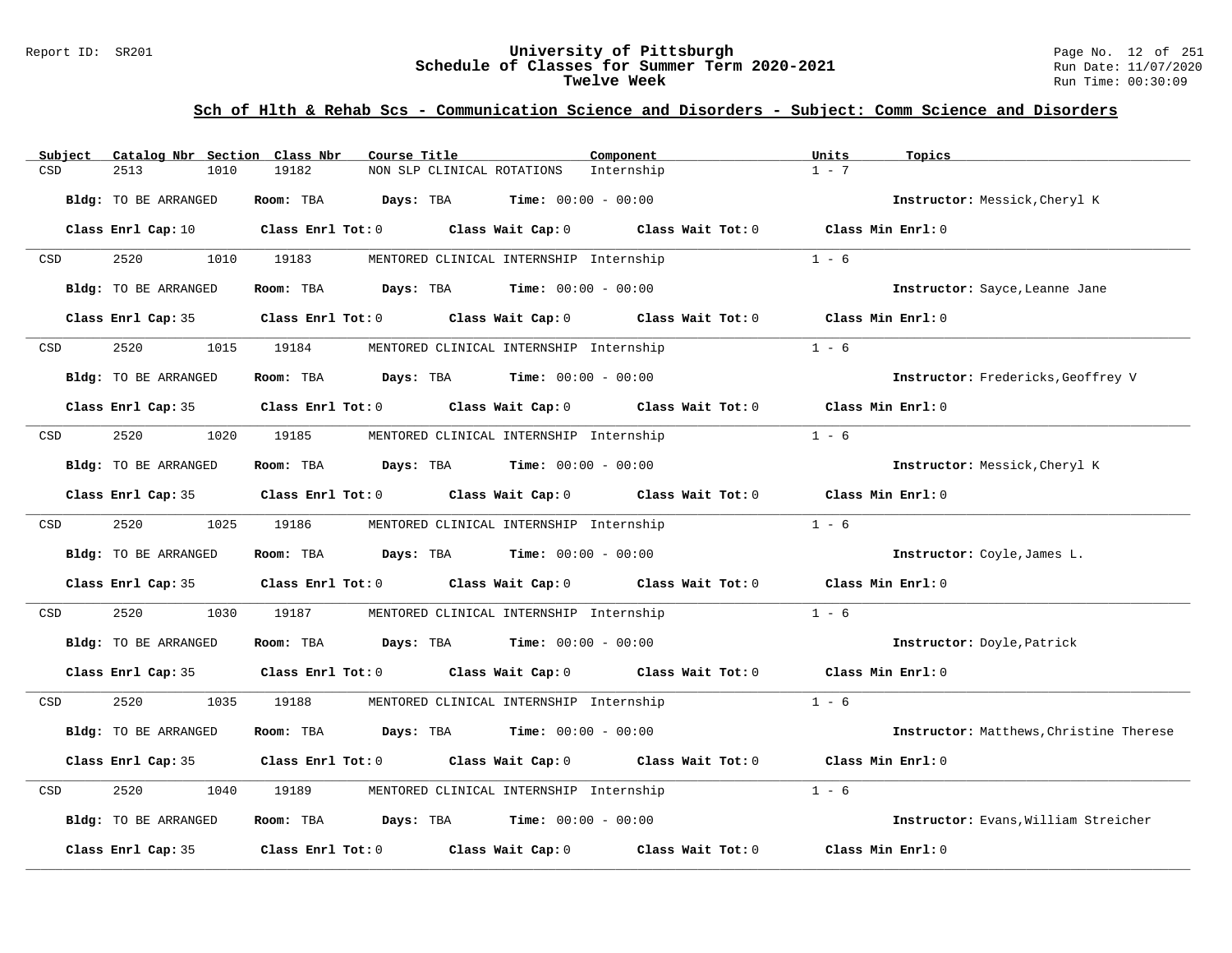# University of Pittsburgh
## Schedule of Classes for Summer Term 2020-2021
### Twelve Week

Report ID: SR201 | Run Date: 11/07/2020 | Run Time: 00:30:09

## Sch of Hlth & Rehab Scs - Communication Science and Disorders - Subject: Comm Science and Disorders

| Subject | Catalog Nbr | Section | Class Nbr | Course Title | Component | Units | Topics |
|---|---|---|---|---|---|---|---|
| CSD | 2513 | 1010 | 19182 | NON SLP CLINICAL ROTATIONS | Internship | 1 - 7 | |

**Bldg:** TO BE ARRANGED **Room:** TBA **Days:** TBA **Time:** 00:00 - 00:00 **Instructor:** Messick,Cheryl K

**Class Enrl Cap:** 10 **Class Enrl Tot:** 0 **Class Wait Cap:** 0 **Class Wait Tot:** 0 **Class Min Enrl:** 0

| Subject | Catalog Nbr | Section | Class Nbr | Course Title | Component | Units | Topics |
|---|---|---|---|---|---|---|---|
| CSD | 2520 | 1010 | 19183 | MENTORED CLINICAL INTERNSHIP | Internship | 1 - 6 | |

**Bldg:** TO BE ARRANGED **Room:** TBA **Days:** TBA **Time:** 00:00 - 00:00 **Instructor:** Sayce,Leanne Jane

**Class Enrl Cap:** 35 **Class Enrl Tot:** 0 **Class Wait Cap:** 0 **Class Wait Tot:** 0 **Class Min Enrl:** 0

| Subject | Catalog Nbr | Section | Class Nbr | Course Title | Component | Units | Topics |
|---|---|---|---|---|---|---|---|
| CSD | 2520 | 1015 | 19184 | MENTORED CLINICAL INTERNSHIP | Internship | 1 - 6 | |

**Bldg:** TO BE ARRANGED **Room:** TBA **Days:** TBA **Time:** 00:00 - 00:00 **Instructor:** Fredericks,Geoffrey V

**Class Enrl Cap:** 35 **Class Enrl Tot:** 0 **Class Wait Cap:** 0 **Class Wait Tot:** 0 **Class Min Enrl:** 0

| Subject | Catalog Nbr | Section | Class Nbr | Course Title | Component | Units | Topics |
|---|---|---|---|---|---|---|---|
| CSD | 2520 | 1020 | 19185 | MENTORED CLINICAL INTERNSHIP | Internship | 1 - 6 | |

**Bldg:** TO BE ARRANGED **Room:** TBA **Days:** TBA **Time:** 00:00 - 00:00 **Instructor:** Messick,Cheryl K

**Class Enrl Cap:** 35 **Class Enrl Tot:** 0 **Class Wait Cap:** 0 **Class Wait Tot:** 0 **Class Min Enrl:** 0

| Subject | Catalog Nbr | Section | Class Nbr | Course Title | Component | Units | Topics |
|---|---|---|---|---|---|---|---|
| CSD | 2520 | 1025 | 19186 | MENTORED CLINICAL INTERNSHIP | Internship | 1 - 6 | |

**Bldg:** TO BE ARRANGED **Room:** TBA **Days:** TBA **Time:** 00:00 - 00:00 **Instructor:** Coyle,James L.

**Class Enrl Cap:** 35 **Class Enrl Tot:** 0 **Class Wait Cap:** 0 **Class Wait Tot:** 0 **Class Min Enrl:** 0

| Subject | Catalog Nbr | Section | Class Nbr | Course Title | Component | Units | Topics |
|---|---|---|---|---|---|---|---|
| CSD | 2520 | 1030 | 19187 | MENTORED CLINICAL INTERNSHIP | Internship | 1 - 6 | |

**Bldg:** TO BE ARRANGED **Room:** TBA **Days:** TBA **Time:** 00:00 - 00:00 **Instructor:** Doyle,Patrick

**Class Enrl Cap:** 35 **Class Enrl Tot:** 0 **Class Wait Cap:** 0 **Class Wait Tot:** 0 **Class Min Enrl:** 0

| Subject | Catalog Nbr | Section | Class Nbr | Course Title | Component | Units | Topics |
|---|---|---|---|---|---|---|---|
| CSD | 2520 | 1035 | 19188 | MENTORED CLINICAL INTERNSHIP | Internship | 1 - 6 | |

**Bldg:** TO BE ARRANGED **Room:** TBA **Days:** TBA **Time:** 00:00 - 00:00 **Instructor:** Matthews,Christine Therese

**Class Enrl Cap:** 35 **Class Enrl Tot:** 0 **Class Wait Cap:** 0 **Class Wait Tot:** 0 **Class Min Enrl:** 0

| Subject | Catalog Nbr | Section | Class Nbr | Course Title | Component | Units | Topics |
|---|---|---|---|---|---|---|---|
| CSD | 2520 | 1040 | 19189 | MENTORED CLINICAL INTERNSHIP | Internship | 1 - 6 | |

**Bldg:** TO BE ARRANGED **Room:** TBA **Days:** TBA **Time:** 00:00 - 00:00 **Instructor:** Evans,William Streicher

**Class Enrl Cap:** 35 **Class Enrl Tot:** 0 **Class Wait Cap:** 0 **Class Wait Tot:** 0 **Class Min Enrl:** 0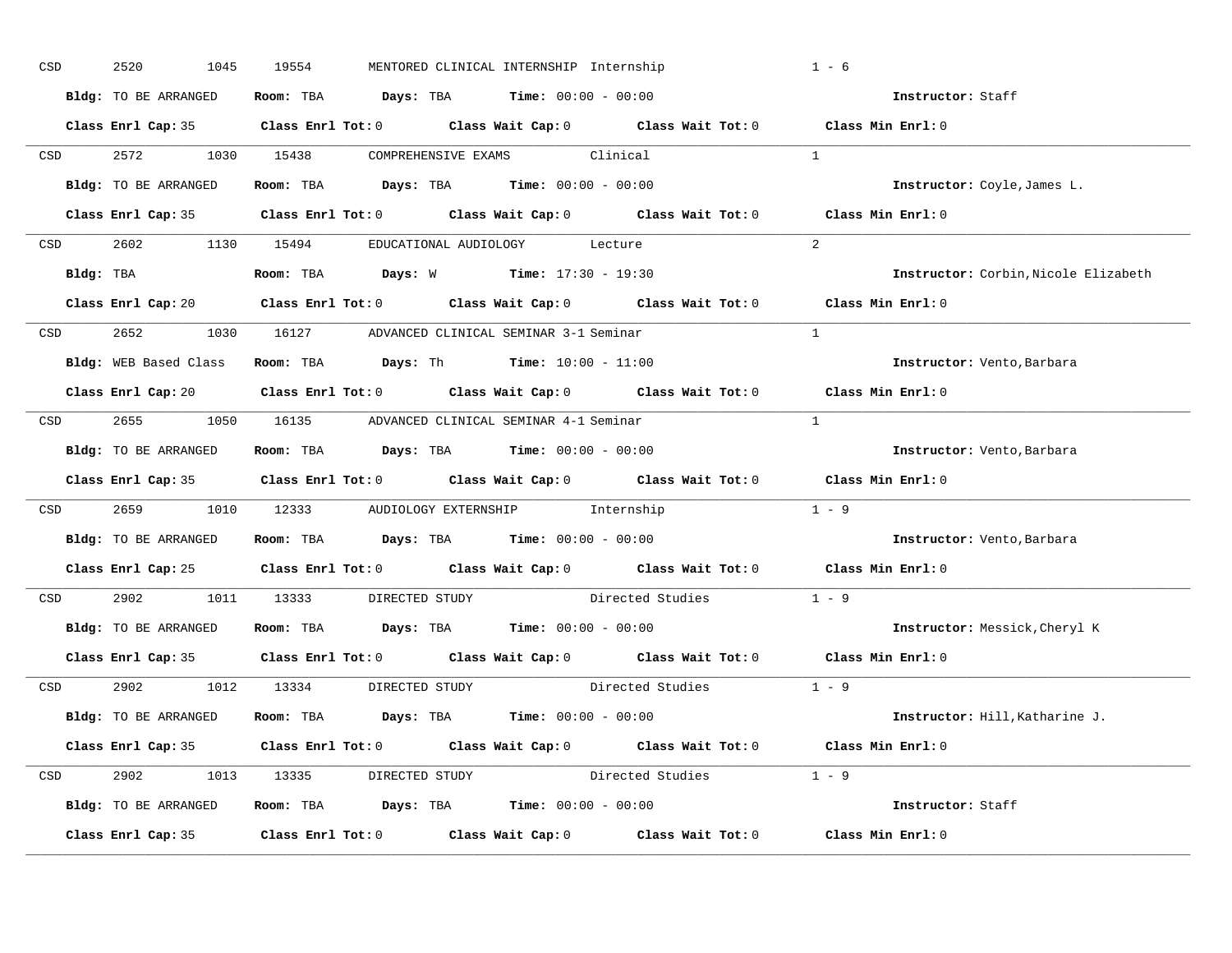CSD 2520 1045 19554 MENTORED CLINICAL INTERNSHIP Internship 1 - 6

**Bldg:** TO BE ARRANGED **Room:** TBA **Days:** TBA **Time:** 00:00 - 00:00 **Instructor:** Staff

**Class Enrl Cap:** 35 **Class Enrl Tot:** 0 **Class Wait Cap:** 0 **Class Wait Tot:** 0 **Class Min Enrl:** 0

---

CSD 2572 1030 15438 COMPREHENSIVE EXAMS Clinical 1

**Bldg:** TO BE ARRANGED **Room:** TBA **Days:** TBA **Time:** 00:00 - 00:00 **Instructor:** Coyle,James L.

**Class Enrl Cap:** 35 **Class Enrl Tot:** 0 **Class Wait Cap:** 0 **Class Wait Tot:** 0 **Class Min Enrl:** 0

---

CSD 2602 1130 15494 EDUCATIONAL AUDIOLOGY Lecture 2

**Bldg:** TBA **Room:** TBA **Days:** W **Time:** 17:30 - 19:30 **Instructor:** Corbin,Nicole Elizabeth

**Class Enrl Cap:** 20 **Class Enrl Tot:** 0 **Class Wait Cap:** 0 **Class Wait Tot:** 0 **Class Min Enrl:** 0

---

CSD 2652 1030 16127 ADVANCED CLINICAL SEMINAR 3-1 Seminar 1

**Bldg:** WEB Based Class **Room:** TBA **Days:** Th **Time:** 10:00 - 11:00 **Instructor:** Vento,Barbara

**Class Enrl Cap:** 20 **Class Enrl Tot:** 0 **Class Wait Cap:** 0 **Class Wait Tot:** 0 **Class Min Enrl:** 0

---

CSD 2655 1050 16135 ADVANCED CLINICAL SEMINAR 4-1 Seminar 1

**Bldg:** TO BE ARRANGED **Room:** TBA **Days:** TBA **Time:** 00:00 - 00:00 **Instructor:** Vento,Barbara

**Class Enrl Cap:** 35 **Class Enrl Tot:** 0 **Class Wait Cap:** 0 **Class Wait Tot:** 0 **Class Min Enrl:** 0

---

CSD 2659 1010 12333 AUDIOLOGY EXTERNSHIP Internship 1 - 9

**Bldg:** TO BE ARRANGED **Room:** TBA **Days:** TBA **Time:** 00:00 - 00:00 **Instructor:** Vento,Barbara

**Class Enrl Cap:** 25 **Class Enrl Tot:** 0 **Class Wait Cap:** 0 **Class Wait Tot:** 0 **Class Min Enrl:** 0

---

CSD 2902 1011 13333 DIRECTED STUDY Directed Studies 1 - 9

**Bldg:** TO BE ARRANGED **Room:** TBA **Days:** TBA **Time:** 00:00 - 00:00 **Instructor:** Messick,Cheryl K

**Class Enrl Cap:** 35 **Class Enrl Tot:** 0 **Class Wait Cap:** 0 **Class Wait Tot:** 0 **Class Min Enrl:** 0

---

CSD 2902 1012 13334 DIRECTED STUDY Directed Studies 1 - 9

**Bldg:** TO BE ARRANGED **Room:** TBA **Days:** TBA **Time:** 00:00 - 00:00 **Instructor:** Hill,Katharine J.

**Class Enrl Cap:** 35 **Class Enrl Tot:** 0 **Class Wait Cap:** 0 **Class Wait Tot:** 0 **Class Min Enrl:** 0

---

CSD 2902 1013 13335 DIRECTED STUDY Directed Studies 1 - 9

**Bldg:** TO BE ARRANGED **Room:** TBA **Days:** TBA **Time:** 00:00 - 00:00 **Instructor:** Staff

**Class Enrl Cap:** 35 **Class Enrl Tot:** 0 **Class Wait Cap:** 0 **Class Wait Tot:** 0 **Class Min Enrl:** 0

---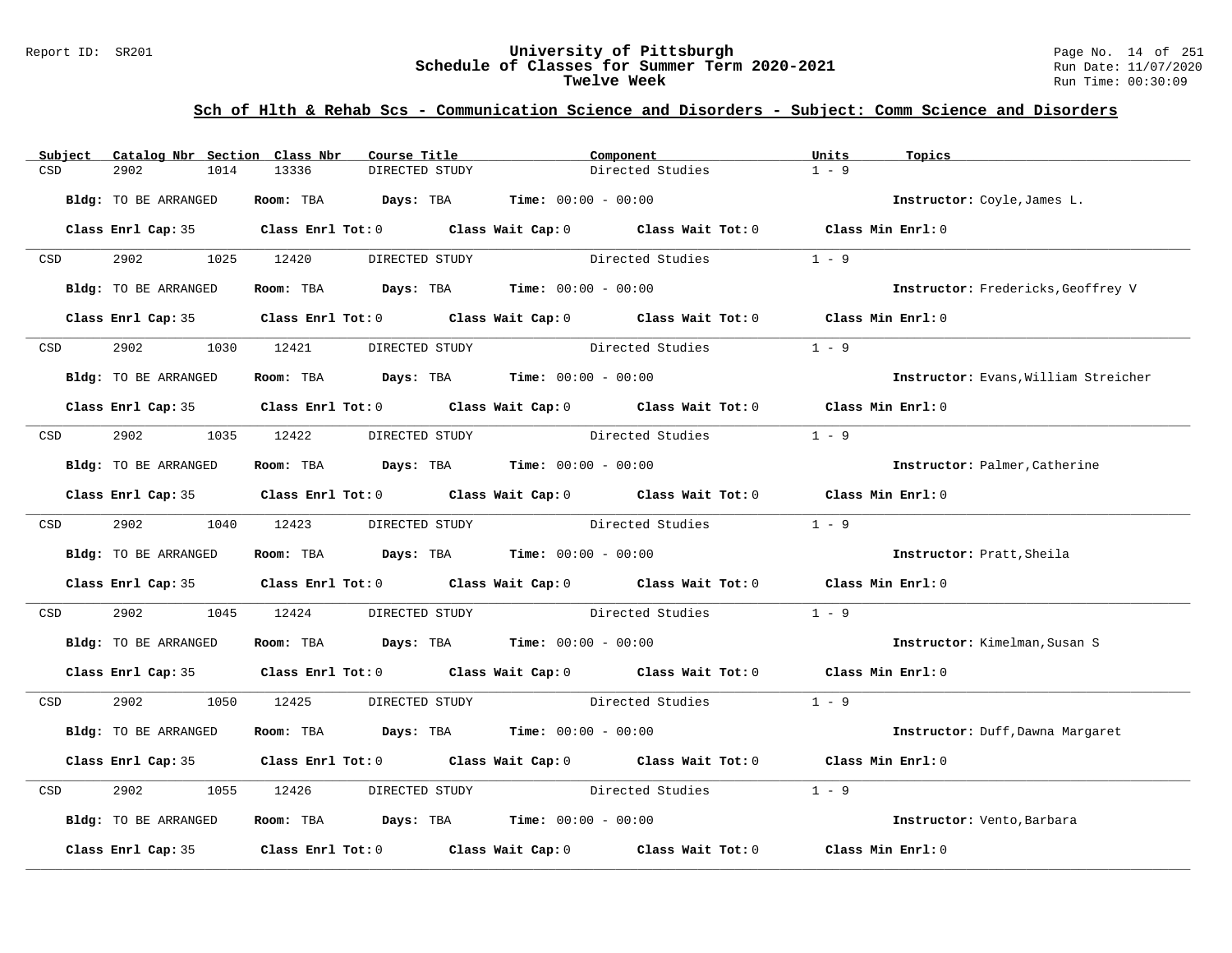## Sch of Hlth & Rehab Scs - Communication Science and Disorders - Subject: Comm Science and Disorders

| Subject | Catalog Nbr | Section | Class Nbr | Course Title | Component | Units | Topics |
|---|---|---|---|---|---|---|---|
| CSD | 2902 | 1014 | 13336 | DIRECTED STUDY | Directed Studies | 1 - 9 | |

**Bldg:** TO BE ARRANGED **Room:** TBA **Days:** TBA **Time:** 00:00 - 00:00 **Instructor:** Coyle,James L.

**Class Enrl Cap:** 35 **Class Enrl Tot:** 0 **Class Wait Cap:** 0 **Class Wait Tot:** 0 **Class Min Enrl:** 0

| Subject | Catalog Nbr | Section | Class Nbr | Course Title | Component | Units | Topics |
|---|---|---|---|---|---|---|---|
| CSD | 2902 | 1025 | 12420 | DIRECTED STUDY | Directed Studies | 1 - 9 | |

**Bldg:** TO BE ARRANGED **Room:** TBA **Days:** TBA **Time:** 00:00 - 00:00 **Instructor:** Fredericks,Geoffrey V

**Class Enrl Cap:** 35 **Class Enrl Tot:** 0 **Class Wait Cap:** 0 **Class Wait Tot:** 0 **Class Min Enrl:** 0

| Subject | Catalog Nbr | Section | Class Nbr | Course Title | Component | Units | Topics |
|---|---|---|---|---|---|---|---|
| CSD | 2902 | 1030 | 12421 | DIRECTED STUDY | Directed Studies | 1 - 9 | |

**Bldg:** TO BE ARRANGED **Room:** TBA **Days:** TBA **Time:** 00:00 - 00:00 **Instructor:** Evans,William Streicher

**Class Enrl Cap:** 35 **Class Enrl Tot:** 0 **Class Wait Cap:** 0 **Class Wait Tot:** 0 **Class Min Enrl:** 0

| Subject | Catalog Nbr | Section | Class Nbr | Course Title | Component | Units | Topics |
|---|---|---|---|---|---|---|---|
| CSD | 2902 | 1035 | 12422 | DIRECTED STUDY | Directed Studies | 1 - 9 | |

**Bldg:** TO BE ARRANGED **Room:** TBA **Days:** TBA **Time:** 00:00 - 00:00 **Instructor:** Palmer,Catherine

**Class Enrl Cap:** 35 **Class Enrl Tot:** 0 **Class Wait Cap:** 0 **Class Wait Tot:** 0 **Class Min Enrl:** 0

| Subject | Catalog Nbr | Section | Class Nbr | Course Title | Component | Units | Topics |
|---|---|---|---|---|---|---|---|
| CSD | 2902 | 1040 | 12423 | DIRECTED STUDY | Directed Studies | 1 - 9 | |

**Bldg:** TO BE ARRANGED **Room:** TBA **Days:** TBA **Time:** 00:00 - 00:00 **Instructor:** Pratt,Sheila

**Class Enrl Cap:** 35 **Class Enrl Tot:** 0 **Class Wait Cap:** 0 **Class Wait Tot:** 0 **Class Min Enrl:** 0

| Subject | Catalog Nbr | Section | Class Nbr | Course Title | Component | Units | Topics |
|---|---|---|---|---|---|---|---|
| CSD | 2902 | 1045 | 12424 | DIRECTED STUDY | Directed Studies | 1 - 9 | |

**Bldg:** TO BE ARRANGED **Room:** TBA **Days:** TBA **Time:** 00:00 - 00:00 **Instructor:** Kimelman,Susan S

**Class Enrl Cap:** 35 **Class Enrl Tot:** 0 **Class Wait Cap:** 0 **Class Wait Tot:** 0 **Class Min Enrl:** 0

| Subject | Catalog Nbr | Section | Class Nbr | Course Title | Component | Units | Topics |
|---|---|---|---|---|---|---|---|
| CSD | 2902 | 1050 | 12425 | DIRECTED STUDY | Directed Studies | 1 - 9 | |

**Bldg:** TO BE ARRANGED **Room:** TBA **Days:** TBA **Time:** 00:00 - 00:00 **Instructor:** Duff,Dawna Margaret

**Class Enrl Cap:** 35 **Class Enrl Tot:** 0 **Class Wait Cap:** 0 **Class Wait Tot:** 0 **Class Min Enrl:** 0

| Subject | Catalog Nbr | Section | Class Nbr | Course Title | Component | Units | Topics |
|---|---|---|---|---|---|---|---|
| CSD | 2902 | 1055 | 12426 | DIRECTED STUDY | Directed Studies | 1 - 9 | |

**Bldg:** TO BE ARRANGED **Room:** TBA **Days:** TBA **Time:** 00:00 - 00:00 **Instructor:** Vento,Barbara

**Class Enrl Cap:** 35 **Class Enrl Tot:** 0 **Class Wait Cap:** 0 **Class Wait Tot:** 0 **Class Min Enrl:** 0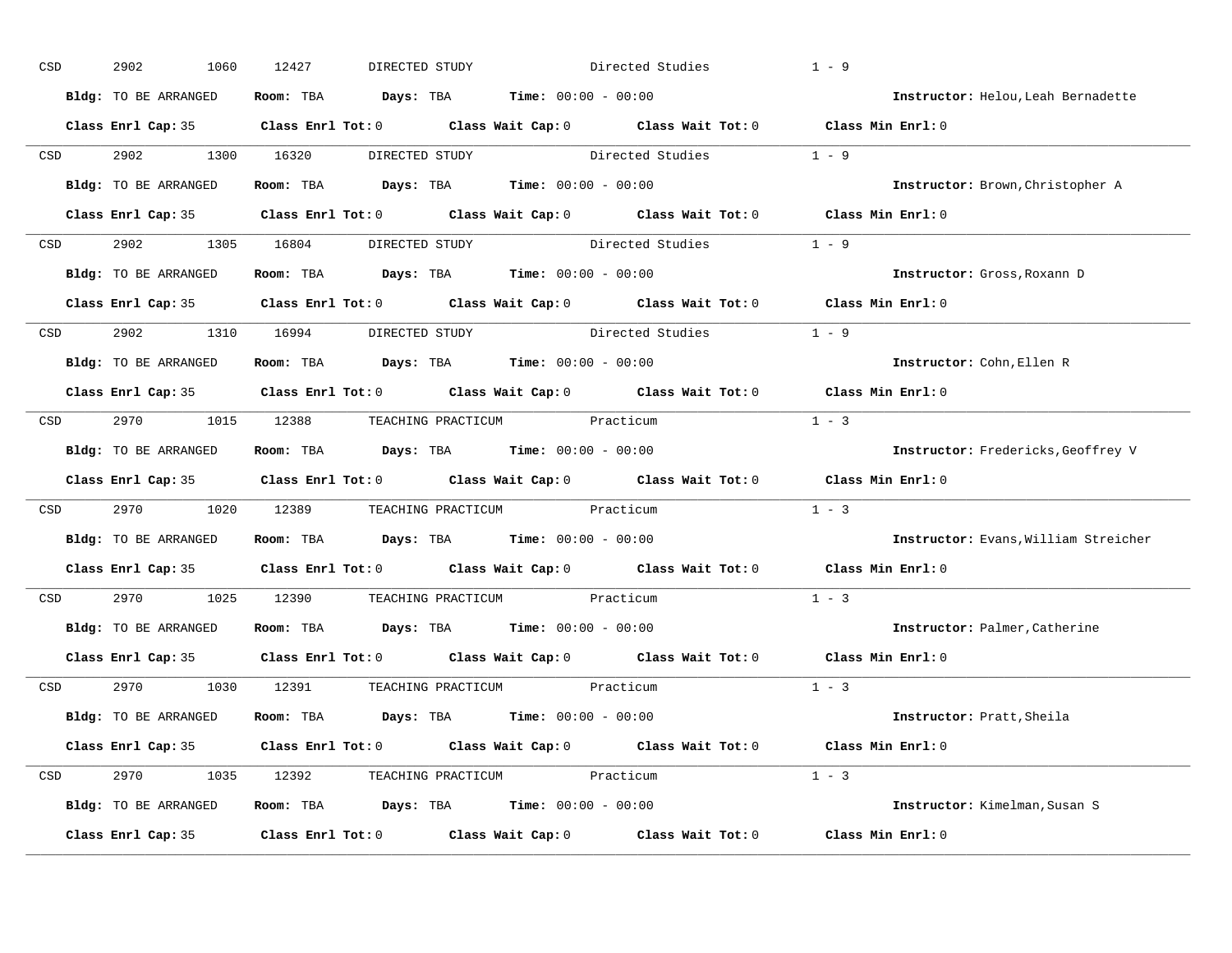CSD 2902 1060 12427 DIRECTED STUDY Directed Studies 1 - 9

**Bldg:** TO BE ARRANGED **Room:** TBA **Days:** TBA **Time:** 00:00 - 00:00 **Instructor:** Helou,Leah Bernadette

**Class Enrl Cap:** 35 **Class Enrl Tot:** 0 **Class Wait Cap:** 0 **Class Wait Tot:** 0 **Class Min Enrl:** 0

---

CSD 2902 1300 16320 DIRECTED STUDY Directed Studies 1 - 9

**Bldg:** TO BE ARRANGED **Room:** TBA **Days:** TBA **Time:** 00:00 - 00:00 **Instructor:** Brown,Christopher A

**Class Enrl Cap:** 35 **Class Enrl Tot:** 0 **Class Wait Cap:** 0 **Class Wait Tot:** 0 **Class Min Enrl:** 0

---

CSD 2902 1305 16804 DIRECTED STUDY Directed Studies 1 - 9

**Bldg:** TO BE ARRANGED **Room:** TBA **Days:** TBA **Time:** 00:00 - 00:00 **Instructor:** Gross,Roxann D

**Class Enrl Cap:** 35 **Class Enrl Tot:** 0 **Class Wait Cap:** 0 **Class Wait Tot:** 0 **Class Min Enrl:** 0

---

CSD 2902 1310 16994 DIRECTED STUDY Directed Studies 1 - 9

**Bldg:** TO BE ARRANGED **Room:** TBA **Days:** TBA **Time:** 00:00 - 00:00 **Instructor:** Cohn,Ellen R

**Class Enrl Cap:** 35 **Class Enrl Tot:** 0 **Class Wait Cap:** 0 **Class Wait Tot:** 0 **Class Min Enrl:** 0

---

CSD 2970 1015 12388 TEACHING PRACTICUM Practicum 1 - 3

**Bldg:** TO BE ARRANGED **Room:** TBA **Days:** TBA **Time:** 00:00 - 00:00 **Instructor:** Fredericks,Geoffrey V

**Class Enrl Cap:** 35 **Class Enrl Tot:** 0 **Class Wait Cap:** 0 **Class Wait Tot:** 0 **Class Min Enrl:** 0

---

CSD 2970 1020 12389 TEACHING PRACTICUM Practicum 1 - 3

**Bldg:** TO BE ARRANGED **Room:** TBA **Days:** TBA **Time:** 00:00 - 00:00 **Instructor:** Evans,William Streicher

**Class Enrl Cap:** 35 **Class Enrl Tot:** 0 **Class Wait Cap:** 0 **Class Wait Tot:** 0 **Class Min Enrl:** 0

---

CSD 2970 1025 12390 TEACHING PRACTICUM Practicum 1 - 3

**Bldg:** TO BE ARRANGED **Room:** TBA **Days:** TBA **Time:** 00:00 - 00:00 **Instructor:** Palmer,Catherine

**Class Enrl Cap:** 35 **Class Enrl Tot:** 0 **Class Wait Cap:** 0 **Class Wait Tot:** 0 **Class Min Enrl:** 0

---

CSD 2970 1030 12391 TEACHING PRACTICUM Practicum 1 - 3

**Bldg:** TO BE ARRANGED **Room:** TBA **Days:** TBA **Time:** 00:00 - 00:00 **Instructor:** Pratt,Sheila

**Class Enrl Cap:** 35 **Class Enrl Tot:** 0 **Class Wait Cap:** 0 **Class Wait Tot:** 0 **Class Min Enrl:** 0

---

CSD 2970 1035 12392 TEACHING PRACTICUM Practicum 1 - 3

**Bldg:** TO BE ARRANGED **Room:** TBA **Days:** TBA **Time:** 00:00 - 00:00 **Instructor:** Kimelman,Susan S

**Class Enrl Cap:** 35 **Class Enrl Tot:** 0 **Class Wait Cap:** 0 **Class Wait Tot:** 0 **Class Min Enrl:** 0

---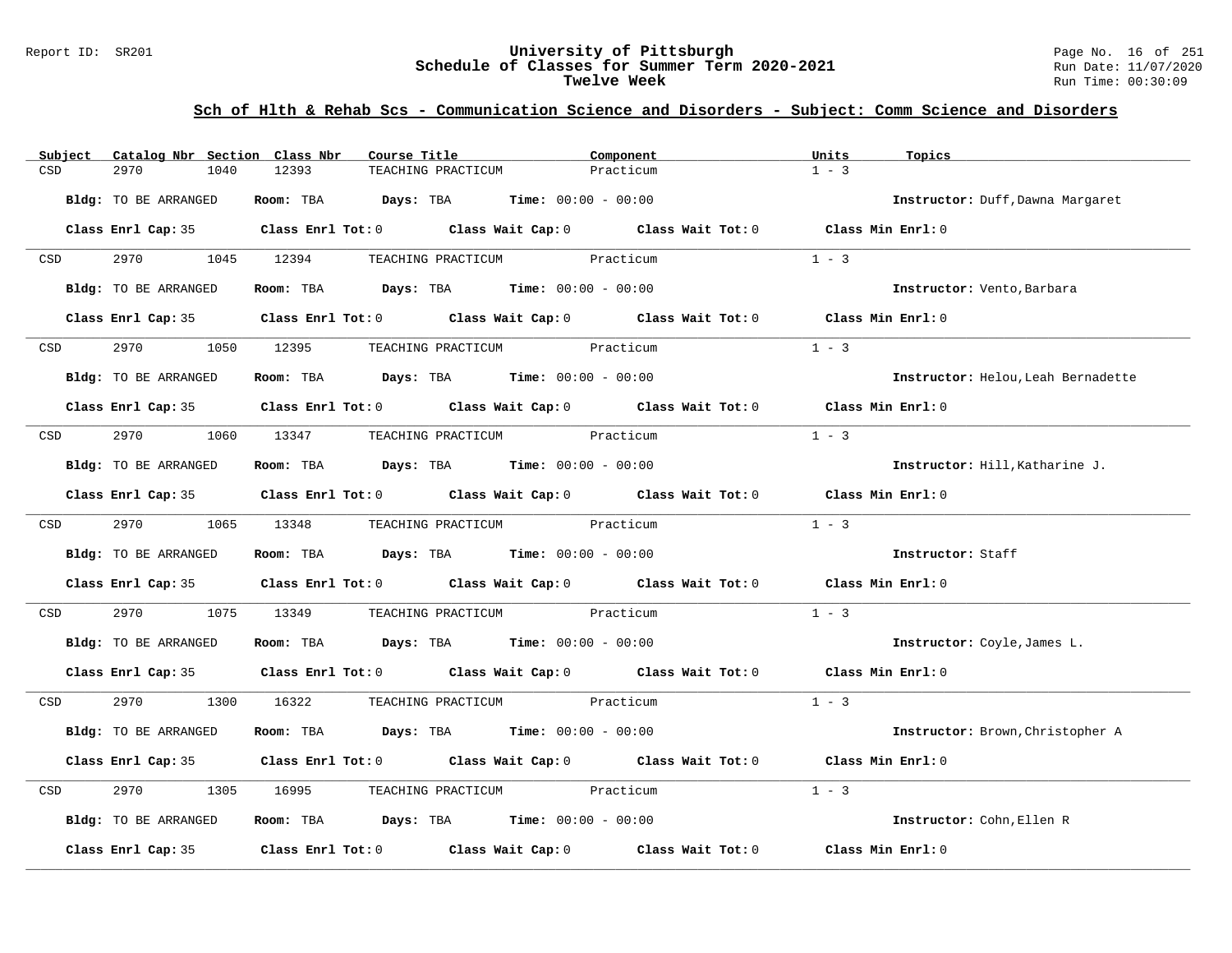## Sch of Hlth & Rehab Scs - Communication Science and Disorders - Subject: Comm Science and Disorders

| Subject | Catalog Nbr | Section | Class Nbr | Course Title | Component | Units | Topics |
|---|---|---|---|---|---|---|---|
| CSD | 2970 | 1040 | 12393 | TEACHING PRACTICUM | Practicum | 1 - 3 | |

**Bldg:** TO BE ARRANGED **Room:** TBA **Days:** TBA **Time:** 00:00 - 00:00 **Instructor:** Duff,Dawna Margaret

**Class Enrl Cap:** 35 **Class Enrl Tot:** 0 **Class Wait Cap:** 0 **Class Wait Tot:** 0 **Class Min Enrl:** 0

---

| Subject | Catalog Nbr | Section | Class Nbr | Course Title | Component | Units | Topics |
|---|---|---|---|---|---|---|---|
| CSD | 2970 | 1045 | 12394 | TEACHING PRACTICUM | Practicum | 1 - 3 | |

**Bldg:** TO BE ARRANGED **Room:** TBA **Days:** TBA **Time:** 00:00 - 00:00 **Instructor:** Vento,Barbara

**Class Enrl Cap:** 35 **Class Enrl Tot:** 0 **Class Wait Cap:** 0 **Class Wait Tot:** 0 **Class Min Enrl:** 0

---

| Subject | Catalog Nbr | Section | Class Nbr | Course Title | Component | Units | Topics |
|---|---|---|---|---|---|---|---|
| CSD | 2970 | 1050 | 12395 | TEACHING PRACTICUM | Practicum | 1 - 3 | |

**Bldg:** TO BE ARRANGED **Room:** TBA **Days:** TBA **Time:** 00:00 - 00:00 **Instructor:** Helou,Leah Bernadette

**Class Enrl Cap:** 35 **Class Enrl Tot:** 0 **Class Wait Cap:** 0 **Class Wait Tot:** 0 **Class Min Enrl:** 0

---

| Subject | Catalog Nbr | Section | Class Nbr | Course Title | Component | Units | Topics |
|---|---|---|---|---|---|---|---|
| CSD | 2970 | 1060 | 13347 | TEACHING PRACTICUM | Practicum | 1 - 3 | |

**Bldg:** TO BE ARRANGED **Room:** TBA **Days:** TBA **Time:** 00:00 - 00:00 **Instructor:** Hill,Katharine J.

**Class Enrl Cap:** 35 **Class Enrl Tot:** 0 **Class Wait Cap:** 0 **Class Wait Tot:** 0 **Class Min Enrl:** 0

---

| Subject | Catalog Nbr | Section | Class Nbr | Course Title | Component | Units | Topics |
|---|---|---|---|---|---|---|---|
| CSD | 2970 | 1065 | 13348 | TEACHING PRACTICUM | Practicum | 1 - 3 | |

**Bldg:** TO BE ARRANGED **Room:** TBA **Days:** TBA **Time:** 00:00 - 00:00 **Instructor:** Staff

**Class Enrl Cap:** 35 **Class Enrl Tot:** 0 **Class Wait Cap:** 0 **Class Wait Tot:** 0 **Class Min Enrl:** 0

---

| Subject | Catalog Nbr | Section | Class Nbr | Course Title | Component | Units | Topics |
|---|---|---|---|---|---|---|---|
| CSD | 2970 | 1075 | 13349 | TEACHING PRACTICUM | Practicum | 1 - 3 | |

**Bldg:** TO BE ARRANGED **Room:** TBA **Days:** TBA **Time:** 00:00 - 00:00 **Instructor:** Coyle,James L.

**Class Enrl Cap:** 35 **Class Enrl Tot:** 0 **Class Wait Cap:** 0 **Class Wait Tot:** 0 **Class Min Enrl:** 0

---

| Subject | Catalog Nbr | Section | Class Nbr | Course Title | Component | Units | Topics |
|---|---|---|---|---|---|---|---|
| CSD | 2970 | 1300 | 16322 | TEACHING PRACTICUM | Practicum | 1 - 3 | |

**Bldg:** TO BE ARRANGED **Room:** TBA **Days:** TBA **Time:** 00:00 - 00:00 **Instructor:** Brown,Christopher A

**Class Enrl Cap:** 35 **Class Enrl Tot:** 0 **Class Wait Cap:** 0 **Class Wait Tot:** 0 **Class Min Enrl:** 0

---

| Subject | Catalog Nbr | Section | Class Nbr | Course Title | Component | Units | Topics |
|---|---|---|---|---|---|---|---|
| CSD | 2970 | 1305 | 16995 | TEACHING PRACTICUM | Practicum | 1 - 3 | |

**Bldg:** TO BE ARRANGED **Room:** TBA **Days:** TBA **Time:** 00:00 - 00:00 **Instructor:** Cohn,Ellen R

**Class Enrl Cap:** 35 **Class Enrl Tot:** 0 **Class Wait Cap:** 0 **Class Wait Tot:** 0 **Class Min Enrl:** 0

---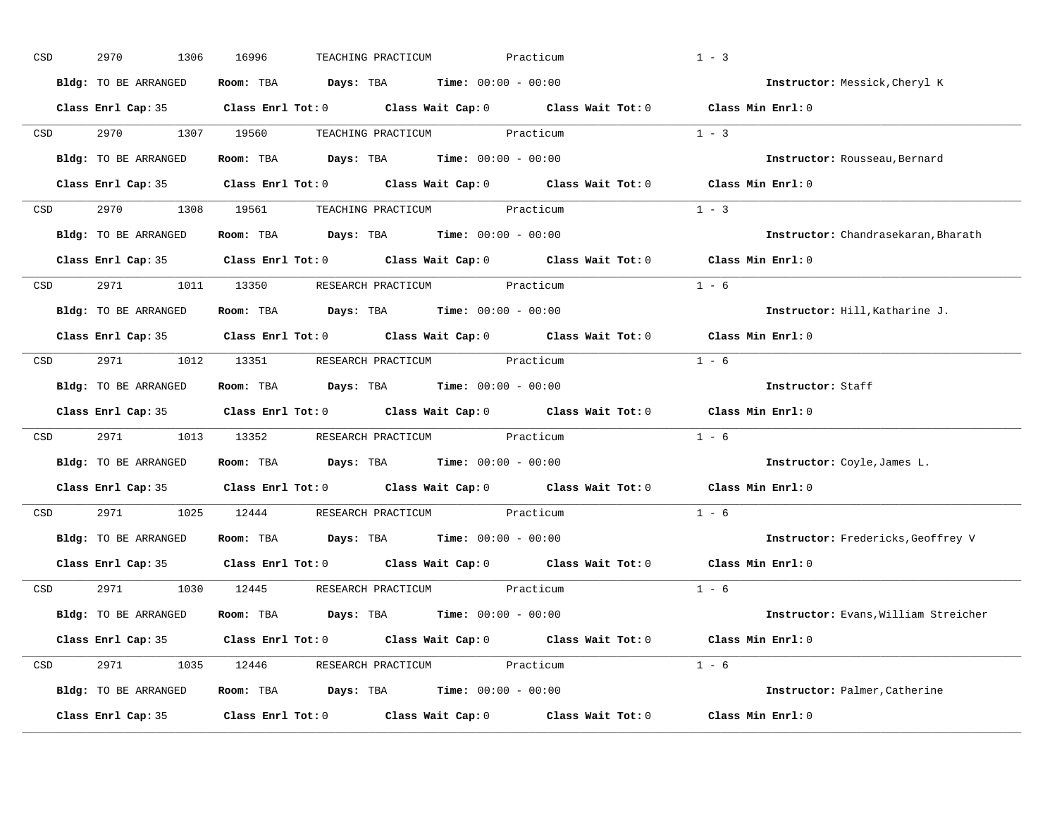CSD 2970 1306 16996 TEACHING PRACTICUM Practicum 1 - 3

**Bldg:** TO BE ARRANGED **Room:** TBA **Days:** TBA **Time:** 00:00 - 00:00 **Instructor:** Messick,Cheryl K

**Class Enrl Cap:** 35 **Class Enrl Tot:** 0 **Class Wait Cap:** 0 **Class Wait Tot:** 0 **Class Min Enrl:** 0

---

CSD 2970 1307 19560 TEACHING PRACTICUM Practicum 1 - 3

**Bldg:** TO BE ARRANGED **Room:** TBA **Days:** TBA **Time:** 00:00 - 00:00 **Instructor:** Rousseau,Bernard

**Class Enrl Cap:** 35 **Class Enrl Tot:** 0 **Class Wait Cap:** 0 **Class Wait Tot:** 0 **Class Min Enrl:** 0

---

CSD 2970 1308 19561 TEACHING PRACTICUM Practicum 1 - 3

**Bldg:** TO BE ARRANGED **Room:** TBA **Days:** TBA **Time:** 00:00 - 00:00 **Instructor:** Chandrasekaran,Bharath

**Class Enrl Cap:** 35 **Class Enrl Tot:** 0 **Class Wait Cap:** 0 **Class Wait Tot:** 0 **Class Min Enrl:** 0

---

CSD 2971 1011 13350 RESEARCH PRACTICUM Practicum 1 - 6

**Bldg:** TO BE ARRANGED **Room:** TBA **Days:** TBA **Time:** 00:00 - 00:00 **Instructor:** Hill,Katharine J.

**Class Enrl Cap:** 35 **Class Enrl Tot:** 0 **Class Wait Cap:** 0 **Class Wait Tot:** 0 **Class Min Enrl:** 0

---

CSD 2971 1012 13351 RESEARCH PRACTICUM Practicum 1 - 6

**Bldg:** TO BE ARRANGED **Room:** TBA **Days:** TBA **Time:** 00:00 - 00:00 **Instructor:** Staff

**Class Enrl Cap:** 35 **Class Enrl Tot:** 0 **Class Wait Cap:** 0 **Class Wait Tot:** 0 **Class Min Enrl:** 0

---

CSD 2971 1013 13352 RESEARCH PRACTICUM Practicum 1 - 6

**Bldg:** TO BE ARRANGED **Room:** TBA **Days:** TBA **Time:** 00:00 - 00:00 **Instructor:** Coyle,James L.

**Class Enrl Cap:** 35 **Class Enrl Tot:** 0 **Class Wait Cap:** 0 **Class Wait Tot:** 0 **Class Min Enrl:** 0

---

CSD 2971 1025 12444 RESEARCH PRACTICUM Practicum 1 - 6

**Bldg:** TO BE ARRANGED **Room:** TBA **Days:** TBA **Time:** 00:00 - 00:00 **Instructor:** Fredericks,Geoffrey V

**Class Enrl Cap:** 35 **Class Enrl Tot:** 0 **Class Wait Cap:** 0 **Class Wait Tot:** 0 **Class Min Enrl:** 0

---

CSD 2971 1030 12445 RESEARCH PRACTICUM Practicum 1 - 6

**Bldg:** TO BE ARRANGED **Room:** TBA **Days:** TBA **Time:** 00:00 - 00:00 **Instructor:** Evans,William Streicher

**Class Enrl Cap:** 35 **Class Enrl Tot:** 0 **Class Wait Cap:** 0 **Class Wait Tot:** 0 **Class Min Enrl:** 0

---

CSD 2971 1035 12446 RESEARCH PRACTICUM Practicum 1 - 6

**Bldg:** TO BE ARRANGED **Room:** TBA **Days:** TBA **Time:** 00:00 - 00:00 **Instructor:** Palmer,Catherine

**Class Enrl Cap:** 35 **Class Enrl Tot:** 0 **Class Wait Cap:** 0 **Class Wait Tot:** 0 **Class Min Enrl:** 0

---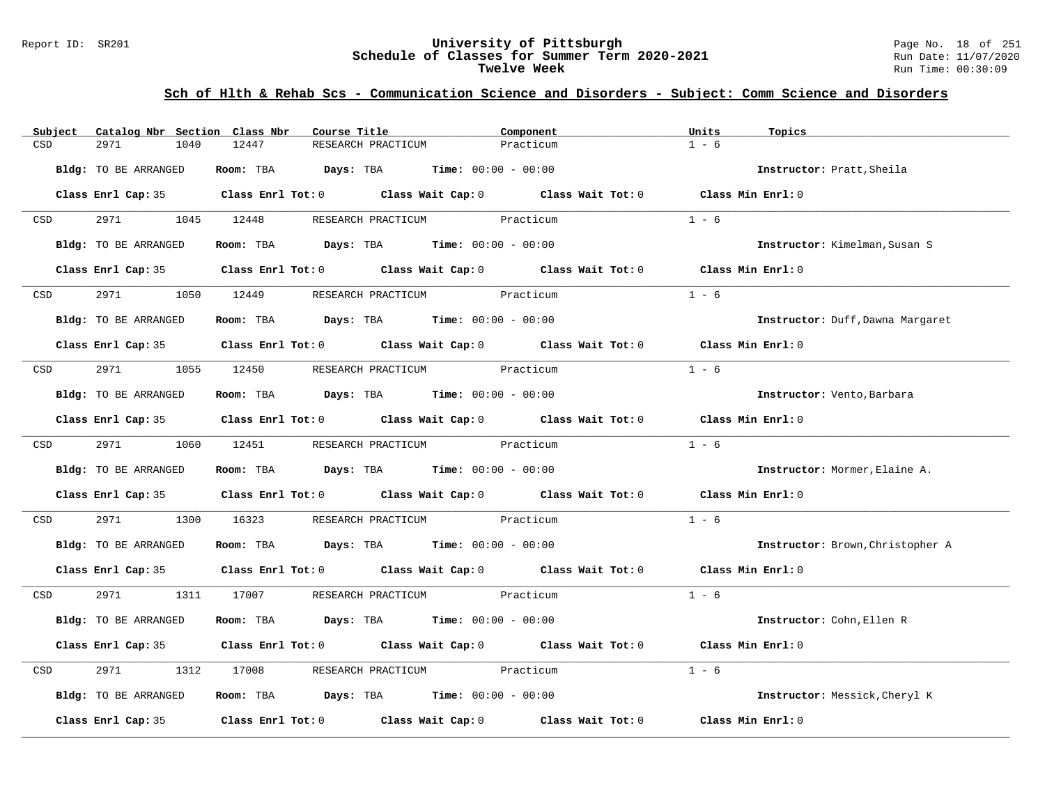## Sch of Hlth & Rehab Scs - Communication Science and Disorders - Subject: Comm Science and Disorders

| Subject | Catalog Nbr | Section | Class Nbr | Course Title | Component | Units | Topics |
|---|---|---|---|---|---|---|---|
| CSD | 2971 | 1040 | 12447 | RESEARCH PRACTICUM | Practicum | 1 - 6 | |

**Bldg:** TO BE ARRANGED **Room:** TBA **Days:** TBA **Time:** 00:00 - 00:00 **Instructor:** Pratt,Sheila

**Class Enrl Cap:** 35 **Class Enrl Tot:** 0 **Class Wait Cap:** 0 **Class Wait Tot:** 0 **Class Min Enrl:** 0

| Subject | Catalog Nbr | Section | Class Nbr | Course Title | Component | Units | Topics |
|---|---|---|---|---|---|---|---|
| CSD | 2971 | 1045 | 12448 | RESEARCH PRACTICUM | Practicum | 1 - 6 | |

**Bldg:** TO BE ARRANGED **Room:** TBA **Days:** TBA **Time:** 00:00 - 00:00 **Instructor:** Kimelman,Susan S

**Class Enrl Cap:** 35 **Class Enrl Tot:** 0 **Class Wait Cap:** 0 **Class Wait Tot:** 0 **Class Min Enrl:** 0

| Subject | Catalog Nbr | Section | Class Nbr | Course Title | Component | Units | Topics |
|---|---|---|---|---|---|---|---|
| CSD | 2971 | 1050 | 12449 | RESEARCH PRACTICUM | Practicum | 1 - 6 | |

**Bldg:** TO BE ARRANGED **Room:** TBA **Days:** TBA **Time:** 00:00 - 00:00 **Instructor:** Duff,Dawna Margaret

**Class Enrl Cap:** 35 **Class Enrl Tot:** 0 **Class Wait Cap:** 0 **Class Wait Tot:** 0 **Class Min Enrl:** 0

| Subject | Catalog Nbr | Section | Class Nbr | Course Title | Component | Units | Topics |
|---|---|---|---|---|---|---|---|
| CSD | 2971 | 1055 | 12450 | RESEARCH PRACTICUM | Practicum | 1 - 6 | |

**Bldg:** TO BE ARRANGED **Room:** TBA **Days:** TBA **Time:** 00:00 - 00:00 **Instructor:** Vento,Barbara

**Class Enrl Cap:** 35 **Class Enrl Tot:** 0 **Class Wait Cap:** 0 **Class Wait Tot:** 0 **Class Min Enrl:** 0

| Subject | Catalog Nbr | Section | Class Nbr | Course Title | Component | Units | Topics |
|---|---|---|---|---|---|---|---|
| CSD | 2971 | 1060 | 12451 | RESEARCH PRACTICUM | Practicum | 1 - 6 | |

**Bldg:** TO BE ARRANGED **Room:** TBA **Days:** TBA **Time:** 00:00 - 00:00 **Instructor:** Mormer,Elaine A.

**Class Enrl Cap:** 35 **Class Enrl Tot:** 0 **Class Wait Cap:** 0 **Class Wait Tot:** 0 **Class Min Enrl:** 0

| Subject | Catalog Nbr | Section | Class Nbr | Course Title | Component | Units | Topics |
|---|---|---|---|---|---|---|---|
| CSD | 2971 | 1300 | 16323 | RESEARCH PRACTICUM | Practicum | 1 - 6 | |

**Bldg:** TO BE ARRANGED **Room:** TBA **Days:** TBA **Time:** 00:00 - 00:00 **Instructor:** Brown,Christopher A

**Class Enrl Cap:** 35 **Class Enrl Tot:** 0 **Class Wait Cap:** 0 **Class Wait Tot:** 0 **Class Min Enrl:** 0

| Subject | Catalog Nbr | Section | Class Nbr | Course Title | Component | Units | Topics |
|---|---|---|---|---|---|---|---|
| CSD | 2971 | 1311 | 17007 | RESEARCH PRACTICUM | Practicum | 1 - 6 | |

**Bldg:** TO BE ARRANGED **Room:** TBA **Days:** TBA **Time:** 00:00 - 00:00 **Instructor:** Cohn,Ellen R

**Class Enrl Cap:** 35 **Class Enrl Tot:** 0 **Class Wait Cap:** 0 **Class Wait Tot:** 0 **Class Min Enrl:** 0

| Subject | Catalog Nbr | Section | Class Nbr | Course Title | Component | Units | Topics |
|---|---|---|---|---|---|---|---|
| CSD | 2971 | 1312 | 17008 | RESEARCH PRACTICUM | Practicum | 1 - 6 | |

**Bldg:** TO BE ARRANGED **Room:** TBA **Days:** TBA **Time:** 00:00 - 00:00 **Instructor:** Messick,Cheryl K

**Class Enrl Cap:** 35 **Class Enrl Tot:** 0 **Class Wait Cap:** 0 **Class Wait Tot:** 0 **Class Min Enrl:** 0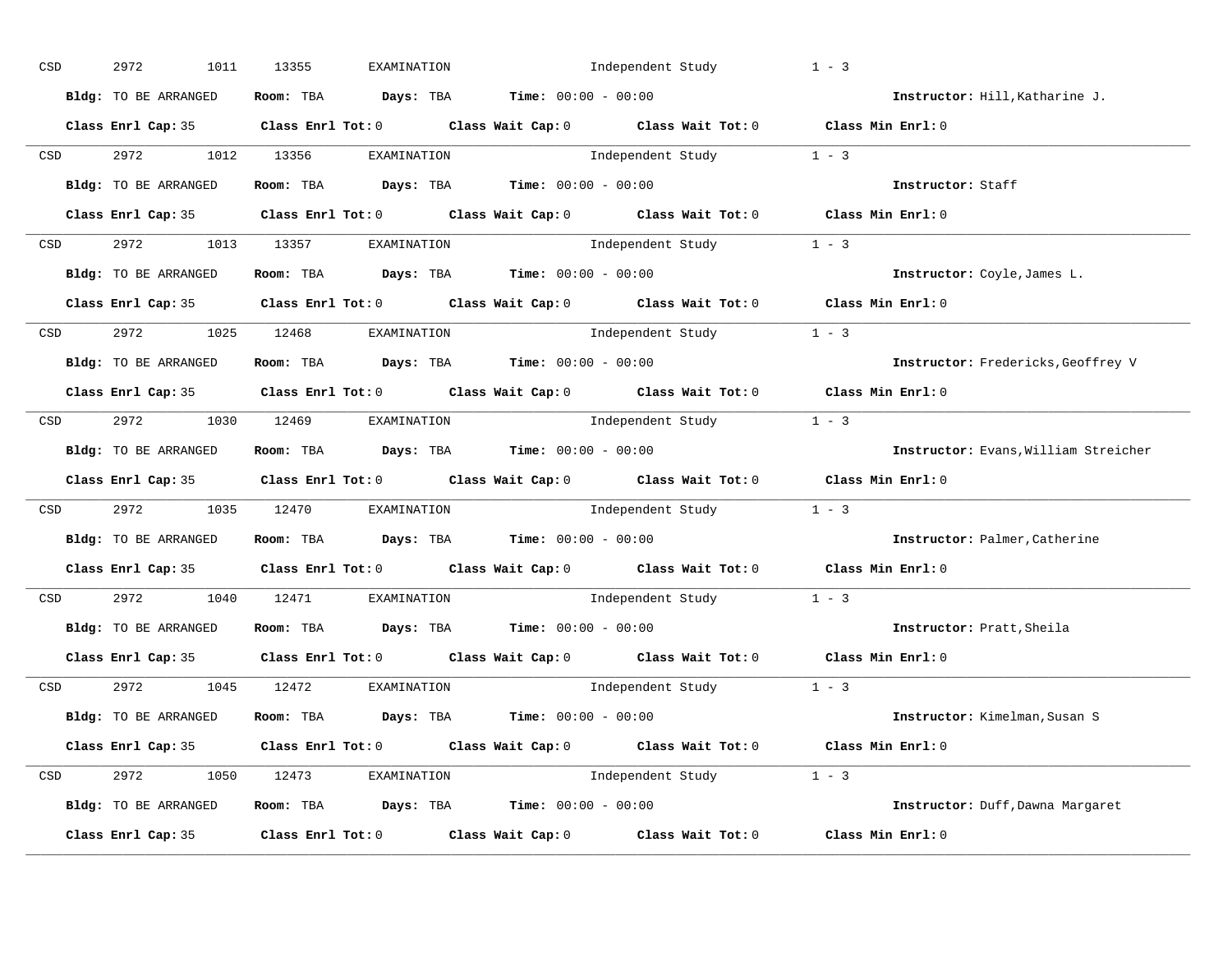CSD 2972 1011 13355 EXAMINATION Independent Study 1 - 3

**Bldg:** TO BE ARRANGED **Room:** TBA **Days:** TBA **Time:** 00:00 - 00:00 **Instructor:** Hill,Katharine J.

**Class Enrl Cap:** 35 **Class Enrl Tot:** 0 **Class Wait Cap:** 0 **Class Wait Tot:** 0 **Class Min Enrl:** 0

---

CSD 2972 1012 13356 EXAMINATION Independent Study 1 - 3

**Bldg:** TO BE ARRANGED **Room:** TBA **Days:** TBA **Time:** 00:00 - 00:00 **Instructor:** Staff

**Class Enrl Cap:** 35 **Class Enrl Tot:** 0 **Class Wait Cap:** 0 **Class Wait Tot:** 0 **Class Min Enrl:** 0

---

CSD 2972 1013 13357 EXAMINATION Independent Study 1 - 3

**Bldg:** TO BE ARRANGED **Room:** TBA **Days:** TBA **Time:** 00:00 - 00:00 **Instructor:** Coyle,James L.

**Class Enrl Cap:** 35 **Class Enrl Tot:** 0 **Class Wait Cap:** 0 **Class Wait Tot:** 0 **Class Min Enrl:** 0

---

CSD 2972 1025 12468 EXAMINATION Independent Study 1 - 3

**Bldg:** TO BE ARRANGED **Room:** TBA **Days:** TBA **Time:** 00:00 - 00:00 **Instructor:** Fredericks,Geoffrey V

**Class Enrl Cap:** 35 **Class Enrl Tot:** 0 **Class Wait Cap:** 0 **Class Wait Tot:** 0 **Class Min Enrl:** 0

---

CSD 2972 1030 12469 EXAMINATION Independent Study 1 - 3

**Bldg:** TO BE ARRANGED **Room:** TBA **Days:** TBA **Time:** 00:00 - 00:00 **Instructor:** Evans,William Streicher

**Class Enrl Cap:** 35 **Class Enrl Tot:** 0 **Class Wait Cap:** 0 **Class Wait Tot:** 0 **Class Min Enrl:** 0

---

CSD 2972 1035 12470 EXAMINATION Independent Study 1 - 3

**Bldg:** TO BE ARRANGED **Room:** TBA **Days:** TBA **Time:** 00:00 - 00:00 **Instructor:** Palmer,Catherine

**Class Enrl Cap:** 35 **Class Enrl Tot:** 0 **Class Wait Cap:** 0 **Class Wait Tot:** 0 **Class Min Enrl:** 0

---

CSD 2972 1040 12471 EXAMINATION Independent Study 1 - 3

**Bldg:** TO BE ARRANGED **Room:** TBA **Days:** TBA **Time:** 00:00 - 00:00 **Instructor:** Pratt,Sheila

**Class Enrl Cap:** 35 **Class Enrl Tot:** 0 **Class Wait Cap:** 0 **Class Wait Tot:** 0 **Class Min Enrl:** 0

---

CSD 2972 1045 12472 EXAMINATION Independent Study 1 - 3

**Bldg:** TO BE ARRANGED **Room:** TBA **Days:** TBA **Time:** 00:00 - 00:00 **Instructor:** Kimelman,Susan S

**Class Enrl Cap:** 35 **Class Enrl Tot:** 0 **Class Wait Cap:** 0 **Class Wait Tot:** 0 **Class Min Enrl:** 0

---

CSD 2972 1050 12473 EXAMINATION Independent Study 1 - 3

**Bldg:** TO BE ARRANGED **Room:** TBA **Days:** TBA **Time:** 00:00 - 00:00 **Instructor:** Duff,Dawna Margaret

**Class Enrl Cap:** 35 **Class Enrl Tot:** 0 **Class Wait Cap:** 0 **Class Wait Tot:** 0 **Class Min Enrl:** 0

---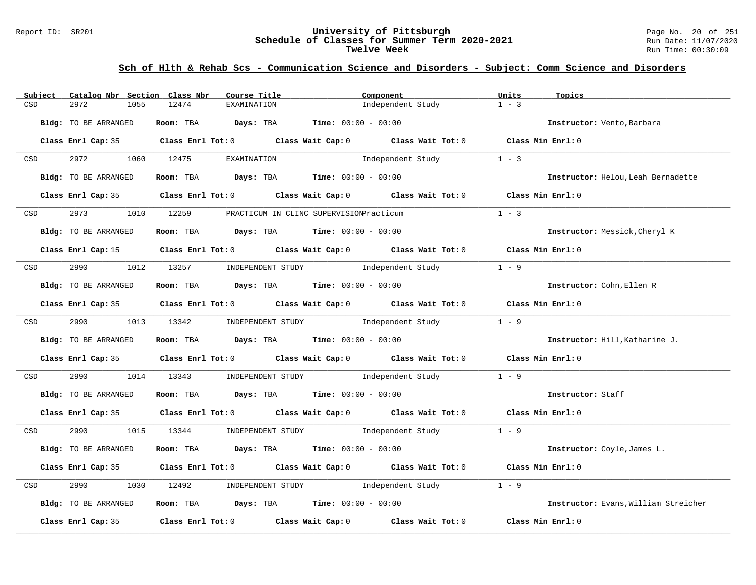# University of Pittsburgh
## Schedule of Classes for Summer Term 2020-2021
### Twelve Week

Report ID: SR201

Run Date: 11/07/2020
Run Time: 00:30:09

## Sch of Hlth & Rehab Scs - Communication Science and Disorders - Subject: Comm Science and Disorders

| Subject | Catalog Nbr | Section | Class Nbr | Course Title | Component | Units | Topics |
|---|---|---|---|---|---|---|---|
| CSD | 2972 | 1055 | 12474 | EXAMINATION | Independent Study | 1 - 3 | |

**Bldg:** TO BE ARRANGED **Room:** TBA **Days:** TBA **Time:** 00:00 - 00:00 **Instructor:** Vento,Barbara

**Class Enrl Cap:** 35 **Class Enrl Tot:** 0 **Class Wait Cap:** 0 **Class Wait Tot:** 0 **Class Min Enrl:** 0

| Subject | Catalog Nbr | Section | Class Nbr | Course Title | Component | Units | Topics |
|---|---|---|---|---|---|---|---|
| CSD | 2972 | 1060 | 12475 | EXAMINATION | Independent Study | 1 - 3 | |

**Bldg:** TO BE ARRANGED **Room:** TBA **Days:** TBA **Time:** 00:00 - 00:00 **Instructor:** Helou,Leah Bernadette

**Class Enrl Cap:** 35 **Class Enrl Tot:** 0 **Class Wait Cap:** 0 **Class Wait Tot:** 0 **Class Min Enrl:** 0

| Subject | Catalog Nbr | Section | Class Nbr | Course Title | Component | Units | Topics |
|---|---|---|---|---|---|---|---|
| CSD | 2973 | 1010 | 12259 | PRACTICUM IN CLINC SUPERVISION | Practicum | 1 - 3 | |

**Bldg:** TO BE ARRANGED **Room:** TBA **Days:** TBA **Time:** 00:00 - 00:00 **Instructor:** Messick,Cheryl K

**Class Enrl Cap:** 15 **Class Enrl Tot:** 0 **Class Wait Cap:** 0 **Class Wait Tot:** 0 **Class Min Enrl:** 0

| Subject | Catalog Nbr | Section | Class Nbr | Course Title | Component | Units | Topics |
|---|---|---|---|---|---|---|---|
| CSD | 2990 | 1012 | 13257 | INDEPENDENT STUDY | Independent Study | 1 - 9 | |

**Bldg:** TO BE ARRANGED **Room:** TBA **Days:** TBA **Time:** 00:00 - 00:00 **Instructor:** Cohn,Ellen R

**Class Enrl Cap:** 35 **Class Enrl Tot:** 0 **Class Wait Cap:** 0 **Class Wait Tot:** 0 **Class Min Enrl:** 0

| Subject | Catalog Nbr | Section | Class Nbr | Course Title | Component | Units | Topics |
|---|---|---|---|---|---|---|---|
| CSD | 2990 | 1013 | 13342 | INDEPENDENT STUDY | Independent Study | 1 - 9 | |

**Bldg:** TO BE ARRANGED **Room:** TBA **Days:** TBA **Time:** 00:00 - 00:00 **Instructor:** Hill,Katharine J.

**Class Enrl Cap:** 35 **Class Enrl Tot:** 0 **Class Wait Cap:** 0 **Class Wait Tot:** 0 **Class Min Enrl:** 0

| Subject | Catalog Nbr | Section | Class Nbr | Course Title | Component | Units | Topics |
|---|---|---|---|---|---|---|---|
| CSD | 2990 | 1014 | 13343 | INDEPENDENT STUDY | Independent Study | 1 - 9 | |

**Bldg:** TO BE ARRANGED **Room:** TBA **Days:** TBA **Time:** 00:00 - 00:00 **Instructor:** Staff

**Class Enrl Cap:** 35 **Class Enrl Tot:** 0 **Class Wait Cap:** 0 **Class Wait Tot:** 0 **Class Min Enrl:** 0

| Subject | Catalog Nbr | Section | Class Nbr | Course Title | Component | Units | Topics |
|---|---|---|---|---|---|---|---|
| CSD | 2990 | 1015 | 13344 | INDEPENDENT STUDY | Independent Study | 1 - 9 | |

**Bldg:** TO BE ARRANGED **Room:** TBA **Days:** TBA **Time:** 00:00 - 00:00 **Instructor:** Coyle,James L.

**Class Enrl Cap:** 35 **Class Enrl Tot:** 0 **Class Wait Cap:** 0 **Class Wait Tot:** 0 **Class Min Enrl:** 0

| Subject | Catalog Nbr | Section | Class Nbr | Course Title | Component | Units | Topics |
|---|---|---|---|---|---|---|---|
| CSD | 2990 | 1030 | 12492 | INDEPENDENT STUDY | Independent Study | 1 - 9 | |

**Bldg:** TO BE ARRANGED **Room:** TBA **Days:** TBA **Time:** 00:00 - 00:00 **Instructor:** Evans,William Streicher

**Class Enrl Cap:** 35 **Class Enrl Tot:** 0 **Class Wait Cap:** 0 **Class Wait Tot:** 0 **Class Min Enrl:** 0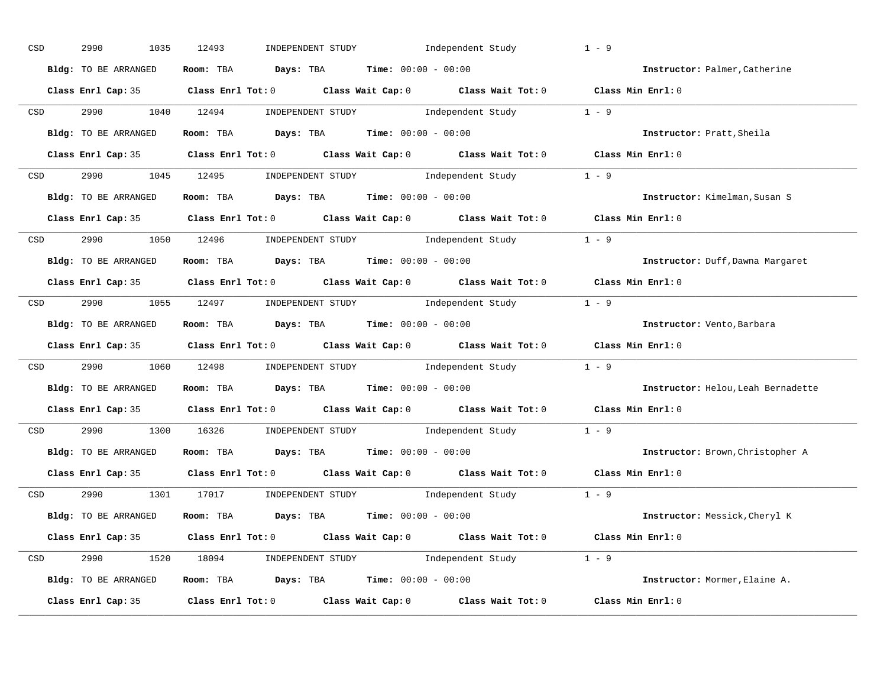CSD 2990 1035 12493 INDEPENDENT STUDY Independent Study 1 - 9

**Bldg:** TO BE ARRANGED **Room:** TBA **Days:** TBA **Time:** 00:00 - 00:00 **Instructor:** Palmer,Catherine

**Class Enrl Cap:** 35 **Class Enrl Tot:** 0 **Class Wait Cap:** 0 **Class Wait Tot:** 0 **Class Min Enrl:** 0

---

CSD 2990 1040 12494 INDEPENDENT STUDY Independent Study 1 - 9

**Bldg:** TO BE ARRANGED **Room:** TBA **Days:** TBA **Time:** 00:00 - 00:00 **Instructor:** Pratt,Sheila

**Class Enrl Cap:** 35 **Class Enrl Tot:** 0 **Class Wait Cap:** 0 **Class Wait Tot:** 0 **Class Min Enrl:** 0

---

CSD 2990 1045 12495 INDEPENDENT STUDY Independent Study 1 - 9

**Bldg:** TO BE ARRANGED **Room:** TBA **Days:** TBA **Time:** 00:00 - 00:00 **Instructor:** Kimelman,Susan S

**Class Enrl Cap:** 35 **Class Enrl Tot:** 0 **Class Wait Cap:** 0 **Class Wait Tot:** 0 **Class Min Enrl:** 0

---

CSD 2990 1050 12496 INDEPENDENT STUDY Independent Study 1 - 9

**Bldg:** TO BE ARRANGED **Room:** TBA **Days:** TBA **Time:** 00:00 - 00:00 **Instructor:** Duff,Dawna Margaret

**Class Enrl Cap:** 35 **Class Enrl Tot:** 0 **Class Wait Cap:** 0 **Class Wait Tot:** 0 **Class Min Enrl:** 0

---

CSD 2990 1055 12497 INDEPENDENT STUDY Independent Study 1 - 9

**Bldg:** TO BE ARRANGED **Room:** TBA **Days:** TBA **Time:** 00:00 - 00:00 **Instructor:** Vento,Barbara

**Class Enrl Cap:** 35 **Class Enrl Tot:** 0 **Class Wait Cap:** 0 **Class Wait Tot:** 0 **Class Min Enrl:** 0

---

CSD 2990 1060 12498 INDEPENDENT STUDY Independent Study 1 - 9

**Bldg:** TO BE ARRANGED **Room:** TBA **Days:** TBA **Time:** 00:00 - 00:00 **Instructor:** Helou,Leah Bernadette

**Class Enrl Cap:** 35 **Class Enrl Tot:** 0 **Class Wait Cap:** 0 **Class Wait Tot:** 0 **Class Min Enrl:** 0

---

CSD 2990 1300 16326 INDEPENDENT STUDY Independent Study 1 - 9

**Bldg:** TO BE ARRANGED **Room:** TBA **Days:** TBA **Time:** 00:00 - 00:00 **Instructor:** Brown,Christopher A

**Class Enrl Cap:** 35 **Class Enrl Tot:** 0 **Class Wait Cap:** 0 **Class Wait Tot:** 0 **Class Min Enrl:** 0

---

CSD 2990 1301 17017 INDEPENDENT STUDY Independent Study 1 - 9

**Bldg:** TO BE ARRANGED **Room:** TBA **Days:** TBA **Time:** 00:00 - 00:00 **Instructor:** Messick,Cheryl K

**Class Enrl Cap:** 35 **Class Enrl Tot:** 0 **Class Wait Cap:** 0 **Class Wait Tot:** 0 **Class Min Enrl:** 0

---

CSD 2990 1520 18094 INDEPENDENT STUDY Independent Study 1 - 9

**Bldg:** TO BE ARRANGED **Room:** TBA **Days:** TBA **Time:** 00:00 - 00:00 **Instructor:** Mormer,Elaine A.

**Class Enrl Cap:** 35 **Class Enrl Tot:** 0 **Class Wait Cap:** 0 **Class Wait Tot:** 0 **Class Min Enrl:** 0

---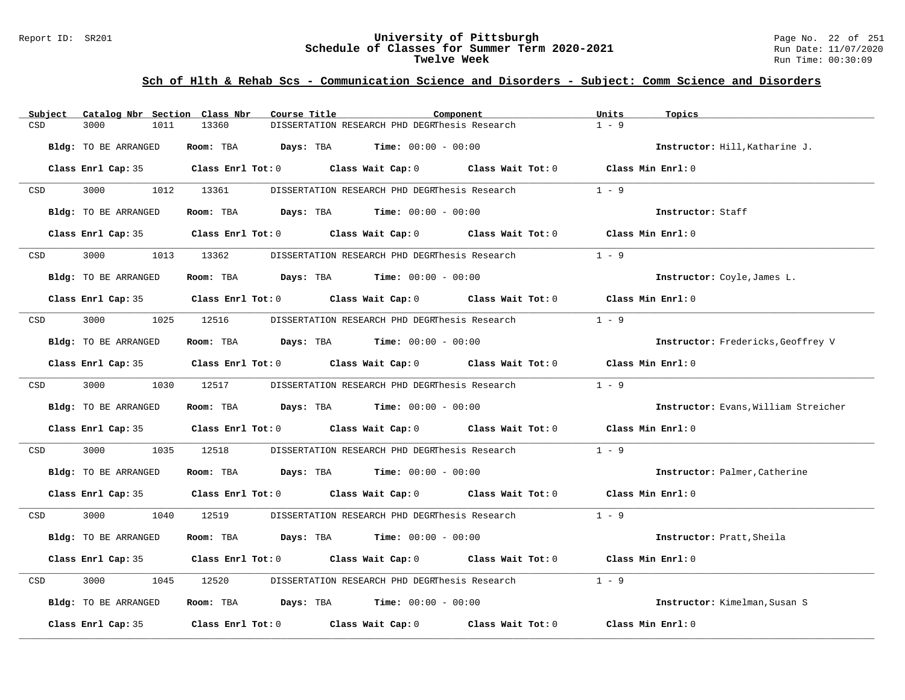## Sch of Hlth & Rehab Scs - Communication Science and Disorders - Subject: Comm Science and Disorders

| Subject | Catalog Nbr | Section | Class Nbr | Course Title | Component | Units | Topics |
|---|---|---|---|---|---|---|---|
| CSD | 3000 | 1011 | 13360 | DISSERTATION RESEARCH PHD DEGR | Thesis Research | 1 - 9 | |

**Bldg:** TO BE ARRANGED **Room:** TBA **Days:** TBA **Time:** 00:00 - 00:00 **Instructor:** Hill,Katharine J.

**Class Enrl Cap:** 35 **Class Enrl Tot:** 0 **Class Wait Cap:** 0 **Class Wait Tot:** 0 **Class Min Enrl:** 0

| Subject | Catalog Nbr | Section | Class Nbr | Course Title | Component | Units | Topics |
|---|---|---|---|---|---|---|---|
| CSD | 3000 | 1012 | 13361 | DISSERTATION RESEARCH PHD DEGR | Thesis Research | 1 - 9 | |

**Bldg:** TO BE ARRANGED **Room:** TBA **Days:** TBA **Time:** 00:00 - 00:00 **Instructor:** Staff

**Class Enrl Cap:** 35 **Class Enrl Tot:** 0 **Class Wait Cap:** 0 **Class Wait Tot:** 0 **Class Min Enrl:** 0

| Subject | Catalog Nbr | Section | Class Nbr | Course Title | Component | Units | Topics |
|---|---|---|---|---|---|---|---|
| CSD | 3000 | 1013 | 13362 | DISSERTATION RESEARCH PHD DEGR | Thesis Research | 1 - 9 | |

**Bldg:** TO BE ARRANGED **Room:** TBA **Days:** TBA **Time:** 00:00 - 00:00 **Instructor:** Coyle,James L.

**Class Enrl Cap:** 35 **Class Enrl Tot:** 0 **Class Wait Cap:** 0 **Class Wait Tot:** 0 **Class Min Enrl:** 0

| Subject | Catalog Nbr | Section | Class Nbr | Course Title | Component | Units | Topics |
|---|---|---|---|---|---|---|---|
| CSD | 3000 | 1025 | 12516 | DISSERTATION RESEARCH PHD DEGR | Thesis Research | 1 - 9 | |

**Bldg:** TO BE ARRANGED **Room:** TBA **Days:** TBA **Time:** 00:00 - 00:00 **Instructor:** Fredericks,Geoffrey V

**Class Enrl Cap:** 35 **Class Enrl Tot:** 0 **Class Wait Cap:** 0 **Class Wait Tot:** 0 **Class Min Enrl:** 0

| Subject | Catalog Nbr | Section | Class Nbr | Course Title | Component | Units | Topics |
|---|---|---|---|---|---|---|---|
| CSD | 3000 | 1030 | 12517 | DISSERTATION RESEARCH PHD DEGR | Thesis Research | 1 - 9 | |

**Bldg:** TO BE ARRANGED **Room:** TBA **Days:** TBA **Time:** 00:00 - 00:00 **Instructor:** Evans,William Streicher

**Class Enrl Cap:** 35 **Class Enrl Tot:** 0 **Class Wait Cap:** 0 **Class Wait Tot:** 0 **Class Min Enrl:** 0

| Subject | Catalog Nbr | Section | Class Nbr | Course Title | Component | Units | Topics |
|---|---|---|---|---|---|---|---|
| CSD | 3000 | 1035 | 12518 | DISSERTATION RESEARCH PHD DEGR | Thesis Research | 1 - 9 | |

**Bldg:** TO BE ARRANGED **Room:** TBA **Days:** TBA **Time:** 00:00 - 00:00 **Instructor:** Palmer,Catherine

**Class Enrl Cap:** 35 **Class Enrl Tot:** 0 **Class Wait Cap:** 0 **Class Wait Tot:** 0 **Class Min Enrl:** 0

| Subject | Catalog Nbr | Section | Class Nbr | Course Title | Component | Units | Topics |
|---|---|---|---|---|---|---|---|
| CSD | 3000 | 1040 | 12519 | DISSERTATION RESEARCH PHD DEGR | Thesis Research | 1 - 9 | |

**Bldg:** TO BE ARRANGED **Room:** TBA **Days:** TBA **Time:** 00:00 - 00:00 **Instructor:** Pratt,Sheila

**Class Enrl Cap:** 35 **Class Enrl Tot:** 0 **Class Wait Cap:** 0 **Class Wait Tot:** 0 **Class Min Enrl:** 0

| Subject | Catalog Nbr | Section | Class Nbr | Course Title | Component | Units | Topics |
|---|---|---|---|---|---|---|---|
| CSD | 3000 | 1045 | 12520 | DISSERTATION RESEARCH PHD DEGR | Thesis Research | 1 - 9 | |

**Bldg:** TO BE ARRANGED **Room:** TBA **Days:** TBA **Time:** 00:00 - 00:00 **Instructor:** Kimelman,Susan S

**Class Enrl Cap:** 35 **Class Enrl Tot:** 0 **Class Wait Cap:** 0 **Class Wait Tot:** 0 **Class Min Enrl:** 0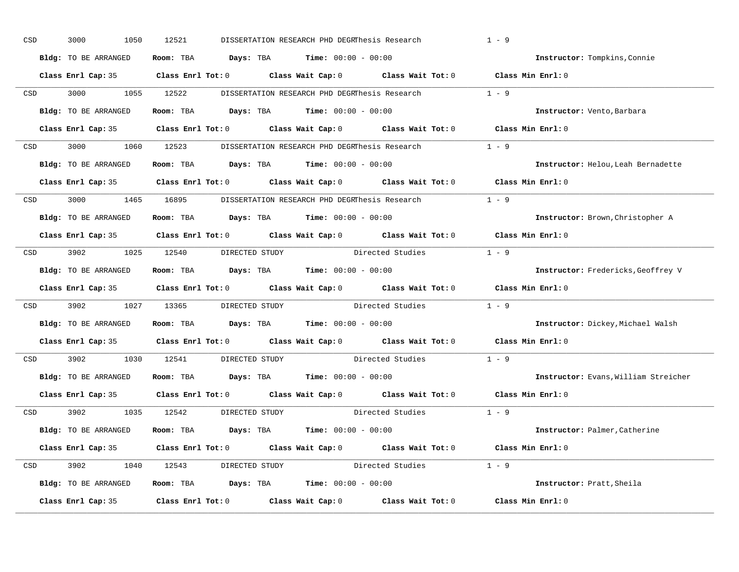CSD 3000 1050 12521 DISSERTATION RESEARCH PHD DEGRThesis Research 1 - 9

**Bldg:** TO BE ARRANGED **Room:** TBA **Days:** TBA **Time:** 00:00 - 00:00 **Instructor:** Tompkins,Connie

**Class Enrl Cap:** 35 **Class Enrl Tot:** 0 **Class Wait Cap:** 0 **Class Wait Tot:** 0 **Class Min Enrl:** 0

---

CSD 3000 1055 12522 DISSERTATION RESEARCH PHD DEGRThesis Research 1 - 9

**Bldg:** TO BE ARRANGED **Room:** TBA **Days:** TBA **Time:** 00:00 - 00:00 **Instructor:** Vento,Barbara

**Class Enrl Cap:** 35 **Class Enrl Tot:** 0 **Class Wait Cap:** 0 **Class Wait Tot:** 0 **Class Min Enrl:** 0

---

CSD 3000 1060 12523 DISSERTATION RESEARCH PHD DEGRThesis Research 1 - 9

**Bldg:** TO BE ARRANGED **Room:** TBA **Days:** TBA **Time:** 00:00 - 00:00 **Instructor:** Helou,Leah Bernadette

**Class Enrl Cap:** 35 **Class Enrl Tot:** 0 **Class Wait Cap:** 0 **Class Wait Tot:** 0 **Class Min Enrl:** 0

---

CSD 3000 1465 16895 DISSERTATION RESEARCH PHD DEGRThesis Research 1 - 9

**Bldg:** TO BE ARRANGED **Room:** TBA **Days:** TBA **Time:** 00:00 - 00:00 **Instructor:** Brown,Christopher A

**Class Enrl Cap:** 35 **Class Enrl Tot:** 0 **Class Wait Cap:** 0 **Class Wait Tot:** 0 **Class Min Enrl:** 0

---

CSD 3902 1025 12540 DIRECTED STUDY Directed Studies 1 - 9

**Bldg:** TO BE ARRANGED **Room:** TBA **Days:** TBA **Time:** 00:00 - 00:00 **Instructor:** Fredericks,Geoffrey V

**Class Enrl Cap:** 35 **Class Enrl Tot:** 0 **Class Wait Cap:** 0 **Class Wait Tot:** 0 **Class Min Enrl:** 0

---

CSD 3902 1027 13365 DIRECTED STUDY Directed Studies 1 - 9

**Bldg:** TO BE ARRANGED **Room:** TBA **Days:** TBA **Time:** 00:00 - 00:00 **Instructor:** Dickey,Michael Walsh

**Class Enrl Cap:** 35 **Class Enrl Tot:** 0 **Class Wait Cap:** 0 **Class Wait Tot:** 0 **Class Min Enrl:** 0

---

CSD 3902 1030 12541 DIRECTED STUDY Directed Studies 1 - 9

**Bldg:** TO BE ARRANGED **Room:** TBA **Days:** TBA **Time:** 00:00 - 00:00 **Instructor:** Evans,William Streicher

**Class Enrl Cap:** 35 **Class Enrl Tot:** 0 **Class Wait Cap:** 0 **Class Wait Tot:** 0 **Class Min Enrl:** 0

---

CSD 3902 1035 12542 DIRECTED STUDY Directed Studies 1 - 9

**Bldg:** TO BE ARRANGED **Room:** TBA **Days:** TBA **Time:** 00:00 - 00:00 **Instructor:** Palmer,Catherine

**Class Enrl Cap:** 35 **Class Enrl Tot:** 0 **Class Wait Cap:** 0 **Class Wait Tot:** 0 **Class Min Enrl:** 0

---

CSD 3902 1040 12543 DIRECTED STUDY Directed Studies 1 - 9

**Bldg:** TO BE ARRANGED **Room:** TBA **Days:** TBA **Time:** 00:00 - 00:00 **Instructor:** Pratt,Sheila

**Class Enrl Cap:** 35 **Class Enrl Tot:** 0 **Class Wait Cap:** 0 **Class Wait Tot:** 0 **Class Min Enrl:** 0

---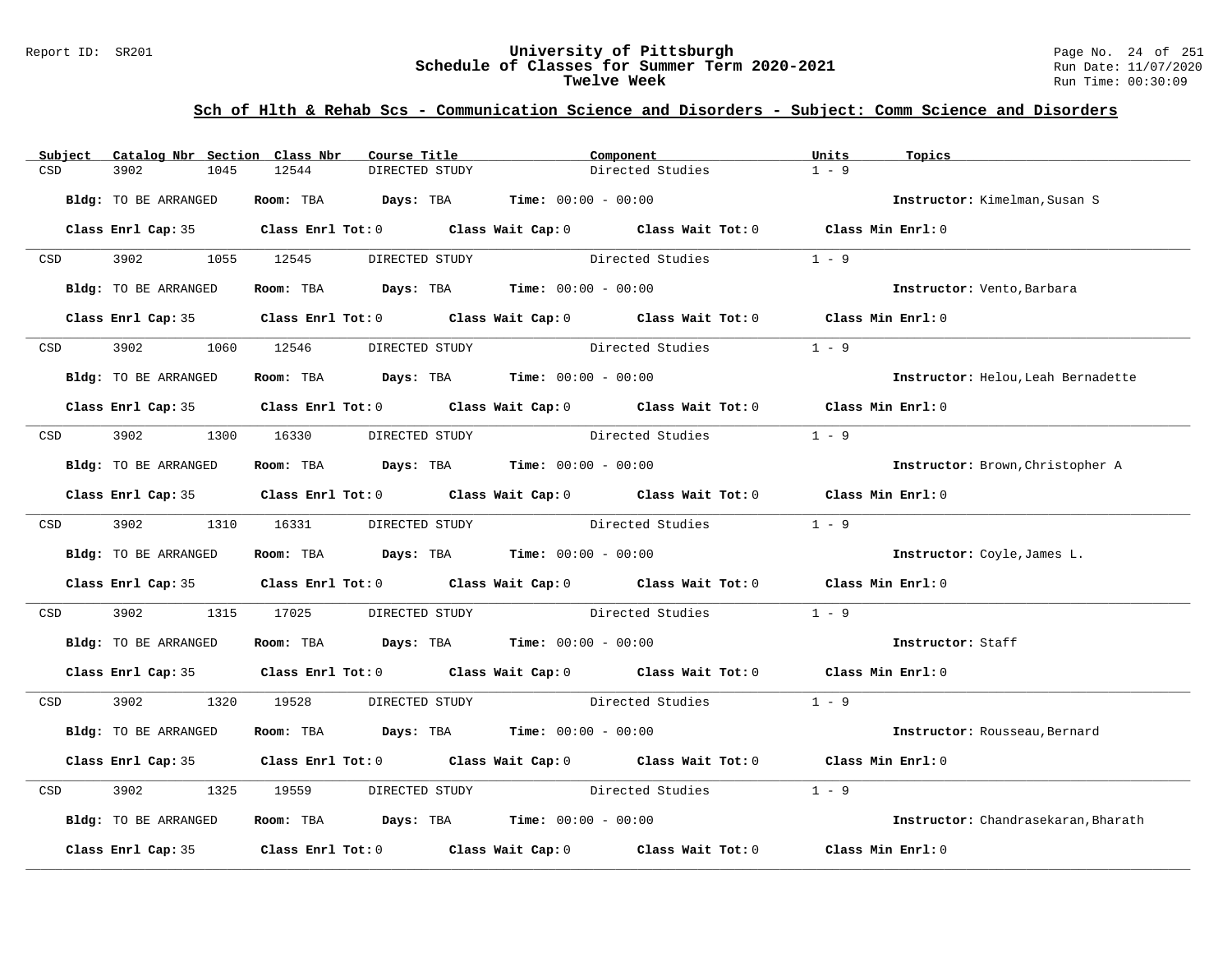## Sch of Hlth & Rehab Scs - Communication Science and Disorders - Subject: Comm Science and Disorders

| Subject | Catalog Nbr | Section | Class Nbr | Course Title | Component | Units | Topics |
|---|---|---|---|---|---|---|---|
| CSD | 3902 | 1045 | 12544 | DIRECTED STUDY | Directed Studies | 1 - 9 | |

**Bldg:** TO BE ARRANGED **Room:** TBA **Days:** TBA **Time:** 00:00 - 00:00 **Instructor:** Kimelman,Susan S

**Class Enrl Cap:** 35 **Class Enrl Tot:** 0 **Class Wait Cap:** 0 **Class Wait Tot:** 0 **Class Min Enrl:** 0

| Subject | Catalog Nbr | Section | Class Nbr | Course Title | Component | Units | Topics |
|---|---|---|---|---|---|---|---|
| CSD | 3902 | 1055 | 12545 | DIRECTED STUDY | Directed Studies | 1 - 9 | |

**Bldg:** TO BE ARRANGED **Room:** TBA **Days:** TBA **Time:** 00:00 - 00:00 **Instructor:** Vento,Barbara

**Class Enrl Cap:** 35 **Class Enrl Tot:** 0 **Class Wait Cap:** 0 **Class Wait Tot:** 0 **Class Min Enrl:** 0

| Subject | Catalog Nbr | Section | Class Nbr | Course Title | Component | Units | Topics |
|---|---|---|---|---|---|---|---|
| CSD | 3902 | 1060 | 12546 | DIRECTED STUDY | Directed Studies | 1 - 9 | |

**Bldg:** TO BE ARRANGED **Room:** TBA **Days:** TBA **Time:** 00:00 - 00:00 **Instructor:** Helou,Leah Bernadette

**Class Enrl Cap:** 35 **Class Enrl Tot:** 0 **Class Wait Cap:** 0 **Class Wait Tot:** 0 **Class Min Enrl:** 0

| Subject | Catalog Nbr | Section | Class Nbr | Course Title | Component | Units | Topics |
|---|---|---|---|---|---|---|---|
| CSD | 3902 | 1300 | 16330 | DIRECTED STUDY | Directed Studies | 1 - 9 | |

**Bldg:** TO BE ARRANGED **Room:** TBA **Days:** TBA **Time:** 00:00 - 00:00 **Instructor:** Brown,Christopher A

**Class Enrl Cap:** 35 **Class Enrl Tot:** 0 **Class Wait Cap:** 0 **Class Wait Tot:** 0 **Class Min Enrl:** 0

| Subject | Catalog Nbr | Section | Class Nbr | Course Title | Component | Units | Topics |
|---|---|---|---|---|---|---|---|
| CSD | 3902 | 1310 | 16331 | DIRECTED STUDY | Directed Studies | 1 - 9 | |

**Bldg:** TO BE ARRANGED **Room:** TBA **Days:** TBA **Time:** 00:00 - 00:00 **Instructor:** Coyle,James L.

**Class Enrl Cap:** 35 **Class Enrl Tot:** 0 **Class Wait Cap:** 0 **Class Wait Tot:** 0 **Class Min Enrl:** 0

| Subject | Catalog Nbr | Section | Class Nbr | Course Title | Component | Units | Topics |
|---|---|---|---|---|---|---|---|
| CSD | 3902 | 1315 | 17025 | DIRECTED STUDY | Directed Studies | 1 - 9 | |

**Bldg:** TO BE ARRANGED **Room:** TBA **Days:** TBA **Time:** 00:00 - 00:00 **Instructor:** Staff

**Class Enrl Cap:** 35 **Class Enrl Tot:** 0 **Class Wait Cap:** 0 **Class Wait Tot:** 0 **Class Min Enrl:** 0

| Subject | Catalog Nbr | Section | Class Nbr | Course Title | Component | Units | Topics |
|---|---|---|---|---|---|---|---|
| CSD | 3902 | 1320 | 19528 | DIRECTED STUDY | Directed Studies | 1 - 9 | |

**Bldg:** TO BE ARRANGED **Room:** TBA **Days:** TBA **Time:** 00:00 - 00:00 **Instructor:** Rousseau,Bernard

**Class Enrl Cap:** 35 **Class Enrl Tot:** 0 **Class Wait Cap:** 0 **Class Wait Tot:** 0 **Class Min Enrl:** 0

| Subject | Catalog Nbr | Section | Class Nbr | Course Title | Component | Units | Topics |
|---|---|---|---|---|---|---|---|
| CSD | 3902 | 1325 | 19559 | DIRECTED STUDY | Directed Studies | 1 - 9 | |

**Bldg:** TO BE ARRANGED **Room:** TBA **Days:** TBA **Time:** 00:00 - 00:00 **Instructor:** Chandrasekaran,Bharath

**Class Enrl Cap:** 35 **Class Enrl Tot:** 0 **Class Wait Cap:** 0 **Class Wait Tot:** 0 **Class Min Enrl:** 0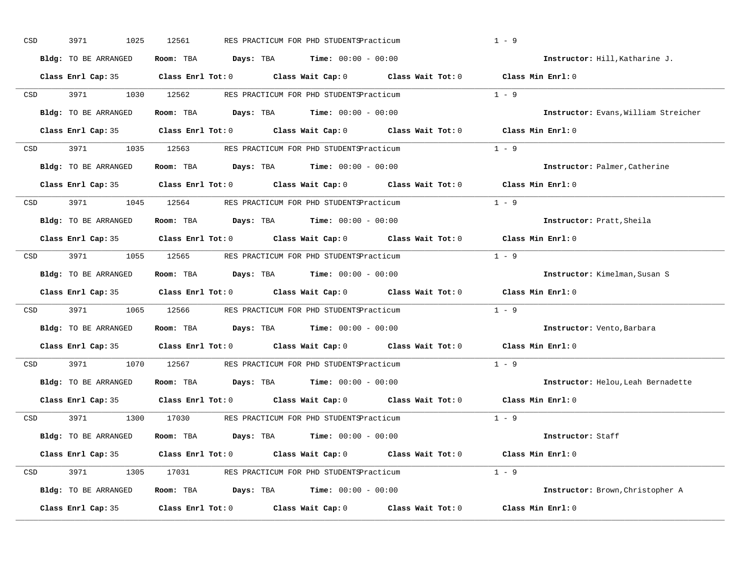CSD 3971 1025 12561 RES PRACTICUM FOR PHD STUDENTSPracticum 1 - 9

**Bldg:** TO BE ARRANGED **Room:** TBA **Days:** TBA **Time:** 00:00 - 00:00 **Instructor:** Hill,Katharine J.

**Class Enrl Cap:** 35 **Class Enrl Tot:** 0 **Class Wait Cap:** 0 **Class Wait Tot:** 0 **Class Min Enrl:** 0

---

CSD 3971 1030 12562 RES PRACTICUM FOR PHD STUDENTSPracticum 1 - 9

**Bldg:** TO BE ARRANGED **Room:** TBA **Days:** TBA **Time:** 00:00 - 00:00 **Instructor:** Evans,William Streicher

**Class Enrl Cap:** 35 **Class Enrl Tot:** 0 **Class Wait Cap:** 0 **Class Wait Tot:** 0 **Class Min Enrl:** 0

---

CSD 3971 1035 12563 RES PRACTICUM FOR PHD STUDENTSPracticum 1 - 9

**Bldg:** TO BE ARRANGED **Room:** TBA **Days:** TBA **Time:** 00:00 - 00:00 **Instructor:** Palmer,Catherine

**Class Enrl Cap:** 35 **Class Enrl Tot:** 0 **Class Wait Cap:** 0 **Class Wait Tot:** 0 **Class Min Enrl:** 0

---

CSD 3971 1045 12564 RES PRACTICUM FOR PHD STUDENTSPracticum 1 - 9

**Bldg:** TO BE ARRANGED **Room:** TBA **Days:** TBA **Time:** 00:00 - 00:00 **Instructor:** Pratt,Sheila

**Class Enrl Cap:** 35 **Class Enrl Tot:** 0 **Class Wait Cap:** 0 **Class Wait Tot:** 0 **Class Min Enrl:** 0

---

CSD 3971 1055 12565 RES PRACTICUM FOR PHD STUDENTSPracticum 1 - 9

**Bldg:** TO BE ARRANGED **Room:** TBA **Days:** TBA **Time:** 00:00 - 00:00 **Instructor:** Kimelman,Susan S

**Class Enrl Cap:** 35 **Class Enrl Tot:** 0 **Class Wait Cap:** 0 **Class Wait Tot:** 0 **Class Min Enrl:** 0

---

CSD 3971 1065 12566 RES PRACTICUM FOR PHD STUDENTSPracticum 1 - 9

**Bldg:** TO BE ARRANGED **Room:** TBA **Days:** TBA **Time:** 00:00 - 00:00 **Instructor:** Vento,Barbara

**Class Enrl Cap:** 35 **Class Enrl Tot:** 0 **Class Wait Cap:** 0 **Class Wait Tot:** 0 **Class Min Enrl:** 0

---

CSD 3971 1070 12567 RES PRACTICUM FOR PHD STUDENTSPracticum 1 - 9

**Bldg:** TO BE ARRANGED **Room:** TBA **Days:** TBA **Time:** 00:00 - 00:00 **Instructor:** Helou,Leah Bernadette

**Class Enrl Cap:** 35 **Class Enrl Tot:** 0 **Class Wait Cap:** 0 **Class Wait Tot:** 0 **Class Min Enrl:** 0

---

CSD 3971 1300 17030 RES PRACTICUM FOR PHD STUDENTSPracticum 1 - 9

**Bldg:** TO BE ARRANGED **Room:** TBA **Days:** TBA **Time:** 00:00 - 00:00 **Instructor:** Staff

**Class Enrl Cap:** 35 **Class Enrl Tot:** 0 **Class Wait Cap:** 0 **Class Wait Tot:** 0 **Class Min Enrl:** 0

---

CSD 3971 1305 17031 RES PRACTICUM FOR PHD STUDENTSPracticum 1 - 9

**Bldg:** TO BE ARRANGED **Room:** TBA **Days:** TBA **Time:** 00:00 - 00:00 **Instructor:** Brown,Christopher A

**Class Enrl Cap:** 35 **Class Enrl Tot:** 0 **Class Wait Cap:** 0 **Class Wait Tot:** 0 **Class Min Enrl:** 0

---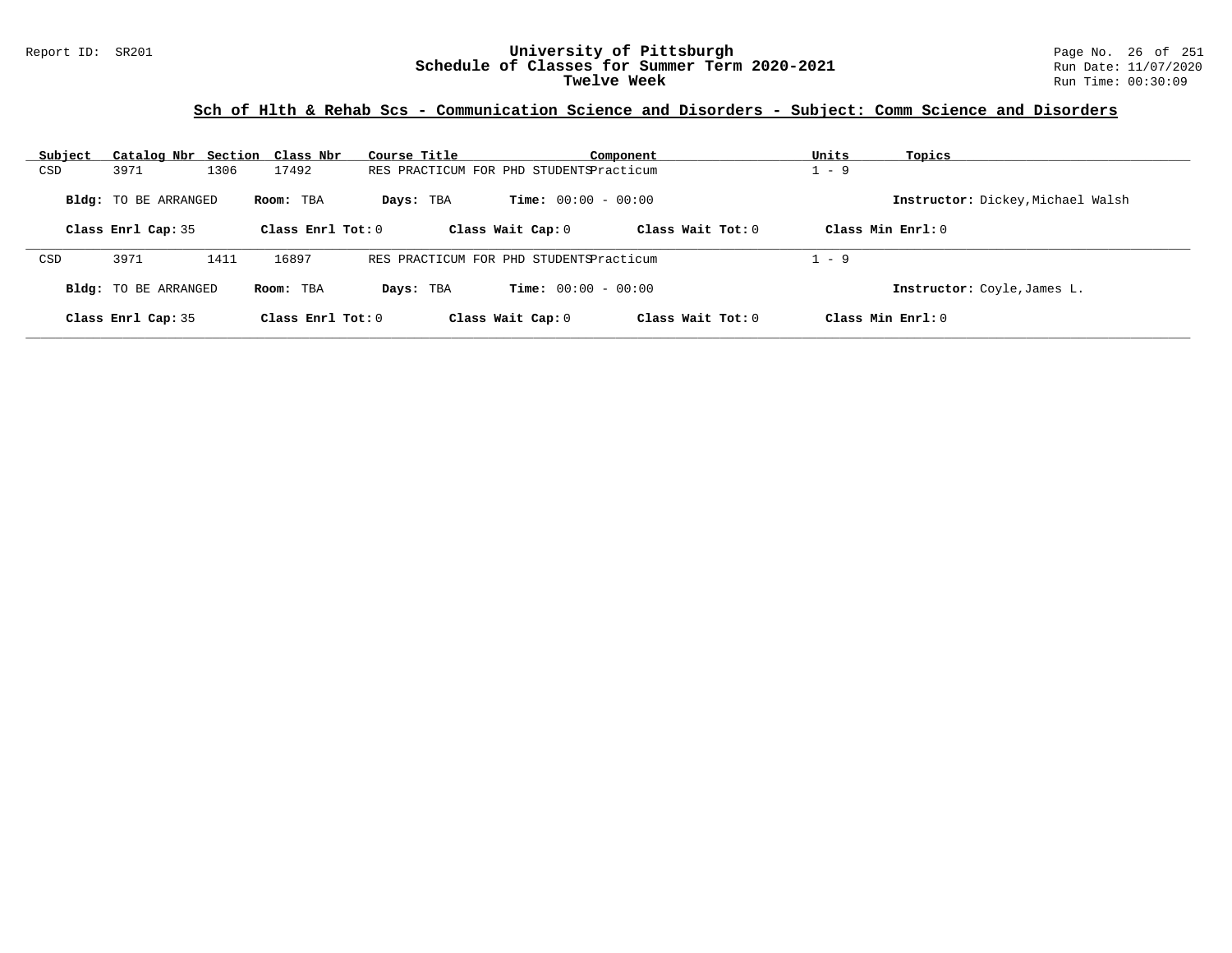## Sch of Hlth & Rehab Scs - Communication Science and Disorders - Subject: Comm Science and Disorders

| Subject | Catalog Nbr | Section | Class Nbr | Course Title | Component | Units | Topics |
|---|---|---|---|---|---|---|---|
| CSD | 3971 | 1306 | 17492 | RES PRACTICUM FOR PHD STUDENTS | Practicum | 1 - 9 | |

**Bldg:** TO BE ARRANGED **Room:** TBA **Days:** TBA **Time:** 00:00 - 00:00 **Instructor:** Dickey,Michael Walsh

**Class Enrl Cap:** 35 **Class Enrl Tot:** 0 **Class Wait Cap:** 0 **Class Wait Tot:** 0 **Class Min Enrl:** 0

| Subject | Catalog Nbr | Section | Class Nbr | Course Title | Component | Units | Topics |
|---|---|---|---|---|---|---|---|
| CSD | 3971 | 1411 | 16897 | RES PRACTICUM FOR PHD STUDENTS | Practicum | 1 - 9 | |

**Bldg:** TO BE ARRANGED **Room:** TBA **Days:** TBA **Time:** 00:00 - 00:00 **Instructor:** Coyle,James L.

**Class Enrl Cap:** 35 **Class Enrl Tot:** 0 **Class Wait Cap:** 0 **Class Wait Tot:** 0 **Class Min Enrl:** 0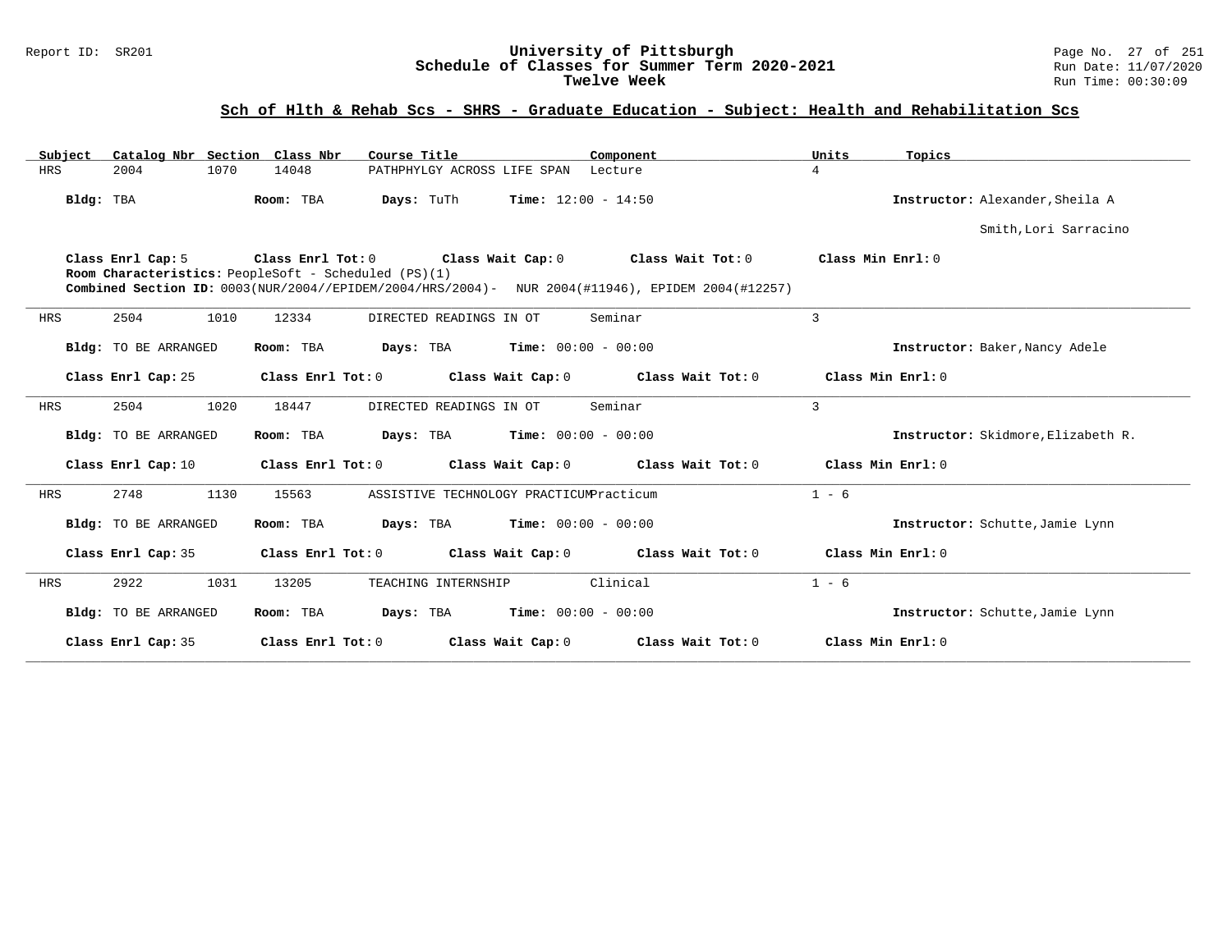## Sch of Hlth & Rehab Scs - SHRS - Graduate Education - Subject: Health and Rehabilitation Scs

| Subject | Catalog Nbr | Section | Class Nbr | Course Title | Component | Units | Topics |
|---|---|---|---|---|---|---|---|
| HRS | 2004 | 1070 | 14048 | PATHPHYLGY ACROSS LIFE SPAN | Lecture | 4 | |

**Bldg:** TBA **Room:** TBA **Days:** TuTh **Time:** 12:00 - 14:50 **Instructor:** Alexander,Sheila A; Smith,Lori Sarracino

**Class Enrl Cap:** 5 **Class Enrl Tot:** 0 **Class Wait Cap:** 0 **Class Wait Tot:** 0 **Class Min Enrl:** 0

**Room Characteristics:** PeopleSoft - Scheduled (PS)(1)

**Combined Section ID:** 0003(NUR/2004//EPIDEM/2004/HRS/2004)- NUR 2004(#11946), EPIDEM 2004(#12257)

---

| Subject | Catalog Nbr | Section | Class Nbr | Course Title | Component | Units | Topics |
|---|---|---|---|---|---|---|---|
| HRS | 2504 | 1010 | 12334 | DIRECTED READINGS IN OT | Seminar | 3 | |

**Bldg:** TO BE ARRANGED **Room:** TBA **Days:** TBA **Time:** 00:00 - 00:00 **Instructor:** Baker,Nancy Adele

**Class Enrl Cap:** 25 **Class Enrl Tot:** 0 **Class Wait Cap:** 0 **Class Wait Tot:** 0 **Class Min Enrl:** 0

---

| Subject | Catalog Nbr | Section | Class Nbr | Course Title | Component | Units | Topics |
|---|---|---|---|---|---|---|---|
| HRS | 2504 | 1020 | 18447 | DIRECTED READINGS IN OT | Seminar | 3 | |

**Bldg:** TO BE ARRANGED **Room:** TBA **Days:** TBA **Time:** 00:00 - 00:00 **Instructor:** Skidmore,Elizabeth R.

**Class Enrl Cap:** 10 **Class Enrl Tot:** 0 **Class Wait Cap:** 0 **Class Wait Tot:** 0 **Class Min Enrl:** 0

---

| Subject | Catalog Nbr | Section | Class Nbr | Course Title | Component | Units | Topics |
|---|---|---|---|---|---|---|---|
| HRS | 2748 | 1130 | 15563 | ASSISTIVE TECHNOLOGY PRACTICUM | Practicum | 1 - 6 | |

**Bldg:** TO BE ARRANGED **Room:** TBA **Days:** TBA **Time:** 00:00 - 00:00 **Instructor:** Schutte,Jamie Lynn

**Class Enrl Cap:** 35 **Class Enrl Tot:** 0 **Class Wait Cap:** 0 **Class Wait Tot:** 0 **Class Min Enrl:** 0

---

| Subject | Catalog Nbr | Section | Class Nbr | Course Title | Component | Units | Topics |
|---|---|---|---|---|---|---|---|
| HRS | 2922 | 1031 | 13205 | TEACHING INTERNSHIP | Clinical | 1 - 6 | |

**Bldg:** TO BE ARRANGED **Room:** TBA **Days:** TBA **Time:** 00:00 - 00:00 **Instructor:** Schutte,Jamie Lynn

**Class Enrl Cap:** 35 **Class Enrl Tot:** 0 **Class Wait Cap:** 0 **Class Wait Tot:** 0 **Class Min Enrl:** 0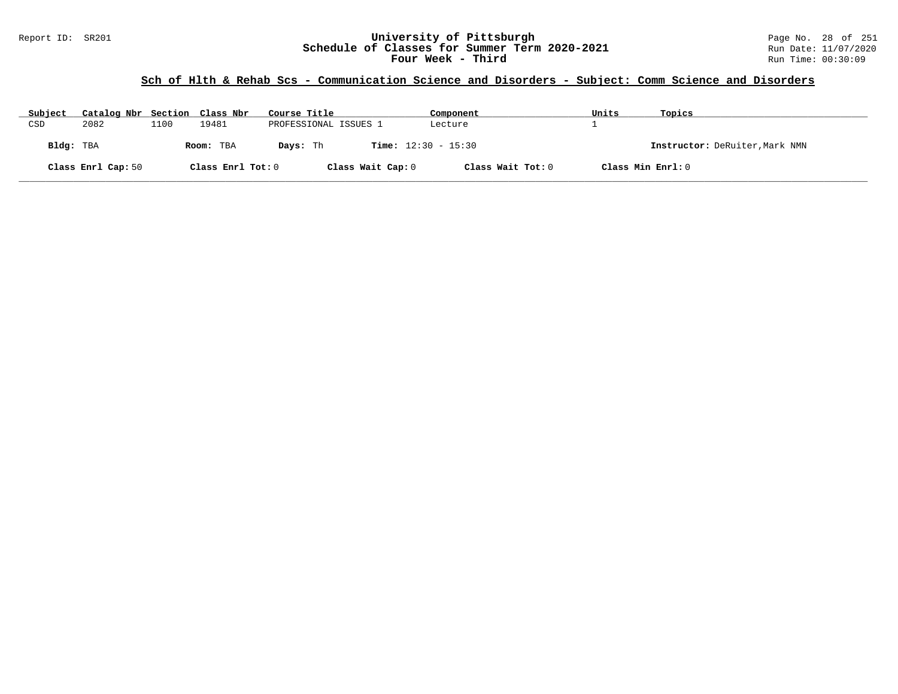University of Pittsburgh
Schedule of Classes for Summer Term 2020-2021
Four Week - Third

Report ID: SR201

Run Date: 11/07/2020
Run Time: 00:30:09

## Sch of Hlth & Rehab Scs - Communication Science and Disorders - Subject: Comm Science and Disorders

| Subject | Catalog Nbr | Section | Class Nbr | Course Title | Component | Units | Topics |
|---|---|---|---|---|---|---|---|
| CSD | 2082 | 1100 | 19481 | PROFESSIONAL ISSUES 1 | Lecture | 1 | |

**Bldg:** TBA **Room:** TBA **Days:** Th **Time:** 12:30 - 15:30 **Instructor:** DeRuiter,Mark NMN

**Class Enrl Cap:** 50 **Class Enrl Tot:** 0 **Class Wait Cap:** 0 **Class Wait Tot:** 0 **Class Min Enrl:** 0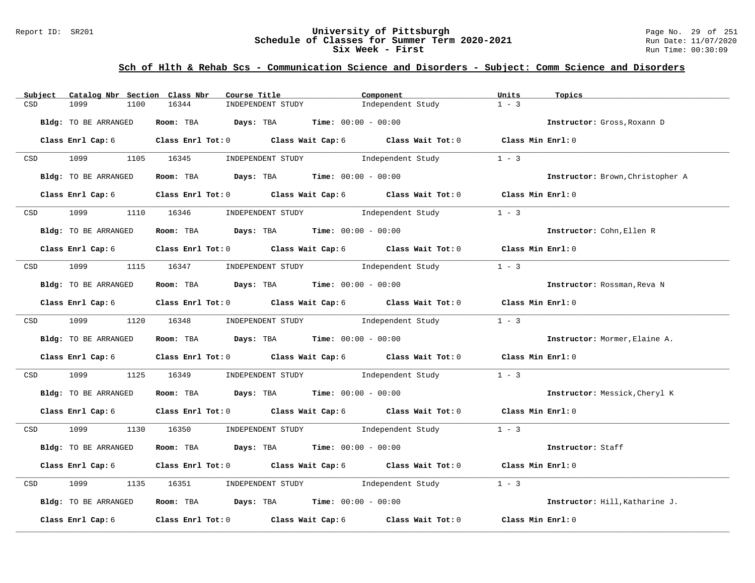## Sch of Hlth & Rehab Scs - Communication Science and Disorders - Subject: Comm Science and Disorders

| Subject | Catalog Nbr | Section | Class Nbr | Course Title | Component | Units | Topics |
|---|---|---|---|---|---|---|---|
| CSD | 1099 | 1100 | 16344 | INDEPENDENT STUDY | Independent Study | 1 - 3 | |

**Bldg:** TO BE ARRANGED **Room:** TBA **Days:** TBA **Time:** 00:00 - 00:00 **Instructor:** Gross,Roxann D

**Class Enrl Cap:** 6 **Class Enrl Tot:** 0 **Class Wait Cap:** 6 **Class Wait Tot:** 0 **Class Min Enrl:** 0

| Subject | Catalog Nbr | Section | Class Nbr | Course Title | Component | Units | Topics |
|---|---|---|---|---|---|---|---|
| CSD | 1099 | 1105 | 16345 | INDEPENDENT STUDY | Independent Study | 1 - 3 | |

**Bldg:** TO BE ARRANGED **Room:** TBA **Days:** TBA **Time:** 00:00 - 00:00 **Instructor:** Brown,Christopher A

**Class Enrl Cap:** 6 **Class Enrl Tot:** 0 **Class Wait Cap:** 6 **Class Wait Tot:** 0 **Class Min Enrl:** 0

| Subject | Catalog Nbr | Section | Class Nbr | Course Title | Component | Units | Topics |
|---|---|---|---|---|---|---|---|
| CSD | 1099 | 1110 | 16346 | INDEPENDENT STUDY | Independent Study | 1 - 3 | |

**Bldg:** TO BE ARRANGED **Room:** TBA **Days:** TBA **Time:** 00:00 - 00:00 **Instructor:** Cohn,Ellen R

**Class Enrl Cap:** 6 **Class Enrl Tot:** 0 **Class Wait Cap:** 6 **Class Wait Tot:** 0 **Class Min Enrl:** 0

| Subject | Catalog Nbr | Section | Class Nbr | Course Title | Component | Units | Topics |
|---|---|---|---|---|---|---|---|
| CSD | 1099 | 1115 | 16347 | INDEPENDENT STUDY | Independent Study | 1 - 3 | |

**Bldg:** TO BE ARRANGED **Room:** TBA **Days:** TBA **Time:** 00:00 - 00:00 **Instructor:** Rossman,Reva N

**Class Enrl Cap:** 6 **Class Enrl Tot:** 0 **Class Wait Cap:** 6 **Class Wait Tot:** 0 **Class Min Enrl:** 0

| Subject | Catalog Nbr | Section | Class Nbr | Course Title | Component | Units | Topics |
|---|---|---|---|---|---|---|---|
| CSD | 1099 | 1120 | 16348 | INDEPENDENT STUDY | Independent Study | 1 - 3 | |

**Bldg:** TO BE ARRANGED **Room:** TBA **Days:** TBA **Time:** 00:00 - 00:00 **Instructor:** Mormer,Elaine A.

**Class Enrl Cap:** 6 **Class Enrl Tot:** 0 **Class Wait Cap:** 6 **Class Wait Tot:** 0 **Class Min Enrl:** 0

| Subject | Catalog Nbr | Section | Class Nbr | Course Title | Component | Units | Topics |
|---|---|---|---|---|---|---|---|
| CSD | 1099 | 1125 | 16349 | INDEPENDENT STUDY | Independent Study | 1 - 3 | |

**Bldg:** TO BE ARRANGED **Room:** TBA **Days:** TBA **Time:** 00:00 - 00:00 **Instructor:** Messick,Cheryl K

**Class Enrl Cap:** 6 **Class Enrl Tot:** 0 **Class Wait Cap:** 6 **Class Wait Tot:** 0 **Class Min Enrl:** 0

| Subject | Catalog Nbr | Section | Class Nbr | Course Title | Component | Units | Topics |
|---|---|---|---|---|---|---|---|
| CSD | 1099 | 1130 | 16350 | INDEPENDENT STUDY | Independent Study | 1 - 3 | |

**Bldg:** TO BE ARRANGED **Room:** TBA **Days:** TBA **Time:** 00:00 - 00:00 **Instructor:** Staff

**Class Enrl Cap:** 6 **Class Enrl Tot:** 0 **Class Wait Cap:** 6 **Class Wait Tot:** 0 **Class Min Enrl:** 0

| Subject | Catalog Nbr | Section | Class Nbr | Course Title | Component | Units | Topics |
|---|---|---|---|---|---|---|---|
| CSD | 1099 | 1135 | 16351 | INDEPENDENT STUDY | Independent Study | 1 - 3 | |

**Bldg:** TO BE ARRANGED **Room:** TBA **Days:** TBA **Time:** 00:00 - 00:00 **Instructor:** Hill,Katharine J.

**Class Enrl Cap:** 6 **Class Enrl Tot:** 0 **Class Wait Cap:** 6 **Class Wait Tot:** 0 **Class Min Enrl:** 0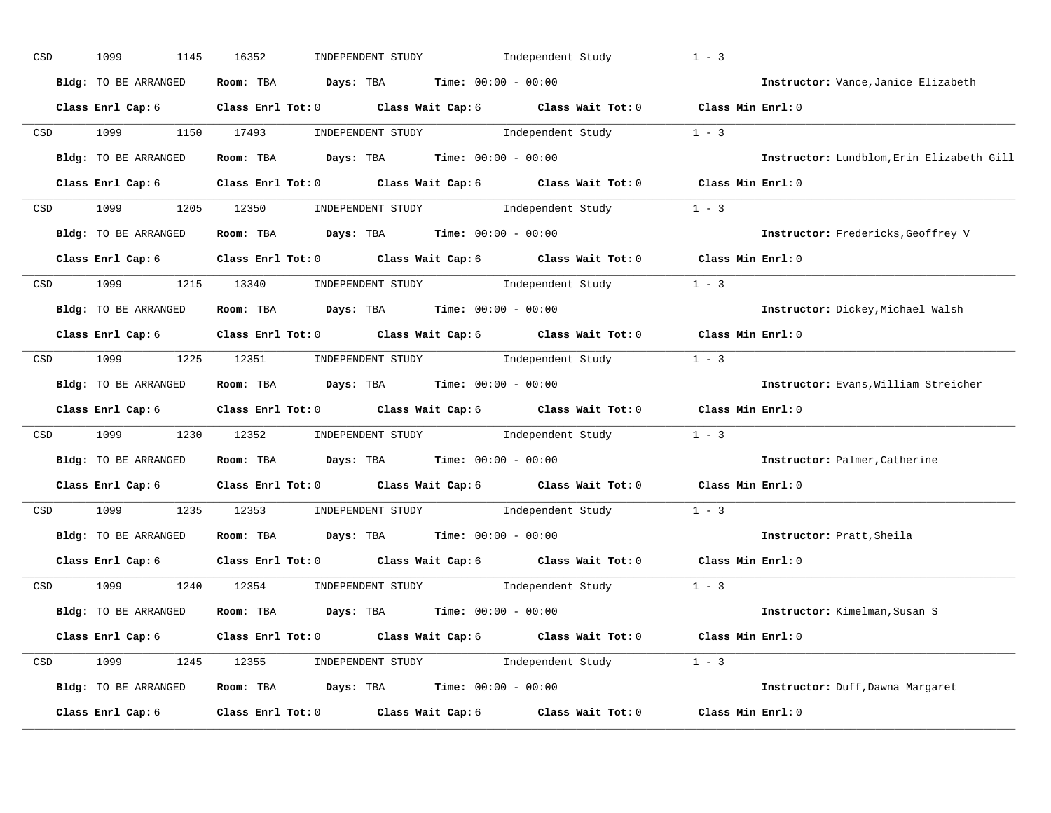CSD 1099 1145 16352 INDEPENDENT STUDY Independent Study 1 - 3

**Bldg:** TO BE ARRANGED **Room:** TBA **Days:** TBA **Time:** 00:00 - 00:00 **Instructor:** Vance,Janice Elizabeth

**Class Enrl Cap:** 6 **Class Enrl Tot:** 0 **Class Wait Cap:** 6 **Class Wait Tot:** 0 **Class Min Enrl:** 0

---

CSD 1099 1150 17493 INDEPENDENT STUDY Independent Study 1 - 3

**Bldg:** TO BE ARRANGED **Room:** TBA **Days:** TBA **Time:** 00:00 - 00:00 **Instructor:** Lundblom,Erin Elizabeth Gill

**Class Enrl Cap:** 6 **Class Enrl Tot:** 0 **Class Wait Cap:** 6 **Class Wait Tot:** 0 **Class Min Enrl:** 0

---

CSD 1099 1205 12350 INDEPENDENT STUDY Independent Study 1 - 3

**Bldg:** TO BE ARRANGED **Room:** TBA **Days:** TBA **Time:** 00:00 - 00:00 **Instructor:** Fredericks,Geoffrey V

**Class Enrl Cap:** 6 **Class Enrl Tot:** 0 **Class Wait Cap:** 6 **Class Wait Tot:** 0 **Class Min Enrl:** 0

---

CSD 1099 1215 13340 INDEPENDENT STUDY Independent Study 1 - 3

**Bldg:** TO BE ARRANGED **Room:** TBA **Days:** TBA **Time:** 00:00 - 00:00 **Instructor:** Dickey,Michael Walsh

**Class Enrl Cap:** 6 **Class Enrl Tot:** 0 **Class Wait Cap:** 6 **Class Wait Tot:** 0 **Class Min Enrl:** 0

---

CSD 1099 1225 12351 INDEPENDENT STUDY Independent Study 1 - 3

**Bldg:** TO BE ARRANGED **Room:** TBA **Days:** TBA **Time:** 00:00 - 00:00 **Instructor:** Evans,William Streicher

**Class Enrl Cap:** 6 **Class Enrl Tot:** 0 **Class Wait Cap:** 6 **Class Wait Tot:** 0 **Class Min Enrl:** 0

---

CSD 1099 1230 12352 INDEPENDENT STUDY Independent Study 1 - 3

**Bldg:** TO BE ARRANGED **Room:** TBA **Days:** TBA **Time:** 00:00 - 00:00 **Instructor:** Palmer,Catherine

**Class Enrl Cap:** 6 **Class Enrl Tot:** 0 **Class Wait Cap:** 6 **Class Wait Tot:** 0 **Class Min Enrl:** 0

---

CSD 1099 1235 12353 INDEPENDENT STUDY Independent Study 1 - 3

**Bldg:** TO BE ARRANGED **Room:** TBA **Days:** TBA **Time:** 00:00 - 00:00 **Instructor:** Pratt,Sheila

**Class Enrl Cap:** 6 **Class Enrl Tot:** 0 **Class Wait Cap:** 6 **Class Wait Tot:** 0 **Class Min Enrl:** 0

---

CSD 1099 1240 12354 INDEPENDENT STUDY Independent Study 1 - 3

**Bldg:** TO BE ARRANGED **Room:** TBA **Days:** TBA **Time:** 00:00 - 00:00 **Instructor:** Kimelman,Susan S

**Class Enrl Cap:** 6 **Class Enrl Tot:** 0 **Class Wait Cap:** 6 **Class Wait Tot:** 0 **Class Min Enrl:** 0

---

CSD 1099 1245 12355 INDEPENDENT STUDY Independent Study 1 - 3

**Bldg:** TO BE ARRANGED **Room:** TBA **Days:** TBA **Time:** 00:00 - 00:00 **Instructor:** Duff,Dawna Margaret

**Class Enrl Cap:** 6 **Class Enrl Tot:** 0 **Class Wait Cap:** 6 **Class Wait Tot:** 0 **Class Min Enrl:** 0

---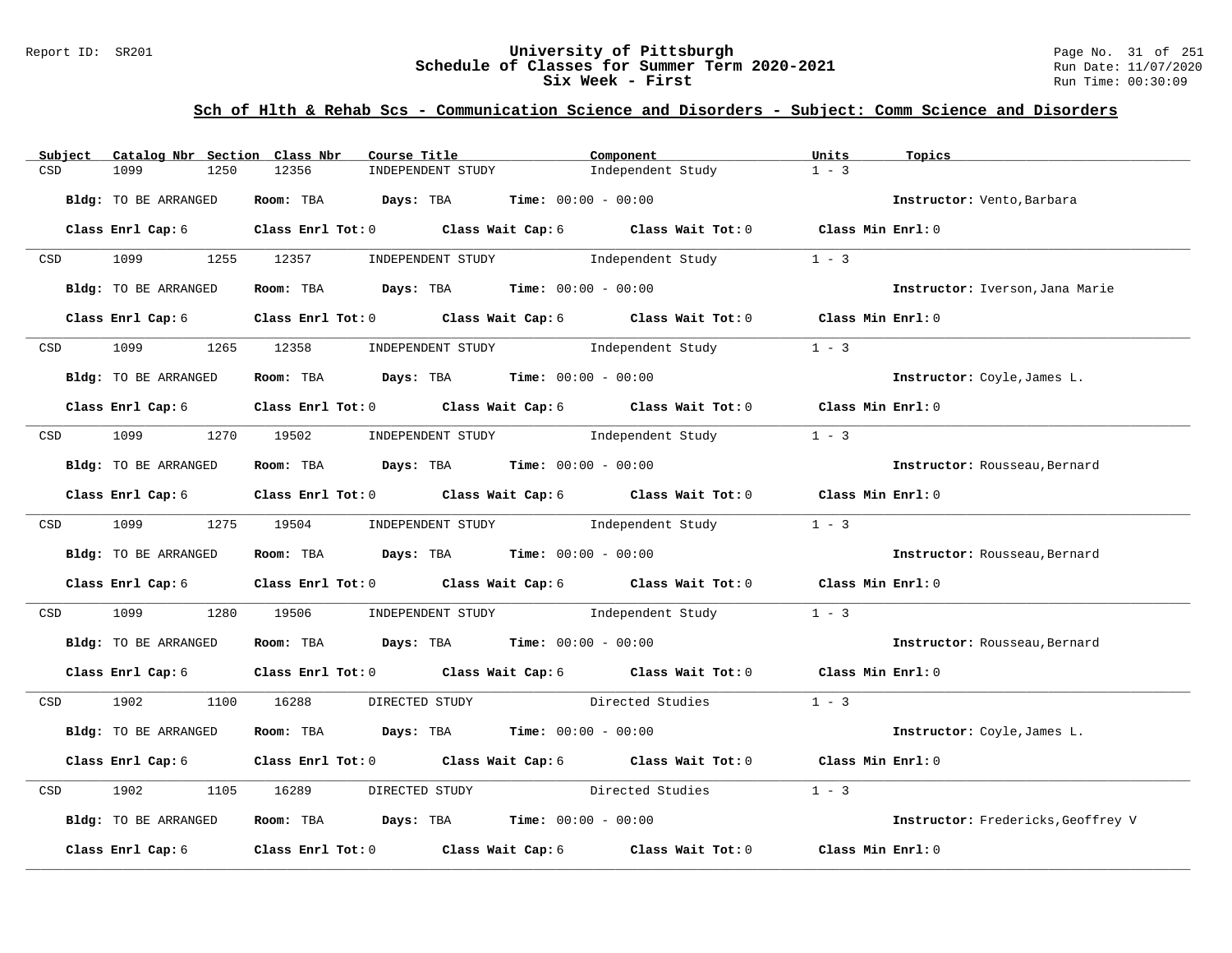## Sch of Hlth & Rehab Scs - Communication Science and Disorders - Subject: Comm Science and Disorders

| Subject | Catalog Nbr | Section | Class Nbr | Course Title | Component | Units | Topics |
|---|---|---|---|---|---|---|---|
| CSD | 1099 | 1250 | 12356 | INDEPENDENT STUDY | Independent Study | 1 - 3 | |

**Bldg:** TO BE ARRANGED **Room:** TBA **Days:** TBA **Time:** 00:00 - 00:00 **Instructor:** Vento,Barbara

**Class Enrl Cap:** 6 **Class Enrl Tot:** 0 **Class Wait Cap:** 6 **Class Wait Tot:** 0 **Class Min Enrl:** 0

| Subject | Catalog Nbr | Section | Class Nbr | Course Title | Component | Units | Topics |
|---|---|---|---|---|---|---|---|
| CSD | 1099 | 1255 | 12357 | INDEPENDENT STUDY | Independent Study | 1 - 3 | |

**Bldg:** TO BE ARRANGED **Room:** TBA **Days:** TBA **Time:** 00:00 - 00:00 **Instructor:** Iverson,Jana Marie

**Class Enrl Cap:** 6 **Class Enrl Tot:** 0 **Class Wait Cap:** 6 **Class Wait Tot:** 0 **Class Min Enrl:** 0

| Subject | Catalog Nbr | Section | Class Nbr | Course Title | Component | Units | Topics |
|---|---|---|---|---|---|---|---|
| CSD | 1099 | 1265 | 12358 | INDEPENDENT STUDY | Independent Study | 1 - 3 | |

**Bldg:** TO BE ARRANGED **Room:** TBA **Days:** TBA **Time:** 00:00 - 00:00 **Instructor:** Coyle,James L.

**Class Enrl Cap:** 6 **Class Enrl Tot:** 0 **Class Wait Cap:** 6 **Class Wait Tot:** 0 **Class Min Enrl:** 0

| Subject | Catalog Nbr | Section | Class Nbr | Course Title | Component | Units | Topics |
|---|---|---|---|---|---|---|---|
| CSD | 1099 | 1270 | 19502 | INDEPENDENT STUDY | Independent Study | 1 - 3 | |

**Bldg:** TO BE ARRANGED **Room:** TBA **Days:** TBA **Time:** 00:00 - 00:00 **Instructor:** Rousseau,Bernard

**Class Enrl Cap:** 6 **Class Enrl Tot:** 0 **Class Wait Cap:** 6 **Class Wait Tot:** 0 **Class Min Enrl:** 0

| Subject | Catalog Nbr | Section | Class Nbr | Course Title | Component | Units | Topics |
|---|---|---|---|---|---|---|---|
| CSD | 1099 | 1275 | 19504 | INDEPENDENT STUDY | Independent Study | 1 - 3 | |

**Bldg:** TO BE ARRANGED **Room:** TBA **Days:** TBA **Time:** 00:00 - 00:00 **Instructor:** Rousseau,Bernard

**Class Enrl Cap:** 6 **Class Enrl Tot:** 0 **Class Wait Cap:** 6 **Class Wait Tot:** 0 **Class Min Enrl:** 0

| Subject | Catalog Nbr | Section | Class Nbr | Course Title | Component | Units | Topics |
|---|---|---|---|---|---|---|---|
| CSD | 1099 | 1280 | 19506 | INDEPENDENT STUDY | Independent Study | 1 - 3 | |

**Bldg:** TO BE ARRANGED **Room:** TBA **Days:** TBA **Time:** 00:00 - 00:00 **Instructor:** Rousseau,Bernard

**Class Enrl Cap:** 6 **Class Enrl Tot:** 0 **Class Wait Cap:** 6 **Class Wait Tot:** 0 **Class Min Enrl:** 0

| Subject | Catalog Nbr | Section | Class Nbr | Course Title | Component | Units | Topics |
|---|---|---|---|---|---|---|---|
| CSD | 1902 | 1100 | 16288 | DIRECTED STUDY | Directed Studies | 1 - 3 | |

**Bldg:** TO BE ARRANGED **Room:** TBA **Days:** TBA **Time:** 00:00 - 00:00 **Instructor:** Coyle,James L.

**Class Enrl Cap:** 6 **Class Enrl Tot:** 0 **Class Wait Cap:** 6 **Class Wait Tot:** 0 **Class Min Enrl:** 0

| Subject | Catalog Nbr | Section | Class Nbr | Course Title | Component | Units | Topics |
|---|---|---|---|---|---|---|---|
| CSD | 1902 | 1105 | 16289 | DIRECTED STUDY | Directed Studies | 1 - 3 | |

**Bldg:** TO BE ARRANGED **Room:** TBA **Days:** TBA **Time:** 00:00 - 00:00 **Instructor:** Fredericks,Geoffrey V

**Class Enrl Cap:** 6 **Class Enrl Tot:** 0 **Class Wait Cap:** 6 **Class Wait Tot:** 0 **Class Min Enrl:** 0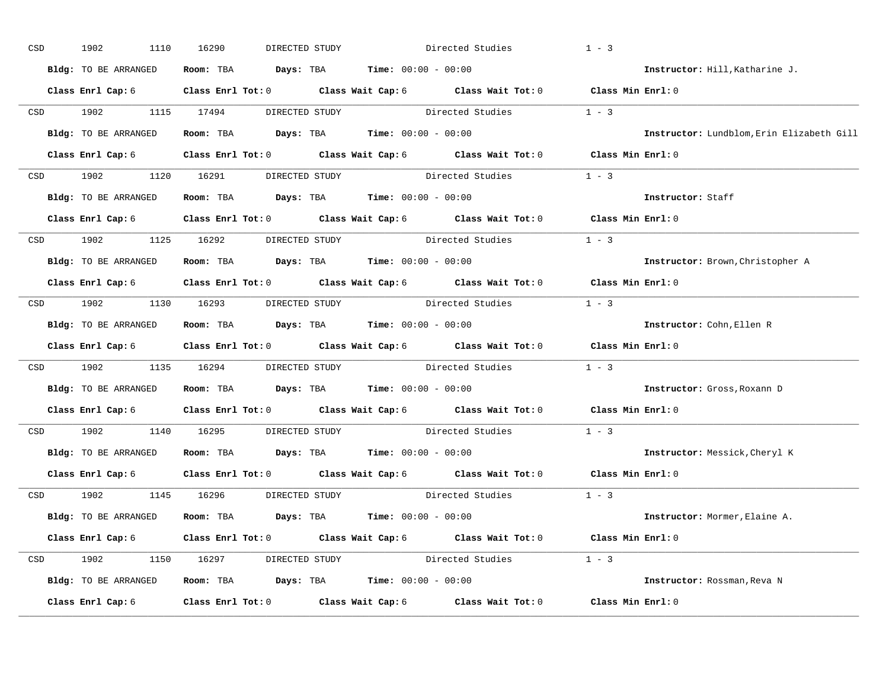CSD 1902 1110 16290 DIRECTED STUDY Directed Studies 1 - 3

**Bldg:** TO BE ARRANGED **Room:** TBA **Days:** TBA **Time:** 00:00 - 00:00 **Instructor:** Hill,Katharine J.

**Class Enrl Cap:** 6 **Class Enrl Tot:** 0 **Class Wait Cap:** 6 **Class Wait Tot:** 0 **Class Min Enrl:** 0

---

CSD 1902 1115 17494 DIRECTED STUDY Directed Studies 1 - 3

**Bldg:** TO BE ARRANGED **Room:** TBA **Days:** TBA **Time:** 00:00 - 00:00 **Instructor:** Lundblom,Erin Elizabeth Gill

**Class Enrl Cap:** 6 **Class Enrl Tot:** 0 **Class Wait Cap:** 6 **Class Wait Tot:** 0 **Class Min Enrl:** 0

---

CSD 1902 1120 16291 DIRECTED STUDY Directed Studies 1 - 3

**Bldg:** TO BE ARRANGED **Room:** TBA **Days:** TBA **Time:** 00:00 - 00:00 **Instructor:** Staff

**Class Enrl Cap:** 6 **Class Enrl Tot:** 0 **Class Wait Cap:** 6 **Class Wait Tot:** 0 **Class Min Enrl:** 0

---

CSD 1902 1125 16292 DIRECTED STUDY Directed Studies 1 - 3

**Bldg:** TO BE ARRANGED **Room:** TBA **Days:** TBA **Time:** 00:00 - 00:00 **Instructor:** Brown,Christopher A

**Class Enrl Cap:** 6 **Class Enrl Tot:** 0 **Class Wait Cap:** 6 **Class Wait Tot:** 0 **Class Min Enrl:** 0

---

CSD 1902 1130 16293 DIRECTED STUDY Directed Studies 1 - 3

**Bldg:** TO BE ARRANGED **Room:** TBA **Days:** TBA **Time:** 00:00 - 00:00 **Instructor:** Cohn,Ellen R

**Class Enrl Cap:** 6 **Class Enrl Tot:** 0 **Class Wait Cap:** 6 **Class Wait Tot:** 0 **Class Min Enrl:** 0

---

CSD 1902 1135 16294 DIRECTED STUDY Directed Studies 1 - 3

**Bldg:** TO BE ARRANGED **Room:** TBA **Days:** TBA **Time:** 00:00 - 00:00 **Instructor:** Gross,Roxann D

**Class Enrl Cap:** 6 **Class Enrl Tot:** 0 **Class Wait Cap:** 6 **Class Wait Tot:** 0 **Class Min Enrl:** 0

---

CSD 1902 1140 16295 DIRECTED STUDY Directed Studies 1 - 3

**Bldg:** TO BE ARRANGED **Room:** TBA **Days:** TBA **Time:** 00:00 - 00:00 **Instructor:** Messick,Cheryl K

**Class Enrl Cap:** 6 **Class Enrl Tot:** 0 **Class Wait Cap:** 6 **Class Wait Tot:** 0 **Class Min Enrl:** 0

---

CSD 1902 1145 16296 DIRECTED STUDY Directed Studies 1 - 3

**Bldg:** TO BE ARRANGED **Room:** TBA **Days:** TBA **Time:** 00:00 - 00:00 **Instructor:** Mormer,Elaine A.

**Class Enrl Cap:** 6 **Class Enrl Tot:** 0 **Class Wait Cap:** 6 **Class Wait Tot:** 0 **Class Min Enrl:** 0

---

CSD 1902 1150 16297 DIRECTED STUDY Directed Studies 1 - 3

**Bldg:** TO BE ARRANGED **Room:** TBA **Days:** TBA **Time:** 00:00 - 00:00 **Instructor:** Rossman,Reva N

**Class Enrl Cap:** 6 **Class Enrl Tot:** 0 **Class Wait Cap:** 6 **Class Wait Tot:** 0 **Class Min Enrl:** 0

---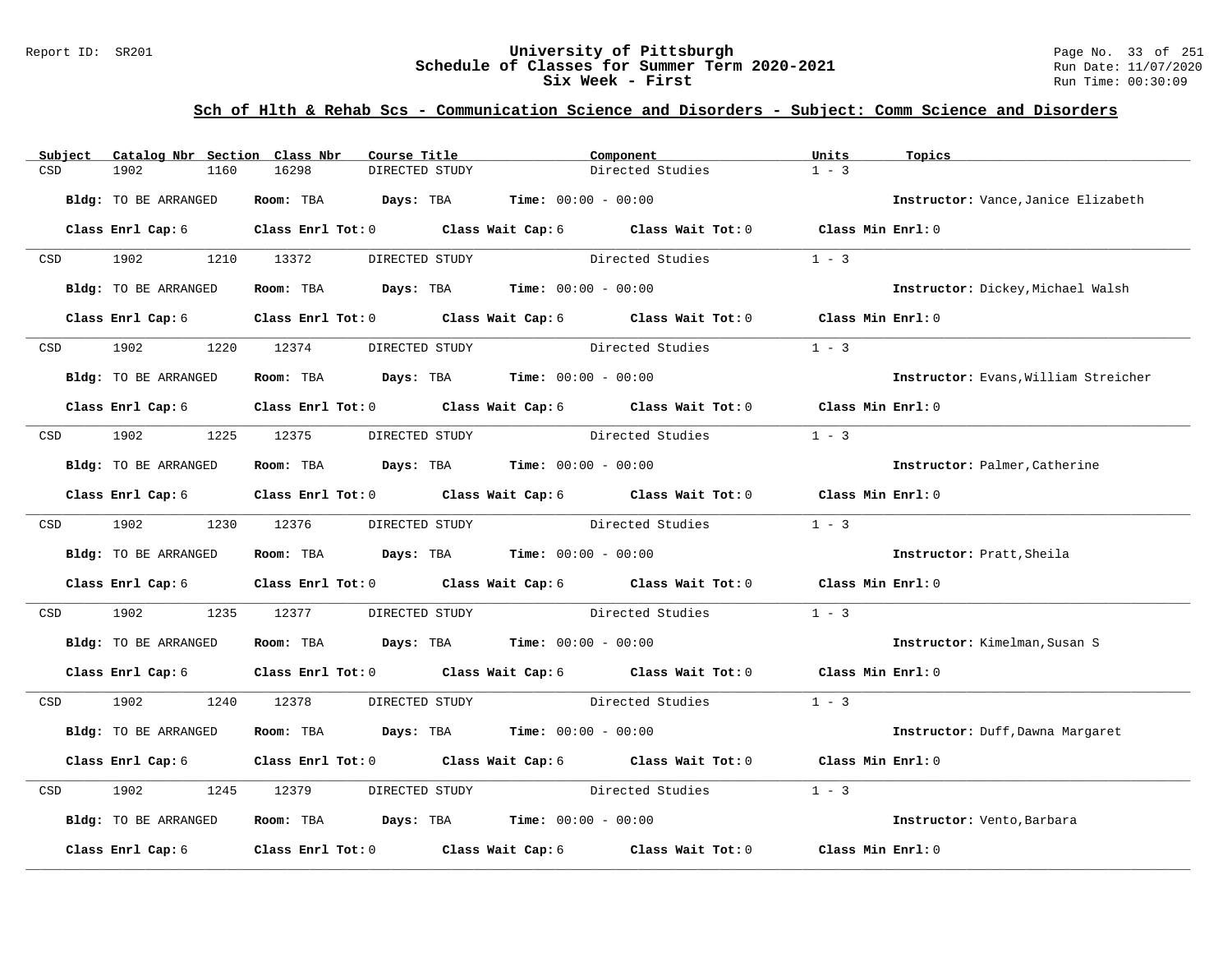# University of Pittsburgh
## Schedule of Classes for Summer Term 2020-2021
### Six Week - First

Report ID: SR201

**Sch of Hlth & Rehab Scs - Communication Science and Disorders - Subject: Comm Science and Disorders**

| Subject | Catalog Nbr | Section | Class Nbr | Course Title | Component | Units | Topics |
|---|---|---|---|---|---|---|---|
| CSD | 1902 | 1160 | 16298 | DIRECTED STUDY | Directed Studies | 1 - 3 | |

**Bldg:** TO BE ARRANGED **Room:** TBA **Days:** TBA **Time:** 00:00 - 00:00 **Instructor:** Vance,Janice Elizabeth

**Class Enrl Cap:** 6 **Class Enrl Tot:** 0 **Class Wait Cap:** 6 **Class Wait Tot:** 0 **Class Min Enrl:** 0

| Subject | Catalog Nbr | Section | Class Nbr | Course Title | Component | Units | Topics |
|---|---|---|---|---|---|---|---|
| CSD | 1902 | 1210 | 13372 | DIRECTED STUDY | Directed Studies | 1 - 3 | |

**Bldg:** TO BE ARRANGED **Room:** TBA **Days:** TBA **Time:** 00:00 - 00:00 **Instructor:** Dickey,Michael Walsh

**Class Enrl Cap:** 6 **Class Enrl Tot:** 0 **Class Wait Cap:** 6 **Class Wait Tot:** 0 **Class Min Enrl:** 0

| Subject | Catalog Nbr | Section | Class Nbr | Course Title | Component | Units | Topics |
|---|---|---|---|---|---|---|---|
| CSD | 1902 | 1220 | 12374 | DIRECTED STUDY | Directed Studies | 1 - 3 | |

**Bldg:** TO BE ARRANGED **Room:** TBA **Days:** TBA **Time:** 00:00 - 00:00 **Instructor:** Evans,William Streicher

**Class Enrl Cap:** 6 **Class Enrl Tot:** 0 **Class Wait Cap:** 6 **Class Wait Tot:** 0 **Class Min Enrl:** 0

| Subject | Catalog Nbr | Section | Class Nbr | Course Title | Component | Units | Topics |
|---|---|---|---|---|---|---|---|
| CSD | 1902 | 1225 | 12375 | DIRECTED STUDY | Directed Studies | 1 - 3 | |

**Bldg:** TO BE ARRANGED **Room:** TBA **Days:** TBA **Time:** 00:00 - 00:00 **Instructor:** Palmer,Catherine

**Class Enrl Cap:** 6 **Class Enrl Tot:** 0 **Class Wait Cap:** 6 **Class Wait Tot:** 0 **Class Min Enrl:** 0

| Subject | Catalog Nbr | Section | Class Nbr | Course Title | Component | Units | Topics |
|---|---|---|---|---|---|---|---|
| CSD | 1902 | 1230 | 12376 | DIRECTED STUDY | Directed Studies | 1 - 3 | |

**Bldg:** TO BE ARRANGED **Room:** TBA **Days:** TBA **Time:** 00:00 - 00:00 **Instructor:** Pratt,Sheila

**Class Enrl Cap:** 6 **Class Enrl Tot:** 0 **Class Wait Cap:** 6 **Class Wait Tot:** 0 **Class Min Enrl:** 0

| Subject | Catalog Nbr | Section | Class Nbr | Course Title | Component | Units | Topics |
|---|---|---|---|---|---|---|---|
| CSD | 1902 | 1235 | 12377 | DIRECTED STUDY | Directed Studies | 1 - 3 | |

**Bldg:** TO BE ARRANGED **Room:** TBA **Days:** TBA **Time:** 00:00 - 00:00 **Instructor:** Kimelman,Susan S

**Class Enrl Cap:** 6 **Class Enrl Tot:** 0 **Class Wait Cap:** 6 **Class Wait Tot:** 0 **Class Min Enrl:** 0

| Subject | Catalog Nbr | Section | Class Nbr | Course Title | Component | Units | Topics |
|---|---|---|---|---|---|---|---|
| CSD | 1902 | 1240 | 12378 | DIRECTED STUDY | Directed Studies | 1 - 3 | |

**Bldg:** TO BE ARRANGED **Room:** TBA **Days:** TBA **Time:** 00:00 - 00:00 **Instructor:** Duff,Dawna Margaret

**Class Enrl Cap:** 6 **Class Enrl Tot:** 0 **Class Wait Cap:** 6 **Class Wait Tot:** 0 **Class Min Enrl:** 0

| Subject | Catalog Nbr | Section | Class Nbr | Course Title | Component | Units | Topics |
|---|---|---|---|---|---|---|---|
| CSD | 1902 | 1245 | 12379 | DIRECTED STUDY | Directed Studies | 1 - 3 | |

**Bldg:** TO BE ARRANGED **Room:** TBA **Days:** TBA **Time:** 00:00 - 00:00 **Instructor:** Vento,Barbara

**Class Enrl Cap:** 6 **Class Enrl Tot:** 0 **Class Wait Cap:** 6 **Class Wait Tot:** 0 **Class Min Enrl:** 0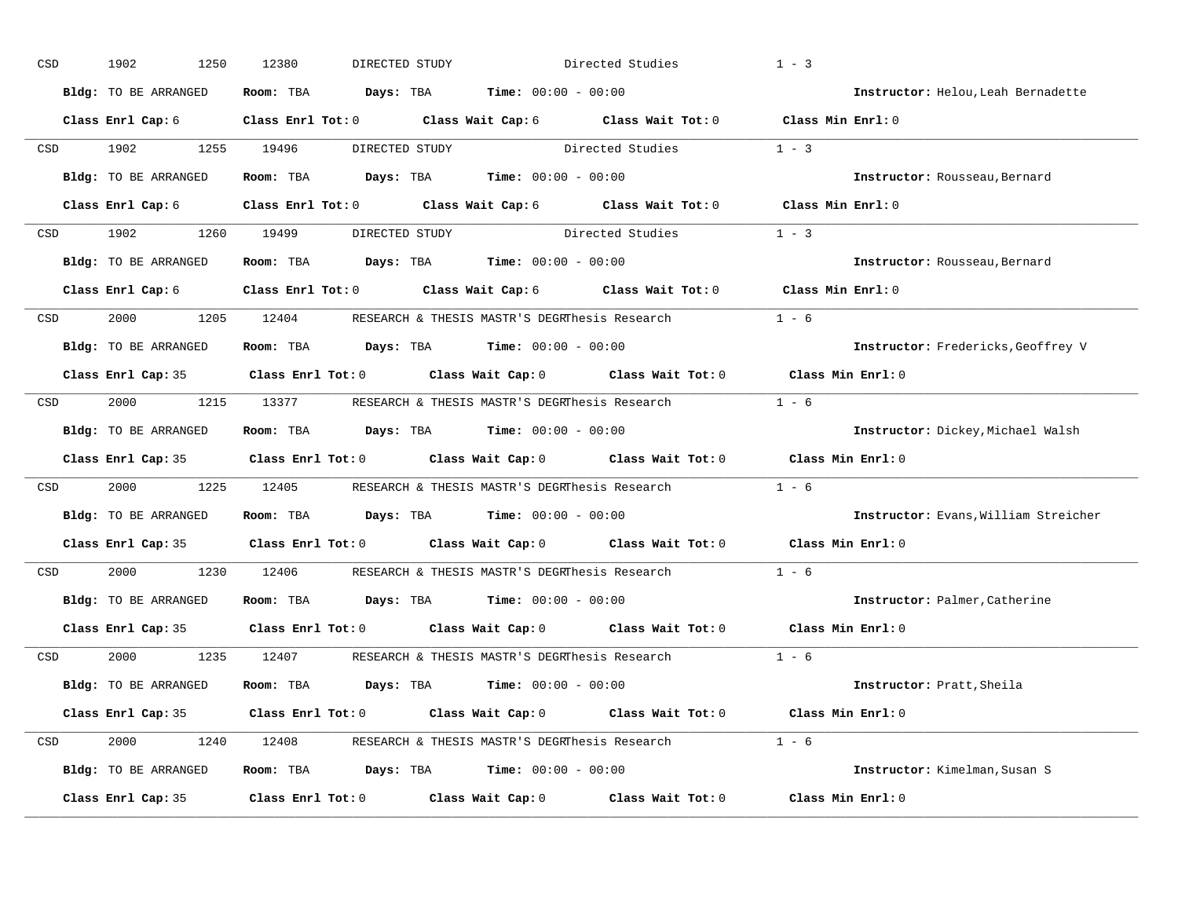CSD 1902 1250 12380 DIRECTED STUDY Directed Studies 1 - 3

**Bldg:** TO BE ARRANGED **Room:** TBA **Days:** TBA **Time:** 00:00 - 00:00 **Instructor:** Helou,Leah Bernadette

**Class Enrl Cap:** 6 **Class Enrl Tot:** 0 **Class Wait Cap:** 6 **Class Wait Tot:** 0 **Class Min Enrl:** 0

---

CSD 1902 1255 19496 DIRECTED STUDY Directed Studies 1 - 3

**Bldg:** TO BE ARRANGED **Room:** TBA **Days:** TBA **Time:** 00:00 - 00:00 **Instructor:** Rousseau,Bernard

**Class Enrl Cap:** 6 **Class Enrl Tot:** 0 **Class Wait Cap:** 6 **Class Wait Tot:** 0 **Class Min Enrl:** 0

---

CSD 1902 1260 19499 DIRECTED STUDY Directed Studies 1 - 3

**Bldg:** TO BE ARRANGED **Room:** TBA **Days:** TBA **Time:** 00:00 - 00:00 **Instructor:** Rousseau,Bernard

**Class Enrl Cap:** 6 **Class Enrl Tot:** 0 **Class Wait Cap:** 6 **Class Wait Tot:** 0 **Class Min Enrl:** 0

---

CSD 2000 1205 12404 RESEARCH & THESIS MASTR'S DEGRThesis Research 1 - 6

**Bldg:** TO BE ARRANGED **Room:** TBA **Days:** TBA **Time:** 00:00 - 00:00 **Instructor:** Fredericks,Geoffrey V

**Class Enrl Cap:** 35 **Class Enrl Tot:** 0 **Class Wait Cap:** 0 **Class Wait Tot:** 0 **Class Min Enrl:** 0

---

CSD 2000 1215 13377 RESEARCH & THESIS MASTR'S DEGRThesis Research 1 - 6

**Bldg:** TO BE ARRANGED **Room:** TBA **Days:** TBA **Time:** 00:00 - 00:00 **Instructor:** Dickey,Michael Walsh

**Class Enrl Cap:** 35 **Class Enrl Tot:** 0 **Class Wait Cap:** 0 **Class Wait Tot:** 0 **Class Min Enrl:** 0

---

CSD 2000 1225 12405 RESEARCH & THESIS MASTR'S DEGRThesis Research 1 - 6

**Bldg:** TO BE ARRANGED **Room:** TBA **Days:** TBA **Time:** 00:00 - 00:00 **Instructor:** Evans,William Streicher

**Class Enrl Cap:** 35 **Class Enrl Tot:** 0 **Class Wait Cap:** 0 **Class Wait Tot:** 0 **Class Min Enrl:** 0

---

CSD 2000 1230 12406 RESEARCH & THESIS MASTR'S DEGRThesis Research 1 - 6

**Bldg:** TO BE ARRANGED **Room:** TBA **Days:** TBA **Time:** 00:00 - 00:00 **Instructor:** Palmer,Catherine

**Class Enrl Cap:** 35 **Class Enrl Tot:** 0 **Class Wait Cap:** 0 **Class Wait Tot:** 0 **Class Min Enrl:** 0

---

CSD 2000 1235 12407 RESEARCH & THESIS MASTR'S DEGRThesis Research 1 - 6

**Bldg:** TO BE ARRANGED **Room:** TBA **Days:** TBA **Time:** 00:00 - 00:00 **Instructor:** Pratt,Sheila

**Class Enrl Cap:** 35 **Class Enrl Tot:** 0 **Class Wait Cap:** 0 **Class Wait Tot:** 0 **Class Min Enrl:** 0

---

CSD 2000 1240 12408 RESEARCH & THESIS MASTR'S DEGRThesis Research 1 - 6

**Bldg:** TO BE ARRANGED **Room:** TBA **Days:** TBA **Time:** 00:00 - 00:00 **Instructor:** Kimelman,Susan S

**Class Enrl Cap:** 35 **Class Enrl Tot:** 0 **Class Wait Cap:** 0 **Class Wait Tot:** 0 **Class Min Enrl:** 0

---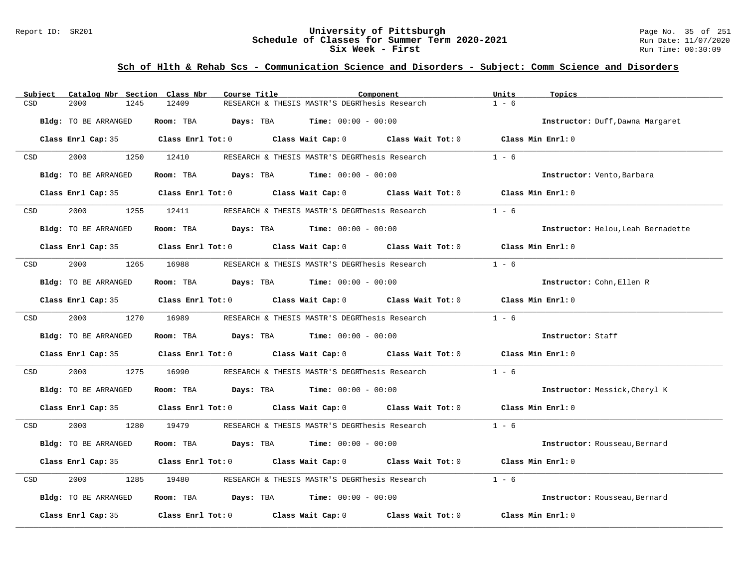# University of Pittsburgh
## Schedule of Classes for Summer Term 2020-2021
## Six Week - First

Report ID: SR201

Run Date: 11/07/2020
Run Time: 00:30:09

### Sch of Hlth & Rehab Scs - Communication Science and Disorders - Subject: Comm Science and Disorders

| Subject | Catalog Nbr | Section | Class Nbr | Course Title | Component | Units | Topics |
|---|---|---|---|---|---|---|---|
| CSD | 2000 | 1245 | 12409 | RESEARCH & THESIS MASTR'S DEGR | Thesis Research | 1 - 6 | |

Bldg: TO BE ARRANGED Room: TBA Days: TBA Time: 00:00 - 00:00 Instructor: Duff,Dawna Margaret

Class Enrl Cap: 35 Class Enrl Tot: 0 Class Wait Cap: 0 Class Wait Tot: 0 Class Min Enrl: 0

| Subject | Catalog Nbr | Section | Class Nbr | Course Title | Component | Units | Topics |
|---|---|---|---|---|---|---|---|
| CSD | 2000 | 1250 | 12410 | RESEARCH & THESIS MASTR'S DEGR | Thesis Research | 1 - 6 | |

Bldg: TO BE ARRANGED Room: TBA Days: TBA Time: 00:00 - 00:00 Instructor: Vento,Barbara

Class Enrl Cap: 35 Class Enrl Tot: 0 Class Wait Cap: 0 Class Wait Tot: 0 Class Min Enrl: 0

| Subject | Catalog Nbr | Section | Class Nbr | Course Title | Component | Units | Topics |
|---|---|---|---|---|---|---|---|
| CSD | 2000 | 1255 | 12411 | RESEARCH & THESIS MASTR'S DEGR | Thesis Research | 1 - 6 | |

Bldg: TO BE ARRANGED Room: TBA Days: TBA Time: 00:00 - 00:00 Instructor: Helou,Leah Bernadette

Class Enrl Cap: 35 Class Enrl Tot: 0 Class Wait Cap: 0 Class Wait Tot: 0 Class Min Enrl: 0

| Subject | Catalog Nbr | Section | Class Nbr | Course Title | Component | Units | Topics |
|---|---|---|---|---|---|---|---|
| CSD | 2000 | 1265 | 16988 | RESEARCH & THESIS MASTR'S DEGR | Thesis Research | 1 - 6 | |

Bldg: TO BE ARRANGED Room: TBA Days: TBA Time: 00:00 - 00:00 Instructor: Cohn,Ellen R

Class Enrl Cap: 35 Class Enrl Tot: 0 Class Wait Cap: 0 Class Wait Tot: 0 Class Min Enrl: 0

| Subject | Catalog Nbr | Section | Class Nbr | Course Title | Component | Units | Topics |
|---|---|---|---|---|---|---|---|
| CSD | 2000 | 1270 | 16989 | RESEARCH & THESIS MASTR'S DEGR | Thesis Research | 1 - 6 | |

Bldg: TO BE ARRANGED Room: TBA Days: TBA Time: 00:00 - 00:00 Instructor: Staff

Class Enrl Cap: 35 Class Enrl Tot: 0 Class Wait Cap: 0 Class Wait Tot: 0 Class Min Enrl: 0

| Subject | Catalog Nbr | Section | Class Nbr | Course Title | Component | Units | Topics |
|---|---|---|---|---|---|---|---|
| CSD | 2000 | 1275 | 16990 | RESEARCH & THESIS MASTR'S DEGR | Thesis Research | 1 - 6 | |

Bldg: TO BE ARRANGED Room: TBA Days: TBA Time: 00:00 - 00:00 Instructor: Messick,Cheryl K

Class Enrl Cap: 35 Class Enrl Tot: 0 Class Wait Cap: 0 Class Wait Tot: 0 Class Min Enrl: 0

| Subject | Catalog Nbr | Section | Class Nbr | Course Title | Component | Units | Topics |
|---|---|---|---|---|---|---|---|
| CSD | 2000 | 1280 | 19479 | RESEARCH & THESIS MASTR'S DEGR | Thesis Research | 1 - 6 | |

Bldg: TO BE ARRANGED Room: TBA Days: TBA Time: 00:00 - 00:00 Instructor: Rousseau,Bernard

Class Enrl Cap: 35 Class Enrl Tot: 0 Class Wait Cap: 0 Class Wait Tot: 0 Class Min Enrl: 0

| Subject | Catalog Nbr | Section | Class Nbr | Course Title | Component | Units | Topics |
|---|---|---|---|---|---|---|---|
| CSD | 2000 | 1285 | 19480 | RESEARCH & THESIS MASTR'S DEGR | Thesis Research | 1 - 6 | |

Bldg: TO BE ARRANGED Room: TBA Days: TBA Time: 00:00 - 00:00 Instructor: Rousseau,Bernard

Class Enrl Cap: 35 Class Enrl Tot: 0 Class Wait Cap: 0 Class Wait Tot: 0 Class Min Enrl: 0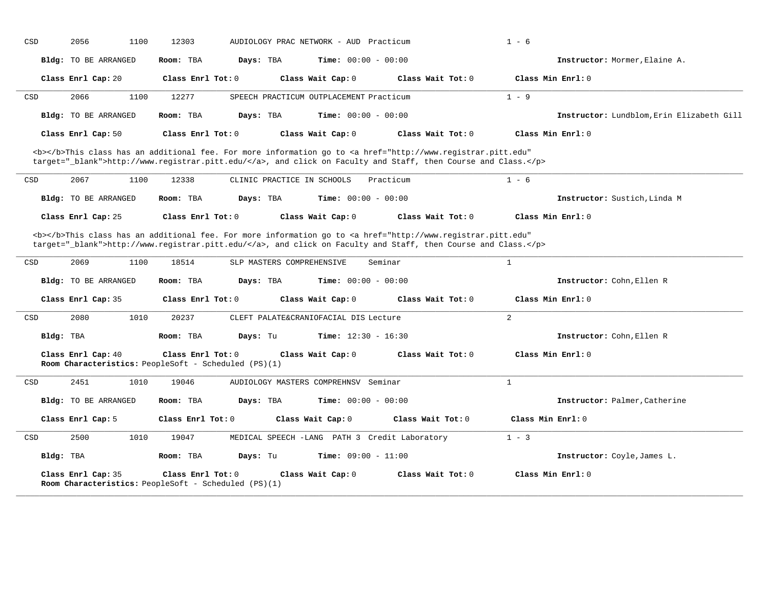CSD 2056 1100 12303 AUDIOLOGY PRAC NETWORK - AUD Practicum 1 - 6

**Bldg:** TO BE ARRANGED **Room:** TBA **Days:** TBA **Time:** 00:00 - 00:00 **Instructor:** Mormer,Elaine A.

**Class Enrl Cap:** 20 **Class Enrl Tot:** 0 **Class Wait Cap:** 0 **Class Wait Tot:** 0 **Class Min Enrl:** 0

---

CSD 2066 1100 12277 SPEECH PRACTICUM OUTPLACEMENT Practicum 1 - 9

**Bldg:** TO BE ARRANGED **Room:** TBA **Days:** TBA **Time:** 00:00 - 00:00 **Instructor:** Lundblom,Erin Elizabeth Gill

**Class Enrl Cap:** 50 **Class Enrl Tot:** 0 **Class Wait Cap:** 0 **Class Wait Tot:** 0 **Class Min Enrl:** 0

<b></b>This class has an additional fee. For more information go to <a href="http://www.registrar.pitt.edu" target="_blank">http://www.registrar.pitt.edu/</a>, and click on Faculty and Staff, then Course and Class.</p>

---

CSD 2067 1100 12338 CLINIC PRACTICE IN SCHOOLS Practicum 1 - 6

**Bldg:** TO BE ARRANGED **Room:** TBA **Days:** TBA **Time:** 00:00 - 00:00 **Instructor:** Sustich,Linda M

**Class Enrl Cap:** 25 **Class Enrl Tot:** 0 **Class Wait Cap:** 0 **Class Wait Tot:** 0 **Class Min Enrl:** 0

<b></b>This class has an additional fee. For more information go to <a href="http://www.registrar.pitt.edu" target="_blank">http://www.registrar.pitt.edu/</a>, and click on Faculty and Staff, then Course and Class.</p>

---

CSD 2069 1100 18514 SLP MASTERS COMPREHENSIVE Seminar 1

**Bldg:** TO BE ARRANGED **Room:** TBA **Days:** TBA **Time:** 00:00 - 00:00 **Instructor:** Cohn,Ellen R

**Class Enrl Cap:** 35 **Class Enrl Tot:** 0 **Class Wait Cap:** 0 **Class Wait Tot:** 0 **Class Min Enrl:** 0

---

CSD 2080 1010 20237 CLEFT PALATE&CRANIOFACIAL DIS Lecture 2

**Bldg:** TBA **Room:** TBA **Days:** Tu **Time:** 12:30 - 16:30 **Instructor:** Cohn,Ellen R

**Class Enrl Cap:** 40 **Class Enrl Tot:** 0 **Class Wait Cap:** 0 **Class Wait Tot:** 0 **Class Min Enrl:** 0

**Room Characteristics:** PeopleSoft - Scheduled (PS)(1)

---

CSD 2451 1010 19046 AUDIOLOGY MASTERS COMPREHNSV Seminar 1

**Bldg:** TO BE ARRANGED **Room:** TBA **Days:** TBA **Time:** 00:00 - 00:00 **Instructor:** Palmer,Catherine

**Class Enrl Cap:** 5 **Class Enrl Tot:** 0 **Class Wait Cap:** 0 **Class Wait Tot:** 0 **Class Min Enrl:** 0

---

CSD 2500 1010 19047 MEDICAL SPEECH -LANG PATH 3 Credit Laboratory 1 - 3

**Bldg:** TBA **Room:** TBA **Days:** Tu **Time:** 09:00 - 11:00 **Instructor:** Coyle,James L.

**Class Enrl Cap:** 35 **Class Enrl Tot:** 0 **Class Wait Cap:** 0 **Class Wait Tot:** 0 **Class Min Enrl:** 0

**Room Characteristics:** PeopleSoft - Scheduled (PS)(1)

---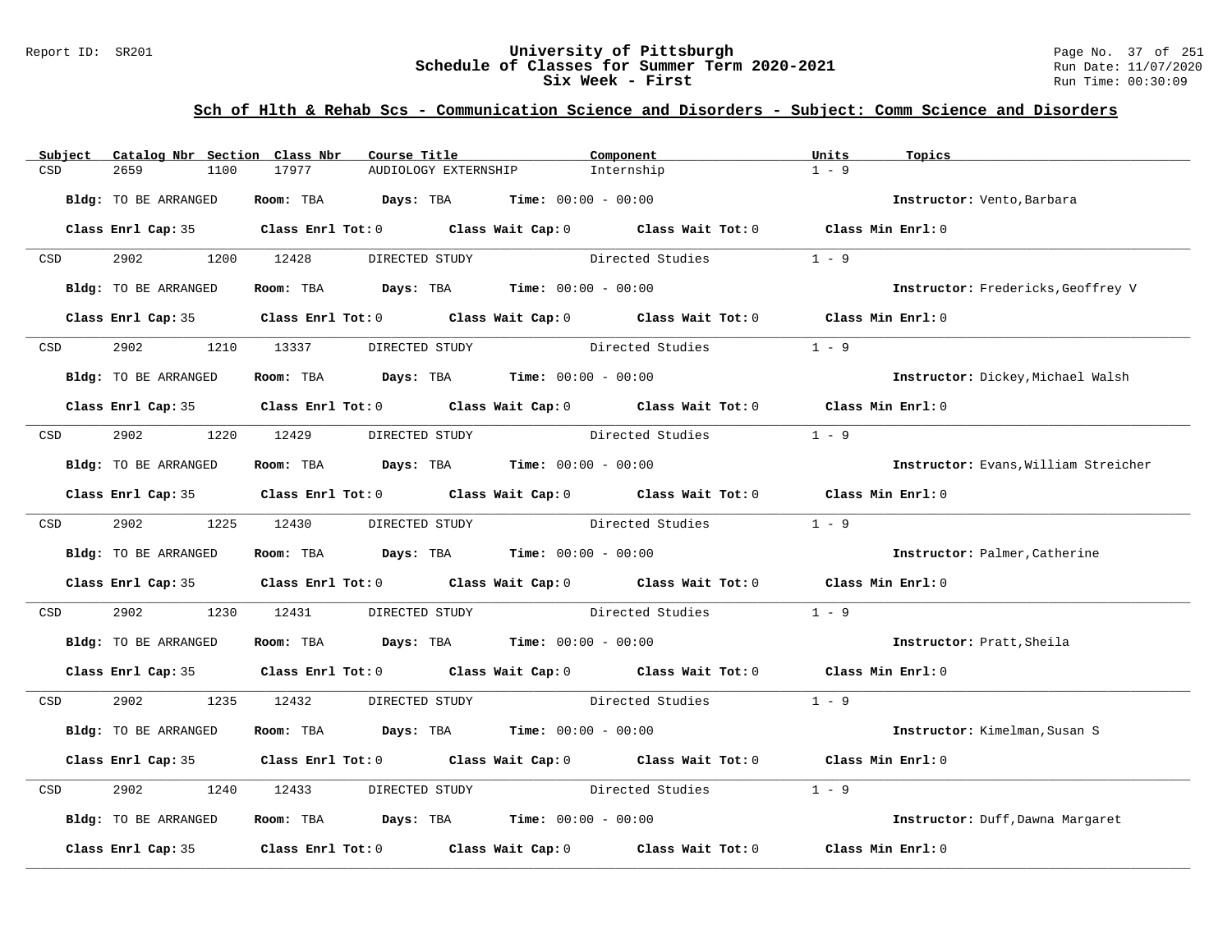## University of Pittsburgh
## Schedule of Classes for Summer Term 2020-2021
## Six Week - First

### Sch of Hlth & Rehab Scs - Communication Science and Disorders - Subject: Comm Science and Disorders

| Subject | Catalog Nbr | Section | Class Nbr | Course Title | Component | Units | Topics |
|---|---|---|---|---|---|---|---|
| CSD | 2659 | 1100 | 17977 | AUDIOLOGY EXTERNSHIP | Internship | 1 - 9 | |

**Bldg:** TO BE ARRANGED **Room:** TBA **Days:** TBA **Time:** 00:00 - 00:00 **Instructor:** Vento,Barbara

**Class Enrl Cap:** 35 **Class Enrl Tot:** 0 **Class Wait Cap:** 0 **Class Wait Tot:** 0 **Class Min Enrl:** 0

---

| Subject | Catalog Nbr | Section | Class Nbr | Course Title | Component | Units | Topics |
|---|---|---|---|---|---|---|---|
| CSD | 2902 | 1200 | 12428 | DIRECTED STUDY | Directed Studies | 1 - 9 | |

**Bldg:** TO BE ARRANGED **Room:** TBA **Days:** TBA **Time:** 00:00 - 00:00 **Instructor:** Fredericks,Geoffrey V

**Class Enrl Cap:** 35 **Class Enrl Tot:** 0 **Class Wait Cap:** 0 **Class Wait Tot:** 0 **Class Min Enrl:** 0

---

| Subject | Catalog Nbr | Section | Class Nbr | Course Title | Component | Units | Topics |
|---|---|---|---|---|---|---|---|
| CSD | 2902 | 1210 | 13337 | DIRECTED STUDY | Directed Studies | 1 - 9 | |

**Bldg:** TO BE ARRANGED **Room:** TBA **Days:** TBA **Time:** 00:00 - 00:00 **Instructor:** Dickey,Michael Walsh

**Class Enrl Cap:** 35 **Class Enrl Tot:** 0 **Class Wait Cap:** 0 **Class Wait Tot:** 0 **Class Min Enrl:** 0

---

| Subject | Catalog Nbr | Section | Class Nbr | Course Title | Component | Units | Topics |
|---|---|---|---|---|---|---|---|
| CSD | 2902 | 1220 | 12429 | DIRECTED STUDY | Directed Studies | 1 - 9 | |

**Bldg:** TO BE ARRANGED **Room:** TBA **Days:** TBA **Time:** 00:00 - 00:00 **Instructor:** Evans,William Streicher

**Class Enrl Cap:** 35 **Class Enrl Tot:** 0 **Class Wait Cap:** 0 **Class Wait Tot:** 0 **Class Min Enrl:** 0

---

| Subject | Catalog Nbr | Section | Class Nbr | Course Title | Component | Units | Topics |
|---|---|---|---|---|---|---|---|
| CSD | 2902 | 1225 | 12430 | DIRECTED STUDY | Directed Studies | 1 - 9 | |

**Bldg:** TO BE ARRANGED **Room:** TBA **Days:** TBA **Time:** 00:00 - 00:00 **Instructor:** Palmer,Catherine

**Class Enrl Cap:** 35 **Class Enrl Tot:** 0 **Class Wait Cap:** 0 **Class Wait Tot:** 0 **Class Min Enrl:** 0

---

| Subject | Catalog Nbr | Section | Class Nbr | Course Title | Component | Units | Topics |
|---|---|---|---|---|---|---|---|
| CSD | 2902 | 1230 | 12431 | DIRECTED STUDY | Directed Studies | 1 - 9 | |

**Bldg:** TO BE ARRANGED **Room:** TBA **Days:** TBA **Time:** 00:00 - 00:00 **Instructor:** Pratt,Sheila

**Class Enrl Cap:** 35 **Class Enrl Tot:** 0 **Class Wait Cap:** 0 **Class Wait Tot:** 0 **Class Min Enrl:** 0

---

| Subject | Catalog Nbr | Section | Class Nbr | Course Title | Component | Units | Topics |
|---|---|---|---|---|---|---|---|
| CSD | 2902 | 1235 | 12432 | DIRECTED STUDY | Directed Studies | 1 - 9 | |

**Bldg:** TO BE ARRANGED **Room:** TBA **Days:** TBA **Time:** 00:00 - 00:00 **Instructor:** Kimelman,Susan S

**Class Enrl Cap:** 35 **Class Enrl Tot:** 0 **Class Wait Cap:** 0 **Class Wait Tot:** 0 **Class Min Enrl:** 0

---

| Subject | Catalog Nbr | Section | Class Nbr | Course Title | Component | Units | Topics |
|---|---|---|---|---|---|---|---|
| CSD | 2902 | 1240 | 12433 | DIRECTED STUDY | Directed Studies | 1 - 9 | |

**Bldg:** TO BE ARRANGED **Room:** TBA **Days:** TBA **Time:** 00:00 - 00:00 **Instructor:** Duff,Dawna Margaret

**Class Enrl Cap:** 35 **Class Enrl Tot:** 0 **Class Wait Cap:** 0 **Class Wait Tot:** 0 **Class Min Enrl:** 0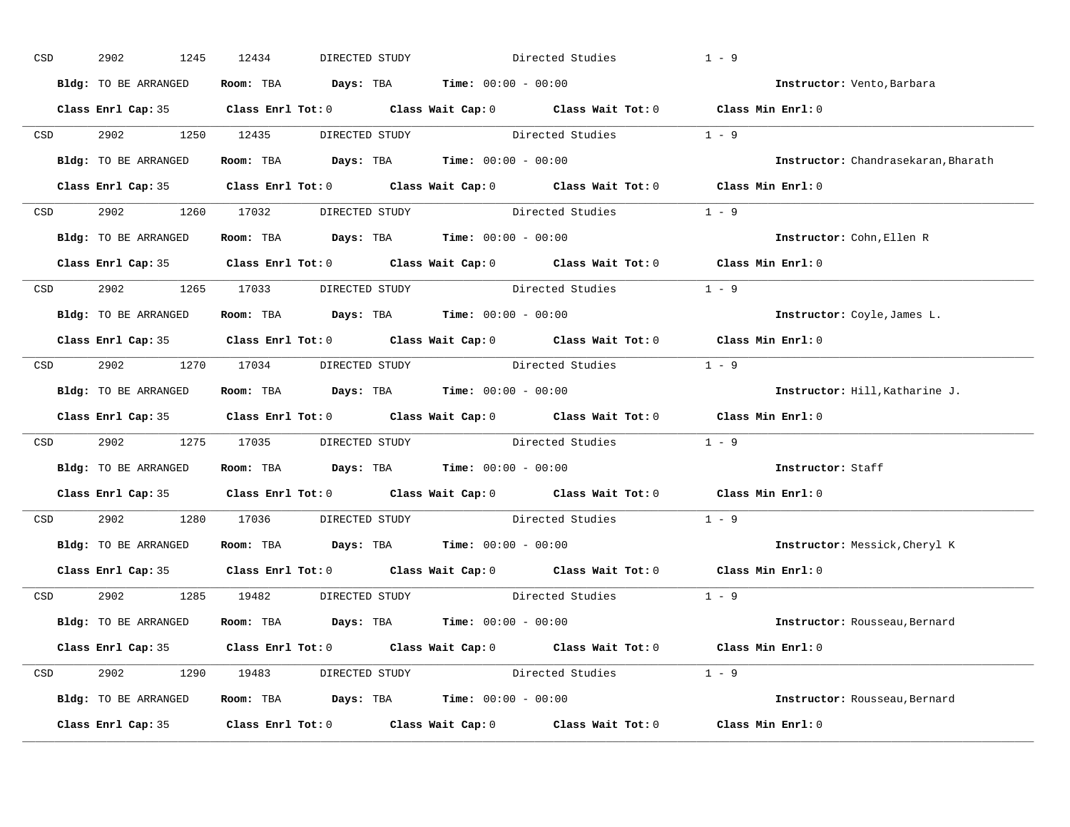CSD 2902 1245 12434 DIRECTED STUDY Directed Studies 1 - 9

**Bldg:** TO BE ARRANGED **Room:** TBA **Days:** TBA **Time:** 00:00 - 00:00 **Instructor:** Vento,Barbara

**Class Enrl Cap:** 35 **Class Enrl Tot:** 0 **Class Wait Cap:** 0 **Class Wait Tot:** 0 **Class Min Enrl:** 0

---

CSD 2902 1250 12435 DIRECTED STUDY Directed Studies 1 - 9

**Bldg:** TO BE ARRANGED **Room:** TBA **Days:** TBA **Time:** 00:00 - 00:00 **Instructor:** Chandrasekaran,Bharath

**Class Enrl Cap:** 35 **Class Enrl Tot:** 0 **Class Wait Cap:** 0 **Class Wait Tot:** 0 **Class Min Enrl:** 0

---

CSD 2902 1260 17032 DIRECTED STUDY Directed Studies 1 - 9

**Bldg:** TO BE ARRANGED **Room:** TBA **Days:** TBA **Time:** 00:00 - 00:00 **Instructor:** Cohn,Ellen R

**Class Enrl Cap:** 35 **Class Enrl Tot:** 0 **Class Wait Cap:** 0 **Class Wait Tot:** 0 **Class Min Enrl:** 0

---

CSD 2902 1265 17033 DIRECTED STUDY Directed Studies 1 - 9

**Bldg:** TO BE ARRANGED **Room:** TBA **Days:** TBA **Time:** 00:00 - 00:00 **Instructor:** Coyle,James L.

**Class Enrl Cap:** 35 **Class Enrl Tot:** 0 **Class Wait Cap:** 0 **Class Wait Tot:** 0 **Class Min Enrl:** 0

---

CSD 2902 1270 17034 DIRECTED STUDY Directed Studies 1 - 9

**Bldg:** TO BE ARRANGED **Room:** TBA **Days:** TBA **Time:** 00:00 - 00:00 **Instructor:** Hill,Katharine J.

**Class Enrl Cap:** 35 **Class Enrl Tot:** 0 **Class Wait Cap:** 0 **Class Wait Tot:** 0 **Class Min Enrl:** 0

---

CSD 2902 1275 17035 DIRECTED STUDY Directed Studies 1 - 9

**Bldg:** TO BE ARRANGED **Room:** TBA **Days:** TBA **Time:** 00:00 - 00:00 **Instructor:** Staff

**Class Enrl Cap:** 35 **Class Enrl Tot:** 0 **Class Wait Cap:** 0 **Class Wait Tot:** 0 **Class Min Enrl:** 0

---

CSD 2902 1280 17036 DIRECTED STUDY Directed Studies 1 - 9

**Bldg:** TO BE ARRANGED **Room:** TBA **Days:** TBA **Time:** 00:00 - 00:00 **Instructor:** Messick,Cheryl K

**Class Enrl Cap:** 35 **Class Enrl Tot:** 0 **Class Wait Cap:** 0 **Class Wait Tot:** 0 **Class Min Enrl:** 0

---

CSD 2902 1285 19482 DIRECTED STUDY Directed Studies 1 - 9

**Bldg:** TO BE ARRANGED **Room:** TBA **Days:** TBA **Time:** 00:00 - 00:00 **Instructor:** Rousseau,Bernard

**Class Enrl Cap:** 35 **Class Enrl Tot:** 0 **Class Wait Cap:** 0 **Class Wait Tot:** 0 **Class Min Enrl:** 0

---

CSD 2902 1290 19483 DIRECTED STUDY Directed Studies 1 - 9

**Bldg:** TO BE ARRANGED **Room:** TBA **Days:** TBA **Time:** 00:00 - 00:00 **Instructor:** Rousseau,Bernard

**Class Enrl Cap:** 35 **Class Enrl Tot:** 0 **Class Wait Cap:** 0 **Class Wait Tot:** 0 **Class Min Enrl:** 0

---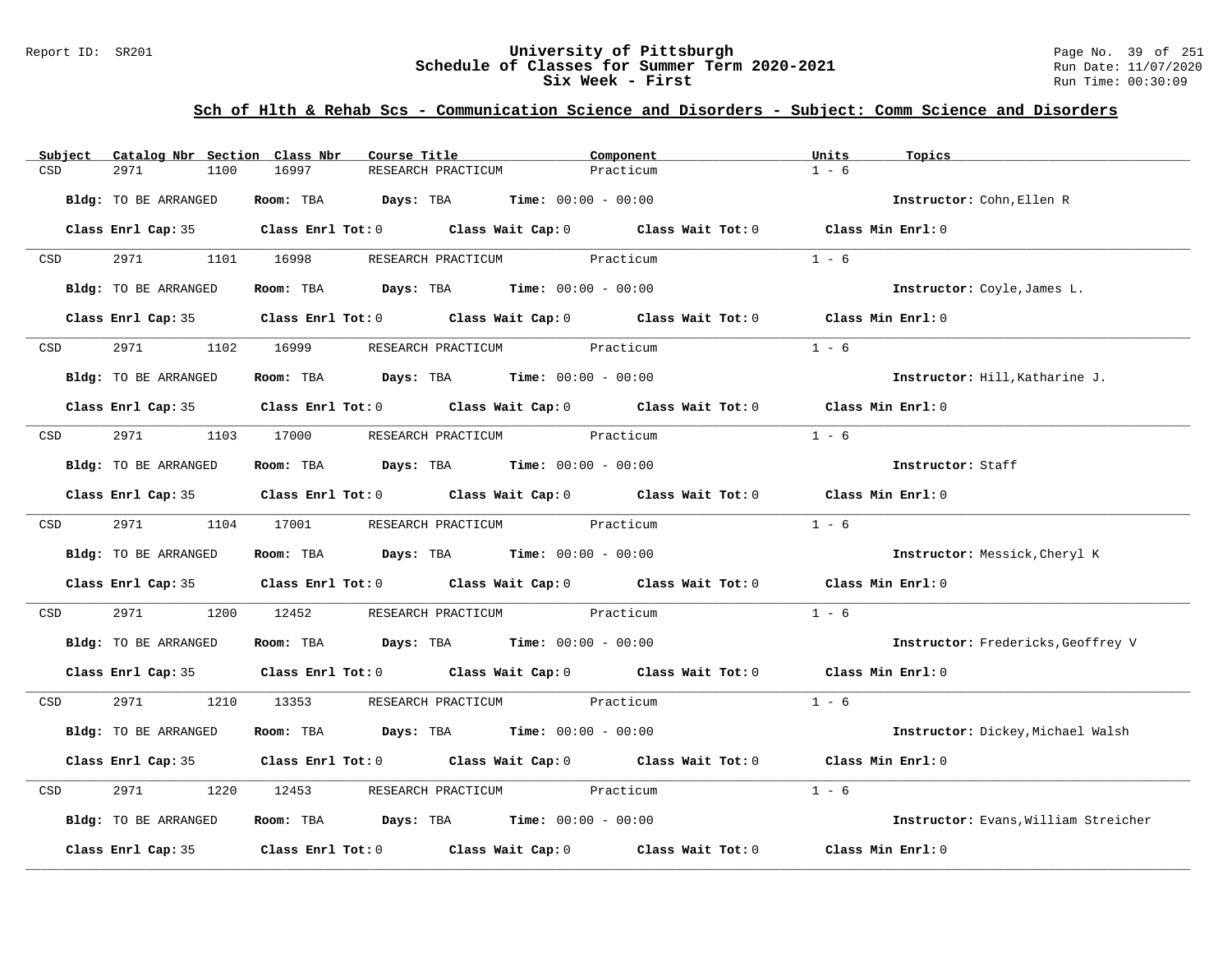# University of Pittsburgh
## Schedule of Classes for Summer Term 2020-2021
### Six Week - First

Report ID: SR201

Run Date: 11/07/2020
Run Time: 00:30:09

**Sch of Hlth & Rehab Scs - Communication Science and Disorders - Subject: Comm Science and Disorders**

| Subject | Catalog Nbr | Section | Class Nbr | Course Title | Component | Units | Topics |
|---|---|---|---|---|---|---|---|
| CSD | 2971 | 1100 | 16997 | RESEARCH PRACTICUM | Practicum | 1 - 6 | |

**Bldg:** TO BE ARRANGED **Room:** TBA **Days:** TBA **Time:** 00:00 - 00:00 **Instructor:** Cohn,Ellen R

**Class Enrl Cap:** 35 **Class Enrl Tot:** 0 **Class Wait Cap:** 0 **Class Wait Tot:** 0 **Class Min Enrl:** 0

| Subject | Catalog Nbr | Section | Class Nbr | Course Title | Component | Units | Topics |
|---|---|---|---|---|---|---|---|
| CSD | 2971 | 1101 | 16998 | RESEARCH PRACTICUM | Practicum | 1 - 6 | |

**Bldg:** TO BE ARRANGED **Room:** TBA **Days:** TBA **Time:** 00:00 - 00:00 **Instructor:** Coyle,James L.

**Class Enrl Cap:** 35 **Class Enrl Tot:** 0 **Class Wait Cap:** 0 **Class Wait Tot:** 0 **Class Min Enrl:** 0

| Subject | Catalog Nbr | Section | Class Nbr | Course Title | Component | Units | Topics |
|---|---|---|---|---|---|---|---|
| CSD | 2971 | 1102 | 16999 | RESEARCH PRACTICUM | Practicum | 1 - 6 | |

**Bldg:** TO BE ARRANGED **Room:** TBA **Days:** TBA **Time:** 00:00 - 00:00 **Instructor:** Hill,Katharine J.

**Class Enrl Cap:** 35 **Class Enrl Tot:** 0 **Class Wait Cap:** 0 **Class Wait Tot:** 0 **Class Min Enrl:** 0

| Subject | Catalog Nbr | Section | Class Nbr | Course Title | Component | Units | Topics |
|---|---|---|---|---|---|---|---|
| CSD | 2971 | 1103 | 17000 | RESEARCH PRACTICUM | Practicum | 1 - 6 | |

**Bldg:** TO BE ARRANGED **Room:** TBA **Days:** TBA **Time:** 00:00 - 00:00 **Instructor:** Staff

**Class Enrl Cap:** 35 **Class Enrl Tot:** 0 **Class Wait Cap:** 0 **Class Wait Tot:** 0 **Class Min Enrl:** 0

| Subject | Catalog Nbr | Section | Class Nbr | Course Title | Component | Units | Topics |
|---|---|---|---|---|---|---|---|
| CSD | 2971 | 1104 | 17001 | RESEARCH PRACTICUM | Practicum | 1 - 6 | |

**Bldg:** TO BE ARRANGED **Room:** TBA **Days:** TBA **Time:** 00:00 - 00:00 **Instructor:** Messick,Cheryl K

**Class Enrl Cap:** 35 **Class Enrl Tot:** 0 **Class Wait Cap:** 0 **Class Wait Tot:** 0 **Class Min Enrl:** 0

| Subject | Catalog Nbr | Section | Class Nbr | Course Title | Component | Units | Topics |
|---|---|---|---|---|---|---|---|
| CSD | 2971 | 1200 | 12452 | RESEARCH PRACTICUM | Practicum | 1 - 6 | |

**Bldg:** TO BE ARRANGED **Room:** TBA **Days:** TBA **Time:** 00:00 - 00:00 **Instructor:** Fredericks,Geoffrey V

**Class Enrl Cap:** 35 **Class Enrl Tot:** 0 **Class Wait Cap:** 0 **Class Wait Tot:** 0 **Class Min Enrl:** 0

| Subject | Catalog Nbr | Section | Class Nbr | Course Title | Component | Units | Topics |
|---|---|---|---|---|---|---|---|
| CSD | 2971 | 1210 | 13353 | RESEARCH PRACTICUM | Practicum | 1 - 6 | |

**Bldg:** TO BE ARRANGED **Room:** TBA **Days:** TBA **Time:** 00:00 - 00:00 **Instructor:** Dickey,Michael Walsh

**Class Enrl Cap:** 35 **Class Enrl Tot:** 0 **Class Wait Cap:** 0 **Class Wait Tot:** 0 **Class Min Enrl:** 0

| Subject | Catalog Nbr | Section | Class Nbr | Course Title | Component | Units | Topics |
|---|---|---|---|---|---|---|---|
| CSD | 2971 | 1220 | 12453 | RESEARCH PRACTICUM | Practicum | 1 - 6 | |

**Bldg:** TO BE ARRANGED **Room:** TBA **Days:** TBA **Time:** 00:00 - 00:00 **Instructor:** Evans,William Streicher

**Class Enrl Cap:** 35 **Class Enrl Tot:** 0 **Class Wait Cap:** 0 **Class Wait Tot:** 0 **Class Min Enrl:** 0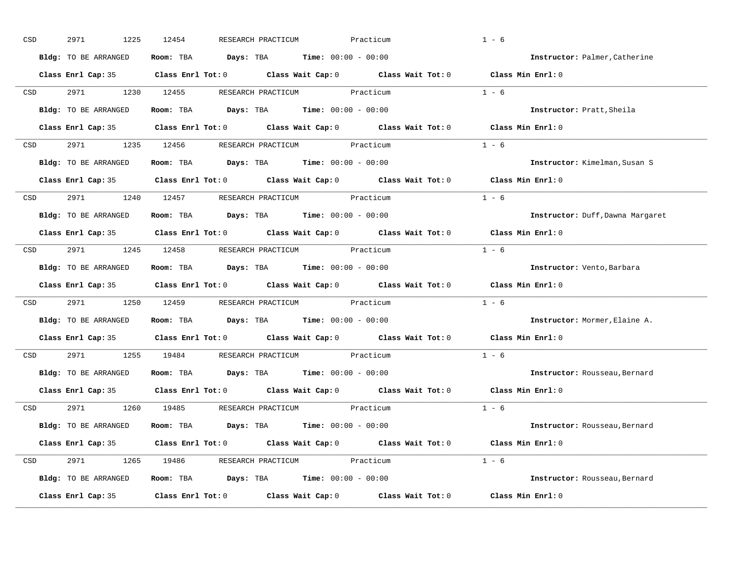CSD 2971 1225 12454 RESEARCH PRACTICUM Practicum 1 - 6

**Bldg:** TO BE ARRANGED **Room:** TBA **Days:** TBA **Time:** 00:00 - 00:00 **Instructor:** Palmer,Catherine

**Class Enrl Cap:** 35 **Class Enrl Tot:** 0 **Class Wait Cap:** 0 **Class Wait Tot:** 0 **Class Min Enrl:** 0

---

CSD 2971 1230 12455 RESEARCH PRACTICUM Practicum 1 - 6

**Bldg:** TO BE ARRANGED **Room:** TBA **Days:** TBA **Time:** 00:00 - 00:00 **Instructor:** Pratt,Sheila

**Class Enrl Cap:** 35 **Class Enrl Tot:** 0 **Class Wait Cap:** 0 **Class Wait Tot:** 0 **Class Min Enrl:** 0

---

CSD 2971 1235 12456 RESEARCH PRACTICUM Practicum 1 - 6

**Bldg:** TO BE ARRANGED **Room:** TBA **Days:** TBA **Time:** 00:00 - 00:00 **Instructor:** Kimelman,Susan S

**Class Enrl Cap:** 35 **Class Enrl Tot:** 0 **Class Wait Cap:** 0 **Class Wait Tot:** 0 **Class Min Enrl:** 0

---

CSD 2971 1240 12457 RESEARCH PRACTICUM Practicum 1 - 6

**Bldg:** TO BE ARRANGED **Room:** TBA **Days:** TBA **Time:** 00:00 - 00:00 **Instructor:** Duff,Dawna Margaret

**Class Enrl Cap:** 35 **Class Enrl Tot:** 0 **Class Wait Cap:** 0 **Class Wait Tot:** 0 **Class Min Enrl:** 0

---

CSD 2971 1245 12458 RESEARCH PRACTICUM Practicum 1 - 6

**Bldg:** TO BE ARRANGED **Room:** TBA **Days:** TBA **Time:** 00:00 - 00:00 **Instructor:** Vento,Barbara

**Class Enrl Cap:** 35 **Class Enrl Tot:** 0 **Class Wait Cap:** 0 **Class Wait Tot:** 0 **Class Min Enrl:** 0

---

CSD 2971 1250 12459 RESEARCH PRACTICUM Practicum 1 - 6

**Bldg:** TO BE ARRANGED **Room:** TBA **Days:** TBA **Time:** 00:00 - 00:00 **Instructor:** Mormer,Elaine A.

**Class Enrl Cap:** 35 **Class Enrl Tot:** 0 **Class Wait Cap:** 0 **Class Wait Tot:** 0 **Class Min Enrl:** 0

---

CSD 2971 1255 19484 RESEARCH PRACTICUM Practicum 1 - 6

**Bldg:** TO BE ARRANGED **Room:** TBA **Days:** TBA **Time:** 00:00 - 00:00 **Instructor:** Rousseau,Bernard

**Class Enrl Cap:** 35 **Class Enrl Tot:** 0 **Class Wait Cap:** 0 **Class Wait Tot:** 0 **Class Min Enrl:** 0

---

CSD 2971 1260 19485 RESEARCH PRACTICUM Practicum 1 - 6

**Bldg:** TO BE ARRANGED **Room:** TBA **Days:** TBA **Time:** 00:00 - 00:00 **Instructor:** Rousseau,Bernard

**Class Enrl Cap:** 35 **Class Enrl Tot:** 0 **Class Wait Cap:** 0 **Class Wait Tot:** 0 **Class Min Enrl:** 0

---

CSD 2971 1265 19486 RESEARCH PRACTICUM Practicum 1 - 6

**Bldg:** TO BE ARRANGED **Room:** TBA **Days:** TBA **Time:** 00:00 - 00:00 **Instructor:** Rousseau,Bernard

**Class Enrl Cap:** 35 **Class Enrl Tot:** 0 **Class Wait Cap:** 0 **Class Wait Tot:** 0 **Class Min Enrl:** 0

---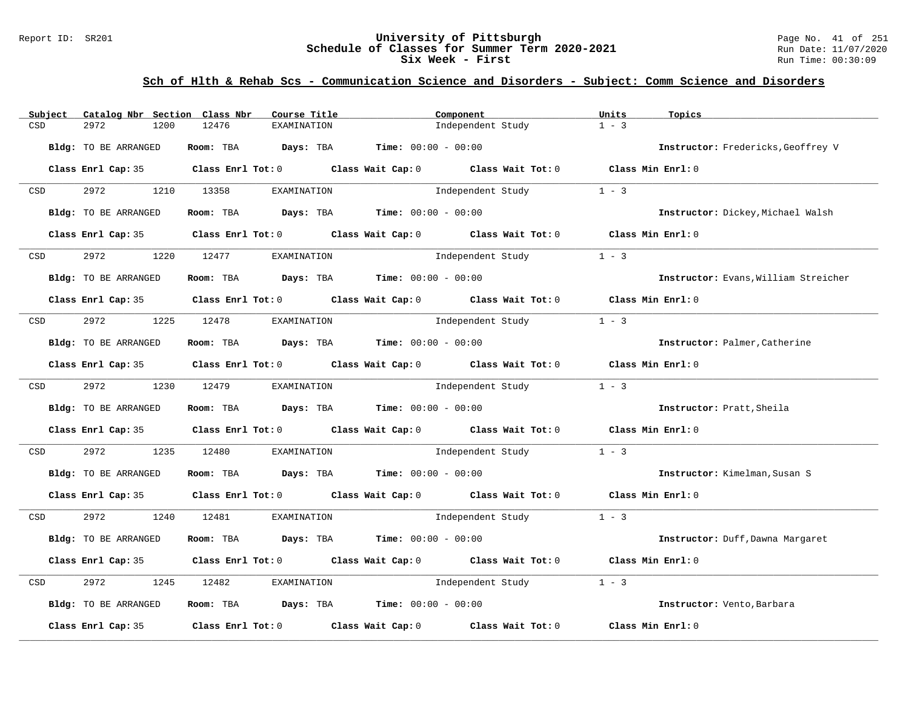# University of Pittsburgh
## Schedule of Classes for Summer Term 2020-2021
## Six Week - First

Report ID: SR201

Run Date: 11/07/2020
Run Time: 00:30:09

### Sch of Hlth & Rehab Scs - Communication Science and Disorders - Subject: Comm Science and Disorders

| Subject | Catalog Nbr | Section | Class Nbr | Course Title | Component | Units | Topics |
|---|---|---|---|---|---|---|---|
| CSD | 2972 | 1200 | 12476 | EXAMINATION | Independent Study | 1 - 3 | |

**Bldg:** TO BE ARRANGED **Room:** TBA **Days:** TBA **Time:** 00:00 - 00:00 **Instructor:** Fredericks,Geoffrey V

**Class Enrl Cap:** 35 **Class Enrl Tot:** 0 **Class Wait Cap:** 0 **Class Wait Tot:** 0 **Class Min Enrl:** 0

| Subject | Catalog Nbr | Section | Class Nbr | Course Title | Component | Units | Topics |
|---|---|---|---|---|---|---|---|
| CSD | 2972 | 1210 | 13358 | EXAMINATION | Independent Study | 1 - 3 | |

**Bldg:** TO BE ARRANGED **Room:** TBA **Days:** TBA **Time:** 00:00 - 00:00 **Instructor:** Dickey,Michael Walsh

**Class Enrl Cap:** 35 **Class Enrl Tot:** 0 **Class Wait Cap:** 0 **Class Wait Tot:** 0 **Class Min Enrl:** 0

| Subject | Catalog Nbr | Section | Class Nbr | Course Title | Component | Units | Topics |
|---|---|---|---|---|---|---|---|
| CSD | 2972 | 1220 | 12477 | EXAMINATION | Independent Study | 1 - 3 | |

**Bldg:** TO BE ARRANGED **Room:** TBA **Days:** TBA **Time:** 00:00 - 00:00 **Instructor:** Evans,William Streicher

**Class Enrl Cap:** 35 **Class Enrl Tot:** 0 **Class Wait Cap:** 0 **Class Wait Tot:** 0 **Class Min Enrl:** 0

| Subject | Catalog Nbr | Section | Class Nbr | Course Title | Component | Units | Topics |
|---|---|---|---|---|---|---|---|
| CSD | 2972 | 1225 | 12478 | EXAMINATION | Independent Study | 1 - 3 | |

**Bldg:** TO BE ARRANGED **Room:** TBA **Days:** TBA **Time:** 00:00 - 00:00 **Instructor:** Palmer,Catherine

**Class Enrl Cap:** 35 **Class Enrl Tot:** 0 **Class Wait Cap:** 0 **Class Wait Tot:** 0 **Class Min Enrl:** 0

| Subject | Catalog Nbr | Section | Class Nbr | Course Title | Component | Units | Topics |
|---|---|---|---|---|---|---|---|
| CSD | 2972 | 1230 | 12479 | EXAMINATION | Independent Study | 1 - 3 | |

**Bldg:** TO BE ARRANGED **Room:** TBA **Days:** TBA **Time:** 00:00 - 00:00 **Instructor:** Pratt,Sheila

**Class Enrl Cap:** 35 **Class Enrl Tot:** 0 **Class Wait Cap:** 0 **Class Wait Tot:** 0 **Class Min Enrl:** 0

| Subject | Catalog Nbr | Section | Class Nbr | Course Title | Component | Units | Topics |
|---|---|---|---|---|---|---|---|
| CSD | 2972 | 1235 | 12480 | EXAMINATION | Independent Study | 1 - 3 | |

**Bldg:** TO BE ARRANGED **Room:** TBA **Days:** TBA **Time:** 00:00 - 00:00 **Instructor:** Kimelman,Susan S

**Class Enrl Cap:** 35 **Class Enrl Tot:** 0 **Class Wait Cap:** 0 **Class Wait Tot:** 0 **Class Min Enrl:** 0

| Subject | Catalog Nbr | Section | Class Nbr | Course Title | Component | Units | Topics |
|---|---|---|---|---|---|---|---|
| CSD | 2972 | 1240 | 12481 | EXAMINATION | Independent Study | 1 - 3 | |

**Bldg:** TO BE ARRANGED **Room:** TBA **Days:** TBA **Time:** 00:00 - 00:00 **Instructor:** Duff,Dawna Margaret

**Class Enrl Cap:** 35 **Class Enrl Tot:** 0 **Class Wait Cap:** 0 **Class Wait Tot:** 0 **Class Min Enrl:** 0

| Subject | Catalog Nbr | Section | Class Nbr | Course Title | Component | Units | Topics |
|---|---|---|---|---|---|---|---|
| CSD | 2972 | 1245 | 12482 | EXAMINATION | Independent Study | 1 - 3 | |

**Bldg:** TO BE ARRANGED **Room:** TBA **Days:** TBA **Time:** 00:00 - 00:00 **Instructor:** Vento,Barbara

**Class Enrl Cap:** 35 **Class Enrl Tot:** 0 **Class Wait Cap:** 0 **Class Wait Tot:** 0 **Class Min Enrl:** 0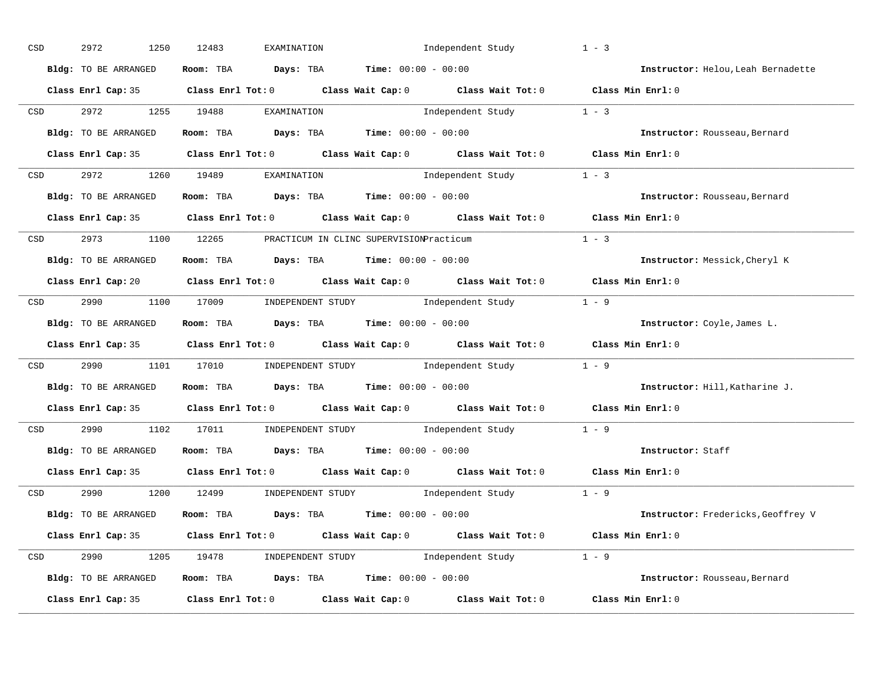CSD 2972 1250 12483 EXAMINATION Independent Study 1 - 3

**Bldg:** TO BE ARRANGED **Room:** TBA **Days:** TBA **Time:** 00:00 - 00:00 **Instructor:** Helou,Leah Bernadette

**Class Enrl Cap:** 35 **Class Enrl Tot:** 0 **Class Wait Cap:** 0 **Class Wait Tot:** 0 **Class Min Enrl:** 0

---

CSD 2972 1255 19488 EXAMINATION Independent Study 1 - 3

**Bldg:** TO BE ARRANGED **Room:** TBA **Days:** TBA **Time:** 00:00 - 00:00 **Instructor:** Rousseau,Bernard

**Class Enrl Cap:** 35 **Class Enrl Tot:** 0 **Class Wait Cap:** 0 **Class Wait Tot:** 0 **Class Min Enrl:** 0

---

CSD 2972 1260 19489 EXAMINATION Independent Study 1 - 3

**Bldg:** TO BE ARRANGED **Room:** TBA **Days:** TBA **Time:** 00:00 - 00:00 **Instructor:** Rousseau,Bernard

**Class Enrl Cap:** 35 **Class Enrl Tot:** 0 **Class Wait Cap:** 0 **Class Wait Tot:** 0 **Class Min Enrl:** 0

---

CSD 2973 1100 12265 PRACTICUM IN CLINC SUPERVISION Practicum 1 - 3

**Bldg:** TO BE ARRANGED **Room:** TBA **Days:** TBA **Time:** 00:00 - 00:00 **Instructor:** Messick,Cheryl K

**Class Enrl Cap:** 20 **Class Enrl Tot:** 0 **Class Wait Cap:** 0 **Class Wait Tot:** 0 **Class Min Enrl:** 0

---

CSD 2990 1100 17009 INDEPENDENT STUDY Independent Study 1 - 9

**Bldg:** TO BE ARRANGED **Room:** TBA **Days:** TBA **Time:** 00:00 - 00:00 **Instructor:** Coyle,James L.

**Class Enrl Cap:** 35 **Class Enrl Tot:** 0 **Class Wait Cap:** 0 **Class Wait Tot:** 0 **Class Min Enrl:** 0

---

CSD 2990 1101 17010 INDEPENDENT STUDY Independent Study 1 - 9

**Bldg:** TO BE ARRANGED **Room:** TBA **Days:** TBA **Time:** 00:00 - 00:00 **Instructor:** Hill,Katharine J.

**Class Enrl Cap:** 35 **Class Enrl Tot:** 0 **Class Wait Cap:** 0 **Class Wait Tot:** 0 **Class Min Enrl:** 0

---

CSD 2990 1102 17011 INDEPENDENT STUDY Independent Study 1 - 9

**Bldg:** TO BE ARRANGED **Room:** TBA **Days:** TBA **Time:** 00:00 - 00:00 **Instructor:** Staff

**Class Enrl Cap:** 35 **Class Enrl Tot:** 0 **Class Wait Cap:** 0 **Class Wait Tot:** 0 **Class Min Enrl:** 0

---

CSD 2990 1200 12499 INDEPENDENT STUDY Independent Study 1 - 9

**Bldg:** TO BE ARRANGED **Room:** TBA **Days:** TBA **Time:** 00:00 - 00:00 **Instructor:** Fredericks,Geoffrey V

**Class Enrl Cap:** 35 **Class Enrl Tot:** 0 **Class Wait Cap:** 0 **Class Wait Tot:** 0 **Class Min Enrl:** 0

---

CSD 2990 1205 19478 INDEPENDENT STUDY Independent Study 1 - 9

**Bldg:** TO BE ARRANGED **Room:** TBA **Days:** TBA **Time:** 00:00 - 00:00 **Instructor:** Rousseau,Bernard

**Class Enrl Cap:** 35 **Class Enrl Tot:** 0 **Class Wait Cap:** 0 **Class Wait Tot:** 0 **Class Min Enrl:** 0

---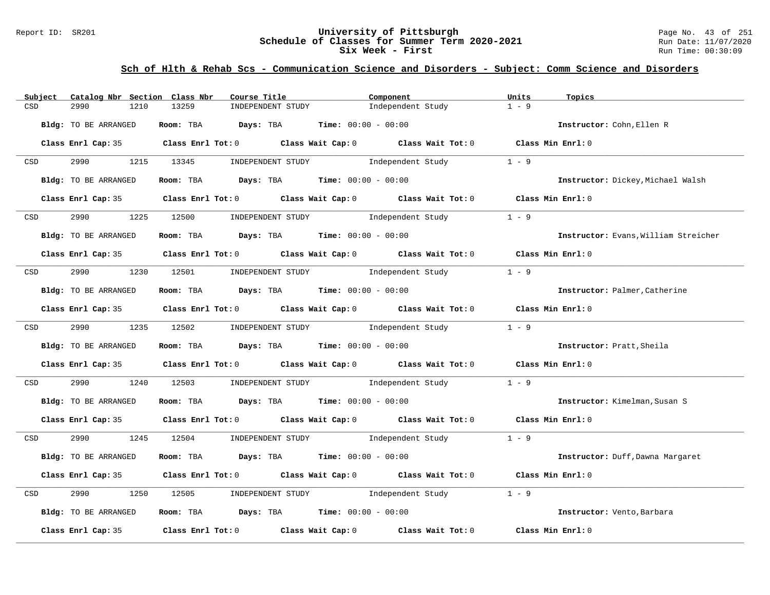Report ID: SR201

# University of Pittsburgh
## Schedule of Classes for Summer Term 2020-2021
### Six Week - First

Run Date: 11/07/2020
Run Time: 00:30:09

## Sch of Hlth & Rehab Scs - Communication Science and Disorders - Subject: Comm Science and Disorders

| Subject | Catalog Nbr | Section | Class Nbr | Course Title | Component | Units | Topics |
|---|---|---|---|---|---|---|---|
| CSD | 2990 | 1210 | 13259 | INDEPENDENT STUDY | Independent Study | 1 - 9 | |

**Bldg:** TO BE ARRANGED **Room:** TBA **Days:** TBA **Time:** 00:00 - 00:00 **Instructor:** Cohn,Ellen R

**Class Enrl Cap:** 35 **Class Enrl Tot:** 0 **Class Wait Cap:** 0 **Class Wait Tot:** 0 **Class Min Enrl:** 0

| Subject | Catalog Nbr | Section | Class Nbr | Course Title | Component | Units | Topics |
|---|---|---|---|---|---|---|---|
| CSD | 2990 | 1215 | 13345 | INDEPENDENT STUDY | Independent Study | 1 - 9 | |

**Bldg:** TO BE ARRANGED **Room:** TBA **Days:** TBA **Time:** 00:00 - 00:00 **Instructor:** Dickey,Michael Walsh

**Class Enrl Cap:** 35 **Class Enrl Tot:** 0 **Class Wait Cap:** 0 **Class Wait Tot:** 0 **Class Min Enrl:** 0

| Subject | Catalog Nbr | Section | Class Nbr | Course Title | Component | Units | Topics |
|---|---|---|---|---|---|---|---|
| CSD | 2990 | 1225 | 12500 | INDEPENDENT STUDY | Independent Study | 1 - 9 | |

**Bldg:** TO BE ARRANGED **Room:** TBA **Days:** TBA **Time:** 00:00 - 00:00 **Instructor:** Evans,William Streicher

**Class Enrl Cap:** 35 **Class Enrl Tot:** 0 **Class Wait Cap:** 0 **Class Wait Tot:** 0 **Class Min Enrl:** 0

| Subject | Catalog Nbr | Section | Class Nbr | Course Title | Component | Units | Topics |
|---|---|---|---|---|---|---|---|
| CSD | 2990 | 1230 | 12501 | INDEPENDENT STUDY | Independent Study | 1 - 9 | |

**Bldg:** TO BE ARRANGED **Room:** TBA **Days:** TBA **Time:** 00:00 - 00:00 **Instructor:** Palmer,Catherine

**Class Enrl Cap:** 35 **Class Enrl Tot:** 0 **Class Wait Cap:** 0 **Class Wait Tot:** 0 **Class Min Enrl:** 0

| Subject | Catalog Nbr | Section | Class Nbr | Course Title | Component | Units | Topics |
|---|---|---|---|---|---|---|---|
| CSD | 2990 | 1235 | 12502 | INDEPENDENT STUDY | Independent Study | 1 - 9 | |

**Bldg:** TO BE ARRANGED **Room:** TBA **Days:** TBA **Time:** 00:00 - 00:00 **Instructor:** Pratt,Sheila

**Class Enrl Cap:** 35 **Class Enrl Tot:** 0 **Class Wait Cap:** 0 **Class Wait Tot:** 0 **Class Min Enrl:** 0

| Subject | Catalog Nbr | Section | Class Nbr | Course Title | Component | Units | Topics |
|---|---|---|---|---|---|---|---|
| CSD | 2990 | 1240 | 12503 | INDEPENDENT STUDY | Independent Study | 1 - 9 | |

**Bldg:** TO BE ARRANGED **Room:** TBA **Days:** TBA **Time:** 00:00 - 00:00 **Instructor:** Kimelman,Susan S

**Class Enrl Cap:** 35 **Class Enrl Tot:** 0 **Class Wait Cap:** 0 **Class Wait Tot:** 0 **Class Min Enrl:** 0

| Subject | Catalog Nbr | Section | Class Nbr | Course Title | Component | Units | Topics |
|---|---|---|---|---|---|---|---|
| CSD | 2990 | 1245 | 12504 | INDEPENDENT STUDY | Independent Study | 1 - 9 | |

**Bldg:** TO BE ARRANGED **Room:** TBA **Days:** TBA **Time:** 00:00 - 00:00 **Instructor:** Duff,Dawna Margaret

**Class Enrl Cap:** 35 **Class Enrl Tot:** 0 **Class Wait Cap:** 0 **Class Wait Tot:** 0 **Class Min Enrl:** 0

| Subject | Catalog Nbr | Section | Class Nbr | Course Title | Component | Units | Topics |
|---|---|---|---|---|---|---|---|
| CSD | 2990 | 1250 | 12505 | INDEPENDENT STUDY | Independent Study | 1 - 9 | |

**Bldg:** TO BE ARRANGED **Room:** TBA **Days:** TBA **Time:** 00:00 - 00:00 **Instructor:** Vento,Barbara

**Class Enrl Cap:** 35 **Class Enrl Tot:** 0 **Class Wait Cap:** 0 **Class Wait Tot:** 0 **Class Min Enrl:** 0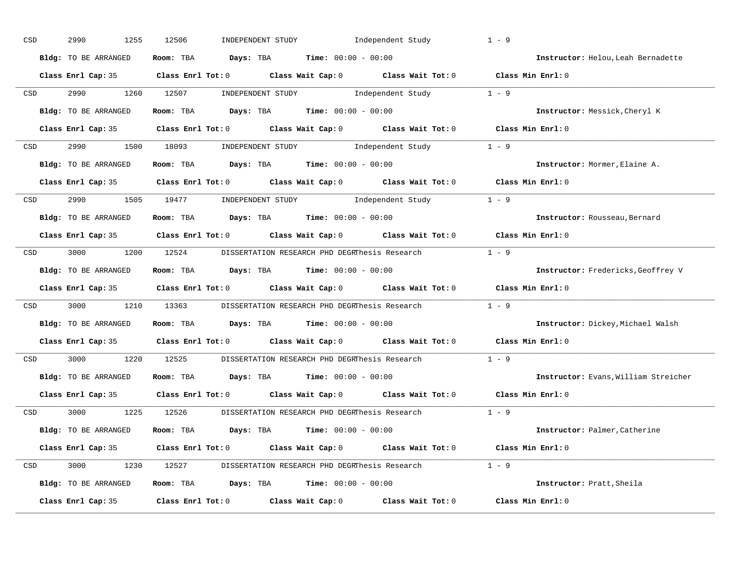CSD 2990 1255 12506 INDEPENDENT STUDY Independent Study 1 - 9

**Bldg:** TO BE ARRANGED **Room:** TBA **Days:** TBA **Time:** 00:00 - 00:00 **Instructor:** Helou,Leah Bernadette

**Class Enrl Cap:** 35 **Class Enrl Tot:** 0 **Class Wait Cap:** 0 **Class Wait Tot:** 0 **Class Min Enrl:** 0

---

CSD 2990 1260 12507 INDEPENDENT STUDY Independent Study 1 - 9

**Bldg:** TO BE ARRANGED **Room:** TBA **Days:** TBA **Time:** 00:00 - 00:00 **Instructor:** Messick,Cheryl K

**Class Enrl Cap:** 35 **Class Enrl Tot:** 0 **Class Wait Cap:** 0 **Class Wait Tot:** 0 **Class Min Enrl:** 0

---

CSD 2990 1500 18093 INDEPENDENT STUDY Independent Study 1 - 9

**Bldg:** TO BE ARRANGED **Room:** TBA **Days:** TBA **Time:** 00:00 - 00:00 **Instructor:** Mormer,Elaine A.

**Class Enrl Cap:** 35 **Class Enrl Tot:** 0 **Class Wait Cap:** 0 **Class Wait Tot:** 0 **Class Min Enrl:** 0

---

CSD 2990 1505 19477 INDEPENDENT STUDY Independent Study 1 - 9

**Bldg:** TO BE ARRANGED **Room:** TBA **Days:** TBA **Time:** 00:00 - 00:00 **Instructor:** Rousseau,Bernard

**Class Enrl Cap:** 35 **Class Enrl Tot:** 0 **Class Wait Cap:** 0 **Class Wait Tot:** 0 **Class Min Enrl:** 0

---

CSD 3000 1200 12524 DISSERTATION RESEARCH PHD DEGRThesis Research 1 - 9

**Bldg:** TO BE ARRANGED **Room:** TBA **Days:** TBA **Time:** 00:00 - 00:00 **Instructor:** Fredericks,Geoffrey V

**Class Enrl Cap:** 35 **Class Enrl Tot:** 0 **Class Wait Cap:** 0 **Class Wait Tot:** 0 **Class Min Enrl:** 0

---

CSD 3000 1210 13363 DISSERTATION RESEARCH PHD DEGRThesis Research 1 - 9

**Bldg:** TO BE ARRANGED **Room:** TBA **Days:** TBA **Time:** 00:00 - 00:00 **Instructor:** Dickey,Michael Walsh

**Class Enrl Cap:** 35 **Class Enrl Tot:** 0 **Class Wait Cap:** 0 **Class Wait Tot:** 0 **Class Min Enrl:** 0

---

CSD 3000 1220 12525 DISSERTATION RESEARCH PHD DEGRThesis Research 1 - 9

**Bldg:** TO BE ARRANGED **Room:** TBA **Days:** TBA **Time:** 00:00 - 00:00 **Instructor:** Evans,William Streicher

**Class Enrl Cap:** 35 **Class Enrl Tot:** 0 **Class Wait Cap:** 0 **Class Wait Tot:** 0 **Class Min Enrl:** 0

---

CSD 3000 1225 12526 DISSERTATION RESEARCH PHD DEGRThesis Research 1 - 9

**Bldg:** TO BE ARRANGED **Room:** TBA **Days:** TBA **Time:** 00:00 - 00:00 **Instructor:** Palmer,Catherine

**Class Enrl Cap:** 35 **Class Enrl Tot:** 0 **Class Wait Cap:** 0 **Class Wait Tot:** 0 **Class Min Enrl:** 0

---

CSD 3000 1230 12527 DISSERTATION RESEARCH PHD DEGRThesis Research 1 - 9

**Bldg:** TO BE ARRANGED **Room:** TBA **Days:** TBA **Time:** 00:00 - 00:00 **Instructor:** Pratt,Sheila

**Class Enrl Cap:** 35 **Class Enrl Tot:** 0 **Class Wait Cap:** 0 **Class Wait Tot:** 0 **Class Min Enrl:** 0

---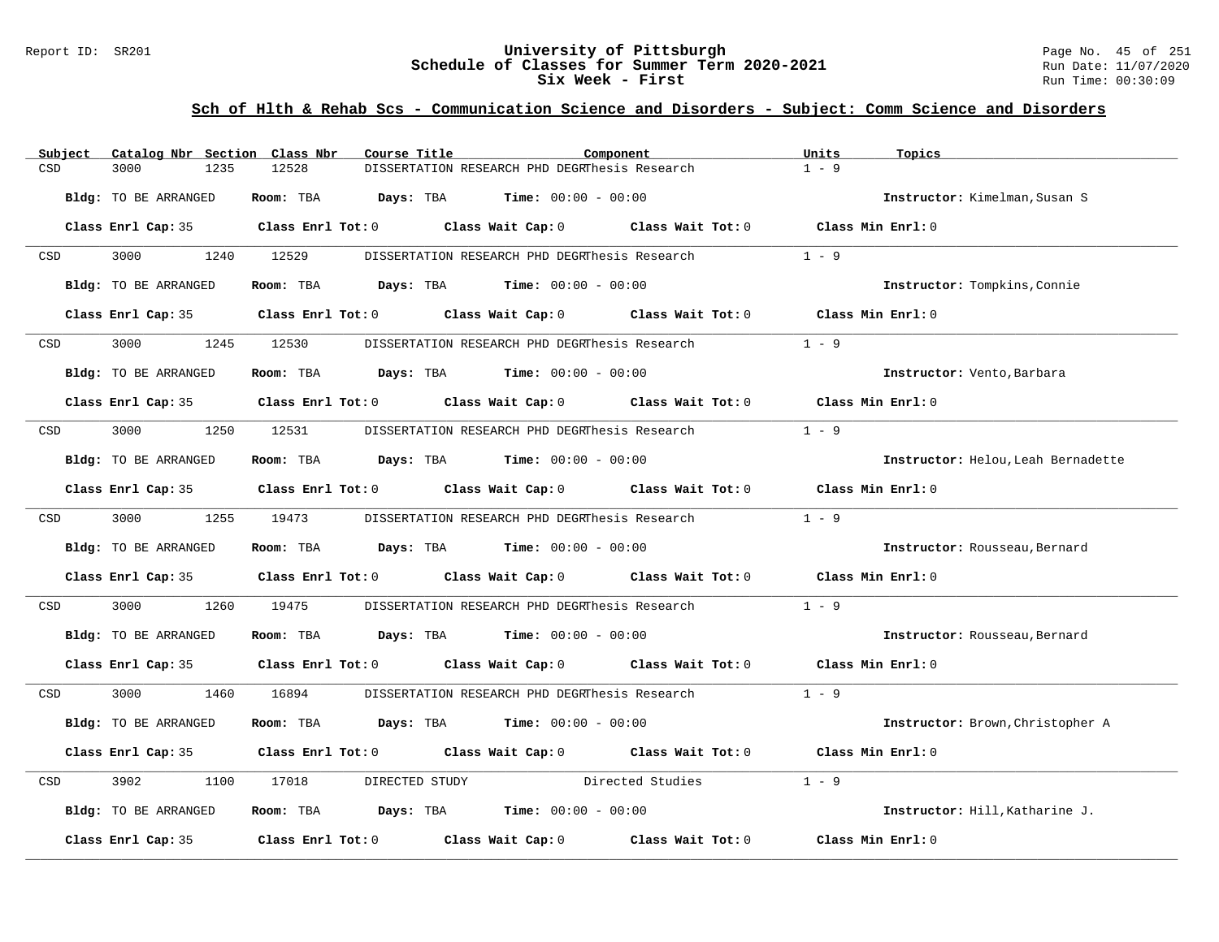## Sch of Hlth & Rehab Scs - Communication Science and Disorders - Subject: Comm Science and Disorders

| Subject | Catalog Nbr | Section | Class Nbr | Course Title | Component | Units | Topics |
|---|---|---|---|---|---|---|---|
| CSD | 3000 | 1235 | 12528 | DISSERTATION RESEARCH PHD DEGR | Thesis Research | 1 - 9 | |

Bldg: TO BE ARRANGED Room: TBA Days: TBA Time: 00:00 - 00:00 Instructor: Kimelman,Susan S

Class Enrl Cap: 35 Class Enrl Tot: 0 Class Wait Cap: 0 Class Wait Tot: 0 Class Min Enrl: 0

| Subject | Catalog Nbr | Section | Class Nbr | Course Title | Component | Units | Topics |
|---|---|---|---|---|---|---|---|
| CSD | 3000 | 1240 | 12529 | DISSERTATION RESEARCH PHD DEGR | Thesis Research | 1 - 9 | |

Bldg: TO BE ARRANGED Room: TBA Days: TBA Time: 00:00 - 00:00 Instructor: Tompkins,Connie

Class Enrl Cap: 35 Class Enrl Tot: 0 Class Wait Cap: 0 Class Wait Tot: 0 Class Min Enrl: 0

| Subject | Catalog Nbr | Section | Class Nbr | Course Title | Component | Units | Topics |
|---|---|---|---|---|---|---|---|
| CSD | 3000 | 1245 | 12530 | DISSERTATION RESEARCH PHD DEGR | Thesis Research | 1 - 9 | |

Bldg: TO BE ARRANGED Room: TBA Days: TBA Time: 00:00 - 00:00 Instructor: Vento,Barbara

Class Enrl Cap: 35 Class Enrl Tot: 0 Class Wait Cap: 0 Class Wait Tot: 0 Class Min Enrl: 0

| Subject | Catalog Nbr | Section | Class Nbr | Course Title | Component | Units | Topics |
|---|---|---|---|---|---|---|---|
| CSD | 3000 | 1250 | 12531 | DISSERTATION RESEARCH PHD DEGR | Thesis Research | 1 - 9 | |

Bldg: TO BE ARRANGED Room: TBA Days: TBA Time: 00:00 - 00:00 Instructor: Helou,Leah Bernadette

Class Enrl Cap: 35 Class Enrl Tot: 0 Class Wait Cap: 0 Class Wait Tot: 0 Class Min Enrl: 0

| Subject | Catalog Nbr | Section | Class Nbr | Course Title | Component | Units | Topics |
|---|---|---|---|---|---|---|---|
| CSD | 3000 | 1255 | 19473 | DISSERTATION RESEARCH PHD DEGR | Thesis Research | 1 - 9 | |

Bldg: TO BE ARRANGED Room: TBA Days: TBA Time: 00:00 - 00:00 Instructor: Rousseau,Bernard

Class Enrl Cap: 35 Class Enrl Tot: 0 Class Wait Cap: 0 Class Wait Tot: 0 Class Min Enrl: 0

| Subject | Catalog Nbr | Section | Class Nbr | Course Title | Component | Units | Topics |
|---|---|---|---|---|---|---|---|
| CSD | 3000 | 1260 | 19475 | DISSERTATION RESEARCH PHD DEGR | Thesis Research | 1 - 9 | |

Bldg: TO BE ARRANGED Room: TBA Days: TBA Time: 00:00 - 00:00 Instructor: Rousseau,Bernard

Class Enrl Cap: 35 Class Enrl Tot: 0 Class Wait Cap: 0 Class Wait Tot: 0 Class Min Enrl: 0

| Subject | Catalog Nbr | Section | Class Nbr | Course Title | Component | Units | Topics |
|---|---|---|---|---|---|---|---|
| CSD | 3000 | 1460 | 16894 | DISSERTATION RESEARCH PHD DEGR | Thesis Research | 1 - 9 | |

Bldg: TO BE ARRANGED Room: TBA Days: TBA Time: 00:00 - 00:00 Instructor: Brown,Christopher A

Class Enrl Cap: 35 Class Enrl Tot: 0 Class Wait Cap: 0 Class Wait Tot: 0 Class Min Enrl: 0

| Subject | Catalog Nbr | Section | Class Nbr | Course Title | Component | Units | Topics |
|---|---|---|---|---|---|---|---|
| CSD | 3902 | 1100 | 17018 | DIRECTED STUDY | Directed Studies | 1 - 9 | |

Bldg: TO BE ARRANGED Room: TBA Days: TBA Time: 00:00 - 00:00 Instructor: Hill,Katharine J.

Class Enrl Cap: 35 Class Enrl Tot: 0 Class Wait Cap: 0 Class Wait Tot: 0 Class Min Enrl: 0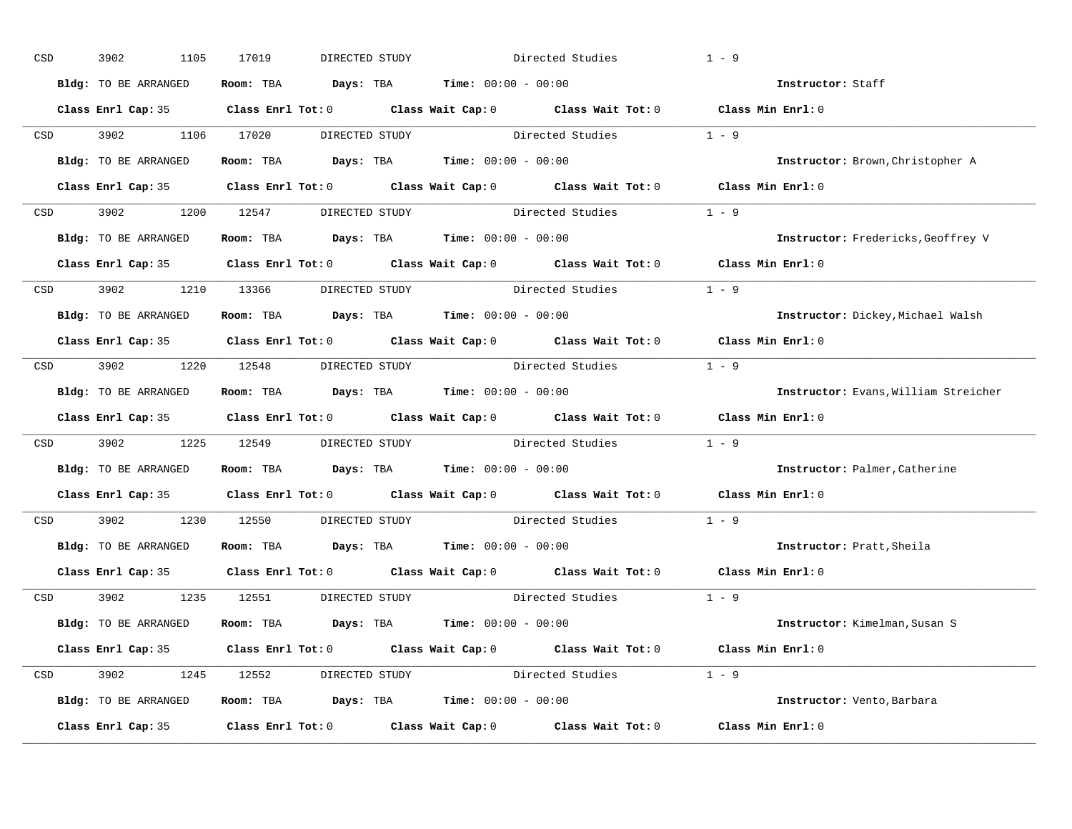CSD 3902 1105 17019 DIRECTED STUDY Directed Studies 1 - 9

**Bldg:** TO BE ARRANGED **Room:** TBA **Days:** TBA **Time:** 00:00 - 00:00 **Instructor:** Staff

**Class Enrl Cap:** 35 **Class Enrl Tot:** 0 **Class Wait Cap:** 0 **Class Wait Tot:** 0 **Class Min Enrl:** 0

---

CSD 3902 1106 17020 DIRECTED STUDY Directed Studies 1 - 9

**Bldg:** TO BE ARRANGED **Room:** TBA **Days:** TBA **Time:** 00:00 - 00:00 **Instructor:** Brown,Christopher A

**Class Enrl Cap:** 35 **Class Enrl Tot:** 0 **Class Wait Cap:** 0 **Class Wait Tot:** 0 **Class Min Enrl:** 0

---

CSD 3902 1200 12547 DIRECTED STUDY Directed Studies 1 - 9

**Bldg:** TO BE ARRANGED **Room:** TBA **Days:** TBA **Time:** 00:00 - 00:00 **Instructor:** Fredericks,Geoffrey V

**Class Enrl Cap:** 35 **Class Enrl Tot:** 0 **Class Wait Cap:** 0 **Class Wait Tot:** 0 **Class Min Enrl:** 0

---

CSD 3902 1210 13366 DIRECTED STUDY Directed Studies 1 - 9

**Bldg:** TO BE ARRANGED **Room:** TBA **Days:** TBA **Time:** 00:00 - 00:00 **Instructor:** Dickey,Michael Walsh

**Class Enrl Cap:** 35 **Class Enrl Tot:** 0 **Class Wait Cap:** 0 **Class Wait Tot:** 0 **Class Min Enrl:** 0

---

CSD 3902 1220 12548 DIRECTED STUDY Directed Studies 1 - 9

**Bldg:** TO BE ARRANGED **Room:** TBA **Days:** TBA **Time:** 00:00 - 00:00 **Instructor:** Evans,William Streicher

**Class Enrl Cap:** 35 **Class Enrl Tot:** 0 **Class Wait Cap:** 0 **Class Wait Tot:** 0 **Class Min Enrl:** 0

---

CSD 3902 1225 12549 DIRECTED STUDY Directed Studies 1 - 9

**Bldg:** TO BE ARRANGED **Room:** TBA **Days:** TBA **Time:** 00:00 - 00:00 **Instructor:** Palmer,Catherine

**Class Enrl Cap:** 35 **Class Enrl Tot:** 0 **Class Wait Cap:** 0 **Class Wait Tot:** 0 **Class Min Enrl:** 0

---

CSD 3902 1230 12550 DIRECTED STUDY Directed Studies 1 - 9

**Bldg:** TO BE ARRANGED **Room:** TBA **Days:** TBA **Time:** 00:00 - 00:00 **Instructor:** Pratt,Sheila

**Class Enrl Cap:** 35 **Class Enrl Tot:** 0 **Class Wait Cap:** 0 **Class Wait Tot:** 0 **Class Min Enrl:** 0

---

CSD 3902 1235 12551 DIRECTED STUDY Directed Studies 1 - 9

**Bldg:** TO BE ARRANGED **Room:** TBA **Days:** TBA **Time:** 00:00 - 00:00 **Instructor:** Kimelman,Susan S

**Class Enrl Cap:** 35 **Class Enrl Tot:** 0 **Class Wait Cap:** 0 **Class Wait Tot:** 0 **Class Min Enrl:** 0

---

CSD 3902 1245 12552 DIRECTED STUDY Directed Studies 1 - 9

**Bldg:** TO BE ARRANGED **Room:** TBA **Days:** TBA **Time:** 00:00 - 00:00 **Instructor:** Vento,Barbara

**Class Enrl Cap:** 35 **Class Enrl Tot:** 0 **Class Wait Cap:** 0 **Class Wait Tot:** 0 **Class Min Enrl:** 0

---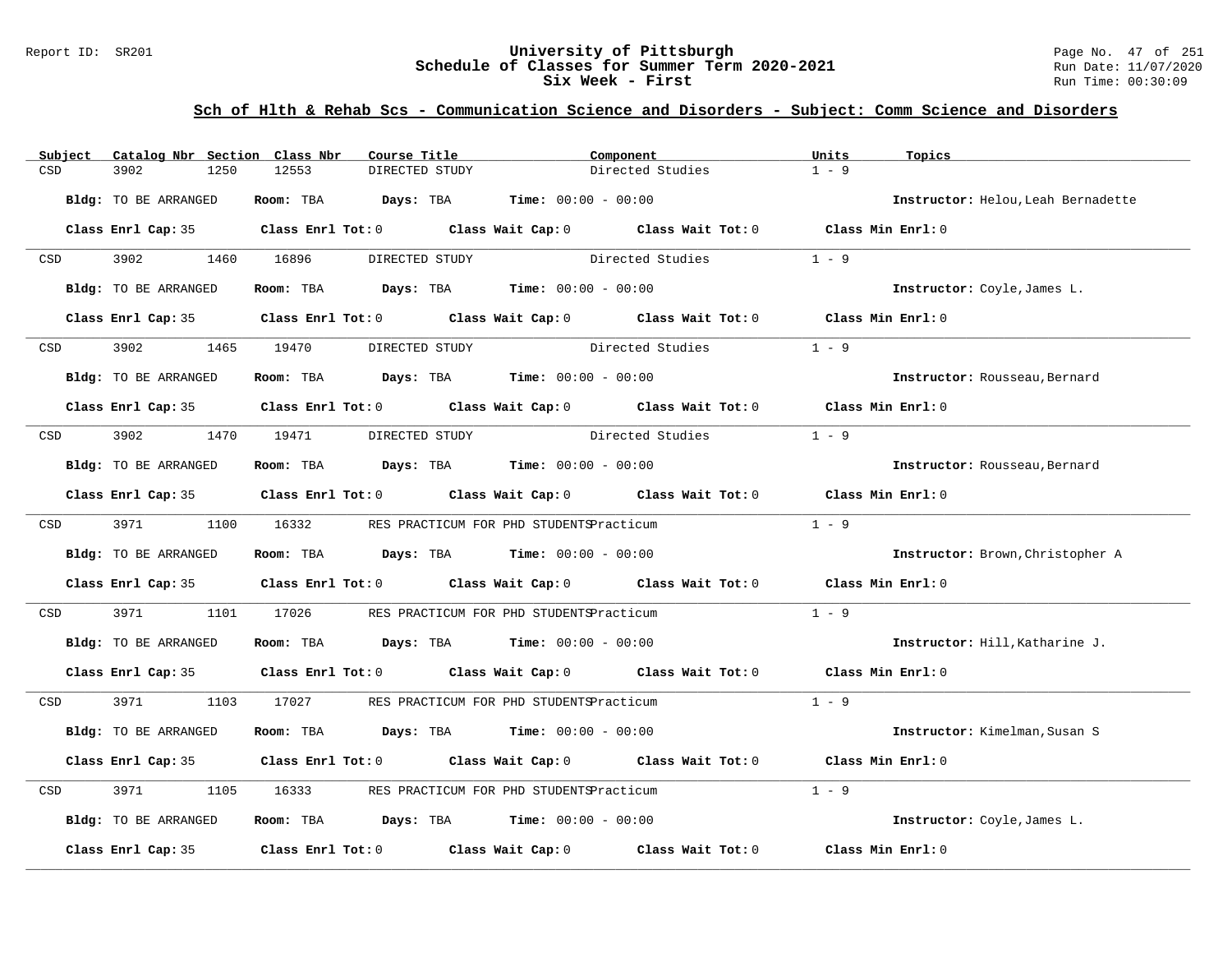## Sch of Hlth & Rehab Scs - Communication Science and Disorders - Subject: Comm Science and Disorders

| Subject | Catalog Nbr | Section | Class Nbr | Course Title | Component | Units | Topics |
|---|---|---|---|---|---|---|---|
| CSD | 3902 | 1250 | 12553 | DIRECTED STUDY | Directed Studies | 1 - 9 | |

**Bldg:** TO BE ARRANGED **Room:** TBA **Days:** TBA **Time:** 00:00 - 00:00 **Instructor:** Helou,Leah Bernadette

**Class Enrl Cap:** 35 **Class Enrl Tot:** 0 **Class Wait Cap:** 0 **Class Wait Tot:** 0 **Class Min Enrl:** 0

| Subject | Catalog Nbr | Section | Class Nbr | Course Title | Component | Units | Topics |
|---|---|---|---|---|---|---|---|
| CSD | 3902 | 1460 | 16896 | DIRECTED STUDY | Directed Studies | 1 - 9 | |

**Bldg:** TO BE ARRANGED **Room:** TBA **Days:** TBA **Time:** 00:00 - 00:00 **Instructor:** Coyle,James L.

**Class Enrl Cap:** 35 **Class Enrl Tot:** 0 **Class Wait Cap:** 0 **Class Wait Tot:** 0 **Class Min Enrl:** 0

| Subject | Catalog Nbr | Section | Class Nbr | Course Title | Component | Units | Topics |
|---|---|---|---|---|---|---|---|
| CSD | 3902 | 1465 | 19470 | DIRECTED STUDY | Directed Studies | 1 - 9 | |

**Bldg:** TO BE ARRANGED **Room:** TBA **Days:** TBA **Time:** 00:00 - 00:00 **Instructor:** Rousseau,Bernard

**Class Enrl Cap:** 35 **Class Enrl Tot:** 0 **Class Wait Cap:** 0 **Class Wait Tot:** 0 **Class Min Enrl:** 0

| Subject | Catalog Nbr | Section | Class Nbr | Course Title | Component | Units | Topics |
|---|---|---|---|---|---|---|---|
| CSD | 3902 | 1470 | 19471 | DIRECTED STUDY | Directed Studies | 1 - 9 | |

**Bldg:** TO BE ARRANGED **Room:** TBA **Days:** TBA **Time:** 00:00 - 00:00 **Instructor:** Rousseau,Bernard

**Class Enrl Cap:** 35 **Class Enrl Tot:** 0 **Class Wait Cap:** 0 **Class Wait Tot:** 0 **Class Min Enrl:** 0

| Subject | Catalog Nbr | Section | Class Nbr | Course Title | Component | Units | Topics |
|---|---|---|---|---|---|---|---|
| CSD | 3971 | 1100 | 16332 | RES PRACTICUM FOR PHD STUDENTS | Practicum | 1 - 9 | |

**Bldg:** TO BE ARRANGED **Room:** TBA **Days:** TBA **Time:** 00:00 - 00:00 **Instructor:** Brown,Christopher A

**Class Enrl Cap:** 35 **Class Enrl Tot:** 0 **Class Wait Cap:** 0 **Class Wait Tot:** 0 **Class Min Enrl:** 0

| Subject | Catalog Nbr | Section | Class Nbr | Course Title | Component | Units | Topics |
|---|---|---|---|---|---|---|---|
| CSD | 3971 | 1101 | 17026 | RES PRACTICUM FOR PHD STUDENTS | Practicum | 1 - 9 | |

**Bldg:** TO BE ARRANGED **Room:** TBA **Days:** TBA **Time:** 00:00 - 00:00 **Instructor:** Hill,Katharine J.

**Class Enrl Cap:** 35 **Class Enrl Tot:** 0 **Class Wait Cap:** 0 **Class Wait Tot:** 0 **Class Min Enrl:** 0

| Subject | Catalog Nbr | Section | Class Nbr | Course Title | Component | Units | Topics |
|---|---|---|---|---|---|---|---|
| CSD | 3971 | 1103 | 17027 | RES PRACTICUM FOR PHD STUDENTS | Practicum | 1 - 9 | |

**Bldg:** TO BE ARRANGED **Room:** TBA **Days:** TBA **Time:** 00:00 - 00:00 **Instructor:** Kimelman,Susan S

**Class Enrl Cap:** 35 **Class Enrl Tot:** 0 **Class Wait Cap:** 0 **Class Wait Tot:** 0 **Class Min Enrl:** 0

| Subject | Catalog Nbr | Section | Class Nbr | Course Title | Component | Units | Topics |
|---|---|---|---|---|---|---|---|
| CSD | 3971 | 1105 | 16333 | RES PRACTICUM FOR PHD STUDENTS | Practicum | 1 - 9 | |

**Bldg:** TO BE ARRANGED **Room:** TBA **Days:** TBA **Time:** 00:00 - 00:00 **Instructor:** Coyle,James L.

**Class Enrl Cap:** 35 **Class Enrl Tot:** 0 **Class Wait Cap:** 0 **Class Wait Tot:** 0 **Class Min Enrl:** 0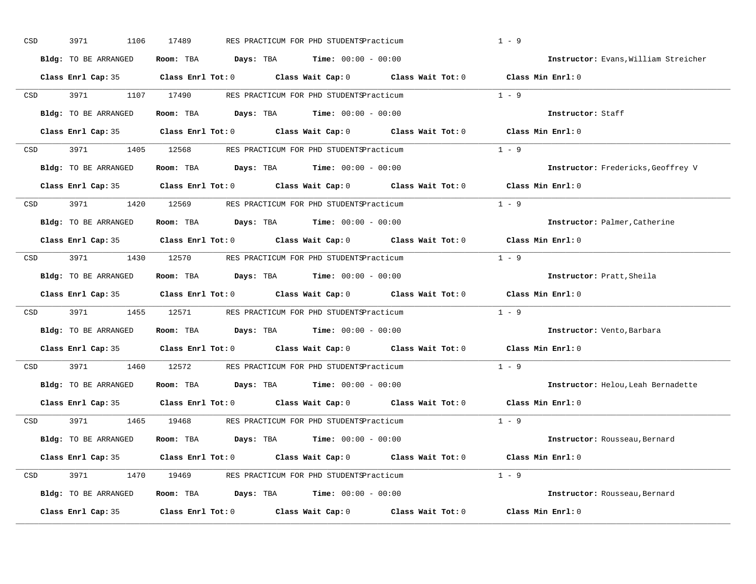CSD 3971 1106 17489 RES PRACTICUM FOR PHD STUDENTS Practicum 1 - 9

**Bldg:** TO BE ARRANGED **Room:** TBA **Days:** TBA **Time:** 00:00 - 00:00 **Instructor:** Evans,William Streicher

**Class Enrl Cap:** 35 **Class Enrl Tot:** 0 **Class Wait Cap:** 0 **Class Wait Tot:** 0 **Class Min Enrl:** 0

---

CSD 3971 1107 17490 RES PRACTICUM FOR PHD STUDENTS Practicum 1 - 9

**Bldg:** TO BE ARRANGED **Room:** TBA **Days:** TBA **Time:** 00:00 - 00:00 **Instructor:** Staff

**Class Enrl Cap:** 35 **Class Enrl Tot:** 0 **Class Wait Cap:** 0 **Class Wait Tot:** 0 **Class Min Enrl:** 0

---

CSD 3971 1405 12568 RES PRACTICUM FOR PHD STUDENTS Practicum 1 - 9

**Bldg:** TO BE ARRANGED **Room:** TBA **Days:** TBA **Time:** 00:00 - 00:00 **Instructor:** Fredericks,Geoffrey V

**Class Enrl Cap:** 35 **Class Enrl Tot:** 0 **Class Wait Cap:** 0 **Class Wait Tot:** 0 **Class Min Enrl:** 0

---

CSD 3971 1420 12569 RES PRACTICUM FOR PHD STUDENTS Practicum 1 - 9

**Bldg:** TO BE ARRANGED **Room:** TBA **Days:** TBA **Time:** 00:00 - 00:00 **Instructor:** Palmer,Catherine

**Class Enrl Cap:** 35 **Class Enrl Tot:** 0 **Class Wait Cap:** 0 **Class Wait Tot:** 0 **Class Min Enrl:** 0

---

CSD 3971 1430 12570 RES PRACTICUM FOR PHD STUDENTS Practicum 1 - 9

**Bldg:** TO BE ARRANGED **Room:** TBA **Days:** TBA **Time:** 00:00 - 00:00 **Instructor:** Pratt,Sheila

**Class Enrl Cap:** 35 **Class Enrl Tot:** 0 **Class Wait Cap:** 0 **Class Wait Tot:** 0 **Class Min Enrl:** 0

---

CSD 3971 1455 12571 RES PRACTICUM FOR PHD STUDENTS Practicum 1 - 9

**Bldg:** TO BE ARRANGED **Room:** TBA **Days:** TBA **Time:** 00:00 - 00:00 **Instructor:** Vento,Barbara

**Class Enrl Cap:** 35 **Class Enrl Tot:** 0 **Class Wait Cap:** 0 **Class Wait Tot:** 0 **Class Min Enrl:** 0

---

CSD 3971 1460 12572 RES PRACTICUM FOR PHD STUDENTS Practicum 1 - 9

**Bldg:** TO BE ARRANGED **Room:** TBA **Days:** TBA **Time:** 00:00 - 00:00 **Instructor:** Helou,Leah Bernadette

**Class Enrl Cap:** 35 **Class Enrl Tot:** 0 **Class Wait Cap:** 0 **Class Wait Tot:** 0 **Class Min Enrl:** 0

---

CSD 3971 1465 19468 RES PRACTICUM FOR PHD STUDENTS Practicum 1 - 9

**Bldg:** TO BE ARRANGED **Room:** TBA **Days:** TBA **Time:** 00:00 - 00:00 **Instructor:** Rousseau,Bernard

**Class Enrl Cap:** 35 **Class Enrl Tot:** 0 **Class Wait Cap:** 0 **Class Wait Tot:** 0 **Class Min Enrl:** 0

---

CSD 3971 1470 19469 RES PRACTICUM FOR PHD STUDENTS Practicum 1 - 9

**Bldg:** TO BE ARRANGED **Room:** TBA **Days:** TBA **Time:** 00:00 - 00:00 **Instructor:** Rousseau,Bernard

**Class Enrl Cap:** 35 **Class Enrl Tot:** 0 **Class Wait Cap:** 0 **Class Wait Tot:** 0 **Class Min Enrl:** 0

---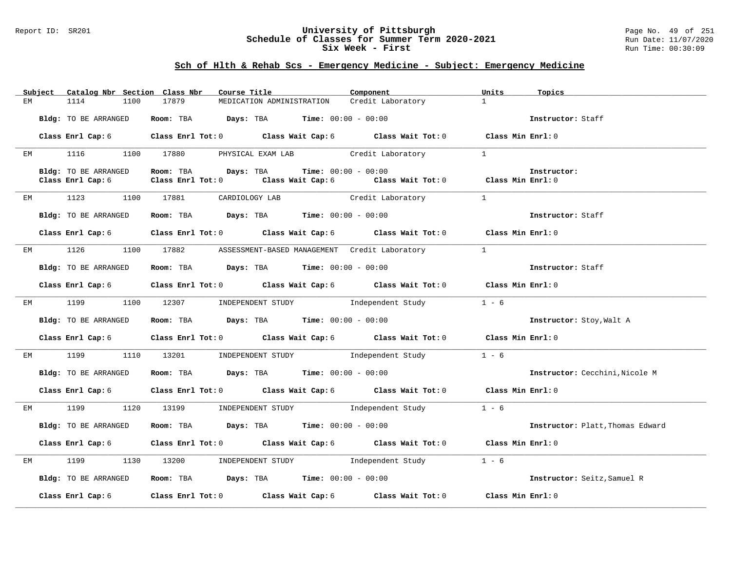## Sch of Hlth & Rehab Scs - Emergency Medicine - Subject: Emergency Medicine

| Subject | Catalog Nbr | Section | Class Nbr | Course Title | Component | Units | Topics |
|---|---|---|---|---|---|---|---|
| EM | 1114 | 1100 | 17879 | MEDICATION ADMINISTRATION | Credit Laboratory | 1 | |

**Bldg:** TO BE ARRANGED **Room:** TBA **Days:** TBA **Time:** 00:00 - 00:00 **Instructor:** Staff

**Class Enrl Cap:** 6 **Class Enrl Tot:** 0 **Class Wait Cap:** 6 **Class Wait Tot:** 0 **Class Min Enrl:** 0

| Subject | Catalog Nbr | Section | Class Nbr | Course Title | Component | Units | Topics |
|---|---|---|---|---|---|---|---|
| EM | 1116 | 1100 | 17880 | PHYSICAL EXAM LAB | Credit Laboratory | 1 | |

**Bldg:** TO BE ARRANGED **Room:** TBA **Days:** TBA **Time:** 00:00 - 00:00 **Instructor:**

**Class Enrl Cap:** 6 **Class Enrl Tot:** 0 **Class Wait Cap:** 6 **Class Wait Tot:** 0 **Class Min Enrl:** 0

| Subject | Catalog Nbr | Section | Class Nbr | Course Title | Component | Units | Topics |
|---|---|---|---|---|---|---|---|
| EM | 1123 | 1100 | 17881 | CARDIOLOGY LAB | Credit Laboratory | 1 | |

**Bldg:** TO BE ARRANGED **Room:** TBA **Days:** TBA **Time:** 00:00 - 00:00 **Instructor:** Staff

**Class Enrl Cap:** 6 **Class Enrl Tot:** 0 **Class Wait Cap:** 6 **Class Wait Tot:** 0 **Class Min Enrl:** 0

| Subject | Catalog Nbr | Section | Class Nbr | Course Title | Component | Units | Topics |
|---|---|---|---|---|---|---|---|
| EM | 1126 | 1100 | 17882 | ASSESSMENT-BASED MANAGEMENT | Credit Laboratory | 1 | |

**Bldg:** TO BE ARRANGED **Room:** TBA **Days:** TBA **Time:** 00:00 - 00:00 **Instructor:** Staff

**Class Enrl Cap:** 6 **Class Enrl Tot:** 0 **Class Wait Cap:** 6 **Class Wait Tot:** 0 **Class Min Enrl:** 0

| Subject | Catalog Nbr | Section | Class Nbr | Course Title | Component | Units | Topics |
|---|---|---|---|---|---|---|---|
| EM | 1199 | 1100 | 12307 | INDEPENDENT STUDY | Independent Study | 1 - 6 | |

**Bldg:** TO BE ARRANGED **Room:** TBA **Days:** TBA **Time:** 00:00 - 00:00 **Instructor:** Stoy,Walt A

**Class Enrl Cap:** 6 **Class Enrl Tot:** 0 **Class Wait Cap:** 6 **Class Wait Tot:** 0 **Class Min Enrl:** 0

| Subject | Catalog Nbr | Section | Class Nbr | Course Title | Component | Units | Topics |
|---|---|---|---|---|---|---|---|
| EM | 1199 | 1110 | 13201 | INDEPENDENT STUDY | Independent Study | 1 - 6 | |

**Bldg:** TO BE ARRANGED **Room:** TBA **Days:** TBA **Time:** 00:00 - 00:00 **Instructor:** Cecchini,Nicole M

**Class Enrl Cap:** 6 **Class Enrl Tot:** 0 **Class Wait Cap:** 6 **Class Wait Tot:** 0 **Class Min Enrl:** 0

| Subject | Catalog Nbr | Section | Class Nbr | Course Title | Component | Units | Topics |
|---|---|---|---|---|---|---|---|
| EM | 1199 | 1120 | 13199 | INDEPENDENT STUDY | Independent Study | 1 - 6 | |

**Bldg:** TO BE ARRANGED **Room:** TBA **Days:** TBA **Time:** 00:00 - 00:00 **Instructor:** Platt,Thomas Edward

**Class Enrl Cap:** 6 **Class Enrl Tot:** 0 **Class Wait Cap:** 6 **Class Wait Tot:** 0 **Class Min Enrl:** 0

| Subject | Catalog Nbr | Section | Class Nbr | Course Title | Component | Units | Topics |
|---|---|---|---|---|---|---|---|
| EM | 1199 | 1130 | 13200 | INDEPENDENT STUDY | Independent Study | 1 - 6 | |

**Bldg:** TO BE ARRANGED **Room:** TBA **Days:** TBA **Time:** 00:00 - 00:00 **Instructor:** Seitz,Samuel R

**Class Enrl Cap:** 6 **Class Enrl Tot:** 0 **Class Wait Cap:** 6 **Class Wait Tot:** 0 **Class Min Enrl:** 0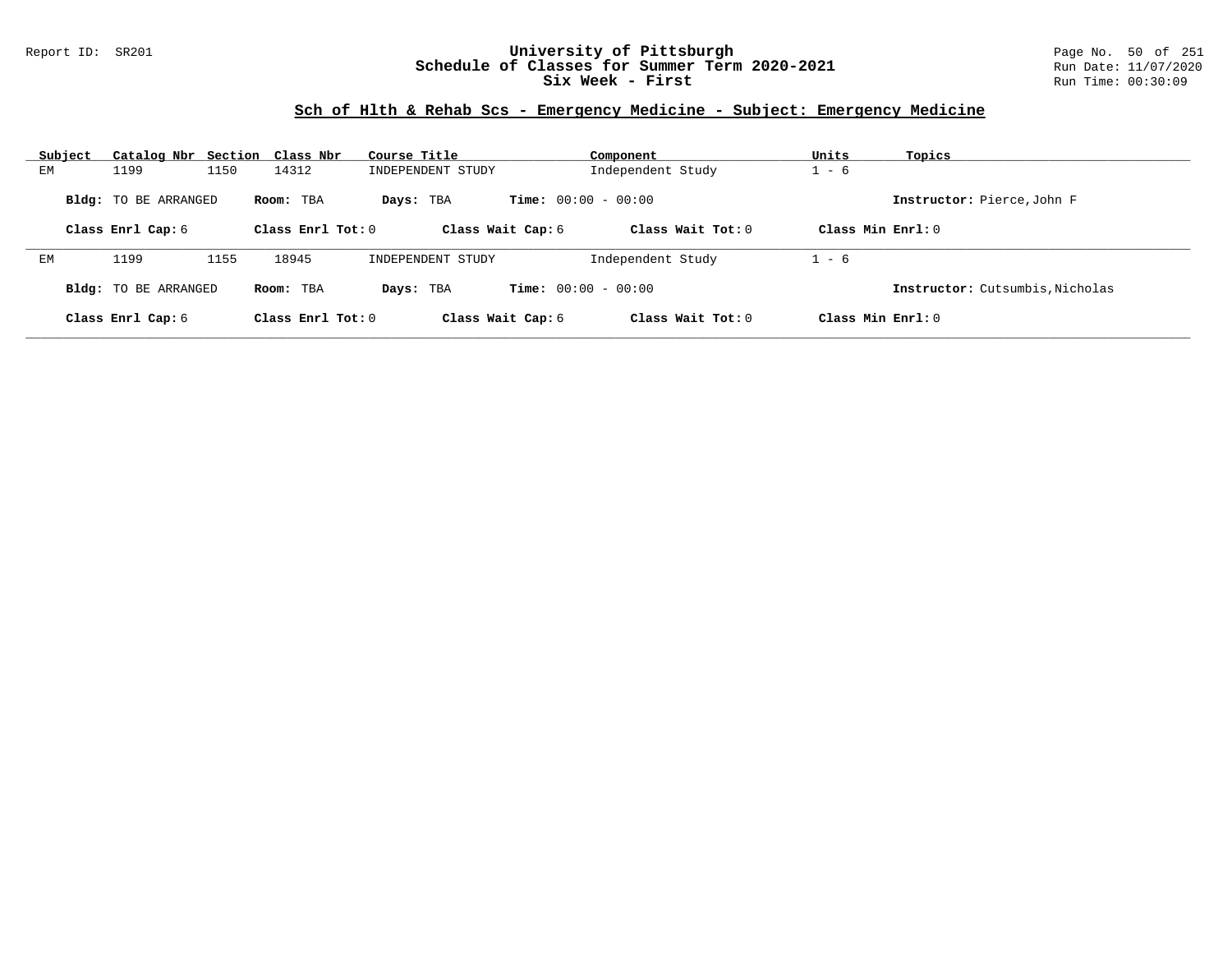## Sch of Hlth & Rehab Scs - Emergency Medicine - Subject: Emergency Medicine

| Subject | Catalog Nbr | Section | Class Nbr | Course Title | Component | Units | Topics |
|---|---|---|---|---|---|---|---|
| EM | 1199 | 1150 | 14312 | INDEPENDENT STUDY | Independent Study | 1 - 6 | |

**Bldg:** TO BE ARRANGED **Room:** TBA **Days:** TBA **Time:** 00:00 - 00:00 **Instructor:** Pierce,John F

**Class Enrl Cap:** 6 **Class Enrl Tot:** 0 **Class Wait Cap:** 6 **Class Wait Tot:** 0 **Class Min Enrl:** 0

---

| Subject | Catalog Nbr | Section | Class Nbr | Course Title | Component | Units | Topics |
|---|---|---|---|---|---|---|---|
| EM | 1199 | 1155 | 18945 | INDEPENDENT STUDY | Independent Study | 1 - 6 | |

**Bldg:** TO BE ARRANGED **Room:** TBA **Days:** TBA **Time:** 00:00 - 00:00 **Instructor:** Cutsumbis,Nicholas

**Class Enrl Cap:** 6 **Class Enrl Tot:** 0 **Class Wait Cap:** 6 **Class Wait Tot:** 0 **Class Min Enrl:** 0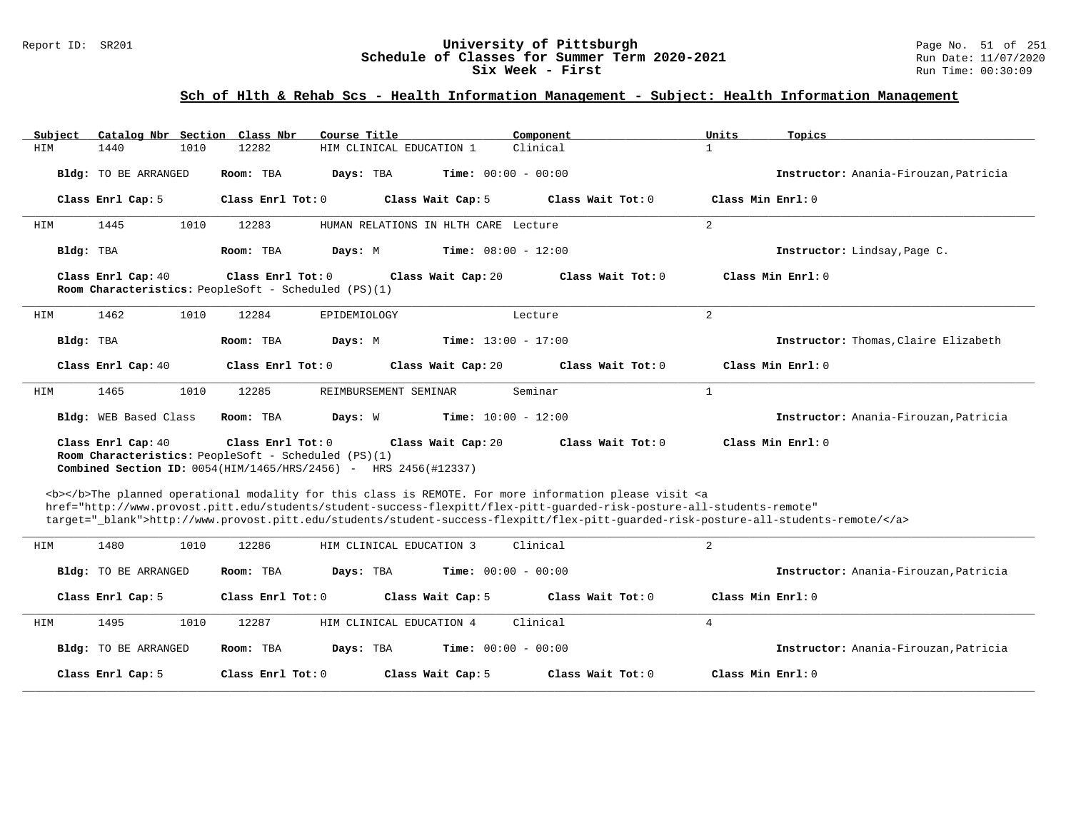## Sch of Hlth & Rehab Scs - Health Information Management - Subject: Health Information Management

| Subject | Catalog Nbr | Section | Class Nbr | Course Title | Component | Units | Topics |
|---|---|---|---|---|---|---|---|
| HIM | 1440 | 1010 | 12282 | HIM CLINICAL EDUCATION 1 | Clinical | 1 | |

**Bldg:** TO BE ARRANGED **Room:** TBA **Days:** TBA **Time:** 00:00 - 00:00 **Instructor:** Anania-Firouzan,Patricia

**Class Enrl Cap:** 5 **Class Enrl Tot:** 0 **Class Wait Cap:** 5 **Class Wait Tot:** 0 **Class Min Enrl:** 0

---

| Subject | Catalog Nbr | Section | Class Nbr | Course Title | Component | Units | Topics |
|---|---|---|---|---|---|---|---|
| HIM | 1445 | 1010 | 12283 | HUMAN RELATIONS IN HLTH CARE | Lecture | 2 | |

**Bldg:** TBA **Room:** TBA **Days:** M **Time:** 08:00 - 12:00 **Instructor:** Lindsay,Page C.

**Class Enrl Cap:** 40 **Class Enrl Tot:** 0 **Class Wait Cap:** 20 **Class Wait Tot:** 0 **Class Min Enrl:** 0
**Room Characteristics:** PeopleSoft - Scheduled (PS)(1)

---

| Subject | Catalog Nbr | Section | Class Nbr | Course Title | Component | Units | Topics |
|---|---|---|---|---|---|---|---|
| HIM | 1462 | 1010 | 12284 | EPIDEMIOLOGY | Lecture | 2 | |

**Bldg:** TBA **Room:** TBA **Days:** M **Time:** 13:00 - 17:00 **Instructor:** Thomas,Claire Elizabeth

**Class Enrl Cap:** 40 **Class Enrl Tot:** 0 **Class Wait Cap:** 20 **Class Wait Tot:** 0 **Class Min Enrl:** 0

---

| Subject | Catalog Nbr | Section | Class Nbr | Course Title | Component | Units | Topics |
|---|---|---|---|---|---|---|---|
| HIM | 1465 | 1010 | 12285 | REIMBURSEMENT SEMINAR | Seminar | 1 | |

**Bldg:** WEB Based Class **Room:** TBA **Days:** W **Time:** 10:00 - 12:00 **Instructor:** Anania-Firouzan,Patricia

**Class Enrl Cap:** 40 **Class Enrl Tot:** 0 **Class Wait Cap:** 20 **Class Wait Tot:** 0 **Class Min Enrl:** 0
**Room Characteristics:** PeopleSoft - Scheduled (PS)(1)
**Combined Section ID:** 0054(HIM/1465/HRS/2456) - HRS 2456(#12337)

<b></b>The planned operational modality for this class is REMOTE. For more information please visit <a href="http://www.provost.pitt.edu/students/student-success-flexpitt/flex-pitt-guarded-risk-posture-all-students-remote" target="_blank">http://www.provost.pitt.edu/students/student-success-flexpitt/flex-pitt-guarded-risk-posture-all-students-remote/</a>

---

| Subject | Catalog Nbr | Section | Class Nbr | Course Title | Component | Units | Topics |
|---|---|---|---|---|---|---|---|
| HIM | 1480 | 1010 | 12286 | HIM CLINICAL EDUCATION 3 | Clinical | 2 | |

**Bldg:** TO BE ARRANGED **Room:** TBA **Days:** TBA **Time:** 00:00 - 00:00 **Instructor:** Anania-Firouzan,Patricia

**Class Enrl Cap:** 5 **Class Enrl Tot:** 0 **Class Wait Cap:** 5 **Class Wait Tot:** 0 **Class Min Enrl:** 0

---

| Subject | Catalog Nbr | Section | Class Nbr | Course Title | Component | Units | Topics |
|---|---|---|---|---|---|---|---|
| HIM | 1495 | 1010 | 12287 | HIM CLINICAL EDUCATION 4 | Clinical | 4 | |

**Bldg:** TO BE ARRANGED **Room:** TBA **Days:** TBA **Time:** 00:00 - 00:00 **Instructor:** Anania-Firouzan,Patricia

**Class Enrl Cap:** 5 **Class Enrl Tot:** 0 **Class Wait Cap:** 5 **Class Wait Tot:** 0 **Class Min Enrl:** 0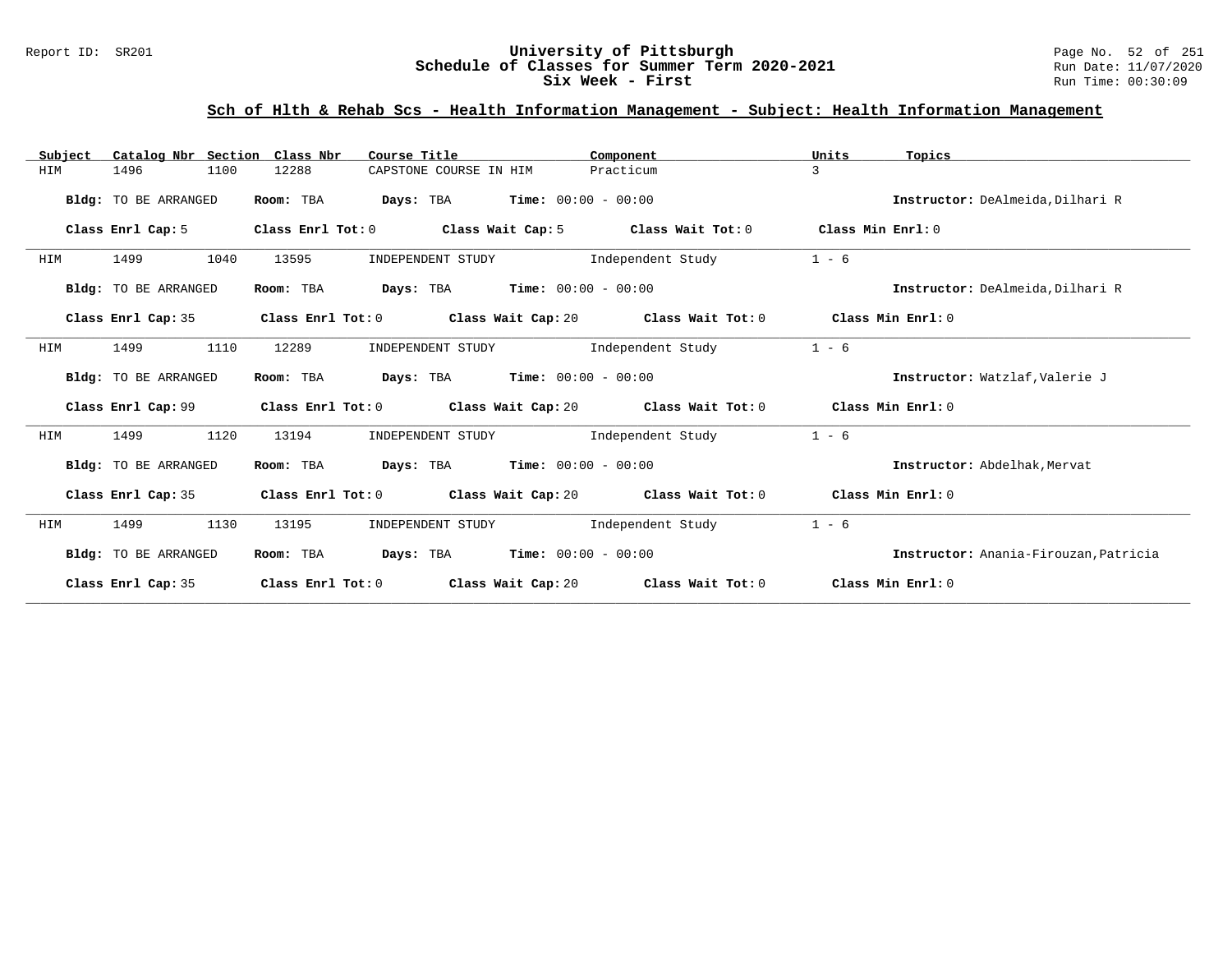## Sch of Hlth & Rehab Scs - Health Information Management - Subject: Health Information Management

| Subject | Catalog Nbr | Section | Class Nbr | Course Title | Component | Units | Topics |
|---|---|---|---|---|---|---|---|
| HIM | 1496 | 1100 | 12288 | CAPSTONE COURSE IN HIM | Practicum | 3 | |

**Bldg:** TO BE ARRANGED **Room:** TBA **Days:** TBA **Time:** 00:00 - 00:00 **Instructor:** DeAlmeida,Dilhari R

**Class Enrl Cap:** 5 **Class Enrl Tot:** 0 **Class Wait Cap:** 5 **Class Wait Tot:** 0 **Class Min Enrl:** 0

---

| Subject | Catalog Nbr | Section | Class Nbr | Course Title | Component | Units | Topics |
|---|---|---|---|---|---|---|---|
| HIM | 1499 | 1040 | 13595 | INDEPENDENT STUDY | Independent Study | 1 - 6 | |

**Bldg:** TO BE ARRANGED **Room:** TBA **Days:** TBA **Time:** 00:00 - 00:00 **Instructor:** DeAlmeida,Dilhari R

**Class Enrl Cap:** 35 **Class Enrl Tot:** 0 **Class Wait Cap:** 20 **Class Wait Tot:** 0 **Class Min Enrl:** 0

---

| Subject | Catalog Nbr | Section | Class Nbr | Course Title | Component | Units | Topics |
|---|---|---|---|---|---|---|---|
| HIM | 1499 | 1110 | 12289 | INDEPENDENT STUDY | Independent Study | 1 - 6 | |

**Bldg:** TO BE ARRANGED **Room:** TBA **Days:** TBA **Time:** 00:00 - 00:00 **Instructor:** Watzlaf,Valerie J

**Class Enrl Cap:** 99 **Class Enrl Tot:** 0 **Class Wait Cap:** 20 **Class Wait Tot:** 0 **Class Min Enrl:** 0

---

| Subject | Catalog Nbr | Section | Class Nbr | Course Title | Component | Units | Topics |
|---|---|---|---|---|---|---|---|
| HIM | 1499 | 1120 | 13194 | INDEPENDENT STUDY | Independent Study | 1 - 6 | |

**Bldg:** TO BE ARRANGED **Room:** TBA **Days:** TBA **Time:** 00:00 - 00:00 **Instructor:** Abdelhak,Mervat

**Class Enrl Cap:** 35 **Class Enrl Tot:** 0 **Class Wait Cap:** 20 **Class Wait Tot:** 0 **Class Min Enrl:** 0

---

| Subject | Catalog Nbr | Section | Class Nbr | Course Title | Component | Units | Topics |
|---|---|---|---|---|---|---|---|
| HIM | 1499 | 1130 | 13195 | INDEPENDENT STUDY | Independent Study | 1 - 6 | |

**Bldg:** TO BE ARRANGED **Room:** TBA **Days:** TBA **Time:** 00:00 - 00:00 **Instructor:** Anania-Firouzan,Patricia

**Class Enrl Cap:** 35 **Class Enrl Tot:** 0 **Class Wait Cap:** 20 **Class Wait Tot:** 0 **Class Min Enrl:** 0

---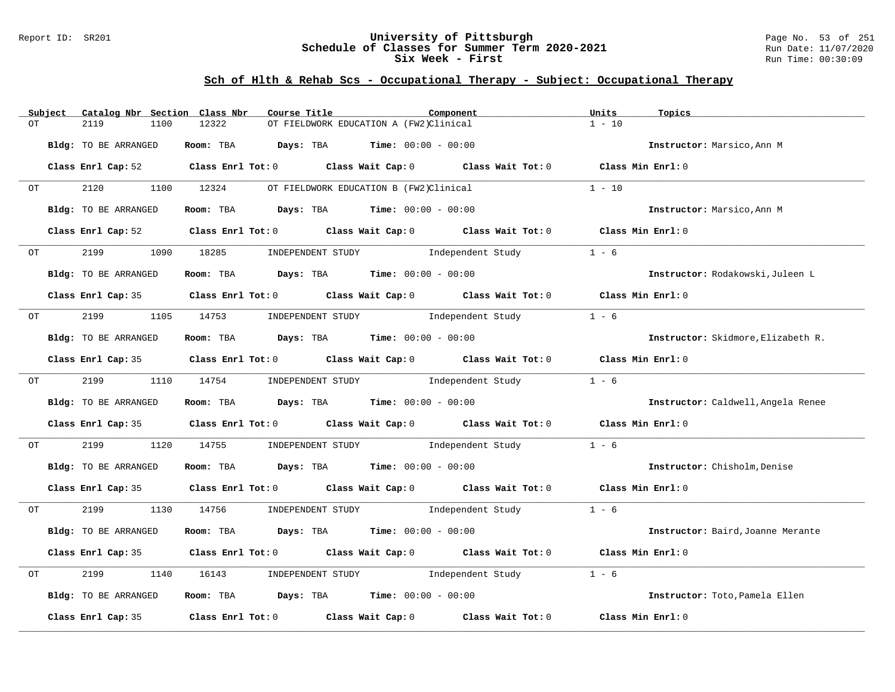## Sch of Hlth & Rehab Scs - Occupational Therapy - Subject: Occupational Therapy

| Subject | Catalog Nbr | Section | Class Nbr | Course Title | Component | Units | Topics |
|---|---|---|---|---|---|---|---|
| OT | 2119 | 1100 | 12322 | OT FIELDWORK EDUCATION A (FW2) | Clinical | 1 - 10 | |

**Bldg:** TO BE ARRANGED **Room:** TBA **Days:** TBA **Time:** 00:00 - 00:00 **Instructor:** Marsico,Ann M

**Class Enrl Cap:** 52 **Class Enrl Tot:** 0 **Class Wait Cap:** 0 **Class Wait Tot:** 0 **Class Min Enrl:** 0

---

| Subject | Catalog Nbr | Section | Class Nbr | Course Title | Component | Units | Topics |
|---|---|---|---|---|---|---|---|
| OT | 2120 | 1100 | 12324 | OT FIELDWORK EDUCATION B (FW2) | Clinical | 1 - 10 | |

**Bldg:** TO BE ARRANGED **Room:** TBA **Days:** TBA **Time:** 00:00 - 00:00 **Instructor:** Marsico,Ann M

**Class Enrl Cap:** 52 **Class Enrl Tot:** 0 **Class Wait Cap:** 0 **Class Wait Tot:** 0 **Class Min Enrl:** 0

---

| Subject | Catalog Nbr | Section | Class Nbr | Course Title | Component | Units | Topics |
|---|---|---|---|---|---|---|---|
| OT | 2199 | 1090 | 18285 | INDEPENDENT STUDY | Independent Study | 1 - 6 | |

**Bldg:** TO BE ARRANGED **Room:** TBA **Days:** TBA **Time:** 00:00 - 00:00 **Instructor:** Rodakowski,Juleen L

**Class Enrl Cap:** 35 **Class Enrl Tot:** 0 **Class Wait Cap:** 0 **Class Wait Tot:** 0 **Class Min Enrl:** 0

---

| Subject | Catalog Nbr | Section | Class Nbr | Course Title | Component | Units | Topics |
|---|---|---|---|---|---|---|---|
| OT | 2199 | 1105 | 14753 | INDEPENDENT STUDY | Independent Study | 1 - 6 | |

**Bldg:** TO BE ARRANGED **Room:** TBA **Days:** TBA **Time:** 00:00 - 00:00 **Instructor:** Skidmore,Elizabeth R.

**Class Enrl Cap:** 35 **Class Enrl Tot:** 0 **Class Wait Cap:** 0 **Class Wait Tot:** 0 **Class Min Enrl:** 0

---

| Subject | Catalog Nbr | Section | Class Nbr | Course Title | Component | Units | Topics |
|---|---|---|---|---|---|---|---|
| OT | 2199 | 1110 | 14754 | INDEPENDENT STUDY | Independent Study | 1 - 6 | |

**Bldg:** TO BE ARRANGED **Room:** TBA **Days:** TBA **Time:** 00:00 - 00:00 **Instructor:** Caldwell,Angela Renee

**Class Enrl Cap:** 35 **Class Enrl Tot:** 0 **Class Wait Cap:** 0 **Class Wait Tot:** 0 **Class Min Enrl:** 0

---

| Subject | Catalog Nbr | Section | Class Nbr | Course Title | Component | Units | Topics |
|---|---|---|---|---|---|---|---|
| OT | 2199 | 1120 | 14755 | INDEPENDENT STUDY | Independent Study | 1 - 6 | |

**Bldg:** TO BE ARRANGED **Room:** TBA **Days:** TBA **Time:** 00:00 - 00:00 **Instructor:** Chisholm,Denise

**Class Enrl Cap:** 35 **Class Enrl Tot:** 0 **Class Wait Cap:** 0 **Class Wait Tot:** 0 **Class Min Enrl:** 0

---

| Subject | Catalog Nbr | Section | Class Nbr | Course Title | Component | Units | Topics |
|---|---|---|---|---|---|---|---|
| OT | 2199 | 1130 | 14756 | INDEPENDENT STUDY | Independent Study | 1 - 6 | |

**Bldg:** TO BE ARRANGED **Room:** TBA **Days:** TBA **Time:** 00:00 - 00:00 **Instructor:** Baird,Joanne Merante

**Class Enrl Cap:** 35 **Class Enrl Tot:** 0 **Class Wait Cap:** 0 **Class Wait Tot:** 0 **Class Min Enrl:** 0

---

| Subject | Catalog Nbr | Section | Class Nbr | Course Title | Component | Units | Topics |
|---|---|---|---|---|---|---|---|
| OT | 2199 | 1140 | 16143 | INDEPENDENT STUDY | Independent Study | 1 - 6 | |

**Bldg:** TO BE ARRANGED **Room:** TBA **Days:** TBA **Time:** 00:00 - 00:00 **Instructor:** Toto,Pamela Ellen

**Class Enrl Cap:** 35 **Class Enrl Tot:** 0 **Class Wait Cap:** 0 **Class Wait Tot:** 0 **Class Min Enrl:** 0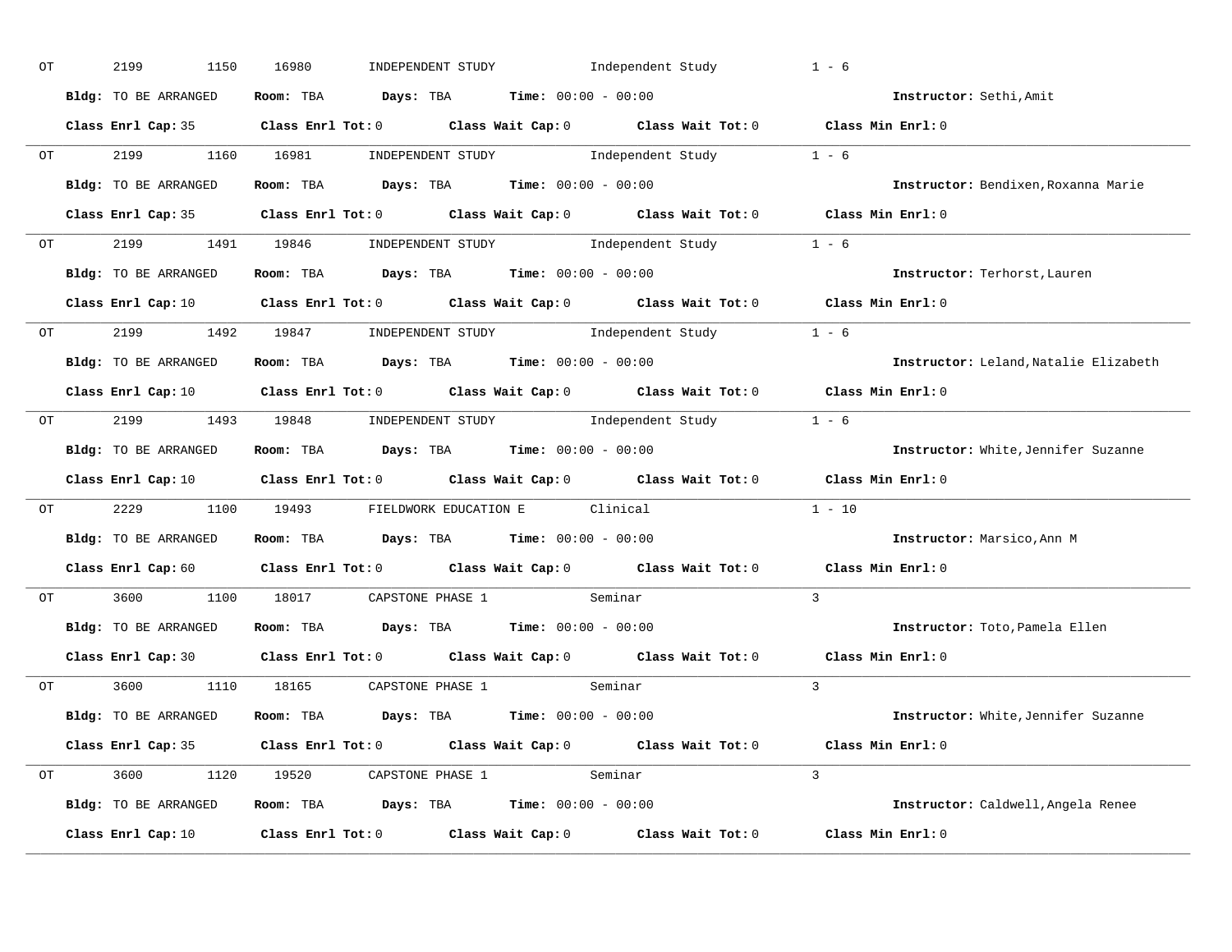OT 2199 1150 16980 INDEPENDENT STUDY Independent Study 1 - 6

**Bldg:** TO BE ARRANGED **Room:** TBA **Days:** TBA **Time:** 00:00 - 00:00 **Instructor:** Sethi,Amit

**Class Enrl Cap:** 35 **Class Enrl Tot:** 0 **Class Wait Cap:** 0 **Class Wait Tot:** 0 **Class Min Enrl:** 0

---

OT 2199 1160 16981 INDEPENDENT STUDY Independent Study 1 - 6

**Bldg:** TO BE ARRANGED **Room:** TBA **Days:** TBA **Time:** 00:00 - 00:00 **Instructor:** Bendixen,Roxanna Marie

**Class Enrl Cap:** 35 **Class Enrl Tot:** 0 **Class Wait Cap:** 0 **Class Wait Tot:** 0 **Class Min Enrl:** 0

---

OT 2199 1491 19846 INDEPENDENT STUDY Independent Study 1 - 6

**Bldg:** TO BE ARRANGED **Room:** TBA **Days:** TBA **Time:** 00:00 - 00:00 **Instructor:** Terhorst,Lauren

**Class Enrl Cap:** 10 **Class Enrl Tot:** 0 **Class Wait Cap:** 0 **Class Wait Tot:** 0 **Class Min Enrl:** 0

---

OT 2199 1492 19847 INDEPENDENT STUDY Independent Study 1 - 6

**Bldg:** TO BE ARRANGED **Room:** TBA **Days:** TBA **Time:** 00:00 - 00:00 **Instructor:** Leland,Natalie Elizabeth

**Class Enrl Cap:** 10 **Class Enrl Tot:** 0 **Class Wait Cap:** 0 **Class Wait Tot:** 0 **Class Min Enrl:** 0

---

OT 2199 1493 19848 INDEPENDENT STUDY Independent Study 1 - 6

**Bldg:** TO BE ARRANGED **Room:** TBA **Days:** TBA **Time:** 00:00 - 00:00 **Instructor:** White,Jennifer Suzanne

**Class Enrl Cap:** 10 **Class Enrl Tot:** 0 **Class Wait Cap:** 0 **Class Wait Tot:** 0 **Class Min Enrl:** 0

---

OT 2229 1100 19493 FIELDWORK EDUCATION E Clinical 1 - 10

**Bldg:** TO BE ARRANGED **Room:** TBA **Days:** TBA **Time:** 00:00 - 00:00 **Instructor:** Marsico,Ann M

**Class Enrl Cap:** 60 **Class Enrl Tot:** 0 **Class Wait Cap:** 0 **Class Wait Tot:** 0 **Class Min Enrl:** 0

---

OT 3600 1100 18017 CAPSTONE PHASE 1 Seminar 3

**Bldg:** TO BE ARRANGED **Room:** TBA **Days:** TBA **Time:** 00:00 - 00:00 **Instructor:** Toto,Pamela Ellen

**Class Enrl Cap:** 30 **Class Enrl Tot:** 0 **Class Wait Cap:** 0 **Class Wait Tot:** 0 **Class Min Enrl:** 0

---

OT 3600 1110 18165 CAPSTONE PHASE 1 Seminar 3

**Bldg:** TO BE ARRANGED **Room:** TBA **Days:** TBA **Time:** 00:00 - 00:00 **Instructor:** White,Jennifer Suzanne

**Class Enrl Cap:** 35 **Class Enrl Tot:** 0 **Class Wait Cap:** 0 **Class Wait Tot:** 0 **Class Min Enrl:** 0

---

OT 3600 1120 19520 CAPSTONE PHASE 1 Seminar 3

**Bldg:** TO BE ARRANGED **Room:** TBA **Days:** TBA **Time:** 00:00 - 00:00 **Instructor:** Caldwell,Angela Renee

**Class Enrl Cap:** 10 **Class Enrl Tot:** 0 **Class Wait Cap:** 0 **Class Wait Tot:** 0 **Class Min Enrl:** 0

---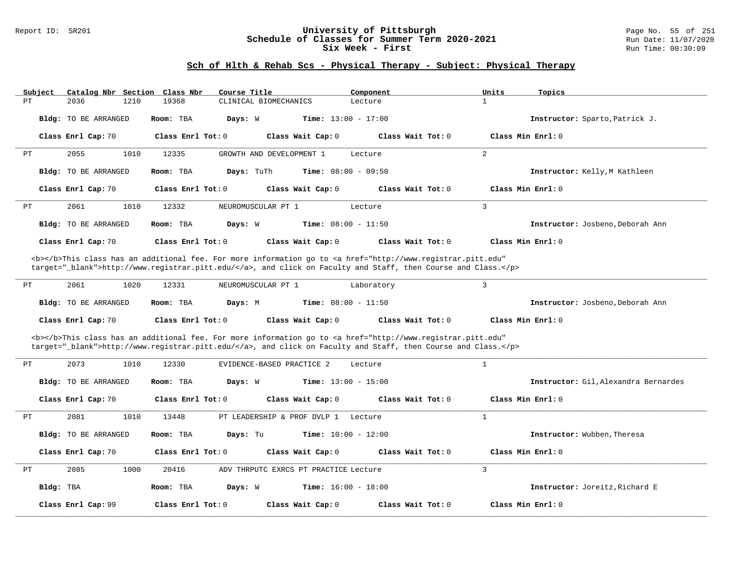# University of Pittsburgh
## Schedule of Classes for Summer Term 2020-2021
## Six Week - First

Report ID: SR201

Run Date: 11/07/2020
Run Time: 00:30:09

### Sch of Hlth & Rehab Scs - Physical Therapy - Subject: Physical Therapy

| Subject | Catalog Nbr | Section | Class Nbr | Course Title | Component | Units | Topics |
|---|---|---|---|---|---|---|---|
| PT | 2036 | 1210 | 19368 | CLINICAL BIOMECHANICS | Lecture | 1 | |

**Bldg:** TO BE ARRANGED **Room:** TBA **Days:** W **Time:** 13:00 - 17:00 **Instructor:** Sparto,Patrick J.

**Class Enrl Cap:** 70 **Class Enrl Tot:** 0 **Class Wait Cap:** 0 **Class Wait Tot:** 0 **Class Min Enrl:** 0

---

| Subject | Catalog Nbr | Section | Class Nbr | Course Title | Component | Units | Topics |
|---|---|---|---|---|---|---|---|
| PT | 2055 | 1010 | 12335 | GROWTH AND DEVELOPMENT 1 | Lecture | 2 | |

**Bldg:** TO BE ARRANGED **Room:** TBA **Days:** TuTh **Time:** 08:00 - 09:50 **Instructor:** Kelly,M Kathleen

**Class Enrl Cap:** 70 **Class Enrl Tot:** 0 **Class Wait Cap:** 0 **Class Wait Tot:** 0 **Class Min Enrl:** 0

---

| Subject | Catalog Nbr | Section | Class Nbr | Course Title | Component | Units | Topics |
|---|---|---|---|---|---|---|---|
| PT | 2061 | 1010 | 12332 | NEUROMUSCULAR PT 1 | Lecture | 3 | |

**Bldg:** TO BE ARRANGED **Room:** TBA **Days:** W **Time:** 08:00 - 11:50 **Instructor:** Josbeno,Deborah Ann

**Class Enrl Cap:** 70 **Class Enrl Tot:** 0 **Class Wait Cap:** 0 **Class Wait Tot:** 0 **Class Min Enrl:** 0

<b></b>This class has an additional fee. For more information go to <a href="http://www.registrar.pitt.edu" target="_blank">http://www.registrar.pitt.edu/</a>, and click on Faculty and Staff, then Course and Class.</p>

---

| Subject | Catalog Nbr | Section | Class Nbr | Course Title | Component | Units | Topics |
|---|---|---|---|---|---|---|---|
| PT | 2061 | 1020 | 12331 | NEUROMUSCULAR PT 1 | Laboratory | 3 | |

**Bldg:** TO BE ARRANGED **Room:** TBA **Days:** M **Time:** 08:00 - 11:50 **Instructor:** Josbeno,Deborah Ann

**Class Enrl Cap:** 70 **Class Enrl Tot:** 0 **Class Wait Cap:** 0 **Class Wait Tot:** 0 **Class Min Enrl:** 0

<b></b>This class has an additional fee. For more information go to <a href="http://www.registrar.pitt.edu" target="_blank">http://www.registrar.pitt.edu/</a>, and click on Faculty and Staff, then Course and Class.</p>

---

| Subject | Catalog Nbr | Section | Class Nbr | Course Title | Component | Units | Topics |
|---|---|---|---|---|---|---|---|
| PT | 2073 | 1010 | 12330 | EVIDENCE-BASED PRACTICE 2 | Lecture | 1 | |

**Bldg:** TO BE ARRANGED **Room:** TBA **Days:** W **Time:** 13:00 - 15:00 **Instructor:** Gil,Alexandra Bernardes

**Class Enrl Cap:** 70 **Class Enrl Tot:** 0 **Class Wait Cap:** 0 **Class Wait Tot:** 0 **Class Min Enrl:** 0

---

| Subject | Catalog Nbr | Section | Class Nbr | Course Title | Component | Units | Topics |
|---|---|---|---|---|---|---|---|
| PT | 2081 | 1010 | 13448 | PT LEADERSHIP & PROF DVLP 1 | Lecture | 1 | |

**Bldg:** TO BE ARRANGED **Room:** TBA **Days:** Tu **Time:** 10:00 - 12:00 **Instructor:** Wubben,Theresa

**Class Enrl Cap:** 70 **Class Enrl Tot:** 0 **Class Wait Cap:** 0 **Class Wait Tot:** 0 **Class Min Enrl:** 0

---

| Subject | Catalog Nbr | Section | Class Nbr | Course Title | Component | Units | Topics |
|---|---|---|---|---|---|---|---|
| PT | 2085 | 1000 | 20416 | ADV THRPUTC EXRCS PT PRACTICE | Lecture | 3 | |

**Bldg:** TBA **Room:** TBA **Days:** W **Time:** 16:00 - 18:00 **Instructor:** Joreitz,Richard E

**Class Enrl Cap:** 99 **Class Enrl Tot:** 0 **Class Wait Cap:** 0 **Class Wait Tot:** 0 **Class Min Enrl:** 0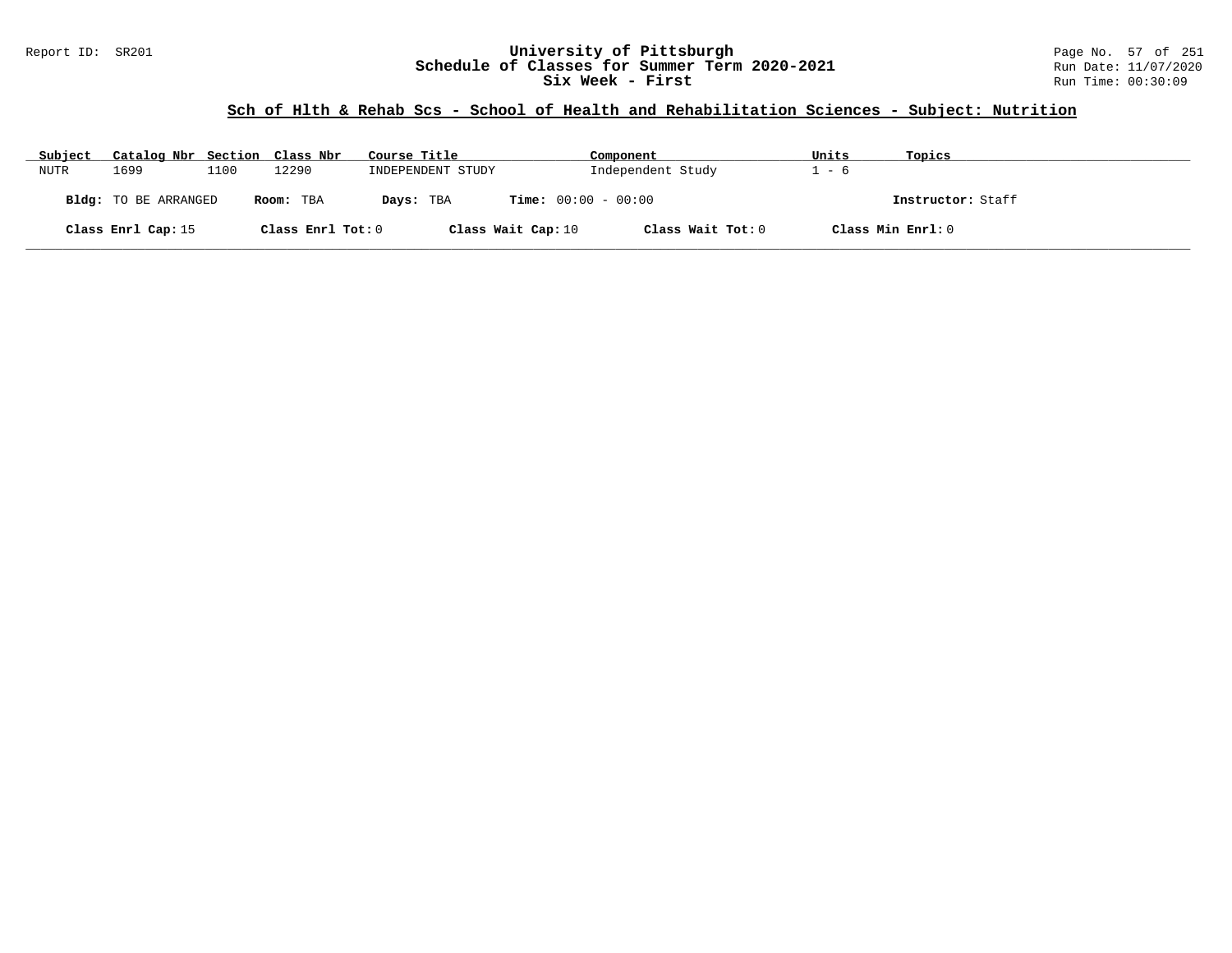# University of Pittsburgh
## Schedule of Classes for Summer Term 2020-2021
### Six Week - First

Report ID: SR201

Run Date: 11/07/2020
Run Time: 00:30:09

## Sch of Hlth & Rehab Scs - School of Health and Rehabilitation Sciences - Subject: Nutrition

| Subject | Catalog Nbr | Section | Class Nbr | Course Title | Component | Units | Topics |
|---|---|---|---|---|---|---|---|
| NUTR | 1699 | 1100 | 12290 | INDEPENDENT STUDY | Independent Study | 1 - 6 | |

**Bldg:** TO BE ARRANGED **Room:** TBA **Days:** TBA **Time:** 00:00 - 00:00 **Instructor:** Staff

**Class Enrl Cap:** 15 **Class Enrl Tot:** 0 **Class Wait Cap:** 10 **Class Wait Tot:** 0 **Class Min Enrl:** 0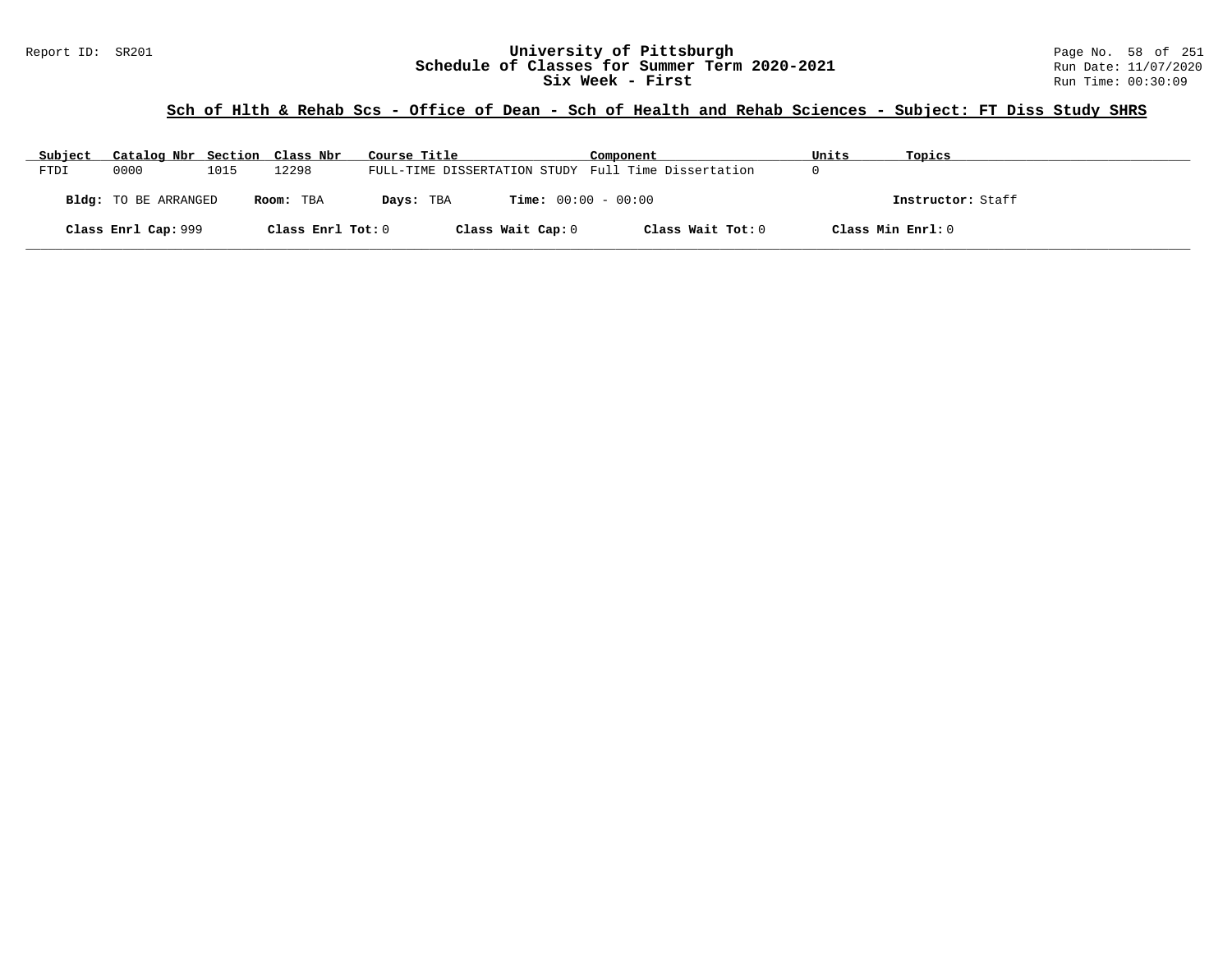## Sch of Hlth & Rehab Scs - Office of Dean - Sch of Health and Rehab Sciences - Subject: FT Diss Study SHRS

| Subject | Catalog Nbr | Section | Class Nbr | Course Title | Component | Units | Topics |
|---|---|---|---|---|---|---|---|
| FTDI | 0000 | 1015 | 12298 | FULL-TIME DISSERTATION STUDY | Full Time Dissertation | 0 | |

**Bldg:** TO BE ARRANGED **Room:** TBA **Days:** TBA **Time:** 00:00 - 00:00 **Instructor:** Staff

**Class Enrl Cap:** 999 **Class Enrl Tot:** 0 **Class Wait Cap:** 0 **Class Wait Tot:** 0 **Class Min Enrl:** 0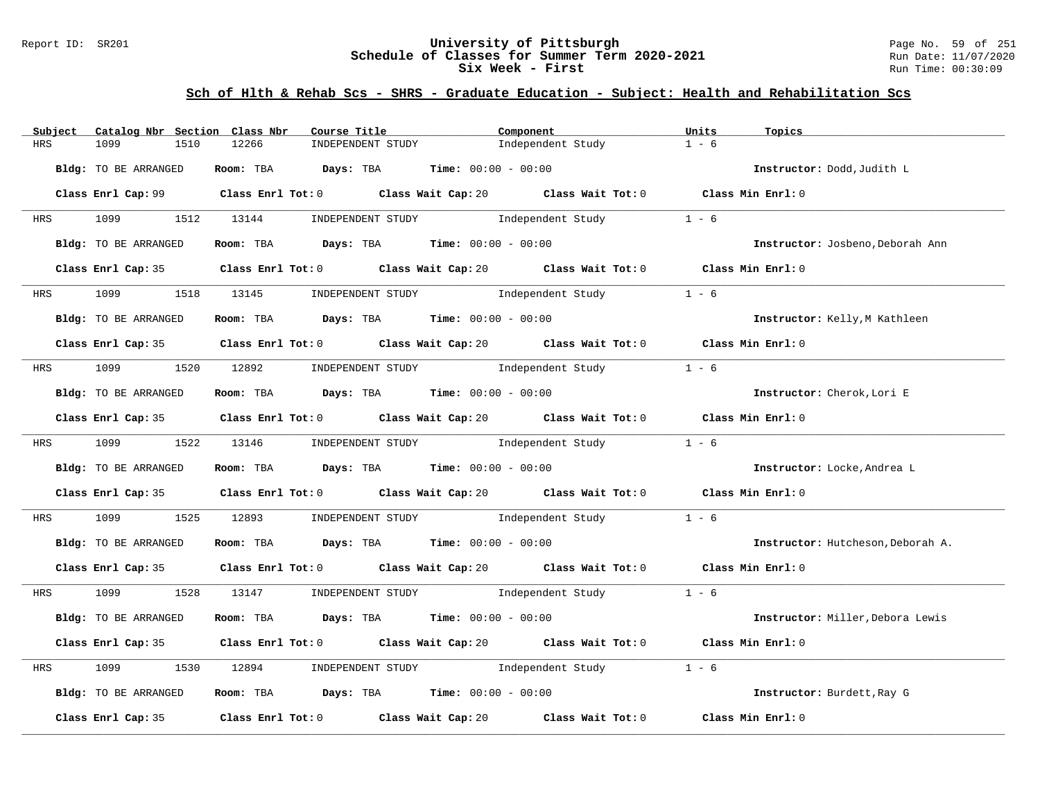## Sch of Hlth & Rehab Scs - SHRS - Graduate Education - Subject: Health and Rehabilitation Scs

| Subject | Catalog Nbr | Section | Class Nbr | Course Title | Component | Units | Topics |
|---|---|---|---|---|---|---|---|
| HRS | 1099 | 1510 | 12266 | INDEPENDENT STUDY | Independent Study | 1 - 6 | |

**Bldg:** TO BE ARRANGED **Room:** TBA **Days:** TBA **Time:** 00:00 - 00:00 **Instructor:** Dodd,Judith L

**Class Enrl Cap:** 99 **Class Enrl Tot:** 0 **Class Wait Cap:** 20 **Class Wait Tot:** 0 **Class Min Enrl:** 0

| Subject | Catalog Nbr | Section | Class Nbr | Course Title | Component | Units | Topics |
|---|---|---|---|---|---|---|---|
| HRS | 1099 | 1512 | 13144 | INDEPENDENT STUDY | Independent Study | 1 - 6 | |

**Bldg:** TO BE ARRANGED **Room:** TBA **Days:** TBA **Time:** 00:00 - 00:00 **Instructor:** Josbeno,Deborah Ann

**Class Enrl Cap:** 35 **Class Enrl Tot:** 0 **Class Wait Cap:** 20 **Class Wait Tot:** 0 **Class Min Enrl:** 0

| Subject | Catalog Nbr | Section | Class Nbr | Course Title | Component | Units | Topics |
|---|---|---|---|---|---|---|---|
| HRS | 1099 | 1518 | 13145 | INDEPENDENT STUDY | Independent Study | 1 - 6 | |

**Bldg:** TO BE ARRANGED **Room:** TBA **Days:** TBA **Time:** 00:00 - 00:00 **Instructor:** Kelly,M Kathleen

**Class Enrl Cap:** 35 **Class Enrl Tot:** 0 **Class Wait Cap:** 20 **Class Wait Tot:** 0 **Class Min Enrl:** 0

| Subject | Catalog Nbr | Section | Class Nbr | Course Title | Component | Units | Topics |
|---|---|---|---|---|---|---|---|
| HRS | 1099 | 1520 | 12892 | INDEPENDENT STUDY | Independent Study | 1 - 6 | |

**Bldg:** TO BE ARRANGED **Room:** TBA **Days:** TBA **Time:** 00:00 - 00:00 **Instructor:** Cherok,Lori E

**Class Enrl Cap:** 35 **Class Enrl Tot:** 0 **Class Wait Cap:** 20 **Class Wait Tot:** 0 **Class Min Enrl:** 0

| Subject | Catalog Nbr | Section | Class Nbr | Course Title | Component | Units | Topics |
|---|---|---|---|---|---|---|---|
| HRS | 1099 | 1522 | 13146 | INDEPENDENT STUDY | Independent Study | 1 - 6 | |

**Bldg:** TO BE ARRANGED **Room:** TBA **Days:** TBA **Time:** 00:00 - 00:00 **Instructor:** Locke,Andrea L

**Class Enrl Cap:** 35 **Class Enrl Tot:** 0 **Class Wait Cap:** 20 **Class Wait Tot:** 0 **Class Min Enrl:** 0

| Subject | Catalog Nbr | Section | Class Nbr | Course Title | Component | Units | Topics |
|---|---|---|---|---|---|---|---|
| HRS | 1099 | 1525 | 12893 | INDEPENDENT STUDY | Independent Study | 1 - 6 | |

**Bldg:** TO BE ARRANGED **Room:** TBA **Days:** TBA **Time:** 00:00 - 00:00 **Instructor:** Hutcheson,Deborah A.

**Class Enrl Cap:** 35 **Class Enrl Tot:** 0 **Class Wait Cap:** 20 **Class Wait Tot:** 0 **Class Min Enrl:** 0

| Subject | Catalog Nbr | Section | Class Nbr | Course Title | Component | Units | Topics |
|---|---|---|---|---|---|---|---|
| HRS | 1099 | 1528 | 13147 | INDEPENDENT STUDY | Independent Study | 1 - 6 | |

**Bldg:** TO BE ARRANGED **Room:** TBA **Days:** TBA **Time:** 00:00 - 00:00 **Instructor:** Miller,Debora Lewis

**Class Enrl Cap:** 35 **Class Enrl Tot:** 0 **Class Wait Cap:** 20 **Class Wait Tot:** 0 **Class Min Enrl:** 0

| Subject | Catalog Nbr | Section | Class Nbr | Course Title | Component | Units | Topics |
|---|---|---|---|---|---|---|---|
| HRS | 1099 | 1530 | 12894 | INDEPENDENT STUDY | Independent Study | 1 - 6 | |

**Bldg:** TO BE ARRANGED **Room:** TBA **Days:** TBA **Time:** 00:00 - 00:00 **Instructor:** Burdett,Ray G

**Class Enrl Cap:** 35 **Class Enrl Tot:** 0 **Class Wait Cap:** 20 **Class Wait Tot:** 0 **Class Min Enrl:** 0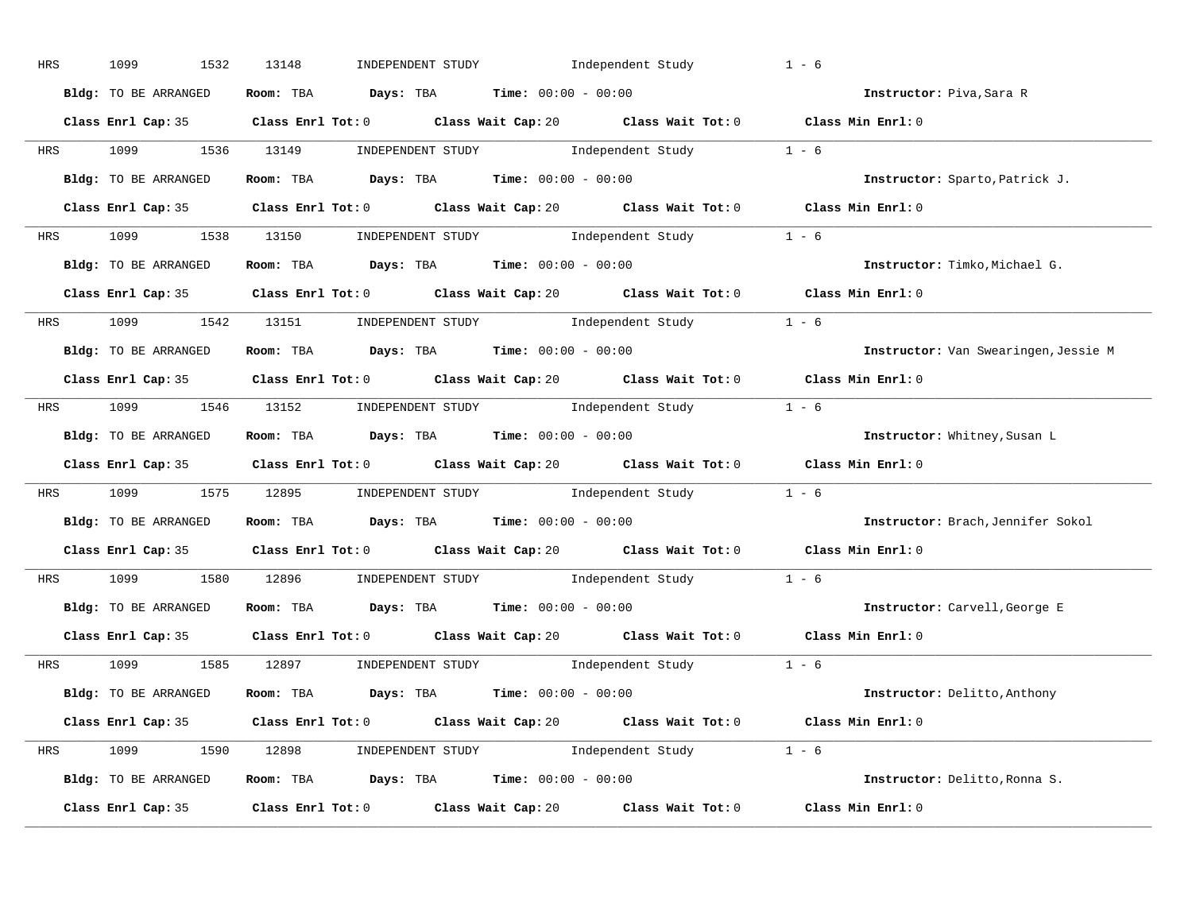HRS 1099 1532 13148 INDEPENDENT STUDY Independent Study 1 - 6

**Bldg:** TO BE ARRANGED **Room:** TBA **Days:** TBA **Time:** 00:00 - 00:00 **Instructor:** Piva,Sara R

**Class Enrl Cap:** 35 **Class Enrl Tot:** 0 **Class Wait Cap:** 20 **Class Wait Tot:** 0 **Class Min Enrl:** 0

---

HRS 1099 1536 13149 INDEPENDENT STUDY Independent Study 1 - 6

**Bldg:** TO BE ARRANGED **Room:** TBA **Days:** TBA **Time:** 00:00 - 00:00 **Instructor:** Sparto,Patrick J.

**Class Enrl Cap:** 35 **Class Enrl Tot:** 0 **Class Wait Cap:** 20 **Class Wait Tot:** 0 **Class Min Enrl:** 0

---

HRS 1099 1538 13150 INDEPENDENT STUDY Independent Study 1 - 6

**Bldg:** TO BE ARRANGED **Room:** TBA **Days:** TBA **Time:** 00:00 - 00:00 **Instructor:** Timko,Michael G.

**Class Enrl Cap:** 35 **Class Enrl Tot:** 0 **Class Wait Cap:** 20 **Class Wait Tot:** 0 **Class Min Enrl:** 0

---

HRS 1099 1542 13151 INDEPENDENT STUDY Independent Study 1 - 6

**Bldg:** TO BE ARRANGED **Room:** TBA **Days:** TBA **Time:** 00:00 - 00:00 **Instructor:** Van Swearingen,Jessie M

**Class Enrl Cap:** 35 **Class Enrl Tot:** 0 **Class Wait Cap:** 20 **Class Wait Tot:** 0 **Class Min Enrl:** 0

---

HRS 1099 1546 13152 INDEPENDENT STUDY Independent Study 1 - 6

**Bldg:** TO BE ARRANGED **Room:** TBA **Days:** TBA **Time:** 00:00 - 00:00 **Instructor:** Whitney,Susan L

**Class Enrl Cap:** 35 **Class Enrl Tot:** 0 **Class Wait Cap:** 20 **Class Wait Tot:** 0 **Class Min Enrl:** 0

---

HRS 1099 1575 12895 INDEPENDENT STUDY Independent Study 1 - 6

**Bldg:** TO BE ARRANGED **Room:** TBA **Days:** TBA **Time:** 00:00 - 00:00 **Instructor:** Brach,Jennifer Sokol

**Class Enrl Cap:** 35 **Class Enrl Tot:** 0 **Class Wait Cap:** 20 **Class Wait Tot:** 0 **Class Min Enrl:** 0

---

HRS 1099 1580 12896 INDEPENDENT STUDY Independent Study 1 - 6

**Bldg:** TO BE ARRANGED **Room:** TBA **Days:** TBA **Time:** 00:00 - 00:00 **Instructor:** Carvell,George E

**Class Enrl Cap:** 35 **Class Enrl Tot:** 0 **Class Wait Cap:** 20 **Class Wait Tot:** 0 **Class Min Enrl:** 0

---

HRS 1099 1585 12897 INDEPENDENT STUDY Independent Study 1 - 6

**Bldg:** TO BE ARRANGED **Room:** TBA **Days:** TBA **Time:** 00:00 - 00:00 **Instructor:** Delitto,Anthony

**Class Enrl Cap:** 35 **Class Enrl Tot:** 0 **Class Wait Cap:** 20 **Class Wait Tot:** 0 **Class Min Enrl:** 0

---

HRS 1099 1590 12898 INDEPENDENT STUDY Independent Study 1 - 6

**Bldg:** TO BE ARRANGED **Room:** TBA **Days:** TBA **Time:** 00:00 - 00:00 **Instructor:** Delitto,Ronna S.

**Class Enrl Cap:** 35 **Class Enrl Tot:** 0 **Class Wait Cap:** 20 **Class Wait Tot:** 0 **Class Min Enrl:** 0

---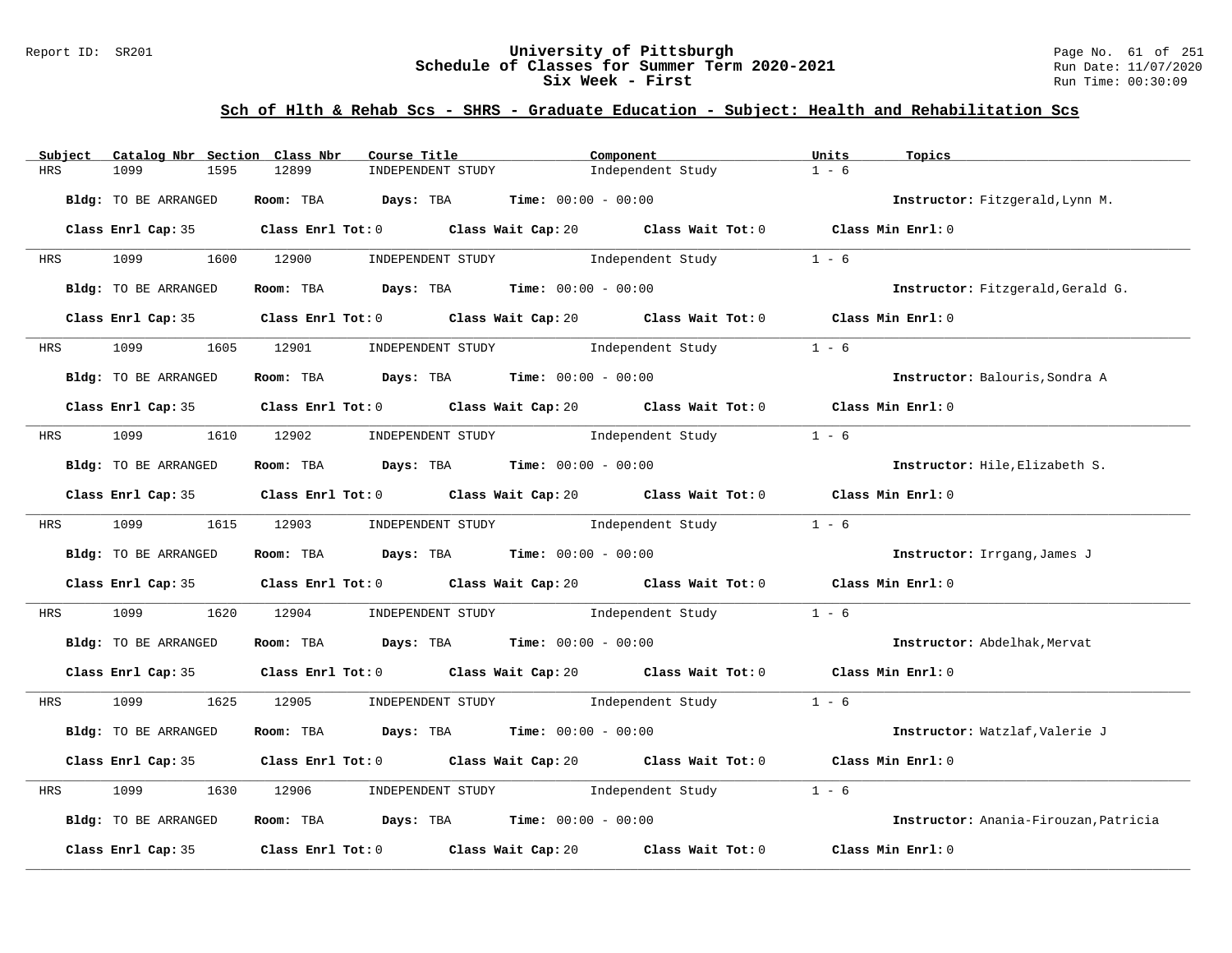## Sch of Hlth & Rehab Scs - SHRS - Graduate Education - Subject: Health and Rehabilitation Scs

| Subject | Catalog Nbr | Section | Class Nbr | Course Title | Component | Units | Topics |
|---|---|---|---|---|---|---|---|
| HRS | 1099 | 1595 | 12899 | INDEPENDENT STUDY | Independent Study | 1 - 6 | |

**Bldg:** TO BE ARRANGED **Room:** TBA **Days:** TBA **Time:** 00:00 - 00:00 **Instructor:** Fitzgerald,Lynn M.

**Class Enrl Cap:** 35 **Class Enrl Tot:** 0 **Class Wait Cap:** 20 **Class Wait Tot:** 0 **Class Min Enrl:** 0

| Subject | Catalog Nbr | Section | Class Nbr | Course Title | Component | Units | Topics |
|---|---|---|---|---|---|---|---|
| HRS | 1099 | 1600 | 12900 | INDEPENDENT STUDY | Independent Study | 1 - 6 | |

**Bldg:** TO BE ARRANGED **Room:** TBA **Days:** TBA **Time:** 00:00 - 00:00 **Instructor:** Fitzgerald,Gerald G.

**Class Enrl Cap:** 35 **Class Enrl Tot:** 0 **Class Wait Cap:** 20 **Class Wait Tot:** 0 **Class Min Enrl:** 0

| Subject | Catalog Nbr | Section | Class Nbr | Course Title | Component | Units | Topics |
|---|---|---|---|---|---|---|---|
| HRS | 1099 | 1605 | 12901 | INDEPENDENT STUDY | Independent Study | 1 - 6 | |

**Bldg:** TO BE ARRANGED **Room:** TBA **Days:** TBA **Time:** 00:00 - 00:00 **Instructor:** Balouris,Sondra A

**Class Enrl Cap:** 35 **Class Enrl Tot:** 0 **Class Wait Cap:** 20 **Class Wait Tot:** 0 **Class Min Enrl:** 0

| Subject | Catalog Nbr | Section | Class Nbr | Course Title | Component | Units | Topics |
|---|---|---|---|---|---|---|---|
| HRS | 1099 | 1610 | 12902 | INDEPENDENT STUDY | Independent Study | 1 - 6 | |

**Bldg:** TO BE ARRANGED **Room:** TBA **Days:** TBA **Time:** 00:00 - 00:00 **Instructor:** Hile,Elizabeth S.

**Class Enrl Cap:** 35 **Class Enrl Tot:** 0 **Class Wait Cap:** 20 **Class Wait Tot:** 0 **Class Min Enrl:** 0

| Subject | Catalog Nbr | Section | Class Nbr | Course Title | Component | Units | Topics |
|---|---|---|---|---|---|---|---|
| HRS | 1099 | 1615 | 12903 | INDEPENDENT STUDY | Independent Study | 1 - 6 | |

**Bldg:** TO BE ARRANGED **Room:** TBA **Days:** TBA **Time:** 00:00 - 00:00 **Instructor:** Irrgang,James J

**Class Enrl Cap:** 35 **Class Enrl Tot:** 0 **Class Wait Cap:** 20 **Class Wait Tot:** 0 **Class Min Enrl:** 0

| Subject | Catalog Nbr | Section | Class Nbr | Course Title | Component | Units | Topics |
|---|---|---|---|---|---|---|---|
| HRS | 1099 | 1620 | 12904 | INDEPENDENT STUDY | Independent Study | 1 - 6 | |

**Bldg:** TO BE ARRANGED **Room:** TBA **Days:** TBA **Time:** 00:00 - 00:00 **Instructor:** Abdelhak,Mervat

**Class Enrl Cap:** 35 **Class Enrl Tot:** 0 **Class Wait Cap:** 20 **Class Wait Tot:** 0 **Class Min Enrl:** 0

| Subject | Catalog Nbr | Section | Class Nbr | Course Title | Component | Units | Topics |
|---|---|---|---|---|---|---|---|
| HRS | 1099 | 1625 | 12905 | INDEPENDENT STUDY | Independent Study | 1 - 6 | |

**Bldg:** TO BE ARRANGED **Room:** TBA **Days:** TBA **Time:** 00:00 - 00:00 **Instructor:** Watzlaf,Valerie J

**Class Enrl Cap:** 35 **Class Enrl Tot:** 0 **Class Wait Cap:** 20 **Class Wait Tot:** 0 **Class Min Enrl:** 0

| Subject | Catalog Nbr | Section | Class Nbr | Course Title | Component | Units | Topics |
|---|---|---|---|---|---|---|---|
| HRS | 1099 | 1630 | 12906 | INDEPENDENT STUDY | Independent Study | 1 - 6 | |

**Bldg:** TO BE ARRANGED **Room:** TBA **Days:** TBA **Time:** 00:00 - 00:00 **Instructor:** Anania-Firouzan,Patricia

**Class Enrl Cap:** 35 **Class Enrl Tot:** 0 **Class Wait Cap:** 20 **Class Wait Tot:** 0 **Class Min Enrl:** 0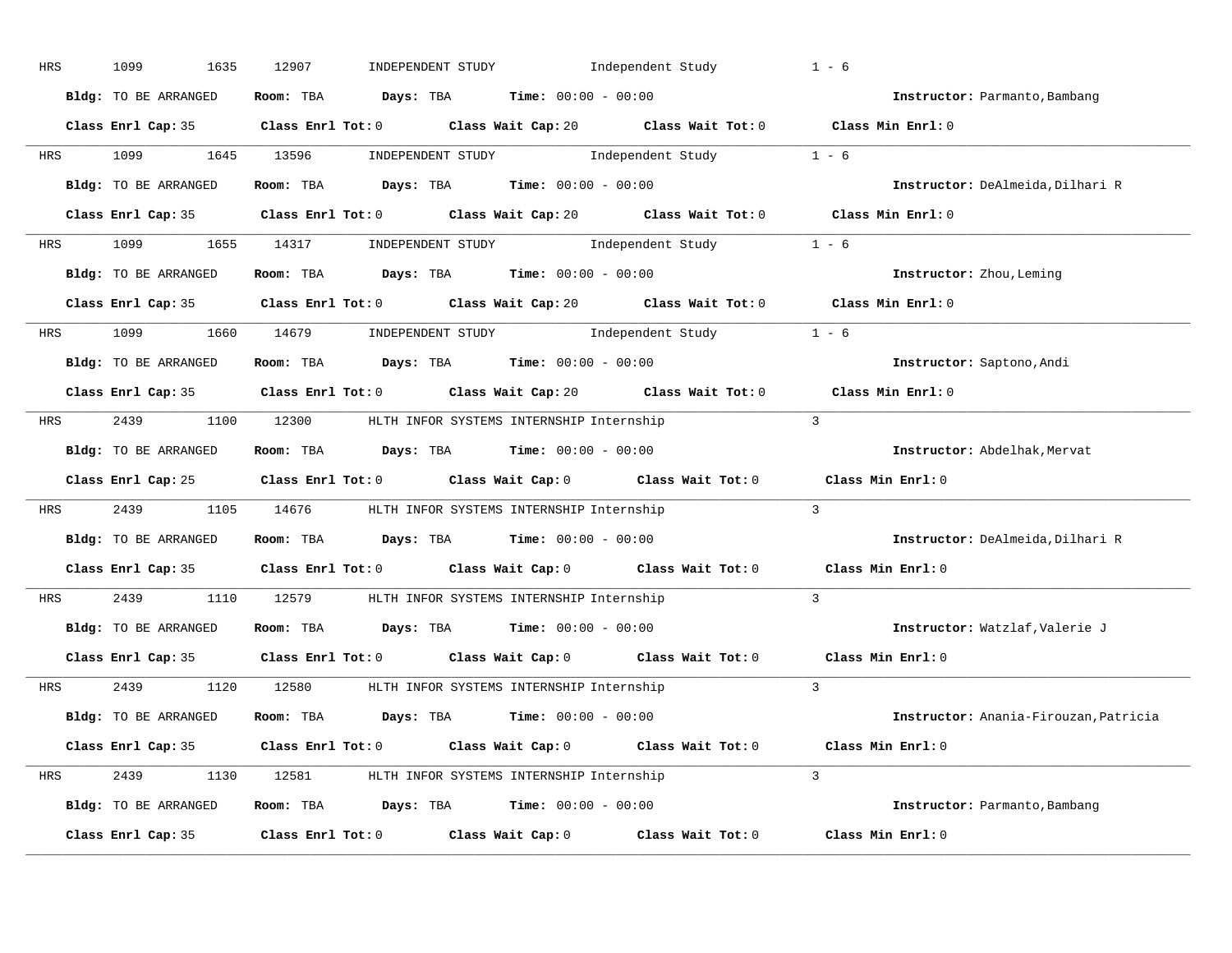HRS 1099 1635 12907 INDEPENDENT STUDY Independent Study 1 - 6

**Bldg:** TO BE ARRANGED **Room:** TBA **Days:** TBA **Time:** 00:00 - 00:00 **Instructor:** Parmanto,Bambang

**Class Enrl Cap:** 35 **Class Enrl Tot:** 0 **Class Wait Cap:** 20 **Class Wait Tot:** 0 **Class Min Enrl:** 0

---

HRS 1099 1645 13596 INDEPENDENT STUDY Independent Study 1 - 6

**Bldg:** TO BE ARRANGED **Room:** TBA **Days:** TBA **Time:** 00:00 - 00:00 **Instructor:** DeAlmeida,Dilhari R

**Class Enrl Cap:** 35 **Class Enrl Tot:** 0 **Class Wait Cap:** 20 **Class Wait Tot:** 0 **Class Min Enrl:** 0

---

HRS 1099 1655 14317 INDEPENDENT STUDY Independent Study 1 - 6

**Bldg:** TO BE ARRANGED **Room:** TBA **Days:** TBA **Time:** 00:00 - 00:00 **Instructor:** Zhou,Leming

**Class Enrl Cap:** 35 **Class Enrl Tot:** 0 **Class Wait Cap:** 20 **Class Wait Tot:** 0 **Class Min Enrl:** 0

---

HRS 1099 1660 14679 INDEPENDENT STUDY Independent Study 1 - 6

**Bldg:** TO BE ARRANGED **Room:** TBA **Days:** TBA **Time:** 00:00 - 00:00 **Instructor:** Saptono,Andi

**Class Enrl Cap:** 35 **Class Enrl Tot:** 0 **Class Wait Cap:** 20 **Class Wait Tot:** 0 **Class Min Enrl:** 0

---

HRS 2439 1100 12300 HLTH INFOR SYSTEMS INTERNSHIP Internship 3

**Bldg:** TO BE ARRANGED **Room:** TBA **Days:** TBA **Time:** 00:00 - 00:00 **Instructor:** Abdelhak,Mervat

**Class Enrl Cap:** 25 **Class Enrl Tot:** 0 **Class Wait Cap:** 0 **Class Wait Tot:** 0 **Class Min Enrl:** 0

---

HRS 2439 1105 14676 HLTH INFOR SYSTEMS INTERNSHIP Internship 3

**Bldg:** TO BE ARRANGED **Room:** TBA **Days:** TBA **Time:** 00:00 - 00:00 **Instructor:** DeAlmeida,Dilhari R

**Class Enrl Cap:** 35 **Class Enrl Tot:** 0 **Class Wait Cap:** 0 **Class Wait Tot:** 0 **Class Min Enrl:** 0

---

HRS 2439 1110 12579 HLTH INFOR SYSTEMS INTERNSHIP Internship 3

**Bldg:** TO BE ARRANGED **Room:** TBA **Days:** TBA **Time:** 00:00 - 00:00 **Instructor:** Watzlaf,Valerie J

**Class Enrl Cap:** 35 **Class Enrl Tot:** 0 **Class Wait Cap:** 0 **Class Wait Tot:** 0 **Class Min Enrl:** 0

---

HRS 2439 1120 12580 HLTH INFOR SYSTEMS INTERNSHIP Internship 3

**Bldg:** TO BE ARRANGED **Room:** TBA **Days:** TBA **Time:** 00:00 - 00:00 **Instructor:** Anania-Firouzan,Patricia

**Class Enrl Cap:** 35 **Class Enrl Tot:** 0 **Class Wait Cap:** 0 **Class Wait Tot:** 0 **Class Min Enrl:** 0

---

HRS 2439 1130 12581 HLTH INFOR SYSTEMS INTERNSHIP Internship 3

**Bldg:** TO BE ARRANGED **Room:** TBA **Days:** TBA **Time:** 00:00 - 00:00 **Instructor:** Parmanto,Bambang

**Class Enrl Cap:** 35 **Class Enrl Tot:** 0 **Class Wait Cap:** 0 **Class Wait Tot:** 0 **Class Min Enrl:** 0

---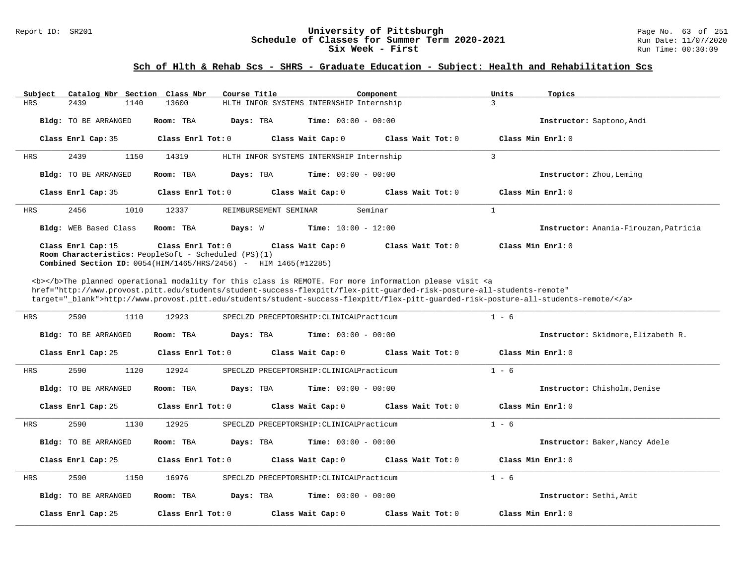## Sch of Hlth & Rehab Scs - SHRS - Graduate Education - Subject: Health and Rehabilitation Scs

| Subject | Catalog Nbr | Section | Class Nbr | Course Title | Component | Units | Topics |
|---|---|---|---|---|---|---|---|
| HRS | 2439 | 1140 | 13600 | HLTH INFOR SYSTEMS INTERNSHIP | Internship | 3 | |

**Bldg:** TO BE ARRANGED **Room:** TBA **Days:** TBA **Time:** 00:00 - 00:00 **Instructor:** Saptono,Andi

**Class Enrl Cap:** 35 **Class Enrl Tot:** 0 **Class Wait Cap:** 0 **Class Wait Tot:** 0 **Class Min Enrl:** 0

---

| Subject | Catalog Nbr | Section | Class Nbr | Course Title | Component | Units | Topics |
|---|---|---|---|---|---|---|---|
| HRS | 2439 | 1150 | 14319 | HLTH INFOR SYSTEMS INTERNSHIP | Internship | 3 | |

**Bldg:** TO BE ARRANGED **Room:** TBA **Days:** TBA **Time:** 00:00 - 00:00 **Instructor:** Zhou,Leming

**Class Enrl Cap:** 35 **Class Enrl Tot:** 0 **Class Wait Cap:** 0 **Class Wait Tot:** 0 **Class Min Enrl:** 0

---

| Subject | Catalog Nbr | Section | Class Nbr | Course Title | Component | Units | Topics |
|---|---|---|---|---|---|---|---|
| HRS | 2456 | 1010 | 12337 | REIMBURSEMENT SEMINAR | Seminar | 1 | |

**Bldg:** WEB Based Class **Room:** TBA **Days:** W **Time:** 10:00 - 12:00 **Instructor:** Anania-Firouzan,Patricia

**Class Enrl Cap:** 15 **Class Enrl Tot:** 0 **Class Wait Cap:** 0 **Class Wait Tot:** 0 **Class Min Enrl:** 0

**Room Characteristics:** PeopleSoft - Scheduled (PS)(1)

**Combined Section ID:** 0054(HIM/1465/HRS/2456) - HIM 1465(#12285)

<b></b>The planned operational modality for this class is REMOTE. For more information please visit <a href="http://www.provost.pitt.edu/students/student-success-flexpitt/flex-pitt-guarded-risk-posture-all-students-remote" target="_blank">http://www.provost.pitt.edu/students/student-success-flexpitt/flex-pitt-guarded-risk-posture-all-students-remote/</a>

---

| Subject | Catalog Nbr | Section | Class Nbr | Course Title | Component | Units | Topics |
|---|---|---|---|---|---|---|---|
| HRS | 2590 | 1110 | 12923 | SPECLZD PRECEPTORSHIP:CLINICAL | Practicum | 1 - 6 | |

**Bldg:** TO BE ARRANGED **Room:** TBA **Days:** TBA **Time:** 00:00 - 00:00 **Instructor:** Skidmore,Elizabeth R.

**Class Enrl Cap:** 25 **Class Enrl Tot:** 0 **Class Wait Cap:** 0 **Class Wait Tot:** 0 **Class Min Enrl:** 0

---

| Subject | Catalog Nbr | Section | Class Nbr | Course Title | Component | Units | Topics |
|---|---|---|---|---|---|---|---|
| HRS | 2590 | 1120 | 12924 | SPECLZD PRECEPTORSHIP:CLINICAL | Practicum | 1 - 6 | |

**Bldg:** TO BE ARRANGED **Room:** TBA **Days:** TBA **Time:** 00:00 - 00:00 **Instructor:** Chisholm,Denise

**Class Enrl Cap:** 25 **Class Enrl Tot:** 0 **Class Wait Cap:** 0 **Class Wait Tot:** 0 **Class Min Enrl:** 0

---

| Subject | Catalog Nbr | Section | Class Nbr | Course Title | Component | Units | Topics |
|---|---|---|---|---|---|---|---|
| HRS | 2590 | 1130 | 12925 | SPECLZD PRECEPTORSHIP:CLINICAL | Practicum | 1 - 6 | |

**Bldg:** TO BE ARRANGED **Room:** TBA **Days:** TBA **Time:** 00:00 - 00:00 **Instructor:** Baker,Nancy Adele

**Class Enrl Cap:** 25 **Class Enrl Tot:** 0 **Class Wait Cap:** 0 **Class Wait Tot:** 0 **Class Min Enrl:** 0

---

| Subject | Catalog Nbr | Section | Class Nbr | Course Title | Component | Units | Topics |
|---|---|---|---|---|---|---|---|
| HRS | 2590 | 1150 | 16976 | SPECLZD PRECEPTORSHIP:CLINICAL | Practicum | 1 - 6 | |

**Bldg:** TO BE ARRANGED **Room:** TBA **Days:** TBA **Time:** 00:00 - 00:00 **Instructor:** Sethi,Amit

**Class Enrl Cap:** 25 **Class Enrl Tot:** 0 **Class Wait Cap:** 0 **Class Wait Tot:** 0 **Class Min Enrl:** 0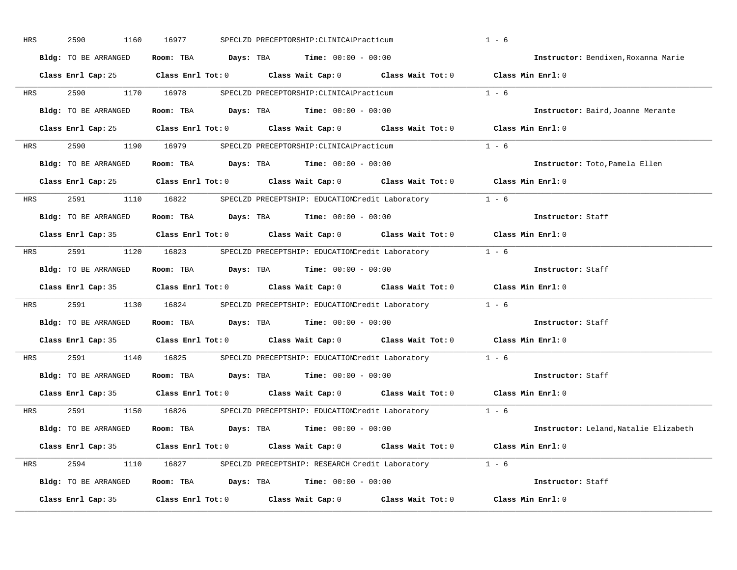HRS 2590 1160 16977 SPECLZD PRECEPTORSHIP:CLINICAL Practicum 1 - 6

**Bldg:** TO BE ARRANGED **Room:** TBA **Days:** TBA **Time:** 00:00 - 00:00 **Instructor:** Bendixen,Roxanna Marie

**Class Enrl Cap:** 25 **Class Enrl Tot:** 0 **Class Wait Cap:** 0 **Class Wait Tot:** 0 **Class Min Enrl:** 0

---

HRS 2590 1170 16978 SPECLZD PRECEPTORSHIP:CLINICAL Practicum 1 - 6

**Bldg:** TO BE ARRANGED **Room:** TBA **Days:** TBA **Time:** 00:00 - 00:00 **Instructor:** Baird,Joanne Merante

**Class Enrl Cap:** 25 **Class Enrl Tot:** 0 **Class Wait Cap:** 0 **Class Wait Tot:** 0 **Class Min Enrl:** 0

---

HRS 2590 1190 16979 SPECLZD PRECEPTORSHIP:CLINICAL Practicum 1 - 6

**Bldg:** TO BE ARRANGED **Room:** TBA **Days:** TBA **Time:** 00:00 - 00:00 **Instructor:** Toto,Pamela Ellen

**Class Enrl Cap:** 25 **Class Enrl Tot:** 0 **Class Wait Cap:** 0 **Class Wait Tot:** 0 **Class Min Enrl:** 0

---

HRS 2591 1110 16822 SPECLZD PRECEPTSHIP: EDUCATION Credit Laboratory 1 - 6

**Bldg:** TO BE ARRANGED **Room:** TBA **Days:** TBA **Time:** 00:00 - 00:00 **Instructor:** Staff

**Class Enrl Cap:** 35 **Class Enrl Tot:** 0 **Class Wait Cap:** 0 **Class Wait Tot:** 0 **Class Min Enrl:** 0

---

HRS 2591 1120 16823 SPECLZD PRECEPTSHIP: EDUCATION Credit Laboratory 1 - 6

**Bldg:** TO BE ARRANGED **Room:** TBA **Days:** TBA **Time:** 00:00 - 00:00 **Instructor:** Staff

**Class Enrl Cap:** 35 **Class Enrl Tot:** 0 **Class Wait Cap:** 0 **Class Wait Tot:** 0 **Class Min Enrl:** 0

---

HRS 2591 1130 16824 SPECLZD PRECEPTSHIP: EDUCATION Credit Laboratory 1 - 6

**Bldg:** TO BE ARRANGED **Room:** TBA **Days:** TBA **Time:** 00:00 - 00:00 **Instructor:** Staff

**Class Enrl Cap:** 35 **Class Enrl Tot:** 0 **Class Wait Cap:** 0 **Class Wait Tot:** 0 **Class Min Enrl:** 0

---

HRS 2591 1140 16825 SPECLZD PRECEPTSHIP: EDUCATION Credit Laboratory 1 - 6

**Bldg:** TO BE ARRANGED **Room:** TBA **Days:** TBA **Time:** 00:00 - 00:00 **Instructor:** Staff

**Class Enrl Cap:** 35 **Class Enrl Tot:** 0 **Class Wait Cap:** 0 **Class Wait Tot:** 0 **Class Min Enrl:** 0

---

HRS 2591 1150 16826 SPECLZD PRECEPTSHIP: EDUCATION Credit Laboratory 1 - 6

**Bldg:** TO BE ARRANGED **Room:** TBA **Days:** TBA **Time:** 00:00 - 00:00 **Instructor:** Leland,Natalie Elizabeth

**Class Enrl Cap:** 35 **Class Enrl Tot:** 0 **Class Wait Cap:** 0 **Class Wait Tot:** 0 **Class Min Enrl:** 0

---

HRS 2594 1110 16827 SPECLZD PRECEPTSHIP: RESEARCH Credit Laboratory 1 - 6

**Bldg:** TO BE ARRANGED **Room:** TBA **Days:** TBA **Time:** 00:00 - 00:00 **Instructor:** Staff

**Class Enrl Cap:** 35 **Class Enrl Tot:** 0 **Class Wait Cap:** 0 **Class Wait Tot:** 0 **Class Min Enrl:** 0

---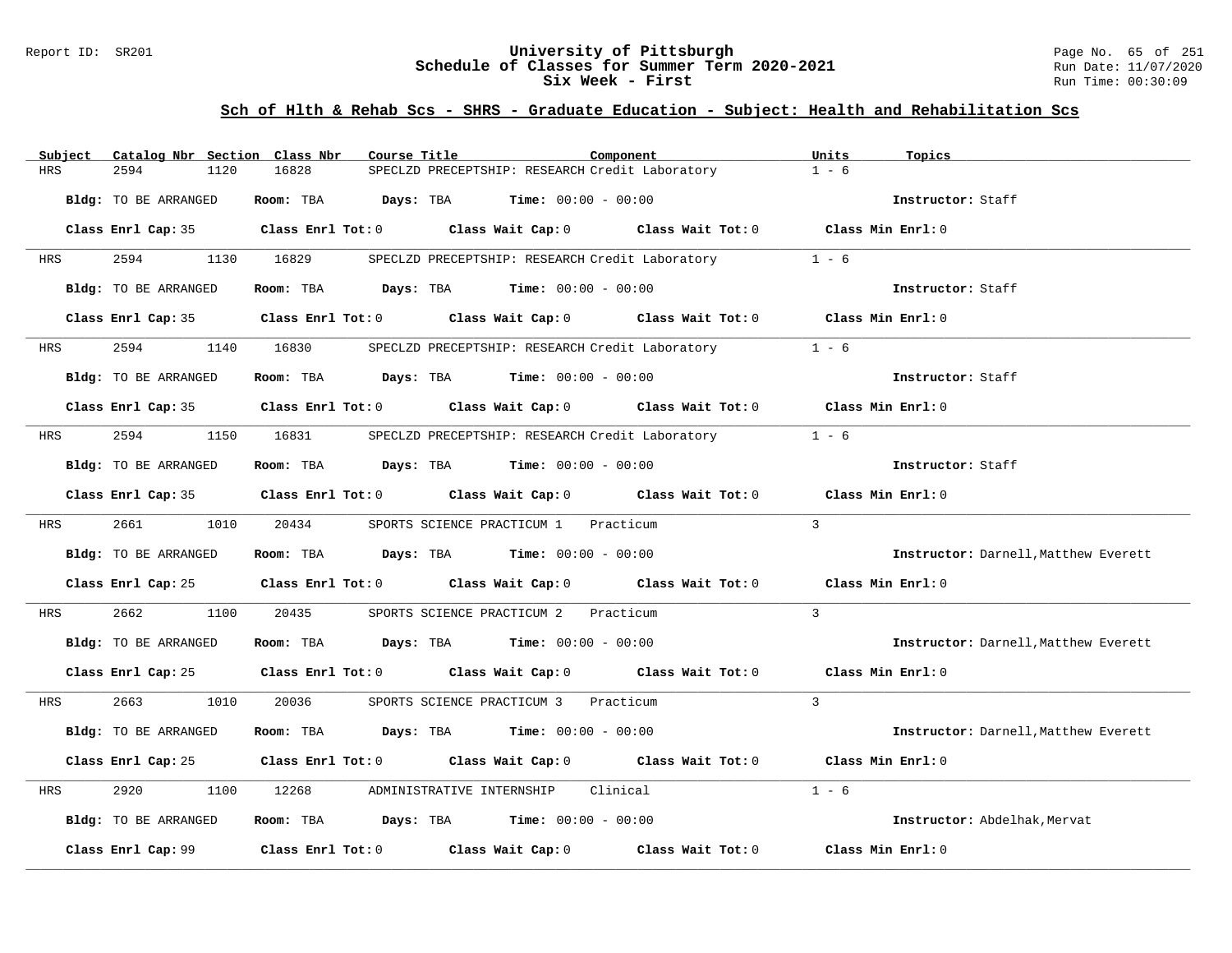## Sch of Hlth & Rehab Scs - SHRS - Graduate Education - Subject: Health and Rehabilitation Scs

| Subject | Catalog Nbr | Section | Class Nbr | Course Title | Component | Units | Topics |
|---|---|---|---|---|---|---|---|
| HRS | 2594 | 1120 | 16828 | SPECLZD PRECEPTSHIP: RESEARCH | Credit Laboratory | 1 - 6 | |

**Bldg:** TO BE ARRANGED **Room:** TBA **Days:** TBA **Time:** 00:00 - 00:00 **Instructor:** Staff

**Class Enrl Cap:** 35 **Class Enrl Tot:** 0 **Class Wait Cap:** 0 **Class Wait Tot:** 0 **Class Min Enrl:** 0

| Subject | Catalog Nbr | Section | Class Nbr | Course Title | Component | Units | Topics |
|---|---|---|---|---|---|---|---|
| HRS | 2594 | 1130 | 16829 | SPECLZD PRECEPTSHIP: RESEARCH | Credit Laboratory | 1 - 6 | |

**Bldg:** TO BE ARRANGED **Room:** TBA **Days:** TBA **Time:** 00:00 - 00:00 **Instructor:** Staff

**Class Enrl Cap:** 35 **Class Enrl Tot:** 0 **Class Wait Cap:** 0 **Class Wait Tot:** 0 **Class Min Enrl:** 0

| Subject | Catalog Nbr | Section | Class Nbr | Course Title | Component | Units | Topics |
|---|---|---|---|---|---|---|---|
| HRS | 2594 | 1140 | 16830 | SPECLZD PRECEPTSHIP: RESEARCH | Credit Laboratory | 1 - 6 | |

**Bldg:** TO BE ARRANGED **Room:** TBA **Days:** TBA **Time:** 00:00 - 00:00 **Instructor:** Staff

**Class Enrl Cap:** 35 **Class Enrl Tot:** 0 **Class Wait Cap:** 0 **Class Wait Tot:** 0 **Class Min Enrl:** 0

| Subject | Catalog Nbr | Section | Class Nbr | Course Title | Component | Units | Topics |
|---|---|---|---|---|---|---|---|
| HRS | 2594 | 1150 | 16831 | SPECLZD PRECEPTSHIP: RESEARCH | Credit Laboratory | 1 - 6 | |

**Bldg:** TO BE ARRANGED **Room:** TBA **Days:** TBA **Time:** 00:00 - 00:00 **Instructor:** Staff

**Class Enrl Cap:** 35 **Class Enrl Tot:** 0 **Class Wait Cap:** 0 **Class Wait Tot:** 0 **Class Min Enrl:** 0

| Subject | Catalog Nbr | Section | Class Nbr | Course Title | Component | Units | Topics |
|---|---|---|---|---|---|---|---|
| HRS | 2661 | 1010 | 20434 | SPORTS SCIENCE PRACTICUM 1 | Practicum | 3 | |

**Bldg:** TO BE ARRANGED **Room:** TBA **Days:** TBA **Time:** 00:00 - 00:00 **Instructor:** Darnell,Matthew Everett

**Class Enrl Cap:** 25 **Class Enrl Tot:** 0 **Class Wait Cap:** 0 **Class Wait Tot:** 0 **Class Min Enrl:** 0

| Subject | Catalog Nbr | Section | Class Nbr | Course Title | Component | Units | Topics |
|---|---|---|---|---|---|---|---|
| HRS | 2662 | 1100 | 20435 | SPORTS SCIENCE PRACTICUM 2 | Practicum | 3 | |

**Bldg:** TO BE ARRANGED **Room:** TBA **Days:** TBA **Time:** 00:00 - 00:00 **Instructor:** Darnell,Matthew Everett

**Class Enrl Cap:** 25 **Class Enrl Tot:** 0 **Class Wait Cap:** 0 **Class Wait Tot:** 0 **Class Min Enrl:** 0

| Subject | Catalog Nbr | Section | Class Nbr | Course Title | Component | Units | Topics |
|---|---|---|---|---|---|---|---|
| HRS | 2663 | 1010 | 20036 | SPORTS SCIENCE PRACTICUM 3 | Practicum | 3 | |

**Bldg:** TO BE ARRANGED **Room:** TBA **Days:** TBA **Time:** 00:00 - 00:00 **Instructor:** Darnell,Matthew Everett

**Class Enrl Cap:** 25 **Class Enrl Tot:** 0 **Class Wait Cap:** 0 **Class Wait Tot:** 0 **Class Min Enrl:** 0

| Subject | Catalog Nbr | Section | Class Nbr | Course Title | Component | Units | Topics |
|---|---|---|---|---|---|---|---|
| HRS | 2920 | 1100 | 12268 | ADMINISTRATIVE INTERNSHIP | Clinical | 1 - 6 | |

**Bldg:** TO BE ARRANGED **Room:** TBA **Days:** TBA **Time:** 00:00 - 00:00 **Instructor:** Abdelhak,Mervat

**Class Enrl Cap:** 99 **Class Enrl Tot:** 0 **Class Wait Cap:** 0 **Class Wait Tot:** 0 **Class Min Enrl:** 0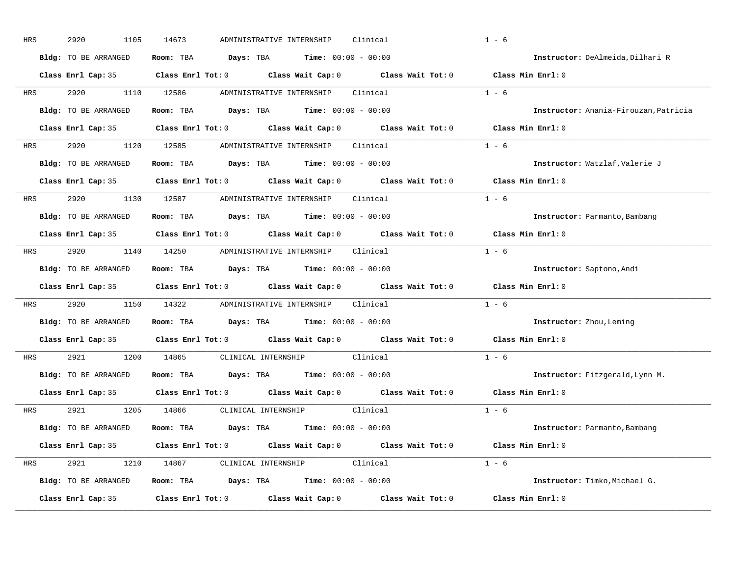HRS 2920 1105 14673 ADMINISTRATIVE INTERNSHIP Clinical 1 - 6

**Bldg:** TO BE ARRANGED **Room:** TBA **Days:** TBA **Time:** 00:00 - 00:00 **Instructor:** DeAlmeida,Dilhari R

**Class Enrl Cap:** 35 **Class Enrl Tot:** 0 **Class Wait Cap:** 0 **Class Wait Tot:** 0 **Class Min Enrl:** 0

---

HRS 2920 1110 12586 ADMINISTRATIVE INTERNSHIP Clinical 1 - 6

**Bldg:** TO BE ARRANGED **Room:** TBA **Days:** TBA **Time:** 00:00 - 00:00 **Instructor:** Anania-Firouzan,Patricia

**Class Enrl Cap:** 35 **Class Enrl Tot:** 0 **Class Wait Cap:** 0 **Class Wait Tot:** 0 **Class Min Enrl:** 0

---

HRS 2920 1120 12585 ADMINISTRATIVE INTERNSHIP Clinical 1 - 6

**Bldg:** TO BE ARRANGED **Room:** TBA **Days:** TBA **Time:** 00:00 - 00:00 **Instructor:** Watzlaf,Valerie J

**Class Enrl Cap:** 35 **Class Enrl Tot:** 0 **Class Wait Cap:** 0 **Class Wait Tot:** 0 **Class Min Enrl:** 0

---

HRS 2920 1130 12587 ADMINISTRATIVE INTERNSHIP Clinical 1 - 6

**Bldg:** TO BE ARRANGED **Room:** TBA **Days:** TBA **Time:** 00:00 - 00:00 **Instructor:** Parmanto,Bambang

**Class Enrl Cap:** 35 **Class Enrl Tot:** 0 **Class Wait Cap:** 0 **Class Wait Tot:** 0 **Class Min Enrl:** 0

---

HRS 2920 1140 14250 ADMINISTRATIVE INTERNSHIP Clinical 1 - 6

**Bldg:** TO BE ARRANGED **Room:** TBA **Days:** TBA **Time:** 00:00 - 00:00 **Instructor:** Saptono,Andi

**Class Enrl Cap:** 35 **Class Enrl Tot:** 0 **Class Wait Cap:** 0 **Class Wait Tot:** 0 **Class Min Enrl:** 0

---

HRS 2920 1150 14322 ADMINISTRATIVE INTERNSHIP Clinical 1 - 6

**Bldg:** TO BE ARRANGED **Room:** TBA **Days:** TBA **Time:** 00:00 - 00:00 **Instructor:** Zhou,Leming

**Class Enrl Cap:** 35 **Class Enrl Tot:** 0 **Class Wait Cap:** 0 **Class Wait Tot:** 0 **Class Min Enrl:** 0

---

HRS 2921 1200 14865 CLINICAL INTERNSHIP Clinical 1 - 6

**Bldg:** TO BE ARRANGED **Room:** TBA **Days:** TBA **Time:** 00:00 - 00:00 **Instructor:** Fitzgerald,Lynn M.

**Class Enrl Cap:** 35 **Class Enrl Tot:** 0 **Class Wait Cap:** 0 **Class Wait Tot:** 0 **Class Min Enrl:** 0

---

HRS 2921 1205 14866 CLINICAL INTERNSHIP Clinical 1 - 6

**Bldg:** TO BE ARRANGED **Room:** TBA **Days:** TBA **Time:** 00:00 - 00:00 **Instructor:** Parmanto,Bambang

**Class Enrl Cap:** 35 **Class Enrl Tot:** 0 **Class Wait Cap:** 0 **Class Wait Tot:** 0 **Class Min Enrl:** 0

---

HRS 2921 1210 14867 CLINICAL INTERNSHIP Clinical 1 - 6

**Bldg:** TO BE ARRANGED **Room:** TBA **Days:** TBA **Time:** 00:00 - 00:00 **Instructor:** Timko,Michael G.

**Class Enrl Cap:** 35 **Class Enrl Tot:** 0 **Class Wait Cap:** 0 **Class Wait Tot:** 0 **Class Min Enrl:** 0

---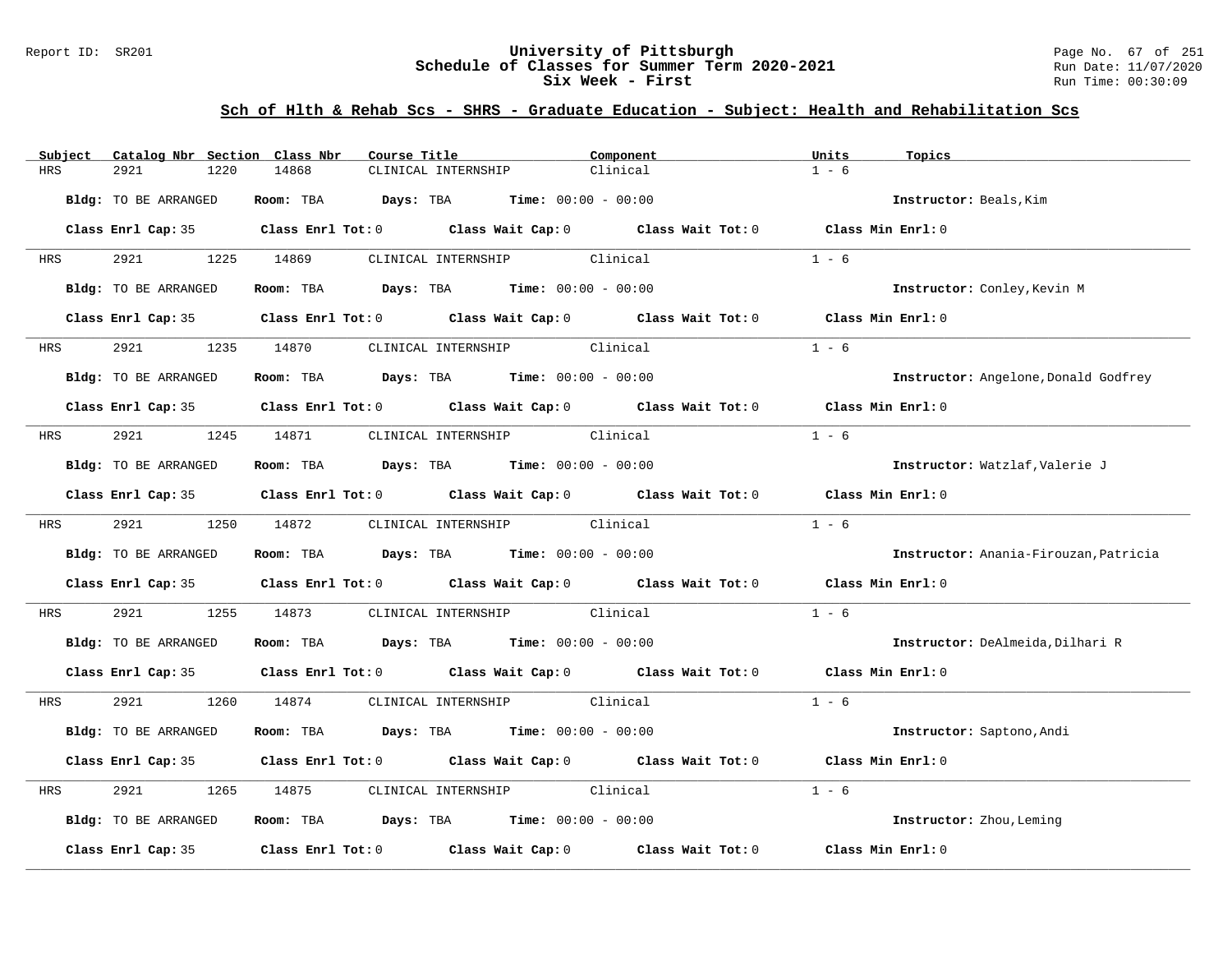Report ID: SR201

# University of Pittsburgh
## Schedule of Classes for Summer Term 2020-2021
### Six Week - First

Run Date: 11/07/2020
Run Time: 00:30:09

## Sch of Hlth & Rehab Scs - SHRS - Graduate Education - Subject: Health and Rehabilitation Scs

| Subject | Catalog Nbr | Section | Class Nbr | Course Title | Component | Units | Topics |
|---|---|---|---|---|---|---|---|
| HRS | 2921 | 1220 | 14868 | CLINICAL INTERNSHIP | Clinical | 1 - 6 | |

**Bldg:** TO BE ARRANGED **Room:** TBA **Days:** TBA **Time:** 00:00 - 00:00 **Instructor:** Beals,Kim

**Class Enrl Cap:** 35 **Class Enrl Tot:** 0 **Class Wait Cap:** 0 **Class Wait Tot:** 0 **Class Min Enrl:** 0

| Subject | Catalog Nbr | Section | Class Nbr | Course Title | Component | Units | Topics |
|---|---|---|---|---|---|---|---|
| HRS | 2921 | 1225 | 14869 | CLINICAL INTERNSHIP | Clinical | 1 - 6 | |

**Bldg:** TO BE ARRANGED **Room:** TBA **Days:** TBA **Time:** 00:00 - 00:00 **Instructor:** Conley,Kevin M

**Class Enrl Cap:** 35 **Class Enrl Tot:** 0 **Class Wait Cap:** 0 **Class Wait Tot:** 0 **Class Min Enrl:** 0

| Subject | Catalog Nbr | Section | Class Nbr | Course Title | Component | Units | Topics |
|---|---|---|---|---|---|---|---|
| HRS | 2921 | 1235 | 14870 | CLINICAL INTERNSHIP | Clinical | 1 - 6 | |

**Bldg:** TO BE ARRANGED **Room:** TBA **Days:** TBA **Time:** 00:00 - 00:00 **Instructor:** Angelone,Donald Godfrey

**Class Enrl Cap:** 35 **Class Enrl Tot:** 0 **Class Wait Cap:** 0 **Class Wait Tot:** 0 **Class Min Enrl:** 0

| Subject | Catalog Nbr | Section | Class Nbr | Course Title | Component | Units | Topics |
|---|---|---|---|---|---|---|---|
| HRS | 2921 | 1245 | 14871 | CLINICAL INTERNSHIP | Clinical | 1 - 6 | |

**Bldg:** TO BE ARRANGED **Room:** TBA **Days:** TBA **Time:** 00:00 - 00:00 **Instructor:** Watzlaf,Valerie J

**Class Enrl Cap:** 35 **Class Enrl Tot:** 0 **Class Wait Cap:** 0 **Class Wait Tot:** 0 **Class Min Enrl:** 0

| Subject | Catalog Nbr | Section | Class Nbr | Course Title | Component | Units | Topics |
|---|---|---|---|---|---|---|---|
| HRS | 2921 | 1250 | 14872 | CLINICAL INTERNSHIP | Clinical | 1 - 6 | |

**Bldg:** TO BE ARRANGED **Room:** TBA **Days:** TBA **Time:** 00:00 - 00:00 **Instructor:** Anania-Firouzan,Patricia

**Class Enrl Cap:** 35 **Class Enrl Tot:** 0 **Class Wait Cap:** 0 **Class Wait Tot:** 0 **Class Min Enrl:** 0

| Subject | Catalog Nbr | Section | Class Nbr | Course Title | Component | Units | Topics |
|---|---|---|---|---|---|---|---|
| HRS | 2921 | 1255 | 14873 | CLINICAL INTERNSHIP | Clinical | 1 - 6 | |

**Bldg:** TO BE ARRANGED **Room:** TBA **Days:** TBA **Time:** 00:00 - 00:00 **Instructor:** DeAlmeida,Dilhari R

**Class Enrl Cap:** 35 **Class Enrl Tot:** 0 **Class Wait Cap:** 0 **Class Wait Tot:** 0 **Class Min Enrl:** 0

| Subject | Catalog Nbr | Section | Class Nbr | Course Title | Component | Units | Topics |
|---|---|---|---|---|---|---|---|
| HRS | 2921 | 1260 | 14874 | CLINICAL INTERNSHIP | Clinical | 1 - 6 | |

**Bldg:** TO BE ARRANGED **Room:** TBA **Days:** TBA **Time:** 00:00 - 00:00 **Instructor:** Saptono,Andi

**Class Enrl Cap:** 35 **Class Enrl Tot:** 0 **Class Wait Cap:** 0 **Class Wait Tot:** 0 **Class Min Enrl:** 0

| Subject | Catalog Nbr | Section | Class Nbr | Course Title | Component | Units | Topics |
|---|---|---|---|---|---|---|---|
| HRS | 2921 | 1265 | 14875 | CLINICAL INTERNSHIP | Clinical | 1 - 6 | |

**Bldg:** TO BE ARRANGED **Room:** TBA **Days:** TBA **Time:** 00:00 - 00:00 **Instructor:** Zhou,Leming

**Class Enrl Cap:** 35 **Class Enrl Tot:** 0 **Class Wait Cap:** 0 **Class Wait Tot:** 0 **Class Min Enrl:** 0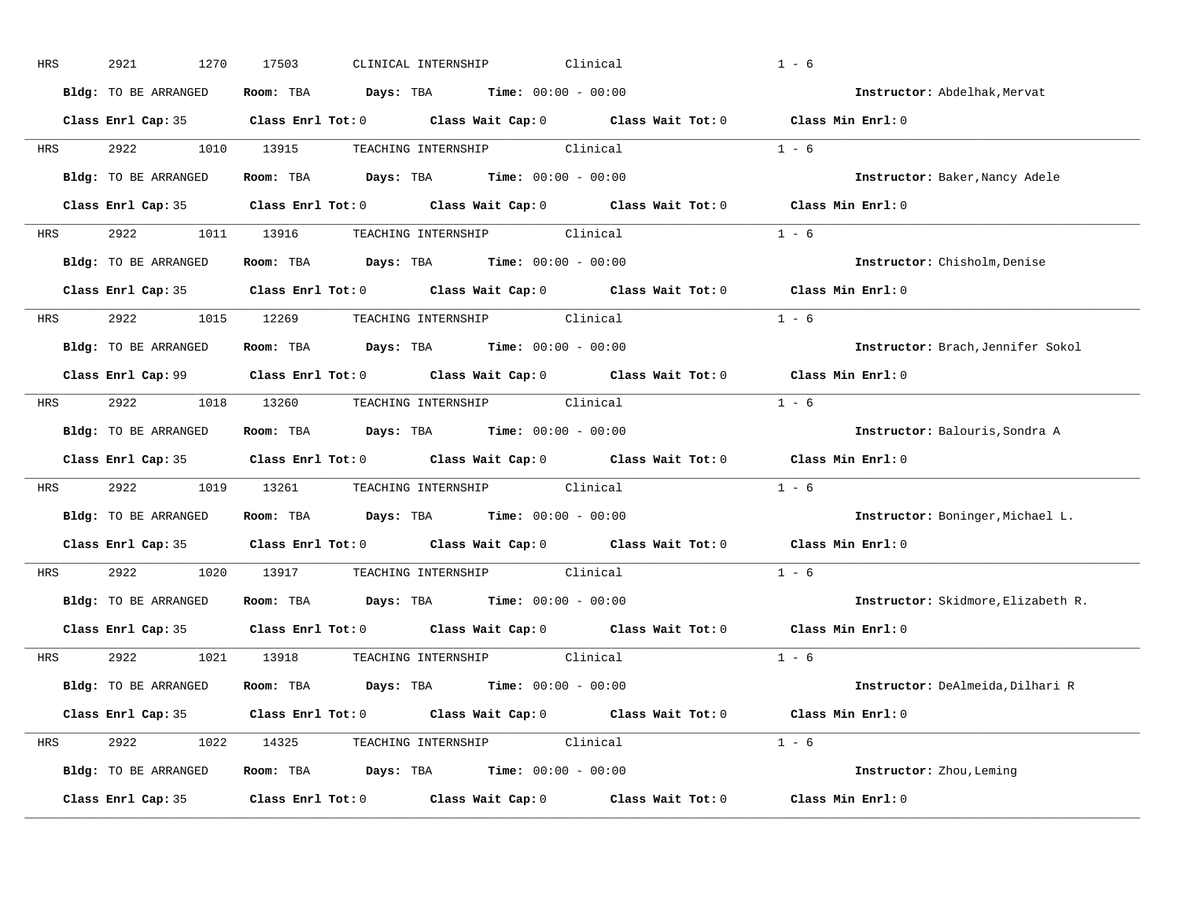HRS 2921 1270 17503 CLINICAL INTERNSHIP Clinical 1 - 6

**Bldg:** TO BE ARRANGED **Room:** TBA **Days:** TBA **Time:** 00:00 - 00:00 **Instructor:** Abdelhak,Mervat

**Class Enrl Cap:** 35 **Class Enrl Tot:** 0 **Class Wait Cap:** 0 **Class Wait Tot:** 0 **Class Min Enrl:** 0

---

HRS 2922 1010 13915 TEACHING INTERNSHIP Clinical 1 - 6

**Bldg:** TO BE ARRANGED **Room:** TBA **Days:** TBA **Time:** 00:00 - 00:00 **Instructor:** Baker,Nancy Adele

**Class Enrl Cap:** 35 **Class Enrl Tot:** 0 **Class Wait Cap:** 0 **Class Wait Tot:** 0 **Class Min Enrl:** 0

---

HRS 2922 1011 13916 TEACHING INTERNSHIP Clinical 1 - 6

**Bldg:** TO BE ARRANGED **Room:** TBA **Days:** TBA **Time:** 00:00 - 00:00 **Instructor:** Chisholm,Denise

**Class Enrl Cap:** 35 **Class Enrl Tot:** 0 **Class Wait Cap:** 0 **Class Wait Tot:** 0 **Class Min Enrl:** 0

---

HRS 2922 1015 12269 TEACHING INTERNSHIP Clinical 1 - 6

**Bldg:** TO BE ARRANGED **Room:** TBA **Days:** TBA **Time:** 00:00 - 00:00 **Instructor:** Brach,Jennifer Sokol

**Class Enrl Cap:** 99 **Class Enrl Tot:** 0 **Class Wait Cap:** 0 **Class Wait Tot:** 0 **Class Min Enrl:** 0

---

HRS 2922 1018 13260 TEACHING INTERNSHIP Clinical 1 - 6

**Bldg:** TO BE ARRANGED **Room:** TBA **Days:** TBA **Time:** 00:00 - 00:00 **Instructor:** Balouris,Sondra A

**Class Enrl Cap:** 35 **Class Enrl Tot:** 0 **Class Wait Cap:** 0 **Class Wait Tot:** 0 **Class Min Enrl:** 0

---

HRS 2922 1019 13261 TEACHING INTERNSHIP Clinical 1 - 6

**Bldg:** TO BE ARRANGED **Room:** TBA **Days:** TBA **Time:** 00:00 - 00:00 **Instructor:** Boninger,Michael L.

**Class Enrl Cap:** 35 **Class Enrl Tot:** 0 **Class Wait Cap:** 0 **Class Wait Tot:** 0 **Class Min Enrl:** 0

---

HRS 2922 1020 13917 TEACHING INTERNSHIP Clinical 1 - 6

**Bldg:** TO BE ARRANGED **Room:** TBA **Days:** TBA **Time:** 00:00 - 00:00 **Instructor:** Skidmore,Elizabeth R.

**Class Enrl Cap:** 35 **Class Enrl Tot:** 0 **Class Wait Cap:** 0 **Class Wait Tot:** 0 **Class Min Enrl:** 0

---

HRS 2922 1021 13918 TEACHING INTERNSHIP Clinical 1 - 6

**Bldg:** TO BE ARRANGED **Room:** TBA **Days:** TBA **Time:** 00:00 - 00:00 **Instructor:** DeAlmeida,Dilhari R

**Class Enrl Cap:** 35 **Class Enrl Tot:** 0 **Class Wait Cap:** 0 **Class Wait Tot:** 0 **Class Min Enrl:** 0

---

HRS 2922 1022 14325 TEACHING INTERNSHIP Clinical 1 - 6

**Bldg:** TO BE ARRANGED **Room:** TBA **Days:** TBA **Time:** 00:00 - 00:00 **Instructor:** Zhou,Leming

**Class Enrl Cap:** 35 **Class Enrl Tot:** 0 **Class Wait Cap:** 0 **Class Wait Tot:** 0 **Class Min Enrl:** 0

---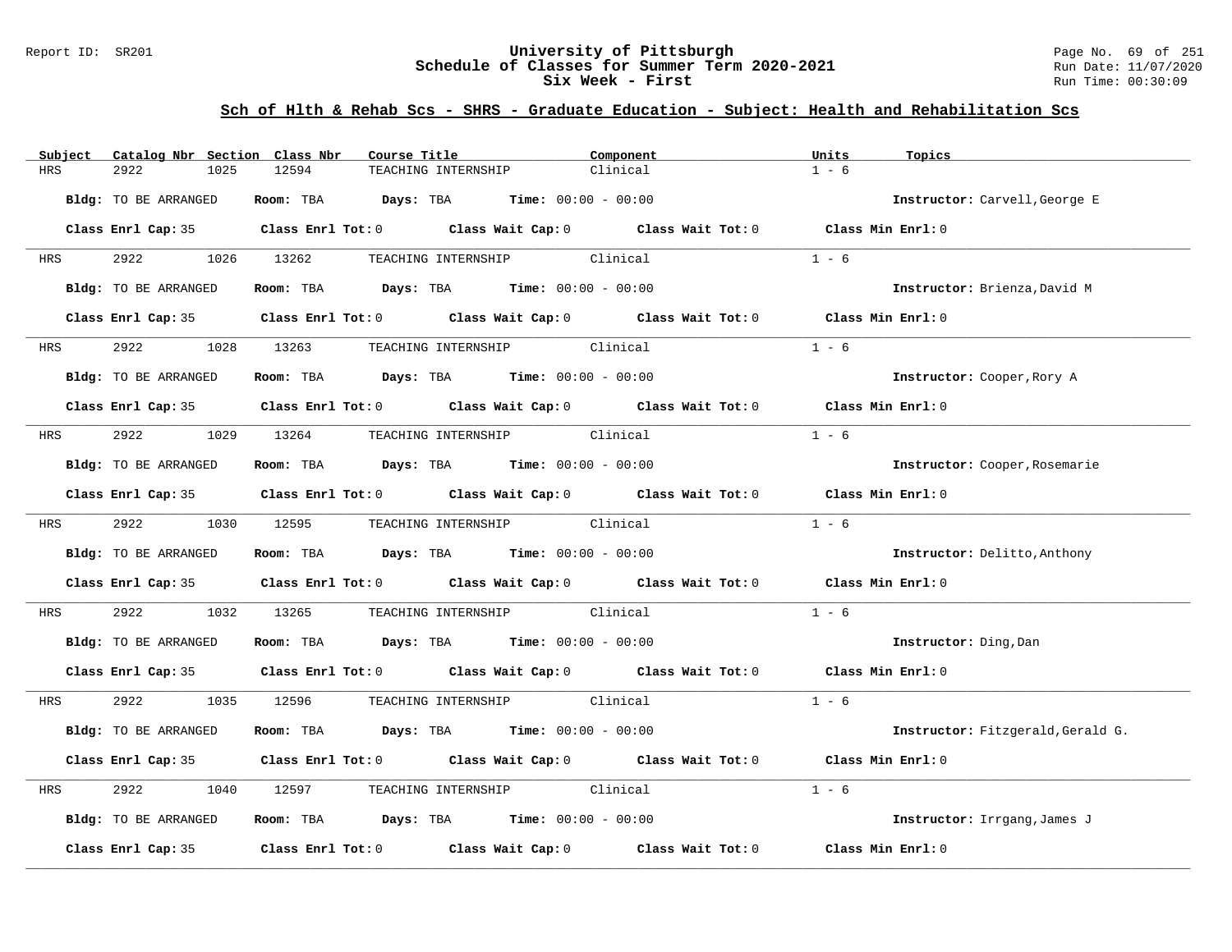## Sch of Hlth & Rehab Scs - SHRS - Graduate Education - Subject: Health and Rehabilitation Scs

| Subject | Catalog Nbr | Section | Class Nbr | Course Title | Component | Units | Topics |
|---|---|---|---|---|---|---|---|
| HRS | 2922 | 1025 | 12594 | TEACHING INTERNSHIP | Clinical | 1 - 6 | |

**Bldg:** TO BE ARRANGED **Room:** TBA **Days:** TBA **Time:** 00:00 - 00:00 **Instructor:** Carvell,George E

**Class Enrl Cap:** 35 **Class Enrl Tot:** 0 **Class Wait Cap:** 0 **Class Wait Tot:** 0 **Class Min Enrl:** 0

| Subject | Catalog Nbr | Section | Class Nbr | Course Title | Component | Units | Topics |
|---|---|---|---|---|---|---|---|
| HRS | 2922 | 1026 | 13262 | TEACHING INTERNSHIP | Clinical | 1 - 6 | |

**Bldg:** TO BE ARRANGED **Room:** TBA **Days:** TBA **Time:** 00:00 - 00:00 **Instructor:** Brienza,David M

**Class Enrl Cap:** 35 **Class Enrl Tot:** 0 **Class Wait Cap:** 0 **Class Wait Tot:** 0 **Class Min Enrl:** 0

| Subject | Catalog Nbr | Section | Class Nbr | Course Title | Component | Units | Topics |
|---|---|---|---|---|---|---|---|
| HRS | 2922 | 1028 | 13263 | TEACHING INTERNSHIP | Clinical | 1 - 6 | |

**Bldg:** TO BE ARRANGED **Room:** TBA **Days:** TBA **Time:** 00:00 - 00:00 **Instructor:** Cooper,Rory A

**Class Enrl Cap:** 35 **Class Enrl Tot:** 0 **Class Wait Cap:** 0 **Class Wait Tot:** 0 **Class Min Enrl:** 0

| Subject | Catalog Nbr | Section | Class Nbr | Course Title | Component | Units | Topics |
|---|---|---|---|---|---|---|---|
| HRS | 2922 | 1029 | 13264 | TEACHING INTERNSHIP | Clinical | 1 - 6 | |

**Bldg:** TO BE ARRANGED **Room:** TBA **Days:** TBA **Time:** 00:00 - 00:00 **Instructor:** Cooper,Rosemarie

**Class Enrl Cap:** 35 **Class Enrl Tot:** 0 **Class Wait Cap:** 0 **Class Wait Tot:** 0 **Class Min Enrl:** 0

| Subject | Catalog Nbr | Section | Class Nbr | Course Title | Component | Units | Topics |
|---|---|---|---|---|---|---|---|
| HRS | 2922 | 1030 | 12595 | TEACHING INTERNSHIP | Clinical | 1 - 6 | |

**Bldg:** TO BE ARRANGED **Room:** TBA **Days:** TBA **Time:** 00:00 - 00:00 **Instructor:** Delitto,Anthony

**Class Enrl Cap:** 35 **Class Enrl Tot:** 0 **Class Wait Cap:** 0 **Class Wait Tot:** 0 **Class Min Enrl:** 0

| Subject | Catalog Nbr | Section | Class Nbr | Course Title | Component | Units | Topics |
|---|---|---|---|---|---|---|---|
| HRS | 2922 | 1032 | 13265 | TEACHING INTERNSHIP | Clinical | 1 - 6 | |

**Bldg:** TO BE ARRANGED **Room:** TBA **Days:** TBA **Time:** 00:00 - 00:00 **Instructor:** Ding,Dan

**Class Enrl Cap:** 35 **Class Enrl Tot:** 0 **Class Wait Cap:** 0 **Class Wait Tot:** 0 **Class Min Enrl:** 0

| Subject | Catalog Nbr | Section | Class Nbr | Course Title | Component | Units | Topics |
|---|---|---|---|---|---|---|---|
| HRS | 2922 | 1035 | 12596 | TEACHING INTERNSHIP | Clinical | 1 - 6 | |

**Bldg:** TO BE ARRANGED **Room:** TBA **Days:** TBA **Time:** 00:00 - 00:00 **Instructor:** Fitzgerald,Gerald G.

**Class Enrl Cap:** 35 **Class Enrl Tot:** 0 **Class Wait Cap:** 0 **Class Wait Tot:** 0 **Class Min Enrl:** 0

| Subject | Catalog Nbr | Section | Class Nbr | Course Title | Component | Units | Topics |
|---|---|---|---|---|---|---|---|
| HRS | 2922 | 1040 | 12597 | TEACHING INTERNSHIP | Clinical | 1 - 6 | |

**Bldg:** TO BE ARRANGED **Room:** TBA **Days:** TBA **Time:** 00:00 - 00:00 **Instructor:** Irrgang,James J

**Class Enrl Cap:** 35 **Class Enrl Tot:** 0 **Class Wait Cap:** 0 **Class Wait Tot:** 0 **Class Min Enrl:** 0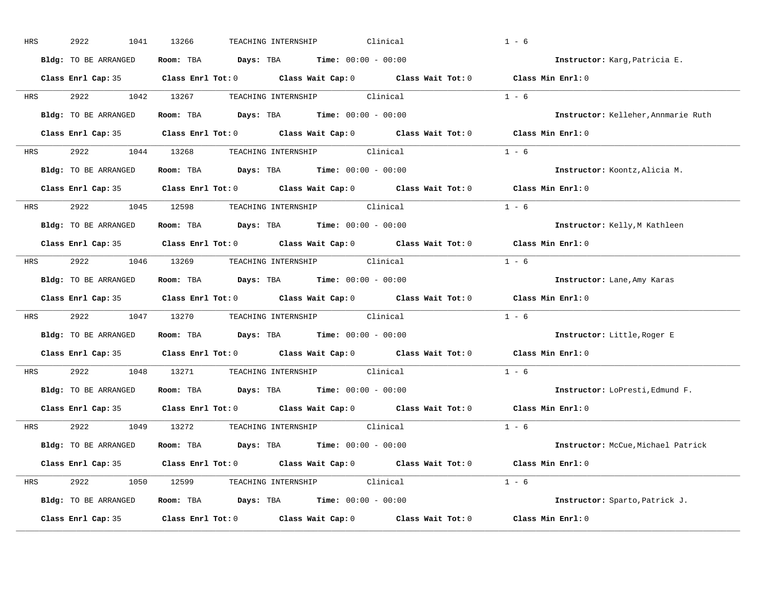HRS 2922 1041 13266 TEACHING INTERNSHIP Clinical 1 - 6

**Bldg:** TO BE ARRANGED **Room:** TBA **Days:** TBA **Time:** 00:00 - 00:00 **Instructor:** Karg,Patricia E.

**Class Enrl Cap:** 35 **Class Enrl Tot:** 0 **Class Wait Cap:** 0 **Class Wait Tot:** 0 **Class Min Enrl:** 0

---

HRS 2922 1042 13267 TEACHING INTERNSHIP Clinical 1 - 6

**Bldg:** TO BE ARRANGED **Room:** TBA **Days:** TBA **Time:** 00:00 - 00:00 **Instructor:** Kelleher,Annmarie Ruth

**Class Enrl Cap:** 35 **Class Enrl Tot:** 0 **Class Wait Cap:** 0 **Class Wait Tot:** 0 **Class Min Enrl:** 0

---

HRS 2922 1044 13268 TEACHING INTERNSHIP Clinical 1 - 6

**Bldg:** TO BE ARRANGED **Room:** TBA **Days:** TBA **Time:** 00:00 - 00:00 **Instructor:** Koontz,Alicia M.

**Class Enrl Cap:** 35 **Class Enrl Tot:** 0 **Class Wait Cap:** 0 **Class Wait Tot:** 0 **Class Min Enrl:** 0

---

HRS 2922 1045 12598 TEACHING INTERNSHIP Clinical 1 - 6

**Bldg:** TO BE ARRANGED **Room:** TBA **Days:** TBA **Time:** 00:00 - 00:00 **Instructor:** Kelly,M Kathleen

**Class Enrl Cap:** 35 **Class Enrl Tot:** 0 **Class Wait Cap:** 0 **Class Wait Tot:** 0 **Class Min Enrl:** 0

---

HRS 2922 1046 13269 TEACHING INTERNSHIP Clinical 1 - 6

**Bldg:** TO BE ARRANGED **Room:** TBA **Days:** TBA **Time:** 00:00 - 00:00 **Instructor:** Lane,Amy Karas

**Class Enrl Cap:** 35 **Class Enrl Tot:** 0 **Class Wait Cap:** 0 **Class Wait Tot:** 0 **Class Min Enrl:** 0

---

HRS 2922 1047 13270 TEACHING INTERNSHIP Clinical 1 - 6

**Bldg:** TO BE ARRANGED **Room:** TBA **Days:** TBA **Time:** 00:00 - 00:00 **Instructor:** Little,Roger E

**Class Enrl Cap:** 35 **Class Enrl Tot:** 0 **Class Wait Cap:** 0 **Class Wait Tot:** 0 **Class Min Enrl:** 0

---

HRS 2922 1048 13271 TEACHING INTERNSHIP Clinical 1 - 6

**Bldg:** TO BE ARRANGED **Room:** TBA **Days:** TBA **Time:** 00:00 - 00:00 **Instructor:** LoPresti,Edmund F.

**Class Enrl Cap:** 35 **Class Enrl Tot:** 0 **Class Wait Cap:** 0 **Class Wait Tot:** 0 **Class Min Enrl:** 0

---

HRS 2922 1049 13272 TEACHING INTERNSHIP Clinical 1 - 6

**Bldg:** TO BE ARRANGED **Room:** TBA **Days:** TBA **Time:** 00:00 - 00:00 **Instructor:** McCue,Michael Patrick

**Class Enrl Cap:** 35 **Class Enrl Tot:** 0 **Class Wait Cap:** 0 **Class Wait Tot:** 0 **Class Min Enrl:** 0

---

HRS 2922 1050 12599 TEACHING INTERNSHIP Clinical 1 - 6

**Bldg:** TO BE ARRANGED **Room:** TBA **Days:** TBA **Time:** 00:00 - 00:00 **Instructor:** Sparto,Patrick J.

**Class Enrl Cap:** 35 **Class Enrl Tot:** 0 **Class Wait Cap:** 0 **Class Wait Tot:** 0 **Class Min Enrl:** 0

---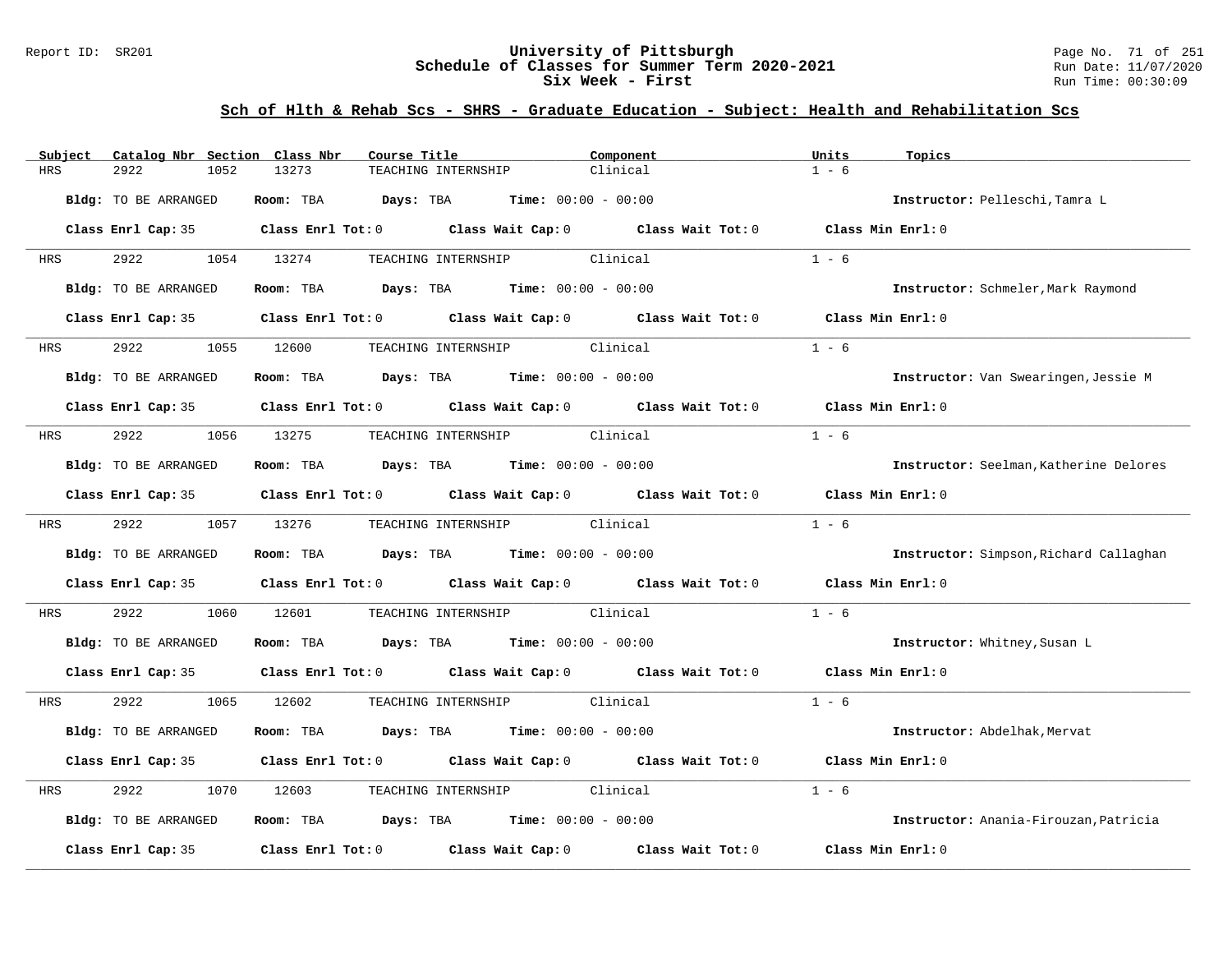## Sch of Hlth & Rehab Scs - SHRS - Graduate Education - Subject: Health and Rehabilitation Scs

| Subject | Catalog Nbr | Section | Class Nbr | Course Title | Component | Units | Topics |
|---|---|---|---|---|---|---|---|
| HRS | 2922 | 1052 | 13273 | TEACHING INTERNSHIP | Clinical | 1 - 6 | |

**Bldg:** TO BE ARRANGED **Room:** TBA **Days:** TBA **Time:** 00:00 - 00:00 **Instructor:** Pelleschi,Tamra L

**Class Enrl Cap:** 35 **Class Enrl Tot:** 0 **Class Wait Cap:** 0 **Class Wait Tot:** 0 **Class Min Enrl:** 0

---

| Subject | Catalog Nbr | Section | Class Nbr | Course Title | Component | Units | Topics |
|---|---|---|---|---|---|---|---|
| HRS | 2922 | 1054 | 13274 | TEACHING INTERNSHIP | Clinical | 1 - 6 | |

**Bldg:** TO BE ARRANGED **Room:** TBA **Days:** TBA **Time:** 00:00 - 00:00 **Instructor:** Schmeler,Mark Raymond

**Class Enrl Cap:** 35 **Class Enrl Tot:** 0 **Class Wait Cap:** 0 **Class Wait Tot:** 0 **Class Min Enrl:** 0

---

| Subject | Catalog Nbr | Section | Class Nbr | Course Title | Component | Units | Topics |
|---|---|---|---|---|---|---|---|
| HRS | 2922 | 1055 | 12600 | TEACHING INTERNSHIP | Clinical | 1 - 6 | |

**Bldg:** TO BE ARRANGED **Room:** TBA **Days:** TBA **Time:** 00:00 - 00:00 **Instructor:** Van Swearingen,Jessie M

**Class Enrl Cap:** 35 **Class Enrl Tot:** 0 **Class Wait Cap:** 0 **Class Wait Tot:** 0 **Class Min Enrl:** 0

---

| Subject | Catalog Nbr | Section | Class Nbr | Course Title | Component | Units | Topics |
|---|---|---|---|---|---|---|---|
| HRS | 2922 | 1056 | 13275 | TEACHING INTERNSHIP | Clinical | 1 - 6 | |

**Bldg:** TO BE ARRANGED **Room:** TBA **Days:** TBA **Time:** 00:00 - 00:00 **Instructor:** Seelman,Katherine Delores

**Class Enrl Cap:** 35 **Class Enrl Tot:** 0 **Class Wait Cap:** 0 **Class Wait Tot:** 0 **Class Min Enrl:** 0

---

| Subject | Catalog Nbr | Section | Class Nbr | Course Title | Component | Units | Topics |
|---|---|---|---|---|---|---|---|
| HRS | 2922 | 1057 | 13276 | TEACHING INTERNSHIP | Clinical | 1 - 6 | |

**Bldg:** TO BE ARRANGED **Room:** TBA **Days:** TBA **Time:** 00:00 - 00:00 **Instructor:** Simpson,Richard Callaghan

**Class Enrl Cap:** 35 **Class Enrl Tot:** 0 **Class Wait Cap:** 0 **Class Wait Tot:** 0 **Class Min Enrl:** 0

---

| Subject | Catalog Nbr | Section | Class Nbr | Course Title | Component | Units | Topics |
|---|---|---|---|---|---|---|---|
| HRS | 2922 | 1060 | 12601 | TEACHING INTERNSHIP | Clinical | 1 - 6 | |

**Bldg:** TO BE ARRANGED **Room:** TBA **Days:** TBA **Time:** 00:00 - 00:00 **Instructor:** Whitney,Susan L

**Class Enrl Cap:** 35 **Class Enrl Tot:** 0 **Class Wait Cap:** 0 **Class Wait Tot:** 0 **Class Min Enrl:** 0

---

| Subject | Catalog Nbr | Section | Class Nbr | Course Title | Component | Units | Topics |
|---|---|---|---|---|---|---|---|
| HRS | 2922 | 1065 | 12602 | TEACHING INTERNSHIP | Clinical | 1 - 6 | |

**Bldg:** TO BE ARRANGED **Room:** TBA **Days:** TBA **Time:** 00:00 - 00:00 **Instructor:** Abdelhak,Mervat

**Class Enrl Cap:** 35 **Class Enrl Tot:** 0 **Class Wait Cap:** 0 **Class Wait Tot:** 0 **Class Min Enrl:** 0

---

| Subject | Catalog Nbr | Section | Class Nbr | Course Title | Component | Units | Topics |
|---|---|---|---|---|---|---|---|
| HRS | 2922 | 1070 | 12603 | TEACHING INTERNSHIP | Clinical | 1 - 6 | |

**Bldg:** TO BE ARRANGED **Room:** TBA **Days:** TBA **Time:** 00:00 - 00:00 **Instructor:** Anania-Firouzan,Patricia

**Class Enrl Cap:** 35 **Class Enrl Tot:** 0 **Class Wait Cap:** 0 **Class Wait Tot:** 0 **Class Min Enrl:** 0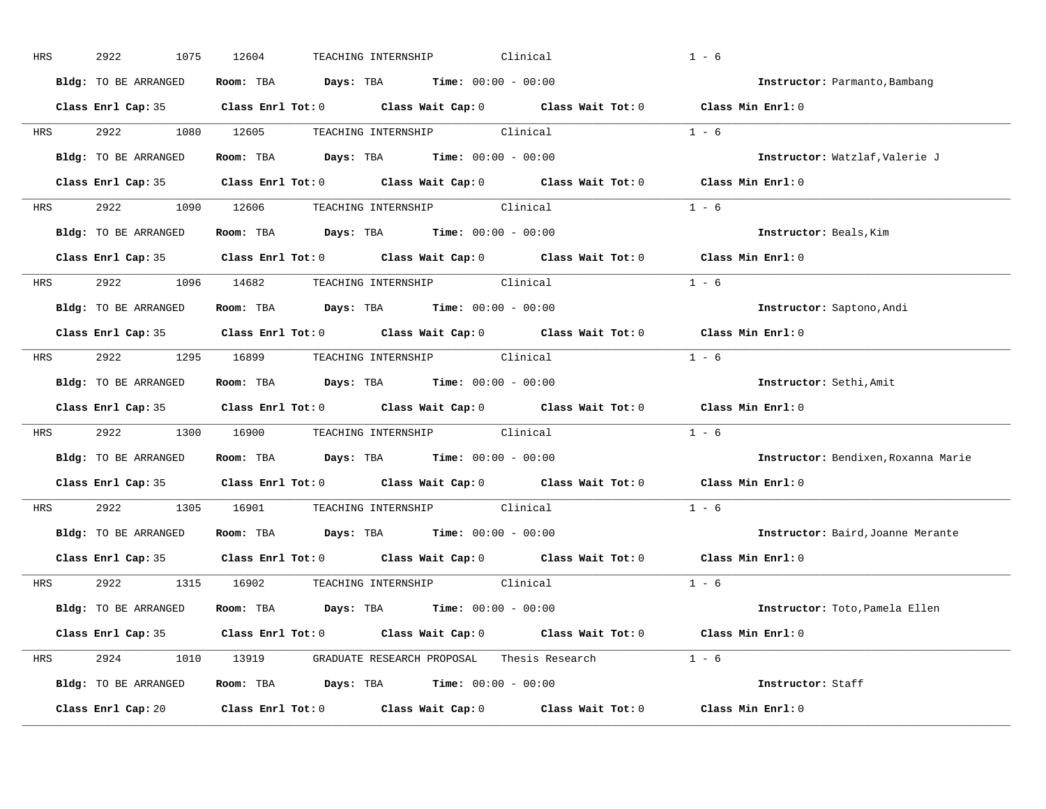HRS 2922 1075 12604 TEACHING INTERNSHIP Clinical 1 - 6

**Bldg:** TO BE ARRANGED **Room:** TBA **Days:** TBA **Time:** 00:00 - 00:00 **Instructor:** Parmanto,Bambang

**Class Enrl Cap:** 35 **Class Enrl Tot:** 0 **Class Wait Cap:** 0 **Class Wait Tot:** 0 **Class Min Enrl:** 0

---

HRS 2922 1080 12605 TEACHING INTERNSHIP Clinical 1 - 6

**Bldg:** TO BE ARRANGED **Room:** TBA **Days:** TBA **Time:** 00:00 - 00:00 **Instructor:** Watzlaf,Valerie J

**Class Enrl Cap:** 35 **Class Enrl Tot:** 0 **Class Wait Cap:** 0 **Class Wait Tot:** 0 **Class Min Enrl:** 0

---

HRS 2922 1090 12606 TEACHING INTERNSHIP Clinical 1 - 6

**Bldg:** TO BE ARRANGED **Room:** TBA **Days:** TBA **Time:** 00:00 - 00:00 **Instructor:** Beals,Kim

**Class Enrl Cap:** 35 **Class Enrl Tot:** 0 **Class Wait Cap:** 0 **Class Wait Tot:** 0 **Class Min Enrl:** 0

---

HRS 2922 1096 14682 TEACHING INTERNSHIP Clinical 1 - 6

**Bldg:** TO BE ARRANGED **Room:** TBA **Days:** TBA **Time:** 00:00 - 00:00 **Instructor:** Saptono,Andi

**Class Enrl Cap:** 35 **Class Enrl Tot:** 0 **Class Wait Cap:** 0 **Class Wait Tot:** 0 **Class Min Enrl:** 0

---

HRS 2922 1295 16899 TEACHING INTERNSHIP Clinical 1 - 6

**Bldg:** TO BE ARRANGED **Room:** TBA **Days:** TBA **Time:** 00:00 - 00:00 **Instructor:** Sethi,Amit

**Class Enrl Cap:** 35 **Class Enrl Tot:** 0 **Class Wait Cap:** 0 **Class Wait Tot:** 0 **Class Min Enrl:** 0

---

HRS 2922 1300 16900 TEACHING INTERNSHIP Clinical 1 - 6

**Bldg:** TO BE ARRANGED **Room:** TBA **Days:** TBA **Time:** 00:00 - 00:00 **Instructor:** Bendixen,Roxanna Marie

**Class Enrl Cap:** 35 **Class Enrl Tot:** 0 **Class Wait Cap:** 0 **Class Wait Tot:** 0 **Class Min Enrl:** 0

---

HRS 2922 1305 16901 TEACHING INTERNSHIP Clinical 1 - 6

**Bldg:** TO BE ARRANGED **Room:** TBA **Days:** TBA **Time:** 00:00 - 00:00 **Instructor:** Baird,Joanne Merante

**Class Enrl Cap:** 35 **Class Enrl Tot:** 0 **Class Wait Cap:** 0 **Class Wait Tot:** 0 **Class Min Enrl:** 0

---

HRS 2922 1315 16902 TEACHING INTERNSHIP Clinical 1 - 6

**Bldg:** TO BE ARRANGED **Room:** TBA **Days:** TBA **Time:** 00:00 - 00:00 **Instructor:** Toto,Pamela Ellen

**Class Enrl Cap:** 35 **Class Enrl Tot:** 0 **Class Wait Cap:** 0 **Class Wait Tot:** 0 **Class Min Enrl:** 0

---

HRS 2924 1010 13919 GRADUATE RESEARCH PROPOSAL Thesis Research 1 - 6

**Bldg:** TO BE ARRANGED **Room:** TBA **Days:** TBA **Time:** 00:00 - 00:00 **Instructor:** Staff

**Class Enrl Cap:** 20 **Class Enrl Tot:** 0 **Class Wait Cap:** 0 **Class Wait Tot:** 0 **Class Min Enrl:** 0

---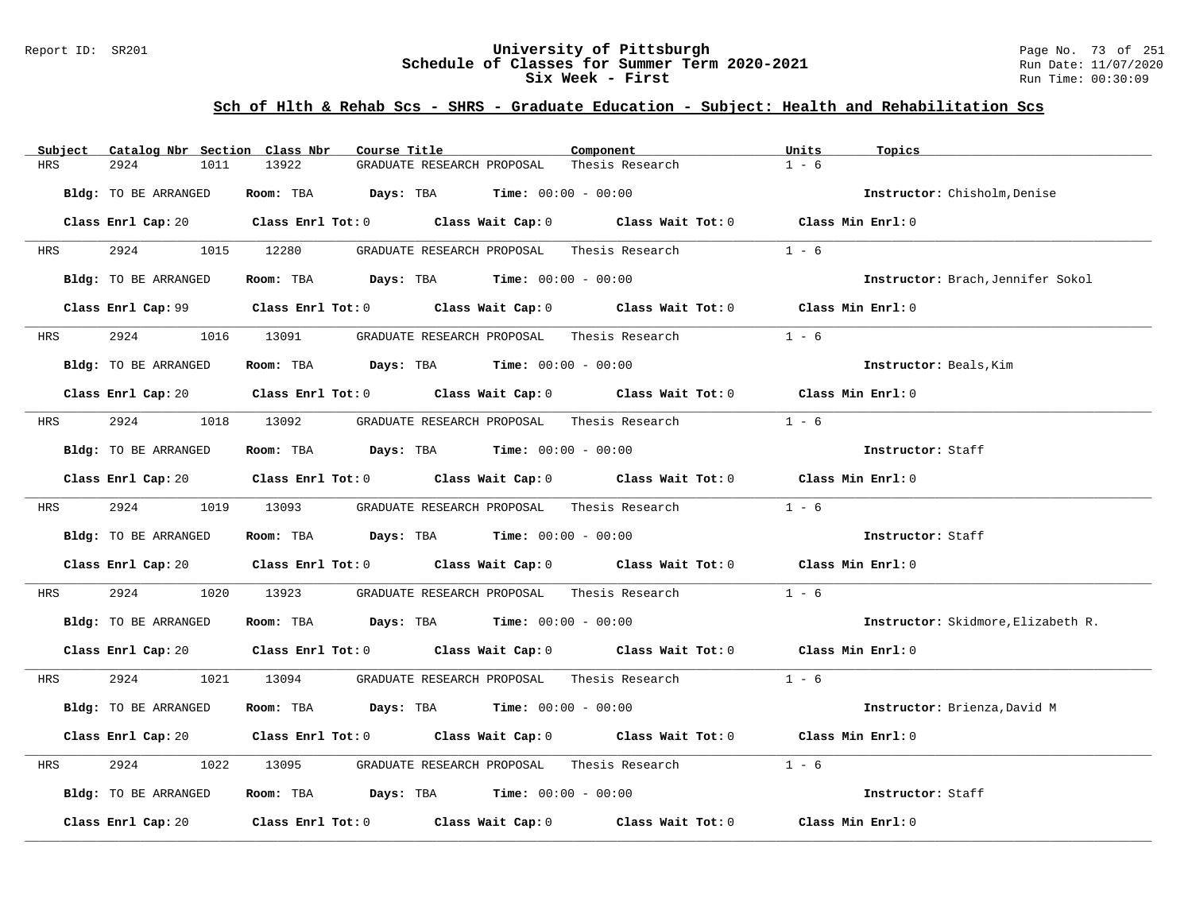## Sch of Hlth & Rehab Scs - SHRS - Graduate Education - Subject: Health and Rehabilitation Scs

| Subject | Catalog Nbr | Section | Class Nbr | Course Title | Component | Units | Topics |
|---|---|---|---|---|---|---|---|
| HRS | 2924 | 1011 | 13922 | GRADUATE RESEARCH PROPOSAL | Thesis Research | 1 - 6 | |

**Bldg:** TO BE ARRANGED **Room:** TBA **Days:** TBA **Time:** 00:00 - 00:00 **Instructor:** Chisholm,Denise

**Class Enrl Cap:** 20 **Class Enrl Tot:** 0 **Class Wait Cap:** 0 **Class Wait Tot:** 0 **Class Min Enrl:** 0

| Subject | Catalog Nbr | Section | Class Nbr | Course Title | Component | Units | Topics |
|---|---|---|---|---|---|---|---|
| HRS | 2924 | 1015 | 12280 | GRADUATE RESEARCH PROPOSAL | Thesis Research | 1 - 6 | |

**Bldg:** TO BE ARRANGED **Room:** TBA **Days:** TBA **Time:** 00:00 - 00:00 **Instructor:** Brach,Jennifer Sokol

**Class Enrl Cap:** 99 **Class Enrl Tot:** 0 **Class Wait Cap:** 0 **Class Wait Tot:** 0 **Class Min Enrl:** 0

| Subject | Catalog Nbr | Section | Class Nbr | Course Title | Component | Units | Topics |
|---|---|---|---|---|---|---|---|
| HRS | 2924 | 1016 | 13091 | GRADUATE RESEARCH PROPOSAL | Thesis Research | 1 - 6 | |

**Bldg:** TO BE ARRANGED **Room:** TBA **Days:** TBA **Time:** 00:00 - 00:00 **Instructor:** Beals,Kim

**Class Enrl Cap:** 20 **Class Enrl Tot:** 0 **Class Wait Cap:** 0 **Class Wait Tot:** 0 **Class Min Enrl:** 0

| Subject | Catalog Nbr | Section | Class Nbr | Course Title | Component | Units | Topics |
|---|---|---|---|---|---|---|---|
| HRS | 2924 | 1018 | 13092 | GRADUATE RESEARCH PROPOSAL | Thesis Research | 1 - 6 | |

**Bldg:** TO BE ARRANGED **Room:** TBA **Days:** TBA **Time:** 00:00 - 00:00 **Instructor:** Staff

**Class Enrl Cap:** 20 **Class Enrl Tot:** 0 **Class Wait Cap:** 0 **Class Wait Tot:** 0 **Class Min Enrl:** 0

| Subject | Catalog Nbr | Section | Class Nbr | Course Title | Component | Units | Topics |
|---|---|---|---|---|---|---|---|
| HRS | 2924 | 1019 | 13093 | GRADUATE RESEARCH PROPOSAL | Thesis Research | 1 - 6 | |

**Bldg:** TO BE ARRANGED **Room:** TBA **Days:** TBA **Time:** 00:00 - 00:00 **Instructor:** Staff

**Class Enrl Cap:** 20 **Class Enrl Tot:** 0 **Class Wait Cap:** 0 **Class Wait Tot:** 0 **Class Min Enrl:** 0

| Subject | Catalog Nbr | Section | Class Nbr | Course Title | Component | Units | Topics |
|---|---|---|---|---|---|---|---|
| HRS | 2924 | 1020 | 13923 | GRADUATE RESEARCH PROPOSAL | Thesis Research | 1 - 6 | |

**Bldg:** TO BE ARRANGED **Room:** TBA **Days:** TBA **Time:** 00:00 - 00:00 **Instructor:** Skidmore,Elizabeth R.

**Class Enrl Cap:** 20 **Class Enrl Tot:** 0 **Class Wait Cap:** 0 **Class Wait Tot:** 0 **Class Min Enrl:** 0

| Subject | Catalog Nbr | Section | Class Nbr | Course Title | Component | Units | Topics |
|---|---|---|---|---|---|---|---|
| HRS | 2924 | 1021 | 13094 | GRADUATE RESEARCH PROPOSAL | Thesis Research | 1 - 6 | |

**Bldg:** TO BE ARRANGED **Room:** TBA **Days:** TBA **Time:** 00:00 - 00:00 **Instructor:** Brienza,David M

**Class Enrl Cap:** 20 **Class Enrl Tot:** 0 **Class Wait Cap:** 0 **Class Wait Tot:** 0 **Class Min Enrl:** 0

| Subject | Catalog Nbr | Section | Class Nbr | Course Title | Component | Units | Topics |
|---|---|---|---|---|---|---|---|
| HRS | 2924 | 1022 | 13095 | GRADUATE RESEARCH PROPOSAL | Thesis Research | 1 - 6 | |

**Bldg:** TO BE ARRANGED **Room:** TBA **Days:** TBA **Time:** 00:00 - 00:00 **Instructor:** Staff

**Class Enrl Cap:** 20 **Class Enrl Tot:** 0 **Class Wait Cap:** 0 **Class Wait Tot:** 0 **Class Min Enrl:** 0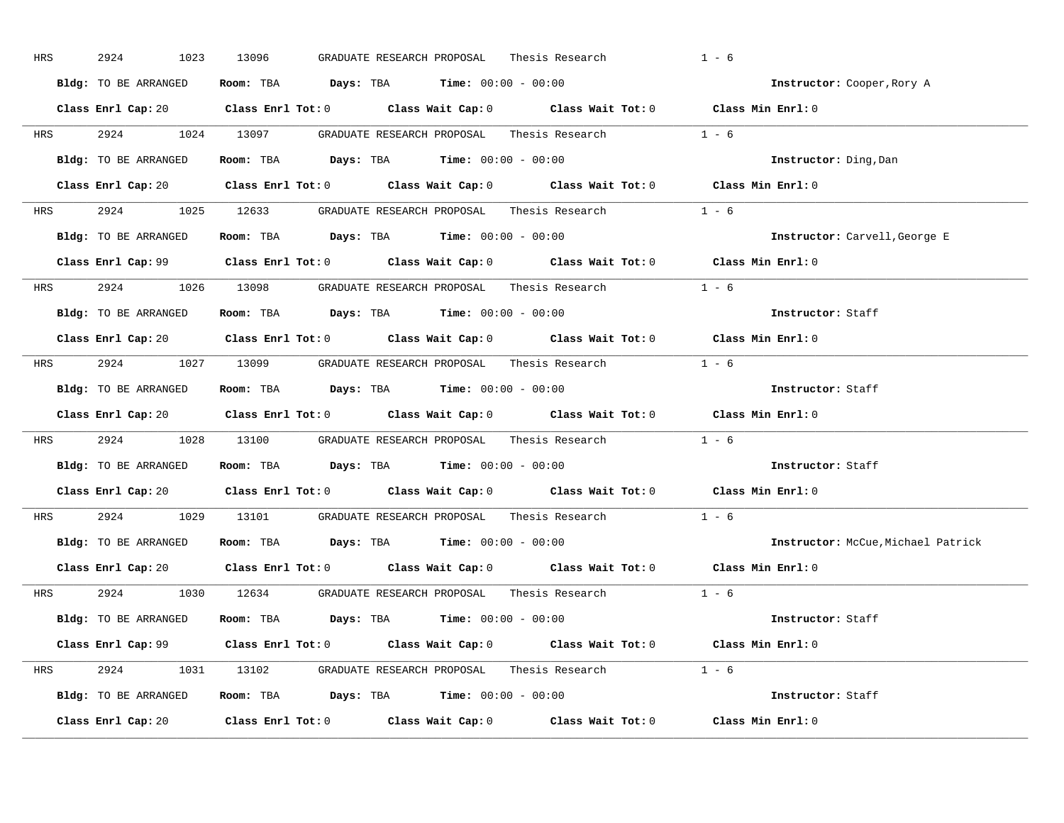HRS 2924 1023 13096 GRADUATE RESEARCH PROPOSAL Thesis Research 1 - 6

**Bldg:** TO BE ARRANGED **Room:** TBA **Days:** TBA **Time:** 00:00 - 00:00 **Instructor:** Cooper,Rory A

**Class Enrl Cap:** 20 **Class Enrl Tot:** 0 **Class Wait Cap:** 0 **Class Wait Tot:** 0 **Class Min Enrl:** 0

---

HRS 2924 1024 13097 GRADUATE RESEARCH PROPOSAL Thesis Research 1 - 6

**Bldg:** TO BE ARRANGED **Room:** TBA **Days:** TBA **Time:** 00:00 - 00:00 **Instructor:** Ding,Dan

**Class Enrl Cap:** 20 **Class Enrl Tot:** 0 **Class Wait Cap:** 0 **Class Wait Tot:** 0 **Class Min Enrl:** 0

---

HRS 2924 1025 12633 GRADUATE RESEARCH PROPOSAL Thesis Research 1 - 6

**Bldg:** TO BE ARRANGED **Room:** TBA **Days:** TBA **Time:** 00:00 - 00:00 **Instructor:** Carvell,George E

**Class Enrl Cap:** 99 **Class Enrl Tot:** 0 **Class Wait Cap:** 0 **Class Wait Tot:** 0 **Class Min Enrl:** 0

---

HRS 2924 1026 13098 GRADUATE RESEARCH PROPOSAL Thesis Research 1 - 6

**Bldg:** TO BE ARRANGED **Room:** TBA **Days:** TBA **Time:** 00:00 - 00:00 **Instructor:** Staff

**Class Enrl Cap:** 20 **Class Enrl Tot:** 0 **Class Wait Cap:** 0 **Class Wait Tot:** 0 **Class Min Enrl:** 0

---

HRS 2924 1027 13099 GRADUATE RESEARCH PROPOSAL Thesis Research 1 - 6

**Bldg:** TO BE ARRANGED **Room:** TBA **Days:** TBA **Time:** 00:00 - 00:00 **Instructor:** Staff

**Class Enrl Cap:** 20 **Class Enrl Tot:** 0 **Class Wait Cap:** 0 **Class Wait Tot:** 0 **Class Min Enrl:** 0

---

HRS 2924 1028 13100 GRADUATE RESEARCH PROPOSAL Thesis Research 1 - 6

**Bldg:** TO BE ARRANGED **Room:** TBA **Days:** TBA **Time:** 00:00 - 00:00 **Instructor:** Staff

**Class Enrl Cap:** 20 **Class Enrl Tot:** 0 **Class Wait Cap:** 0 **Class Wait Tot:** 0 **Class Min Enrl:** 0

---

HRS 2924 1029 13101 GRADUATE RESEARCH PROPOSAL Thesis Research 1 - 6

**Bldg:** TO BE ARRANGED **Room:** TBA **Days:** TBA **Time:** 00:00 - 00:00 **Instructor:** McCue,Michael Patrick

**Class Enrl Cap:** 20 **Class Enrl Tot:** 0 **Class Wait Cap:** 0 **Class Wait Tot:** 0 **Class Min Enrl:** 0

---

HRS 2924 1030 12634 GRADUATE RESEARCH PROPOSAL Thesis Research 1 - 6

**Bldg:** TO BE ARRANGED **Room:** TBA **Days:** TBA **Time:** 00:00 - 00:00 **Instructor:** Staff

**Class Enrl Cap:** 99 **Class Enrl Tot:** 0 **Class Wait Cap:** 0 **Class Wait Tot:** 0 **Class Min Enrl:** 0

---

HRS 2924 1031 13102 GRADUATE RESEARCH PROPOSAL Thesis Research 1 - 6

**Bldg:** TO BE ARRANGED **Room:** TBA **Days:** TBA **Time:** 00:00 - 00:00 **Instructor:** Staff

**Class Enrl Cap:** 20 **Class Enrl Tot:** 0 **Class Wait Cap:** 0 **Class Wait Tot:** 0 **Class Min Enrl:** 0

---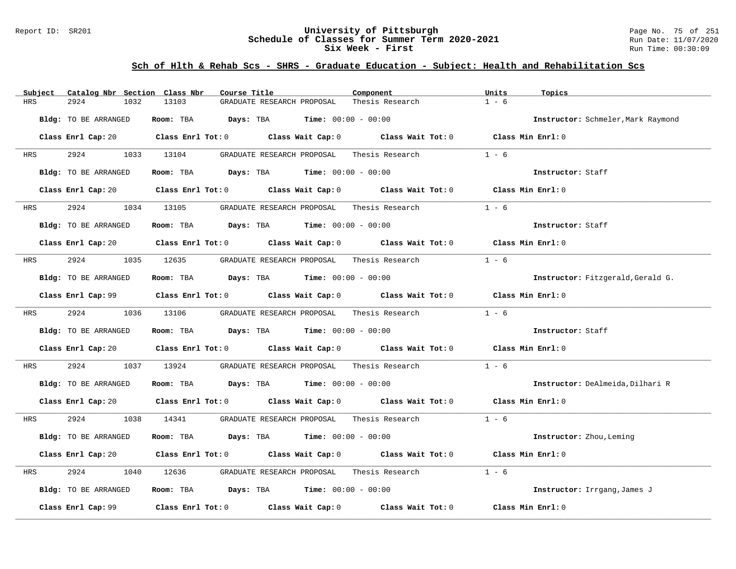## Sch of Hlth & Rehab Scs - SHRS - Graduate Education - Subject: Health and Rehabilitation Scs

| Subject | Catalog Nbr | Section | Class Nbr | Course Title | Component | Units | Topics |
|---|---|---|---|---|---|---|---|
| HRS | 2924 | 1032 | 13103 | GRADUATE RESEARCH PROPOSAL | Thesis Research | 1 - 6 | |

**Bldg:** TO BE ARRANGED **Room:** TBA **Days:** TBA **Time:** 00:00 - 00:00 **Instructor:** Schmeler,Mark Raymond

**Class Enrl Cap:** 20 **Class Enrl Tot:** 0 **Class Wait Cap:** 0 **Class Wait Tot:** 0 **Class Min Enrl:** 0

| Subject | Catalog Nbr | Section | Class Nbr | Course Title | Component | Units | Topics |
|---|---|---|---|---|---|---|---|
| HRS | 2924 | 1033 | 13104 | GRADUATE RESEARCH PROPOSAL | Thesis Research | 1 - 6 | |

**Bldg:** TO BE ARRANGED **Room:** TBA **Days:** TBA **Time:** 00:00 - 00:00 **Instructor:** Staff

**Class Enrl Cap:** 20 **Class Enrl Tot:** 0 **Class Wait Cap:** 0 **Class Wait Tot:** 0 **Class Min Enrl:** 0

| Subject | Catalog Nbr | Section | Class Nbr | Course Title | Component | Units | Topics |
|---|---|---|---|---|---|---|---|
| HRS | 2924 | 1034 | 13105 | GRADUATE RESEARCH PROPOSAL | Thesis Research | 1 - 6 | |

**Bldg:** TO BE ARRANGED **Room:** TBA **Days:** TBA **Time:** 00:00 - 00:00 **Instructor:** Staff

**Class Enrl Cap:** 20 **Class Enrl Tot:** 0 **Class Wait Cap:** 0 **Class Wait Tot:** 0 **Class Min Enrl:** 0

| Subject | Catalog Nbr | Section | Class Nbr | Course Title | Component | Units | Topics |
|---|---|---|---|---|---|---|---|
| HRS | 2924 | 1035 | 12635 | GRADUATE RESEARCH PROPOSAL | Thesis Research | 1 - 6 | |

**Bldg:** TO BE ARRANGED **Room:** TBA **Days:** TBA **Time:** 00:00 - 00:00 **Instructor:** Fitzgerald,Gerald G.

**Class Enrl Cap:** 99 **Class Enrl Tot:** 0 **Class Wait Cap:** 0 **Class Wait Tot:** 0 **Class Min Enrl:** 0

| Subject | Catalog Nbr | Section | Class Nbr | Course Title | Component | Units | Topics |
|---|---|---|---|---|---|---|---|
| HRS | 2924 | 1036 | 13106 | GRADUATE RESEARCH PROPOSAL | Thesis Research | 1 - 6 | |

**Bldg:** TO BE ARRANGED **Room:** TBA **Days:** TBA **Time:** 00:00 - 00:00 **Instructor:** Staff

**Class Enrl Cap:** 20 **Class Enrl Tot:** 0 **Class Wait Cap:** 0 **Class Wait Tot:** 0 **Class Min Enrl:** 0

| Subject | Catalog Nbr | Section | Class Nbr | Course Title | Component | Units | Topics |
|---|---|---|---|---|---|---|---|
| HRS | 2924 | 1037 | 13924 | GRADUATE RESEARCH PROPOSAL | Thesis Research | 1 - 6 | |

**Bldg:** TO BE ARRANGED **Room:** TBA **Days:** TBA **Time:** 00:00 - 00:00 **Instructor:** DeAlmeida,Dilhari R

**Class Enrl Cap:** 20 **Class Enrl Tot:** 0 **Class Wait Cap:** 0 **Class Wait Tot:** 0 **Class Min Enrl:** 0

| Subject | Catalog Nbr | Section | Class Nbr | Course Title | Component | Units | Topics |
|---|---|---|---|---|---|---|---|
| HRS | 2924 | 1038 | 14341 | GRADUATE RESEARCH PROPOSAL | Thesis Research | 1 - 6 | |

**Bldg:** TO BE ARRANGED **Room:** TBA **Days:** TBA **Time:** 00:00 - 00:00 **Instructor:** Zhou,Leming

**Class Enrl Cap:** 20 **Class Enrl Tot:** 0 **Class Wait Cap:** 0 **Class Wait Tot:** 0 **Class Min Enrl:** 0

| Subject | Catalog Nbr | Section | Class Nbr | Course Title | Component | Units | Topics |
|---|---|---|---|---|---|---|---|
| HRS | 2924 | 1040 | 12636 | GRADUATE RESEARCH PROPOSAL | Thesis Research | 1 - 6 | |

**Bldg:** TO BE ARRANGED **Room:** TBA **Days:** TBA **Time:** 00:00 - 00:00 **Instructor:** Irrgang,James J

**Class Enrl Cap:** 99 **Class Enrl Tot:** 0 **Class Wait Cap:** 0 **Class Wait Tot:** 0 **Class Min Enrl:** 0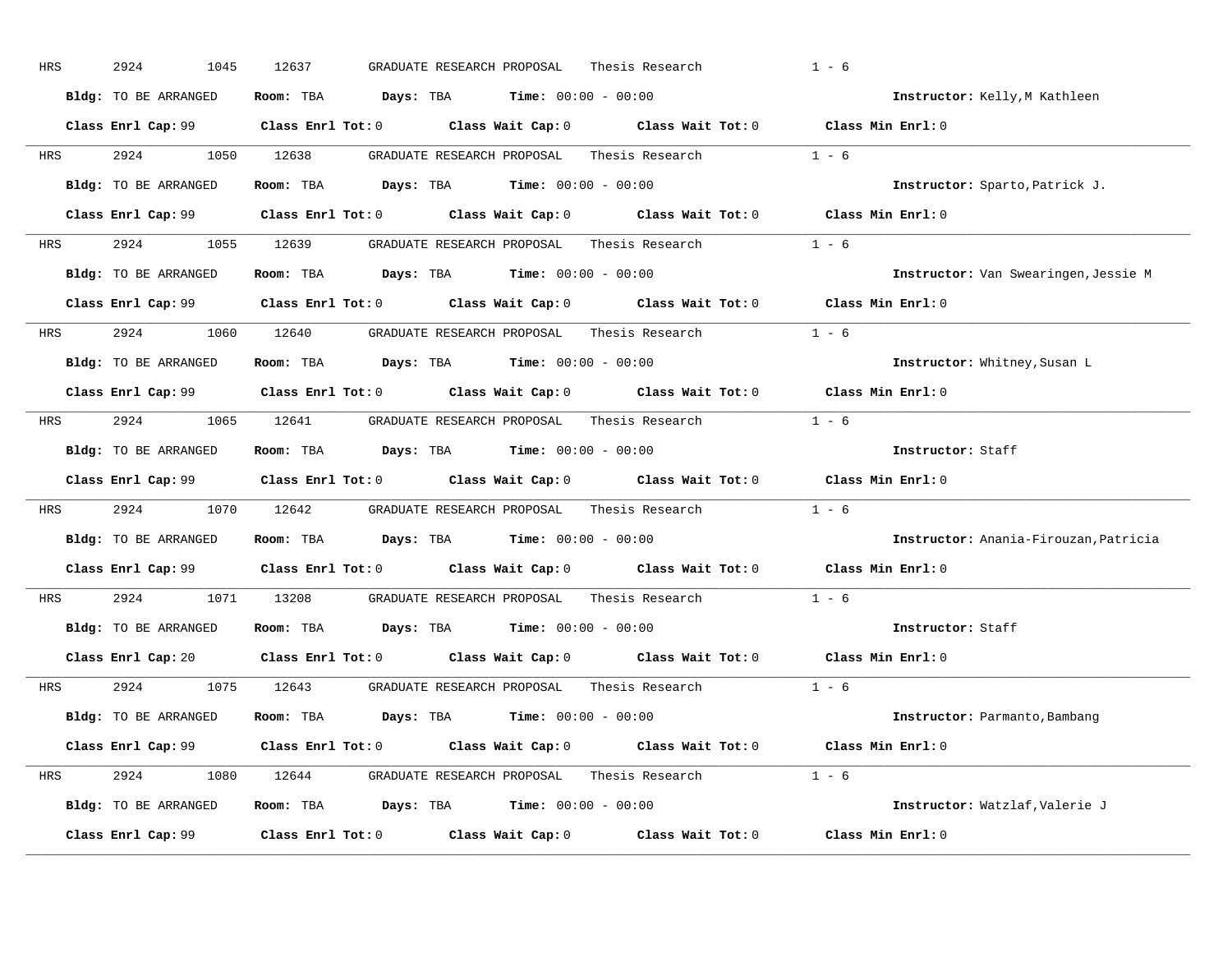HRS 2924 1045 12637 GRADUATE RESEARCH PROPOSAL Thesis Research 1 - 6

**Bldg:** TO BE ARRANGED **Room:** TBA **Days:** TBA **Time:** 00:00 - 00:00 **Instructor:** Kelly,M Kathleen

**Class Enrl Cap:** 99 **Class Enrl Tot:** 0 **Class Wait Cap:** 0 **Class Wait Tot:** 0 **Class Min Enrl:** 0

---

HRS 2924 1050 12638 GRADUATE RESEARCH PROPOSAL Thesis Research 1 - 6

**Bldg:** TO BE ARRANGED **Room:** TBA **Days:** TBA **Time:** 00:00 - 00:00 **Instructor:** Sparto,Patrick J.

**Class Enrl Cap:** 99 **Class Enrl Tot:** 0 **Class Wait Cap:** 0 **Class Wait Tot:** 0 **Class Min Enrl:** 0

---

HRS 2924 1055 12639 GRADUATE RESEARCH PROPOSAL Thesis Research 1 - 6

**Bldg:** TO BE ARRANGED **Room:** TBA **Days:** TBA **Time:** 00:00 - 00:00 **Instructor:** Van Swearingen,Jessie M

**Class Enrl Cap:** 99 **Class Enrl Tot:** 0 **Class Wait Cap:** 0 **Class Wait Tot:** 0 **Class Min Enrl:** 0

---

HRS 2924 1060 12640 GRADUATE RESEARCH PROPOSAL Thesis Research 1 - 6

**Bldg:** TO BE ARRANGED **Room:** TBA **Days:** TBA **Time:** 00:00 - 00:00 **Instructor:** Whitney,Susan L

**Class Enrl Cap:** 99 **Class Enrl Tot:** 0 **Class Wait Cap:** 0 **Class Wait Tot:** 0 **Class Min Enrl:** 0

---

HRS 2924 1065 12641 GRADUATE RESEARCH PROPOSAL Thesis Research 1 - 6

**Bldg:** TO BE ARRANGED **Room:** TBA **Days:** TBA **Time:** 00:00 - 00:00 **Instructor:** Staff

**Class Enrl Cap:** 99 **Class Enrl Tot:** 0 **Class Wait Cap:** 0 **Class Wait Tot:** 0 **Class Min Enrl:** 0

---

HRS 2924 1070 12642 GRADUATE RESEARCH PROPOSAL Thesis Research 1 - 6

**Bldg:** TO BE ARRANGED **Room:** TBA **Days:** TBA **Time:** 00:00 - 00:00 **Instructor:** Anania-Firouzan,Patricia

**Class Enrl Cap:** 99 **Class Enrl Tot:** 0 **Class Wait Cap:** 0 **Class Wait Tot:** 0 **Class Min Enrl:** 0

---

HRS 2924 1071 13208 GRADUATE RESEARCH PROPOSAL Thesis Research 1 - 6

**Bldg:** TO BE ARRANGED **Room:** TBA **Days:** TBA **Time:** 00:00 - 00:00 **Instructor:** Staff

**Class Enrl Cap:** 20 **Class Enrl Tot:** 0 **Class Wait Cap:** 0 **Class Wait Tot:** 0 **Class Min Enrl:** 0

---

HRS 2924 1075 12643 GRADUATE RESEARCH PROPOSAL Thesis Research 1 - 6

**Bldg:** TO BE ARRANGED **Room:** TBA **Days:** TBA **Time:** 00:00 - 00:00 **Instructor:** Parmanto,Bambang

**Class Enrl Cap:** 99 **Class Enrl Tot:** 0 **Class Wait Cap:** 0 **Class Wait Tot:** 0 **Class Min Enrl:** 0

---

HRS 2924 1080 12644 GRADUATE RESEARCH PROPOSAL Thesis Research 1 - 6

**Bldg:** TO BE ARRANGED **Room:** TBA **Days:** TBA **Time:** 00:00 - 00:00 **Instructor:** Watzlaf,Valerie J

**Class Enrl Cap:** 99 **Class Enrl Tot:** 0 **Class Wait Cap:** 0 **Class Wait Tot:** 0 **Class Min Enrl:** 0

---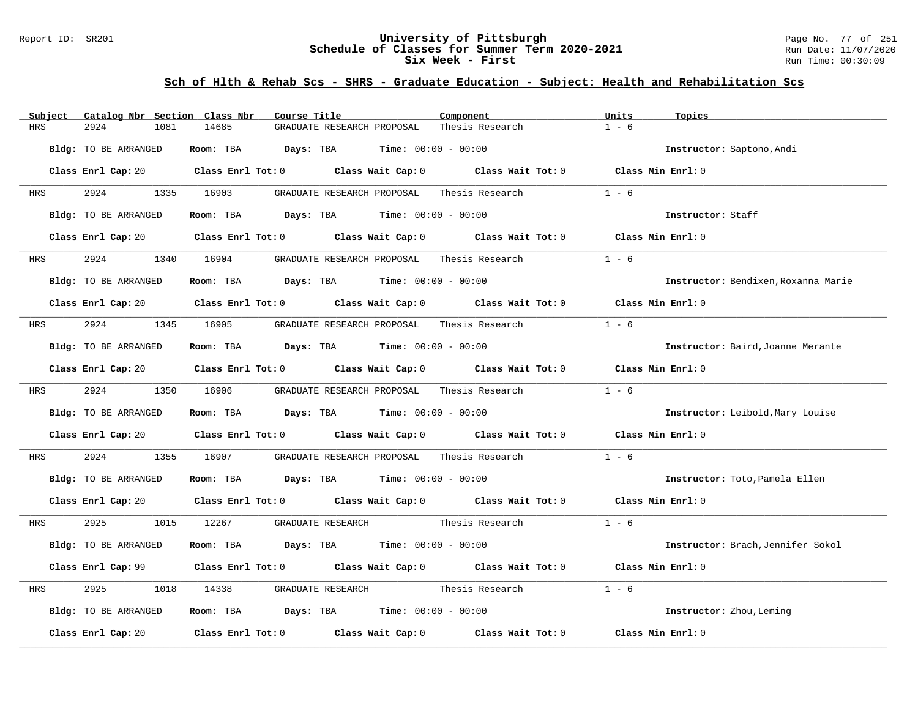## Sch of Hlth & Rehab Scs - SHRS - Graduate Education - Subject: Health and Rehabilitation Scs

| Subject | Catalog Nbr | Section | Class Nbr | Course Title | Component | Units | Topics |
|---|---|---|---|---|---|---|---|
| HRS | 2924 | 1081 | 14685 | GRADUATE RESEARCH PROPOSAL | Thesis Research | 1 - 6 | |

**Bldg:** TO BE ARRANGED **Room:** TBA **Days:** TBA **Time:** 00:00 - 00:00 **Instructor:** Saptono,Andi

**Class Enrl Cap:** 20 **Class Enrl Tot:** 0 **Class Wait Cap:** 0 **Class Wait Tot:** 0 **Class Min Enrl:** 0

| Subject | Catalog Nbr | Section | Class Nbr | Course Title | Component | Units | Topics |
|---|---|---|---|---|---|---|---|
| HRS | 2924 | 1335 | 16903 | GRADUATE RESEARCH PROPOSAL | Thesis Research | 1 - 6 | |

**Bldg:** TO BE ARRANGED **Room:** TBA **Days:** TBA **Time:** 00:00 - 00:00 **Instructor:** Staff

**Class Enrl Cap:** 20 **Class Enrl Tot:** 0 **Class Wait Cap:** 0 **Class Wait Tot:** 0 **Class Min Enrl:** 0

| Subject | Catalog Nbr | Section | Class Nbr | Course Title | Component | Units | Topics |
|---|---|---|---|---|---|---|---|
| HRS | 2924 | 1340 | 16904 | GRADUATE RESEARCH PROPOSAL | Thesis Research | 1 - 6 | |

**Bldg:** TO BE ARRANGED **Room:** TBA **Days:** TBA **Time:** 00:00 - 00:00 **Instructor:** Bendixen,Roxanna Marie

**Class Enrl Cap:** 20 **Class Enrl Tot:** 0 **Class Wait Cap:** 0 **Class Wait Tot:** 0 **Class Min Enrl:** 0

| Subject | Catalog Nbr | Section | Class Nbr | Course Title | Component | Units | Topics |
|---|---|---|---|---|---|---|---|
| HRS | 2924 | 1345 | 16905 | GRADUATE RESEARCH PROPOSAL | Thesis Research | 1 - 6 | |

**Bldg:** TO BE ARRANGED **Room:** TBA **Days:** TBA **Time:** 00:00 - 00:00 **Instructor:** Baird,Joanne Merante

**Class Enrl Cap:** 20 **Class Enrl Tot:** 0 **Class Wait Cap:** 0 **Class Wait Tot:** 0 **Class Min Enrl:** 0

| Subject | Catalog Nbr | Section | Class Nbr | Course Title | Component | Units | Topics |
|---|---|---|---|---|---|---|---|
| HRS | 2924 | 1350 | 16906 | GRADUATE RESEARCH PROPOSAL | Thesis Research | 1 - 6 | |

**Bldg:** TO BE ARRANGED **Room:** TBA **Days:** TBA **Time:** 00:00 - 00:00 **Instructor:** Leibold,Mary Louise

**Class Enrl Cap:** 20 **Class Enrl Tot:** 0 **Class Wait Cap:** 0 **Class Wait Tot:** 0 **Class Min Enrl:** 0

| Subject | Catalog Nbr | Section | Class Nbr | Course Title | Component | Units | Topics |
|---|---|---|---|---|---|---|---|
| HRS | 2924 | 1355 | 16907 | GRADUATE RESEARCH PROPOSAL | Thesis Research | 1 - 6 | |

**Bldg:** TO BE ARRANGED **Room:** TBA **Days:** TBA **Time:** 00:00 - 00:00 **Instructor:** Toto,Pamela Ellen

**Class Enrl Cap:** 20 **Class Enrl Tot:** 0 **Class Wait Cap:** 0 **Class Wait Tot:** 0 **Class Min Enrl:** 0

| Subject | Catalog Nbr | Section | Class Nbr | Course Title | Component | Units | Topics |
|---|---|---|---|---|---|---|---|
| HRS | 2925 | 1015 | 12267 | GRADUATE RESEARCH | Thesis Research | 1 - 6 | |

**Bldg:** TO BE ARRANGED **Room:** TBA **Days:** TBA **Time:** 00:00 - 00:00 **Instructor:** Brach,Jennifer Sokol

**Class Enrl Cap:** 99 **Class Enrl Tot:** 0 **Class Wait Cap:** 0 **Class Wait Tot:** 0 **Class Min Enrl:** 0

| Subject | Catalog Nbr | Section | Class Nbr | Course Title | Component | Units | Topics |
|---|---|---|---|---|---|---|---|
| HRS | 2925 | 1018 | 14338 | GRADUATE RESEARCH | Thesis Research | 1 - 6 | |

**Bldg:** TO BE ARRANGED **Room:** TBA **Days:** TBA **Time:** 00:00 - 00:00 **Instructor:** Zhou,Leming

**Class Enrl Cap:** 20 **Class Enrl Tot:** 0 **Class Wait Cap:** 0 **Class Wait Tot:** 0 **Class Min Enrl:** 0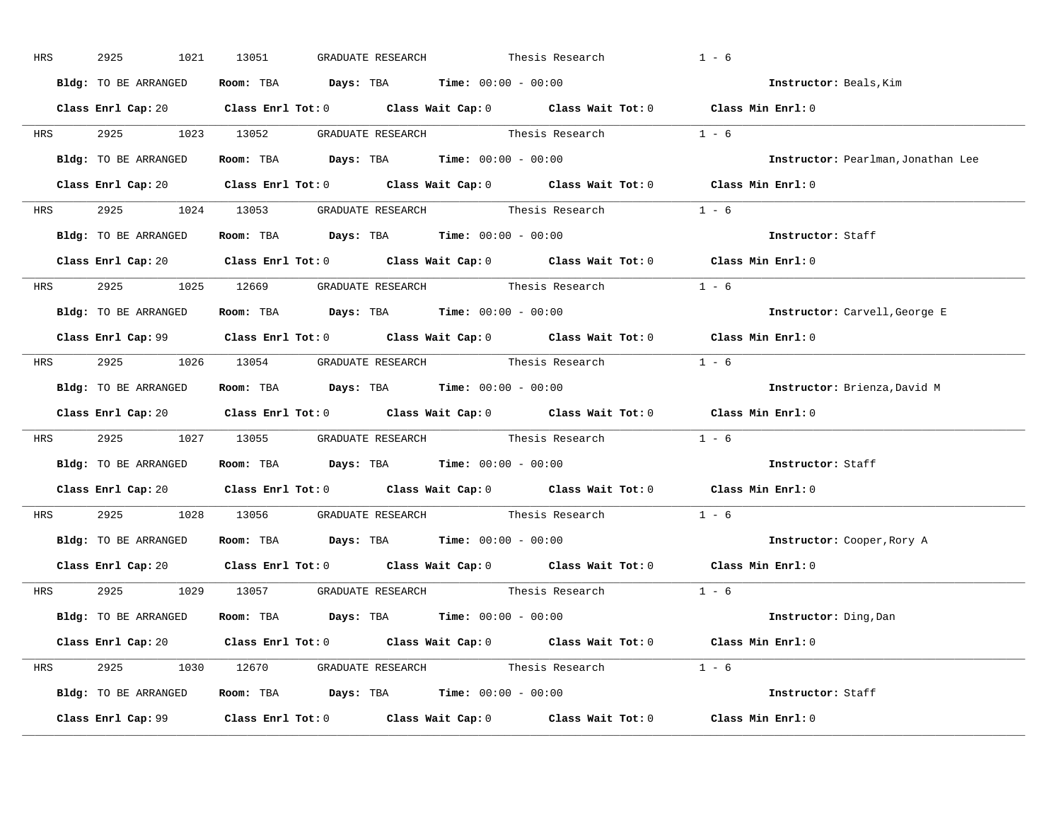HRS 2925 1021 13051 GRADUATE RESEARCH Thesis Research 1 - 6

**Bldg:** TO BE ARRANGED **Room:** TBA **Days:** TBA **Time:** 00:00 - 00:00 **Instructor:** Beals,Kim

**Class Enrl Cap:** 20 **Class Enrl Tot:** 0 **Class Wait Cap:** 0 **Class Wait Tot:** 0 **Class Min Enrl:** 0

---

HRS 2925 1023 13052 GRADUATE RESEARCH Thesis Research 1 - 6

**Bldg:** TO BE ARRANGED **Room:** TBA **Days:** TBA **Time:** 00:00 - 00:00 **Instructor:** Pearlman,Jonathan Lee

**Class Enrl Cap:** 20 **Class Enrl Tot:** 0 **Class Wait Cap:** 0 **Class Wait Tot:** 0 **Class Min Enrl:** 0

---

HRS 2925 1024 13053 GRADUATE RESEARCH Thesis Research 1 - 6

**Bldg:** TO BE ARRANGED **Room:** TBA **Days:** TBA **Time:** 00:00 - 00:00 **Instructor:** Staff

**Class Enrl Cap:** 20 **Class Enrl Tot:** 0 **Class Wait Cap:** 0 **Class Wait Tot:** 0 **Class Min Enrl:** 0

---

HRS 2925 1025 12669 GRADUATE RESEARCH Thesis Research 1 - 6

**Bldg:** TO BE ARRANGED **Room:** TBA **Days:** TBA **Time:** 00:00 - 00:00 **Instructor:** Carvell,George E

**Class Enrl Cap:** 99 **Class Enrl Tot:** 0 **Class Wait Cap:** 0 **Class Wait Tot:** 0 **Class Min Enrl:** 0

---

HRS 2925 1026 13054 GRADUATE RESEARCH Thesis Research 1 - 6

**Bldg:** TO BE ARRANGED **Room:** TBA **Days:** TBA **Time:** 00:00 - 00:00 **Instructor:** Brienza,David M

**Class Enrl Cap:** 20 **Class Enrl Tot:** 0 **Class Wait Cap:** 0 **Class Wait Tot:** 0 **Class Min Enrl:** 0

---

HRS 2925 1027 13055 GRADUATE RESEARCH Thesis Research 1 - 6

**Bldg:** TO BE ARRANGED **Room:** TBA **Days:** TBA **Time:** 00:00 - 00:00 **Instructor:** Staff

**Class Enrl Cap:** 20 **Class Enrl Tot:** 0 **Class Wait Cap:** 0 **Class Wait Tot:** 0 **Class Min Enrl:** 0

---

HRS 2925 1028 13056 GRADUATE RESEARCH Thesis Research 1 - 6

**Bldg:** TO BE ARRANGED **Room:** TBA **Days:** TBA **Time:** 00:00 - 00:00 **Instructor:** Cooper,Rory A

**Class Enrl Cap:** 20 **Class Enrl Tot:** 0 **Class Wait Cap:** 0 **Class Wait Tot:** 0 **Class Min Enrl:** 0

---

HRS 2925 1029 13057 GRADUATE RESEARCH Thesis Research 1 - 6

**Bldg:** TO BE ARRANGED **Room:** TBA **Days:** TBA **Time:** 00:00 - 00:00 **Instructor:** Ding,Dan

**Class Enrl Cap:** 20 **Class Enrl Tot:** 0 **Class Wait Cap:** 0 **Class Wait Tot:** 0 **Class Min Enrl:** 0

---

HRS 2925 1030 12670 GRADUATE RESEARCH Thesis Research 1 - 6

**Bldg:** TO BE ARRANGED **Room:** TBA **Days:** TBA **Time:** 00:00 - 00:00 **Instructor:** Staff

**Class Enrl Cap:** 99 **Class Enrl Tot:** 0 **Class Wait Cap:** 0 **Class Wait Tot:** 0 **Class Min Enrl:** 0

---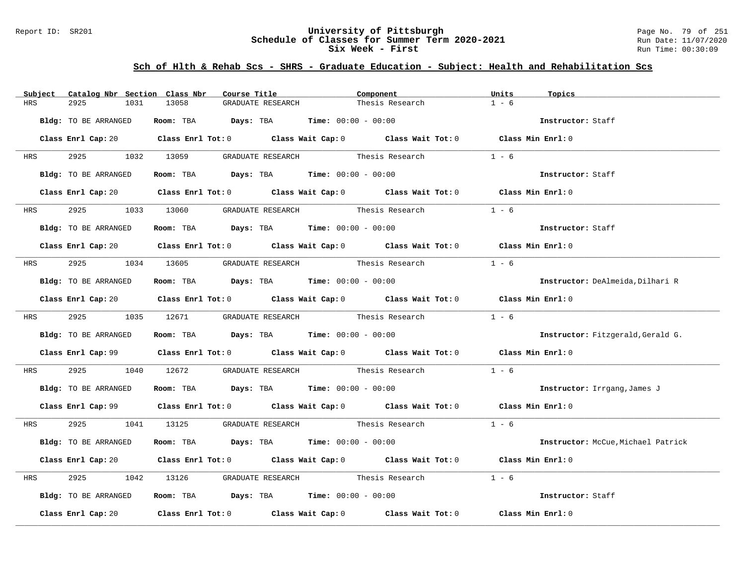# University of Pittsburgh
## Schedule of Classes for Summer Term 2020-2021
### Six Week - First

Report ID: SR201

Run Date: 11/07/2020
Run Time: 00:30:09

## Sch of Hlth & Rehab Scs - SHRS - Graduate Education - Subject: Health and Rehabilitation Scs

| Subject | Catalog Nbr | Section | Class Nbr | Course Title | Component | Units | Topics |
|---|---|---|---|---|---|---|---|
| HRS | 2925 | 1031 | 13058 | GRADUATE RESEARCH | Thesis Research | 1 - 6 | |

**Bldg:** TO BE ARRANGED **Room:** TBA **Days:** TBA **Time:** 00:00 - 00:00 **Instructor:** Staff

**Class Enrl Cap:** 20 **Class Enrl Tot:** 0 **Class Wait Cap:** 0 **Class Wait Tot:** 0 **Class Min Enrl:** 0

---

| Subject | Catalog Nbr | Section | Class Nbr | Course Title | Component | Units | Topics |
|---|---|---|---|---|---|---|---|
| HRS | 2925 | 1032 | 13059 | GRADUATE RESEARCH | Thesis Research | 1 - 6 | |

**Bldg:** TO BE ARRANGED **Room:** TBA **Days:** TBA **Time:** 00:00 - 00:00 **Instructor:** Staff

**Class Enrl Cap:** 20 **Class Enrl Tot:** 0 **Class Wait Cap:** 0 **Class Wait Tot:** 0 **Class Min Enrl:** 0

---

| Subject | Catalog Nbr | Section | Class Nbr | Course Title | Component | Units | Topics |
|---|---|---|---|---|---|---|---|
| HRS | 2925 | 1033 | 13060 | GRADUATE RESEARCH | Thesis Research | 1 - 6 | |

**Bldg:** TO BE ARRANGED **Room:** TBA **Days:** TBA **Time:** 00:00 - 00:00 **Instructor:** Staff

**Class Enrl Cap:** 20 **Class Enrl Tot:** 0 **Class Wait Cap:** 0 **Class Wait Tot:** 0 **Class Min Enrl:** 0

---

| Subject | Catalog Nbr | Section | Class Nbr | Course Title | Component | Units | Topics |
|---|---|---|---|---|---|---|---|
| HRS | 2925 | 1034 | 13605 | GRADUATE RESEARCH | Thesis Research | 1 - 6 | |

**Bldg:** TO BE ARRANGED **Room:** TBA **Days:** TBA **Time:** 00:00 - 00:00 **Instructor:** DeAlmeida,Dilhari R

**Class Enrl Cap:** 20 **Class Enrl Tot:** 0 **Class Wait Cap:** 0 **Class Wait Tot:** 0 **Class Min Enrl:** 0

---

| Subject | Catalog Nbr | Section | Class Nbr | Course Title | Component | Units | Topics |
|---|---|---|---|---|---|---|---|
| HRS | 2925 | 1035 | 12671 | GRADUATE RESEARCH | Thesis Research | 1 - 6 | |

**Bldg:** TO BE ARRANGED **Room:** TBA **Days:** TBA **Time:** 00:00 - 00:00 **Instructor:** Fitzgerald,Gerald G.

**Class Enrl Cap:** 99 **Class Enrl Tot:** 0 **Class Wait Cap:** 0 **Class Wait Tot:** 0 **Class Min Enrl:** 0

---

| Subject | Catalog Nbr | Section | Class Nbr | Course Title | Component | Units | Topics |
|---|---|---|---|---|---|---|---|
| HRS | 2925 | 1040 | 12672 | GRADUATE RESEARCH | Thesis Research | 1 - 6 | |

**Bldg:** TO BE ARRANGED **Room:** TBA **Days:** TBA **Time:** 00:00 - 00:00 **Instructor:** Irrgang,James J

**Class Enrl Cap:** 99 **Class Enrl Tot:** 0 **Class Wait Cap:** 0 **Class Wait Tot:** 0 **Class Min Enrl:** 0

---

| Subject | Catalog Nbr | Section | Class Nbr | Course Title | Component | Units | Topics |
|---|---|---|---|---|---|---|---|
| HRS | 2925 | 1041 | 13125 | GRADUATE RESEARCH | Thesis Research | 1 - 6 | |

**Bldg:** TO BE ARRANGED **Room:** TBA **Days:** TBA **Time:** 00:00 - 00:00 **Instructor:** McCue,Michael Patrick

**Class Enrl Cap:** 20 **Class Enrl Tot:** 0 **Class Wait Cap:** 0 **Class Wait Tot:** 0 **Class Min Enrl:** 0

---

| Subject | Catalog Nbr | Section | Class Nbr | Course Title | Component | Units | Topics |
|---|---|---|---|---|---|---|---|
| HRS | 2925 | 1042 | 13126 | GRADUATE RESEARCH | Thesis Research | 1 - 6 | |

**Bldg:** TO BE ARRANGED **Room:** TBA **Days:** TBA **Time:** 00:00 - 00:00 **Instructor:** Staff

**Class Enrl Cap:** 20 **Class Enrl Tot:** 0 **Class Wait Cap:** 0 **Class Wait Tot:** 0 **Class Min Enrl:** 0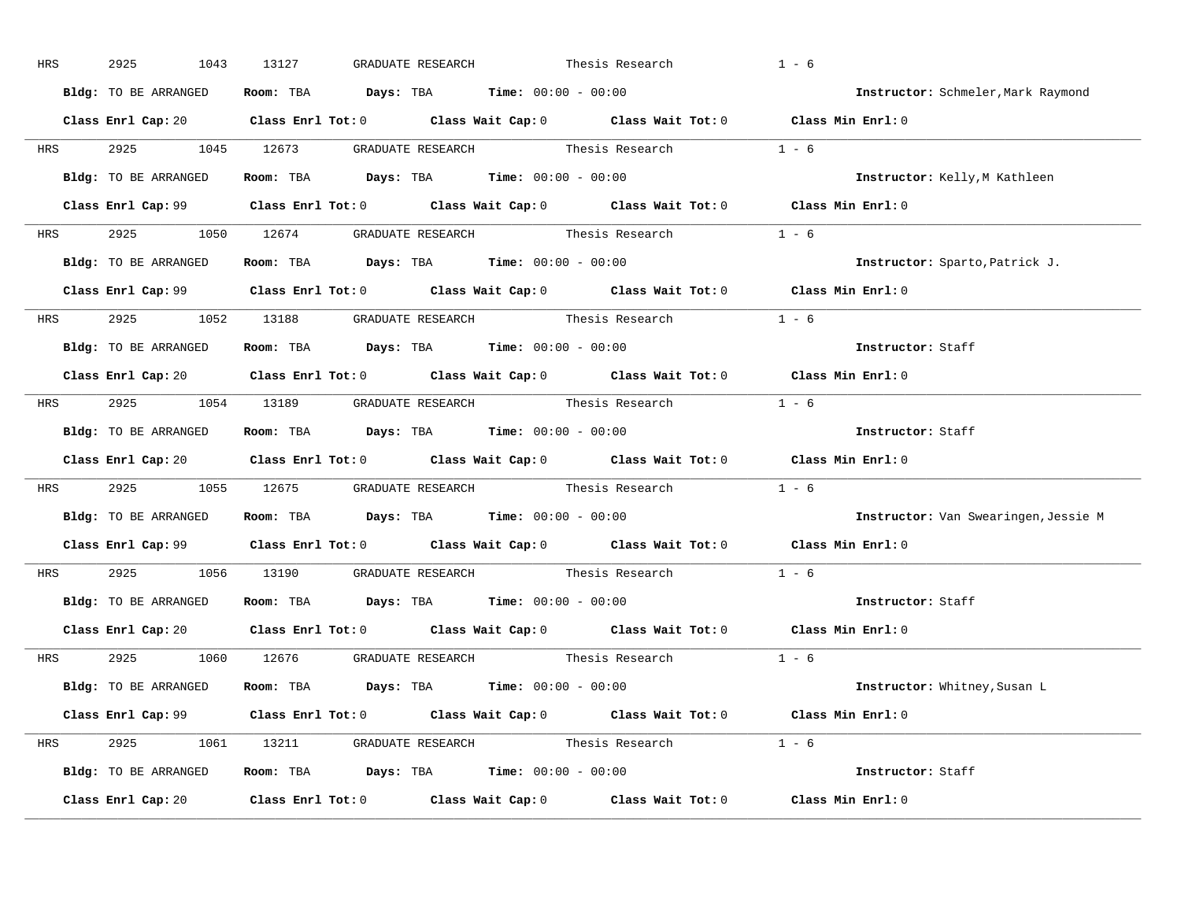HRS 2925 1043 13127 GRADUATE RESEARCH Thesis Research 1 - 6

**Bldg:** TO BE ARRANGED **Room:** TBA **Days:** TBA **Time:** 00:00 - 00:00 **Instructor:** Schmeler,Mark Raymond

**Class Enrl Cap:** 20 **Class Enrl Tot:** 0 **Class Wait Cap:** 0 **Class Wait Tot:** 0 **Class Min Enrl:** 0

---

HRS 2925 1045 12673 GRADUATE RESEARCH Thesis Research 1 - 6

**Bldg:** TO BE ARRANGED **Room:** TBA **Days:** TBA **Time:** 00:00 - 00:00 **Instructor:** Kelly,M Kathleen

**Class Enrl Cap:** 99 **Class Enrl Tot:** 0 **Class Wait Cap:** 0 **Class Wait Tot:** 0 **Class Min Enrl:** 0

---

HRS 2925 1050 12674 GRADUATE RESEARCH Thesis Research 1 - 6

**Bldg:** TO BE ARRANGED **Room:** TBA **Days:** TBA **Time:** 00:00 - 00:00 **Instructor:** Sparto,Patrick J.

**Class Enrl Cap:** 99 **Class Enrl Tot:** 0 **Class Wait Cap:** 0 **Class Wait Tot:** 0 **Class Min Enrl:** 0

---

HRS 2925 1052 13188 GRADUATE RESEARCH Thesis Research 1 - 6

**Bldg:** TO BE ARRANGED **Room:** TBA **Days:** TBA **Time:** 00:00 - 00:00 **Instructor:** Staff

**Class Enrl Cap:** 20 **Class Enrl Tot:** 0 **Class Wait Cap:** 0 **Class Wait Tot:** 0 **Class Min Enrl:** 0

---

HRS 2925 1054 13189 GRADUATE RESEARCH Thesis Research 1 - 6

**Bldg:** TO BE ARRANGED **Room:** TBA **Days:** TBA **Time:** 00:00 - 00:00 **Instructor:** Staff

**Class Enrl Cap:** 20 **Class Enrl Tot:** 0 **Class Wait Cap:** 0 **Class Wait Tot:** 0 **Class Min Enrl:** 0

---

HRS 2925 1055 12675 GRADUATE RESEARCH Thesis Research 1 - 6

**Bldg:** TO BE ARRANGED **Room:** TBA **Days:** TBA **Time:** 00:00 - 00:00 **Instructor:** Van Swearingen,Jessie M

**Class Enrl Cap:** 99 **Class Enrl Tot:** 0 **Class Wait Cap:** 0 **Class Wait Tot:** 0 **Class Min Enrl:** 0

---

HRS 2925 1056 13190 GRADUATE RESEARCH Thesis Research 1 - 6

**Bldg:** TO BE ARRANGED **Room:** TBA **Days:** TBA **Time:** 00:00 - 00:00 **Instructor:** Staff

**Class Enrl Cap:** 20 **Class Enrl Tot:** 0 **Class Wait Cap:** 0 **Class Wait Tot:** 0 **Class Min Enrl:** 0

---

HRS 2925 1060 12676 GRADUATE RESEARCH Thesis Research 1 - 6

**Bldg:** TO BE ARRANGED **Room:** TBA **Days:** TBA **Time:** 00:00 - 00:00 **Instructor:** Whitney,Susan L

**Class Enrl Cap:** 99 **Class Enrl Tot:** 0 **Class Wait Cap:** 0 **Class Wait Tot:** 0 **Class Min Enrl:** 0

---

HRS 2925 1061 13211 GRADUATE RESEARCH Thesis Research 1 - 6

**Bldg:** TO BE ARRANGED **Room:** TBA **Days:** TBA **Time:** 00:00 - 00:00 **Instructor:** Staff

**Class Enrl Cap:** 20 **Class Enrl Tot:** 0 **Class Wait Cap:** 0 **Class Wait Tot:** 0 **Class Min Enrl:** 0

---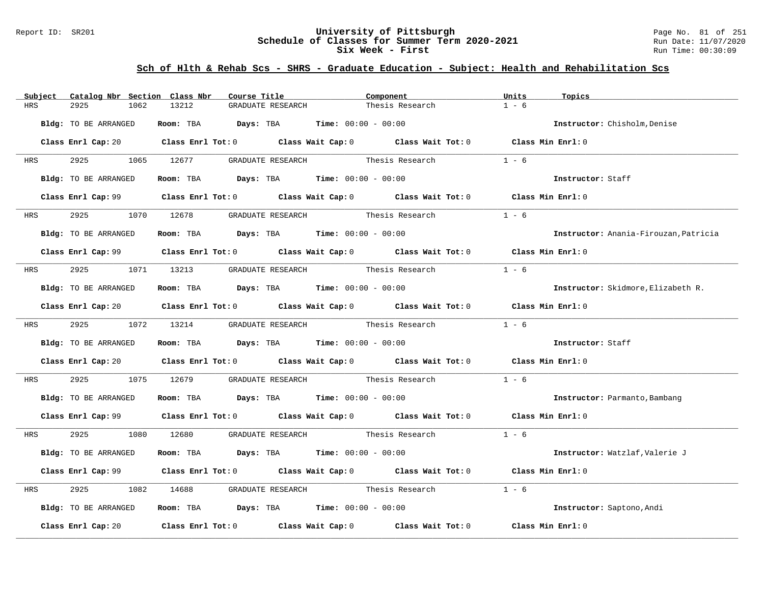## Sch of Hlth & Rehab Scs - SHRS - Graduate Education - Subject: Health and Rehabilitation Scs

| Subject | Catalog Nbr | Section | Class Nbr | Course Title | Component | Units | Topics |
|---|---|---|---|---|---|---|---|
| HRS | 2925 | 1062 | 13212 | GRADUATE RESEARCH | Thesis Research | 1 - 6 | |

**Bldg:** TO BE ARRANGED **Room:** TBA **Days:** TBA **Time:** 00:00 - 00:00 **Instructor:** Chisholm,Denise

**Class Enrl Cap:** 20 **Class Enrl Tot:** 0 **Class Wait Cap:** 0 **Class Wait Tot:** 0 **Class Min Enrl:** 0

| Subject | Catalog Nbr | Section | Class Nbr | Course Title | Component | Units | Topics |
|---|---|---|---|---|---|---|---|
| HRS | 2925 | 1065 | 12677 | GRADUATE RESEARCH | Thesis Research | 1 - 6 | |

**Bldg:** TO BE ARRANGED **Room:** TBA **Days:** TBA **Time:** 00:00 - 00:00 **Instructor:** Staff

**Class Enrl Cap:** 99 **Class Enrl Tot:** 0 **Class Wait Cap:** 0 **Class Wait Tot:** 0 **Class Min Enrl:** 0

| Subject | Catalog Nbr | Section | Class Nbr | Course Title | Component | Units | Topics |
|---|---|---|---|---|---|---|---|
| HRS | 2925 | 1070 | 12678 | GRADUATE RESEARCH | Thesis Research | 1 - 6 | |

**Bldg:** TO BE ARRANGED **Room:** TBA **Days:** TBA **Time:** 00:00 - 00:00 **Instructor:** Anania-Firouzan,Patricia

**Class Enrl Cap:** 99 **Class Enrl Tot:** 0 **Class Wait Cap:** 0 **Class Wait Tot:** 0 **Class Min Enrl:** 0

| Subject | Catalog Nbr | Section | Class Nbr | Course Title | Component | Units | Topics |
|---|---|---|---|---|---|---|---|
| HRS | 2925 | 1071 | 13213 | GRADUATE RESEARCH | Thesis Research | 1 - 6 | |

**Bldg:** TO BE ARRANGED **Room:** TBA **Days:** TBA **Time:** 00:00 - 00:00 **Instructor:** Skidmore,Elizabeth R.

**Class Enrl Cap:** 20 **Class Enrl Tot:** 0 **Class Wait Cap:** 0 **Class Wait Tot:** 0 **Class Min Enrl:** 0

| Subject | Catalog Nbr | Section | Class Nbr | Course Title | Component | Units | Topics |
|---|---|---|---|---|---|---|---|
| HRS | 2925 | 1072 | 13214 | GRADUATE RESEARCH | Thesis Research | 1 - 6 | |

**Bldg:** TO BE ARRANGED **Room:** TBA **Days:** TBA **Time:** 00:00 - 00:00 **Instructor:** Staff

**Class Enrl Cap:** 20 **Class Enrl Tot:** 0 **Class Wait Cap:** 0 **Class Wait Tot:** 0 **Class Min Enrl:** 0

| Subject | Catalog Nbr | Section | Class Nbr | Course Title | Component | Units | Topics |
|---|---|---|---|---|---|---|---|
| HRS | 2925 | 1075 | 12679 | GRADUATE RESEARCH | Thesis Research | 1 - 6 | |

**Bldg:** TO BE ARRANGED **Room:** TBA **Days:** TBA **Time:** 00:00 - 00:00 **Instructor:** Parmanto,Bambang

**Class Enrl Cap:** 99 **Class Enrl Tot:** 0 **Class Wait Cap:** 0 **Class Wait Tot:** 0 **Class Min Enrl:** 0

| Subject | Catalog Nbr | Section | Class Nbr | Course Title | Component | Units | Topics |
|---|---|---|---|---|---|---|---|
| HRS | 2925 | 1080 | 12680 | GRADUATE RESEARCH | Thesis Research | 1 - 6 | |

**Bldg:** TO BE ARRANGED **Room:** TBA **Days:** TBA **Time:** 00:00 - 00:00 **Instructor:** Watzlaf,Valerie J

**Class Enrl Cap:** 99 **Class Enrl Tot:** 0 **Class Wait Cap:** 0 **Class Wait Tot:** 0 **Class Min Enrl:** 0

| Subject | Catalog Nbr | Section | Class Nbr | Course Title | Component | Units | Topics |
|---|---|---|---|---|---|---|---|
| HRS | 2925 | 1082 | 14688 | GRADUATE RESEARCH | Thesis Research | 1 - 6 | |

**Bldg:** TO BE ARRANGED **Room:** TBA **Days:** TBA **Time:** 00:00 - 00:00 **Instructor:** Saptono,Andi

**Class Enrl Cap:** 20 **Class Enrl Tot:** 0 **Class Wait Cap:** 0 **Class Wait Tot:** 0 **Class Min Enrl:** 0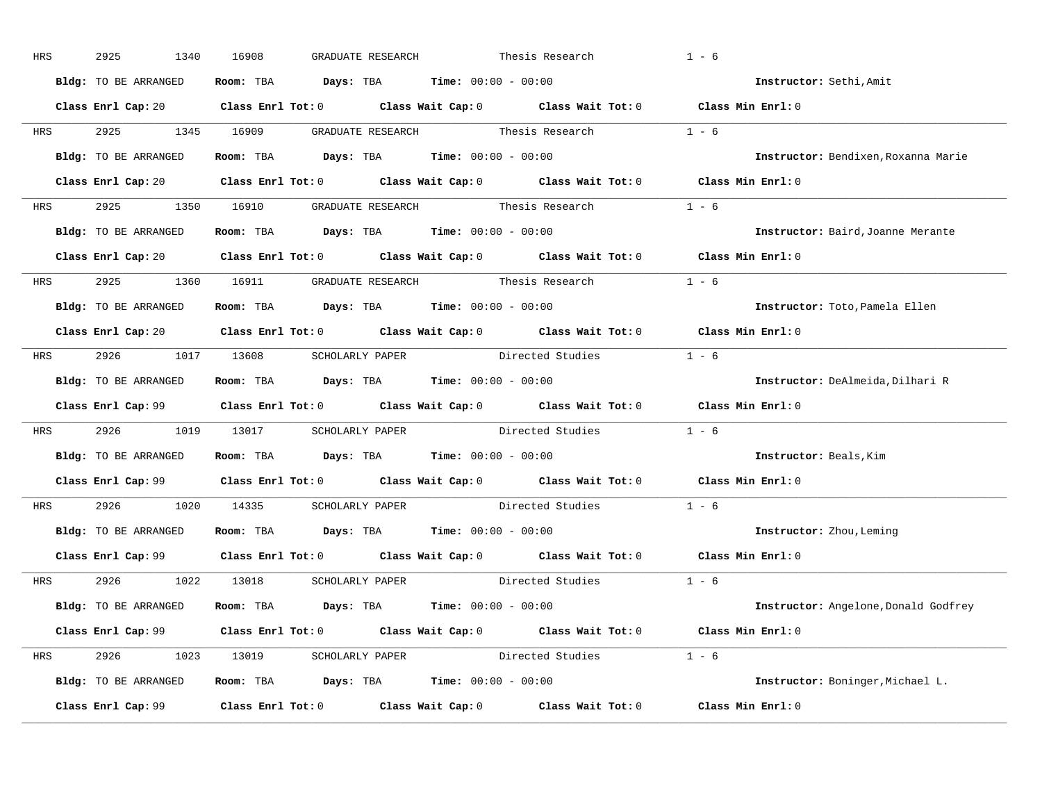HRS 2925 1340 16908 GRADUATE RESEARCH Thesis Research 1 - 6

**Bldg:** TO BE ARRANGED **Room:** TBA **Days:** TBA **Time:** 00:00 - 00:00 **Instructor:** Sethi,Amit

**Class Enrl Cap:** 20 **Class Enrl Tot:** 0 **Class Wait Cap:** 0 **Class Wait Tot:** 0 **Class Min Enrl:** 0

---

HRS 2925 1345 16909 GRADUATE RESEARCH Thesis Research 1 - 6

**Bldg:** TO BE ARRANGED **Room:** TBA **Days:** TBA **Time:** 00:00 - 00:00 **Instructor:** Bendixen,Roxanna Marie

**Class Enrl Cap:** 20 **Class Enrl Tot:** 0 **Class Wait Cap:** 0 **Class Wait Tot:** 0 **Class Min Enrl:** 0

---

HRS 2925 1350 16910 GRADUATE RESEARCH Thesis Research 1 - 6

**Bldg:** TO BE ARRANGED **Room:** TBA **Days:** TBA **Time:** 00:00 - 00:00 **Instructor:** Baird,Joanne Merante

**Class Enrl Cap:** 20 **Class Enrl Tot:** 0 **Class Wait Cap:** 0 **Class Wait Tot:** 0 **Class Min Enrl:** 0

---

HRS 2925 1360 16911 GRADUATE RESEARCH Thesis Research 1 - 6

**Bldg:** TO BE ARRANGED **Room:** TBA **Days:** TBA **Time:** 00:00 - 00:00 **Instructor:** Toto,Pamela Ellen

**Class Enrl Cap:** 20 **Class Enrl Tot:** 0 **Class Wait Cap:** 0 **Class Wait Tot:** 0 **Class Min Enrl:** 0

---

HRS 2926 1017 13608 SCHOLARLY PAPER Directed Studies 1 - 6

**Bldg:** TO BE ARRANGED **Room:** TBA **Days:** TBA **Time:** 00:00 - 00:00 **Instructor:** DeAlmeida,Dilhari R

**Class Enrl Cap:** 99 **Class Enrl Tot:** 0 **Class Wait Cap:** 0 **Class Wait Tot:** 0 **Class Min Enrl:** 0

---

HRS 2926 1019 13017 SCHOLARLY PAPER Directed Studies 1 - 6

**Bldg:** TO BE ARRANGED **Room:** TBA **Days:** TBA **Time:** 00:00 - 00:00 **Instructor:** Beals,Kim

**Class Enrl Cap:** 99 **Class Enrl Tot:** 0 **Class Wait Cap:** 0 **Class Wait Tot:** 0 **Class Min Enrl:** 0

---

HRS 2926 1020 14335 SCHOLARLY PAPER Directed Studies 1 - 6

**Bldg:** TO BE ARRANGED **Room:** TBA **Days:** TBA **Time:** 00:00 - 00:00 **Instructor:** Zhou,Leming

**Class Enrl Cap:** 99 **Class Enrl Tot:** 0 **Class Wait Cap:** 0 **Class Wait Tot:** 0 **Class Min Enrl:** 0

---

HRS 2926 1022 13018 SCHOLARLY PAPER Directed Studies 1 - 6

**Bldg:** TO BE ARRANGED **Room:** TBA **Days:** TBA **Time:** 00:00 - 00:00 **Instructor:** Angelone,Donald Godfrey

**Class Enrl Cap:** 99 **Class Enrl Tot:** 0 **Class Wait Cap:** 0 **Class Wait Tot:** 0 **Class Min Enrl:** 0

---

HRS 2926 1023 13019 SCHOLARLY PAPER Directed Studies 1 - 6

**Bldg:** TO BE ARRANGED **Room:** TBA **Days:** TBA **Time:** 00:00 - 00:00 **Instructor:** Boninger,Michael L.

**Class Enrl Cap:** 99 **Class Enrl Tot:** 0 **Class Wait Cap:** 0 **Class Wait Tot:** 0 **Class Min Enrl:** 0

---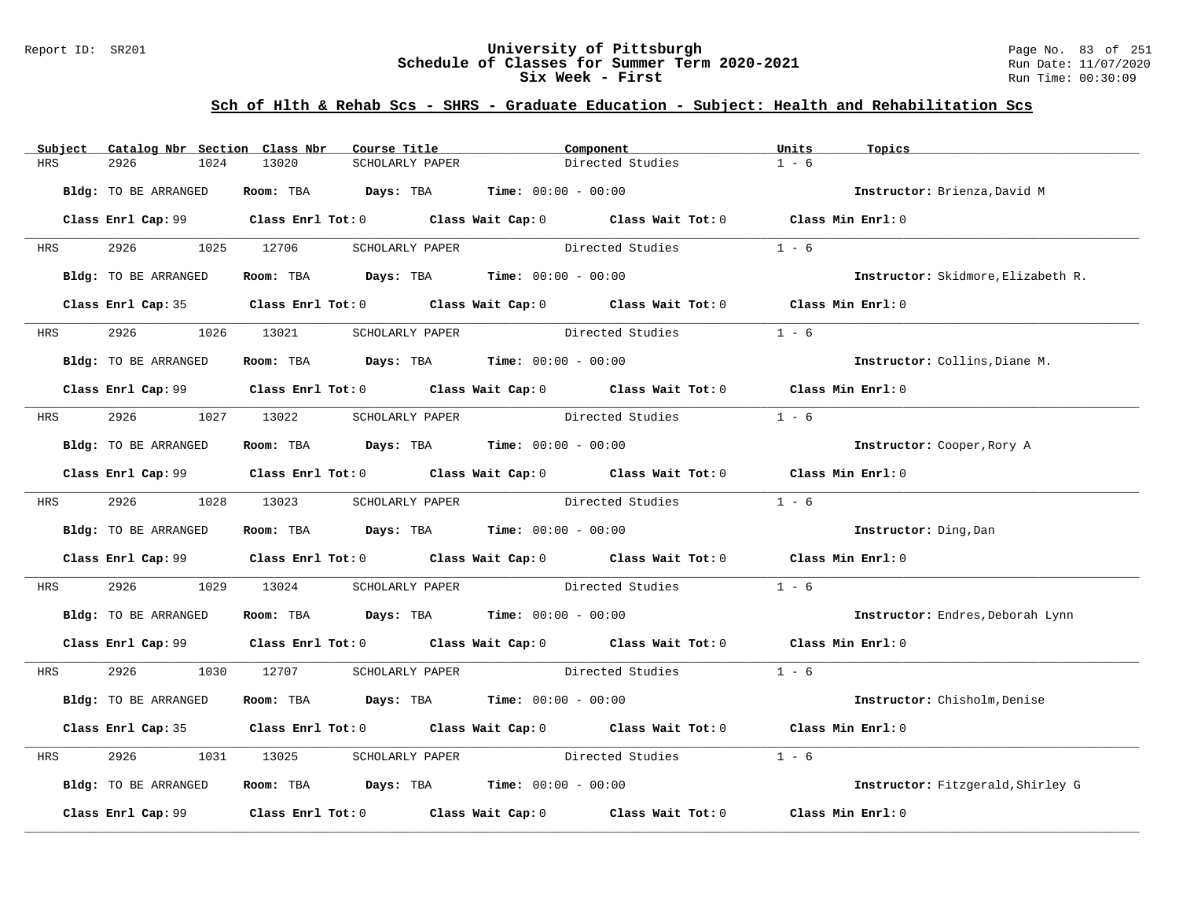## Sch of Hlth & Rehab Scs - SHRS - Graduate Education - Subject: Health and Rehabilitation Scs

| Subject | Catalog Nbr | Section | Class Nbr | Course Title | Component | Units | Topics |
|---|---|---|---|---|---|---|---|
| HRS | 2926 | 1024 | 13020 | SCHOLARLY PAPER | Directed Studies | 1 - 6 | |

**Bldg:** TO BE ARRANGED **Room:** TBA **Days:** TBA **Time:** 00:00 - 00:00 **Instructor:** Brienza,David M

**Class Enrl Cap:** 99 **Class Enrl Tot:** 0 **Class Wait Cap:** 0 **Class Wait Tot:** 0 **Class Min Enrl:** 0

| Subject | Catalog Nbr | Section | Class Nbr | Course Title | Component | Units | Topics |
|---|---|---|---|---|---|---|---|
| HRS | 2926 | 1025 | 12706 | SCHOLARLY PAPER | Directed Studies | 1 - 6 | |

**Bldg:** TO BE ARRANGED **Room:** TBA **Days:** TBA **Time:** 00:00 - 00:00 **Instructor:** Skidmore,Elizabeth R.

**Class Enrl Cap:** 35 **Class Enrl Tot:** 0 **Class Wait Cap:** 0 **Class Wait Tot:** 0 **Class Min Enrl:** 0

| Subject | Catalog Nbr | Section | Class Nbr | Course Title | Component | Units | Topics |
|---|---|---|---|---|---|---|---|
| HRS | 2926 | 1026 | 13021 | SCHOLARLY PAPER | Directed Studies | 1 - 6 | |

**Bldg:** TO BE ARRANGED **Room:** TBA **Days:** TBA **Time:** 00:00 - 00:00 **Instructor:** Collins,Diane M.

**Class Enrl Cap:** 99 **Class Enrl Tot:** 0 **Class Wait Cap:** 0 **Class Wait Tot:** 0 **Class Min Enrl:** 0

| Subject | Catalog Nbr | Section | Class Nbr | Course Title | Component | Units | Topics |
|---|---|---|---|---|---|---|---|
| HRS | 2926 | 1027 | 13022 | SCHOLARLY PAPER | Directed Studies | 1 - 6 | |

**Bldg:** TO BE ARRANGED **Room:** TBA **Days:** TBA **Time:** 00:00 - 00:00 **Instructor:** Cooper,Rory A

**Class Enrl Cap:** 99 **Class Enrl Tot:** 0 **Class Wait Cap:** 0 **Class Wait Tot:** 0 **Class Min Enrl:** 0

| Subject | Catalog Nbr | Section | Class Nbr | Course Title | Component | Units | Topics |
|---|---|---|---|---|---|---|---|
| HRS | 2926 | 1028 | 13023 | SCHOLARLY PAPER | Directed Studies | 1 - 6 | |

**Bldg:** TO BE ARRANGED **Room:** TBA **Days:** TBA **Time:** 00:00 - 00:00 **Instructor:** Ding,Dan

**Class Enrl Cap:** 99 **Class Enrl Tot:** 0 **Class Wait Cap:** 0 **Class Wait Tot:** 0 **Class Min Enrl:** 0

| Subject | Catalog Nbr | Section | Class Nbr | Course Title | Component | Units | Topics |
|---|---|---|---|---|---|---|---|
| HRS | 2926 | 1029 | 13024 | SCHOLARLY PAPER | Directed Studies | 1 - 6 | |

**Bldg:** TO BE ARRANGED **Room:** TBA **Days:** TBA **Time:** 00:00 - 00:00 **Instructor:** Endres,Deborah Lynn

**Class Enrl Cap:** 99 **Class Enrl Tot:** 0 **Class Wait Cap:** 0 **Class Wait Tot:** 0 **Class Min Enrl:** 0

| Subject | Catalog Nbr | Section | Class Nbr | Course Title | Component | Units | Topics |
|---|---|---|---|---|---|---|---|
| HRS | 2926 | 1030 | 12707 | SCHOLARLY PAPER | Directed Studies | 1 - 6 | |

**Bldg:** TO BE ARRANGED **Room:** TBA **Days:** TBA **Time:** 00:00 - 00:00 **Instructor:** Chisholm,Denise

**Class Enrl Cap:** 35 **Class Enrl Tot:** 0 **Class Wait Cap:** 0 **Class Wait Tot:** 0 **Class Min Enrl:** 0

| Subject | Catalog Nbr | Section | Class Nbr | Course Title | Component | Units | Topics |
|---|---|---|---|---|---|---|---|
| HRS | 2926 | 1031 | 13025 | SCHOLARLY PAPER | Directed Studies | 1 - 6 | |

**Bldg:** TO BE ARRANGED **Room:** TBA **Days:** TBA **Time:** 00:00 - 00:00 **Instructor:** Fitzgerald,Shirley G

**Class Enrl Cap:** 99 **Class Enrl Tot:** 0 **Class Wait Cap:** 0 **Class Wait Tot:** 0 **Class Min Enrl:** 0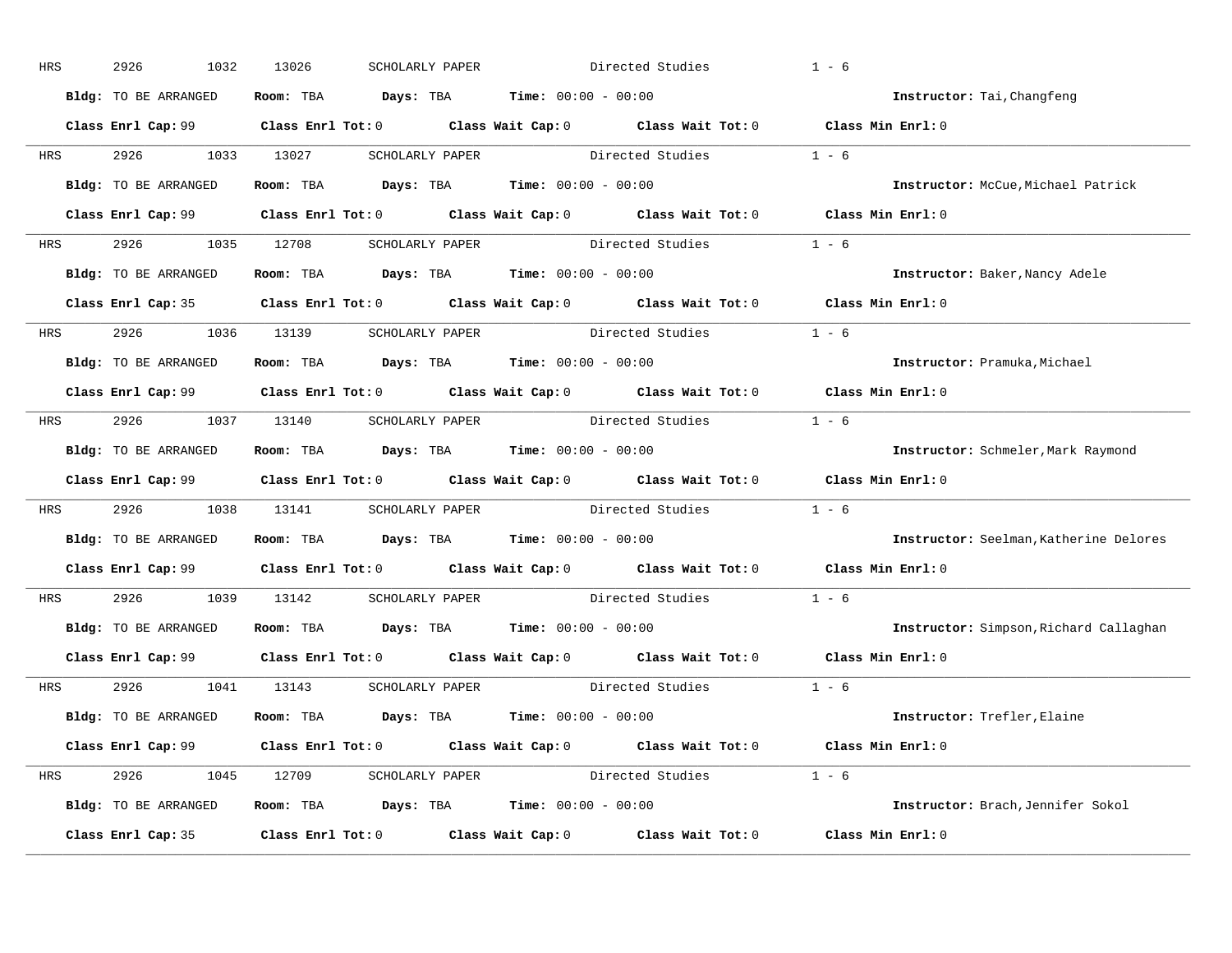HRS 2926 1032 13026 SCHOLARLY PAPER Directed Studies 1 - 6

**Bldg:** TO BE ARRANGED **Room:** TBA **Days:** TBA **Time:** 00:00 - 00:00 **Instructor:** Tai,Changfeng

**Class Enrl Cap:** 99 **Class Enrl Tot:** 0 **Class Wait Cap:** 0 **Class Wait Tot:** 0 **Class Min Enrl:** 0

---

HRS 2926 1033 13027 SCHOLARLY PAPER Directed Studies 1 - 6

**Bldg:** TO BE ARRANGED **Room:** TBA **Days:** TBA **Time:** 00:00 - 00:00 **Instructor:** McCue,Michael Patrick

**Class Enrl Cap:** 99 **Class Enrl Tot:** 0 **Class Wait Cap:** 0 **Class Wait Tot:** 0 **Class Min Enrl:** 0

---

HRS 2926 1035 12708 SCHOLARLY PAPER Directed Studies 1 - 6

**Bldg:** TO BE ARRANGED **Room:** TBA **Days:** TBA **Time:** 00:00 - 00:00 **Instructor:** Baker,Nancy Adele

**Class Enrl Cap:** 35 **Class Enrl Tot:** 0 **Class Wait Cap:** 0 **Class Wait Tot:** 0 **Class Min Enrl:** 0

---

HRS 2926 1036 13139 SCHOLARLY PAPER Directed Studies 1 - 6

**Bldg:** TO BE ARRANGED **Room:** TBA **Days:** TBA **Time:** 00:00 - 00:00 **Instructor:** Pramuka,Michael

**Class Enrl Cap:** 99 **Class Enrl Tot:** 0 **Class Wait Cap:** 0 **Class Wait Tot:** 0 **Class Min Enrl:** 0

---

HRS 2926 1037 13140 SCHOLARLY PAPER Directed Studies 1 - 6

**Bldg:** TO BE ARRANGED **Room:** TBA **Days:** TBA **Time:** 00:00 - 00:00 **Instructor:** Schmeler,Mark Raymond

**Class Enrl Cap:** 99 **Class Enrl Tot:** 0 **Class Wait Cap:** 0 **Class Wait Tot:** 0 **Class Min Enrl:** 0

---

HRS 2926 1038 13141 SCHOLARLY PAPER Directed Studies 1 - 6

**Bldg:** TO BE ARRANGED **Room:** TBA **Days:** TBA **Time:** 00:00 - 00:00 **Instructor:** Seelman,Katherine Delores

**Class Enrl Cap:** 99 **Class Enrl Tot:** 0 **Class Wait Cap:** 0 **Class Wait Tot:** 0 **Class Min Enrl:** 0

---

HRS 2926 1039 13142 SCHOLARLY PAPER Directed Studies 1 - 6

**Bldg:** TO BE ARRANGED **Room:** TBA **Days:** TBA **Time:** 00:00 - 00:00 **Instructor:** Simpson,Richard Callaghan

**Class Enrl Cap:** 99 **Class Enrl Tot:** 0 **Class Wait Cap:** 0 **Class Wait Tot:** 0 **Class Min Enrl:** 0

---

HRS 2926 1041 13143 SCHOLARLY PAPER Directed Studies 1 - 6

**Bldg:** TO BE ARRANGED **Room:** TBA **Days:** TBA **Time:** 00:00 - 00:00 **Instructor:** Trefler,Elaine

**Class Enrl Cap:** 99 **Class Enrl Tot:** 0 **Class Wait Cap:** 0 **Class Wait Tot:** 0 **Class Min Enrl:** 0

---

HRS 2926 1045 12709 SCHOLARLY PAPER Directed Studies 1 - 6

**Bldg:** TO BE ARRANGED **Room:** TBA **Days:** TBA **Time:** 00:00 - 00:00 **Instructor:** Brach,Jennifer Sokol

**Class Enrl Cap:** 35 **Class Enrl Tot:** 0 **Class Wait Cap:** 0 **Class Wait Tot:** 0 **Class Min Enrl:** 0

---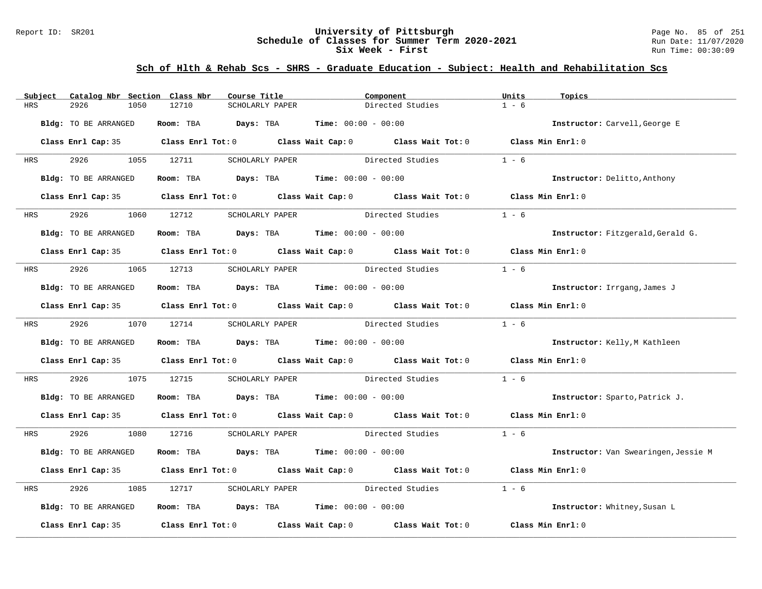# University of Pittsburgh
## Schedule of Classes for Summer Term 2020-2021
## Six Week - First

Report ID: SR201 | Run Date: 11/07/2020 | Run Time: 00:30:09

### Sch of Hlth & Rehab Scs - SHRS - Graduate Education - Subject: Health and Rehabilitation Scs

| Subject | Catalog Nbr | Section | Class Nbr | Course Title | Component | Units | Topics |
|---|---|---|---|---|---|---|---|
| HRS | 2926 | 1050 | 12710 | SCHOLARLY PAPER | Directed Studies | 1 - 6 | |

Bldg: TO BE ARRANGED Room: TBA Days: TBA Time: 00:00 - 00:00 Instructor: Carvell,George E

Class Enrl Cap: 35 Class Enrl Tot: 0 Class Wait Cap: 0 Class Wait Tot: 0 Class Min Enrl: 0

| Subject | Catalog Nbr | Section | Class Nbr | Course Title | Component | Units | Topics |
|---|---|---|---|---|---|---|---|
| HRS | 2926 | 1055 | 12711 | SCHOLARLY PAPER | Directed Studies | 1 - 6 | |

Bldg: TO BE ARRANGED Room: TBA Days: TBA Time: 00:00 - 00:00 Instructor: Delitto,Anthony

Class Enrl Cap: 35 Class Enrl Tot: 0 Class Wait Cap: 0 Class Wait Tot: 0 Class Min Enrl: 0

| Subject | Catalog Nbr | Section | Class Nbr | Course Title | Component | Units | Topics |
|---|---|---|---|---|---|---|---|
| HRS | 2926 | 1060 | 12712 | SCHOLARLY PAPER | Directed Studies | 1 - 6 | |

Bldg: TO BE ARRANGED Room: TBA Days: TBA Time: 00:00 - 00:00 Instructor: Fitzgerald,Gerald G.

Class Enrl Cap: 35 Class Enrl Tot: 0 Class Wait Cap: 0 Class Wait Tot: 0 Class Min Enrl: 0

| Subject | Catalog Nbr | Section | Class Nbr | Course Title | Component | Units | Topics |
|---|---|---|---|---|---|---|---|
| HRS | 2926 | 1065 | 12713 | SCHOLARLY PAPER | Directed Studies | 1 - 6 | |

Bldg: TO BE ARRANGED Room: TBA Days: TBA Time: 00:00 - 00:00 Instructor: Irrgang,James J

Class Enrl Cap: 35 Class Enrl Tot: 0 Class Wait Cap: 0 Class Wait Tot: 0 Class Min Enrl: 0

| Subject | Catalog Nbr | Section | Class Nbr | Course Title | Component | Units | Topics |
|---|---|---|---|---|---|---|---|
| HRS | 2926 | 1070 | 12714 | SCHOLARLY PAPER | Directed Studies | 1 - 6 | |

Bldg: TO BE ARRANGED Room: TBA Days: TBA Time: 00:00 - 00:00 Instructor: Kelly,M Kathleen

Class Enrl Cap: 35 Class Enrl Tot: 0 Class Wait Cap: 0 Class Wait Tot: 0 Class Min Enrl: 0

| Subject | Catalog Nbr | Section | Class Nbr | Course Title | Component | Units | Topics |
|---|---|---|---|---|---|---|---|
| HRS | 2926 | 1075 | 12715 | SCHOLARLY PAPER | Directed Studies | 1 - 6 | |

Bldg: TO BE ARRANGED Room: TBA Days: TBA Time: 00:00 - 00:00 Instructor: Sparto,Patrick J.

Class Enrl Cap: 35 Class Enrl Tot: 0 Class Wait Cap: 0 Class Wait Tot: 0 Class Min Enrl: 0

| Subject | Catalog Nbr | Section | Class Nbr | Course Title | Component | Units | Topics |
|---|---|---|---|---|---|---|---|
| HRS | 2926 | 1080 | 12716 | SCHOLARLY PAPER | Directed Studies | 1 - 6 | |

Bldg: TO BE ARRANGED Room: TBA Days: TBA Time: 00:00 - 00:00 Instructor: Van Swearingen,Jessie M

Class Enrl Cap: 35 Class Enrl Tot: 0 Class Wait Cap: 0 Class Wait Tot: 0 Class Min Enrl: 0

| Subject | Catalog Nbr | Section | Class Nbr | Course Title | Component | Units | Topics |
|---|---|---|---|---|---|---|---|
| HRS | 2926 | 1085 | 12717 | SCHOLARLY PAPER | Directed Studies | 1 - 6 | |

Bldg: TO BE ARRANGED Room: TBA Days: TBA Time: 00:00 - 00:00 Instructor: Whitney,Susan L

Class Enrl Cap: 35 Class Enrl Tot: 0 Class Wait Cap: 0 Class Wait Tot: 0 Class Min Enrl: 0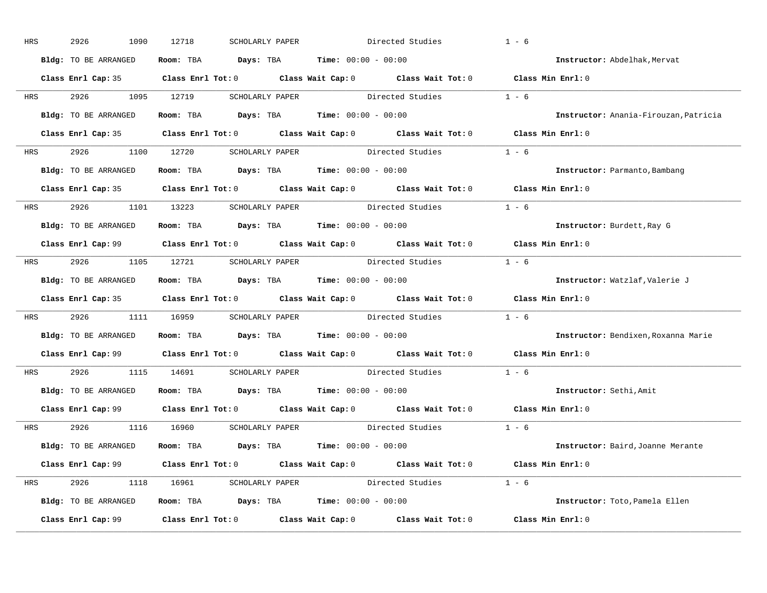HRS 2926 1090 12718 SCHOLARLY PAPER Directed Studies 1 - 6

**Bldg:** TO BE ARRANGED **Room:** TBA **Days:** TBA **Time:** 00:00 - 00:00 **Instructor:** Abdelhak,Mervat

**Class Enrl Cap:** 35 **Class Enrl Tot:** 0 **Class Wait Cap:** 0 **Class Wait Tot:** 0 **Class Min Enrl:** 0

---

HRS 2926 1095 12719 SCHOLARLY PAPER Directed Studies 1 - 6

**Bldg:** TO BE ARRANGED **Room:** TBA **Days:** TBA **Time:** 00:00 - 00:00 **Instructor:** Anania-Firouzan,Patricia

**Class Enrl Cap:** 35 **Class Enrl Tot:** 0 **Class Wait Cap:** 0 **Class Wait Tot:** 0 **Class Min Enrl:** 0

---

HRS 2926 1100 12720 SCHOLARLY PAPER Directed Studies 1 - 6

**Bldg:** TO BE ARRANGED **Room:** TBA **Days:** TBA **Time:** 00:00 - 00:00 **Instructor:** Parmanto,Bambang

**Class Enrl Cap:** 35 **Class Enrl Tot:** 0 **Class Wait Cap:** 0 **Class Wait Tot:** 0 **Class Min Enrl:** 0

---

HRS 2926 1101 13223 SCHOLARLY PAPER Directed Studies 1 - 6

**Bldg:** TO BE ARRANGED **Room:** TBA **Days:** TBA **Time:** 00:00 - 00:00 **Instructor:** Burdett,Ray G

**Class Enrl Cap:** 99 **Class Enrl Tot:** 0 **Class Wait Cap:** 0 **Class Wait Tot:** 0 **Class Min Enrl:** 0

---

HRS 2926 1105 12721 SCHOLARLY PAPER Directed Studies 1 - 6

**Bldg:** TO BE ARRANGED **Room:** TBA **Days:** TBA **Time:** 00:00 - 00:00 **Instructor:** Watzlaf,Valerie J

**Class Enrl Cap:** 35 **Class Enrl Tot:** 0 **Class Wait Cap:** 0 **Class Wait Tot:** 0 **Class Min Enrl:** 0

---

HRS 2926 1111 16959 SCHOLARLY PAPER Directed Studies 1 - 6

**Bldg:** TO BE ARRANGED **Room:** TBA **Days:** TBA **Time:** 00:00 - 00:00 **Instructor:** Bendixen,Roxanna Marie

**Class Enrl Cap:** 99 **Class Enrl Tot:** 0 **Class Wait Cap:** 0 **Class Wait Tot:** 0 **Class Min Enrl:** 0

---

HRS 2926 1115 14691 SCHOLARLY PAPER Directed Studies 1 - 6

**Bldg:** TO BE ARRANGED **Room:** TBA **Days:** TBA **Time:** 00:00 - 00:00 **Instructor:** Sethi,Amit

**Class Enrl Cap:** 99 **Class Enrl Tot:** 0 **Class Wait Cap:** 0 **Class Wait Tot:** 0 **Class Min Enrl:** 0

---

HRS 2926 1116 16960 SCHOLARLY PAPER Directed Studies 1 - 6

**Bldg:** TO BE ARRANGED **Room:** TBA **Days:** TBA **Time:** 00:00 - 00:00 **Instructor:** Baird,Joanne Merante

**Class Enrl Cap:** 99 **Class Enrl Tot:** 0 **Class Wait Cap:** 0 **Class Wait Tot:** 0 **Class Min Enrl:** 0

---

HRS 2926 1118 16961 SCHOLARLY PAPER Directed Studies 1 - 6

**Bldg:** TO BE ARRANGED **Room:** TBA **Days:** TBA **Time:** 00:00 - 00:00 **Instructor:** Toto,Pamela Ellen

**Class Enrl Cap:** 99 **Class Enrl Tot:** 0 **Class Wait Cap:** 0 **Class Wait Tot:** 0 **Class Min Enrl:** 0

---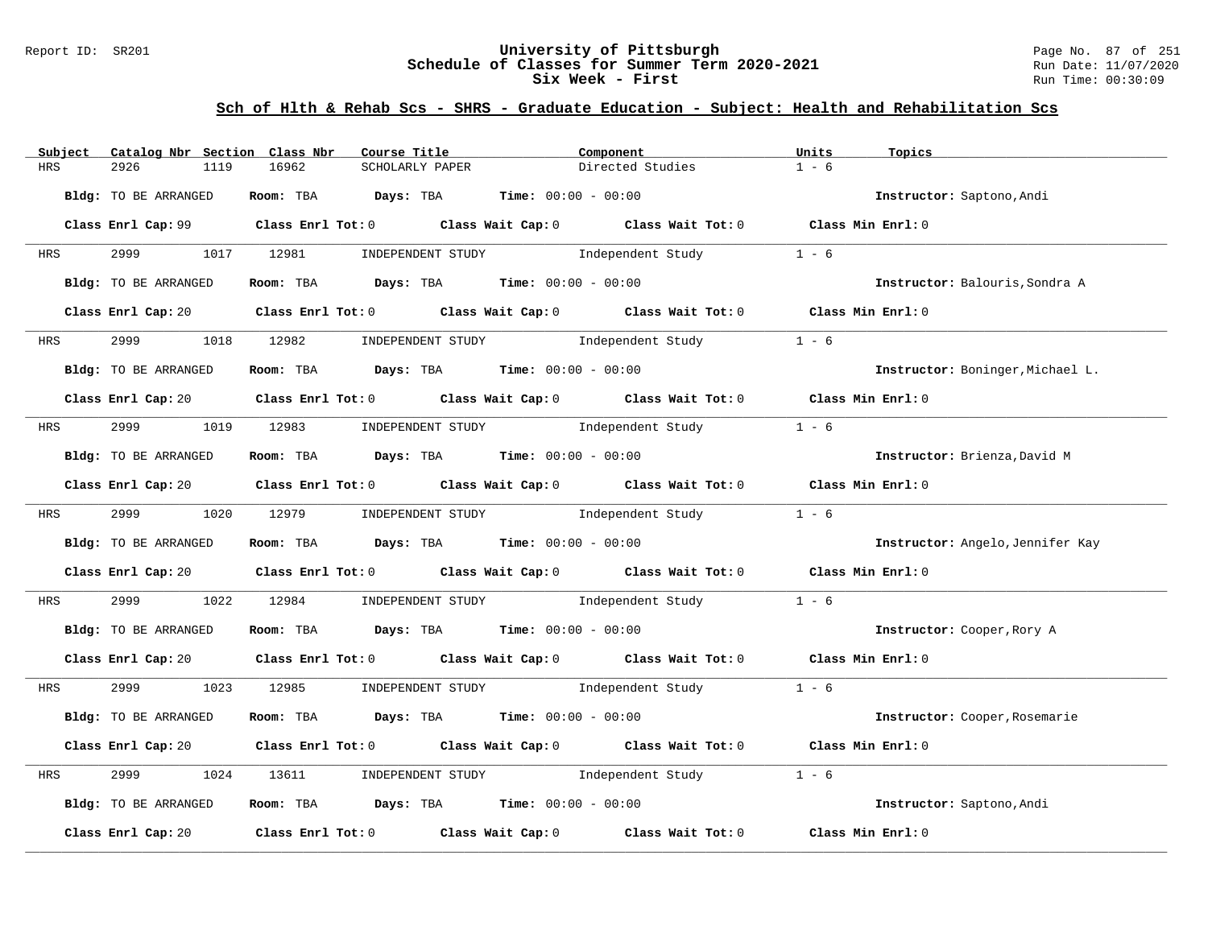## Sch of Hlth & Rehab Scs - SHRS - Graduate Education - Subject: Health and Rehabilitation Scs

| Subject | Catalog Nbr | Section | Class Nbr | Course Title | Component | Units | Topics |
|---|---|---|---|---|---|---|---|
| HRS | 2926 | 1119 | 16962 | SCHOLARLY PAPER | Directed Studies | 1 - 6 | |

**Bldg:** TO BE ARRANGED **Room:** TBA **Days:** TBA **Time:** 00:00 - 00:00 **Instructor:** Saptono,Andi

**Class Enrl Cap:** 99 **Class Enrl Tot:** 0 **Class Wait Cap:** 0 **Class Wait Tot:** 0 **Class Min Enrl:** 0

| Subject | Catalog Nbr | Section | Class Nbr | Course Title | Component | Units | Topics |
|---|---|---|---|---|---|---|---|
| HRS | 2999 | 1017 | 12981 | INDEPENDENT STUDY | Independent Study | 1 - 6 | |

**Bldg:** TO BE ARRANGED **Room:** TBA **Days:** TBA **Time:** 00:00 - 00:00 **Instructor:** Balouris,Sondra A

**Class Enrl Cap:** 20 **Class Enrl Tot:** 0 **Class Wait Cap:** 0 **Class Wait Tot:** 0 **Class Min Enrl:** 0

| Subject | Catalog Nbr | Section | Class Nbr | Course Title | Component | Units | Topics |
|---|---|---|---|---|---|---|---|
| HRS | 2999 | 1018 | 12982 | INDEPENDENT STUDY | Independent Study | 1 - 6 | |

**Bldg:** TO BE ARRANGED **Room:** TBA **Days:** TBA **Time:** 00:00 - 00:00 **Instructor:** Boninger,Michael L.

**Class Enrl Cap:** 20 **Class Enrl Tot:** 0 **Class Wait Cap:** 0 **Class Wait Tot:** 0 **Class Min Enrl:** 0

| Subject | Catalog Nbr | Section | Class Nbr | Course Title | Component | Units | Topics |
|---|---|---|---|---|---|---|---|
| HRS | 2999 | 1019 | 12983 | INDEPENDENT STUDY | Independent Study | 1 - 6 | |

**Bldg:** TO BE ARRANGED **Room:** TBA **Days:** TBA **Time:** 00:00 - 00:00 **Instructor:** Brienza,David M

**Class Enrl Cap:** 20 **Class Enrl Tot:** 0 **Class Wait Cap:** 0 **Class Wait Tot:** 0 **Class Min Enrl:** 0

| Subject | Catalog Nbr | Section | Class Nbr | Course Title | Component | Units | Topics |
|---|---|---|---|---|---|---|---|
| HRS | 2999 | 1020 | 12979 | INDEPENDENT STUDY | Independent Study | 1 - 6 | |

**Bldg:** TO BE ARRANGED **Room:** TBA **Days:** TBA **Time:** 00:00 - 00:00 **Instructor:** Angelo,Jennifer Kay

**Class Enrl Cap:** 20 **Class Enrl Tot:** 0 **Class Wait Cap:** 0 **Class Wait Tot:** 0 **Class Min Enrl:** 0

| Subject | Catalog Nbr | Section | Class Nbr | Course Title | Component | Units | Topics |
|---|---|---|---|---|---|---|---|
| HRS | 2999 | 1022 | 12984 | INDEPENDENT STUDY | Independent Study | 1 - 6 | |

**Bldg:** TO BE ARRANGED **Room:** TBA **Days:** TBA **Time:** 00:00 - 00:00 **Instructor:** Cooper,Rory A

**Class Enrl Cap:** 20 **Class Enrl Tot:** 0 **Class Wait Cap:** 0 **Class Wait Tot:** 0 **Class Min Enrl:** 0

| Subject | Catalog Nbr | Section | Class Nbr | Course Title | Component | Units | Topics |
|---|---|---|---|---|---|---|---|
| HRS | 2999 | 1023 | 12985 | INDEPENDENT STUDY | Independent Study | 1 - 6 | |

**Bldg:** TO BE ARRANGED **Room:** TBA **Days:** TBA **Time:** 00:00 - 00:00 **Instructor:** Cooper,Rosemarie

**Class Enrl Cap:** 20 **Class Enrl Tot:** 0 **Class Wait Cap:** 0 **Class Wait Tot:** 0 **Class Min Enrl:** 0

| Subject | Catalog Nbr | Section | Class Nbr | Course Title | Component | Units | Topics |
|---|---|---|---|---|---|---|---|
| HRS | 2999 | 1024 | 13611 | INDEPENDENT STUDY | Independent Study | 1 - 6 | |

**Bldg:** TO BE ARRANGED **Room:** TBA **Days:** TBA **Time:** 00:00 - 00:00 **Instructor:** Saptono,Andi

**Class Enrl Cap:** 20 **Class Enrl Tot:** 0 **Class Wait Cap:** 0 **Class Wait Tot:** 0 **Class Min Enrl:** 0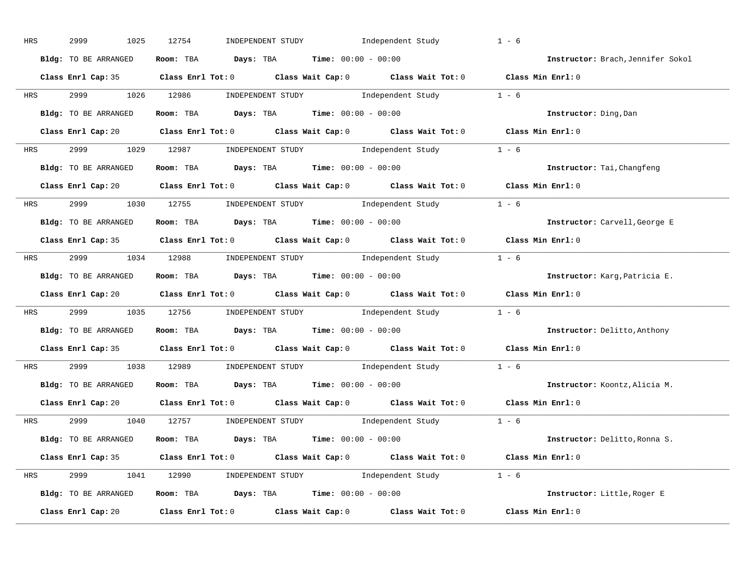HRS 2999 1025 12754 INDEPENDENT STUDY Independent Study 1 - 6

**Bldg:** TO BE ARRANGED **Room:** TBA **Days:** TBA **Time:** 00:00 - 00:00 **Instructor:** Brach,Jennifer Sokol

**Class Enrl Cap:** 35 **Class Enrl Tot:** 0 **Class Wait Cap:** 0 **Class Wait Tot:** 0 **Class Min Enrl:** 0

---

HRS 2999 1026 12986 INDEPENDENT STUDY Independent Study 1 - 6

**Bldg:** TO BE ARRANGED **Room:** TBA **Days:** TBA **Time:** 00:00 - 00:00 **Instructor:** Ding,Dan

**Class Enrl Cap:** 20 **Class Enrl Tot:** 0 **Class Wait Cap:** 0 **Class Wait Tot:** 0 **Class Min Enrl:** 0

---

HRS 2999 1029 12987 INDEPENDENT STUDY Independent Study 1 - 6

**Bldg:** TO BE ARRANGED **Room:** TBA **Days:** TBA **Time:** 00:00 - 00:00 **Instructor:** Tai,Changfeng

**Class Enrl Cap:** 20 **Class Enrl Tot:** 0 **Class Wait Cap:** 0 **Class Wait Tot:** 0 **Class Min Enrl:** 0

---

HRS 2999 1030 12755 INDEPENDENT STUDY Independent Study 1 - 6

**Bldg:** TO BE ARRANGED **Room:** TBA **Days:** TBA **Time:** 00:00 - 00:00 **Instructor:** Carvell,George E

**Class Enrl Cap:** 35 **Class Enrl Tot:** 0 **Class Wait Cap:** 0 **Class Wait Tot:** 0 **Class Min Enrl:** 0

---

HRS 2999 1034 12988 INDEPENDENT STUDY Independent Study 1 - 6

**Bldg:** TO BE ARRANGED **Room:** TBA **Days:** TBA **Time:** 00:00 - 00:00 **Instructor:** Karg,Patricia E.

**Class Enrl Cap:** 20 **Class Enrl Tot:** 0 **Class Wait Cap:** 0 **Class Wait Tot:** 0 **Class Min Enrl:** 0

---

HRS 2999 1035 12756 INDEPENDENT STUDY Independent Study 1 - 6

**Bldg:** TO BE ARRANGED **Room:** TBA **Days:** TBA **Time:** 00:00 - 00:00 **Instructor:** Delitto,Anthony

**Class Enrl Cap:** 35 **Class Enrl Tot:** 0 **Class Wait Cap:** 0 **Class Wait Tot:** 0 **Class Min Enrl:** 0

---

HRS 2999 1038 12989 INDEPENDENT STUDY Independent Study 1 - 6

**Bldg:** TO BE ARRANGED **Room:** TBA **Days:** TBA **Time:** 00:00 - 00:00 **Instructor:** Koontz,Alicia M.

**Class Enrl Cap:** 20 **Class Enrl Tot:** 0 **Class Wait Cap:** 0 **Class Wait Tot:** 0 **Class Min Enrl:** 0

---

HRS 2999 1040 12757 INDEPENDENT STUDY Independent Study 1 - 6

**Bldg:** TO BE ARRANGED **Room:** TBA **Days:** TBA **Time:** 00:00 - 00:00 **Instructor:** Delitto,Ronna S.

**Class Enrl Cap:** 35 **Class Enrl Tot:** 0 **Class Wait Cap:** 0 **Class Wait Tot:** 0 **Class Min Enrl:** 0

---

HRS 2999 1041 12990 INDEPENDENT STUDY Independent Study 1 - 6

**Bldg:** TO BE ARRANGED **Room:** TBA **Days:** TBA **Time:** 00:00 - 00:00 **Instructor:** Little,Roger E

**Class Enrl Cap:** 20 **Class Enrl Tot:** 0 **Class Wait Cap:** 0 **Class Wait Tot:** 0 **Class Min Enrl:** 0

---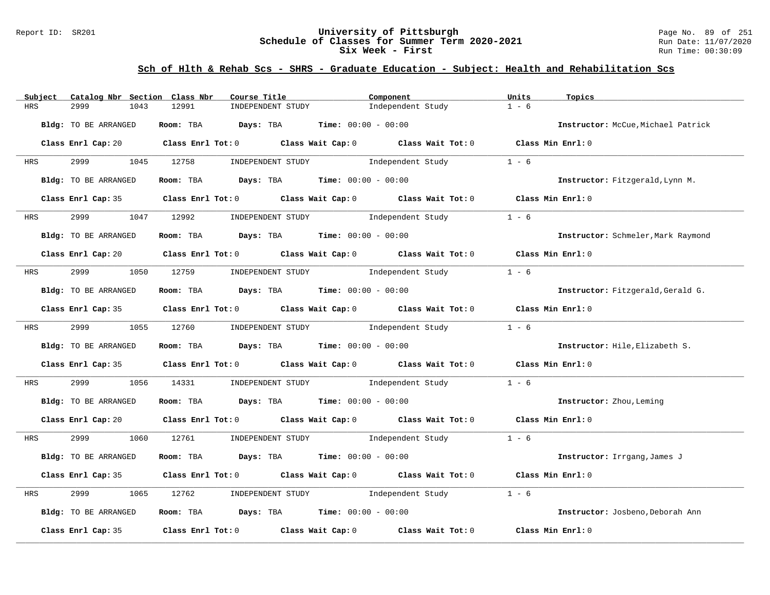# University of Pittsburgh
## Schedule of Classes for Summer Term 2020-2021
## Six Week - First

Report ID: SR201 | Run Date: 11/07/2020 | Run Time: 00:30:09

### Sch of Hlth & Rehab Scs - SHRS - Graduate Education - Subject: Health and Rehabilitation Scs

| Subject | Catalog Nbr | Section | Class Nbr | Course Title | Component | Units | Topics |
|---|---|---|---|---|---|---|---|
| HRS | 2999 | 1043 | 12991 | INDEPENDENT STUDY | Independent Study | 1 - 6 | |

**Bldg:** TO BE ARRANGED **Room:** TBA **Days:** TBA **Time:** 00:00 - 00:00 **Instructor:** McCue,Michael Patrick

**Class Enrl Cap:** 20 **Class Enrl Tot:** 0 **Class Wait Cap:** 0 **Class Wait Tot:** 0 **Class Min Enrl:** 0

---

| Subject | Catalog Nbr | Section | Class Nbr | Course Title | Component | Units | Topics |
|---|---|---|---|---|---|---|---|
| HRS | 2999 | 1045 | 12758 | INDEPENDENT STUDY | Independent Study | 1 - 6 | |

**Bldg:** TO BE ARRANGED **Room:** TBA **Days:** TBA **Time:** 00:00 - 00:00 **Instructor:** Fitzgerald,Lynn M.

**Class Enrl Cap:** 35 **Class Enrl Tot:** 0 **Class Wait Cap:** 0 **Class Wait Tot:** 0 **Class Min Enrl:** 0

---

| Subject | Catalog Nbr | Section | Class Nbr | Course Title | Component | Units | Topics |
|---|---|---|---|---|---|---|---|
| HRS | 2999 | 1047 | 12992 | INDEPENDENT STUDY | Independent Study | 1 - 6 | |

**Bldg:** TO BE ARRANGED **Room:** TBA **Days:** TBA **Time:** 00:00 - 00:00 **Instructor:** Schmeler,Mark Raymond

**Class Enrl Cap:** 20 **Class Enrl Tot:** 0 **Class Wait Cap:** 0 **Class Wait Tot:** 0 **Class Min Enrl:** 0

---

| Subject | Catalog Nbr | Section | Class Nbr | Course Title | Component | Units | Topics |
|---|---|---|---|---|---|---|---|
| HRS | 2999 | 1050 | 12759 | INDEPENDENT STUDY | Independent Study | 1 - 6 | |

**Bldg:** TO BE ARRANGED **Room:** TBA **Days:** TBA **Time:** 00:00 - 00:00 **Instructor:** Fitzgerald,Gerald G.

**Class Enrl Cap:** 35 **Class Enrl Tot:** 0 **Class Wait Cap:** 0 **Class Wait Tot:** 0 **Class Min Enrl:** 0

---

| Subject | Catalog Nbr | Section | Class Nbr | Course Title | Component | Units | Topics |
|---|---|---|---|---|---|---|---|
| HRS | 2999 | 1055 | 12760 | INDEPENDENT STUDY | Independent Study | 1 - 6 | |

**Bldg:** TO BE ARRANGED **Room:** TBA **Days:** TBA **Time:** 00:00 - 00:00 **Instructor:** Hile,Elizabeth S.

**Class Enrl Cap:** 35 **Class Enrl Tot:** 0 **Class Wait Cap:** 0 **Class Wait Tot:** 0 **Class Min Enrl:** 0

---

| Subject | Catalog Nbr | Section | Class Nbr | Course Title | Component | Units | Topics |
|---|---|---|---|---|---|---|---|
| HRS | 2999 | 1056 | 14331 | INDEPENDENT STUDY | Independent Study | 1 - 6 | |

**Bldg:** TO BE ARRANGED **Room:** TBA **Days:** TBA **Time:** 00:00 - 00:00 **Instructor:** Zhou,Leming

**Class Enrl Cap:** 20 **Class Enrl Tot:** 0 **Class Wait Cap:** 0 **Class Wait Tot:** 0 **Class Min Enrl:** 0

---

| Subject | Catalog Nbr | Section | Class Nbr | Course Title | Component | Units | Topics |
|---|---|---|---|---|---|---|---|
| HRS | 2999 | 1060 | 12761 | INDEPENDENT STUDY | Independent Study | 1 - 6 | |

**Bldg:** TO BE ARRANGED **Room:** TBA **Days:** TBA **Time:** 00:00 - 00:00 **Instructor:** Irrgang,James J

**Class Enrl Cap:** 35 **Class Enrl Tot:** 0 **Class Wait Cap:** 0 **Class Wait Tot:** 0 **Class Min Enrl:** 0

---

| Subject | Catalog Nbr | Section | Class Nbr | Course Title | Component | Units | Topics |
|---|---|---|---|---|---|---|---|
| HRS | 2999 | 1065 | 12762 | INDEPENDENT STUDY | Independent Study | 1 - 6 | |

**Bldg:** TO BE ARRANGED **Room:** TBA **Days:** TBA **Time:** 00:00 - 00:00 **Instructor:** Josbeno,Deborah Ann

**Class Enrl Cap:** 35 **Class Enrl Tot:** 0 **Class Wait Cap:** 0 **Class Wait Tot:** 0 **Class Min Enrl:** 0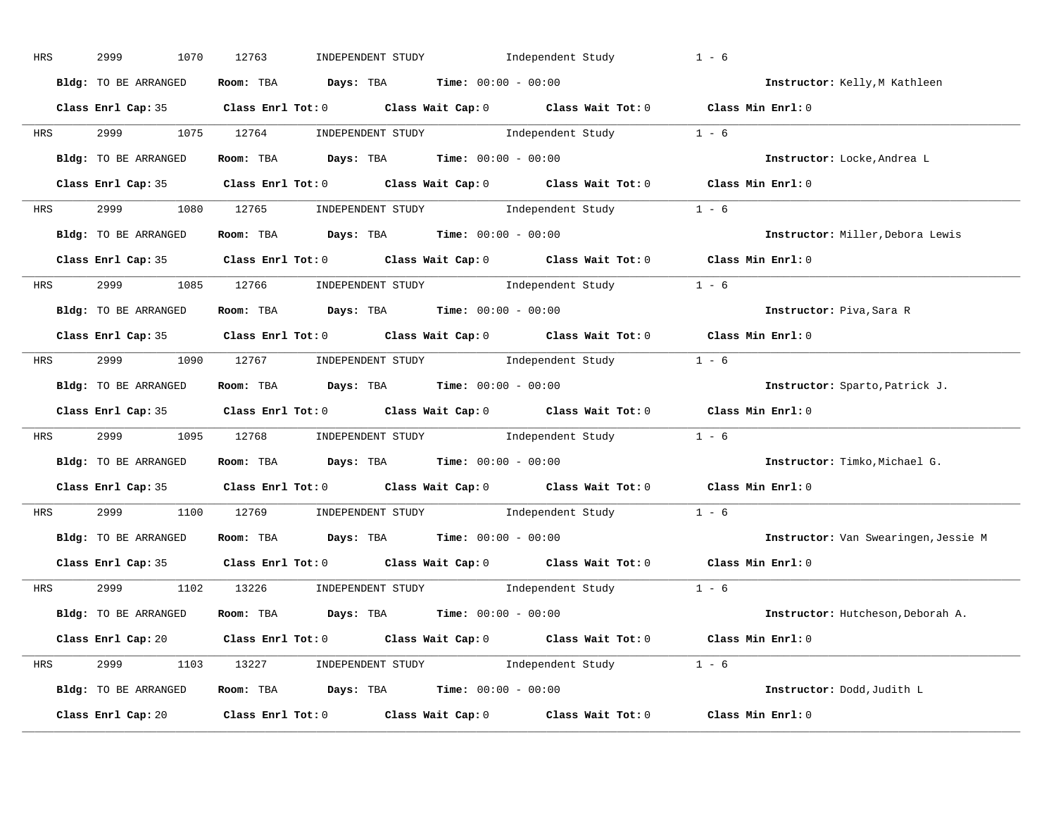HRS 2999 1070 12763 INDEPENDENT STUDY Independent Study 1 - 6

**Bldg:** TO BE ARRANGED **Room:** TBA **Days:** TBA **Time:** 00:00 - 00:00 **Instructor:** Kelly,M Kathleen

**Class Enrl Cap:** 35 **Class Enrl Tot:** 0 **Class Wait Cap:** 0 **Class Wait Tot:** 0 **Class Min Enrl:** 0

---

HRS 2999 1075 12764 INDEPENDENT STUDY Independent Study 1 - 6

**Bldg:** TO BE ARRANGED **Room:** TBA **Days:** TBA **Time:** 00:00 - 00:00 **Instructor:** Locke,Andrea L

**Class Enrl Cap:** 35 **Class Enrl Tot:** 0 **Class Wait Cap:** 0 **Class Wait Tot:** 0 **Class Min Enrl:** 0

---

HRS 2999 1080 12765 INDEPENDENT STUDY Independent Study 1 - 6

**Bldg:** TO BE ARRANGED **Room:** TBA **Days:** TBA **Time:** 00:00 - 00:00 **Instructor:** Miller,Debora Lewis

**Class Enrl Cap:** 35 **Class Enrl Tot:** 0 **Class Wait Cap:** 0 **Class Wait Tot:** 0 **Class Min Enrl:** 0

---

HRS 2999 1085 12766 INDEPENDENT STUDY Independent Study 1 - 6

**Bldg:** TO BE ARRANGED **Room:** TBA **Days:** TBA **Time:** 00:00 - 00:00 **Instructor:** Piva,Sara R

**Class Enrl Cap:** 35 **Class Enrl Tot:** 0 **Class Wait Cap:** 0 **Class Wait Tot:** 0 **Class Min Enrl:** 0

---

HRS 2999 1090 12767 INDEPENDENT STUDY Independent Study 1 - 6

**Bldg:** TO BE ARRANGED **Room:** TBA **Days:** TBA **Time:** 00:00 - 00:00 **Instructor:** Sparto,Patrick J.

**Class Enrl Cap:** 35 **Class Enrl Tot:** 0 **Class Wait Cap:** 0 **Class Wait Tot:** 0 **Class Min Enrl:** 0

---

HRS 2999 1095 12768 INDEPENDENT STUDY Independent Study 1 - 6

**Bldg:** TO BE ARRANGED **Room:** TBA **Days:** TBA **Time:** 00:00 - 00:00 **Instructor:** Timko,Michael G.

**Class Enrl Cap:** 35 **Class Enrl Tot:** 0 **Class Wait Cap:** 0 **Class Wait Tot:** 0 **Class Min Enrl:** 0

---

HRS 2999 1100 12769 INDEPENDENT STUDY Independent Study 1 - 6

**Bldg:** TO BE ARRANGED **Room:** TBA **Days:** TBA **Time:** 00:00 - 00:00 **Instructor:** Van Swearingen,Jessie M

**Class Enrl Cap:** 35 **Class Enrl Tot:** 0 **Class Wait Cap:** 0 **Class Wait Tot:** 0 **Class Min Enrl:** 0

---

HRS 2999 1102 13226 INDEPENDENT STUDY Independent Study 1 - 6

**Bldg:** TO BE ARRANGED **Room:** TBA **Days:** TBA **Time:** 00:00 - 00:00 **Instructor:** Hutcheson,Deborah A.

**Class Enrl Cap:** 20 **Class Enrl Tot:** 0 **Class Wait Cap:** 0 **Class Wait Tot:** 0 **Class Min Enrl:** 0

---

HRS 2999 1103 13227 INDEPENDENT STUDY Independent Study 1 - 6

**Bldg:** TO BE ARRANGED **Room:** TBA **Days:** TBA **Time:** 00:00 - 00:00 **Instructor:** Dodd,Judith L

**Class Enrl Cap:** 20 **Class Enrl Tot:** 0 **Class Wait Cap:** 0 **Class Wait Tot:** 0 **Class Min Enrl:** 0

---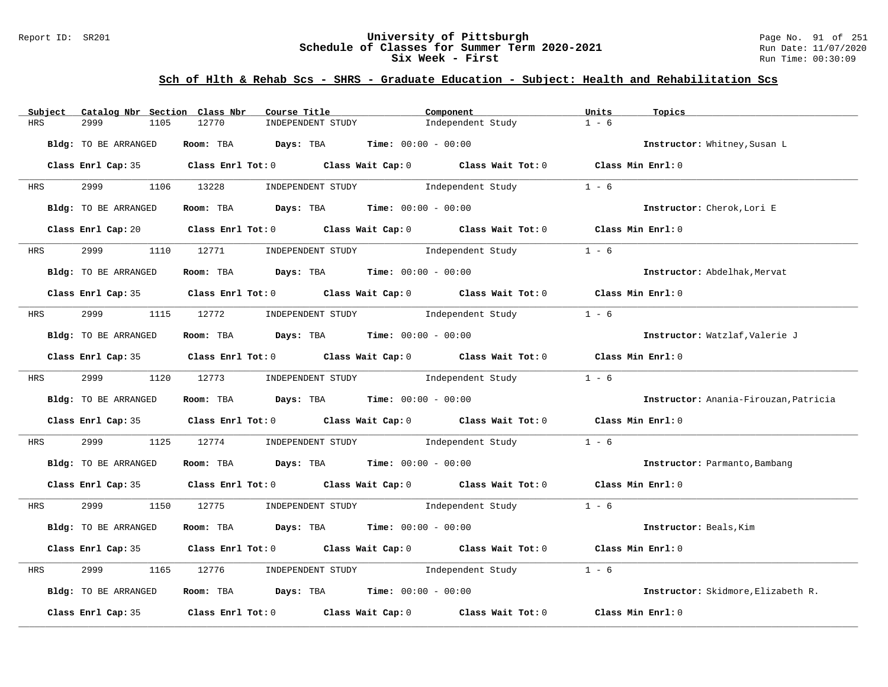## Sch of Hlth & Rehab Scs - SHRS - Graduate Education - Subject: Health and Rehabilitation Scs

| Subject | Catalog Nbr | Section | Class Nbr | Course Title | Component | Units | Topics |
|---|---|---|---|---|---|---|---|
| HRS | 2999 | 1105 | 12770 | INDEPENDENT STUDY | Independent Study | 1 - 6 | |

**Bldg:** TO BE ARRANGED **Room:** TBA **Days:** TBA **Time:** 00:00 - 00:00 **Instructor:** Whitney,Susan L

**Class Enrl Cap:** 35 **Class Enrl Tot:** 0 **Class Wait Cap:** 0 **Class Wait Tot:** 0 **Class Min Enrl:** 0

| Subject | Catalog Nbr | Section | Class Nbr | Course Title | Component | Units | Topics |
|---|---|---|---|---|---|---|---|
| HRS | 2999 | 1106 | 13228 | INDEPENDENT STUDY | Independent Study | 1 - 6 | |

**Bldg:** TO BE ARRANGED **Room:** TBA **Days:** TBA **Time:** 00:00 - 00:00 **Instructor:** Cherok,Lori E

**Class Enrl Cap:** 20 **Class Enrl Tot:** 0 **Class Wait Cap:** 0 **Class Wait Tot:** 0 **Class Min Enrl:** 0

| Subject | Catalog Nbr | Section | Class Nbr | Course Title | Component | Units | Topics |
|---|---|---|---|---|---|---|---|
| HRS | 2999 | 1110 | 12771 | INDEPENDENT STUDY | Independent Study | 1 - 6 | |

**Bldg:** TO BE ARRANGED **Room:** TBA **Days:** TBA **Time:** 00:00 - 00:00 **Instructor:** Abdelhak,Mervat

**Class Enrl Cap:** 35 **Class Enrl Tot:** 0 **Class Wait Cap:** 0 **Class Wait Tot:** 0 **Class Min Enrl:** 0

| Subject | Catalog Nbr | Section | Class Nbr | Course Title | Component | Units | Topics |
|---|---|---|---|---|---|---|---|
| HRS | 2999 | 1115 | 12772 | INDEPENDENT STUDY | Independent Study | 1 - 6 | |

**Bldg:** TO BE ARRANGED **Room:** TBA **Days:** TBA **Time:** 00:00 - 00:00 **Instructor:** Watzlaf,Valerie J

**Class Enrl Cap:** 35 **Class Enrl Tot:** 0 **Class Wait Cap:** 0 **Class Wait Tot:** 0 **Class Min Enrl:** 0

| Subject | Catalog Nbr | Section | Class Nbr | Course Title | Component | Units | Topics |
|---|---|---|---|---|---|---|---|
| HRS | 2999 | 1120 | 12773 | INDEPENDENT STUDY | Independent Study | 1 - 6 | |

**Bldg:** TO BE ARRANGED **Room:** TBA **Days:** TBA **Time:** 00:00 - 00:00 **Instructor:** Anania-Firouzan,Patricia

**Class Enrl Cap:** 35 **Class Enrl Tot:** 0 **Class Wait Cap:** 0 **Class Wait Tot:** 0 **Class Min Enrl:** 0

| Subject | Catalog Nbr | Section | Class Nbr | Course Title | Component | Units | Topics |
|---|---|---|---|---|---|---|---|
| HRS | 2999 | 1125 | 12774 | INDEPENDENT STUDY | Independent Study | 1 - 6 | |

**Bldg:** TO BE ARRANGED **Room:** TBA **Days:** TBA **Time:** 00:00 - 00:00 **Instructor:** Parmanto,Bambang

**Class Enrl Cap:** 35 **Class Enrl Tot:** 0 **Class Wait Cap:** 0 **Class Wait Tot:** 0 **Class Min Enrl:** 0

| Subject | Catalog Nbr | Section | Class Nbr | Course Title | Component | Units | Topics |
|---|---|---|---|---|---|---|---|
| HRS | 2999 | 1150 | 12775 | INDEPENDENT STUDY | Independent Study | 1 - 6 | |

**Bldg:** TO BE ARRANGED **Room:** TBA **Days:** TBA **Time:** 00:00 - 00:00 **Instructor:** Beals,Kim

**Class Enrl Cap:** 35 **Class Enrl Tot:** 0 **Class Wait Cap:** 0 **Class Wait Tot:** 0 **Class Min Enrl:** 0

| Subject | Catalog Nbr | Section | Class Nbr | Course Title | Component | Units | Topics |
|---|---|---|---|---|---|---|---|
| HRS | 2999 | 1165 | 12776 | INDEPENDENT STUDY | Independent Study | 1 - 6 | |

**Bldg:** TO BE ARRANGED **Room:** TBA **Days:** TBA **Time:** 00:00 - 00:00 **Instructor:** Skidmore,Elizabeth R.

**Class Enrl Cap:** 35 **Class Enrl Tot:** 0 **Class Wait Cap:** 0 **Class Wait Tot:** 0 **Class Min Enrl:** 0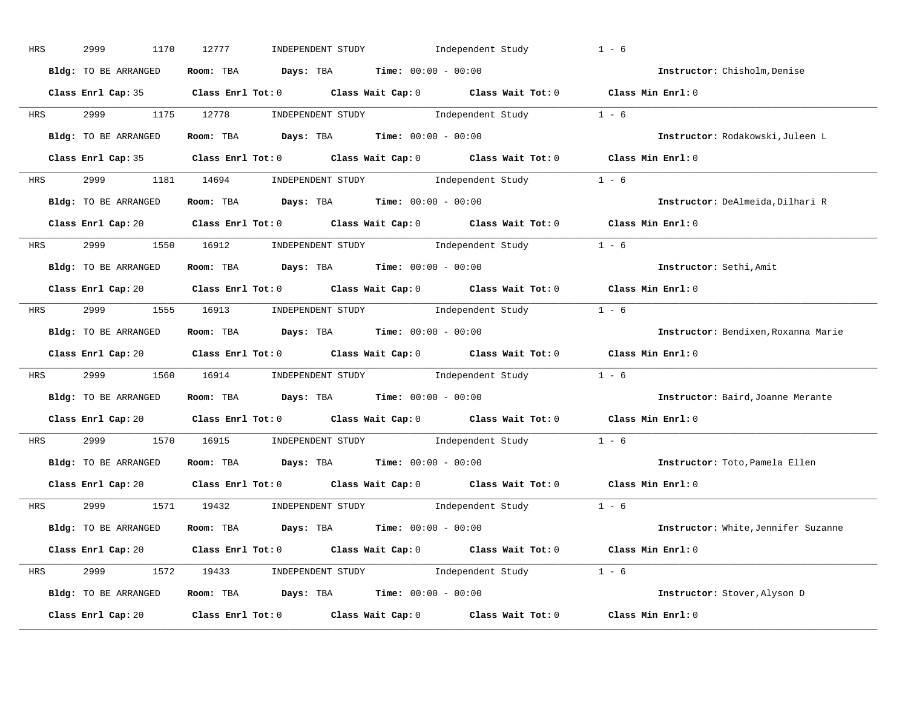HRS 2999 1170 12777 INDEPENDENT STUDY Independent Study 1 - 6

**Bldg:** TO BE ARRANGED **Room:** TBA **Days:** TBA **Time:** 00:00 - 00:00 **Instructor:** Chisholm,Denise

**Class Enrl Cap:** 35 **Class Enrl Tot:** 0 **Class Wait Cap:** 0 **Class Wait Tot:** 0 **Class Min Enrl:** 0

---

HRS 2999 1175 12778 INDEPENDENT STUDY Independent Study 1 - 6

**Bldg:** TO BE ARRANGED **Room:** TBA **Days:** TBA **Time:** 00:00 - 00:00 **Instructor:** Rodakowski,Juleen L

**Class Enrl Cap:** 35 **Class Enrl Tot:** 0 **Class Wait Cap:** 0 **Class Wait Tot:** 0 **Class Min Enrl:** 0

---

HRS 2999 1181 14694 INDEPENDENT STUDY Independent Study 1 - 6

**Bldg:** TO BE ARRANGED **Room:** TBA **Days:** TBA **Time:** 00:00 - 00:00 **Instructor:** DeAlmeida,Dilhari R

**Class Enrl Cap:** 20 **Class Enrl Tot:** 0 **Class Wait Cap:** 0 **Class Wait Tot:** 0 **Class Min Enrl:** 0

---

HRS 2999 1550 16912 INDEPENDENT STUDY Independent Study 1 - 6

**Bldg:** TO BE ARRANGED **Room:** TBA **Days:** TBA **Time:** 00:00 - 00:00 **Instructor:** Sethi,Amit

**Class Enrl Cap:** 20 **Class Enrl Tot:** 0 **Class Wait Cap:** 0 **Class Wait Tot:** 0 **Class Min Enrl:** 0

---

HRS 2999 1555 16913 INDEPENDENT STUDY Independent Study 1 - 6

**Bldg:** TO BE ARRANGED **Room:** TBA **Days:** TBA **Time:** 00:00 - 00:00 **Instructor:** Bendixen,Roxanna Marie

**Class Enrl Cap:** 20 **Class Enrl Tot:** 0 **Class Wait Cap:** 0 **Class Wait Tot:** 0 **Class Min Enrl:** 0

---

HRS 2999 1560 16914 INDEPENDENT STUDY Independent Study 1 - 6

**Bldg:** TO BE ARRANGED **Room:** TBA **Days:** TBA **Time:** 00:00 - 00:00 **Instructor:** Baird,Joanne Merante

**Class Enrl Cap:** 20 **Class Enrl Tot:** 0 **Class Wait Cap:** 0 **Class Wait Tot:** 0 **Class Min Enrl:** 0

---

HRS 2999 1570 16915 INDEPENDENT STUDY Independent Study 1 - 6

**Bldg:** TO BE ARRANGED **Room:** TBA **Days:** TBA **Time:** 00:00 - 00:00 **Instructor:** Toto,Pamela Ellen

**Class Enrl Cap:** 20 **Class Enrl Tot:** 0 **Class Wait Cap:** 0 **Class Wait Tot:** 0 **Class Min Enrl:** 0

---

HRS 2999 1571 19432 INDEPENDENT STUDY Independent Study 1 - 6

**Bldg:** TO BE ARRANGED **Room:** TBA **Days:** TBA **Time:** 00:00 - 00:00 **Instructor:** White,Jennifer Suzanne

**Class Enrl Cap:** 20 **Class Enrl Tot:** 0 **Class Wait Cap:** 0 **Class Wait Tot:** 0 **Class Min Enrl:** 0

---

HRS 2999 1572 19433 INDEPENDENT STUDY Independent Study 1 - 6

**Bldg:** TO BE ARRANGED **Room:** TBA **Days:** TBA **Time:** 00:00 - 00:00 **Instructor:** Stover,Alyson D

**Class Enrl Cap:** 20 **Class Enrl Tot:** 0 **Class Wait Cap:** 0 **Class Wait Tot:** 0 **Class Min Enrl:** 0

---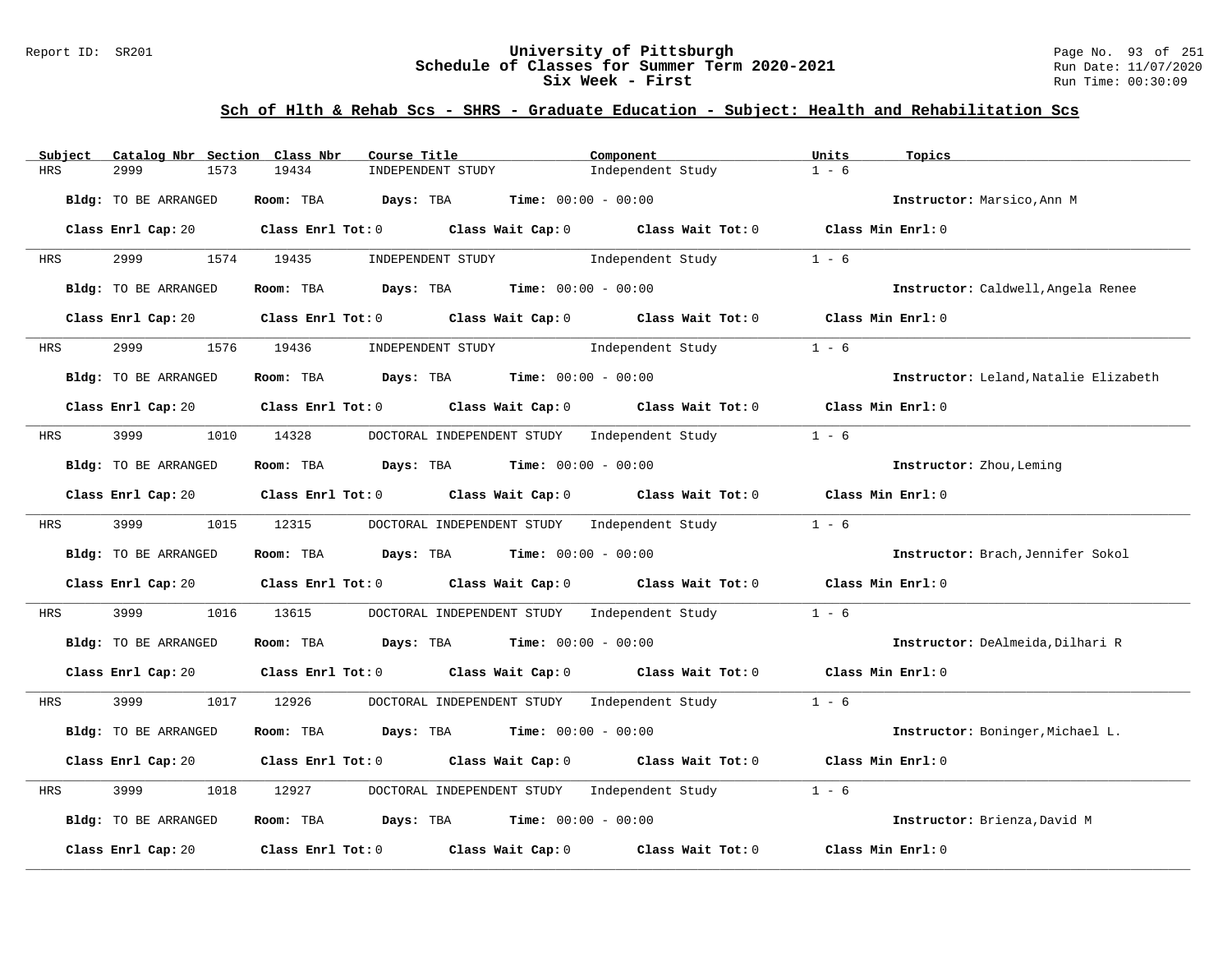## Sch of Hlth & Rehab Scs - SHRS - Graduate Education - Subject: Health and Rehabilitation Scs

| Subject | Catalog Nbr | Section | Class Nbr | Course Title | Component | Units | Topics |
|---|---|---|---|---|---|---|---|
| HRS | 2999 | 1573 | 19434 | INDEPENDENT STUDY | Independent Study | 1 - 6 | |

**Bldg:** TO BE ARRANGED **Room:** TBA **Days:** TBA **Time:** 00:00 - 00:00 **Instructor:** Marsico,Ann M

**Class Enrl Cap:** 20 **Class Enrl Tot:** 0 **Class Wait Cap:** 0 **Class Wait Tot:** 0 **Class Min Enrl:** 0

| Subject | Catalog Nbr | Section | Class Nbr | Course Title | Component | Units | Topics |
|---|---|---|---|---|---|---|---|
| HRS | 2999 | 1574 | 19435 | INDEPENDENT STUDY | Independent Study | 1 - 6 | |

**Bldg:** TO BE ARRANGED **Room:** TBA **Days:** TBA **Time:** 00:00 - 00:00 **Instructor:** Caldwell,Angela Renee

**Class Enrl Cap:** 20 **Class Enrl Tot:** 0 **Class Wait Cap:** 0 **Class Wait Tot:** 0 **Class Min Enrl:** 0

| Subject | Catalog Nbr | Section | Class Nbr | Course Title | Component | Units | Topics |
|---|---|---|---|---|---|---|---|
| HRS | 2999 | 1576 | 19436 | INDEPENDENT STUDY | Independent Study | 1 - 6 | |

**Bldg:** TO BE ARRANGED **Room:** TBA **Days:** TBA **Time:** 00:00 - 00:00 **Instructor:** Leland,Natalie Elizabeth

**Class Enrl Cap:** 20 **Class Enrl Tot:** 0 **Class Wait Cap:** 0 **Class Wait Tot:** 0 **Class Min Enrl:** 0

| Subject | Catalog Nbr | Section | Class Nbr | Course Title | Component | Units | Topics |
|---|---|---|---|---|---|---|---|
| HRS | 3999 | 1010 | 14328 | DOCTORAL INDEPENDENT STUDY | Independent Study | 1 - 6 | |

**Bldg:** TO BE ARRANGED **Room:** TBA **Days:** TBA **Time:** 00:00 - 00:00 **Instructor:** Zhou,Leming

**Class Enrl Cap:** 20 **Class Enrl Tot:** 0 **Class Wait Cap:** 0 **Class Wait Tot:** 0 **Class Min Enrl:** 0

| Subject | Catalog Nbr | Section | Class Nbr | Course Title | Component | Units | Topics |
|---|---|---|---|---|---|---|---|
| HRS | 3999 | 1015 | 12315 | DOCTORAL INDEPENDENT STUDY | Independent Study | 1 - 6 | |

**Bldg:** TO BE ARRANGED **Room:** TBA **Days:** TBA **Time:** 00:00 - 00:00 **Instructor:** Brach,Jennifer Sokol

**Class Enrl Cap:** 20 **Class Enrl Tot:** 0 **Class Wait Cap:** 0 **Class Wait Tot:** 0 **Class Min Enrl:** 0

| Subject | Catalog Nbr | Section | Class Nbr | Course Title | Component | Units | Topics |
|---|---|---|---|---|---|---|---|
| HRS | 3999 | 1016 | 13615 | DOCTORAL INDEPENDENT STUDY | Independent Study | 1 - 6 | |

**Bldg:** TO BE ARRANGED **Room:** TBA **Days:** TBA **Time:** 00:00 - 00:00 **Instructor:** DeAlmeida,Dilhari R

**Class Enrl Cap:** 20 **Class Enrl Tot:** 0 **Class Wait Cap:** 0 **Class Wait Tot:** 0 **Class Min Enrl:** 0

| Subject | Catalog Nbr | Section | Class Nbr | Course Title | Component | Units | Topics |
|---|---|---|---|---|---|---|---|
| HRS | 3999 | 1017 | 12926 | DOCTORAL INDEPENDENT STUDY | Independent Study | 1 - 6 | |

**Bldg:** TO BE ARRANGED **Room:** TBA **Days:** TBA **Time:** 00:00 - 00:00 **Instructor:** Boninger,Michael L.

**Class Enrl Cap:** 20 **Class Enrl Tot:** 0 **Class Wait Cap:** 0 **Class Wait Tot:** 0 **Class Min Enrl:** 0

| Subject | Catalog Nbr | Section | Class Nbr | Course Title | Component | Units | Topics |
|---|---|---|---|---|---|---|---|
| HRS | 3999 | 1018 | 12927 | DOCTORAL INDEPENDENT STUDY | Independent Study | 1 - 6 | |

**Bldg:** TO BE ARRANGED **Room:** TBA **Days:** TBA **Time:** 00:00 - 00:00 **Instructor:** Brienza,David M

**Class Enrl Cap:** 20 **Class Enrl Tot:** 0 **Class Wait Cap:** 0 **Class Wait Tot:** 0 **Class Min Enrl:** 0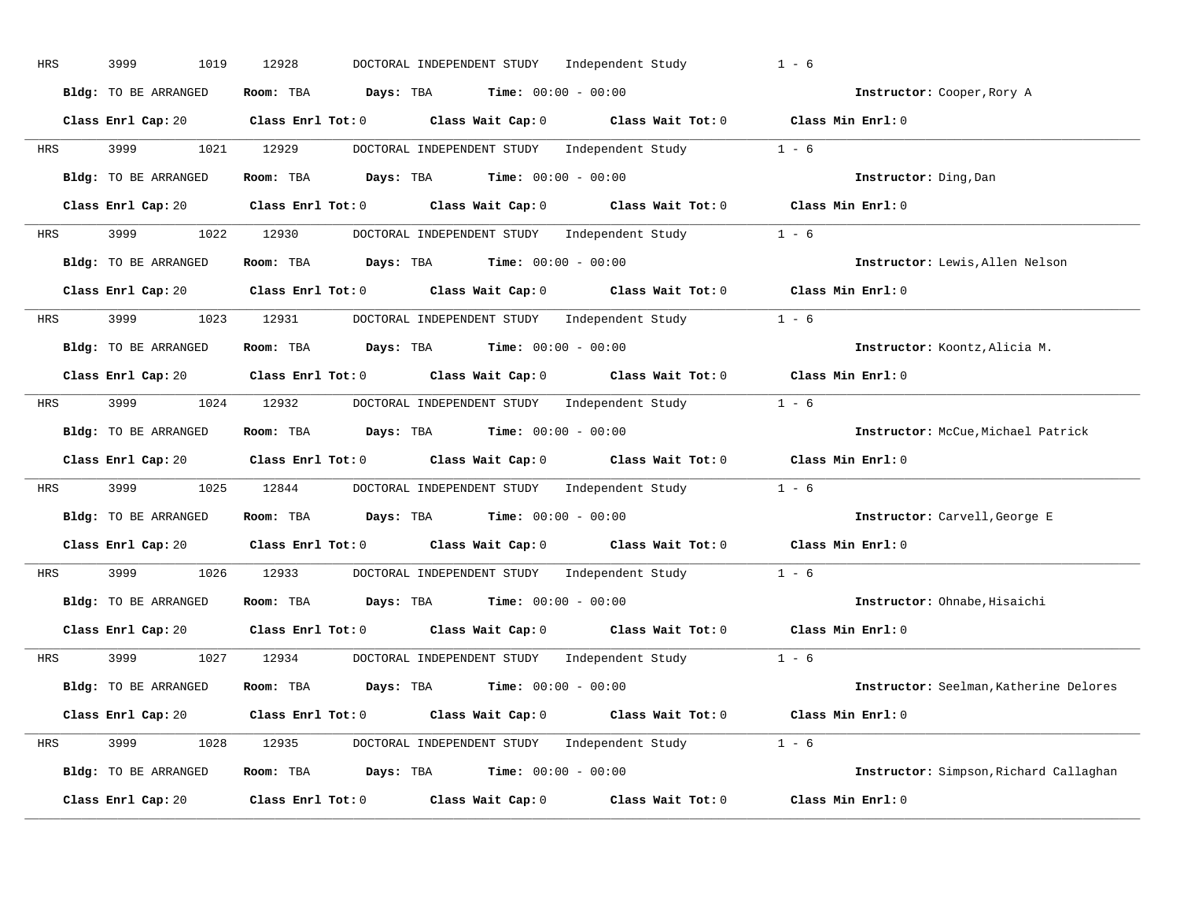HRS 3999 1019 12928 DOCTORAL INDEPENDENT STUDY Independent Study 1 - 6

**Bldg:** TO BE ARRANGED **Room:** TBA **Days:** TBA **Time:** 00:00 - 00:00 **Instructor:** Cooper,Rory A

**Class Enrl Cap:** 20 **Class Enrl Tot:** 0 **Class Wait Cap:** 0 **Class Wait Tot:** 0 **Class Min Enrl:** 0

---

HRS 3999 1021 12929 DOCTORAL INDEPENDENT STUDY Independent Study 1 - 6

**Bldg:** TO BE ARRANGED **Room:** TBA **Days:** TBA **Time:** 00:00 - 00:00 **Instructor:** Ding,Dan

**Class Enrl Cap:** 20 **Class Enrl Tot:** 0 **Class Wait Cap:** 0 **Class Wait Tot:** 0 **Class Min Enrl:** 0

---

HRS 3999 1022 12930 DOCTORAL INDEPENDENT STUDY Independent Study 1 - 6

**Bldg:** TO BE ARRANGED **Room:** TBA **Days:** TBA **Time:** 00:00 - 00:00 **Instructor:** Lewis,Allen Nelson

**Class Enrl Cap:** 20 **Class Enrl Tot:** 0 **Class Wait Cap:** 0 **Class Wait Tot:** 0 **Class Min Enrl:** 0

---

HRS 3999 1023 12931 DOCTORAL INDEPENDENT STUDY Independent Study 1 - 6

**Bldg:** TO BE ARRANGED **Room:** TBA **Days:** TBA **Time:** 00:00 - 00:00 **Instructor:** Koontz,Alicia M.

**Class Enrl Cap:** 20 **Class Enrl Tot:** 0 **Class Wait Cap:** 0 **Class Wait Tot:** 0 **Class Min Enrl:** 0

---

HRS 3999 1024 12932 DOCTORAL INDEPENDENT STUDY Independent Study 1 - 6

**Bldg:** TO BE ARRANGED **Room:** TBA **Days:** TBA **Time:** 00:00 - 00:00 **Instructor:** McCue,Michael Patrick

**Class Enrl Cap:** 20 **Class Enrl Tot:** 0 **Class Wait Cap:** 0 **Class Wait Tot:** 0 **Class Min Enrl:** 0

---

HRS 3999 1025 12844 DOCTORAL INDEPENDENT STUDY Independent Study 1 - 6

**Bldg:** TO BE ARRANGED **Room:** TBA **Days:** TBA **Time:** 00:00 - 00:00 **Instructor:** Carvell,George E

**Class Enrl Cap:** 20 **Class Enrl Tot:** 0 **Class Wait Cap:** 0 **Class Wait Tot:** 0 **Class Min Enrl:** 0

---

HRS 3999 1026 12933 DOCTORAL INDEPENDENT STUDY Independent Study 1 - 6

**Bldg:** TO BE ARRANGED **Room:** TBA **Days:** TBA **Time:** 00:00 - 00:00 **Instructor:** Ohnabe,Hisaichi

**Class Enrl Cap:** 20 **Class Enrl Tot:** 0 **Class Wait Cap:** 0 **Class Wait Tot:** 0 **Class Min Enrl:** 0

---

HRS 3999 1027 12934 DOCTORAL INDEPENDENT STUDY Independent Study 1 - 6

**Bldg:** TO BE ARRANGED **Room:** TBA **Days:** TBA **Time:** 00:00 - 00:00 **Instructor:** Seelman,Katherine Delores

**Class Enrl Cap:** 20 **Class Enrl Tot:** 0 **Class Wait Cap:** 0 **Class Wait Tot:** 0 **Class Min Enrl:** 0

---

HRS 3999 1028 12935 DOCTORAL INDEPENDENT STUDY Independent Study 1 - 6

**Bldg:** TO BE ARRANGED **Room:** TBA **Days:** TBA **Time:** 00:00 - 00:00 **Instructor:** Simpson,Richard Callaghan

**Class Enrl Cap:** 20 **Class Enrl Tot:** 0 **Class Wait Cap:** 0 **Class Wait Tot:** 0 **Class Min Enrl:** 0

---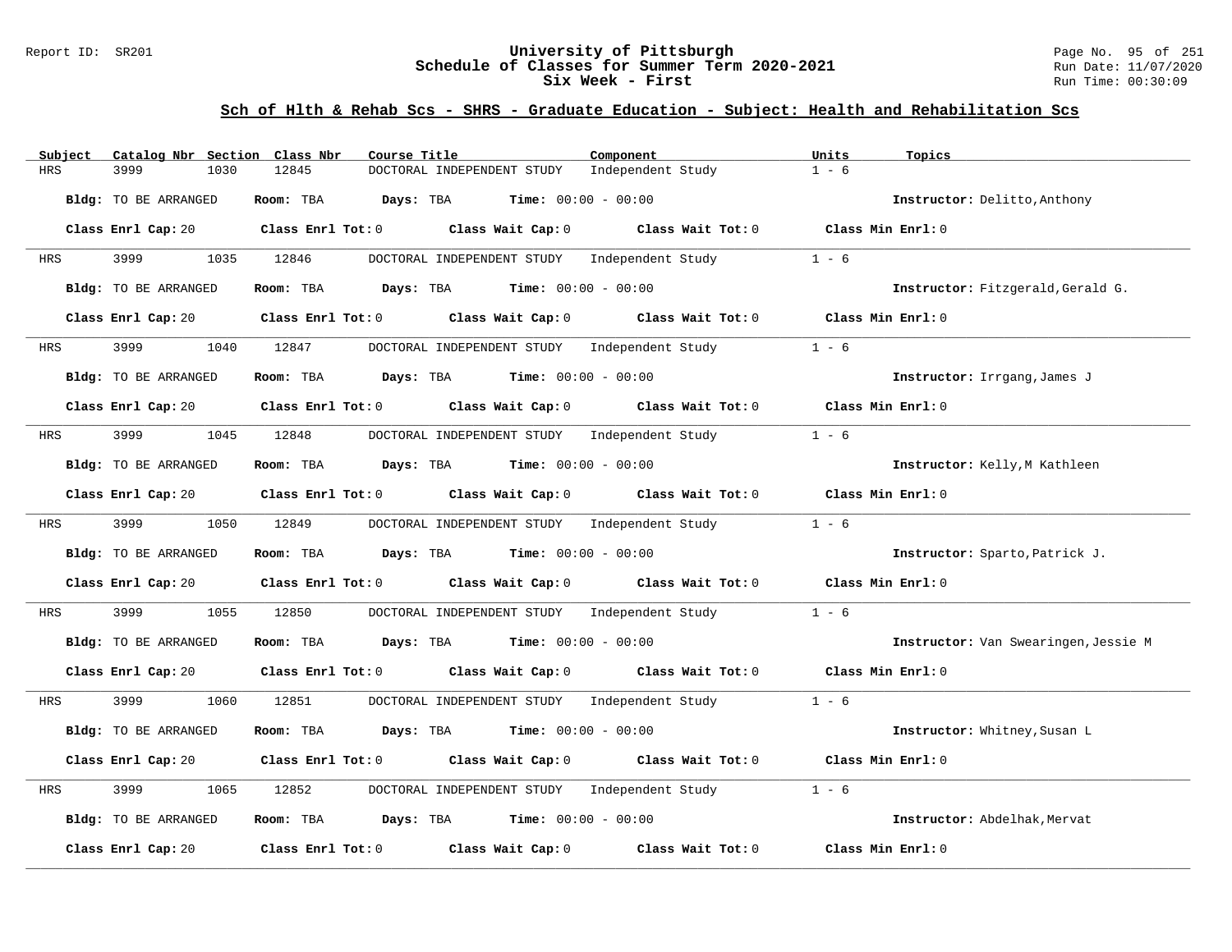# University of Pittsburgh
## Schedule of Classes for Summer Term 2020-2021
## Six Week - First

Report ID: SR201 | Run Date: 11/07/2020 | Run Time: 00:30:09

### Sch of Hlth & Rehab Scs - SHRS - Graduate Education - Subject: Health and Rehabilitation Scs

| Subject | Catalog Nbr | Section | Class Nbr | Course Title | Component | Units | Topics |
|---|---|---|---|---|---|---|---|
| HRS | 3999 | 1030 | 12845 | DOCTORAL INDEPENDENT STUDY | Independent Study | 1 - 6 | |

**Bldg:** TO BE ARRANGED **Room:** TBA **Days:** TBA **Time:** 00:00 - 00:00 **Instructor:** Delitto,Anthony

**Class Enrl Cap:** 20 **Class Enrl Tot:** 0 **Class Wait Cap:** 0 **Class Wait Tot:** 0 **Class Min Enrl:** 0

---

| Subject | Catalog Nbr | Section | Class Nbr | Course Title | Component | Units | Topics |
|---|---|---|---|---|---|---|---|
| HRS | 3999 | 1035 | 12846 | DOCTORAL INDEPENDENT STUDY | Independent Study | 1 - 6 | |

**Bldg:** TO BE ARRANGED **Room:** TBA **Days:** TBA **Time:** 00:00 - 00:00 **Instructor:** Fitzgerald,Gerald G.

**Class Enrl Cap:** 20 **Class Enrl Tot:** 0 **Class Wait Cap:** 0 **Class Wait Tot:** 0 **Class Min Enrl:** 0

---

| Subject | Catalog Nbr | Section | Class Nbr | Course Title | Component | Units | Topics |
|---|---|---|---|---|---|---|---|
| HRS | 3999 | 1040 | 12847 | DOCTORAL INDEPENDENT STUDY | Independent Study | 1 - 6 | |

**Bldg:** TO BE ARRANGED **Room:** TBA **Days:** TBA **Time:** 00:00 - 00:00 **Instructor:** Irrgang,James J

**Class Enrl Cap:** 20 **Class Enrl Tot:** 0 **Class Wait Cap:** 0 **Class Wait Tot:** 0 **Class Min Enrl:** 0

---

| Subject | Catalog Nbr | Section | Class Nbr | Course Title | Component | Units | Topics |
|---|---|---|---|---|---|---|---|
| HRS | 3999 | 1045 | 12848 | DOCTORAL INDEPENDENT STUDY | Independent Study | 1 - 6 | |

**Bldg:** TO BE ARRANGED **Room:** TBA **Days:** TBA **Time:** 00:00 - 00:00 **Instructor:** Kelly,M Kathleen

**Class Enrl Cap:** 20 **Class Enrl Tot:** 0 **Class Wait Cap:** 0 **Class Wait Tot:** 0 **Class Min Enrl:** 0

---

| Subject | Catalog Nbr | Section | Class Nbr | Course Title | Component | Units | Topics |
|---|---|---|---|---|---|---|---|
| HRS | 3999 | 1050 | 12849 | DOCTORAL INDEPENDENT STUDY | Independent Study | 1 - 6 | |

**Bldg:** TO BE ARRANGED **Room:** TBA **Days:** TBA **Time:** 00:00 - 00:00 **Instructor:** Sparto,Patrick J.

**Class Enrl Cap:** 20 **Class Enrl Tot:** 0 **Class Wait Cap:** 0 **Class Wait Tot:** 0 **Class Min Enrl:** 0

---

| Subject | Catalog Nbr | Section | Class Nbr | Course Title | Component | Units | Topics |
|---|---|---|---|---|---|---|---|
| HRS | 3999 | 1055 | 12850 | DOCTORAL INDEPENDENT STUDY | Independent Study | 1 - 6 | |

**Bldg:** TO BE ARRANGED **Room:** TBA **Days:** TBA **Time:** 00:00 - 00:00 **Instructor:** Van Swearingen,Jessie M

**Class Enrl Cap:** 20 **Class Enrl Tot:** 0 **Class Wait Cap:** 0 **Class Wait Tot:** 0 **Class Min Enrl:** 0

---

| Subject | Catalog Nbr | Section | Class Nbr | Course Title | Component | Units | Topics |
|---|---|---|---|---|---|---|---|
| HRS | 3999 | 1060 | 12851 | DOCTORAL INDEPENDENT STUDY | Independent Study | 1 - 6 | |

**Bldg:** TO BE ARRANGED **Room:** TBA **Days:** TBA **Time:** 00:00 - 00:00 **Instructor:** Whitney,Susan L

**Class Enrl Cap:** 20 **Class Enrl Tot:** 0 **Class Wait Cap:** 0 **Class Wait Tot:** 0 **Class Min Enrl:** 0

---

| Subject | Catalog Nbr | Section | Class Nbr | Course Title | Component | Units | Topics |
|---|---|---|---|---|---|---|---|
| HRS | 3999 | 1065 | 12852 | DOCTORAL INDEPENDENT STUDY | Independent Study | 1 - 6 | |

**Bldg:** TO BE ARRANGED **Room:** TBA **Days:** TBA **Time:** 00:00 - 00:00 **Instructor:** Abdelhak,Mervat

**Class Enrl Cap:** 20 **Class Enrl Tot:** 0 **Class Wait Cap:** 0 **Class Wait Tot:** 0 **Class Min Enrl:** 0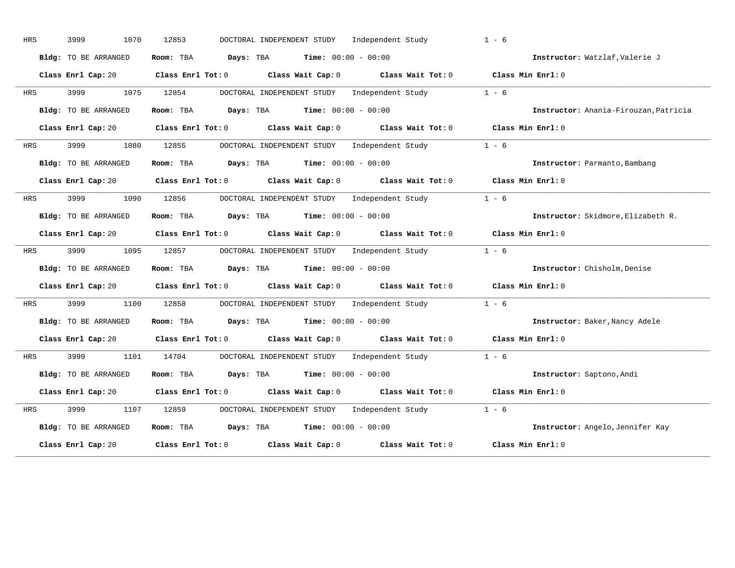HRS 3999 1070 12853 DOCTORAL INDEPENDENT STUDY Independent Study 1 - 6

**Bldg:** TO BE ARRANGED **Room:** TBA **Days:** TBA **Time:** 00:00 - 00:00 **Instructor:** Watzlaf,Valerie J

**Class Enrl Cap:** 20 **Class Enrl Tot:** 0 **Class Wait Cap:** 0 **Class Wait Tot:** 0 **Class Min Enrl:** 0

---

HRS 3999 1075 12854 DOCTORAL INDEPENDENT STUDY Independent Study 1 - 6

**Bldg:** TO BE ARRANGED **Room:** TBA **Days:** TBA **Time:** 00:00 - 00:00 **Instructor:** Anania-Firouzan,Patricia

**Class Enrl Cap:** 20 **Class Enrl Tot:** 0 **Class Wait Cap:** 0 **Class Wait Tot:** 0 **Class Min Enrl:** 0

---

HRS 3999 1080 12855 DOCTORAL INDEPENDENT STUDY Independent Study 1 - 6

**Bldg:** TO BE ARRANGED **Room:** TBA **Days:** TBA **Time:** 00:00 - 00:00 **Instructor:** Parmanto,Bambang

**Class Enrl Cap:** 20 **Class Enrl Tot:** 0 **Class Wait Cap:** 0 **Class Wait Tot:** 0 **Class Min Enrl:** 0

---

HRS 3999 1090 12856 DOCTORAL INDEPENDENT STUDY Independent Study 1 - 6

**Bldg:** TO BE ARRANGED **Room:** TBA **Days:** TBA **Time:** 00:00 - 00:00 **Instructor:** Skidmore,Elizabeth R.

**Class Enrl Cap:** 20 **Class Enrl Tot:** 0 **Class Wait Cap:** 0 **Class Wait Tot:** 0 **Class Min Enrl:** 0

---

HRS 3999 1095 12857 DOCTORAL INDEPENDENT STUDY Independent Study 1 - 6

**Bldg:** TO BE ARRANGED **Room:** TBA **Days:** TBA **Time:** 00:00 - 00:00 **Instructor:** Chisholm,Denise

**Class Enrl Cap:** 20 **Class Enrl Tot:** 0 **Class Wait Cap:** 0 **Class Wait Tot:** 0 **Class Min Enrl:** 0

---

HRS 3999 1100 12858 DOCTORAL INDEPENDENT STUDY Independent Study 1 - 6

**Bldg:** TO BE ARRANGED **Room:** TBA **Days:** TBA **Time:** 00:00 - 00:00 **Instructor:** Baker,Nancy Adele

**Class Enrl Cap:** 20 **Class Enrl Tot:** 0 **Class Wait Cap:** 0 **Class Wait Tot:** 0 **Class Min Enrl:** 0

---

HRS 3999 1101 14704 DOCTORAL INDEPENDENT STUDY Independent Study 1 - 6

**Bldg:** TO BE ARRANGED **Room:** TBA **Days:** TBA **Time:** 00:00 - 00:00 **Instructor:** Saptono,Andi

**Class Enrl Cap:** 20 **Class Enrl Tot:** 0 **Class Wait Cap:** 0 **Class Wait Tot:** 0 **Class Min Enrl:** 0

---

HRS 3999 1107 12859 DOCTORAL INDEPENDENT STUDY Independent Study 1 - 6

**Bldg:** TO BE ARRANGED **Room:** TBA **Days:** TBA **Time:** 00:00 - 00:00 **Instructor:** Angelo,Jennifer Kay

**Class Enrl Cap:** 20 **Class Enrl Tot:** 0 **Class Wait Cap:** 0 **Class Wait Tot:** 0 **Class Min Enrl:** 0

---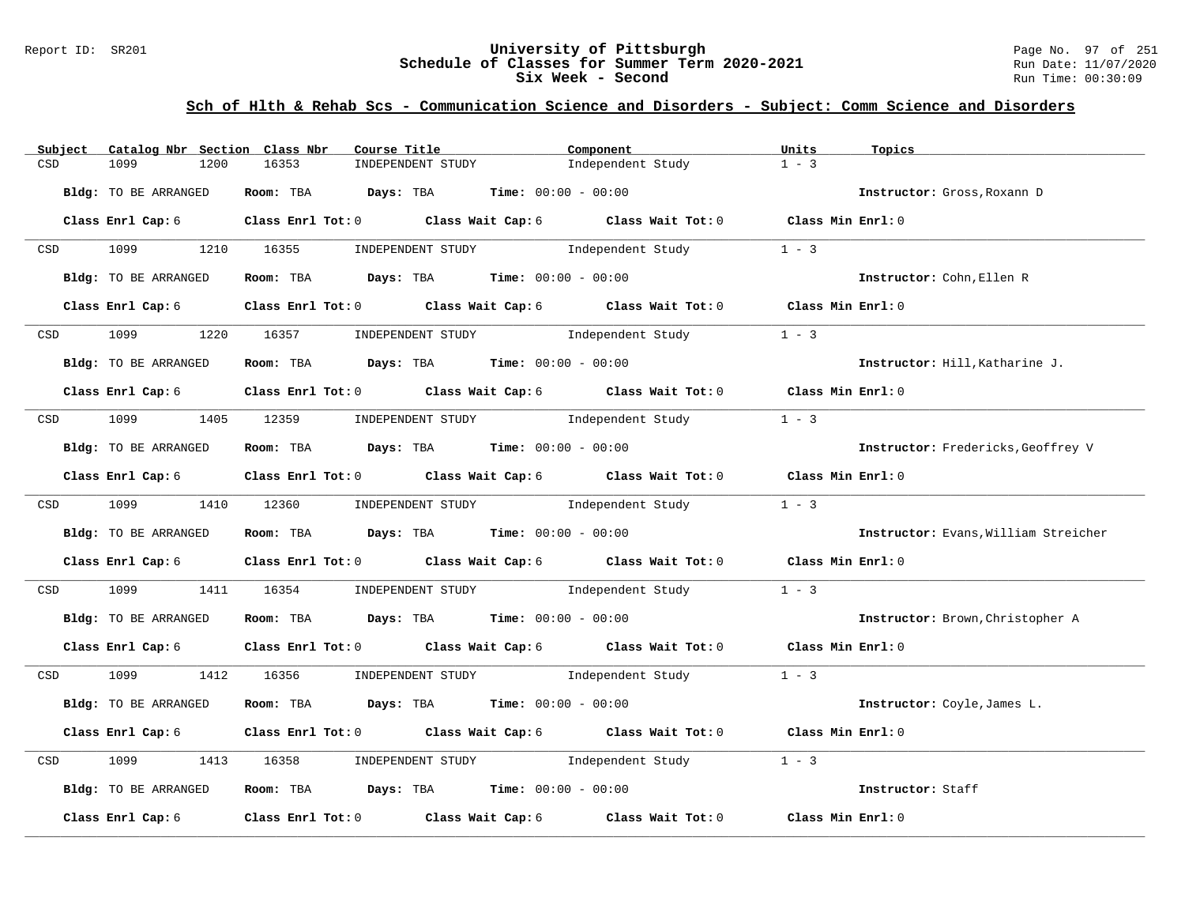# University of Pittsburgh
## Schedule of Classes for Summer Term 2020-2021
## Six Week - Second

### Sch of Hlth & Rehab Scs - Communication Science and Disorders - Subject: Comm Science and Disorders

| Subject | Catalog Nbr | Section | Class Nbr | Course Title | Component | Units | Topics |
|---|---|---|---|---|---|---|---|
| CSD | 1099 | 1200 | 16353 | INDEPENDENT STUDY | Independent Study | 1 - 3 | |

**Bldg:** TO BE ARRANGED **Room:** TBA **Days:** TBA **Time:** 00:00 - 00:00 **Instructor:** Gross,Roxann D

**Class Enrl Cap:** 6 **Class Enrl Tot:** 0 **Class Wait Cap:** 6 **Class Wait Tot:** 0 **Class Min Enrl:** 0

| Subject | Catalog Nbr | Section | Class Nbr | Course Title | Component | Units | Topics |
|---|---|---|---|---|---|---|---|
| CSD | 1099 | 1210 | 16355 | INDEPENDENT STUDY | Independent Study | 1 - 3 | |

**Bldg:** TO BE ARRANGED **Room:** TBA **Days:** TBA **Time:** 00:00 - 00:00 **Instructor:** Cohn,Ellen R

**Class Enrl Cap:** 6 **Class Enrl Tot:** 0 **Class Wait Cap:** 6 **Class Wait Tot:** 0 **Class Min Enrl:** 0

| Subject | Catalog Nbr | Section | Class Nbr | Course Title | Component | Units | Topics |
|---|---|---|---|---|---|---|---|
| CSD | 1099 | 1220 | 16357 | INDEPENDENT STUDY | Independent Study | 1 - 3 | |

**Bldg:** TO BE ARRANGED **Room:** TBA **Days:** TBA **Time:** 00:00 - 00:00 **Instructor:** Hill,Katharine J.

**Class Enrl Cap:** 6 **Class Enrl Tot:** 0 **Class Wait Cap:** 6 **Class Wait Tot:** 0 **Class Min Enrl:** 0

| Subject | Catalog Nbr | Section | Class Nbr | Course Title | Component | Units | Topics |
|---|---|---|---|---|---|---|---|
| CSD | 1099 | 1405 | 12359 | INDEPENDENT STUDY | Independent Study | 1 - 3 | |

**Bldg:** TO BE ARRANGED **Room:** TBA **Days:** TBA **Time:** 00:00 - 00:00 **Instructor:** Fredericks,Geoffrey V

**Class Enrl Cap:** 6 **Class Enrl Tot:** 0 **Class Wait Cap:** 6 **Class Wait Tot:** 0 **Class Min Enrl:** 0

| Subject | Catalog Nbr | Section | Class Nbr | Course Title | Component | Units | Topics |
|---|---|---|---|---|---|---|---|
| CSD | 1099 | 1410 | 12360 | INDEPENDENT STUDY | Independent Study | 1 - 3 | |

**Bldg:** TO BE ARRANGED **Room:** TBA **Days:** TBA **Time:** 00:00 - 00:00 **Instructor:** Evans,William Streicher

**Class Enrl Cap:** 6 **Class Enrl Tot:** 0 **Class Wait Cap:** 6 **Class Wait Tot:** 0 **Class Min Enrl:** 0

| Subject | Catalog Nbr | Section | Class Nbr | Course Title | Component | Units | Topics |
|---|---|---|---|---|---|---|---|
| CSD | 1099 | 1411 | 16354 | INDEPENDENT STUDY | Independent Study | 1 - 3 | |

**Bldg:** TO BE ARRANGED **Room:** TBA **Days:** TBA **Time:** 00:00 - 00:00 **Instructor:** Brown,Christopher A

**Class Enrl Cap:** 6 **Class Enrl Tot:** 0 **Class Wait Cap:** 6 **Class Wait Tot:** 0 **Class Min Enrl:** 0

| Subject | Catalog Nbr | Section | Class Nbr | Course Title | Component | Units | Topics |
|---|---|---|---|---|---|---|---|
| CSD | 1099 | 1412 | 16356 | INDEPENDENT STUDY | Independent Study | 1 - 3 | |

**Bldg:** TO BE ARRANGED **Room:** TBA **Days:** TBA **Time:** 00:00 - 00:00 **Instructor:** Coyle,James L.

**Class Enrl Cap:** 6 **Class Enrl Tot:** 0 **Class Wait Cap:** 6 **Class Wait Tot:** 0 **Class Min Enrl:** 0

| Subject | Catalog Nbr | Section | Class Nbr | Course Title | Component | Units | Topics |
|---|---|---|---|---|---|---|---|
| CSD | 1099 | 1413 | 16358 | INDEPENDENT STUDY | Independent Study | 1 - 3 | |

**Bldg:** TO BE ARRANGED **Room:** TBA **Days:** TBA **Time:** 00:00 - 00:00 **Instructor:** Staff

**Class Enrl Cap:** 6 **Class Enrl Tot:** 0 **Class Wait Cap:** 6 **Class Wait Tot:** 0 **Class Min Enrl:** 0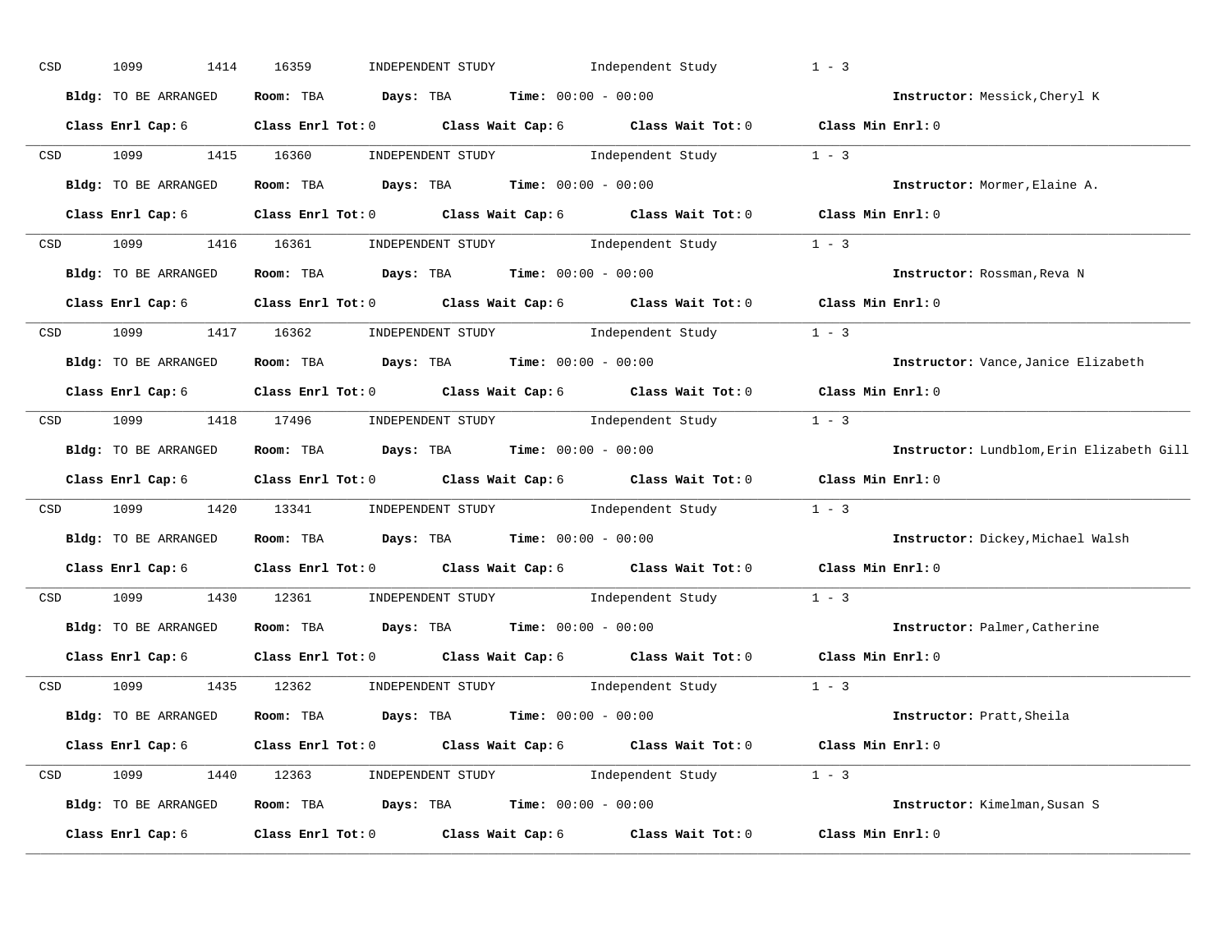CSD 1099 1414 16359 INDEPENDENT STUDY Independent Study 1 - 3

**Bldg:** TO BE ARRANGED **Room:** TBA **Days:** TBA **Time:** 00:00 - 00:00 **Instructor:** Messick,Cheryl K

**Class Enrl Cap:** 6 **Class Enrl Tot:** 0 **Class Wait Cap:** 6 **Class Wait Tot:** 0 **Class Min Enrl:** 0

---

CSD 1099 1415 16360 INDEPENDENT STUDY Independent Study 1 - 3

**Bldg:** TO BE ARRANGED **Room:** TBA **Days:** TBA **Time:** 00:00 - 00:00 **Instructor:** Mormer,Elaine A.

**Class Enrl Cap:** 6 **Class Enrl Tot:** 0 **Class Wait Cap:** 6 **Class Wait Tot:** 0 **Class Min Enrl:** 0

---

CSD 1099 1416 16361 INDEPENDENT STUDY Independent Study 1 - 3

**Bldg:** TO BE ARRANGED **Room:** TBA **Days:** TBA **Time:** 00:00 - 00:00 **Instructor:** Rossman,Reva N

**Class Enrl Cap:** 6 **Class Enrl Tot:** 0 **Class Wait Cap:** 6 **Class Wait Tot:** 0 **Class Min Enrl:** 0

---

CSD 1099 1417 16362 INDEPENDENT STUDY Independent Study 1 - 3

**Bldg:** TO BE ARRANGED **Room:** TBA **Days:** TBA **Time:** 00:00 - 00:00 **Instructor:** Vance,Janice Elizabeth

**Class Enrl Cap:** 6 **Class Enrl Tot:** 0 **Class Wait Cap:** 6 **Class Wait Tot:** 0 **Class Min Enrl:** 0

---

CSD 1099 1418 17496 INDEPENDENT STUDY Independent Study 1 - 3

**Bldg:** TO BE ARRANGED **Room:** TBA **Days:** TBA **Time:** 00:00 - 00:00 **Instructor:** Lundblom,Erin Elizabeth Gill

**Class Enrl Cap:** 6 **Class Enrl Tot:** 0 **Class Wait Cap:** 6 **Class Wait Tot:** 0 **Class Min Enrl:** 0

---

CSD 1099 1420 13341 INDEPENDENT STUDY Independent Study 1 - 3

**Bldg:** TO BE ARRANGED **Room:** TBA **Days:** TBA **Time:** 00:00 - 00:00 **Instructor:** Dickey,Michael Walsh

**Class Enrl Cap:** 6 **Class Enrl Tot:** 0 **Class Wait Cap:** 6 **Class Wait Tot:** 0 **Class Min Enrl:** 0

---

CSD 1099 1430 12361 INDEPENDENT STUDY Independent Study 1 - 3

**Bldg:** TO BE ARRANGED **Room:** TBA **Days:** TBA **Time:** 00:00 - 00:00 **Instructor:** Palmer,Catherine

**Class Enrl Cap:** 6 **Class Enrl Tot:** 0 **Class Wait Cap:** 6 **Class Wait Tot:** 0 **Class Min Enrl:** 0

---

CSD 1099 1435 12362 INDEPENDENT STUDY Independent Study 1 - 3

**Bldg:** TO BE ARRANGED **Room:** TBA **Days:** TBA **Time:** 00:00 - 00:00 **Instructor:** Pratt,Sheila

**Class Enrl Cap:** 6 **Class Enrl Tot:** 0 **Class Wait Cap:** 6 **Class Wait Tot:** 0 **Class Min Enrl:** 0

---

CSD 1099 1440 12363 INDEPENDENT STUDY Independent Study 1 - 3

**Bldg:** TO BE ARRANGED **Room:** TBA **Days:** TBA **Time:** 00:00 - 00:00 **Instructor:** Kimelman,Susan S

**Class Enrl Cap:** 6 **Class Enrl Tot:** 0 **Class Wait Cap:** 6 **Class Wait Tot:** 0 **Class Min Enrl:** 0

---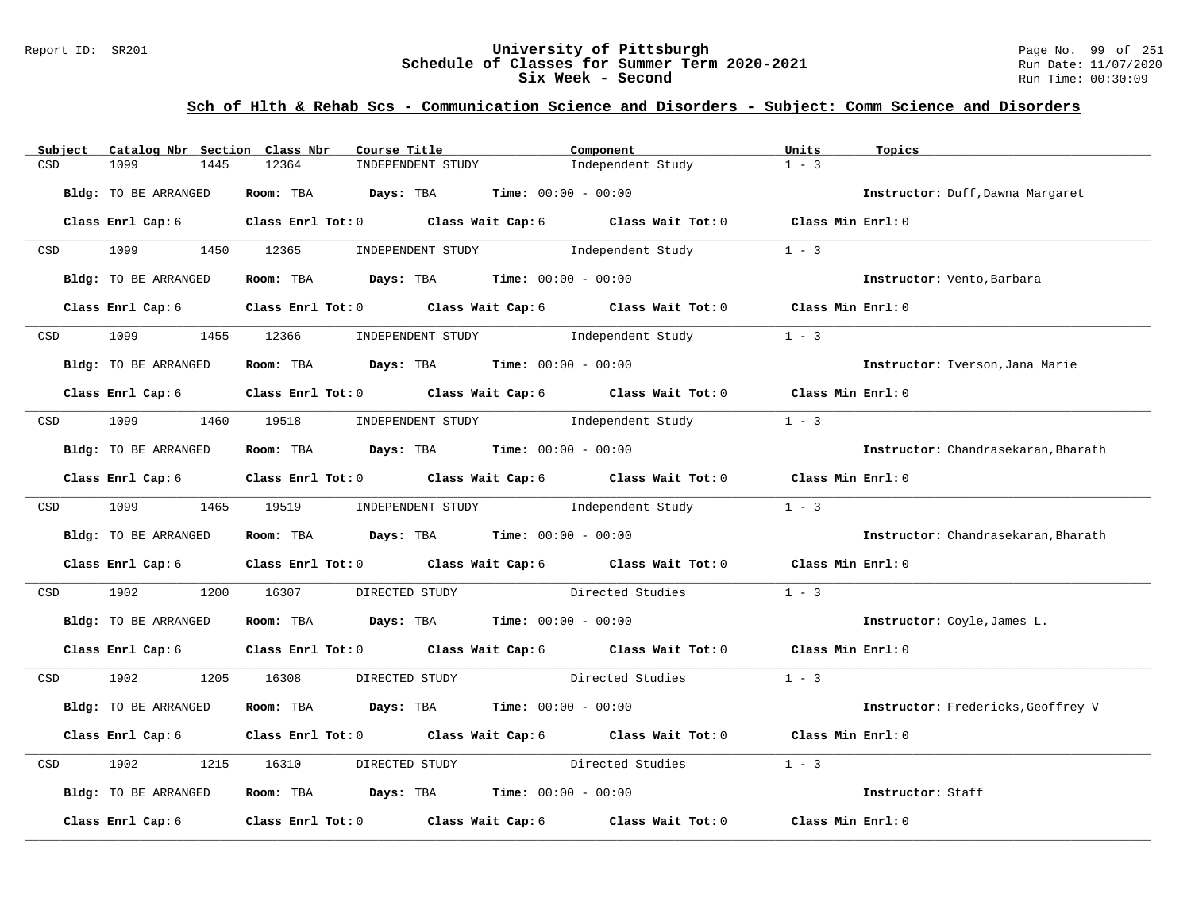# University of Pittsburgh
## Schedule of Classes for Summer Term 2020-2021
## Six Week - Second

Report ID: SR201

Run Date: 11/07/2020
Run Time: 00:30:09

### Sch of Hlth & Rehab Scs - Communication Science and Disorders - Subject: Comm Science and Disorders

| Subject | Catalog Nbr | Section | Class Nbr | Course Title | Component | Units | Topics |
|---|---|---|---|---|---|---|---|
| CSD | 1099 | 1445 | 12364 | INDEPENDENT STUDY | Independent Study | 1 - 3 | |

**Bldg:** TO BE ARRANGED **Room:** TBA **Days:** TBA **Time:** 00:00 - 00:00 **Instructor:** Duff,Dawna Margaret

**Class Enrl Cap:** 6 **Class Enrl Tot:** 0 **Class Wait Cap:** 6 **Class Wait Tot:** 0 **Class Min Enrl:** 0

| Subject | Catalog Nbr | Section | Class Nbr | Course Title | Component | Units | Topics |
|---|---|---|---|---|---|---|---|
| CSD | 1099 | 1450 | 12365 | INDEPENDENT STUDY | Independent Study | 1 - 3 | |

**Bldg:** TO BE ARRANGED **Room:** TBA **Days:** TBA **Time:** 00:00 - 00:00 **Instructor:** Vento,Barbara

**Class Enrl Cap:** 6 **Class Enrl Tot:** 0 **Class Wait Cap:** 6 **Class Wait Tot:** 0 **Class Min Enrl:** 0

| Subject | Catalog Nbr | Section | Class Nbr | Course Title | Component | Units | Topics |
|---|---|---|---|---|---|---|---|
| CSD | 1099 | 1455 | 12366 | INDEPENDENT STUDY | Independent Study | 1 - 3 | |

**Bldg:** TO BE ARRANGED **Room:** TBA **Days:** TBA **Time:** 00:00 - 00:00 **Instructor:** Iverson,Jana Marie

**Class Enrl Cap:** 6 **Class Enrl Tot:** 0 **Class Wait Cap:** 6 **Class Wait Tot:** 0 **Class Min Enrl:** 0

| Subject | Catalog Nbr | Section | Class Nbr | Course Title | Component | Units | Topics |
|---|---|---|---|---|---|---|---|
| CSD | 1099 | 1460 | 19518 | INDEPENDENT STUDY | Independent Study | 1 - 3 | |

**Bldg:** TO BE ARRANGED **Room:** TBA **Days:** TBA **Time:** 00:00 - 00:00 **Instructor:** Chandrasekaran,Bharath

**Class Enrl Cap:** 6 **Class Enrl Tot:** 0 **Class Wait Cap:** 6 **Class Wait Tot:** 0 **Class Min Enrl:** 0

| Subject | Catalog Nbr | Section | Class Nbr | Course Title | Component | Units | Topics |
|---|---|---|---|---|---|---|---|
| CSD | 1099 | 1465 | 19519 | INDEPENDENT STUDY | Independent Study | 1 - 3 | |

**Bldg:** TO BE ARRANGED **Room:** TBA **Days:** TBA **Time:** 00:00 - 00:00 **Instructor:** Chandrasekaran,Bharath

**Class Enrl Cap:** 6 **Class Enrl Tot:** 0 **Class Wait Cap:** 6 **Class Wait Tot:** 0 **Class Min Enrl:** 0

| Subject | Catalog Nbr | Section | Class Nbr | Course Title | Component | Units | Topics |
|---|---|---|---|---|---|---|---|
| CSD | 1902 | 1200 | 16307 | DIRECTED STUDY | Directed Studies | 1 - 3 | |

**Bldg:** TO BE ARRANGED **Room:** TBA **Days:** TBA **Time:** 00:00 - 00:00 **Instructor:** Coyle,James L.

**Class Enrl Cap:** 6 **Class Enrl Tot:** 0 **Class Wait Cap:** 6 **Class Wait Tot:** 0 **Class Min Enrl:** 0

| Subject | Catalog Nbr | Section | Class Nbr | Course Title | Component | Units | Topics |
|---|---|---|---|---|---|---|---|
| CSD | 1902 | 1205 | 16308 | DIRECTED STUDY | Directed Studies | 1 - 3 | |

**Bldg:** TO BE ARRANGED **Room:** TBA **Days:** TBA **Time:** 00:00 - 00:00 **Instructor:** Fredericks,Geoffrey V

**Class Enrl Cap:** 6 **Class Enrl Tot:** 0 **Class Wait Cap:** 6 **Class Wait Tot:** 0 **Class Min Enrl:** 0

| Subject | Catalog Nbr | Section | Class Nbr | Course Title | Component | Units | Topics |
|---|---|---|---|---|---|---|---|
| CSD | 1902 | 1215 | 16310 | DIRECTED STUDY | Directed Studies | 1 - 3 | |

**Bldg:** TO BE ARRANGED **Room:** TBA **Days:** TBA **Time:** 00:00 - 00:00 **Instructor:** Staff

**Class Enrl Cap:** 6 **Class Enrl Tot:** 0 **Class Wait Cap:** 6 **Class Wait Tot:** 0 **Class Min Enrl:** 0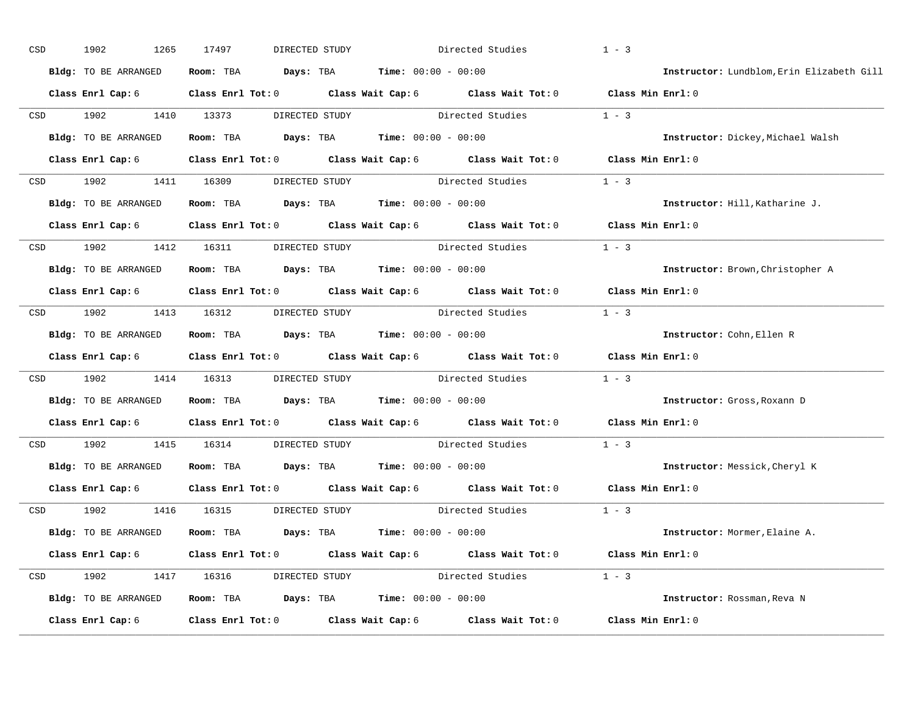CSD 1902 1265 17497 DIRECTED STUDY Directed Studies 1 - 3

**Bldg:** TO BE ARRANGED **Room:** TBA **Days:** TBA **Time:** 00:00 - 00:00 **Instructor:** Lundblom,Erin Elizabeth Gill

**Class Enrl Cap:** 6 **Class Enrl Tot:** 0 **Class Wait Cap:** 6 **Class Wait Tot:** 0 **Class Min Enrl:** 0

---

CSD 1902 1410 13373 DIRECTED STUDY Directed Studies 1 - 3

**Bldg:** TO BE ARRANGED **Room:** TBA **Days:** TBA **Time:** 00:00 - 00:00 **Instructor:** Dickey,Michael Walsh

**Class Enrl Cap:** 6 **Class Enrl Tot:** 0 **Class Wait Cap:** 6 **Class Wait Tot:** 0 **Class Min Enrl:** 0

---

CSD 1902 1411 16309 DIRECTED STUDY Directed Studies 1 - 3

**Bldg:** TO BE ARRANGED **Room:** TBA **Days:** TBA **Time:** 00:00 - 00:00 **Instructor:** Hill,Katharine J.

**Class Enrl Cap:** 6 **Class Enrl Tot:** 0 **Class Wait Cap:** 6 **Class Wait Tot:** 0 **Class Min Enrl:** 0

---

CSD 1902 1412 16311 DIRECTED STUDY Directed Studies 1 - 3

**Bldg:** TO BE ARRANGED **Room:** TBA **Days:** TBA **Time:** 00:00 - 00:00 **Instructor:** Brown,Christopher A

**Class Enrl Cap:** 6 **Class Enrl Tot:** 0 **Class Wait Cap:** 6 **Class Wait Tot:** 0 **Class Min Enrl:** 0

---

CSD 1902 1413 16312 DIRECTED STUDY Directed Studies 1 - 3

**Bldg:** TO BE ARRANGED **Room:** TBA **Days:** TBA **Time:** 00:00 - 00:00 **Instructor:** Cohn,Ellen R

**Class Enrl Cap:** 6 **Class Enrl Tot:** 0 **Class Wait Cap:** 6 **Class Wait Tot:** 0 **Class Min Enrl:** 0

---

CSD 1902 1414 16313 DIRECTED STUDY Directed Studies 1 - 3

**Bldg:** TO BE ARRANGED **Room:** TBA **Days:** TBA **Time:** 00:00 - 00:00 **Instructor:** Gross,Roxann D

**Class Enrl Cap:** 6 **Class Enrl Tot:** 0 **Class Wait Cap:** 6 **Class Wait Tot:** 0 **Class Min Enrl:** 0

---

CSD 1902 1415 16314 DIRECTED STUDY Directed Studies 1 - 3

**Bldg:** TO BE ARRANGED **Room:** TBA **Days:** TBA **Time:** 00:00 - 00:00 **Instructor:** Messick,Cheryl K

**Class Enrl Cap:** 6 **Class Enrl Tot:** 0 **Class Wait Cap:** 6 **Class Wait Tot:** 0 **Class Min Enrl:** 0

---

CSD 1902 1416 16315 DIRECTED STUDY Directed Studies 1 - 3

**Bldg:** TO BE ARRANGED **Room:** TBA **Days:** TBA **Time:** 00:00 - 00:00 **Instructor:** Mormer,Elaine A.

**Class Enrl Cap:** 6 **Class Enrl Tot:** 0 **Class Wait Cap:** 6 **Class Wait Tot:** 0 **Class Min Enrl:** 0

---

CSD 1902 1417 16316 DIRECTED STUDY Directed Studies 1 - 3

**Bldg:** TO BE ARRANGED **Room:** TBA **Days:** TBA **Time:** 00:00 - 00:00 **Instructor:** Rossman,Reva N

**Class Enrl Cap:** 6 **Class Enrl Tot:** 0 **Class Wait Cap:** 6 **Class Wait Tot:** 0 **Class Min Enrl:** 0

---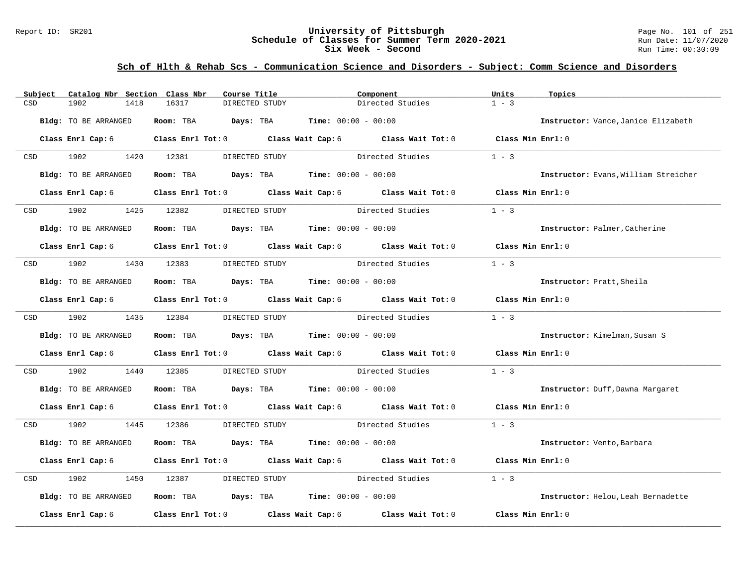University of Pittsburgh
Schedule of Classes for Summer Term 2020-2021
Six Week - Second

Report ID: SR201

Run Date: 11/07/2020
Run Time: 00:30:09

## Sch of Hlth & Rehab Scs - Communication Science and Disorders - Subject: Comm Science and Disorders

| Subject | Catalog Nbr | Section | Class Nbr | Course Title | Component | Units | Topics |
|---|---|---|---|---|---|---|---|
| CSD | 1902 | 1418 | 16317 | DIRECTED STUDY | Directed Studies | 1 - 3 | |

**Bldg:** TO BE ARRANGED **Room:** TBA **Days:** TBA **Time:** 00:00 - 00:00 **Instructor:** Vance,Janice Elizabeth

**Class Enrl Cap:** 6 **Class Enrl Tot:** 0 **Class Wait Cap:** 6 **Class Wait Tot:** 0 **Class Min Enrl:** 0

| Subject | Catalog Nbr | Section | Class Nbr | Course Title | Component | Units | Topics |
|---|---|---|---|---|---|---|---|
| CSD | 1902 | 1420 | 12381 | DIRECTED STUDY | Directed Studies | 1 - 3 | |

**Bldg:** TO BE ARRANGED **Room:** TBA **Days:** TBA **Time:** 00:00 - 00:00 **Instructor:** Evans,William Streicher

**Class Enrl Cap:** 6 **Class Enrl Tot:** 0 **Class Wait Cap:** 6 **Class Wait Tot:** 0 **Class Min Enrl:** 0

| Subject | Catalog Nbr | Section | Class Nbr | Course Title | Component | Units | Topics |
|---|---|---|---|---|---|---|---|
| CSD | 1902 | 1425 | 12382 | DIRECTED STUDY | Directed Studies | 1 - 3 | |

**Bldg:** TO BE ARRANGED **Room:** TBA **Days:** TBA **Time:** 00:00 - 00:00 **Instructor:** Palmer,Catherine

**Class Enrl Cap:** 6 **Class Enrl Tot:** 0 **Class Wait Cap:** 6 **Class Wait Tot:** 0 **Class Min Enrl:** 0

| Subject | Catalog Nbr | Section | Class Nbr | Course Title | Component | Units | Topics |
|---|---|---|---|---|---|---|---|
| CSD | 1902 | 1430 | 12383 | DIRECTED STUDY | Directed Studies | 1 - 3 | |

**Bldg:** TO BE ARRANGED **Room:** TBA **Days:** TBA **Time:** 00:00 - 00:00 **Instructor:** Pratt,Sheila

**Class Enrl Cap:** 6 **Class Enrl Tot:** 0 **Class Wait Cap:** 6 **Class Wait Tot:** 0 **Class Min Enrl:** 0

| Subject | Catalog Nbr | Section | Class Nbr | Course Title | Component | Units | Topics |
|---|---|---|---|---|---|---|---|
| CSD | 1902 | 1435 | 12384 | DIRECTED STUDY | Directed Studies | 1 - 3 | |

**Bldg:** TO BE ARRANGED **Room:** TBA **Days:** TBA **Time:** 00:00 - 00:00 **Instructor:** Kimelman,Susan S

**Class Enrl Cap:** 6 **Class Enrl Tot:** 0 **Class Wait Cap:** 6 **Class Wait Tot:** 0 **Class Min Enrl:** 0

| Subject | Catalog Nbr | Section | Class Nbr | Course Title | Component | Units | Topics |
|---|---|---|---|---|---|---|---|
| CSD | 1902 | 1440 | 12385 | DIRECTED STUDY | Directed Studies | 1 - 3 | |

**Bldg:** TO BE ARRANGED **Room:** TBA **Days:** TBA **Time:** 00:00 - 00:00 **Instructor:** Duff,Dawna Margaret

**Class Enrl Cap:** 6 **Class Enrl Tot:** 0 **Class Wait Cap:** 6 **Class Wait Tot:** 0 **Class Min Enrl:** 0

| Subject | Catalog Nbr | Section | Class Nbr | Course Title | Component | Units | Topics |
|---|---|---|---|---|---|---|---|
| CSD | 1902 | 1445 | 12386 | DIRECTED STUDY | Directed Studies | 1 - 3 | |

**Bldg:** TO BE ARRANGED **Room:** TBA **Days:** TBA **Time:** 00:00 - 00:00 **Instructor:** Vento,Barbara

**Class Enrl Cap:** 6 **Class Enrl Tot:** 0 **Class Wait Cap:** 6 **Class Wait Tot:** 0 **Class Min Enrl:** 0

| Subject | Catalog Nbr | Section | Class Nbr | Course Title | Component | Units | Topics |
|---|---|---|---|---|---|---|---|
| CSD | 1902 | 1450 | 12387 | DIRECTED STUDY | Directed Studies | 1 - 3 | |

**Bldg:** TO BE ARRANGED **Room:** TBA **Days:** TBA **Time:** 00:00 - 00:00 **Instructor:** Helou,Leah Bernadette

**Class Enrl Cap:** 6 **Class Enrl Tot:** 0 **Class Wait Cap:** 6 **Class Wait Tot:** 0 **Class Min Enrl:** 0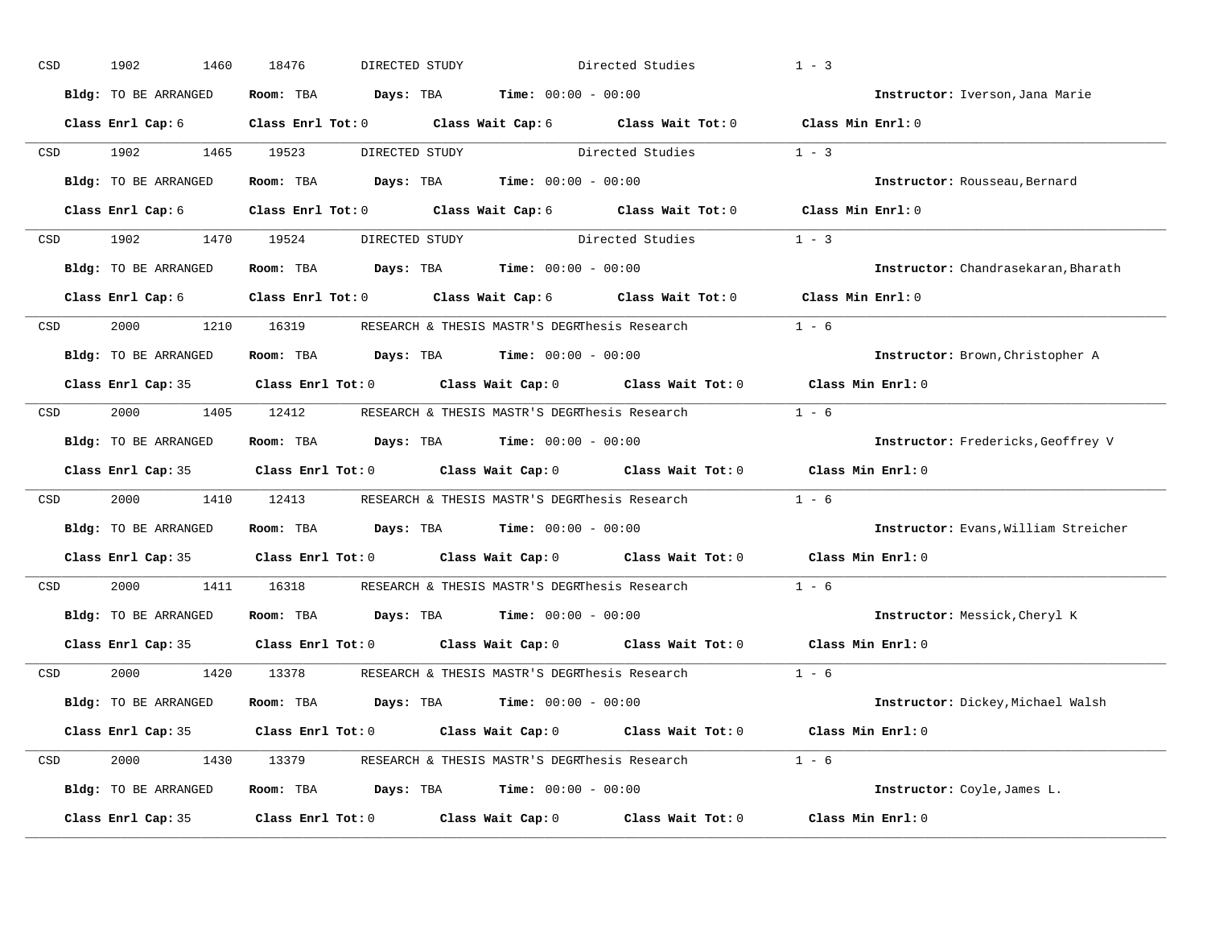CSD 1902 1460 18476 DIRECTED STUDY Directed Studies 1 - 3

**Bldg:** TO BE ARRANGED **Room:** TBA **Days:** TBA **Time:** 00:00 - 00:00 **Instructor:** Iverson,Jana Marie

**Class Enrl Cap:** 6 **Class Enrl Tot:** 0 **Class Wait Cap:** 6 **Class Wait Tot:** 0 **Class Min Enrl:** 0

---

CSD 1902 1465 19523 DIRECTED STUDY Directed Studies 1 - 3

**Bldg:** TO BE ARRANGED **Room:** TBA **Days:** TBA **Time:** 00:00 - 00:00 **Instructor:** Rousseau,Bernard

**Class Enrl Cap:** 6 **Class Enrl Tot:** 0 **Class Wait Cap:** 6 **Class Wait Tot:** 0 **Class Min Enrl:** 0

---

CSD 1902 1470 19524 DIRECTED STUDY Directed Studies 1 - 3

**Bldg:** TO BE ARRANGED **Room:** TBA **Days:** TBA **Time:** 00:00 - 00:00 **Instructor:** Chandrasekaran,Bharath

**Class Enrl Cap:** 6 **Class Enrl Tot:** 0 **Class Wait Cap:** 6 **Class Wait Tot:** 0 **Class Min Enrl:** 0

---

CSD 2000 1210 16319 RESEARCH & THESIS MASTR'S DEGRThesis Research 1 - 6

**Bldg:** TO BE ARRANGED **Room:** TBA **Days:** TBA **Time:** 00:00 - 00:00 **Instructor:** Brown,Christopher A

**Class Enrl Cap:** 35 **Class Enrl Tot:** 0 **Class Wait Cap:** 0 **Class Wait Tot:** 0 **Class Min Enrl:** 0

---

CSD 2000 1405 12412 RESEARCH & THESIS MASTR'S DEGRThesis Research 1 - 6

**Bldg:** TO BE ARRANGED **Room:** TBA **Days:** TBA **Time:** 00:00 - 00:00 **Instructor:** Fredericks,Geoffrey V

**Class Enrl Cap:** 35 **Class Enrl Tot:** 0 **Class Wait Cap:** 0 **Class Wait Tot:** 0 **Class Min Enrl:** 0

---

CSD 2000 1410 12413 RESEARCH & THESIS MASTR'S DEGRThesis Research 1 - 6

**Bldg:** TO BE ARRANGED **Room:** TBA **Days:** TBA **Time:** 00:00 - 00:00 **Instructor:** Evans,William Streicher

**Class Enrl Cap:** 35 **Class Enrl Tot:** 0 **Class Wait Cap:** 0 **Class Wait Tot:** 0 **Class Min Enrl:** 0

---

CSD 2000 1411 16318 RESEARCH & THESIS MASTR'S DEGRThesis Research 1 - 6

**Bldg:** TO BE ARRANGED **Room:** TBA **Days:** TBA **Time:** 00:00 - 00:00 **Instructor:** Messick,Cheryl K

**Class Enrl Cap:** 35 **Class Enrl Tot:** 0 **Class Wait Cap:** 0 **Class Wait Tot:** 0 **Class Min Enrl:** 0

---

CSD 2000 1420 13378 RESEARCH & THESIS MASTR'S DEGRThesis Research 1 - 6

**Bldg:** TO BE ARRANGED **Room:** TBA **Days:** TBA **Time:** 00:00 - 00:00 **Instructor:** Dickey,Michael Walsh

**Class Enrl Cap:** 35 **Class Enrl Tot:** 0 **Class Wait Cap:** 0 **Class Wait Tot:** 0 **Class Min Enrl:** 0

---

CSD 2000 1430 13379 RESEARCH & THESIS MASTR'S DEGRThesis Research 1 - 6

**Bldg:** TO BE ARRANGED **Room:** TBA **Days:** TBA **Time:** 00:00 - 00:00 **Instructor:** Coyle,James L.

**Class Enrl Cap:** 35 **Class Enrl Tot:** 0 **Class Wait Cap:** 0 **Class Wait Tot:** 0 **Class Min Enrl:** 0

---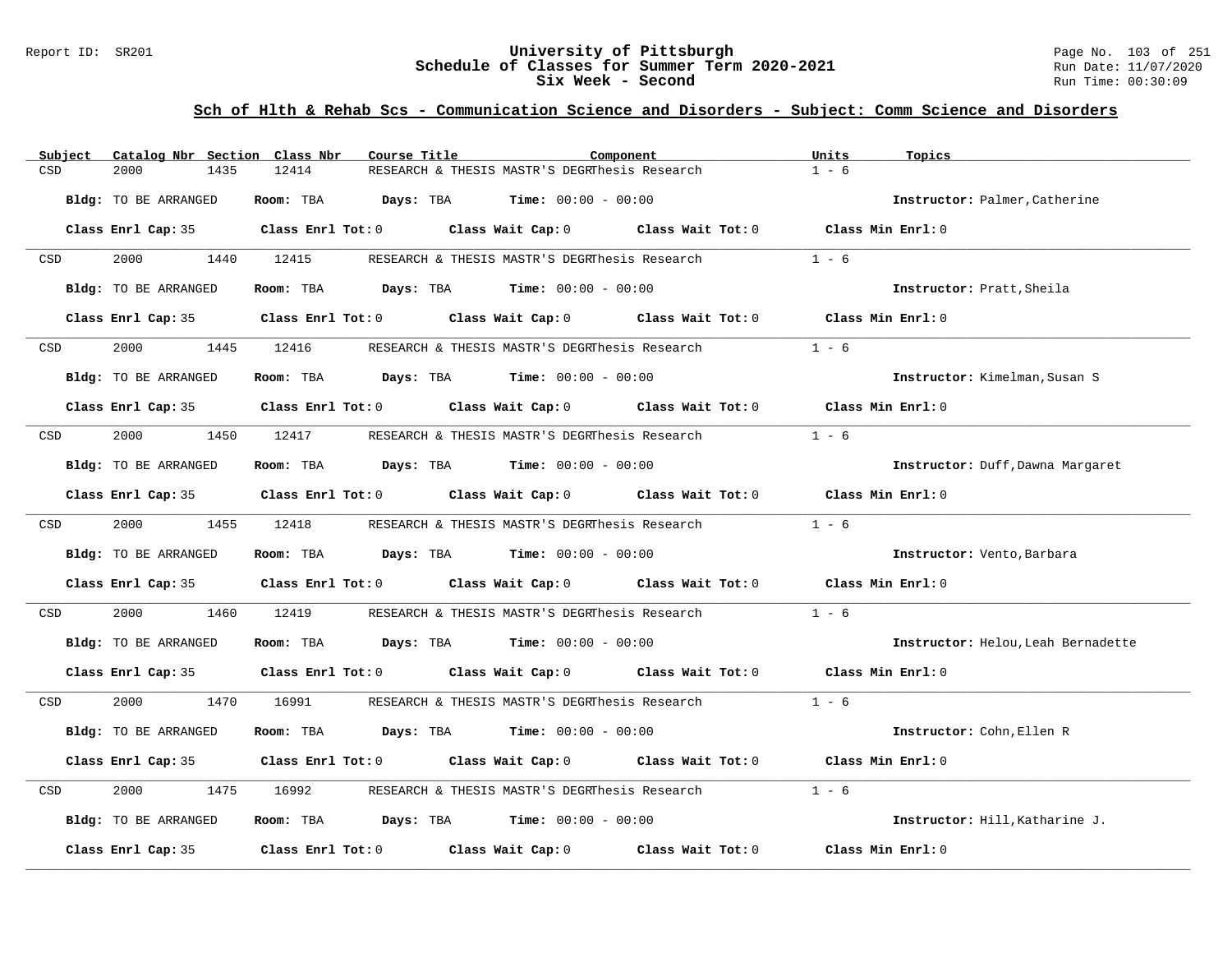# University of Pittsburgh
## Schedule of Classes for Summer Term 2020-2021
## Six Week - Second

Report ID: SR201

Run Date: 11/07/2020
Run Time: 00:30:09

### Sch of Hlth & Rehab Scs - Communication Science and Disorders - Subject: Comm Science and Disorders

| Subject | Catalog Nbr | Section | Class Nbr | Course Title | Component | Units | Topics |
|---|---|---|---|---|---|---|---|
| CSD | 2000 | 1435 | 12414 | RESEARCH & THESIS MASTR'S DEGR | Thesis Research | 1 - 6 | |

**Bldg:** TO BE ARRANGED **Room:** TBA **Days:** TBA **Time:** 00:00 - 00:00 **Instructor:** Palmer,Catherine

**Class Enrl Cap:** 35 **Class Enrl Tot:** 0 **Class Wait Cap:** 0 **Class Wait Tot:** 0 **Class Min Enrl:** 0

| Subject | Catalog Nbr | Section | Class Nbr | Course Title | Component | Units | Topics |
|---|---|---|---|---|---|---|---|
| CSD | 2000 | 1440 | 12415 | RESEARCH & THESIS MASTR'S DEGR | Thesis Research | 1 - 6 | |

**Bldg:** TO BE ARRANGED **Room:** TBA **Days:** TBA **Time:** 00:00 - 00:00 **Instructor:** Pratt,Sheila

**Class Enrl Cap:** 35 **Class Enrl Tot:** 0 **Class Wait Cap:** 0 **Class Wait Tot:** 0 **Class Min Enrl:** 0

| Subject | Catalog Nbr | Section | Class Nbr | Course Title | Component | Units | Topics |
|---|---|---|---|---|---|---|---|
| CSD | 2000 | 1445 | 12416 | RESEARCH & THESIS MASTR'S DEGR | Thesis Research | 1 - 6 | |

**Bldg:** TO BE ARRANGED **Room:** TBA **Days:** TBA **Time:** 00:00 - 00:00 **Instructor:** Kimelman,Susan S

**Class Enrl Cap:** 35 **Class Enrl Tot:** 0 **Class Wait Cap:** 0 **Class Wait Tot:** 0 **Class Min Enrl:** 0

| Subject | Catalog Nbr | Section | Class Nbr | Course Title | Component | Units | Topics |
|---|---|---|---|---|---|---|---|
| CSD | 2000 | 1450 | 12417 | RESEARCH & THESIS MASTR'S DEGR | Thesis Research | 1 - 6 | |

**Bldg:** TO BE ARRANGED **Room:** TBA **Days:** TBA **Time:** 00:00 - 00:00 **Instructor:** Duff,Dawna Margaret

**Class Enrl Cap:** 35 **Class Enrl Tot:** 0 **Class Wait Cap:** 0 **Class Wait Tot:** 0 **Class Min Enrl:** 0

| Subject | Catalog Nbr | Section | Class Nbr | Course Title | Component | Units | Topics |
|---|---|---|---|---|---|---|---|
| CSD | 2000 | 1455 | 12418 | RESEARCH & THESIS MASTR'S DEGR | Thesis Research | 1 - 6 | |

**Bldg:** TO BE ARRANGED **Room:** TBA **Days:** TBA **Time:** 00:00 - 00:00 **Instructor:** Vento,Barbara

**Class Enrl Cap:** 35 **Class Enrl Tot:** 0 **Class Wait Cap:** 0 **Class Wait Tot:** 0 **Class Min Enrl:** 0

| Subject | Catalog Nbr | Section | Class Nbr | Course Title | Component | Units | Topics |
|---|---|---|---|---|---|---|---|
| CSD | 2000 | 1460 | 12419 | RESEARCH & THESIS MASTR'S DEGR | Thesis Research | 1 - 6 | |

**Bldg:** TO BE ARRANGED **Room:** TBA **Days:** TBA **Time:** 00:00 - 00:00 **Instructor:** Helou,Leah Bernadette

**Class Enrl Cap:** 35 **Class Enrl Tot:** 0 **Class Wait Cap:** 0 **Class Wait Tot:** 0 **Class Min Enrl:** 0

| Subject | Catalog Nbr | Section | Class Nbr | Course Title | Component | Units | Topics |
|---|---|---|---|---|---|---|---|
| CSD | 2000 | 1470 | 16991 | RESEARCH & THESIS MASTR'S DEGR | Thesis Research | 1 - 6 | |

**Bldg:** TO BE ARRANGED **Room:** TBA **Days:** TBA **Time:** 00:00 - 00:00 **Instructor:** Cohn,Ellen R

**Class Enrl Cap:** 35 **Class Enrl Tot:** 0 **Class Wait Cap:** 0 **Class Wait Tot:** 0 **Class Min Enrl:** 0

| Subject | Catalog Nbr | Section | Class Nbr | Course Title | Component | Units | Topics |
|---|---|---|---|---|---|---|---|
| CSD | 2000 | 1475 | 16992 | RESEARCH & THESIS MASTR'S DEGR | Thesis Research | 1 - 6 | |

**Bldg:** TO BE ARRANGED **Room:** TBA **Days:** TBA **Time:** 00:00 - 00:00 **Instructor:** Hill,Katharine J.

**Class Enrl Cap:** 35 **Class Enrl Tot:** 0 **Class Wait Cap:** 0 **Class Wait Tot:** 0 **Class Min Enrl:** 0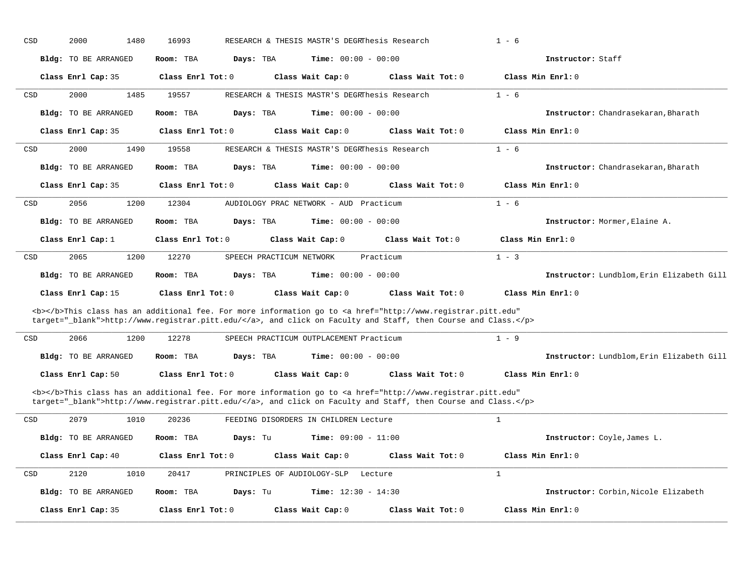CSD 2000 1480 16993 RESEARCH & THESIS MASTR'S DEGR Thesis Research 1 - 6

**Bldg:** TO BE ARRANGED **Room:** TBA **Days:** TBA **Time:** 00:00 - 00:00 **Instructor:** Staff

**Class Enrl Cap:** 35 **Class Enrl Tot:** 0 **Class Wait Cap:** 0 **Class Wait Tot:** 0 **Class Min Enrl:** 0

---

CSD 2000 1485 19557 RESEARCH & THESIS MASTR'S DEGR Thesis Research 1 - 6

**Bldg:** TO BE ARRANGED **Room:** TBA **Days:** TBA **Time:** 00:00 - 00:00 **Instructor:** Chandrasekaran,Bharath

**Class Enrl Cap:** 35 **Class Enrl Tot:** 0 **Class Wait Cap:** 0 **Class Wait Tot:** 0 **Class Min Enrl:** 0

---

CSD 2000 1490 19558 RESEARCH & THESIS MASTR'S DEGR Thesis Research 1 - 6

**Bldg:** TO BE ARRANGED **Room:** TBA **Days:** TBA **Time:** 00:00 - 00:00 **Instructor:** Chandrasekaran,Bharath

**Class Enrl Cap:** 35 **Class Enrl Tot:** 0 **Class Wait Cap:** 0 **Class Wait Tot:** 0 **Class Min Enrl:** 0

---

CSD 2056 1200 12304 AUDIOLOGY PRAC NETWORK - AUD Practicum 1 - 6

**Bldg:** TO BE ARRANGED **Room:** TBA **Days:** TBA **Time:** 00:00 - 00:00 **Instructor:** Mormer,Elaine A.

**Class Enrl Cap:** 1 **Class Enrl Tot:** 0 **Class Wait Cap:** 0 **Class Wait Tot:** 0 **Class Min Enrl:** 0

---

CSD 2065 1200 12270 SPEECH PRACTICUM NETWORK Practicum 1 - 3

**Bldg:** TO BE ARRANGED **Room:** TBA **Days:** TBA **Time:** 00:00 - 00:00 **Instructor:** Lundblom,Erin Elizabeth Gill

**Class Enrl Cap:** 15 **Class Enrl Tot:** 0 **Class Wait Cap:** 0 **Class Wait Tot:** 0 **Class Min Enrl:** 0

<b></b>This class has an additional fee. For more information go to <a href="http://www.registrar.pitt.edu" target="_blank">http://www.registrar.pitt.edu/</a>, and click on Faculty and Staff, then Course and Class.</p>

---

CSD 2066 1200 12278 SPEECH PRACTICUM OUTPLACEMENT Practicum 1 - 9

**Bldg:** TO BE ARRANGED **Room:** TBA **Days:** TBA **Time:** 00:00 - 00:00 **Instructor:** Lundblom,Erin Elizabeth Gill

**Class Enrl Cap:** 50 **Class Enrl Tot:** 0 **Class Wait Cap:** 0 **Class Wait Tot:** 0 **Class Min Enrl:** 0

<b></b>This class has an additional fee. For more information go to <a href="http://www.registrar.pitt.edu" target="_blank">http://www.registrar.pitt.edu/</a>, and click on Faculty and Staff, then Course and Class.</p>

---

CSD 2079 1010 20236 FEEDING DISORDERS IN CHILDREN Lecture 1

**Bldg:** TO BE ARRANGED **Room:** TBA **Days:** Tu **Time:** 09:00 - 11:00 **Instructor:** Coyle,James L.

**Class Enrl Cap:** 40 **Class Enrl Tot:** 0 **Class Wait Cap:** 0 **Class Wait Tot:** 0 **Class Min Enrl:** 0

---

CSD 2120 1010 20417 PRINCIPLES OF AUDIOLOGY-SLP Lecture 1

**Bldg:** TO BE ARRANGED **Room:** TBA **Days:** Tu **Time:** 12:30 - 14:30 **Instructor:** Corbin,Nicole Elizabeth

**Class Enrl Cap:** 35 **Class Enrl Tot:** 0 **Class Wait Cap:** 0 **Class Wait Tot:** 0 **Class Min Enrl:** 0

---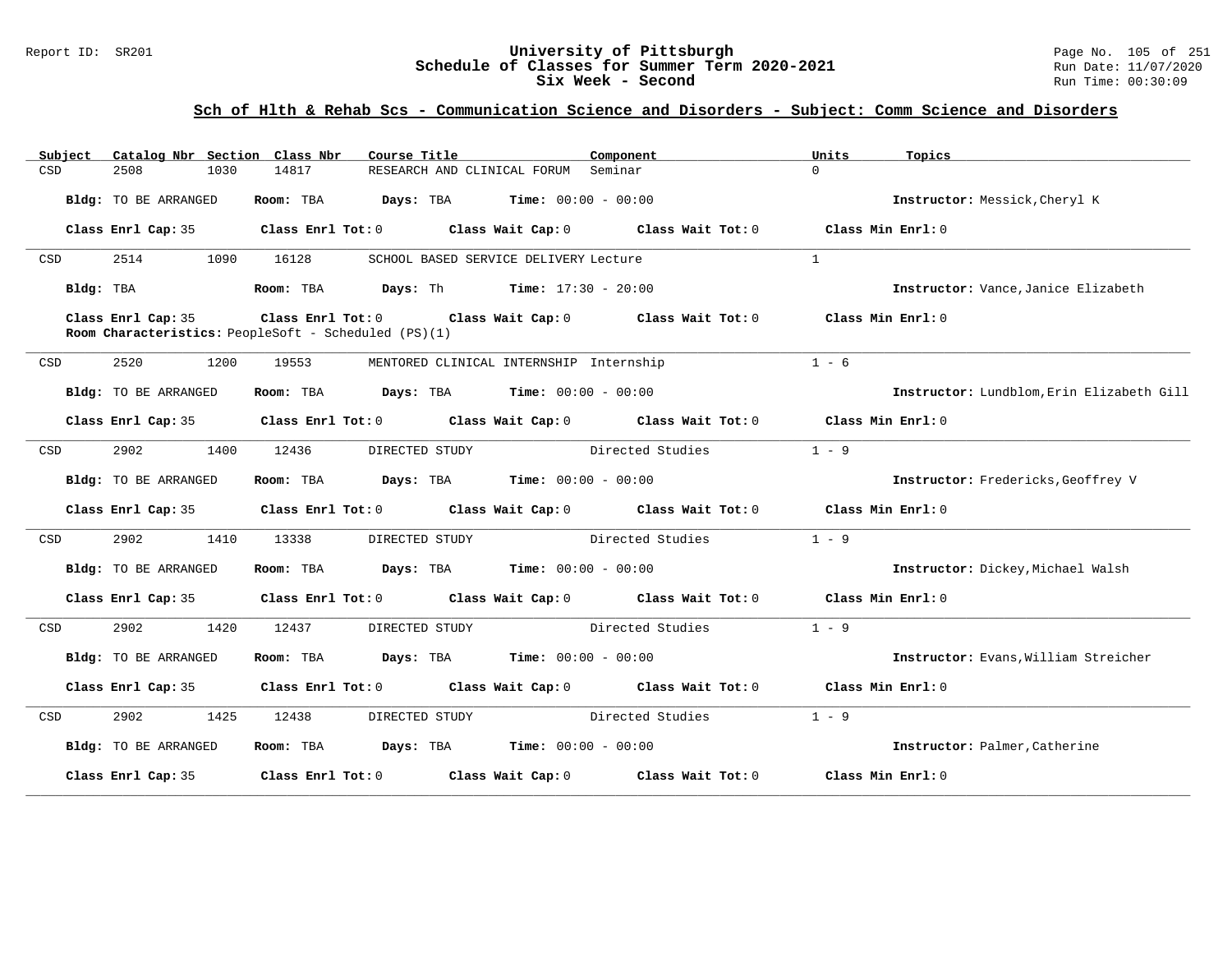## Sch of Hlth & Rehab Scs - Communication Science and Disorders - Subject: Comm Science and Disorders

| Subject | Catalog Nbr | Section | Class Nbr | Course Title | Component | Units | Topics |
|---|---|---|---|---|---|---|---|
| CSD | 2508 | 1030 | 14817 | RESEARCH AND CLINICAL FORUM | Seminar | 0 | |

**Bldg:** TO BE ARRANGED **Room:** TBA **Days:** TBA **Time:** 00:00 - 00:00 **Instructor:** Messick,Cheryl K

**Class Enrl Cap:** 35 **Class Enrl Tot:** 0 **Class Wait Cap:** 0 **Class Wait Tot:** 0 **Class Min Enrl:** 0

---

| Subject | Catalog Nbr | Section | Class Nbr | Course Title | Component | Units | Topics |
|---|---|---|---|---|---|---|---|
| CSD | 2514 | 1090 | 16128 | SCHOOL BASED SERVICE DELIVERY | Lecture | 1 | |

**Bldg:** TBA **Room:** TBA **Days:** Th **Time:** 17:30 - 20:00 **Instructor:** Vance,Janice Elizabeth

**Class Enrl Cap:** 35 **Class Enrl Tot:** 0 **Class Wait Cap:** 0 **Class Wait Tot:** 0 **Class Min Enrl:** 0

**Room Characteristics:** PeopleSoft - Scheduled (PS)(1)

---

| Subject | Catalog Nbr | Section | Class Nbr | Course Title | Component | Units | Topics |
|---|---|---|---|---|---|---|---|
| CSD | 2520 | 1200 | 19553 | MENTORED CLINICAL INTERNSHIP | Internship | 1 - 6 | |

**Bldg:** TO BE ARRANGED **Room:** TBA **Days:** TBA **Time:** 00:00 - 00:00 **Instructor:** Lundblom,Erin Elizabeth Gill

**Class Enrl Cap:** 35 **Class Enrl Tot:** 0 **Class Wait Cap:** 0 **Class Wait Tot:** 0 **Class Min Enrl:** 0

---

| Subject | Catalog Nbr | Section | Class Nbr | Course Title | Component | Units | Topics |
|---|---|---|---|---|---|---|---|
| CSD | 2902 | 1400 | 12436 | DIRECTED STUDY | Directed Studies | 1 - 9 | |

**Bldg:** TO BE ARRANGED **Room:** TBA **Days:** TBA **Time:** 00:00 - 00:00 **Instructor:** Fredericks,Geoffrey V

**Class Enrl Cap:** 35 **Class Enrl Tot:** 0 **Class Wait Cap:** 0 **Class Wait Tot:** 0 **Class Min Enrl:** 0

---

| Subject | Catalog Nbr | Section | Class Nbr | Course Title | Component | Units | Topics |
|---|---|---|---|---|---|---|---|
| CSD | 2902 | 1410 | 13338 | DIRECTED STUDY | Directed Studies | 1 - 9 | |

**Bldg:** TO BE ARRANGED **Room:** TBA **Days:** TBA **Time:** 00:00 - 00:00 **Instructor:** Dickey,Michael Walsh

**Class Enrl Cap:** 35 **Class Enrl Tot:** 0 **Class Wait Cap:** 0 **Class Wait Tot:** 0 **Class Min Enrl:** 0

---

| Subject | Catalog Nbr | Section | Class Nbr | Course Title | Component | Units | Topics |
|---|---|---|---|---|---|---|---|
| CSD | 2902 | 1420 | 12437 | DIRECTED STUDY | Directed Studies | 1 - 9 | |

**Bldg:** TO BE ARRANGED **Room:** TBA **Days:** TBA **Time:** 00:00 - 00:00 **Instructor:** Evans,William Streicher

**Class Enrl Cap:** 35 **Class Enrl Tot:** 0 **Class Wait Cap:** 0 **Class Wait Tot:** 0 **Class Min Enrl:** 0

---

| Subject | Catalog Nbr | Section | Class Nbr | Course Title | Component | Units | Topics |
|---|---|---|---|---|---|---|---|
| CSD | 2902 | 1425 | 12438 | DIRECTED STUDY | Directed Studies | 1 - 9 | |

**Bldg:** TO BE ARRANGED **Room:** TBA **Days:** TBA **Time:** 00:00 - 00:00 **Instructor:** Palmer,Catherine

**Class Enrl Cap:** 35 **Class Enrl Tot:** 0 **Class Wait Cap:** 0 **Class Wait Tot:** 0 **Class Min Enrl:** 0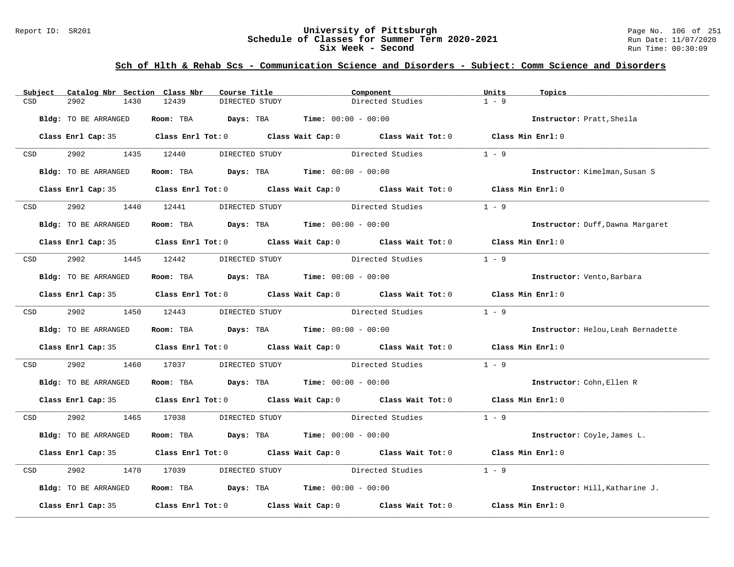## Sch of Hlth & Rehab Scs - Communication Science and Disorders - Subject: Comm Science and Disorders

| Subject | Catalog Nbr | Section | Class Nbr | Course Title | Component | Units | Topics |
|---|---|---|---|---|---|---|---|
| CSD | 2902 | 1430 | 12439 | DIRECTED STUDY | Directed Studies | 1 - 9 | |

**Bldg:** TO BE ARRANGED **Room:** TBA **Days:** TBA **Time:** 00:00 - 00:00 **Instructor:** Pratt,Sheila

**Class Enrl Cap:** 35 **Class Enrl Tot:** 0 **Class Wait Cap:** 0 **Class Wait Tot:** 0 **Class Min Enrl:** 0

| Subject | Catalog Nbr | Section | Class Nbr | Course Title | Component | Units | Topics |
|---|---|---|---|---|---|---|---|
| CSD | 2902 | 1435 | 12440 | DIRECTED STUDY | Directed Studies | 1 - 9 | |

**Bldg:** TO BE ARRANGED **Room:** TBA **Days:** TBA **Time:** 00:00 - 00:00 **Instructor:** Kimelman,Susan S

**Class Enrl Cap:** 35 **Class Enrl Tot:** 0 **Class Wait Cap:** 0 **Class Wait Tot:** 0 **Class Min Enrl:** 0

| Subject | Catalog Nbr | Section | Class Nbr | Course Title | Component | Units | Topics |
|---|---|---|---|---|---|---|---|
| CSD | 2902 | 1440 | 12441 | DIRECTED STUDY | Directed Studies | 1 - 9 | |

**Bldg:** TO BE ARRANGED **Room:** TBA **Days:** TBA **Time:** 00:00 - 00:00 **Instructor:** Duff,Dawna Margaret

**Class Enrl Cap:** 35 **Class Enrl Tot:** 0 **Class Wait Cap:** 0 **Class Wait Tot:** 0 **Class Min Enrl:** 0

| Subject | Catalog Nbr | Section | Class Nbr | Course Title | Component | Units | Topics |
|---|---|---|---|---|---|---|---|
| CSD | 2902 | 1445 | 12442 | DIRECTED STUDY | Directed Studies | 1 - 9 | |

**Bldg:** TO BE ARRANGED **Room:** TBA **Days:** TBA **Time:** 00:00 - 00:00 **Instructor:** Vento,Barbara

**Class Enrl Cap:** 35 **Class Enrl Tot:** 0 **Class Wait Cap:** 0 **Class Wait Tot:** 0 **Class Min Enrl:** 0

| Subject | Catalog Nbr | Section | Class Nbr | Course Title | Component | Units | Topics |
|---|---|---|---|---|---|---|---|
| CSD | 2902 | 1450 | 12443 | DIRECTED STUDY | Directed Studies | 1 - 9 | |

**Bldg:** TO BE ARRANGED **Room:** TBA **Days:** TBA **Time:** 00:00 - 00:00 **Instructor:** Helou,Leah Bernadette

**Class Enrl Cap:** 35 **Class Enrl Tot:** 0 **Class Wait Cap:** 0 **Class Wait Tot:** 0 **Class Min Enrl:** 0

| Subject | Catalog Nbr | Section | Class Nbr | Course Title | Component | Units | Topics |
|---|---|---|---|---|---|---|---|
| CSD | 2902 | 1460 | 17037 | DIRECTED STUDY | Directed Studies | 1 - 9 | |

**Bldg:** TO BE ARRANGED **Room:** TBA **Days:** TBA **Time:** 00:00 - 00:00 **Instructor:** Cohn,Ellen R

**Class Enrl Cap:** 35 **Class Enrl Tot:** 0 **Class Wait Cap:** 0 **Class Wait Tot:** 0 **Class Min Enrl:** 0

| Subject | Catalog Nbr | Section | Class Nbr | Course Title | Component | Units | Topics |
|---|---|---|---|---|---|---|---|
| CSD | 2902 | 1465 | 17038 | DIRECTED STUDY | Directed Studies | 1 - 9 | |

**Bldg:** TO BE ARRANGED **Room:** TBA **Days:** TBA **Time:** 00:00 - 00:00 **Instructor:** Coyle,James L.

**Class Enrl Cap:** 35 **Class Enrl Tot:** 0 **Class Wait Cap:** 0 **Class Wait Tot:** 0 **Class Min Enrl:** 0

| Subject | Catalog Nbr | Section | Class Nbr | Course Title | Component | Units | Topics |
|---|---|---|---|---|---|---|---|
| CSD | 2902 | 1470 | 17039 | DIRECTED STUDY | Directed Studies | 1 - 9 | |

**Bldg:** TO BE ARRANGED **Room:** TBA **Days:** TBA **Time:** 00:00 - 00:00 **Instructor:** Hill,Katharine J.

**Class Enrl Cap:** 35 **Class Enrl Tot:** 0 **Class Wait Cap:** 0 **Class Wait Tot:** 0 **Class Min Enrl:** 0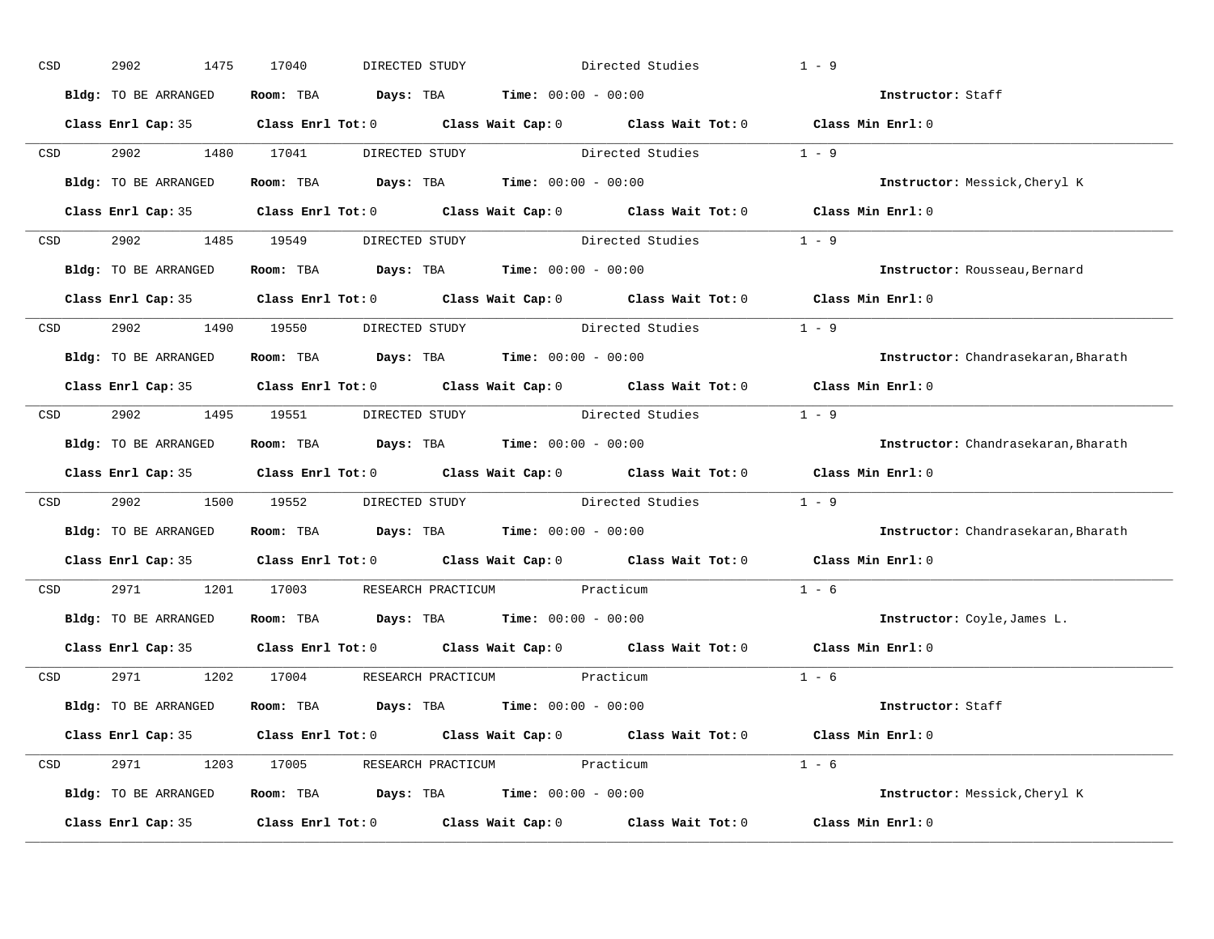CSD 2902 1475 17040 DIRECTED STUDY Directed Studies 1 - 9

**Bldg:** TO BE ARRANGED **Room:** TBA **Days:** TBA **Time:** 00:00 - 00:00 **Instructor:** Staff

**Class Enrl Cap:** 35 **Class Enrl Tot:** 0 **Class Wait Cap:** 0 **Class Wait Tot:** 0 **Class Min Enrl:** 0

---

CSD 2902 1480 17041 DIRECTED STUDY Directed Studies 1 - 9

**Bldg:** TO BE ARRANGED **Room:** TBA **Days:** TBA **Time:** 00:00 - 00:00 **Instructor:** Messick,Cheryl K

**Class Enrl Cap:** 35 **Class Enrl Tot:** 0 **Class Wait Cap:** 0 **Class Wait Tot:** 0 **Class Min Enrl:** 0

---

CSD 2902 1485 19549 DIRECTED STUDY Directed Studies 1 - 9

**Bldg:** TO BE ARRANGED **Room:** TBA **Days:** TBA **Time:** 00:00 - 00:00 **Instructor:** Rousseau,Bernard

**Class Enrl Cap:** 35 **Class Enrl Tot:** 0 **Class Wait Cap:** 0 **Class Wait Tot:** 0 **Class Min Enrl:** 0

---

CSD 2902 1490 19550 DIRECTED STUDY Directed Studies 1 - 9

**Bldg:** TO BE ARRANGED **Room:** TBA **Days:** TBA **Time:** 00:00 - 00:00 **Instructor:** Chandrasekaran,Bharath

**Class Enrl Cap:** 35 **Class Enrl Tot:** 0 **Class Wait Cap:** 0 **Class Wait Tot:** 0 **Class Min Enrl:** 0

---

CSD 2902 1495 19551 DIRECTED STUDY Directed Studies 1 - 9

**Bldg:** TO BE ARRANGED **Room:** TBA **Days:** TBA **Time:** 00:00 - 00:00 **Instructor:** Chandrasekaran,Bharath

**Class Enrl Cap:** 35 **Class Enrl Tot:** 0 **Class Wait Cap:** 0 **Class Wait Tot:** 0 **Class Min Enrl:** 0

---

CSD 2902 1500 19552 DIRECTED STUDY Directed Studies 1 - 9

**Bldg:** TO BE ARRANGED **Room:** TBA **Days:** TBA **Time:** 00:00 - 00:00 **Instructor:** Chandrasekaran,Bharath

**Class Enrl Cap:** 35 **Class Enrl Tot:** 0 **Class Wait Cap:** 0 **Class Wait Tot:** 0 **Class Min Enrl:** 0

---

CSD 2971 1201 17003 RESEARCH PRACTICUM Practicum 1 - 6

**Bldg:** TO BE ARRANGED **Room:** TBA **Days:** TBA **Time:** 00:00 - 00:00 **Instructor:** Coyle,James L.

**Class Enrl Cap:** 35 **Class Enrl Tot:** 0 **Class Wait Cap:** 0 **Class Wait Tot:** 0 **Class Min Enrl:** 0

---

CSD 2971 1202 17004 RESEARCH PRACTICUM Practicum 1 - 6

**Bldg:** TO BE ARRANGED **Room:** TBA **Days:** TBA **Time:** 00:00 - 00:00 **Instructor:** Staff

**Class Enrl Cap:** 35 **Class Enrl Tot:** 0 **Class Wait Cap:** 0 **Class Wait Tot:** 0 **Class Min Enrl:** 0

---

CSD 2971 1203 17005 RESEARCH PRACTICUM Practicum 1 - 6

**Bldg:** TO BE ARRANGED **Room:** TBA **Days:** TBA **Time:** 00:00 - 00:00 **Instructor:** Messick,Cheryl K

**Class Enrl Cap:** 35 **Class Enrl Tot:** 0 **Class Wait Cap:** 0 **Class Wait Tot:** 0 **Class Min Enrl:** 0

---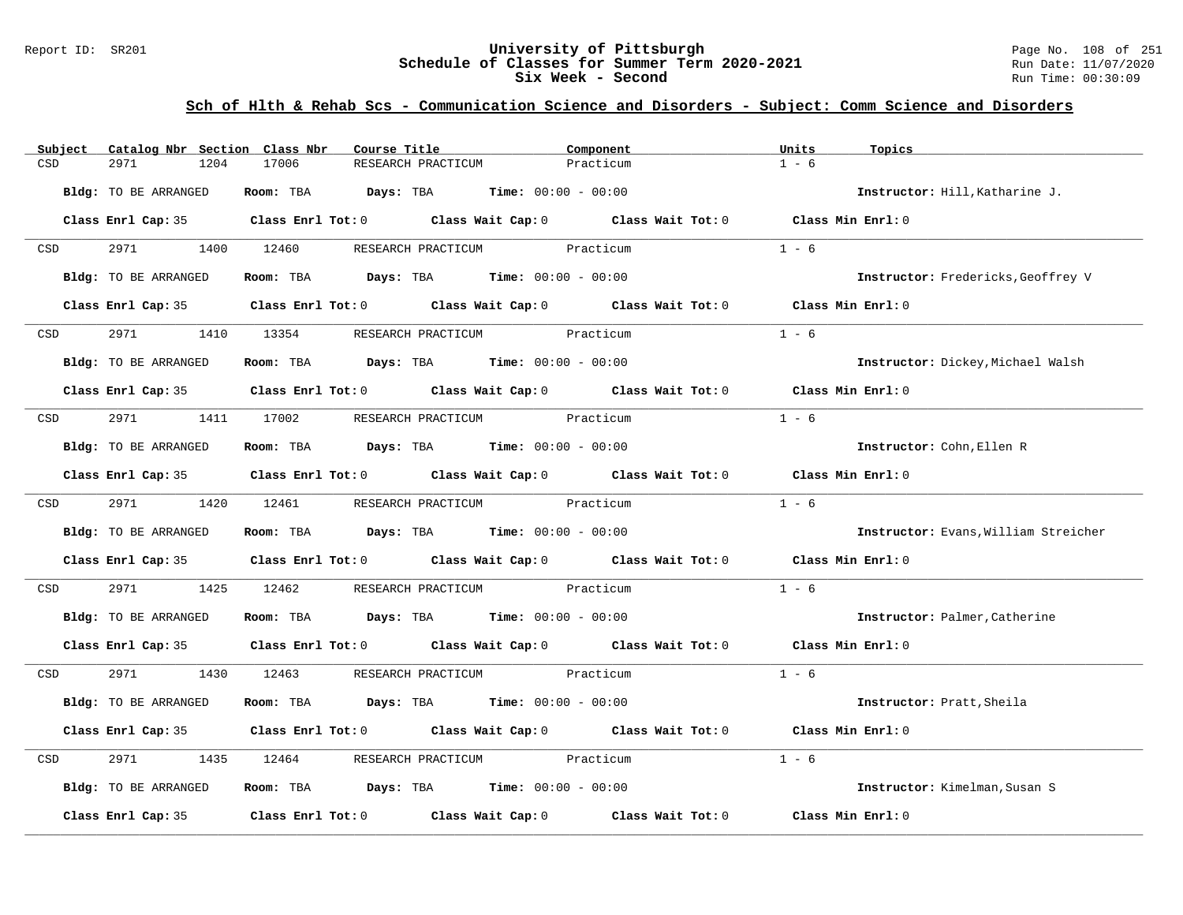## Sch of Hlth & Rehab Scs - Communication Science and Disorders - Subject: Comm Science and Disorders

| Subject | Catalog Nbr | Section | Class Nbr | Course Title | Component | Units | Topics |
|---|---|---|---|---|---|---|---|
| CSD | 2971 | 1204 | 17006 | RESEARCH PRACTICUM | Practicum | 1 - 6 | |

**Bldg:** TO BE ARRANGED **Room:** TBA **Days:** TBA **Time:** 00:00 - 00:00 **Instructor:** Hill,Katharine J.

**Class Enrl Cap:** 35 **Class Enrl Tot:** 0 **Class Wait Cap:** 0 **Class Wait Tot:** 0 **Class Min Enrl:** 0

| Subject | Catalog Nbr | Section | Class Nbr | Course Title | Component | Units | Topics |
|---|---|---|---|---|---|---|---|
| CSD | 2971 | 1400 | 12460 | RESEARCH PRACTICUM | Practicum | 1 - 6 | |

**Bldg:** TO BE ARRANGED **Room:** TBA **Days:** TBA **Time:** 00:00 - 00:00 **Instructor:** Fredericks,Geoffrey V

**Class Enrl Cap:** 35 **Class Enrl Tot:** 0 **Class Wait Cap:** 0 **Class Wait Tot:** 0 **Class Min Enrl:** 0

| Subject | Catalog Nbr | Section | Class Nbr | Course Title | Component | Units | Topics |
|---|---|---|---|---|---|---|---|
| CSD | 2971 | 1410 | 13354 | RESEARCH PRACTICUM | Practicum | 1 - 6 | |

**Bldg:** TO BE ARRANGED **Room:** TBA **Days:** TBA **Time:** 00:00 - 00:00 **Instructor:** Dickey,Michael Walsh

**Class Enrl Cap:** 35 **Class Enrl Tot:** 0 **Class Wait Cap:** 0 **Class Wait Tot:** 0 **Class Min Enrl:** 0

| Subject | Catalog Nbr | Section | Class Nbr | Course Title | Component | Units | Topics |
|---|---|---|---|---|---|---|---|
| CSD | 2971 | 1411 | 17002 | RESEARCH PRACTICUM | Practicum | 1 - 6 | |

**Bldg:** TO BE ARRANGED **Room:** TBA **Days:** TBA **Time:** 00:00 - 00:00 **Instructor:** Cohn,Ellen R

**Class Enrl Cap:** 35 **Class Enrl Tot:** 0 **Class Wait Cap:** 0 **Class Wait Tot:** 0 **Class Min Enrl:** 0

| Subject | Catalog Nbr | Section | Class Nbr | Course Title | Component | Units | Topics |
|---|---|---|---|---|---|---|---|
| CSD | 2971 | 1420 | 12461 | RESEARCH PRACTICUM | Practicum | 1 - 6 | |

**Bldg:** TO BE ARRANGED **Room:** TBA **Days:** TBA **Time:** 00:00 - 00:00 **Instructor:** Evans,William Streicher

**Class Enrl Cap:** 35 **Class Enrl Tot:** 0 **Class Wait Cap:** 0 **Class Wait Tot:** 0 **Class Min Enrl:** 0

| Subject | Catalog Nbr | Section | Class Nbr | Course Title | Component | Units | Topics |
|---|---|---|---|---|---|---|---|
| CSD | 2971 | 1425 | 12462 | RESEARCH PRACTICUM | Practicum | 1 - 6 | |

**Bldg:** TO BE ARRANGED **Room:** TBA **Days:** TBA **Time:** 00:00 - 00:00 **Instructor:** Palmer,Catherine

**Class Enrl Cap:** 35 **Class Enrl Tot:** 0 **Class Wait Cap:** 0 **Class Wait Tot:** 0 **Class Min Enrl:** 0

| Subject | Catalog Nbr | Section | Class Nbr | Course Title | Component | Units | Topics |
|---|---|---|---|---|---|---|---|
| CSD | 2971 | 1430 | 12463 | RESEARCH PRACTICUM | Practicum | 1 - 6 | |

**Bldg:** TO BE ARRANGED **Room:** TBA **Days:** TBA **Time:** 00:00 - 00:00 **Instructor:** Pratt,Sheila

**Class Enrl Cap:** 35 **Class Enrl Tot:** 0 **Class Wait Cap:** 0 **Class Wait Tot:** 0 **Class Min Enrl:** 0

| Subject | Catalog Nbr | Section | Class Nbr | Course Title | Component | Units | Topics |
|---|---|---|---|---|---|---|---|
| CSD | 2971 | 1435 | 12464 | RESEARCH PRACTICUM | Practicum | 1 - 6 | |

**Bldg:** TO BE ARRANGED **Room:** TBA **Days:** TBA **Time:** 00:00 - 00:00 **Instructor:** Kimelman,Susan S

**Class Enrl Cap:** 35 **Class Enrl Tot:** 0 **Class Wait Cap:** 0 **Class Wait Tot:** 0 **Class Min Enrl:** 0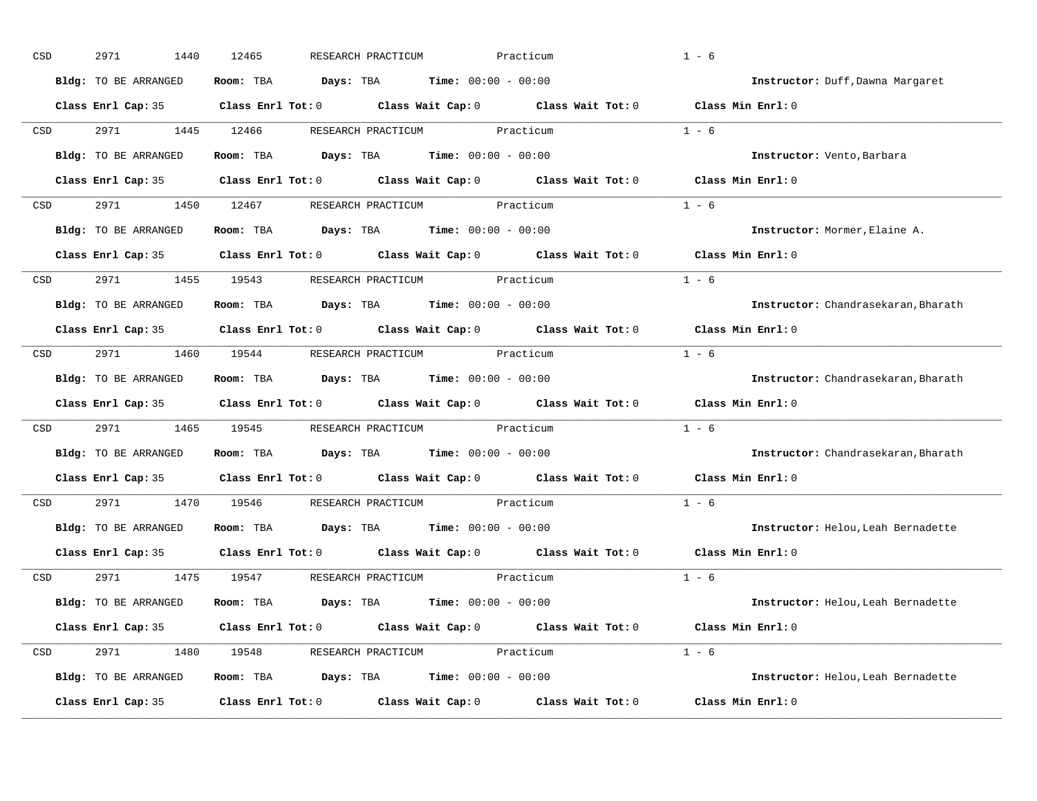CSD 2971 1440 12465 RESEARCH PRACTICUM Practicum 1 - 6

**Bldg:** TO BE ARRANGED **Room:** TBA **Days:** TBA **Time:** 00:00 - 00:00 **Instructor:** Duff,Dawna Margaret

**Class Enrl Cap:** 35 **Class Enrl Tot:** 0 **Class Wait Cap:** 0 **Class Wait Tot:** 0 **Class Min Enrl:** 0

---

CSD 2971 1445 12466 RESEARCH PRACTICUM Practicum 1 - 6

**Bldg:** TO BE ARRANGED **Room:** TBA **Days:** TBA **Time:** 00:00 - 00:00 **Instructor:** Vento,Barbara

**Class Enrl Cap:** 35 **Class Enrl Tot:** 0 **Class Wait Cap:** 0 **Class Wait Tot:** 0 **Class Min Enrl:** 0

---

CSD 2971 1450 12467 RESEARCH PRACTICUM Practicum 1 - 6

**Bldg:** TO BE ARRANGED **Room:** TBA **Days:** TBA **Time:** 00:00 - 00:00 **Instructor:** Mormer,Elaine A.

**Class Enrl Cap:** 35 **Class Enrl Tot:** 0 **Class Wait Cap:** 0 **Class Wait Tot:** 0 **Class Min Enrl:** 0

---

CSD 2971 1455 19543 RESEARCH PRACTICUM Practicum 1 - 6

**Bldg:** TO BE ARRANGED **Room:** TBA **Days:** TBA **Time:** 00:00 - 00:00 **Instructor:** Chandrasekaran,Bharath

**Class Enrl Cap:** 35 **Class Enrl Tot:** 0 **Class Wait Cap:** 0 **Class Wait Tot:** 0 **Class Min Enrl:** 0

---

CSD 2971 1460 19544 RESEARCH PRACTICUM Practicum 1 - 6

**Bldg:** TO BE ARRANGED **Room:** TBA **Days:** TBA **Time:** 00:00 - 00:00 **Instructor:** Chandrasekaran,Bharath

**Class Enrl Cap:** 35 **Class Enrl Tot:** 0 **Class Wait Cap:** 0 **Class Wait Tot:** 0 **Class Min Enrl:** 0

---

CSD 2971 1465 19545 RESEARCH PRACTICUM Practicum 1 - 6

**Bldg:** TO BE ARRANGED **Room:** TBA **Days:** TBA **Time:** 00:00 - 00:00 **Instructor:** Chandrasekaran,Bharath

**Class Enrl Cap:** 35 **Class Enrl Tot:** 0 **Class Wait Cap:** 0 **Class Wait Tot:** 0 **Class Min Enrl:** 0

---

CSD 2971 1470 19546 RESEARCH PRACTICUM Practicum 1 - 6

**Bldg:** TO BE ARRANGED **Room:** TBA **Days:** TBA **Time:** 00:00 - 00:00 **Instructor:** Helou,Leah Bernadette

**Class Enrl Cap:** 35 **Class Enrl Tot:** 0 **Class Wait Cap:** 0 **Class Wait Tot:** 0 **Class Min Enrl:** 0

---

CSD 2971 1475 19547 RESEARCH PRACTICUM Practicum 1 - 6

**Bldg:** TO BE ARRANGED **Room:** TBA **Days:** TBA **Time:** 00:00 - 00:00 **Instructor:** Helou,Leah Bernadette

**Class Enrl Cap:** 35 **Class Enrl Tot:** 0 **Class Wait Cap:** 0 **Class Wait Tot:** 0 **Class Min Enrl:** 0

---

CSD 2971 1480 19548 RESEARCH PRACTICUM Practicum 1 - 6

**Bldg:** TO BE ARRANGED **Room:** TBA **Days:** TBA **Time:** 00:00 - 00:00 **Instructor:** Helou,Leah Bernadette

**Class Enrl Cap:** 35 **Class Enrl Tot:** 0 **Class Wait Cap:** 0 **Class Wait Tot:** 0 **Class Min Enrl:** 0

---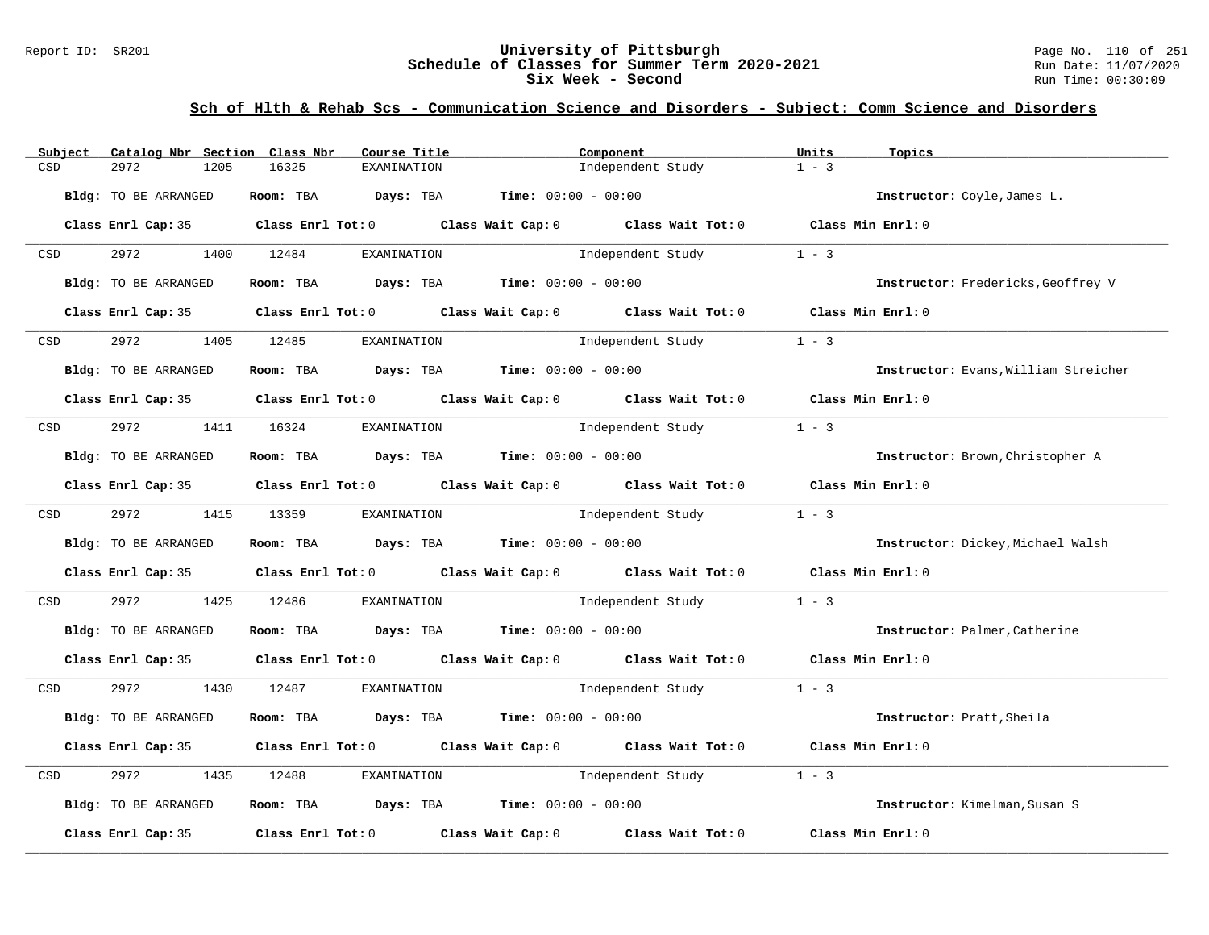## Sch of Hlth & Rehab Scs - Communication Science and Disorders - Subject: Comm Science and Disorders

| Subject | Catalog Nbr | Section | Class Nbr | Course Title | Component | Units | Topics |
|---|---|---|---|---|---|---|---|
| CSD | 2972 | 1205 | 16325 | EXAMINATION | Independent Study | 1 - 3 | |

**Bldg:** TO BE ARRANGED **Room:** TBA **Days:** TBA **Time:** 00:00 - 00:00 **Instructor:** Coyle,James L.

**Class Enrl Cap:** 35 **Class Enrl Tot:** 0 **Class Wait Cap:** 0 **Class Wait Tot:** 0 **Class Min Enrl:** 0

| Subject | Catalog Nbr | Section | Class Nbr | Course Title | Component | Units | Topics |
|---|---|---|---|---|---|---|---|
| CSD | 2972 | 1400 | 12484 | EXAMINATION | Independent Study | 1 - 3 | |

**Bldg:** TO BE ARRANGED **Room:** TBA **Days:** TBA **Time:** 00:00 - 00:00 **Instructor:** Fredericks,Geoffrey V

**Class Enrl Cap:** 35 **Class Enrl Tot:** 0 **Class Wait Cap:** 0 **Class Wait Tot:** 0 **Class Min Enrl:** 0

| Subject | Catalog Nbr | Section | Class Nbr | Course Title | Component | Units | Topics |
|---|---|---|---|---|---|---|---|
| CSD | 2972 | 1405 | 12485 | EXAMINATION | Independent Study | 1 - 3 | |

**Bldg:** TO BE ARRANGED **Room:** TBA **Days:** TBA **Time:** 00:00 - 00:00 **Instructor:** Evans,William Streicher

**Class Enrl Cap:** 35 **Class Enrl Tot:** 0 **Class Wait Cap:** 0 **Class Wait Tot:** 0 **Class Min Enrl:** 0

| Subject | Catalog Nbr | Section | Class Nbr | Course Title | Component | Units | Topics |
|---|---|---|---|---|---|---|---|
| CSD | 2972 | 1411 | 16324 | EXAMINATION | Independent Study | 1 - 3 | |

**Bldg:** TO BE ARRANGED **Room:** TBA **Days:** TBA **Time:** 00:00 - 00:00 **Instructor:** Brown,Christopher A

**Class Enrl Cap:** 35 **Class Enrl Tot:** 0 **Class Wait Cap:** 0 **Class Wait Tot:** 0 **Class Min Enrl:** 0

| Subject | Catalog Nbr | Section | Class Nbr | Course Title | Component | Units | Topics |
|---|---|---|---|---|---|---|---|
| CSD | 2972 | 1415 | 13359 | EXAMINATION | Independent Study | 1 - 3 | |

**Bldg:** TO BE ARRANGED **Room:** TBA **Days:** TBA **Time:** 00:00 - 00:00 **Instructor:** Dickey,Michael Walsh

**Class Enrl Cap:** 35 **Class Enrl Tot:** 0 **Class Wait Cap:** 0 **Class Wait Tot:** 0 **Class Min Enrl:** 0

| Subject | Catalog Nbr | Section | Class Nbr | Course Title | Component | Units | Topics |
|---|---|---|---|---|---|---|---|
| CSD | 2972 | 1425 | 12486 | EXAMINATION | Independent Study | 1 - 3 | |

**Bldg:** TO BE ARRANGED **Room:** TBA **Days:** TBA **Time:** 00:00 - 00:00 **Instructor:** Palmer,Catherine

**Class Enrl Cap:** 35 **Class Enrl Tot:** 0 **Class Wait Cap:** 0 **Class Wait Tot:** 0 **Class Min Enrl:** 0

| Subject | Catalog Nbr | Section | Class Nbr | Course Title | Component | Units | Topics |
|---|---|---|---|---|---|---|---|
| CSD | 2972 | 1430 | 12487 | EXAMINATION | Independent Study | 1 - 3 | |

**Bldg:** TO BE ARRANGED **Room:** TBA **Days:** TBA **Time:** 00:00 - 00:00 **Instructor:** Pratt,Sheila

**Class Enrl Cap:** 35 **Class Enrl Tot:** 0 **Class Wait Cap:** 0 **Class Wait Tot:** 0 **Class Min Enrl:** 0

| Subject | Catalog Nbr | Section | Class Nbr | Course Title | Component | Units | Topics |
|---|---|---|---|---|---|---|---|
| CSD | 2972 | 1435 | 12488 | EXAMINATION | Independent Study | 1 - 3 | |

**Bldg:** TO BE ARRANGED **Room:** TBA **Days:** TBA **Time:** 00:00 - 00:00 **Instructor:** Kimelman,Susan S

**Class Enrl Cap:** 35 **Class Enrl Tot:** 0 **Class Wait Cap:** 0 **Class Wait Tot:** 0 **Class Min Enrl:** 0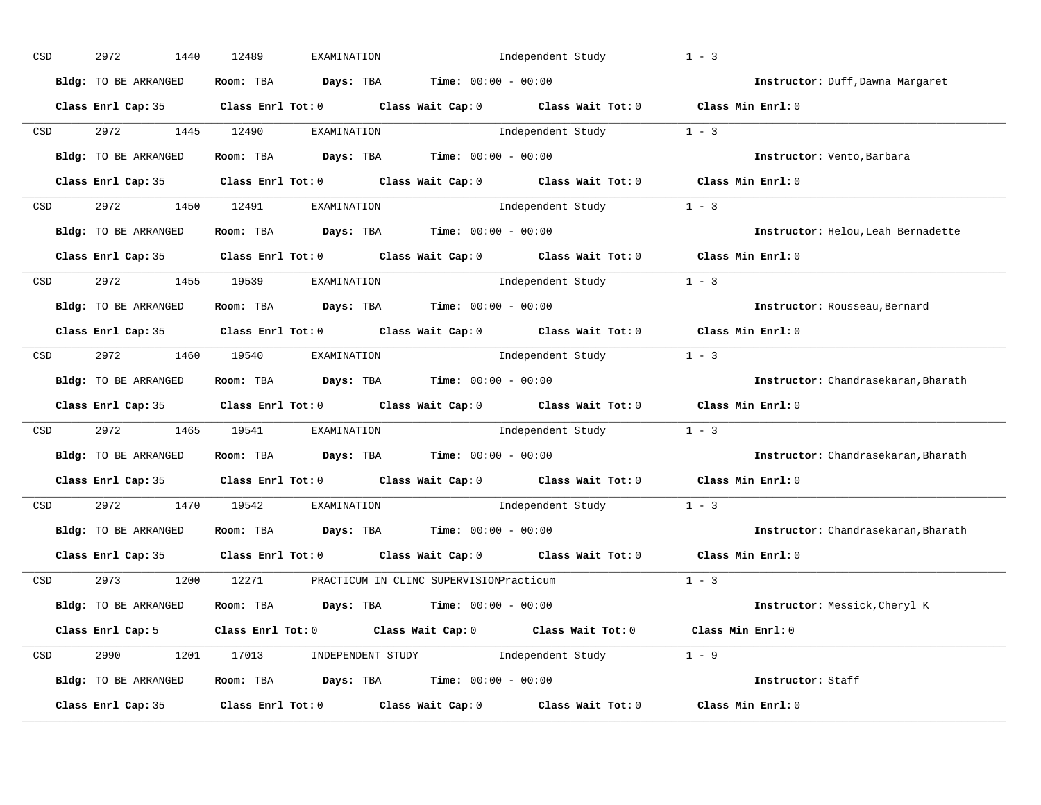CSD 2972 1440 12489 EXAMINATION Independent Study 1 - 3

**Bldg:** TO BE ARRANGED **Room:** TBA **Days:** TBA **Time:** 00:00 - 00:00 **Instructor:** Duff,Dawna Margaret

**Class Enrl Cap:** 35 **Class Enrl Tot:** 0 **Class Wait Cap:** 0 **Class Wait Tot:** 0 **Class Min Enrl:** 0

---

CSD 2972 1445 12490 EXAMINATION Independent Study 1 - 3

**Bldg:** TO BE ARRANGED **Room:** TBA **Days:** TBA **Time:** 00:00 - 00:00 **Instructor:** Vento,Barbara

**Class Enrl Cap:** 35 **Class Enrl Tot:** 0 **Class Wait Cap:** 0 **Class Wait Tot:** 0 **Class Min Enrl:** 0

---

CSD 2972 1450 12491 EXAMINATION Independent Study 1 - 3

**Bldg:** TO BE ARRANGED **Room:** TBA **Days:** TBA **Time:** 00:00 - 00:00 **Instructor:** Helou,Leah Bernadette

**Class Enrl Cap:** 35 **Class Enrl Tot:** 0 **Class Wait Cap:** 0 **Class Wait Tot:** 0 **Class Min Enrl:** 0

---

CSD 2972 1455 19539 EXAMINATION Independent Study 1 - 3

**Bldg:** TO BE ARRANGED **Room:** TBA **Days:** TBA **Time:** 00:00 - 00:00 **Instructor:** Rousseau,Bernard

**Class Enrl Cap:** 35 **Class Enrl Tot:** 0 **Class Wait Cap:** 0 **Class Wait Tot:** 0 **Class Min Enrl:** 0

---

CSD 2972 1460 19540 EXAMINATION Independent Study 1 - 3

**Bldg:** TO BE ARRANGED **Room:** TBA **Days:** TBA **Time:** 00:00 - 00:00 **Instructor:** Chandrasekaran,Bharath

**Class Enrl Cap:** 35 **Class Enrl Tot:** 0 **Class Wait Cap:** 0 **Class Wait Tot:** 0 **Class Min Enrl:** 0

---

CSD 2972 1465 19541 EXAMINATION Independent Study 1 - 3

**Bldg:** TO BE ARRANGED **Room:** TBA **Days:** TBA **Time:** 00:00 - 00:00 **Instructor:** Chandrasekaran,Bharath

**Class Enrl Cap:** 35 **Class Enrl Tot:** 0 **Class Wait Cap:** 0 **Class Wait Tot:** 0 **Class Min Enrl:** 0

---

CSD 2972 1470 19542 EXAMINATION Independent Study 1 - 3

**Bldg:** TO BE ARRANGED **Room:** TBA **Days:** TBA **Time:** 00:00 - 00:00 **Instructor:** Chandrasekaran,Bharath

**Class Enrl Cap:** 35 **Class Enrl Tot:** 0 **Class Wait Cap:** 0 **Class Wait Tot:** 0 **Class Min Enrl:** 0

---

CSD 2973 1200 12271 PRACTICUM IN CLINC SUPERVISION Practicum 1 - 3

**Bldg:** TO BE ARRANGED **Room:** TBA **Days:** TBA **Time:** 00:00 - 00:00 **Instructor:** Messick,Cheryl K

**Class Enrl Cap:** 5 **Class Enrl Tot:** 0 **Class Wait Cap:** 0 **Class Wait Tot:** 0 **Class Min Enrl:** 0

---

CSD 2990 1201 17013 INDEPENDENT STUDY Independent Study 1 - 9

**Bldg:** TO BE ARRANGED **Room:** TBA **Days:** TBA **Time:** 00:00 - 00:00 **Instructor:** Staff

**Class Enrl Cap:** 35 **Class Enrl Tot:** 0 **Class Wait Cap:** 0 **Class Wait Tot:** 0 **Class Min Enrl:** 0

---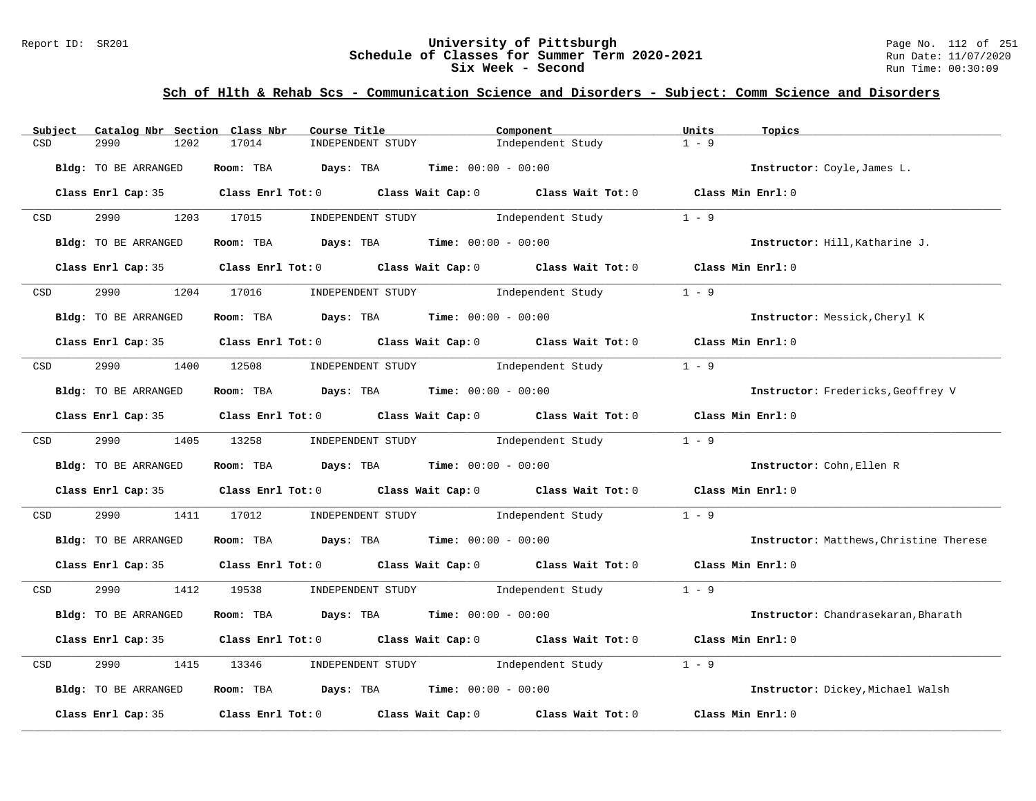# University of Pittsburgh
## Schedule of Classes for Summer Term 2020-2021
## Six Week - Second

Report ID: SR201

Run Date: 11/07/2020
Run Time: 00:30:09

### Sch of Hlth & Rehab Scs - Communication Science and Disorders - Subject: Comm Science and Disorders

| Subject | Catalog Nbr | Section | Class Nbr | Course Title | Component | Units | Topics |
|---|---|---|---|---|---|---|---|
| CSD | 2990 | 1202 | 17014 | INDEPENDENT STUDY | Independent Study | 1 - 9 | |

**Bldg:** TO BE ARRANGED **Room:** TBA **Days:** TBA **Time:** 00:00 - 00:00 **Instructor:** Coyle,James L.

**Class Enrl Cap:** 35 **Class Enrl Tot:** 0 **Class Wait Cap:** 0 **Class Wait Tot:** 0 **Class Min Enrl:** 0

| Subject | Catalog Nbr | Section | Class Nbr | Course Title | Component | Units | Topics |
|---|---|---|---|---|---|---|---|
| CSD | 2990 | 1203 | 17015 | INDEPENDENT STUDY | Independent Study | 1 - 9 | |

**Bldg:** TO BE ARRANGED **Room:** TBA **Days:** TBA **Time:** 00:00 - 00:00 **Instructor:** Hill,Katharine J.

**Class Enrl Cap:** 35 **Class Enrl Tot:** 0 **Class Wait Cap:** 0 **Class Wait Tot:** 0 **Class Min Enrl:** 0

| Subject | Catalog Nbr | Section | Class Nbr | Course Title | Component | Units | Topics |
|---|---|---|---|---|---|---|---|
| CSD | 2990 | 1204 | 17016 | INDEPENDENT STUDY | Independent Study | 1 - 9 | |

**Bldg:** TO BE ARRANGED **Room:** TBA **Days:** TBA **Time:** 00:00 - 00:00 **Instructor:** Messick,Cheryl K

**Class Enrl Cap:** 35 **Class Enrl Tot:** 0 **Class Wait Cap:** 0 **Class Wait Tot:** 0 **Class Min Enrl:** 0

| Subject | Catalog Nbr | Section | Class Nbr | Course Title | Component | Units | Topics |
|---|---|---|---|---|---|---|---|
| CSD | 2990 | 1400 | 12508 | INDEPENDENT STUDY | Independent Study | 1 - 9 | |

**Bldg:** TO BE ARRANGED **Room:** TBA **Days:** TBA **Time:** 00:00 - 00:00 **Instructor:** Fredericks,Geoffrey V

**Class Enrl Cap:** 35 **Class Enrl Tot:** 0 **Class Wait Cap:** 0 **Class Wait Tot:** 0 **Class Min Enrl:** 0

| Subject | Catalog Nbr | Section | Class Nbr | Course Title | Component | Units | Topics |
|---|---|---|---|---|---|---|---|
| CSD | 2990 | 1405 | 13258 | INDEPENDENT STUDY | Independent Study | 1 - 9 | |

**Bldg:** TO BE ARRANGED **Room:** TBA **Days:** TBA **Time:** 00:00 - 00:00 **Instructor:** Cohn,Ellen R

**Class Enrl Cap:** 35 **Class Enrl Tot:** 0 **Class Wait Cap:** 0 **Class Wait Tot:** 0 **Class Min Enrl:** 0

| Subject | Catalog Nbr | Section | Class Nbr | Course Title | Component | Units | Topics |
|---|---|---|---|---|---|---|---|
| CSD | 2990 | 1411 | 17012 | INDEPENDENT STUDY | Independent Study | 1 - 9 | |

**Bldg:** TO BE ARRANGED **Room:** TBA **Days:** TBA **Time:** 00:00 - 00:00 **Instructor:** Matthews,Christine Therese

**Class Enrl Cap:** 35 **Class Enrl Tot:** 0 **Class Wait Cap:** 0 **Class Wait Tot:** 0 **Class Min Enrl:** 0

| Subject | Catalog Nbr | Section | Class Nbr | Course Title | Component | Units | Topics |
|---|---|---|---|---|---|---|---|
| CSD | 2990 | 1412 | 19538 | INDEPENDENT STUDY | Independent Study | 1 - 9 | |

**Bldg:** TO BE ARRANGED **Room:** TBA **Days:** TBA **Time:** 00:00 - 00:00 **Instructor:** Chandrasekaran,Bharath

**Class Enrl Cap:** 35 **Class Enrl Tot:** 0 **Class Wait Cap:** 0 **Class Wait Tot:** 0 **Class Min Enrl:** 0

| Subject | Catalog Nbr | Section | Class Nbr | Course Title | Component | Units | Topics |
|---|---|---|---|---|---|---|---|
| CSD | 2990 | 1415 | 13346 | INDEPENDENT STUDY | Independent Study | 1 - 9 | |

**Bldg:** TO BE ARRANGED **Room:** TBA **Days:** TBA **Time:** 00:00 - 00:00 **Instructor:** Dickey,Michael Walsh

**Class Enrl Cap:** 35 **Class Enrl Tot:** 0 **Class Wait Cap:** 0 **Class Wait Tot:** 0 **Class Min Enrl:** 0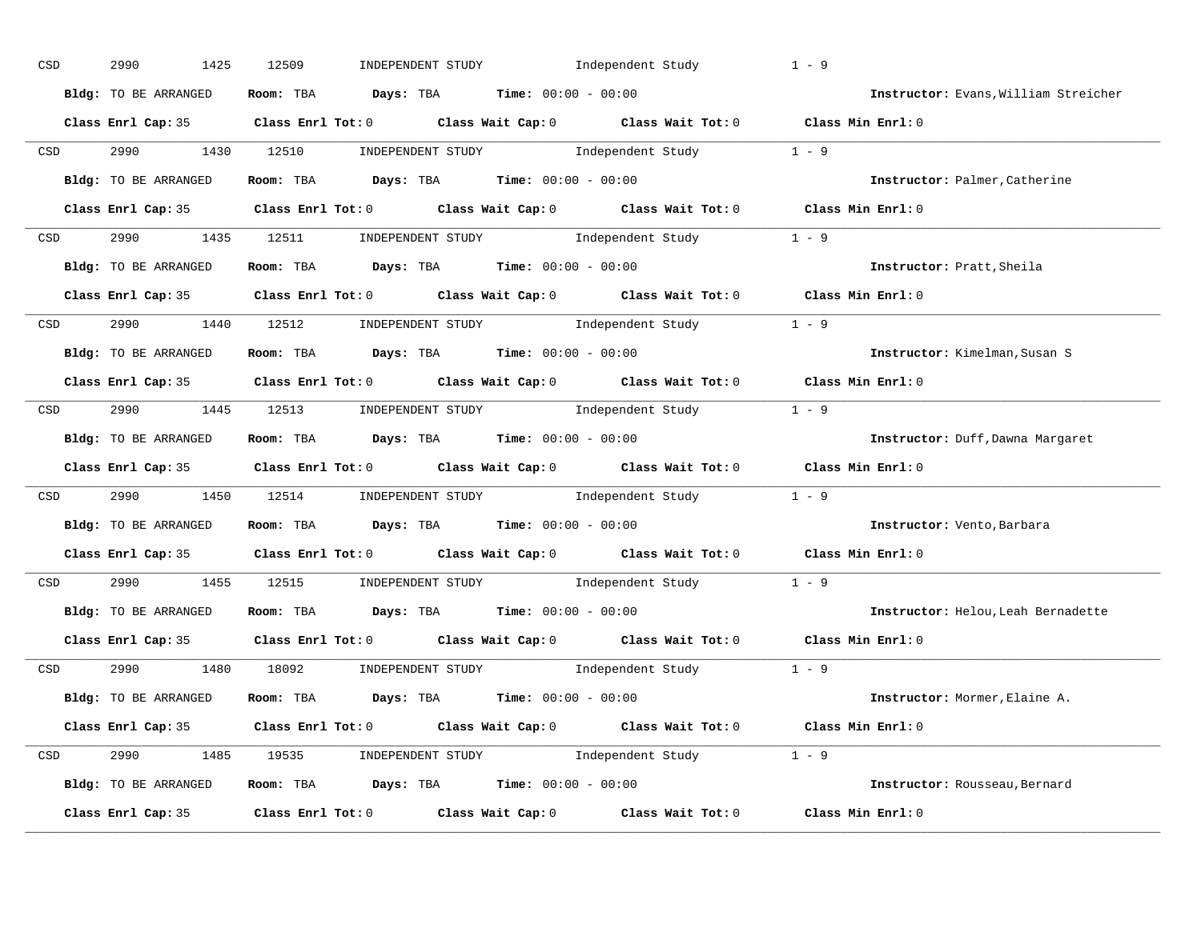CSD 2990 1425 12509 INDEPENDENT STUDY Independent Study 1 - 9

**Bldg:** TO BE ARRANGED **Room:** TBA **Days:** TBA **Time:** 00:00 - 00:00 **Instructor:** Evans,William Streicher

**Class Enrl Cap:** 35 **Class Enrl Tot:** 0 **Class Wait Cap:** 0 **Class Wait Tot:** 0 **Class Min Enrl:** 0

---

CSD 2990 1430 12510 INDEPENDENT STUDY Independent Study 1 - 9

**Bldg:** TO BE ARRANGED **Room:** TBA **Days:** TBA **Time:** 00:00 - 00:00 **Instructor:** Palmer,Catherine

**Class Enrl Cap:** 35 **Class Enrl Tot:** 0 **Class Wait Cap:** 0 **Class Wait Tot:** 0 **Class Min Enrl:** 0

---

CSD 2990 1435 12511 INDEPENDENT STUDY Independent Study 1 - 9

**Bldg:** TO BE ARRANGED **Room:** TBA **Days:** TBA **Time:** 00:00 - 00:00 **Instructor:** Pratt,Sheila

**Class Enrl Cap:** 35 **Class Enrl Tot:** 0 **Class Wait Cap:** 0 **Class Wait Tot:** 0 **Class Min Enrl:** 0

---

CSD 2990 1440 12512 INDEPENDENT STUDY Independent Study 1 - 9

**Bldg:** TO BE ARRANGED **Room:** TBA **Days:** TBA **Time:** 00:00 - 00:00 **Instructor:** Kimelman,Susan S

**Class Enrl Cap:** 35 **Class Enrl Tot:** 0 **Class Wait Cap:** 0 **Class Wait Tot:** 0 **Class Min Enrl:** 0

---

CSD 2990 1445 12513 INDEPENDENT STUDY Independent Study 1 - 9

**Bldg:** TO BE ARRANGED **Room:** TBA **Days:** TBA **Time:** 00:00 - 00:00 **Instructor:** Duff,Dawna Margaret

**Class Enrl Cap:** 35 **Class Enrl Tot:** 0 **Class Wait Cap:** 0 **Class Wait Tot:** 0 **Class Min Enrl:** 0

---

CSD 2990 1450 12514 INDEPENDENT STUDY Independent Study 1 - 9

**Bldg:** TO BE ARRANGED **Room:** TBA **Days:** TBA **Time:** 00:00 - 00:00 **Instructor:** Vento,Barbara

**Class Enrl Cap:** 35 **Class Enrl Tot:** 0 **Class Wait Cap:** 0 **Class Wait Tot:** 0 **Class Min Enrl:** 0

---

CSD 2990 1455 12515 INDEPENDENT STUDY Independent Study 1 - 9

**Bldg:** TO BE ARRANGED **Room:** TBA **Days:** TBA **Time:** 00:00 - 00:00 **Instructor:** Helou,Leah Bernadette

**Class Enrl Cap:** 35 **Class Enrl Tot:** 0 **Class Wait Cap:** 0 **Class Wait Tot:** 0 **Class Min Enrl:** 0

---

CSD 2990 1480 18092 INDEPENDENT STUDY Independent Study 1 - 9

**Bldg:** TO BE ARRANGED **Room:** TBA **Days:** TBA **Time:** 00:00 - 00:00 **Instructor:** Mormer,Elaine A.

**Class Enrl Cap:** 35 **Class Enrl Tot:** 0 **Class Wait Cap:** 0 **Class Wait Tot:** 0 **Class Min Enrl:** 0

---

CSD 2990 1485 19535 INDEPENDENT STUDY Independent Study 1 - 9

**Bldg:** TO BE ARRANGED **Room:** TBA **Days:** TBA **Time:** 00:00 - 00:00 **Instructor:** Rousseau,Bernard

**Class Enrl Cap:** 35 **Class Enrl Tot:** 0 **Class Wait Cap:** 0 **Class Wait Tot:** 0 **Class Min Enrl:** 0

---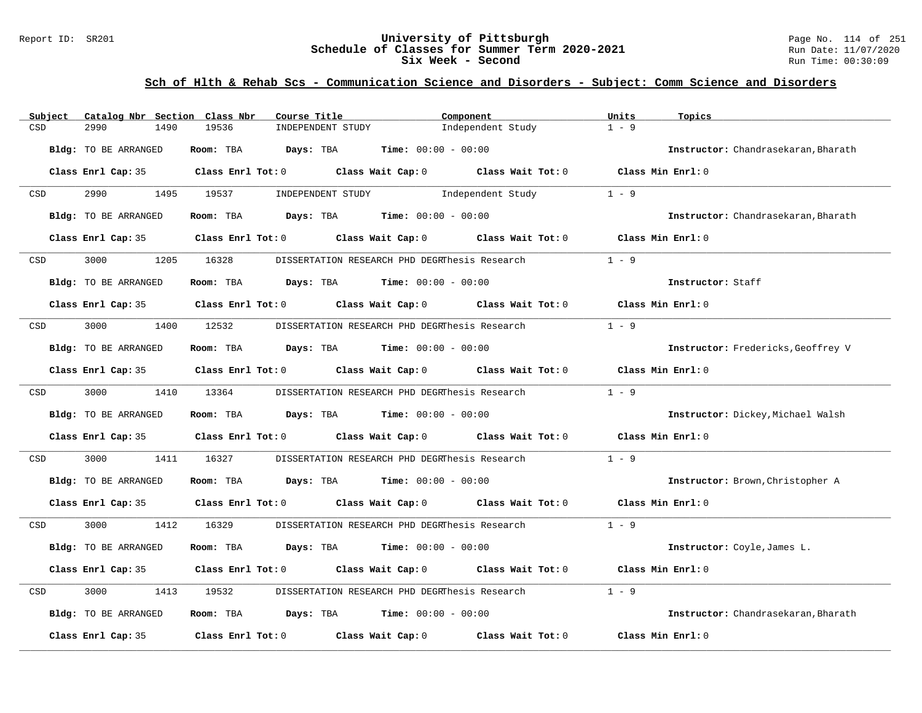## University of Pittsburgh
## Schedule of Classes for Summer Term 2020-2021
## Six Week - Second

Report ID: SR201 | Run Date: 11/07/2020 | Run Time: 00:30:09

### Sch of Hlth & Rehab Scs - Communication Science and Disorders - Subject: Comm Science and Disorders

| Subject | Catalog Nbr | Section | Class Nbr | Course Title | Component | Units | Topics |
|---|---|---|---|---|---|---|---|
| CSD | 2990 | 1490 | 19536 | INDEPENDENT STUDY | Independent Study | 1 - 9 | |

**Bldg:** TO BE ARRANGED **Room:** TBA **Days:** TBA **Time:** 00:00 - 00:00 **Instructor:** Chandrasekaran,Bharath

**Class Enrl Cap:** 35 **Class Enrl Tot:** 0 **Class Wait Cap:** 0 **Class Wait Tot:** 0 **Class Min Enrl:** 0

---

| Subject | Catalog Nbr | Section | Class Nbr | Course Title | Component | Units | Topics |
|---|---|---|---|---|---|---|---|
| CSD | 2990 | 1495 | 19537 | INDEPENDENT STUDY | Independent Study | 1 - 9 | |

**Bldg:** TO BE ARRANGED **Room:** TBA **Days:** TBA **Time:** 00:00 - 00:00 **Instructor:** Chandrasekaran,Bharath

**Class Enrl Cap:** 35 **Class Enrl Tot:** 0 **Class Wait Cap:** 0 **Class Wait Tot:** 0 **Class Min Enrl:** 0

---

| Subject | Catalog Nbr | Section | Class Nbr | Course Title | Component | Units | Topics |
|---|---|---|---|---|---|---|---|
| CSD | 3000 | 1205 | 16328 | DISSERTATION RESEARCH PHD DEGR | Thesis Research | 1 - 9 | |

**Bldg:** TO BE ARRANGED **Room:** TBA **Days:** TBA **Time:** 00:00 - 00:00 **Instructor:** Staff

**Class Enrl Cap:** 35 **Class Enrl Tot:** 0 **Class Wait Cap:** 0 **Class Wait Tot:** 0 **Class Min Enrl:** 0

---

| Subject | Catalog Nbr | Section | Class Nbr | Course Title | Component | Units | Topics |
|---|---|---|---|---|---|---|---|
| CSD | 3000 | 1400 | 12532 | DISSERTATION RESEARCH PHD DEGR | Thesis Research | 1 - 9 | |

**Bldg:** TO BE ARRANGED **Room:** TBA **Days:** TBA **Time:** 00:00 - 00:00 **Instructor:** Fredericks,Geoffrey V

**Class Enrl Cap:** 35 **Class Enrl Tot:** 0 **Class Wait Cap:** 0 **Class Wait Tot:** 0 **Class Min Enrl:** 0

---

| Subject | Catalog Nbr | Section | Class Nbr | Course Title | Component | Units | Topics |
|---|---|---|---|---|---|---|---|
| CSD | 3000 | 1410 | 13364 | DISSERTATION RESEARCH PHD DEGR | Thesis Research | 1 - 9 | |

**Bldg:** TO BE ARRANGED **Room:** TBA **Days:** TBA **Time:** 00:00 - 00:00 **Instructor:** Dickey,Michael Walsh

**Class Enrl Cap:** 35 **Class Enrl Tot:** 0 **Class Wait Cap:** 0 **Class Wait Tot:** 0 **Class Min Enrl:** 0

---

| Subject | Catalog Nbr | Section | Class Nbr | Course Title | Component | Units | Topics |
|---|---|---|---|---|---|---|---|
| CSD | 3000 | 1411 | 16327 | DISSERTATION RESEARCH PHD DEGR | Thesis Research | 1 - 9 | |

**Bldg:** TO BE ARRANGED **Room:** TBA **Days:** TBA **Time:** 00:00 - 00:00 **Instructor:** Brown,Christopher A

**Class Enrl Cap:** 35 **Class Enrl Tot:** 0 **Class Wait Cap:** 0 **Class Wait Tot:** 0 **Class Min Enrl:** 0

---

| Subject | Catalog Nbr | Section | Class Nbr | Course Title | Component | Units | Topics |
|---|---|---|---|---|---|---|---|
| CSD | 3000 | 1412 | 16329 | DISSERTATION RESEARCH PHD DEGR | Thesis Research | 1 - 9 | |

**Bldg:** TO BE ARRANGED **Room:** TBA **Days:** TBA **Time:** 00:00 - 00:00 **Instructor:** Coyle,James L.

**Class Enrl Cap:** 35 **Class Enrl Tot:** 0 **Class Wait Cap:** 0 **Class Wait Tot:** 0 **Class Min Enrl:** 0

---

| Subject | Catalog Nbr | Section | Class Nbr | Course Title | Component | Units | Topics |
|---|---|---|---|---|---|---|---|
| CSD | 3000 | 1413 | 19532 | DISSERTATION RESEARCH PHD DEGR | Thesis Research | 1 - 9 | |

**Bldg:** TO BE ARRANGED **Room:** TBA **Days:** TBA **Time:** 00:00 - 00:00 **Instructor:** Chandrasekaran,Bharath

**Class Enrl Cap:** 35 **Class Enrl Tot:** 0 **Class Wait Cap:** 0 **Class Wait Tot:** 0 **Class Min Enrl:** 0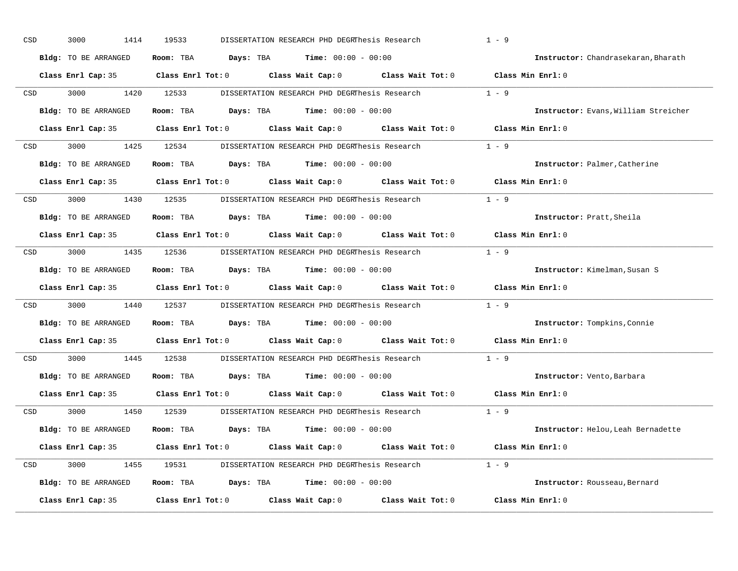CSD 3000 1414 19533 DISSERTATION RESEARCH PHD DEGRThesis Research 1 - 9

**Bldg:** TO BE ARRANGED **Room:** TBA **Days:** TBA **Time:** 00:00 - 00:00 **Instructor:** Chandrasekaran,Bharath

**Class Enrl Cap:** 35 **Class Enrl Tot:** 0 **Class Wait Cap:** 0 **Class Wait Tot:** 0 **Class Min Enrl:** 0

---

CSD 3000 1420 12533 DISSERTATION RESEARCH PHD DEGRThesis Research 1 - 9

**Bldg:** TO BE ARRANGED **Room:** TBA **Days:** TBA **Time:** 00:00 - 00:00 **Instructor:** Evans,William Streicher

**Class Enrl Cap:** 35 **Class Enrl Tot:** 0 **Class Wait Cap:** 0 **Class Wait Tot:** 0 **Class Min Enrl:** 0

---

CSD 3000 1425 12534 DISSERTATION RESEARCH PHD DEGRThesis Research 1 - 9

**Bldg:** TO BE ARRANGED **Room:** TBA **Days:** TBA **Time:** 00:00 - 00:00 **Instructor:** Palmer,Catherine

**Class Enrl Cap:** 35 **Class Enrl Tot:** 0 **Class Wait Cap:** 0 **Class Wait Tot:** 0 **Class Min Enrl:** 0

---

CSD 3000 1430 12535 DISSERTATION RESEARCH PHD DEGRThesis Research 1 - 9

**Bldg:** TO BE ARRANGED **Room:** TBA **Days:** TBA **Time:** 00:00 - 00:00 **Instructor:** Pratt,Sheila

**Class Enrl Cap:** 35 **Class Enrl Tot:** 0 **Class Wait Cap:** 0 **Class Wait Tot:** 0 **Class Min Enrl:** 0

---

CSD 3000 1435 12536 DISSERTATION RESEARCH PHD DEGRThesis Research 1 - 9

**Bldg:** TO BE ARRANGED **Room:** TBA **Days:** TBA **Time:** 00:00 - 00:00 **Instructor:** Kimelman,Susan S

**Class Enrl Cap:** 35 **Class Enrl Tot:** 0 **Class Wait Cap:** 0 **Class Wait Tot:** 0 **Class Min Enrl:** 0

---

CSD 3000 1440 12537 DISSERTATION RESEARCH PHD DEGRThesis Research 1 - 9

**Bldg:** TO BE ARRANGED **Room:** TBA **Days:** TBA **Time:** 00:00 - 00:00 **Instructor:** Tompkins,Connie

**Class Enrl Cap:** 35 **Class Enrl Tot:** 0 **Class Wait Cap:** 0 **Class Wait Tot:** 0 **Class Min Enrl:** 0

---

CSD 3000 1445 12538 DISSERTATION RESEARCH PHD DEGRThesis Research 1 - 9

**Bldg:** TO BE ARRANGED **Room:** TBA **Days:** TBA **Time:** 00:00 - 00:00 **Instructor:** Vento,Barbara

**Class Enrl Cap:** 35 **Class Enrl Tot:** 0 **Class Wait Cap:** 0 **Class Wait Tot:** 0 **Class Min Enrl:** 0

---

CSD 3000 1450 12539 DISSERTATION RESEARCH PHD DEGRThesis Research 1 - 9

**Bldg:** TO BE ARRANGED **Room:** TBA **Days:** TBA **Time:** 00:00 - 00:00 **Instructor:** Helou,Leah Bernadette

**Class Enrl Cap:** 35 **Class Enrl Tot:** 0 **Class Wait Cap:** 0 **Class Wait Tot:** 0 **Class Min Enrl:** 0

---

CSD 3000 1455 19531 DISSERTATION RESEARCH PHD DEGRThesis Research 1 - 9

**Bldg:** TO BE ARRANGED **Room:** TBA **Days:** TBA **Time:** 00:00 - 00:00 **Instructor:** Rousseau,Bernard

**Class Enrl Cap:** 35 **Class Enrl Tot:** 0 **Class Wait Cap:** 0 **Class Wait Tot:** 0 **Class Min Enrl:** 0

---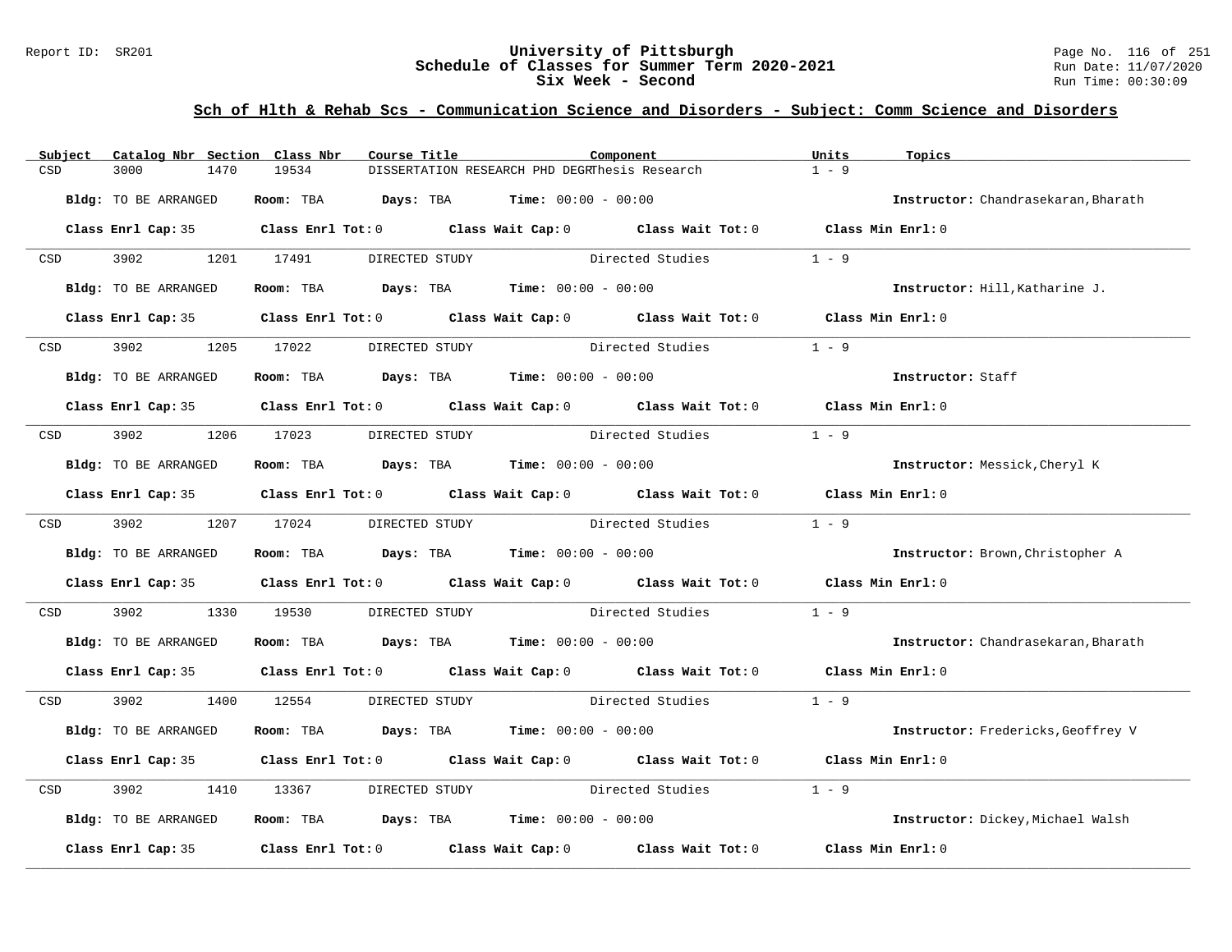## Sch of Hlth & Rehab Scs - Communication Science and Disorders - Subject: Comm Science and Disorders

| Subject | Catalog Nbr | Section | Class Nbr | Course Title | Component | Units | Topics |
|---|---|---|---|---|---|---|---|
| CSD | 3000 | 1470 | 19534 | DISSERTATION RESEARCH PHD DEGR | Thesis Research | 1 - 9 | |

**Bldg:** TO BE ARRANGED **Room:** TBA **Days:** TBA **Time:** 00:00 - 00:00 **Instructor:** Chandrasekaran,Bharath

**Class Enrl Cap:** 35 **Class Enrl Tot:** 0 **Class Wait Cap:** 0 **Class Wait Tot:** 0 **Class Min Enrl:** 0

| Subject | Catalog Nbr | Section | Class Nbr | Course Title | Component | Units | Topics |
|---|---|---|---|---|---|---|---|
| CSD | 3902 | 1201 | 17491 | DIRECTED STUDY | Directed Studies | 1 - 9 | |

**Bldg:** TO BE ARRANGED **Room:** TBA **Days:** TBA **Time:** 00:00 - 00:00 **Instructor:** Hill,Katharine J.

**Class Enrl Cap:** 35 **Class Enrl Tot:** 0 **Class Wait Cap:** 0 **Class Wait Tot:** 0 **Class Min Enrl:** 0

| Subject | Catalog Nbr | Section | Class Nbr | Course Title | Component | Units | Topics |
|---|---|---|---|---|---|---|---|
| CSD | 3902 | 1205 | 17022 | DIRECTED STUDY | Directed Studies | 1 - 9 | |

**Bldg:** TO BE ARRANGED **Room:** TBA **Days:** TBA **Time:** 00:00 - 00:00 **Instructor:** Staff

**Class Enrl Cap:** 35 **Class Enrl Tot:** 0 **Class Wait Cap:** 0 **Class Wait Tot:** 0 **Class Min Enrl:** 0

| Subject | Catalog Nbr | Section | Class Nbr | Course Title | Component | Units | Topics |
|---|---|---|---|---|---|---|---|
| CSD | 3902 | 1206 | 17023 | DIRECTED STUDY | Directed Studies | 1 - 9 | |

**Bldg:** TO BE ARRANGED **Room:** TBA **Days:** TBA **Time:** 00:00 - 00:00 **Instructor:** Messick,Cheryl K

**Class Enrl Cap:** 35 **Class Enrl Tot:** 0 **Class Wait Cap:** 0 **Class Wait Tot:** 0 **Class Min Enrl:** 0

| Subject | Catalog Nbr | Section | Class Nbr | Course Title | Component | Units | Topics |
|---|---|---|---|---|---|---|---|
| CSD | 3902 | 1207 | 17024 | DIRECTED STUDY | Directed Studies | 1 - 9 | |

**Bldg:** TO BE ARRANGED **Room:** TBA **Days:** TBA **Time:** 00:00 - 00:00 **Instructor:** Brown,Christopher A

**Class Enrl Cap:** 35 **Class Enrl Tot:** 0 **Class Wait Cap:** 0 **Class Wait Tot:** 0 **Class Min Enrl:** 0

| Subject | Catalog Nbr | Section | Class Nbr | Course Title | Component | Units | Topics |
|---|---|---|---|---|---|---|---|
| CSD | 3902 | 1330 | 19530 | DIRECTED STUDY | Directed Studies | 1 - 9 | |

**Bldg:** TO BE ARRANGED **Room:** TBA **Days:** TBA **Time:** 00:00 - 00:00 **Instructor:** Chandrasekaran,Bharath

**Class Enrl Cap:** 35 **Class Enrl Tot:** 0 **Class Wait Cap:** 0 **Class Wait Tot:** 0 **Class Min Enrl:** 0

| Subject | Catalog Nbr | Section | Class Nbr | Course Title | Component | Units | Topics |
|---|---|---|---|---|---|---|---|
| CSD | 3902 | 1400 | 12554 | DIRECTED STUDY | Directed Studies | 1 - 9 | |

**Bldg:** TO BE ARRANGED **Room:** TBA **Days:** TBA **Time:** 00:00 - 00:00 **Instructor:** Fredericks,Geoffrey V

**Class Enrl Cap:** 35 **Class Enrl Tot:** 0 **Class Wait Cap:** 0 **Class Wait Tot:** 0 **Class Min Enrl:** 0

| Subject | Catalog Nbr | Section | Class Nbr | Course Title | Component | Units | Topics |
|---|---|---|---|---|---|---|---|
| CSD | 3902 | 1410 | 13367 | DIRECTED STUDY | Directed Studies | 1 - 9 | |

**Bldg:** TO BE ARRANGED **Room:** TBA **Days:** TBA **Time:** 00:00 - 00:00 **Instructor:** Dickey,Michael Walsh

**Class Enrl Cap:** 35 **Class Enrl Tot:** 0 **Class Wait Cap:** 0 **Class Wait Tot:** 0 **Class Min Enrl:** 0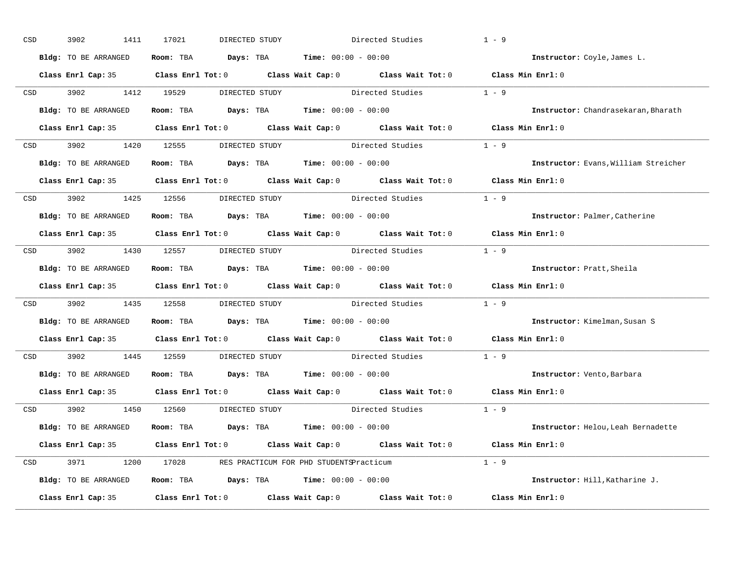CSD 3902 1411 17021 DIRECTED STUDY Directed Studies 1 - 9

**Bldg:** TO BE ARRANGED **Room:** TBA **Days:** TBA **Time:** 00:00 - 00:00 **Instructor:** Coyle,James L.

**Class Enrl Cap:** 35 **Class Enrl Tot:** 0 **Class Wait Cap:** 0 **Class Wait Tot:** 0 **Class Min Enrl:** 0

---

CSD 3902 1412 19529 DIRECTED STUDY Directed Studies 1 - 9

**Bldg:** TO BE ARRANGED **Room:** TBA **Days:** TBA **Time:** 00:00 - 00:00 **Instructor:** Chandrasekaran,Bharath

**Class Enrl Cap:** 35 **Class Enrl Tot:** 0 **Class Wait Cap:** 0 **Class Wait Tot:** 0 **Class Min Enrl:** 0

---

CSD 3902 1420 12555 DIRECTED STUDY Directed Studies 1 - 9

**Bldg:** TO BE ARRANGED **Room:** TBA **Days:** TBA **Time:** 00:00 - 00:00 **Instructor:** Evans,William Streicher

**Class Enrl Cap:** 35 **Class Enrl Tot:** 0 **Class Wait Cap:** 0 **Class Wait Tot:** 0 **Class Min Enrl:** 0

---

CSD 3902 1425 12556 DIRECTED STUDY Directed Studies 1 - 9

**Bldg:** TO BE ARRANGED **Room:** TBA **Days:** TBA **Time:** 00:00 - 00:00 **Instructor:** Palmer,Catherine

**Class Enrl Cap:** 35 **Class Enrl Tot:** 0 **Class Wait Cap:** 0 **Class Wait Tot:** 0 **Class Min Enrl:** 0

---

CSD 3902 1430 12557 DIRECTED STUDY Directed Studies 1 - 9

**Bldg:** TO BE ARRANGED **Room:** TBA **Days:** TBA **Time:** 00:00 - 00:00 **Instructor:** Pratt,Sheila

**Class Enrl Cap:** 35 **Class Enrl Tot:** 0 **Class Wait Cap:** 0 **Class Wait Tot:** 0 **Class Min Enrl:** 0

---

CSD 3902 1435 12558 DIRECTED STUDY Directed Studies 1 - 9

**Bldg:** TO BE ARRANGED **Room:** TBA **Days:** TBA **Time:** 00:00 - 00:00 **Instructor:** Kimelman,Susan S

**Class Enrl Cap:** 35 **Class Enrl Tot:** 0 **Class Wait Cap:** 0 **Class Wait Tot:** 0 **Class Min Enrl:** 0

---

CSD 3902 1445 12559 DIRECTED STUDY Directed Studies 1 - 9

**Bldg:** TO BE ARRANGED **Room:** TBA **Days:** TBA **Time:** 00:00 - 00:00 **Instructor:** Vento,Barbara

**Class Enrl Cap:** 35 **Class Enrl Tot:** 0 **Class Wait Cap:** 0 **Class Wait Tot:** 0 **Class Min Enrl:** 0

---

CSD 3902 1450 12560 DIRECTED STUDY Directed Studies 1 - 9

**Bldg:** TO BE ARRANGED **Room:** TBA **Days:** TBA **Time:** 00:00 - 00:00 **Instructor:** Helou,Leah Bernadette

**Class Enrl Cap:** 35 **Class Enrl Tot:** 0 **Class Wait Cap:** 0 **Class Wait Tot:** 0 **Class Min Enrl:** 0

---

CSD 3971 1200 17028 RES PRACTICUM FOR PHD STUDENTS Practicum 1 - 9

**Bldg:** TO BE ARRANGED **Room:** TBA **Days:** TBA **Time:** 00:00 - 00:00 **Instructor:** Hill,Katharine J.

**Class Enrl Cap:** 35 **Class Enrl Tot:** 0 **Class Wait Cap:** 0 **Class Wait Tot:** 0 **Class Min Enrl:** 0

---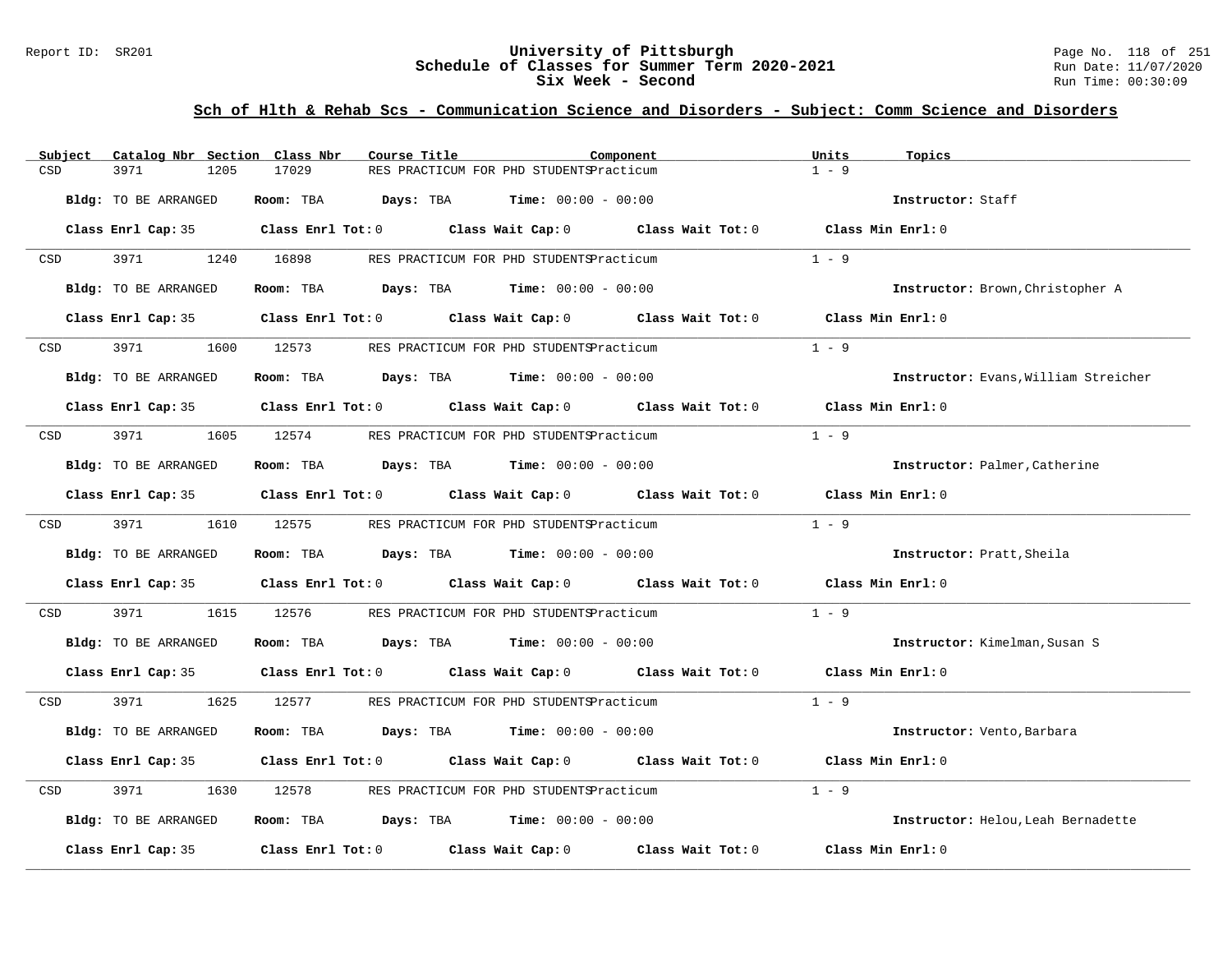## Sch of Hlth & Rehab Scs - Communication Science and Disorders - Subject: Comm Science and Disorders

University of Pittsburgh
Schedule of Classes for Summer Term 2020-2021
Six Week - Second

| Subject | Catalog Nbr | Section | Class Nbr | Course Title | Component | Units | Topics |
|---|---|---|---|---|---|---|---|
| CSD | 3971 | 1205 | 17029 | RES PRACTICUM FOR PHD STUDENTS | Practicum | 1 - 9 | |

Bldg: TO BE ARRANGED   Room: TBA   Days: TBA   Time: 00:00 - 00:00   Instructor: Staff

Class Enrl Cap: 35   Class Enrl Tot: 0   Class Wait Cap: 0   Class Wait Tot: 0   Class Min Enrl: 0

| Subject | Catalog Nbr | Section | Class Nbr | Course Title | Component | Units | Topics |
|---|---|---|---|---|---|---|---|
| CSD | 3971 | 1240 | 16898 | RES PRACTICUM FOR PHD STUDENTS | Practicum | 1 - 9 | |

Bldg: TO BE ARRANGED   Room: TBA   Days: TBA   Time: 00:00 - 00:00   Instructor: Brown,Christopher A

Class Enrl Cap: 35   Class Enrl Tot: 0   Class Wait Cap: 0   Class Wait Tot: 0   Class Min Enrl: 0

| Subject | Catalog Nbr | Section | Class Nbr | Course Title | Component | Units | Topics |
|---|---|---|---|---|---|---|---|
| CSD | 3971 | 1600 | 12573 | RES PRACTICUM FOR PHD STUDENTS | Practicum | 1 - 9 | |

Bldg: TO BE ARRANGED   Room: TBA   Days: TBA   Time: 00:00 - 00:00   Instructor: Evans,William Streicher

Class Enrl Cap: 35   Class Enrl Tot: 0   Class Wait Cap: 0   Class Wait Tot: 0   Class Min Enrl: 0

| Subject | Catalog Nbr | Section | Class Nbr | Course Title | Component | Units | Topics |
|---|---|---|---|---|---|---|---|
| CSD | 3971 | 1605 | 12574 | RES PRACTICUM FOR PHD STUDENTS | Practicum | 1 - 9 | |

Bldg: TO BE ARRANGED   Room: TBA   Days: TBA   Time: 00:00 - 00:00   Instructor: Palmer,Catherine

Class Enrl Cap: 35   Class Enrl Tot: 0   Class Wait Cap: 0   Class Wait Tot: 0   Class Min Enrl: 0

| Subject | Catalog Nbr | Section | Class Nbr | Course Title | Component | Units | Topics |
|---|---|---|---|---|---|---|---|
| CSD | 3971 | 1610 | 12575 | RES PRACTICUM FOR PHD STUDENTS | Practicum | 1 - 9 | |

Bldg: TO BE ARRANGED   Room: TBA   Days: TBA   Time: 00:00 - 00:00   Instructor: Pratt,Sheila

Class Enrl Cap: 35   Class Enrl Tot: 0   Class Wait Cap: 0   Class Wait Tot: 0   Class Min Enrl: 0

| Subject | Catalog Nbr | Section | Class Nbr | Course Title | Component | Units | Topics |
|---|---|---|---|---|---|---|---|
| CSD | 3971 | 1615 | 12576 | RES PRACTICUM FOR PHD STUDENTS | Practicum | 1 - 9 | |

Bldg: TO BE ARRANGED   Room: TBA   Days: TBA   Time: 00:00 - 00:00   Instructor: Kimelman,Susan S

Class Enrl Cap: 35   Class Enrl Tot: 0   Class Wait Cap: 0   Class Wait Tot: 0   Class Min Enrl: 0

| Subject | Catalog Nbr | Section | Class Nbr | Course Title | Component | Units | Topics |
|---|---|---|---|---|---|---|---|
| CSD | 3971 | 1625 | 12577 | RES PRACTICUM FOR PHD STUDENTS | Practicum | 1 - 9 | |

Bldg: TO BE ARRANGED   Room: TBA   Days: TBA   Time: 00:00 - 00:00   Instructor: Vento,Barbara

Class Enrl Cap: 35   Class Enrl Tot: 0   Class Wait Cap: 0   Class Wait Tot: 0   Class Min Enrl: 0

| Subject | Catalog Nbr | Section | Class Nbr | Course Title | Component | Units | Topics |
|---|---|---|---|---|---|---|---|
| CSD | 3971 | 1630 | 12578 | RES PRACTICUM FOR PHD STUDENTS | Practicum | 1 - 9 | |

Bldg: TO BE ARRANGED   Room: TBA   Days: TBA   Time: 00:00 - 00:00   Instructor: Helou,Leah Bernadette

Class Enrl Cap: 35   Class Enrl Tot: 0   Class Wait Cap: 0   Class Wait Tot: 0   Class Min Enrl: 0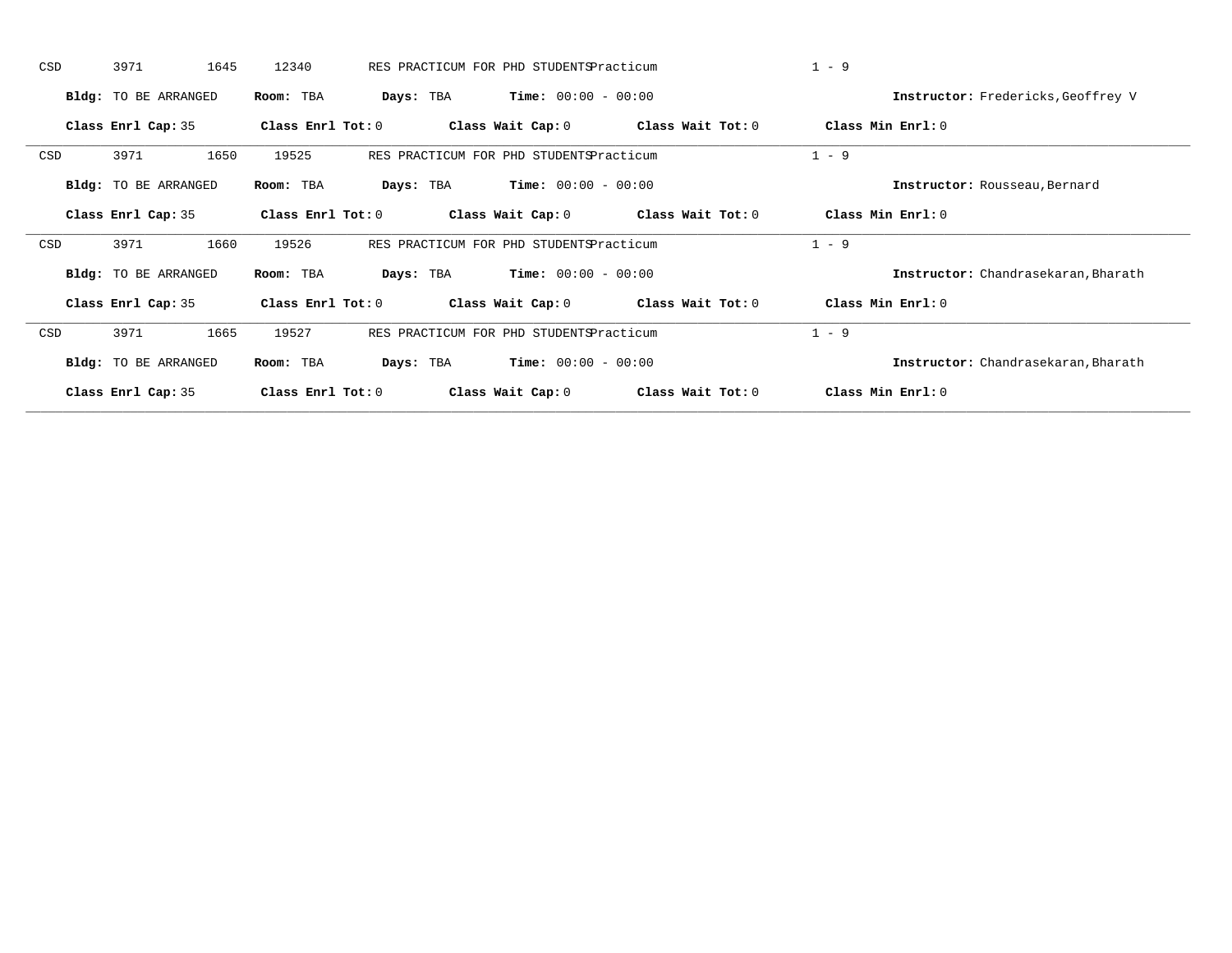CSD 3971 1645 12340 RES PRACTICUM FOR PHD STUDENTS Practicum 1 - 9

**Bldg:** TO BE ARRANGED **Room:** TBA **Days:** TBA **Time:** 00:00 - 00:00 **Instructor:** Fredericks,Geoffrey V

**Class Enrl Cap:** 35 **Class Enrl Tot:** 0 **Class Wait Cap:** 0 **Class Wait Tot:** 0 **Class Min Enrl:** 0

---

CSD 3971 1650 19525 RES PRACTICUM FOR PHD STUDENTS Practicum 1 - 9

**Bldg:** TO BE ARRANGED **Room:** TBA **Days:** TBA **Time:** 00:00 - 00:00 **Instructor:** Rousseau,Bernard

**Class Enrl Cap:** 35 **Class Enrl Tot:** 0 **Class Wait Cap:** 0 **Class Wait Tot:** 0 **Class Min Enrl:** 0

---

CSD 3971 1660 19526 RES PRACTICUM FOR PHD STUDENTS Practicum 1 - 9

**Bldg:** TO BE ARRANGED **Room:** TBA **Days:** TBA **Time:** 00:00 - 00:00 **Instructor:** Chandrasekaran,Bharath

**Class Enrl Cap:** 35 **Class Enrl Tot:** 0 **Class Wait Cap:** 0 **Class Wait Tot:** 0 **Class Min Enrl:** 0

---

CSD 3971 1665 19527 RES PRACTICUM FOR PHD STUDENTS Practicum 1 - 9

**Bldg:** TO BE ARRANGED **Room:** TBA **Days:** TBA **Time:** 00:00 - 00:00 **Instructor:** Chandrasekaran,Bharath

**Class Enrl Cap:** 35 **Class Enrl Tot:** 0 **Class Wait Cap:** 0 **Class Wait Tot:** 0 **Class Min Enrl:** 0

---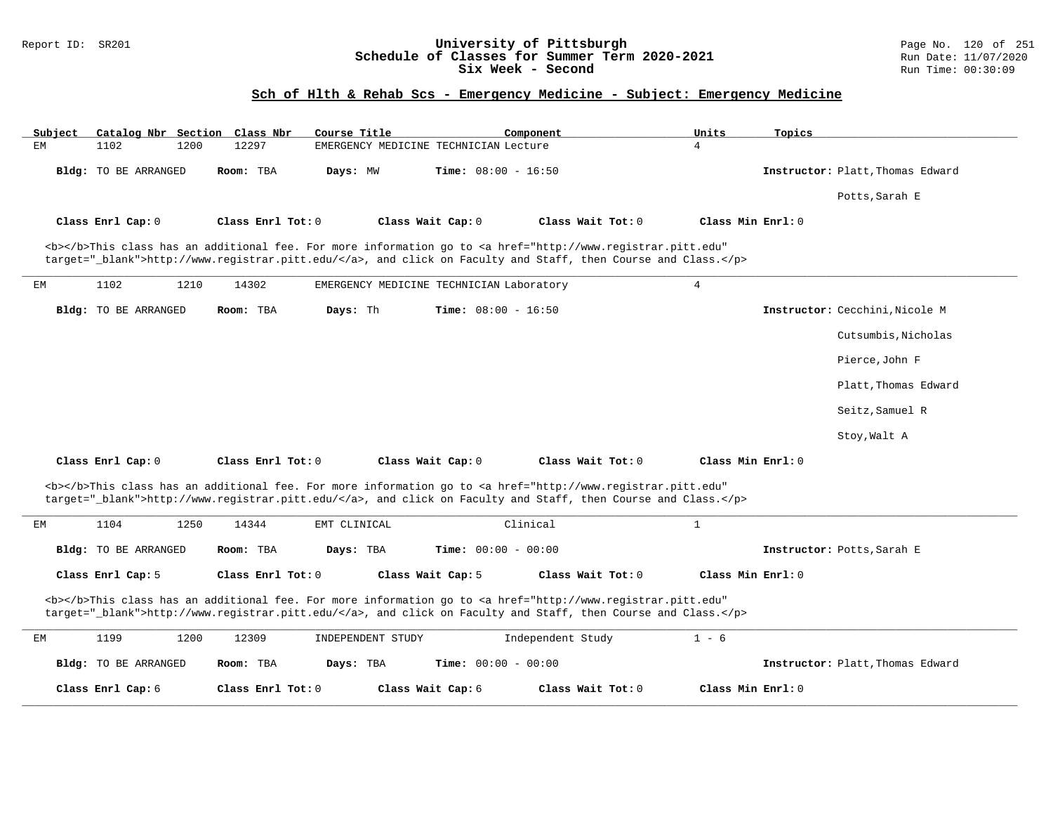## Sch of Hlth & Rehab Scs - Emergency Medicine - Subject: Emergency Medicine

| Subject | Catalog Nbr | Section | Class Nbr | Course Title | Component | Units | Topics |
|---|---|---|---|---|---|---|---|
| EM | 1102 | 1200 | 12297 | EMERGENCY MEDICINE TECHNICIAN | Lecture | 4 | |

**Bldg:** TO BE ARRANGED **Room:** TBA **Days:** MW **Time:** 08:00 - 16:50 **Instructor:** Platt,Thomas Edward; Potts,Sarah E

**Class Enrl Cap:** 0 **Class Enrl Tot:** 0 **Class Wait Cap:** 0 **Class Wait Tot:** 0 **Class Min Enrl:** 0

<b></b>This class has an additional fee. For more information go to <a href="http://www.registrar.pitt.edu" target="_blank">http://www.registrar.pitt.edu/</a>, and click on Faculty and Staff, then Course and Class.</p>

---

| Subject | Catalog Nbr | Section | Class Nbr | Course Title | Component | Units | Topics |
|---|---|---|---|---|---|---|---|
| EM | 1102 | 1210 | 14302 | EMERGENCY MEDICINE TECHNICIAN | Laboratory | 4 | |

**Bldg:** TO BE ARRANGED **Room:** TBA **Days:** Th **Time:** 08:00 - 16:50 **Instructor:** Cecchini,Nicole M; Cutsumbis,Nicholas; Pierce,John F; Platt,Thomas Edward; Seitz,Samuel R; Stoy,Walt A

**Class Enrl Cap:** 0 **Class Enrl Tot:** 0 **Class Wait Cap:** 0 **Class Wait Tot:** 0 **Class Min Enrl:** 0

<b></b>This class has an additional fee. For more information go to <a href="http://www.registrar.pitt.edu" target="_blank">http://www.registrar.pitt.edu/</a>, and click on Faculty and Staff, then Course and Class.</p>

---

| Subject | Catalog Nbr | Section | Class Nbr | Course Title | Component | Units | Topics |
|---|---|---|---|---|---|---|---|
| EM | 1104 | 1250 | 14344 | EMT CLINICAL | Clinical | 1 | |

**Bldg:** TO BE ARRANGED **Room:** TBA **Days:** TBA **Time:** 00:00 - 00:00 **Instructor:** Potts,Sarah E

**Class Enrl Cap:** 5 **Class Enrl Tot:** 0 **Class Wait Cap:** 5 **Class Wait Tot:** 0 **Class Min Enrl:** 0

<b></b>This class has an additional fee. For more information go to <a href="http://www.registrar.pitt.edu" target="_blank">http://www.registrar.pitt.edu/</a>, and click on Faculty and Staff, then Course and Class.</p>

---

| Subject | Catalog Nbr | Section | Class Nbr | Course Title | Component | Units | Topics |
|---|---|---|---|---|---|---|---|
| EM | 1199 | 1200 | 12309 | INDEPENDENT STUDY | Independent Study | 1 - 6 | |

**Bldg:** TO BE ARRANGED **Room:** TBA **Days:** TBA **Time:** 00:00 - 00:00 **Instructor:** Platt,Thomas Edward

**Class Enrl Cap:** 6 **Class Enrl Tot:** 0 **Class Wait Cap:** 6 **Class Wait Tot:** 0 **Class Min Enrl:** 0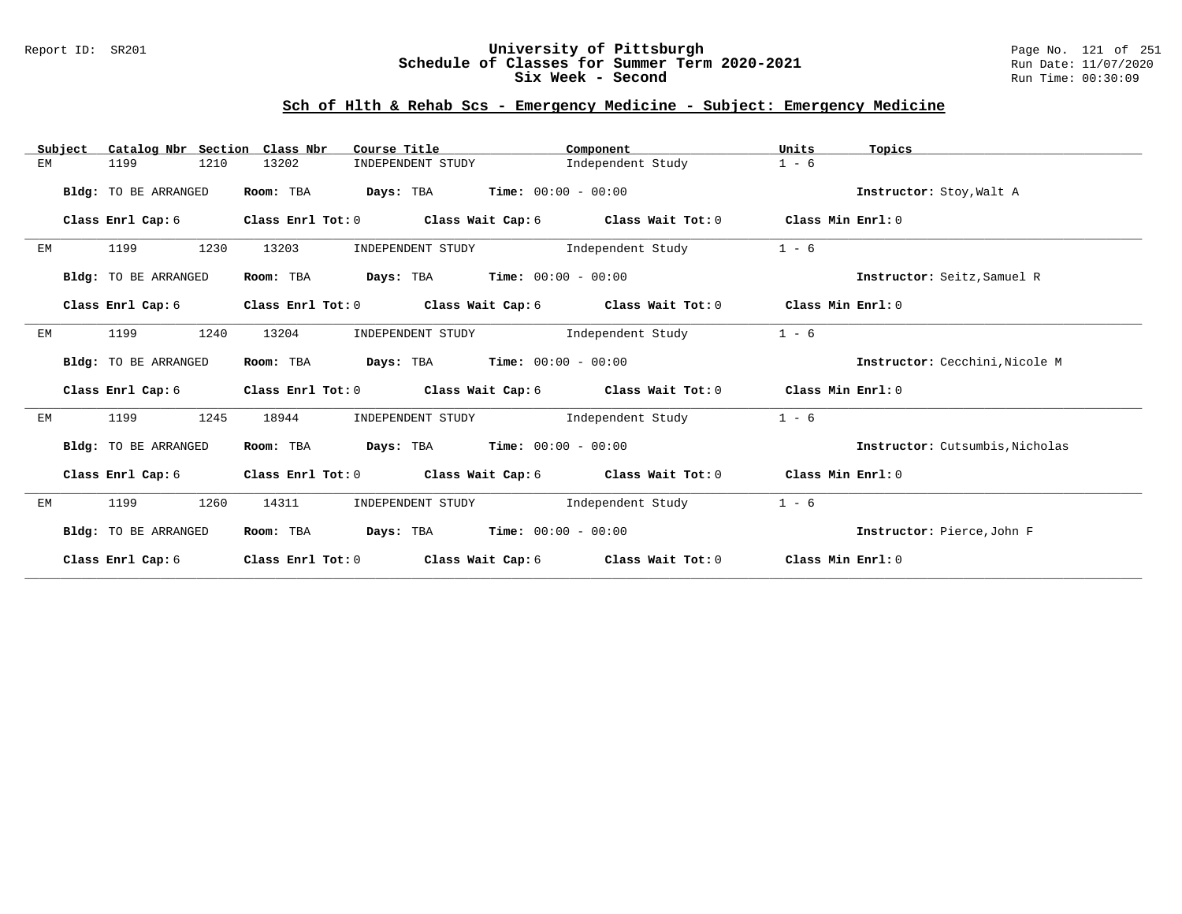## Sch of Hlth & Rehab Scs - Emergency Medicine - Subject: Emergency Medicine

| Subject | Catalog Nbr | Section | Class Nbr | Course Title | Component | Units | Topics |
|---|---|---|---|---|---|---|---|
| EM | 1199 | 1210 | 13202 | INDEPENDENT STUDY | Independent Study | 1 - 6 | |

**Bldg:** TO BE ARRANGED **Room:** TBA **Days:** TBA **Time:** 00:00 - 00:00 **Instructor:** Stoy,Walt A

**Class Enrl Cap:** 6 **Class Enrl Tot:** 0 **Class Wait Cap:** 6 **Class Wait Tot:** 0 **Class Min Enrl:** 0

| Subject | Catalog Nbr | Section | Class Nbr | Course Title | Component | Units | Topics |
|---|---|---|---|---|---|---|---|
| EM | 1199 | 1230 | 13203 | INDEPENDENT STUDY | Independent Study | 1 - 6 | |

**Bldg:** TO BE ARRANGED **Room:** TBA **Days:** TBA **Time:** 00:00 - 00:00 **Instructor:** Seitz,Samuel R

**Class Enrl Cap:** 6 **Class Enrl Tot:** 0 **Class Wait Cap:** 6 **Class Wait Tot:** 0 **Class Min Enrl:** 0

| Subject | Catalog Nbr | Section | Class Nbr | Course Title | Component | Units | Topics |
|---|---|---|---|---|---|---|---|
| EM | 1199 | 1240 | 13204 | INDEPENDENT STUDY | Independent Study | 1 - 6 | |

**Bldg:** TO BE ARRANGED **Room:** TBA **Days:** TBA **Time:** 00:00 - 00:00 **Instructor:** Cecchini,Nicole M

**Class Enrl Cap:** 6 **Class Enrl Tot:** 0 **Class Wait Cap:** 6 **Class Wait Tot:** 0 **Class Min Enrl:** 0

| Subject | Catalog Nbr | Section | Class Nbr | Course Title | Component | Units | Topics |
|---|---|---|---|---|---|---|---|
| EM | 1199 | 1245 | 18944 | INDEPENDENT STUDY | Independent Study | 1 - 6 | |

**Bldg:** TO BE ARRANGED **Room:** TBA **Days:** TBA **Time:** 00:00 - 00:00 **Instructor:** Cutsumbis,Nicholas

**Class Enrl Cap:** 6 **Class Enrl Tot:** 0 **Class Wait Cap:** 6 **Class Wait Tot:** 0 **Class Min Enrl:** 0

| Subject | Catalog Nbr | Section | Class Nbr | Course Title | Component | Units | Topics |
|---|---|---|---|---|---|---|---|
| EM | 1199 | 1260 | 14311 | INDEPENDENT STUDY | Independent Study | 1 - 6 | |

**Bldg:** TO BE ARRANGED **Room:** TBA **Days:** TBA **Time:** 00:00 - 00:00 **Instructor:** Pierce,John F

**Class Enrl Cap:** 6 **Class Enrl Tot:** 0 **Class Wait Cap:** 6 **Class Wait Tot:** 0 **Class Min Enrl:** 0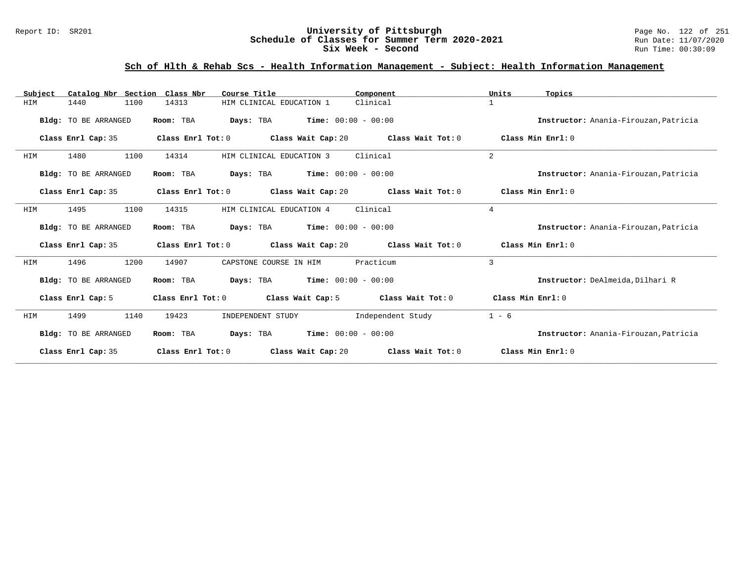# University of Pittsburgh
## Schedule of Classes for Summer Term 2020-2021
## Six Week - Second

### Sch of Hlth & Rehab Scs - Health Information Management - Subject: Health Information Management

| Subject | Catalog Nbr | Section | Class Nbr | Course Title | Component | Units | Topics |
|---|---|---|---|---|---|---|---|
| HIM | 1440 | 1100 | 14313 | HIM CLINICAL EDUCATION 1 | Clinical | 1 | |

**Bldg:** TO BE ARRANGED **Room:** TBA **Days:** TBA **Time:** 00:00 - 00:00 **Instructor:** Anania-Firouzan,Patricia

**Class Enrl Cap:** 35 **Class Enrl Tot:** 0 **Class Wait Cap:** 20 **Class Wait Tot:** 0 **Class Min Enrl:** 0

| Subject | Catalog Nbr | Section | Class Nbr | Course Title | Component | Units | Topics |
|---|---|---|---|---|---|---|---|
| HIM | 1480 | 1100 | 14314 | HIM CLINICAL EDUCATION 3 | Clinical | 2 | |

**Bldg:** TO BE ARRANGED **Room:** TBA **Days:** TBA **Time:** 00:00 - 00:00 **Instructor:** Anania-Firouzan,Patricia

**Class Enrl Cap:** 35 **Class Enrl Tot:** 0 **Class Wait Cap:** 20 **Class Wait Tot:** 0 **Class Min Enrl:** 0

| Subject | Catalog Nbr | Section | Class Nbr | Course Title | Component | Units | Topics |
|---|---|---|---|---|---|---|---|
| HIM | 1495 | 1100 | 14315 | HIM CLINICAL EDUCATION 4 | Clinical | 4 | |

**Bldg:** TO BE ARRANGED **Room:** TBA **Days:** TBA **Time:** 00:00 - 00:00 **Instructor:** Anania-Firouzan,Patricia

**Class Enrl Cap:** 35 **Class Enrl Tot:** 0 **Class Wait Cap:** 20 **Class Wait Tot:** 0 **Class Min Enrl:** 0

| Subject | Catalog Nbr | Section | Class Nbr | Course Title | Component | Units | Topics |
|---|---|---|---|---|---|---|---|
| HIM | 1496 | 1200 | 14907 | CAPSTONE COURSE IN HIM | Practicum | 3 | |

**Bldg:** TO BE ARRANGED **Room:** TBA **Days:** TBA **Time:** 00:00 - 00:00 **Instructor:** DeAlmeida,Dilhari R

**Class Enrl Cap:** 5 **Class Enrl Tot:** 0 **Class Wait Cap:** 5 **Class Wait Tot:** 0 **Class Min Enrl:** 0

| Subject | Catalog Nbr | Section | Class Nbr | Course Title | Component | Units | Topics |
|---|---|---|---|---|---|---|---|
| HIM | 1499 | 1140 | 19423 | INDEPENDENT STUDY | Independent Study | 1 - 6 | |

**Bldg:** TO BE ARRANGED **Room:** TBA **Days:** TBA **Time:** 00:00 - 00:00 **Instructor:** Anania-Firouzan,Patricia

**Class Enrl Cap:** 35 **Class Enrl Tot:** 0 **Class Wait Cap:** 20 **Class Wait Tot:** 0 **Class Min Enrl:** 0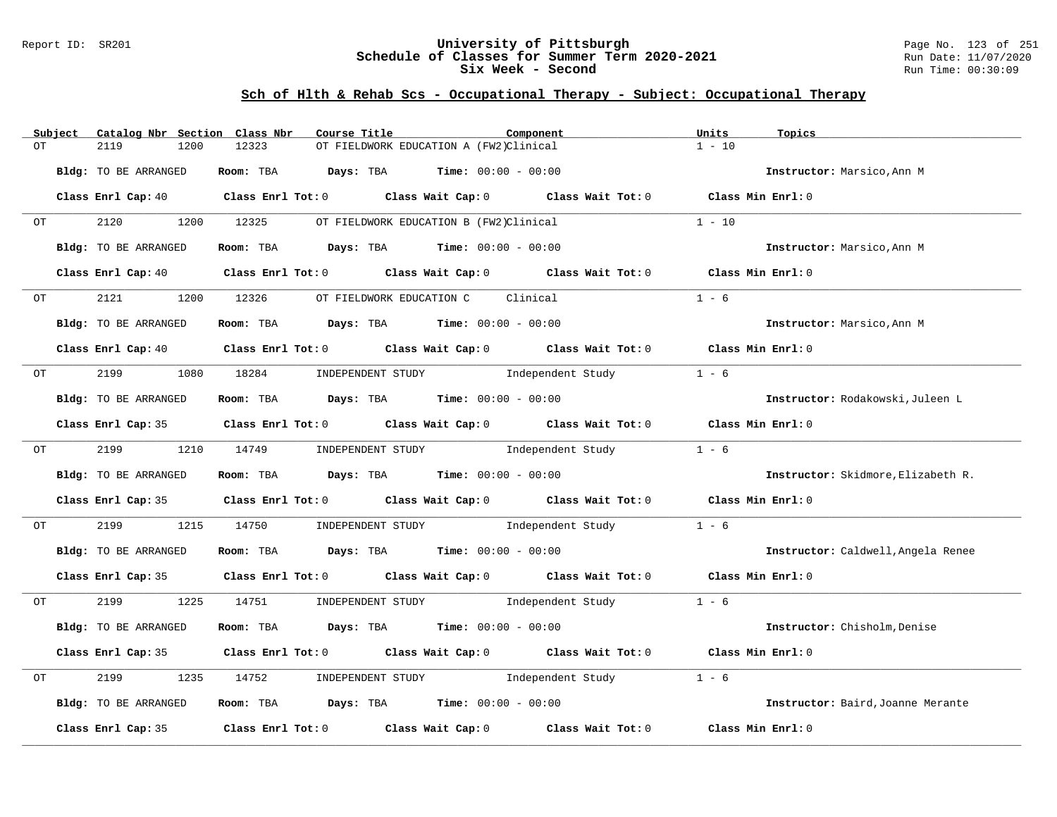# University of Pittsburgh
## Schedule of Classes for Summer Term 2020-2021
## Six Week - Second

Report ID: SR201

Run Date: 11/07/2020
Run Time: 00:30:09

### Sch of Hlth & Rehab Scs - Occupational Therapy - Subject: Occupational Therapy

| Subject | Catalog Nbr | Section | Class Nbr | Course Title | Component | Units | Topics |
|---|---|---|---|---|---|---|---|
| OT | 2119 | 1200 | 12323 | OT FIELDWORK EDUCATION A (FW2) | Clinical | 1 - 10 | |

Bldg: TO BE ARRANGED Room: TBA Days: TBA Time: 00:00 - 00:00 Instructor: Marsico,Ann M

Class Enrl Cap: 40 Class Enrl Tot: 0 Class Wait Cap: 0 Class Wait Tot: 0 Class Min Enrl: 0

| Subject | Catalog Nbr | Section | Class Nbr | Course Title | Component | Units | Topics |
|---|---|---|---|---|---|---|---|
| OT | 2120 | 1200 | 12325 | OT FIELDWORK EDUCATION B (FW2) | Clinical | 1 - 10 | |

Bldg: TO BE ARRANGED Room: TBA Days: TBA Time: 00:00 - 00:00 Instructor: Marsico,Ann M

Class Enrl Cap: 40 Class Enrl Tot: 0 Class Wait Cap: 0 Class Wait Tot: 0 Class Min Enrl: 0

| Subject | Catalog Nbr | Section | Class Nbr | Course Title | Component | Units | Topics |
|---|---|---|---|---|---|---|---|
| OT | 2121 | 1200 | 12326 | OT FIELDWORK EDUCATION C | Clinical | 1 - 6 | |

Bldg: TO BE ARRANGED Room: TBA Days: TBA Time: 00:00 - 00:00 Instructor: Marsico,Ann M

Class Enrl Cap: 40 Class Enrl Tot: 0 Class Wait Cap: 0 Class Wait Tot: 0 Class Min Enrl: 0

| Subject | Catalog Nbr | Section | Class Nbr | Course Title | Component | Units | Topics |
|---|---|---|---|---|---|---|---|
| OT | 2199 | 1080 | 18284 | INDEPENDENT STUDY | Independent Study | 1 - 6 | |

Bldg: TO BE ARRANGED Room: TBA Days: TBA Time: 00:00 - 00:00 Instructor: Rodakowski,Juleen L

Class Enrl Cap: 35 Class Enrl Tot: 0 Class Wait Cap: 0 Class Wait Tot: 0 Class Min Enrl: 0

| Subject | Catalog Nbr | Section | Class Nbr | Course Title | Component | Units | Topics |
|---|---|---|---|---|---|---|---|
| OT | 2199 | 1210 | 14749 | INDEPENDENT STUDY | Independent Study | 1 - 6 | |

Bldg: TO BE ARRANGED Room: TBA Days: TBA Time: 00:00 - 00:00 Instructor: Skidmore,Elizabeth R.

Class Enrl Cap: 35 Class Enrl Tot: 0 Class Wait Cap: 0 Class Wait Tot: 0 Class Min Enrl: 0

| Subject | Catalog Nbr | Section | Class Nbr | Course Title | Component | Units | Topics |
|---|---|---|---|---|---|---|---|
| OT | 2199 | 1215 | 14750 | INDEPENDENT STUDY | Independent Study | 1 - 6 | |

Bldg: TO BE ARRANGED Room: TBA Days: TBA Time: 00:00 - 00:00 Instructor: Caldwell,Angela Renee

Class Enrl Cap: 35 Class Enrl Tot: 0 Class Wait Cap: 0 Class Wait Tot: 0 Class Min Enrl: 0

| Subject | Catalog Nbr | Section | Class Nbr | Course Title | Component | Units | Topics |
|---|---|---|---|---|---|---|---|
| OT | 2199 | 1225 | 14751 | INDEPENDENT STUDY | Independent Study | 1 - 6 | |

Bldg: TO BE ARRANGED Room: TBA Days: TBA Time: 00:00 - 00:00 Instructor: Chisholm,Denise

Class Enrl Cap: 35 Class Enrl Tot: 0 Class Wait Cap: 0 Class Wait Tot: 0 Class Min Enrl: 0

| Subject | Catalog Nbr | Section | Class Nbr | Course Title | Component | Units | Topics |
|---|---|---|---|---|---|---|---|
| OT | 2199 | 1235 | 14752 | INDEPENDENT STUDY | Independent Study | 1 - 6 | |

Bldg: TO BE ARRANGED Room: TBA Days: TBA Time: 00:00 - 00:00 Instructor: Baird,Joanne Merante

Class Enrl Cap: 35 Class Enrl Tot: 0 Class Wait Cap: 0 Class Wait Tot: 0 Class Min Enrl: 0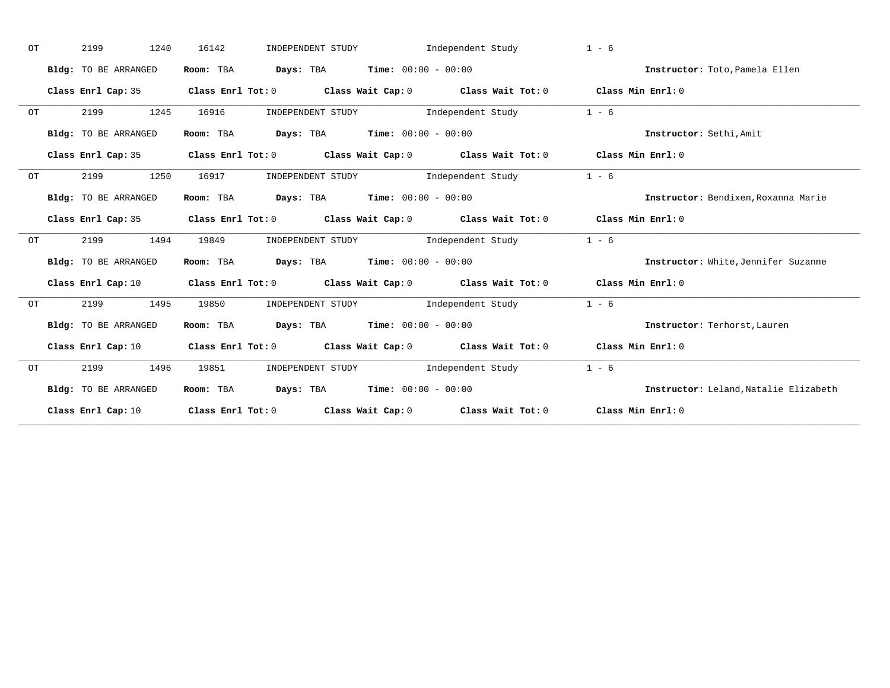OT 2199 1240 16142 INDEPENDENT STUDY Independent Study 1 - 6

**Bldg:** TO BE ARRANGED **Room:** TBA **Days:** TBA **Time:** 00:00 - 00:00 **Instructor:** Toto,Pamela Ellen

**Class Enrl Cap:** 35 **Class Enrl Tot:** 0 **Class Wait Cap:** 0 **Class Wait Tot:** 0 **Class Min Enrl:** 0

---

OT 2199 1245 16916 INDEPENDENT STUDY Independent Study 1 - 6

**Bldg:** TO BE ARRANGED **Room:** TBA **Days:** TBA **Time:** 00:00 - 00:00 **Instructor:** Sethi,Amit

**Class Enrl Cap:** 35 **Class Enrl Tot:** 0 **Class Wait Cap:** 0 **Class Wait Tot:** 0 **Class Min Enrl:** 0

---

OT 2199 1250 16917 INDEPENDENT STUDY Independent Study 1 - 6

**Bldg:** TO BE ARRANGED **Room:** TBA **Days:** TBA **Time:** 00:00 - 00:00 **Instructor:** Bendixen,Roxanna Marie

**Class Enrl Cap:** 35 **Class Enrl Tot:** 0 **Class Wait Cap:** 0 **Class Wait Tot:** 0 **Class Min Enrl:** 0

---

OT 2199 1494 19849 INDEPENDENT STUDY Independent Study 1 - 6

**Bldg:** TO BE ARRANGED **Room:** TBA **Days:** TBA **Time:** 00:00 - 00:00 **Instructor:** White,Jennifer Suzanne

**Class Enrl Cap:** 10 **Class Enrl Tot:** 0 **Class Wait Cap:** 0 **Class Wait Tot:** 0 **Class Min Enrl:** 0

---

OT 2199 1495 19850 INDEPENDENT STUDY Independent Study 1 - 6

**Bldg:** TO BE ARRANGED **Room:** TBA **Days:** TBA **Time:** 00:00 - 00:00 **Instructor:** Terhorst,Lauren

**Class Enrl Cap:** 10 **Class Enrl Tot:** 0 **Class Wait Cap:** 0 **Class Wait Tot:** 0 **Class Min Enrl:** 0

---

OT 2199 1496 19851 INDEPENDENT STUDY Independent Study 1 - 6

**Bldg:** TO BE ARRANGED **Room:** TBA **Days:** TBA **Time:** 00:00 - 00:00 **Instructor:** Leland,Natalie Elizabeth

**Class Enrl Cap:** 10 **Class Enrl Tot:** 0 **Class Wait Cap:** 0 **Class Wait Tot:** 0 **Class Min Enrl:** 0

---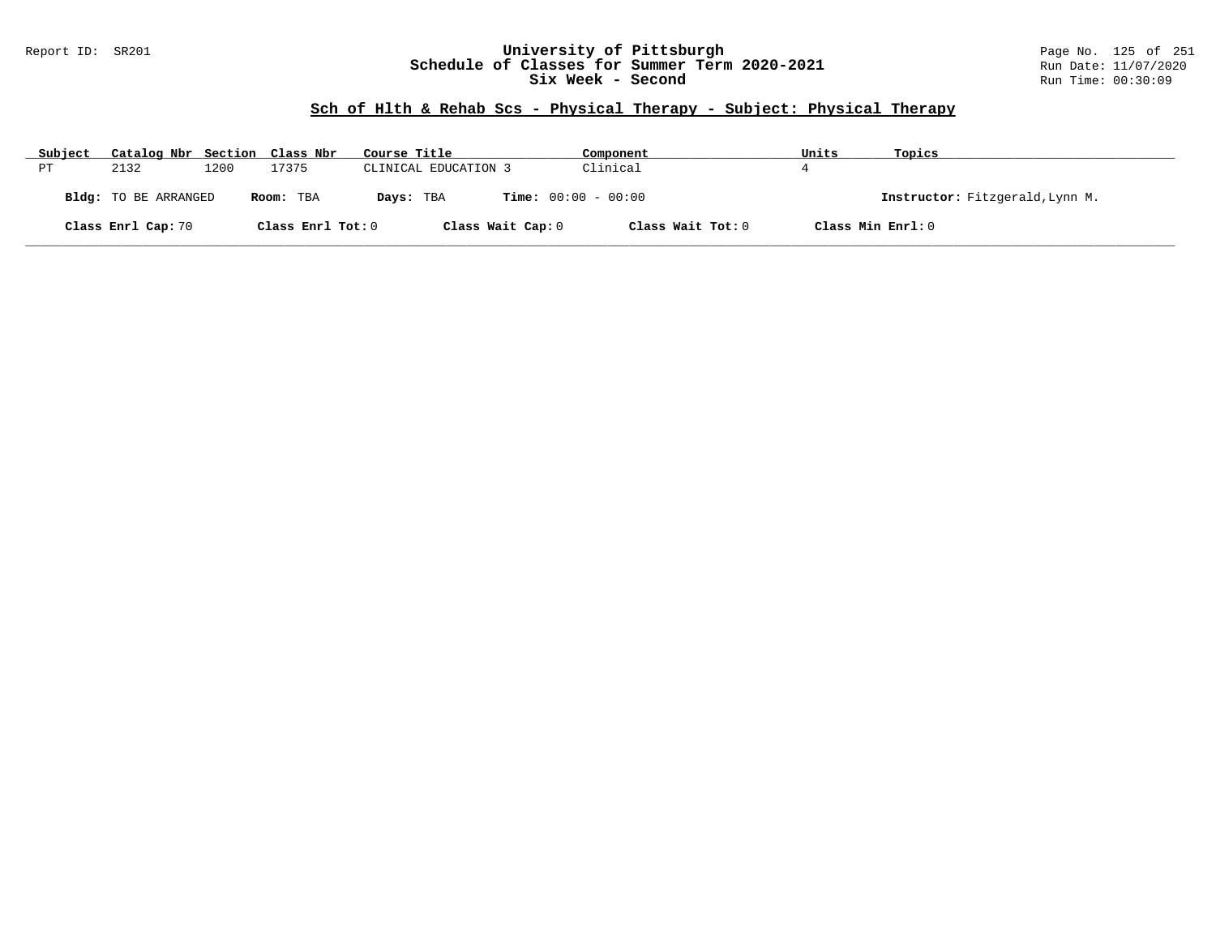# University of Pittsburgh
## Schedule of Classes for Summer Term 2020-2021
### Six Week - Second

Report ID: SR201

Run Date: 11/07/2020
Run Time: 00:30:09

## Sch of Hlth & Rehab Scs - Physical Therapy - Subject: Physical Therapy

| Subject | Catalog Nbr | Section | Class Nbr | Course Title | Component | Units | Topics |
|---|---|---|---|---|---|---|---|
| PT | 2132 | 1200 | 17375 | CLINICAL EDUCATION 3 | Clinical | 4 | |

**Bldg:** TO BE ARRANGED **Room:** TBA **Days:** TBA **Time:** 00:00 - 00:00 **Instructor:** Fitzgerald,Lynn M.

**Class Enrl Cap:** 70 **Class Enrl Tot:** 0 **Class Wait Cap:** 0 **Class Wait Tot:** 0 **Class Min Enrl:** 0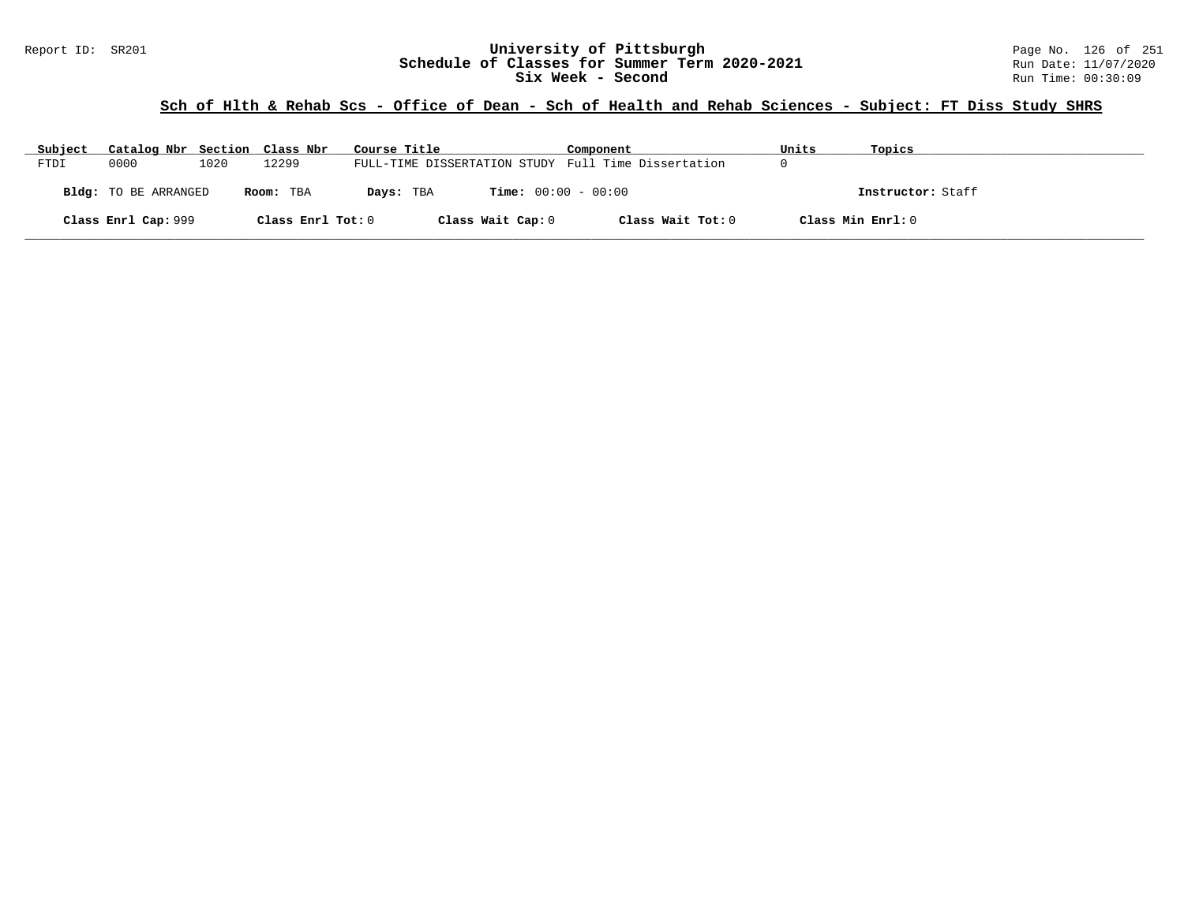# University of Pittsburgh
## Schedule of Classes for Summer Term 2020-2021
## Six Week - Second

Report ID: SR201

Run Date: 11/07/2020
Run Time: 00:30:09

### Sch of Hlth & Rehab Scs - Office of Dean - Sch of Health and Rehab Sciences - Subject: FT Diss Study SHRS

| Subject | Catalog Nbr | Section | Class Nbr | Course Title | Component | Units | Topics |
|---|---|---|---|---|---|---|---|
| FTDI | 0000 | 1020 | 12299 | FULL-TIME DISSERTATION STUDY | Full Time Dissertation | 0 | |

**Bldg:** TO BE ARRANGED **Room:** TBA **Days:** TBA **Time:** 00:00 - 00:00 **Instructor:** Staff

**Class Enrl Cap:** 999 **Class Enrl Tot:** 0 **Class Wait Cap:** 0 **Class Wait Tot:** 0 **Class Min Enrl:** 0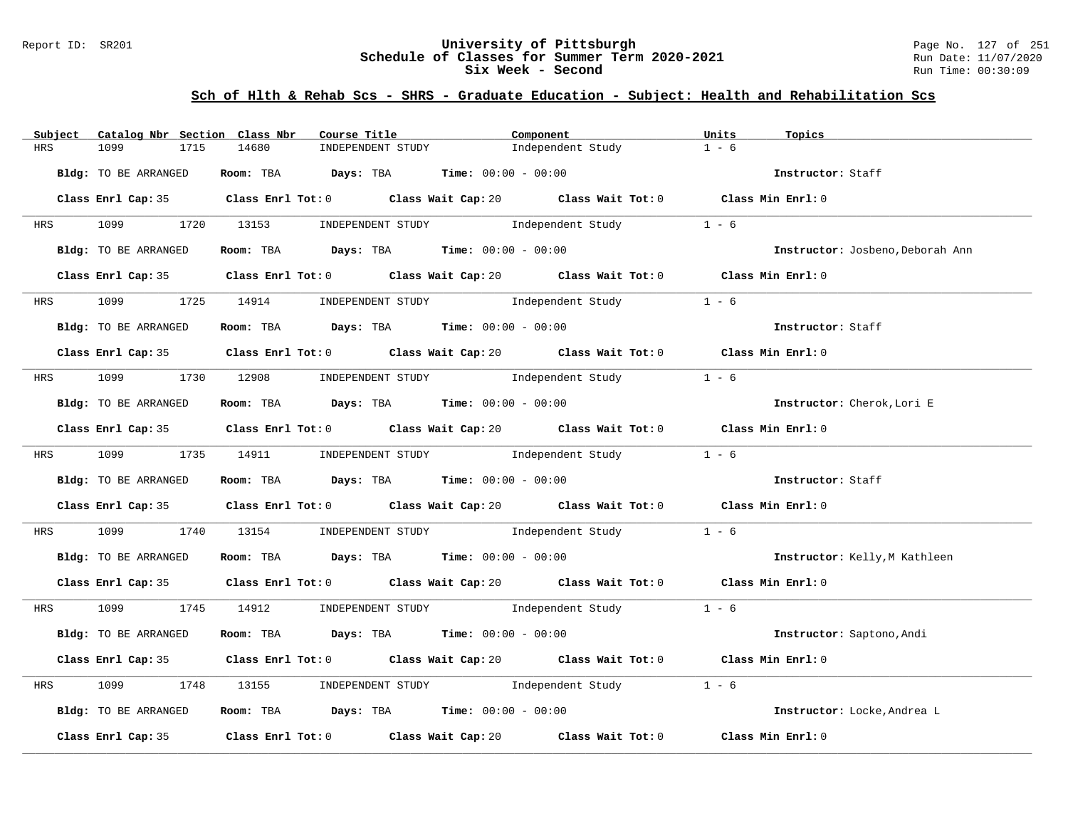## Sch of Hlth & Rehab Scs - SHRS - Graduate Education - Subject: Health and Rehabilitation Scs

| Subject | Catalog Nbr | Section | Class Nbr | Course Title | Component | Units | Topics |
|---|---|---|---|---|---|---|---|
| HRS | 1099 | 1715 | 14680 | INDEPENDENT STUDY | Independent Study | 1 - 6 | |

**Bldg:** TO BE ARRANGED **Room:** TBA **Days:** TBA **Time:** 00:00 - 00:00 **Instructor:** Staff

**Class Enrl Cap:** 35 **Class Enrl Tot:** 0 **Class Wait Cap:** 20 **Class Wait Tot:** 0 **Class Min Enrl:** 0

| Subject | Catalog Nbr | Section | Class Nbr | Course Title | Component | Units | Topics |
|---|---|---|---|---|---|---|---|
| HRS | 1099 | 1720 | 13153 | INDEPENDENT STUDY | Independent Study | 1 - 6 | |

**Bldg:** TO BE ARRANGED **Room:** TBA **Days:** TBA **Time:** 00:00 - 00:00 **Instructor:** Josbeno,Deborah Ann

**Class Enrl Cap:** 35 **Class Enrl Tot:** 0 **Class Wait Cap:** 20 **Class Wait Tot:** 0 **Class Min Enrl:** 0

| Subject | Catalog Nbr | Section | Class Nbr | Course Title | Component | Units | Topics |
|---|---|---|---|---|---|---|---|
| HRS | 1099 | 1725 | 14914 | INDEPENDENT STUDY | Independent Study | 1 - 6 | |

**Bldg:** TO BE ARRANGED **Room:** TBA **Days:** TBA **Time:** 00:00 - 00:00 **Instructor:** Staff

**Class Enrl Cap:** 35 **Class Enrl Tot:** 0 **Class Wait Cap:** 20 **Class Wait Tot:** 0 **Class Min Enrl:** 0

| Subject | Catalog Nbr | Section | Class Nbr | Course Title | Component | Units | Topics |
|---|---|---|---|---|---|---|---|
| HRS | 1099 | 1730 | 12908 | INDEPENDENT STUDY | Independent Study | 1 - 6 | |

**Bldg:** TO BE ARRANGED **Room:** TBA **Days:** TBA **Time:** 00:00 - 00:00 **Instructor:** Cherok,Lori E

**Class Enrl Cap:** 35 **Class Enrl Tot:** 0 **Class Wait Cap:** 20 **Class Wait Tot:** 0 **Class Min Enrl:** 0

| Subject | Catalog Nbr | Section | Class Nbr | Course Title | Component | Units | Topics |
|---|---|---|---|---|---|---|---|
| HRS | 1099 | 1735 | 14911 | INDEPENDENT STUDY | Independent Study | 1 - 6 | |

**Bldg:** TO BE ARRANGED **Room:** TBA **Days:** TBA **Time:** 00:00 - 00:00 **Instructor:** Staff

**Class Enrl Cap:** 35 **Class Enrl Tot:** 0 **Class Wait Cap:** 20 **Class Wait Tot:** 0 **Class Min Enrl:** 0

| Subject | Catalog Nbr | Section | Class Nbr | Course Title | Component | Units | Topics |
|---|---|---|---|---|---|---|---|
| HRS | 1099 | 1740 | 13154 | INDEPENDENT STUDY | Independent Study | 1 - 6 | |

**Bldg:** TO BE ARRANGED **Room:** TBA **Days:** TBA **Time:** 00:00 - 00:00 **Instructor:** Kelly,M Kathleen

**Class Enrl Cap:** 35 **Class Enrl Tot:** 0 **Class Wait Cap:** 20 **Class Wait Tot:** 0 **Class Min Enrl:** 0

| Subject | Catalog Nbr | Section | Class Nbr | Course Title | Component | Units | Topics |
|---|---|---|---|---|---|---|---|
| HRS | 1099 | 1745 | 14912 | INDEPENDENT STUDY | Independent Study | 1 - 6 | |

**Bldg:** TO BE ARRANGED **Room:** TBA **Days:** TBA **Time:** 00:00 - 00:00 **Instructor:** Saptono,Andi

**Class Enrl Cap:** 35 **Class Enrl Tot:** 0 **Class Wait Cap:** 20 **Class Wait Tot:** 0 **Class Min Enrl:** 0

| Subject | Catalog Nbr | Section | Class Nbr | Course Title | Component | Units | Topics |
|---|---|---|---|---|---|---|---|
| HRS | 1099 | 1748 | 13155 | INDEPENDENT STUDY | Independent Study | 1 - 6 | |

**Bldg:** TO BE ARRANGED **Room:** TBA **Days:** TBA **Time:** 00:00 - 00:00 **Instructor:** Locke,Andrea L

**Class Enrl Cap:** 35 **Class Enrl Tot:** 0 **Class Wait Cap:** 20 **Class Wait Tot:** 0 **Class Min Enrl:** 0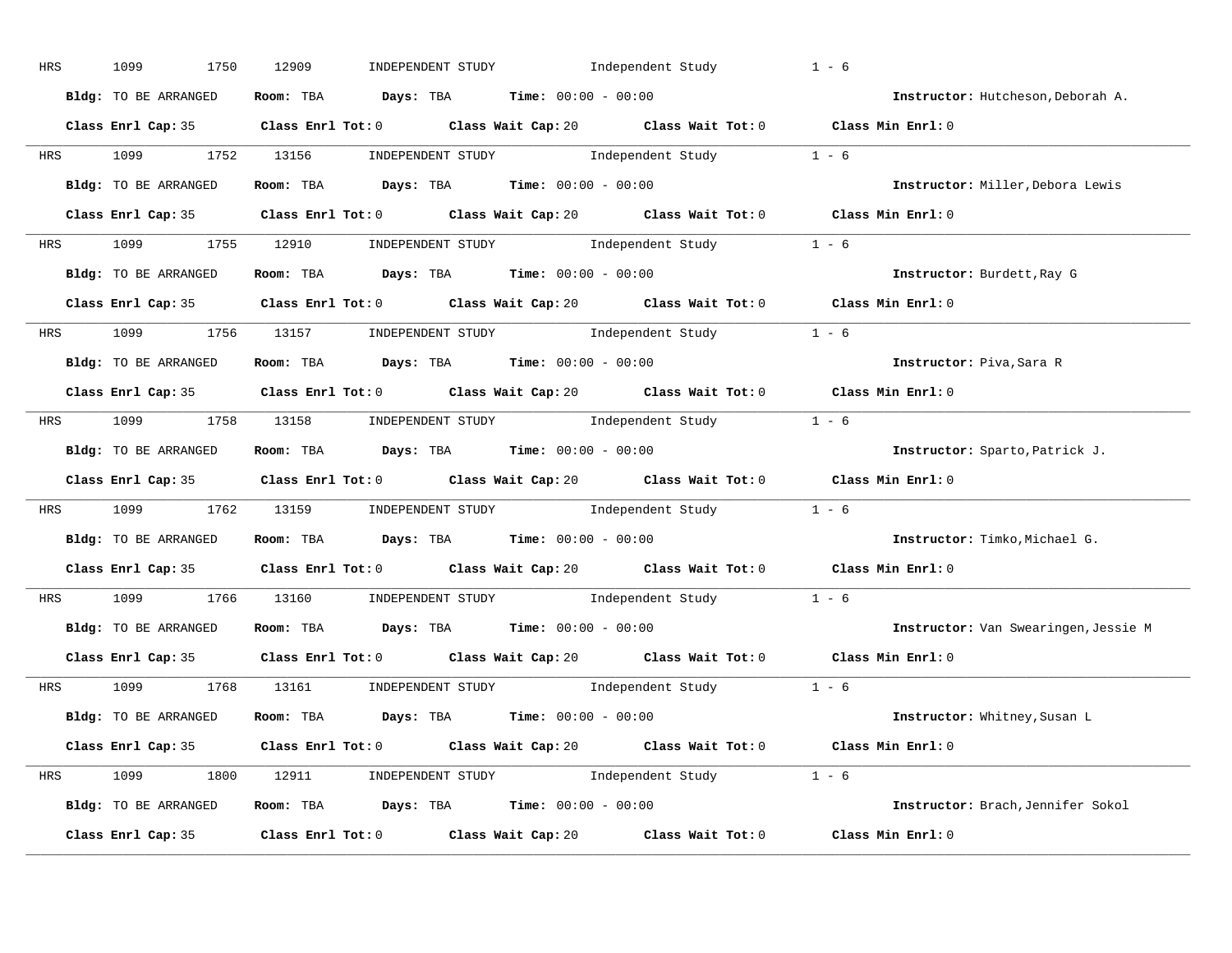HRS 1099 1750 12909 INDEPENDENT STUDY Independent Study 1 - 6

**Bldg:** TO BE ARRANGED **Room:** TBA **Days:** TBA **Time:** 00:00 - 00:00 **Instructor:** Hutcheson,Deborah A.

**Class Enrl Cap:** 35 **Class Enrl Tot:** 0 **Class Wait Cap:** 20 **Class Wait Tot:** 0 **Class Min Enrl:** 0

---

HRS 1099 1752 13156 INDEPENDENT STUDY Independent Study 1 - 6

**Bldg:** TO BE ARRANGED **Room:** TBA **Days:** TBA **Time:** 00:00 - 00:00 **Instructor:** Miller,Debora Lewis

**Class Enrl Cap:** 35 **Class Enrl Tot:** 0 **Class Wait Cap:** 20 **Class Wait Tot:** 0 **Class Min Enrl:** 0

---

HRS 1099 1755 12910 INDEPENDENT STUDY Independent Study 1 - 6

**Bldg:** TO BE ARRANGED **Room:** TBA **Days:** TBA **Time:** 00:00 - 00:00 **Instructor:** Burdett,Ray G

**Class Enrl Cap:** 35 **Class Enrl Tot:** 0 **Class Wait Cap:** 20 **Class Wait Tot:** 0 **Class Min Enrl:** 0

---

HRS 1099 1756 13157 INDEPENDENT STUDY Independent Study 1 - 6

**Bldg:** TO BE ARRANGED **Room:** TBA **Days:** TBA **Time:** 00:00 - 00:00 **Instructor:** Piva,Sara R

**Class Enrl Cap:** 35 **Class Enrl Tot:** 0 **Class Wait Cap:** 20 **Class Wait Tot:** 0 **Class Min Enrl:** 0

---

HRS 1099 1758 13158 INDEPENDENT STUDY Independent Study 1 - 6

**Bldg:** TO BE ARRANGED **Room:** TBA **Days:** TBA **Time:** 00:00 - 00:00 **Instructor:** Sparto,Patrick J.

**Class Enrl Cap:** 35 **Class Enrl Tot:** 0 **Class Wait Cap:** 20 **Class Wait Tot:** 0 **Class Min Enrl:** 0

---

HRS 1099 1762 13159 INDEPENDENT STUDY Independent Study 1 - 6

**Bldg:** TO BE ARRANGED **Room:** TBA **Days:** TBA **Time:** 00:00 - 00:00 **Instructor:** Timko,Michael G.

**Class Enrl Cap:** 35 **Class Enrl Tot:** 0 **Class Wait Cap:** 20 **Class Wait Tot:** 0 **Class Min Enrl:** 0

---

HRS 1099 1766 13160 INDEPENDENT STUDY Independent Study 1 - 6

**Bldg:** TO BE ARRANGED **Room:** TBA **Days:** TBA **Time:** 00:00 - 00:00 **Instructor:** Van Swearingen,Jessie M

**Class Enrl Cap:** 35 **Class Enrl Tot:** 0 **Class Wait Cap:** 20 **Class Wait Tot:** 0 **Class Min Enrl:** 0

---

HRS 1099 1768 13161 INDEPENDENT STUDY Independent Study 1 - 6

**Bldg:** TO BE ARRANGED **Room:** TBA **Days:** TBA **Time:** 00:00 - 00:00 **Instructor:** Whitney,Susan L

**Class Enrl Cap:** 35 **Class Enrl Tot:** 0 **Class Wait Cap:** 20 **Class Wait Tot:** 0 **Class Min Enrl:** 0

---

HRS 1099 1800 12911 INDEPENDENT STUDY Independent Study 1 - 6

**Bldg:** TO BE ARRANGED **Room:** TBA **Days:** TBA **Time:** 00:00 - 00:00 **Instructor:** Brach,Jennifer Sokol

**Class Enrl Cap:** 35 **Class Enrl Tot:** 0 **Class Wait Cap:** 20 **Class Wait Tot:** 0 **Class Min Enrl:** 0

---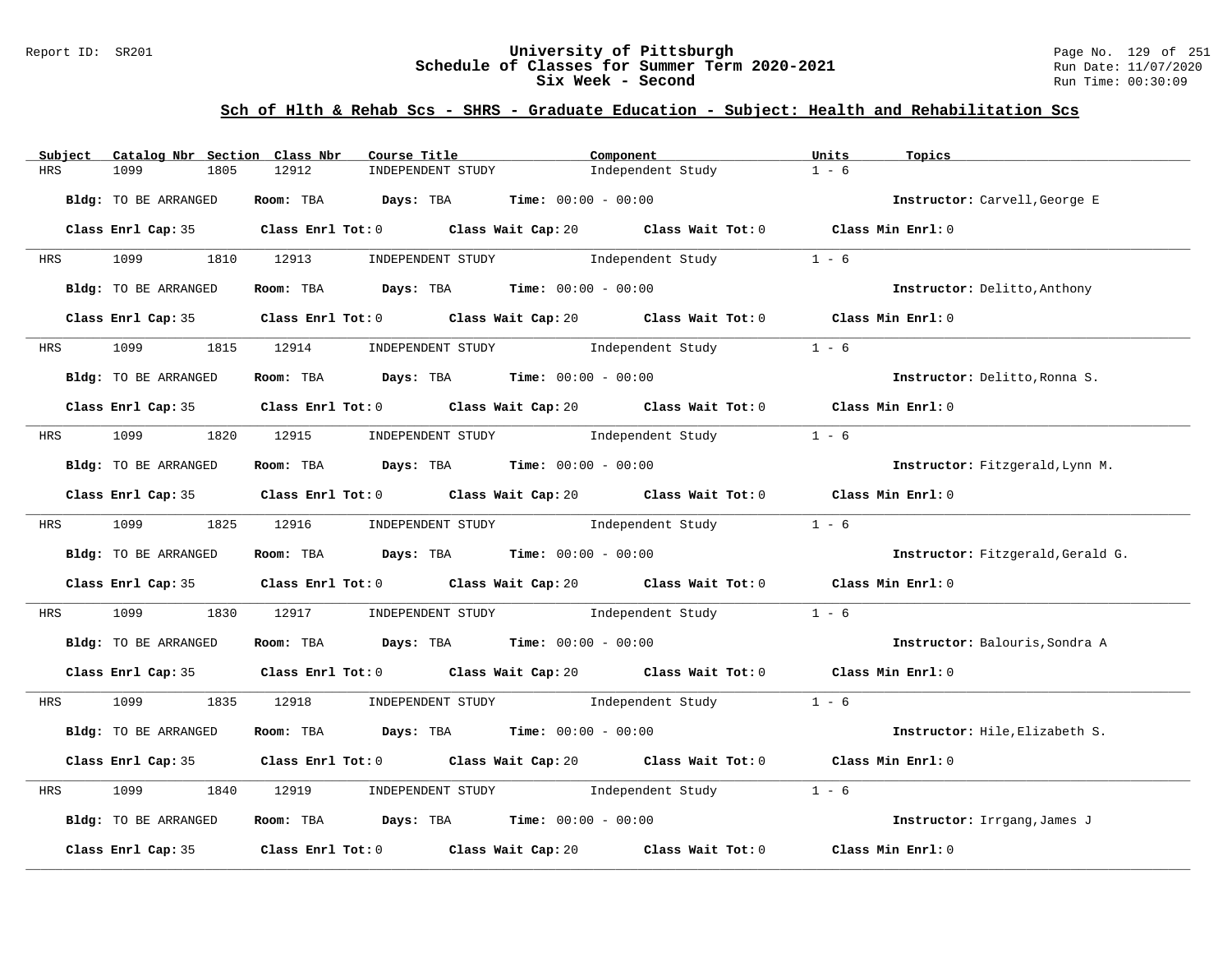## Sch of Hlth & Rehab Scs - SHRS - Graduate Education - Subject: Health and Rehabilitation Scs

| Subject | Catalog Nbr | Section | Class Nbr | Course Title | Component | Units | Topics |
|---|---|---|---|---|---|---|---|
| HRS | 1099 | 1805 | 12912 | INDEPENDENT STUDY | Independent Study | 1 - 6 | |

**Bldg:** TO BE ARRANGED **Room:** TBA **Days:** TBA **Time:** 00:00 - 00:00 **Instructor:** Carvell,George E

**Class Enrl Cap:** 35 **Class Enrl Tot:** 0 **Class Wait Cap:** 20 **Class Wait Tot:** 0 **Class Min Enrl:** 0

| Subject | Catalog Nbr | Section | Class Nbr | Course Title | Component | Units | Topics |
|---|---|---|---|---|---|---|---|
| HRS | 1099 | 1810 | 12913 | INDEPENDENT STUDY | Independent Study | 1 - 6 | |

**Bldg:** TO BE ARRANGED **Room:** TBA **Days:** TBA **Time:** 00:00 - 00:00 **Instructor:** Delitto,Anthony

**Class Enrl Cap:** 35 **Class Enrl Tot:** 0 **Class Wait Cap:** 20 **Class Wait Tot:** 0 **Class Min Enrl:** 0

| Subject | Catalog Nbr | Section | Class Nbr | Course Title | Component | Units | Topics |
|---|---|---|---|---|---|---|---|
| HRS | 1099 | 1815 | 12914 | INDEPENDENT STUDY | Independent Study | 1 - 6 | |

**Bldg:** TO BE ARRANGED **Room:** TBA **Days:** TBA **Time:** 00:00 - 00:00 **Instructor:** Delitto,Ronna S.

**Class Enrl Cap:** 35 **Class Enrl Tot:** 0 **Class Wait Cap:** 20 **Class Wait Tot:** 0 **Class Min Enrl:** 0

| Subject | Catalog Nbr | Section | Class Nbr | Course Title | Component | Units | Topics |
|---|---|---|---|---|---|---|---|
| HRS | 1099 | 1820 | 12915 | INDEPENDENT STUDY | Independent Study | 1 - 6 | |

**Bldg:** TO BE ARRANGED **Room:** TBA **Days:** TBA **Time:** 00:00 - 00:00 **Instructor:** Fitzgerald,Lynn M.

**Class Enrl Cap:** 35 **Class Enrl Tot:** 0 **Class Wait Cap:** 20 **Class Wait Tot:** 0 **Class Min Enrl:** 0

| Subject | Catalog Nbr | Section | Class Nbr | Course Title | Component | Units | Topics |
|---|---|---|---|---|---|---|---|
| HRS | 1099 | 1825 | 12916 | INDEPENDENT STUDY | Independent Study | 1 - 6 | |

**Bldg:** TO BE ARRANGED **Room:** TBA **Days:** TBA **Time:** 00:00 - 00:00 **Instructor:** Fitzgerald,Gerald G.

**Class Enrl Cap:** 35 **Class Enrl Tot:** 0 **Class Wait Cap:** 20 **Class Wait Tot:** 0 **Class Min Enrl:** 0

| Subject | Catalog Nbr | Section | Class Nbr | Course Title | Component | Units | Topics |
|---|---|---|---|---|---|---|---|
| HRS | 1099 | 1830 | 12917 | INDEPENDENT STUDY | Independent Study | 1 - 6 | |

**Bldg:** TO BE ARRANGED **Room:** TBA **Days:** TBA **Time:** 00:00 - 00:00 **Instructor:** Balouris,Sondra A

**Class Enrl Cap:** 35 **Class Enrl Tot:** 0 **Class Wait Cap:** 20 **Class Wait Tot:** 0 **Class Min Enrl:** 0

| Subject | Catalog Nbr | Section | Class Nbr | Course Title | Component | Units | Topics |
|---|---|---|---|---|---|---|---|
| HRS | 1099 | 1835 | 12918 | INDEPENDENT STUDY | Independent Study | 1 - 6 | |

**Bldg:** TO BE ARRANGED **Room:** TBA **Days:** TBA **Time:** 00:00 - 00:00 **Instructor:** Hile,Elizabeth S.

**Class Enrl Cap:** 35 **Class Enrl Tot:** 0 **Class Wait Cap:** 20 **Class Wait Tot:** 0 **Class Min Enrl:** 0

| Subject | Catalog Nbr | Section | Class Nbr | Course Title | Component | Units | Topics |
|---|---|---|---|---|---|---|---|
| HRS | 1099 | 1840 | 12919 | INDEPENDENT STUDY | Independent Study | 1 - 6 | |

**Bldg:** TO BE ARRANGED **Room:** TBA **Days:** TBA **Time:** 00:00 - 00:00 **Instructor:** Irrgang,James J

**Class Enrl Cap:** 35 **Class Enrl Tot:** 0 **Class Wait Cap:** 20 **Class Wait Tot:** 0 **Class Min Enrl:** 0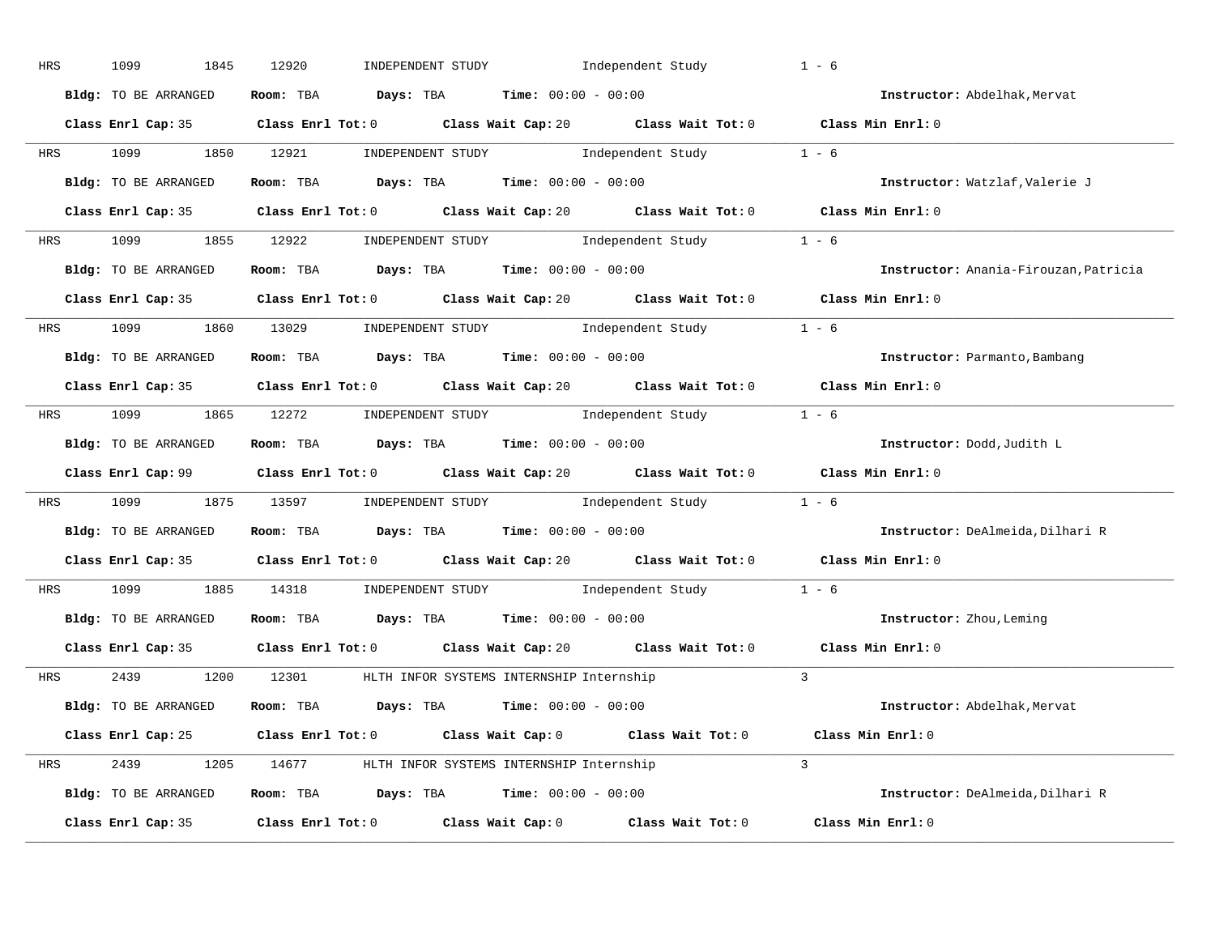HRS 1099 1845 12920 INDEPENDENT STUDY Independent Study 1 - 6

**Bldg:** TO BE ARRANGED **Room:** TBA **Days:** TBA **Time:** 00:00 - 00:00 **Instructor:** Abdelhak,Mervat

**Class Enrl Cap:** 35 **Class Enrl Tot:** 0 **Class Wait Cap:** 20 **Class Wait Tot:** 0 **Class Min Enrl:** 0

---

HRS 1099 1850 12921 INDEPENDENT STUDY Independent Study 1 - 6

**Bldg:** TO BE ARRANGED **Room:** TBA **Days:** TBA **Time:** 00:00 - 00:00 **Instructor:** Watzlaf,Valerie J

**Class Enrl Cap:** 35 **Class Enrl Tot:** 0 **Class Wait Cap:** 20 **Class Wait Tot:** 0 **Class Min Enrl:** 0

---

HRS 1099 1855 12922 INDEPENDENT STUDY Independent Study 1 - 6

**Bldg:** TO BE ARRANGED **Room:** TBA **Days:** TBA **Time:** 00:00 - 00:00 **Instructor:** Anania-Firouzan,Patricia

**Class Enrl Cap:** 35 **Class Enrl Tot:** 0 **Class Wait Cap:** 20 **Class Wait Tot:** 0 **Class Min Enrl:** 0

---

HRS 1099 1860 13029 INDEPENDENT STUDY Independent Study 1 - 6

**Bldg:** TO BE ARRANGED **Room:** TBA **Days:** TBA **Time:** 00:00 - 00:00 **Instructor:** Parmanto,Bambang

**Class Enrl Cap:** 35 **Class Enrl Tot:** 0 **Class Wait Cap:** 20 **Class Wait Tot:** 0 **Class Min Enrl:** 0

---

HRS 1099 1865 12272 INDEPENDENT STUDY Independent Study 1 - 6

**Bldg:** TO BE ARRANGED **Room:** TBA **Days:** TBA **Time:** 00:00 - 00:00 **Instructor:** Dodd,Judith L

**Class Enrl Cap:** 99 **Class Enrl Tot:** 0 **Class Wait Cap:** 20 **Class Wait Tot:** 0 **Class Min Enrl:** 0

---

HRS 1099 1875 13597 INDEPENDENT STUDY Independent Study 1 - 6

**Bldg:** TO BE ARRANGED **Room:** TBA **Days:** TBA **Time:** 00:00 - 00:00 **Instructor:** DeAlmeida,Dilhari R

**Class Enrl Cap:** 35 **Class Enrl Tot:** 0 **Class Wait Cap:** 20 **Class Wait Tot:** 0 **Class Min Enrl:** 0

---

HRS 1099 1885 14318 INDEPENDENT STUDY Independent Study 1 - 6

**Bldg:** TO BE ARRANGED **Room:** TBA **Days:** TBA **Time:** 00:00 - 00:00 **Instructor:** Zhou,Leming

**Class Enrl Cap:** 35 **Class Enrl Tot:** 0 **Class Wait Cap:** 20 **Class Wait Tot:** 0 **Class Min Enrl:** 0

---

HRS 2439 1200 12301 HLTH INFOR SYSTEMS INTERNSHIP Internship 3

**Bldg:** TO BE ARRANGED **Room:** TBA **Days:** TBA **Time:** 00:00 - 00:00 **Instructor:** Abdelhak,Mervat

**Class Enrl Cap:** 25 **Class Enrl Tot:** 0 **Class Wait Cap:** 0 **Class Wait Tot:** 0 **Class Min Enrl:** 0

---

HRS 2439 1205 14677 HLTH INFOR SYSTEMS INTERNSHIP Internship 3

**Bldg:** TO BE ARRANGED **Room:** TBA **Days:** TBA **Time:** 00:00 - 00:00 **Instructor:** DeAlmeida,Dilhari R

**Class Enrl Cap:** 35 **Class Enrl Tot:** 0 **Class Wait Cap:** 0 **Class Wait Tot:** 0 **Class Min Enrl:** 0

---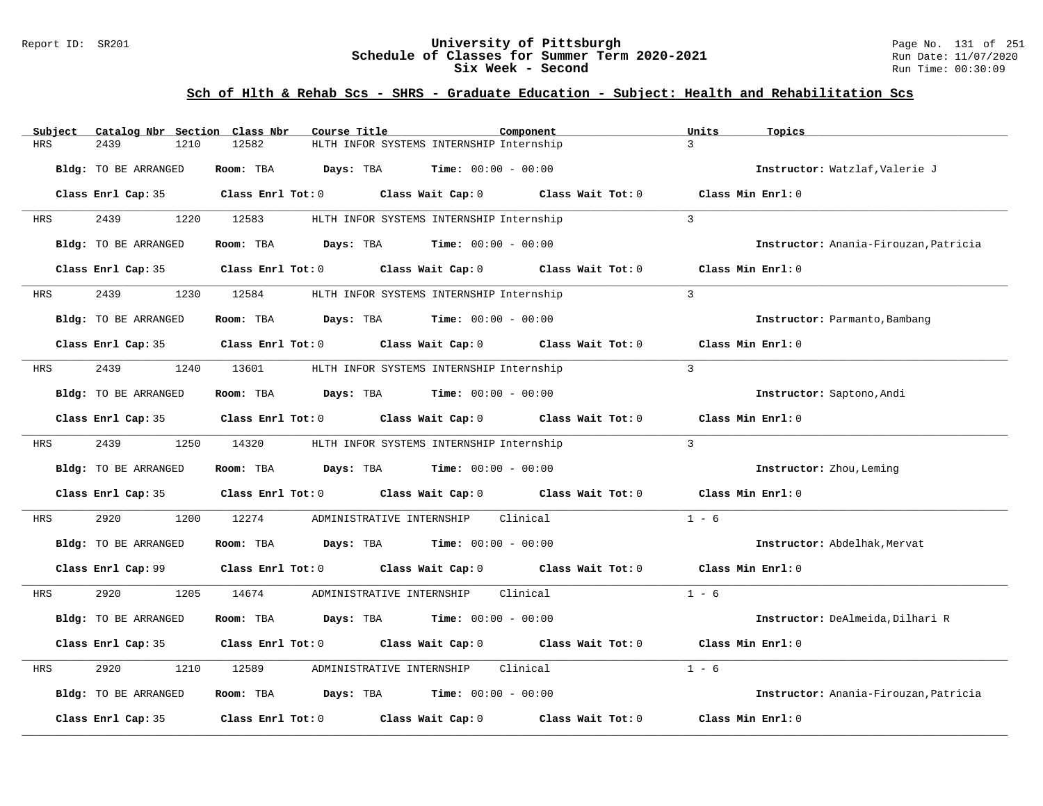## Sch of Hlth & Rehab Scs - SHRS - Graduate Education - Subject: Health and Rehabilitation Scs

| Subject | Catalog Nbr | Section | Class Nbr | Course Title | Component | Units | Topics |
|---|---|---|---|---|---|---|---|
| HRS | 2439 | 1210 | 12582 | HLTH INFOR SYSTEMS INTERNSHIP | Internship | 3 | |

**Bldg:** TO BE ARRANGED **Room:** TBA **Days:** TBA **Time:** 00:00 - 00:00 **Instructor:** Watzlaf,Valerie J

**Class Enrl Cap:** 35 **Class Enrl Tot:** 0 **Class Wait Cap:** 0 **Class Wait Tot:** 0 **Class Min Enrl:** 0

| Subject | Catalog Nbr | Section | Class Nbr | Course Title | Component | Units | Topics |
|---|---|---|---|---|---|---|---|
| HRS | 2439 | 1220 | 12583 | HLTH INFOR SYSTEMS INTERNSHIP | Internship | 3 | |

**Bldg:** TO BE ARRANGED **Room:** TBA **Days:** TBA **Time:** 00:00 - 00:00 **Instructor:** Anania-Firouzan,Patricia

**Class Enrl Cap:** 35 **Class Enrl Tot:** 0 **Class Wait Cap:** 0 **Class Wait Tot:** 0 **Class Min Enrl:** 0

| Subject | Catalog Nbr | Section | Class Nbr | Course Title | Component | Units | Topics |
|---|---|---|---|---|---|---|---|
| HRS | 2439 | 1230 | 12584 | HLTH INFOR SYSTEMS INTERNSHIP | Internship | 3 | |

**Bldg:** TO BE ARRANGED **Room:** TBA **Days:** TBA **Time:** 00:00 - 00:00 **Instructor:** Parmanto,Bambang

**Class Enrl Cap:** 35 **Class Enrl Tot:** 0 **Class Wait Cap:** 0 **Class Wait Tot:** 0 **Class Min Enrl:** 0

| Subject | Catalog Nbr | Section | Class Nbr | Course Title | Component | Units | Topics |
|---|---|---|---|---|---|---|---|
| HRS | 2439 | 1240 | 13601 | HLTH INFOR SYSTEMS INTERNSHIP | Internship | 3 | |

**Bldg:** TO BE ARRANGED **Room:** TBA **Days:** TBA **Time:** 00:00 - 00:00 **Instructor:** Saptono,Andi

**Class Enrl Cap:** 35 **Class Enrl Tot:** 0 **Class Wait Cap:** 0 **Class Wait Tot:** 0 **Class Min Enrl:** 0

| Subject | Catalog Nbr | Section | Class Nbr | Course Title | Component | Units | Topics |
|---|---|---|---|---|---|---|---|
| HRS | 2439 | 1250 | 14320 | HLTH INFOR SYSTEMS INTERNSHIP | Internship | 3 | |

**Bldg:** TO BE ARRANGED **Room:** TBA **Days:** TBA **Time:** 00:00 - 00:00 **Instructor:** Zhou,Leming

**Class Enrl Cap:** 35 **Class Enrl Tot:** 0 **Class Wait Cap:** 0 **Class Wait Tot:** 0 **Class Min Enrl:** 0

| Subject | Catalog Nbr | Section | Class Nbr | Course Title | Component | Units | Topics |
|---|---|---|---|---|---|---|---|
| HRS | 2920 | 1200 | 12274 | ADMINISTRATIVE INTERNSHIP | Clinical | 1 - 6 | |

**Bldg:** TO BE ARRANGED **Room:** TBA **Days:** TBA **Time:** 00:00 - 00:00 **Instructor:** Abdelhak,Mervat

**Class Enrl Cap:** 99 **Class Enrl Tot:** 0 **Class Wait Cap:** 0 **Class Wait Tot:** 0 **Class Min Enrl:** 0

| Subject | Catalog Nbr | Section | Class Nbr | Course Title | Component | Units | Topics |
|---|---|---|---|---|---|---|---|
| HRS | 2920 | 1205 | 14674 | ADMINISTRATIVE INTERNSHIP | Clinical | 1 - 6 | |

**Bldg:** TO BE ARRANGED **Room:** TBA **Days:** TBA **Time:** 00:00 - 00:00 **Instructor:** DeAlmeida,Dilhari R

**Class Enrl Cap:** 35 **Class Enrl Tot:** 0 **Class Wait Cap:** 0 **Class Wait Tot:** 0 **Class Min Enrl:** 0

| Subject | Catalog Nbr | Section | Class Nbr | Course Title | Component | Units | Topics |
|---|---|---|---|---|---|---|---|
| HRS | 2920 | 1210 | 12589 | ADMINISTRATIVE INTERNSHIP | Clinical | 1 - 6 | |

**Bldg:** TO BE ARRANGED **Room:** TBA **Days:** TBA **Time:** 00:00 - 00:00 **Instructor:** Anania-Firouzan,Patricia

**Class Enrl Cap:** 35 **Class Enrl Tot:** 0 **Class Wait Cap:** 0 **Class Wait Tot:** 0 **Class Min Enrl:** 0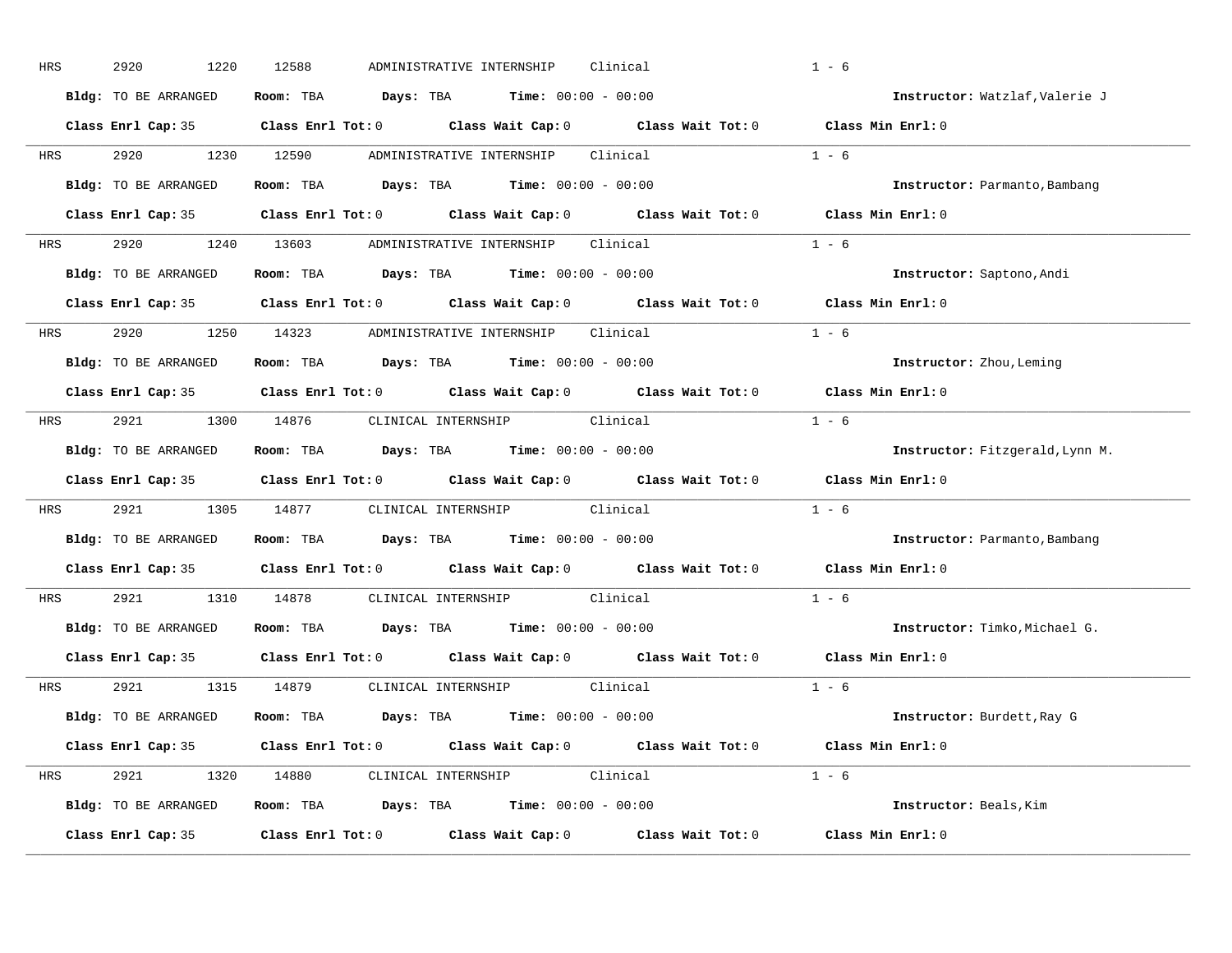HRS 2920 1220 12588 ADMINISTRATIVE INTERNSHIP Clinical 1 - 6

**Bldg:** TO BE ARRANGED **Room:** TBA **Days:** TBA **Time:** 00:00 - 00:00 **Instructor:** Watzlaf,Valerie J

**Class Enrl Cap:** 35 **Class Enrl Tot:** 0 **Class Wait Cap:** 0 **Class Wait Tot:** 0 **Class Min Enrl:** 0

---

HRS 2920 1230 12590 ADMINISTRATIVE INTERNSHIP Clinical 1 - 6

**Bldg:** TO BE ARRANGED **Room:** TBA **Days:** TBA **Time:** 00:00 - 00:00 **Instructor:** Parmanto,Bambang

**Class Enrl Cap:** 35 **Class Enrl Tot:** 0 **Class Wait Cap:** 0 **Class Wait Tot:** 0 **Class Min Enrl:** 0

---

HRS 2920 1240 13603 ADMINISTRATIVE INTERNSHIP Clinical 1 - 6

**Bldg:** TO BE ARRANGED **Room:** TBA **Days:** TBA **Time:** 00:00 - 00:00 **Instructor:** Saptono,Andi

**Class Enrl Cap:** 35 **Class Enrl Tot:** 0 **Class Wait Cap:** 0 **Class Wait Tot:** 0 **Class Min Enrl:** 0

---

HRS 2920 1250 14323 ADMINISTRATIVE INTERNSHIP Clinical 1 - 6

**Bldg:** TO BE ARRANGED **Room:** TBA **Days:** TBA **Time:** 00:00 - 00:00 **Instructor:** Zhou,Leming

**Class Enrl Cap:** 35 **Class Enrl Tot:** 0 **Class Wait Cap:** 0 **Class Wait Tot:** 0 **Class Min Enrl:** 0

---

HRS 2921 1300 14876 CLINICAL INTERNSHIP Clinical 1 - 6

**Bldg:** TO BE ARRANGED **Room:** TBA **Days:** TBA **Time:** 00:00 - 00:00 **Instructor:** Fitzgerald,Lynn M.

**Class Enrl Cap:** 35 **Class Enrl Tot:** 0 **Class Wait Cap:** 0 **Class Wait Tot:** 0 **Class Min Enrl:** 0

---

HRS 2921 1305 14877 CLINICAL INTERNSHIP Clinical 1 - 6

**Bldg:** TO BE ARRANGED **Room:** TBA **Days:** TBA **Time:** 00:00 - 00:00 **Instructor:** Parmanto,Bambang

**Class Enrl Cap:** 35 **Class Enrl Tot:** 0 **Class Wait Cap:** 0 **Class Wait Tot:** 0 **Class Min Enrl:** 0

---

HRS 2921 1310 14878 CLINICAL INTERNSHIP Clinical 1 - 6

**Bldg:** TO BE ARRANGED **Room:** TBA **Days:** TBA **Time:** 00:00 - 00:00 **Instructor:** Timko,Michael G.

**Class Enrl Cap:** 35 **Class Enrl Tot:** 0 **Class Wait Cap:** 0 **Class Wait Tot:** 0 **Class Min Enrl:** 0

---

HRS 2921 1315 14879 CLINICAL INTERNSHIP Clinical 1 - 6

**Bldg:** TO BE ARRANGED **Room:** TBA **Days:** TBA **Time:** 00:00 - 00:00 **Instructor:** Burdett,Ray G

**Class Enrl Cap:** 35 **Class Enrl Tot:** 0 **Class Wait Cap:** 0 **Class Wait Tot:** 0 **Class Min Enrl:** 0

---

HRS 2921 1320 14880 CLINICAL INTERNSHIP Clinical 1 - 6

**Bldg:** TO BE ARRANGED **Room:** TBA **Days:** TBA **Time:** 00:00 - 00:00 **Instructor:** Beals,Kim

**Class Enrl Cap:** 35 **Class Enrl Tot:** 0 **Class Wait Cap:** 0 **Class Wait Tot:** 0 **Class Min Enrl:** 0

---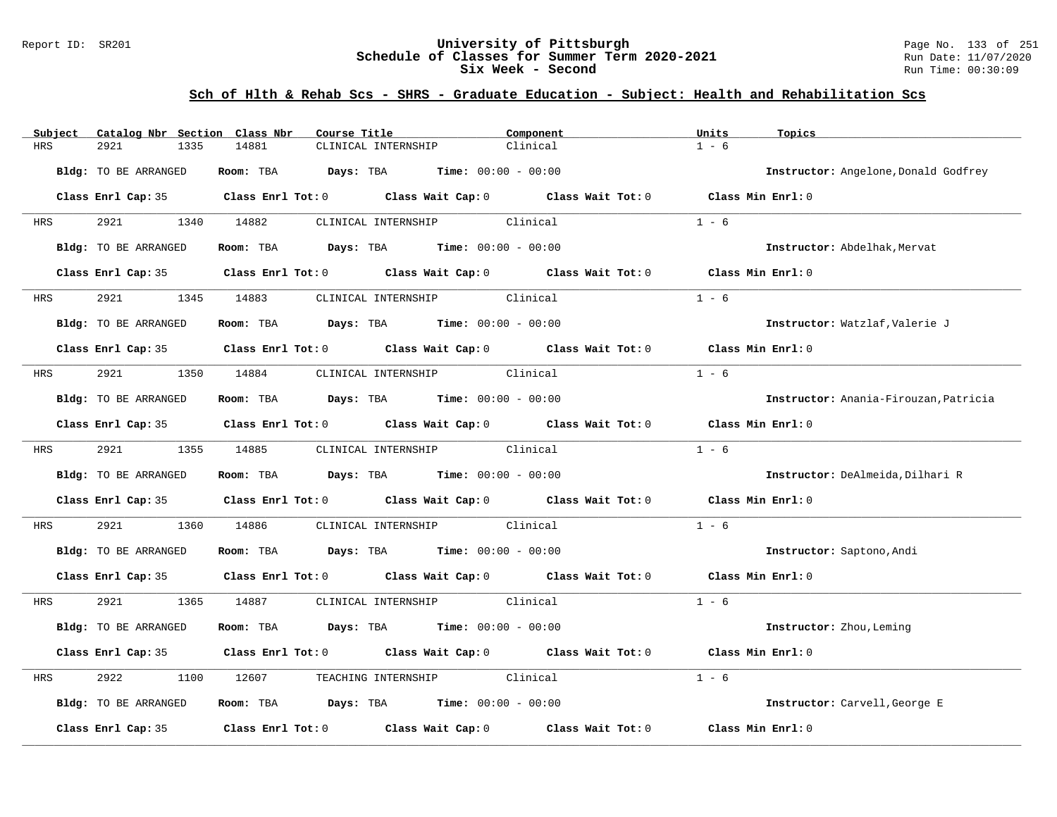## Sch of Hlth & Rehab Scs - SHRS - Graduate Education - Subject: Health and Rehabilitation Scs

| Subject | Catalog Nbr | Section | Class Nbr | Course Title | Component | Units | Topics |
|---|---|---|---|---|---|---|---|
| HRS | 2921 | 1335 | 14881 | CLINICAL INTERNSHIP | Clinical | 1 - 6 | |

**Bldg:** TO BE ARRANGED **Room:** TBA **Days:** TBA **Time:** 00:00 - 00:00 **Instructor:** Angelone,Donald Godfrey

**Class Enrl Cap:** 35 **Class Enrl Tot:** 0 **Class Wait Cap:** 0 **Class Wait Tot:** 0 **Class Min Enrl:** 0

| Subject | Catalog Nbr | Section | Class Nbr | Course Title | Component | Units | Topics |
|---|---|---|---|---|---|---|---|
| HRS | 2921 | 1340 | 14882 | CLINICAL INTERNSHIP | Clinical | 1 - 6 | |

**Bldg:** TO BE ARRANGED **Room:** TBA **Days:** TBA **Time:** 00:00 - 00:00 **Instructor:** Abdelhak,Mervat

**Class Enrl Cap:** 35 **Class Enrl Tot:** 0 **Class Wait Cap:** 0 **Class Wait Tot:** 0 **Class Min Enrl:** 0

| Subject | Catalog Nbr | Section | Class Nbr | Course Title | Component | Units | Topics |
|---|---|---|---|---|---|---|---|
| HRS | 2921 | 1345 | 14883 | CLINICAL INTERNSHIP | Clinical | 1 - 6 | |

**Bldg:** TO BE ARRANGED **Room:** TBA **Days:** TBA **Time:** 00:00 - 00:00 **Instructor:** Watzlaf,Valerie J

**Class Enrl Cap:** 35 **Class Enrl Tot:** 0 **Class Wait Cap:** 0 **Class Wait Tot:** 0 **Class Min Enrl:** 0

| Subject | Catalog Nbr | Section | Class Nbr | Course Title | Component | Units | Topics |
|---|---|---|---|---|---|---|---|
| HRS | 2921 | 1350 | 14884 | CLINICAL INTERNSHIP | Clinical | 1 - 6 | |

**Bldg:** TO BE ARRANGED **Room:** TBA **Days:** TBA **Time:** 00:00 - 00:00 **Instructor:** Anania-Firouzan,Patricia

**Class Enrl Cap:** 35 **Class Enrl Tot:** 0 **Class Wait Cap:** 0 **Class Wait Tot:** 0 **Class Min Enrl:** 0

| Subject | Catalog Nbr | Section | Class Nbr | Course Title | Component | Units | Topics |
|---|---|---|---|---|---|---|---|
| HRS | 2921 | 1355 | 14885 | CLINICAL INTERNSHIP | Clinical | 1 - 6 | |

**Bldg:** TO BE ARRANGED **Room:** TBA **Days:** TBA **Time:** 00:00 - 00:00 **Instructor:** DeAlmeida,Dilhari R

**Class Enrl Cap:** 35 **Class Enrl Tot:** 0 **Class Wait Cap:** 0 **Class Wait Tot:** 0 **Class Min Enrl:** 0

| Subject | Catalog Nbr | Section | Class Nbr | Course Title | Component | Units | Topics |
|---|---|---|---|---|---|---|---|
| HRS | 2921 | 1360 | 14886 | CLINICAL INTERNSHIP | Clinical | 1 - 6 | |

**Bldg:** TO BE ARRANGED **Room:** TBA **Days:** TBA **Time:** 00:00 - 00:00 **Instructor:** Saptono,Andi

**Class Enrl Cap:** 35 **Class Enrl Tot:** 0 **Class Wait Cap:** 0 **Class Wait Tot:** 0 **Class Min Enrl:** 0

| Subject | Catalog Nbr | Section | Class Nbr | Course Title | Component | Units | Topics |
|---|---|---|---|---|---|---|---|
| HRS | 2921 | 1365 | 14887 | CLINICAL INTERNSHIP | Clinical | 1 - 6 | |

**Bldg:** TO BE ARRANGED **Room:** TBA **Days:** TBA **Time:** 00:00 - 00:00 **Instructor:** Zhou,Leming

**Class Enrl Cap:** 35 **Class Enrl Tot:** 0 **Class Wait Cap:** 0 **Class Wait Tot:** 0 **Class Min Enrl:** 0

| Subject | Catalog Nbr | Section | Class Nbr | Course Title | Component | Units | Topics |
|---|---|---|---|---|---|---|---|
| HRS | 2922 | 1100 | 12607 | TEACHING INTERNSHIP | Clinical | 1 - 6 | |

**Bldg:** TO BE ARRANGED **Room:** TBA **Days:** TBA **Time:** 00:00 - 00:00 **Instructor:** Carvell,George E

**Class Enrl Cap:** 35 **Class Enrl Tot:** 0 **Class Wait Cap:** 0 **Class Wait Tot:** 0 **Class Min Enrl:** 0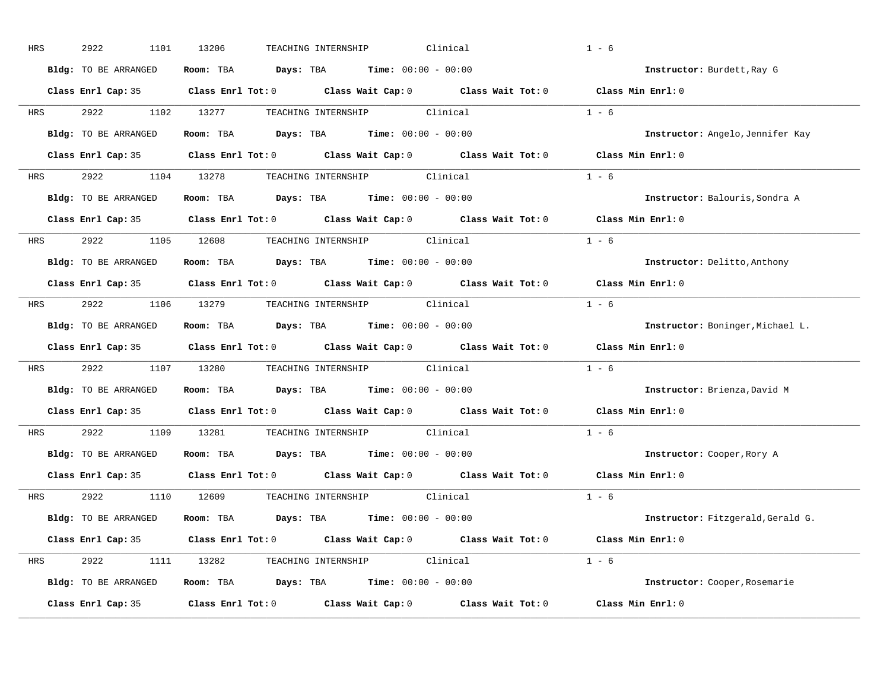HRS 2922 1101 13206 TEACHING INTERNSHIP Clinical 1 - 6

**Bldg:** TO BE ARRANGED **Room:** TBA **Days:** TBA **Time:** 00:00 - 00:00 **Instructor:** Burdett,Ray G

**Class Enrl Cap:** 35 **Class Enrl Tot:** 0 **Class Wait Cap:** 0 **Class Wait Tot:** 0 **Class Min Enrl:** 0

---

HRS 2922 1102 13277 TEACHING INTERNSHIP Clinical 1 - 6

**Bldg:** TO BE ARRANGED **Room:** TBA **Days:** TBA **Time:** 00:00 - 00:00 **Instructor:** Angelo,Jennifer Kay

**Class Enrl Cap:** 35 **Class Enrl Tot:** 0 **Class Wait Cap:** 0 **Class Wait Tot:** 0 **Class Min Enrl:** 0

---

HRS 2922 1104 13278 TEACHING INTERNSHIP Clinical 1 - 6

**Bldg:** TO BE ARRANGED **Room:** TBA **Days:** TBA **Time:** 00:00 - 00:00 **Instructor:** Balouris,Sondra A

**Class Enrl Cap:** 35 **Class Enrl Tot:** 0 **Class Wait Cap:** 0 **Class Wait Tot:** 0 **Class Min Enrl:** 0

---

HRS 2922 1105 12608 TEACHING INTERNSHIP Clinical 1 - 6

**Bldg:** TO BE ARRANGED **Room:** TBA **Days:** TBA **Time:** 00:00 - 00:00 **Instructor:** Delitto,Anthony

**Class Enrl Cap:** 35 **Class Enrl Tot:** 0 **Class Wait Cap:** 0 **Class Wait Tot:** 0 **Class Min Enrl:** 0

---

HRS 2922 1106 13279 TEACHING INTERNSHIP Clinical 1 - 6

**Bldg:** TO BE ARRANGED **Room:** TBA **Days:** TBA **Time:** 00:00 - 00:00 **Instructor:** Boninger,Michael L.

**Class Enrl Cap:** 35 **Class Enrl Tot:** 0 **Class Wait Cap:** 0 **Class Wait Tot:** 0 **Class Min Enrl:** 0

---

HRS 2922 1107 13280 TEACHING INTERNSHIP Clinical 1 - 6

**Bldg:** TO BE ARRANGED **Room:** TBA **Days:** TBA **Time:** 00:00 - 00:00 **Instructor:** Brienza,David M

**Class Enrl Cap:** 35 **Class Enrl Tot:** 0 **Class Wait Cap:** 0 **Class Wait Tot:** 0 **Class Min Enrl:** 0

---

HRS 2922 1109 13281 TEACHING INTERNSHIP Clinical 1 - 6

**Bldg:** TO BE ARRANGED **Room:** TBA **Days:** TBA **Time:** 00:00 - 00:00 **Instructor:** Cooper,Rory A

**Class Enrl Cap:** 35 **Class Enrl Tot:** 0 **Class Wait Cap:** 0 **Class Wait Tot:** 0 **Class Min Enrl:** 0

---

HRS 2922 1110 12609 TEACHING INTERNSHIP Clinical 1 - 6

**Bldg:** TO BE ARRANGED **Room:** TBA **Days:** TBA **Time:** 00:00 - 00:00 **Instructor:** Fitzgerald,Gerald G.

**Class Enrl Cap:** 35 **Class Enrl Tot:** 0 **Class Wait Cap:** 0 **Class Wait Tot:** 0 **Class Min Enrl:** 0

---

HRS 2922 1111 13282 TEACHING INTERNSHIP Clinical 1 - 6

**Bldg:** TO BE ARRANGED **Room:** TBA **Days:** TBA **Time:** 00:00 - 00:00 **Instructor:** Cooper,Rosemarie

**Class Enrl Cap:** 35 **Class Enrl Tot:** 0 **Class Wait Cap:** 0 **Class Wait Tot:** 0 **Class Min Enrl:** 0

---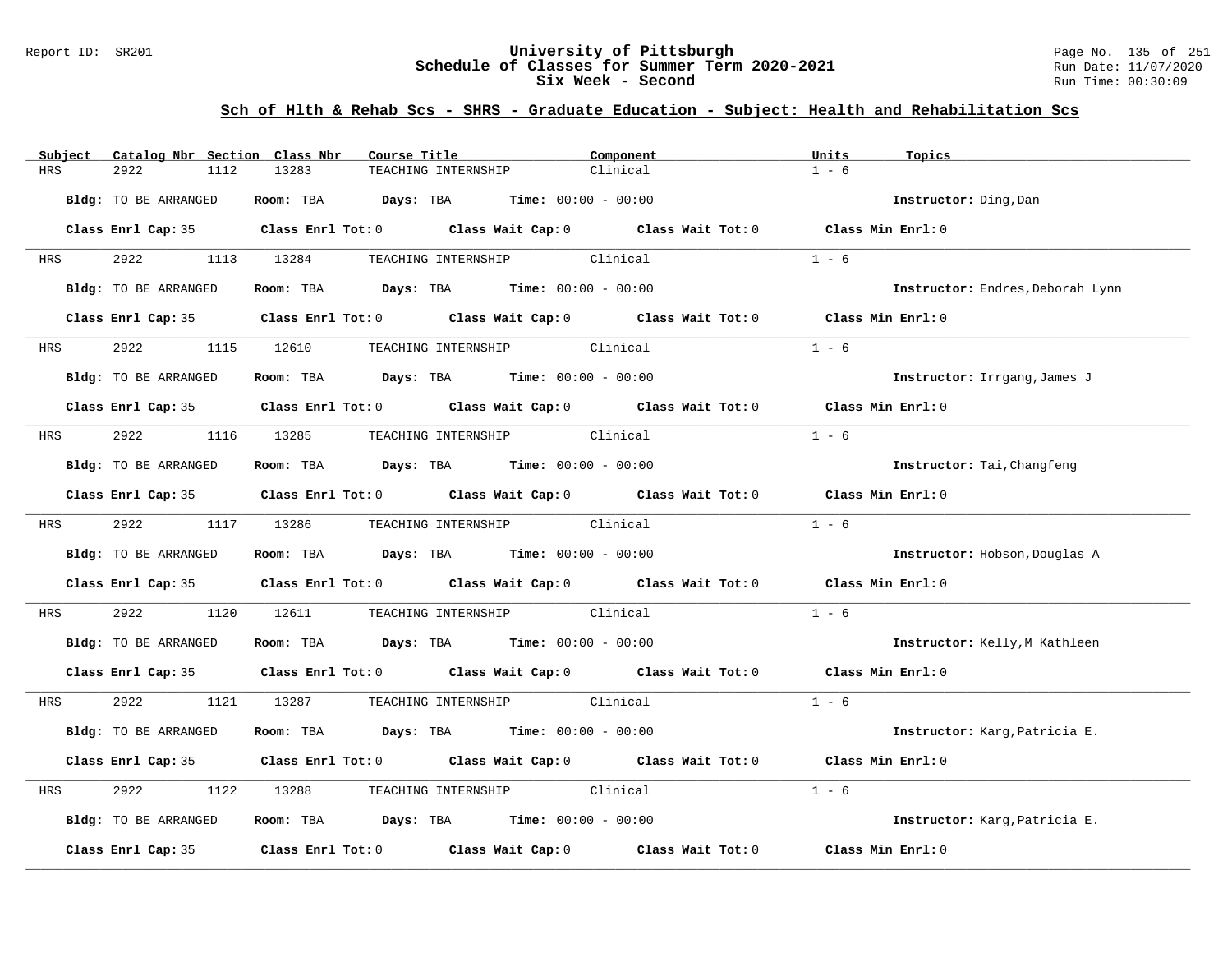## Sch of Hlth & Rehab Scs - SHRS - Graduate Education - Subject: Health and Rehabilitation Scs

| Subject | Catalog Nbr | Section | Class Nbr | Course Title | Component | Units | Topics |
|---|---|---|---|---|---|---|---|
| HRS | 2922 | 1112 | 13283 | TEACHING INTERNSHIP | Clinical | 1 - 6 | |

**Bldg:** TO BE ARRANGED **Room:** TBA **Days:** TBA **Time:** 00:00 - 00:00 **Instructor:** Ding,Dan

**Class Enrl Cap:** 35 **Class Enrl Tot:** 0 **Class Wait Cap:** 0 **Class Wait Tot:** 0 **Class Min Enrl:** 0

| Subject | Catalog Nbr | Section | Class Nbr | Course Title | Component | Units | Topics |
|---|---|---|---|---|---|---|---|
| HRS | 2922 | 1113 | 13284 | TEACHING INTERNSHIP | Clinical | 1 - 6 | |

**Bldg:** TO BE ARRANGED **Room:** TBA **Days:** TBA **Time:** 00:00 - 00:00 **Instructor:** Endres,Deborah Lynn

**Class Enrl Cap:** 35 **Class Enrl Tot:** 0 **Class Wait Cap:** 0 **Class Wait Tot:** 0 **Class Min Enrl:** 0

| Subject | Catalog Nbr | Section | Class Nbr | Course Title | Component | Units | Topics |
|---|---|---|---|---|---|---|---|
| HRS | 2922 | 1115 | 12610 | TEACHING INTERNSHIP | Clinical | 1 - 6 | |

**Bldg:** TO BE ARRANGED **Room:** TBA **Days:** TBA **Time:** 00:00 - 00:00 **Instructor:** Irrgang,James J

**Class Enrl Cap:** 35 **Class Enrl Tot:** 0 **Class Wait Cap:** 0 **Class Wait Tot:** 0 **Class Min Enrl:** 0

| Subject | Catalog Nbr | Section | Class Nbr | Course Title | Component | Units | Topics |
|---|---|---|---|---|---|---|---|
| HRS | 2922 | 1116 | 13285 | TEACHING INTERNSHIP | Clinical | 1 - 6 | |

**Bldg:** TO BE ARRANGED **Room:** TBA **Days:** TBA **Time:** 00:00 - 00:00 **Instructor:** Tai,Changfeng

**Class Enrl Cap:** 35 **Class Enrl Tot:** 0 **Class Wait Cap:** 0 **Class Wait Tot:** 0 **Class Min Enrl:** 0

| Subject | Catalog Nbr | Section | Class Nbr | Course Title | Component | Units | Topics |
|---|---|---|---|---|---|---|---|
| HRS | 2922 | 1117 | 13286 | TEACHING INTERNSHIP | Clinical | 1 - 6 | |

**Bldg:** TO BE ARRANGED **Room:** TBA **Days:** TBA **Time:** 00:00 - 00:00 **Instructor:** Hobson,Douglas A

**Class Enrl Cap:** 35 **Class Enrl Tot:** 0 **Class Wait Cap:** 0 **Class Wait Tot:** 0 **Class Min Enrl:** 0

| Subject | Catalog Nbr | Section | Class Nbr | Course Title | Component | Units | Topics |
|---|---|---|---|---|---|---|---|
| HRS | 2922 | 1120 | 12611 | TEACHING INTERNSHIP | Clinical | 1 - 6 | |

**Bldg:** TO BE ARRANGED **Room:** TBA **Days:** TBA **Time:** 00:00 - 00:00 **Instructor:** Kelly,M Kathleen

**Class Enrl Cap:** 35 **Class Enrl Tot:** 0 **Class Wait Cap:** 0 **Class Wait Tot:** 0 **Class Min Enrl:** 0

| Subject | Catalog Nbr | Section | Class Nbr | Course Title | Component | Units | Topics |
|---|---|---|---|---|---|---|---|
| HRS | 2922 | 1121 | 13287 | TEACHING INTERNSHIP | Clinical | 1 - 6 | |

**Bldg:** TO BE ARRANGED **Room:** TBA **Days:** TBA **Time:** 00:00 - 00:00 **Instructor:** Karg,Patricia E.

**Class Enrl Cap:** 35 **Class Enrl Tot:** 0 **Class Wait Cap:** 0 **Class Wait Tot:** 0 **Class Min Enrl:** 0

| Subject | Catalog Nbr | Section | Class Nbr | Course Title | Component | Units | Topics |
|---|---|---|---|---|---|---|---|
| HRS | 2922 | 1122 | 13288 | TEACHING INTERNSHIP | Clinical | 1 - 6 | |

**Bldg:** TO BE ARRANGED **Room:** TBA **Days:** TBA **Time:** 00:00 - 00:00 **Instructor:** Karg,Patricia E.

**Class Enrl Cap:** 35 **Class Enrl Tot:** 0 **Class Wait Cap:** 0 **Class Wait Tot:** 0 **Class Min Enrl:** 0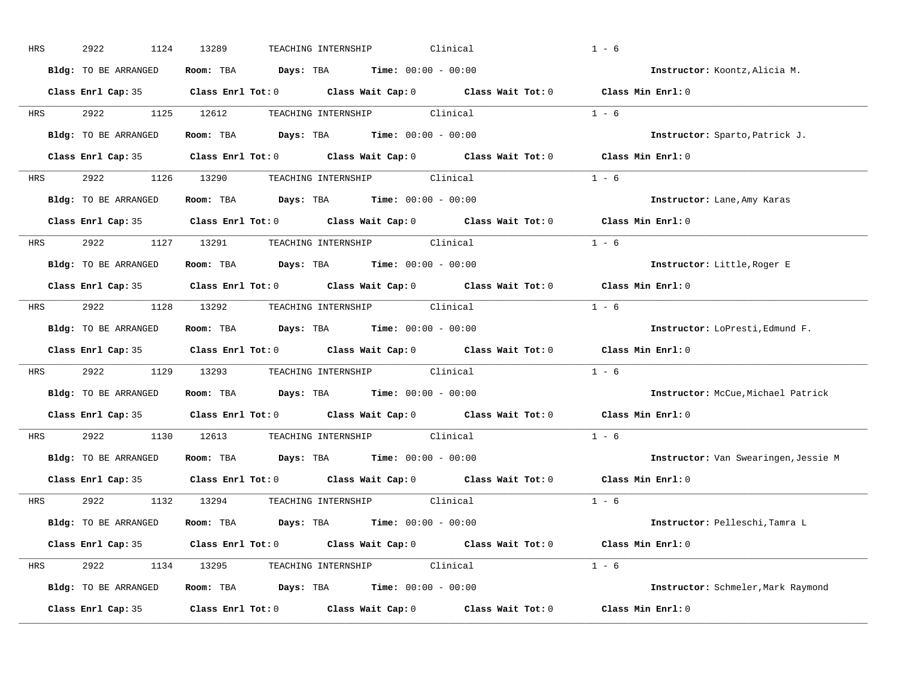HRS 2922 1124 13289 TEACHING INTERNSHIP Clinical 1 - 6

**Bldg:** TO BE ARRANGED **Room:** TBA **Days:** TBA **Time:** 00:00 - 00:00 **Instructor:** Koontz,Alicia M.

**Class Enrl Cap:** 35 **Class Enrl Tot:** 0 **Class Wait Cap:** 0 **Class Wait Tot:** 0 **Class Min Enrl:** 0

---

HRS 2922 1125 12612 TEACHING INTERNSHIP Clinical 1 - 6

**Bldg:** TO BE ARRANGED **Room:** TBA **Days:** TBA **Time:** 00:00 - 00:00 **Instructor:** Sparto,Patrick J.

**Class Enrl Cap:** 35 **Class Enrl Tot:** 0 **Class Wait Cap:** 0 **Class Wait Tot:** 0 **Class Min Enrl:** 0

---

HRS 2922 1126 13290 TEACHING INTERNSHIP Clinical 1 - 6

**Bldg:** TO BE ARRANGED **Room:** TBA **Days:** TBA **Time:** 00:00 - 00:00 **Instructor:** Lane,Amy Karas

**Class Enrl Cap:** 35 **Class Enrl Tot:** 0 **Class Wait Cap:** 0 **Class Wait Tot:** 0 **Class Min Enrl:** 0

---

HRS 2922 1127 13291 TEACHING INTERNSHIP Clinical 1 - 6

**Bldg:** TO BE ARRANGED **Room:** TBA **Days:** TBA **Time:** 00:00 - 00:00 **Instructor:** Little,Roger E

**Class Enrl Cap:** 35 **Class Enrl Tot:** 0 **Class Wait Cap:** 0 **Class Wait Tot:** 0 **Class Min Enrl:** 0

---

HRS 2922 1128 13292 TEACHING INTERNSHIP Clinical 1 - 6

**Bldg:** TO BE ARRANGED **Room:** TBA **Days:** TBA **Time:** 00:00 - 00:00 **Instructor:** LoPresti,Edmund F.

**Class Enrl Cap:** 35 **Class Enrl Tot:** 0 **Class Wait Cap:** 0 **Class Wait Tot:** 0 **Class Min Enrl:** 0

---

HRS 2922 1129 13293 TEACHING INTERNSHIP Clinical 1 - 6

**Bldg:** TO BE ARRANGED **Room:** TBA **Days:** TBA **Time:** 00:00 - 00:00 **Instructor:** McCue,Michael Patrick

**Class Enrl Cap:** 35 **Class Enrl Tot:** 0 **Class Wait Cap:** 0 **Class Wait Tot:** 0 **Class Min Enrl:** 0

---

HRS 2922 1130 12613 TEACHING INTERNSHIP Clinical 1 - 6

**Bldg:** TO BE ARRANGED **Room:** TBA **Days:** TBA **Time:** 00:00 - 00:00 **Instructor:** Van Swearingen,Jessie M

**Class Enrl Cap:** 35 **Class Enrl Tot:** 0 **Class Wait Cap:** 0 **Class Wait Tot:** 0 **Class Min Enrl:** 0

---

HRS 2922 1132 13294 TEACHING INTERNSHIP Clinical 1 - 6

**Bldg:** TO BE ARRANGED **Room:** TBA **Days:** TBA **Time:** 00:00 - 00:00 **Instructor:** Pelleschi,Tamra L

**Class Enrl Cap:** 35 **Class Enrl Tot:** 0 **Class Wait Cap:** 0 **Class Wait Tot:** 0 **Class Min Enrl:** 0

---

HRS 2922 1134 13295 TEACHING INTERNSHIP Clinical 1 - 6

**Bldg:** TO BE ARRANGED **Room:** TBA **Days:** TBA **Time:** 00:00 - 00:00 **Instructor:** Schmeler,Mark Raymond

**Class Enrl Cap:** 35 **Class Enrl Tot:** 0 **Class Wait Cap:** 0 **Class Wait Tot:** 0 **Class Min Enrl:** 0

---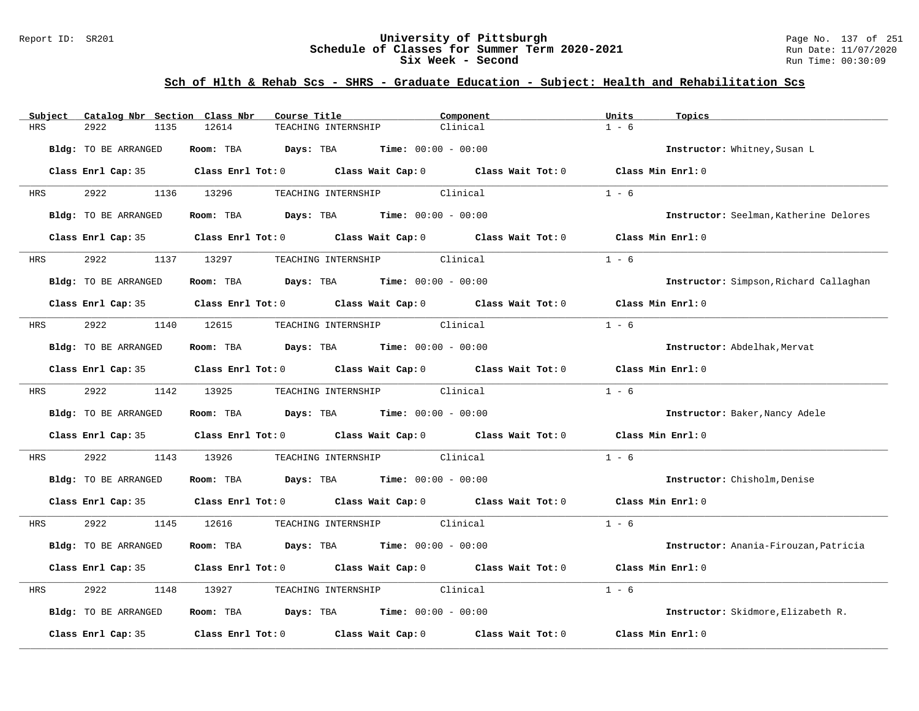University of Pittsburgh
Schedule of Classes for Summer Term 2020-2021
Six Week - Second

Report ID: SR201 | Run Date: 11/07/2020 | Run Time: 00:30:09

## Sch of Hlth & Rehab Scs - SHRS - Graduate Education - Subject: Health and Rehabilitation Scs

| Subject | Catalog Nbr | Section | Class Nbr | Course Title | Component | Units | Topics |
|---|---|---|---|---|---|---|---|
| HRS | 2922 | 1135 | 12614 | TEACHING INTERNSHIP | Clinical | 1 - 6 | |

**Bldg:** TO BE ARRANGED **Room:** TBA **Days:** TBA **Time:** 00:00 - 00:00 **Instructor:** Whitney,Susan L

**Class Enrl Cap:** 35 **Class Enrl Tot:** 0 **Class Wait Cap:** 0 **Class Wait Tot:** 0 **Class Min Enrl:** 0

| Subject | Catalog Nbr | Section | Class Nbr | Course Title | Component | Units | Topics |
|---|---|---|---|---|---|---|---|
| HRS | 2922 | 1136 | 13296 | TEACHING INTERNSHIP | Clinical | 1 - 6 | |

**Bldg:** TO BE ARRANGED **Room:** TBA **Days:** TBA **Time:** 00:00 - 00:00 **Instructor:** Seelman,Katherine Delores

**Class Enrl Cap:** 35 **Class Enrl Tot:** 0 **Class Wait Cap:** 0 **Class Wait Tot:** 0 **Class Min Enrl:** 0

| Subject | Catalog Nbr | Section | Class Nbr | Course Title | Component | Units | Topics |
|---|---|---|---|---|---|---|---|
| HRS | 2922 | 1137 | 13297 | TEACHING INTERNSHIP | Clinical | 1 - 6 | |

**Bldg:** TO BE ARRANGED **Room:** TBA **Days:** TBA **Time:** 00:00 - 00:00 **Instructor:** Simpson,Richard Callaghan

**Class Enrl Cap:** 35 **Class Enrl Tot:** 0 **Class Wait Cap:** 0 **Class Wait Tot:** 0 **Class Min Enrl:** 0

| Subject | Catalog Nbr | Section | Class Nbr | Course Title | Component | Units | Topics |
|---|---|---|---|---|---|---|---|
| HRS | 2922 | 1140 | 12615 | TEACHING INTERNSHIP | Clinical | 1 - 6 | |

**Bldg:** TO BE ARRANGED **Room:** TBA **Days:** TBA **Time:** 00:00 - 00:00 **Instructor:** Abdelhak,Mervat

**Class Enrl Cap:** 35 **Class Enrl Tot:** 0 **Class Wait Cap:** 0 **Class Wait Tot:** 0 **Class Min Enrl:** 0

| Subject | Catalog Nbr | Section | Class Nbr | Course Title | Component | Units | Topics |
|---|---|---|---|---|---|---|---|
| HRS | 2922 | 1142 | 13925 | TEACHING INTERNSHIP | Clinical | 1 - 6 | |

**Bldg:** TO BE ARRANGED **Room:** TBA **Days:** TBA **Time:** 00:00 - 00:00 **Instructor:** Baker,Nancy Adele

**Class Enrl Cap:** 35 **Class Enrl Tot:** 0 **Class Wait Cap:** 0 **Class Wait Tot:** 0 **Class Min Enrl:** 0

| Subject | Catalog Nbr | Section | Class Nbr | Course Title | Component | Units | Topics |
|---|---|---|---|---|---|---|---|
| HRS | 2922 | 1143 | 13926 | TEACHING INTERNSHIP | Clinical | 1 - 6 | |

**Bldg:** TO BE ARRANGED **Room:** TBA **Days:** TBA **Time:** 00:00 - 00:00 **Instructor:** Chisholm,Denise

**Class Enrl Cap:** 35 **Class Enrl Tot:** 0 **Class Wait Cap:** 0 **Class Wait Tot:** 0 **Class Min Enrl:** 0

| Subject | Catalog Nbr | Section | Class Nbr | Course Title | Component | Units | Topics |
|---|---|---|---|---|---|---|---|
| HRS | 2922 | 1145 | 12616 | TEACHING INTERNSHIP | Clinical | 1 - 6 | |

**Bldg:** TO BE ARRANGED **Room:** TBA **Days:** TBA **Time:** 00:00 - 00:00 **Instructor:** Anania-Firouzan,Patricia

**Class Enrl Cap:** 35 **Class Enrl Tot:** 0 **Class Wait Cap:** 0 **Class Wait Tot:** 0 **Class Min Enrl:** 0

| Subject | Catalog Nbr | Section | Class Nbr | Course Title | Component | Units | Topics |
|---|---|---|---|---|---|---|---|
| HRS | 2922 | 1148 | 13927 | TEACHING INTERNSHIP | Clinical | 1 - 6 | |

**Bldg:** TO BE ARRANGED **Room:** TBA **Days:** TBA **Time:** 00:00 - 00:00 **Instructor:** Skidmore,Elizabeth R.

**Class Enrl Cap:** 35 **Class Enrl Tot:** 0 **Class Wait Cap:** 0 **Class Wait Tot:** 0 **Class Min Enrl:** 0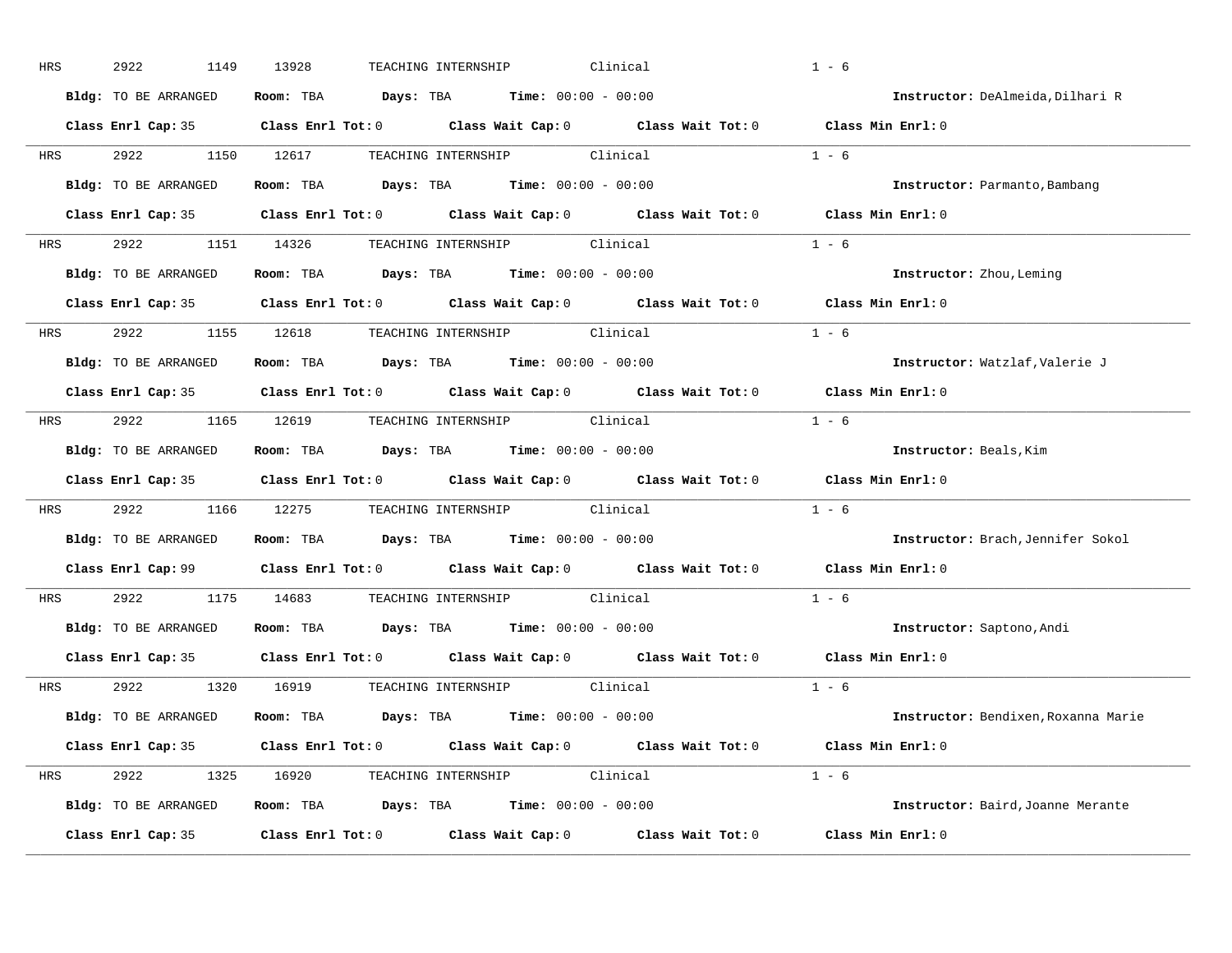HRS 2922 1149 13928 TEACHING INTERNSHIP Clinical 1 - 6

**Bldg:** TO BE ARRANGED **Room:** TBA **Days:** TBA **Time:** 00:00 - 00:00 **Instructor:** DeAlmeida,Dilhari R

**Class Enrl Cap:** 35 **Class Enrl Tot:** 0 **Class Wait Cap:** 0 **Class Wait Tot:** 0 **Class Min Enrl:** 0

---

HRS 2922 1150 12617 TEACHING INTERNSHIP Clinical 1 - 6

**Bldg:** TO BE ARRANGED **Room:** TBA **Days:** TBA **Time:** 00:00 - 00:00 **Instructor:** Parmanto,Bambang

**Class Enrl Cap:** 35 **Class Enrl Tot:** 0 **Class Wait Cap:** 0 **Class Wait Tot:** 0 **Class Min Enrl:** 0

---

HRS 2922 1151 14326 TEACHING INTERNSHIP Clinical 1 - 6

**Bldg:** TO BE ARRANGED **Room:** TBA **Days:** TBA **Time:** 00:00 - 00:00 **Instructor:** Zhou,Leming

**Class Enrl Cap:** 35 **Class Enrl Tot:** 0 **Class Wait Cap:** 0 **Class Wait Tot:** 0 **Class Min Enrl:** 0

---

HRS 2922 1155 12618 TEACHING INTERNSHIP Clinical 1 - 6

**Bldg:** TO BE ARRANGED **Room:** TBA **Days:** TBA **Time:** 00:00 - 00:00 **Instructor:** Watzlaf,Valerie J

**Class Enrl Cap:** 35 **Class Enrl Tot:** 0 **Class Wait Cap:** 0 **Class Wait Tot:** 0 **Class Min Enrl:** 0

---

HRS 2922 1165 12619 TEACHING INTERNSHIP Clinical 1 - 6

**Bldg:** TO BE ARRANGED **Room:** TBA **Days:** TBA **Time:** 00:00 - 00:00 **Instructor:** Beals,Kim

**Class Enrl Cap:** 35 **Class Enrl Tot:** 0 **Class Wait Cap:** 0 **Class Wait Tot:** 0 **Class Min Enrl:** 0

---

HRS 2922 1166 12275 TEACHING INTERNSHIP Clinical 1 - 6

**Bldg:** TO BE ARRANGED **Room:** TBA **Days:** TBA **Time:** 00:00 - 00:00 **Instructor:** Brach,Jennifer Sokol

**Class Enrl Cap:** 99 **Class Enrl Tot:** 0 **Class Wait Cap:** 0 **Class Wait Tot:** 0 **Class Min Enrl:** 0

---

HRS 2922 1175 14683 TEACHING INTERNSHIP Clinical 1 - 6

**Bldg:** TO BE ARRANGED **Room:** TBA **Days:** TBA **Time:** 00:00 - 00:00 **Instructor:** Saptono,Andi

**Class Enrl Cap:** 35 **Class Enrl Tot:** 0 **Class Wait Cap:** 0 **Class Wait Tot:** 0 **Class Min Enrl:** 0

---

HRS 2922 1320 16919 TEACHING INTERNSHIP Clinical 1 - 6

**Bldg:** TO BE ARRANGED **Room:** TBA **Days:** TBA **Time:** 00:00 - 00:00 **Instructor:** Bendixen,Roxanna Marie

**Class Enrl Cap:** 35 **Class Enrl Tot:** 0 **Class Wait Cap:** 0 **Class Wait Tot:** 0 **Class Min Enrl:** 0

---

HRS 2922 1325 16920 TEACHING INTERNSHIP Clinical 1 - 6

**Bldg:** TO BE ARRANGED **Room:** TBA **Days:** TBA **Time:** 00:00 - 00:00 **Instructor:** Baird,Joanne Merante

**Class Enrl Cap:** 35 **Class Enrl Tot:** 0 **Class Wait Cap:** 0 **Class Wait Tot:** 0 **Class Min Enrl:** 0

---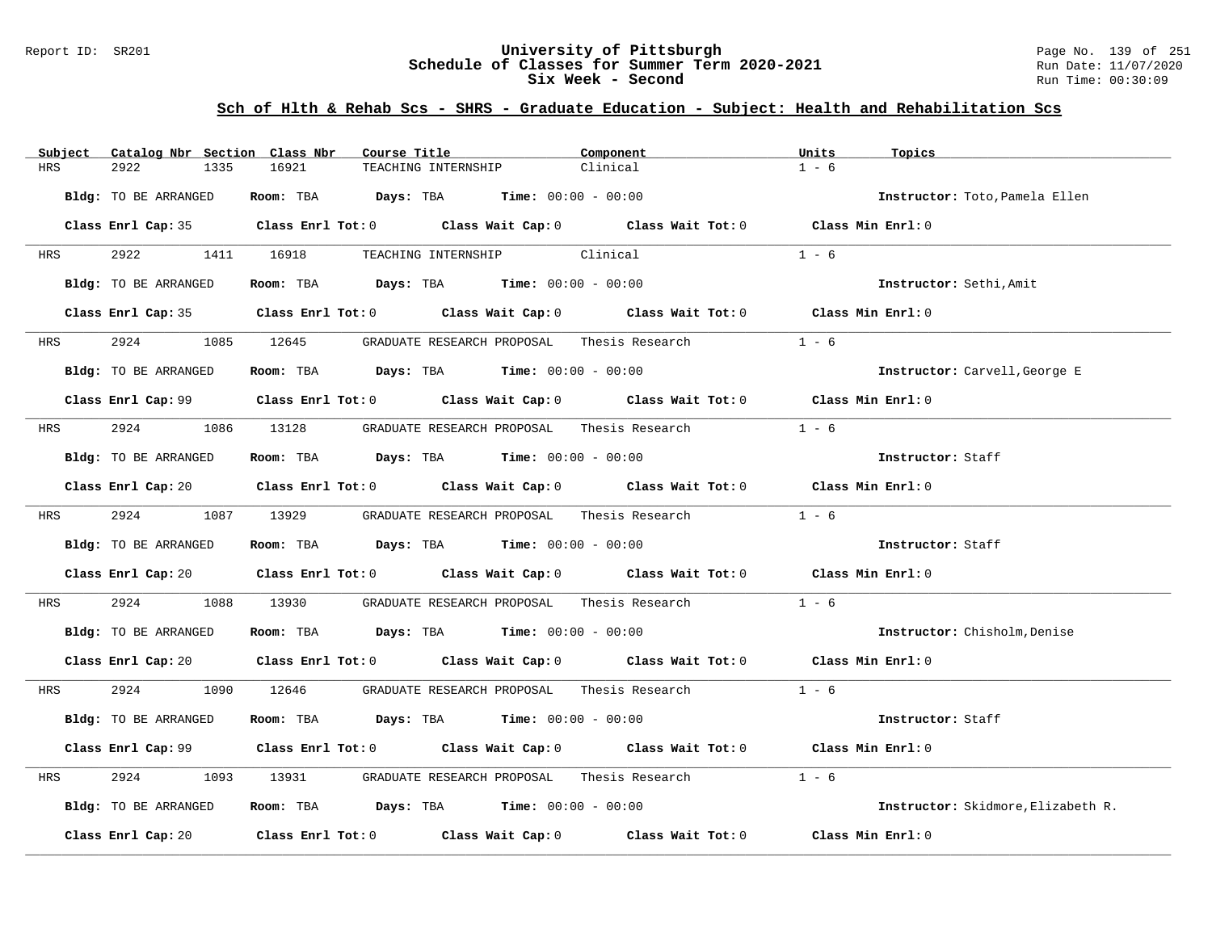## Sch of Hlth & Rehab Scs - SHRS - Graduate Education - Subject: Health and Rehabilitation Scs

| Subject | Catalog Nbr | Section | Class Nbr | Course Title | Component | Units | Topics |
|---|---|---|---|---|---|---|---|
| HRS | 2922 | 1335 | 16921 | TEACHING INTERNSHIP | Clinical | 1 - 6 | |

**Bldg:** TO BE ARRANGED **Room:** TBA **Days:** TBA **Time:** 00:00 - 00:00 **Instructor:** Toto,Pamela Ellen

**Class Enrl Cap:** 35 **Class Enrl Tot:** 0 **Class Wait Cap:** 0 **Class Wait Tot:** 0 **Class Min Enrl:** 0

---

| Subject | Catalog Nbr | Section | Class Nbr | Course Title | Component | Units | Topics |
|---|---|---|---|---|---|---|---|
| HRS | 2922 | 1411 | 16918 | TEACHING INTERNSHIP | Clinical | 1 - 6 | |

**Bldg:** TO BE ARRANGED **Room:** TBA **Days:** TBA **Time:** 00:00 - 00:00 **Instructor:** Sethi,Amit

**Class Enrl Cap:** 35 **Class Enrl Tot:** 0 **Class Wait Cap:** 0 **Class Wait Tot:** 0 **Class Min Enrl:** 0

---

| Subject | Catalog Nbr | Section | Class Nbr | Course Title | Component | Units | Topics |
|---|---|---|---|---|---|---|---|
| HRS | 2924 | 1085 | 12645 | GRADUATE RESEARCH PROPOSAL | Thesis Research | 1 - 6 | |

**Bldg:** TO BE ARRANGED **Room:** TBA **Days:** TBA **Time:** 00:00 - 00:00 **Instructor:** Carvell,George E

**Class Enrl Cap:** 99 **Class Enrl Tot:** 0 **Class Wait Cap:** 0 **Class Wait Tot:** 0 **Class Min Enrl:** 0

---

| Subject | Catalog Nbr | Section | Class Nbr | Course Title | Component | Units | Topics |
|---|---|---|---|---|---|---|---|
| HRS | 2924 | 1086 | 13128 | GRADUATE RESEARCH PROPOSAL | Thesis Research | 1 - 6 | |

**Bldg:** TO BE ARRANGED **Room:** TBA **Days:** TBA **Time:** 00:00 - 00:00 **Instructor:** Staff

**Class Enrl Cap:** 20 **Class Enrl Tot:** 0 **Class Wait Cap:** 0 **Class Wait Tot:** 0 **Class Min Enrl:** 0

---

| Subject | Catalog Nbr | Section | Class Nbr | Course Title | Component | Units | Topics |
|---|---|---|---|---|---|---|---|
| HRS | 2924 | 1087 | 13929 | GRADUATE RESEARCH PROPOSAL | Thesis Research | 1 - 6 | |

**Bldg:** TO BE ARRANGED **Room:** TBA **Days:** TBA **Time:** 00:00 - 00:00 **Instructor:** Staff

**Class Enrl Cap:** 20 **Class Enrl Tot:** 0 **Class Wait Cap:** 0 **Class Wait Tot:** 0 **Class Min Enrl:** 0

---

| Subject | Catalog Nbr | Section | Class Nbr | Course Title | Component | Units | Topics |
|---|---|---|---|---|---|---|---|
| HRS | 2924 | 1088 | 13930 | GRADUATE RESEARCH PROPOSAL | Thesis Research | 1 - 6 | |

**Bldg:** TO BE ARRANGED **Room:** TBA **Days:** TBA **Time:** 00:00 - 00:00 **Instructor:** Chisholm,Denise

**Class Enrl Cap:** 20 **Class Enrl Tot:** 0 **Class Wait Cap:** 0 **Class Wait Tot:** 0 **Class Min Enrl:** 0

---

| Subject | Catalog Nbr | Section | Class Nbr | Course Title | Component | Units | Topics |
|---|---|---|---|---|---|---|---|
| HRS | 2924 | 1090 | 12646 | GRADUATE RESEARCH PROPOSAL | Thesis Research | 1 - 6 | |

**Bldg:** TO BE ARRANGED **Room:** TBA **Days:** TBA **Time:** 00:00 - 00:00 **Instructor:** Staff

**Class Enrl Cap:** 99 **Class Enrl Tot:** 0 **Class Wait Cap:** 0 **Class Wait Tot:** 0 **Class Min Enrl:** 0

---

| Subject | Catalog Nbr | Section | Class Nbr | Course Title | Component | Units | Topics |
|---|---|---|---|---|---|---|---|
| HRS | 2924 | 1093 | 13931 | GRADUATE RESEARCH PROPOSAL | Thesis Research | 1 - 6 | |

**Bldg:** TO BE ARRANGED **Room:** TBA **Days:** TBA **Time:** 00:00 - 00:00 **Instructor:** Skidmore,Elizabeth R.

**Class Enrl Cap:** 20 **Class Enrl Tot:** 0 **Class Wait Cap:** 0 **Class Wait Tot:** 0 **Class Min Enrl:** 0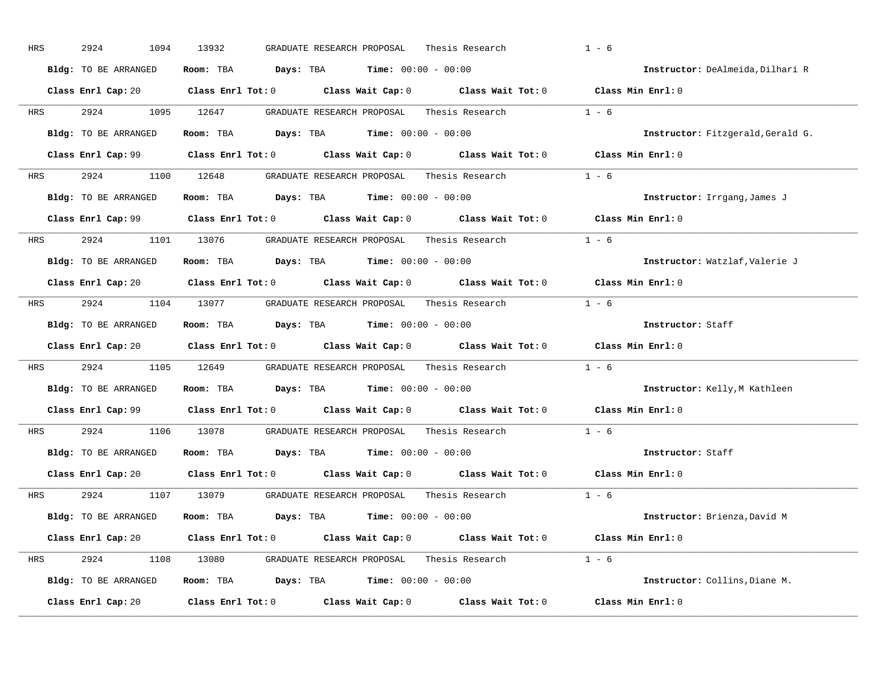HRS 2924 1094 13932 GRADUATE RESEARCH PROPOSAL Thesis Research 1 - 6

**Bldg:** TO BE ARRANGED **Room:** TBA **Days:** TBA **Time:** 00:00 - 00:00 **Instructor:** DeAlmeida,Dilhari R

**Class Enrl Cap:** 20 **Class Enrl Tot:** 0 **Class Wait Cap:** 0 **Class Wait Tot:** 0 **Class Min Enrl:** 0

---

HRS 2924 1095 12647 GRADUATE RESEARCH PROPOSAL Thesis Research 1 - 6

**Bldg:** TO BE ARRANGED **Room:** TBA **Days:** TBA **Time:** 00:00 - 00:00 **Instructor:** Fitzgerald,Gerald G.

**Class Enrl Cap:** 99 **Class Enrl Tot:** 0 **Class Wait Cap:** 0 **Class Wait Tot:** 0 **Class Min Enrl:** 0

---

HRS 2924 1100 12648 GRADUATE RESEARCH PROPOSAL Thesis Research 1 - 6

**Bldg:** TO BE ARRANGED **Room:** TBA **Days:** TBA **Time:** 00:00 - 00:00 **Instructor:** Irrgang,James J

**Class Enrl Cap:** 99 **Class Enrl Tot:** 0 **Class Wait Cap:** 0 **Class Wait Tot:** 0 **Class Min Enrl:** 0

---

HRS 2924 1101 13076 GRADUATE RESEARCH PROPOSAL Thesis Research 1 - 6

**Bldg:** TO BE ARRANGED **Room:** TBA **Days:** TBA **Time:** 00:00 - 00:00 **Instructor:** Watzlaf,Valerie J

**Class Enrl Cap:** 20 **Class Enrl Tot:** 0 **Class Wait Cap:** 0 **Class Wait Tot:** 0 **Class Min Enrl:** 0

---

HRS 2924 1104 13077 GRADUATE RESEARCH PROPOSAL Thesis Research 1 - 6

**Bldg:** TO BE ARRANGED **Room:** TBA **Days:** TBA **Time:** 00:00 - 00:00 **Instructor:** Staff

**Class Enrl Cap:** 20 **Class Enrl Tot:** 0 **Class Wait Cap:** 0 **Class Wait Tot:** 0 **Class Min Enrl:** 0

---

HRS 2924 1105 12649 GRADUATE RESEARCH PROPOSAL Thesis Research 1 - 6

**Bldg:** TO BE ARRANGED **Room:** TBA **Days:** TBA **Time:** 00:00 - 00:00 **Instructor:** Kelly,M Kathleen

**Class Enrl Cap:** 99 **Class Enrl Tot:** 0 **Class Wait Cap:** 0 **Class Wait Tot:** 0 **Class Min Enrl:** 0

---

HRS 2924 1106 13078 GRADUATE RESEARCH PROPOSAL Thesis Research 1 - 6

**Bldg:** TO BE ARRANGED **Room:** TBA **Days:** TBA **Time:** 00:00 - 00:00 **Instructor:** Staff

**Class Enrl Cap:** 20 **Class Enrl Tot:** 0 **Class Wait Cap:** 0 **Class Wait Tot:** 0 **Class Min Enrl:** 0

---

HRS 2924 1107 13079 GRADUATE RESEARCH PROPOSAL Thesis Research 1 - 6

**Bldg:** TO BE ARRANGED **Room:** TBA **Days:** TBA **Time:** 00:00 - 00:00 **Instructor:** Brienza,David M

**Class Enrl Cap:** 20 **Class Enrl Tot:** 0 **Class Wait Cap:** 0 **Class Wait Tot:** 0 **Class Min Enrl:** 0

---

HRS 2924 1108 13080 GRADUATE RESEARCH PROPOSAL Thesis Research 1 - 6

**Bldg:** TO BE ARRANGED **Room:** TBA **Days:** TBA **Time:** 00:00 - 00:00 **Instructor:** Collins,Diane M.

**Class Enrl Cap:** 20 **Class Enrl Tot:** 0 **Class Wait Cap:** 0 **Class Wait Tot:** 0 **Class Min Enrl:** 0

---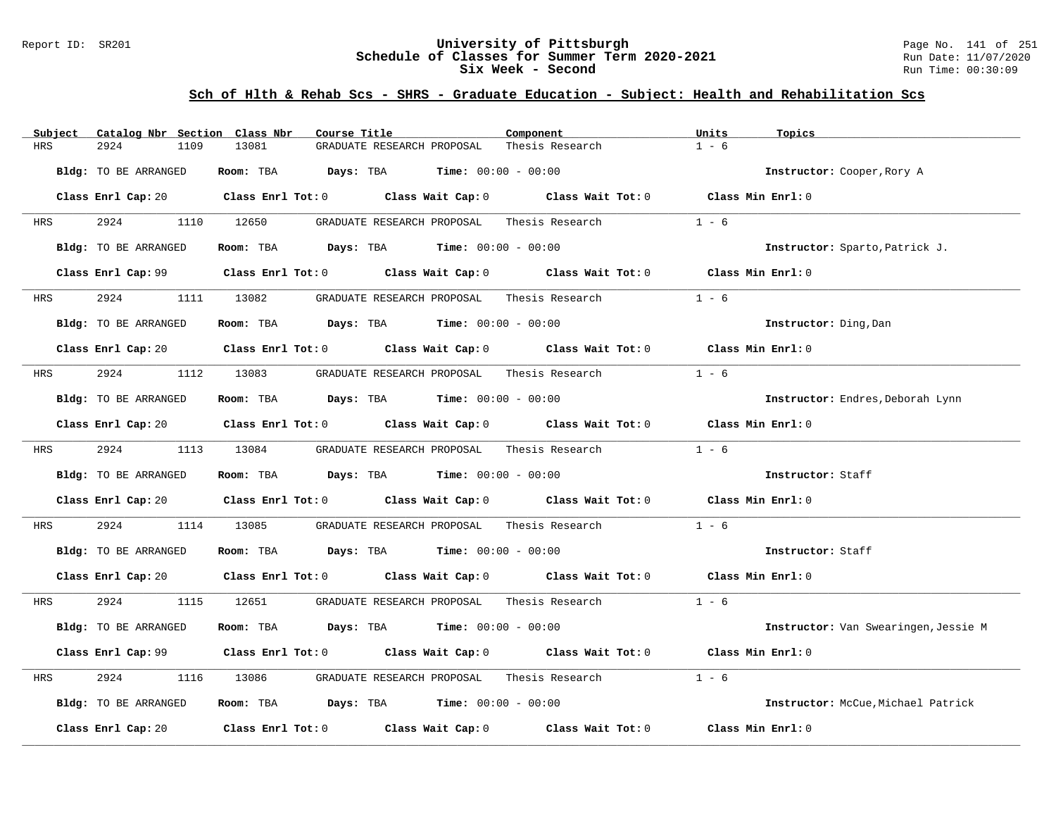# University of Pittsburgh
## Schedule of Classes for Summer Term 2020-2021
## Six Week - Second

Report ID: SR201

Run Date: 11/07/2020
Run Time: 00:30:09

### Sch of Hlth & Rehab Scs - SHRS - Graduate Education - Subject: Health and Rehabilitation Scs

| Subject | Catalog Nbr | Section | Class Nbr | Course Title | Component | Units | Topics |
|---|---|---|---|---|---|---|---|
| HRS | 2924 | 1109 | 13081 | GRADUATE RESEARCH PROPOSAL | Thesis Research | 1 - 6 | |

**Bldg:** TO BE ARRANGED **Room:** TBA **Days:** TBA **Time:** 00:00 - 00:00 **Instructor:** Cooper,Rory A

**Class Enrl Cap:** 20 **Class Enrl Tot:** 0 **Class Wait Cap:** 0 **Class Wait Tot:** 0 **Class Min Enrl:** 0

| Subject | Catalog Nbr | Section | Class Nbr | Course Title | Component | Units | Topics |
|---|---|---|---|---|---|---|---|
| HRS | 2924 | 1110 | 12650 | GRADUATE RESEARCH PROPOSAL | Thesis Research | 1 - 6 | |

**Bldg:** TO BE ARRANGED **Room:** TBA **Days:** TBA **Time:** 00:00 - 00:00 **Instructor:** Sparto,Patrick J.

**Class Enrl Cap:** 99 **Class Enrl Tot:** 0 **Class Wait Cap:** 0 **Class Wait Tot:** 0 **Class Min Enrl:** 0

| Subject | Catalog Nbr | Section | Class Nbr | Course Title | Component | Units | Topics |
|---|---|---|---|---|---|---|---|
| HRS | 2924 | 1111 | 13082 | GRADUATE RESEARCH PROPOSAL | Thesis Research | 1 - 6 | |

**Bldg:** TO BE ARRANGED **Room:** TBA **Days:** TBA **Time:** 00:00 - 00:00 **Instructor:** Ding,Dan

**Class Enrl Cap:** 20 **Class Enrl Tot:** 0 **Class Wait Cap:** 0 **Class Wait Tot:** 0 **Class Min Enrl:** 0

| Subject | Catalog Nbr | Section | Class Nbr | Course Title | Component | Units | Topics |
|---|---|---|---|---|---|---|---|
| HRS | 2924 | 1112 | 13083 | GRADUATE RESEARCH PROPOSAL | Thesis Research | 1 - 6 | |

**Bldg:** TO BE ARRANGED **Room:** TBA **Days:** TBA **Time:** 00:00 - 00:00 **Instructor:** Endres,Deborah Lynn

**Class Enrl Cap:** 20 **Class Enrl Tot:** 0 **Class Wait Cap:** 0 **Class Wait Tot:** 0 **Class Min Enrl:** 0

| Subject | Catalog Nbr | Section | Class Nbr | Course Title | Component | Units | Topics |
|---|---|---|---|---|---|---|---|
| HRS | 2924 | 1113 | 13084 | GRADUATE RESEARCH PROPOSAL | Thesis Research | 1 - 6 | |

**Bldg:** TO BE ARRANGED **Room:** TBA **Days:** TBA **Time:** 00:00 - 00:00 **Instructor:** Staff

**Class Enrl Cap:** 20 **Class Enrl Tot:** 0 **Class Wait Cap:** 0 **Class Wait Tot:** 0 **Class Min Enrl:** 0

| Subject | Catalog Nbr | Section | Class Nbr | Course Title | Component | Units | Topics |
|---|---|---|---|---|---|---|---|
| HRS | 2924 | 1114 | 13085 | GRADUATE RESEARCH PROPOSAL | Thesis Research | 1 - 6 | |

**Bldg:** TO BE ARRANGED **Room:** TBA **Days:** TBA **Time:** 00:00 - 00:00 **Instructor:** Staff

**Class Enrl Cap:** 20 **Class Enrl Tot:** 0 **Class Wait Cap:** 0 **Class Wait Tot:** 0 **Class Min Enrl:** 0

| Subject | Catalog Nbr | Section | Class Nbr | Course Title | Component | Units | Topics |
|---|---|---|---|---|---|---|---|
| HRS | 2924 | 1115 | 12651 | GRADUATE RESEARCH PROPOSAL | Thesis Research | 1 - 6 | |

**Bldg:** TO BE ARRANGED **Room:** TBA **Days:** TBA **Time:** 00:00 - 00:00 **Instructor:** Van Swearingen,Jessie M

**Class Enrl Cap:** 99 **Class Enrl Tot:** 0 **Class Wait Cap:** 0 **Class Wait Tot:** 0 **Class Min Enrl:** 0

| Subject | Catalog Nbr | Section | Class Nbr | Course Title | Component | Units | Topics |
|---|---|---|---|---|---|---|---|
| HRS | 2924 | 1116 | 13086 | GRADUATE RESEARCH PROPOSAL | Thesis Research | 1 - 6 | |

**Bldg:** TO BE ARRANGED **Room:** TBA **Days:** TBA **Time:** 00:00 - 00:00 **Instructor:** McCue,Michael Patrick

**Class Enrl Cap:** 20 **Class Enrl Tot:** 0 **Class Wait Cap:** 0 **Class Wait Tot:** 0 **Class Min Enrl:** 0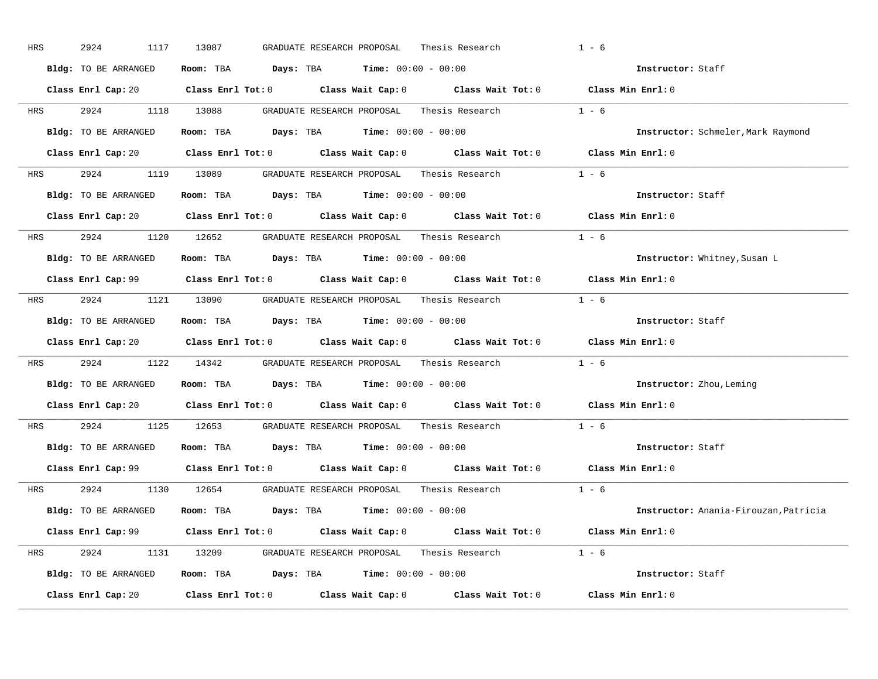HRS 2924 1117 13087 GRADUATE RESEARCH PROPOSAL Thesis Research 1 - 6

**Bldg:** TO BE ARRANGED **Room:** TBA **Days:** TBA **Time:** 00:00 - 00:00 **Instructor:** Staff

**Class Enrl Cap:** 20 **Class Enrl Tot:** 0 **Class Wait Cap:** 0 **Class Wait Tot:** 0 **Class Min Enrl:** 0

---

HRS 2924 1118 13088 GRADUATE RESEARCH PROPOSAL Thesis Research 1 - 6

**Bldg:** TO BE ARRANGED **Room:** TBA **Days:** TBA **Time:** 00:00 - 00:00 **Instructor:** Schmeler,Mark Raymond

**Class Enrl Cap:** 20 **Class Enrl Tot:** 0 **Class Wait Cap:** 0 **Class Wait Tot:** 0 **Class Min Enrl:** 0

---

HRS 2924 1119 13089 GRADUATE RESEARCH PROPOSAL Thesis Research 1 - 6

**Bldg:** TO BE ARRANGED **Room:** TBA **Days:** TBA **Time:** 00:00 - 00:00 **Instructor:** Staff

**Class Enrl Cap:** 20 **Class Enrl Tot:** 0 **Class Wait Cap:** 0 **Class Wait Tot:** 0 **Class Min Enrl:** 0

---

HRS 2924 1120 12652 GRADUATE RESEARCH PROPOSAL Thesis Research 1 - 6

**Bldg:** TO BE ARRANGED **Room:** TBA **Days:** TBA **Time:** 00:00 - 00:00 **Instructor:** Whitney,Susan L

**Class Enrl Cap:** 99 **Class Enrl Tot:** 0 **Class Wait Cap:** 0 **Class Wait Tot:** 0 **Class Min Enrl:** 0

---

HRS 2924 1121 13090 GRADUATE RESEARCH PROPOSAL Thesis Research 1 - 6

**Bldg:** TO BE ARRANGED **Room:** TBA **Days:** TBA **Time:** 00:00 - 00:00 **Instructor:** Staff

**Class Enrl Cap:** 20 **Class Enrl Tot:** 0 **Class Wait Cap:** 0 **Class Wait Tot:** 0 **Class Min Enrl:** 0

---

HRS 2924 1122 14342 GRADUATE RESEARCH PROPOSAL Thesis Research 1 - 6

**Bldg:** TO BE ARRANGED **Room:** TBA **Days:** TBA **Time:** 00:00 - 00:00 **Instructor:** Zhou,Leming

**Class Enrl Cap:** 20 **Class Enrl Tot:** 0 **Class Wait Cap:** 0 **Class Wait Tot:** 0 **Class Min Enrl:** 0

---

HRS 2924 1125 12653 GRADUATE RESEARCH PROPOSAL Thesis Research 1 - 6

**Bldg:** TO BE ARRANGED **Room:** TBA **Days:** TBA **Time:** 00:00 - 00:00 **Instructor:** Staff

**Class Enrl Cap:** 99 **Class Enrl Tot:** 0 **Class Wait Cap:** 0 **Class Wait Tot:** 0 **Class Min Enrl:** 0

---

HRS 2924 1130 12654 GRADUATE RESEARCH PROPOSAL Thesis Research 1 - 6

**Bldg:** TO BE ARRANGED **Room:** TBA **Days:** TBA **Time:** 00:00 - 00:00 **Instructor:** Anania-Firouzan,Patricia

**Class Enrl Cap:** 99 **Class Enrl Tot:** 0 **Class Wait Cap:** 0 **Class Wait Tot:** 0 **Class Min Enrl:** 0

---

HRS 2924 1131 13209 GRADUATE RESEARCH PROPOSAL Thesis Research 1 - 6

**Bldg:** TO BE ARRANGED **Room:** TBA **Days:** TBA **Time:** 00:00 - 00:00 **Instructor:** Staff

**Class Enrl Cap:** 20 **Class Enrl Tot:** 0 **Class Wait Cap:** 0 **Class Wait Tot:** 0 **Class Min Enrl:** 0

---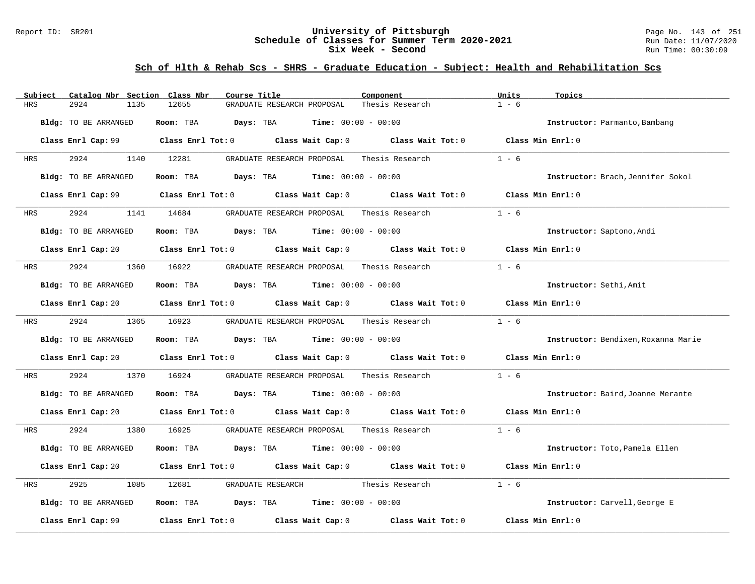## Sch of Hlth & Rehab Scs - SHRS - Graduate Education - Subject: Health and Rehabilitation Scs

| Subject | Catalog Nbr | Section | Class Nbr | Course Title | Component | Units | Topics |
|---|---|---|---|---|---|---|---|
| HRS | 2924 | 1135 | 12655 | GRADUATE RESEARCH PROPOSAL | Thesis Research | 1 - 6 | |

**Bldg:** TO BE ARRANGED **Room:** TBA **Days:** TBA **Time:** 00:00 - 00:00 **Instructor:** Parmanto,Bambang

**Class Enrl Cap:** 99 **Class Enrl Tot:** 0 **Class Wait Cap:** 0 **Class Wait Tot:** 0 **Class Min Enrl:** 0

| Subject | Catalog Nbr | Section | Class Nbr | Course Title | Component | Units | Topics |
|---|---|---|---|---|---|---|---|
| HRS | 2924 | 1140 | 12281 | GRADUATE RESEARCH PROPOSAL | Thesis Research | 1 - 6 | |

**Bldg:** TO BE ARRANGED **Room:** TBA **Days:** TBA **Time:** 00:00 - 00:00 **Instructor:** Brach,Jennifer Sokol

**Class Enrl Cap:** 99 **Class Enrl Tot:** 0 **Class Wait Cap:** 0 **Class Wait Tot:** 0 **Class Min Enrl:** 0

| Subject | Catalog Nbr | Section | Class Nbr | Course Title | Component | Units | Topics |
|---|---|---|---|---|---|---|---|
| HRS | 2924 | 1141 | 14684 | GRADUATE RESEARCH PROPOSAL | Thesis Research | 1 - 6 | |

**Bldg:** TO BE ARRANGED **Room:** TBA **Days:** TBA **Time:** 00:00 - 00:00 **Instructor:** Saptono,Andi

**Class Enrl Cap:** 20 **Class Enrl Tot:** 0 **Class Wait Cap:** 0 **Class Wait Tot:** 0 **Class Min Enrl:** 0

| Subject | Catalog Nbr | Section | Class Nbr | Course Title | Component | Units | Topics |
|---|---|---|---|---|---|---|---|
| HRS | 2924 | 1360 | 16922 | GRADUATE RESEARCH PROPOSAL | Thesis Research | 1 - 6 | |

**Bldg:** TO BE ARRANGED **Room:** TBA **Days:** TBA **Time:** 00:00 - 00:00 **Instructor:** Sethi,Amit

**Class Enrl Cap:** 20 **Class Enrl Tot:** 0 **Class Wait Cap:** 0 **Class Wait Tot:** 0 **Class Min Enrl:** 0

| Subject | Catalog Nbr | Section | Class Nbr | Course Title | Component | Units | Topics |
|---|---|---|---|---|---|---|---|
| HRS | 2924 | 1365 | 16923 | GRADUATE RESEARCH PROPOSAL | Thesis Research | 1 - 6 | |

**Bldg:** TO BE ARRANGED **Room:** TBA **Days:** TBA **Time:** 00:00 - 00:00 **Instructor:** Bendixen,Roxanna Marie

**Class Enrl Cap:** 20 **Class Enrl Tot:** 0 **Class Wait Cap:** 0 **Class Wait Tot:** 0 **Class Min Enrl:** 0

| Subject | Catalog Nbr | Section | Class Nbr | Course Title | Component | Units | Topics |
|---|---|---|---|---|---|---|---|
| HRS | 2924 | 1370 | 16924 | GRADUATE RESEARCH PROPOSAL | Thesis Research | 1 - 6 | |

**Bldg:** TO BE ARRANGED **Room:** TBA **Days:** TBA **Time:** 00:00 - 00:00 **Instructor:** Baird,Joanne Merante

**Class Enrl Cap:** 20 **Class Enrl Tot:** 0 **Class Wait Cap:** 0 **Class Wait Tot:** 0 **Class Min Enrl:** 0

| Subject | Catalog Nbr | Section | Class Nbr | Course Title | Component | Units | Topics |
|---|---|---|---|---|---|---|---|
| HRS | 2924 | 1380 | 16925 | GRADUATE RESEARCH PROPOSAL | Thesis Research | 1 - 6 | |

**Bldg:** TO BE ARRANGED **Room:** TBA **Days:** TBA **Time:** 00:00 - 00:00 **Instructor:** Toto,Pamela Ellen

**Class Enrl Cap:** 20 **Class Enrl Tot:** 0 **Class Wait Cap:** 0 **Class Wait Tot:** 0 **Class Min Enrl:** 0

| Subject | Catalog Nbr | Section | Class Nbr | Course Title | Component | Units | Topics |
|---|---|---|---|---|---|---|---|
| HRS | 2925 | 1085 | 12681 | GRADUATE RESEARCH | Thesis Research | 1 - 6 | |

**Bldg:** TO BE ARRANGED **Room:** TBA **Days:** TBA **Time:** 00:00 - 00:00 **Instructor:** Carvell,George E

**Class Enrl Cap:** 99 **Class Enrl Tot:** 0 **Class Wait Cap:** 0 **Class Wait Tot:** 0 **Class Min Enrl:** 0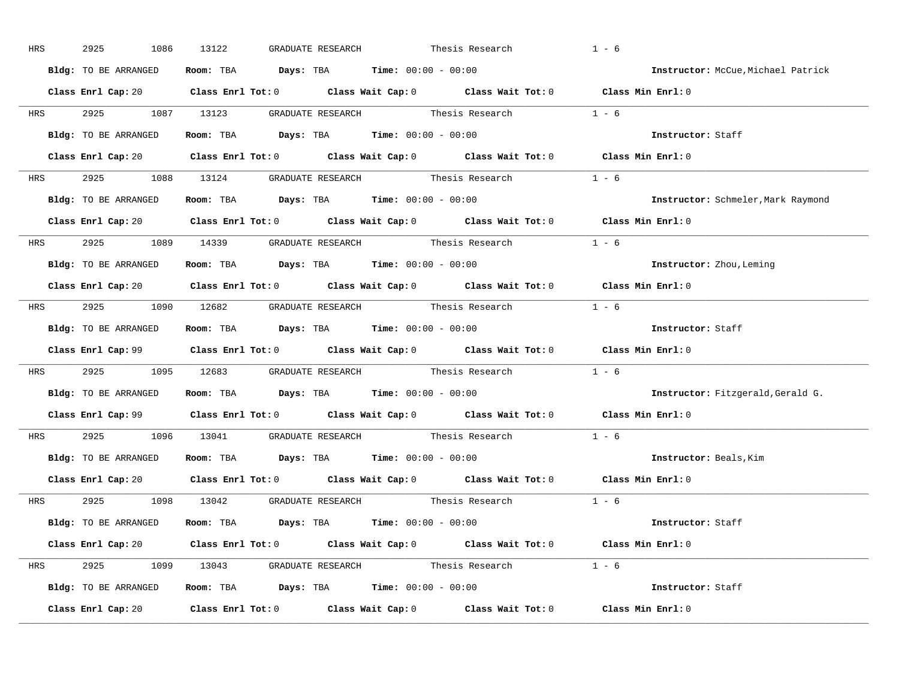HRS 2925 1086 13122 GRADUATE RESEARCH Thesis Research 1 - 6

**Bldg:** TO BE ARRANGED **Room:** TBA **Days:** TBA **Time:** 00:00 - 00:00 **Instructor:** McCue,Michael Patrick

**Class Enrl Cap:** 20 **Class Enrl Tot:** 0 **Class Wait Cap:** 0 **Class Wait Tot:** 0 **Class Min Enrl:** 0

---

HRS 2925 1087 13123 GRADUATE RESEARCH Thesis Research 1 - 6

**Bldg:** TO BE ARRANGED **Room:** TBA **Days:** TBA **Time:** 00:00 - 00:00 **Instructor:** Staff

**Class Enrl Cap:** 20 **Class Enrl Tot:** 0 **Class Wait Cap:** 0 **Class Wait Tot:** 0 **Class Min Enrl:** 0

---

HRS 2925 1088 13124 GRADUATE RESEARCH Thesis Research 1 - 6

**Bldg:** TO BE ARRANGED **Room:** TBA **Days:** TBA **Time:** 00:00 - 00:00 **Instructor:** Schmeler,Mark Raymond

**Class Enrl Cap:** 20 **Class Enrl Tot:** 0 **Class Wait Cap:** 0 **Class Wait Tot:** 0 **Class Min Enrl:** 0

---

HRS 2925 1089 14339 GRADUATE RESEARCH Thesis Research 1 - 6

**Bldg:** TO BE ARRANGED **Room:** TBA **Days:** TBA **Time:** 00:00 - 00:00 **Instructor:** Zhou,Leming

**Class Enrl Cap:** 20 **Class Enrl Tot:** 0 **Class Wait Cap:** 0 **Class Wait Tot:** 0 **Class Min Enrl:** 0

---

HRS 2925 1090 12682 GRADUATE RESEARCH Thesis Research 1 - 6

**Bldg:** TO BE ARRANGED **Room:** TBA **Days:** TBA **Time:** 00:00 - 00:00 **Instructor:** Staff

**Class Enrl Cap:** 99 **Class Enrl Tot:** 0 **Class Wait Cap:** 0 **Class Wait Tot:** 0 **Class Min Enrl:** 0

---

HRS 2925 1095 12683 GRADUATE RESEARCH Thesis Research 1 - 6

**Bldg:** TO BE ARRANGED **Room:** TBA **Days:** TBA **Time:** 00:00 - 00:00 **Instructor:** Fitzgerald,Gerald G.

**Class Enrl Cap:** 99 **Class Enrl Tot:** 0 **Class Wait Cap:** 0 **Class Wait Tot:** 0 **Class Min Enrl:** 0

---

HRS 2925 1096 13041 GRADUATE RESEARCH Thesis Research 1 - 6

**Bldg:** TO BE ARRANGED **Room:** TBA **Days:** TBA **Time:** 00:00 - 00:00 **Instructor:** Beals,Kim

**Class Enrl Cap:** 20 **Class Enrl Tot:** 0 **Class Wait Cap:** 0 **Class Wait Tot:** 0 **Class Min Enrl:** 0

---

HRS 2925 1098 13042 GRADUATE RESEARCH Thesis Research 1 - 6

**Bldg:** TO BE ARRANGED **Room:** TBA **Days:** TBA **Time:** 00:00 - 00:00 **Instructor:** Staff

**Class Enrl Cap:** 20 **Class Enrl Tot:** 0 **Class Wait Cap:** 0 **Class Wait Tot:** 0 **Class Min Enrl:** 0

---

HRS 2925 1099 13043 GRADUATE RESEARCH Thesis Research 1 - 6

**Bldg:** TO BE ARRANGED **Room:** TBA **Days:** TBA **Time:** 00:00 - 00:00 **Instructor:** Staff

**Class Enrl Cap:** 20 **Class Enrl Tot:** 0 **Class Wait Cap:** 0 **Class Wait Tot:** 0 **Class Min Enrl:** 0

---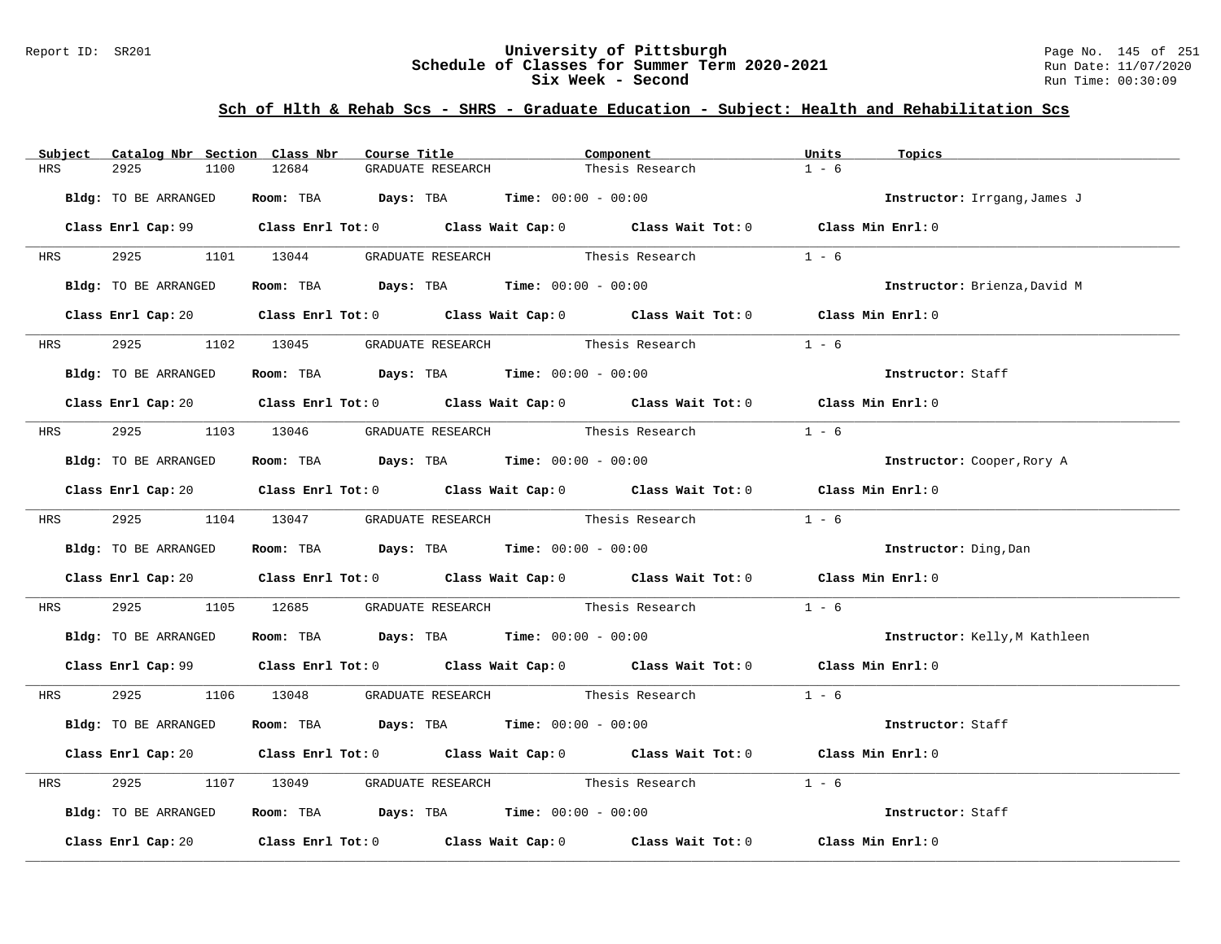# University of Pittsburgh
## Schedule of Classes for Summer Term 2020-2021
## Six Week - Second

Report ID: SR201

Run Date: 11/07/2020
Run Time: 00:30:09

### Sch of Hlth & Rehab Scs - SHRS - Graduate Education - Subject: Health and Rehabilitation Scs

| Subject | Catalog Nbr | Section | Class Nbr | Course Title | Component | Units | Topics |
|---|---|---|---|---|---|---|---|
| HRS | 2925 | 1100 | 12684 | GRADUATE RESEARCH | Thesis Research | 1 - 6 | |

**Bldg:** TO BE ARRANGED **Room:** TBA **Days:** TBA **Time:** 00:00 - 00:00 **Instructor:** Irrgang,James J

**Class Enrl Cap:** 99 **Class Enrl Tot:** 0 **Class Wait Cap:** 0 **Class Wait Tot:** 0 **Class Min Enrl:** 0

| Subject | Catalog Nbr | Section | Class Nbr | Course Title | Component | Units | Topics |
|---|---|---|---|---|---|---|---|
| HRS | 2925 | 1101 | 13044 | GRADUATE RESEARCH | Thesis Research | 1 - 6 | |

**Bldg:** TO BE ARRANGED **Room:** TBA **Days:** TBA **Time:** 00:00 - 00:00 **Instructor:** Brienza,David M

**Class Enrl Cap:** 20 **Class Enrl Tot:** 0 **Class Wait Cap:** 0 **Class Wait Tot:** 0 **Class Min Enrl:** 0

| Subject | Catalog Nbr | Section | Class Nbr | Course Title | Component | Units | Topics |
|---|---|---|---|---|---|---|---|
| HRS | 2925 | 1102 | 13045 | GRADUATE RESEARCH | Thesis Research | 1 - 6 | |

**Bldg:** TO BE ARRANGED **Room:** TBA **Days:** TBA **Time:** 00:00 - 00:00 **Instructor:** Staff

**Class Enrl Cap:** 20 **Class Enrl Tot:** 0 **Class Wait Cap:** 0 **Class Wait Tot:** 0 **Class Min Enrl:** 0

| Subject | Catalog Nbr | Section | Class Nbr | Course Title | Component | Units | Topics |
|---|---|---|---|---|---|---|---|
| HRS | 2925 | 1103 | 13046 | GRADUATE RESEARCH | Thesis Research | 1 - 6 | |

**Bldg:** TO BE ARRANGED **Room:** TBA **Days:** TBA **Time:** 00:00 - 00:00 **Instructor:** Cooper,Rory A

**Class Enrl Cap:** 20 **Class Enrl Tot:** 0 **Class Wait Cap:** 0 **Class Wait Tot:** 0 **Class Min Enrl:** 0

| Subject | Catalog Nbr | Section | Class Nbr | Course Title | Component | Units | Topics |
|---|---|---|---|---|---|---|---|
| HRS | 2925 | 1104 | 13047 | GRADUATE RESEARCH | Thesis Research | 1 - 6 | |

**Bldg:** TO BE ARRANGED **Room:** TBA **Days:** TBA **Time:** 00:00 - 00:00 **Instructor:** Ding,Dan

**Class Enrl Cap:** 20 **Class Enrl Tot:** 0 **Class Wait Cap:** 0 **Class Wait Tot:** 0 **Class Min Enrl:** 0

| Subject | Catalog Nbr | Section | Class Nbr | Course Title | Component | Units | Topics |
|---|---|---|---|---|---|---|---|
| HRS | 2925 | 1105 | 12685 | GRADUATE RESEARCH | Thesis Research | 1 - 6 | |

**Bldg:** TO BE ARRANGED **Room:** TBA **Days:** TBA **Time:** 00:00 - 00:00 **Instructor:** Kelly,M Kathleen

**Class Enrl Cap:** 99 **Class Enrl Tot:** 0 **Class Wait Cap:** 0 **Class Wait Tot:** 0 **Class Min Enrl:** 0

| Subject | Catalog Nbr | Section | Class Nbr | Course Title | Component | Units | Topics |
|---|---|---|---|---|---|---|---|
| HRS | 2925 | 1106 | 13048 | GRADUATE RESEARCH | Thesis Research | 1 - 6 | |

**Bldg:** TO BE ARRANGED **Room:** TBA **Days:** TBA **Time:** 00:00 - 00:00 **Instructor:** Staff

**Class Enrl Cap:** 20 **Class Enrl Tot:** 0 **Class Wait Cap:** 0 **Class Wait Tot:** 0 **Class Min Enrl:** 0

| Subject | Catalog Nbr | Section | Class Nbr | Course Title | Component | Units | Topics |
|---|---|---|---|---|---|---|---|
| HRS | 2925 | 1107 | 13049 | GRADUATE RESEARCH | Thesis Research | 1 - 6 | |

**Bldg:** TO BE ARRANGED **Room:** TBA **Days:** TBA **Time:** 00:00 - 00:00 **Instructor:** Staff

**Class Enrl Cap:** 20 **Class Enrl Tot:** 0 **Class Wait Cap:** 0 **Class Wait Tot:** 0 **Class Min Enrl:** 0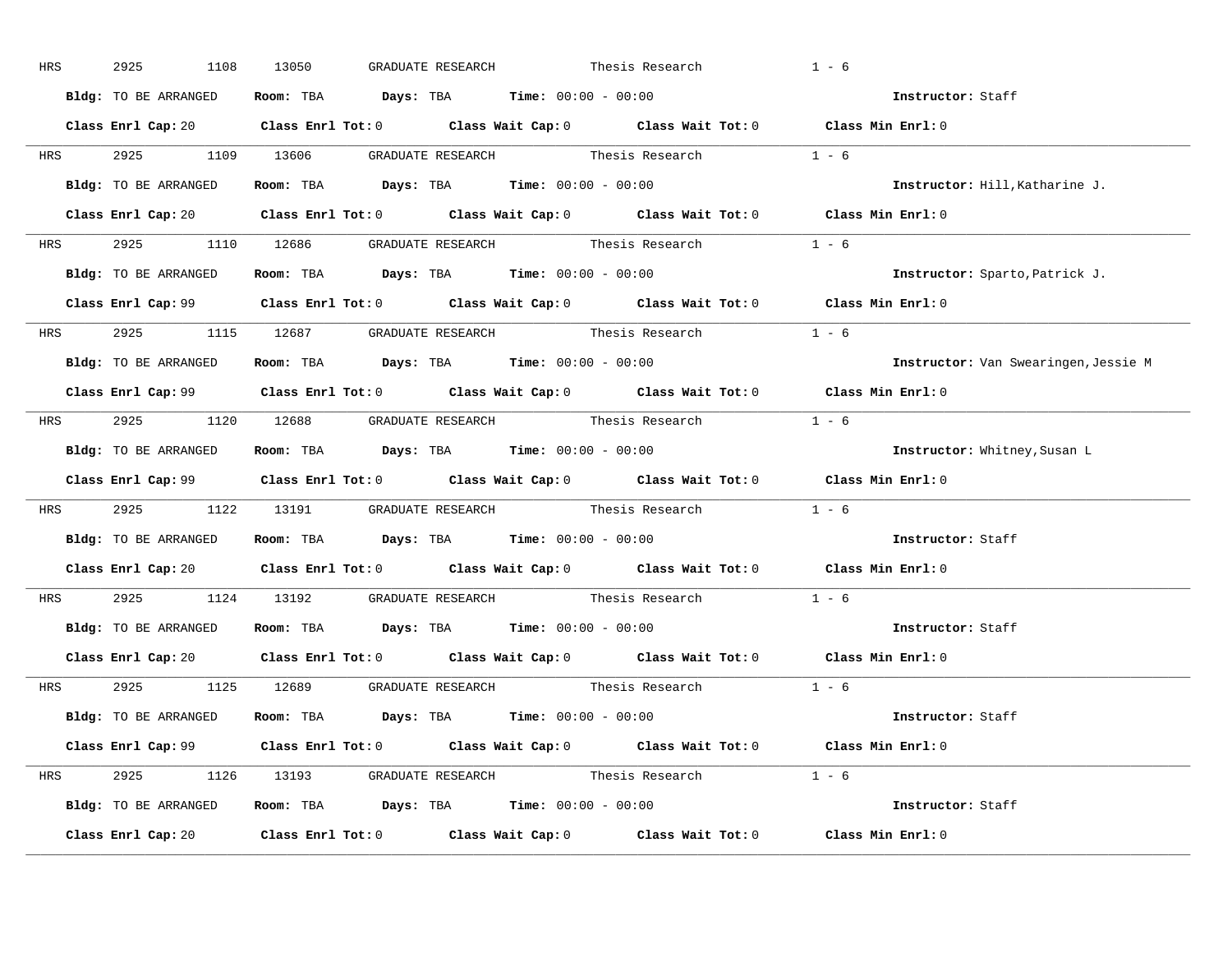HRS 2925 1108 13050 GRADUATE RESEARCH Thesis Research 1 - 6

**Bldg:** TO BE ARRANGED **Room:** TBA **Days:** TBA **Time:** 00:00 - 00:00 **Instructor:** Staff

**Class Enrl Cap:** 20 **Class Enrl Tot:** 0 **Class Wait Cap:** 0 **Class Wait Tot:** 0 **Class Min Enrl:** 0

---

HRS 2925 1109 13606 GRADUATE RESEARCH Thesis Research 1 - 6

**Bldg:** TO BE ARRANGED **Room:** TBA **Days:** TBA **Time:** 00:00 - 00:00 **Instructor:** Hill,Katharine J.

**Class Enrl Cap:** 20 **Class Enrl Tot:** 0 **Class Wait Cap:** 0 **Class Wait Tot:** 0 **Class Min Enrl:** 0

---

HRS 2925 1110 12686 GRADUATE RESEARCH Thesis Research 1 - 6

**Bldg:** TO BE ARRANGED **Room:** TBA **Days:** TBA **Time:** 00:00 - 00:00 **Instructor:** Sparto,Patrick J.

**Class Enrl Cap:** 99 **Class Enrl Tot:** 0 **Class Wait Cap:** 0 **Class Wait Tot:** 0 **Class Min Enrl:** 0

---

HRS 2925 1115 12687 GRADUATE RESEARCH Thesis Research 1 - 6

**Bldg:** TO BE ARRANGED **Room:** TBA **Days:** TBA **Time:** 00:00 - 00:00 **Instructor:** Van Swearingen,Jessie M

**Class Enrl Cap:** 99 **Class Enrl Tot:** 0 **Class Wait Cap:** 0 **Class Wait Tot:** 0 **Class Min Enrl:** 0

---

HRS 2925 1120 12688 GRADUATE RESEARCH Thesis Research 1 - 6

**Bldg:** TO BE ARRANGED **Room:** TBA **Days:** TBA **Time:** 00:00 - 00:00 **Instructor:** Whitney,Susan L

**Class Enrl Cap:** 99 **Class Enrl Tot:** 0 **Class Wait Cap:** 0 **Class Wait Tot:** 0 **Class Min Enrl:** 0

---

HRS 2925 1122 13191 GRADUATE RESEARCH Thesis Research 1 - 6

**Bldg:** TO BE ARRANGED **Room:** TBA **Days:** TBA **Time:** 00:00 - 00:00 **Instructor:** Staff

**Class Enrl Cap:** 20 **Class Enrl Tot:** 0 **Class Wait Cap:** 0 **Class Wait Tot:** 0 **Class Min Enrl:** 0

---

HRS 2925 1124 13192 GRADUATE RESEARCH Thesis Research 1 - 6

**Bldg:** TO BE ARRANGED **Room:** TBA **Days:** TBA **Time:** 00:00 - 00:00 **Instructor:** Staff

**Class Enrl Cap:** 20 **Class Enrl Tot:** 0 **Class Wait Cap:** 0 **Class Wait Tot:** 0 **Class Min Enrl:** 0

---

HRS 2925 1125 12689 GRADUATE RESEARCH Thesis Research 1 - 6

**Bldg:** TO BE ARRANGED **Room:** TBA **Days:** TBA **Time:** 00:00 - 00:00 **Instructor:** Staff

**Class Enrl Cap:** 99 **Class Enrl Tot:** 0 **Class Wait Cap:** 0 **Class Wait Tot:** 0 **Class Min Enrl:** 0

---

HRS 2925 1126 13193 GRADUATE RESEARCH Thesis Research 1 - 6

**Bldg:** TO BE ARRANGED **Room:** TBA **Days:** TBA **Time:** 00:00 - 00:00 **Instructor:** Staff

**Class Enrl Cap:** 20 **Class Enrl Tot:** 0 **Class Wait Cap:** 0 **Class Wait Tot:** 0 **Class Min Enrl:** 0

---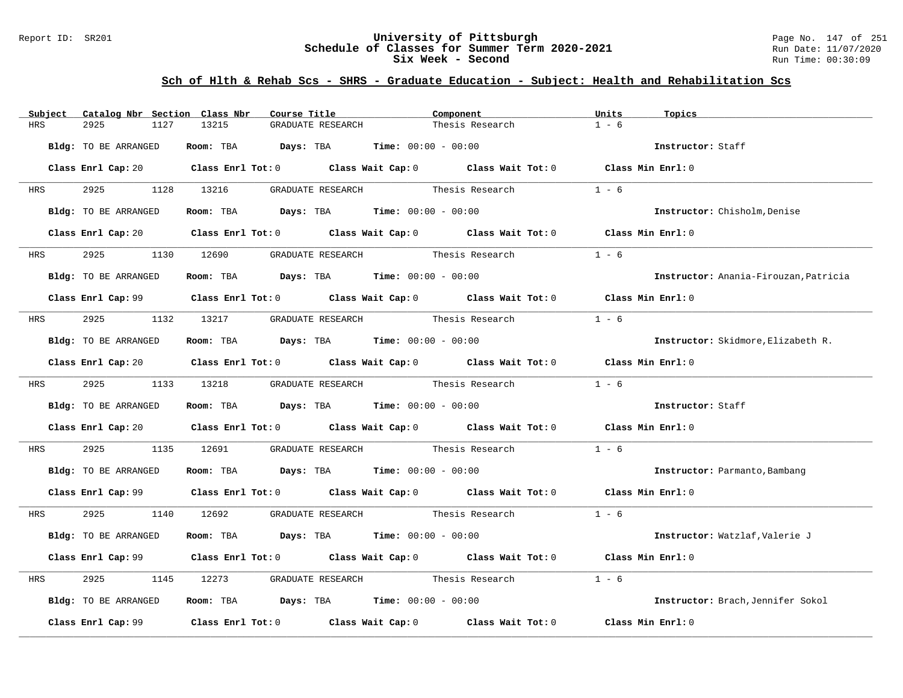## Sch of Hlth & Rehab Scs - SHRS - Graduate Education - Subject: Health and Rehabilitation Scs

| Subject | Catalog Nbr | Section | Class Nbr | Course Title | Component | Units | Topics |
|---|---|---|---|---|---|---|---|
| HRS | 2925 | 1127 | 13215 | GRADUATE RESEARCH | Thesis Research | 1 - 6 | |

**Bldg:** TO BE ARRANGED **Room:** TBA **Days:** TBA **Time:** 00:00 - 00:00 **Instructor:** Staff

**Class Enrl Cap:** 20 **Class Enrl Tot:** 0 **Class Wait Cap:** 0 **Class Wait Tot:** 0 **Class Min Enrl:** 0

| Subject | Catalog Nbr | Section | Class Nbr | Course Title | Component | Units | Topics |
|---|---|---|---|---|---|---|---|
| HRS | 2925 | 1128 | 13216 | GRADUATE RESEARCH | Thesis Research | 1 - 6 | |

**Bldg:** TO BE ARRANGED **Room:** TBA **Days:** TBA **Time:** 00:00 - 00:00 **Instructor:** Chisholm,Denise

**Class Enrl Cap:** 20 **Class Enrl Tot:** 0 **Class Wait Cap:** 0 **Class Wait Tot:** 0 **Class Min Enrl:** 0

| Subject | Catalog Nbr | Section | Class Nbr | Course Title | Component | Units | Topics |
|---|---|---|---|---|---|---|---|
| HRS | 2925 | 1130 | 12690 | GRADUATE RESEARCH | Thesis Research | 1 - 6 | |

**Bldg:** TO BE ARRANGED **Room:** TBA **Days:** TBA **Time:** 00:00 - 00:00 **Instructor:** Anania-Firouzan,Patricia

**Class Enrl Cap:** 99 **Class Enrl Tot:** 0 **Class Wait Cap:** 0 **Class Wait Tot:** 0 **Class Min Enrl:** 0

| Subject | Catalog Nbr | Section | Class Nbr | Course Title | Component | Units | Topics |
|---|---|---|---|---|---|---|---|
| HRS | 2925 | 1132 | 13217 | GRADUATE RESEARCH | Thesis Research | 1 - 6 | |

**Bldg:** TO BE ARRANGED **Room:** TBA **Days:** TBA **Time:** 00:00 - 00:00 **Instructor:** Skidmore,Elizabeth R.

**Class Enrl Cap:** 20 **Class Enrl Tot:** 0 **Class Wait Cap:** 0 **Class Wait Tot:** 0 **Class Min Enrl:** 0

| Subject | Catalog Nbr | Section | Class Nbr | Course Title | Component | Units | Topics |
|---|---|---|---|---|---|---|---|
| HRS | 2925 | 1133 | 13218 | GRADUATE RESEARCH | Thesis Research | 1 - 6 | |

**Bldg:** TO BE ARRANGED **Room:** TBA **Days:** TBA **Time:** 00:00 - 00:00 **Instructor:** Staff

**Class Enrl Cap:** 20 **Class Enrl Tot:** 0 **Class Wait Cap:** 0 **Class Wait Tot:** 0 **Class Min Enrl:** 0

| Subject | Catalog Nbr | Section | Class Nbr | Course Title | Component | Units | Topics |
|---|---|---|---|---|---|---|---|
| HRS | 2925 | 1135 | 12691 | GRADUATE RESEARCH | Thesis Research | 1 - 6 | |

**Bldg:** TO BE ARRANGED **Room:** TBA **Days:** TBA **Time:** 00:00 - 00:00 **Instructor:** Parmanto,Bambang

**Class Enrl Cap:** 99 **Class Enrl Tot:** 0 **Class Wait Cap:** 0 **Class Wait Tot:** 0 **Class Min Enrl:** 0

| Subject | Catalog Nbr | Section | Class Nbr | Course Title | Component | Units | Topics |
|---|---|---|---|---|---|---|---|
| HRS | 2925 | 1140 | 12692 | GRADUATE RESEARCH | Thesis Research | 1 - 6 | |

**Bldg:** TO BE ARRANGED **Room:** TBA **Days:** TBA **Time:** 00:00 - 00:00 **Instructor:** Watzlaf,Valerie J

**Class Enrl Cap:** 99 **Class Enrl Tot:** 0 **Class Wait Cap:** 0 **Class Wait Tot:** 0 **Class Min Enrl:** 0

| Subject | Catalog Nbr | Section | Class Nbr | Course Title | Component | Units | Topics |
|---|---|---|---|---|---|---|---|
| HRS | 2925 | 1145 | 12273 | GRADUATE RESEARCH | Thesis Research | 1 - 6 | |

**Bldg:** TO BE ARRANGED **Room:** TBA **Days:** TBA **Time:** 00:00 - 00:00 **Instructor:** Brach,Jennifer Sokol

**Class Enrl Cap:** 99 **Class Enrl Tot:** 0 **Class Wait Cap:** 0 **Class Wait Tot:** 0 **Class Min Enrl:** 0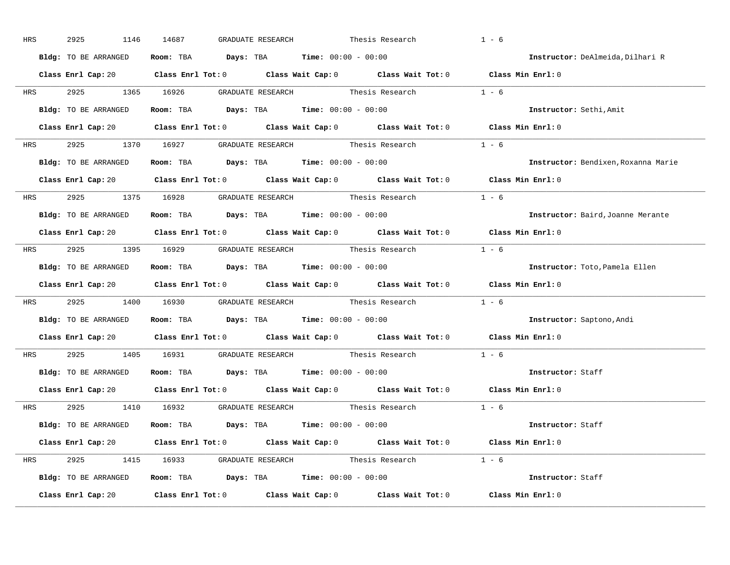HRS 2925 1146 14687 GRADUATE RESEARCH Thesis Research 1 - 6

**Bldg:** TO BE ARRANGED **Room:** TBA **Days:** TBA **Time:** 00:00 - 00:00 **Instructor:** DeAlmeida,Dilhari R

**Class Enrl Cap:** 20 **Class Enrl Tot:** 0 **Class Wait Cap:** 0 **Class Wait Tot:** 0 **Class Min Enrl:** 0

---

HRS 2925 1365 16926 GRADUATE RESEARCH Thesis Research 1 - 6

**Bldg:** TO BE ARRANGED **Room:** TBA **Days:** TBA **Time:** 00:00 - 00:00 **Instructor:** Sethi,Amit

**Class Enrl Cap:** 20 **Class Enrl Tot:** 0 **Class Wait Cap:** 0 **Class Wait Tot:** 0 **Class Min Enrl:** 0

---

HRS 2925 1370 16927 GRADUATE RESEARCH Thesis Research 1 - 6

**Bldg:** TO BE ARRANGED **Room:** TBA **Days:** TBA **Time:** 00:00 - 00:00 **Instructor:** Bendixen,Roxanna Marie

**Class Enrl Cap:** 20 **Class Enrl Tot:** 0 **Class Wait Cap:** 0 **Class Wait Tot:** 0 **Class Min Enrl:** 0

---

HRS 2925 1375 16928 GRADUATE RESEARCH Thesis Research 1 - 6

**Bldg:** TO BE ARRANGED **Room:** TBA **Days:** TBA **Time:** 00:00 - 00:00 **Instructor:** Baird,Joanne Merante

**Class Enrl Cap:** 20 **Class Enrl Tot:** 0 **Class Wait Cap:** 0 **Class Wait Tot:** 0 **Class Min Enrl:** 0

---

HRS 2925 1395 16929 GRADUATE RESEARCH Thesis Research 1 - 6

**Bldg:** TO BE ARRANGED **Room:** TBA **Days:** TBA **Time:** 00:00 - 00:00 **Instructor:** Toto,Pamela Ellen

**Class Enrl Cap:** 20 **Class Enrl Tot:** 0 **Class Wait Cap:** 0 **Class Wait Tot:** 0 **Class Min Enrl:** 0

---

HRS 2925 1400 16930 GRADUATE RESEARCH Thesis Research 1 - 6

**Bldg:** TO BE ARRANGED **Room:** TBA **Days:** TBA **Time:** 00:00 - 00:00 **Instructor:** Saptono,Andi

**Class Enrl Cap:** 20 **Class Enrl Tot:** 0 **Class Wait Cap:** 0 **Class Wait Tot:** 0 **Class Min Enrl:** 0

---

HRS 2925 1405 16931 GRADUATE RESEARCH Thesis Research 1 - 6

**Bldg:** TO BE ARRANGED **Room:** TBA **Days:** TBA **Time:** 00:00 - 00:00 **Instructor:** Staff

**Class Enrl Cap:** 20 **Class Enrl Tot:** 0 **Class Wait Cap:** 0 **Class Wait Tot:** 0 **Class Min Enrl:** 0

---

HRS 2925 1410 16932 GRADUATE RESEARCH Thesis Research 1 - 6

**Bldg:** TO BE ARRANGED **Room:** TBA **Days:** TBA **Time:** 00:00 - 00:00 **Instructor:** Staff

**Class Enrl Cap:** 20 **Class Enrl Tot:** 0 **Class Wait Cap:** 0 **Class Wait Tot:** 0 **Class Min Enrl:** 0

---

HRS 2925 1415 16933 GRADUATE RESEARCH Thesis Research 1 - 6

**Bldg:** TO BE ARRANGED **Room:** TBA **Days:** TBA **Time:** 00:00 - 00:00 **Instructor:** Staff

**Class Enrl Cap:** 20 **Class Enrl Tot:** 0 **Class Wait Cap:** 0 **Class Wait Tot:** 0 **Class Min Enrl:** 0

---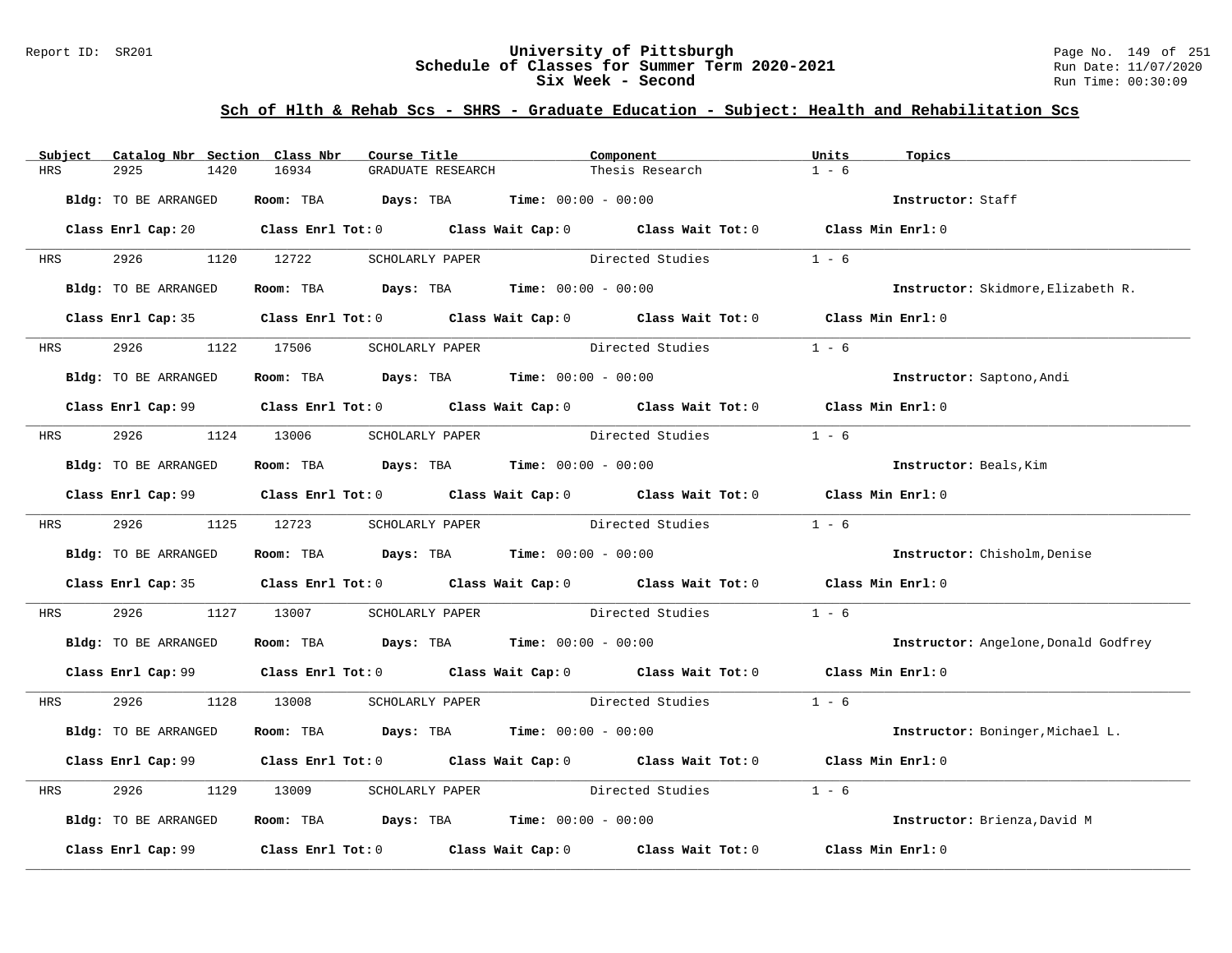## Sch of Hlth & Rehab Scs - SHRS - Graduate Education - Subject: Health and Rehabilitation Scs

| Subject | Catalog Nbr | Section | Class Nbr | Course Title | Component | Units | Topics |
|---|---|---|---|---|---|---|---|
| HRS | 2925 | 1420 | 16934 | GRADUATE RESEARCH | Thesis Research | 1 - 6 | |

**Bldg:** TO BE ARRANGED **Room:** TBA **Days:** TBA **Time:** 00:00 - 00:00 **Instructor:** Staff

**Class Enrl Cap:** 20 **Class Enrl Tot:** 0 **Class Wait Cap:** 0 **Class Wait Tot:** 0 **Class Min Enrl:** 0

---

| Subject | Catalog Nbr | Section | Class Nbr | Course Title | Component | Units | Topics |
|---|---|---|---|---|---|---|---|
| HRS | 2926 | 1120 | 12722 | SCHOLARLY PAPER | Directed Studies | 1 - 6 | |

**Bldg:** TO BE ARRANGED **Room:** TBA **Days:** TBA **Time:** 00:00 - 00:00 **Instructor:** Skidmore,Elizabeth R.

**Class Enrl Cap:** 35 **Class Enrl Tot:** 0 **Class Wait Cap:** 0 **Class Wait Tot:** 0 **Class Min Enrl:** 0

---

| Subject | Catalog Nbr | Section | Class Nbr | Course Title | Component | Units | Topics |
|---|---|---|---|---|---|---|---|
| HRS | 2926 | 1122 | 17506 | SCHOLARLY PAPER | Directed Studies | 1 - 6 | |

**Bldg:** TO BE ARRANGED **Room:** TBA **Days:** TBA **Time:** 00:00 - 00:00 **Instructor:** Saptono,Andi

**Class Enrl Cap:** 99 **Class Enrl Tot:** 0 **Class Wait Cap:** 0 **Class Wait Tot:** 0 **Class Min Enrl:** 0

---

| Subject | Catalog Nbr | Section | Class Nbr | Course Title | Component | Units | Topics |
|---|---|---|---|---|---|---|---|
| HRS | 2926 | 1124 | 13006 | SCHOLARLY PAPER | Directed Studies | 1 - 6 | |

**Bldg:** TO BE ARRANGED **Room:** TBA **Days:** TBA **Time:** 00:00 - 00:00 **Instructor:** Beals,Kim

**Class Enrl Cap:** 99 **Class Enrl Tot:** 0 **Class Wait Cap:** 0 **Class Wait Tot:** 0 **Class Min Enrl:** 0

---

| Subject | Catalog Nbr | Section | Class Nbr | Course Title | Component | Units | Topics |
|---|---|---|---|---|---|---|---|
| HRS | 2926 | 1125 | 12723 | SCHOLARLY PAPER | Directed Studies | 1 - 6 | |

**Bldg:** TO BE ARRANGED **Room:** TBA **Days:** TBA **Time:** 00:00 - 00:00 **Instructor:** Chisholm,Denise

**Class Enrl Cap:** 35 **Class Enrl Tot:** 0 **Class Wait Cap:** 0 **Class Wait Tot:** 0 **Class Min Enrl:** 0

---

| Subject | Catalog Nbr | Section | Class Nbr | Course Title | Component | Units | Topics |
|---|---|---|---|---|---|---|---|
| HRS | 2926 | 1127 | 13007 | SCHOLARLY PAPER | Directed Studies | 1 - 6 | |

**Bldg:** TO BE ARRANGED **Room:** TBA **Days:** TBA **Time:** 00:00 - 00:00 **Instructor:** Angelone,Donald Godfrey

**Class Enrl Cap:** 99 **Class Enrl Tot:** 0 **Class Wait Cap:** 0 **Class Wait Tot:** 0 **Class Min Enrl:** 0

---

| Subject | Catalog Nbr | Section | Class Nbr | Course Title | Component | Units | Topics |
|---|---|---|---|---|---|---|---|
| HRS | 2926 | 1128 | 13008 | SCHOLARLY PAPER | Directed Studies | 1 - 6 | |

**Bldg:** TO BE ARRANGED **Room:** TBA **Days:** TBA **Time:** 00:00 - 00:00 **Instructor:** Boninger,Michael L.

**Class Enrl Cap:** 99 **Class Enrl Tot:** 0 **Class Wait Cap:** 0 **Class Wait Tot:** 0 **Class Min Enrl:** 0

---

| Subject | Catalog Nbr | Section | Class Nbr | Course Title | Component | Units | Topics |
|---|---|---|---|---|---|---|---|
| HRS | 2926 | 1129 | 13009 | SCHOLARLY PAPER | Directed Studies | 1 - 6 | |

**Bldg:** TO BE ARRANGED **Room:** TBA **Days:** TBA **Time:** 00:00 - 00:00 **Instructor:** Brienza,David M

**Class Enrl Cap:** 99 **Class Enrl Tot:** 0 **Class Wait Cap:** 0 **Class Wait Tot:** 0 **Class Min Enrl:** 0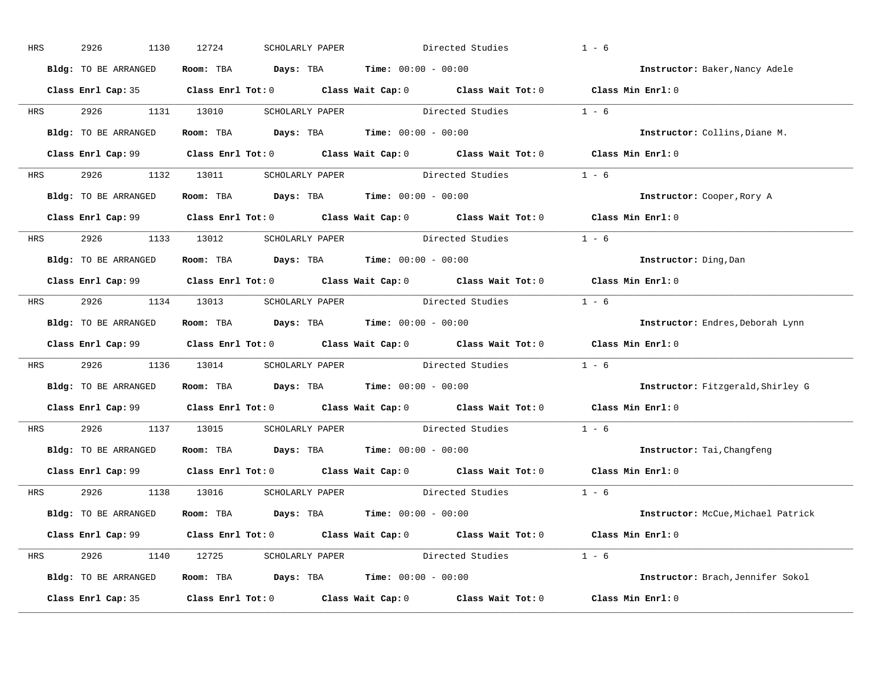HRS 2926 1130 12724 SCHOLARLY PAPER Directed Studies 1 - 6

**Bldg:** TO BE ARRANGED **Room:** TBA **Days:** TBA **Time:** 00:00 - 00:00 **Instructor:** Baker,Nancy Adele

**Class Enrl Cap:** 35 **Class Enrl Tot:** 0 **Class Wait Cap:** 0 **Class Wait Tot:** 0 **Class Min Enrl:** 0

---

HRS 2926 1131 13010 SCHOLARLY PAPER Directed Studies 1 - 6

**Bldg:** TO BE ARRANGED **Room:** TBA **Days:** TBA **Time:** 00:00 - 00:00 **Instructor:** Collins,Diane M.

**Class Enrl Cap:** 99 **Class Enrl Tot:** 0 **Class Wait Cap:** 0 **Class Wait Tot:** 0 **Class Min Enrl:** 0

---

HRS 2926 1132 13011 SCHOLARLY PAPER Directed Studies 1 - 6

**Bldg:** TO BE ARRANGED **Room:** TBA **Days:** TBA **Time:** 00:00 - 00:00 **Instructor:** Cooper,Rory A

**Class Enrl Cap:** 99 **Class Enrl Tot:** 0 **Class Wait Cap:** 0 **Class Wait Tot:** 0 **Class Min Enrl:** 0

---

HRS 2926 1133 13012 SCHOLARLY PAPER Directed Studies 1 - 6

**Bldg:** TO BE ARRANGED **Room:** TBA **Days:** TBA **Time:** 00:00 - 00:00 **Instructor:** Ding,Dan

**Class Enrl Cap:** 99 **Class Enrl Tot:** 0 **Class Wait Cap:** 0 **Class Wait Tot:** 0 **Class Min Enrl:** 0

---

HRS 2926 1134 13013 SCHOLARLY PAPER Directed Studies 1 - 6

**Bldg:** TO BE ARRANGED **Room:** TBA **Days:** TBA **Time:** 00:00 - 00:00 **Instructor:** Endres,Deborah Lynn

**Class Enrl Cap:** 99 **Class Enrl Tot:** 0 **Class Wait Cap:** 0 **Class Wait Tot:** 0 **Class Min Enrl:** 0

---

HRS 2926 1136 13014 SCHOLARLY PAPER Directed Studies 1 - 6

**Bldg:** TO BE ARRANGED **Room:** TBA **Days:** TBA **Time:** 00:00 - 00:00 **Instructor:** Fitzgerald,Shirley G

**Class Enrl Cap:** 99 **Class Enrl Tot:** 0 **Class Wait Cap:** 0 **Class Wait Tot:** 0 **Class Min Enrl:** 0

---

HRS 2926 1137 13015 SCHOLARLY PAPER Directed Studies 1 - 6

**Bldg:** TO BE ARRANGED **Room:** TBA **Days:** TBA **Time:** 00:00 - 00:00 **Instructor:** Tai,Changfeng

**Class Enrl Cap:** 99 **Class Enrl Tot:** 0 **Class Wait Cap:** 0 **Class Wait Tot:** 0 **Class Min Enrl:** 0

---

HRS 2926 1138 13016 SCHOLARLY PAPER Directed Studies 1 - 6

**Bldg:** TO BE ARRANGED **Room:** TBA **Days:** TBA **Time:** 00:00 - 00:00 **Instructor:** McCue,Michael Patrick

**Class Enrl Cap:** 99 **Class Enrl Tot:** 0 **Class Wait Cap:** 0 **Class Wait Tot:** 0 **Class Min Enrl:** 0

---

HRS 2926 1140 12725 SCHOLARLY PAPER Directed Studies 1 - 6

**Bldg:** TO BE ARRANGED **Room:** TBA **Days:** TBA **Time:** 00:00 - 00:00 **Instructor:** Brach,Jennifer Sokol

**Class Enrl Cap:** 35 **Class Enrl Tot:** 0 **Class Wait Cap:** 0 **Class Wait Tot:** 0 **Class Min Enrl:** 0

---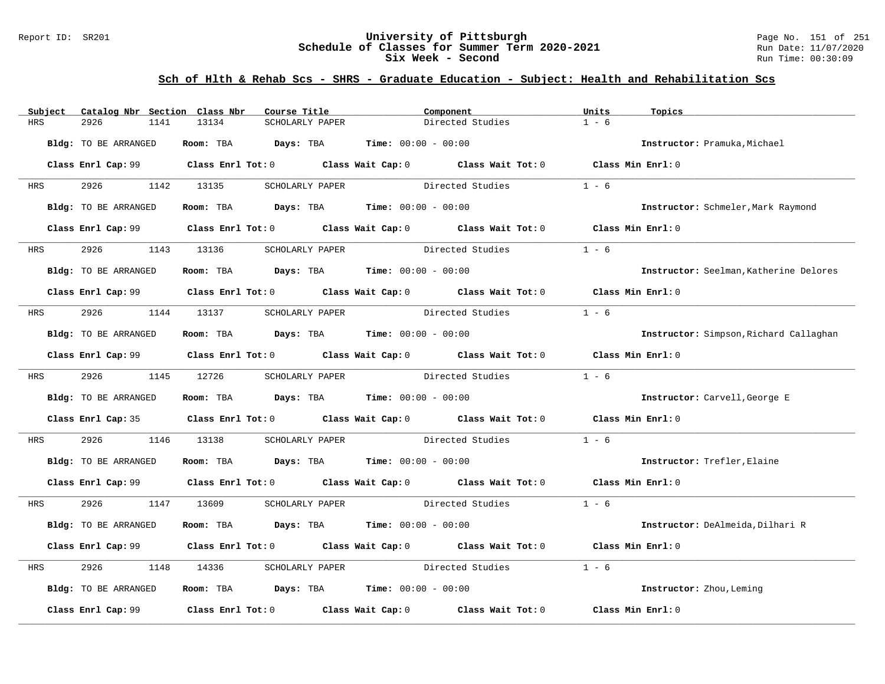## Sch of Hlth & Rehab Scs - SHRS - Graduate Education - Subject: Health and Rehabilitation Scs

| Subject | Catalog Nbr | Section | Class Nbr | Course Title | Component | Units | Topics |
|---|---|---|---|---|---|---|---|
| HRS | 2926 | 1141 | 13134 | SCHOLARLY PAPER | Directed Studies | 1 - 6 | |

**Bldg:** TO BE ARRANGED **Room:** TBA **Days:** TBA **Time:** 00:00 - 00:00 **Instructor:** Pramuka,Michael

**Class Enrl Cap:** 99 **Class Enrl Tot:** 0 **Class Wait Cap:** 0 **Class Wait Tot:** 0 **Class Min Enrl:** 0

| Subject | Catalog Nbr | Section | Class Nbr | Course Title | Component | Units | Topics |
|---|---|---|---|---|---|---|---|
| HRS | 2926 | 1142 | 13135 | SCHOLARLY PAPER | Directed Studies | 1 - 6 | |

**Bldg:** TO BE ARRANGED **Room:** TBA **Days:** TBA **Time:** 00:00 - 00:00 **Instructor:** Schmeler,Mark Raymond

**Class Enrl Cap:** 99 **Class Enrl Tot:** 0 **Class Wait Cap:** 0 **Class Wait Tot:** 0 **Class Min Enrl:** 0

| Subject | Catalog Nbr | Section | Class Nbr | Course Title | Component | Units | Topics |
|---|---|---|---|---|---|---|---|
| HRS | 2926 | 1143 | 13136 | SCHOLARLY PAPER | Directed Studies | 1 - 6 | |

**Bldg:** TO BE ARRANGED **Room:** TBA **Days:** TBA **Time:** 00:00 - 00:00 **Instructor:** Seelman,Katherine Delores

**Class Enrl Cap:** 99 **Class Enrl Tot:** 0 **Class Wait Cap:** 0 **Class Wait Tot:** 0 **Class Min Enrl:** 0

| Subject | Catalog Nbr | Section | Class Nbr | Course Title | Component | Units | Topics |
|---|---|---|---|---|---|---|---|
| HRS | 2926 | 1144 | 13137 | SCHOLARLY PAPER | Directed Studies | 1 - 6 | |

**Bldg:** TO BE ARRANGED **Room:** TBA **Days:** TBA **Time:** 00:00 - 00:00 **Instructor:** Simpson,Richard Callaghan

**Class Enrl Cap:** 99 **Class Enrl Tot:** 0 **Class Wait Cap:** 0 **Class Wait Tot:** 0 **Class Min Enrl:** 0

| Subject | Catalog Nbr | Section | Class Nbr | Course Title | Component | Units | Topics |
|---|---|---|---|---|---|---|---|
| HRS | 2926 | 1145 | 12726 | SCHOLARLY PAPER | Directed Studies | 1 - 6 | |

**Bldg:** TO BE ARRANGED **Room:** TBA **Days:** TBA **Time:** 00:00 - 00:00 **Instructor:** Carvell,George E

**Class Enrl Cap:** 35 **Class Enrl Tot:** 0 **Class Wait Cap:** 0 **Class Wait Tot:** 0 **Class Min Enrl:** 0

| Subject | Catalog Nbr | Section | Class Nbr | Course Title | Component | Units | Topics |
|---|---|---|---|---|---|---|---|
| HRS | 2926 | 1146 | 13138 | SCHOLARLY PAPER | Directed Studies | 1 - 6 | |

**Bldg:** TO BE ARRANGED **Room:** TBA **Days:** TBA **Time:** 00:00 - 00:00 **Instructor:** Trefler,Elaine

**Class Enrl Cap:** 99 **Class Enrl Tot:** 0 **Class Wait Cap:** 0 **Class Wait Tot:** 0 **Class Min Enrl:** 0

| Subject | Catalog Nbr | Section | Class Nbr | Course Title | Component | Units | Topics |
|---|---|---|---|---|---|---|---|
| HRS | 2926 | 1147 | 13609 | SCHOLARLY PAPER | Directed Studies | 1 - 6 | |

**Bldg:** TO BE ARRANGED **Room:** TBA **Days:** TBA **Time:** 00:00 - 00:00 **Instructor:** DeAlmeida,Dilhari R

**Class Enrl Cap:** 99 **Class Enrl Tot:** 0 **Class Wait Cap:** 0 **Class Wait Tot:** 0 **Class Min Enrl:** 0

| Subject | Catalog Nbr | Section | Class Nbr | Course Title | Component | Units | Topics |
|---|---|---|---|---|---|---|---|
| HRS | 2926 | 1148 | 14336 | SCHOLARLY PAPER | Directed Studies | 1 - 6 | |

**Bldg:** TO BE ARRANGED **Room:** TBA **Days:** TBA **Time:** 00:00 - 00:00 **Instructor:** Zhou,Leming

**Class Enrl Cap:** 99 **Class Enrl Tot:** 0 **Class Wait Cap:** 0 **Class Wait Tot:** 0 **Class Min Enrl:** 0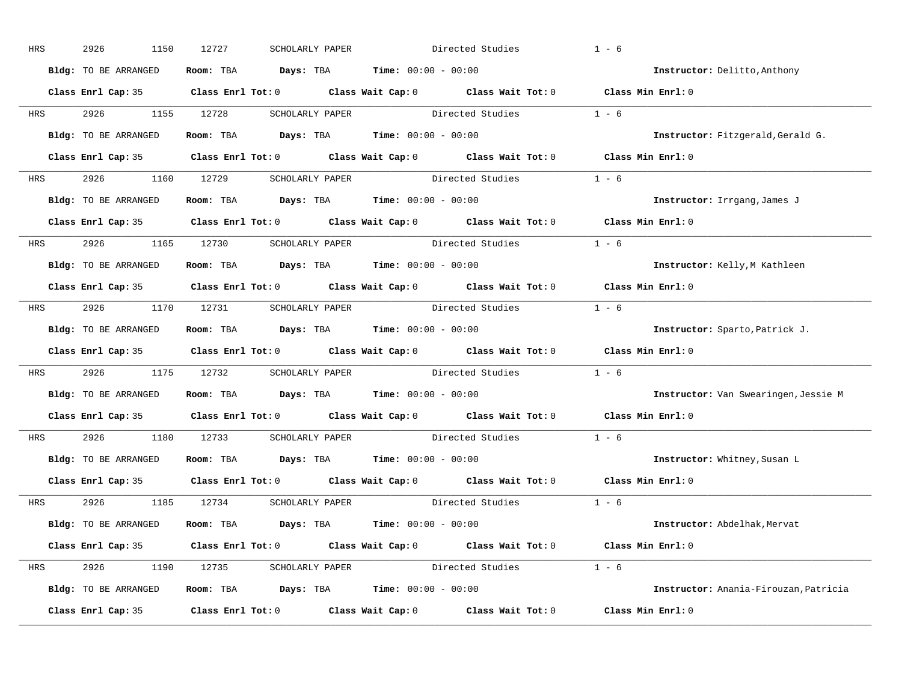HRS 2926 1150 12727 SCHOLARLY PAPER Directed Studies 1 - 6

**Bldg:** TO BE ARRANGED **Room:** TBA **Days:** TBA **Time:** 00:00 - 00:00 **Instructor:** Delitto,Anthony

**Class Enrl Cap:** 35 **Class Enrl Tot:** 0 **Class Wait Cap:** 0 **Class Wait Tot:** 0 **Class Min Enrl:** 0

---

HRS 2926 1155 12728 SCHOLARLY PAPER Directed Studies 1 - 6

**Bldg:** TO BE ARRANGED **Room:** TBA **Days:** TBA **Time:** 00:00 - 00:00 **Instructor:** Fitzgerald,Gerald G.

**Class Enrl Cap:** 35 **Class Enrl Tot:** 0 **Class Wait Cap:** 0 **Class Wait Tot:** 0 **Class Min Enrl:** 0

---

HRS 2926 1160 12729 SCHOLARLY PAPER Directed Studies 1 - 6

**Bldg:** TO BE ARRANGED **Room:** TBA **Days:** TBA **Time:** 00:00 - 00:00 **Instructor:** Irrgang,James J

**Class Enrl Cap:** 35 **Class Enrl Tot:** 0 **Class Wait Cap:** 0 **Class Wait Tot:** 0 **Class Min Enrl:** 0

---

HRS 2926 1165 12730 SCHOLARLY PAPER Directed Studies 1 - 6

**Bldg:** TO BE ARRANGED **Room:** TBA **Days:** TBA **Time:** 00:00 - 00:00 **Instructor:** Kelly,M Kathleen

**Class Enrl Cap:** 35 **Class Enrl Tot:** 0 **Class Wait Cap:** 0 **Class Wait Tot:** 0 **Class Min Enrl:** 0

---

HRS 2926 1170 12731 SCHOLARLY PAPER Directed Studies 1 - 6

**Bldg:** TO BE ARRANGED **Room:** TBA **Days:** TBA **Time:** 00:00 - 00:00 **Instructor:** Sparto,Patrick J.

**Class Enrl Cap:** 35 **Class Enrl Tot:** 0 **Class Wait Cap:** 0 **Class Wait Tot:** 0 **Class Min Enrl:** 0

---

HRS 2926 1175 12732 SCHOLARLY PAPER Directed Studies 1 - 6

**Bldg:** TO BE ARRANGED **Room:** TBA **Days:** TBA **Time:** 00:00 - 00:00 **Instructor:** Van Swearingen,Jessie M

**Class Enrl Cap:** 35 **Class Enrl Tot:** 0 **Class Wait Cap:** 0 **Class Wait Tot:** 0 **Class Min Enrl:** 0

---

HRS 2926 1180 12733 SCHOLARLY PAPER Directed Studies 1 - 6

**Bldg:** TO BE ARRANGED **Room:** TBA **Days:** TBA **Time:** 00:00 - 00:00 **Instructor:** Whitney,Susan L

**Class Enrl Cap:** 35 **Class Enrl Tot:** 0 **Class Wait Cap:** 0 **Class Wait Tot:** 0 **Class Min Enrl:** 0

---

HRS 2926 1185 12734 SCHOLARLY PAPER Directed Studies 1 - 6

**Bldg:** TO BE ARRANGED **Room:** TBA **Days:** TBA **Time:** 00:00 - 00:00 **Instructor:** Abdelhak,Mervat

**Class Enrl Cap:** 35 **Class Enrl Tot:** 0 **Class Wait Cap:** 0 **Class Wait Tot:** 0 **Class Min Enrl:** 0

---

HRS 2926 1190 12735 SCHOLARLY PAPER Directed Studies 1 - 6

**Bldg:** TO BE ARRANGED **Room:** TBA **Days:** TBA **Time:** 00:00 - 00:00 **Instructor:** Anania-Firouzan,Patricia

**Class Enrl Cap:** 35 **Class Enrl Tot:** 0 **Class Wait Cap:** 0 **Class Wait Tot:** 0 **Class Min Enrl:** 0

---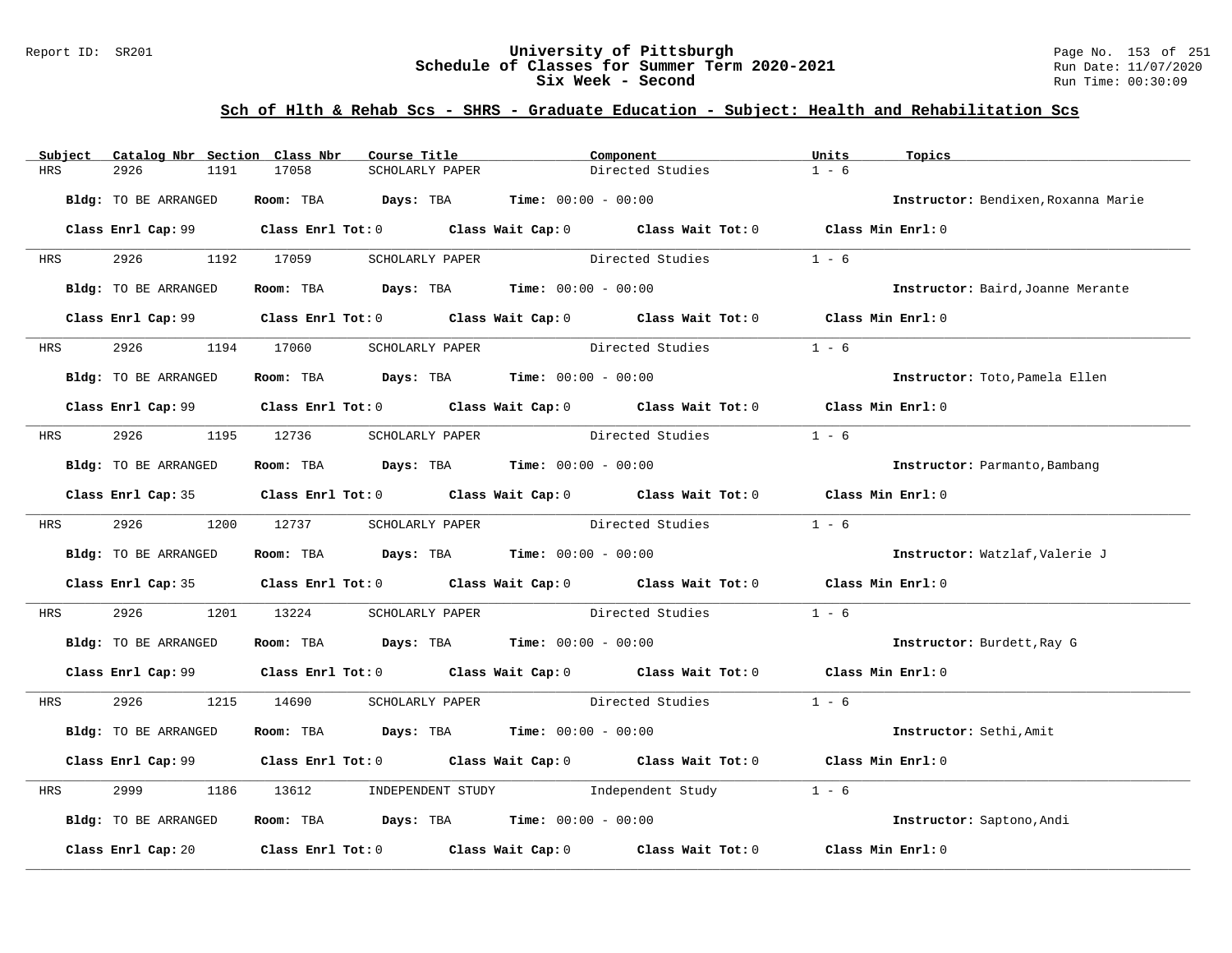## Sch of Hlth & Rehab Scs - SHRS - Graduate Education - Subject: Health and Rehabilitation Scs

| Subject | Catalog Nbr | Section | Class Nbr | Course Title | Component | Units | Topics |
|---|---|---|---|---|---|---|---|
| HRS | 2926 | 1191 | 17058 | SCHOLARLY PAPER | Directed Studies | 1 - 6 | |

**Bldg:** TO BE ARRANGED **Room:** TBA **Days:** TBA **Time:** 00:00 - 00:00 **Instructor:** Bendixen,Roxanna Marie

**Class Enrl Cap:** 99 **Class Enrl Tot:** 0 **Class Wait Cap:** 0 **Class Wait Tot:** 0 **Class Min Enrl:** 0

| Subject | Catalog Nbr | Section | Class Nbr | Course Title | Component | Units | Topics |
|---|---|---|---|---|---|---|---|
| HRS | 2926 | 1192 | 17059 | SCHOLARLY PAPER | Directed Studies | 1 - 6 | |

**Bldg:** TO BE ARRANGED **Room:** TBA **Days:** TBA **Time:** 00:00 - 00:00 **Instructor:** Baird,Joanne Merante

**Class Enrl Cap:** 99 **Class Enrl Tot:** 0 **Class Wait Cap:** 0 **Class Wait Tot:** 0 **Class Min Enrl:** 0

| Subject | Catalog Nbr | Section | Class Nbr | Course Title | Component | Units | Topics |
|---|---|---|---|---|---|---|---|
| HRS | 2926 | 1194 | 17060 | SCHOLARLY PAPER | Directed Studies | 1 - 6 | |

**Bldg:** TO BE ARRANGED **Room:** TBA **Days:** TBA **Time:** 00:00 - 00:00 **Instructor:** Toto,Pamela Ellen

**Class Enrl Cap:** 99 **Class Enrl Tot:** 0 **Class Wait Cap:** 0 **Class Wait Tot:** 0 **Class Min Enrl:** 0

| Subject | Catalog Nbr | Section | Class Nbr | Course Title | Component | Units | Topics |
|---|---|---|---|---|---|---|---|
| HRS | 2926 | 1195 | 12736 | SCHOLARLY PAPER | Directed Studies | 1 - 6 | |

**Bldg:** TO BE ARRANGED **Room:** TBA **Days:** TBA **Time:** 00:00 - 00:00 **Instructor:** Parmanto,Bambang

**Class Enrl Cap:** 35 **Class Enrl Tot:** 0 **Class Wait Cap:** 0 **Class Wait Tot:** 0 **Class Min Enrl:** 0

| Subject | Catalog Nbr | Section | Class Nbr | Course Title | Component | Units | Topics |
|---|---|---|---|---|---|---|---|
| HRS | 2926 | 1200 | 12737 | SCHOLARLY PAPER | Directed Studies | 1 - 6 | |

**Bldg:** TO BE ARRANGED **Room:** TBA **Days:** TBA **Time:** 00:00 - 00:00 **Instructor:** Watzlaf,Valerie J

**Class Enrl Cap:** 35 **Class Enrl Tot:** 0 **Class Wait Cap:** 0 **Class Wait Tot:** 0 **Class Min Enrl:** 0

| Subject | Catalog Nbr | Section | Class Nbr | Course Title | Component | Units | Topics |
|---|---|---|---|---|---|---|---|
| HRS | 2926 | 1201 | 13224 | SCHOLARLY PAPER | Directed Studies | 1 - 6 | |

**Bldg:** TO BE ARRANGED **Room:** TBA **Days:** TBA **Time:** 00:00 - 00:00 **Instructor:** Burdett,Ray G

**Class Enrl Cap:** 99 **Class Enrl Tot:** 0 **Class Wait Cap:** 0 **Class Wait Tot:** 0 **Class Min Enrl:** 0

| Subject | Catalog Nbr | Section | Class Nbr | Course Title | Component | Units | Topics |
|---|---|---|---|---|---|---|---|
| HRS | 2926 | 1215 | 14690 | SCHOLARLY PAPER | Directed Studies | 1 - 6 | |

**Bldg:** TO BE ARRANGED **Room:** TBA **Days:** TBA **Time:** 00:00 - 00:00 **Instructor:** Sethi,Amit

**Class Enrl Cap:** 99 **Class Enrl Tot:** 0 **Class Wait Cap:** 0 **Class Wait Tot:** 0 **Class Min Enrl:** 0

| Subject | Catalog Nbr | Section | Class Nbr | Course Title | Component | Units | Topics |
|---|---|---|---|---|---|---|---|
| HRS | 2999 | 1186 | 13612 | INDEPENDENT STUDY | Independent Study | 1 - 6 | |

**Bldg:** TO BE ARRANGED **Room:** TBA **Days:** TBA **Time:** 00:00 - 00:00 **Instructor:** Saptono,Andi

**Class Enrl Cap:** 20 **Class Enrl Tot:** 0 **Class Wait Cap:** 0 **Class Wait Tot:** 0 **Class Min Enrl:** 0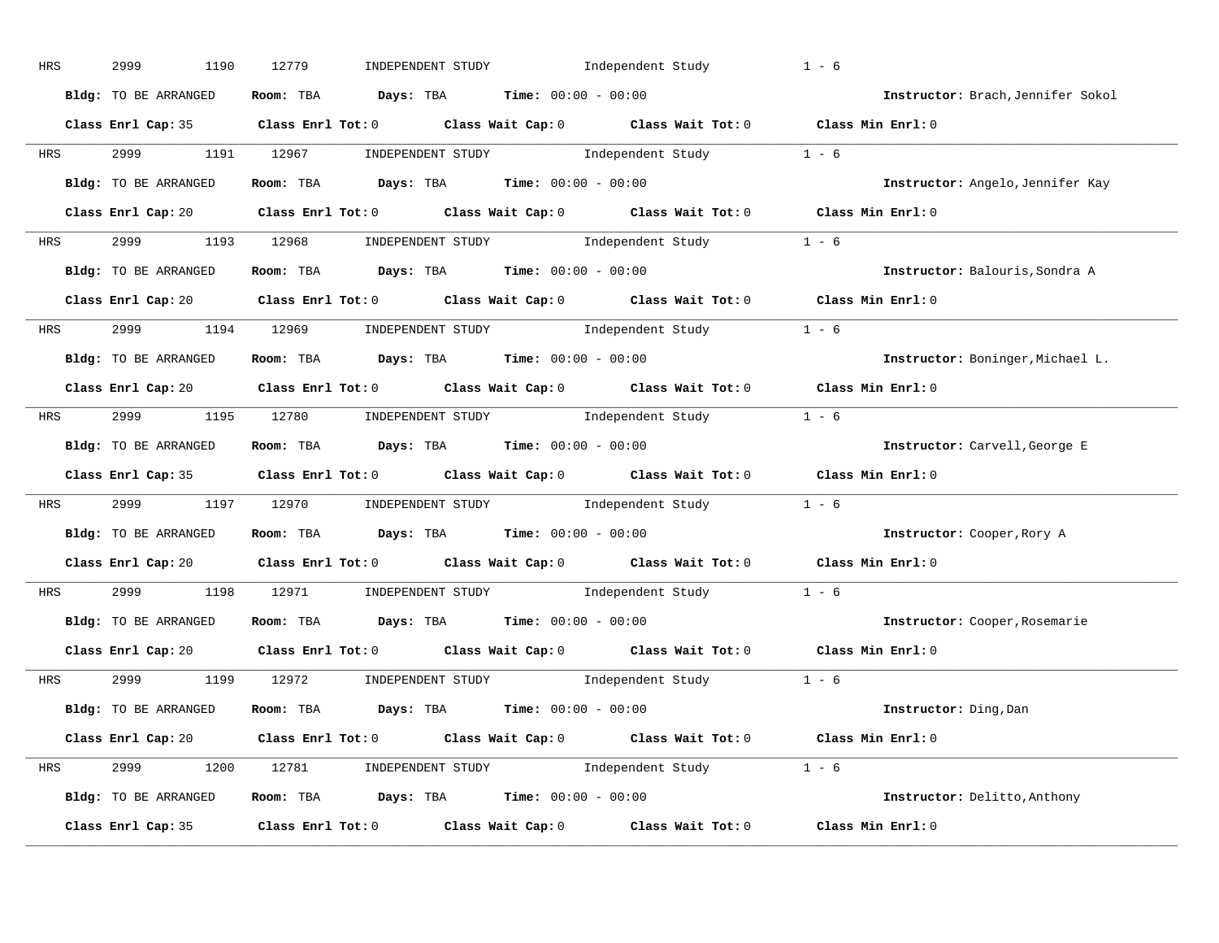HRS 2999 1190 12779 INDEPENDENT STUDY Independent Study 1 - 6

**Bldg:** TO BE ARRANGED **Room:** TBA **Days:** TBA **Time:** 00:00 - 00:00 **Instructor:** Brach,Jennifer Sokol

**Class Enrl Cap:** 35 **Class Enrl Tot:** 0 **Class Wait Cap:** 0 **Class Wait Tot:** 0 **Class Min Enrl:** 0

---

HRS 2999 1191 12967 INDEPENDENT STUDY Independent Study 1 - 6

**Bldg:** TO BE ARRANGED **Room:** TBA **Days:** TBA **Time:** 00:00 - 00:00 **Instructor:** Angelo,Jennifer Kay

**Class Enrl Cap:** 20 **Class Enrl Tot:** 0 **Class Wait Cap:** 0 **Class Wait Tot:** 0 **Class Min Enrl:** 0

---

HRS 2999 1193 12968 INDEPENDENT STUDY Independent Study 1 - 6

**Bldg:** TO BE ARRANGED **Room:** TBA **Days:** TBA **Time:** 00:00 - 00:00 **Instructor:** Balouris,Sondra A

**Class Enrl Cap:** 20 **Class Enrl Tot:** 0 **Class Wait Cap:** 0 **Class Wait Tot:** 0 **Class Min Enrl:** 0

---

HRS 2999 1194 12969 INDEPENDENT STUDY Independent Study 1 - 6

**Bldg:** TO BE ARRANGED **Room:** TBA **Days:** TBA **Time:** 00:00 - 00:00 **Instructor:** Boninger,Michael L.

**Class Enrl Cap:** 20 **Class Enrl Tot:** 0 **Class Wait Cap:** 0 **Class Wait Tot:** 0 **Class Min Enrl:** 0

---

HRS 2999 1195 12780 INDEPENDENT STUDY Independent Study 1 - 6

**Bldg:** TO BE ARRANGED **Room:** TBA **Days:** TBA **Time:** 00:00 - 00:00 **Instructor:** Carvell,George E

**Class Enrl Cap:** 35 **Class Enrl Tot:** 0 **Class Wait Cap:** 0 **Class Wait Tot:** 0 **Class Min Enrl:** 0

---

HRS 2999 1197 12970 INDEPENDENT STUDY Independent Study 1 - 6

**Bldg:** TO BE ARRANGED **Room:** TBA **Days:** TBA **Time:** 00:00 - 00:00 **Instructor:** Cooper,Rory A

**Class Enrl Cap:** 20 **Class Enrl Tot:** 0 **Class Wait Cap:** 0 **Class Wait Tot:** 0 **Class Min Enrl:** 0

---

HRS 2999 1198 12971 INDEPENDENT STUDY Independent Study 1 - 6

**Bldg:** TO BE ARRANGED **Room:** TBA **Days:** TBA **Time:** 00:00 - 00:00 **Instructor:** Cooper,Rosemarie

**Class Enrl Cap:** 20 **Class Enrl Tot:** 0 **Class Wait Cap:** 0 **Class Wait Tot:** 0 **Class Min Enrl:** 0

---

HRS 2999 1199 12972 INDEPENDENT STUDY Independent Study 1 - 6

**Bldg:** TO BE ARRANGED **Room:** TBA **Days:** TBA **Time:** 00:00 - 00:00 **Instructor:** Ding,Dan

**Class Enrl Cap:** 20 **Class Enrl Tot:** 0 **Class Wait Cap:** 0 **Class Wait Tot:** 0 **Class Min Enrl:** 0

---

HRS 2999 1200 12781 INDEPENDENT STUDY Independent Study 1 - 6

**Bldg:** TO BE ARRANGED **Room:** TBA **Days:** TBA **Time:** 00:00 - 00:00 **Instructor:** Delitto,Anthony

**Class Enrl Cap:** 35 **Class Enrl Tot:** 0 **Class Wait Cap:** 0 **Class Wait Tot:** 0 **Class Min Enrl:** 0

---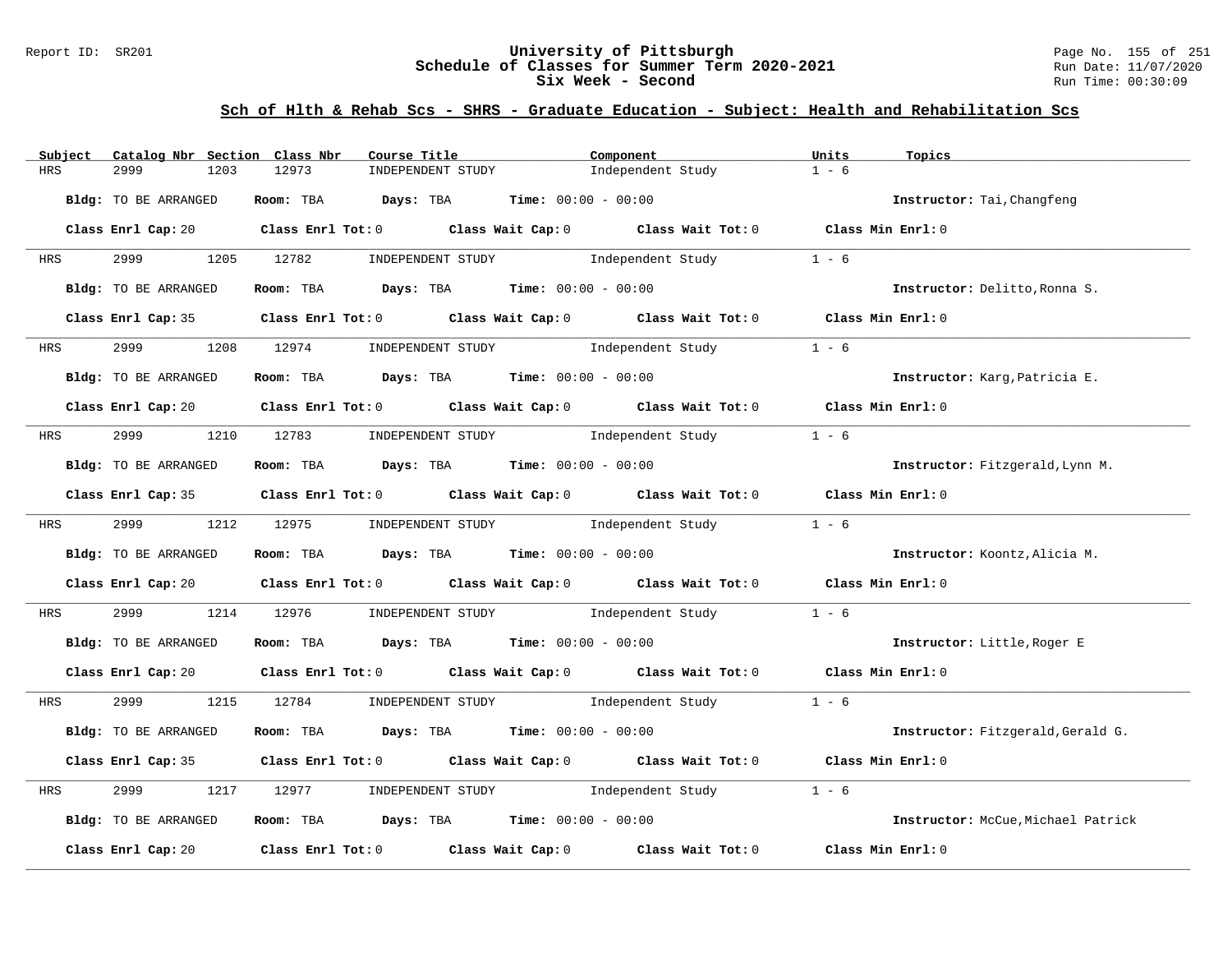# University of Pittsburgh
## Schedule of Classes for Summer Term 2020-2021
## Six Week - Second

Report ID: SR201

Run Date: 11/07/2020
Run Time: 00:30:09

### Sch of Hlth & Rehab Scs - SHRS - Graduate Education - Subject: Health and Rehabilitation Scs

| Subject | Catalog Nbr | Section | Class Nbr | Course Title | Component | Units | Topics |
|---|---|---|---|---|---|---|---|
| HRS | 2999 | 1203 | 12973 | INDEPENDENT STUDY | Independent Study | 1 - 6 | |

**Bldg:** TO BE ARRANGED **Room:** TBA **Days:** TBA **Time:** 00:00 - 00:00 **Instructor:** Tai,Changfeng

**Class Enrl Cap:** 20 **Class Enrl Tot:** 0 **Class Wait Cap:** 0 **Class Wait Tot:** 0 **Class Min Enrl:** 0

| Subject | Catalog Nbr | Section | Class Nbr | Course Title | Component | Units | Topics |
|---|---|---|---|---|---|---|---|
| HRS | 2999 | 1205 | 12782 | INDEPENDENT STUDY | Independent Study | 1 - 6 | |

**Bldg:** TO BE ARRANGED **Room:** TBA **Days:** TBA **Time:** 00:00 - 00:00 **Instructor:** Delitto,Ronna S.

**Class Enrl Cap:** 35 **Class Enrl Tot:** 0 **Class Wait Cap:** 0 **Class Wait Tot:** 0 **Class Min Enrl:** 0

| Subject | Catalog Nbr | Section | Class Nbr | Course Title | Component | Units | Topics |
|---|---|---|---|---|---|---|---|
| HRS | 2999 | 1208 | 12974 | INDEPENDENT STUDY | Independent Study | 1 - 6 | |

**Bldg:** TO BE ARRANGED **Room:** TBA **Days:** TBA **Time:** 00:00 - 00:00 **Instructor:** Karg,Patricia E.

**Class Enrl Cap:** 20 **Class Enrl Tot:** 0 **Class Wait Cap:** 0 **Class Wait Tot:** 0 **Class Min Enrl:** 0

| Subject | Catalog Nbr | Section | Class Nbr | Course Title | Component | Units | Topics |
|---|---|---|---|---|---|---|---|
| HRS | 2999 | 1210 | 12783 | INDEPENDENT STUDY | Independent Study | 1 - 6 | |

**Bldg:** TO BE ARRANGED **Room:** TBA **Days:** TBA **Time:** 00:00 - 00:00 **Instructor:** Fitzgerald,Lynn M.

**Class Enrl Cap:** 35 **Class Enrl Tot:** 0 **Class Wait Cap:** 0 **Class Wait Tot:** 0 **Class Min Enrl:** 0

| Subject | Catalog Nbr | Section | Class Nbr | Course Title | Component | Units | Topics |
|---|---|---|---|---|---|---|---|
| HRS | 2999 | 1212 | 12975 | INDEPENDENT STUDY | Independent Study | 1 - 6 | |

**Bldg:** TO BE ARRANGED **Room:** TBA **Days:** TBA **Time:** 00:00 - 00:00 **Instructor:** Koontz,Alicia M.

**Class Enrl Cap:** 20 **Class Enrl Tot:** 0 **Class Wait Cap:** 0 **Class Wait Tot:** 0 **Class Min Enrl:** 0

| Subject | Catalog Nbr | Section | Class Nbr | Course Title | Component | Units | Topics |
|---|---|---|---|---|---|---|---|
| HRS | 2999 | 1214 | 12976 | INDEPENDENT STUDY | Independent Study | 1 - 6 | |

**Bldg:** TO BE ARRANGED **Room:** TBA **Days:** TBA **Time:** 00:00 - 00:00 **Instructor:** Little,Roger E

**Class Enrl Cap:** 20 **Class Enrl Tot:** 0 **Class Wait Cap:** 0 **Class Wait Tot:** 0 **Class Min Enrl:** 0

| Subject | Catalog Nbr | Section | Class Nbr | Course Title | Component | Units | Topics |
|---|---|---|---|---|---|---|---|
| HRS | 2999 | 1215 | 12784 | INDEPENDENT STUDY | Independent Study | 1 - 6 | |

**Bldg:** TO BE ARRANGED **Room:** TBA **Days:** TBA **Time:** 00:00 - 00:00 **Instructor:** Fitzgerald,Gerald G.

**Class Enrl Cap:** 35 **Class Enrl Tot:** 0 **Class Wait Cap:** 0 **Class Wait Tot:** 0 **Class Min Enrl:** 0

| Subject | Catalog Nbr | Section | Class Nbr | Course Title | Component | Units | Topics |
|---|---|---|---|---|---|---|---|
| HRS | 2999 | 1217 | 12977 | INDEPENDENT STUDY | Independent Study | 1 - 6 | |

**Bldg:** TO BE ARRANGED **Room:** TBA **Days:** TBA **Time:** 00:00 - 00:00 **Instructor:** McCue,Michael Patrick

**Class Enrl Cap:** 20 **Class Enrl Tot:** 0 **Class Wait Cap:** 0 **Class Wait Tot:** 0 **Class Min Enrl:** 0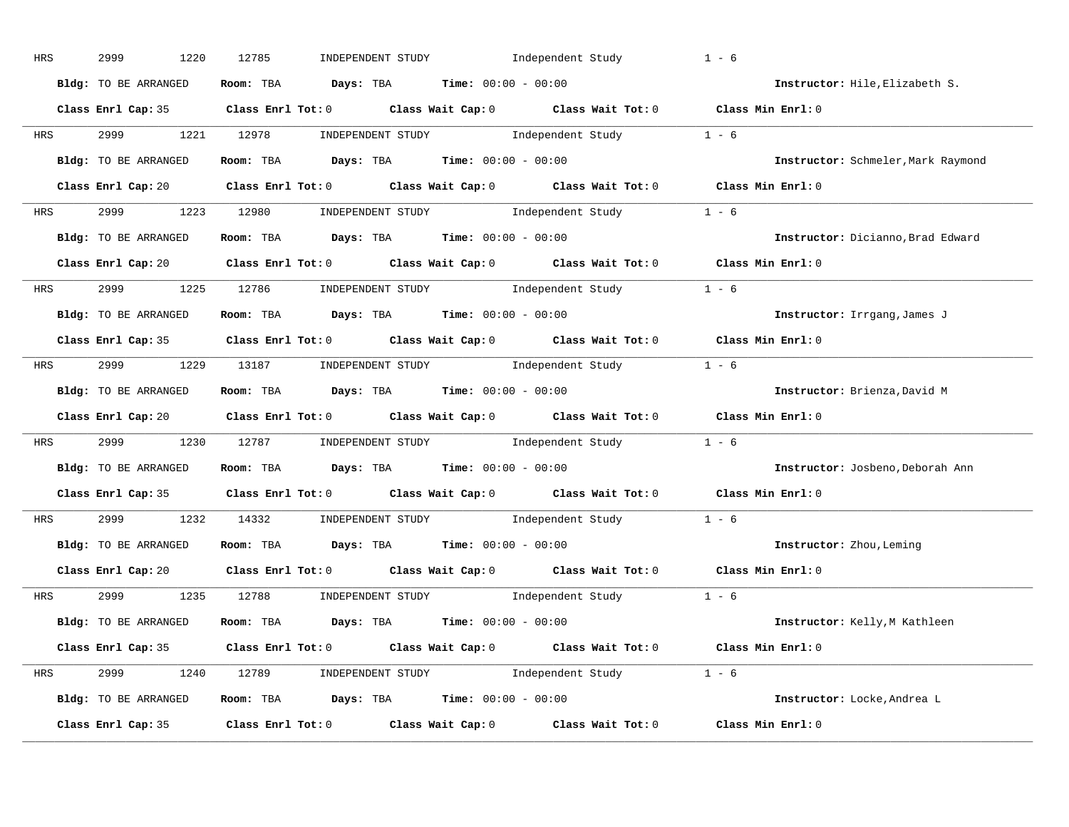HRS 2999 1220 12785 INDEPENDENT STUDY Independent Study 1 - 6

**Bldg:** TO BE ARRANGED **Room:** TBA **Days:** TBA **Time:** 00:00 - 00:00 **Instructor:** Hile,Elizabeth S.

**Class Enrl Cap:** 35 **Class Enrl Tot:** 0 **Class Wait Cap:** 0 **Class Wait Tot:** 0 **Class Min Enrl:** 0

---

HRS 2999 1221 12978 INDEPENDENT STUDY Independent Study 1 - 6

**Bldg:** TO BE ARRANGED **Room:** TBA **Days:** TBA **Time:** 00:00 - 00:00 **Instructor:** Schmeler,Mark Raymond

**Class Enrl Cap:** 20 **Class Enrl Tot:** 0 **Class Wait Cap:** 0 **Class Wait Tot:** 0 **Class Min Enrl:** 0

---

HRS 2999 1223 12980 INDEPENDENT STUDY Independent Study 1 - 6

**Bldg:** TO BE ARRANGED **Room:** TBA **Days:** TBA **Time:** 00:00 - 00:00 **Instructor:** Dicianno,Brad Edward

**Class Enrl Cap:** 20 **Class Enrl Tot:** 0 **Class Wait Cap:** 0 **Class Wait Tot:** 0 **Class Min Enrl:** 0

---

HRS 2999 1225 12786 INDEPENDENT STUDY Independent Study 1 - 6

**Bldg:** TO BE ARRANGED **Room:** TBA **Days:** TBA **Time:** 00:00 - 00:00 **Instructor:** Irrgang,James J

**Class Enrl Cap:** 35 **Class Enrl Tot:** 0 **Class Wait Cap:** 0 **Class Wait Tot:** 0 **Class Min Enrl:** 0

---

HRS 2999 1229 13187 INDEPENDENT STUDY Independent Study 1 - 6

**Bldg:** TO BE ARRANGED **Room:** TBA **Days:** TBA **Time:** 00:00 - 00:00 **Instructor:** Brienza,David M

**Class Enrl Cap:** 20 **Class Enrl Tot:** 0 **Class Wait Cap:** 0 **Class Wait Tot:** 0 **Class Min Enrl:** 0

---

HRS 2999 1230 12787 INDEPENDENT STUDY Independent Study 1 - 6

**Bldg:** TO BE ARRANGED **Room:** TBA **Days:** TBA **Time:** 00:00 - 00:00 **Instructor:** Josbeno,Deborah Ann

**Class Enrl Cap:** 35 **Class Enrl Tot:** 0 **Class Wait Cap:** 0 **Class Wait Tot:** 0 **Class Min Enrl:** 0

---

HRS 2999 1232 14332 INDEPENDENT STUDY Independent Study 1 - 6

**Bldg:** TO BE ARRANGED **Room:** TBA **Days:** TBA **Time:** 00:00 - 00:00 **Instructor:** Zhou,Leming

**Class Enrl Cap:** 20 **Class Enrl Tot:** 0 **Class Wait Cap:** 0 **Class Wait Tot:** 0 **Class Min Enrl:** 0

---

HRS 2999 1235 12788 INDEPENDENT STUDY Independent Study 1 - 6

**Bldg:** TO BE ARRANGED **Room:** TBA **Days:** TBA **Time:** 00:00 - 00:00 **Instructor:** Kelly,M Kathleen

**Class Enrl Cap:** 35 **Class Enrl Tot:** 0 **Class Wait Cap:** 0 **Class Wait Tot:** 0 **Class Min Enrl:** 0

---

HRS 2999 1240 12789 INDEPENDENT STUDY Independent Study 1 - 6

**Bldg:** TO BE ARRANGED **Room:** TBA **Days:** TBA **Time:** 00:00 - 00:00 **Instructor:** Locke,Andrea L

**Class Enrl Cap:** 35 **Class Enrl Tot:** 0 **Class Wait Cap:** 0 **Class Wait Tot:** 0 **Class Min Enrl:** 0

---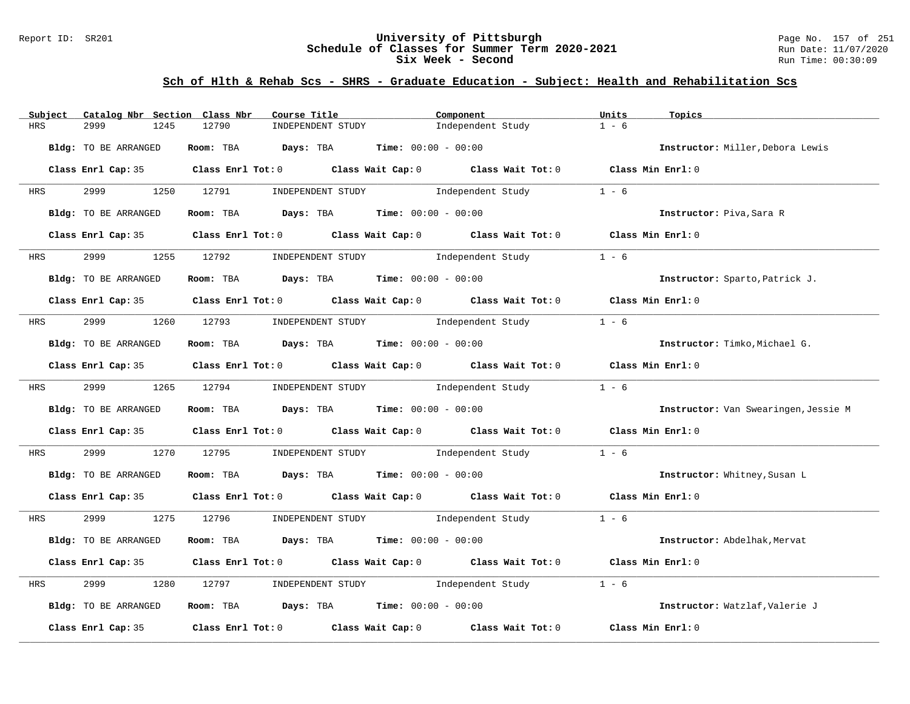## Sch of Hlth & Rehab Scs - SHRS - Graduate Education - Subject: Health and Rehabilitation Scs

University of Pittsburgh
Schedule of Classes for Summer Term 2020-2021
Six Week - Second

| Subject | Catalog Nbr | Section | Class Nbr | Course Title | Component | Units | Topics |
|---|---|---|---|---|---|---|---|
| HRS | 2999 | 1245 | 12790 | INDEPENDENT STUDY | Independent Study | 1 - 6 | |

**Bldg:** TO BE ARRANGED **Room:** TBA **Days:** TBA **Time:** 00:00 - 00:00 **Instructor:** Miller,Debora Lewis

**Class Enrl Cap:** 35 **Class Enrl Tot:** 0 **Class Wait Cap:** 0 **Class Wait Tot:** 0 **Class Min Enrl:** 0

| Subject | Catalog Nbr | Section | Class Nbr | Course Title | Component | Units | Topics |
|---|---|---|---|---|---|---|---|
| HRS | 2999 | 1250 | 12791 | INDEPENDENT STUDY | Independent Study | 1 - 6 | |

**Bldg:** TO BE ARRANGED **Room:** TBA **Days:** TBA **Time:** 00:00 - 00:00 **Instructor:** Piva,Sara R

**Class Enrl Cap:** 35 **Class Enrl Tot:** 0 **Class Wait Cap:** 0 **Class Wait Tot:** 0 **Class Min Enrl:** 0

| Subject | Catalog Nbr | Section | Class Nbr | Course Title | Component | Units | Topics |
|---|---|---|---|---|---|---|---|
| HRS | 2999 | 1255 | 12792 | INDEPENDENT STUDY | Independent Study | 1 - 6 | |

**Bldg:** TO BE ARRANGED **Room:** TBA **Days:** TBA **Time:** 00:00 - 00:00 **Instructor:** Sparto,Patrick J.

**Class Enrl Cap:** 35 **Class Enrl Tot:** 0 **Class Wait Cap:** 0 **Class Wait Tot:** 0 **Class Min Enrl:** 0

| Subject | Catalog Nbr | Section | Class Nbr | Course Title | Component | Units | Topics |
|---|---|---|---|---|---|---|---|
| HRS | 2999 | 1260 | 12793 | INDEPENDENT STUDY | Independent Study | 1 - 6 | |

**Bldg:** TO BE ARRANGED **Room:** TBA **Days:** TBA **Time:** 00:00 - 00:00 **Instructor:** Timko,Michael G.

**Class Enrl Cap:** 35 **Class Enrl Tot:** 0 **Class Wait Cap:** 0 **Class Wait Tot:** 0 **Class Min Enrl:** 0

| Subject | Catalog Nbr | Section | Class Nbr | Course Title | Component | Units | Topics |
|---|---|---|---|---|---|---|---|
| HRS | 2999 | 1265 | 12794 | INDEPENDENT STUDY | Independent Study | 1 - 6 | |

**Bldg:** TO BE ARRANGED **Room:** TBA **Days:** TBA **Time:** 00:00 - 00:00 **Instructor:** Van Swearingen,Jessie M

**Class Enrl Cap:** 35 **Class Enrl Tot:** 0 **Class Wait Cap:** 0 **Class Wait Tot:** 0 **Class Min Enrl:** 0

| Subject | Catalog Nbr | Section | Class Nbr | Course Title | Component | Units | Topics |
|---|---|---|---|---|---|---|---|
| HRS | 2999 | 1270 | 12795 | INDEPENDENT STUDY | Independent Study | 1 - 6 | |

**Bldg:** TO BE ARRANGED **Room:** TBA **Days:** TBA **Time:** 00:00 - 00:00 **Instructor:** Whitney,Susan L

**Class Enrl Cap:** 35 **Class Enrl Tot:** 0 **Class Wait Cap:** 0 **Class Wait Tot:** 0 **Class Min Enrl:** 0

| Subject | Catalog Nbr | Section | Class Nbr | Course Title | Component | Units | Topics |
|---|---|---|---|---|---|---|---|
| HRS | 2999 | 1275 | 12796 | INDEPENDENT STUDY | Independent Study | 1 - 6 | |

**Bldg:** TO BE ARRANGED **Room:** TBA **Days:** TBA **Time:** 00:00 - 00:00 **Instructor:** Abdelhak,Mervat

**Class Enrl Cap:** 35 **Class Enrl Tot:** 0 **Class Wait Cap:** 0 **Class Wait Tot:** 0 **Class Min Enrl:** 0

| Subject | Catalog Nbr | Section | Class Nbr | Course Title | Component | Units | Topics |
|---|---|---|---|---|---|---|---|
| HRS | 2999 | 1280 | 12797 | INDEPENDENT STUDY | Independent Study | 1 - 6 | |

**Bldg:** TO BE ARRANGED **Room:** TBA **Days:** TBA **Time:** 00:00 - 00:00 **Instructor:** Watzlaf,Valerie J

**Class Enrl Cap:** 35 **Class Enrl Tot:** 0 **Class Wait Cap:** 0 **Class Wait Tot:** 0 **Class Min Enrl:** 0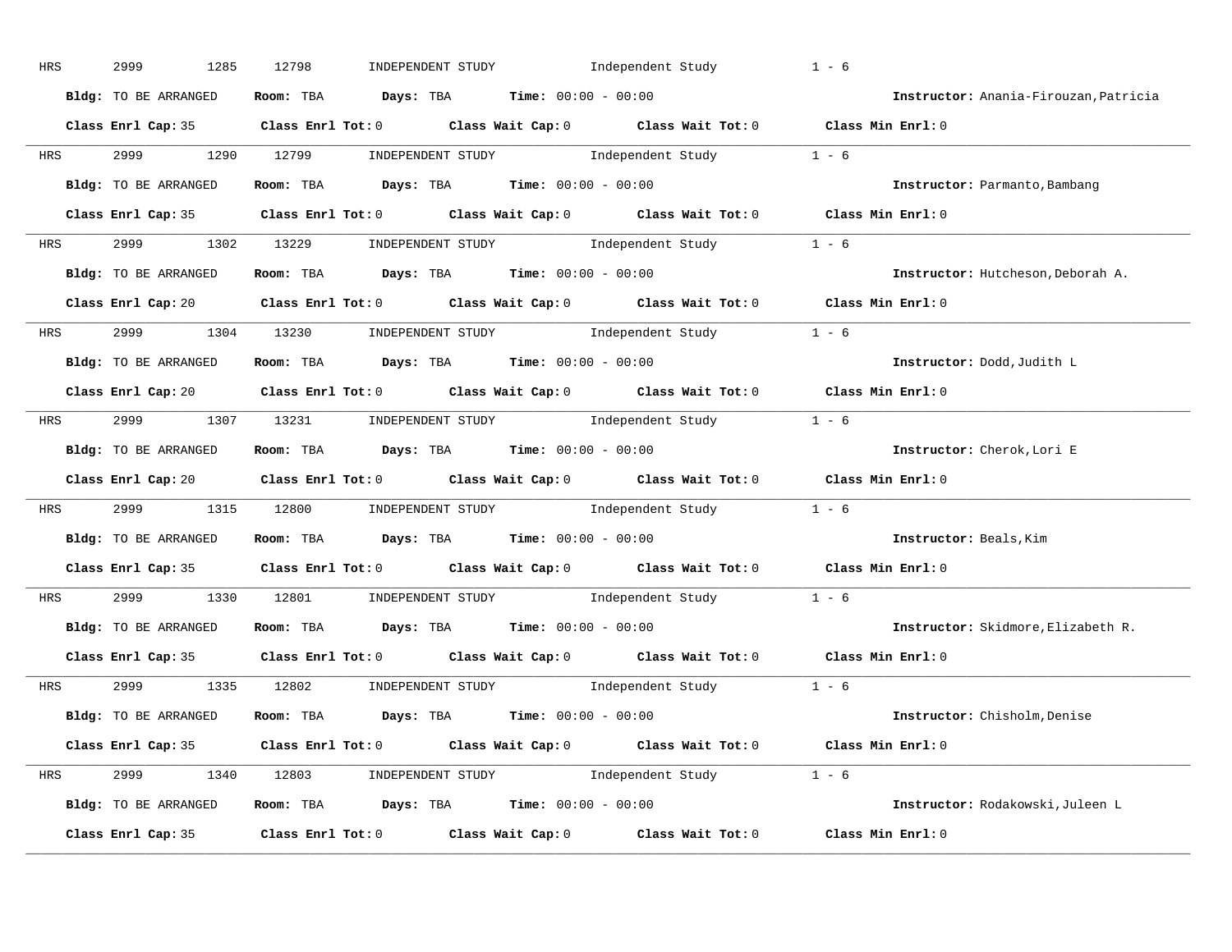HRS 2999 1285 12798 INDEPENDENT STUDY Independent Study 1 - 6

**Bldg:** TO BE ARRANGED **Room:** TBA **Days:** TBA **Time:** 00:00 - 00:00 **Instructor:** Anania-Firouzan,Patricia

**Class Enrl Cap:** 35 **Class Enrl Tot:** 0 **Class Wait Cap:** 0 **Class Wait Tot:** 0 **Class Min Enrl:** 0

---

HRS 2999 1290 12799 INDEPENDENT STUDY Independent Study 1 - 6

**Bldg:** TO BE ARRANGED **Room:** TBA **Days:** TBA **Time:** 00:00 - 00:00 **Instructor:** Parmanto,Bambang

**Class Enrl Cap:** 35 **Class Enrl Tot:** 0 **Class Wait Cap:** 0 **Class Wait Tot:** 0 **Class Min Enrl:** 0

---

HRS 2999 1302 13229 INDEPENDENT STUDY Independent Study 1 - 6

**Bldg:** TO BE ARRANGED **Room:** TBA **Days:** TBA **Time:** 00:00 - 00:00 **Instructor:** Hutcheson,Deborah A.

**Class Enrl Cap:** 20 **Class Enrl Tot:** 0 **Class Wait Cap:** 0 **Class Wait Tot:** 0 **Class Min Enrl:** 0

---

HRS 2999 1304 13230 INDEPENDENT STUDY Independent Study 1 - 6

**Bldg:** TO BE ARRANGED **Room:** TBA **Days:** TBA **Time:** 00:00 - 00:00 **Instructor:** Dodd,Judith L

**Class Enrl Cap:** 20 **Class Enrl Tot:** 0 **Class Wait Cap:** 0 **Class Wait Tot:** 0 **Class Min Enrl:** 0

---

HRS 2999 1307 13231 INDEPENDENT STUDY Independent Study 1 - 6

**Bldg:** TO BE ARRANGED **Room:** TBA **Days:** TBA **Time:** 00:00 - 00:00 **Instructor:** Cherok,Lori E

**Class Enrl Cap:** 20 **Class Enrl Tot:** 0 **Class Wait Cap:** 0 **Class Wait Tot:** 0 **Class Min Enrl:** 0

---

HRS 2999 1315 12800 INDEPENDENT STUDY Independent Study 1 - 6

**Bldg:** TO BE ARRANGED **Room:** TBA **Days:** TBA **Time:** 00:00 - 00:00 **Instructor:** Beals,Kim

**Class Enrl Cap:** 35 **Class Enrl Tot:** 0 **Class Wait Cap:** 0 **Class Wait Tot:** 0 **Class Min Enrl:** 0

---

HRS 2999 1330 12801 INDEPENDENT STUDY Independent Study 1 - 6

**Bldg:** TO BE ARRANGED **Room:** TBA **Days:** TBA **Time:** 00:00 - 00:00 **Instructor:** Skidmore,Elizabeth R.

**Class Enrl Cap:** 35 **Class Enrl Tot:** 0 **Class Wait Cap:** 0 **Class Wait Tot:** 0 **Class Min Enrl:** 0

---

HRS 2999 1335 12802 INDEPENDENT STUDY Independent Study 1 - 6

**Bldg:** TO BE ARRANGED **Room:** TBA **Days:** TBA **Time:** 00:00 - 00:00 **Instructor:** Chisholm,Denise

**Class Enrl Cap:** 35 **Class Enrl Tot:** 0 **Class Wait Cap:** 0 **Class Wait Tot:** 0 **Class Min Enrl:** 0

---

HRS 2999 1340 12803 INDEPENDENT STUDY Independent Study 1 - 6

**Bldg:** TO BE ARRANGED **Room:** TBA **Days:** TBA **Time:** 00:00 - 00:00 **Instructor:** Rodakowski,Juleen L

**Class Enrl Cap:** 35 **Class Enrl Tot:** 0 **Class Wait Cap:** 0 **Class Wait Tot:** 0 **Class Min Enrl:** 0

---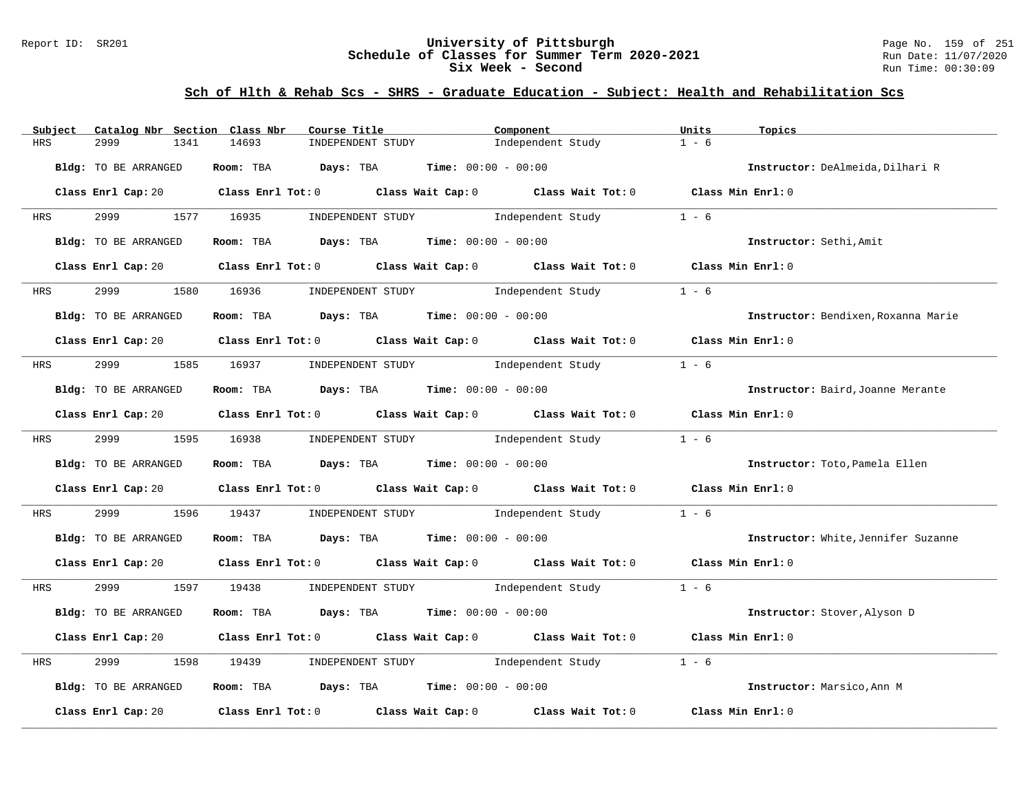## Sch of Hlth & Rehab Scs - SHRS - Graduate Education - Subject: Health and Rehabilitation Scs

| Subject | Catalog Nbr | Section | Class Nbr | Course Title | Component | Units | Topics |
|---|---|---|---|---|---|---|---|
| HRS | 2999 | 1341 | 14693 | INDEPENDENT STUDY | Independent Study | 1 - 6 | |

**Bldg:** TO BE ARRANGED **Room:** TBA **Days:** TBA **Time:** 00:00 - 00:00 **Instructor:** DeAlmeida,Dilhari R

**Class Enrl Cap:** 20 **Class Enrl Tot:** 0 **Class Wait Cap:** 0 **Class Wait Tot:** 0 **Class Min Enrl:** 0

| Subject | Catalog Nbr | Section | Class Nbr | Course Title | Component | Units | Topics |
|---|---|---|---|---|---|---|---|
| HRS | 2999 | 1577 | 16935 | INDEPENDENT STUDY | Independent Study | 1 - 6 | |

**Bldg:** TO BE ARRANGED **Room:** TBA **Days:** TBA **Time:** 00:00 - 00:00 **Instructor:** Sethi,Amit

**Class Enrl Cap:** 20 **Class Enrl Tot:** 0 **Class Wait Cap:** 0 **Class Wait Tot:** 0 **Class Min Enrl:** 0

| Subject | Catalog Nbr | Section | Class Nbr | Course Title | Component | Units | Topics |
|---|---|---|---|---|---|---|---|
| HRS | 2999 | 1580 | 16936 | INDEPENDENT STUDY | Independent Study | 1 - 6 | |

**Bldg:** TO BE ARRANGED **Room:** TBA **Days:** TBA **Time:** 00:00 - 00:00 **Instructor:** Bendixen,Roxanna Marie

**Class Enrl Cap:** 20 **Class Enrl Tot:** 0 **Class Wait Cap:** 0 **Class Wait Tot:** 0 **Class Min Enrl:** 0

| Subject | Catalog Nbr | Section | Class Nbr | Course Title | Component | Units | Topics |
|---|---|---|---|---|---|---|---|
| HRS | 2999 | 1585 | 16937 | INDEPENDENT STUDY | Independent Study | 1 - 6 | |

**Bldg:** TO BE ARRANGED **Room:** TBA **Days:** TBA **Time:** 00:00 - 00:00 **Instructor:** Baird,Joanne Merante

**Class Enrl Cap:** 20 **Class Enrl Tot:** 0 **Class Wait Cap:** 0 **Class Wait Tot:** 0 **Class Min Enrl:** 0

| Subject | Catalog Nbr | Section | Class Nbr | Course Title | Component | Units | Topics |
|---|---|---|---|---|---|---|---|
| HRS | 2999 | 1595 | 16938 | INDEPENDENT STUDY | Independent Study | 1 - 6 | |

**Bldg:** TO BE ARRANGED **Room:** TBA **Days:** TBA **Time:** 00:00 - 00:00 **Instructor:** Toto,Pamela Ellen

**Class Enrl Cap:** 20 **Class Enrl Tot:** 0 **Class Wait Cap:** 0 **Class Wait Tot:** 0 **Class Min Enrl:** 0

| Subject | Catalog Nbr | Section | Class Nbr | Course Title | Component | Units | Topics |
|---|---|---|---|---|---|---|---|
| HRS | 2999 | 1596 | 19437 | INDEPENDENT STUDY | Independent Study | 1 - 6 | |

**Bldg:** TO BE ARRANGED **Room:** TBA **Days:** TBA **Time:** 00:00 - 00:00 **Instructor:** White,Jennifer Suzanne

**Class Enrl Cap:** 20 **Class Enrl Tot:** 0 **Class Wait Cap:** 0 **Class Wait Tot:** 0 **Class Min Enrl:** 0

| Subject | Catalog Nbr | Section | Class Nbr | Course Title | Component | Units | Topics |
|---|---|---|---|---|---|---|---|
| HRS | 2999 | 1597 | 19438 | INDEPENDENT STUDY | Independent Study | 1 - 6 | |

**Bldg:** TO BE ARRANGED **Room:** TBA **Days:** TBA **Time:** 00:00 - 00:00 **Instructor:** Stover,Alyson D

**Class Enrl Cap:** 20 **Class Enrl Tot:** 0 **Class Wait Cap:** 0 **Class Wait Tot:** 0 **Class Min Enrl:** 0

| Subject | Catalog Nbr | Section | Class Nbr | Course Title | Component | Units | Topics |
|---|---|---|---|---|---|---|---|
| HRS | 2999 | 1598 | 19439 | INDEPENDENT STUDY | Independent Study | 1 - 6 | |

**Bldg:** TO BE ARRANGED **Room:** TBA **Days:** TBA **Time:** 00:00 - 00:00 **Instructor:** Marsico,Ann M

**Class Enrl Cap:** 20 **Class Enrl Tot:** 0 **Class Wait Cap:** 0 **Class Wait Tot:** 0 **Class Min Enrl:** 0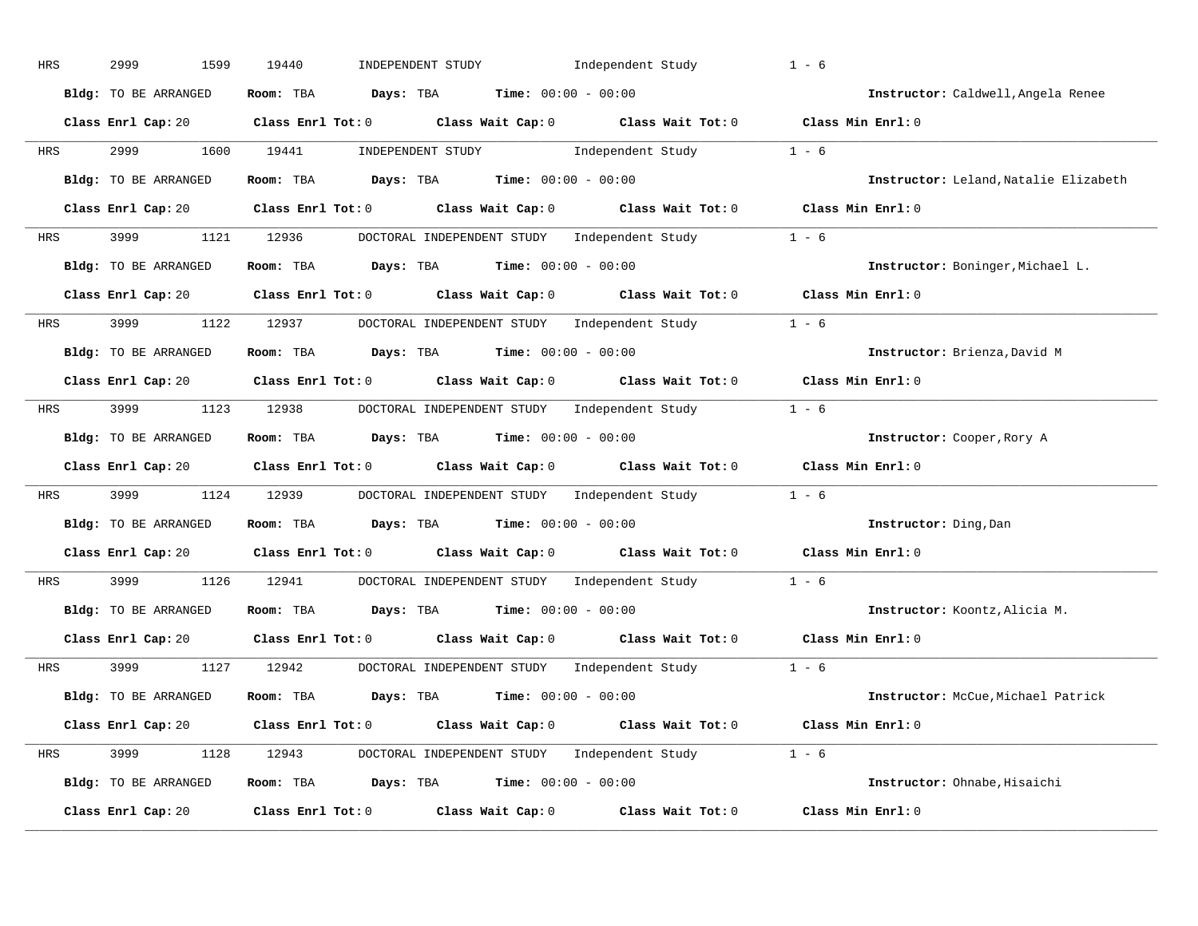HRS 2999 1599 19440 INDEPENDENT STUDY Independent Study 1 - 6

**Bldg:** TO BE ARRANGED **Room:** TBA **Days:** TBA **Time:** 00:00 - 00:00 **Instructor:** Caldwell,Angela Renee

**Class Enrl Cap:** 20 **Class Enrl Tot:** 0 **Class Wait Cap:** 0 **Class Wait Tot:** 0 **Class Min Enrl:** 0

---

HRS 2999 1600 19441 INDEPENDENT STUDY Independent Study 1 - 6

**Bldg:** TO BE ARRANGED **Room:** TBA **Days:** TBA **Time:** 00:00 - 00:00 **Instructor:** Leland,Natalie Elizabeth

**Class Enrl Cap:** 20 **Class Enrl Tot:** 0 **Class Wait Cap:** 0 **Class Wait Tot:** 0 **Class Min Enrl:** 0

---

HRS 3999 1121 12936 DOCTORAL INDEPENDENT STUDY Independent Study 1 - 6

**Bldg:** TO BE ARRANGED **Room:** TBA **Days:** TBA **Time:** 00:00 - 00:00 **Instructor:** Boninger,Michael L.

**Class Enrl Cap:** 20 **Class Enrl Tot:** 0 **Class Wait Cap:** 0 **Class Wait Tot:** 0 **Class Min Enrl:** 0

---

HRS 3999 1122 12937 DOCTORAL INDEPENDENT STUDY Independent Study 1 - 6

**Bldg:** TO BE ARRANGED **Room:** TBA **Days:** TBA **Time:** 00:00 - 00:00 **Instructor:** Brienza,David M

**Class Enrl Cap:** 20 **Class Enrl Tot:** 0 **Class Wait Cap:** 0 **Class Wait Tot:** 0 **Class Min Enrl:** 0

---

HRS 3999 1123 12938 DOCTORAL INDEPENDENT STUDY Independent Study 1 - 6

**Bldg:** TO BE ARRANGED **Room:** TBA **Days:** TBA **Time:** 00:00 - 00:00 **Instructor:** Cooper,Rory A

**Class Enrl Cap:** 20 **Class Enrl Tot:** 0 **Class Wait Cap:** 0 **Class Wait Tot:** 0 **Class Min Enrl:** 0

---

HRS 3999 1124 12939 DOCTORAL INDEPENDENT STUDY Independent Study 1 - 6

**Bldg:** TO BE ARRANGED **Room:** TBA **Days:** TBA **Time:** 00:00 - 00:00 **Instructor:** Ding,Dan

**Class Enrl Cap:** 20 **Class Enrl Tot:** 0 **Class Wait Cap:** 0 **Class Wait Tot:** 0 **Class Min Enrl:** 0

---

HRS 3999 1126 12941 DOCTORAL INDEPENDENT STUDY Independent Study 1 - 6

**Bldg:** TO BE ARRANGED **Room:** TBA **Days:** TBA **Time:** 00:00 - 00:00 **Instructor:** Koontz,Alicia M.

**Class Enrl Cap:** 20 **Class Enrl Tot:** 0 **Class Wait Cap:** 0 **Class Wait Tot:** 0 **Class Min Enrl:** 0

---

HRS 3999 1127 12942 DOCTORAL INDEPENDENT STUDY Independent Study 1 - 6

**Bldg:** TO BE ARRANGED **Room:** TBA **Days:** TBA **Time:** 00:00 - 00:00 **Instructor:** McCue,Michael Patrick

**Class Enrl Cap:** 20 **Class Enrl Tot:** 0 **Class Wait Cap:** 0 **Class Wait Tot:** 0 **Class Min Enrl:** 0

---

HRS 3999 1128 12943 DOCTORAL INDEPENDENT STUDY Independent Study 1 - 6

**Bldg:** TO BE ARRANGED **Room:** TBA **Days:** TBA **Time:** 00:00 - 00:00 **Instructor:** Ohnabe,Hisaichi

**Class Enrl Cap:** 20 **Class Enrl Tot:** 0 **Class Wait Cap:** 0 **Class Wait Tot:** 0 **Class Min Enrl:** 0

---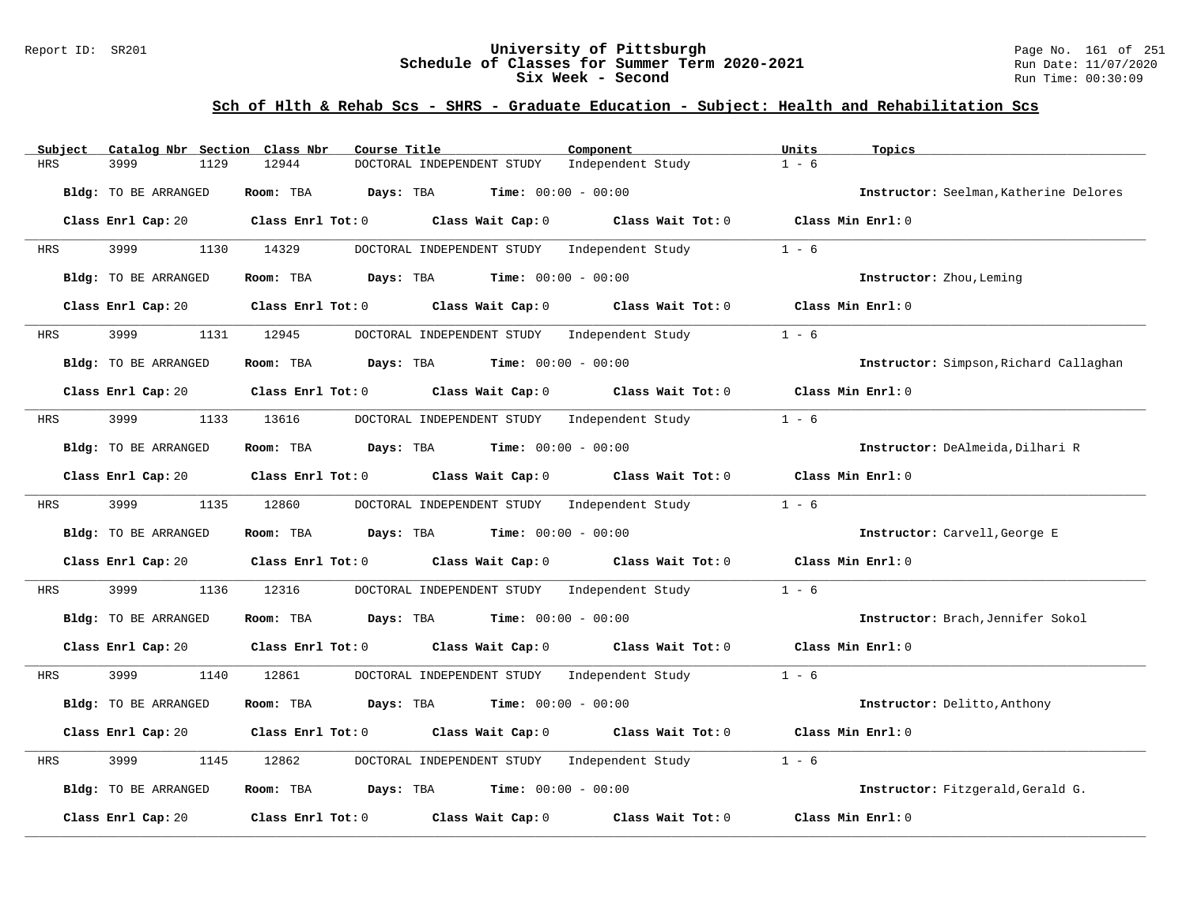## University of Pittsburgh
## Schedule of Classes for Summer Term 2020-2021
## Six Week - Second

Report ID: SR201

Run Date: 11/07/2020
Run Time: 00:30:09

### Sch of Hlth & Rehab Scs - SHRS - Graduate Education - Subject: Health and Rehabilitation Scs

| Subject | Catalog Nbr | Section | Class Nbr | Course Title | Component | Units | Topics |
|---|---|---|---|---|---|---|---|
| HRS | 3999 | 1129 | 12944 | DOCTORAL INDEPENDENT STUDY | Independent Study | 1 - 6 | |

**Bldg:** TO BE ARRANGED **Room:** TBA **Days:** TBA **Time:** 00:00 - 00:00 **Instructor:** Seelman,Katherine Delores

**Class Enrl Cap:** 20 **Class Enrl Tot:** 0 **Class Wait Cap:** 0 **Class Wait Tot:** 0 **Class Min Enrl:** 0

| Subject | Catalog Nbr | Section | Class Nbr | Course Title | Component | Units | Topics |
|---|---|---|---|---|---|---|---|
| HRS | 3999 | 1130 | 14329 | DOCTORAL INDEPENDENT STUDY | Independent Study | 1 - 6 | |

**Bldg:** TO BE ARRANGED **Room:** TBA **Days:** TBA **Time:** 00:00 - 00:00 **Instructor:** Zhou,Leming

**Class Enrl Cap:** 20 **Class Enrl Tot:** 0 **Class Wait Cap:** 0 **Class Wait Tot:** 0 **Class Min Enrl:** 0

| Subject | Catalog Nbr | Section | Class Nbr | Course Title | Component | Units | Topics |
|---|---|---|---|---|---|---|---|
| HRS | 3999 | 1131 | 12945 | DOCTORAL INDEPENDENT STUDY | Independent Study | 1 - 6 | |

**Bldg:** TO BE ARRANGED **Room:** TBA **Days:** TBA **Time:** 00:00 - 00:00 **Instructor:** Simpson,Richard Callaghan

**Class Enrl Cap:** 20 **Class Enrl Tot:** 0 **Class Wait Cap:** 0 **Class Wait Tot:** 0 **Class Min Enrl:** 0

| Subject | Catalog Nbr | Section | Class Nbr | Course Title | Component | Units | Topics |
|---|---|---|---|---|---|---|---|
| HRS | 3999 | 1133 | 13616 | DOCTORAL INDEPENDENT STUDY | Independent Study | 1 - 6 | |

**Bldg:** TO BE ARRANGED **Room:** TBA **Days:** TBA **Time:** 00:00 - 00:00 **Instructor:** DeAlmeida,Dilhari R

**Class Enrl Cap:** 20 **Class Enrl Tot:** 0 **Class Wait Cap:** 0 **Class Wait Tot:** 0 **Class Min Enrl:** 0

| Subject | Catalog Nbr | Section | Class Nbr | Course Title | Component | Units | Topics |
|---|---|---|---|---|---|---|---|
| HRS | 3999 | 1135 | 12860 | DOCTORAL INDEPENDENT STUDY | Independent Study | 1 - 6 | |

**Bldg:** TO BE ARRANGED **Room:** TBA **Days:** TBA **Time:** 00:00 - 00:00 **Instructor:** Carvell,George E

**Class Enrl Cap:** 20 **Class Enrl Tot:** 0 **Class Wait Cap:** 0 **Class Wait Tot:** 0 **Class Min Enrl:** 0

| Subject | Catalog Nbr | Section | Class Nbr | Course Title | Component | Units | Topics |
|---|---|---|---|---|---|---|---|
| HRS | 3999 | 1136 | 12316 | DOCTORAL INDEPENDENT STUDY | Independent Study | 1 - 6 | |

**Bldg:** TO BE ARRANGED **Room:** TBA **Days:** TBA **Time:** 00:00 - 00:00 **Instructor:** Brach,Jennifer Sokol

**Class Enrl Cap:** 20 **Class Enrl Tot:** 0 **Class Wait Cap:** 0 **Class Wait Tot:** 0 **Class Min Enrl:** 0

| Subject | Catalog Nbr | Section | Class Nbr | Course Title | Component | Units | Topics |
|---|---|---|---|---|---|---|---|
| HRS | 3999 | 1140 | 12861 | DOCTORAL INDEPENDENT STUDY | Independent Study | 1 - 6 | |

**Bldg:** TO BE ARRANGED **Room:** TBA **Days:** TBA **Time:** 00:00 - 00:00 **Instructor:** Delitto,Anthony

**Class Enrl Cap:** 20 **Class Enrl Tot:** 0 **Class Wait Cap:** 0 **Class Wait Tot:** 0 **Class Min Enrl:** 0

| Subject | Catalog Nbr | Section | Class Nbr | Course Title | Component | Units | Topics |
|---|---|---|---|---|---|---|---|
| HRS | 3999 | 1145 | 12862 | DOCTORAL INDEPENDENT STUDY | Independent Study | 1 - 6 | |

**Bldg:** TO BE ARRANGED **Room:** TBA **Days:** TBA **Time:** 00:00 - 00:00 **Instructor:** Fitzgerald,Gerald G.

**Class Enrl Cap:** 20 **Class Enrl Tot:** 0 **Class Wait Cap:** 0 **Class Wait Tot:** 0 **Class Min Enrl:** 0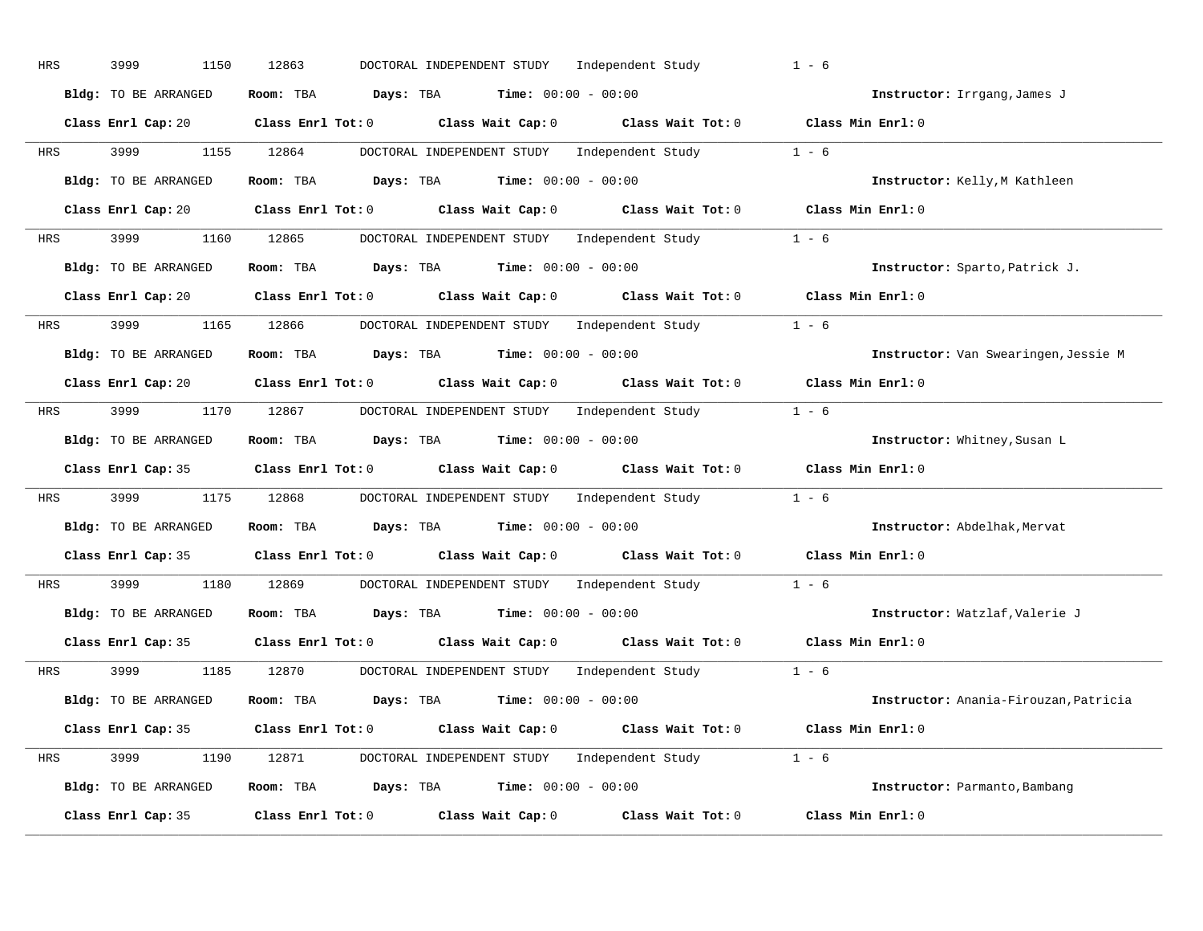HRS 3999 1150 12863 DOCTORAL INDEPENDENT STUDY Independent Study 1 - 6

**Bldg:** TO BE ARRANGED **Room:** TBA **Days:** TBA **Time:** 00:00 - 00:00 **Instructor:** Irrgang,James J

**Class Enrl Cap:** 20 **Class Enrl Tot:** 0 **Class Wait Cap:** 0 **Class Wait Tot:** 0 **Class Min Enrl:** 0

---

HRS 3999 1155 12864 DOCTORAL INDEPENDENT STUDY Independent Study 1 - 6

**Bldg:** TO BE ARRANGED **Room:** TBA **Days:** TBA **Time:** 00:00 - 00:00 **Instructor:** Kelly,M Kathleen

**Class Enrl Cap:** 20 **Class Enrl Tot:** 0 **Class Wait Cap:** 0 **Class Wait Tot:** 0 **Class Min Enrl:** 0

---

HRS 3999 1160 12865 DOCTORAL INDEPENDENT STUDY Independent Study 1 - 6

**Bldg:** TO BE ARRANGED **Room:** TBA **Days:** TBA **Time:** 00:00 - 00:00 **Instructor:** Sparto,Patrick J.

**Class Enrl Cap:** 20 **Class Enrl Tot:** 0 **Class Wait Cap:** 0 **Class Wait Tot:** 0 **Class Min Enrl:** 0

---

HRS 3999 1165 12866 DOCTORAL INDEPENDENT STUDY Independent Study 1 - 6

**Bldg:** TO BE ARRANGED **Room:** TBA **Days:** TBA **Time:** 00:00 - 00:00 **Instructor:** Van Swearingen,Jessie M

**Class Enrl Cap:** 20 **Class Enrl Tot:** 0 **Class Wait Cap:** 0 **Class Wait Tot:** 0 **Class Min Enrl:** 0

---

HRS 3999 1170 12867 DOCTORAL INDEPENDENT STUDY Independent Study 1 - 6

**Bldg:** TO BE ARRANGED **Room:** TBA **Days:** TBA **Time:** 00:00 - 00:00 **Instructor:** Whitney,Susan L

**Class Enrl Cap:** 35 **Class Enrl Tot:** 0 **Class Wait Cap:** 0 **Class Wait Tot:** 0 **Class Min Enrl:** 0

---

HRS 3999 1175 12868 DOCTORAL INDEPENDENT STUDY Independent Study 1 - 6

**Bldg:** TO BE ARRANGED **Room:** TBA **Days:** TBA **Time:** 00:00 - 00:00 **Instructor:** Abdelhak,Mervat

**Class Enrl Cap:** 35 **Class Enrl Tot:** 0 **Class Wait Cap:** 0 **Class Wait Tot:** 0 **Class Min Enrl:** 0

---

HRS 3999 1180 12869 DOCTORAL INDEPENDENT STUDY Independent Study 1 - 6

**Bldg:** TO BE ARRANGED **Room:** TBA **Days:** TBA **Time:** 00:00 - 00:00 **Instructor:** Watzlaf,Valerie J

**Class Enrl Cap:** 35 **Class Enrl Tot:** 0 **Class Wait Cap:** 0 **Class Wait Tot:** 0 **Class Min Enrl:** 0

---

HRS 3999 1185 12870 DOCTORAL INDEPENDENT STUDY Independent Study 1 - 6

**Bldg:** TO BE ARRANGED **Room:** TBA **Days:** TBA **Time:** 00:00 - 00:00 **Instructor:** Anania-Firouzan,Patricia

**Class Enrl Cap:** 35 **Class Enrl Tot:** 0 **Class Wait Cap:** 0 **Class Wait Tot:** 0 **Class Min Enrl:** 0

---

HRS 3999 1190 12871 DOCTORAL INDEPENDENT STUDY Independent Study 1 - 6

**Bldg:** TO BE ARRANGED **Room:** TBA **Days:** TBA **Time:** 00:00 - 00:00 **Instructor:** Parmanto,Bambang

**Class Enrl Cap:** 35 **Class Enrl Tot:** 0 **Class Wait Cap:** 0 **Class Wait Tot:** 0 **Class Min Enrl:** 0

---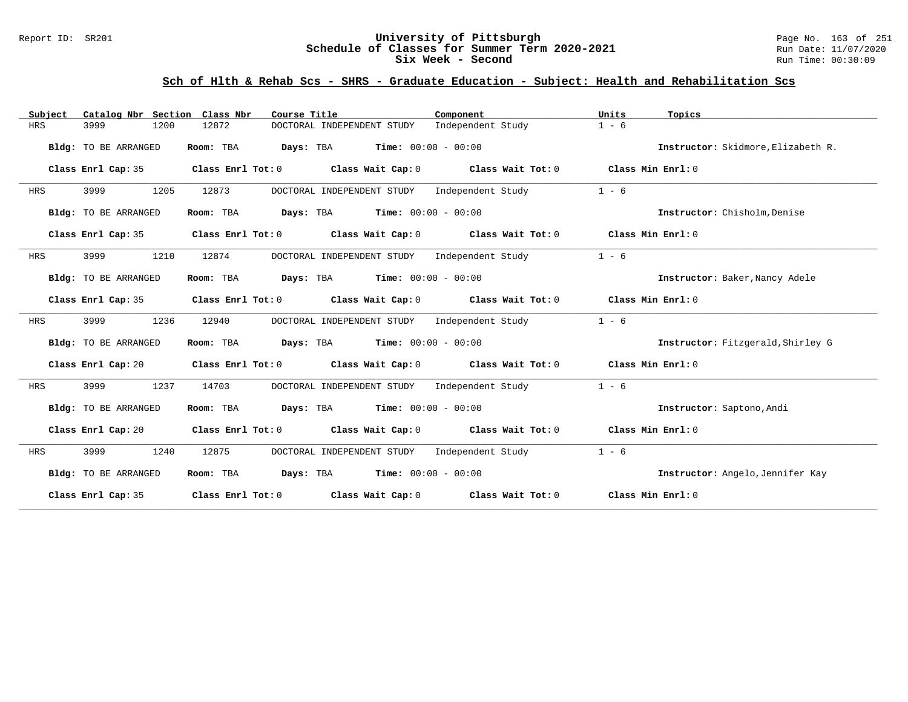## Sch of Hlth & Rehab Scs - SHRS - Graduate Education - Subject: Health and Rehabilitation Scs

| Subject | Catalog Nbr | Section | Class Nbr | Course Title | Component | Units | Topics |
|---|---|---|---|---|---|---|---|
| HRS | 3999 | 1200 | 12872 | DOCTORAL INDEPENDENT STUDY | Independent Study | 1 - 6 | |

**Bldg:** TO BE ARRANGED **Room:** TBA **Days:** TBA **Time:** 00:00 - 00:00 **Instructor:** Skidmore,Elizabeth R.

**Class Enrl Cap:** 35 **Class Enrl Tot:** 0 **Class Wait Cap:** 0 **Class Wait Tot:** 0 **Class Min Enrl:** 0

| Subject | Catalog Nbr | Section | Class Nbr | Course Title | Component | Units | Topics |
|---|---|---|---|---|---|---|---|
| HRS | 3999 | 1205 | 12873 | DOCTORAL INDEPENDENT STUDY | Independent Study | 1 - 6 | |

**Bldg:** TO BE ARRANGED **Room:** TBA **Days:** TBA **Time:** 00:00 - 00:00 **Instructor:** Chisholm,Denise

**Class Enrl Cap:** 35 **Class Enrl Tot:** 0 **Class Wait Cap:** 0 **Class Wait Tot:** 0 **Class Min Enrl:** 0

| Subject | Catalog Nbr | Section | Class Nbr | Course Title | Component | Units | Topics |
|---|---|---|---|---|---|---|---|
| HRS | 3999 | 1210 | 12874 | DOCTORAL INDEPENDENT STUDY | Independent Study | 1 - 6 | |

**Bldg:** TO BE ARRANGED **Room:** TBA **Days:** TBA **Time:** 00:00 - 00:00 **Instructor:** Baker,Nancy Adele

**Class Enrl Cap:** 35 **Class Enrl Tot:** 0 **Class Wait Cap:** 0 **Class Wait Tot:** 0 **Class Min Enrl:** 0

| Subject | Catalog Nbr | Section | Class Nbr | Course Title | Component | Units | Topics |
|---|---|---|---|---|---|---|---|
| HRS | 3999 | 1236 | 12940 | DOCTORAL INDEPENDENT STUDY | Independent Study | 1 - 6 | |

**Bldg:** TO BE ARRANGED **Room:** TBA **Days:** TBA **Time:** 00:00 - 00:00 **Instructor:** Fitzgerald,Shirley G

**Class Enrl Cap:** 20 **Class Enrl Tot:** 0 **Class Wait Cap:** 0 **Class Wait Tot:** 0 **Class Min Enrl:** 0

| Subject | Catalog Nbr | Section | Class Nbr | Course Title | Component | Units | Topics |
|---|---|---|---|---|---|---|---|
| HRS | 3999 | 1237 | 14703 | DOCTORAL INDEPENDENT STUDY | Independent Study | 1 - 6 | |

**Bldg:** TO BE ARRANGED **Room:** TBA **Days:** TBA **Time:** 00:00 - 00:00 **Instructor:** Saptono,Andi

**Class Enrl Cap:** 20 **Class Enrl Tot:** 0 **Class Wait Cap:** 0 **Class Wait Tot:** 0 **Class Min Enrl:** 0

| Subject | Catalog Nbr | Section | Class Nbr | Course Title | Component | Units | Topics |
|---|---|---|---|---|---|---|---|
| HRS | 3999 | 1240 | 12875 | DOCTORAL INDEPENDENT STUDY | Independent Study | 1 - 6 | |

**Bldg:** TO BE ARRANGED **Room:** TBA **Days:** TBA **Time:** 00:00 - 00:00 **Instructor:** Angelo,Jennifer Kay

**Class Enrl Cap:** 35 **Class Enrl Tot:** 0 **Class Wait Cap:** 0 **Class Wait Tot:** 0 **Class Min Enrl:** 0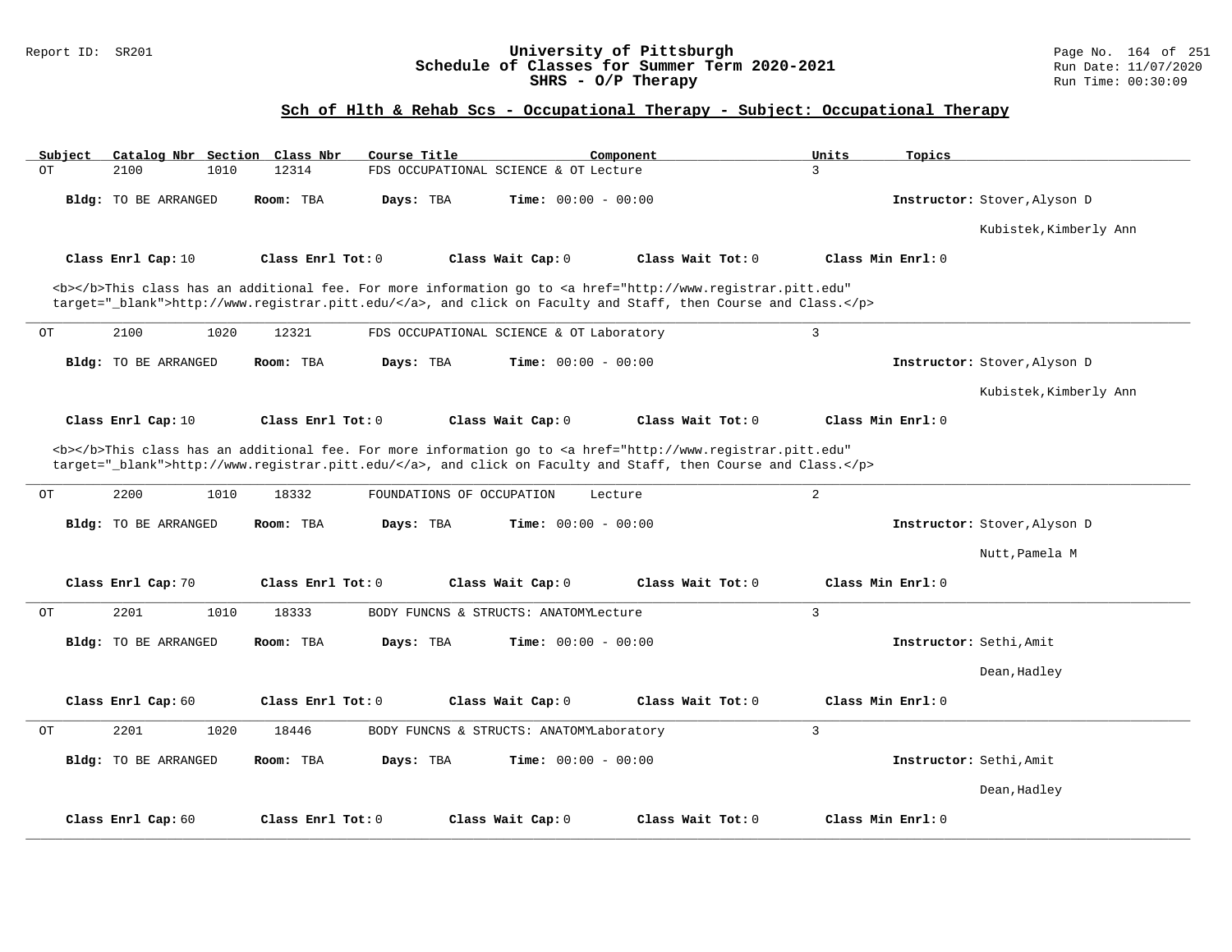## Sch of Hlth & Rehab Scs - Occupational Therapy - Subject: Occupational Therapy

| Subject | Catalog Nbr | Section | Class Nbr | Course Title | Component | Units | Topics |
|---|---|---|---|---|---|---|---|
| OT | 2100 | 1010 | 12314 | FDS OCCUPATIONAL SCIENCE & OT | Lecture | 3 | |

**Bldg:** TO BE ARRANGED **Room:** TBA **Days:** TBA **Time:** 00:00 - 00:00 **Instructor:** Stover,Alyson D; Kubistek,Kimberly Ann

**Class Enrl Cap:** 10 **Class Enrl Tot:** 0 **Class Wait Cap:** 0 **Class Wait Tot:** 0 **Class Min Enrl:** 0

<b></b>This class has an additional fee. For more information go to <a href="http://www.registrar.pitt.edu" target="_blank">http://www.registrar.pitt.edu/</a>, and click on Faculty and Staff, then Course and Class.</p>

---

| Subject | Catalog Nbr | Section | Class Nbr | Course Title | Component | Units | Topics |
|---|---|---|---|---|---|---|---|
| OT | 2100 | 1020 | 12321 | FDS OCCUPATIONAL SCIENCE & OT | Laboratory | 3 | |

**Bldg:** TO BE ARRANGED **Room:** TBA **Days:** TBA **Time:** 00:00 - 00:00 **Instructor:** Stover,Alyson D; Kubistek,Kimberly Ann

**Class Enrl Cap:** 10 **Class Enrl Tot:** 0 **Class Wait Cap:** 0 **Class Wait Tot:** 0 **Class Min Enrl:** 0

<b></b>This class has an additional fee. For more information go to <a href="http://www.registrar.pitt.edu" target="_blank">http://www.registrar.pitt.edu/</a>, and click on Faculty and Staff, then Course and Class.</p>

---

| Subject | Catalog Nbr | Section | Class Nbr | Course Title | Component | Units | Topics |
|---|---|---|---|---|---|---|---|
| OT | 2200 | 1010 | 18332 | FOUNDATIONS OF OCCUPATION | Lecture | 2 | |

**Bldg:** TO BE ARRANGED **Room:** TBA **Days:** TBA **Time:** 00:00 - 00:00 **Instructor:** Stover,Alyson D; Nutt,Pamela M

**Class Enrl Cap:** 70 **Class Enrl Tot:** 0 **Class Wait Cap:** 0 **Class Wait Tot:** 0 **Class Min Enrl:** 0

---

| Subject | Catalog Nbr | Section | Class Nbr | Course Title | Component | Units | Topics |
|---|---|---|---|---|---|---|---|
| OT | 2201 | 1010 | 18333 | BODY FUNCNS & STRUCTS: ANATOMY | Lecture | 3 | |

**Bldg:** TO BE ARRANGED **Room:** TBA **Days:** TBA **Time:** 00:00 - 00:00 **Instructor:** Sethi,Amit; Dean,Hadley

**Class Enrl Cap:** 60 **Class Enrl Tot:** 0 **Class Wait Cap:** 0 **Class Wait Tot:** 0 **Class Min Enrl:** 0

---

| Subject | Catalog Nbr | Section | Class Nbr | Course Title | Component | Units | Topics |
|---|---|---|---|---|---|---|---|
| OT | 2201 | 1020 | 18446 | BODY FUNCNS & STRUCTS: ANATOMY | Laboratory | 3 | |

**Bldg:** TO BE ARRANGED **Room:** TBA **Days:** TBA **Time:** 00:00 - 00:00 **Instructor:** Sethi,Amit; Dean,Hadley

**Class Enrl Cap:** 60 **Class Enrl Tot:** 0 **Class Wait Cap:** 0 **Class Wait Tot:** 0 **Class Min Enrl:** 0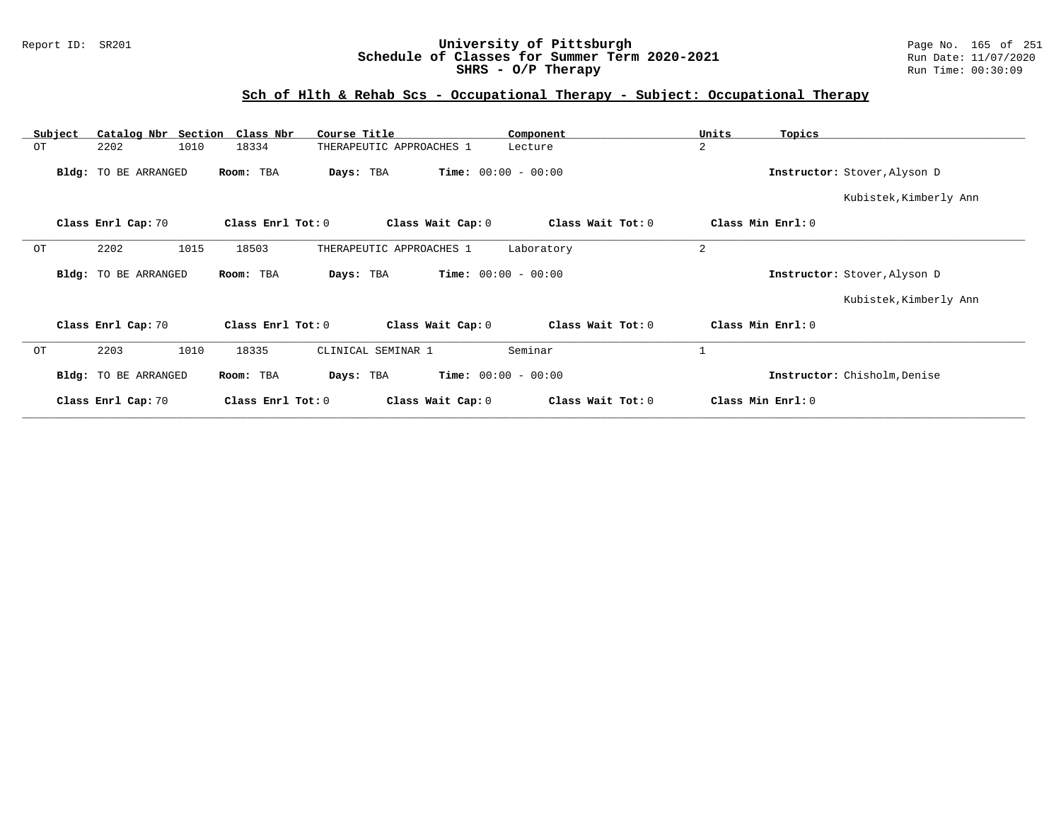## Sch of Hlth & Rehab Scs - Occupational Therapy - Subject: Occupational Therapy

| Subject | Catalog Nbr | Section | Class Nbr | Course Title | Component | Units | Topics |
|---|---|---|---|---|---|---|---|
| OT | 2202 | 1010 | 18334 | THERAPEUTIC APPROACHES 1 | Lecture | 2 | |

**Bldg:** TO BE ARRANGED **Room:** TBA **Days:** TBA **Time:** 00:00 - 00:00 **Instructor:** Stover,Alyson D; Kubistek,Kimberly Ann

**Class Enrl Cap:** 70 **Class Enrl Tot:** 0 **Class Wait Cap:** 0 **Class Wait Tot:** 0 **Class Min Enrl:** 0

---

| Subject | Catalog Nbr | Section | Class Nbr | Course Title | Component | Units | Topics |
|---|---|---|---|---|---|---|---|
| OT | 2202 | 1015 | 18503 | THERAPEUTIC APPROACHES 1 | Laboratory | 2 | |

**Bldg:** TO BE ARRANGED **Room:** TBA **Days:** TBA **Time:** 00:00 - 00:00 **Instructor:** Stover,Alyson D; Kubistek,Kimberly Ann

**Class Enrl Cap:** 70 **Class Enrl Tot:** 0 **Class Wait Cap:** 0 **Class Wait Tot:** 0 **Class Min Enrl:** 0

---

| Subject | Catalog Nbr | Section | Class Nbr | Course Title | Component | Units | Topics |
|---|---|---|---|---|---|---|---|
| OT | 2203 | 1010 | 18335 | CLINICAL SEMINAR 1 | Seminar | 1 | |

**Bldg:** TO BE ARRANGED **Room:** TBA **Days:** TBA **Time:** 00:00 - 00:00 **Instructor:** Chisholm,Denise

**Class Enrl Cap:** 70 **Class Enrl Tot:** 0 **Class Wait Cap:** 0 **Class Wait Tot:** 0 **Class Min Enrl:** 0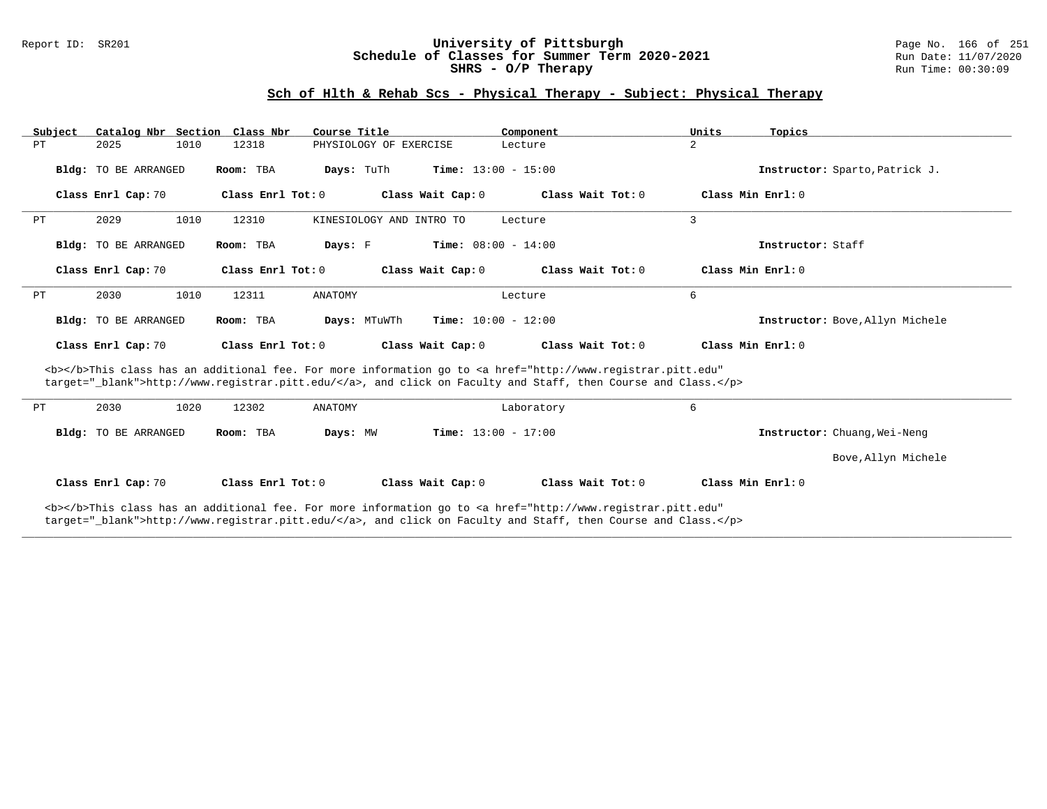# University of Pittsburgh
## Schedule of Classes for Summer Term 2020-2021
## SHRS - O/P Therapy

Report ID: SR201

### Sch of Hlth & Rehab Scs - Physical Therapy - Subject: Physical Therapy

| Subject | Catalog Nbr | Section | Class Nbr | Course Title | Component | Units | Topics |
|---|---|---|---|---|---|---|---|
| PT | 2025 | 1010 | 12318 | PHYSIOLOGY OF EXERCISE | Lecture | 2 | |

**Bldg:** TO BE ARRANGED **Room:** TBA **Days:** TuTh **Time:** 13:00 - 15:00 **Instructor:** Sparto,Patrick J.

**Class Enrl Cap:** 70 **Class Enrl Tot:** 0 **Class Wait Cap:** 0 **Class Wait Tot:** 0 **Class Min Enrl:** 0

---

| Subject | Catalog Nbr | Section | Class Nbr | Course Title | Component | Units | Topics |
|---|---|---|---|---|---|---|---|
| PT | 2029 | 1010 | 12310 | KINESIOLOGY AND INTRO TO | Lecture | 3 | |

**Bldg:** TO BE ARRANGED **Room:** TBA **Days:** F **Time:** 08:00 - 14:00 **Instructor:** Staff

**Class Enrl Cap:** 70 **Class Enrl Tot:** 0 **Class Wait Cap:** 0 **Class Wait Tot:** 0 **Class Min Enrl:** 0

---

| Subject | Catalog Nbr | Section | Class Nbr | Course Title | Component | Units | Topics |
|---|---|---|---|---|---|---|---|
| PT | 2030 | 1010 | 12311 | ANATOMY | Lecture | 6 | |

**Bldg:** TO BE ARRANGED **Room:** TBA **Days:** MTuWTh **Time:** 10:00 - 12:00 **Instructor:** Bove,Allyn Michele

**Class Enrl Cap:** 70 **Class Enrl Tot:** 0 **Class Wait Cap:** 0 **Class Wait Tot:** 0 **Class Min Enrl:** 0

<b></b>This class has an additional fee. For more information go to <a href="http://www.registrar.pitt.edu" target="_blank">http://www.registrar.pitt.edu/</a>, and click on Faculty and Staff, then Course and Class.</p>

---

| Subject | Catalog Nbr | Section | Class Nbr | Course Title | Component | Units | Topics |
|---|---|---|---|---|---|---|---|
| PT | 2030 | 1020 | 12302 | ANATOMY | Laboratory | 6 | |

**Bldg:** TO BE ARRANGED **Room:** TBA **Days:** MW **Time:** 13:00 - 17:00 **Instructor:** Chuang,Wei-Neng; Bove,Allyn Michele

**Class Enrl Cap:** 70 **Class Enrl Tot:** 0 **Class Wait Cap:** 0 **Class Wait Tot:** 0 **Class Min Enrl:** 0

<b></b>This class has an additional fee. For more information go to <a href="http://www.registrar.pitt.edu" target="_blank">http://www.registrar.pitt.edu/</a>, and click on Faculty and Staff, then Course and Class.</p>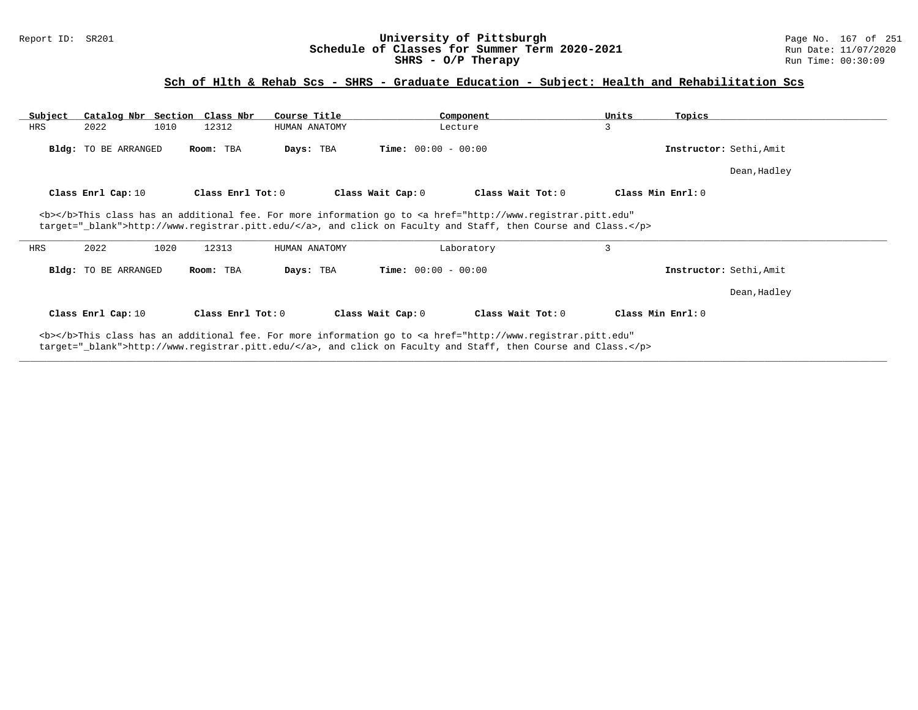Report ID: SR201

# University of Pittsburgh
## Schedule of Classes for Summer Term 2020-2021
## SHRS - O/P Therapy

Run Date: 11/07/2020
Run Time: 00:30:09

### Sch of Hlth & Rehab Scs - SHRS - Graduate Education - Subject: Health and Rehabilitation Scs

| Subject | Catalog Nbr | Section | Class Nbr | Course Title | Component | Units | Topics |
|---|---|---|---|---|---|---|---|
| HRS | 2022 | 1010 | 12312 | HUMAN ANATOMY | Lecture | 3 | |

**Bldg:** TO BE ARRANGED **Room:** TBA **Days:** TBA **Time:** 00:00 - 00:00 **Instructor:** Sethi,Amit
Dean,Hadley

**Class Enrl Cap:** 10 **Class Enrl Tot:** 0 **Class Wait Cap:** 0 **Class Wait Tot:** 0 **Class Min Enrl:** 0

<b></b>This class has an additional fee. For more information go to <a href="http://www.registrar.pitt.edu" target="_blank">http://www.registrar.pitt.edu/</a>, and click on Faculty and Staff, then Course and Class.</p>

---

| Subject | Catalog Nbr | Section | Class Nbr | Course Title | Component | Units | Topics |
|---|---|---|---|---|---|---|---|
| HRS | 2022 | 1020 | 12313 | HUMAN ANATOMY | Laboratory | 3 | |

**Bldg:** TO BE ARRANGED **Room:** TBA **Days:** TBA **Time:** 00:00 - 00:00 **Instructor:** Sethi,Amit
Dean,Hadley

**Class Enrl Cap:** 10 **Class Enrl Tot:** 0 **Class Wait Cap:** 0 **Class Wait Tot:** 0 **Class Min Enrl:** 0

<b></b>This class has an additional fee. For more information go to <a href="http://www.registrar.pitt.edu" target="_blank">http://www.registrar.pitt.edu/</a>, and click on Faculty and Staff, then Course and Class.</p>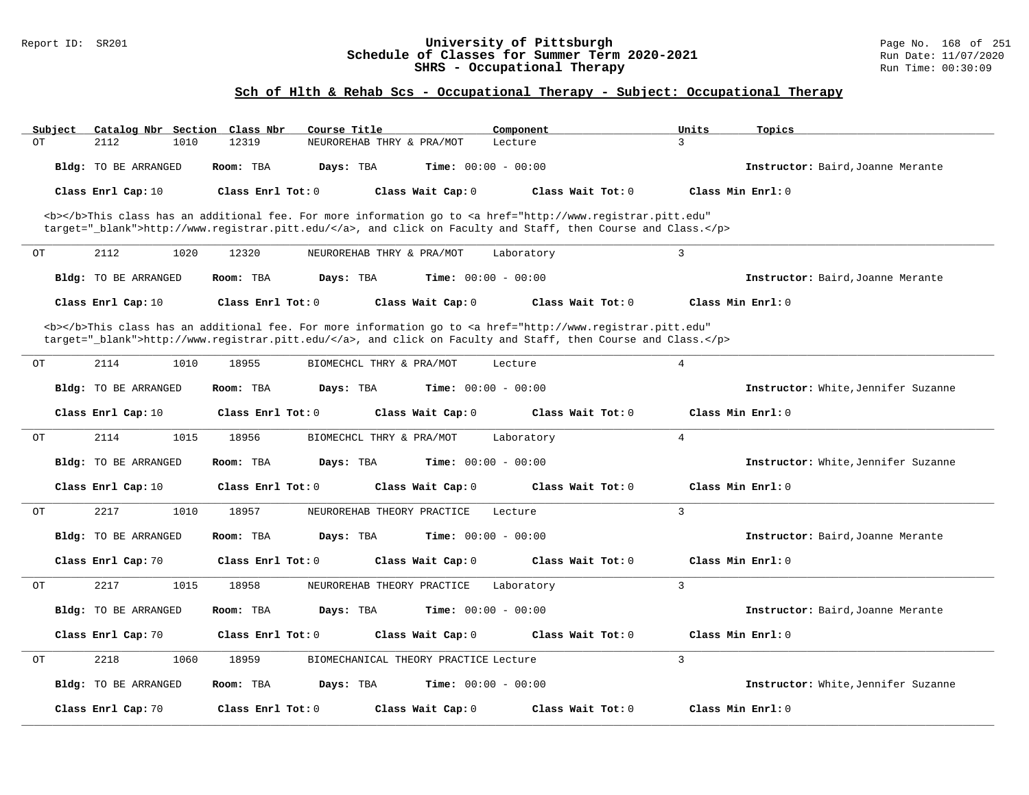## Sch of Hlth & Rehab Scs - Occupational Therapy - Subject: Occupational Therapy

| Subject | Catalog Nbr | Section | Class Nbr | Course Title | Component | Units | Topics |
|---|---|---|---|---|---|---|---|
| OT | 2112 | 1010 | 12319 | NEUROREHAB THRY & PRA/MOT | Lecture | 3 | |

**Bldg:** TO BE ARRANGED **Room:** TBA **Days:** TBA **Time:** 00:00 - 00:00 **Instructor:** Baird,Joanne Merante

**Class Enrl Cap:** 10 **Class Enrl Tot:** 0 **Class Wait Cap:** 0 **Class Wait Tot:** 0 **Class Min Enrl:** 0

<b></b>This class has an additional fee. For more information go to <a href="http://www.registrar.pitt.edu" target="_blank">http://www.registrar.pitt.edu/</a>, and click on Faculty and Staff, then Course and Class.</p>

---

| Subject | Catalog Nbr | Section | Class Nbr | Course Title | Component | Units | Topics |
|---|---|---|---|---|---|---|---|
| OT | 2112 | 1020 | 12320 | NEUROREHAB THRY & PRA/MOT | Laboratory | 3 | |

**Bldg:** TO BE ARRANGED **Room:** TBA **Days:** TBA **Time:** 00:00 - 00:00 **Instructor:** Baird,Joanne Merante

**Class Enrl Cap:** 10 **Class Enrl Tot:** 0 **Class Wait Cap:** 0 **Class Wait Tot:** 0 **Class Min Enrl:** 0

<b></b>This class has an additional fee. For more information go to <a href="http://www.registrar.pitt.edu" target="_blank">http://www.registrar.pitt.edu/</a>, and click on Faculty and Staff, then Course and Class.</p>

---

| Subject | Catalog Nbr | Section | Class Nbr | Course Title | Component | Units | Topics |
|---|---|---|---|---|---|---|---|
| OT | 2114 | 1010 | 18955 | BIOMECHCL THRY & PRA/MOT | Lecture | 4 | |

**Bldg:** TO BE ARRANGED **Room:** TBA **Days:** TBA **Time:** 00:00 - 00:00 **Instructor:** White,Jennifer Suzanne

**Class Enrl Cap:** 10 **Class Enrl Tot:** 0 **Class Wait Cap:** 0 **Class Wait Tot:** 0 **Class Min Enrl:** 0

---

| Subject | Catalog Nbr | Section | Class Nbr | Course Title | Component | Units | Topics |
|---|---|---|---|---|---|---|---|
| OT | 2114 | 1015 | 18956 | BIOMECHCL THRY & PRA/MOT | Laboratory | 4 | |

**Bldg:** TO BE ARRANGED **Room:** TBA **Days:** TBA **Time:** 00:00 - 00:00 **Instructor:** White,Jennifer Suzanne

**Class Enrl Cap:** 10 **Class Enrl Tot:** 0 **Class Wait Cap:** 0 **Class Wait Tot:** 0 **Class Min Enrl:** 0

---

| Subject | Catalog Nbr | Section | Class Nbr | Course Title | Component | Units | Topics |
|---|---|---|---|---|---|---|---|
| OT | 2217 | 1010 | 18957 | NEUROREHAB THEORY PRACTICE | Lecture | 3 | |

**Bldg:** TO BE ARRANGED **Room:** TBA **Days:** TBA **Time:** 00:00 - 00:00 **Instructor:** Baird,Joanne Merante

**Class Enrl Cap:** 70 **Class Enrl Tot:** 0 **Class Wait Cap:** 0 **Class Wait Tot:** 0 **Class Min Enrl:** 0

---

| Subject | Catalog Nbr | Section | Class Nbr | Course Title | Component | Units | Topics |
|---|---|---|---|---|---|---|---|
| OT | 2217 | 1015 | 18958 | NEUROREHAB THEORY PRACTICE | Laboratory | 3 | |

**Bldg:** TO BE ARRANGED **Room:** TBA **Days:** TBA **Time:** 00:00 - 00:00 **Instructor:** Baird,Joanne Merante

**Class Enrl Cap:** 70 **Class Enrl Tot:** 0 **Class Wait Cap:** 0 **Class Wait Tot:** 0 **Class Min Enrl:** 0

---

| Subject | Catalog Nbr | Section | Class Nbr | Course Title | Component | Units | Topics |
|---|---|---|---|---|---|---|---|
| OT | 2218 | 1060 | 18959 | BIOMECHANICAL THEORY PRACTICE | Lecture | 3 | |

**Bldg:** TO BE ARRANGED **Room:** TBA **Days:** TBA **Time:** 00:00 - 00:00 **Instructor:** White,Jennifer Suzanne

**Class Enrl Cap:** 70 **Class Enrl Tot:** 0 **Class Wait Cap:** 0 **Class Wait Tot:** 0 **Class Min Enrl:** 0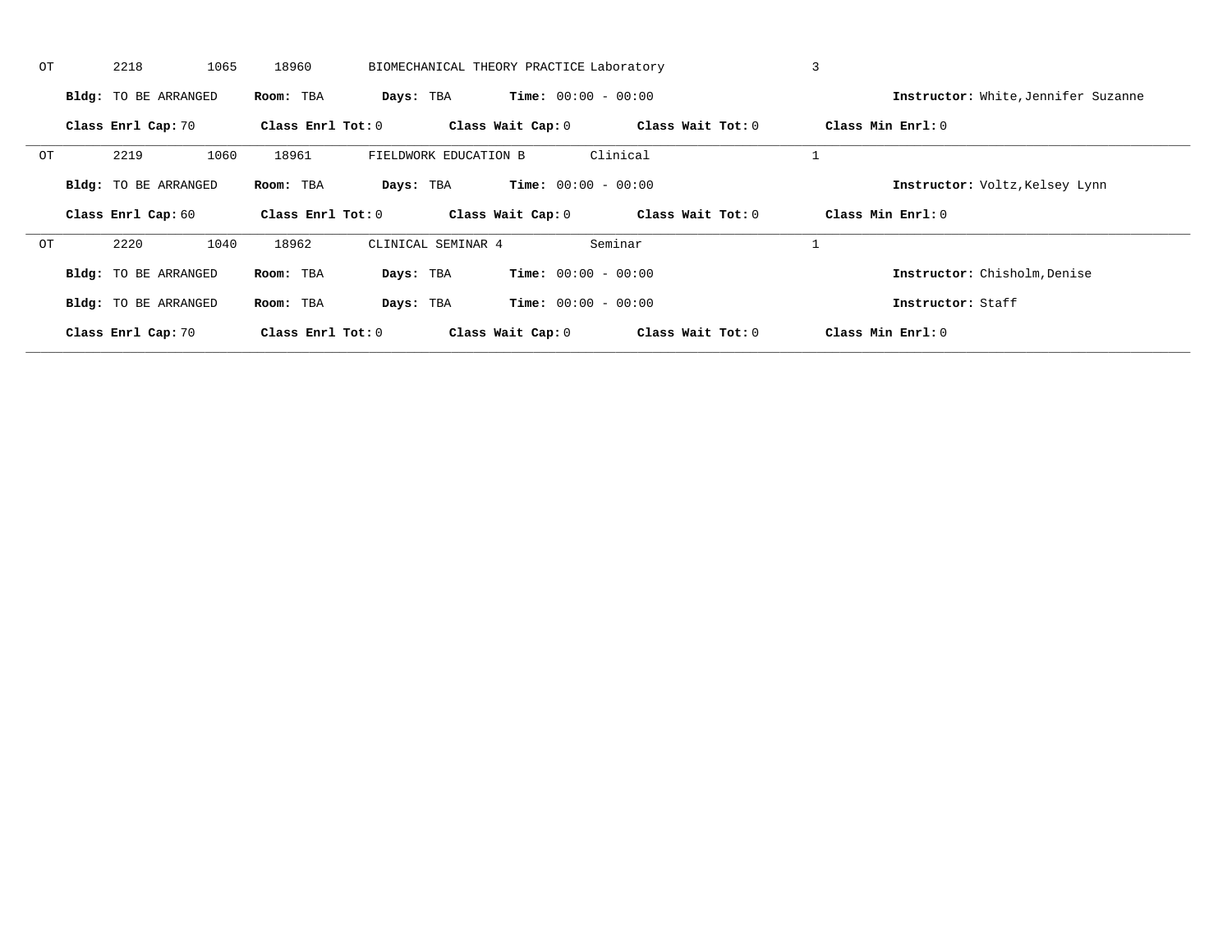OT 2218 1065 18960 BIOMECHANICAL THEORY PRACTICE Laboratory 3

**Bldg:** TO BE ARRANGED **Room:** TBA **Days:** TBA **Time:** 00:00 - 00:00 **Instructor:** White,Jennifer Suzanne

**Class Enrl Cap:** 70 **Class Enrl Tot:** 0 **Class Wait Cap:** 0 **Class Wait Tot:** 0 **Class Min Enrl:** 0

---

OT 2219 1060 18961 FIELDWORK EDUCATION B Clinical 1

**Bldg:** TO BE ARRANGED **Room:** TBA **Days:** TBA **Time:** 00:00 - 00:00 **Instructor:** Voltz,Kelsey Lynn

**Class Enrl Cap:** 60 **Class Enrl Tot:** 0 **Class Wait Cap:** 0 **Class Wait Tot:** 0 **Class Min Enrl:** 0

---

OT 2220 1040 18962 CLINICAL SEMINAR 4 Seminar 1

**Bldg:** TO BE ARRANGED **Room:** TBA **Days:** TBA **Time:** 00:00 - 00:00 **Instructor:** Chisholm,Denise

**Bldg:** TO BE ARRANGED **Room:** TBA **Days:** TBA **Time:** 00:00 - 00:00 **Instructor:** Staff

**Class Enrl Cap:** 70 **Class Enrl Tot:** 0 **Class Wait Cap:** 0 **Class Wait Tot:** 0 **Class Min Enrl:** 0

---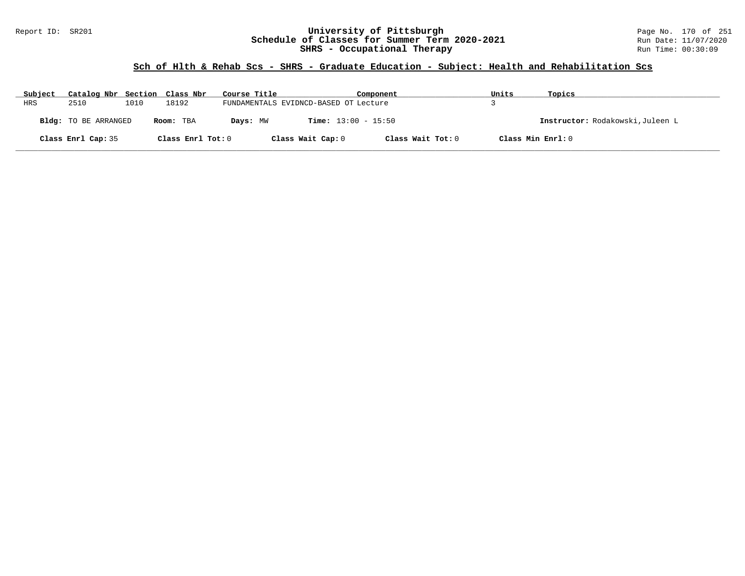# University of Pittsburgh
## Schedule of Classes for Summer Term 2020-2021
## SHRS - Occupational Therapy

Report ID: SR201

Run Date: 11/07/2020

Run Time: 00:30:09

### Sch of Hlth & Rehab Scs - SHRS - Graduate Education - Subject: Health and Rehabilitation Scs

| Subject | Catalog Nbr | Section | Class Nbr | Course Title | Component | Units | Topics |
|---|---|---|---|---|---|---|---|
| HRS | 2510 | 1010 | 18192 | FUNDAMENTALS EVIDNCD-BASED OT | Lecture | 3 | |

**Bldg:** TO BE ARRANGED **Room:** TBA **Days:** MW **Time:** 13:00 - 15:50 **Instructor:** Rodakowski,Juleen L

**Class Enrl Cap:** 35 **Class Enrl Tot:** 0 **Class Wait Cap:** 0 **Class Wait Tot:** 0 **Class Min Enrl:** 0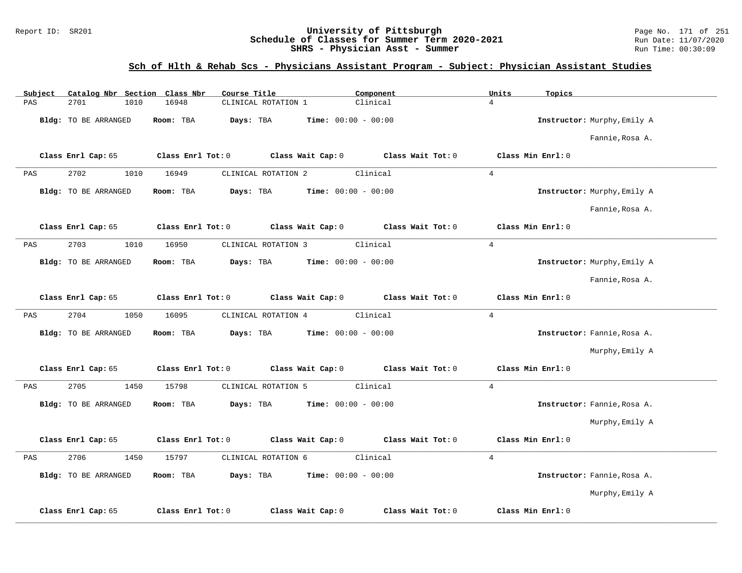## Sch of Hlth & Rehab Scs - Physicians Assistant Program - Subject: Physician Assistant Studies

| Subject | Catalog Nbr | Section | Class Nbr | Course Title | Component | Units | Topics |
|---|---|---|---|---|---|---|---|
| PAS | 2701 | 1010 | 16948 | CLINICAL ROTATION 1 | Clinical | 4 | |

**Bldg:** TO BE ARRANGED **Room:** TBA **Days:** TBA **Time:** 00:00 - 00:00 **Instructor:** Murphy,Emily A; Fannie,Rosa A.

**Class Enrl Cap:** 65 **Class Enrl Tot:** 0 **Class Wait Cap:** 0 **Class Wait Tot:** 0 **Class Min Enrl:** 0

---

| Subject | Catalog Nbr | Section | Class Nbr | Course Title | Component | Units | Topics |
|---|---|---|---|---|---|---|---|
| PAS | 2702 | 1010 | 16949 | CLINICAL ROTATION 2 | Clinical | 4 | |

**Bldg:** TO BE ARRANGED **Room:** TBA **Days:** TBA **Time:** 00:00 - 00:00 **Instructor:** Murphy,Emily A; Fannie,Rosa A.

**Class Enrl Cap:** 65 **Class Enrl Tot:** 0 **Class Wait Cap:** 0 **Class Wait Tot:** 0 **Class Min Enrl:** 0

---

| Subject | Catalog Nbr | Section | Class Nbr | Course Title | Component | Units | Topics |
|---|---|---|---|---|---|---|---|
| PAS | 2703 | 1010 | 16950 | CLINICAL ROTATION 3 | Clinical | 4 | |

**Bldg:** TO BE ARRANGED **Room:** TBA **Days:** TBA **Time:** 00:00 - 00:00 **Instructor:** Murphy,Emily A; Fannie,Rosa A.

**Class Enrl Cap:** 65 **Class Enrl Tot:** 0 **Class Wait Cap:** 0 **Class Wait Tot:** 0 **Class Min Enrl:** 0

---

| Subject | Catalog Nbr | Section | Class Nbr | Course Title | Component | Units | Topics |
|---|---|---|---|---|---|---|---|
| PAS | 2704 | 1050 | 16095 | CLINICAL ROTATION 4 | Clinical | 4 | |

**Bldg:** TO BE ARRANGED **Room:** TBA **Days:** TBA **Time:** 00:00 - 00:00 **Instructor:** Fannie,Rosa A.; Murphy,Emily A

**Class Enrl Cap:** 65 **Class Enrl Tot:** 0 **Class Wait Cap:** 0 **Class Wait Tot:** 0 **Class Min Enrl:** 0

---

| Subject | Catalog Nbr | Section | Class Nbr | Course Title | Component | Units | Topics |
|---|---|---|---|---|---|---|---|
| PAS | 2705 | 1450 | 15798 | CLINICAL ROTATION 5 | Clinical | 4 | |

**Bldg:** TO BE ARRANGED **Room:** TBA **Days:** TBA **Time:** 00:00 - 00:00 **Instructor:** Fannie,Rosa A.; Murphy,Emily A

**Class Enrl Cap:** 65 **Class Enrl Tot:** 0 **Class Wait Cap:** 0 **Class Wait Tot:** 0 **Class Min Enrl:** 0

---

| Subject | Catalog Nbr | Section | Class Nbr | Course Title | Component | Units | Topics |
|---|---|---|---|---|---|---|---|
| PAS | 2706 | 1450 | 15797 | CLINICAL ROTATION 6 | Clinical | 4 | |

**Bldg:** TO BE ARRANGED **Room:** TBA **Days:** TBA **Time:** 00:00 - 00:00 **Instructor:** Fannie,Rosa A.; Murphy,Emily A

**Class Enrl Cap:** 65 **Class Enrl Tot:** 0 **Class Wait Cap:** 0 **Class Wait Tot:** 0 **Class Min Enrl:** 0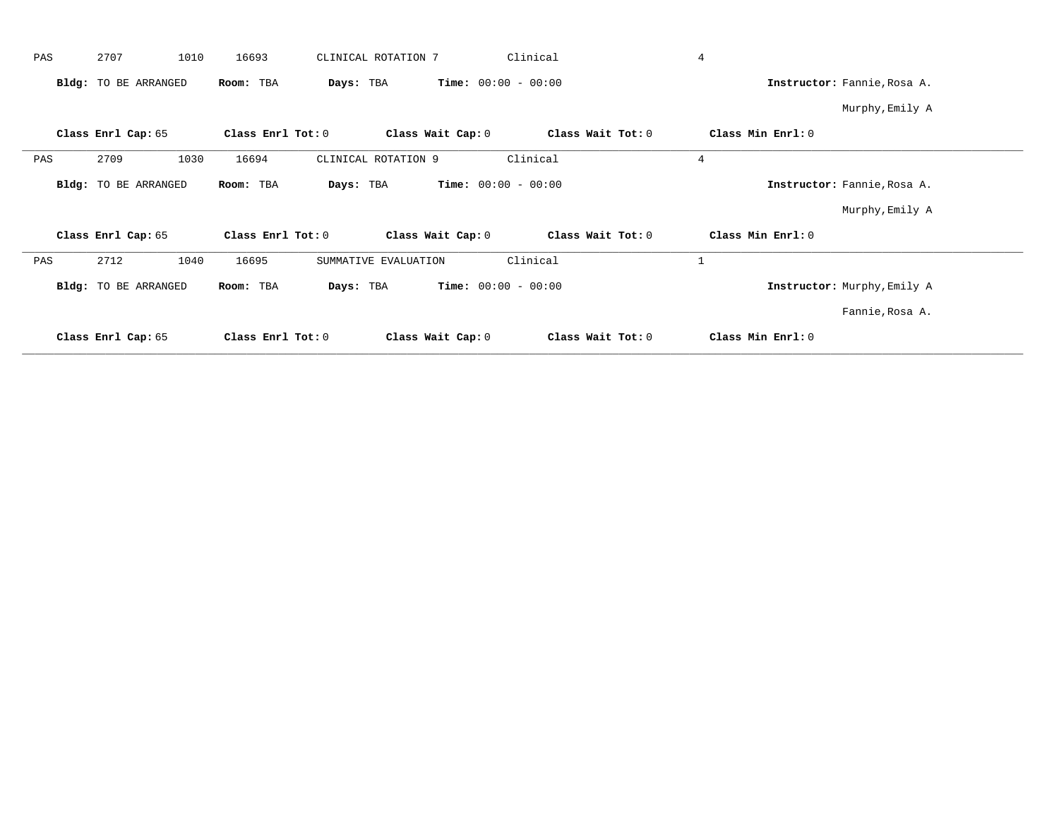PAS 2707 1010 16693 CLINICAL ROTATION 7 Clinical 4

**Bldg:** TO BE ARRANGED **Room:** TBA **Days:** TBA **Time:** 00:00 - 00:00 **Instructor:** Fannie,Rosa A.

Murphy,Emily A

**Class Enrl Cap:** 65 **Class Enrl Tot:** 0 **Class Wait Cap:** 0 **Class Wait Tot:** 0 **Class Min Enrl:** 0

---

PAS 2709 1030 16694 CLINICAL ROTATION 9 Clinical 4

**Bldg:** TO BE ARRANGED **Room:** TBA **Days:** TBA **Time:** 00:00 - 00:00 **Instructor:** Fannie,Rosa A.

Murphy,Emily A

**Class Enrl Cap:** 65 **Class Enrl Tot:** 0 **Class Wait Cap:** 0 **Class Wait Tot:** 0 **Class Min Enrl:** 0

---

PAS 2712 1040 16695 SUMMATIVE EVALUATION Clinical 1

**Bldg:** TO BE ARRANGED **Room:** TBA **Days:** TBA **Time:** 00:00 - 00:00 **Instructor:** Murphy,Emily A

Fannie,Rosa A.

**Class Enrl Cap:** 65 **Class Enrl Tot:** 0 **Class Wait Cap:** 0 **Class Wait Tot:** 0 **Class Min Enrl:** 0

---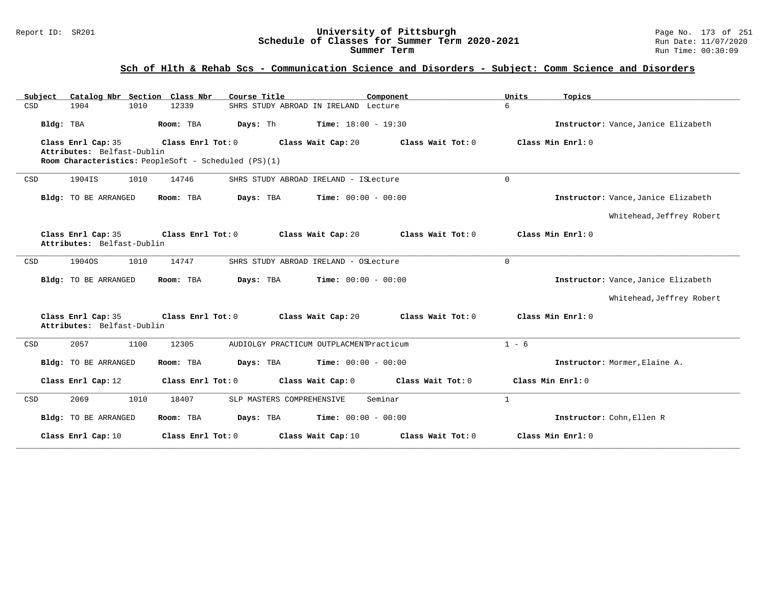## Sch of Hlth & Rehab Scs - Communication Science and Disorders - Subject: Comm Science and Disorders

| Subject | Catalog Nbr | Section | Class Nbr | Course Title | Component | Units | Topics |
|---|---|---|---|---|---|---|---|
| CSD | 1904 | 1010 | 12339 | SHRS STUDY ABROAD IN IRELAND | Lecture | 6 | |

**Bldg:** TBA **Room:** TBA **Days:** Th **Time:** 18:00 - 19:30 **Instructor:** Vance,Janice Elizabeth

**Class Enrl Cap:** 35 **Class Enrl Tot:** 0 **Class Wait Cap:** 20 **Class Wait Tot:** 0 **Class Min Enrl:** 0

**Attributes:** Belfast-Dublin

**Room Characteristics:** PeopleSoft - Scheduled (PS)(1)

---

| Subject | Catalog Nbr | Section | Class Nbr | Course Title | Component | Units | Topics |
|---|---|---|---|---|---|---|---|
| CSD | 1904IS | 1010 | 14746 | SHRS STUDY ABROAD IRELAND - IS | Lecture | 0 | |

**Bldg:** TO BE ARRANGED **Room:** TBA **Days:** TBA **Time:** 00:00 - 00:00 **Instructor:** Vance,Janice Elizabeth; Whitehead,Jeffrey Robert

**Class Enrl Cap:** 35 **Class Enrl Tot:** 0 **Class Wait Cap:** 20 **Class Wait Tot:** 0 **Class Min Enrl:** 0

**Attributes:** Belfast-Dublin

---

| Subject | Catalog Nbr | Section | Class Nbr | Course Title | Component | Units | Topics |
|---|---|---|---|---|---|---|---|
| CSD | 1904OS | 1010 | 14747 | SHRS STUDY ABROAD IRELAND - OS | Lecture | 0 | |

**Bldg:** TO BE ARRANGED **Room:** TBA **Days:** TBA **Time:** 00:00 - 00:00 **Instructor:** Vance,Janice Elizabeth; Whitehead,Jeffrey Robert

**Class Enrl Cap:** 35 **Class Enrl Tot:** 0 **Class Wait Cap:** 20 **Class Wait Tot:** 0 **Class Min Enrl:** 0

**Attributes:** Belfast-Dublin

---

| Subject | Catalog Nbr | Section | Class Nbr | Course Title | Component | Units | Topics |
|---|---|---|---|---|---|---|---|
| CSD | 2057 | 1100 | 12305 | AUDIOLGY PRACTICUM OUTPLACMENT | Practicum | 1 - 6 | |

**Bldg:** TO BE ARRANGED **Room:** TBA **Days:** TBA **Time:** 00:00 - 00:00 **Instructor:** Mormer,Elaine A.

**Class Enrl Cap:** 12 **Class Enrl Tot:** 0 **Class Wait Cap:** 0 **Class Wait Tot:** 0 **Class Min Enrl:** 0

---

| Subject | Catalog Nbr | Section | Class Nbr | Course Title | Component | Units | Topics |
|---|---|---|---|---|---|---|---|
| CSD | 2069 | 1010 | 18407 | SLP MASTERS COMPREHENSIVE | Seminar | 1 | |

**Bldg:** TO BE ARRANGED **Room:** TBA **Days:** TBA **Time:** 00:00 - 00:00 **Instructor:** Cohn,Ellen R

**Class Enrl Cap:** 10 **Class Enrl Tot:** 0 **Class Wait Cap:** 10 **Class Wait Tot:** 0 **Class Min Enrl:** 0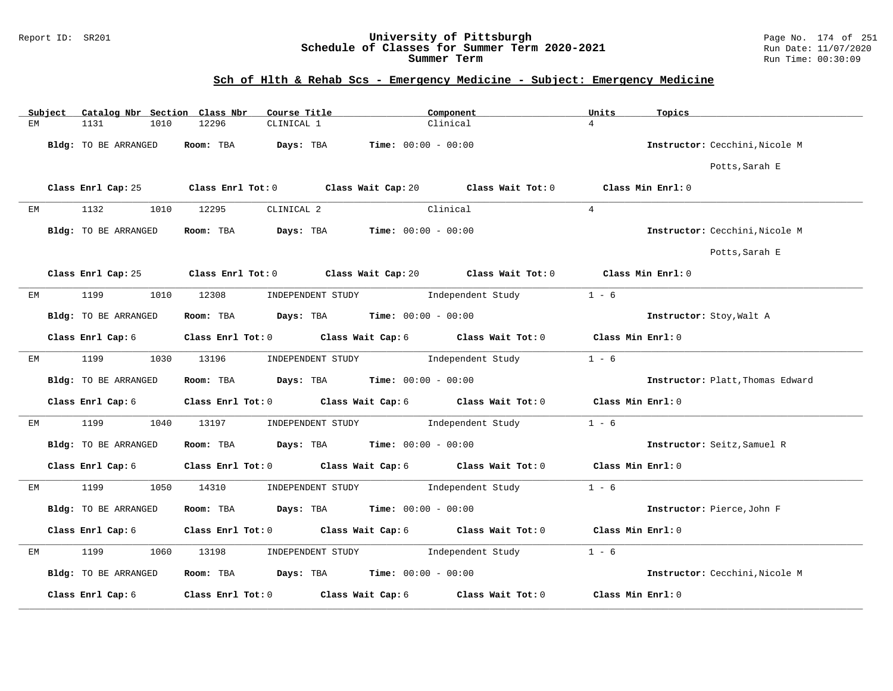# University of Pittsburgh
## Schedule of Classes for Summer Term 2020-2021
### Summer Term

Report ID: SR201

Run Date: 11/07/2020
Run Time: 00:30:09

## Sch of Hlth & Rehab Scs - Emergency Medicine - Subject: Emergency Medicine

| Subject | Catalog Nbr | Section | Class Nbr | Course Title | Component | Units | Topics |
|---|---|---|---|---|---|---|---|
| EM | 1131 | 1010 | 12296 | CLINICAL 1 | Clinical | 4 | |

**Bldg:** TO BE ARRANGED **Room:** TBA **Days:** TBA **Time:** 00:00 - 00:00 **Instructor:** Cecchini,Nicole M; Potts,Sarah E

**Class Enrl Cap:** 25 **Class Enrl Tot:** 0 **Class Wait Cap:** 20 **Class Wait Tot:** 0 **Class Min Enrl:** 0

---

| Subject | Catalog Nbr | Section | Class Nbr | Course Title | Component | Units | Topics |
|---|---|---|---|---|---|---|---|
| EM | 1132 | 1010 | 12295 | CLINICAL 2 | Clinical | 4 | |

**Bldg:** TO BE ARRANGED **Room:** TBA **Days:** TBA **Time:** 00:00 - 00:00 **Instructor:** Cecchini,Nicole M; Potts,Sarah E

**Class Enrl Cap:** 25 **Class Enrl Tot:** 0 **Class Wait Cap:** 20 **Class Wait Tot:** 0 **Class Min Enrl:** 0

---

| Subject | Catalog Nbr | Section | Class Nbr | Course Title | Component | Units | Topics |
|---|---|---|---|---|---|---|---|
| EM | 1199 | 1010 | 12308 | INDEPENDENT STUDY | Independent Study | 1 - 6 | |

**Bldg:** TO BE ARRANGED **Room:** TBA **Days:** TBA **Time:** 00:00 - 00:00 **Instructor:** Stoy,Walt A

**Class Enrl Cap:** 6 **Class Enrl Tot:** 0 **Class Wait Cap:** 6 **Class Wait Tot:** 0 **Class Min Enrl:** 0

---

| Subject | Catalog Nbr | Section | Class Nbr | Course Title | Component | Units | Topics |
|---|---|---|---|---|---|---|---|
| EM | 1199 | 1030 | 13196 | INDEPENDENT STUDY | Independent Study | 1 - 6 | |

**Bldg:** TO BE ARRANGED **Room:** TBA **Days:** TBA **Time:** 00:00 - 00:00 **Instructor:** Platt,Thomas Edward

**Class Enrl Cap:** 6 **Class Enrl Tot:** 0 **Class Wait Cap:** 6 **Class Wait Tot:** 0 **Class Min Enrl:** 0

---

| Subject | Catalog Nbr | Section | Class Nbr | Course Title | Component | Units | Topics |
|---|---|---|---|---|---|---|---|
| EM | 1199 | 1040 | 13197 | INDEPENDENT STUDY | Independent Study | 1 - 6 | |

**Bldg:** TO BE ARRANGED **Room:** TBA **Days:** TBA **Time:** 00:00 - 00:00 **Instructor:** Seitz,Samuel R

**Class Enrl Cap:** 6 **Class Enrl Tot:** 0 **Class Wait Cap:** 6 **Class Wait Tot:** 0 **Class Min Enrl:** 0

---

| Subject | Catalog Nbr | Section | Class Nbr | Course Title | Component | Units | Topics |
|---|---|---|---|---|---|---|---|
| EM | 1199 | 1050 | 14310 | INDEPENDENT STUDY | Independent Study | 1 - 6 | |

**Bldg:** TO BE ARRANGED **Room:** TBA **Days:** TBA **Time:** 00:00 - 00:00 **Instructor:** Pierce,John F

**Class Enrl Cap:** 6 **Class Enrl Tot:** 0 **Class Wait Cap:** 6 **Class Wait Tot:** 0 **Class Min Enrl:** 0

---

| Subject | Catalog Nbr | Section | Class Nbr | Course Title | Component | Units | Topics |
|---|---|---|---|---|---|---|---|
| EM | 1199 | 1060 | 13198 | INDEPENDENT STUDY | Independent Study | 1 - 6 | |

**Bldg:** TO BE ARRANGED **Room:** TBA **Days:** TBA **Time:** 00:00 - 00:00 **Instructor:** Cecchini,Nicole M

**Class Enrl Cap:** 6 **Class Enrl Tot:** 0 **Class Wait Cap:** 6 **Class Wait Tot:** 0 **Class Min Enrl:** 0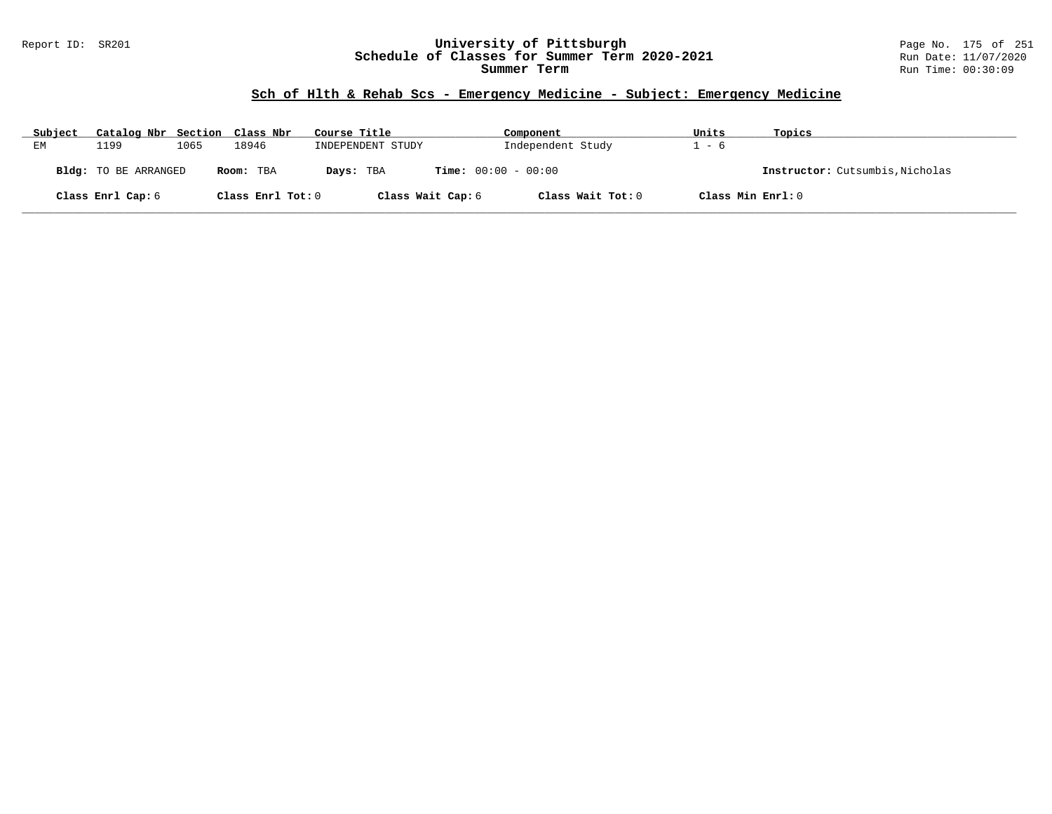## Sch of Hlth & Rehab Scs - Emergency Medicine - Subject: Emergency Medicine

| Subject | Catalog Nbr | Section | Class Nbr | Course Title | Component | Units | Topics |
|---|---|---|---|---|---|---|---|
| EM | 1199 | 1065 | 18946 | INDEPENDENT STUDY | Independent Study | 1 - 6 | |

**Bldg:** TO BE ARRANGED **Room:** TBA **Days:** TBA **Time:** 00:00 - 00:00 **Instructor:** Cutsumbis,Nicholas

**Class Enrl Cap:** 6 **Class Enrl Tot:** 0 **Class Wait Cap:** 6 **Class Wait Tot:** 0 **Class Min Enrl:** 0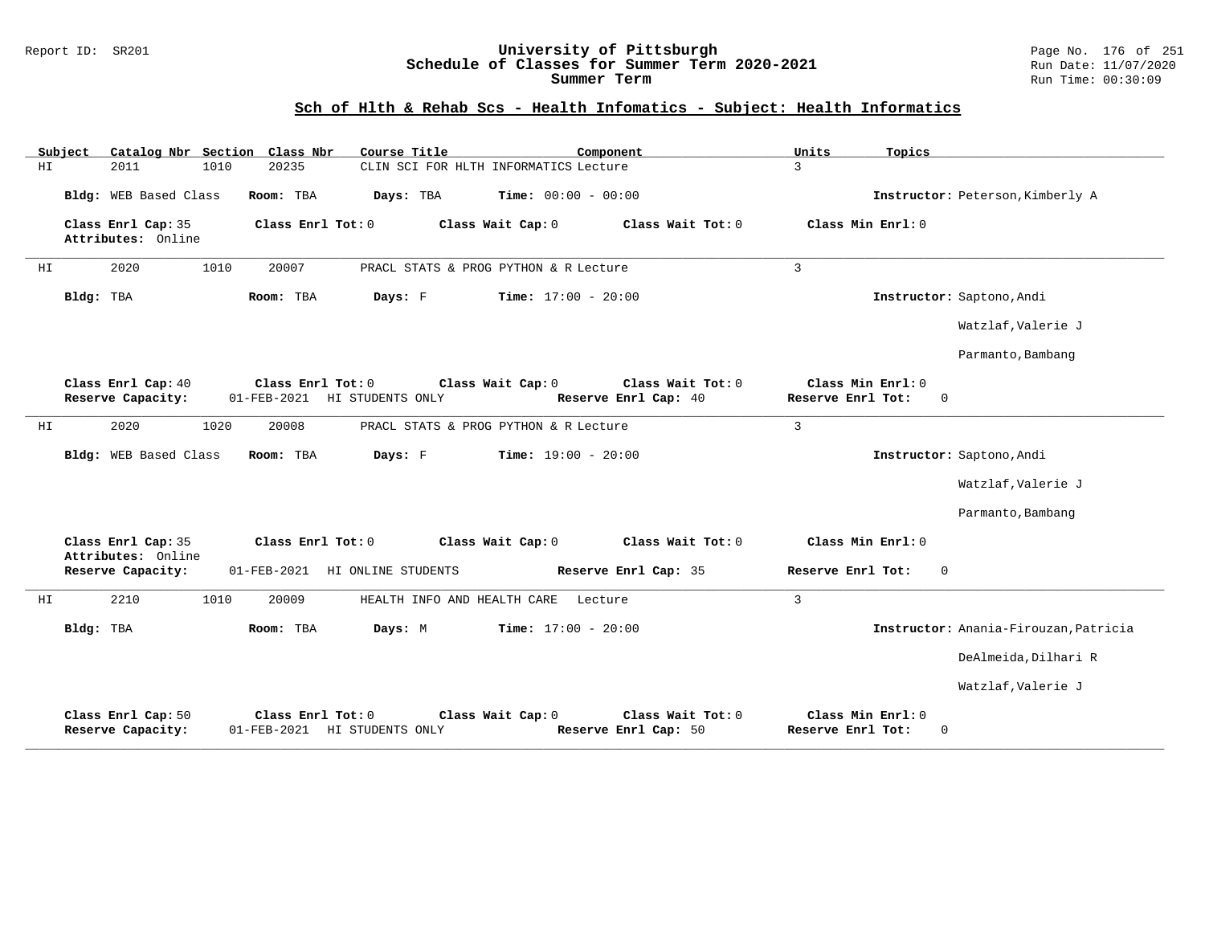## Sch of Hlth & Rehab Scs - Health Infomatics - Subject: Health Informatics

| Subject | Catalog Nbr | Section | Class Nbr | Course Title | Component | Units | Topics |
|---|---|---|---|---|---|---|---|
| HI | 2011 | 1010 | 20235 | CLIN SCI FOR HLTH INFORMATICS | Lecture | 3 | |

**Bldg:** WEB Based Class **Room:** TBA **Days:** TBA **Time:** 00:00 - 00:00 **Instructor:** Peterson,Kimberly A

**Class Enrl Cap:** 35 **Class Enrl Tot:** 0 **Class Wait Cap:** 0 **Class Wait Tot:** 0 **Class Min Enrl:** 0
**Attributes:** Online

---

| Subject | Catalog Nbr | Section | Class Nbr | Course Title | Component | Units | Topics |
|---|---|---|---|---|---|---|---|
| HI | 2020 | 1010 | 20007 | PRACL STATS & PROG PYTHON & R | Lecture | 3 | |

**Bldg:** TBA **Room:** TBA **Days:** F **Time:** 17:00 - 20:00 **Instructor:** Saptono,Andi; Watzlaf,Valerie J; Parmanto,Bambang

**Class Enrl Cap:** 40 **Class Enrl Tot:** 0 **Class Wait Cap:** 0 **Class Wait Tot:** 0 **Class Min Enrl:** 0
**Reserve Capacity:** 01-FEB-2021 HI STUDENTS ONLY **Reserve Enrl Cap:** 40 **Reserve Enrl Tot:** 0

---

| Subject | Catalog Nbr | Section | Class Nbr | Course Title | Component | Units | Topics |
|---|---|---|---|---|---|---|---|
| HI | 2020 | 1020 | 20008 | PRACL STATS & PROG PYTHON & R | Lecture | 3 | |

**Bldg:** WEB Based Class **Room:** TBA **Days:** F **Time:** 19:00 - 20:00 **Instructor:** Saptono,Andi; Watzlaf,Valerie J; Parmanto,Bambang

**Class Enrl Cap:** 35 **Class Enrl Tot:** 0 **Class Wait Cap:** 0 **Class Wait Tot:** 0 **Class Min Enrl:** 0
**Attributes:** Online
**Reserve Capacity:** 01-FEB-2021 HI ONLINE STUDENTS **Reserve Enrl Cap:** 35 **Reserve Enrl Tot:** 0

---

| Subject | Catalog Nbr | Section | Class Nbr | Course Title | Component | Units | Topics |
|---|---|---|---|---|---|---|---|
| HI | 2210 | 1010 | 20009 | HEALTH INFO AND HEALTH CARE | Lecture | 3 | |

**Bldg:** TBA **Room:** TBA **Days:** M **Time:** 17:00 - 20:00 **Instructor:** Anania-Firouzan,Patricia; DeAlmeida,Dilhari R; Watzlaf,Valerie J

**Class Enrl Cap:** 50 **Class Enrl Tot:** 0 **Class Wait Cap:** 0 **Class Wait Tot:** 0 **Class Min Enrl:** 0
**Reserve Capacity:** 01-FEB-2021 HI STUDENTS ONLY **Reserve Enrl Cap:** 50 **Reserve Enrl Tot:** 0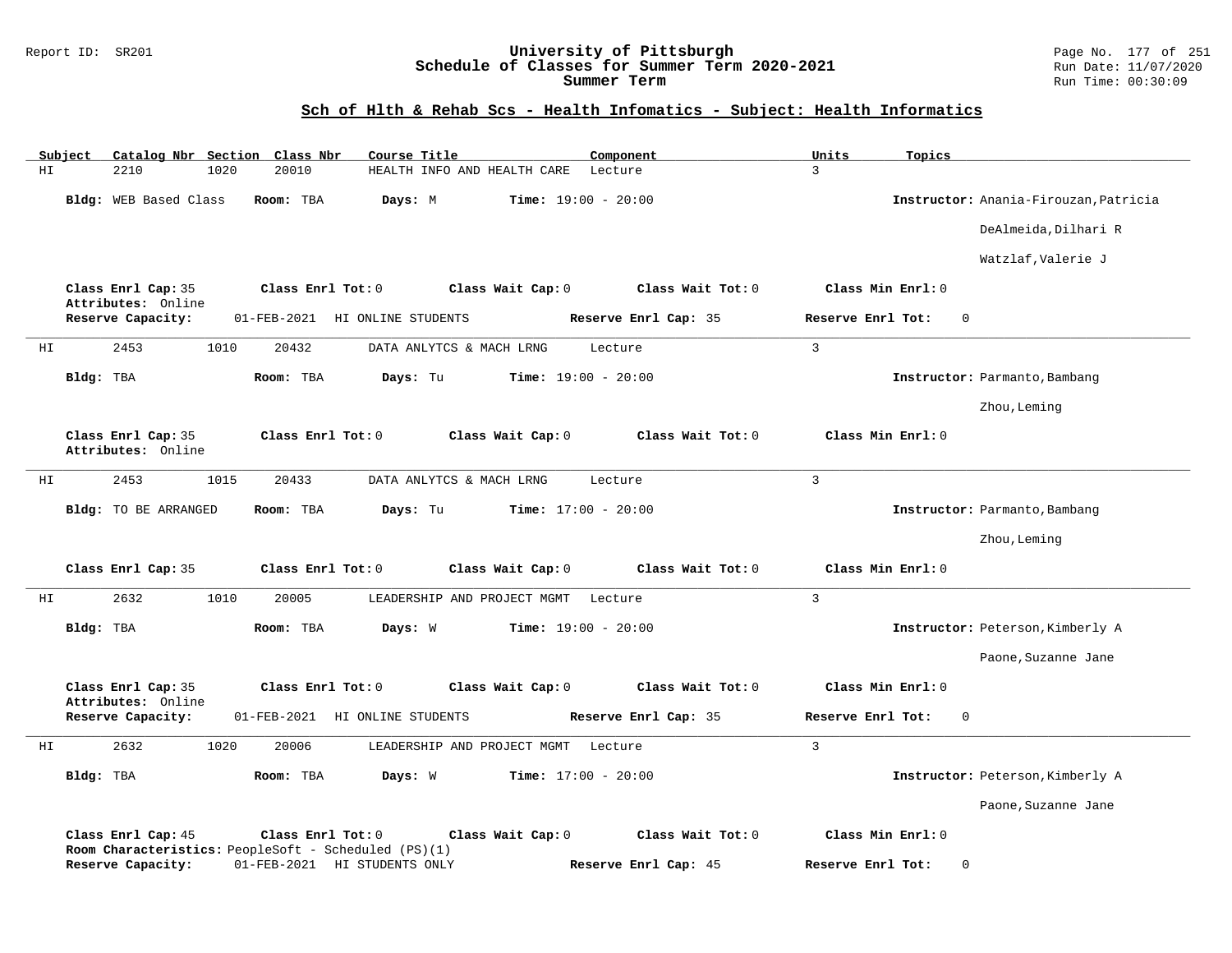## Sch of Hlth & Rehab Scs - Health Infomatics - Subject: Health Informatics

| Subject | Catalog Nbr | Section | Class Nbr | Course Title | Component | Units | Topics |
|---|---|---|---|---|---|---|---|
| HI | 2210 | 1020 | 20010 | HEALTH INFO AND HEALTH CARE | Lecture | 3 | |

**Bldg:** WEB Based Class **Room:** TBA **Days:** M **Time:** 19:00 - 20:00 **Instructor:** Anania-Firouzan,Patricia; DeAlmeida,Dilhari R; Watzlaf,Valerie J

**Class Enrl Cap:** 35 **Class Enrl Tot:** 0 **Class Wait Cap:** 0 **Class Wait Tot:** 0 **Class Min Enrl:** 0
**Attributes:** Online
**Reserve Capacity:** 01-FEB-2021 HI ONLINE STUDENTS **Reserve Enrl Cap:** 35 **Reserve Enrl Tot:** 0

---

| Subject | Catalog Nbr | Section | Class Nbr | Course Title | Component | Units | Topics |
|---|---|---|---|---|---|---|---|
| HI | 2453 | 1010 | 20432 | DATA ANLYTCS & MACH LRNG | Lecture | 3 | |

**Bldg:** TBA **Room:** TBA **Days:** Tu **Time:** 19:00 - 20:00 **Instructor:** Parmanto,Bambang; Zhou,Leming

**Class Enrl Cap:** 35 **Class Enrl Tot:** 0 **Class Wait Cap:** 0 **Class Wait Tot:** 0 **Class Min Enrl:** 0
**Attributes:** Online

---

| Subject | Catalog Nbr | Section | Class Nbr | Course Title | Component | Units | Topics |
|---|---|---|---|---|---|---|---|
| HI | 2453 | 1015 | 20433 | DATA ANLYTCS & MACH LRNG | Lecture | 3 | |

**Bldg:** TO BE ARRANGED **Room:** TBA **Days:** Tu **Time:** 17:00 - 20:00 **Instructor:** Parmanto,Bambang; Zhou,Leming

**Class Enrl Cap:** 35 **Class Enrl Tot:** 0 **Class Wait Cap:** 0 **Class Wait Tot:** 0 **Class Min Enrl:** 0

---

| Subject | Catalog Nbr | Section | Class Nbr | Course Title | Component | Units | Topics |
|---|---|---|---|---|---|---|---|
| HI | 2632 | 1010 | 20005 | LEADERSHIP AND PROJECT MGMT | Lecture | 3 | |

**Bldg:** TBA **Room:** TBA **Days:** W **Time:** 19:00 - 20:00 **Instructor:** Peterson,Kimberly A; Paone,Suzanne Jane

**Class Enrl Cap:** 35 **Class Enrl Tot:** 0 **Class Wait Cap:** 0 **Class Wait Tot:** 0 **Class Min Enrl:** 0
**Attributes:** Online
**Reserve Capacity:** 01-FEB-2021 HI ONLINE STUDENTS **Reserve Enrl Cap:** 35 **Reserve Enrl Tot:** 0

---

| Subject | Catalog Nbr | Section | Class Nbr | Course Title | Component | Units | Topics |
|---|---|---|---|---|---|---|---|
| HI | 2632 | 1020 | 20006 | LEADERSHIP AND PROJECT MGMT | Lecture | 3 | |

**Bldg:** TBA **Room:** TBA **Days:** W **Time:** 17:00 - 20:00 **Instructor:** Peterson,Kimberly A; Paone,Suzanne Jane

**Class Enrl Cap:** 45 **Class Enrl Tot:** 0 **Class Wait Cap:** 0 **Class Wait Tot:** 0 **Class Min Enrl:** 0
**Room Characteristics:** PeopleSoft - Scheduled (PS)(1)
**Reserve Capacity:** 01-FEB-2021 HI STUDENTS ONLY **Reserve Enrl Cap:** 45 **Reserve Enrl Tot:** 0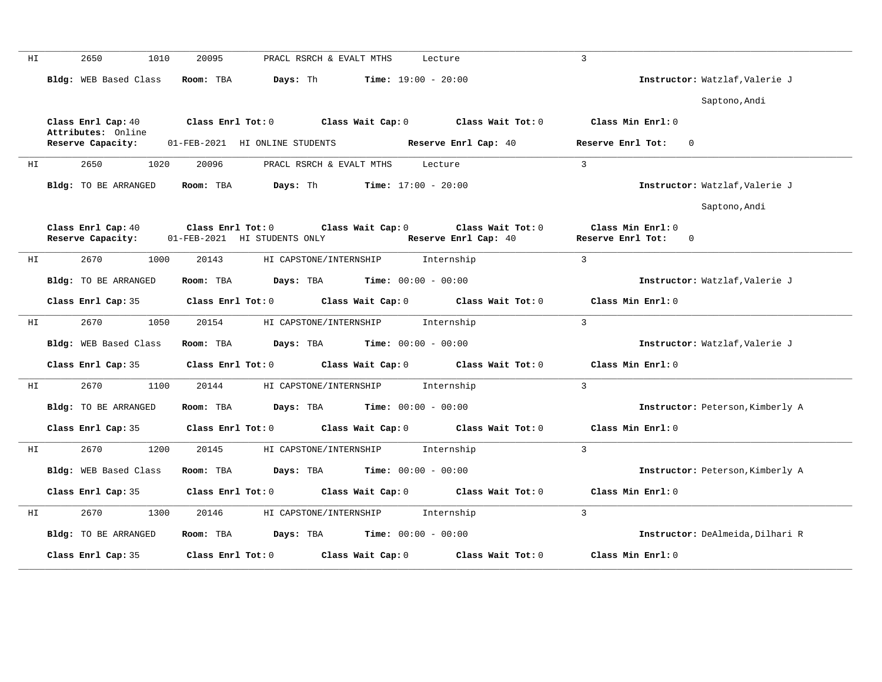HI 2650 1010 20095 PRACL RSRCH & EVALT MTHS Lecture 3

**Bldg:** WEB Based Class **Room:** TBA **Days:** Th **Time:** 19:00 - 20:00 **Instructor:** Watzlaf,Valerie J

Saptono,Andi

**Class Enrl Cap:** 40 **Class Enrl Tot:** 0 **Class Wait Cap:** 0 **Class Wait Tot:** 0 **Class Min Enrl:** 0

**Attributes:** Online

**Reserve Capacity:** 01-FEB-2021 HI ONLINE STUDENTS **Reserve Enrl Cap:** 40 **Reserve Enrl Tot:** 0

---

HI 2650 1020 20096 PRACL RSRCH & EVALT MTHS Lecture 3

**Bldg:** TO BE ARRANGED **Room:** TBA **Days:** Th **Time:** 17:00 - 20:00 **Instructor:** Watzlaf,Valerie J

Saptono,Andi

**Class Enrl Cap:** 40 **Class Enrl Tot:** 0 **Class Wait Cap:** 0 **Class Wait Tot:** 0 **Class Min Enrl:** 0

**Reserve Capacity:** 01-FEB-2021 HI STUDENTS ONLY **Reserve Enrl Cap:** 40 **Reserve Enrl Tot:** 0

---

HI 2670 1000 20143 HI CAPSTONE/INTERNSHIP Internship 3

**Bldg:** TO BE ARRANGED **Room:** TBA **Days:** TBA **Time:** 00:00 - 00:00 **Instructor:** Watzlaf,Valerie J

**Class Enrl Cap:** 35 **Class Enrl Tot:** 0 **Class Wait Cap:** 0 **Class Wait Tot:** 0 **Class Min Enrl:** 0

---

HI 2670 1050 20154 HI CAPSTONE/INTERNSHIP Internship 3

**Bldg:** WEB Based Class **Room:** TBA **Days:** TBA **Time:** 00:00 - 00:00 **Instructor:** Watzlaf,Valerie J

**Class Enrl Cap:** 35 **Class Enrl Tot:** 0 **Class Wait Cap:** 0 **Class Wait Tot:** 0 **Class Min Enrl:** 0

---

HI 2670 1100 20144 HI CAPSTONE/INTERNSHIP Internship 3

**Bldg:** TO BE ARRANGED **Room:** TBA **Days:** TBA **Time:** 00:00 - 00:00 **Instructor:** Peterson,Kimberly A

**Class Enrl Cap:** 35 **Class Enrl Tot:** 0 **Class Wait Cap:** 0 **Class Wait Tot:** 0 **Class Min Enrl:** 0

---

HI 2670 1200 20145 HI CAPSTONE/INTERNSHIP Internship 3

**Bldg:** WEB Based Class **Room:** TBA **Days:** TBA **Time:** 00:00 - 00:00 **Instructor:** Peterson,Kimberly A

**Class Enrl Cap:** 35 **Class Enrl Tot:** 0 **Class Wait Cap:** 0 **Class Wait Tot:** 0 **Class Min Enrl:** 0

---

HI 2670 1300 20146 HI CAPSTONE/INTERNSHIP Internship 3

**Bldg:** TO BE ARRANGED **Room:** TBA **Days:** TBA **Time:** 00:00 - 00:00 **Instructor:** DeAlmeida,Dilhari R

**Class Enrl Cap:** 35 **Class Enrl Tot:** 0 **Class Wait Cap:** 0 **Class Wait Tot:** 0 **Class Min Enrl:** 0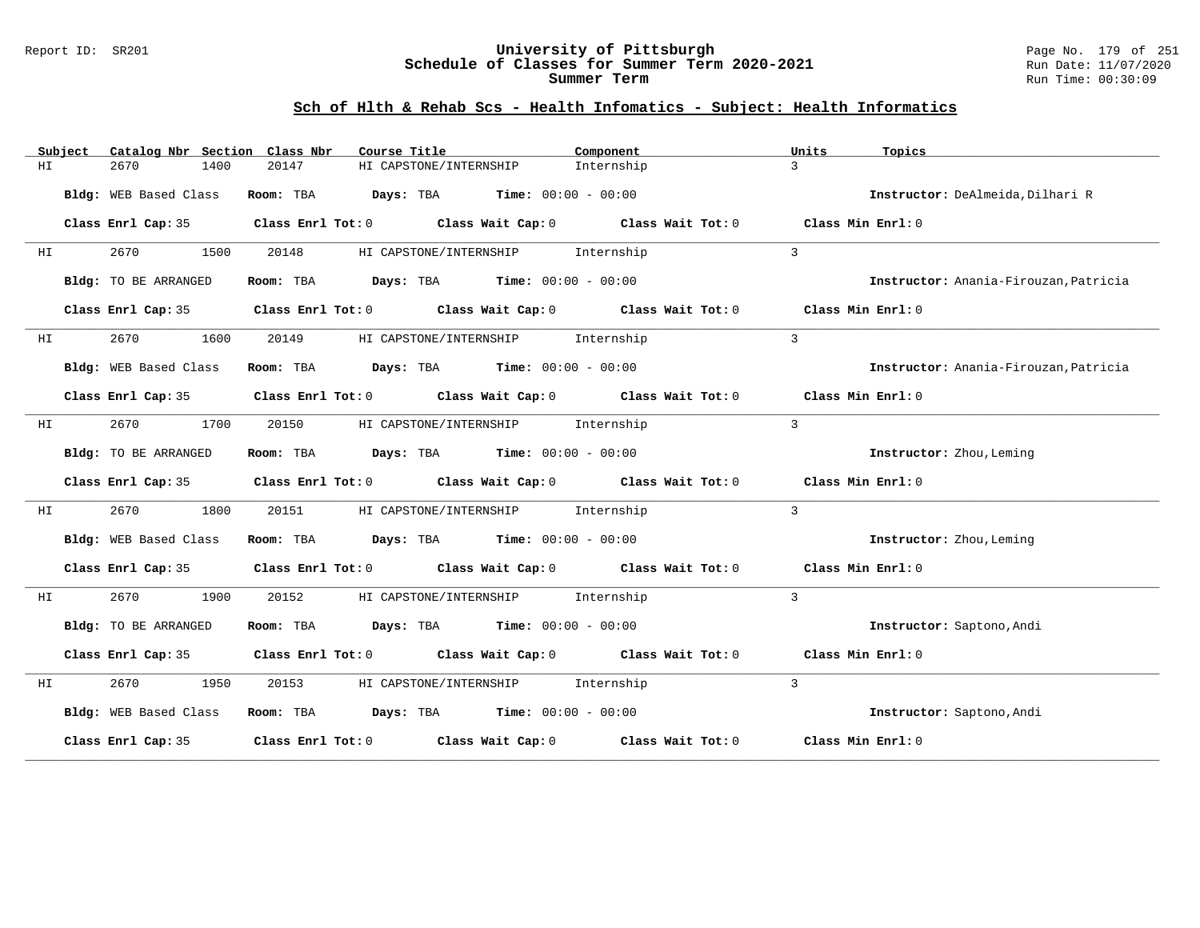## Sch of Hlth & Rehab Scs - Health Infomatics - Subject: Health Informatics

| Subject | Catalog Nbr | Section | Class Nbr | Course Title | Component | Units | Topics |
|---|---|---|---|---|---|---|---|
| HI | 2670 | 1400 | 20147 | HI CAPSTONE/INTERNSHIP | Internship | 3 | |

**Bldg:** WEB Based Class **Room:** TBA **Days:** TBA **Time:** 00:00 - 00:00 **Instructor:** DeAlmeida,Dilhari R

**Class Enrl Cap:** 35 **Class Enrl Tot:** 0 **Class Wait Cap:** 0 **Class Wait Tot:** 0 **Class Min Enrl:** 0

---

| Subject | Catalog Nbr | Section | Class Nbr | Course Title | Component | Units | Topics |
|---|---|---|---|---|---|---|---|
| HI | 2670 | 1500 | 20148 | HI CAPSTONE/INTERNSHIP | Internship | 3 | |

**Bldg:** TO BE ARRANGED **Room:** TBA **Days:** TBA **Time:** 00:00 - 00:00 **Instructor:** Anania-Firouzan,Patricia

**Class Enrl Cap:** 35 **Class Enrl Tot:** 0 **Class Wait Cap:** 0 **Class Wait Tot:** 0 **Class Min Enrl:** 0

---

| Subject | Catalog Nbr | Section | Class Nbr | Course Title | Component | Units | Topics |
|---|---|---|---|---|---|---|---|
| HI | 2670 | 1600 | 20149 | HI CAPSTONE/INTERNSHIP | Internship | 3 | |

**Bldg:** WEB Based Class **Room:** TBA **Days:** TBA **Time:** 00:00 - 00:00 **Instructor:** Anania-Firouzan,Patricia

**Class Enrl Cap:** 35 **Class Enrl Tot:** 0 **Class Wait Cap:** 0 **Class Wait Tot:** 0 **Class Min Enrl:** 0

---

| Subject | Catalog Nbr | Section | Class Nbr | Course Title | Component | Units | Topics |
|---|---|---|---|---|---|---|---|
| HI | 2670 | 1700 | 20150 | HI CAPSTONE/INTERNSHIP | Internship | 3 | |

**Bldg:** TO BE ARRANGED **Room:** TBA **Days:** TBA **Time:** 00:00 - 00:00 **Instructor:** Zhou,Leming

**Class Enrl Cap:** 35 **Class Enrl Tot:** 0 **Class Wait Cap:** 0 **Class Wait Tot:** 0 **Class Min Enrl:** 0

---

| Subject | Catalog Nbr | Section | Class Nbr | Course Title | Component | Units | Topics |
|---|---|---|---|---|---|---|---|
| HI | 2670 | 1800 | 20151 | HI CAPSTONE/INTERNSHIP | Internship | 3 | |

**Bldg:** WEB Based Class **Room:** TBA **Days:** TBA **Time:** 00:00 - 00:00 **Instructor:** Zhou,Leming

**Class Enrl Cap:** 35 **Class Enrl Tot:** 0 **Class Wait Cap:** 0 **Class Wait Tot:** 0 **Class Min Enrl:** 0

---

| Subject | Catalog Nbr | Section | Class Nbr | Course Title | Component | Units | Topics |
|---|---|---|---|---|---|---|---|
| HI | 2670 | 1900 | 20152 | HI CAPSTONE/INTERNSHIP | Internship | 3 | |

**Bldg:** TO BE ARRANGED **Room:** TBA **Days:** TBA **Time:** 00:00 - 00:00 **Instructor:** Saptono,Andi

**Class Enrl Cap:** 35 **Class Enrl Tot:** 0 **Class Wait Cap:** 0 **Class Wait Tot:** 0 **Class Min Enrl:** 0

---

| Subject | Catalog Nbr | Section | Class Nbr | Course Title | Component | Units | Topics |
|---|---|---|---|---|---|---|---|
| HI | 2670 | 1950 | 20153 | HI CAPSTONE/INTERNSHIP | Internship | 3 | |

**Bldg:** WEB Based Class **Room:** TBA **Days:** TBA **Time:** 00:00 - 00:00 **Instructor:** Saptono,Andi

**Class Enrl Cap:** 35 **Class Enrl Tot:** 0 **Class Wait Cap:** 0 **Class Wait Tot:** 0 **Class Min Enrl:** 0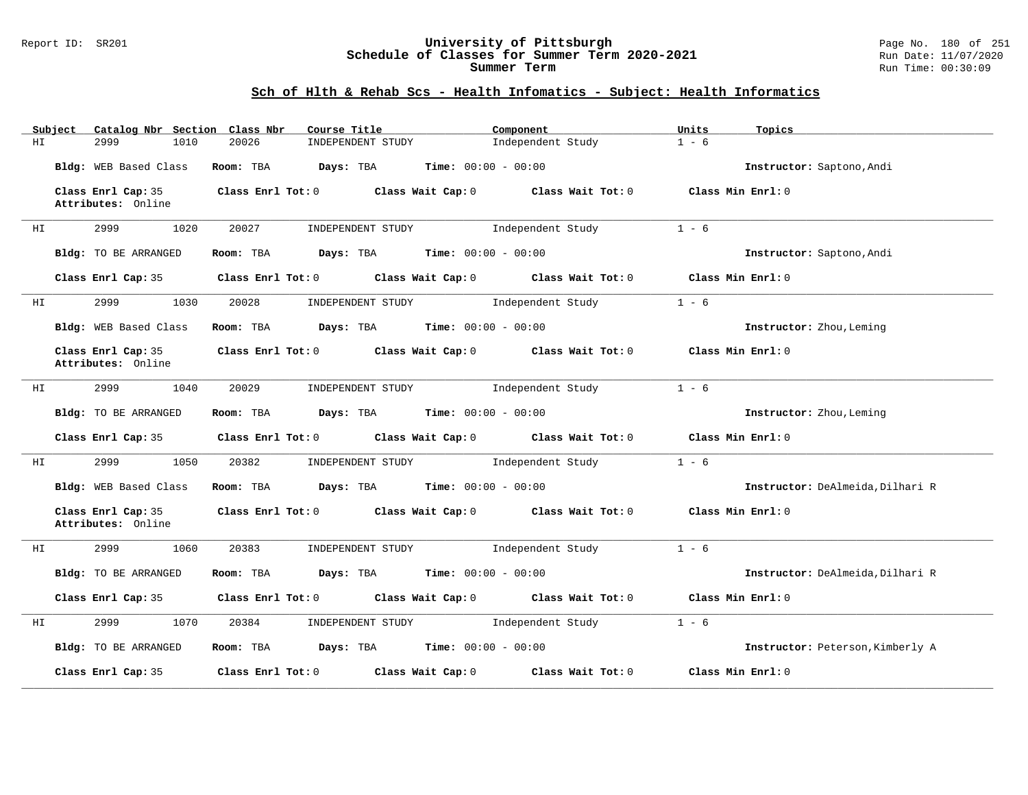## Sch of Hlth & Rehab Scs - Health Infomatics - Subject: Health Informatics

| Subject | Catalog Nbr | Section | Class Nbr | Course Title | Component | Units | Topics |
|---|---|---|---|---|---|---|---|
| HI | 2999 | 1010 | 20026 | INDEPENDENT STUDY | Independent Study | 1 - 6 | |

**Bldg:** WEB Based Class **Room:** TBA **Days:** TBA **Time:** 00:00 - 00:00 **Instructor:** Saptono,Andi

**Class Enrl Cap:** 35 **Class Enrl Tot:** 0 **Class Wait Cap:** 0 **Class Wait Tot:** 0 **Class Min Enrl:** 0
**Attributes:** Online

| Subject | Catalog Nbr | Section | Class Nbr | Course Title | Component | Units | Topics |
|---|---|---|---|---|---|---|---|
| HI | 2999 | 1020 | 20027 | INDEPENDENT STUDY | Independent Study | 1 - 6 | |

**Bldg:** TO BE ARRANGED **Room:** TBA **Days:** TBA **Time:** 00:00 - 00:00 **Instructor:** Saptono,Andi

**Class Enrl Cap:** 35 **Class Enrl Tot:** 0 **Class Wait Cap:** 0 **Class Wait Tot:** 0 **Class Min Enrl:** 0

| Subject | Catalog Nbr | Section | Class Nbr | Course Title | Component | Units | Topics |
|---|---|---|---|---|---|---|---|
| HI | 2999 | 1030 | 20028 | INDEPENDENT STUDY | Independent Study | 1 - 6 | |

**Bldg:** WEB Based Class **Room:** TBA **Days:** TBA **Time:** 00:00 - 00:00 **Instructor:** Zhou,Leming

**Class Enrl Cap:** 35 **Class Enrl Tot:** 0 **Class Wait Cap:** 0 **Class Wait Tot:** 0 **Class Min Enrl:** 0
**Attributes:** Online

| Subject | Catalog Nbr | Section | Class Nbr | Course Title | Component | Units | Topics |
|---|---|---|---|---|---|---|---|
| HI | 2999 | 1040 | 20029 | INDEPENDENT STUDY | Independent Study | 1 - 6 | |

**Bldg:** TO BE ARRANGED **Room:** TBA **Days:** TBA **Time:** 00:00 - 00:00 **Instructor:** Zhou,Leming

**Class Enrl Cap:** 35 **Class Enrl Tot:** 0 **Class Wait Cap:** 0 **Class Wait Tot:** 0 **Class Min Enrl:** 0

| Subject | Catalog Nbr | Section | Class Nbr | Course Title | Component | Units | Topics |
|---|---|---|---|---|---|---|---|
| HI | 2999 | 1050 | 20382 | INDEPENDENT STUDY | Independent Study | 1 - 6 | |

**Bldg:** WEB Based Class **Room:** TBA **Days:** TBA **Time:** 00:00 - 00:00 **Instructor:** DeAlmeida,Dilhari R

**Class Enrl Cap:** 35 **Class Enrl Tot:** 0 **Class Wait Cap:** 0 **Class Wait Tot:** 0 **Class Min Enrl:** 0
**Attributes:** Online

| Subject | Catalog Nbr | Section | Class Nbr | Course Title | Component | Units | Topics |
|---|---|---|---|---|---|---|---|
| HI | 2999 | 1060 | 20383 | INDEPENDENT STUDY | Independent Study | 1 - 6 | |

**Bldg:** TO BE ARRANGED **Room:** TBA **Days:** TBA **Time:** 00:00 - 00:00 **Instructor:** DeAlmeida,Dilhari R

**Class Enrl Cap:** 35 **Class Enrl Tot:** 0 **Class Wait Cap:** 0 **Class Wait Tot:** 0 **Class Min Enrl:** 0

| Subject | Catalog Nbr | Section | Class Nbr | Course Title | Component | Units | Topics |
|---|---|---|---|---|---|---|---|
| HI | 2999 | 1070 | 20384 | INDEPENDENT STUDY | Independent Study | 1 - 6 | |

**Bldg:** TO BE ARRANGED **Room:** TBA **Days:** TBA **Time:** 00:00 - 00:00 **Instructor:** Peterson,Kimberly A

**Class Enrl Cap:** 35 **Class Enrl Tot:** 0 **Class Wait Cap:** 0 **Class Wait Tot:** 0 **Class Min Enrl:** 0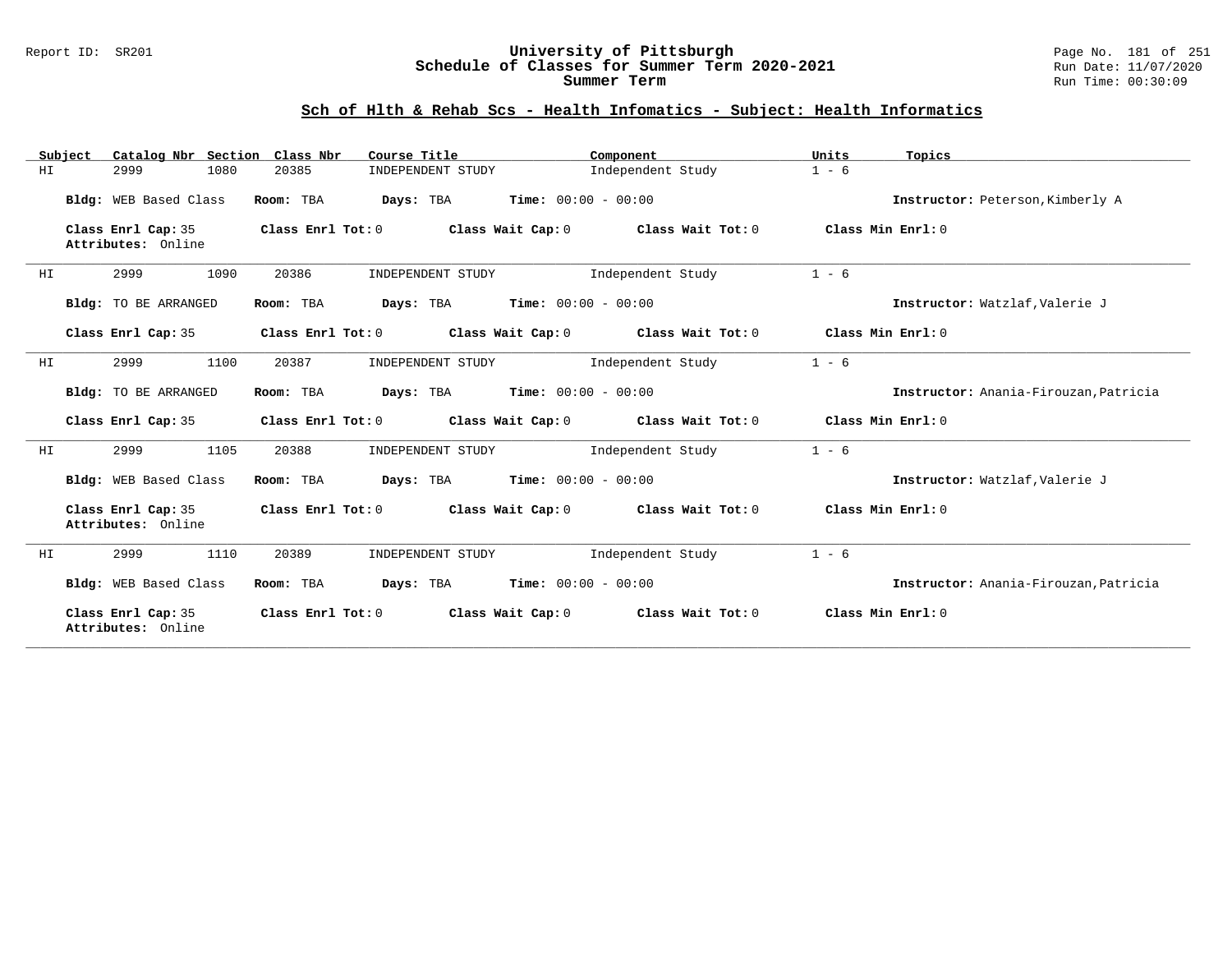## Sch of Hlth & Rehab Scs - Health Infomatics - Subject: Health Informatics

| Subject | Catalog Nbr | Section | Class Nbr | Course Title | Component | Units | Topics |
|---|---|---|---|---|---|---|---|
| HI | 2999 | 1080 | 20385 | INDEPENDENT STUDY | Independent Study | 1 - 6 | |

**Bldg:** WEB Based Class **Room:** TBA **Days:** TBA **Time:** 00:00 - 00:00 **Instructor:** Peterson,Kimberly A

**Class Enrl Cap:** 35 **Class Enrl Tot:** 0 **Class Wait Cap:** 0 **Class Wait Tot:** 0 **Class Min Enrl:** 0
**Attributes:** Online

---

| Subject | Catalog Nbr | Section | Class Nbr | Course Title | Component | Units | Topics |
|---|---|---|---|---|---|---|---|
| HI | 2999 | 1090 | 20386 | INDEPENDENT STUDY | Independent Study | 1 - 6 | |

**Bldg:** TO BE ARRANGED **Room:** TBA **Days:** TBA **Time:** 00:00 - 00:00 **Instructor:** Watzlaf,Valerie J

**Class Enrl Cap:** 35 **Class Enrl Tot:** 0 **Class Wait Cap:** 0 **Class Wait Tot:** 0 **Class Min Enrl:** 0

---

| Subject | Catalog Nbr | Section | Class Nbr | Course Title | Component | Units | Topics |
|---|---|---|---|---|---|---|---|
| HI | 2999 | 1100 | 20387 | INDEPENDENT STUDY | Independent Study | 1 - 6 | |

**Bldg:** TO BE ARRANGED **Room:** TBA **Days:** TBA **Time:** 00:00 - 00:00 **Instructor:** Anania-Firouzan,Patricia

**Class Enrl Cap:** 35 **Class Enrl Tot:** 0 **Class Wait Cap:** 0 **Class Wait Tot:** 0 **Class Min Enrl:** 0

---

| Subject | Catalog Nbr | Section | Class Nbr | Course Title | Component | Units | Topics |
|---|---|---|---|---|---|---|---|
| HI | 2999 | 1105 | 20388 | INDEPENDENT STUDY | Independent Study | 1 - 6 | |

**Bldg:** WEB Based Class **Room:** TBA **Days:** TBA **Time:** 00:00 - 00:00 **Instructor:** Watzlaf,Valerie J

**Class Enrl Cap:** 35 **Class Enrl Tot:** 0 **Class Wait Cap:** 0 **Class Wait Tot:** 0 **Class Min Enrl:** 0
**Attributes:** Online

---

| Subject | Catalog Nbr | Section | Class Nbr | Course Title | Component | Units | Topics |
|---|---|---|---|---|---|---|---|
| HI | 2999 | 1110 | 20389 | INDEPENDENT STUDY | Independent Study | 1 - 6 | |

**Bldg:** WEB Based Class **Room:** TBA **Days:** TBA **Time:** 00:00 - 00:00 **Instructor:** Anania-Firouzan,Patricia

**Class Enrl Cap:** 35 **Class Enrl Tot:** 0 **Class Wait Cap:** 0 **Class Wait Tot:** 0 **Class Min Enrl:** 0
**Attributes:** Online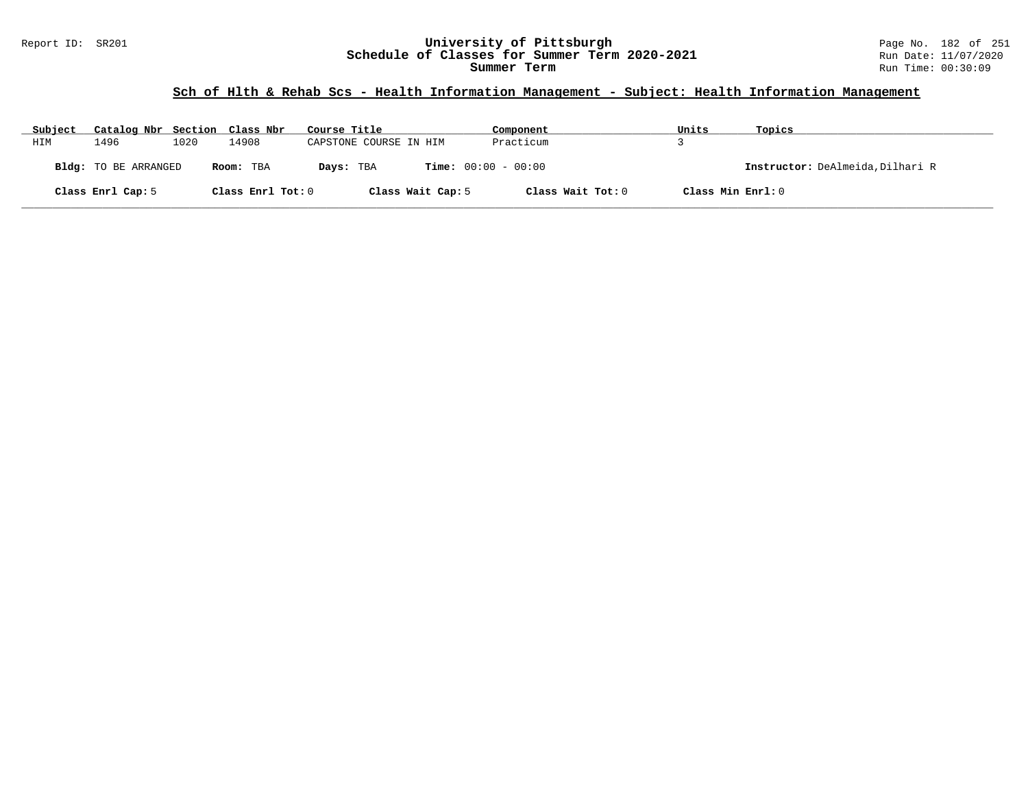## Sch of Hlth & Rehab Scs - Health Information Management - Subject: Health Information Management

| Subject | Catalog Nbr | Section | Class Nbr | Course Title | Component | Units | Topics |
|---|---|---|---|---|---|---|---|
| HIM | 1496 | 1020 | 14908 | CAPSTONE COURSE IN HIM | Practicum | 3 | |

**Bldg:** TO BE ARRANGED **Room:** TBA **Days:** TBA **Time:** 00:00 - 00:00 **Instructor:** DeAlmeida,Dilhari R

**Class Enrl Cap:** 5 **Class Enrl Tot:** 0 **Class Wait Cap:** 5 **Class Wait Tot:** 0 **Class Min Enrl:** 0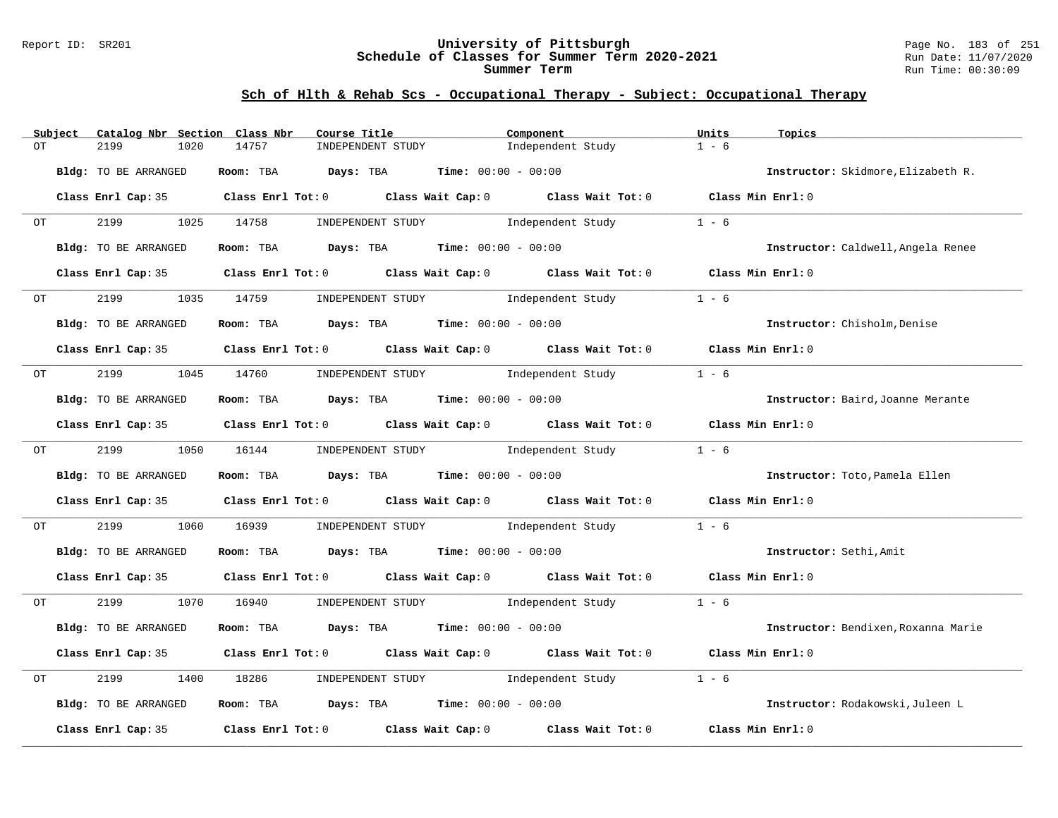## Sch of Hlth & Rehab Scs - Occupational Therapy - Subject: Occupational Therapy

| Subject | Catalog Nbr | Section | Class Nbr | Course Title | Component | Units | Topics |
|---|---|---|---|---|---|---|---|
| OT | 2199 | 1020 | 14757 | INDEPENDENT STUDY | Independent Study | 1 - 6 | |

**Bldg:** TO BE ARRANGED **Room:** TBA **Days:** TBA **Time:** 00:00 - 00:00 **Instructor:** Skidmore,Elizabeth R.

**Class Enrl Cap:** 35 **Class Enrl Tot:** 0 **Class Wait Cap:** 0 **Class Wait Tot:** 0 **Class Min Enrl:** 0

| Subject | Catalog Nbr | Section | Class Nbr | Course Title | Component | Units | Topics |
|---|---|---|---|---|---|---|---|
| OT | 2199 | 1025 | 14758 | INDEPENDENT STUDY | Independent Study | 1 - 6 | |

**Bldg:** TO BE ARRANGED **Room:** TBA **Days:** TBA **Time:** 00:00 - 00:00 **Instructor:** Caldwell,Angela Renee

**Class Enrl Cap:** 35 **Class Enrl Tot:** 0 **Class Wait Cap:** 0 **Class Wait Tot:** 0 **Class Min Enrl:** 0

| Subject | Catalog Nbr | Section | Class Nbr | Course Title | Component | Units | Topics |
|---|---|---|---|---|---|---|---|
| OT | 2199 | 1035 | 14759 | INDEPENDENT STUDY | Independent Study | 1 - 6 | |

**Bldg:** TO BE ARRANGED **Room:** TBA **Days:** TBA **Time:** 00:00 - 00:00 **Instructor:** Chisholm,Denise

**Class Enrl Cap:** 35 **Class Enrl Tot:** 0 **Class Wait Cap:** 0 **Class Wait Tot:** 0 **Class Min Enrl:** 0

| Subject | Catalog Nbr | Section | Class Nbr | Course Title | Component | Units | Topics |
|---|---|---|---|---|---|---|---|
| OT | 2199 | 1045 | 14760 | INDEPENDENT STUDY | Independent Study | 1 - 6 | |

**Bldg:** TO BE ARRANGED **Room:** TBA **Days:** TBA **Time:** 00:00 - 00:00 **Instructor:** Baird,Joanne Merante

**Class Enrl Cap:** 35 **Class Enrl Tot:** 0 **Class Wait Cap:** 0 **Class Wait Tot:** 0 **Class Min Enrl:** 0

| Subject | Catalog Nbr | Section | Class Nbr | Course Title | Component | Units | Topics |
|---|---|---|---|---|---|---|---|
| OT | 2199 | 1050 | 16144 | INDEPENDENT STUDY | Independent Study | 1 - 6 | |

**Bldg:** TO BE ARRANGED **Room:** TBA **Days:** TBA **Time:** 00:00 - 00:00 **Instructor:** Toto,Pamela Ellen

**Class Enrl Cap:** 35 **Class Enrl Tot:** 0 **Class Wait Cap:** 0 **Class Wait Tot:** 0 **Class Min Enrl:** 0

| Subject | Catalog Nbr | Section | Class Nbr | Course Title | Component | Units | Topics |
|---|---|---|---|---|---|---|---|
| OT | 2199 | 1060 | 16939 | INDEPENDENT STUDY | Independent Study | 1 - 6 | |

**Bldg:** TO BE ARRANGED **Room:** TBA **Days:** TBA **Time:** 00:00 - 00:00 **Instructor:** Sethi,Amit

**Class Enrl Cap:** 35 **Class Enrl Tot:** 0 **Class Wait Cap:** 0 **Class Wait Tot:** 0 **Class Min Enrl:** 0

| Subject | Catalog Nbr | Section | Class Nbr | Course Title | Component | Units | Topics |
|---|---|---|---|---|---|---|---|
| OT | 2199 | 1070 | 16940 | INDEPENDENT STUDY | Independent Study | 1 - 6 | |

**Bldg:** TO BE ARRANGED **Room:** TBA **Days:** TBA **Time:** 00:00 - 00:00 **Instructor:** Bendixen,Roxanna Marie

**Class Enrl Cap:** 35 **Class Enrl Tot:** 0 **Class Wait Cap:** 0 **Class Wait Tot:** 0 **Class Min Enrl:** 0

| Subject | Catalog Nbr | Section | Class Nbr | Course Title | Component | Units | Topics |
|---|---|---|---|---|---|---|---|
| OT | 2199 | 1400 | 18286 | INDEPENDENT STUDY | Independent Study | 1 - 6 | |

**Bldg:** TO BE ARRANGED **Room:** TBA **Days:** TBA **Time:** 00:00 - 00:00 **Instructor:** Rodakowski,Juleen L

**Class Enrl Cap:** 35 **Class Enrl Tot:** 0 **Class Wait Cap:** 0 **Class Wait Tot:** 0 **Class Min Enrl:** 0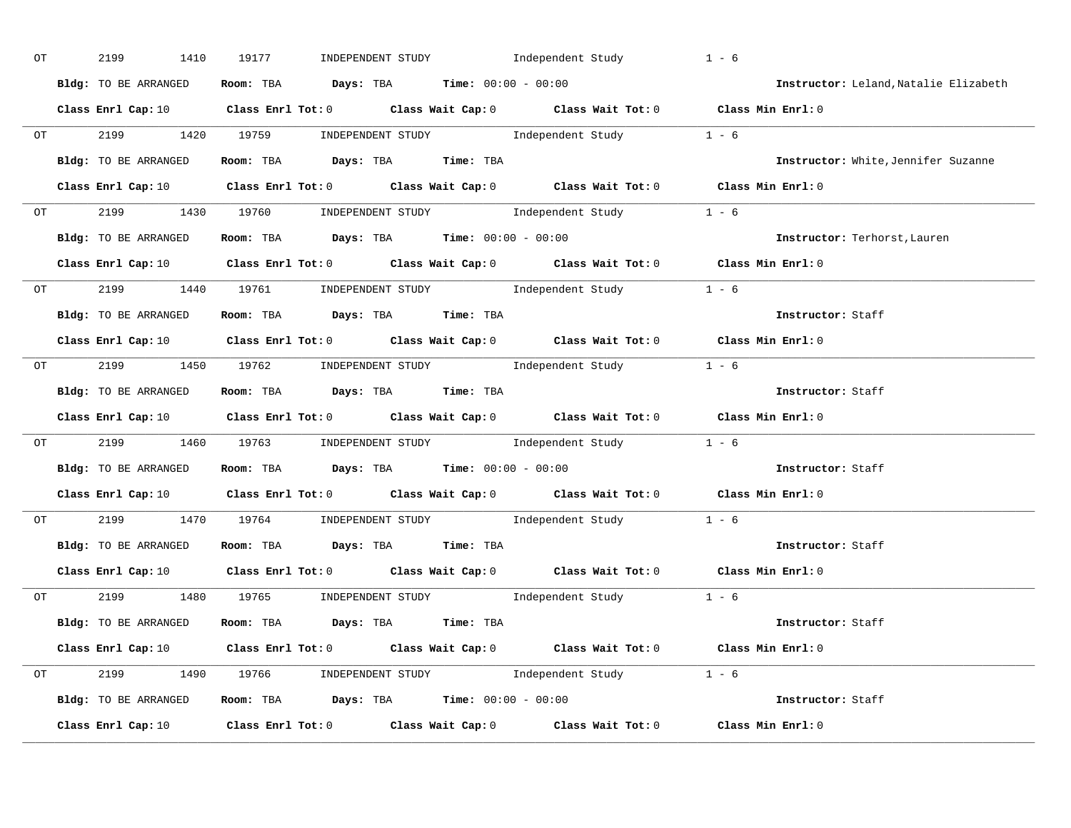OT 2199 1410 19177 INDEPENDENT STUDY Independent Study 1 - 6

**Bldg:** TO BE ARRANGED **Room:** TBA **Days:** TBA **Time:** 00:00 - 00:00 **Instructor:** Leland,Natalie Elizabeth

**Class Enrl Cap:** 10 **Class Enrl Tot:** 0 **Class Wait Cap:** 0 **Class Wait Tot:** 0 **Class Min Enrl:** 0

---

OT 2199 1420 19759 INDEPENDENT STUDY Independent Study 1 - 6

**Bldg:** TO BE ARRANGED **Room:** TBA **Days:** TBA **Time:** TBA **Instructor:** White,Jennifer Suzanne

**Class Enrl Cap:** 10 **Class Enrl Tot:** 0 **Class Wait Cap:** 0 **Class Wait Tot:** 0 **Class Min Enrl:** 0

---

OT 2199 1430 19760 INDEPENDENT STUDY Independent Study 1 - 6

**Bldg:** TO BE ARRANGED **Room:** TBA **Days:** TBA **Time:** 00:00 - 00:00 **Instructor:** Terhorst,Lauren

**Class Enrl Cap:** 10 **Class Enrl Tot:** 0 **Class Wait Cap:** 0 **Class Wait Tot:** 0 **Class Min Enrl:** 0

---

OT 2199 1440 19761 INDEPENDENT STUDY Independent Study 1 - 6

**Bldg:** TO BE ARRANGED **Room:** TBA **Days:** TBA **Time:** TBA **Instructor:** Staff

**Class Enrl Cap:** 10 **Class Enrl Tot:** 0 **Class Wait Cap:** 0 **Class Wait Tot:** 0 **Class Min Enrl:** 0

---

OT 2199 1450 19762 INDEPENDENT STUDY Independent Study 1 - 6

**Bldg:** TO BE ARRANGED **Room:** TBA **Days:** TBA **Time:** TBA **Instructor:** Staff

**Class Enrl Cap:** 10 **Class Enrl Tot:** 0 **Class Wait Cap:** 0 **Class Wait Tot:** 0 **Class Min Enrl:** 0

---

OT 2199 1460 19763 INDEPENDENT STUDY Independent Study 1 - 6

**Bldg:** TO BE ARRANGED **Room:** TBA **Days:** TBA **Time:** 00:00 - 00:00 **Instructor:** Staff

**Class Enrl Cap:** 10 **Class Enrl Tot:** 0 **Class Wait Cap:** 0 **Class Wait Tot:** 0 **Class Min Enrl:** 0

---

OT 2199 1470 19764 INDEPENDENT STUDY Independent Study 1 - 6

**Bldg:** TO BE ARRANGED **Room:** TBA **Days:** TBA **Time:** TBA **Instructor:** Staff

**Class Enrl Cap:** 10 **Class Enrl Tot:** 0 **Class Wait Cap:** 0 **Class Wait Tot:** 0 **Class Min Enrl:** 0

---

OT 2199 1480 19765 INDEPENDENT STUDY Independent Study 1 - 6

**Bldg:** TO BE ARRANGED **Room:** TBA **Days:** TBA **Time:** TBA **Instructor:** Staff

**Class Enrl Cap:** 10 **Class Enrl Tot:** 0 **Class Wait Cap:** 0 **Class Wait Tot:** 0 **Class Min Enrl:** 0

---

OT 2199 1490 19766 INDEPENDENT STUDY Independent Study 1 - 6

**Bldg:** TO BE ARRANGED **Room:** TBA **Days:** TBA **Time:** 00:00 - 00:00 **Instructor:** Staff

**Class Enrl Cap:** 10 **Class Enrl Tot:** 0 **Class Wait Cap:** 0 **Class Wait Tot:** 0 **Class Min Enrl:** 0

---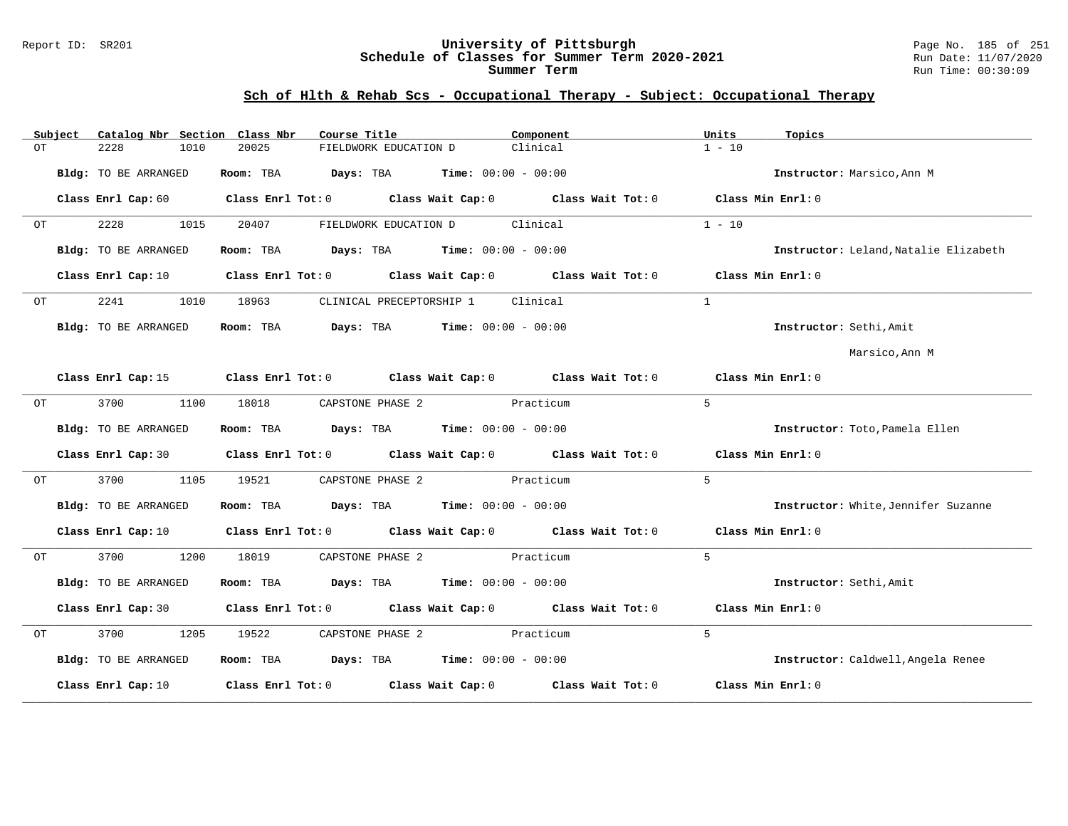## Sch of Hlth & Rehab Scs - Occupational Therapy - Subject: Occupational Therapy

| Subject | Catalog Nbr | Section | Class Nbr | Course Title | Component | Units | Topics |
|---|---|---|---|---|---|---|---|
| OT | 2228 | 1010 | 20025 | FIELDWORK EDUCATION D | Clinical | 1 - 10 | |

**Bldg:** TO BE ARRANGED **Room:** TBA **Days:** TBA **Time:** 00:00 - 00:00 **Instructor:** Marsico,Ann M

**Class Enrl Cap:** 60 **Class Enrl Tot:** 0 **Class Wait Cap:** 0 **Class Wait Tot:** 0 **Class Min Enrl:** 0

---

| Subject | Catalog Nbr | Section | Class Nbr | Course Title | Component | Units | Topics |
|---|---|---|---|---|---|---|---|
| OT | 2228 | 1015 | 20407 | FIELDWORK EDUCATION D | Clinical | 1 - 10 | |

**Bldg:** TO BE ARRANGED **Room:** TBA **Days:** TBA **Time:** 00:00 - 00:00 **Instructor:** Leland,Natalie Elizabeth

**Class Enrl Cap:** 10 **Class Enrl Tot:** 0 **Class Wait Cap:** 0 **Class Wait Tot:** 0 **Class Min Enrl:** 0

---

| Subject | Catalog Nbr | Section | Class Nbr | Course Title | Component | Units | Topics |
|---|---|---|---|---|---|---|---|
| OT | 2241 | 1010 | 18963 | CLINICAL PRECEPTORSHIP 1 | Clinical | 1 | |

**Bldg:** TO BE ARRANGED **Room:** TBA **Days:** TBA **Time:** 00:00 - 00:00 **Instructor:** Sethi,Amit
Marsico,Ann M

**Class Enrl Cap:** 15 **Class Enrl Tot:** 0 **Class Wait Cap:** 0 **Class Wait Tot:** 0 **Class Min Enrl:** 0

---

| Subject | Catalog Nbr | Section | Class Nbr | Course Title | Component | Units | Topics |
|---|---|---|---|---|---|---|---|
| OT | 3700 | 1100 | 18018 | CAPSTONE PHASE 2 | Practicum | 5 | |

**Bldg:** TO BE ARRANGED **Room:** TBA **Days:** TBA **Time:** 00:00 - 00:00 **Instructor:** Toto,Pamela Ellen

**Class Enrl Cap:** 30 **Class Enrl Tot:** 0 **Class Wait Cap:** 0 **Class Wait Tot:** 0 **Class Min Enrl:** 0

---

| Subject | Catalog Nbr | Section | Class Nbr | Course Title | Component | Units | Topics |
|---|---|---|---|---|---|---|---|
| OT | 3700 | 1105 | 19521 | CAPSTONE PHASE 2 | Practicum | 5 | |

**Bldg:** TO BE ARRANGED **Room:** TBA **Days:** TBA **Time:** 00:00 - 00:00 **Instructor:** White,Jennifer Suzanne

**Class Enrl Cap:** 10 **Class Enrl Tot:** 0 **Class Wait Cap:** 0 **Class Wait Tot:** 0 **Class Min Enrl:** 0

---

| Subject | Catalog Nbr | Section | Class Nbr | Course Title | Component | Units | Topics |
|---|---|---|---|---|---|---|---|
| OT | 3700 | 1200 | 18019 | CAPSTONE PHASE 2 | Practicum | 5 | |

**Bldg:** TO BE ARRANGED **Room:** TBA **Days:** TBA **Time:** 00:00 - 00:00 **Instructor:** Sethi,Amit

**Class Enrl Cap:** 30 **Class Enrl Tot:** 0 **Class Wait Cap:** 0 **Class Wait Tot:** 0 **Class Min Enrl:** 0

---

| Subject | Catalog Nbr | Section | Class Nbr | Course Title | Component | Units | Topics |
|---|---|---|---|---|---|---|---|
| OT | 3700 | 1205 | 19522 | CAPSTONE PHASE 2 | Practicum | 5 | |

**Bldg:** TO BE ARRANGED **Room:** TBA **Days:** TBA **Time:** 00:00 - 00:00 **Instructor:** Caldwell,Angela Renee

**Class Enrl Cap:** 10 **Class Enrl Tot:** 0 **Class Wait Cap:** 0 **Class Wait Tot:** 0 **Class Min Enrl:** 0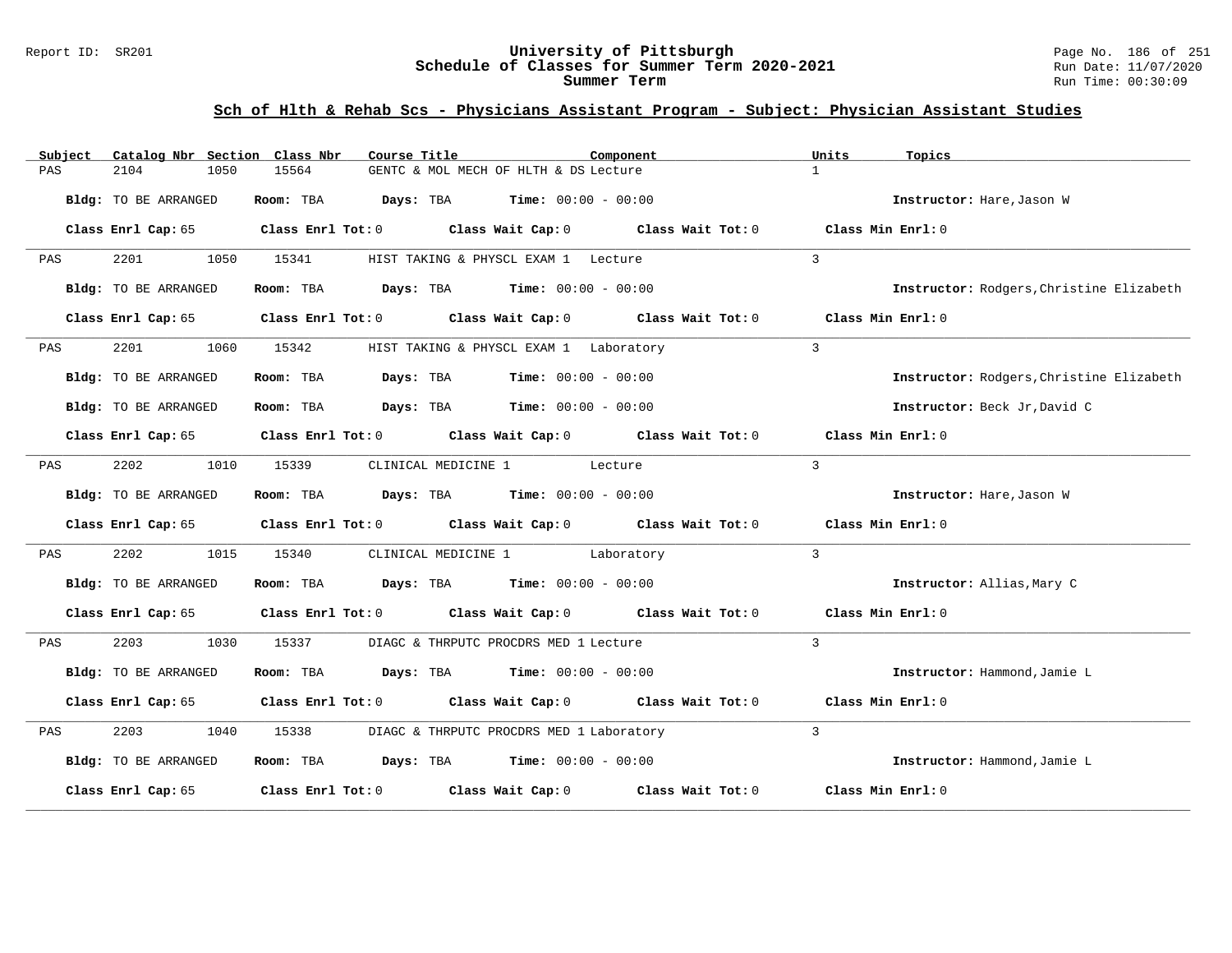# University of Pittsburgh
## Schedule of Classes for Summer Term 2020-2021
## Summer Term

Report ID: SR201

Run Date: 11/07/2020
Run Time: 00:30:09

### Sch of Hlth & Rehab Scs - Physicians Assistant Program - Subject: Physician Assistant Studies

| Subject | Catalog Nbr | Section | Class Nbr | Course Title | Component | Units | Topics |
|---|---|---|---|---|---|---|---|
| PAS | 2104 | 1050 | 15564 | GENTC & MOL MECH OF HLTH & DS | Lecture | 1 | |

**Bldg:** TO BE ARRANGED **Room:** TBA **Days:** TBA **Time:** 00:00 - 00:00 **Instructor:** Hare,Jason W

**Class Enrl Cap:** 65 **Class Enrl Tot:** 0 **Class Wait Cap:** 0 **Class Wait Tot:** 0 **Class Min Enrl:** 0

---

| Subject | Catalog Nbr | Section | Class Nbr | Course Title | Component | Units | Topics |
|---|---|---|---|---|---|---|---|
| PAS | 2201 | 1050 | 15341 | HIST TAKING & PHYSCL EXAM 1 | Lecture | 3 | |

**Bldg:** TO BE ARRANGED **Room:** TBA **Days:** TBA **Time:** 00:00 - 00:00 **Instructor:** Rodgers,Christine Elizabeth

**Class Enrl Cap:** 65 **Class Enrl Tot:** 0 **Class Wait Cap:** 0 **Class Wait Tot:** 0 **Class Min Enrl:** 0

---

| Subject | Catalog Nbr | Section | Class Nbr | Course Title | Component | Units | Topics |
|---|---|---|---|---|---|---|---|
| PAS | 2201 | 1060 | 15342 | HIST TAKING & PHYSCL EXAM 1 | Laboratory | 3 | |

**Bldg:** TO BE ARRANGED **Room:** TBA **Days:** TBA **Time:** 00:00 - 00:00 **Instructor:** Rodgers,Christine Elizabeth

**Bldg:** TO BE ARRANGED **Room:** TBA **Days:** TBA **Time:** 00:00 - 00:00 **Instructor:** Beck Jr,David C

**Class Enrl Cap:** 65 **Class Enrl Tot:** 0 **Class Wait Cap:** 0 **Class Wait Tot:** 0 **Class Min Enrl:** 0

---

| Subject | Catalog Nbr | Section | Class Nbr | Course Title | Component | Units | Topics |
|---|---|---|---|---|---|---|---|
| PAS | 2202 | 1010 | 15339 | CLINICAL MEDICINE 1 | Lecture | 3 | |

**Bldg:** TO BE ARRANGED **Room:** TBA **Days:** TBA **Time:** 00:00 - 00:00 **Instructor:** Hare,Jason W

**Class Enrl Cap:** 65 **Class Enrl Tot:** 0 **Class Wait Cap:** 0 **Class Wait Tot:** 0 **Class Min Enrl:** 0

---

| Subject | Catalog Nbr | Section | Class Nbr | Course Title | Component | Units | Topics |
|---|---|---|---|---|---|---|---|
| PAS | 2202 | 1015 | 15340 | CLINICAL MEDICINE 1 | Laboratory | 3 | |

**Bldg:** TO BE ARRANGED **Room:** TBA **Days:** TBA **Time:** 00:00 - 00:00 **Instructor:** Allias,Mary C

**Class Enrl Cap:** 65 **Class Enrl Tot:** 0 **Class Wait Cap:** 0 **Class Wait Tot:** 0 **Class Min Enrl:** 0

---

| Subject | Catalog Nbr | Section | Class Nbr | Course Title | Component | Units | Topics |
|---|---|---|---|---|---|---|---|
| PAS | 2203 | 1030 | 15337 | DIAGC & THRPUTC PROCDRS MED 1 | Lecture | 3 | |

**Bldg:** TO BE ARRANGED **Room:** TBA **Days:** TBA **Time:** 00:00 - 00:00 **Instructor:** Hammond,Jamie L

**Class Enrl Cap:** 65 **Class Enrl Tot:** 0 **Class Wait Cap:** 0 **Class Wait Tot:** 0 **Class Min Enrl:** 0

---

| Subject | Catalog Nbr | Section | Class Nbr | Course Title | Component | Units | Topics |
|---|---|---|---|---|---|---|---|
| PAS | 2203 | 1040 | 15338 | DIAGC & THRPUTC PROCDRS MED 1 | Laboratory | 3 | |

**Bldg:** TO BE ARRANGED **Room:** TBA **Days:** TBA **Time:** 00:00 - 00:00 **Instructor:** Hammond,Jamie L

**Class Enrl Cap:** 65 **Class Enrl Tot:** 0 **Class Wait Cap:** 0 **Class Wait Tot:** 0 **Class Min Enrl:** 0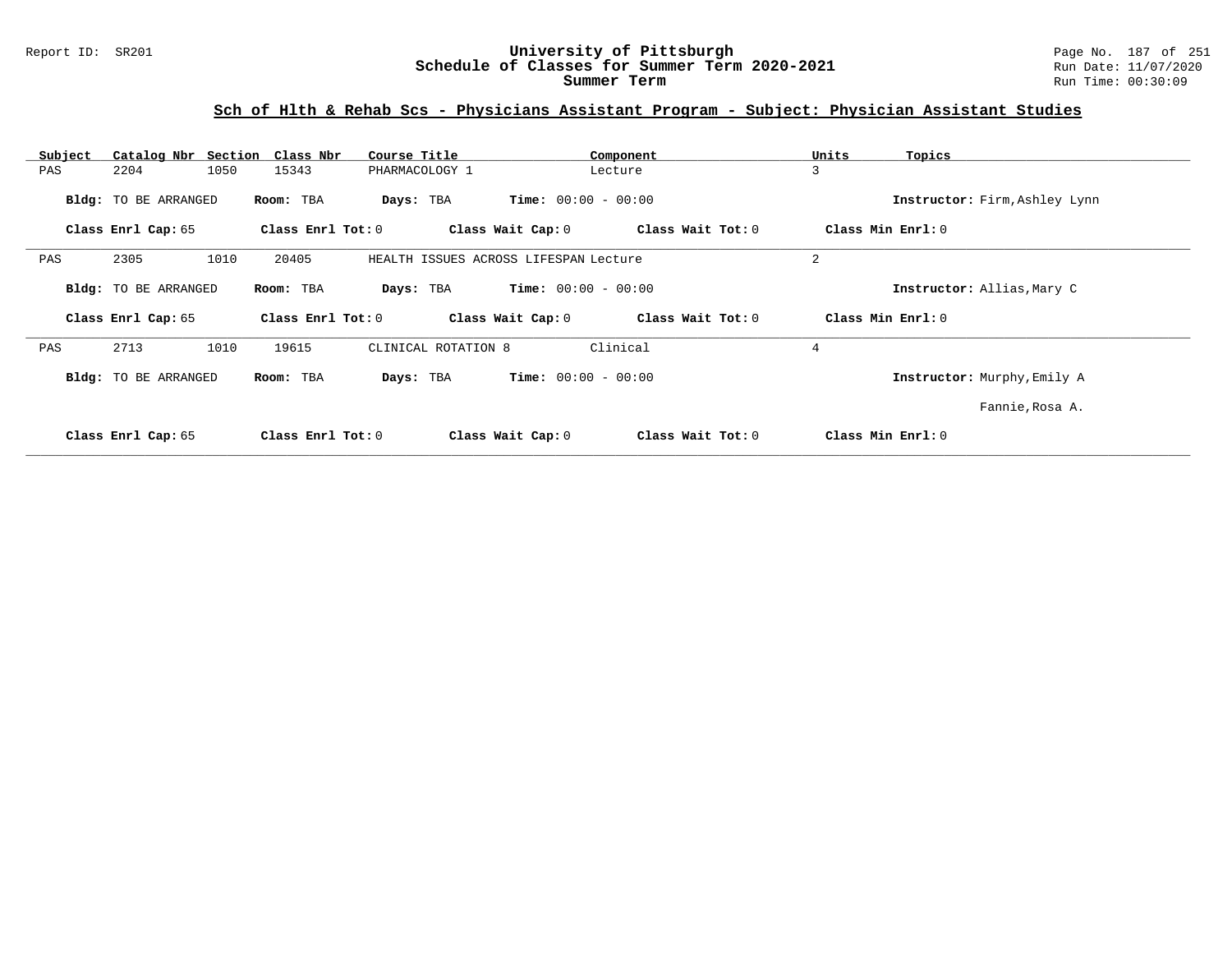## Sch of Hlth & Rehab Scs - Physicians Assistant Program - Subject: Physician Assistant Studies

| Subject | Catalog Nbr | Section | Class Nbr | Course Title | Component | Units | Topics |
|---|---|---|---|---|---|---|---|
| PAS | 2204 | 1050 | 15343 | PHARMACOLOGY 1 | Lecture | 3 | |

**Bldg:** TO BE ARRANGED **Room:** TBA **Days:** TBA **Time:** 00:00 - 00:00 **Instructor:** Firm,Ashley Lynn

**Class Enrl Cap:** 65 **Class Enrl Tot:** 0 **Class Wait Cap:** 0 **Class Wait Tot:** 0 **Class Min Enrl:** 0

---

| Subject | Catalog Nbr | Section | Class Nbr | Course Title | Component | Units | Topics |
|---|---|---|---|---|---|---|---|
| PAS | 2305 | 1010 | 20405 | HEALTH ISSUES ACROSS LIFESPAN | Lecture | 2 | |

**Bldg:** TO BE ARRANGED **Room:** TBA **Days:** TBA **Time:** 00:00 - 00:00 **Instructor:** Allias,Mary C

**Class Enrl Cap:** 65 **Class Enrl Tot:** 0 **Class Wait Cap:** 0 **Class Wait Tot:** 0 **Class Min Enrl:** 0

---

| Subject | Catalog Nbr | Section | Class Nbr | Course Title | Component | Units | Topics |
|---|---|---|---|---|---|---|---|
| PAS | 2713 | 1010 | 19615 | CLINICAL ROTATION 8 | Clinical | 4 | |

**Bldg:** TO BE ARRANGED **Room:** TBA **Days:** TBA **Time:** 00:00 - 00:00 **Instructor:** Murphy,Emily A

Fannie,Rosa A.

**Class Enrl Cap:** 65 **Class Enrl Tot:** 0 **Class Wait Cap:** 0 **Class Wait Tot:** 0 **Class Min Enrl:** 0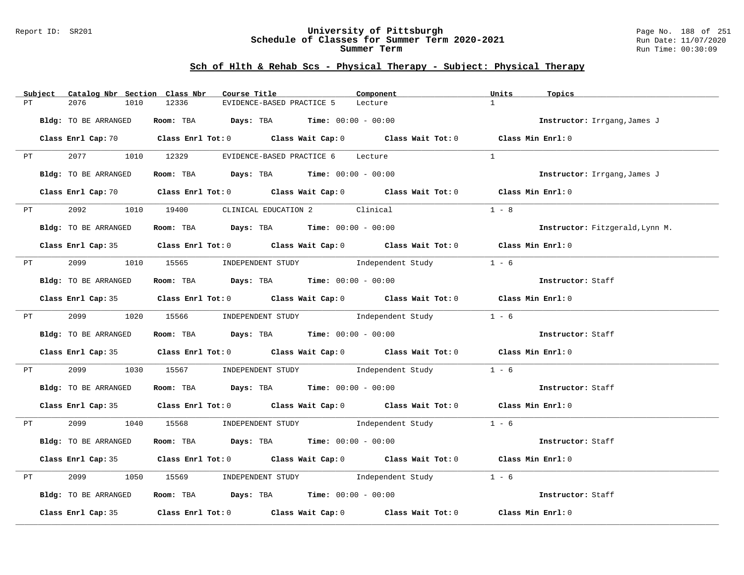## Sch of Hlth & Rehab Scs - Physical Therapy - Subject: Physical Therapy

| Subject | Catalog Nbr | Section | Class Nbr | Course Title | Component | Units | Topics |
|---|---|---|---|---|---|---|---|
| PT | 2076 | 1010 | 12336 | EVIDENCE-BASED PRACTICE 5 | Lecture | 1 | |

**Bldg:** TO BE ARRANGED **Room:** TBA **Days:** TBA **Time:** 00:00 - 00:00 **Instructor:** Irrgang,James J

**Class Enrl Cap:** 70 **Class Enrl Tot:** 0 **Class Wait Cap:** 0 **Class Wait Tot:** 0 **Class Min Enrl:** 0

| Subject | Catalog Nbr | Section | Class Nbr | Course Title | Component | Units | Topics |
|---|---|---|---|---|---|---|---|
| PT | 2077 | 1010 | 12329 | EVIDENCE-BASED PRACTICE 6 | Lecture | 1 | |

**Bldg:** TO BE ARRANGED **Room:** TBA **Days:** TBA **Time:** 00:00 - 00:00 **Instructor:** Irrgang,James J

**Class Enrl Cap:** 70 **Class Enrl Tot:** 0 **Class Wait Cap:** 0 **Class Wait Tot:** 0 **Class Min Enrl:** 0

| Subject | Catalog Nbr | Section | Class Nbr | Course Title | Component | Units | Topics |
|---|---|---|---|---|---|---|---|
| PT | 2092 | 1010 | 19400 | CLINICAL EDUCATION 2 | Clinical | 1 - 8 | |

**Bldg:** TO BE ARRANGED **Room:** TBA **Days:** TBA **Time:** 00:00 - 00:00 **Instructor:** Fitzgerald,Lynn M.

**Class Enrl Cap:** 35 **Class Enrl Tot:** 0 **Class Wait Cap:** 0 **Class Wait Tot:** 0 **Class Min Enrl:** 0

| Subject | Catalog Nbr | Section | Class Nbr | Course Title | Component | Units | Topics |
|---|---|---|---|---|---|---|---|
| PT | 2099 | 1010 | 15565 | INDEPENDENT STUDY | Independent Study | 1 - 6 | |

**Bldg:** TO BE ARRANGED **Room:** TBA **Days:** TBA **Time:** 00:00 - 00:00 **Instructor:** Staff

**Class Enrl Cap:** 35 **Class Enrl Tot:** 0 **Class Wait Cap:** 0 **Class Wait Tot:** 0 **Class Min Enrl:** 0

| Subject | Catalog Nbr | Section | Class Nbr | Course Title | Component | Units | Topics |
|---|---|---|---|---|---|---|---|
| PT | 2099 | 1020 | 15566 | INDEPENDENT STUDY | Independent Study | 1 - 6 | |

**Bldg:** TO BE ARRANGED **Room:** TBA **Days:** TBA **Time:** 00:00 - 00:00 **Instructor:** Staff

**Class Enrl Cap:** 35 **Class Enrl Tot:** 0 **Class Wait Cap:** 0 **Class Wait Tot:** 0 **Class Min Enrl:** 0

| Subject | Catalog Nbr | Section | Class Nbr | Course Title | Component | Units | Topics |
|---|---|---|---|---|---|---|---|
| PT | 2099 | 1030 | 15567 | INDEPENDENT STUDY | Independent Study | 1 - 6 | |

**Bldg:** TO BE ARRANGED **Room:** TBA **Days:** TBA **Time:** 00:00 - 00:00 **Instructor:** Staff

**Class Enrl Cap:** 35 **Class Enrl Tot:** 0 **Class Wait Cap:** 0 **Class Wait Tot:** 0 **Class Min Enrl:** 0

| Subject | Catalog Nbr | Section | Class Nbr | Course Title | Component | Units | Topics |
|---|---|---|---|---|---|---|---|
| PT | 2099 | 1040 | 15568 | INDEPENDENT STUDY | Independent Study | 1 - 6 | |

**Bldg:** TO BE ARRANGED **Room:** TBA **Days:** TBA **Time:** 00:00 - 00:00 **Instructor:** Staff

**Class Enrl Cap:** 35 **Class Enrl Tot:** 0 **Class Wait Cap:** 0 **Class Wait Tot:** 0 **Class Min Enrl:** 0

| Subject | Catalog Nbr | Section | Class Nbr | Course Title | Component | Units | Topics |
|---|---|---|---|---|---|---|---|
| PT | 2099 | 1050 | 15569 | INDEPENDENT STUDY | Independent Study | 1 - 6 | |

**Bldg:** TO BE ARRANGED **Room:** TBA **Days:** TBA **Time:** 00:00 - 00:00 **Instructor:** Staff

**Class Enrl Cap:** 35 **Class Enrl Tot:** 0 **Class Wait Cap:** 0 **Class Wait Tot:** 0 **Class Min Enrl:** 0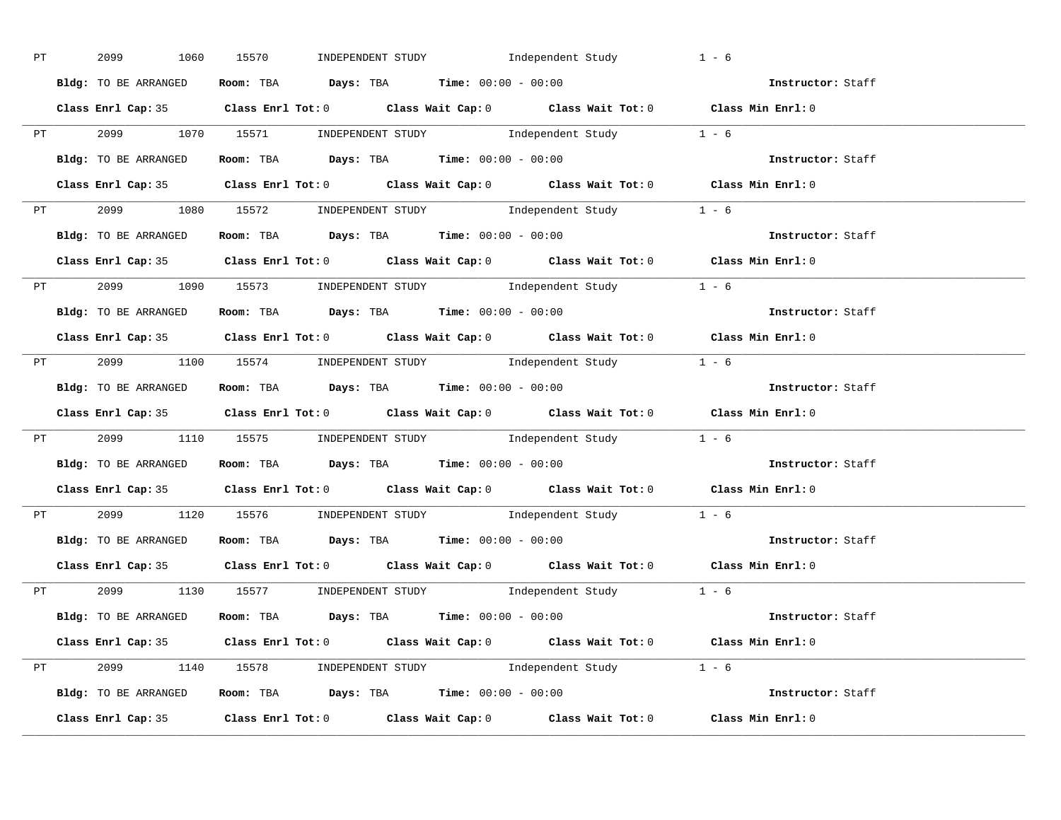PT 2099 1060 15570 INDEPENDENT STUDY Independent Study 1 - 6

**Bldg:** TO BE ARRANGED **Room:** TBA **Days:** TBA **Time:** 00:00 - 00:00 **Instructor:** Staff

**Class Enrl Cap:** 35 **Class Enrl Tot:** 0 **Class Wait Cap:** 0 **Class Wait Tot:** 0 **Class Min Enrl:** 0

---

PT 2099 1070 15571 INDEPENDENT STUDY Independent Study 1 - 6

**Bldg:** TO BE ARRANGED **Room:** TBA **Days:** TBA **Time:** 00:00 - 00:00 **Instructor:** Staff

**Class Enrl Cap:** 35 **Class Enrl Tot:** 0 **Class Wait Cap:** 0 **Class Wait Tot:** 0 **Class Min Enrl:** 0

---

PT 2099 1080 15572 INDEPENDENT STUDY Independent Study 1 - 6

**Bldg:** TO BE ARRANGED **Room:** TBA **Days:** TBA **Time:** 00:00 - 00:00 **Instructor:** Staff

**Class Enrl Cap:** 35 **Class Enrl Tot:** 0 **Class Wait Cap:** 0 **Class Wait Tot:** 0 **Class Min Enrl:** 0

---

PT 2099 1090 15573 INDEPENDENT STUDY Independent Study 1 - 6

**Bldg:** TO BE ARRANGED **Room:** TBA **Days:** TBA **Time:** 00:00 - 00:00 **Instructor:** Staff

**Class Enrl Cap:** 35 **Class Enrl Tot:** 0 **Class Wait Cap:** 0 **Class Wait Tot:** 0 **Class Min Enrl:** 0

---

PT 2099 1100 15574 INDEPENDENT STUDY Independent Study 1 - 6

**Bldg:** TO BE ARRANGED **Room:** TBA **Days:** TBA **Time:** 00:00 - 00:00 **Instructor:** Staff

**Class Enrl Cap:** 35 **Class Enrl Tot:** 0 **Class Wait Cap:** 0 **Class Wait Tot:** 0 **Class Min Enrl:** 0

---

PT 2099 1110 15575 INDEPENDENT STUDY Independent Study 1 - 6

**Bldg:** TO BE ARRANGED **Room:** TBA **Days:** TBA **Time:** 00:00 - 00:00 **Instructor:** Staff

**Class Enrl Cap:** 35 **Class Enrl Tot:** 0 **Class Wait Cap:** 0 **Class Wait Tot:** 0 **Class Min Enrl:** 0

---

PT 2099 1120 15576 INDEPENDENT STUDY Independent Study 1 - 6

**Bldg:** TO BE ARRANGED **Room:** TBA **Days:** TBA **Time:** 00:00 - 00:00 **Instructor:** Staff

**Class Enrl Cap:** 35 **Class Enrl Tot:** 0 **Class Wait Cap:** 0 **Class Wait Tot:** 0 **Class Min Enrl:** 0

---

PT 2099 1130 15577 INDEPENDENT STUDY Independent Study 1 - 6

**Bldg:** TO BE ARRANGED **Room:** TBA **Days:** TBA **Time:** 00:00 - 00:00 **Instructor:** Staff

**Class Enrl Cap:** 35 **Class Enrl Tot:** 0 **Class Wait Cap:** 0 **Class Wait Tot:** 0 **Class Min Enrl:** 0

---

PT 2099 1140 15578 INDEPENDENT STUDY Independent Study 1 - 6

**Bldg:** TO BE ARRANGED **Room:** TBA **Days:** TBA **Time:** 00:00 - 00:00 **Instructor:** Staff

**Class Enrl Cap:** 35 **Class Enrl Tot:** 0 **Class Wait Cap:** 0 **Class Wait Tot:** 0 **Class Min Enrl:** 0

---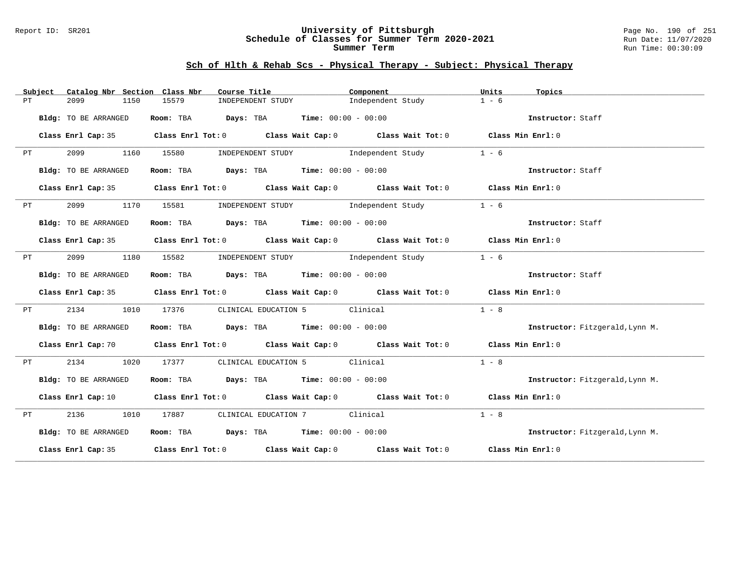## Sch of Hlth & Rehab Scs - Physical Therapy - Subject: Physical Therapy

| Subject | Catalog Nbr | Section | Class Nbr | Course Title | Component | Units | Topics |
|---|---|---|---|---|---|---|---|
| PT | 2099 | 1150 | 15579 | INDEPENDENT STUDY | Independent Study | 1 - 6 | |

**Bldg:** TO BE ARRANGED **Room:** TBA **Days:** TBA **Time:** 00:00 - 00:00 **Instructor:** Staff

**Class Enrl Cap:** 35 **Class Enrl Tot:** 0 **Class Wait Cap:** 0 **Class Wait Tot:** 0 **Class Min Enrl:** 0

| Subject | Catalog Nbr | Section | Class Nbr | Course Title | Component | Units | Topics |
|---|---|---|---|---|---|---|---|
| PT | 2099 | 1160 | 15580 | INDEPENDENT STUDY | Independent Study | 1 - 6 | |

**Bldg:** TO BE ARRANGED **Room:** TBA **Days:** TBA **Time:** 00:00 - 00:00 **Instructor:** Staff

**Class Enrl Cap:** 35 **Class Enrl Tot:** 0 **Class Wait Cap:** 0 **Class Wait Tot:** 0 **Class Min Enrl:** 0

| Subject | Catalog Nbr | Section | Class Nbr | Course Title | Component | Units | Topics |
|---|---|---|---|---|---|---|---|
| PT | 2099 | 1170 | 15581 | INDEPENDENT STUDY | Independent Study | 1 - 6 | |

**Bldg:** TO BE ARRANGED **Room:** TBA **Days:** TBA **Time:** 00:00 - 00:00 **Instructor:** Staff

**Class Enrl Cap:** 35 **Class Enrl Tot:** 0 **Class Wait Cap:** 0 **Class Wait Tot:** 0 **Class Min Enrl:** 0

| Subject | Catalog Nbr | Section | Class Nbr | Course Title | Component | Units | Topics |
|---|---|---|---|---|---|---|---|
| PT | 2099 | 1180 | 15582 | INDEPENDENT STUDY | Independent Study | 1 - 6 | |

**Bldg:** TO BE ARRANGED **Room:** TBA **Days:** TBA **Time:** 00:00 - 00:00 **Instructor:** Staff

**Class Enrl Cap:** 35 **Class Enrl Tot:** 0 **Class Wait Cap:** 0 **Class Wait Tot:** 0 **Class Min Enrl:** 0

| Subject | Catalog Nbr | Section | Class Nbr | Course Title | Component | Units | Topics |
|---|---|---|---|---|---|---|---|
| PT | 2134 | 1010 | 17376 | CLINICAL EDUCATION 5 | Clinical | 1 - 8 | |

**Bldg:** TO BE ARRANGED **Room:** TBA **Days:** TBA **Time:** 00:00 - 00:00 **Instructor:** Fitzgerald,Lynn M.

**Class Enrl Cap:** 70 **Class Enrl Tot:** 0 **Class Wait Cap:** 0 **Class Wait Tot:** 0 **Class Min Enrl:** 0

| Subject | Catalog Nbr | Section | Class Nbr | Course Title | Component | Units | Topics |
|---|---|---|---|---|---|---|---|
| PT | 2134 | 1020 | 17377 | CLINICAL EDUCATION 5 | Clinical | 1 - 8 | |

**Bldg:** TO BE ARRANGED **Room:** TBA **Days:** TBA **Time:** 00:00 - 00:00 **Instructor:** Fitzgerald,Lynn M.

**Class Enrl Cap:** 10 **Class Enrl Tot:** 0 **Class Wait Cap:** 0 **Class Wait Tot:** 0 **Class Min Enrl:** 0

| Subject | Catalog Nbr | Section | Class Nbr | Course Title | Component | Units | Topics |
|---|---|---|---|---|---|---|---|
| PT | 2136 | 1010 | 17887 | CLINICAL EDUCATION 7 | Clinical | 1 - 8 | |

**Bldg:** TO BE ARRANGED **Room:** TBA **Days:** TBA **Time:** 00:00 - 00:00 **Instructor:** Fitzgerald,Lynn M.

**Class Enrl Cap:** 35 **Class Enrl Tot:** 0 **Class Wait Cap:** 0 **Class Wait Tot:** 0 **Class Min Enrl:** 0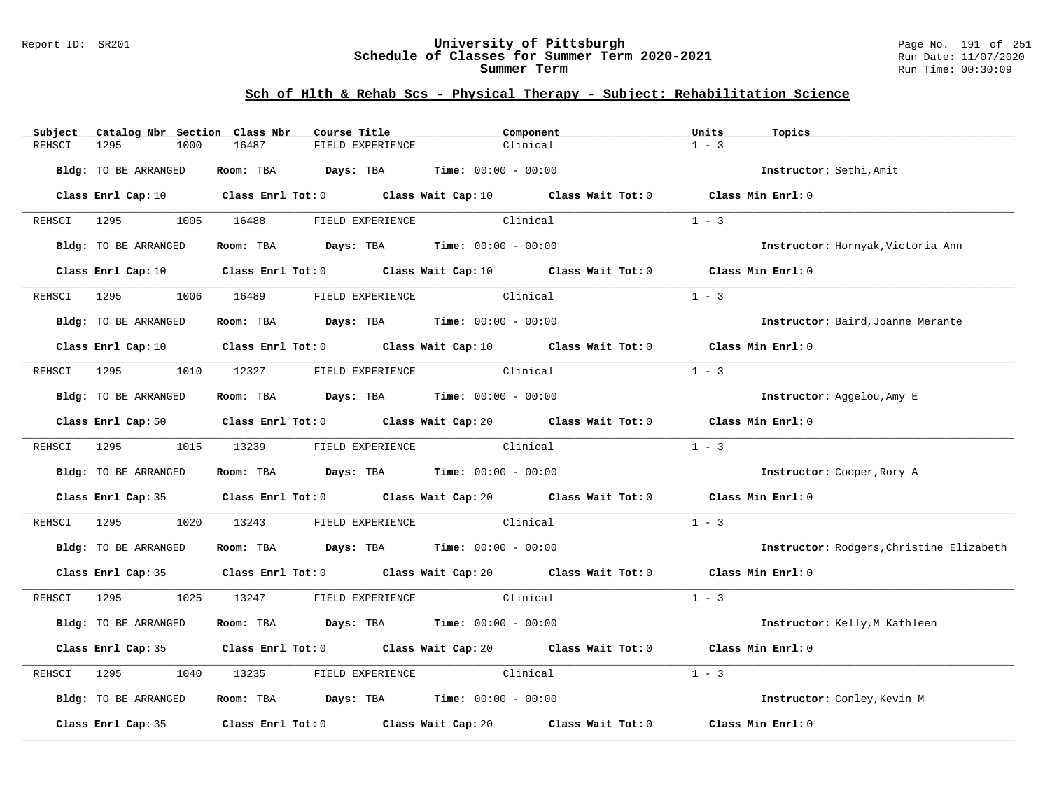# University of Pittsburgh
## Schedule of Classes for Summer Term 2020-2021
## Summer Term

Report ID: SR201

Run Date: 11/07/2020
Run Time: 00:30:09

### Sch of Hlth & Rehab Scs - Physical Therapy - Subject: Rehabilitation Science

| Subject | Catalog Nbr | Section | Class Nbr | Course Title | Component | Units | Topics |
|---|---|---|---|---|---|---|---|
| REHSCI | 1295 | 1000 | 16487 | FIELD EXPERIENCE | Clinical | 1 - 3 | |

**Bldg:** TO BE ARRANGED **Room:** TBA **Days:** TBA **Time:** 00:00 - 00:00 **Instructor:** Sethi,Amit

**Class Enrl Cap:** 10 **Class Enrl Tot:** 0 **Class Wait Cap:** 10 **Class Wait Tot:** 0 **Class Min Enrl:** 0

| Subject | Catalog Nbr | Section | Class Nbr | Course Title | Component | Units | Topics |
|---|---|---|---|---|---|---|---|
| REHSCI | 1295 | 1005 | 16488 | FIELD EXPERIENCE | Clinical | 1 - 3 | |

**Bldg:** TO BE ARRANGED **Room:** TBA **Days:** TBA **Time:** 00:00 - 00:00 **Instructor:** Hornyak,Victoria Ann

**Class Enrl Cap:** 10 **Class Enrl Tot:** 0 **Class Wait Cap:** 10 **Class Wait Tot:** 0 **Class Min Enrl:** 0

| Subject | Catalog Nbr | Section | Class Nbr | Course Title | Component | Units | Topics |
|---|---|---|---|---|---|---|---|
| REHSCI | 1295 | 1006 | 16489 | FIELD EXPERIENCE | Clinical | 1 - 3 | |

**Bldg:** TO BE ARRANGED **Room:** TBA **Days:** TBA **Time:** 00:00 - 00:00 **Instructor:** Baird,Joanne Merante

**Class Enrl Cap:** 10 **Class Enrl Tot:** 0 **Class Wait Cap:** 10 **Class Wait Tot:** 0 **Class Min Enrl:** 0

| Subject | Catalog Nbr | Section | Class Nbr | Course Title | Component | Units | Topics |
|---|---|---|---|---|---|---|---|
| REHSCI | 1295 | 1010 | 12327 | FIELD EXPERIENCE | Clinical | 1 - 3 | |

**Bldg:** TO BE ARRANGED **Room:** TBA **Days:** TBA **Time:** 00:00 - 00:00 **Instructor:** Aggelou,Amy E

**Class Enrl Cap:** 50 **Class Enrl Tot:** 0 **Class Wait Cap:** 20 **Class Wait Tot:** 0 **Class Min Enrl:** 0

| Subject | Catalog Nbr | Section | Class Nbr | Course Title | Component | Units | Topics |
|---|---|---|---|---|---|---|---|
| REHSCI | 1295 | 1015 | 13239 | FIELD EXPERIENCE | Clinical | 1 - 3 | |

**Bldg:** TO BE ARRANGED **Room:** TBA **Days:** TBA **Time:** 00:00 - 00:00 **Instructor:** Cooper,Rory A

**Class Enrl Cap:** 35 **Class Enrl Tot:** 0 **Class Wait Cap:** 20 **Class Wait Tot:** 0 **Class Min Enrl:** 0

| Subject | Catalog Nbr | Section | Class Nbr | Course Title | Component | Units | Topics |
|---|---|---|---|---|---|---|---|
| REHSCI | 1295 | 1020 | 13243 | FIELD EXPERIENCE | Clinical | 1 - 3 | |

**Bldg:** TO BE ARRANGED **Room:** TBA **Days:** TBA **Time:** 00:00 - 00:00 **Instructor:** Rodgers,Christine Elizabeth

**Class Enrl Cap:** 35 **Class Enrl Tot:** 0 **Class Wait Cap:** 20 **Class Wait Tot:** 0 **Class Min Enrl:** 0

| Subject | Catalog Nbr | Section | Class Nbr | Course Title | Component | Units | Topics |
|---|---|---|---|---|---|---|---|
| REHSCI | 1295 | 1025 | 13247 | FIELD EXPERIENCE | Clinical | 1 - 3 | |

**Bldg:** TO BE ARRANGED **Room:** TBA **Days:** TBA **Time:** 00:00 - 00:00 **Instructor:** Kelly,M Kathleen

**Class Enrl Cap:** 35 **Class Enrl Tot:** 0 **Class Wait Cap:** 20 **Class Wait Tot:** 0 **Class Min Enrl:** 0

| Subject | Catalog Nbr | Section | Class Nbr | Course Title | Component | Units | Topics |
|---|---|---|---|---|---|---|---|
| REHSCI | 1295 | 1040 | 13235 | FIELD EXPERIENCE | Clinical | 1 - 3 | |

**Bldg:** TO BE ARRANGED **Room:** TBA **Days:** TBA **Time:** 00:00 - 00:00 **Instructor:** Conley,Kevin M

**Class Enrl Cap:** 35 **Class Enrl Tot:** 0 **Class Wait Cap:** 20 **Class Wait Tot:** 0 **Class Min Enrl:** 0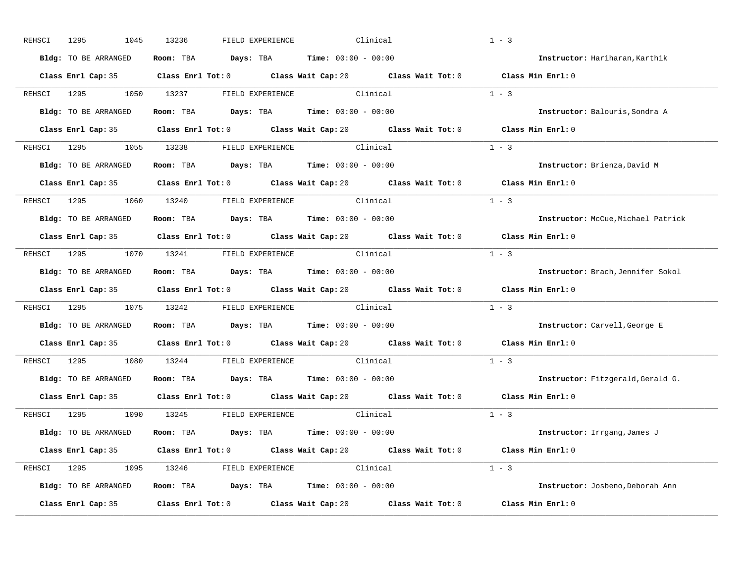REHSCI 1295 1045 13236 FIELD EXPERIENCE Clinical 1 - 3

**Bldg:** TO BE ARRANGED **Room:** TBA **Days:** TBA **Time:** 00:00 - 00:00 **Instructor:** Hariharan,Karthik

**Class Enrl Cap:** 35 **Class Enrl Tot:** 0 **Class Wait Cap:** 20 **Class Wait Tot:** 0 **Class Min Enrl:** 0

---

REHSCI 1295 1050 13237 FIELD EXPERIENCE Clinical 1 - 3

**Bldg:** TO BE ARRANGED **Room:** TBA **Days:** TBA **Time:** 00:00 - 00:00 **Instructor:** Balouris,Sondra A

**Class Enrl Cap:** 35 **Class Enrl Tot:** 0 **Class Wait Cap:** 20 **Class Wait Tot:** 0 **Class Min Enrl:** 0

---

REHSCI 1295 1055 13238 FIELD EXPERIENCE Clinical 1 - 3

**Bldg:** TO BE ARRANGED **Room:** TBA **Days:** TBA **Time:** 00:00 - 00:00 **Instructor:** Brienza,David M

**Class Enrl Cap:** 35 **Class Enrl Tot:** 0 **Class Wait Cap:** 20 **Class Wait Tot:** 0 **Class Min Enrl:** 0

---

REHSCI 1295 1060 13240 FIELD EXPERIENCE Clinical 1 - 3

**Bldg:** TO BE ARRANGED **Room:** TBA **Days:** TBA **Time:** 00:00 - 00:00 **Instructor:** McCue,Michael Patrick

**Class Enrl Cap:** 35 **Class Enrl Tot:** 0 **Class Wait Cap:** 20 **Class Wait Tot:** 0 **Class Min Enrl:** 0

---

REHSCI 1295 1070 13241 FIELD EXPERIENCE Clinical 1 - 3

**Bldg:** TO BE ARRANGED **Room:** TBA **Days:** TBA **Time:** 00:00 - 00:00 **Instructor:** Brach,Jennifer Sokol

**Class Enrl Cap:** 35 **Class Enrl Tot:** 0 **Class Wait Cap:** 20 **Class Wait Tot:** 0 **Class Min Enrl:** 0

---

REHSCI 1295 1075 13242 FIELD EXPERIENCE Clinical 1 - 3

**Bldg:** TO BE ARRANGED **Room:** TBA **Days:** TBA **Time:** 00:00 - 00:00 **Instructor:** Carvell,George E

**Class Enrl Cap:** 35 **Class Enrl Tot:** 0 **Class Wait Cap:** 20 **Class Wait Tot:** 0 **Class Min Enrl:** 0

---

REHSCI 1295 1080 13244 FIELD EXPERIENCE Clinical 1 - 3

**Bldg:** TO BE ARRANGED **Room:** TBA **Days:** TBA **Time:** 00:00 - 00:00 **Instructor:** Fitzgerald,Gerald G.

**Class Enrl Cap:** 35 **Class Enrl Tot:** 0 **Class Wait Cap:** 20 **Class Wait Tot:** 0 **Class Min Enrl:** 0

---

REHSCI 1295 1090 13245 FIELD EXPERIENCE Clinical 1 - 3

**Bldg:** TO BE ARRANGED **Room:** TBA **Days:** TBA **Time:** 00:00 - 00:00 **Instructor:** Irrgang,James J

**Class Enrl Cap:** 35 **Class Enrl Tot:** 0 **Class Wait Cap:** 20 **Class Wait Tot:** 0 **Class Min Enrl:** 0

---

REHSCI 1295 1095 13246 FIELD EXPERIENCE Clinical 1 - 3

**Bldg:** TO BE ARRANGED **Room:** TBA **Days:** TBA **Time:** 00:00 - 00:00 **Instructor:** Josbeno,Deborah Ann

**Class Enrl Cap:** 35 **Class Enrl Tot:** 0 **Class Wait Cap:** 20 **Class Wait Tot:** 0 **Class Min Enrl:** 0

---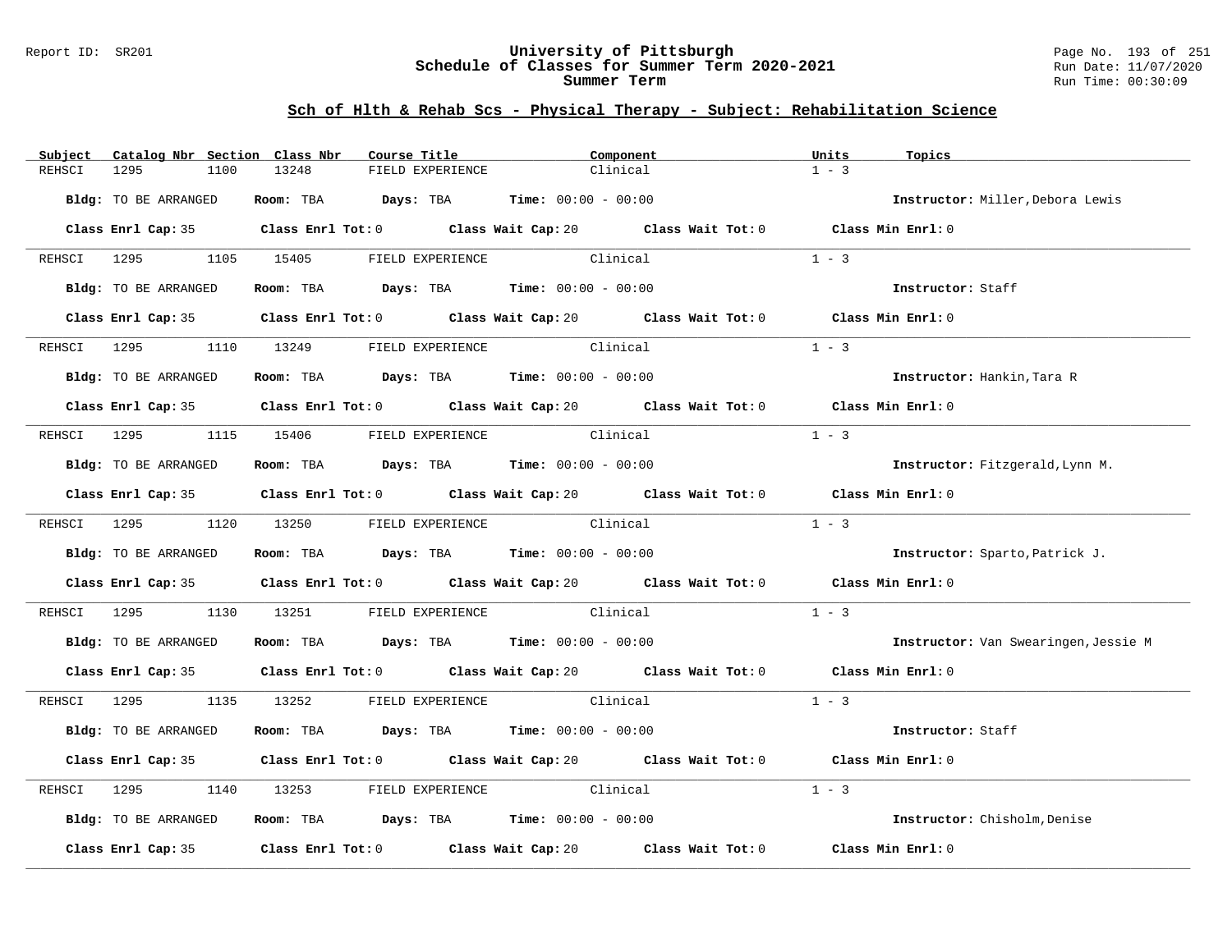University of Pittsburgh
Schedule of Classes for Summer Term 2020-2021
Summer Term

Report ID: SR201 — Run Date: 11/07/2020 — Run Time: 00:30:09

## Sch of Hlth & Rehab Scs - Physical Therapy - Subject: Rehabilitation Science

| Subject | Catalog Nbr | Section | Class Nbr | Course Title | Component | Units | Topics |
|---|---|---|---|---|---|---|---|
| REHSCI | 1295 | 1100 | 13248 | FIELD EXPERIENCE | Clinical | 1 - 3 | |

**Bldg:** TO BE ARRANGED **Room:** TBA **Days:** TBA **Time:** 00:00 - 00:00 **Instructor:** Miller,Debora Lewis

**Class Enrl Cap:** 35 **Class Enrl Tot:** 0 **Class Wait Cap:** 20 **Class Wait Tot:** 0 **Class Min Enrl:** 0

---

| Subject | Catalog Nbr | Section | Class Nbr | Course Title | Component | Units | Topics |
|---|---|---|---|---|---|---|---|
| REHSCI | 1295 | 1105 | 15405 | FIELD EXPERIENCE | Clinical | 1 - 3 | |

**Bldg:** TO BE ARRANGED **Room:** TBA **Days:** TBA **Time:** 00:00 - 00:00 **Instructor:** Staff

**Class Enrl Cap:** 35 **Class Enrl Tot:** 0 **Class Wait Cap:** 20 **Class Wait Tot:** 0 **Class Min Enrl:** 0

---

| Subject | Catalog Nbr | Section | Class Nbr | Course Title | Component | Units | Topics |
|---|---|---|---|---|---|---|---|
| REHSCI | 1295 | 1110 | 13249 | FIELD EXPERIENCE | Clinical | 1 - 3 | |

**Bldg:** TO BE ARRANGED **Room:** TBA **Days:** TBA **Time:** 00:00 - 00:00 **Instructor:** Hankin,Tara R

**Class Enrl Cap:** 35 **Class Enrl Tot:** 0 **Class Wait Cap:** 20 **Class Wait Tot:** 0 **Class Min Enrl:** 0

---

| Subject | Catalog Nbr | Section | Class Nbr | Course Title | Component | Units | Topics |
|---|---|---|---|---|---|---|---|
| REHSCI | 1295 | 1115 | 15406 | FIELD EXPERIENCE | Clinical | 1 - 3 | |

**Bldg:** TO BE ARRANGED **Room:** TBA **Days:** TBA **Time:** 00:00 - 00:00 **Instructor:** Fitzgerald,Lynn M.

**Class Enrl Cap:** 35 **Class Enrl Tot:** 0 **Class Wait Cap:** 20 **Class Wait Tot:** 0 **Class Min Enrl:** 0

---

| Subject | Catalog Nbr | Section | Class Nbr | Course Title | Component | Units | Topics |
|---|---|---|---|---|---|---|---|
| REHSCI | 1295 | 1120 | 13250 | FIELD EXPERIENCE | Clinical | 1 - 3 | |

**Bldg:** TO BE ARRANGED **Room:** TBA **Days:** TBA **Time:** 00:00 - 00:00 **Instructor:** Sparto,Patrick J.

**Class Enrl Cap:** 35 **Class Enrl Tot:** 0 **Class Wait Cap:** 20 **Class Wait Tot:** 0 **Class Min Enrl:** 0

---

| Subject | Catalog Nbr | Section | Class Nbr | Course Title | Component | Units | Topics |
|---|---|---|---|---|---|---|---|
| REHSCI | 1295 | 1130 | 13251 | FIELD EXPERIENCE | Clinical | 1 - 3 | |

**Bldg:** TO BE ARRANGED **Room:** TBA **Days:** TBA **Time:** 00:00 - 00:00 **Instructor:** Van Swearingen,Jessie M

**Class Enrl Cap:** 35 **Class Enrl Tot:** 0 **Class Wait Cap:** 20 **Class Wait Tot:** 0 **Class Min Enrl:** 0

---

| Subject | Catalog Nbr | Section | Class Nbr | Course Title | Component | Units | Topics |
|---|---|---|---|---|---|---|---|
| REHSCI | 1295 | 1135 | 13252 | FIELD EXPERIENCE | Clinical | 1 - 3 | |

**Bldg:** TO BE ARRANGED **Room:** TBA **Days:** TBA **Time:** 00:00 - 00:00 **Instructor:** Staff

**Class Enrl Cap:** 35 **Class Enrl Tot:** 0 **Class Wait Cap:** 20 **Class Wait Tot:** 0 **Class Min Enrl:** 0

---

| Subject | Catalog Nbr | Section | Class Nbr | Course Title | Component | Units | Topics |
|---|---|---|---|---|---|---|---|
| REHSCI | 1295 | 1140 | 13253 | FIELD EXPERIENCE | Clinical | 1 - 3 | |

**Bldg:** TO BE ARRANGED **Room:** TBA **Days:** TBA **Time:** 00:00 - 00:00 **Instructor:** Chisholm,Denise

**Class Enrl Cap:** 35 **Class Enrl Tot:** 0 **Class Wait Cap:** 20 **Class Wait Tot:** 0 **Class Min Enrl:** 0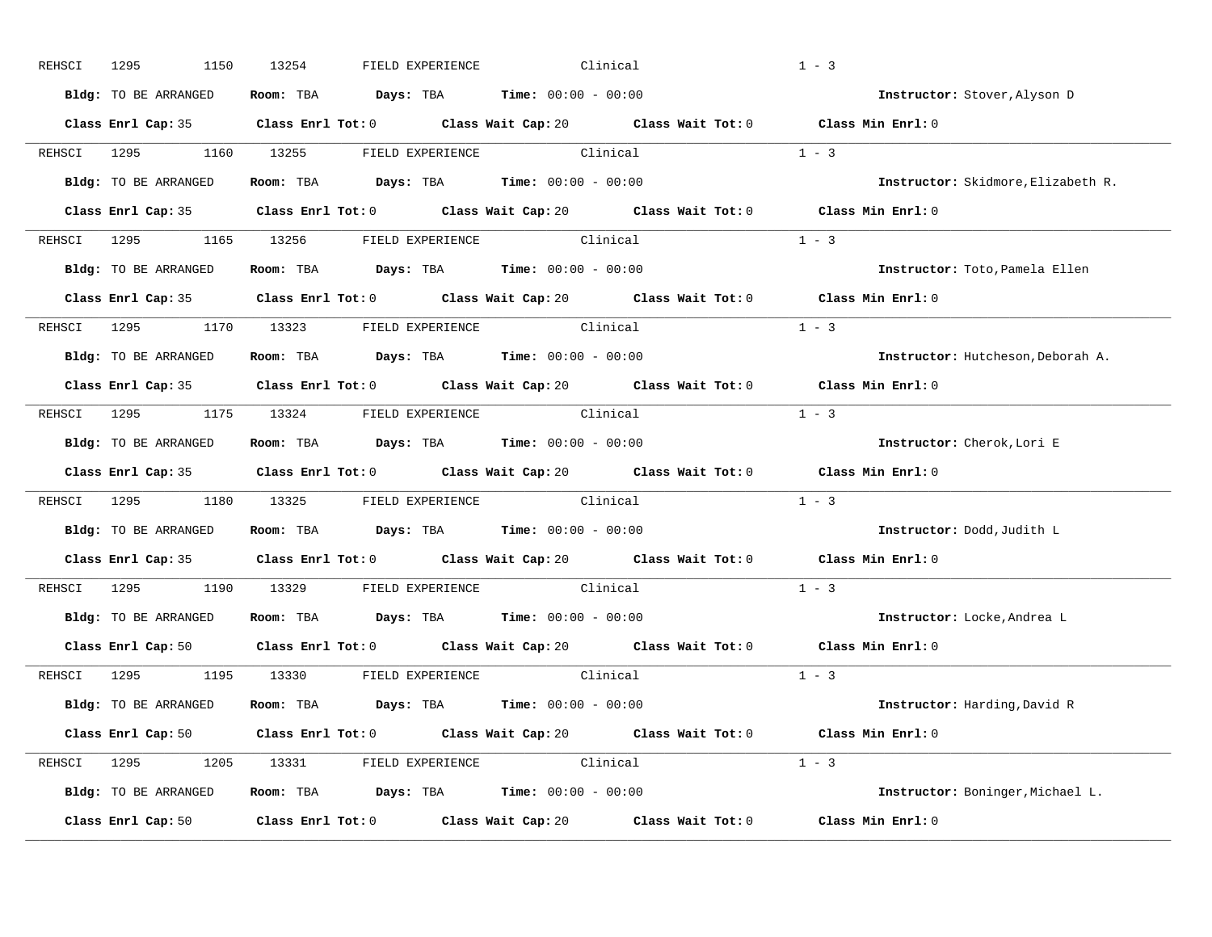REHSCI 1295 1150 13254 FIELD EXPERIENCE Clinical 1 - 3

**Bldg:** TO BE ARRANGED **Room:** TBA **Days:** TBA **Time:** 00:00 - 00:00 **Instructor:** Stover,Alyson D

**Class Enrl Cap:** 35 **Class Enrl Tot:** 0 **Class Wait Cap:** 20 **Class Wait Tot:** 0 **Class Min Enrl:** 0

---

REHSCI 1295 1160 13255 FIELD EXPERIENCE Clinical 1 - 3

**Bldg:** TO BE ARRANGED **Room:** TBA **Days:** TBA **Time:** 00:00 - 00:00 **Instructor:** Skidmore,Elizabeth R.

**Class Enrl Cap:** 35 **Class Enrl Tot:** 0 **Class Wait Cap:** 20 **Class Wait Tot:** 0 **Class Min Enrl:** 0

---

REHSCI 1295 1165 13256 FIELD EXPERIENCE Clinical 1 - 3

**Bldg:** TO BE ARRANGED **Room:** TBA **Days:** TBA **Time:** 00:00 - 00:00 **Instructor:** Toto,Pamela Ellen

**Class Enrl Cap:** 35 **Class Enrl Tot:** 0 **Class Wait Cap:** 20 **Class Wait Tot:** 0 **Class Min Enrl:** 0

---

REHSCI 1295 1170 13323 FIELD EXPERIENCE Clinical 1 - 3

**Bldg:** TO BE ARRANGED **Room:** TBA **Days:** TBA **Time:** 00:00 - 00:00 **Instructor:** Hutcheson,Deborah A.

**Class Enrl Cap:** 35 **Class Enrl Tot:** 0 **Class Wait Cap:** 20 **Class Wait Tot:** 0 **Class Min Enrl:** 0

---

REHSCI 1295 1175 13324 FIELD EXPERIENCE Clinical 1 - 3

**Bldg:** TO BE ARRANGED **Room:** TBA **Days:** TBA **Time:** 00:00 - 00:00 **Instructor:** Cherok,Lori E

**Class Enrl Cap:** 35 **Class Enrl Tot:** 0 **Class Wait Cap:** 20 **Class Wait Tot:** 0 **Class Min Enrl:** 0

---

REHSCI 1295 1180 13325 FIELD EXPERIENCE Clinical 1 - 3

**Bldg:** TO BE ARRANGED **Room:** TBA **Days:** TBA **Time:** 00:00 - 00:00 **Instructor:** Dodd,Judith L

**Class Enrl Cap:** 35 **Class Enrl Tot:** 0 **Class Wait Cap:** 20 **Class Wait Tot:** 0 **Class Min Enrl:** 0

---

REHSCI 1295 1190 13329 FIELD EXPERIENCE Clinical 1 - 3

**Bldg:** TO BE ARRANGED **Room:** TBA **Days:** TBA **Time:** 00:00 - 00:00 **Instructor:** Locke,Andrea L

**Class Enrl Cap:** 50 **Class Enrl Tot:** 0 **Class Wait Cap:** 20 **Class Wait Tot:** 0 **Class Min Enrl:** 0

---

REHSCI 1295 1195 13330 FIELD EXPERIENCE Clinical 1 - 3

**Bldg:** TO BE ARRANGED **Room:** TBA **Days:** TBA **Time:** 00:00 - 00:00 **Instructor:** Harding,David R

**Class Enrl Cap:** 50 **Class Enrl Tot:** 0 **Class Wait Cap:** 20 **Class Wait Tot:** 0 **Class Min Enrl:** 0

---

REHSCI 1295 1205 13331 FIELD EXPERIENCE Clinical 1 - 3

**Bldg:** TO BE ARRANGED **Room:** TBA **Days:** TBA **Time:** 00:00 - 00:00 **Instructor:** Boninger,Michael L.

**Class Enrl Cap:** 50 **Class Enrl Tot:** 0 **Class Wait Cap:** 20 **Class Wait Tot:** 0 **Class Min Enrl:** 0

---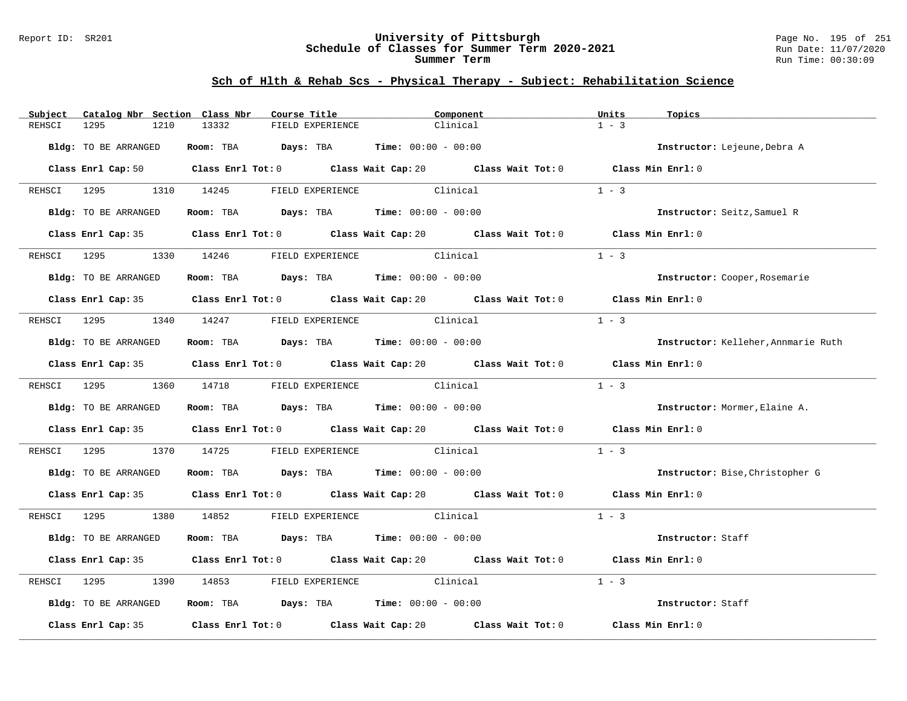## Sch of Hlth & Rehab Scs - Physical Therapy - Subject: Rehabilitation Science

| Subject | Catalog Nbr | Section | Class Nbr | Course Title | Component | Units | Topics |
|---|---|---|---|---|---|---|---|
| REHSCI | 1295 | 1210 | 13332 | FIELD EXPERIENCE | Clinical | 1 - 3 | |

**Bldg:** TO BE ARRANGED **Room:** TBA **Days:** TBA **Time:** 00:00 - 00:00 **Instructor:** Lejeune,Debra A

**Class Enrl Cap:** 50 **Class Enrl Tot:** 0 **Class Wait Cap:** 20 **Class Wait Tot:** 0 **Class Min Enrl:** 0

| Subject | Catalog Nbr | Section | Class Nbr | Course Title | Component | Units | Topics |
|---|---|---|---|---|---|---|---|
| REHSCI | 1295 | 1310 | 14245 | FIELD EXPERIENCE | Clinical | 1 - 3 | |

**Bldg:** TO BE ARRANGED **Room:** TBA **Days:** TBA **Time:** 00:00 - 00:00 **Instructor:** Seitz,Samuel R

**Class Enrl Cap:** 35 **Class Enrl Tot:** 0 **Class Wait Cap:** 20 **Class Wait Tot:** 0 **Class Min Enrl:** 0

| Subject | Catalog Nbr | Section | Class Nbr | Course Title | Component | Units | Topics |
|---|---|---|---|---|---|---|---|
| REHSCI | 1295 | 1330 | 14246 | FIELD EXPERIENCE | Clinical | 1 - 3 | |

**Bldg:** TO BE ARRANGED **Room:** TBA **Days:** TBA **Time:** 00:00 - 00:00 **Instructor:** Cooper,Rosemarie

**Class Enrl Cap:** 35 **Class Enrl Tot:** 0 **Class Wait Cap:** 20 **Class Wait Tot:** 0 **Class Min Enrl:** 0

| Subject | Catalog Nbr | Section | Class Nbr | Course Title | Component | Units | Topics |
|---|---|---|---|---|---|---|---|
| REHSCI | 1295 | 1340 | 14247 | FIELD EXPERIENCE | Clinical | 1 - 3 | |

**Bldg:** TO BE ARRANGED **Room:** TBA **Days:** TBA **Time:** 00:00 - 00:00 **Instructor:** Kelleher,Annmarie Ruth

**Class Enrl Cap:** 35 **Class Enrl Tot:** 0 **Class Wait Cap:** 20 **Class Wait Tot:** 0 **Class Min Enrl:** 0

| Subject | Catalog Nbr | Section | Class Nbr | Course Title | Component | Units | Topics |
|---|---|---|---|---|---|---|---|
| REHSCI | 1295 | 1360 | 14718 | FIELD EXPERIENCE | Clinical | 1 - 3 | |

**Bldg:** TO BE ARRANGED **Room:** TBA **Days:** TBA **Time:** 00:00 - 00:00 **Instructor:** Mormer,Elaine A.

**Class Enrl Cap:** 35 **Class Enrl Tot:** 0 **Class Wait Cap:** 20 **Class Wait Tot:** 0 **Class Min Enrl:** 0

| Subject | Catalog Nbr | Section | Class Nbr | Course Title | Component | Units | Topics |
|---|---|---|---|---|---|---|---|
| REHSCI | 1295 | 1370 | 14725 | FIELD EXPERIENCE | Clinical | 1 - 3 | |

**Bldg:** TO BE ARRANGED **Room:** TBA **Days:** TBA **Time:** 00:00 - 00:00 **Instructor:** Bise,Christopher G

**Class Enrl Cap:** 35 **Class Enrl Tot:** 0 **Class Wait Cap:** 20 **Class Wait Tot:** 0 **Class Min Enrl:** 0

| Subject | Catalog Nbr | Section | Class Nbr | Course Title | Component | Units | Topics |
|---|---|---|---|---|---|---|---|
| REHSCI | 1295 | 1380 | 14852 | FIELD EXPERIENCE | Clinical | 1 - 3 | |

**Bldg:** TO BE ARRANGED **Room:** TBA **Days:** TBA **Time:** 00:00 - 00:00 **Instructor:** Staff

**Class Enrl Cap:** 35 **Class Enrl Tot:** 0 **Class Wait Cap:** 20 **Class Wait Tot:** 0 **Class Min Enrl:** 0

| Subject | Catalog Nbr | Section | Class Nbr | Course Title | Component | Units | Topics |
|---|---|---|---|---|---|---|---|
| REHSCI | 1295 | 1390 | 14853 | FIELD EXPERIENCE | Clinical | 1 - 3 | |

**Bldg:** TO BE ARRANGED **Room:** TBA **Days:** TBA **Time:** 00:00 - 00:00 **Instructor:** Staff

**Class Enrl Cap:** 35 **Class Enrl Tot:** 0 **Class Wait Cap:** 20 **Class Wait Tot:** 0 **Class Min Enrl:** 0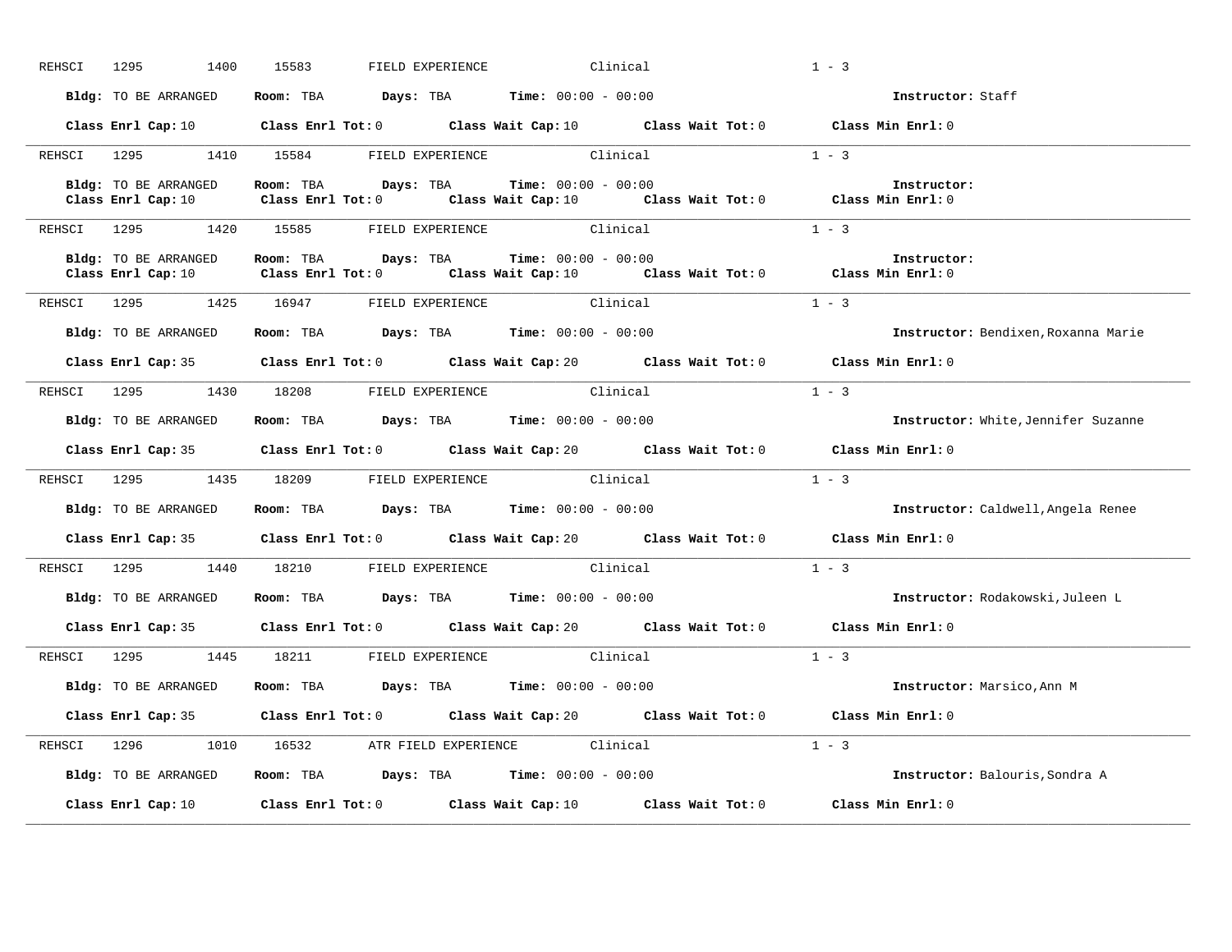REHSCI 1295 1400 15583 FIELD EXPERIENCE Clinical 1 - 3

**Bldg:** TO BE ARRANGED **Room:** TBA **Days:** TBA **Time:** 00:00 - 00:00 **Instructor:** Staff

**Class Enrl Cap:** 10 **Class Enrl Tot:** 0 **Class Wait Cap:** 10 **Class Wait Tot:** 0 **Class Min Enrl:** 0

---

REHSCI 1295 1410 15584 FIELD EXPERIENCE Clinical 1 - 3

**Bldg:** TO BE ARRANGED **Room:** TBA **Days:** TBA **Time:** 00:00 - 00:00 **Instructor:**
**Class Enrl Cap:** 10 **Class Enrl Tot:** 0 **Class Wait Cap:** 10 **Class Wait Tot:** 0 **Class Min Enrl:** 0

---

REHSCI 1295 1420 15585 FIELD EXPERIENCE Clinical 1 - 3

**Bldg:** TO BE ARRANGED **Room:** TBA **Days:** TBA **Time:** 00:00 - 00:00 **Instructor:**
**Class Enrl Cap:** 10 **Class Enrl Tot:** 0 **Class Wait Cap:** 10 **Class Wait Tot:** 0 **Class Min Enrl:** 0

---

REHSCI 1295 1425 16947 FIELD EXPERIENCE Clinical 1 - 3

**Bldg:** TO BE ARRANGED **Room:** TBA **Days:** TBA **Time:** 00:00 - 00:00 **Instructor:** Bendixen,Roxanna Marie

**Class Enrl Cap:** 35 **Class Enrl Tot:** 0 **Class Wait Cap:** 20 **Class Wait Tot:** 0 **Class Min Enrl:** 0

---

REHSCI 1295 1430 18208 FIELD EXPERIENCE Clinical 1 - 3

**Bldg:** TO BE ARRANGED **Room:** TBA **Days:** TBA **Time:** 00:00 - 00:00 **Instructor:** White,Jennifer Suzanne

**Class Enrl Cap:** 35 **Class Enrl Tot:** 0 **Class Wait Cap:** 20 **Class Wait Tot:** 0 **Class Min Enrl:** 0

---

REHSCI 1295 1435 18209 FIELD EXPERIENCE Clinical 1 - 3

**Bldg:** TO BE ARRANGED **Room:** TBA **Days:** TBA **Time:** 00:00 - 00:00 **Instructor:** Caldwell,Angela Renee

**Class Enrl Cap:** 35 **Class Enrl Tot:** 0 **Class Wait Cap:** 20 **Class Wait Tot:** 0 **Class Min Enrl:** 0

---

REHSCI 1295 1440 18210 FIELD EXPERIENCE Clinical 1 - 3

**Bldg:** TO BE ARRANGED **Room:** TBA **Days:** TBA **Time:** 00:00 - 00:00 **Instructor:** Rodakowski,Juleen L

**Class Enrl Cap:** 35 **Class Enrl Tot:** 0 **Class Wait Cap:** 20 **Class Wait Tot:** 0 **Class Min Enrl:** 0

---

REHSCI 1295 1445 18211 FIELD EXPERIENCE Clinical 1 - 3

**Bldg:** TO BE ARRANGED **Room:** TBA **Days:** TBA **Time:** 00:00 - 00:00 **Instructor:** Marsico,Ann M

**Class Enrl Cap:** 35 **Class Enrl Tot:** 0 **Class Wait Cap:** 20 **Class Wait Tot:** 0 **Class Min Enrl:** 0

---

REHSCI 1296 1010 16532 ATR FIELD EXPERIENCE Clinical 1 - 3

**Bldg:** TO BE ARRANGED **Room:** TBA **Days:** TBA **Time:** 00:00 - 00:00 **Instructor:** Balouris,Sondra A

**Class Enrl Cap:** 10 **Class Enrl Tot:** 0 **Class Wait Cap:** 10 **Class Wait Tot:** 0 **Class Min Enrl:** 0

---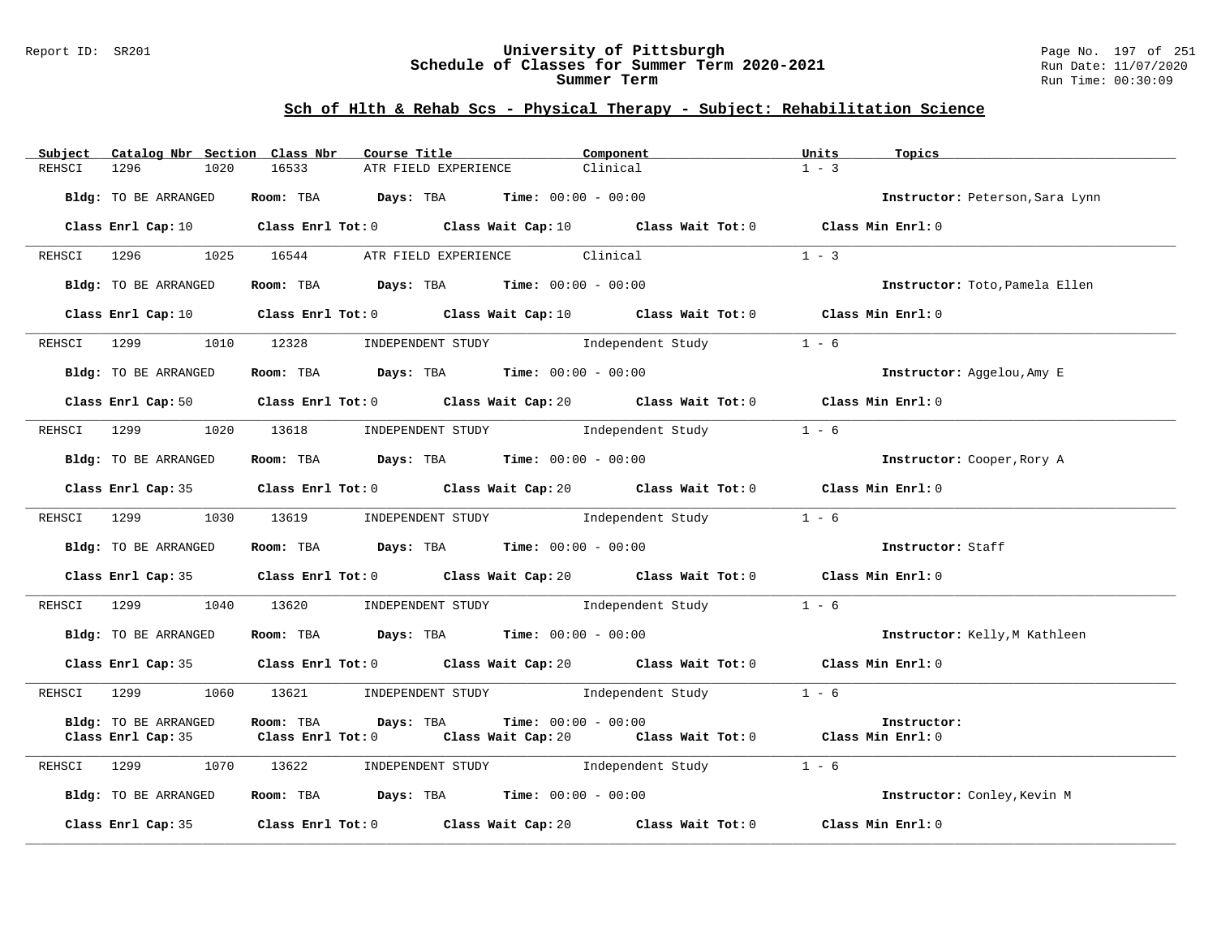## Sch of Hlth & Rehab Scs - Physical Therapy - Subject: Rehabilitation Science

| Subject | Catalog Nbr | Section | Class Nbr | Course Title | Component | Units | Topics |
|---|---|---|---|---|---|---|---|
| REHSCI | 1296 | 1020 | 16533 | ATR FIELD EXPERIENCE | Clinical | 1 - 3 | |

**Bldg:** TO BE ARRANGED **Room:** TBA **Days:** TBA **Time:** 00:00 - 00:00 **Instructor:** Peterson,Sara Lynn

**Class Enrl Cap:** 10 **Class Enrl Tot:** 0 **Class Wait Cap:** 10 **Class Wait Tot:** 0 **Class Min Enrl:** 0

---

| Subject | Catalog Nbr | Section | Class Nbr | Course Title | Component | Units | Topics |
|---|---|---|---|---|---|---|---|
| REHSCI | 1296 | 1025 | 16544 | ATR FIELD EXPERIENCE | Clinical | 1 - 3 | |

**Bldg:** TO BE ARRANGED **Room:** TBA **Days:** TBA **Time:** 00:00 - 00:00 **Instructor:** Toto,Pamela Ellen

**Class Enrl Cap:** 10 **Class Enrl Tot:** 0 **Class Wait Cap:** 10 **Class Wait Tot:** 0 **Class Min Enrl:** 0

---

| Subject | Catalog Nbr | Section | Class Nbr | Course Title | Component | Units | Topics |
|---|---|---|---|---|---|---|---|
| REHSCI | 1299 | 1010 | 12328 | INDEPENDENT STUDY | Independent Study | 1 - 6 | |

**Bldg:** TO BE ARRANGED **Room:** TBA **Days:** TBA **Time:** 00:00 - 00:00 **Instructor:** Aggelou,Amy E

**Class Enrl Cap:** 50 **Class Enrl Tot:** 0 **Class Wait Cap:** 20 **Class Wait Tot:** 0 **Class Min Enrl:** 0

---

| Subject | Catalog Nbr | Section | Class Nbr | Course Title | Component | Units | Topics |
|---|---|---|---|---|---|---|---|
| REHSCI | 1299 | 1020 | 13618 | INDEPENDENT STUDY | Independent Study | 1 - 6 | |

**Bldg:** TO BE ARRANGED **Room:** TBA **Days:** TBA **Time:** 00:00 - 00:00 **Instructor:** Cooper,Rory A

**Class Enrl Cap:** 35 **Class Enrl Tot:** 0 **Class Wait Cap:** 20 **Class Wait Tot:** 0 **Class Min Enrl:** 0

---

| Subject | Catalog Nbr | Section | Class Nbr | Course Title | Component | Units | Topics |
|---|---|---|---|---|---|---|---|
| REHSCI | 1299 | 1030 | 13619 | INDEPENDENT STUDY | Independent Study | 1 - 6 | |

**Bldg:** TO BE ARRANGED **Room:** TBA **Days:** TBA **Time:** 00:00 - 00:00 **Instructor:** Staff

**Class Enrl Cap:** 35 **Class Enrl Tot:** 0 **Class Wait Cap:** 20 **Class Wait Tot:** 0 **Class Min Enrl:** 0

---

| Subject | Catalog Nbr | Section | Class Nbr | Course Title | Component | Units | Topics |
|---|---|---|---|---|---|---|---|
| REHSCI | 1299 | 1040 | 13620 | INDEPENDENT STUDY | Independent Study | 1 - 6 | |

**Bldg:** TO BE ARRANGED **Room:** TBA **Days:** TBA **Time:** 00:00 - 00:00 **Instructor:** Kelly,M Kathleen

**Class Enrl Cap:** 35 **Class Enrl Tot:** 0 **Class Wait Cap:** 20 **Class Wait Tot:** 0 **Class Min Enrl:** 0

---

| Subject | Catalog Nbr | Section | Class Nbr | Course Title | Component | Units | Topics |
|---|---|---|---|---|---|---|---|
| REHSCI | 1299 | 1060 | 13621 | INDEPENDENT STUDY | Independent Study | 1 - 6 | |

**Bldg:** TO BE ARRANGED **Room:** TBA **Days:** TBA **Time:** 00:00 - 00:00 **Instructor:**

**Class Enrl Cap:** 35 **Class Enrl Tot:** 0 **Class Wait Cap:** 20 **Class Wait Tot:** 0 **Class Min Enrl:** 0

---

| Subject | Catalog Nbr | Section | Class Nbr | Course Title | Component | Units | Topics |
|---|---|---|---|---|---|---|---|
| REHSCI | 1299 | 1070 | 13622 | INDEPENDENT STUDY | Independent Study | 1 - 6 | |

**Bldg:** TO BE ARRANGED **Room:** TBA **Days:** TBA **Time:** 00:00 - 00:00 **Instructor:** Conley,Kevin M

**Class Enrl Cap:** 35 **Class Enrl Tot:** 0 **Class Wait Cap:** 20 **Class Wait Tot:** 0 **Class Min Enrl:** 0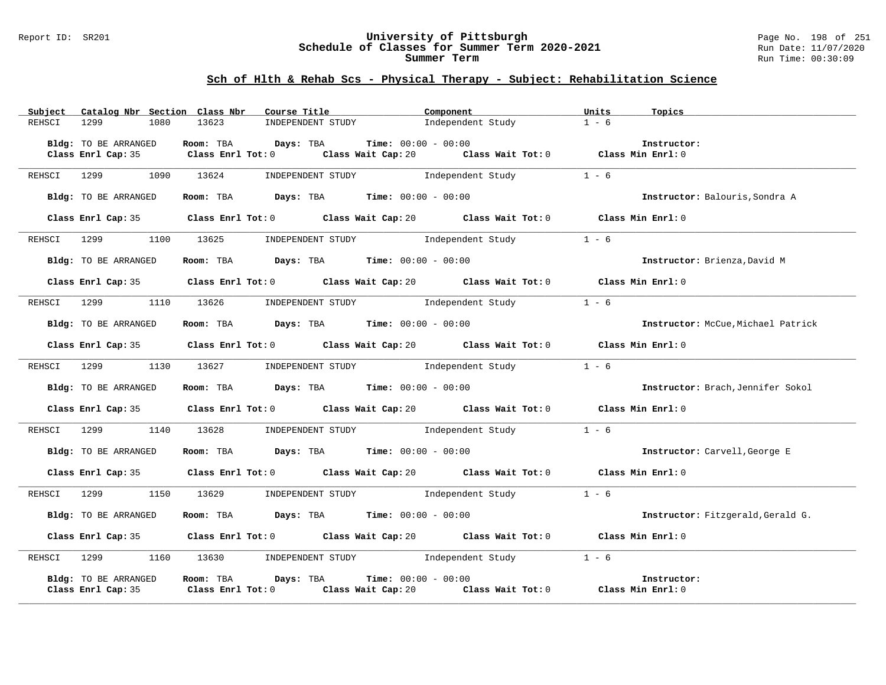## Sch of Hlth & Rehab Scs - Physical Therapy - Subject: Rehabilitation Science

| Subject | Catalog Nbr | Section | Class Nbr | Course Title | Component | Units | Topics |
|---|---|---|---|---|---|---|---|
| REHSCI | 1299 | 1080 | 13623 | INDEPENDENT STUDY | Independent Study | 1 - 6 | |

**Bldg:** TO BE ARRANGED **Room:** TBA **Days:** TBA **Time:** 00:00 - 00:00 **Instructor:**
**Class Enrl Cap:** 35 **Class Enrl Tot:** 0 **Class Wait Cap:** 20 **Class Wait Tot:** 0 **Class Min Enrl:** 0

---

| Subject | Catalog Nbr | Section | Class Nbr | Course Title | Component | Units | Topics |
|---|---|---|---|---|---|---|---|
| REHSCI | 1299 | 1090 | 13624 | INDEPENDENT STUDY | Independent Study | 1 - 6 | |

**Bldg:** TO BE ARRANGED **Room:** TBA **Days:** TBA **Time:** 00:00 - 00:00 **Instructor:** Balouris,Sondra A
**Class Enrl Cap:** 35 **Class Enrl Tot:** 0 **Class Wait Cap:** 20 **Class Wait Tot:** 0 **Class Min Enrl:** 0

---

| Subject | Catalog Nbr | Section | Class Nbr | Course Title | Component | Units | Topics |
|---|---|---|---|---|---|---|---|
| REHSCI | 1299 | 1100 | 13625 | INDEPENDENT STUDY | Independent Study | 1 - 6 | |

**Bldg:** TO BE ARRANGED **Room:** TBA **Days:** TBA **Time:** 00:00 - 00:00 **Instructor:** Brienza,David M
**Class Enrl Cap:** 35 **Class Enrl Tot:** 0 **Class Wait Cap:** 20 **Class Wait Tot:** 0 **Class Min Enrl:** 0

---

| Subject | Catalog Nbr | Section | Class Nbr | Course Title | Component | Units | Topics |
|---|---|---|---|---|---|---|---|
| REHSCI | 1299 | 1110 | 13626 | INDEPENDENT STUDY | Independent Study | 1 - 6 | |

**Bldg:** TO BE ARRANGED **Room:** TBA **Days:** TBA **Time:** 00:00 - 00:00 **Instructor:** McCue,Michael Patrick
**Class Enrl Cap:** 35 **Class Enrl Tot:** 0 **Class Wait Cap:** 20 **Class Wait Tot:** 0 **Class Min Enrl:** 0

---

| Subject | Catalog Nbr | Section | Class Nbr | Course Title | Component | Units | Topics |
|---|---|---|---|---|---|---|---|
| REHSCI | 1299 | 1130 | 13627 | INDEPENDENT STUDY | Independent Study | 1 - 6 | |

**Bldg:** TO BE ARRANGED **Room:** TBA **Days:** TBA **Time:** 00:00 - 00:00 **Instructor:** Brach,Jennifer Sokol
**Class Enrl Cap:** 35 **Class Enrl Tot:** 0 **Class Wait Cap:** 20 **Class Wait Tot:** 0 **Class Min Enrl:** 0

---

| Subject | Catalog Nbr | Section | Class Nbr | Course Title | Component | Units | Topics |
|---|---|---|---|---|---|---|---|
| REHSCI | 1299 | 1140 | 13628 | INDEPENDENT STUDY | Independent Study | 1 - 6 | |

**Bldg:** TO BE ARRANGED **Room:** TBA **Days:** TBA **Time:** 00:00 - 00:00 **Instructor:** Carvell,George E
**Class Enrl Cap:** 35 **Class Enrl Tot:** 0 **Class Wait Cap:** 20 **Class Wait Tot:** 0 **Class Min Enrl:** 0

---

| Subject | Catalog Nbr | Section | Class Nbr | Course Title | Component | Units | Topics |
|---|---|---|---|---|---|---|---|
| REHSCI | 1299 | 1150 | 13629 | INDEPENDENT STUDY | Independent Study | 1 - 6 | |

**Bldg:** TO BE ARRANGED **Room:** TBA **Days:** TBA **Time:** 00:00 - 00:00 **Instructor:** Fitzgerald,Gerald G.
**Class Enrl Cap:** 35 **Class Enrl Tot:** 0 **Class Wait Cap:** 20 **Class Wait Tot:** 0 **Class Min Enrl:** 0

---

| Subject | Catalog Nbr | Section | Class Nbr | Course Title | Component | Units | Topics |
|---|---|---|---|---|---|---|---|
| REHSCI | 1299 | 1160 | 13630 | INDEPENDENT STUDY | Independent Study | 1 - 6 | |

**Bldg:** TO BE ARRANGED **Room:** TBA **Days:** TBA **Time:** 00:00 - 00:00 **Instructor:**
**Class Enrl Cap:** 35 **Class Enrl Tot:** 0 **Class Wait Cap:** 20 **Class Wait Tot:** 0 **Class Min Enrl:** 0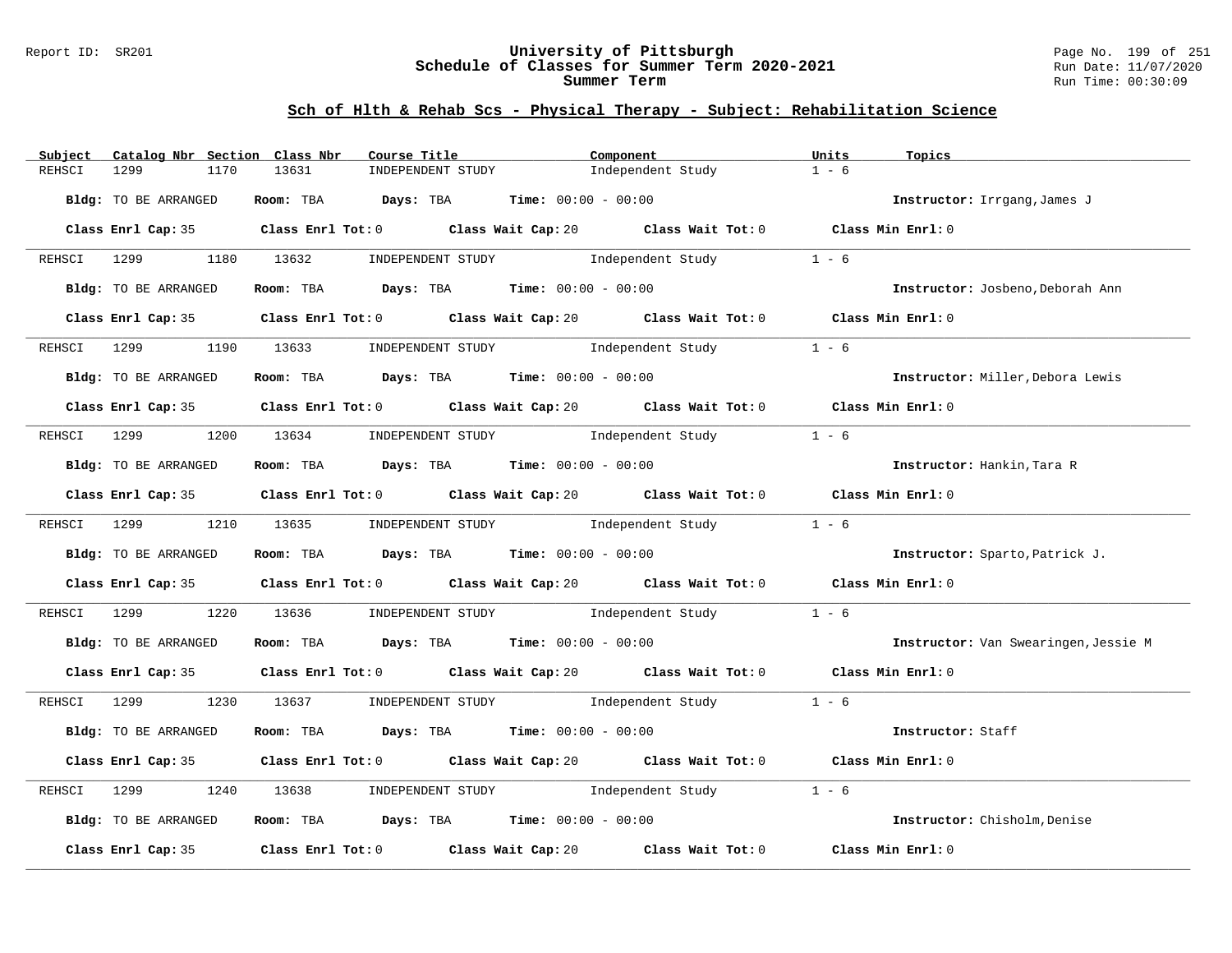## Sch of Hlth & Rehab Scs - Physical Therapy - Subject: Rehabilitation Science

| Subject | Catalog Nbr | Section | Class Nbr | Course Title | Component | Units | Topics |
|---|---|---|---|---|---|---|---|
| REHSCI | 1299 | 1170 | 13631 | INDEPENDENT STUDY | Independent Study | 1 - 6 | |

**Bldg:** TO BE ARRANGED **Room:** TBA **Days:** TBA **Time:** 00:00 - 00:00 **Instructor:** Irrgang,James J

**Class Enrl Cap:** 35 **Class Enrl Tot:** 0 **Class Wait Cap:** 20 **Class Wait Tot:** 0 **Class Min Enrl:** 0

| Subject | Catalog Nbr | Section | Class Nbr | Course Title | Component | Units | Topics |
|---|---|---|---|---|---|---|---|
| REHSCI | 1299 | 1180 | 13632 | INDEPENDENT STUDY | Independent Study | 1 - 6 | |

**Bldg:** TO BE ARRANGED **Room:** TBA **Days:** TBA **Time:** 00:00 - 00:00 **Instructor:** Josbeno,Deborah Ann

**Class Enrl Cap:** 35 **Class Enrl Tot:** 0 **Class Wait Cap:** 20 **Class Wait Tot:** 0 **Class Min Enrl:** 0

| Subject | Catalog Nbr | Section | Class Nbr | Course Title | Component | Units | Topics |
|---|---|---|---|---|---|---|---|
| REHSCI | 1299 | 1190 | 13633 | INDEPENDENT STUDY | Independent Study | 1 - 6 | |

**Bldg:** TO BE ARRANGED **Room:** TBA **Days:** TBA **Time:** 00:00 - 00:00 **Instructor:** Miller,Debora Lewis

**Class Enrl Cap:** 35 **Class Enrl Tot:** 0 **Class Wait Cap:** 20 **Class Wait Tot:** 0 **Class Min Enrl:** 0

| Subject | Catalog Nbr | Section | Class Nbr | Course Title | Component | Units | Topics |
|---|---|---|---|---|---|---|---|
| REHSCI | 1299 | 1200 | 13634 | INDEPENDENT STUDY | Independent Study | 1 - 6 | |

**Bldg:** TO BE ARRANGED **Room:** TBA **Days:** TBA **Time:** 00:00 - 00:00 **Instructor:** Hankin,Tara R

**Class Enrl Cap:** 35 **Class Enrl Tot:** 0 **Class Wait Cap:** 20 **Class Wait Tot:** 0 **Class Min Enrl:** 0

| Subject | Catalog Nbr | Section | Class Nbr | Course Title | Component | Units | Topics |
|---|---|---|---|---|---|---|---|
| REHSCI | 1299 | 1210 | 13635 | INDEPENDENT STUDY | Independent Study | 1 - 6 | |

**Bldg:** TO BE ARRANGED **Room:** TBA **Days:** TBA **Time:** 00:00 - 00:00 **Instructor:** Sparto,Patrick J.

**Class Enrl Cap:** 35 **Class Enrl Tot:** 0 **Class Wait Cap:** 20 **Class Wait Tot:** 0 **Class Min Enrl:** 0

| Subject | Catalog Nbr | Section | Class Nbr | Course Title | Component | Units | Topics |
|---|---|---|---|---|---|---|---|
| REHSCI | 1299 | 1220 | 13636 | INDEPENDENT STUDY | Independent Study | 1 - 6 | |

**Bldg:** TO BE ARRANGED **Room:** TBA **Days:** TBA **Time:** 00:00 - 00:00 **Instructor:** Van Swearingen,Jessie M

**Class Enrl Cap:** 35 **Class Enrl Tot:** 0 **Class Wait Cap:** 20 **Class Wait Tot:** 0 **Class Min Enrl:** 0

| Subject | Catalog Nbr | Section | Class Nbr | Course Title | Component | Units | Topics |
|---|---|---|---|---|---|---|---|
| REHSCI | 1299 | 1230 | 13637 | INDEPENDENT STUDY | Independent Study | 1 - 6 | |

**Bldg:** TO BE ARRANGED **Room:** TBA **Days:** TBA **Time:** 00:00 - 00:00 **Instructor:** Staff

**Class Enrl Cap:** 35 **Class Enrl Tot:** 0 **Class Wait Cap:** 20 **Class Wait Tot:** 0 **Class Min Enrl:** 0

| Subject | Catalog Nbr | Section | Class Nbr | Course Title | Component | Units | Topics |
|---|---|---|---|---|---|---|---|
| REHSCI | 1299 | 1240 | 13638 | INDEPENDENT STUDY | Independent Study | 1 - 6 | |

**Bldg:** TO BE ARRANGED **Room:** TBA **Days:** TBA **Time:** 00:00 - 00:00 **Instructor:** Chisholm,Denise

**Class Enrl Cap:** 35 **Class Enrl Tot:** 0 **Class Wait Cap:** 20 **Class Wait Tot:** 0 **Class Min Enrl:** 0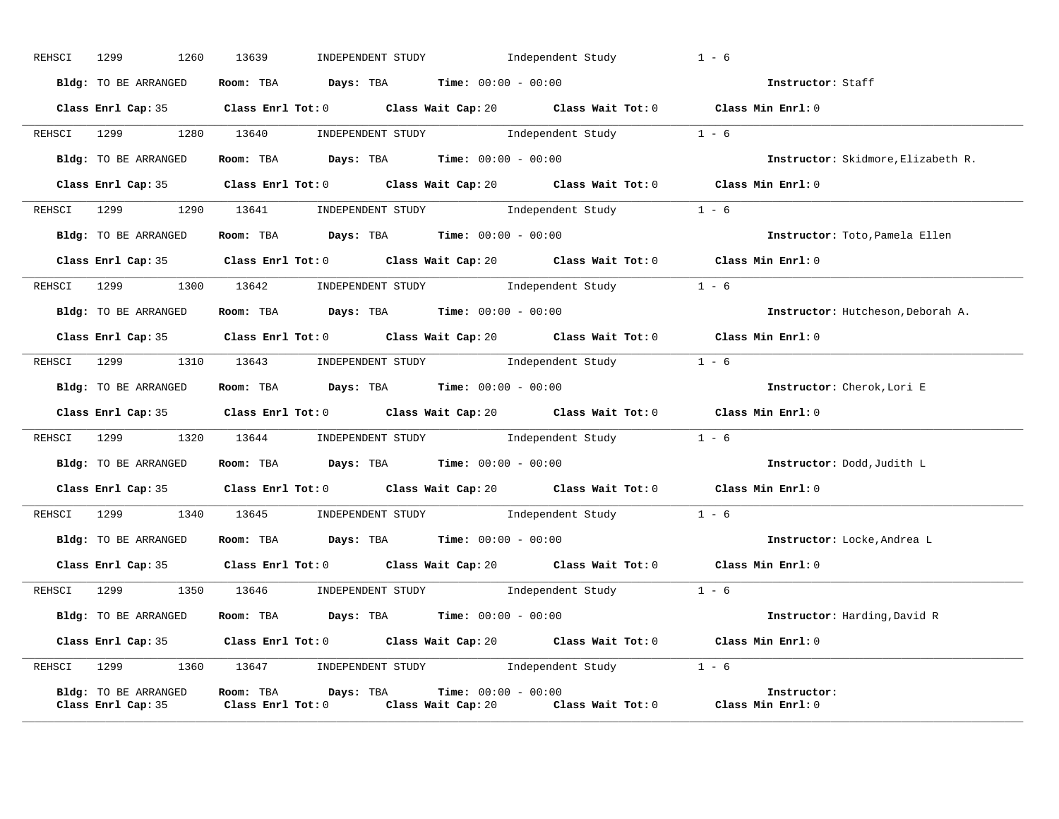REHSCI 1299 1260 13639 INDEPENDENT STUDY Independent Study 1 - 6

**Bldg:** TO BE ARRANGED **Room:** TBA **Days:** TBA **Time:** 00:00 - 00:00 **Instructor:** Staff

**Class Enrl Cap:** 35 **Class Enrl Tot:** 0 **Class Wait Cap:** 20 **Class Wait Tot:** 0 **Class Min Enrl:** 0

---

REHSCI 1299 1280 13640 INDEPENDENT STUDY Independent Study 1 - 6

**Bldg:** TO BE ARRANGED **Room:** TBA **Days:** TBA **Time:** 00:00 - 00:00 **Instructor:** Skidmore,Elizabeth R.

**Class Enrl Cap:** 35 **Class Enrl Tot:** 0 **Class Wait Cap:** 20 **Class Wait Tot:** 0 **Class Min Enrl:** 0

---

REHSCI 1299 1290 13641 INDEPENDENT STUDY Independent Study 1 - 6

**Bldg:** TO BE ARRANGED **Room:** TBA **Days:** TBA **Time:** 00:00 - 00:00 **Instructor:** Toto,Pamela Ellen

**Class Enrl Cap:** 35 **Class Enrl Tot:** 0 **Class Wait Cap:** 20 **Class Wait Tot:** 0 **Class Min Enrl:** 0

---

REHSCI 1299 1300 13642 INDEPENDENT STUDY Independent Study 1 - 6

**Bldg:** TO BE ARRANGED **Room:** TBA **Days:** TBA **Time:** 00:00 - 00:00 **Instructor:** Hutcheson,Deborah A.

**Class Enrl Cap:** 35 **Class Enrl Tot:** 0 **Class Wait Cap:** 20 **Class Wait Tot:** 0 **Class Min Enrl:** 0

---

REHSCI 1299 1310 13643 INDEPENDENT STUDY Independent Study 1 - 6

**Bldg:** TO BE ARRANGED **Room:** TBA **Days:** TBA **Time:** 00:00 - 00:00 **Instructor:** Cherok,Lori E

**Class Enrl Cap:** 35 **Class Enrl Tot:** 0 **Class Wait Cap:** 20 **Class Wait Tot:** 0 **Class Min Enrl:** 0

---

REHSCI 1299 1320 13644 INDEPENDENT STUDY Independent Study 1 - 6

**Bldg:** TO BE ARRANGED **Room:** TBA **Days:** TBA **Time:** 00:00 - 00:00 **Instructor:** Dodd,Judith L

**Class Enrl Cap:** 35 **Class Enrl Tot:** 0 **Class Wait Cap:** 20 **Class Wait Tot:** 0 **Class Min Enrl:** 0

---

REHSCI 1299 1340 13645 INDEPENDENT STUDY Independent Study 1 - 6

**Bldg:** TO BE ARRANGED **Room:** TBA **Days:** TBA **Time:** 00:00 - 00:00 **Instructor:** Locke,Andrea L

**Class Enrl Cap:** 35 **Class Enrl Tot:** 0 **Class Wait Cap:** 20 **Class Wait Tot:** 0 **Class Min Enrl:** 0

---

REHSCI 1299 1350 13646 INDEPENDENT STUDY Independent Study 1 - 6

**Bldg:** TO BE ARRANGED **Room:** TBA **Days:** TBA **Time:** 00:00 - 00:00 **Instructor:** Harding,David R

**Class Enrl Cap:** 35 **Class Enrl Tot:** 0 **Class Wait Cap:** 20 **Class Wait Tot:** 0 **Class Min Enrl:** 0

---

REHSCI 1299 1360 13647 INDEPENDENT STUDY Independent Study 1 - 6

**Bldg:** TO BE ARRANGED **Room:** TBA **Days:** TBA **Time:** 00:00 - 00:00 **Instructor:**

**Class Enrl Cap:** 35 **Class Enrl Tot:** 0 **Class Wait Cap:** 20 **Class Wait Tot:** 0 **Class Min Enrl:** 0

---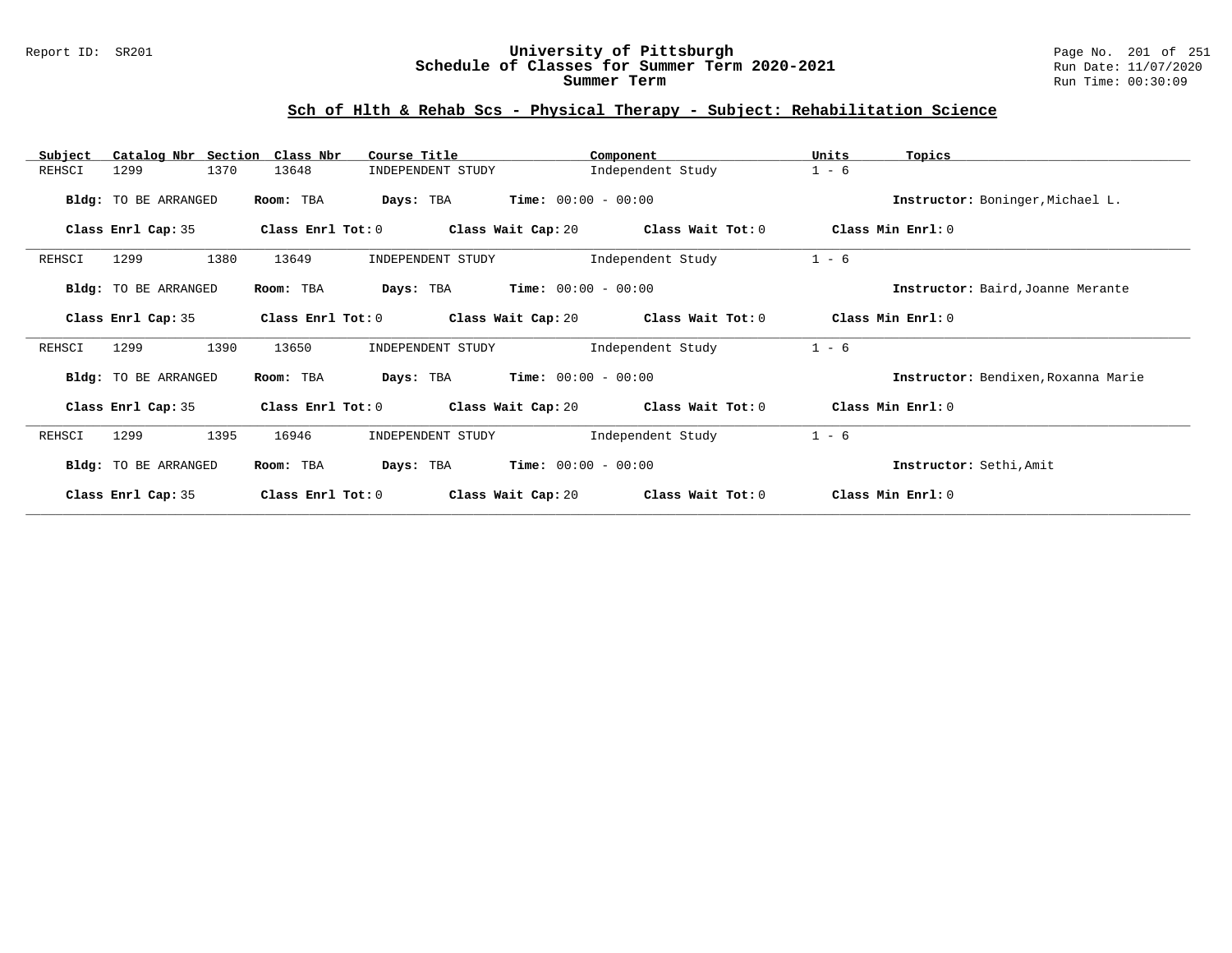## Sch of Hlth & Rehab Scs - Physical Therapy - Subject: Rehabilitation Science

| Subject | Catalog Nbr | Section | Class Nbr | Course Title | Component | Units | Topics |
|---|---|---|---|---|---|---|---|
| REHSCI | 1299 | 1370 | 13648 | INDEPENDENT STUDY | Independent Study | 1 - 6 | |

**Bldg:** TO BE ARRANGED **Room:** TBA **Days:** TBA **Time:** 00:00 - 00:00 **Instructor:** Boninger,Michael L.

**Class Enrl Cap:** 35 **Class Enrl Tot:** 0 **Class Wait Cap:** 20 **Class Wait Tot:** 0 **Class Min Enrl:** 0

| Subject | Catalog Nbr | Section | Class Nbr | Course Title | Component | Units | Topics |
|---|---|---|---|---|---|---|---|
| REHSCI | 1299 | 1380 | 13649 | INDEPENDENT STUDY | Independent Study | 1 - 6 | |

**Bldg:** TO BE ARRANGED **Room:** TBA **Days:** TBA **Time:** 00:00 - 00:00 **Instructor:** Baird,Joanne Merante

**Class Enrl Cap:** 35 **Class Enrl Tot:** 0 **Class Wait Cap:** 20 **Class Wait Tot:** 0 **Class Min Enrl:** 0

| Subject | Catalog Nbr | Section | Class Nbr | Course Title | Component | Units | Topics |
|---|---|---|---|---|---|---|---|
| REHSCI | 1299 | 1390 | 13650 | INDEPENDENT STUDY | Independent Study | 1 - 6 | |

**Bldg:** TO BE ARRANGED **Room:** TBA **Days:** TBA **Time:** 00:00 - 00:00 **Instructor:** Bendixen,Roxanna Marie

**Class Enrl Cap:** 35 **Class Enrl Tot:** 0 **Class Wait Cap:** 20 **Class Wait Tot:** 0 **Class Min Enrl:** 0

| Subject | Catalog Nbr | Section | Class Nbr | Course Title | Component | Units | Topics |
|---|---|---|---|---|---|---|---|
| REHSCI | 1299 | 1395 | 16946 | INDEPENDENT STUDY | Independent Study | 1 - 6 | |

**Bldg:** TO BE ARRANGED **Room:** TBA **Days:** TBA **Time:** 00:00 - 00:00 **Instructor:** Sethi,Amit

**Class Enrl Cap:** 35 **Class Enrl Tot:** 0 **Class Wait Cap:** 20 **Class Wait Tot:** 0 **Class Min Enrl:** 0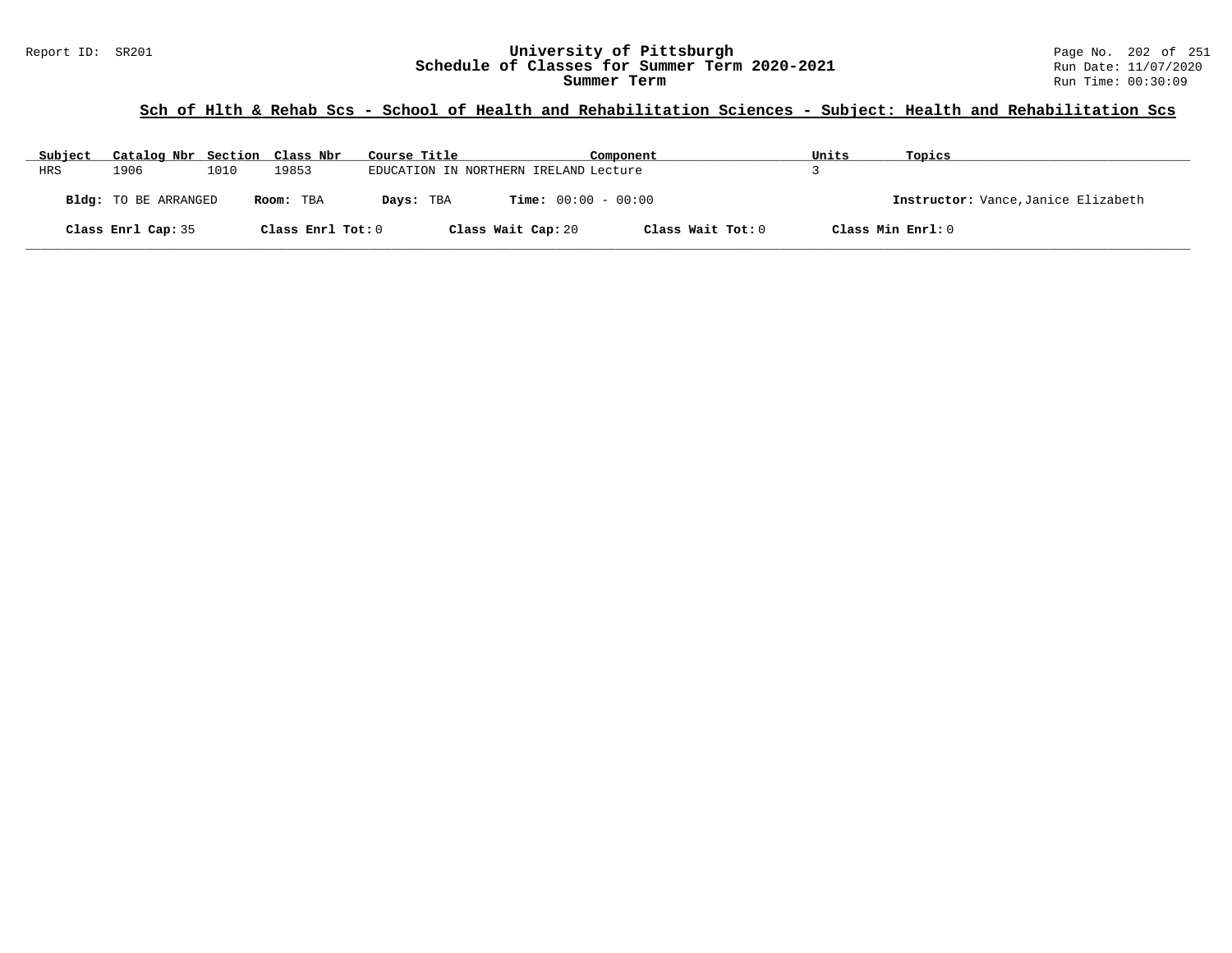# University of Pittsburgh
## Schedule of Classes for Summer Term 2020-2021
### Summer Term

Report ID: SR201

Run Date: 11/07/2020
Run Time: 00:30:09

**Sch of Hlth & Rehab Scs - School of Health and Rehabilitation Sciences - Subject: Health and Rehabilitation Scs**

| Subject | Catalog Nbr | Section | Class Nbr | Course Title | Component | Units | Topics |
|---|---|---|---|---|---|---|---|
| HRS | 1906 | 1010 | 19853 | EDUCATION IN NORTHERN IRELAND | Lecture | 3 | |

**Bldg:** TO BE ARRANGED **Room:** TBA **Days:** TBA **Time:** 00:00 - 00:00 **Instructor:** Vance,Janice Elizabeth

**Class Enrl Cap:** 35 **Class Enrl Tot:** 0 **Class Wait Cap:** 20 **Class Wait Tot:** 0 **Class Min Enrl:** 0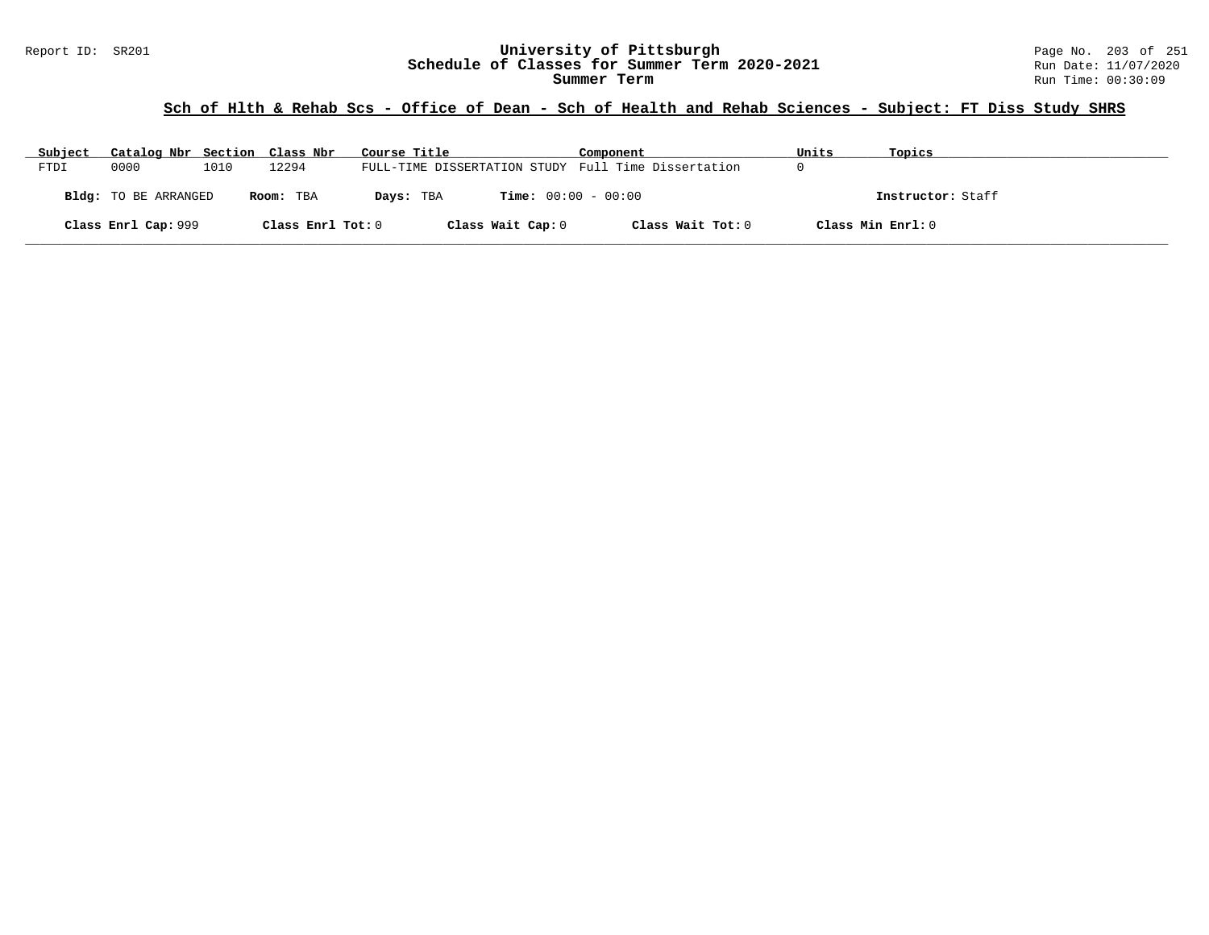## Sch of Hlth & Rehab Scs - Office of Dean - Sch of Health and Rehab Sciences - Subject: FT Diss Study SHRS

| Subject | Catalog Nbr | Section | Class Nbr | Course Title | Component | Units | Topics |
| --- | --- | --- | --- | --- | --- | --- | --- |
| FTDI | 0000 | 1010 | 12294 | FULL-TIME DISSERTATION STUDY | Full Time Dissertation | 0 | |

**Bldg:** TO BE ARRANGED **Room:** TBA **Days:** TBA **Time:** 00:00 - 00:00 **Instructor:** Staff

**Class Enrl Cap:** 999 **Class Enrl Tot:** 0 **Class Wait Cap:** 0 **Class Wait Tot:** 0 **Class Min Enrl:** 0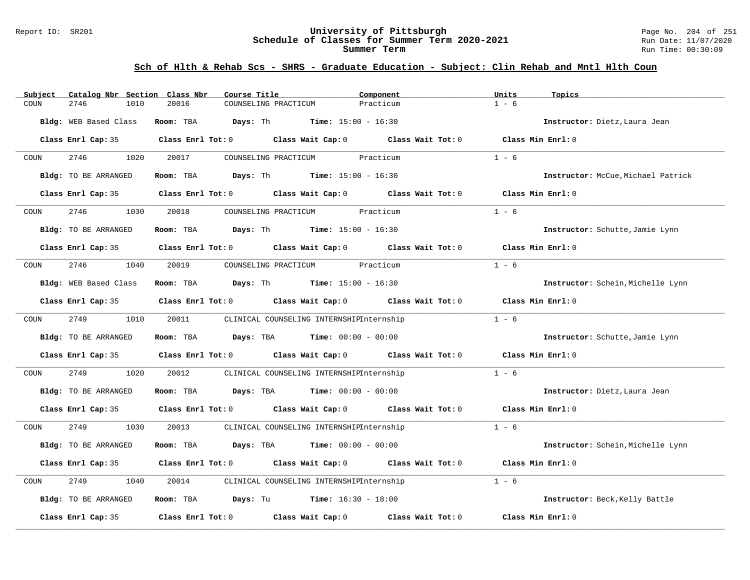## Sch of Hlth & Rehab Scs - SHRS - Graduate Education - Subject: Clin Rehab and Mntl Hlth Coun

| Subject | Catalog Nbr | Section | Class Nbr | Course Title | Component | Units | Topics |
|---|---|---|---|---|---|---|---|
| COUN | 2746 | 1010 | 20016 | COUNSELING PRACTICUM | Practicum | 1 - 6 | |

**Bldg:** WEB Based Class **Room:** TBA **Days:** Th **Time:** 15:00 - 16:30 **Instructor:** Dietz,Laura Jean

**Class Enrl Cap:** 35 **Class Enrl Tot:** 0 **Class Wait Cap:** 0 **Class Wait Tot:** 0 **Class Min Enrl:** 0

| Subject | Catalog Nbr | Section | Class Nbr | Course Title | Component | Units | Topics |
|---|---|---|---|---|---|---|---|
| COUN | 2746 | 1020 | 20017 | COUNSELING PRACTICUM | Practicum | 1 - 6 | |

**Bldg:** TO BE ARRANGED **Room:** TBA **Days:** Th **Time:** 15:00 - 16:30 **Instructor:** McCue,Michael Patrick

**Class Enrl Cap:** 35 **Class Enrl Tot:** 0 **Class Wait Cap:** 0 **Class Wait Tot:** 0 **Class Min Enrl:** 0

| Subject | Catalog Nbr | Section | Class Nbr | Course Title | Component | Units | Topics |
|---|---|---|---|---|---|---|---|
| COUN | 2746 | 1030 | 20018 | COUNSELING PRACTICUM | Practicum | 1 - 6 | |

**Bldg:** TO BE ARRANGED **Room:** TBA **Days:** Th **Time:** 15:00 - 16:30 **Instructor:** Schutte,Jamie Lynn

**Class Enrl Cap:** 35 **Class Enrl Tot:** 0 **Class Wait Cap:** 0 **Class Wait Tot:** 0 **Class Min Enrl:** 0

| Subject | Catalog Nbr | Section | Class Nbr | Course Title | Component | Units | Topics |
|---|---|---|---|---|---|---|---|
| COUN | 2746 | 1040 | 20019 | COUNSELING PRACTICUM | Practicum | 1 - 6 | |

**Bldg:** WEB Based Class **Room:** TBA **Days:** Th **Time:** 15:00 - 16:30 **Instructor:** Schein,Michelle Lynn

**Class Enrl Cap:** 35 **Class Enrl Tot:** 0 **Class Wait Cap:** 0 **Class Wait Tot:** 0 **Class Min Enrl:** 0

| Subject | Catalog Nbr | Section | Class Nbr | Course Title | Component | Units | Topics |
|---|---|---|---|---|---|---|---|
| COUN | 2749 | 1010 | 20011 | CLINICAL COUNSELING INTERNSHIP | Internship | 1 - 6 | |

**Bldg:** TO BE ARRANGED **Room:** TBA **Days:** TBA **Time:** 00:00 - 00:00 **Instructor:** Schutte,Jamie Lynn

**Class Enrl Cap:** 35 **Class Enrl Tot:** 0 **Class Wait Cap:** 0 **Class Wait Tot:** 0 **Class Min Enrl:** 0

| Subject | Catalog Nbr | Section | Class Nbr | Course Title | Component | Units | Topics |
|---|---|---|---|---|---|---|---|
| COUN | 2749 | 1020 | 20012 | CLINICAL COUNSELING INTERNSHIP | Internship | 1 - 6 | |

**Bldg:** TO BE ARRANGED **Room:** TBA **Days:** TBA **Time:** 00:00 - 00:00 **Instructor:** Dietz,Laura Jean

**Class Enrl Cap:** 35 **Class Enrl Tot:** 0 **Class Wait Cap:** 0 **Class Wait Tot:** 0 **Class Min Enrl:** 0

| Subject | Catalog Nbr | Section | Class Nbr | Course Title | Component | Units | Topics |
|---|---|---|---|---|---|---|---|
| COUN | 2749 | 1030 | 20013 | CLINICAL COUNSELING INTERNSHIP | Internship | 1 - 6 | |

**Bldg:** TO BE ARRANGED **Room:** TBA **Days:** TBA **Time:** 00:00 - 00:00 **Instructor:** Schein,Michelle Lynn

**Class Enrl Cap:** 35 **Class Enrl Tot:** 0 **Class Wait Cap:** 0 **Class Wait Tot:** 0 **Class Min Enrl:** 0

| Subject | Catalog Nbr | Section | Class Nbr | Course Title | Component | Units | Topics |
|---|---|---|---|---|---|---|---|
| COUN | 2749 | 1040 | 20014 | CLINICAL COUNSELING INTERNSHIP | Internship | 1 - 6 | |

**Bldg:** TO BE ARRANGED **Room:** TBA **Days:** Tu **Time:** 16:30 - 18:00 **Instructor:** Beck,Kelly Battle

**Class Enrl Cap:** 35 **Class Enrl Tot:** 0 **Class Wait Cap:** 0 **Class Wait Tot:** 0 **Class Min Enrl:** 0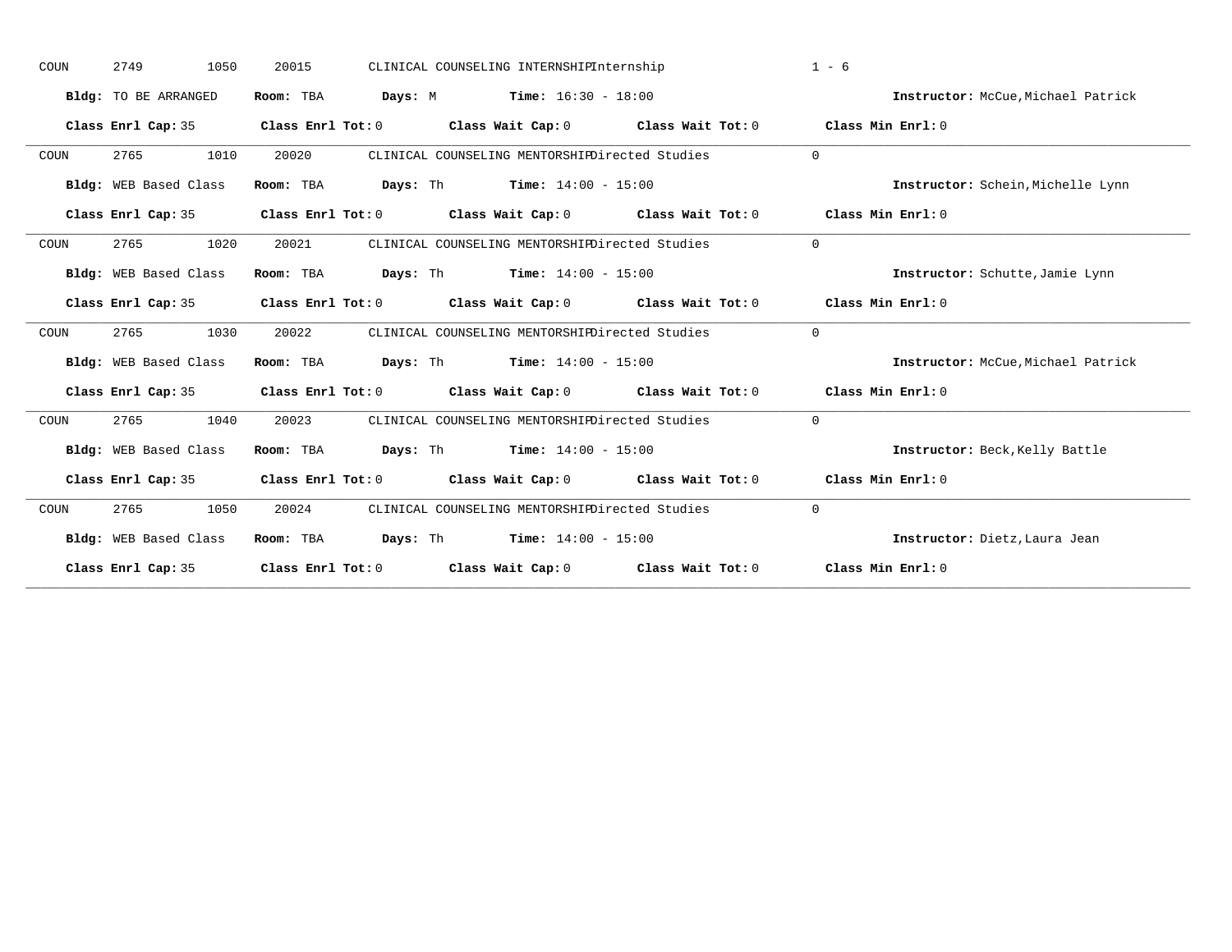COUN 2749 1050 20015 CLINICAL COUNSELING INTERNSHIP Internship 1 - 6

**Bldg:** TO BE ARRANGED **Room:** TBA **Days:** M **Time:** 16:30 - 18:00 **Instructor:** McCue,Michael Patrick

**Class Enrl Cap:** 35 **Class Enrl Tot:** 0 **Class Wait Cap:** 0 **Class Wait Tot:** 0 **Class Min Enrl:** 0

---

COUN 2765 1010 20020 CLINICAL COUNSELING MENTORSHIP Directed Studies 0

**Bldg:** WEB Based Class **Room:** TBA **Days:** Th **Time:** 14:00 - 15:00 **Instructor:** Schein,Michelle Lynn

**Class Enrl Cap:** 35 **Class Enrl Tot:** 0 **Class Wait Cap:** 0 **Class Wait Tot:** 0 **Class Min Enrl:** 0

---

COUN 2765 1020 20021 CLINICAL COUNSELING MENTORSHIP Directed Studies 0

**Bldg:** WEB Based Class **Room:** TBA **Days:** Th **Time:** 14:00 - 15:00 **Instructor:** Schutte,Jamie Lynn

**Class Enrl Cap:** 35 **Class Enrl Tot:** 0 **Class Wait Cap:** 0 **Class Wait Tot:** 0 **Class Min Enrl:** 0

---

COUN 2765 1030 20022 CLINICAL COUNSELING MENTORSHIP Directed Studies 0

**Bldg:** WEB Based Class **Room:** TBA **Days:** Th **Time:** 14:00 - 15:00 **Instructor:** McCue,Michael Patrick

**Class Enrl Cap:** 35 **Class Enrl Tot:** 0 **Class Wait Cap:** 0 **Class Wait Tot:** 0 **Class Min Enrl:** 0

---

COUN 2765 1040 20023 CLINICAL COUNSELING MENTORSHIP Directed Studies 0

**Bldg:** WEB Based Class **Room:** TBA **Days:** Th **Time:** 14:00 - 15:00 **Instructor:** Beck,Kelly Battle

**Class Enrl Cap:** 35 **Class Enrl Tot:** 0 **Class Wait Cap:** 0 **Class Wait Tot:** 0 **Class Min Enrl:** 0

---

COUN 2765 1050 20024 CLINICAL COUNSELING MENTORSHIP Directed Studies 0

**Bldg:** WEB Based Class **Room:** TBA **Days:** Th **Time:** 14:00 - 15:00 **Instructor:** Dietz,Laura Jean

**Class Enrl Cap:** 35 **Class Enrl Tot:** 0 **Class Wait Cap:** 0 **Class Wait Tot:** 0 **Class Min Enrl:** 0

---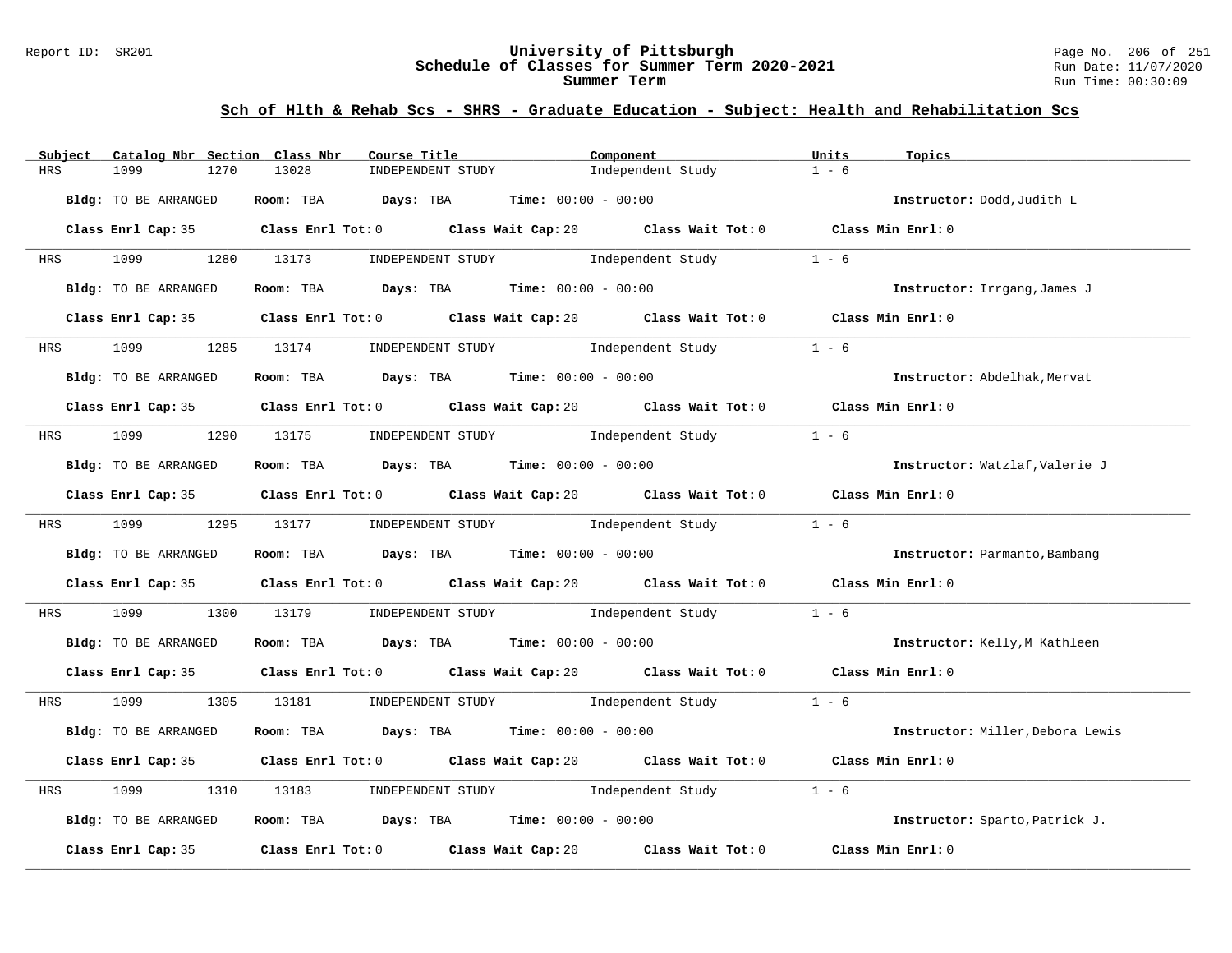## Sch of Hlth & Rehab Scs - SHRS - Graduate Education - Subject: Health and Rehabilitation Scs

| Subject | Catalog Nbr | Section | Class Nbr | Course Title | Component | Units | Topics |
|---|---|---|---|---|---|---|---|
| HRS | 1099 | 1270 | 13028 | INDEPENDENT STUDY | Independent Study | 1 - 6 | |

**Bldg:** TO BE ARRANGED **Room:** TBA **Days:** TBA **Time:** 00:00 - 00:00 **Instructor:** Dodd,Judith L

**Class Enrl Cap:** 35 **Class Enrl Tot:** 0 **Class Wait Cap:** 20 **Class Wait Tot:** 0 **Class Min Enrl:** 0

| Subject | Catalog Nbr | Section | Class Nbr | Course Title | Component | Units | Topics |
|---|---|---|---|---|---|---|---|
| HRS | 1099 | 1280 | 13173 | INDEPENDENT STUDY | Independent Study | 1 - 6 | |

**Bldg:** TO BE ARRANGED **Room:** TBA **Days:** TBA **Time:** 00:00 - 00:00 **Instructor:** Irrgang,James J

**Class Enrl Cap:** 35 **Class Enrl Tot:** 0 **Class Wait Cap:** 20 **Class Wait Tot:** 0 **Class Min Enrl:** 0

| Subject | Catalog Nbr | Section | Class Nbr | Course Title | Component | Units | Topics |
|---|---|---|---|---|---|---|---|
| HRS | 1099 | 1285 | 13174 | INDEPENDENT STUDY | Independent Study | 1 - 6 | |

**Bldg:** TO BE ARRANGED **Room:** TBA **Days:** TBA **Time:** 00:00 - 00:00 **Instructor:** Abdelhak,Mervat

**Class Enrl Cap:** 35 **Class Enrl Tot:** 0 **Class Wait Cap:** 20 **Class Wait Tot:** 0 **Class Min Enrl:** 0

| Subject | Catalog Nbr | Section | Class Nbr | Course Title | Component | Units | Topics |
|---|---|---|---|---|---|---|---|
| HRS | 1099 | 1290 | 13175 | INDEPENDENT STUDY | Independent Study | 1 - 6 | |

**Bldg:** TO BE ARRANGED **Room:** TBA **Days:** TBA **Time:** 00:00 - 00:00 **Instructor:** Watzlaf,Valerie J

**Class Enrl Cap:** 35 **Class Enrl Tot:** 0 **Class Wait Cap:** 20 **Class Wait Tot:** 0 **Class Min Enrl:** 0

| Subject | Catalog Nbr | Section | Class Nbr | Course Title | Component | Units | Topics |
|---|---|---|---|---|---|---|---|
| HRS | 1099 | 1295 | 13177 | INDEPENDENT STUDY | Independent Study | 1 - 6 | |

**Bldg:** TO BE ARRANGED **Room:** TBA **Days:** TBA **Time:** 00:00 - 00:00 **Instructor:** Parmanto,Bambang

**Class Enrl Cap:** 35 **Class Enrl Tot:** 0 **Class Wait Cap:** 20 **Class Wait Tot:** 0 **Class Min Enrl:** 0

| Subject | Catalog Nbr | Section | Class Nbr | Course Title | Component | Units | Topics |
|---|---|---|---|---|---|---|---|
| HRS | 1099 | 1300 | 13179 | INDEPENDENT STUDY | Independent Study | 1 - 6 | |

**Bldg:** TO BE ARRANGED **Room:** TBA **Days:** TBA **Time:** 00:00 - 00:00 **Instructor:** Kelly,M Kathleen

**Class Enrl Cap:** 35 **Class Enrl Tot:** 0 **Class Wait Cap:** 20 **Class Wait Tot:** 0 **Class Min Enrl:** 0

| Subject | Catalog Nbr | Section | Class Nbr | Course Title | Component | Units | Topics |
|---|---|---|---|---|---|---|---|
| HRS | 1099 | 1305 | 13181 | INDEPENDENT STUDY | Independent Study | 1 - 6 | |

**Bldg:** TO BE ARRANGED **Room:** TBA **Days:** TBA **Time:** 00:00 - 00:00 **Instructor:** Miller,Debora Lewis

**Class Enrl Cap:** 35 **Class Enrl Tot:** 0 **Class Wait Cap:** 20 **Class Wait Tot:** 0 **Class Min Enrl:** 0

| Subject | Catalog Nbr | Section | Class Nbr | Course Title | Component | Units | Topics |
|---|---|---|---|---|---|---|---|
| HRS | 1099 | 1310 | 13183 | INDEPENDENT STUDY | Independent Study | 1 - 6 | |

**Bldg:** TO BE ARRANGED **Room:** TBA **Days:** TBA **Time:** 00:00 - 00:00 **Instructor:** Sparto,Patrick J.

**Class Enrl Cap:** 35 **Class Enrl Tot:** 0 **Class Wait Cap:** 20 **Class Wait Tot:** 0 **Class Min Enrl:** 0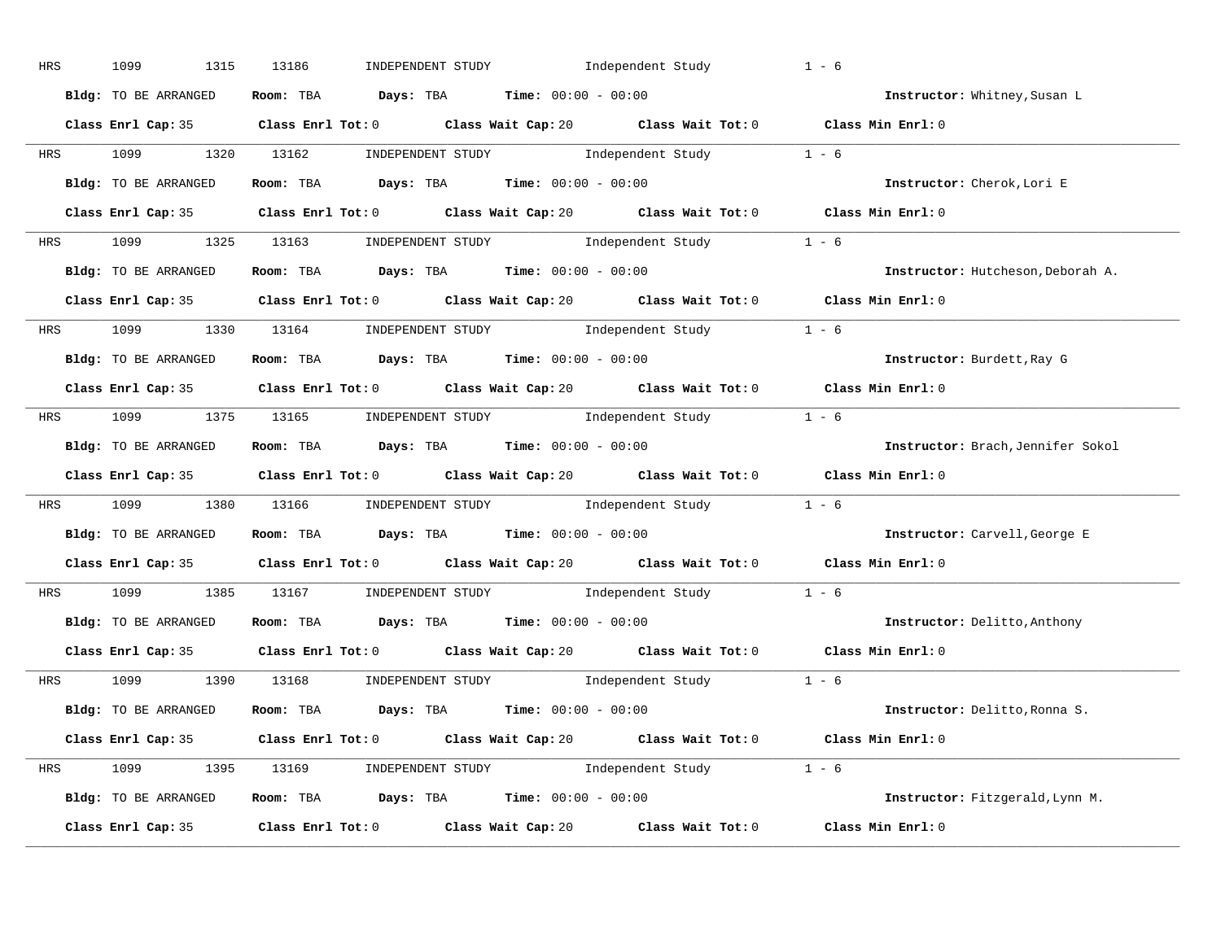HRS 1099 1315 13186 INDEPENDENT STUDY Independent Study 1 - 6

**Bldg:** TO BE ARRANGED **Room:** TBA **Days:** TBA **Time:** 00:00 - 00:00 **Instructor:** Whitney,Susan L

**Class Enrl Cap:** 35 **Class Enrl Tot:** 0 **Class Wait Cap:** 20 **Class Wait Tot:** 0 **Class Min Enrl:** 0

---

HRS 1099 1320 13162 INDEPENDENT STUDY Independent Study 1 - 6

**Bldg:** TO BE ARRANGED **Room:** TBA **Days:** TBA **Time:** 00:00 - 00:00 **Instructor:** Cherok,Lori E

**Class Enrl Cap:** 35 **Class Enrl Tot:** 0 **Class Wait Cap:** 20 **Class Wait Tot:** 0 **Class Min Enrl:** 0

---

HRS 1099 1325 13163 INDEPENDENT STUDY Independent Study 1 - 6

**Bldg:** TO BE ARRANGED **Room:** TBA **Days:** TBA **Time:** 00:00 - 00:00 **Instructor:** Hutcheson,Deborah A.

**Class Enrl Cap:** 35 **Class Enrl Tot:** 0 **Class Wait Cap:** 20 **Class Wait Tot:** 0 **Class Min Enrl:** 0

---

HRS 1099 1330 13164 INDEPENDENT STUDY Independent Study 1 - 6

**Bldg:** TO BE ARRANGED **Room:** TBA **Days:** TBA **Time:** 00:00 - 00:00 **Instructor:** Burdett,Ray G

**Class Enrl Cap:** 35 **Class Enrl Tot:** 0 **Class Wait Cap:** 20 **Class Wait Tot:** 0 **Class Min Enrl:** 0

---

HRS 1099 1375 13165 INDEPENDENT STUDY Independent Study 1 - 6

**Bldg:** TO BE ARRANGED **Room:** TBA **Days:** TBA **Time:** 00:00 - 00:00 **Instructor:** Brach,Jennifer Sokol

**Class Enrl Cap:** 35 **Class Enrl Tot:** 0 **Class Wait Cap:** 20 **Class Wait Tot:** 0 **Class Min Enrl:** 0

---

HRS 1099 1380 13166 INDEPENDENT STUDY Independent Study 1 - 6

**Bldg:** TO BE ARRANGED **Room:** TBA **Days:** TBA **Time:** 00:00 - 00:00 **Instructor:** Carvell,George E

**Class Enrl Cap:** 35 **Class Enrl Tot:** 0 **Class Wait Cap:** 20 **Class Wait Tot:** 0 **Class Min Enrl:** 0

---

HRS 1099 1385 13167 INDEPENDENT STUDY Independent Study 1 - 6

**Bldg:** TO BE ARRANGED **Room:** TBA **Days:** TBA **Time:** 00:00 - 00:00 **Instructor:** Delitto,Anthony

**Class Enrl Cap:** 35 **Class Enrl Tot:** 0 **Class Wait Cap:** 20 **Class Wait Tot:** 0 **Class Min Enrl:** 0

---

HRS 1099 1390 13168 INDEPENDENT STUDY Independent Study 1 - 6

**Bldg:** TO BE ARRANGED **Room:** TBA **Days:** TBA **Time:** 00:00 - 00:00 **Instructor:** Delitto,Ronna S.

**Class Enrl Cap:** 35 **Class Enrl Tot:** 0 **Class Wait Cap:** 20 **Class Wait Tot:** 0 **Class Min Enrl:** 0

---

HRS 1099 1395 13169 INDEPENDENT STUDY Independent Study 1 - 6

**Bldg:** TO BE ARRANGED **Room:** TBA **Days:** TBA **Time:** 00:00 - 00:00 **Instructor:** Fitzgerald,Lynn M.

**Class Enrl Cap:** 35 **Class Enrl Tot:** 0 **Class Wait Cap:** 20 **Class Wait Tot:** 0 **Class Min Enrl:** 0

---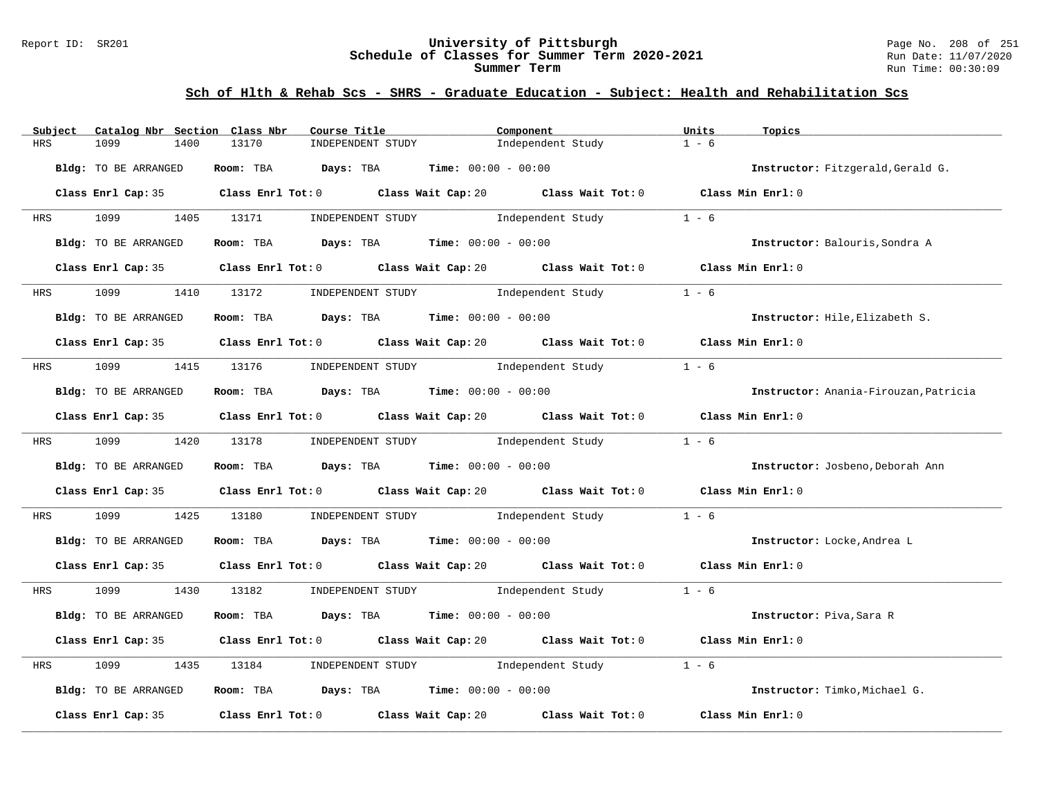## Sch of Hlth & Rehab Scs - SHRS - Graduate Education - Subject: Health and Rehabilitation Scs

| Subject | Catalog Nbr | Section | Class Nbr | Course Title | Component | Units | Topics |
|---|---|---|---|---|---|---|---|
| HRS | 1099 | 1400 | 13170 | INDEPENDENT STUDY | Independent Study | 1 - 6 | |

**Bldg:** TO BE ARRANGED **Room:** TBA **Days:** TBA **Time:** 00:00 - 00:00 **Instructor:** Fitzgerald,Gerald G.

**Class Enrl Cap:** 35 **Class Enrl Tot:** 0 **Class Wait Cap:** 20 **Class Wait Tot:** 0 **Class Min Enrl:** 0

| Subject | Catalog Nbr | Section | Class Nbr | Course Title | Component | Units | Topics |
|---|---|---|---|---|---|---|---|
| HRS | 1099 | 1405 | 13171 | INDEPENDENT STUDY | Independent Study | 1 - 6 | |

**Bldg:** TO BE ARRANGED **Room:** TBA **Days:** TBA **Time:** 00:00 - 00:00 **Instructor:** Balouris,Sondra A

**Class Enrl Cap:** 35 **Class Enrl Tot:** 0 **Class Wait Cap:** 20 **Class Wait Tot:** 0 **Class Min Enrl:** 0

| Subject | Catalog Nbr | Section | Class Nbr | Course Title | Component | Units | Topics |
|---|---|---|---|---|---|---|---|
| HRS | 1099 | 1410 | 13172 | INDEPENDENT STUDY | Independent Study | 1 - 6 | |

**Bldg:** TO BE ARRANGED **Room:** TBA **Days:** TBA **Time:** 00:00 - 00:00 **Instructor:** Hile,Elizabeth S.

**Class Enrl Cap:** 35 **Class Enrl Tot:** 0 **Class Wait Cap:** 20 **Class Wait Tot:** 0 **Class Min Enrl:** 0

| Subject | Catalog Nbr | Section | Class Nbr | Course Title | Component | Units | Topics |
|---|---|---|---|---|---|---|---|
| HRS | 1099 | 1415 | 13176 | INDEPENDENT STUDY | Independent Study | 1 - 6 | |

**Bldg:** TO BE ARRANGED **Room:** TBA **Days:** TBA **Time:** 00:00 - 00:00 **Instructor:** Anania-Firouzan,Patricia

**Class Enrl Cap:** 35 **Class Enrl Tot:** 0 **Class Wait Cap:** 20 **Class Wait Tot:** 0 **Class Min Enrl:** 0

| Subject | Catalog Nbr | Section | Class Nbr | Course Title | Component | Units | Topics |
|---|---|---|---|---|---|---|---|
| HRS | 1099 | 1420 | 13178 | INDEPENDENT STUDY | Independent Study | 1 - 6 | |

**Bldg:** TO BE ARRANGED **Room:** TBA **Days:** TBA **Time:** 00:00 - 00:00 **Instructor:** Josbeno,Deborah Ann

**Class Enrl Cap:** 35 **Class Enrl Tot:** 0 **Class Wait Cap:** 20 **Class Wait Tot:** 0 **Class Min Enrl:** 0

| Subject | Catalog Nbr | Section | Class Nbr | Course Title | Component | Units | Topics |
|---|---|---|---|---|---|---|---|
| HRS | 1099 | 1425 | 13180 | INDEPENDENT STUDY | Independent Study | 1 - 6 | |

**Bldg:** TO BE ARRANGED **Room:** TBA **Days:** TBA **Time:** 00:00 - 00:00 **Instructor:** Locke,Andrea L

**Class Enrl Cap:** 35 **Class Enrl Tot:** 0 **Class Wait Cap:** 20 **Class Wait Tot:** 0 **Class Min Enrl:** 0

| Subject | Catalog Nbr | Section | Class Nbr | Course Title | Component | Units | Topics |
|---|---|---|---|---|---|---|---|
| HRS | 1099 | 1430 | 13182 | INDEPENDENT STUDY | Independent Study | 1 - 6 | |

**Bldg:** TO BE ARRANGED **Room:** TBA **Days:** TBA **Time:** 00:00 - 00:00 **Instructor:** Piva,Sara R

**Class Enrl Cap:** 35 **Class Enrl Tot:** 0 **Class Wait Cap:** 20 **Class Wait Tot:** 0 **Class Min Enrl:** 0

| Subject | Catalog Nbr | Section | Class Nbr | Course Title | Component | Units | Topics |
|---|---|---|---|---|---|---|---|
| HRS | 1099 | 1435 | 13184 | INDEPENDENT STUDY | Independent Study | 1 - 6 | |

**Bldg:** TO BE ARRANGED **Room:** TBA **Days:** TBA **Time:** 00:00 - 00:00 **Instructor:** Timko,Michael G.

**Class Enrl Cap:** 35 **Class Enrl Tot:** 0 **Class Wait Cap:** 20 **Class Wait Tot:** 0 **Class Min Enrl:** 0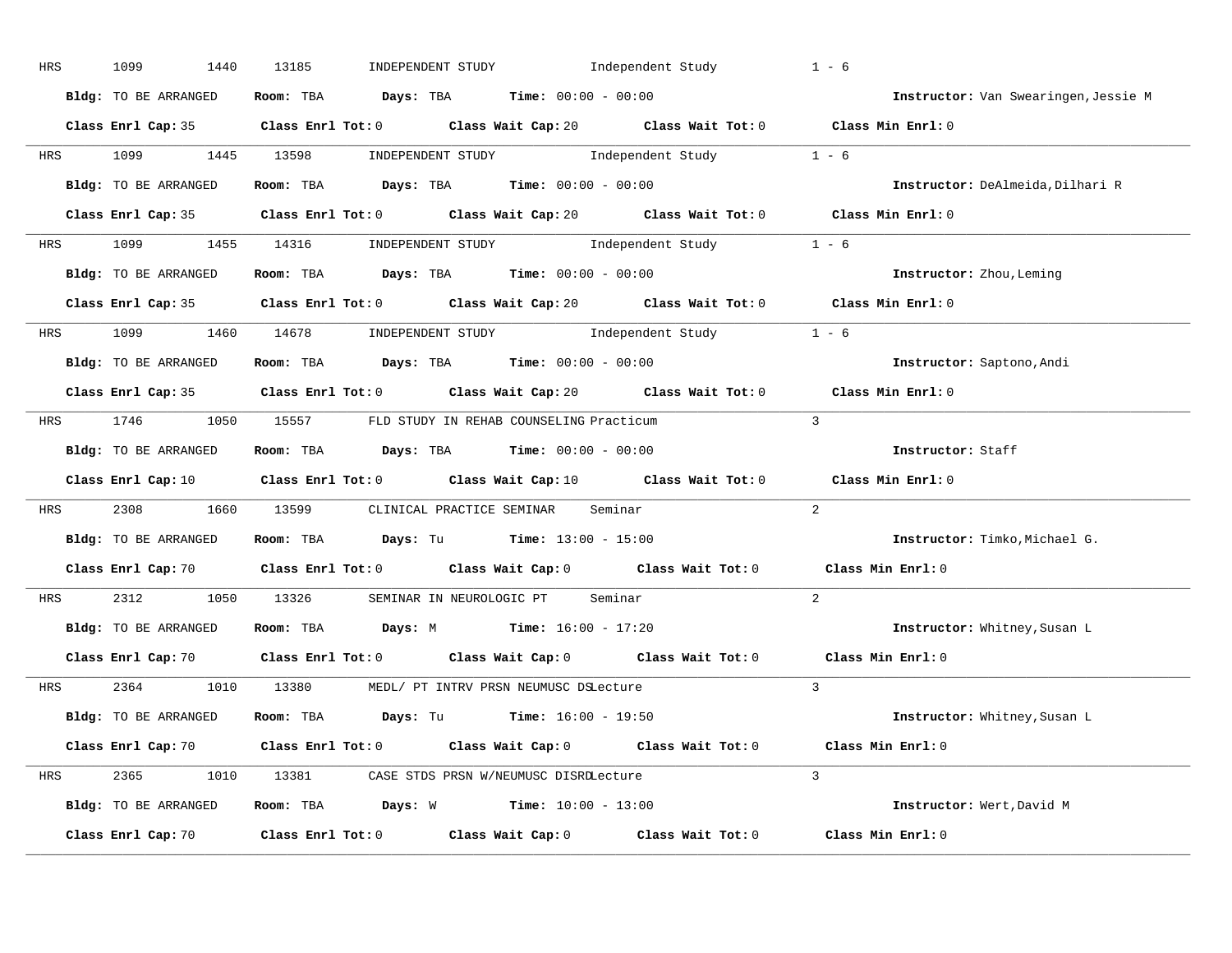HRS 1099 1440 13185 INDEPENDENT STUDY Independent Study 1 - 6

**Bldg:** TO BE ARRANGED **Room:** TBA **Days:** TBA **Time:** 00:00 - 00:00 **Instructor:** Van Swearingen,Jessie M

**Class Enrl Cap:** 35 **Class Enrl Tot:** 0 **Class Wait Cap:** 20 **Class Wait Tot:** 0 **Class Min Enrl:** 0

---

HRS 1099 1445 13598 INDEPENDENT STUDY Independent Study 1 - 6

**Bldg:** TO BE ARRANGED **Room:** TBA **Days:** TBA **Time:** 00:00 - 00:00 **Instructor:** DeAlmeida,Dilhari R

**Class Enrl Cap:** 35 **Class Enrl Tot:** 0 **Class Wait Cap:** 20 **Class Wait Tot:** 0 **Class Min Enrl:** 0

---

HRS 1099 1455 14316 INDEPENDENT STUDY Independent Study 1 - 6

**Bldg:** TO BE ARRANGED **Room:** TBA **Days:** TBA **Time:** 00:00 - 00:00 **Instructor:** Zhou,Leming

**Class Enrl Cap:** 35 **Class Enrl Tot:** 0 **Class Wait Cap:** 20 **Class Wait Tot:** 0 **Class Min Enrl:** 0

---

HRS 1099 1460 14678 INDEPENDENT STUDY Independent Study 1 - 6

**Bldg:** TO BE ARRANGED **Room:** TBA **Days:** TBA **Time:** 00:00 - 00:00 **Instructor:** Saptono,Andi

**Class Enrl Cap:** 35 **Class Enrl Tot:** 0 **Class Wait Cap:** 20 **Class Wait Tot:** 0 **Class Min Enrl:** 0

---

HRS 1746 1050 15557 FLD STUDY IN REHAB COUNSELING Practicum 3

**Bldg:** TO BE ARRANGED **Room:** TBA **Days:** TBA **Time:** 00:00 - 00:00 **Instructor:** Staff

**Class Enrl Cap:** 10 **Class Enrl Tot:** 0 **Class Wait Cap:** 10 **Class Wait Tot:** 0 **Class Min Enrl:** 0

---

HRS 2308 1660 13599 CLINICAL PRACTICE SEMINAR Seminar 2

**Bldg:** TO BE ARRANGED **Room:** TBA **Days:** Tu **Time:** 13:00 - 15:00 **Instructor:** Timko,Michael G.

**Class Enrl Cap:** 70 **Class Enrl Tot:** 0 **Class Wait Cap:** 0 **Class Wait Tot:** 0 **Class Min Enrl:** 0

---

HRS 2312 1050 13326 SEMINAR IN NEUROLOGIC PT Seminar 2

**Bldg:** TO BE ARRANGED **Room:** TBA **Days:** M **Time:** 16:00 - 17:20 **Instructor:** Whitney,Susan L

**Class Enrl Cap:** 70 **Class Enrl Tot:** 0 **Class Wait Cap:** 0 **Class Wait Tot:** 0 **Class Min Enrl:** 0

---

HRS 2364 1010 13380 MEDL/ PT INTRV PRSN NEUMUSC DSLecture 3

**Bldg:** TO BE ARRANGED **Room:** TBA **Days:** Tu **Time:** 16:00 - 19:50 **Instructor:** Whitney,Susan L

**Class Enrl Cap:** 70 **Class Enrl Tot:** 0 **Class Wait Cap:** 0 **Class Wait Tot:** 0 **Class Min Enrl:** 0

---

HRS 2365 1010 13381 CASE STDS PRSN W/NEUMUSC DISRDLecture 3

**Bldg:** TO BE ARRANGED **Room:** TBA **Days:** W **Time:** 10:00 - 13:00 **Instructor:** Wert,David M

**Class Enrl Cap:** 70 **Class Enrl Tot:** 0 **Class Wait Cap:** 0 **Class Wait Tot:** 0 **Class Min Enrl:** 0

---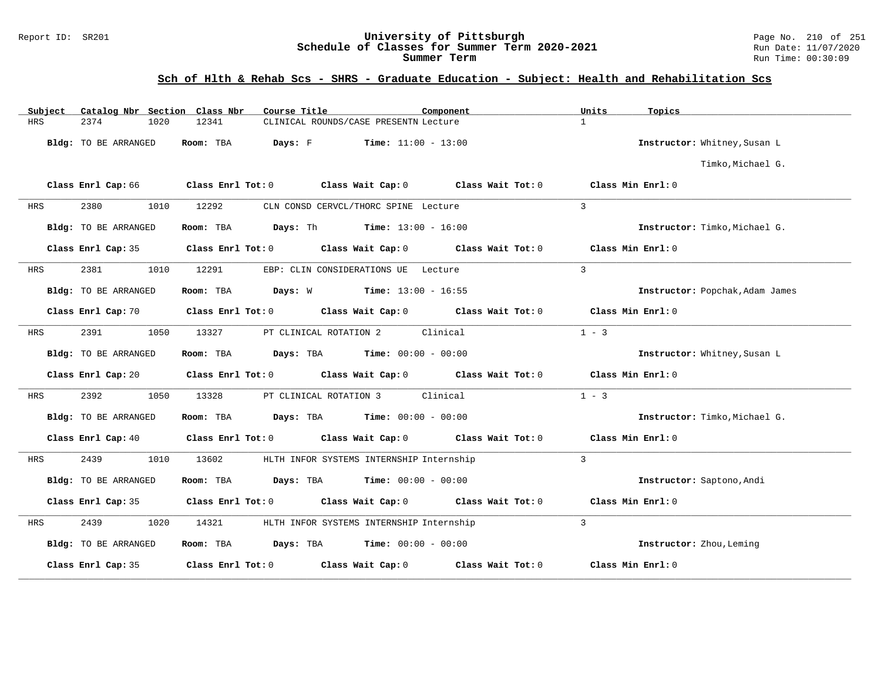## Sch of Hlth & Rehab Scs - SHRS - Graduate Education - Subject: Health and Rehabilitation Scs

| Subject | Catalog Nbr | Section | Class Nbr | Course Title | Component | Units | Topics |
|---|---|---|---|---|---|---|---|
| HRS | 2374 | 1020 | 12341 | CLINICAL ROUNDS/CASE PRESENTN | Lecture | 1 | |

**Bldg:** TO BE ARRANGED **Room:** TBA **Days:** F **Time:** 11:00 - 13:00 **Instructor:** Whitney,Susan L; Timko,Michael G.

**Class Enrl Cap:** 66 **Class Enrl Tot:** 0 **Class Wait Cap:** 0 **Class Wait Tot:** 0 **Class Min Enrl:** 0

| Subject | Catalog Nbr | Section | Class Nbr | Course Title | Component | Units | Topics |
|---|---|---|---|---|---|---|---|
| HRS | 2380 | 1010 | 12292 | CLN CONSD CERVCL/THORC SPINE | Lecture | 3 | |

**Bldg:** TO BE ARRANGED **Room:** TBA **Days:** Th **Time:** 13:00 - 16:00 **Instructor:** Timko,Michael G.

**Class Enrl Cap:** 35 **Class Enrl Tot:** 0 **Class Wait Cap:** 0 **Class Wait Tot:** 0 **Class Min Enrl:** 0

| Subject | Catalog Nbr | Section | Class Nbr | Course Title | Component | Units | Topics |
|---|---|---|---|---|---|---|---|
| HRS | 2381 | 1010 | 12291 | EBP: CLIN CONSIDERATIONS UE | Lecture | 3 | |

**Bldg:** TO BE ARRANGED **Room:** TBA **Days:** W **Time:** 13:00 - 16:55 **Instructor:** Popchak,Adam James

**Class Enrl Cap:** 70 **Class Enrl Tot:** 0 **Class Wait Cap:** 0 **Class Wait Tot:** 0 **Class Min Enrl:** 0

| Subject | Catalog Nbr | Section | Class Nbr | Course Title | Component | Units | Topics |
|---|---|---|---|---|---|---|---|
| HRS | 2391 | 1050 | 13327 | PT CLINICAL ROTATION 2 | Clinical | 1 - 3 | |

**Bldg:** TO BE ARRANGED **Room:** TBA **Days:** TBA **Time:** 00:00 - 00:00 **Instructor:** Whitney,Susan L

**Class Enrl Cap:** 20 **Class Enrl Tot:** 0 **Class Wait Cap:** 0 **Class Wait Tot:** 0 **Class Min Enrl:** 0

| Subject | Catalog Nbr | Section | Class Nbr | Course Title | Component | Units | Topics |
|---|---|---|---|---|---|---|---|
| HRS | 2392 | 1050 | 13328 | PT CLINICAL ROTATION 3 | Clinical | 1 - 3 | |

**Bldg:** TO BE ARRANGED **Room:** TBA **Days:** TBA **Time:** 00:00 - 00:00 **Instructor:** Timko,Michael G.

**Class Enrl Cap:** 40 **Class Enrl Tot:** 0 **Class Wait Cap:** 0 **Class Wait Tot:** 0 **Class Min Enrl:** 0

| Subject | Catalog Nbr | Section | Class Nbr | Course Title | Component | Units | Topics |
|---|---|---|---|---|---|---|---|
| HRS | 2439 | 1010 | 13602 | HLTH INFOR SYSTEMS INTERNSHIP | Internship | 3 | |

**Bldg:** TO BE ARRANGED **Room:** TBA **Days:** TBA **Time:** 00:00 - 00:00 **Instructor:** Saptono,Andi

**Class Enrl Cap:** 35 **Class Enrl Tot:** 0 **Class Wait Cap:** 0 **Class Wait Tot:** 0 **Class Min Enrl:** 0

| Subject | Catalog Nbr | Section | Class Nbr | Course Title | Component | Units | Topics |
|---|---|---|---|---|---|---|---|
| HRS | 2439 | 1020 | 14321 | HLTH INFOR SYSTEMS INTERNSHIP | Internship | 3 | |

**Bldg:** TO BE ARRANGED **Room:** TBA **Days:** TBA **Time:** 00:00 - 00:00 **Instructor:** Zhou,Leming

**Class Enrl Cap:** 35 **Class Enrl Tot:** 0 **Class Wait Cap:** 0 **Class Wait Tot:** 0 **Class Min Enrl:** 0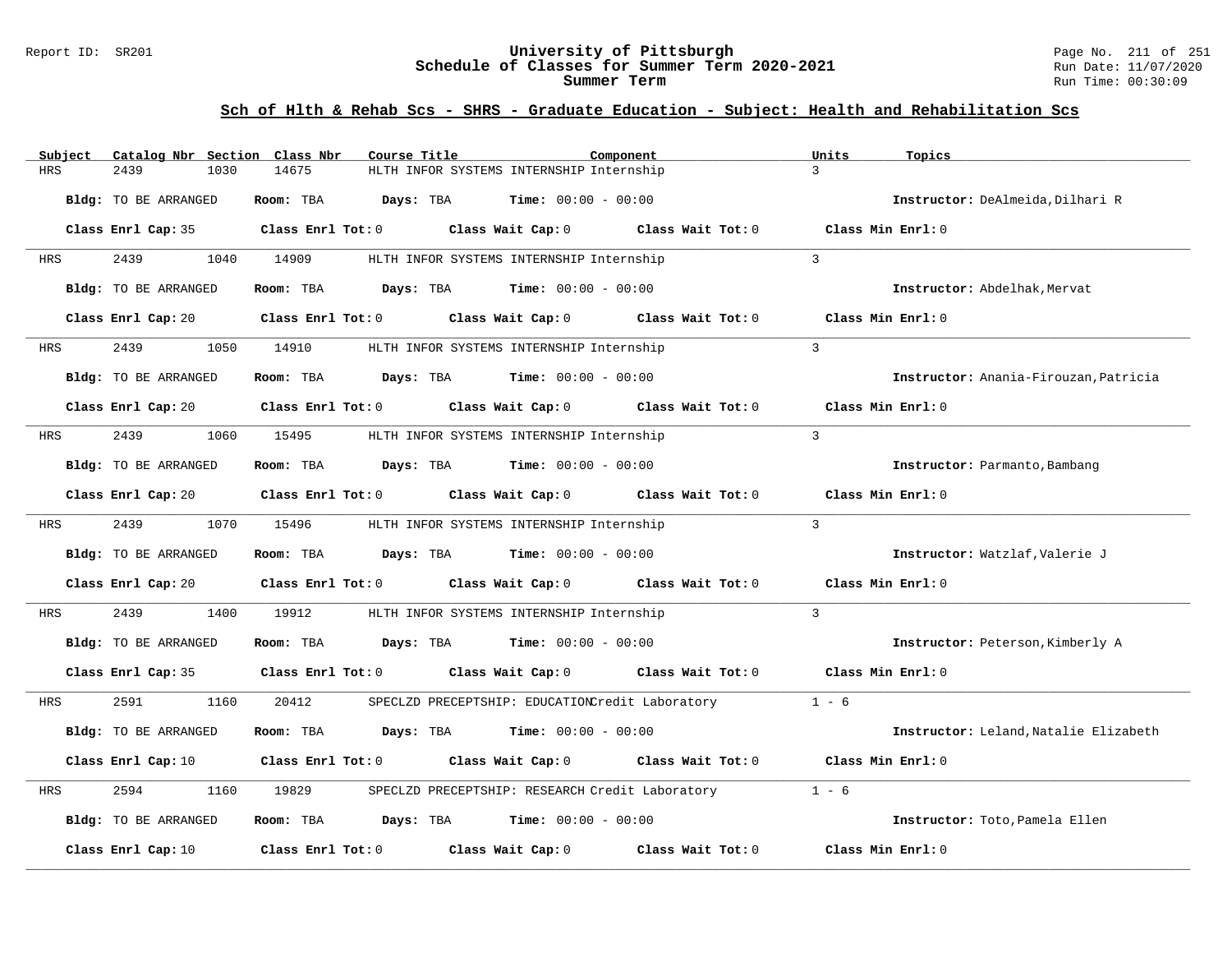## Sch of Hlth & Rehab Scs - SHRS - Graduate Education - Subject: Health and Rehabilitation Scs

| Subject | Catalog Nbr | Section | Class Nbr | Course Title | Component | Units | Topics |
|---|---|---|---|---|---|---|---|
| HRS | 2439 | 1030 | 14675 | HLTH INFOR SYSTEMS INTERNSHIP | Internship | 3 | |

**Bldg:** TO BE ARRANGED **Room:** TBA **Days:** TBA **Time:** 00:00 - 00:00 **Instructor:** DeAlmeida,Dilhari R

**Class Enrl Cap:** 35 **Class Enrl Tot:** 0 **Class Wait Cap:** 0 **Class Wait Tot:** 0 **Class Min Enrl:** 0

| Subject | Catalog Nbr | Section | Class Nbr | Course Title | Component | Units | Topics |
|---|---|---|---|---|---|---|---|
| HRS | 2439 | 1040 | 14909 | HLTH INFOR SYSTEMS INTERNSHIP | Internship | 3 | |

**Bldg:** TO BE ARRANGED **Room:** TBA **Days:** TBA **Time:** 00:00 - 00:00 **Instructor:** Abdelhak,Mervat

**Class Enrl Cap:** 20 **Class Enrl Tot:** 0 **Class Wait Cap:** 0 **Class Wait Tot:** 0 **Class Min Enrl:** 0

| Subject | Catalog Nbr | Section | Class Nbr | Course Title | Component | Units | Topics |
|---|---|---|---|---|---|---|---|
| HRS | 2439 | 1050 | 14910 | HLTH INFOR SYSTEMS INTERNSHIP | Internship | 3 | |

**Bldg:** TO BE ARRANGED **Room:** TBA **Days:** TBA **Time:** 00:00 - 00:00 **Instructor:** Anania-Firouzan,Patricia

**Class Enrl Cap:** 20 **Class Enrl Tot:** 0 **Class Wait Cap:** 0 **Class Wait Tot:** 0 **Class Min Enrl:** 0

| Subject | Catalog Nbr | Section | Class Nbr | Course Title | Component | Units | Topics |
|---|---|---|---|---|---|---|---|
| HRS | 2439 | 1060 | 15495 | HLTH INFOR SYSTEMS INTERNSHIP | Internship | 3 | |

**Bldg:** TO BE ARRANGED **Room:** TBA **Days:** TBA **Time:** 00:00 - 00:00 **Instructor:** Parmanto,Bambang

**Class Enrl Cap:** 20 **Class Enrl Tot:** 0 **Class Wait Cap:** 0 **Class Wait Tot:** 0 **Class Min Enrl:** 0

| Subject | Catalog Nbr | Section | Class Nbr | Course Title | Component | Units | Topics |
|---|---|---|---|---|---|---|---|
| HRS | 2439 | 1070 | 15496 | HLTH INFOR SYSTEMS INTERNSHIP | Internship | 3 | |

**Bldg:** TO BE ARRANGED **Room:** TBA **Days:** TBA **Time:** 00:00 - 00:00 **Instructor:** Watzlaf,Valerie J

**Class Enrl Cap:** 20 **Class Enrl Tot:** 0 **Class Wait Cap:** 0 **Class Wait Tot:** 0 **Class Min Enrl:** 0

| Subject | Catalog Nbr | Section | Class Nbr | Course Title | Component | Units | Topics |
|---|---|---|---|---|---|---|---|
| HRS | 2439 | 1400 | 19912 | HLTH INFOR SYSTEMS INTERNSHIP | Internship | 3 | |

**Bldg:** TO BE ARRANGED **Room:** TBA **Days:** TBA **Time:** 00:00 - 00:00 **Instructor:** Peterson,Kimberly A

**Class Enrl Cap:** 35 **Class Enrl Tot:** 0 **Class Wait Cap:** 0 **Class Wait Tot:** 0 **Class Min Enrl:** 0

| Subject | Catalog Nbr | Section | Class Nbr | Course Title | Component | Units | Topics |
|---|---|---|---|---|---|---|---|
| HRS | 2591 | 1160 | 20412 | SPECLZD PRECEPTSHIP: EDUCATION | Credit Laboratory | 1 - 6 | |

**Bldg:** TO BE ARRANGED **Room:** TBA **Days:** TBA **Time:** 00:00 - 00:00 **Instructor:** Leland,Natalie Elizabeth

**Class Enrl Cap:** 10 **Class Enrl Tot:** 0 **Class Wait Cap:** 0 **Class Wait Tot:** 0 **Class Min Enrl:** 0

| Subject | Catalog Nbr | Section | Class Nbr | Course Title | Component | Units | Topics |
|---|---|---|---|---|---|---|---|
| HRS | 2594 | 1160 | 19829 | SPECLZD PRECEPTSHIP: RESEARCH | Credit Laboratory | 1 - 6 | |

**Bldg:** TO BE ARRANGED **Room:** TBA **Days:** TBA **Time:** 00:00 - 00:00 **Instructor:** Toto,Pamela Ellen

**Class Enrl Cap:** 10 **Class Enrl Tot:** 0 **Class Wait Cap:** 0 **Class Wait Tot:** 0 **Class Min Enrl:** 0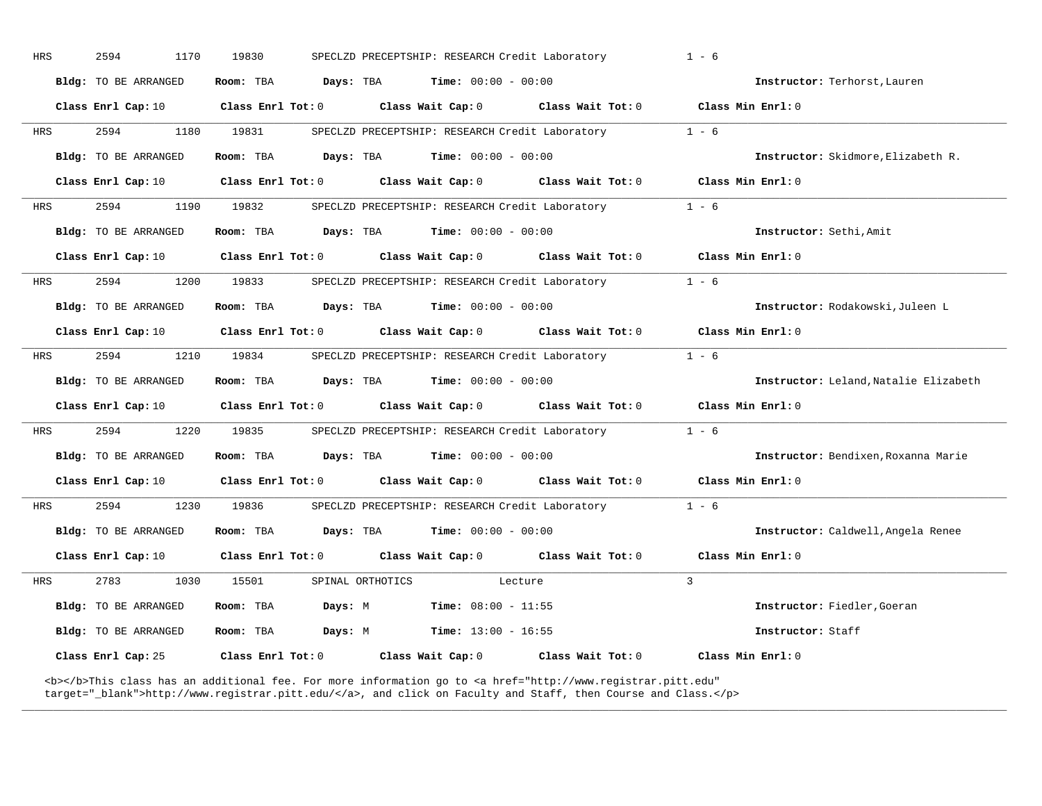HRS 2594 1170 19830 SPECLZD PRECEPTSHIP: RESEARCH Credit Laboratory 1 - 6

**Bldg:** TO BE ARRANGED **Room:** TBA **Days:** TBA **Time:** 00:00 - 00:00 **Instructor:** Terhorst,Lauren

**Class Enrl Cap:** 10 **Class Enrl Tot:** 0 **Class Wait Cap:** 0 **Class Wait Tot:** 0 **Class Min Enrl:** 0

---

HRS 2594 1180 19831 SPECLZD PRECEPTSHIP: RESEARCH Credit Laboratory 1 - 6

**Bldg:** TO BE ARRANGED **Room:** TBA **Days:** TBA **Time:** 00:00 - 00:00 **Instructor:** Skidmore,Elizabeth R.

**Class Enrl Cap:** 10 **Class Enrl Tot:** 0 **Class Wait Cap:** 0 **Class Wait Tot:** 0 **Class Min Enrl:** 0

---

HRS 2594 1190 19832 SPECLZD PRECEPTSHIP: RESEARCH Credit Laboratory 1 - 6

**Bldg:** TO BE ARRANGED **Room:** TBA **Days:** TBA **Time:** 00:00 - 00:00 **Instructor:** Sethi,Amit

**Class Enrl Cap:** 10 **Class Enrl Tot:** 0 **Class Wait Cap:** 0 **Class Wait Tot:** 0 **Class Min Enrl:** 0

---

HRS 2594 1200 19833 SPECLZD PRECEPTSHIP: RESEARCH Credit Laboratory 1 - 6

**Bldg:** TO BE ARRANGED **Room:** TBA **Days:** TBA **Time:** 00:00 - 00:00 **Instructor:** Rodakowski,Juleen L

**Class Enrl Cap:** 10 **Class Enrl Tot:** 0 **Class Wait Cap:** 0 **Class Wait Tot:** 0 **Class Min Enrl:** 0

---

HRS 2594 1210 19834 SPECLZD PRECEPTSHIP: RESEARCH Credit Laboratory 1 - 6

**Bldg:** TO BE ARRANGED **Room:** TBA **Days:** TBA **Time:** 00:00 - 00:00 **Instructor:** Leland,Natalie Elizabeth

**Class Enrl Cap:** 10 **Class Enrl Tot:** 0 **Class Wait Cap:** 0 **Class Wait Tot:** 0 **Class Min Enrl:** 0

---

HRS 2594 1220 19835 SPECLZD PRECEPTSHIP: RESEARCH Credit Laboratory 1 - 6

**Bldg:** TO BE ARRANGED **Room:** TBA **Days:** TBA **Time:** 00:00 - 00:00 **Instructor:** Bendixen,Roxanna Marie

**Class Enrl Cap:** 10 **Class Enrl Tot:** 0 **Class Wait Cap:** 0 **Class Wait Tot:** 0 **Class Min Enrl:** 0

---

HRS 2594 1230 19836 SPECLZD PRECEPTSHIP: RESEARCH Credit Laboratory 1 - 6

**Bldg:** TO BE ARRANGED **Room:** TBA **Days:** TBA **Time:** 00:00 - 00:00 **Instructor:** Caldwell,Angela Renee

**Class Enrl Cap:** 10 **Class Enrl Tot:** 0 **Class Wait Cap:** 0 **Class Wait Tot:** 0 **Class Min Enrl:** 0

---

HRS 2783 1030 15501 SPINAL ORTHOTICS Lecture 3

**Bldg:** TO BE ARRANGED **Room:** TBA **Days:** M **Time:** 08:00 - 11:55 **Instructor:** Fiedler,Goeran

**Bldg:** TO BE ARRANGED **Room:** TBA **Days:** M **Time:** 13:00 - 16:55 **Instructor:** Staff

**Class Enrl Cap:** 25 **Class Enrl Tot:** 0 **Class Wait Cap:** 0 **Class Wait Tot:** 0 **Class Min Enrl:** 0

<b></b>This class has an additional fee. For more information go to <a href="http://www.registrar.pitt.edu" target="_blank">http://www.registrar.pitt.edu/</a>, and click on Faculty and Staff, then Course and Class.</p>

---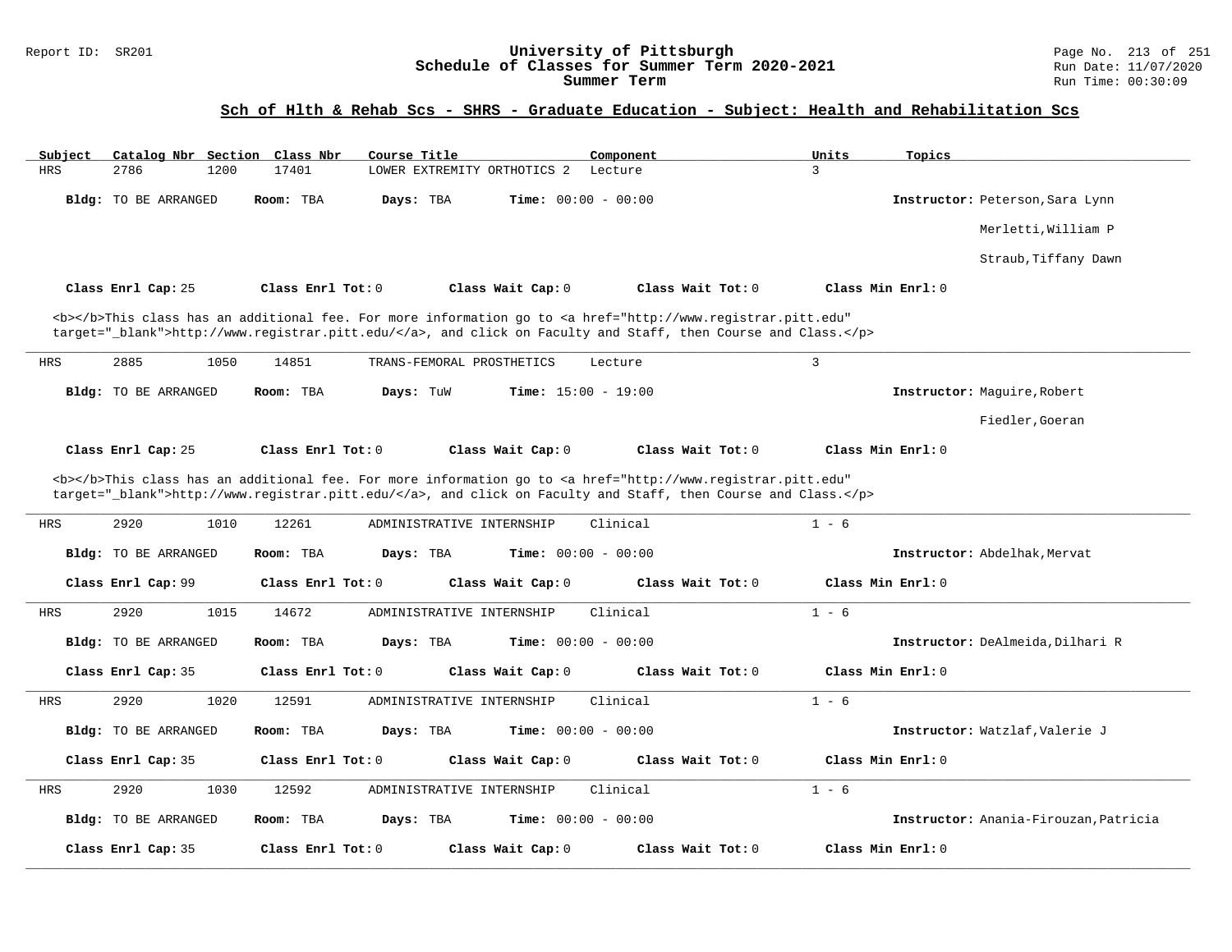## Sch of Hlth & Rehab Scs - SHRS - Graduate Education - Subject: Health and Rehabilitation Scs

| Subject | Catalog Nbr | Section | Class Nbr | Course Title | Component | Units | Topics |
|---|---|---|---|---|---|---|---|
| HRS | 2786 | 1200 | 17401 | LOWER EXTREMITY ORTHOTICS 2 | Lecture | 3 | |

**Bldg:** TO BE ARRANGED **Room:** TBA **Days:** TBA **Time:** 00:00 - 00:00 **Instructor:** Peterson,Sara Lynn; Merletti,William P; Straub,Tiffany Dawn

**Class Enrl Cap:** 25 **Class Enrl Tot:** 0 **Class Wait Cap:** 0 **Class Wait Tot:** 0 **Class Min Enrl:** 0

<b></b>This class has an additional fee. For more information go to <a href="http://www.registrar.pitt.edu" target="_blank">http://www.registrar.pitt.edu/</a>, and click on Faculty and Staff, then Course and Class.</p>

---

| Subject | Catalog Nbr | Section | Class Nbr | Course Title | Component | Units | Topics |
|---|---|---|---|---|---|---|---|
| HRS | 2885 | 1050 | 14851 | TRANS-FEMORAL PROSTHETICS | Lecture | 3 | |

**Bldg:** TO BE ARRANGED **Room:** TBA **Days:** TuW **Time:** 15:00 - 19:00 **Instructor:** Maguire,Robert; Fiedler,Goeran

**Class Enrl Cap:** 25 **Class Enrl Tot:** 0 **Class Wait Cap:** 0 **Class Wait Tot:** 0 **Class Min Enrl:** 0

<b></b>This class has an additional fee. For more information go to <a href="http://www.registrar.pitt.edu" target="_blank">http://www.registrar.pitt.edu/</a>, and click on Faculty and Staff, then Course and Class.</p>

---

| Subject | Catalog Nbr | Section | Class Nbr | Course Title | Component | Units | Topics |
|---|---|---|---|---|---|---|---|
| HRS | 2920 | 1010 | 12261 | ADMINISTRATIVE INTERNSHIP | Clinical | 1 - 6 | |

**Bldg:** TO BE ARRANGED **Room:** TBA **Days:** TBA **Time:** 00:00 - 00:00 **Instructor:** Abdelhak,Mervat

**Class Enrl Cap:** 99 **Class Enrl Tot:** 0 **Class Wait Cap:** 0 **Class Wait Tot:** 0 **Class Min Enrl:** 0

---

| Subject | Catalog Nbr | Section | Class Nbr | Course Title | Component | Units | Topics |
|---|---|---|---|---|---|---|---|
| HRS | 2920 | 1015 | 14672 | ADMINISTRATIVE INTERNSHIP | Clinical | 1 - 6 | |

**Bldg:** TO BE ARRANGED **Room:** TBA **Days:** TBA **Time:** 00:00 - 00:00 **Instructor:** DeAlmeida,Dilhari R

**Class Enrl Cap:** 35 **Class Enrl Tot:** 0 **Class Wait Cap:** 0 **Class Wait Tot:** 0 **Class Min Enrl:** 0

---

| Subject | Catalog Nbr | Section | Class Nbr | Course Title | Component | Units | Topics |
|---|---|---|---|---|---|---|---|
| HRS | 2920 | 1020 | 12591 | ADMINISTRATIVE INTERNSHIP | Clinical | 1 - 6 | |

**Bldg:** TO BE ARRANGED **Room:** TBA **Days:** TBA **Time:** 00:00 - 00:00 **Instructor:** Watzlaf,Valerie J

**Class Enrl Cap:** 35 **Class Enrl Tot:** 0 **Class Wait Cap:** 0 **Class Wait Tot:** 0 **Class Min Enrl:** 0

---

| Subject | Catalog Nbr | Section | Class Nbr | Course Title | Component | Units | Topics |
|---|---|---|---|---|---|---|---|
| HRS | 2920 | 1030 | 12592 | ADMINISTRATIVE INTERNSHIP | Clinical | 1 - 6 | |

**Bldg:** TO BE ARRANGED **Room:** TBA **Days:** TBA **Time:** 00:00 - 00:00 **Instructor:** Anania-Firouzan,Patricia

**Class Enrl Cap:** 35 **Class Enrl Tot:** 0 **Class Wait Cap:** 0 **Class Wait Tot:** 0 **Class Min Enrl:** 0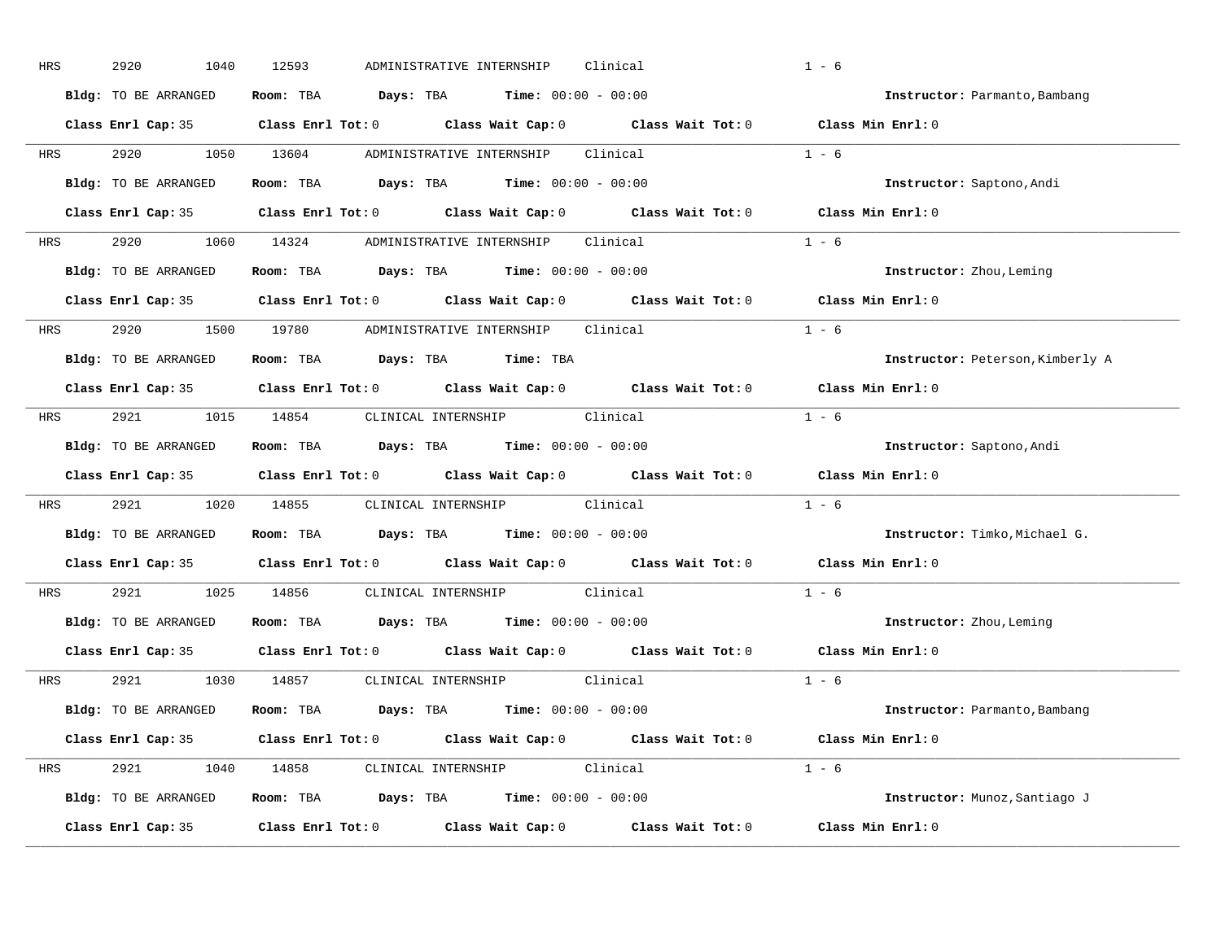HRS 2920 1040 12593 ADMINISTRATIVE INTERNSHIP Clinical 1 - 6

**Bldg:** TO BE ARRANGED **Room:** TBA **Days:** TBA **Time:** 00:00 - 00:00 **Instructor:** Parmanto,Bambang

**Class Enrl Cap:** 35 **Class Enrl Tot:** 0 **Class Wait Cap:** 0 **Class Wait Tot:** 0 **Class Min Enrl:** 0

---

HRS 2920 1050 13604 ADMINISTRATIVE INTERNSHIP Clinical 1 - 6

**Bldg:** TO BE ARRANGED **Room:** TBA **Days:** TBA **Time:** 00:00 - 00:00 **Instructor:** Saptono,Andi

**Class Enrl Cap:** 35 **Class Enrl Tot:** 0 **Class Wait Cap:** 0 **Class Wait Tot:** 0 **Class Min Enrl:** 0

---

HRS 2920 1060 14324 ADMINISTRATIVE INTERNSHIP Clinical 1 - 6

**Bldg:** TO BE ARRANGED **Room:** TBA **Days:** TBA **Time:** 00:00 - 00:00 **Instructor:** Zhou,Leming

**Class Enrl Cap:** 35 **Class Enrl Tot:** 0 **Class Wait Cap:** 0 **Class Wait Tot:** 0 **Class Min Enrl:** 0

---

HRS 2920 1500 19780 ADMINISTRATIVE INTERNSHIP Clinical 1 - 6

**Bldg:** TO BE ARRANGED **Room:** TBA **Days:** TBA **Time:** TBA **Instructor:** Peterson,Kimberly A

**Class Enrl Cap:** 35 **Class Enrl Tot:** 0 **Class Wait Cap:** 0 **Class Wait Tot:** 0 **Class Min Enrl:** 0

---

HRS 2921 1015 14854 CLINICAL INTERNSHIP Clinical 1 - 6

**Bldg:** TO BE ARRANGED **Room:** TBA **Days:** TBA **Time:** 00:00 - 00:00 **Instructor:** Saptono,Andi

**Class Enrl Cap:** 35 **Class Enrl Tot:** 0 **Class Wait Cap:** 0 **Class Wait Tot:** 0 **Class Min Enrl:** 0

---

HRS 2921 1020 14855 CLINICAL INTERNSHIP Clinical 1 - 6

**Bldg:** TO BE ARRANGED **Room:** TBA **Days:** TBA **Time:** 00:00 - 00:00 **Instructor:** Timko,Michael G.

**Class Enrl Cap:** 35 **Class Enrl Tot:** 0 **Class Wait Cap:** 0 **Class Wait Tot:** 0 **Class Min Enrl:** 0

---

HRS 2921 1025 14856 CLINICAL INTERNSHIP Clinical 1 - 6

**Bldg:** TO BE ARRANGED **Room:** TBA **Days:** TBA **Time:** 00:00 - 00:00 **Instructor:** Zhou,Leming

**Class Enrl Cap:** 35 **Class Enrl Tot:** 0 **Class Wait Cap:** 0 **Class Wait Tot:** 0 **Class Min Enrl:** 0

---

HRS 2921 1030 14857 CLINICAL INTERNSHIP Clinical 1 - 6

**Bldg:** TO BE ARRANGED **Room:** TBA **Days:** TBA **Time:** 00:00 - 00:00 **Instructor:** Parmanto,Bambang

**Class Enrl Cap:** 35 **Class Enrl Tot:** 0 **Class Wait Cap:** 0 **Class Wait Tot:** 0 **Class Min Enrl:** 0

---

HRS 2921 1040 14858 CLINICAL INTERNSHIP Clinical 1 - 6

**Bldg:** TO BE ARRANGED **Room:** TBA **Days:** TBA **Time:** 00:00 - 00:00 **Instructor:** Munoz,Santiago J

**Class Enrl Cap:** 35 **Class Enrl Tot:** 0 **Class Wait Cap:** 0 **Class Wait Tot:** 0 **Class Min Enrl:** 0

---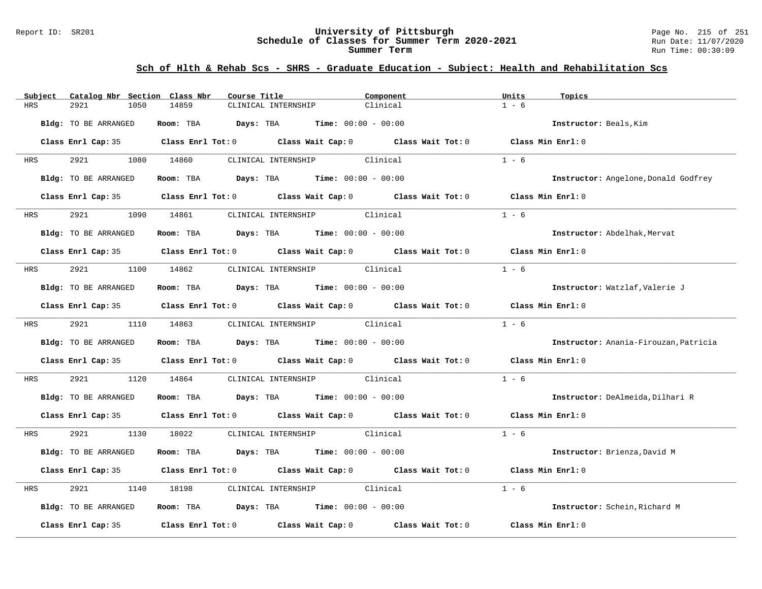## Sch of Hlth & Rehab Scs - SHRS - Graduate Education - Subject: Health and Rehabilitation Scs

| Subject | Catalog Nbr | Section | Class Nbr | Course Title | Component | Units | Topics |
|---|---|---|---|---|---|---|---|
| HRS | 2921 | 1050 | 14859 | CLINICAL INTERNSHIP | Clinical | 1 - 6 | |

**Bldg:** TO BE ARRANGED **Room:** TBA **Days:** TBA **Time:** 00:00 - 00:00 **Instructor:** Beals,Kim

**Class Enrl Cap:** 35 **Class Enrl Tot:** 0 **Class Wait Cap:** 0 **Class Wait Tot:** 0 **Class Min Enrl:** 0

| Subject | Catalog Nbr | Section | Class Nbr | Course Title | Component | Units | Topics |
|---|---|---|---|---|---|---|---|
| HRS | 2921 | 1080 | 14860 | CLINICAL INTERNSHIP | Clinical | 1 - 6 | |

**Bldg:** TO BE ARRANGED **Room:** TBA **Days:** TBA **Time:** 00:00 - 00:00 **Instructor:** Angelone,Donald Godfrey

**Class Enrl Cap:** 35 **Class Enrl Tot:** 0 **Class Wait Cap:** 0 **Class Wait Tot:** 0 **Class Min Enrl:** 0

| Subject | Catalog Nbr | Section | Class Nbr | Course Title | Component | Units | Topics |
|---|---|---|---|---|---|---|---|
| HRS | 2921 | 1090 | 14861 | CLINICAL INTERNSHIP | Clinical | 1 - 6 | |

**Bldg:** TO BE ARRANGED **Room:** TBA **Days:** TBA **Time:** 00:00 - 00:00 **Instructor:** Abdelhak,Mervat

**Class Enrl Cap:** 35 **Class Enrl Tot:** 0 **Class Wait Cap:** 0 **Class Wait Tot:** 0 **Class Min Enrl:** 0

| Subject | Catalog Nbr | Section | Class Nbr | Course Title | Component | Units | Topics |
|---|---|---|---|---|---|---|---|
| HRS | 2921 | 1100 | 14862 | CLINICAL INTERNSHIP | Clinical | 1 - 6 | |

**Bldg:** TO BE ARRANGED **Room:** TBA **Days:** TBA **Time:** 00:00 - 00:00 **Instructor:** Watzlaf,Valerie J

**Class Enrl Cap:** 35 **Class Enrl Tot:** 0 **Class Wait Cap:** 0 **Class Wait Tot:** 0 **Class Min Enrl:** 0

| Subject | Catalog Nbr | Section | Class Nbr | Course Title | Component | Units | Topics |
|---|---|---|---|---|---|---|---|
| HRS | 2921 | 1110 | 14863 | CLINICAL INTERNSHIP | Clinical | 1 - 6 | |

**Bldg:** TO BE ARRANGED **Room:** TBA **Days:** TBA **Time:** 00:00 - 00:00 **Instructor:** Anania-Firouzan,Patricia

**Class Enrl Cap:** 35 **Class Enrl Tot:** 0 **Class Wait Cap:** 0 **Class Wait Tot:** 0 **Class Min Enrl:** 0

| Subject | Catalog Nbr | Section | Class Nbr | Course Title | Component | Units | Topics |
|---|---|---|---|---|---|---|---|
| HRS | 2921 | 1120 | 14864 | CLINICAL INTERNSHIP | Clinical | 1 - 6 | |

**Bldg:** TO BE ARRANGED **Room:** TBA **Days:** TBA **Time:** 00:00 - 00:00 **Instructor:** DeAlmeida,Dilhari R

**Class Enrl Cap:** 35 **Class Enrl Tot:** 0 **Class Wait Cap:** 0 **Class Wait Tot:** 0 **Class Min Enrl:** 0

| Subject | Catalog Nbr | Section | Class Nbr | Course Title | Component | Units | Topics |
|---|---|---|---|---|---|---|---|
| HRS | 2921 | 1130 | 18022 | CLINICAL INTERNSHIP | Clinical | 1 - 6 | |

**Bldg:** TO BE ARRANGED **Room:** TBA **Days:** TBA **Time:** 00:00 - 00:00 **Instructor:** Brienza,David M

**Class Enrl Cap:** 35 **Class Enrl Tot:** 0 **Class Wait Cap:** 0 **Class Wait Tot:** 0 **Class Min Enrl:** 0

| Subject | Catalog Nbr | Section | Class Nbr | Course Title | Component | Units | Topics |
|---|---|---|---|---|---|---|---|
| HRS | 2921 | 1140 | 18198 | CLINICAL INTERNSHIP | Clinical | 1 - 6 | |

**Bldg:** TO BE ARRANGED **Room:** TBA **Days:** TBA **Time:** 00:00 - 00:00 **Instructor:** Schein,Richard M

**Class Enrl Cap:** 35 **Class Enrl Tot:** 0 **Class Wait Cap:** 0 **Class Wait Tot:** 0 **Class Min Enrl:** 0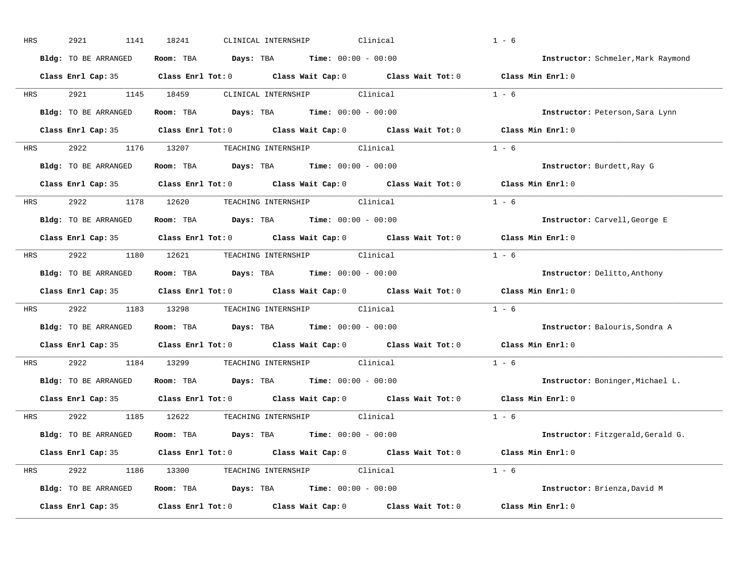HRS 2921 1141 18241 CLINICAL INTERNSHIP Clinical 1 - 6

**Bldg:** TO BE ARRANGED **Room:** TBA **Days:** TBA **Time:** 00:00 - 00:00 **Instructor:** Schmeler,Mark Raymond

**Class Enrl Cap:** 35 **Class Enrl Tot:** 0 **Class Wait Cap:** 0 **Class Wait Tot:** 0 **Class Min Enrl:** 0

---

HRS 2921 1145 18459 CLINICAL INTERNSHIP Clinical 1 - 6

**Bldg:** TO BE ARRANGED **Room:** TBA **Days:** TBA **Time:** 00:00 - 00:00 **Instructor:** Peterson,Sara Lynn

**Class Enrl Cap:** 35 **Class Enrl Tot:** 0 **Class Wait Cap:** 0 **Class Wait Tot:** 0 **Class Min Enrl:** 0

---

HRS 2922 1176 13207 TEACHING INTERNSHIP Clinical 1 - 6

**Bldg:** TO BE ARRANGED **Room:** TBA **Days:** TBA **Time:** 00:00 - 00:00 **Instructor:** Burdett,Ray G

**Class Enrl Cap:** 35 **Class Enrl Tot:** 0 **Class Wait Cap:** 0 **Class Wait Tot:** 0 **Class Min Enrl:** 0

---

HRS 2922 1178 12620 TEACHING INTERNSHIP Clinical 1 - 6

**Bldg:** TO BE ARRANGED **Room:** TBA **Days:** TBA **Time:** 00:00 - 00:00 **Instructor:** Carvell,George E

**Class Enrl Cap:** 35 **Class Enrl Tot:** 0 **Class Wait Cap:** 0 **Class Wait Tot:** 0 **Class Min Enrl:** 0

---

HRS 2922 1180 12621 TEACHING INTERNSHIP Clinical 1 - 6

**Bldg:** TO BE ARRANGED **Room:** TBA **Days:** TBA **Time:** 00:00 - 00:00 **Instructor:** Delitto,Anthony

**Class Enrl Cap:** 35 **Class Enrl Tot:** 0 **Class Wait Cap:** 0 **Class Wait Tot:** 0 **Class Min Enrl:** 0

---

HRS 2922 1183 13298 TEACHING INTERNSHIP Clinical 1 - 6

**Bldg:** TO BE ARRANGED **Room:** TBA **Days:** TBA **Time:** 00:00 - 00:00 **Instructor:** Balouris,Sondra A

**Class Enrl Cap:** 35 **Class Enrl Tot:** 0 **Class Wait Cap:** 0 **Class Wait Tot:** 0 **Class Min Enrl:** 0

---

HRS 2922 1184 13299 TEACHING INTERNSHIP Clinical 1 - 6

**Bldg:** TO BE ARRANGED **Room:** TBA **Days:** TBA **Time:** 00:00 - 00:00 **Instructor:** Boninger,Michael L.

**Class Enrl Cap:** 35 **Class Enrl Tot:** 0 **Class Wait Cap:** 0 **Class Wait Tot:** 0 **Class Min Enrl:** 0

---

HRS 2922 1185 12622 TEACHING INTERNSHIP Clinical 1 - 6

**Bldg:** TO BE ARRANGED **Room:** TBA **Days:** TBA **Time:** 00:00 - 00:00 **Instructor:** Fitzgerald,Gerald G.

**Class Enrl Cap:** 35 **Class Enrl Tot:** 0 **Class Wait Cap:** 0 **Class Wait Tot:** 0 **Class Min Enrl:** 0

---

HRS 2922 1186 13300 TEACHING INTERNSHIP Clinical 1 - 6

**Bldg:** TO BE ARRANGED **Room:** TBA **Days:** TBA **Time:** 00:00 - 00:00 **Instructor:** Brienza,David M

**Class Enrl Cap:** 35 **Class Enrl Tot:** 0 **Class Wait Cap:** 0 **Class Wait Tot:** 0 **Class Min Enrl:** 0

---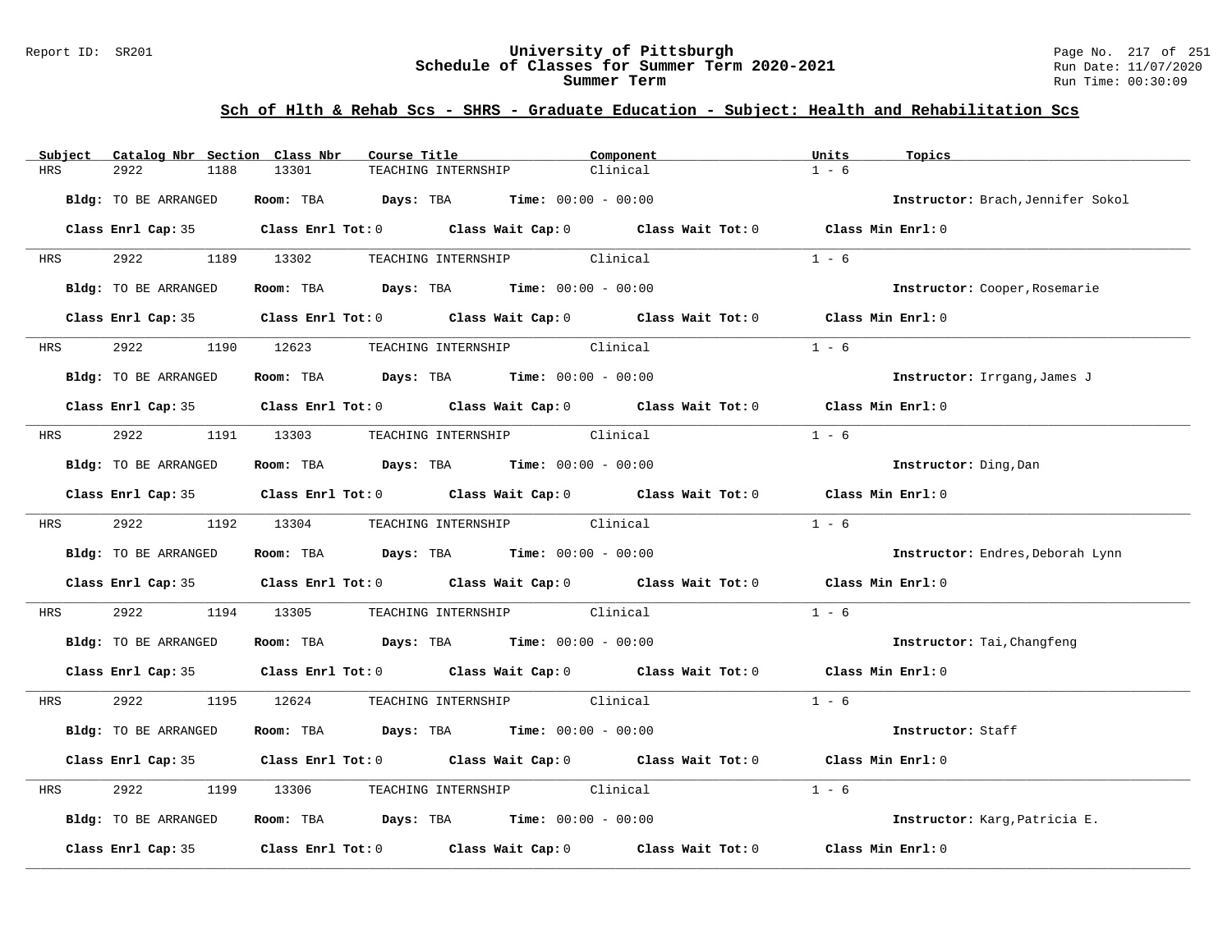## Sch of Hlth & Rehab Scs - SHRS - Graduate Education - Subject: Health and Rehabilitation Scs

| Subject | Catalog Nbr | Section | Class Nbr | Course Title | Component | Units | Topics |
|---|---|---|---|---|---|---|---|
| HRS | 2922 | 1188 | 13301 | TEACHING INTERNSHIP | Clinical | 1 - 6 | |

**Bldg:** TO BE ARRANGED **Room:** TBA **Days:** TBA **Time:** 00:00 - 00:00 **Instructor:** Brach,Jennifer Sokol

**Class Enrl Cap:** 35 **Class Enrl Tot:** 0 **Class Wait Cap:** 0 **Class Wait Tot:** 0 **Class Min Enrl:** 0

| Subject | Catalog Nbr | Section | Class Nbr | Course Title | Component | Units | Topics |
|---|---|---|---|---|---|---|---|
| HRS | 2922 | 1189 | 13302 | TEACHING INTERNSHIP | Clinical | 1 - 6 | |

**Bldg:** TO BE ARRANGED **Room:** TBA **Days:** TBA **Time:** 00:00 - 00:00 **Instructor:** Cooper,Rosemarie

**Class Enrl Cap:** 35 **Class Enrl Tot:** 0 **Class Wait Cap:** 0 **Class Wait Tot:** 0 **Class Min Enrl:** 0

| Subject | Catalog Nbr | Section | Class Nbr | Course Title | Component | Units | Topics |
|---|---|---|---|---|---|---|---|
| HRS | 2922 | 1190 | 12623 | TEACHING INTERNSHIP | Clinical | 1 - 6 | |

**Bldg:** TO BE ARRANGED **Room:** TBA **Days:** TBA **Time:** 00:00 - 00:00 **Instructor:** Irrgang,James J

**Class Enrl Cap:** 35 **Class Enrl Tot:** 0 **Class Wait Cap:** 0 **Class Wait Tot:** 0 **Class Min Enrl:** 0

| Subject | Catalog Nbr | Section | Class Nbr | Course Title | Component | Units | Topics |
|---|---|---|---|---|---|---|---|
| HRS | 2922 | 1191 | 13303 | TEACHING INTERNSHIP | Clinical | 1 - 6 | |

**Bldg:** TO BE ARRANGED **Room:** TBA **Days:** TBA **Time:** 00:00 - 00:00 **Instructor:** Ding,Dan

**Class Enrl Cap:** 35 **Class Enrl Tot:** 0 **Class Wait Cap:** 0 **Class Wait Tot:** 0 **Class Min Enrl:** 0

| Subject | Catalog Nbr | Section | Class Nbr | Course Title | Component | Units | Topics |
|---|---|---|---|---|---|---|---|
| HRS | 2922 | 1192 | 13304 | TEACHING INTERNSHIP | Clinical | 1 - 6 | |

**Bldg:** TO BE ARRANGED **Room:** TBA **Days:** TBA **Time:** 00:00 - 00:00 **Instructor:** Endres,Deborah Lynn

**Class Enrl Cap:** 35 **Class Enrl Tot:** 0 **Class Wait Cap:** 0 **Class Wait Tot:** 0 **Class Min Enrl:** 0

| Subject | Catalog Nbr | Section | Class Nbr | Course Title | Component | Units | Topics |
|---|---|---|---|---|---|---|---|
| HRS | 2922 | 1194 | 13305 | TEACHING INTERNSHIP | Clinical | 1 - 6 | |

**Bldg:** TO BE ARRANGED **Room:** TBA **Days:** TBA **Time:** 00:00 - 00:00 **Instructor:** Tai,Changfeng

**Class Enrl Cap:** 35 **Class Enrl Tot:** 0 **Class Wait Cap:** 0 **Class Wait Tot:** 0 **Class Min Enrl:** 0

| Subject | Catalog Nbr | Section | Class Nbr | Course Title | Component | Units | Topics |
|---|---|---|---|---|---|---|---|
| HRS | 2922 | 1195 | 12624 | TEACHING INTERNSHIP | Clinical | 1 - 6 | |

**Bldg:** TO BE ARRANGED **Room:** TBA **Days:** TBA **Time:** 00:00 - 00:00 **Instructor:** Staff

**Class Enrl Cap:** 35 **Class Enrl Tot:** 0 **Class Wait Cap:** 0 **Class Wait Tot:** 0 **Class Min Enrl:** 0

| Subject | Catalog Nbr | Section | Class Nbr | Course Title | Component | Units | Topics |
|---|---|---|---|---|---|---|---|
| HRS | 2922 | 1199 | 13306 | TEACHING INTERNSHIP | Clinical | 1 - 6 | |

**Bldg:** TO BE ARRANGED **Room:** TBA **Days:** TBA **Time:** 00:00 - 00:00 **Instructor:** Karg,Patricia E.

**Class Enrl Cap:** 35 **Class Enrl Tot:** 0 **Class Wait Cap:** 0 **Class Wait Tot:** 0 **Class Min Enrl:** 0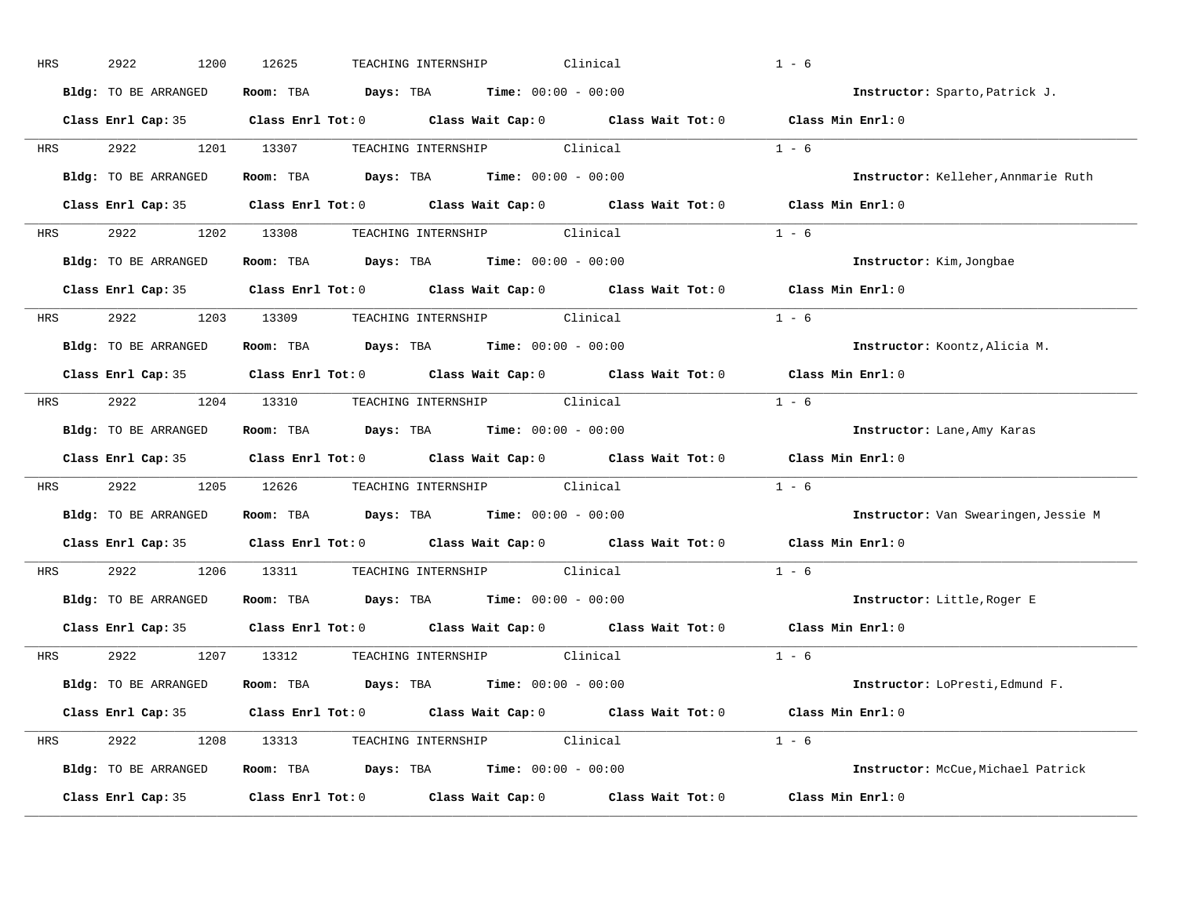HRS 2922 1200 12625 TEACHING INTERNSHIP Clinical 1 - 6

**Bldg:** TO BE ARRANGED **Room:** TBA **Days:** TBA **Time:** 00:00 - 00:00 **Instructor:** Sparto,Patrick J.

**Class Enrl Cap:** 35 **Class Enrl Tot:** 0 **Class Wait Cap:** 0 **Class Wait Tot:** 0 **Class Min Enrl:** 0

---

HRS 2922 1201 13307 TEACHING INTERNSHIP Clinical 1 - 6

**Bldg:** TO BE ARRANGED **Room:** TBA **Days:** TBA **Time:** 00:00 - 00:00 **Instructor:** Kelleher,Annmarie Ruth

**Class Enrl Cap:** 35 **Class Enrl Tot:** 0 **Class Wait Cap:** 0 **Class Wait Tot:** 0 **Class Min Enrl:** 0

---

HRS 2922 1202 13308 TEACHING INTERNSHIP Clinical 1 - 6

**Bldg:** TO BE ARRANGED **Room:** TBA **Days:** TBA **Time:** 00:00 - 00:00 **Instructor:** Kim,Jongbae

**Class Enrl Cap:** 35 **Class Enrl Tot:** 0 **Class Wait Cap:** 0 **Class Wait Tot:** 0 **Class Min Enrl:** 0

---

HRS 2922 1203 13309 TEACHING INTERNSHIP Clinical 1 - 6

**Bldg:** TO BE ARRANGED **Room:** TBA **Days:** TBA **Time:** 00:00 - 00:00 **Instructor:** Koontz,Alicia M.

**Class Enrl Cap:** 35 **Class Enrl Tot:** 0 **Class Wait Cap:** 0 **Class Wait Tot:** 0 **Class Min Enrl:** 0

---

HRS 2922 1204 13310 TEACHING INTERNSHIP Clinical 1 - 6

**Bldg:** TO BE ARRANGED **Room:** TBA **Days:** TBA **Time:** 00:00 - 00:00 **Instructor:** Lane,Amy Karas

**Class Enrl Cap:** 35 **Class Enrl Tot:** 0 **Class Wait Cap:** 0 **Class Wait Tot:** 0 **Class Min Enrl:** 0

---

HRS 2922 1205 12626 TEACHING INTERNSHIP Clinical 1 - 6

**Bldg:** TO BE ARRANGED **Room:** TBA **Days:** TBA **Time:** 00:00 - 00:00 **Instructor:** Van Swearingen,Jessie M

**Class Enrl Cap:** 35 **Class Enrl Tot:** 0 **Class Wait Cap:** 0 **Class Wait Tot:** 0 **Class Min Enrl:** 0

---

HRS 2922 1206 13311 TEACHING INTERNSHIP Clinical 1 - 6

**Bldg:** TO BE ARRANGED **Room:** TBA **Days:** TBA **Time:** 00:00 - 00:00 **Instructor:** Little,Roger E

**Class Enrl Cap:** 35 **Class Enrl Tot:** 0 **Class Wait Cap:** 0 **Class Wait Tot:** 0 **Class Min Enrl:** 0

---

HRS 2922 1207 13312 TEACHING INTERNSHIP Clinical 1 - 6

**Bldg:** TO BE ARRANGED **Room:** TBA **Days:** TBA **Time:** 00:00 - 00:00 **Instructor:** LoPresti,Edmund F.

**Class Enrl Cap:** 35 **Class Enrl Tot:** 0 **Class Wait Cap:** 0 **Class Wait Tot:** 0 **Class Min Enrl:** 0

---

HRS 2922 1208 13313 TEACHING INTERNSHIP Clinical 1 - 6

**Bldg:** TO BE ARRANGED **Room:** TBA **Days:** TBA **Time:** 00:00 - 00:00 **Instructor:** McCue,Michael Patrick

**Class Enrl Cap:** 35 **Class Enrl Tot:** 0 **Class Wait Cap:** 0 **Class Wait Tot:** 0 **Class Min Enrl:** 0

---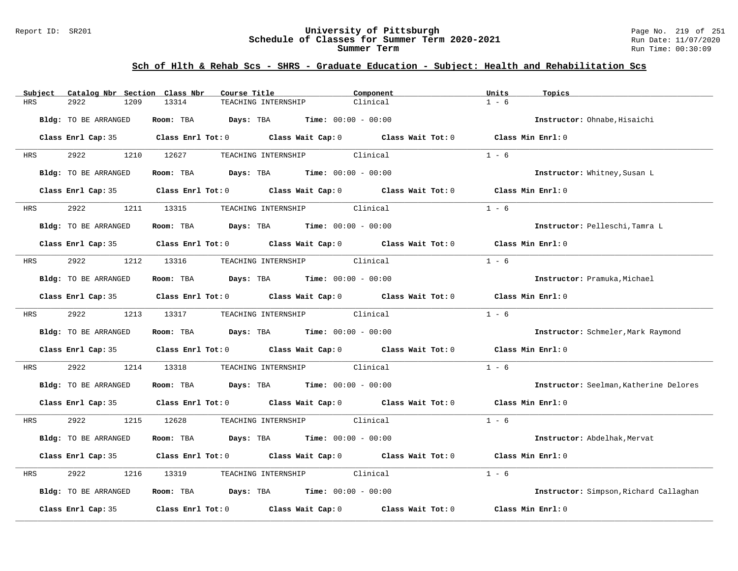## Sch of Hlth & Rehab Scs - SHRS - Graduate Education - Subject: Health and Rehabilitation Scs

| Subject | Catalog Nbr | Section | Class Nbr | Course Title | Component | Units | Topics |
|---|---|---|---|---|---|---|---|
| HRS | 2922 | 1209 | 13314 | TEACHING INTERNSHIP | Clinical | 1 - 6 | |

**Bldg:** TO BE ARRANGED **Room:** TBA **Days:** TBA **Time:** 00:00 - 00:00 **Instructor:** Ohnabe,Hisaichi

**Class Enrl Cap:** 35 **Class Enrl Tot:** 0 **Class Wait Cap:** 0 **Class Wait Tot:** 0 **Class Min Enrl:** 0

| Subject | Catalog Nbr | Section | Class Nbr | Course Title | Component | Units | Topics |
|---|---|---|---|---|---|---|---|
| HRS | 2922 | 1210 | 12627 | TEACHING INTERNSHIP | Clinical | 1 - 6 | |

**Bldg:** TO BE ARRANGED **Room:** TBA **Days:** TBA **Time:** 00:00 - 00:00 **Instructor:** Whitney,Susan L

**Class Enrl Cap:** 35 **Class Enrl Tot:** 0 **Class Wait Cap:** 0 **Class Wait Tot:** 0 **Class Min Enrl:** 0

| Subject | Catalog Nbr | Section | Class Nbr | Course Title | Component | Units | Topics |
|---|---|---|---|---|---|---|---|
| HRS | 2922 | 1211 | 13315 | TEACHING INTERNSHIP | Clinical | 1 - 6 | |

**Bldg:** TO BE ARRANGED **Room:** TBA **Days:** TBA **Time:** 00:00 - 00:00 **Instructor:** Pelleschi,Tamra L

**Class Enrl Cap:** 35 **Class Enrl Tot:** 0 **Class Wait Cap:** 0 **Class Wait Tot:** 0 **Class Min Enrl:** 0

| Subject | Catalog Nbr | Section | Class Nbr | Course Title | Component | Units | Topics |
|---|---|---|---|---|---|---|---|
| HRS | 2922 | 1212 | 13316 | TEACHING INTERNSHIP | Clinical | 1 - 6 | |

**Bldg:** TO BE ARRANGED **Room:** TBA **Days:** TBA **Time:** 00:00 - 00:00 **Instructor:** Pramuka,Michael

**Class Enrl Cap:** 35 **Class Enrl Tot:** 0 **Class Wait Cap:** 0 **Class Wait Tot:** 0 **Class Min Enrl:** 0

| Subject | Catalog Nbr | Section | Class Nbr | Course Title | Component | Units | Topics |
|---|---|---|---|---|---|---|---|
| HRS | 2922 | 1213 | 13317 | TEACHING INTERNSHIP | Clinical | 1 - 6 | |

**Bldg:** TO BE ARRANGED **Room:** TBA **Days:** TBA **Time:** 00:00 - 00:00 **Instructor:** Schmeler,Mark Raymond

**Class Enrl Cap:** 35 **Class Enrl Tot:** 0 **Class Wait Cap:** 0 **Class Wait Tot:** 0 **Class Min Enrl:** 0

| Subject | Catalog Nbr | Section | Class Nbr | Course Title | Component | Units | Topics |
|---|---|---|---|---|---|---|---|
| HRS | 2922 | 1214 | 13318 | TEACHING INTERNSHIP | Clinical | 1 - 6 | |

**Bldg:** TO BE ARRANGED **Room:** TBA **Days:** TBA **Time:** 00:00 - 00:00 **Instructor:** Seelman,Katherine Delores

**Class Enrl Cap:** 35 **Class Enrl Tot:** 0 **Class Wait Cap:** 0 **Class Wait Tot:** 0 **Class Min Enrl:** 0

| Subject | Catalog Nbr | Section | Class Nbr | Course Title | Component | Units | Topics |
|---|---|---|---|---|---|---|---|
| HRS | 2922 | 1215 | 12628 | TEACHING INTERNSHIP | Clinical | 1 - 6 | |

**Bldg:** TO BE ARRANGED **Room:** TBA **Days:** TBA **Time:** 00:00 - 00:00 **Instructor:** Abdelhak,Mervat

**Class Enrl Cap:** 35 **Class Enrl Tot:** 0 **Class Wait Cap:** 0 **Class Wait Tot:** 0 **Class Min Enrl:** 0

| Subject | Catalog Nbr | Section | Class Nbr | Course Title | Component | Units | Topics |
|---|---|---|---|---|---|---|---|
| HRS | 2922 | 1216 | 13319 | TEACHING INTERNSHIP | Clinical | 1 - 6 | |

**Bldg:** TO BE ARRANGED **Room:** TBA **Days:** TBA **Time:** 00:00 - 00:00 **Instructor:** Simpson,Richard Callaghan

**Class Enrl Cap:** 35 **Class Enrl Tot:** 0 **Class Wait Cap:** 0 **Class Wait Tot:** 0 **Class Min Enrl:** 0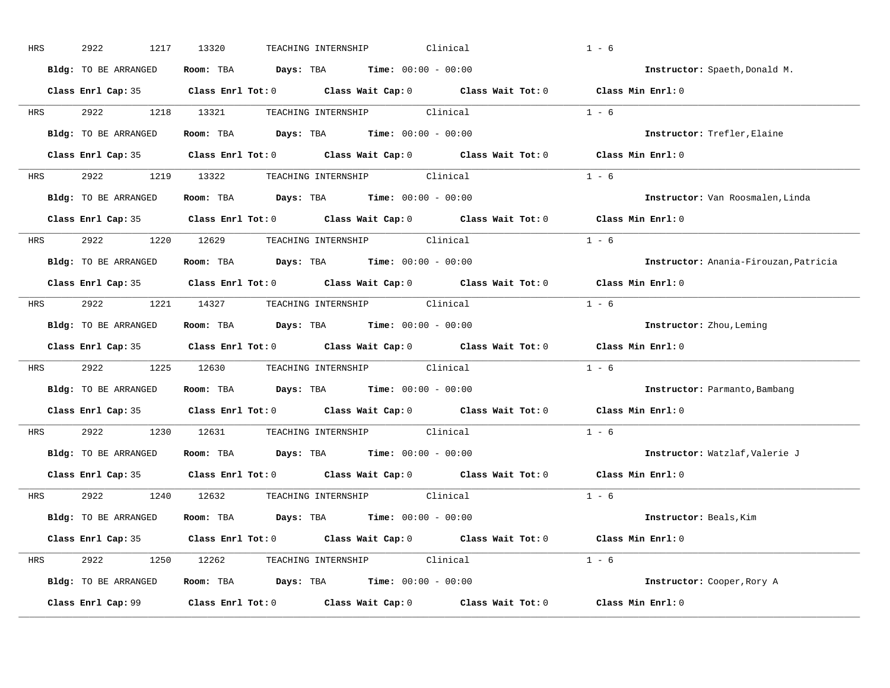HRS 2922 1217 13320 TEACHING INTERNSHIP Clinical 1 - 6

**Bldg:** TO BE ARRANGED **Room:** TBA **Days:** TBA **Time:** 00:00 - 00:00 **Instructor:** Spaeth,Donald M.

**Class Enrl Cap:** 35 **Class Enrl Tot:** 0 **Class Wait Cap:** 0 **Class Wait Tot:** 0 **Class Min Enrl:** 0

---

HRS 2922 1218 13321 TEACHING INTERNSHIP Clinical 1 - 6

**Bldg:** TO BE ARRANGED **Room:** TBA **Days:** TBA **Time:** 00:00 - 00:00 **Instructor:** Trefler,Elaine

**Class Enrl Cap:** 35 **Class Enrl Tot:** 0 **Class Wait Cap:** 0 **Class Wait Tot:** 0 **Class Min Enrl:** 0

---

HRS 2922 1219 13322 TEACHING INTERNSHIP Clinical 1 - 6

**Bldg:** TO BE ARRANGED **Room:** TBA **Days:** TBA **Time:** 00:00 - 00:00 **Instructor:** Van Roosmalen,Linda

**Class Enrl Cap:** 35 **Class Enrl Tot:** 0 **Class Wait Cap:** 0 **Class Wait Tot:** 0 **Class Min Enrl:** 0

---

HRS 2922 1220 12629 TEACHING INTERNSHIP Clinical 1 - 6

**Bldg:** TO BE ARRANGED **Room:** TBA **Days:** TBA **Time:** 00:00 - 00:00 **Instructor:** Anania-Firouzan,Patricia

**Class Enrl Cap:** 35 **Class Enrl Tot:** 0 **Class Wait Cap:** 0 **Class Wait Tot:** 0 **Class Min Enrl:** 0

---

HRS 2922 1221 14327 TEACHING INTERNSHIP Clinical 1 - 6

**Bldg:** TO BE ARRANGED **Room:** TBA **Days:** TBA **Time:** 00:00 - 00:00 **Instructor:** Zhou,Leming

**Class Enrl Cap:** 35 **Class Enrl Tot:** 0 **Class Wait Cap:** 0 **Class Wait Tot:** 0 **Class Min Enrl:** 0

---

HRS 2922 1225 12630 TEACHING INTERNSHIP Clinical 1 - 6

**Bldg:** TO BE ARRANGED **Room:** TBA **Days:** TBA **Time:** 00:00 - 00:00 **Instructor:** Parmanto,Bambang

**Class Enrl Cap:** 35 **Class Enrl Tot:** 0 **Class Wait Cap:** 0 **Class Wait Tot:** 0 **Class Min Enrl:** 0

---

HRS 2922 1230 12631 TEACHING INTERNSHIP Clinical 1 - 6

**Bldg:** TO BE ARRANGED **Room:** TBA **Days:** TBA **Time:** 00:00 - 00:00 **Instructor:** Watzlaf,Valerie J

**Class Enrl Cap:** 35 **Class Enrl Tot:** 0 **Class Wait Cap:** 0 **Class Wait Tot:** 0 **Class Min Enrl:** 0

---

HRS 2922 1240 12632 TEACHING INTERNSHIP Clinical 1 - 6

**Bldg:** TO BE ARRANGED **Room:** TBA **Days:** TBA **Time:** 00:00 - 00:00 **Instructor:** Beals,Kim

**Class Enrl Cap:** 35 **Class Enrl Tot:** 0 **Class Wait Cap:** 0 **Class Wait Tot:** 0 **Class Min Enrl:** 0

---

HRS 2922 1250 12262 TEACHING INTERNSHIP Clinical 1 - 6

**Bldg:** TO BE ARRANGED **Room:** TBA **Days:** TBA **Time:** 00:00 - 00:00 **Instructor:** Cooper,Rory A

**Class Enrl Cap:** 99 **Class Enrl Tot:** 0 **Class Wait Cap:** 0 **Class Wait Tot:** 0 **Class Min Enrl:** 0

---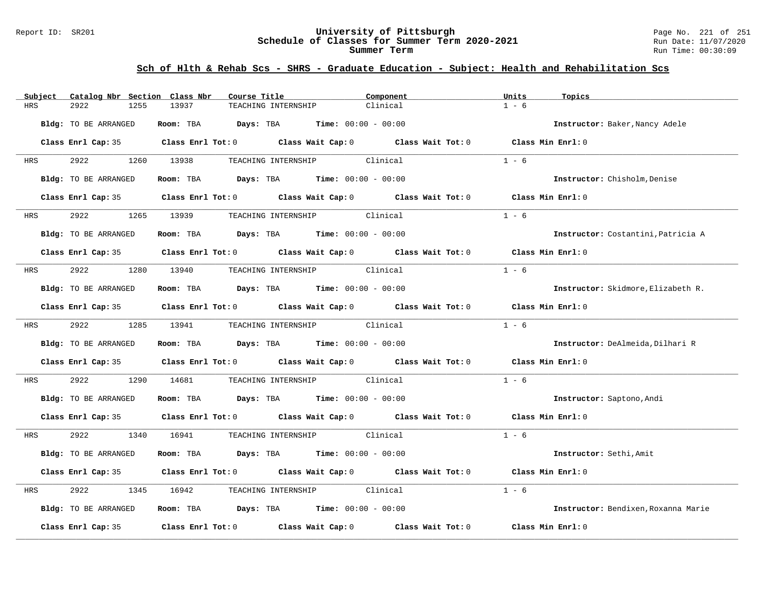## Sch of Hlth & Rehab Scs - SHRS - Graduate Education - Subject: Health and Rehabilitation Scs

| Subject | Catalog Nbr | Section | Class Nbr | Course Title | Component | Units | Topics |
|---|---|---|---|---|---|---|---|
| HRS | 2922 | 1255 | 13937 | TEACHING INTERNSHIP | Clinical | 1 - 6 | |

**Bldg:** TO BE ARRANGED **Room:** TBA **Days:** TBA **Time:** 00:00 - 00:00 **Instructor:** Baker,Nancy Adele

**Class Enrl Cap:** 35 **Class Enrl Tot:** 0 **Class Wait Cap:** 0 **Class Wait Tot:** 0 **Class Min Enrl:** 0

| Subject | Catalog Nbr | Section | Class Nbr | Course Title | Component | Units | Topics |
|---|---|---|---|---|---|---|---|
| HRS | 2922 | 1260 | 13938 | TEACHING INTERNSHIP | Clinical | 1 - 6 | |

**Bldg:** TO BE ARRANGED **Room:** TBA **Days:** TBA **Time:** 00:00 - 00:00 **Instructor:** Chisholm,Denise

**Class Enrl Cap:** 35 **Class Enrl Tot:** 0 **Class Wait Cap:** 0 **Class Wait Tot:** 0 **Class Min Enrl:** 0

| Subject | Catalog Nbr | Section | Class Nbr | Course Title | Component | Units | Topics |
|---|---|---|---|---|---|---|---|
| HRS | 2922 | 1265 | 13939 | TEACHING INTERNSHIP | Clinical | 1 - 6 | |

**Bldg:** TO BE ARRANGED **Room:** TBA **Days:** TBA **Time:** 00:00 - 00:00 **Instructor:** Costantini,Patricia A

**Class Enrl Cap:** 35 **Class Enrl Tot:** 0 **Class Wait Cap:** 0 **Class Wait Tot:** 0 **Class Min Enrl:** 0

| Subject | Catalog Nbr | Section | Class Nbr | Course Title | Component | Units | Topics |
|---|---|---|---|---|---|---|---|
| HRS | 2922 | 1280 | 13940 | TEACHING INTERNSHIP | Clinical | 1 - 6 | |

**Bldg:** TO BE ARRANGED **Room:** TBA **Days:** TBA **Time:** 00:00 - 00:00 **Instructor:** Skidmore,Elizabeth R.

**Class Enrl Cap:** 35 **Class Enrl Tot:** 0 **Class Wait Cap:** 0 **Class Wait Tot:** 0 **Class Min Enrl:** 0

| Subject | Catalog Nbr | Section | Class Nbr | Course Title | Component | Units | Topics |
|---|---|---|---|---|---|---|---|
| HRS | 2922 | 1285 | 13941 | TEACHING INTERNSHIP | Clinical | 1 - 6 | |

**Bldg:** TO BE ARRANGED **Room:** TBA **Days:** TBA **Time:** 00:00 - 00:00 **Instructor:** DeAlmeida,Dilhari R

**Class Enrl Cap:** 35 **Class Enrl Tot:** 0 **Class Wait Cap:** 0 **Class Wait Tot:** 0 **Class Min Enrl:** 0

| Subject | Catalog Nbr | Section | Class Nbr | Course Title | Component | Units | Topics |
|---|---|---|---|---|---|---|---|
| HRS | 2922 | 1290 | 14681 | TEACHING INTERNSHIP | Clinical | 1 - 6 | |

**Bldg:** TO BE ARRANGED **Room:** TBA **Days:** TBA **Time:** 00:00 - 00:00 **Instructor:** Saptono,Andi

**Class Enrl Cap:** 35 **Class Enrl Tot:** 0 **Class Wait Cap:** 0 **Class Wait Tot:** 0 **Class Min Enrl:** 0

| Subject | Catalog Nbr | Section | Class Nbr | Course Title | Component | Units | Topics |
|---|---|---|---|---|---|---|---|
| HRS | 2922 | 1340 | 16941 | TEACHING INTERNSHIP | Clinical | 1 - 6 | |

**Bldg:** TO BE ARRANGED **Room:** TBA **Days:** TBA **Time:** 00:00 - 00:00 **Instructor:** Sethi,Amit

**Class Enrl Cap:** 35 **Class Enrl Tot:** 0 **Class Wait Cap:** 0 **Class Wait Tot:** 0 **Class Min Enrl:** 0

| Subject | Catalog Nbr | Section | Class Nbr | Course Title | Component | Units | Topics |
|---|---|---|---|---|---|---|---|
| HRS | 2922 | 1345 | 16942 | TEACHING INTERNSHIP | Clinical | 1 - 6 | |

**Bldg:** TO BE ARRANGED **Room:** TBA **Days:** TBA **Time:** 00:00 - 00:00 **Instructor:** Bendixen,Roxanna Marie

**Class Enrl Cap:** 35 **Class Enrl Tot:** 0 **Class Wait Cap:** 0 **Class Wait Tot:** 0 **Class Min Enrl:** 0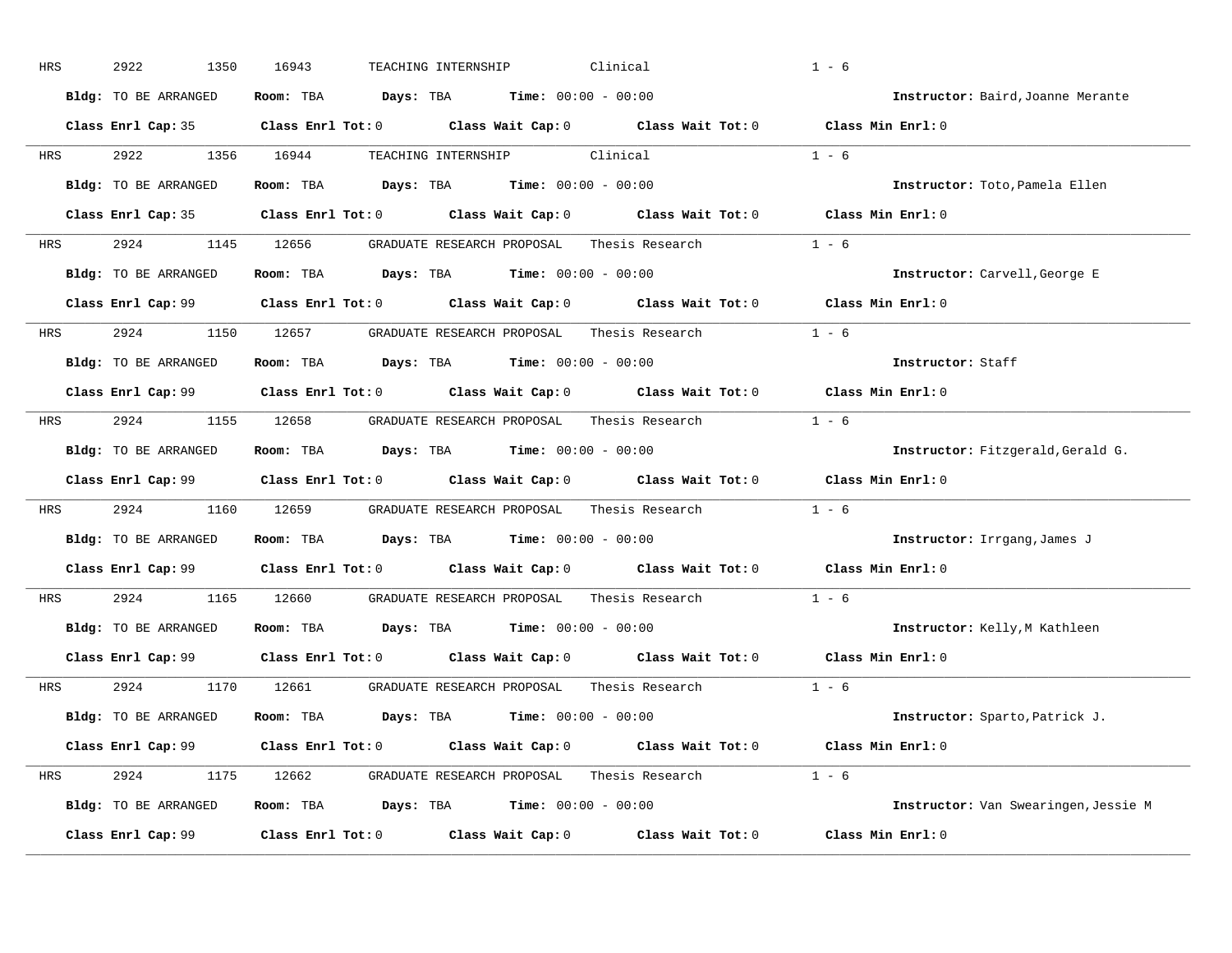HRS 2922 1350 16943 TEACHING INTERNSHIP Clinical 1 - 6

**Bldg:** TO BE ARRANGED **Room:** TBA **Days:** TBA **Time:** 00:00 - 00:00 **Instructor:** Baird,Joanne Merante

**Class Enrl Cap:** 35 **Class Enrl Tot:** 0 **Class Wait Cap:** 0 **Class Wait Tot:** 0 **Class Min Enrl:** 0

---

HRS 2922 1356 16944 TEACHING INTERNSHIP Clinical 1 - 6

**Bldg:** TO BE ARRANGED **Room:** TBA **Days:** TBA **Time:** 00:00 - 00:00 **Instructor:** Toto,Pamela Ellen

**Class Enrl Cap:** 35 **Class Enrl Tot:** 0 **Class Wait Cap:** 0 **Class Wait Tot:** 0 **Class Min Enrl:** 0

---

HRS 2924 1145 12656 GRADUATE RESEARCH PROPOSAL Thesis Research 1 - 6

**Bldg:** TO BE ARRANGED **Room:** TBA **Days:** TBA **Time:** 00:00 - 00:00 **Instructor:** Carvell,George E

**Class Enrl Cap:** 99 **Class Enrl Tot:** 0 **Class Wait Cap:** 0 **Class Wait Tot:** 0 **Class Min Enrl:** 0

---

HRS 2924 1150 12657 GRADUATE RESEARCH PROPOSAL Thesis Research 1 - 6

**Bldg:** TO BE ARRANGED **Room:** TBA **Days:** TBA **Time:** 00:00 - 00:00 **Instructor:** Staff

**Class Enrl Cap:** 99 **Class Enrl Tot:** 0 **Class Wait Cap:** 0 **Class Wait Tot:** 0 **Class Min Enrl:** 0

---

HRS 2924 1155 12658 GRADUATE RESEARCH PROPOSAL Thesis Research 1 - 6

**Bldg:** TO BE ARRANGED **Room:** TBA **Days:** TBA **Time:** 00:00 - 00:00 **Instructor:** Fitzgerald,Gerald G.

**Class Enrl Cap:** 99 **Class Enrl Tot:** 0 **Class Wait Cap:** 0 **Class Wait Tot:** 0 **Class Min Enrl:** 0

---

HRS 2924 1160 12659 GRADUATE RESEARCH PROPOSAL Thesis Research 1 - 6

**Bldg:** TO BE ARRANGED **Room:** TBA **Days:** TBA **Time:** 00:00 - 00:00 **Instructor:** Irrgang,James J

**Class Enrl Cap:** 99 **Class Enrl Tot:** 0 **Class Wait Cap:** 0 **Class Wait Tot:** 0 **Class Min Enrl:** 0

---

HRS 2924 1165 12660 GRADUATE RESEARCH PROPOSAL Thesis Research 1 - 6

**Bldg:** TO BE ARRANGED **Room:** TBA **Days:** TBA **Time:** 00:00 - 00:00 **Instructor:** Kelly,M Kathleen

**Class Enrl Cap:** 99 **Class Enrl Tot:** 0 **Class Wait Cap:** 0 **Class Wait Tot:** 0 **Class Min Enrl:** 0

---

HRS 2924 1170 12661 GRADUATE RESEARCH PROPOSAL Thesis Research 1 - 6

**Bldg:** TO BE ARRANGED **Room:** TBA **Days:** TBA **Time:** 00:00 - 00:00 **Instructor:** Sparto,Patrick J.

**Class Enrl Cap:** 99 **Class Enrl Tot:** 0 **Class Wait Cap:** 0 **Class Wait Tot:** 0 **Class Min Enrl:** 0

---

HRS 2924 1175 12662 GRADUATE RESEARCH PROPOSAL Thesis Research 1 - 6

**Bldg:** TO BE ARRANGED **Room:** TBA **Days:** TBA **Time:** 00:00 - 00:00 **Instructor:** Van Swearingen,Jessie M

**Class Enrl Cap:** 99 **Class Enrl Tot:** 0 **Class Wait Cap:** 0 **Class Wait Tot:** 0 **Class Min Enrl:** 0

---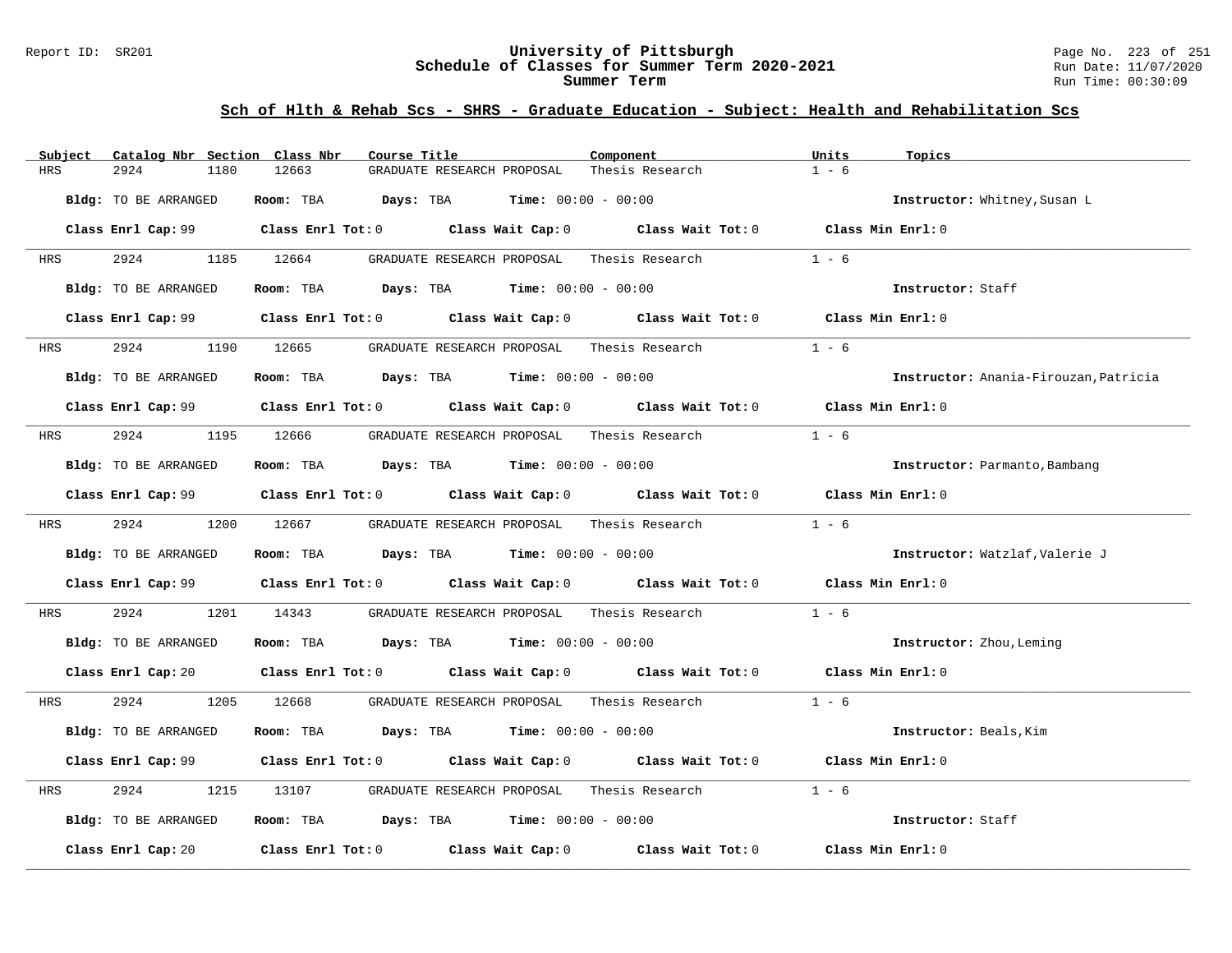## Sch of Hlth & Rehab Scs - SHRS - Graduate Education - Subject: Health and Rehabilitation Scs

| Subject | Catalog Nbr | Section | Class Nbr | Course Title | Component | Units | Topics |
|---|---|---|---|---|---|---|---|
| HRS | 2924 | 1180 | 12663 | GRADUATE RESEARCH PROPOSAL | Thesis Research | 1 - 6 | |

**Bldg:** TO BE ARRANGED **Room:** TBA **Days:** TBA **Time:** 00:00 - 00:00 **Instructor:** Whitney,Susan L

**Class Enrl Cap:** 99 **Class Enrl Tot:** 0 **Class Wait Cap:** 0 **Class Wait Tot:** 0 **Class Min Enrl:** 0

| Subject | Catalog Nbr | Section | Class Nbr | Course Title | Component | Units | Topics |
|---|---|---|---|---|---|---|---|
| HRS | 2924 | 1185 | 12664 | GRADUATE RESEARCH PROPOSAL | Thesis Research | 1 - 6 | |

**Bldg:** TO BE ARRANGED **Room:** TBA **Days:** TBA **Time:** 00:00 - 00:00 **Instructor:** Staff

**Class Enrl Cap:** 99 **Class Enrl Tot:** 0 **Class Wait Cap:** 0 **Class Wait Tot:** 0 **Class Min Enrl:** 0

| Subject | Catalog Nbr | Section | Class Nbr | Course Title | Component | Units | Topics |
|---|---|---|---|---|---|---|---|
| HRS | 2924 | 1190 | 12665 | GRADUATE RESEARCH PROPOSAL | Thesis Research | 1 - 6 | |

**Bldg:** TO BE ARRANGED **Room:** TBA **Days:** TBA **Time:** 00:00 - 00:00 **Instructor:** Anania-Firouzan,Patricia

**Class Enrl Cap:** 99 **Class Enrl Tot:** 0 **Class Wait Cap:** 0 **Class Wait Tot:** 0 **Class Min Enrl:** 0

| Subject | Catalog Nbr | Section | Class Nbr | Course Title | Component | Units | Topics |
|---|---|---|---|---|---|---|---|
| HRS | 2924 | 1195 | 12666 | GRADUATE RESEARCH PROPOSAL | Thesis Research | 1 - 6 | |

**Bldg:** TO BE ARRANGED **Room:** TBA **Days:** TBA **Time:** 00:00 - 00:00 **Instructor:** Parmanto,Bambang

**Class Enrl Cap:** 99 **Class Enrl Tot:** 0 **Class Wait Cap:** 0 **Class Wait Tot:** 0 **Class Min Enrl:** 0

| Subject | Catalog Nbr | Section | Class Nbr | Course Title | Component | Units | Topics |
|---|---|---|---|---|---|---|---|
| HRS | 2924 | 1200 | 12667 | GRADUATE RESEARCH PROPOSAL | Thesis Research | 1 - 6 | |

**Bldg:** TO BE ARRANGED **Room:** TBA **Days:** TBA **Time:** 00:00 - 00:00 **Instructor:** Watzlaf,Valerie J

**Class Enrl Cap:** 99 **Class Enrl Tot:** 0 **Class Wait Cap:** 0 **Class Wait Tot:** 0 **Class Min Enrl:** 0

| Subject | Catalog Nbr | Section | Class Nbr | Course Title | Component | Units | Topics |
|---|---|---|---|---|---|---|---|
| HRS | 2924 | 1201 | 14343 | GRADUATE RESEARCH PROPOSAL | Thesis Research | 1 - 6 | |

**Bldg:** TO BE ARRANGED **Room:** TBA **Days:** TBA **Time:** 00:00 - 00:00 **Instructor:** Zhou,Leming

**Class Enrl Cap:** 20 **Class Enrl Tot:** 0 **Class Wait Cap:** 0 **Class Wait Tot:** 0 **Class Min Enrl:** 0

| Subject | Catalog Nbr | Section | Class Nbr | Course Title | Component | Units | Topics |
|---|---|---|---|---|---|---|---|
| HRS | 2924 | 1205 | 12668 | GRADUATE RESEARCH PROPOSAL | Thesis Research | 1 - 6 | |

**Bldg:** TO BE ARRANGED **Room:** TBA **Days:** TBA **Time:** 00:00 - 00:00 **Instructor:** Beals,Kim

**Class Enrl Cap:** 99 **Class Enrl Tot:** 0 **Class Wait Cap:** 0 **Class Wait Tot:** 0 **Class Min Enrl:** 0

| Subject | Catalog Nbr | Section | Class Nbr | Course Title | Component | Units | Topics |
|---|---|---|---|---|---|---|---|
| HRS | 2924 | 1215 | 13107 | GRADUATE RESEARCH PROPOSAL | Thesis Research | 1 - 6 | |

**Bldg:** TO BE ARRANGED **Room:** TBA **Days:** TBA **Time:** 00:00 - 00:00 **Instructor:** Staff

**Class Enrl Cap:** 20 **Class Enrl Tot:** 0 **Class Wait Cap:** 0 **Class Wait Tot:** 0 **Class Min Enrl:** 0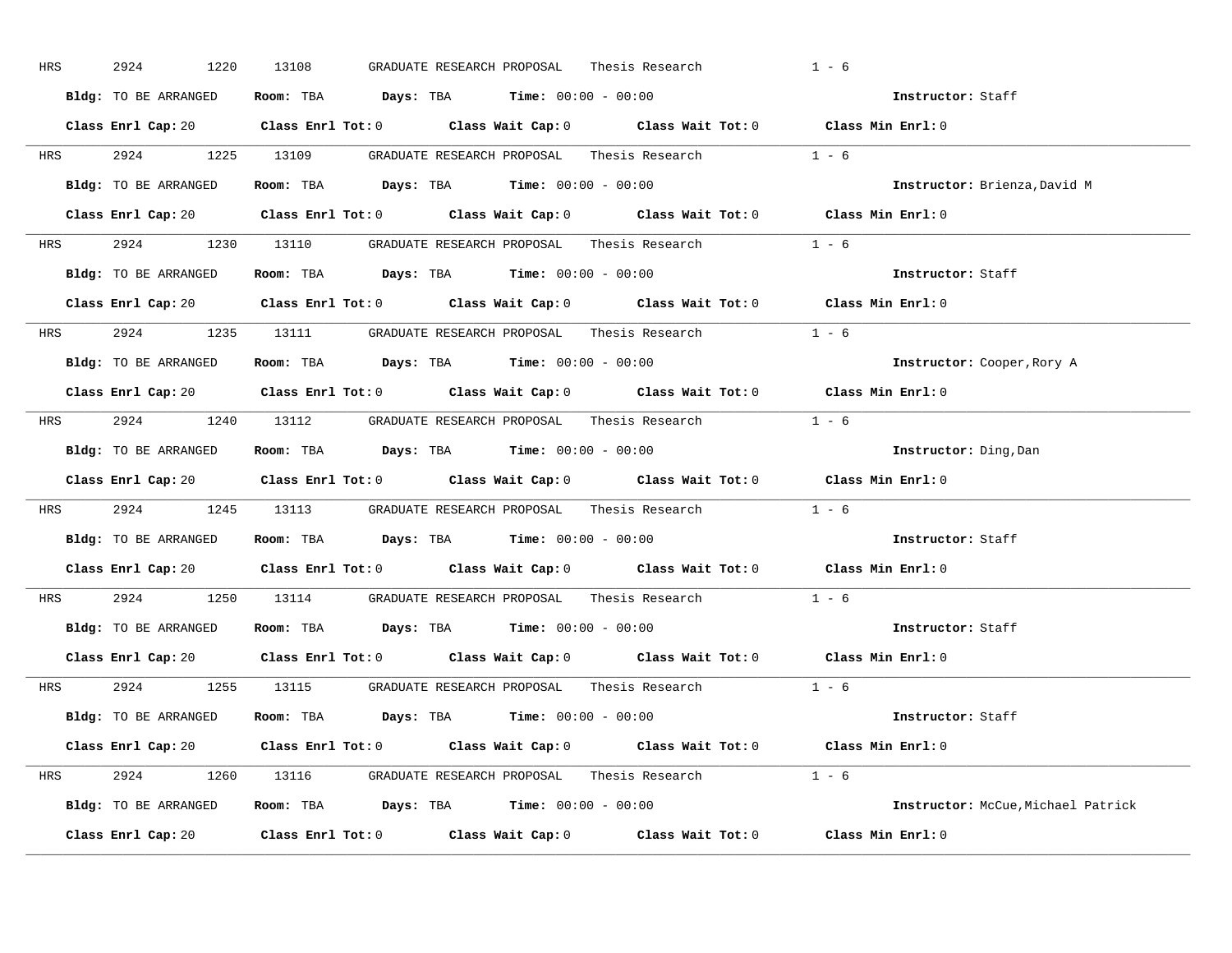HRS 2924 1220 13108 GRADUATE RESEARCH PROPOSAL Thesis Research 1 - 6

**Bldg:** TO BE ARRANGED **Room:** TBA **Days:** TBA **Time:** 00:00 - 00:00 **Instructor:** Staff

**Class Enrl Cap:** 20 **Class Enrl Tot:** 0 **Class Wait Cap:** 0 **Class Wait Tot:** 0 **Class Min Enrl:** 0

---

HRS 2924 1225 13109 GRADUATE RESEARCH PROPOSAL Thesis Research 1 - 6

**Bldg:** TO BE ARRANGED **Room:** TBA **Days:** TBA **Time:** 00:00 - 00:00 **Instructor:** Brienza,David M

**Class Enrl Cap:** 20 **Class Enrl Tot:** 0 **Class Wait Cap:** 0 **Class Wait Tot:** 0 **Class Min Enrl:** 0

---

HRS 2924 1230 13110 GRADUATE RESEARCH PROPOSAL Thesis Research 1 - 6

**Bldg:** TO BE ARRANGED **Room:** TBA **Days:** TBA **Time:** 00:00 - 00:00 **Instructor:** Staff

**Class Enrl Cap:** 20 **Class Enrl Tot:** 0 **Class Wait Cap:** 0 **Class Wait Tot:** 0 **Class Min Enrl:** 0

---

HRS 2924 1235 13111 GRADUATE RESEARCH PROPOSAL Thesis Research 1 - 6

**Bldg:** TO BE ARRANGED **Room:** TBA **Days:** TBA **Time:** 00:00 - 00:00 **Instructor:** Cooper,Rory A

**Class Enrl Cap:** 20 **Class Enrl Tot:** 0 **Class Wait Cap:** 0 **Class Wait Tot:** 0 **Class Min Enrl:** 0

---

HRS 2924 1240 13112 GRADUATE RESEARCH PROPOSAL Thesis Research 1 - 6

**Bldg:** TO BE ARRANGED **Room:** TBA **Days:** TBA **Time:** 00:00 - 00:00 **Instructor:** Ding,Dan

**Class Enrl Cap:** 20 **Class Enrl Tot:** 0 **Class Wait Cap:** 0 **Class Wait Tot:** 0 **Class Min Enrl:** 0

---

HRS 2924 1245 13113 GRADUATE RESEARCH PROPOSAL Thesis Research 1 - 6

**Bldg:** TO BE ARRANGED **Room:** TBA **Days:** TBA **Time:** 00:00 - 00:00 **Instructor:** Staff

**Class Enrl Cap:** 20 **Class Enrl Tot:** 0 **Class Wait Cap:** 0 **Class Wait Tot:** 0 **Class Min Enrl:** 0

---

HRS 2924 1250 13114 GRADUATE RESEARCH PROPOSAL Thesis Research 1 - 6

**Bldg:** TO BE ARRANGED **Room:** TBA **Days:** TBA **Time:** 00:00 - 00:00 **Instructor:** Staff

**Class Enrl Cap:** 20 **Class Enrl Tot:** 0 **Class Wait Cap:** 0 **Class Wait Tot:** 0 **Class Min Enrl:** 0

---

HRS 2924 1255 13115 GRADUATE RESEARCH PROPOSAL Thesis Research 1 - 6

**Bldg:** TO BE ARRANGED **Room:** TBA **Days:** TBA **Time:** 00:00 - 00:00 **Instructor:** Staff

**Class Enrl Cap:** 20 **Class Enrl Tot:** 0 **Class Wait Cap:** 0 **Class Wait Tot:** 0 **Class Min Enrl:** 0

---

HRS 2924 1260 13116 GRADUATE RESEARCH PROPOSAL Thesis Research 1 - 6

**Bldg:** TO BE ARRANGED **Room:** TBA **Days:** TBA **Time:** 00:00 - 00:00 **Instructor:** McCue,Michael Patrick

**Class Enrl Cap:** 20 **Class Enrl Tot:** 0 **Class Wait Cap:** 0 **Class Wait Tot:** 0 **Class Min Enrl:** 0

---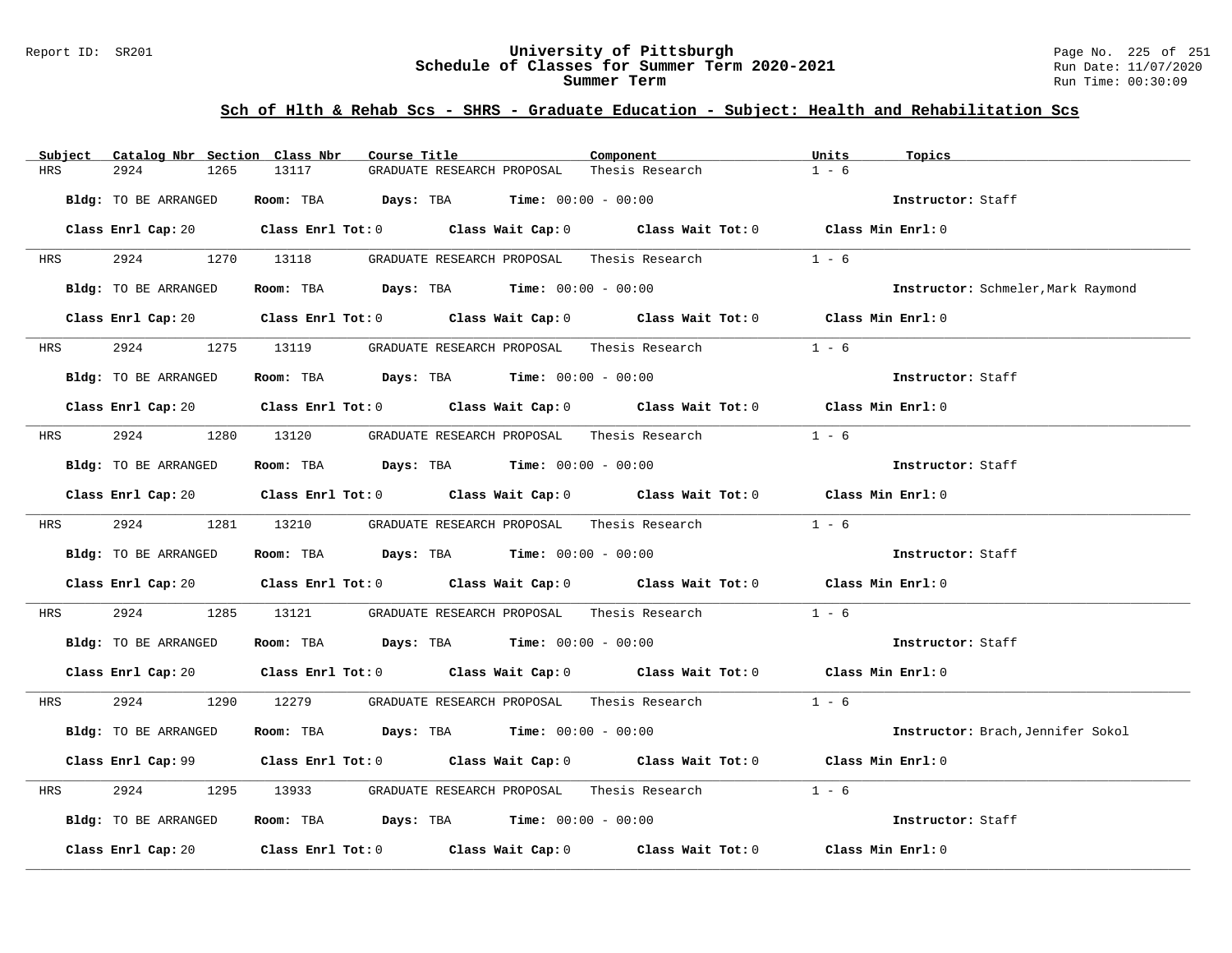## Sch of Hlth & Rehab Scs - SHRS - Graduate Education - Subject: Health and Rehabilitation Scs

| Subject | Catalog Nbr | Section | Class Nbr | Course Title | Component | Units | Topics |
|---|---|---|---|---|---|---|---|
| HRS | 2924 | 1265 | 13117 | GRADUATE RESEARCH PROPOSAL | Thesis Research | 1 - 6 | |

**Bldg:** TO BE ARRANGED **Room:** TBA **Days:** TBA **Time:** 00:00 - 00:00 **Instructor:** Staff

**Class Enrl Cap:** 20 **Class Enrl Tot:** 0 **Class Wait Cap:** 0 **Class Wait Tot:** 0 **Class Min Enrl:** 0

| Subject | Catalog Nbr | Section | Class Nbr | Course Title | Component | Units | Topics |
|---|---|---|---|---|---|---|---|
| HRS | 2924 | 1270 | 13118 | GRADUATE RESEARCH PROPOSAL | Thesis Research | 1 - 6 | |

**Bldg:** TO BE ARRANGED **Room:** TBA **Days:** TBA **Time:** 00:00 - 00:00 **Instructor:** Schmeler,Mark Raymond

**Class Enrl Cap:** 20 **Class Enrl Tot:** 0 **Class Wait Cap:** 0 **Class Wait Tot:** 0 **Class Min Enrl:** 0

| Subject | Catalog Nbr | Section | Class Nbr | Course Title | Component | Units | Topics |
|---|---|---|---|---|---|---|---|
| HRS | 2924 | 1275 | 13119 | GRADUATE RESEARCH PROPOSAL | Thesis Research | 1 - 6 | |

**Bldg:** TO BE ARRANGED **Room:** TBA **Days:** TBA **Time:** 00:00 - 00:00 **Instructor:** Staff

**Class Enrl Cap:** 20 **Class Enrl Tot:** 0 **Class Wait Cap:** 0 **Class Wait Tot:** 0 **Class Min Enrl:** 0

| Subject | Catalog Nbr | Section | Class Nbr | Course Title | Component | Units | Topics |
|---|---|---|---|---|---|---|---|
| HRS | 2924 | 1280 | 13120 | GRADUATE RESEARCH PROPOSAL | Thesis Research | 1 - 6 | |

**Bldg:** TO BE ARRANGED **Room:** TBA **Days:** TBA **Time:** 00:00 - 00:00 **Instructor:** Staff

**Class Enrl Cap:** 20 **Class Enrl Tot:** 0 **Class Wait Cap:** 0 **Class Wait Tot:** 0 **Class Min Enrl:** 0

| Subject | Catalog Nbr | Section | Class Nbr | Course Title | Component | Units | Topics |
|---|---|---|---|---|---|---|---|
| HRS | 2924 | 1281 | 13210 | GRADUATE RESEARCH PROPOSAL | Thesis Research | 1 - 6 | |

**Bldg:** TO BE ARRANGED **Room:** TBA **Days:** TBA **Time:** 00:00 - 00:00 **Instructor:** Staff

**Class Enrl Cap:** 20 **Class Enrl Tot:** 0 **Class Wait Cap:** 0 **Class Wait Tot:** 0 **Class Min Enrl:** 0

| Subject | Catalog Nbr | Section | Class Nbr | Course Title | Component | Units | Topics |
|---|---|---|---|---|---|---|---|
| HRS | 2924 | 1285 | 13121 | GRADUATE RESEARCH PROPOSAL | Thesis Research | 1 - 6 | |

**Bldg:** TO BE ARRANGED **Room:** TBA **Days:** TBA **Time:** 00:00 - 00:00 **Instructor:** Staff

**Class Enrl Cap:** 20 **Class Enrl Tot:** 0 **Class Wait Cap:** 0 **Class Wait Tot:** 0 **Class Min Enrl:** 0

| Subject | Catalog Nbr | Section | Class Nbr | Course Title | Component | Units | Topics |
|---|---|---|---|---|---|---|---|
| HRS | 2924 | 1290 | 12279 | GRADUATE RESEARCH PROPOSAL | Thesis Research | 1 - 6 | |

**Bldg:** TO BE ARRANGED **Room:** TBA **Days:** TBA **Time:** 00:00 - 00:00 **Instructor:** Brach,Jennifer Sokol

**Class Enrl Cap:** 99 **Class Enrl Tot:** 0 **Class Wait Cap:** 0 **Class Wait Tot:** 0 **Class Min Enrl:** 0

| Subject | Catalog Nbr | Section | Class Nbr | Course Title | Component | Units | Topics |
|---|---|---|---|---|---|---|---|
| HRS | 2924 | 1295 | 13933 | GRADUATE RESEARCH PROPOSAL | Thesis Research | 1 - 6 | |

**Bldg:** TO BE ARRANGED **Room:** TBA **Days:** TBA **Time:** 00:00 - 00:00 **Instructor:** Staff

**Class Enrl Cap:** 20 **Class Enrl Tot:** 0 **Class Wait Cap:** 0 **Class Wait Tot:** 0 **Class Min Enrl:** 0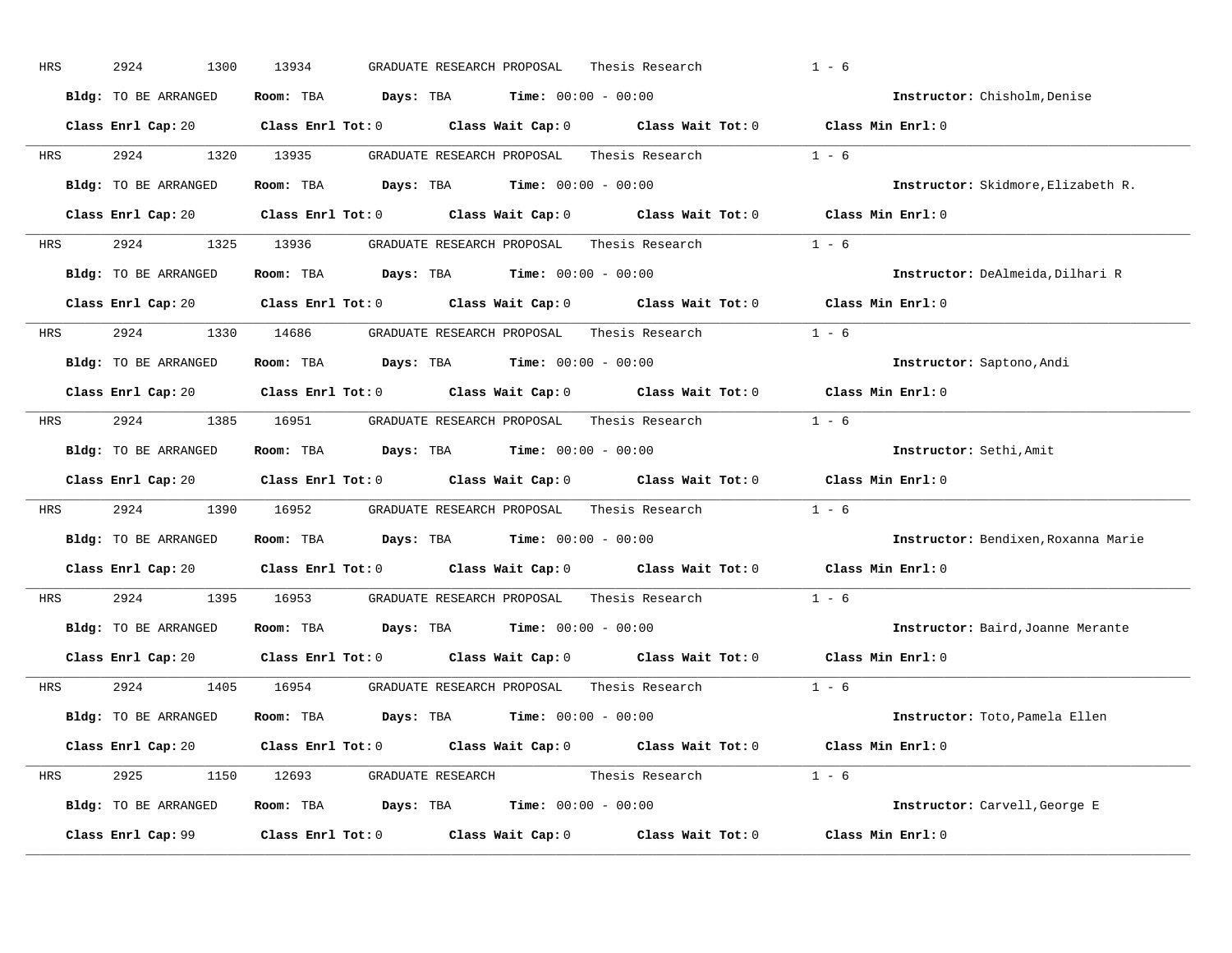HRS 2924 1300 13934 GRADUATE RESEARCH PROPOSAL Thesis Research 1 - 6

**Bldg:** TO BE ARRANGED **Room:** TBA **Days:** TBA **Time:** 00:00 - 00:00 **Instructor:** Chisholm,Denise

**Class Enrl Cap:** 20 **Class Enrl Tot:** 0 **Class Wait Cap:** 0 **Class Wait Tot:** 0 **Class Min Enrl:** 0

---

HRS 2924 1320 13935 GRADUATE RESEARCH PROPOSAL Thesis Research 1 - 6

**Bldg:** TO BE ARRANGED **Room:** TBA **Days:** TBA **Time:** 00:00 - 00:00 **Instructor:** Skidmore,Elizabeth R.

**Class Enrl Cap:** 20 **Class Enrl Tot:** 0 **Class Wait Cap:** 0 **Class Wait Tot:** 0 **Class Min Enrl:** 0

---

HRS 2924 1325 13936 GRADUATE RESEARCH PROPOSAL Thesis Research 1 - 6

**Bldg:** TO BE ARRANGED **Room:** TBA **Days:** TBA **Time:** 00:00 - 00:00 **Instructor:** DeAlmeida,Dilhari R

**Class Enrl Cap:** 20 **Class Enrl Tot:** 0 **Class Wait Cap:** 0 **Class Wait Tot:** 0 **Class Min Enrl:** 0

---

HRS 2924 1330 14686 GRADUATE RESEARCH PROPOSAL Thesis Research 1 - 6

**Bldg:** TO BE ARRANGED **Room:** TBA **Days:** TBA **Time:** 00:00 - 00:00 **Instructor:** Saptono,Andi

**Class Enrl Cap:** 20 **Class Enrl Tot:** 0 **Class Wait Cap:** 0 **Class Wait Tot:** 0 **Class Min Enrl:** 0

---

HRS 2924 1385 16951 GRADUATE RESEARCH PROPOSAL Thesis Research 1 - 6

**Bldg:** TO BE ARRANGED **Room:** TBA **Days:** TBA **Time:** 00:00 - 00:00 **Instructor:** Sethi,Amit

**Class Enrl Cap:** 20 **Class Enrl Tot:** 0 **Class Wait Cap:** 0 **Class Wait Tot:** 0 **Class Min Enrl:** 0

---

HRS 2924 1390 16952 GRADUATE RESEARCH PROPOSAL Thesis Research 1 - 6

**Bldg:** TO BE ARRANGED **Room:** TBA **Days:** TBA **Time:** 00:00 - 00:00 **Instructor:** Bendixen,Roxanna Marie

**Class Enrl Cap:** 20 **Class Enrl Tot:** 0 **Class Wait Cap:** 0 **Class Wait Tot:** 0 **Class Min Enrl:** 0

---

HRS 2924 1395 16953 GRADUATE RESEARCH PROPOSAL Thesis Research 1 - 6

**Bldg:** TO BE ARRANGED **Room:** TBA **Days:** TBA **Time:** 00:00 - 00:00 **Instructor:** Baird,Joanne Merante

**Class Enrl Cap:** 20 **Class Enrl Tot:** 0 **Class Wait Cap:** 0 **Class Wait Tot:** 0 **Class Min Enrl:** 0

---

HRS 2924 1405 16954 GRADUATE RESEARCH PROPOSAL Thesis Research 1 - 6

**Bldg:** TO BE ARRANGED **Room:** TBA **Days:** TBA **Time:** 00:00 - 00:00 **Instructor:** Toto,Pamela Ellen

**Class Enrl Cap:** 20 **Class Enrl Tot:** 0 **Class Wait Cap:** 0 **Class Wait Tot:** 0 **Class Min Enrl:** 0

---

HRS 2925 1150 12693 GRADUATE RESEARCH Thesis Research 1 - 6

**Bldg:** TO BE ARRANGED **Room:** TBA **Days:** TBA **Time:** 00:00 - 00:00 **Instructor:** Carvell,George E

**Class Enrl Cap:** 99 **Class Enrl Tot:** 0 **Class Wait Cap:** 0 **Class Wait Tot:** 0 **Class Min Enrl:** 0

---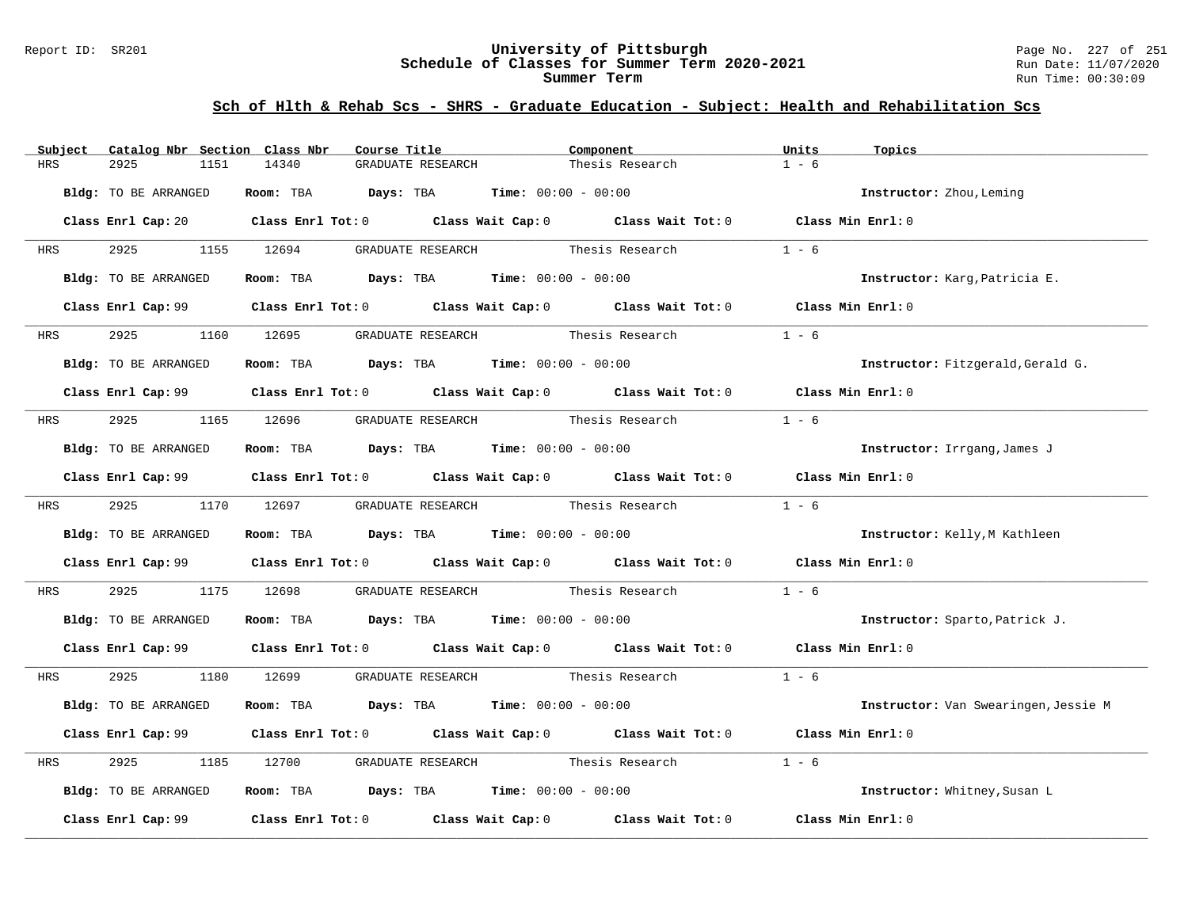## Sch of Hlth & Rehab Scs - SHRS - Graduate Education - Subject: Health and Rehabilitation Scs

| Subject | Catalog Nbr | Section | Class Nbr | Course Title | Component | Units | Topics |
|---|---|---|---|---|---|---|---|
| HRS | 2925 | 1151 | 14340 | GRADUATE RESEARCH | Thesis Research | 1 - 6 | |

**Bldg:** TO BE ARRANGED **Room:** TBA **Days:** TBA **Time:** 00:00 - 00:00 **Instructor:** Zhou,Leming

**Class Enrl Cap:** 20 **Class Enrl Tot:** 0 **Class Wait Cap:** 0 **Class Wait Tot:** 0 **Class Min Enrl:** 0

| Subject | Catalog Nbr | Section | Class Nbr | Course Title | Component | Units | Topics |
|---|---|---|---|---|---|---|---|
| HRS | 2925 | 1155 | 12694 | GRADUATE RESEARCH | Thesis Research | 1 - 6 | |

**Bldg:** TO BE ARRANGED **Room:** TBA **Days:** TBA **Time:** 00:00 - 00:00 **Instructor:** Karg,Patricia E.

**Class Enrl Cap:** 99 **Class Enrl Tot:** 0 **Class Wait Cap:** 0 **Class Wait Tot:** 0 **Class Min Enrl:** 0

| Subject | Catalog Nbr | Section | Class Nbr | Course Title | Component | Units | Topics |
|---|---|---|---|---|---|---|---|
| HRS | 2925 | 1160 | 12695 | GRADUATE RESEARCH | Thesis Research | 1 - 6 | |

**Bldg:** TO BE ARRANGED **Room:** TBA **Days:** TBA **Time:** 00:00 - 00:00 **Instructor:** Fitzgerald,Gerald G.

**Class Enrl Cap:** 99 **Class Enrl Tot:** 0 **Class Wait Cap:** 0 **Class Wait Tot:** 0 **Class Min Enrl:** 0

| Subject | Catalog Nbr | Section | Class Nbr | Course Title | Component | Units | Topics |
|---|---|---|---|---|---|---|---|
| HRS | 2925 | 1165 | 12696 | GRADUATE RESEARCH | Thesis Research | 1 - 6 | |

**Bldg:** TO BE ARRANGED **Room:** TBA **Days:** TBA **Time:** 00:00 - 00:00 **Instructor:** Irrgang,James J

**Class Enrl Cap:** 99 **Class Enrl Tot:** 0 **Class Wait Cap:** 0 **Class Wait Tot:** 0 **Class Min Enrl:** 0

| Subject | Catalog Nbr | Section | Class Nbr | Course Title | Component | Units | Topics |
|---|---|---|---|---|---|---|---|
| HRS | 2925 | 1170 | 12697 | GRADUATE RESEARCH | Thesis Research | 1 - 6 | |

**Bldg:** TO BE ARRANGED **Room:** TBA **Days:** TBA **Time:** 00:00 - 00:00 **Instructor:** Kelly,M Kathleen

**Class Enrl Cap:** 99 **Class Enrl Tot:** 0 **Class Wait Cap:** 0 **Class Wait Tot:** 0 **Class Min Enrl:** 0

| Subject | Catalog Nbr | Section | Class Nbr | Course Title | Component | Units | Topics |
|---|---|---|---|---|---|---|---|
| HRS | 2925 | 1175 | 12698 | GRADUATE RESEARCH | Thesis Research | 1 - 6 | |

**Bldg:** TO BE ARRANGED **Room:** TBA **Days:** TBA **Time:** 00:00 - 00:00 **Instructor:** Sparto,Patrick J.

**Class Enrl Cap:** 99 **Class Enrl Tot:** 0 **Class Wait Cap:** 0 **Class Wait Tot:** 0 **Class Min Enrl:** 0

| Subject | Catalog Nbr | Section | Class Nbr | Course Title | Component | Units | Topics |
|---|---|---|---|---|---|---|---|
| HRS | 2925 | 1180 | 12699 | GRADUATE RESEARCH | Thesis Research | 1 - 6 | |

**Bldg:** TO BE ARRANGED **Room:** TBA **Days:** TBA **Time:** 00:00 - 00:00 **Instructor:** Van Swearingen,Jessie M

**Class Enrl Cap:** 99 **Class Enrl Tot:** 0 **Class Wait Cap:** 0 **Class Wait Tot:** 0 **Class Min Enrl:** 0

| Subject | Catalog Nbr | Section | Class Nbr | Course Title | Component | Units | Topics |
|---|---|---|---|---|---|---|---|
| HRS | 2925 | 1185 | 12700 | GRADUATE RESEARCH | Thesis Research | 1 - 6 | |

**Bldg:** TO BE ARRANGED **Room:** TBA **Days:** TBA **Time:** 00:00 - 00:00 **Instructor:** Whitney,Susan L

**Class Enrl Cap:** 99 **Class Enrl Tot:** 0 **Class Wait Cap:** 0 **Class Wait Tot:** 0 **Class Min Enrl:** 0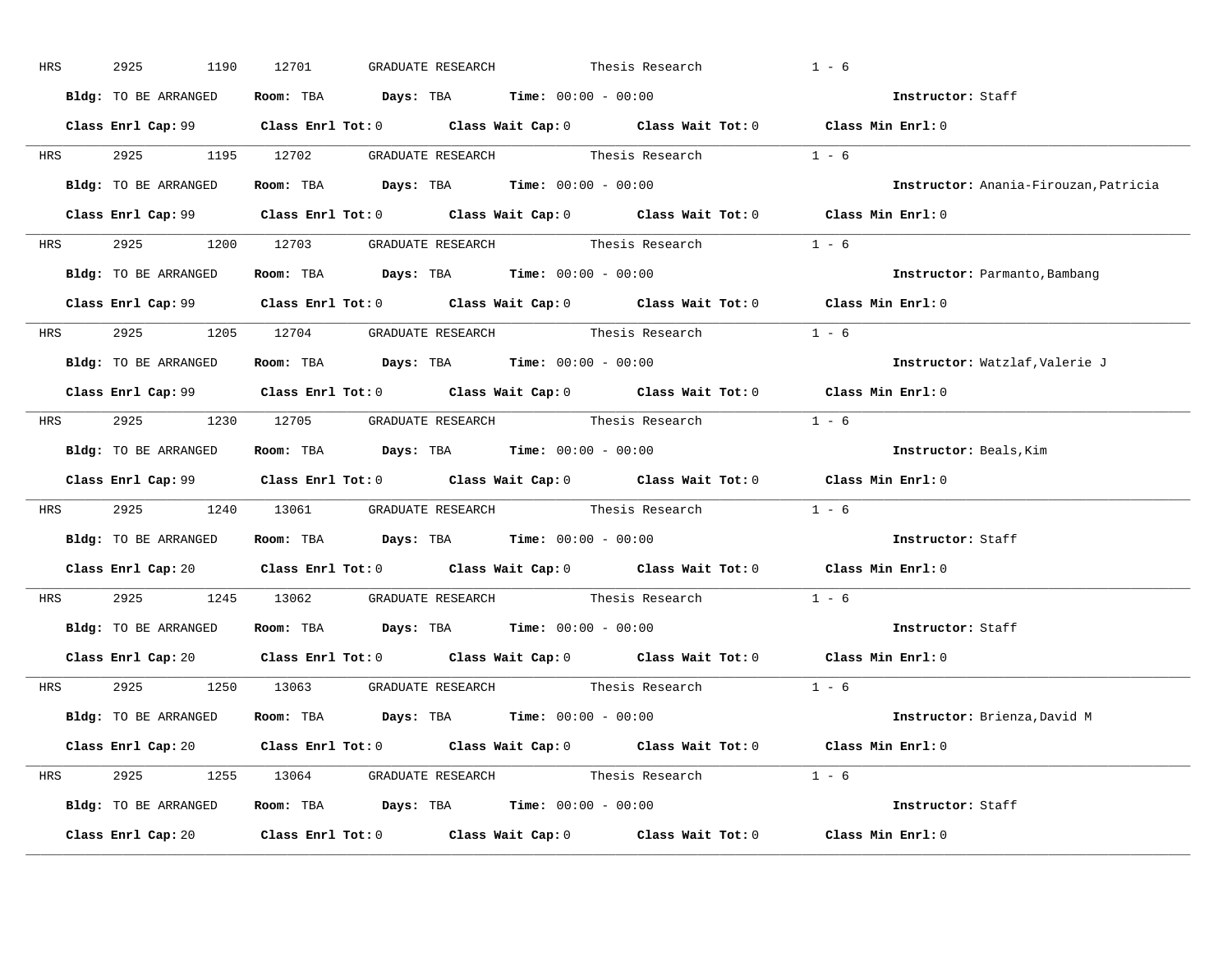HRS 2925 1190 12701 GRADUATE RESEARCH Thesis Research 1 - 6

**Bldg:** TO BE ARRANGED **Room:** TBA **Days:** TBA **Time:** 00:00 - 00:00 **Instructor:** Staff

**Class Enrl Cap:** 99 **Class Enrl Tot:** 0 **Class Wait Cap:** 0 **Class Wait Tot:** 0 **Class Min Enrl:** 0

---

HRS 2925 1195 12702 GRADUATE RESEARCH Thesis Research 1 - 6

**Bldg:** TO BE ARRANGED **Room:** TBA **Days:** TBA **Time:** 00:00 - 00:00 **Instructor:** Anania-Firouzan,Patricia

**Class Enrl Cap:** 99 **Class Enrl Tot:** 0 **Class Wait Cap:** 0 **Class Wait Tot:** 0 **Class Min Enrl:** 0

---

HRS 2925 1200 12703 GRADUATE RESEARCH Thesis Research 1 - 6

**Bldg:** TO BE ARRANGED **Room:** TBA **Days:** TBA **Time:** 00:00 - 00:00 **Instructor:** Parmanto,Bambang

**Class Enrl Cap:** 99 **Class Enrl Tot:** 0 **Class Wait Cap:** 0 **Class Wait Tot:** 0 **Class Min Enrl:** 0

---

HRS 2925 1205 12704 GRADUATE RESEARCH Thesis Research 1 - 6

**Bldg:** TO BE ARRANGED **Room:** TBA **Days:** TBA **Time:** 00:00 - 00:00 **Instructor:** Watzlaf,Valerie J

**Class Enrl Cap:** 99 **Class Enrl Tot:** 0 **Class Wait Cap:** 0 **Class Wait Tot:** 0 **Class Min Enrl:** 0

---

HRS 2925 1230 12705 GRADUATE RESEARCH Thesis Research 1 - 6

**Bldg:** TO BE ARRANGED **Room:** TBA **Days:** TBA **Time:** 00:00 - 00:00 **Instructor:** Beals,Kim

**Class Enrl Cap:** 99 **Class Enrl Tot:** 0 **Class Wait Cap:** 0 **Class Wait Tot:** 0 **Class Min Enrl:** 0

---

HRS 2925 1240 13061 GRADUATE RESEARCH Thesis Research 1 - 6

**Bldg:** TO BE ARRANGED **Room:** TBA **Days:** TBA **Time:** 00:00 - 00:00 **Instructor:** Staff

**Class Enrl Cap:** 20 **Class Enrl Tot:** 0 **Class Wait Cap:** 0 **Class Wait Tot:** 0 **Class Min Enrl:** 0

---

HRS 2925 1245 13062 GRADUATE RESEARCH Thesis Research 1 - 6

**Bldg:** TO BE ARRANGED **Room:** TBA **Days:** TBA **Time:** 00:00 - 00:00 **Instructor:** Staff

**Class Enrl Cap:** 20 **Class Enrl Tot:** 0 **Class Wait Cap:** 0 **Class Wait Tot:** 0 **Class Min Enrl:** 0

---

HRS 2925 1250 13063 GRADUATE RESEARCH Thesis Research 1 - 6

**Bldg:** TO BE ARRANGED **Room:** TBA **Days:** TBA **Time:** 00:00 - 00:00 **Instructor:** Brienza,David M

**Class Enrl Cap:** 20 **Class Enrl Tot:** 0 **Class Wait Cap:** 0 **Class Wait Tot:** 0 **Class Min Enrl:** 0

---

HRS 2925 1255 13064 GRADUATE RESEARCH Thesis Research 1 - 6

**Bldg:** TO BE ARRANGED **Room:** TBA **Days:** TBA **Time:** 00:00 - 00:00 **Instructor:** Staff

**Class Enrl Cap:** 20 **Class Enrl Tot:** 0 **Class Wait Cap:** 0 **Class Wait Tot:** 0 **Class Min Enrl:** 0

---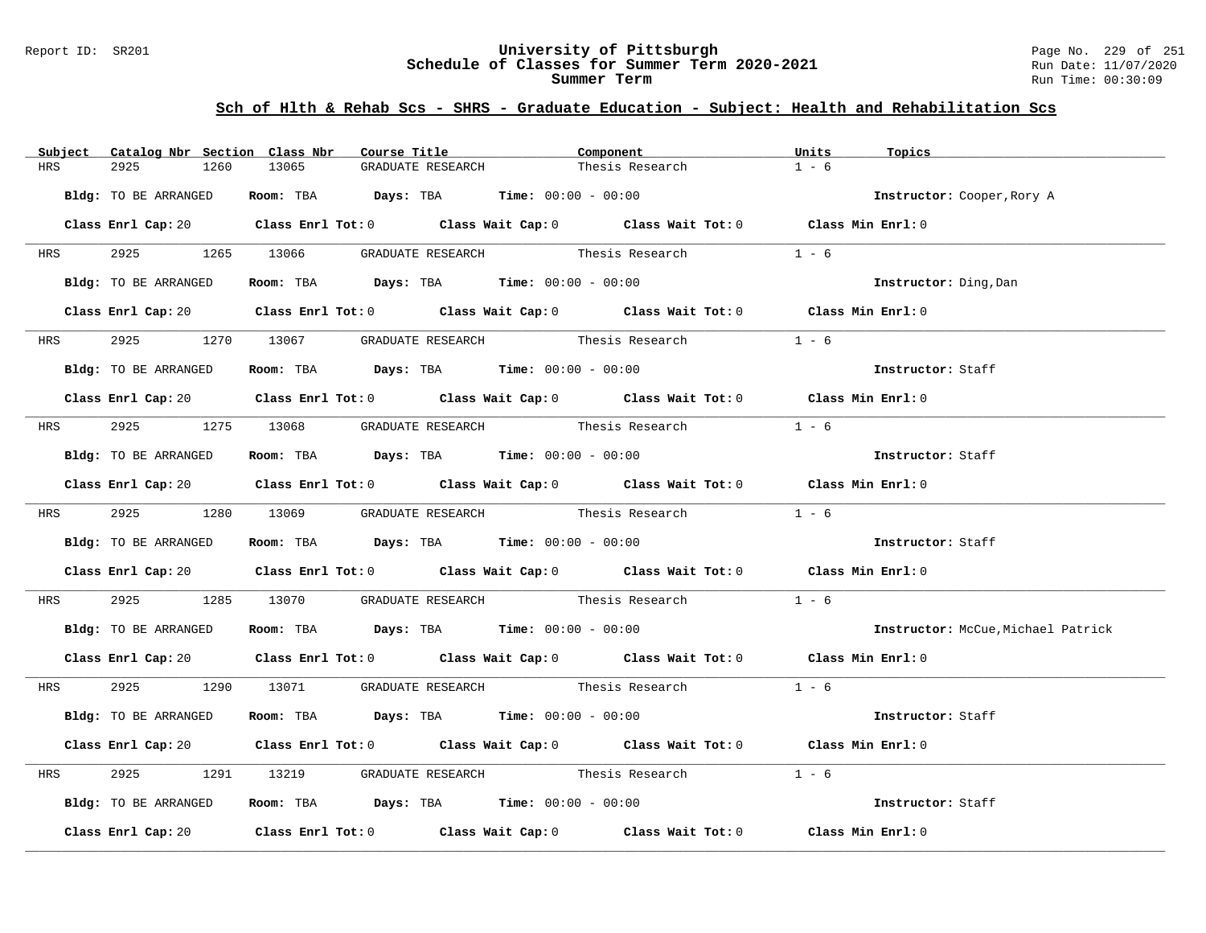## Sch of Hlth & Rehab Scs - SHRS - Graduate Education - Subject: Health and Rehabilitation Scs

| Subject | Catalog Nbr | Section | Class Nbr | Course Title | Component | Units | Topics |
|---|---|---|---|---|---|---|---|
| HRS | 2925 | 1260 | 13065 | GRADUATE RESEARCH | Thesis Research | 1 - 6 | |

**Bldg:** TO BE ARRANGED **Room:** TBA **Days:** TBA **Time:** 00:00 - 00:00 **Instructor:** Cooper,Rory A

**Class Enrl Cap:** 20 **Class Enrl Tot:** 0 **Class Wait Cap:** 0 **Class Wait Tot:** 0 **Class Min Enrl:** 0

| Subject | Catalog Nbr | Section | Class Nbr | Course Title | Component | Units | Topics |
|---|---|---|---|---|---|---|---|
| HRS | 2925 | 1265 | 13066 | GRADUATE RESEARCH | Thesis Research | 1 - 6 | |

**Bldg:** TO BE ARRANGED **Room:** TBA **Days:** TBA **Time:** 00:00 - 00:00 **Instructor:** Ding,Dan

**Class Enrl Cap:** 20 **Class Enrl Tot:** 0 **Class Wait Cap:** 0 **Class Wait Tot:** 0 **Class Min Enrl:** 0

| Subject | Catalog Nbr | Section | Class Nbr | Course Title | Component | Units | Topics |
|---|---|---|---|---|---|---|---|
| HRS | 2925 | 1270 | 13067 | GRADUATE RESEARCH | Thesis Research | 1 - 6 | |

**Bldg:** TO BE ARRANGED **Room:** TBA **Days:** TBA **Time:** 00:00 - 00:00 **Instructor:** Staff

**Class Enrl Cap:** 20 **Class Enrl Tot:** 0 **Class Wait Cap:** 0 **Class Wait Tot:** 0 **Class Min Enrl:** 0

| Subject | Catalog Nbr | Section | Class Nbr | Course Title | Component | Units | Topics |
|---|---|---|---|---|---|---|---|
| HRS | 2925 | 1275 | 13068 | GRADUATE RESEARCH | Thesis Research | 1 - 6 | |

**Bldg:** TO BE ARRANGED **Room:** TBA **Days:** TBA **Time:** 00:00 - 00:00 **Instructor:** Staff

**Class Enrl Cap:** 20 **Class Enrl Tot:** 0 **Class Wait Cap:** 0 **Class Wait Tot:** 0 **Class Min Enrl:** 0

| Subject | Catalog Nbr | Section | Class Nbr | Course Title | Component | Units | Topics |
|---|---|---|---|---|---|---|---|
| HRS | 2925 | 1280 | 13069 | GRADUATE RESEARCH | Thesis Research | 1 - 6 | |

**Bldg:** TO BE ARRANGED **Room:** TBA **Days:** TBA **Time:** 00:00 - 00:00 **Instructor:** Staff

**Class Enrl Cap:** 20 **Class Enrl Tot:** 0 **Class Wait Cap:** 0 **Class Wait Tot:** 0 **Class Min Enrl:** 0

| Subject | Catalog Nbr | Section | Class Nbr | Course Title | Component | Units | Topics |
|---|---|---|---|---|---|---|---|
| HRS | 2925 | 1285 | 13070 | GRADUATE RESEARCH | Thesis Research | 1 - 6 | |

**Bldg:** TO BE ARRANGED **Room:** TBA **Days:** TBA **Time:** 00:00 - 00:00 **Instructor:** McCue,Michael Patrick

**Class Enrl Cap:** 20 **Class Enrl Tot:** 0 **Class Wait Cap:** 0 **Class Wait Tot:** 0 **Class Min Enrl:** 0

| Subject | Catalog Nbr | Section | Class Nbr | Course Title | Component | Units | Topics |
|---|---|---|---|---|---|---|---|
| HRS | 2925 | 1290 | 13071 | GRADUATE RESEARCH | Thesis Research | 1 - 6 | |

**Bldg:** TO BE ARRANGED **Room:** TBA **Days:** TBA **Time:** 00:00 - 00:00 **Instructor:** Staff

**Class Enrl Cap:** 20 **Class Enrl Tot:** 0 **Class Wait Cap:** 0 **Class Wait Tot:** 0 **Class Min Enrl:** 0

| Subject | Catalog Nbr | Section | Class Nbr | Course Title | Component | Units | Topics |
|---|---|---|---|---|---|---|---|
| HRS | 2925 | 1291 | 13219 | GRADUATE RESEARCH | Thesis Research | 1 - 6 | |

**Bldg:** TO BE ARRANGED **Room:** TBA **Days:** TBA **Time:** 00:00 - 00:00 **Instructor:** Staff

**Class Enrl Cap:** 20 **Class Enrl Tot:** 0 **Class Wait Cap:** 0 **Class Wait Tot:** 0 **Class Min Enrl:** 0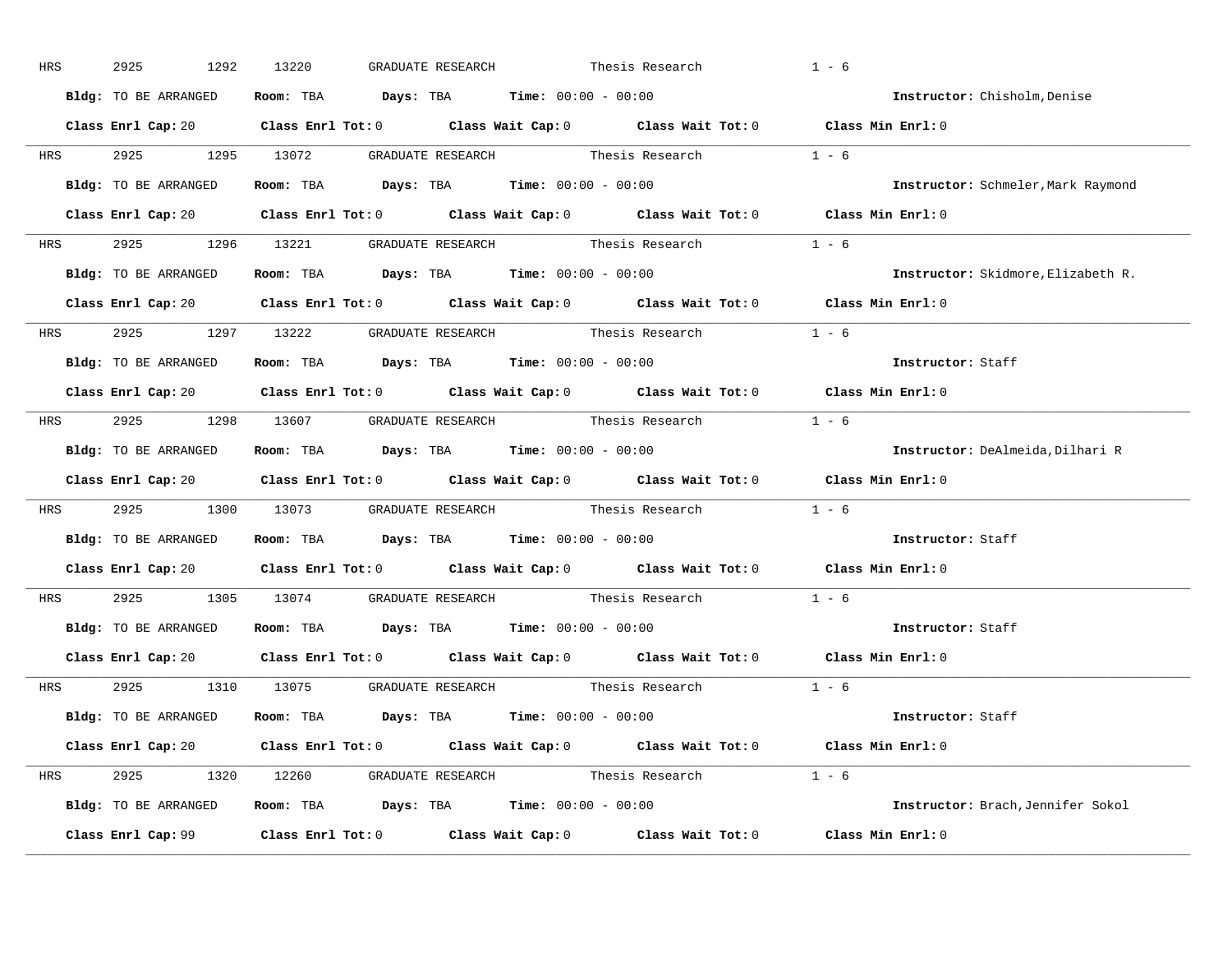HRS 2925 1292 13220 GRADUATE RESEARCH Thesis Research 1 - 6

**Bldg:** TO BE ARRANGED **Room:** TBA **Days:** TBA **Time:** 00:00 - 00:00 **Instructor:** Chisholm,Denise

**Class Enrl Cap:** 20 **Class Enrl Tot:** 0 **Class Wait Cap:** 0 **Class Wait Tot:** 0 **Class Min Enrl:** 0

---

HRS 2925 1295 13072 GRADUATE RESEARCH Thesis Research 1 - 6

**Bldg:** TO BE ARRANGED **Room:** TBA **Days:** TBA **Time:** 00:00 - 00:00 **Instructor:** Schmeler,Mark Raymond

**Class Enrl Cap:** 20 **Class Enrl Tot:** 0 **Class Wait Cap:** 0 **Class Wait Tot:** 0 **Class Min Enrl:** 0

---

HRS 2925 1296 13221 GRADUATE RESEARCH Thesis Research 1 - 6

**Bldg:** TO BE ARRANGED **Room:** TBA **Days:** TBA **Time:** 00:00 - 00:00 **Instructor:** Skidmore,Elizabeth R.

**Class Enrl Cap:** 20 **Class Enrl Tot:** 0 **Class Wait Cap:** 0 **Class Wait Tot:** 0 **Class Min Enrl:** 0

---

HRS 2925 1297 13222 GRADUATE RESEARCH Thesis Research 1 - 6

**Bldg:** TO BE ARRANGED **Room:** TBA **Days:** TBA **Time:** 00:00 - 00:00 **Instructor:** Staff

**Class Enrl Cap:** 20 **Class Enrl Tot:** 0 **Class Wait Cap:** 0 **Class Wait Tot:** 0 **Class Min Enrl:** 0

---

HRS 2925 1298 13607 GRADUATE RESEARCH Thesis Research 1 - 6

**Bldg:** TO BE ARRANGED **Room:** TBA **Days:** TBA **Time:** 00:00 - 00:00 **Instructor:** DeAlmeida,Dilhari R

**Class Enrl Cap:** 20 **Class Enrl Tot:** 0 **Class Wait Cap:** 0 **Class Wait Tot:** 0 **Class Min Enrl:** 0

---

HRS 2925 1300 13073 GRADUATE RESEARCH Thesis Research 1 - 6

**Bldg:** TO BE ARRANGED **Room:** TBA **Days:** TBA **Time:** 00:00 - 00:00 **Instructor:** Staff

**Class Enrl Cap:** 20 **Class Enrl Tot:** 0 **Class Wait Cap:** 0 **Class Wait Tot:** 0 **Class Min Enrl:** 0

---

HRS 2925 1305 13074 GRADUATE RESEARCH Thesis Research 1 - 6

**Bldg:** TO BE ARRANGED **Room:** TBA **Days:** TBA **Time:** 00:00 - 00:00 **Instructor:** Staff

**Class Enrl Cap:** 20 **Class Enrl Tot:** 0 **Class Wait Cap:** 0 **Class Wait Tot:** 0 **Class Min Enrl:** 0

---

HRS 2925 1310 13075 GRADUATE RESEARCH Thesis Research 1 - 6

**Bldg:** TO BE ARRANGED **Room:** TBA **Days:** TBA **Time:** 00:00 - 00:00 **Instructor:** Staff

**Class Enrl Cap:** 20 **Class Enrl Tot:** 0 **Class Wait Cap:** 0 **Class Wait Tot:** 0 **Class Min Enrl:** 0

---

HRS 2925 1320 12260 GRADUATE RESEARCH Thesis Research 1 - 6

**Bldg:** TO BE ARRANGED **Room:** TBA **Days:** TBA **Time:** 00:00 - 00:00 **Instructor:** Brach,Jennifer Sokol

**Class Enrl Cap:** 99 **Class Enrl Tot:** 0 **Class Wait Cap:** 0 **Class Wait Tot:** 0 **Class Min Enrl:** 0

---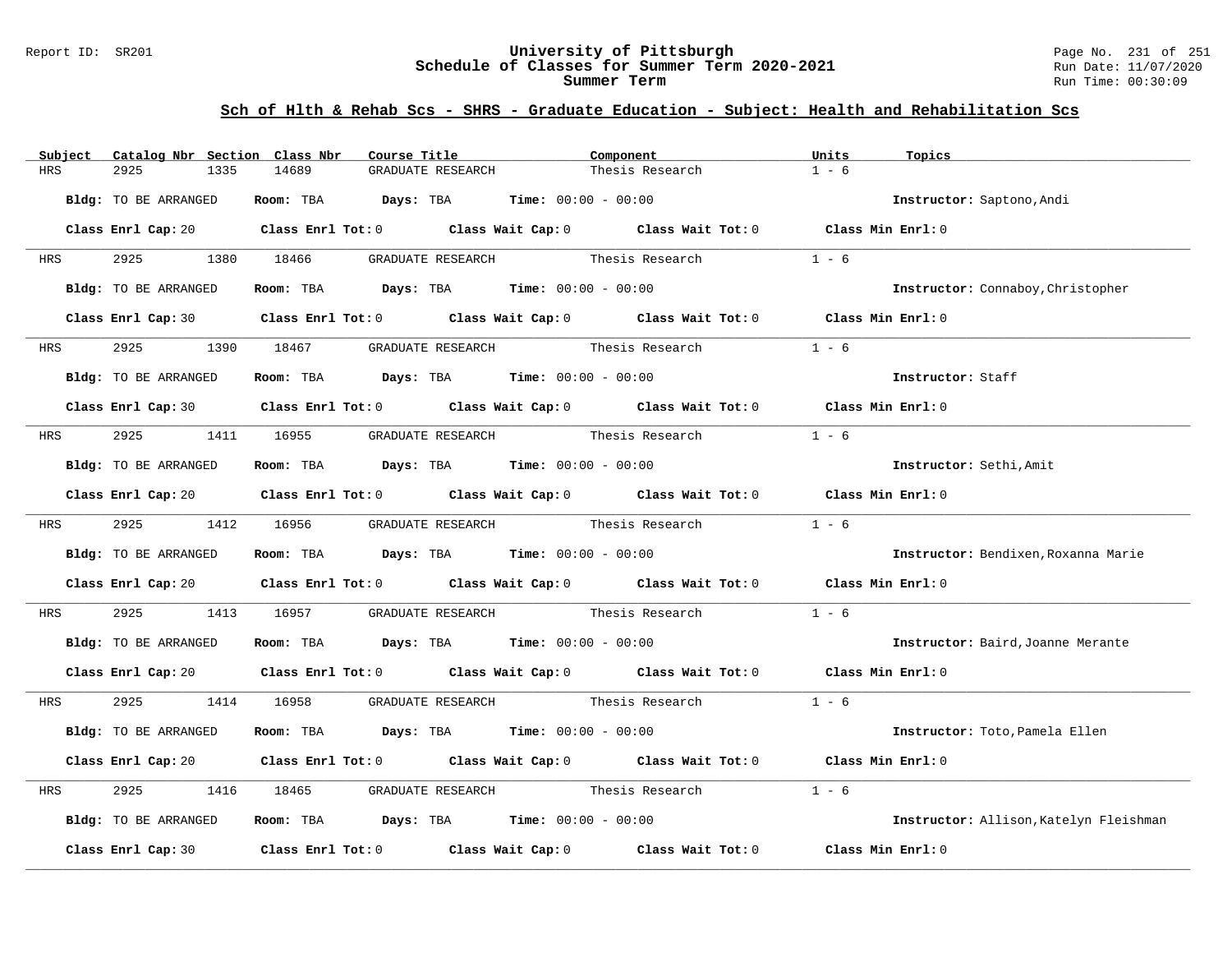## Sch of Hlth & Rehab Scs - SHRS - Graduate Education - Subject: Health and Rehabilitation Scs

| Subject | Catalog Nbr | Section | Class Nbr | Course Title | Component | Units | Topics |
|---|---|---|---|---|---|---|---|
| HRS | 2925 | 1335 | 14689 | GRADUATE RESEARCH | Thesis Research | 1 - 6 | |

**Bldg:** TO BE ARRANGED **Room:** TBA **Days:** TBA **Time:** 00:00 - 00:00 **Instructor:** Saptono,Andi

**Class Enrl Cap:** 20 **Class Enrl Tot:** 0 **Class Wait Cap:** 0 **Class Wait Tot:** 0 **Class Min Enrl:** 0

| Subject | Catalog Nbr | Section | Class Nbr | Course Title | Component | Units | Topics |
|---|---|---|---|---|---|---|---|
| HRS | 2925 | 1380 | 18466 | GRADUATE RESEARCH | Thesis Research | 1 - 6 | |

**Bldg:** TO BE ARRANGED **Room:** TBA **Days:** TBA **Time:** 00:00 - 00:00 **Instructor:** Connaboy,Christopher

**Class Enrl Cap:** 30 **Class Enrl Tot:** 0 **Class Wait Cap:** 0 **Class Wait Tot:** 0 **Class Min Enrl:** 0

| Subject | Catalog Nbr | Section | Class Nbr | Course Title | Component | Units | Topics |
|---|---|---|---|---|---|---|---|
| HRS | 2925 | 1390 | 18467 | GRADUATE RESEARCH | Thesis Research | 1 - 6 | |

**Bldg:** TO BE ARRANGED **Room:** TBA **Days:** TBA **Time:** 00:00 - 00:00 **Instructor:** Staff

**Class Enrl Cap:** 30 **Class Enrl Tot:** 0 **Class Wait Cap:** 0 **Class Wait Tot:** 0 **Class Min Enrl:** 0

| Subject | Catalog Nbr | Section | Class Nbr | Course Title | Component | Units | Topics |
|---|---|---|---|---|---|---|---|
| HRS | 2925 | 1411 | 16955 | GRADUATE RESEARCH | Thesis Research | 1 - 6 | |

**Bldg:** TO BE ARRANGED **Room:** TBA **Days:** TBA **Time:** 00:00 - 00:00 **Instructor:** Sethi,Amit

**Class Enrl Cap:** 20 **Class Enrl Tot:** 0 **Class Wait Cap:** 0 **Class Wait Tot:** 0 **Class Min Enrl:** 0

| Subject | Catalog Nbr | Section | Class Nbr | Course Title | Component | Units | Topics |
|---|---|---|---|---|---|---|---|
| HRS | 2925 | 1412 | 16956 | GRADUATE RESEARCH | Thesis Research | 1 - 6 | |

**Bldg:** TO BE ARRANGED **Room:** TBA **Days:** TBA **Time:** 00:00 - 00:00 **Instructor:** Bendixen,Roxanna Marie

**Class Enrl Cap:** 20 **Class Enrl Tot:** 0 **Class Wait Cap:** 0 **Class Wait Tot:** 0 **Class Min Enrl:** 0

| Subject | Catalog Nbr | Section | Class Nbr | Course Title | Component | Units | Topics |
|---|---|---|---|---|---|---|---|
| HRS | 2925 | 1413 | 16957 | GRADUATE RESEARCH | Thesis Research | 1 - 6 | |

**Bldg:** TO BE ARRANGED **Room:** TBA **Days:** TBA **Time:** 00:00 - 00:00 **Instructor:** Baird,Joanne Merante

**Class Enrl Cap:** 20 **Class Enrl Tot:** 0 **Class Wait Cap:** 0 **Class Wait Tot:** 0 **Class Min Enrl:** 0

| Subject | Catalog Nbr | Section | Class Nbr | Course Title | Component | Units | Topics |
|---|---|---|---|---|---|---|---|
| HRS | 2925 | 1414 | 16958 | GRADUATE RESEARCH | Thesis Research | 1 - 6 | |

**Bldg:** TO BE ARRANGED **Room:** TBA **Days:** TBA **Time:** 00:00 - 00:00 **Instructor:** Toto,Pamela Ellen

**Class Enrl Cap:** 20 **Class Enrl Tot:** 0 **Class Wait Cap:** 0 **Class Wait Tot:** 0 **Class Min Enrl:** 0

| Subject | Catalog Nbr | Section | Class Nbr | Course Title | Component | Units | Topics |
|---|---|---|---|---|---|---|---|
| HRS | 2925 | 1416 | 18465 | GRADUATE RESEARCH | Thesis Research | 1 - 6 | |

**Bldg:** TO BE ARRANGED **Room:** TBA **Days:** TBA **Time:** 00:00 - 00:00 **Instructor:** Allison,Katelyn Fleishman

**Class Enrl Cap:** 30 **Class Enrl Tot:** 0 **Class Wait Cap:** 0 **Class Wait Tot:** 0 **Class Min Enrl:** 0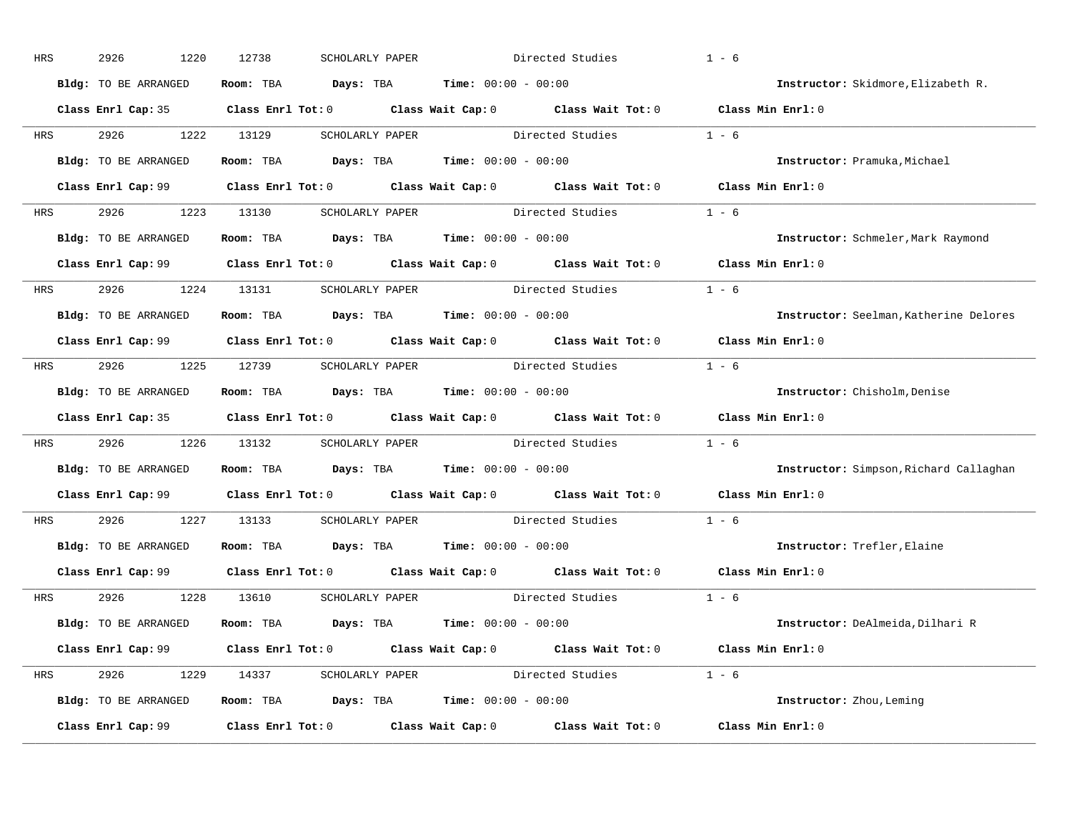HRS 2926 1220 12738 SCHOLARLY PAPER Directed Studies 1 - 6

**Bldg:** TO BE ARRANGED **Room:** TBA **Days:** TBA **Time:** 00:00 - 00:00 **Instructor:** Skidmore,Elizabeth R.

**Class Enrl Cap:** 35 **Class Enrl Tot:** 0 **Class Wait Cap:** 0 **Class Wait Tot:** 0 **Class Min Enrl:** 0

---

HRS 2926 1222 13129 SCHOLARLY PAPER Directed Studies 1 - 6

**Bldg:** TO BE ARRANGED **Room:** TBA **Days:** TBA **Time:** 00:00 - 00:00 **Instructor:** Pramuka,Michael

**Class Enrl Cap:** 99 **Class Enrl Tot:** 0 **Class Wait Cap:** 0 **Class Wait Tot:** 0 **Class Min Enrl:** 0

---

HRS 2926 1223 13130 SCHOLARLY PAPER Directed Studies 1 - 6

**Bldg:** TO BE ARRANGED **Room:** TBA **Days:** TBA **Time:** 00:00 - 00:00 **Instructor:** Schmeler,Mark Raymond

**Class Enrl Cap:** 99 **Class Enrl Tot:** 0 **Class Wait Cap:** 0 **Class Wait Tot:** 0 **Class Min Enrl:** 0

---

HRS 2926 1224 13131 SCHOLARLY PAPER Directed Studies 1 - 6

**Bldg:** TO BE ARRANGED **Room:** TBA **Days:** TBA **Time:** 00:00 - 00:00 **Instructor:** Seelman,Katherine Delores

**Class Enrl Cap:** 99 **Class Enrl Tot:** 0 **Class Wait Cap:** 0 **Class Wait Tot:** 0 **Class Min Enrl:** 0

---

HRS 2926 1225 12739 SCHOLARLY PAPER Directed Studies 1 - 6

**Bldg:** TO BE ARRANGED **Room:** TBA **Days:** TBA **Time:** 00:00 - 00:00 **Instructor:** Chisholm,Denise

**Class Enrl Cap:** 35 **Class Enrl Tot:** 0 **Class Wait Cap:** 0 **Class Wait Tot:** 0 **Class Min Enrl:** 0

---

HRS 2926 1226 13132 SCHOLARLY PAPER Directed Studies 1 - 6

**Bldg:** TO BE ARRANGED **Room:** TBA **Days:** TBA **Time:** 00:00 - 00:00 **Instructor:** Simpson,Richard Callaghan

**Class Enrl Cap:** 99 **Class Enrl Tot:** 0 **Class Wait Cap:** 0 **Class Wait Tot:** 0 **Class Min Enrl:** 0

---

HRS 2926 1227 13133 SCHOLARLY PAPER Directed Studies 1 - 6

**Bldg:** TO BE ARRANGED **Room:** TBA **Days:** TBA **Time:** 00:00 - 00:00 **Instructor:** Trefler,Elaine

**Class Enrl Cap:** 99 **Class Enrl Tot:** 0 **Class Wait Cap:** 0 **Class Wait Tot:** 0 **Class Min Enrl:** 0

---

HRS 2926 1228 13610 SCHOLARLY PAPER Directed Studies 1 - 6

**Bldg:** TO BE ARRANGED **Room:** TBA **Days:** TBA **Time:** 00:00 - 00:00 **Instructor:** DeAlmeida,Dilhari R

**Class Enrl Cap:** 99 **Class Enrl Tot:** 0 **Class Wait Cap:** 0 **Class Wait Tot:** 0 **Class Min Enrl:** 0

---

HRS 2926 1229 14337 SCHOLARLY PAPER Directed Studies 1 - 6

**Bldg:** TO BE ARRANGED **Room:** TBA **Days:** TBA **Time:** 00:00 - 00:00 **Instructor:** Zhou,Leming

**Class Enrl Cap:** 99 **Class Enrl Tot:** 0 **Class Wait Cap:** 0 **Class Wait Tot:** 0 **Class Min Enrl:** 0

---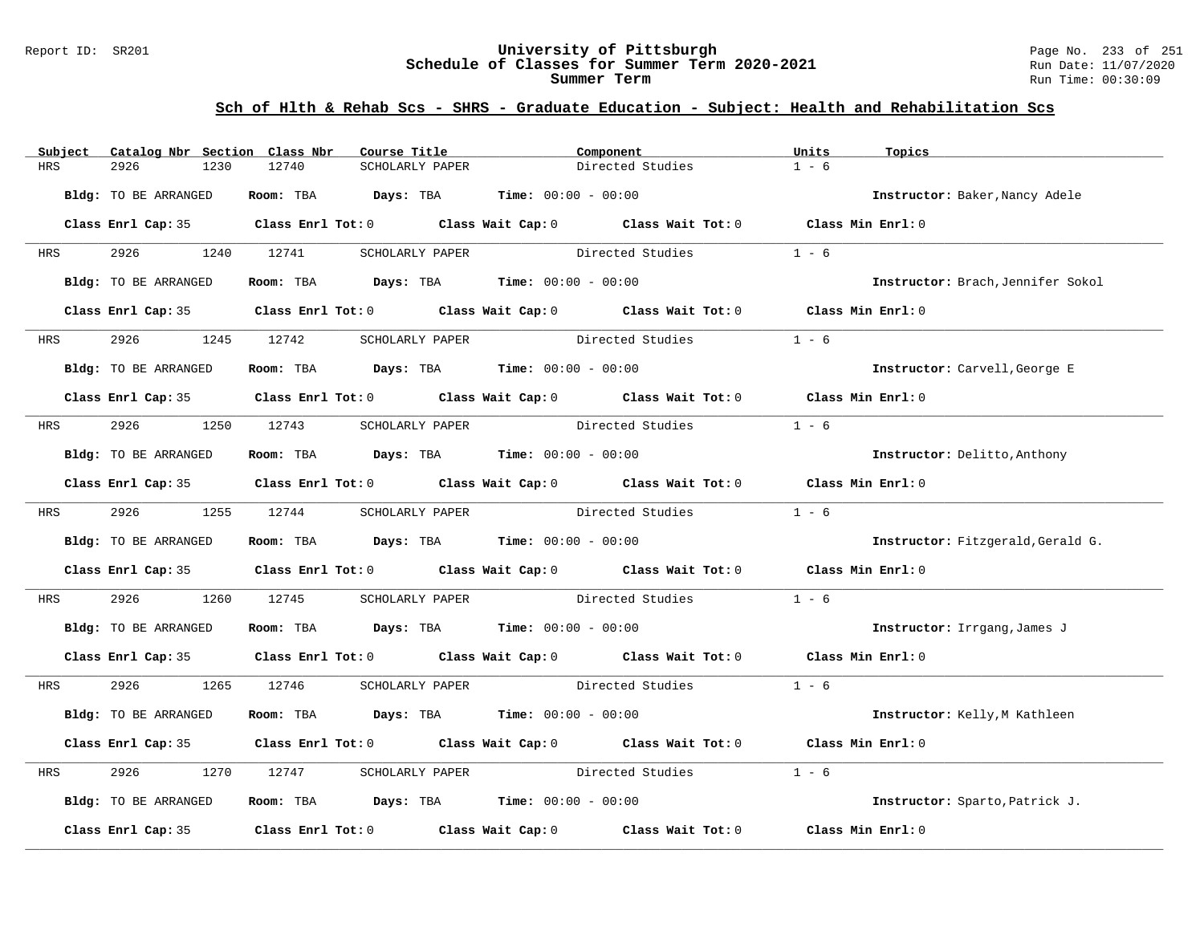## Sch of Hlth & Rehab Scs - SHRS - Graduate Education - Subject: Health and Rehabilitation Scs

| Subject | Catalog Nbr | Section | Class Nbr | Course Title | Component | Units | Topics |
|---|---|---|---|---|---|---|---|
| HRS | 2926 | 1230 | 12740 | SCHOLARLY PAPER | Directed Studies | 1 - 6 | |

**Bldg:** TO BE ARRANGED **Room:** TBA **Days:** TBA **Time:** 00:00 - 00:00 **Instructor:** Baker,Nancy Adele

**Class Enrl Cap:** 35 **Class Enrl Tot:** 0 **Class Wait Cap:** 0 **Class Wait Tot:** 0 **Class Min Enrl:** 0

| Subject | Catalog Nbr | Section | Class Nbr | Course Title | Component | Units | Topics |
|---|---|---|---|---|---|---|---|
| HRS | 2926 | 1240 | 12741 | SCHOLARLY PAPER | Directed Studies | 1 - 6 | |

**Bldg:** TO BE ARRANGED **Room:** TBA **Days:** TBA **Time:** 00:00 - 00:00 **Instructor:** Brach,Jennifer Sokol

**Class Enrl Cap:** 35 **Class Enrl Tot:** 0 **Class Wait Cap:** 0 **Class Wait Tot:** 0 **Class Min Enrl:** 0

| Subject | Catalog Nbr | Section | Class Nbr | Course Title | Component | Units | Topics |
|---|---|---|---|---|---|---|---|
| HRS | 2926 | 1245 | 12742 | SCHOLARLY PAPER | Directed Studies | 1 - 6 | |

**Bldg:** TO BE ARRANGED **Room:** TBA **Days:** TBA **Time:** 00:00 - 00:00 **Instructor:** Carvell,George E

**Class Enrl Cap:** 35 **Class Enrl Tot:** 0 **Class Wait Cap:** 0 **Class Wait Tot:** 0 **Class Min Enrl:** 0

| Subject | Catalog Nbr | Section | Class Nbr | Course Title | Component | Units | Topics |
|---|---|---|---|---|---|---|---|
| HRS | 2926 | 1250 | 12743 | SCHOLARLY PAPER | Directed Studies | 1 - 6 | |

**Bldg:** TO BE ARRANGED **Room:** TBA **Days:** TBA **Time:** 00:00 - 00:00 **Instructor:** Delitto,Anthony

**Class Enrl Cap:** 35 **Class Enrl Tot:** 0 **Class Wait Cap:** 0 **Class Wait Tot:** 0 **Class Min Enrl:** 0

| Subject | Catalog Nbr | Section | Class Nbr | Course Title | Component | Units | Topics |
|---|---|---|---|---|---|---|---|
| HRS | 2926 | 1255 | 12744 | SCHOLARLY PAPER | Directed Studies | 1 - 6 | |

**Bldg:** TO BE ARRANGED **Room:** TBA **Days:** TBA **Time:** 00:00 - 00:00 **Instructor:** Fitzgerald,Gerald G.

**Class Enrl Cap:** 35 **Class Enrl Tot:** 0 **Class Wait Cap:** 0 **Class Wait Tot:** 0 **Class Min Enrl:** 0

| Subject | Catalog Nbr | Section | Class Nbr | Course Title | Component | Units | Topics |
|---|---|---|---|---|---|---|---|
| HRS | 2926 | 1260 | 12745 | SCHOLARLY PAPER | Directed Studies | 1 - 6 | |

**Bldg:** TO BE ARRANGED **Room:** TBA **Days:** TBA **Time:** 00:00 - 00:00 **Instructor:** Irrgang,James J

**Class Enrl Cap:** 35 **Class Enrl Tot:** 0 **Class Wait Cap:** 0 **Class Wait Tot:** 0 **Class Min Enrl:** 0

| Subject | Catalog Nbr | Section | Class Nbr | Course Title | Component | Units | Topics |
|---|---|---|---|---|---|---|---|
| HRS | 2926 | 1265 | 12746 | SCHOLARLY PAPER | Directed Studies | 1 - 6 | |

**Bldg:** TO BE ARRANGED **Room:** TBA **Days:** TBA **Time:** 00:00 - 00:00 **Instructor:** Kelly,M Kathleen

**Class Enrl Cap:** 35 **Class Enrl Tot:** 0 **Class Wait Cap:** 0 **Class Wait Tot:** 0 **Class Min Enrl:** 0

| Subject | Catalog Nbr | Section | Class Nbr | Course Title | Component | Units | Topics |
|---|---|---|---|---|---|---|---|
| HRS | 2926 | 1270 | 12747 | SCHOLARLY PAPER | Directed Studies | 1 - 6 | |

**Bldg:** TO BE ARRANGED **Room:** TBA **Days:** TBA **Time:** 00:00 - 00:00 **Instructor:** Sparto,Patrick J.

**Class Enrl Cap:** 35 **Class Enrl Tot:** 0 **Class Wait Cap:** 0 **Class Wait Tot:** 0 **Class Min Enrl:** 0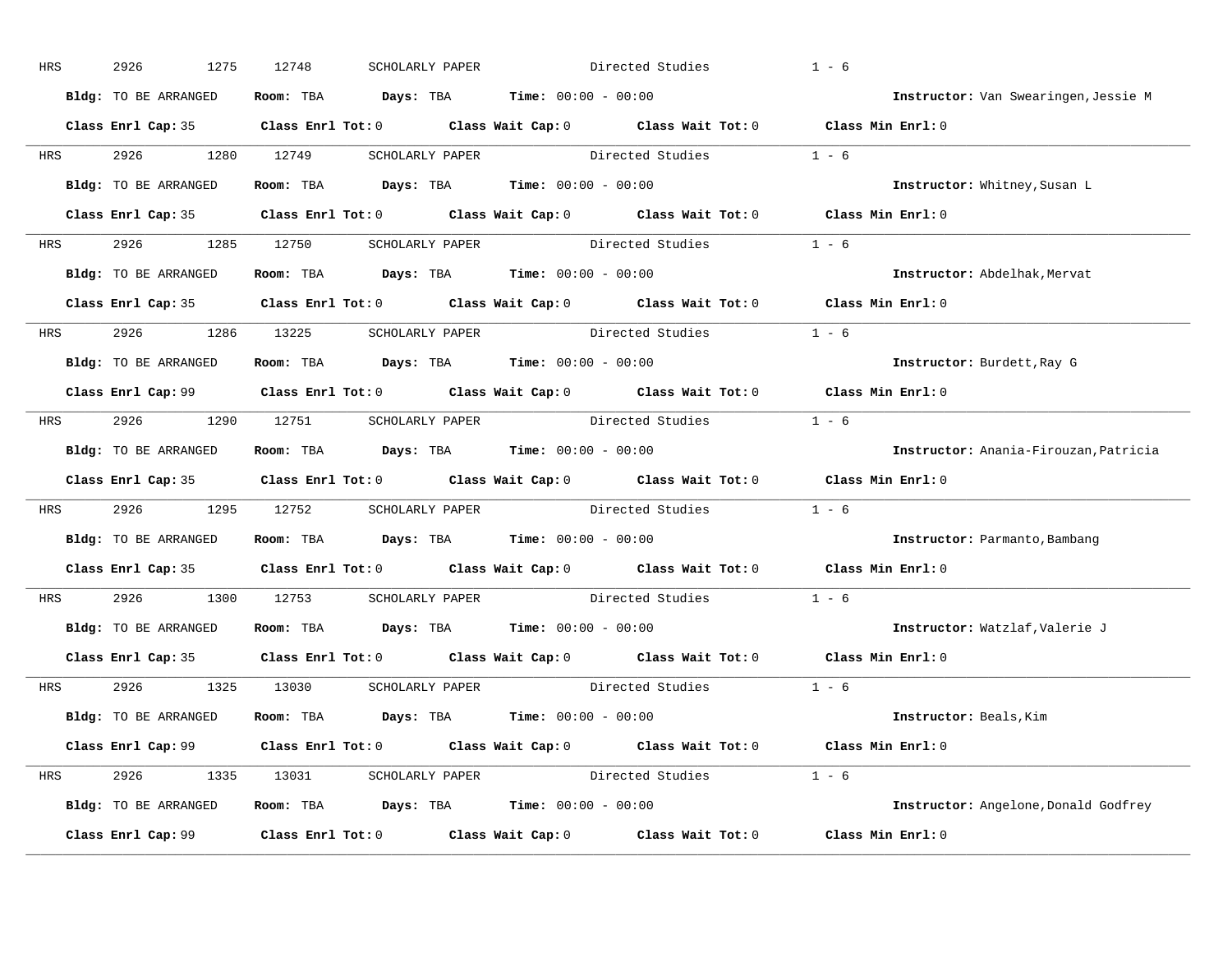HRS 2926 1275 12748 SCHOLARLY PAPER Directed Studies 1 - 6

**Bldg:** TO BE ARRANGED **Room:** TBA **Days:** TBA **Time:** 00:00 - 00:00 **Instructor:** Van Swearingen,Jessie M

**Class Enrl Cap:** 35 **Class Enrl Tot:** 0 **Class Wait Cap:** 0 **Class Wait Tot:** 0 **Class Min Enrl:** 0

---

HRS 2926 1280 12749 SCHOLARLY PAPER Directed Studies 1 - 6

**Bldg:** TO BE ARRANGED **Room:** TBA **Days:** TBA **Time:** 00:00 - 00:00 **Instructor:** Whitney,Susan L

**Class Enrl Cap:** 35 **Class Enrl Tot:** 0 **Class Wait Cap:** 0 **Class Wait Tot:** 0 **Class Min Enrl:** 0

---

HRS 2926 1285 12750 SCHOLARLY PAPER Directed Studies 1 - 6

**Bldg:** TO BE ARRANGED **Room:** TBA **Days:** TBA **Time:** 00:00 - 00:00 **Instructor:** Abdelhak,Mervat

**Class Enrl Cap:** 35 **Class Enrl Tot:** 0 **Class Wait Cap:** 0 **Class Wait Tot:** 0 **Class Min Enrl:** 0

---

HRS 2926 1286 13225 SCHOLARLY PAPER Directed Studies 1 - 6

**Bldg:** TO BE ARRANGED **Room:** TBA **Days:** TBA **Time:** 00:00 - 00:00 **Instructor:** Burdett,Ray G

**Class Enrl Cap:** 99 **Class Enrl Tot:** 0 **Class Wait Cap:** 0 **Class Wait Tot:** 0 **Class Min Enrl:** 0

---

HRS 2926 1290 12751 SCHOLARLY PAPER Directed Studies 1 - 6

**Bldg:** TO BE ARRANGED **Room:** TBA **Days:** TBA **Time:** 00:00 - 00:00 **Instructor:** Anania-Firouzan,Patricia

**Class Enrl Cap:** 35 **Class Enrl Tot:** 0 **Class Wait Cap:** 0 **Class Wait Tot:** 0 **Class Min Enrl:** 0

---

HRS 2926 1295 12752 SCHOLARLY PAPER Directed Studies 1 - 6

**Bldg:** TO BE ARRANGED **Room:** TBA **Days:** TBA **Time:** 00:00 - 00:00 **Instructor:** Parmanto,Bambang

**Class Enrl Cap:** 35 **Class Enrl Tot:** 0 **Class Wait Cap:** 0 **Class Wait Tot:** 0 **Class Min Enrl:** 0

---

HRS 2926 1300 12753 SCHOLARLY PAPER Directed Studies 1 - 6

**Bldg:** TO BE ARRANGED **Room:** TBA **Days:** TBA **Time:** 00:00 - 00:00 **Instructor:** Watzlaf,Valerie J

**Class Enrl Cap:** 35 **Class Enrl Tot:** 0 **Class Wait Cap:** 0 **Class Wait Tot:** 0 **Class Min Enrl:** 0

---

HRS 2926 1325 13030 SCHOLARLY PAPER Directed Studies 1 - 6

**Bldg:** TO BE ARRANGED **Room:** TBA **Days:** TBA **Time:** 00:00 - 00:00 **Instructor:** Beals,Kim

**Class Enrl Cap:** 99 **Class Enrl Tot:** 0 **Class Wait Cap:** 0 **Class Wait Tot:** 0 **Class Min Enrl:** 0

---

HRS 2926 1335 13031 SCHOLARLY PAPER Directed Studies 1 - 6

**Bldg:** TO BE ARRANGED **Room:** TBA **Days:** TBA **Time:** 00:00 - 00:00 **Instructor:** Angelone,Donald Godfrey

**Class Enrl Cap:** 99 **Class Enrl Tot:** 0 **Class Wait Cap:** 0 **Class Wait Tot:** 0 **Class Min Enrl:** 0

---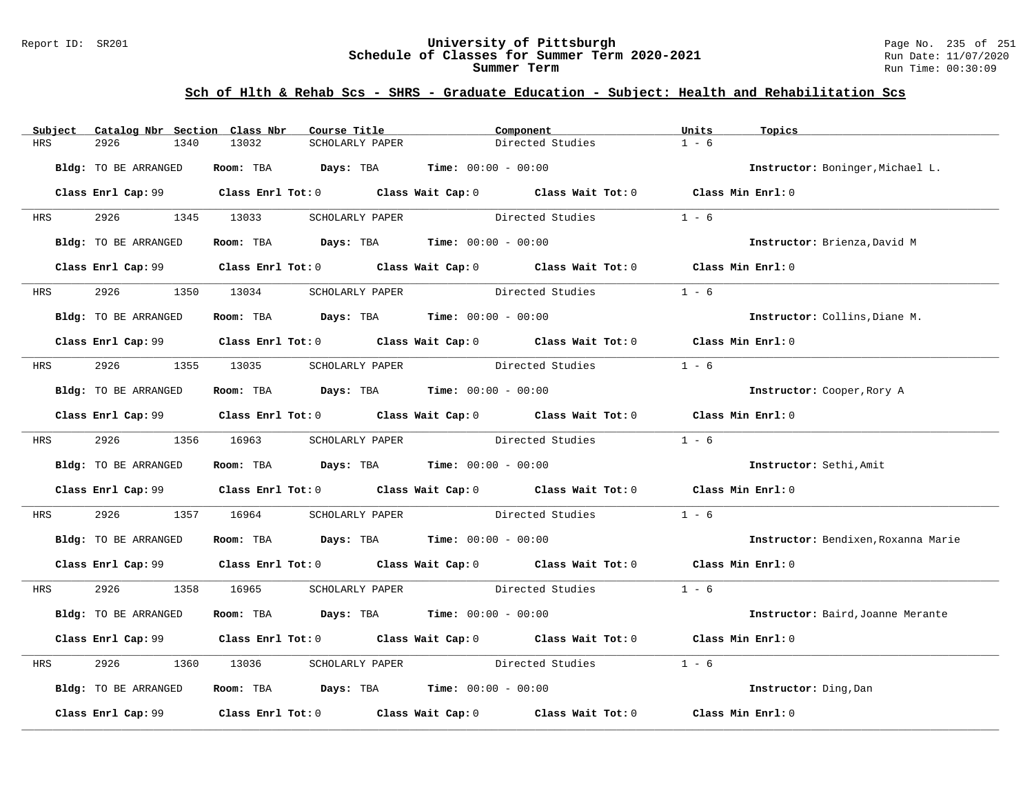# University of Pittsburgh
## Schedule of Classes for Summer Term 2020-2021
## Summer Term

Report ID: SR201
Run Date: 11/07/2020
Run Time: 00:30:09

### Sch of Hlth & Rehab Scs - SHRS - Graduate Education - Subject: Health and Rehabilitation Scs

| Subject | Catalog Nbr | Section | Class Nbr | Course Title | Component | Units | Topics |
|---|---|---|---|---|---|---|---|
| HRS | 2926 | 1340 | 13032 | SCHOLARLY PAPER | Directed Studies | 1 - 6 | |

**Bldg:** TO BE ARRANGED **Room:** TBA **Days:** TBA **Time:** 00:00 - 00:00 **Instructor:** Boninger,Michael L.

**Class Enrl Cap:** 99 **Class Enrl Tot:** 0 **Class Wait Cap:** 0 **Class Wait Tot:** 0 **Class Min Enrl:** 0

| Subject | Catalog Nbr | Section | Class Nbr | Course Title | Component | Units | Topics |
|---|---|---|---|---|---|---|---|
| HRS | 2926 | 1345 | 13033 | SCHOLARLY PAPER | Directed Studies | 1 - 6 | |

**Bldg:** TO BE ARRANGED **Room:** TBA **Days:** TBA **Time:** 00:00 - 00:00 **Instructor:** Brienza,David M

**Class Enrl Cap:** 99 **Class Enrl Tot:** 0 **Class Wait Cap:** 0 **Class Wait Tot:** 0 **Class Min Enrl:** 0

| Subject | Catalog Nbr | Section | Class Nbr | Course Title | Component | Units | Topics |
|---|---|---|---|---|---|---|---|
| HRS | 2926 | 1350 | 13034 | SCHOLARLY PAPER | Directed Studies | 1 - 6 | |

**Bldg:** TO BE ARRANGED **Room:** TBA **Days:** TBA **Time:** 00:00 - 00:00 **Instructor:** Collins,Diane M.

**Class Enrl Cap:** 99 **Class Enrl Tot:** 0 **Class Wait Cap:** 0 **Class Wait Tot:** 0 **Class Min Enrl:** 0

| Subject | Catalog Nbr | Section | Class Nbr | Course Title | Component | Units | Topics |
|---|---|---|---|---|---|---|---|
| HRS | 2926 | 1355 | 13035 | SCHOLARLY PAPER | Directed Studies | 1 - 6 | |

**Bldg:** TO BE ARRANGED **Room:** TBA **Days:** TBA **Time:** 00:00 - 00:00 **Instructor:** Cooper,Rory A

**Class Enrl Cap:** 99 **Class Enrl Tot:** 0 **Class Wait Cap:** 0 **Class Wait Tot:** 0 **Class Min Enrl:** 0

| Subject | Catalog Nbr | Section | Class Nbr | Course Title | Component | Units | Topics |
|---|---|---|---|---|---|---|---|
| HRS | 2926 | 1356 | 16963 | SCHOLARLY PAPER | Directed Studies | 1 - 6 | |

**Bldg:** TO BE ARRANGED **Room:** TBA **Days:** TBA **Time:** 00:00 - 00:00 **Instructor:** Sethi,Amit

**Class Enrl Cap:** 99 **Class Enrl Tot:** 0 **Class Wait Cap:** 0 **Class Wait Tot:** 0 **Class Min Enrl:** 0

| Subject | Catalog Nbr | Section | Class Nbr | Course Title | Component | Units | Topics |
|---|---|---|---|---|---|---|---|
| HRS | 2926 | 1357 | 16964 | SCHOLARLY PAPER | Directed Studies | 1 - 6 | |

**Bldg:** TO BE ARRANGED **Room:** TBA **Days:** TBA **Time:** 00:00 - 00:00 **Instructor:** Bendixen,Roxanna Marie

**Class Enrl Cap:** 99 **Class Enrl Tot:** 0 **Class Wait Cap:** 0 **Class Wait Tot:** 0 **Class Min Enrl:** 0

| Subject | Catalog Nbr | Section | Class Nbr | Course Title | Component | Units | Topics |
|---|---|---|---|---|---|---|---|
| HRS | 2926 | 1358 | 16965 | SCHOLARLY PAPER | Directed Studies | 1 - 6 | |

**Bldg:** TO BE ARRANGED **Room:** TBA **Days:** TBA **Time:** 00:00 - 00:00 **Instructor:** Baird,Joanne Merante

**Class Enrl Cap:** 99 **Class Enrl Tot:** 0 **Class Wait Cap:** 0 **Class Wait Tot:** 0 **Class Min Enrl:** 0

| Subject | Catalog Nbr | Section | Class Nbr | Course Title | Component | Units | Topics |
|---|---|---|---|---|---|---|---|
| HRS | 2926 | 1360 | 13036 | SCHOLARLY PAPER | Directed Studies | 1 - 6 | |

**Bldg:** TO BE ARRANGED **Room:** TBA **Days:** TBA **Time:** 00:00 - 00:00 **Instructor:** Ding,Dan

**Class Enrl Cap:** 99 **Class Enrl Tot:** 0 **Class Wait Cap:** 0 **Class Wait Tot:** 0 **Class Min Enrl:** 0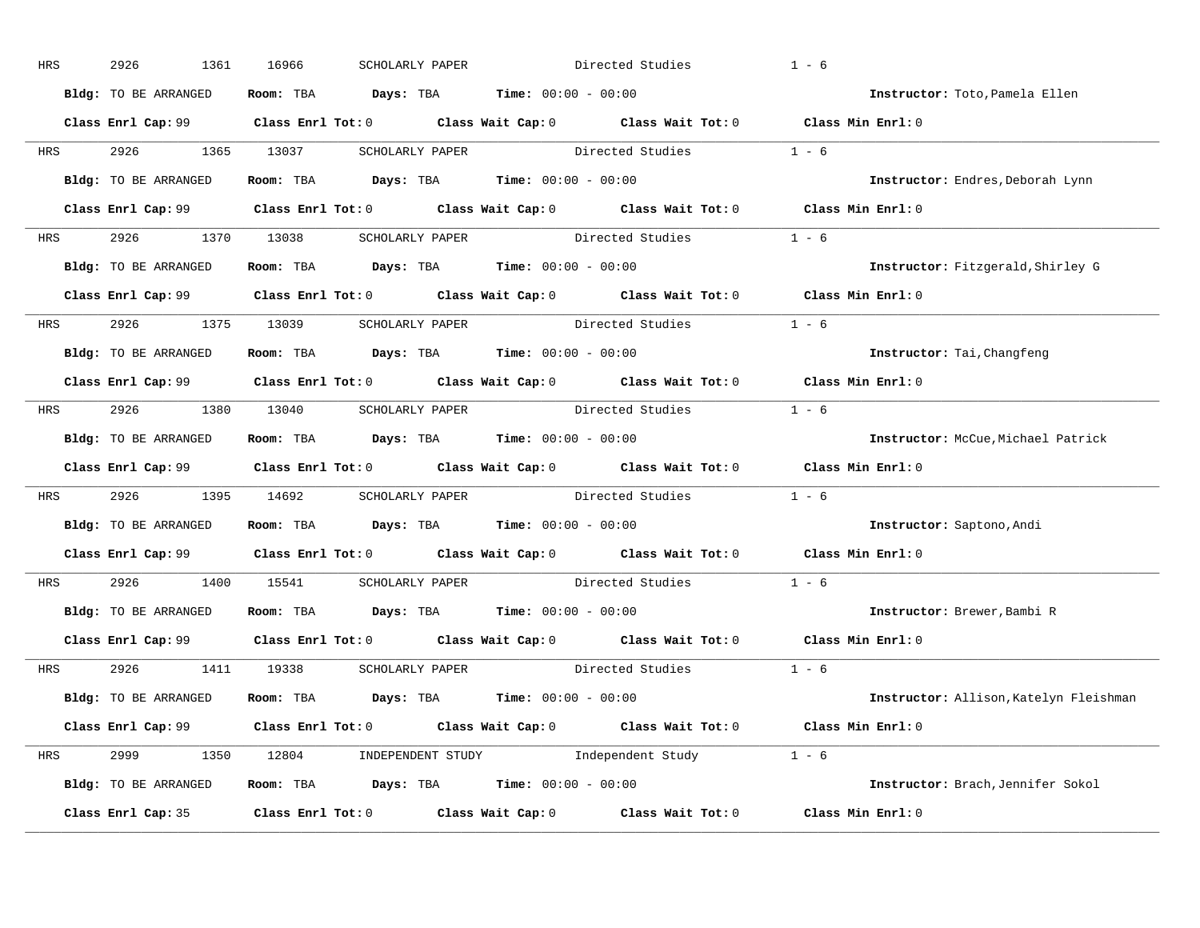HRS 2926 1361 16966 SCHOLARLY PAPER Directed Studies 1 - 6

**Bldg:** TO BE ARRANGED **Room:** TBA **Days:** TBA **Time:** 00:00 - 00:00 **Instructor:** Toto,Pamela Ellen

**Class Enrl Cap:** 99 **Class Enrl Tot:** 0 **Class Wait Cap:** 0 **Class Wait Tot:** 0 **Class Min Enrl:** 0

---

HRS 2926 1365 13037 SCHOLARLY PAPER Directed Studies 1 - 6

**Bldg:** TO BE ARRANGED **Room:** TBA **Days:** TBA **Time:** 00:00 - 00:00 **Instructor:** Endres,Deborah Lynn

**Class Enrl Cap:** 99 **Class Enrl Tot:** 0 **Class Wait Cap:** 0 **Class Wait Tot:** 0 **Class Min Enrl:** 0

---

HRS 2926 1370 13038 SCHOLARLY PAPER Directed Studies 1 - 6

**Bldg:** TO BE ARRANGED **Room:** TBA **Days:** TBA **Time:** 00:00 - 00:00 **Instructor:** Fitzgerald,Shirley G

**Class Enrl Cap:** 99 **Class Enrl Tot:** 0 **Class Wait Cap:** 0 **Class Wait Tot:** 0 **Class Min Enrl:** 0

---

HRS 2926 1375 13039 SCHOLARLY PAPER Directed Studies 1 - 6

**Bldg:** TO BE ARRANGED **Room:** TBA **Days:** TBA **Time:** 00:00 - 00:00 **Instructor:** Tai,Changfeng

**Class Enrl Cap:** 99 **Class Enrl Tot:** 0 **Class Wait Cap:** 0 **Class Wait Tot:** 0 **Class Min Enrl:** 0

---

HRS 2926 1380 13040 SCHOLARLY PAPER Directed Studies 1 - 6

**Bldg:** TO BE ARRANGED **Room:** TBA **Days:** TBA **Time:** 00:00 - 00:00 **Instructor:** McCue,Michael Patrick

**Class Enrl Cap:** 99 **Class Enrl Tot:** 0 **Class Wait Cap:** 0 **Class Wait Tot:** 0 **Class Min Enrl:** 0

---

HRS 2926 1395 14692 SCHOLARLY PAPER Directed Studies 1 - 6

**Bldg:** TO BE ARRANGED **Room:** TBA **Days:** TBA **Time:** 00:00 - 00:00 **Instructor:** Saptono,Andi

**Class Enrl Cap:** 99 **Class Enrl Tot:** 0 **Class Wait Cap:** 0 **Class Wait Tot:** 0 **Class Min Enrl:** 0

---

HRS 2926 1400 15541 SCHOLARLY PAPER Directed Studies 1 - 6

**Bldg:** TO BE ARRANGED **Room:** TBA **Days:** TBA **Time:** 00:00 - 00:00 **Instructor:** Brewer,Bambi R

**Class Enrl Cap:** 99 **Class Enrl Tot:** 0 **Class Wait Cap:** 0 **Class Wait Tot:** 0 **Class Min Enrl:** 0

---

HRS 2926 1411 19338 SCHOLARLY PAPER Directed Studies 1 - 6

**Bldg:** TO BE ARRANGED **Room:** TBA **Days:** TBA **Time:** 00:00 - 00:00 **Instructor:** Allison,Katelyn Fleishman

**Class Enrl Cap:** 99 **Class Enrl Tot:** 0 **Class Wait Cap:** 0 **Class Wait Tot:** 0 **Class Min Enrl:** 0

---

HRS 2999 1350 12804 INDEPENDENT STUDY Independent Study 1 - 6

**Bldg:** TO BE ARRANGED **Room:** TBA **Days:** TBA **Time:** 00:00 - 00:00 **Instructor:** Brach,Jennifer Sokol

**Class Enrl Cap:** 35 **Class Enrl Tot:** 0 **Class Wait Cap:** 0 **Class Wait Tot:** 0 **Class Min Enrl:** 0

---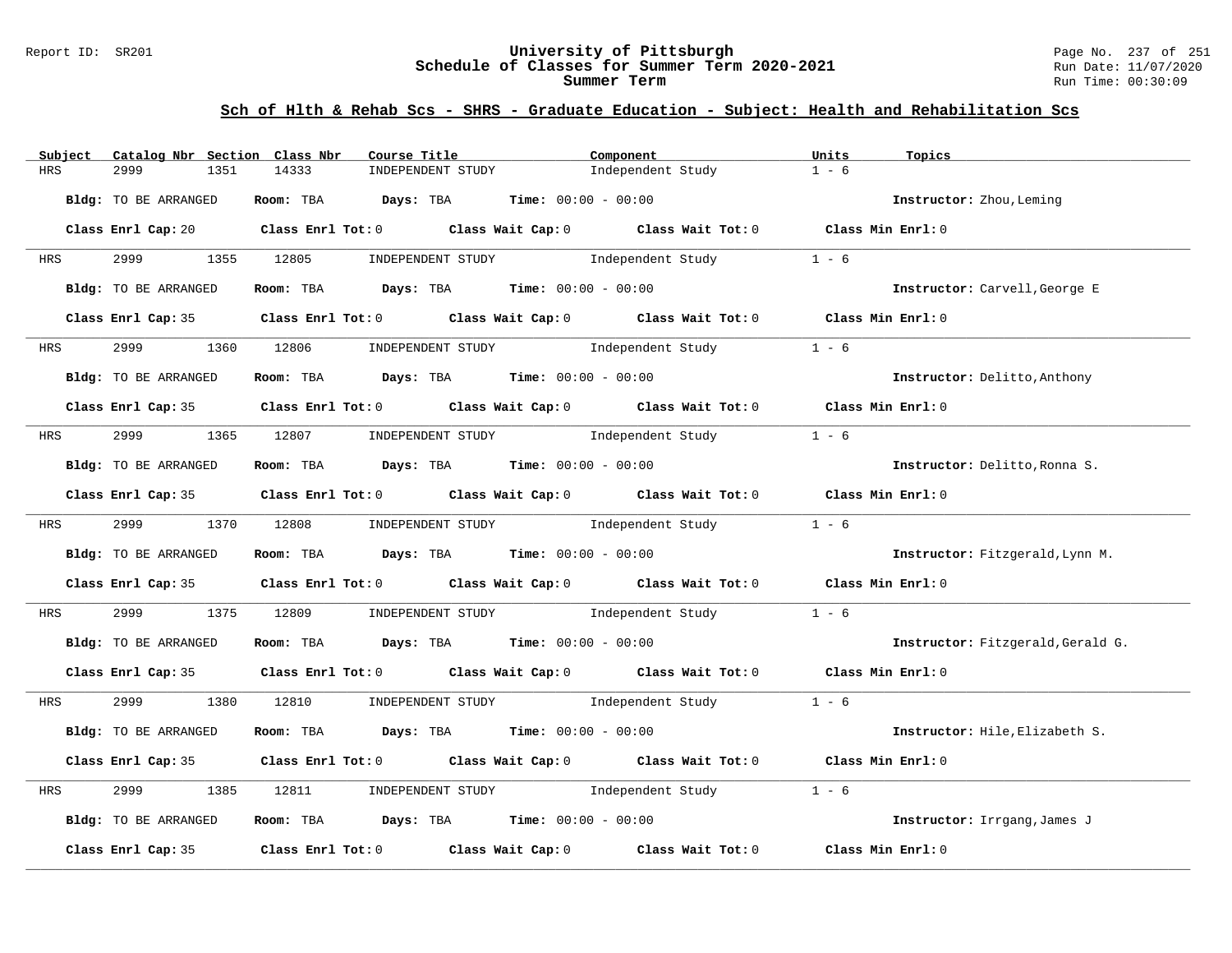## Sch of Hlth & Rehab Scs - SHRS - Graduate Education - Subject: Health and Rehabilitation Scs

| Subject | Catalog Nbr | Section | Class Nbr | Course Title | Component | Units | Topics |
|---|---|---|---|---|---|---|---|
| HRS | 2999 | 1351 | 14333 | INDEPENDENT STUDY | Independent Study | 1 - 6 | |

**Bldg:** TO BE ARRANGED **Room:** TBA **Days:** TBA **Time:** 00:00 - 00:00 **Instructor:** Zhou,Leming

**Class Enrl Cap:** 20 **Class Enrl Tot:** 0 **Class Wait Cap:** 0 **Class Wait Tot:** 0 **Class Min Enrl:** 0

| Subject | Catalog Nbr | Section | Class Nbr | Course Title | Component | Units | Topics |
|---|---|---|---|---|---|---|---|
| HRS | 2999 | 1355 | 12805 | INDEPENDENT STUDY | Independent Study | 1 - 6 | |

**Bldg:** TO BE ARRANGED **Room:** TBA **Days:** TBA **Time:** 00:00 - 00:00 **Instructor:** Carvell,George E

**Class Enrl Cap:** 35 **Class Enrl Tot:** 0 **Class Wait Cap:** 0 **Class Wait Tot:** 0 **Class Min Enrl:** 0

| Subject | Catalog Nbr | Section | Class Nbr | Course Title | Component | Units | Topics |
|---|---|---|---|---|---|---|---|
| HRS | 2999 | 1360 | 12806 | INDEPENDENT STUDY | Independent Study | 1 - 6 | |

**Bldg:** TO BE ARRANGED **Room:** TBA **Days:** TBA **Time:** 00:00 - 00:00 **Instructor:** Delitto,Anthony

**Class Enrl Cap:** 35 **Class Enrl Tot:** 0 **Class Wait Cap:** 0 **Class Wait Tot:** 0 **Class Min Enrl:** 0

| Subject | Catalog Nbr | Section | Class Nbr | Course Title | Component | Units | Topics |
|---|---|---|---|---|---|---|---|
| HRS | 2999 | 1365 | 12807 | INDEPENDENT STUDY | Independent Study | 1 - 6 | |

**Bldg:** TO BE ARRANGED **Room:** TBA **Days:** TBA **Time:** 00:00 - 00:00 **Instructor:** Delitto,Ronna S.

**Class Enrl Cap:** 35 **Class Enrl Tot:** 0 **Class Wait Cap:** 0 **Class Wait Tot:** 0 **Class Min Enrl:** 0

| Subject | Catalog Nbr | Section | Class Nbr | Course Title | Component | Units | Topics |
|---|---|---|---|---|---|---|---|
| HRS | 2999 | 1370 | 12808 | INDEPENDENT STUDY | Independent Study | 1 - 6 | |

**Bldg:** TO BE ARRANGED **Room:** TBA **Days:** TBA **Time:** 00:00 - 00:00 **Instructor:** Fitzgerald,Lynn M.

**Class Enrl Cap:** 35 **Class Enrl Tot:** 0 **Class Wait Cap:** 0 **Class Wait Tot:** 0 **Class Min Enrl:** 0

| Subject | Catalog Nbr | Section | Class Nbr | Course Title | Component | Units | Topics |
|---|---|---|---|---|---|---|---|
| HRS | 2999 | 1375 | 12809 | INDEPENDENT STUDY | Independent Study | 1 - 6 | |

**Bldg:** TO BE ARRANGED **Room:** TBA **Days:** TBA **Time:** 00:00 - 00:00 **Instructor:** Fitzgerald,Gerald G.

**Class Enrl Cap:** 35 **Class Enrl Tot:** 0 **Class Wait Cap:** 0 **Class Wait Tot:** 0 **Class Min Enrl:** 0

| Subject | Catalog Nbr | Section | Class Nbr | Course Title | Component | Units | Topics |
|---|---|---|---|---|---|---|---|
| HRS | 2999 | 1380 | 12810 | INDEPENDENT STUDY | Independent Study | 1 - 6 | |

**Bldg:** TO BE ARRANGED **Room:** TBA **Days:** TBA **Time:** 00:00 - 00:00 **Instructor:** Hile,Elizabeth S.

**Class Enrl Cap:** 35 **Class Enrl Tot:** 0 **Class Wait Cap:** 0 **Class Wait Tot:** 0 **Class Min Enrl:** 0

| Subject | Catalog Nbr | Section | Class Nbr | Course Title | Component | Units | Topics |
|---|---|---|---|---|---|---|---|
| HRS | 2999 | 1385 | 12811 | INDEPENDENT STUDY | Independent Study | 1 - 6 | |

**Bldg:** TO BE ARRANGED **Room:** TBA **Days:** TBA **Time:** 00:00 - 00:00 **Instructor:** Irrgang,James J

**Class Enrl Cap:** 35 **Class Enrl Tot:** 0 **Class Wait Cap:** 0 **Class Wait Tot:** 0 **Class Min Enrl:** 0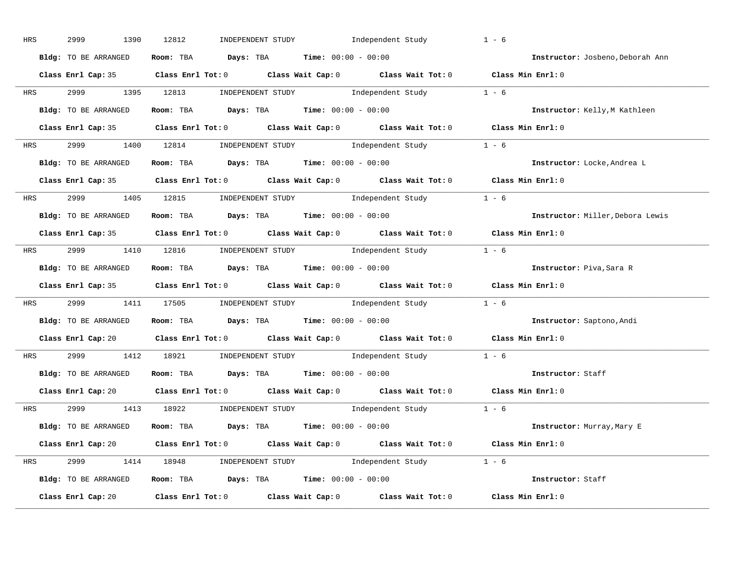HRS 2999 1390 12812 INDEPENDENT STUDY Independent Study 1 - 6

**Bldg:** TO BE ARRANGED **Room:** TBA **Days:** TBA **Time:** 00:00 - 00:00 **Instructor:** Josbeno,Deborah Ann

**Class Enrl Cap:** 35 **Class Enrl Tot:** 0 **Class Wait Cap:** 0 **Class Wait Tot:** 0 **Class Min Enrl:** 0

---

HRS 2999 1395 12813 INDEPENDENT STUDY Independent Study 1 - 6

**Bldg:** TO BE ARRANGED **Room:** TBA **Days:** TBA **Time:** 00:00 - 00:00 **Instructor:** Kelly,M Kathleen

**Class Enrl Cap:** 35 **Class Enrl Tot:** 0 **Class Wait Cap:** 0 **Class Wait Tot:** 0 **Class Min Enrl:** 0

---

HRS 2999 1400 12814 INDEPENDENT STUDY Independent Study 1 - 6

**Bldg:** TO BE ARRANGED **Room:** TBA **Days:** TBA **Time:** 00:00 - 00:00 **Instructor:** Locke,Andrea L

**Class Enrl Cap:** 35 **Class Enrl Tot:** 0 **Class Wait Cap:** 0 **Class Wait Tot:** 0 **Class Min Enrl:** 0

---

HRS 2999 1405 12815 INDEPENDENT STUDY Independent Study 1 - 6

**Bldg:** TO BE ARRANGED **Room:** TBA **Days:** TBA **Time:** 00:00 - 00:00 **Instructor:** Miller,Debora Lewis

**Class Enrl Cap:** 35 **Class Enrl Tot:** 0 **Class Wait Cap:** 0 **Class Wait Tot:** 0 **Class Min Enrl:** 0

---

HRS 2999 1410 12816 INDEPENDENT STUDY Independent Study 1 - 6

**Bldg:** TO BE ARRANGED **Room:** TBA **Days:** TBA **Time:** 00:00 - 00:00 **Instructor:** Piva,Sara R

**Class Enrl Cap:** 35 **Class Enrl Tot:** 0 **Class Wait Cap:** 0 **Class Wait Tot:** 0 **Class Min Enrl:** 0

---

HRS 2999 1411 17505 INDEPENDENT STUDY Independent Study 1 - 6

**Bldg:** TO BE ARRANGED **Room:** TBA **Days:** TBA **Time:** 00:00 - 00:00 **Instructor:** Saptono,Andi

**Class Enrl Cap:** 20 **Class Enrl Tot:** 0 **Class Wait Cap:** 0 **Class Wait Tot:** 0 **Class Min Enrl:** 0

---

HRS 2999 1412 18921 INDEPENDENT STUDY Independent Study 1 - 6

**Bldg:** TO BE ARRANGED **Room:** TBA **Days:** TBA **Time:** 00:00 - 00:00 **Instructor:** Staff

**Class Enrl Cap:** 20 **Class Enrl Tot:** 0 **Class Wait Cap:** 0 **Class Wait Tot:** 0 **Class Min Enrl:** 0

---

HRS 2999 1413 18922 INDEPENDENT STUDY Independent Study 1 - 6

**Bldg:** TO BE ARRANGED **Room:** TBA **Days:** TBA **Time:** 00:00 - 00:00 **Instructor:** Murray,Mary E

**Class Enrl Cap:** 20 **Class Enrl Tot:** 0 **Class Wait Cap:** 0 **Class Wait Tot:** 0 **Class Min Enrl:** 0

---

HRS 2999 1414 18948 INDEPENDENT STUDY Independent Study 1 - 6

**Bldg:** TO BE ARRANGED **Room:** TBA **Days:** TBA **Time:** 00:00 - 00:00 **Instructor:** Staff

**Class Enrl Cap:** 20 **Class Enrl Tot:** 0 **Class Wait Cap:** 0 **Class Wait Tot:** 0 **Class Min Enrl:** 0

---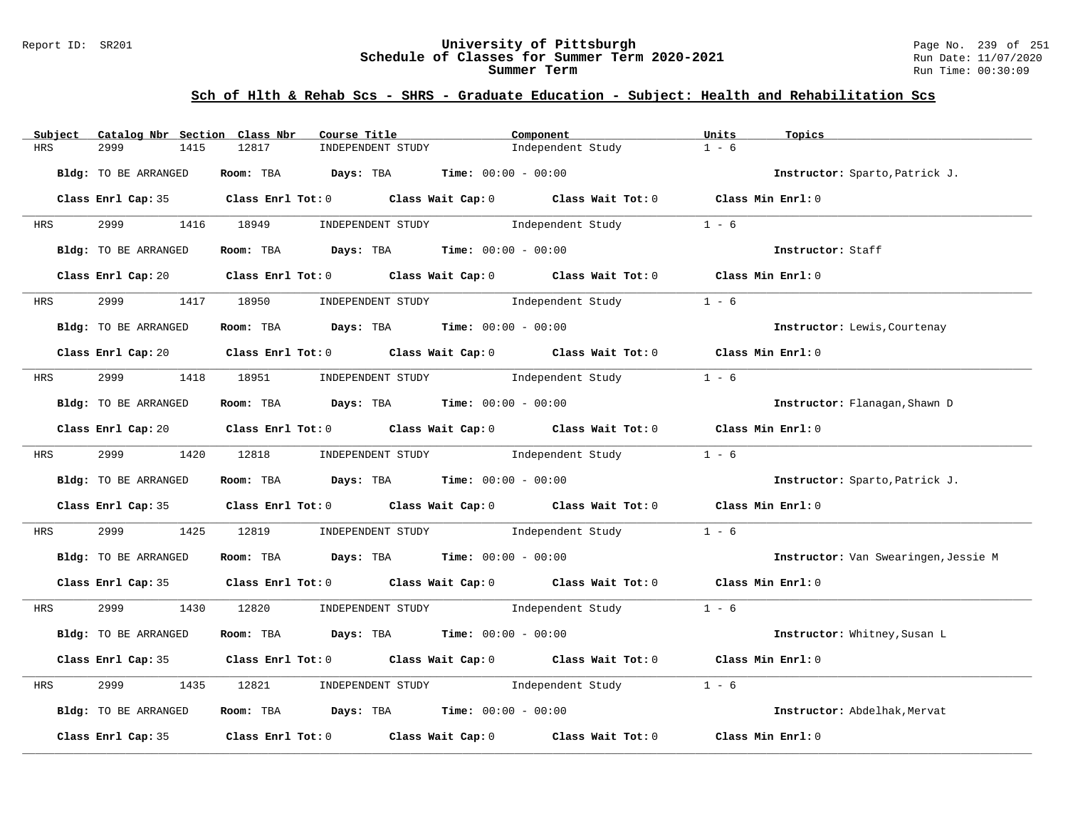## Sch of Hlth & Rehab Scs - SHRS - Graduate Education - Subject: Health and Rehabilitation Scs

| Subject | Catalog Nbr | Section | Class Nbr | Course Title | Component | Units | Topics |
|---|---|---|---|---|---|---|---|
| HRS | 2999 | 1415 | 12817 | INDEPENDENT STUDY | Independent Study | 1 - 6 | |

**Bldg:** TO BE ARRANGED **Room:** TBA **Days:** TBA **Time:** 00:00 - 00:00 **Instructor:** Sparto,Patrick J.

**Class Enrl Cap:** 35 **Class Enrl Tot:** 0 **Class Wait Cap:** 0 **Class Wait Tot:** 0 **Class Min Enrl:** 0

| Subject | Catalog Nbr | Section | Class Nbr | Course Title | Component | Units | Topics |
|---|---|---|---|---|---|---|---|
| HRS | 2999 | 1416 | 18949 | INDEPENDENT STUDY | Independent Study | 1 - 6 | |

**Bldg:** TO BE ARRANGED **Room:** TBA **Days:** TBA **Time:** 00:00 - 00:00 **Instructor:** Staff

**Class Enrl Cap:** 20 **Class Enrl Tot:** 0 **Class Wait Cap:** 0 **Class Wait Tot:** 0 **Class Min Enrl:** 0

| Subject | Catalog Nbr | Section | Class Nbr | Course Title | Component | Units | Topics |
|---|---|---|---|---|---|---|---|
| HRS | 2999 | 1417 | 18950 | INDEPENDENT STUDY | Independent Study | 1 - 6 | |

**Bldg:** TO BE ARRANGED **Room:** TBA **Days:** TBA **Time:** 00:00 - 00:00 **Instructor:** Lewis,Courtenay

**Class Enrl Cap:** 20 **Class Enrl Tot:** 0 **Class Wait Cap:** 0 **Class Wait Tot:** 0 **Class Min Enrl:** 0

| Subject | Catalog Nbr | Section | Class Nbr | Course Title | Component | Units | Topics |
|---|---|---|---|---|---|---|---|
| HRS | 2999 | 1418 | 18951 | INDEPENDENT STUDY | Independent Study | 1 - 6 | |

**Bldg:** TO BE ARRANGED **Room:** TBA **Days:** TBA **Time:** 00:00 - 00:00 **Instructor:** Flanagan,Shawn D

**Class Enrl Cap:** 20 **Class Enrl Tot:** 0 **Class Wait Cap:** 0 **Class Wait Tot:** 0 **Class Min Enrl:** 0

| Subject | Catalog Nbr | Section | Class Nbr | Course Title | Component | Units | Topics |
|---|---|---|---|---|---|---|---|
| HRS | 2999 | 1420 | 12818 | INDEPENDENT STUDY | Independent Study | 1 - 6 | |

**Bldg:** TO BE ARRANGED **Room:** TBA **Days:** TBA **Time:** 00:00 - 00:00 **Instructor:** Sparto,Patrick J.

**Class Enrl Cap:** 35 **Class Enrl Tot:** 0 **Class Wait Cap:** 0 **Class Wait Tot:** 0 **Class Min Enrl:** 0

| Subject | Catalog Nbr | Section | Class Nbr | Course Title | Component | Units | Topics |
|---|---|---|---|---|---|---|---|
| HRS | 2999 | 1425 | 12819 | INDEPENDENT STUDY | Independent Study | 1 - 6 | |

**Bldg:** TO BE ARRANGED **Room:** TBA **Days:** TBA **Time:** 00:00 - 00:00 **Instructor:** Van Swearingen,Jessie M

**Class Enrl Cap:** 35 **Class Enrl Tot:** 0 **Class Wait Cap:** 0 **Class Wait Tot:** 0 **Class Min Enrl:** 0

| Subject | Catalog Nbr | Section | Class Nbr | Course Title | Component | Units | Topics |
|---|---|---|---|---|---|---|---|
| HRS | 2999 | 1430 | 12820 | INDEPENDENT STUDY | Independent Study | 1 - 6 | |

**Bldg:** TO BE ARRANGED **Room:** TBA **Days:** TBA **Time:** 00:00 - 00:00 **Instructor:** Whitney,Susan L

**Class Enrl Cap:** 35 **Class Enrl Tot:** 0 **Class Wait Cap:** 0 **Class Wait Tot:** 0 **Class Min Enrl:** 0

| Subject | Catalog Nbr | Section | Class Nbr | Course Title | Component | Units | Topics |
|---|---|---|---|---|---|---|---|
| HRS | 2999 | 1435 | 12821 | INDEPENDENT STUDY | Independent Study | 1 - 6 | |

**Bldg:** TO BE ARRANGED **Room:** TBA **Days:** TBA **Time:** 00:00 - 00:00 **Instructor:** Abdelhak,Mervat

**Class Enrl Cap:** 35 **Class Enrl Tot:** 0 **Class Wait Cap:** 0 **Class Wait Tot:** 0 **Class Min Enrl:** 0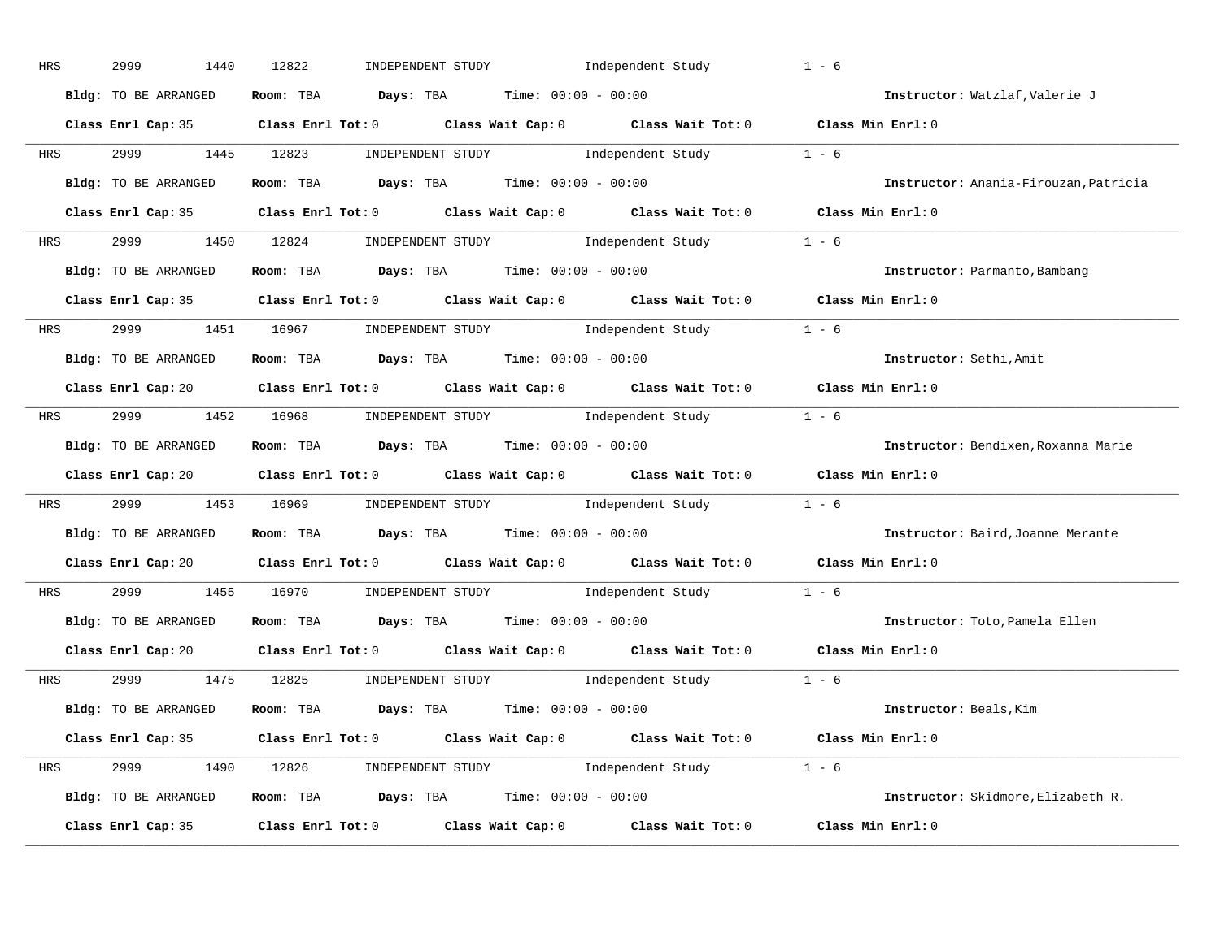HRS 2999 1440 12822 INDEPENDENT STUDY Independent Study 1 - 6

**Bldg:** TO BE ARRANGED **Room:** TBA **Days:** TBA **Time:** 00:00 - 00:00 **Instructor:** Watzlaf,Valerie J

**Class Enrl Cap:** 35 **Class Enrl Tot:** 0 **Class Wait Cap:** 0 **Class Wait Tot:** 0 **Class Min Enrl:** 0

---

HRS 2999 1445 12823 INDEPENDENT STUDY Independent Study 1 - 6

**Bldg:** TO BE ARRANGED **Room:** TBA **Days:** TBA **Time:** 00:00 - 00:00 **Instructor:** Anania-Firouzan,Patricia

**Class Enrl Cap:** 35 **Class Enrl Tot:** 0 **Class Wait Cap:** 0 **Class Wait Tot:** 0 **Class Min Enrl:** 0

---

HRS 2999 1450 12824 INDEPENDENT STUDY Independent Study 1 - 6

**Bldg:** TO BE ARRANGED **Room:** TBA **Days:** TBA **Time:** 00:00 - 00:00 **Instructor:** Parmanto,Bambang

**Class Enrl Cap:** 35 **Class Enrl Tot:** 0 **Class Wait Cap:** 0 **Class Wait Tot:** 0 **Class Min Enrl:** 0

---

HRS 2999 1451 16967 INDEPENDENT STUDY Independent Study 1 - 6

**Bldg:** TO BE ARRANGED **Room:** TBA **Days:** TBA **Time:** 00:00 - 00:00 **Instructor:** Sethi,Amit

**Class Enrl Cap:** 20 **Class Enrl Tot:** 0 **Class Wait Cap:** 0 **Class Wait Tot:** 0 **Class Min Enrl:** 0

---

HRS 2999 1452 16968 INDEPENDENT STUDY Independent Study 1 - 6

**Bldg:** TO BE ARRANGED **Room:** TBA **Days:** TBA **Time:** 00:00 - 00:00 **Instructor:** Bendixen,Roxanna Marie

**Class Enrl Cap:** 20 **Class Enrl Tot:** 0 **Class Wait Cap:** 0 **Class Wait Tot:** 0 **Class Min Enrl:** 0

---

HRS 2999 1453 16969 INDEPENDENT STUDY Independent Study 1 - 6

**Bldg:** TO BE ARRANGED **Room:** TBA **Days:** TBA **Time:** 00:00 - 00:00 **Instructor:** Baird,Joanne Merante

**Class Enrl Cap:** 20 **Class Enrl Tot:** 0 **Class Wait Cap:** 0 **Class Wait Tot:** 0 **Class Min Enrl:** 0

---

HRS 2999 1455 16970 INDEPENDENT STUDY Independent Study 1 - 6

**Bldg:** TO BE ARRANGED **Room:** TBA **Days:** TBA **Time:** 00:00 - 00:00 **Instructor:** Toto,Pamela Ellen

**Class Enrl Cap:** 20 **Class Enrl Tot:** 0 **Class Wait Cap:** 0 **Class Wait Tot:** 0 **Class Min Enrl:** 0

---

HRS 2999 1475 12825 INDEPENDENT STUDY Independent Study 1 - 6

**Bldg:** TO BE ARRANGED **Room:** TBA **Days:** TBA **Time:** 00:00 - 00:00 **Instructor:** Beals,Kim

**Class Enrl Cap:** 35 **Class Enrl Tot:** 0 **Class Wait Cap:** 0 **Class Wait Tot:** 0 **Class Min Enrl:** 0

---

HRS 2999 1490 12826 INDEPENDENT STUDY Independent Study 1 - 6

**Bldg:** TO BE ARRANGED **Room:** TBA **Days:** TBA **Time:** 00:00 - 00:00 **Instructor:** Skidmore,Elizabeth R.

**Class Enrl Cap:** 35 **Class Enrl Tot:** 0 **Class Wait Cap:** 0 **Class Wait Tot:** 0 **Class Min Enrl:** 0

---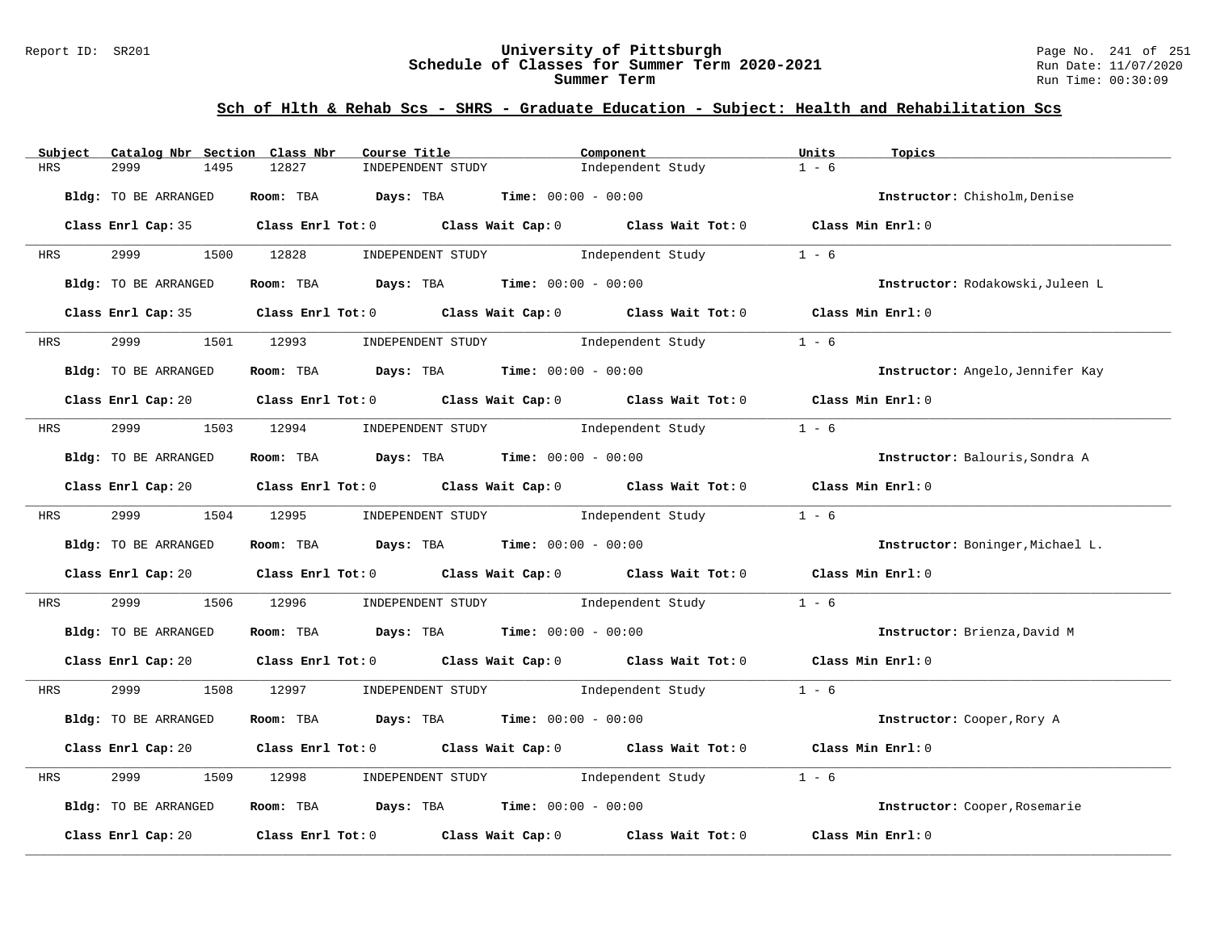## Sch of Hlth & Rehab Scs - SHRS - Graduate Education - Subject: Health and Rehabilitation Scs

| Subject | Catalog Nbr | Section | Class Nbr | Course Title | Component | Units | Topics |
|---|---|---|---|---|---|---|---|
| HRS | 2999 | 1495 | 12827 | INDEPENDENT STUDY | Independent Study | 1 - 6 | |

**Bldg:** TO BE ARRANGED **Room:** TBA **Days:** TBA **Time:** 00:00 - 00:00 **Instructor:** Chisholm,Denise

**Class Enrl Cap:** 35 **Class Enrl Tot:** 0 **Class Wait Cap:** 0 **Class Wait Tot:** 0 **Class Min Enrl:** 0

| Subject | Catalog Nbr | Section | Class Nbr | Course Title | Component | Units | Topics |
|---|---|---|---|---|---|---|---|
| HRS | 2999 | 1500 | 12828 | INDEPENDENT STUDY | Independent Study | 1 - 6 | |

**Bldg:** TO BE ARRANGED **Room:** TBA **Days:** TBA **Time:** 00:00 - 00:00 **Instructor:** Rodakowski,Juleen L

**Class Enrl Cap:** 35 **Class Enrl Tot:** 0 **Class Wait Cap:** 0 **Class Wait Tot:** 0 **Class Min Enrl:** 0

| Subject | Catalog Nbr | Section | Class Nbr | Course Title | Component | Units | Topics |
|---|---|---|---|---|---|---|---|
| HRS | 2999 | 1501 | 12993 | INDEPENDENT STUDY | Independent Study | 1 - 6 | |

**Bldg:** TO BE ARRANGED **Room:** TBA **Days:** TBA **Time:** 00:00 - 00:00 **Instructor:** Angelo,Jennifer Kay

**Class Enrl Cap:** 20 **Class Enrl Tot:** 0 **Class Wait Cap:** 0 **Class Wait Tot:** 0 **Class Min Enrl:** 0

| Subject | Catalog Nbr | Section | Class Nbr | Course Title | Component | Units | Topics |
|---|---|---|---|---|---|---|---|
| HRS | 2999 | 1503 | 12994 | INDEPENDENT STUDY | Independent Study | 1 - 6 | |

**Bldg:** TO BE ARRANGED **Room:** TBA **Days:** TBA **Time:** 00:00 - 00:00 **Instructor:** Balouris,Sondra A

**Class Enrl Cap:** 20 **Class Enrl Tot:** 0 **Class Wait Cap:** 0 **Class Wait Tot:** 0 **Class Min Enrl:** 0

| Subject | Catalog Nbr | Section | Class Nbr | Course Title | Component | Units | Topics |
|---|---|---|---|---|---|---|---|
| HRS | 2999 | 1504 | 12995 | INDEPENDENT STUDY | Independent Study | 1 - 6 | |

**Bldg:** TO BE ARRANGED **Room:** TBA **Days:** TBA **Time:** 00:00 - 00:00 **Instructor:** Boninger,Michael L.

**Class Enrl Cap:** 20 **Class Enrl Tot:** 0 **Class Wait Cap:** 0 **Class Wait Tot:** 0 **Class Min Enrl:** 0

| Subject | Catalog Nbr | Section | Class Nbr | Course Title | Component | Units | Topics |
|---|---|---|---|---|---|---|---|
| HRS | 2999 | 1506 | 12996 | INDEPENDENT STUDY | Independent Study | 1 - 6 | |

**Bldg:** TO BE ARRANGED **Room:** TBA **Days:** TBA **Time:** 00:00 - 00:00 **Instructor:** Brienza,David M

**Class Enrl Cap:** 20 **Class Enrl Tot:** 0 **Class Wait Cap:** 0 **Class Wait Tot:** 0 **Class Min Enrl:** 0

| Subject | Catalog Nbr | Section | Class Nbr | Course Title | Component | Units | Topics |
|---|---|---|---|---|---|---|---|
| HRS | 2999 | 1508 | 12997 | INDEPENDENT STUDY | Independent Study | 1 - 6 | |

**Bldg:** TO BE ARRANGED **Room:** TBA **Days:** TBA **Time:** 00:00 - 00:00 **Instructor:** Cooper,Rory A

**Class Enrl Cap:** 20 **Class Enrl Tot:** 0 **Class Wait Cap:** 0 **Class Wait Tot:** 0 **Class Min Enrl:** 0

| Subject | Catalog Nbr | Section | Class Nbr | Course Title | Component | Units | Topics |
|---|---|---|---|---|---|---|---|
| HRS | 2999 | 1509 | 12998 | INDEPENDENT STUDY | Independent Study | 1 - 6 | |

**Bldg:** TO BE ARRANGED **Room:** TBA **Days:** TBA **Time:** 00:00 - 00:00 **Instructor:** Cooper,Rosemarie

**Class Enrl Cap:** 20 **Class Enrl Tot:** 0 **Class Wait Cap:** 0 **Class Wait Tot:** 0 **Class Min Enrl:** 0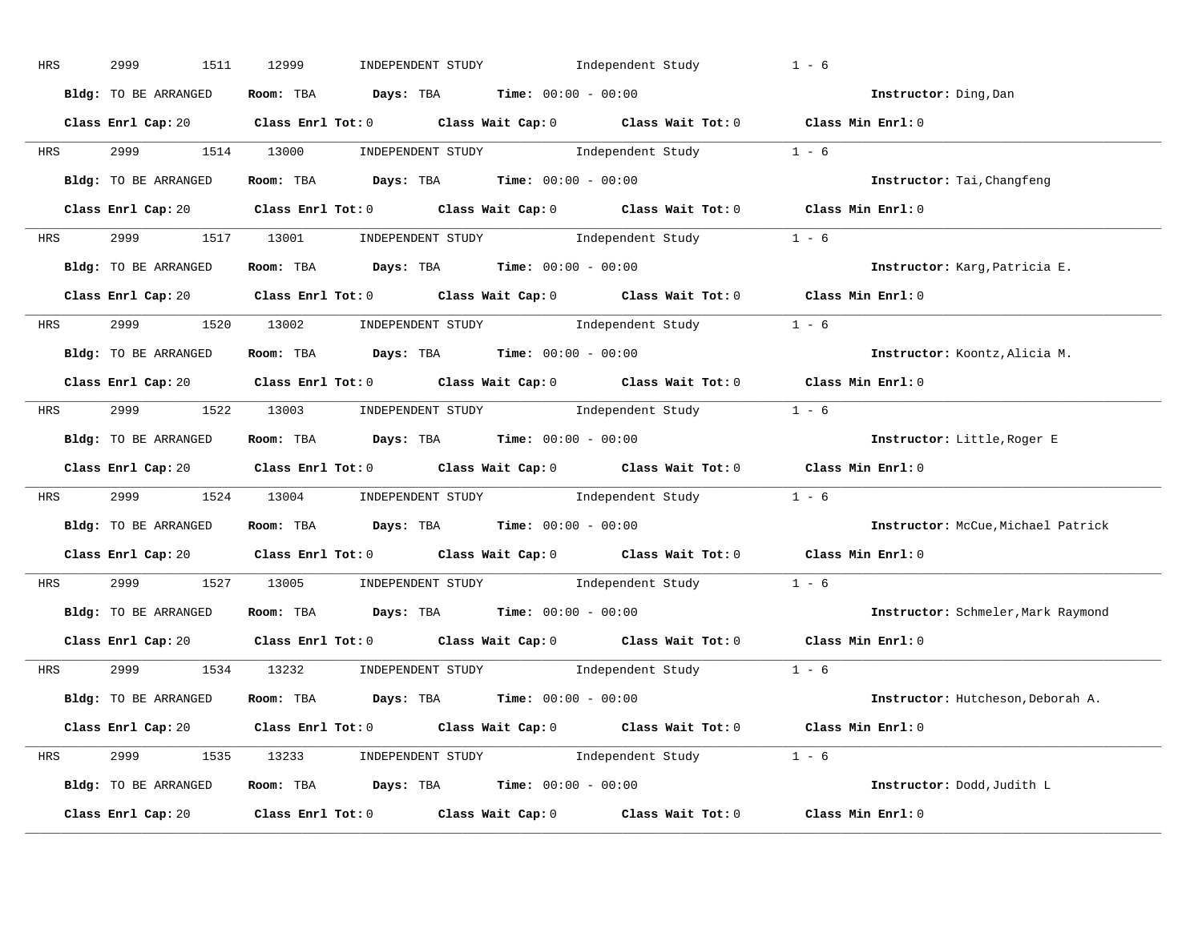HRS 2999 1511 12999 INDEPENDENT STUDY Independent Study 1 - 6

**Bldg:** TO BE ARRANGED **Room:** TBA **Days:** TBA **Time:** 00:00 - 00:00 **Instructor:** Ding,Dan

**Class Enrl Cap:** 20 **Class Enrl Tot:** 0 **Class Wait Cap:** 0 **Class Wait Tot:** 0 **Class Min Enrl:** 0

---

HRS 2999 1514 13000 INDEPENDENT STUDY Independent Study 1 - 6

**Bldg:** TO BE ARRANGED **Room:** TBA **Days:** TBA **Time:** 00:00 - 00:00 **Instructor:** Tai,Changfeng

**Class Enrl Cap:** 20 **Class Enrl Tot:** 0 **Class Wait Cap:** 0 **Class Wait Tot:** 0 **Class Min Enrl:** 0

---

HRS 2999 1517 13001 INDEPENDENT STUDY Independent Study 1 - 6

**Bldg:** TO BE ARRANGED **Room:** TBA **Days:** TBA **Time:** 00:00 - 00:00 **Instructor:** Karg,Patricia E.

**Class Enrl Cap:** 20 **Class Enrl Tot:** 0 **Class Wait Cap:** 0 **Class Wait Tot:** 0 **Class Min Enrl:** 0

---

HRS 2999 1520 13002 INDEPENDENT STUDY Independent Study 1 - 6

**Bldg:** TO BE ARRANGED **Room:** TBA **Days:** TBA **Time:** 00:00 - 00:00 **Instructor:** Koontz,Alicia M.

**Class Enrl Cap:** 20 **Class Enrl Tot:** 0 **Class Wait Cap:** 0 **Class Wait Tot:** 0 **Class Min Enrl:** 0

---

HRS 2999 1522 13003 INDEPENDENT STUDY Independent Study 1 - 6

**Bldg:** TO BE ARRANGED **Room:** TBA **Days:** TBA **Time:** 00:00 - 00:00 **Instructor:** Little,Roger E

**Class Enrl Cap:** 20 **Class Enrl Tot:** 0 **Class Wait Cap:** 0 **Class Wait Tot:** 0 **Class Min Enrl:** 0

---

HRS 2999 1524 13004 INDEPENDENT STUDY Independent Study 1 - 6

**Bldg:** TO BE ARRANGED **Room:** TBA **Days:** TBA **Time:** 00:00 - 00:00 **Instructor:** McCue,Michael Patrick

**Class Enrl Cap:** 20 **Class Enrl Tot:** 0 **Class Wait Cap:** 0 **Class Wait Tot:** 0 **Class Min Enrl:** 0

---

HRS 2999 1527 13005 INDEPENDENT STUDY Independent Study 1 - 6

**Bldg:** TO BE ARRANGED **Room:** TBA **Days:** TBA **Time:** 00:00 - 00:00 **Instructor:** Schmeler,Mark Raymond

**Class Enrl Cap:** 20 **Class Enrl Tot:** 0 **Class Wait Cap:** 0 **Class Wait Tot:** 0 **Class Min Enrl:** 0

---

HRS 2999 1534 13232 INDEPENDENT STUDY Independent Study 1 - 6

**Bldg:** TO BE ARRANGED **Room:** TBA **Days:** TBA **Time:** 00:00 - 00:00 **Instructor:** Hutcheson,Deborah A.

**Class Enrl Cap:** 20 **Class Enrl Tot:** 0 **Class Wait Cap:** 0 **Class Wait Tot:** 0 **Class Min Enrl:** 0

---

HRS 2999 1535 13233 INDEPENDENT STUDY Independent Study 1 - 6

**Bldg:** TO BE ARRANGED **Room:** TBA **Days:** TBA **Time:** 00:00 - 00:00 **Instructor:** Dodd,Judith L

**Class Enrl Cap:** 20 **Class Enrl Tot:** 0 **Class Wait Cap:** 0 **Class Wait Tot:** 0 **Class Min Enrl:** 0

---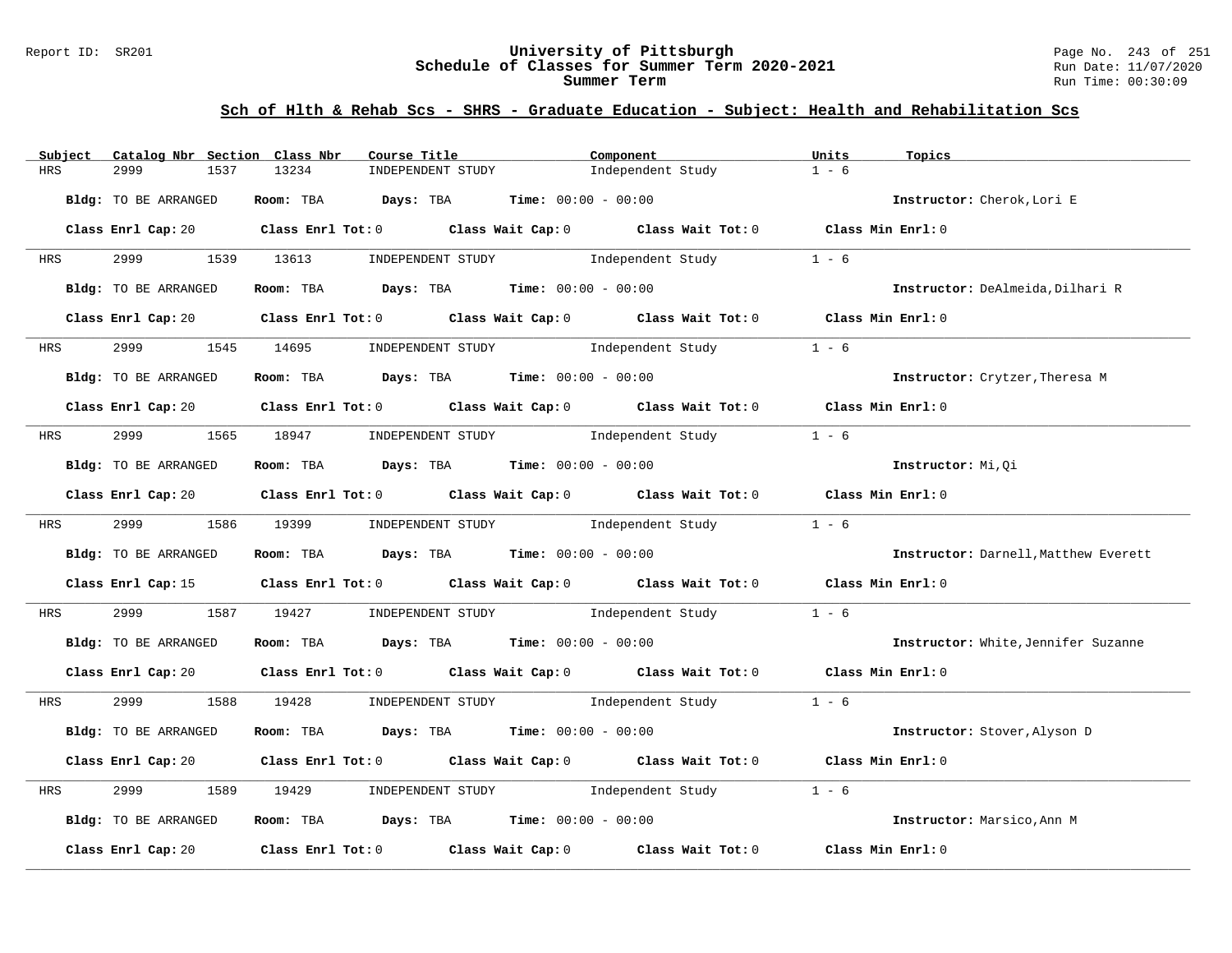## Sch of Hlth & Rehab Scs - SHRS - Graduate Education - Subject: Health and Rehabilitation Scs

| Subject | Catalog Nbr | Section | Class Nbr | Course Title | Component | Units | Topics |
|---|---|---|---|---|---|---|---|
| HRS | 2999 | 1537 | 13234 | INDEPENDENT STUDY | Independent Study | 1 - 6 | |

**Bldg:** TO BE ARRANGED **Room:** TBA **Days:** TBA **Time:** 00:00 - 00:00 **Instructor:** Cherok,Lori E

**Class Enrl Cap:** 20 **Class Enrl Tot:** 0 **Class Wait Cap:** 0 **Class Wait Tot:** 0 **Class Min Enrl:** 0

| Subject | Catalog Nbr | Section | Class Nbr | Course Title | Component | Units | Topics |
|---|---|---|---|---|---|---|---|
| HRS | 2999 | 1539 | 13613 | INDEPENDENT STUDY | Independent Study | 1 - 6 | |

**Bldg:** TO BE ARRANGED **Room:** TBA **Days:** TBA **Time:** 00:00 - 00:00 **Instructor:** DeAlmeida,Dilhari R

**Class Enrl Cap:** 20 **Class Enrl Tot:** 0 **Class Wait Cap:** 0 **Class Wait Tot:** 0 **Class Min Enrl:** 0

| Subject | Catalog Nbr | Section | Class Nbr | Course Title | Component | Units | Topics |
|---|---|---|---|---|---|---|---|
| HRS | 2999 | 1545 | 14695 | INDEPENDENT STUDY | Independent Study | 1 - 6 | |

**Bldg:** TO BE ARRANGED **Room:** TBA **Days:** TBA **Time:** 00:00 - 00:00 **Instructor:** Crytzer,Theresa M

**Class Enrl Cap:** 20 **Class Enrl Tot:** 0 **Class Wait Cap:** 0 **Class Wait Tot:** 0 **Class Min Enrl:** 0

| Subject | Catalog Nbr | Section | Class Nbr | Course Title | Component | Units | Topics |
|---|---|---|---|---|---|---|---|
| HRS | 2999 | 1565 | 18947 | INDEPENDENT STUDY | Independent Study | 1 - 6 | |

**Bldg:** TO BE ARRANGED **Room:** TBA **Days:** TBA **Time:** 00:00 - 00:00 **Instructor:** Mi,Qi

**Class Enrl Cap:** 20 **Class Enrl Tot:** 0 **Class Wait Cap:** 0 **Class Wait Tot:** 0 **Class Min Enrl:** 0

| Subject | Catalog Nbr | Section | Class Nbr | Course Title | Component | Units | Topics |
|---|---|---|---|---|---|---|---|
| HRS | 2999 | 1586 | 19399 | INDEPENDENT STUDY | Independent Study | 1 - 6 | |

**Bldg:** TO BE ARRANGED **Room:** TBA **Days:** TBA **Time:** 00:00 - 00:00 **Instructor:** Darnell,Matthew Everett

**Class Enrl Cap:** 15 **Class Enrl Tot:** 0 **Class Wait Cap:** 0 **Class Wait Tot:** 0 **Class Min Enrl:** 0

| Subject | Catalog Nbr | Section | Class Nbr | Course Title | Component | Units | Topics |
|---|---|---|---|---|---|---|---|
| HRS | 2999 | 1587 | 19427 | INDEPENDENT STUDY | Independent Study | 1 - 6 | |

**Bldg:** TO BE ARRANGED **Room:** TBA **Days:** TBA **Time:** 00:00 - 00:00 **Instructor:** White,Jennifer Suzanne

**Class Enrl Cap:** 20 **Class Enrl Tot:** 0 **Class Wait Cap:** 0 **Class Wait Tot:** 0 **Class Min Enrl:** 0

| Subject | Catalog Nbr | Section | Class Nbr | Course Title | Component | Units | Topics |
|---|---|---|---|---|---|---|---|
| HRS | 2999 | 1588 | 19428 | INDEPENDENT STUDY | Independent Study | 1 - 6 | |

**Bldg:** TO BE ARRANGED **Room:** TBA **Days:** TBA **Time:** 00:00 - 00:00 **Instructor:** Stover,Alyson D

**Class Enrl Cap:** 20 **Class Enrl Tot:** 0 **Class Wait Cap:** 0 **Class Wait Tot:** 0 **Class Min Enrl:** 0

| Subject | Catalog Nbr | Section | Class Nbr | Course Title | Component | Units | Topics |
|---|---|---|---|---|---|---|---|
| HRS | 2999 | 1589 | 19429 | INDEPENDENT STUDY | Independent Study | 1 - 6 | |

**Bldg:** TO BE ARRANGED **Room:** TBA **Days:** TBA **Time:** 00:00 - 00:00 **Instructor:** Marsico,Ann M

**Class Enrl Cap:** 20 **Class Enrl Tot:** 0 **Class Wait Cap:** 0 **Class Wait Tot:** 0 **Class Min Enrl:** 0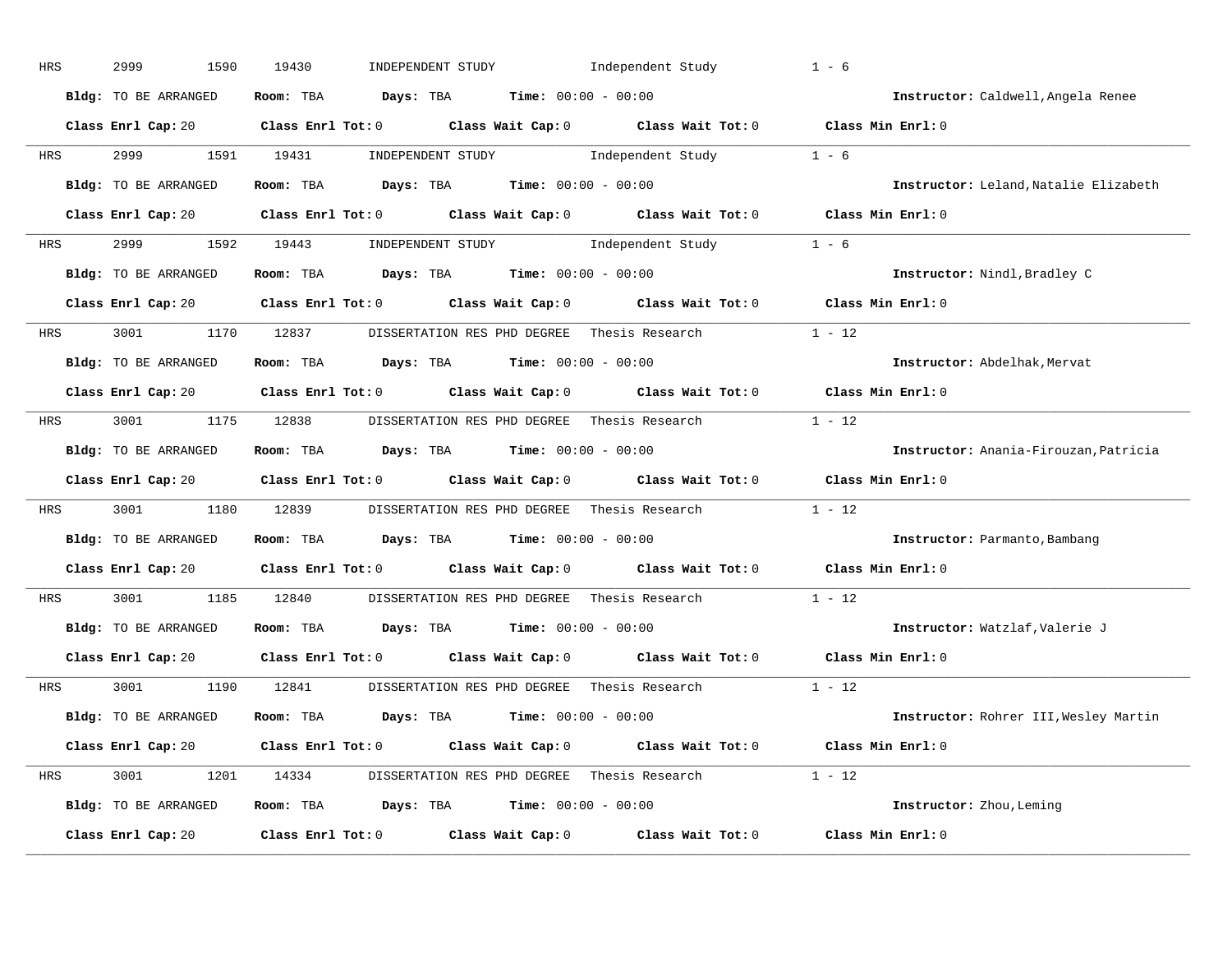HRS 2999 1590 19430 INDEPENDENT STUDY Independent Study 1 - 6

**Bldg:** TO BE ARRANGED **Room:** TBA **Days:** TBA **Time:** 00:00 - 00:00 **Instructor:** Caldwell,Angela Renee

**Class Enrl Cap:** 20 **Class Enrl Tot:** 0 **Class Wait Cap:** 0 **Class Wait Tot:** 0 **Class Min Enrl:** 0

---

HRS 2999 1591 19431 INDEPENDENT STUDY Independent Study 1 - 6

**Bldg:** TO BE ARRANGED **Room:** TBA **Days:** TBA **Time:** 00:00 - 00:00 **Instructor:** Leland,Natalie Elizabeth

**Class Enrl Cap:** 20 **Class Enrl Tot:** 0 **Class Wait Cap:** 0 **Class Wait Tot:** 0 **Class Min Enrl:** 0

---

HRS 2999 1592 19443 INDEPENDENT STUDY Independent Study 1 - 6

**Bldg:** TO BE ARRANGED **Room:** TBA **Days:** TBA **Time:** 00:00 - 00:00 **Instructor:** Nindl,Bradley C

**Class Enrl Cap:** 20 **Class Enrl Tot:** 0 **Class Wait Cap:** 0 **Class Wait Tot:** 0 **Class Min Enrl:** 0

---

HRS 3001 1170 12837 DISSERTATION RES PHD DEGREE Thesis Research 1 - 12

**Bldg:** TO BE ARRANGED **Room:** TBA **Days:** TBA **Time:** 00:00 - 00:00 **Instructor:** Abdelhak,Mervat

**Class Enrl Cap:** 20 **Class Enrl Tot:** 0 **Class Wait Cap:** 0 **Class Wait Tot:** 0 **Class Min Enrl:** 0

---

HRS 3001 1175 12838 DISSERTATION RES PHD DEGREE Thesis Research 1 - 12

**Bldg:** TO BE ARRANGED **Room:** TBA **Days:** TBA **Time:** 00:00 - 00:00 **Instructor:** Anania-Firouzan,Patricia

**Class Enrl Cap:** 20 **Class Enrl Tot:** 0 **Class Wait Cap:** 0 **Class Wait Tot:** 0 **Class Min Enrl:** 0

---

HRS 3001 1180 12839 DISSERTATION RES PHD DEGREE Thesis Research 1 - 12

**Bldg:** TO BE ARRANGED **Room:** TBA **Days:** TBA **Time:** 00:00 - 00:00 **Instructor:** Parmanto,Bambang

**Class Enrl Cap:** 20 **Class Enrl Tot:** 0 **Class Wait Cap:** 0 **Class Wait Tot:** 0 **Class Min Enrl:** 0

---

HRS 3001 1185 12840 DISSERTATION RES PHD DEGREE Thesis Research 1 - 12

**Bldg:** TO BE ARRANGED **Room:** TBA **Days:** TBA **Time:** 00:00 - 00:00 **Instructor:** Watzlaf,Valerie J

**Class Enrl Cap:** 20 **Class Enrl Tot:** 0 **Class Wait Cap:** 0 **Class Wait Tot:** 0 **Class Min Enrl:** 0

---

HRS 3001 1190 12841 DISSERTATION RES PHD DEGREE Thesis Research 1 - 12

**Bldg:** TO BE ARRANGED **Room:** TBA **Days:** TBA **Time:** 00:00 - 00:00 **Instructor:** Rohrer III,Wesley Martin

**Class Enrl Cap:** 20 **Class Enrl Tot:** 0 **Class Wait Cap:** 0 **Class Wait Tot:** 0 **Class Min Enrl:** 0

---

HRS 3001 1201 14334 DISSERTATION RES PHD DEGREE Thesis Research 1 - 12

**Bldg:** TO BE ARRANGED **Room:** TBA **Days:** TBA **Time:** 00:00 - 00:00 **Instructor:** Zhou,Leming

**Class Enrl Cap:** 20 **Class Enrl Tot:** 0 **Class Wait Cap:** 0 **Class Wait Tot:** 0 **Class Min Enrl:** 0

---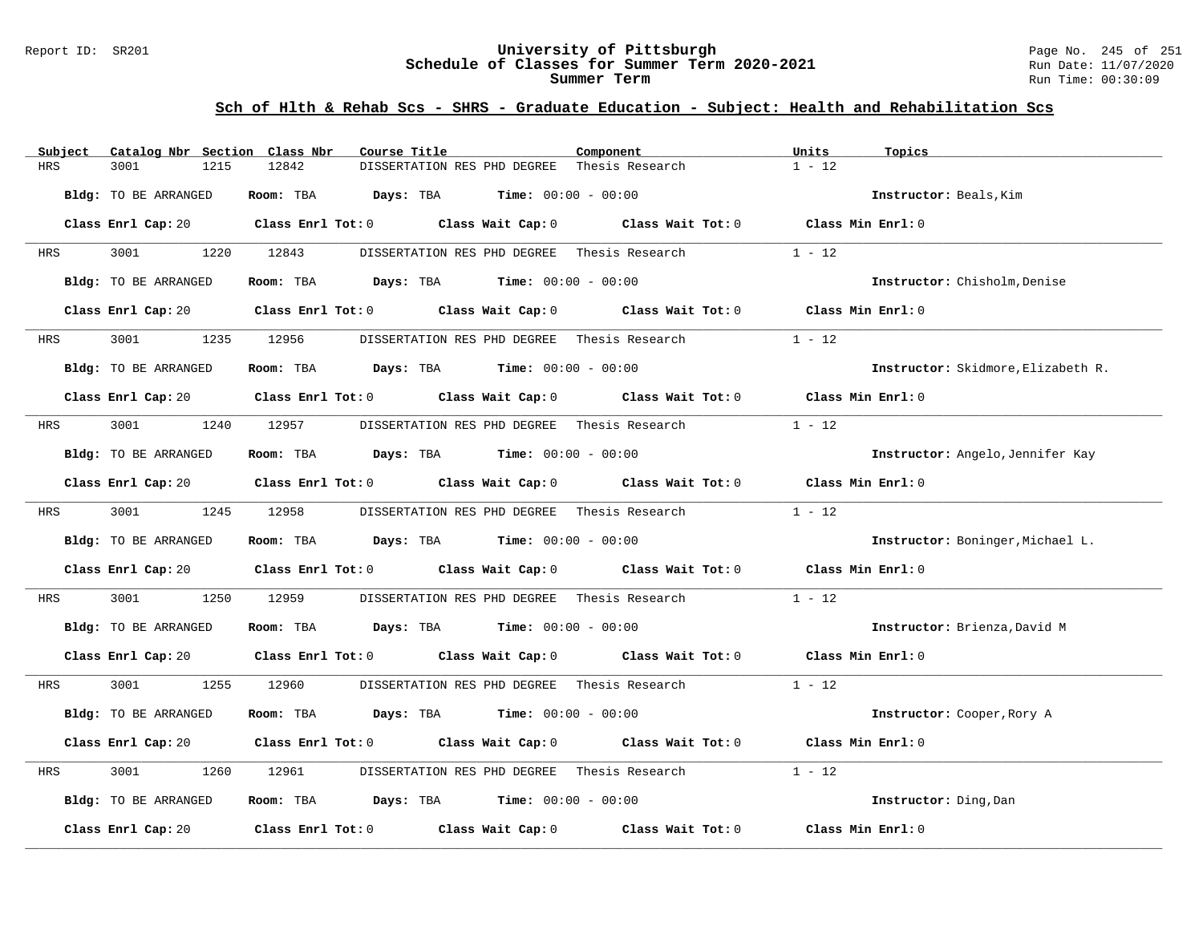## Sch of Hlth & Rehab Scs - SHRS - Graduate Education - Subject: Health and Rehabilitation Scs

| Subject | Catalog Nbr | Section | Class Nbr | Course Title | Component | Units | Topics |
|---|---|---|---|---|---|---|---|
| HRS | 3001 | 1215 | 12842 | DISSERTATION RES PHD DEGREE | Thesis Research | 1 - 12 | |

**Bldg:** TO BE ARRANGED **Room:** TBA **Days:** TBA **Time:** 00:00 - 00:00 **Instructor:** Beals,Kim

**Class Enrl Cap:** 20 **Class Enrl Tot:** 0 **Class Wait Cap:** 0 **Class Wait Tot:** 0 **Class Min Enrl:** 0

| Subject | Catalog Nbr | Section | Class Nbr | Course Title | Component | Units | Topics |
|---|---|---|---|---|---|---|---|
| HRS | 3001 | 1220 | 12843 | DISSERTATION RES PHD DEGREE | Thesis Research | 1 - 12 | |

**Bldg:** TO BE ARRANGED **Room:** TBA **Days:** TBA **Time:** 00:00 - 00:00 **Instructor:** Chisholm,Denise

**Class Enrl Cap:** 20 **Class Enrl Tot:** 0 **Class Wait Cap:** 0 **Class Wait Tot:** 0 **Class Min Enrl:** 0

| Subject | Catalog Nbr | Section | Class Nbr | Course Title | Component | Units | Topics |
|---|---|---|---|---|---|---|---|
| HRS | 3001 | 1235 | 12956 | DISSERTATION RES PHD DEGREE | Thesis Research | 1 - 12 | |

**Bldg:** TO BE ARRANGED **Room:** TBA **Days:** TBA **Time:** 00:00 - 00:00 **Instructor:** Skidmore,Elizabeth R.

**Class Enrl Cap:** 20 **Class Enrl Tot:** 0 **Class Wait Cap:** 0 **Class Wait Tot:** 0 **Class Min Enrl:** 0

| Subject | Catalog Nbr | Section | Class Nbr | Course Title | Component | Units | Topics |
|---|---|---|---|---|---|---|---|
| HRS | 3001 | 1240 | 12957 | DISSERTATION RES PHD DEGREE | Thesis Research | 1 - 12 | |

**Bldg:** TO BE ARRANGED **Room:** TBA **Days:** TBA **Time:** 00:00 - 00:00 **Instructor:** Angelo,Jennifer Kay

**Class Enrl Cap:** 20 **Class Enrl Tot:** 0 **Class Wait Cap:** 0 **Class Wait Tot:** 0 **Class Min Enrl:** 0

| Subject | Catalog Nbr | Section | Class Nbr | Course Title | Component | Units | Topics |
|---|---|---|---|---|---|---|---|
| HRS | 3001 | 1245 | 12958 | DISSERTATION RES PHD DEGREE | Thesis Research | 1 - 12 | |

**Bldg:** TO BE ARRANGED **Room:** TBA **Days:** TBA **Time:** 00:00 - 00:00 **Instructor:** Boninger,Michael L.

**Class Enrl Cap:** 20 **Class Enrl Tot:** 0 **Class Wait Cap:** 0 **Class Wait Tot:** 0 **Class Min Enrl:** 0

| Subject | Catalog Nbr | Section | Class Nbr | Course Title | Component | Units | Topics |
|---|---|---|---|---|---|---|---|
| HRS | 3001 | 1250 | 12959 | DISSERTATION RES PHD DEGREE | Thesis Research | 1 - 12 | |

**Bldg:** TO BE ARRANGED **Room:** TBA **Days:** TBA **Time:** 00:00 - 00:00 **Instructor:** Brienza,David M

**Class Enrl Cap:** 20 **Class Enrl Tot:** 0 **Class Wait Cap:** 0 **Class Wait Tot:** 0 **Class Min Enrl:** 0

| Subject | Catalog Nbr | Section | Class Nbr | Course Title | Component | Units | Topics |
|---|---|---|---|---|---|---|---|
| HRS | 3001 | 1255 | 12960 | DISSERTATION RES PHD DEGREE | Thesis Research | 1 - 12 | |

**Bldg:** TO BE ARRANGED **Room:** TBA **Days:** TBA **Time:** 00:00 - 00:00 **Instructor:** Cooper,Rory A

**Class Enrl Cap:** 20 **Class Enrl Tot:** 0 **Class Wait Cap:** 0 **Class Wait Tot:** 0 **Class Min Enrl:** 0

| Subject | Catalog Nbr | Section | Class Nbr | Course Title | Component | Units | Topics |
|---|---|---|---|---|---|---|---|
| HRS | 3001 | 1260 | 12961 | DISSERTATION RES PHD DEGREE | Thesis Research | 1 - 12 | |

**Bldg:** TO BE ARRANGED **Room:** TBA **Days:** TBA **Time:** 00:00 - 00:00 **Instructor:** Ding,Dan

**Class Enrl Cap:** 20 **Class Enrl Tot:** 0 **Class Wait Cap:** 0 **Class Wait Tot:** 0 **Class Min Enrl:** 0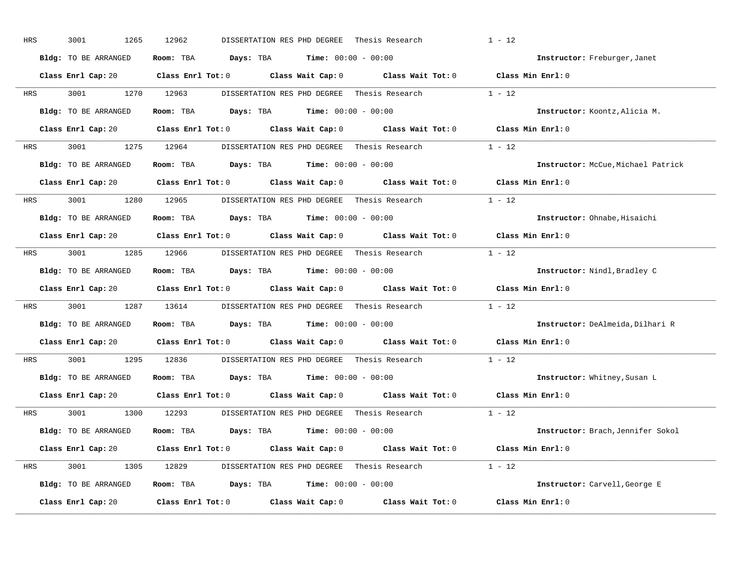HRS 3001 1265 12962 DISSERTATION RES PHD DEGREE Thesis Research 1 - 12

**Bldg:** TO BE ARRANGED **Room:** TBA **Days:** TBA **Time:** 00:00 - 00:00 **Instructor:** Freburger,Janet

**Class Enrl Cap:** 20 **Class Enrl Tot:** 0 **Class Wait Cap:** 0 **Class Wait Tot:** 0 **Class Min Enrl:** 0

---

HRS 3001 1270 12963 DISSERTATION RES PHD DEGREE Thesis Research 1 - 12

**Bldg:** TO BE ARRANGED **Room:** TBA **Days:** TBA **Time:** 00:00 - 00:00 **Instructor:** Koontz,Alicia M.

**Class Enrl Cap:** 20 **Class Enrl Tot:** 0 **Class Wait Cap:** 0 **Class Wait Tot:** 0 **Class Min Enrl:** 0

---

HRS 3001 1275 12964 DISSERTATION RES PHD DEGREE Thesis Research 1 - 12

**Bldg:** TO BE ARRANGED **Room:** TBA **Days:** TBA **Time:** 00:00 - 00:00 **Instructor:** McCue,Michael Patrick

**Class Enrl Cap:** 20 **Class Enrl Tot:** 0 **Class Wait Cap:** 0 **Class Wait Tot:** 0 **Class Min Enrl:** 0

---

HRS 3001 1280 12965 DISSERTATION RES PHD DEGREE Thesis Research 1 - 12

**Bldg:** TO BE ARRANGED **Room:** TBA **Days:** TBA **Time:** 00:00 - 00:00 **Instructor:** Ohnabe,Hisaichi

**Class Enrl Cap:** 20 **Class Enrl Tot:** 0 **Class Wait Cap:** 0 **Class Wait Tot:** 0 **Class Min Enrl:** 0

---

HRS 3001 1285 12966 DISSERTATION RES PHD DEGREE Thesis Research 1 - 12

**Bldg:** TO BE ARRANGED **Room:** TBA **Days:** TBA **Time:** 00:00 - 00:00 **Instructor:** Nindl,Bradley C

**Class Enrl Cap:** 20 **Class Enrl Tot:** 0 **Class Wait Cap:** 0 **Class Wait Tot:** 0 **Class Min Enrl:** 0

---

HRS 3001 1287 13614 DISSERTATION RES PHD DEGREE Thesis Research 1 - 12

**Bldg:** TO BE ARRANGED **Room:** TBA **Days:** TBA **Time:** 00:00 - 00:00 **Instructor:** DeAlmeida,Dilhari R

**Class Enrl Cap:** 20 **Class Enrl Tot:** 0 **Class Wait Cap:** 0 **Class Wait Tot:** 0 **Class Min Enrl:** 0

---

HRS 3001 1295 12836 DISSERTATION RES PHD DEGREE Thesis Research 1 - 12

**Bldg:** TO BE ARRANGED **Room:** TBA **Days:** TBA **Time:** 00:00 - 00:00 **Instructor:** Whitney,Susan L

**Class Enrl Cap:** 20 **Class Enrl Tot:** 0 **Class Wait Cap:** 0 **Class Wait Tot:** 0 **Class Min Enrl:** 0

---

HRS 3001 1300 12293 DISSERTATION RES PHD DEGREE Thesis Research 1 - 12

**Bldg:** TO BE ARRANGED **Room:** TBA **Days:** TBA **Time:** 00:00 - 00:00 **Instructor:** Brach,Jennifer Sokol

**Class Enrl Cap:** 20 **Class Enrl Tot:** 0 **Class Wait Cap:** 0 **Class Wait Tot:** 0 **Class Min Enrl:** 0

---

HRS 3001 1305 12829 DISSERTATION RES PHD DEGREE Thesis Research 1 - 12

**Bldg:** TO BE ARRANGED **Room:** TBA **Days:** TBA **Time:** 00:00 - 00:00 **Instructor:** Carvell,George E

**Class Enrl Cap:** 20 **Class Enrl Tot:** 0 **Class Wait Cap:** 0 **Class Wait Tot:** 0 **Class Min Enrl:** 0

---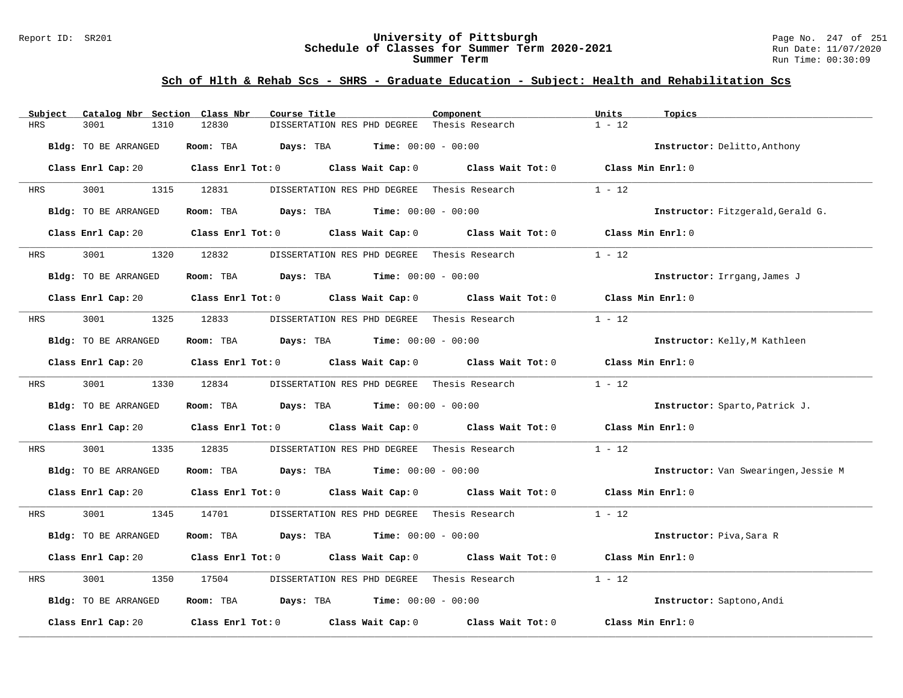## Sch of Hlth & Rehab Scs - SHRS - Graduate Education - Subject: Health and Rehabilitation Scs

| Subject | Catalog Nbr | Section | Class Nbr | Course Title | Component | Units | Topics |
|---|---|---|---|---|---|---|---|
| HRS | 3001 | 1310 | 12830 | DISSERTATION RES PHD DEGREE | Thesis Research | 1 - 12 | |

**Bldg:** TO BE ARRANGED **Room:** TBA **Days:** TBA **Time:** 00:00 - 00:00 **Instructor:** Delitto,Anthony

**Class Enrl Cap:** 20 **Class Enrl Tot:** 0 **Class Wait Cap:** 0 **Class Wait Tot:** 0 **Class Min Enrl:** 0

| Subject | Catalog Nbr | Section | Class Nbr | Course Title | Component | Units | Topics |
|---|---|---|---|---|---|---|---|
| HRS | 3001 | 1315 | 12831 | DISSERTATION RES PHD DEGREE | Thesis Research | 1 - 12 | |

**Bldg:** TO BE ARRANGED **Room:** TBA **Days:** TBA **Time:** 00:00 - 00:00 **Instructor:** Fitzgerald,Gerald G.

**Class Enrl Cap:** 20 **Class Enrl Tot:** 0 **Class Wait Cap:** 0 **Class Wait Tot:** 0 **Class Min Enrl:** 0

| Subject | Catalog Nbr | Section | Class Nbr | Course Title | Component | Units | Topics |
|---|---|---|---|---|---|---|---|
| HRS | 3001 | 1320 | 12832 | DISSERTATION RES PHD DEGREE | Thesis Research | 1 - 12 | |

**Bldg:** TO BE ARRANGED **Room:** TBA **Days:** TBA **Time:** 00:00 - 00:00 **Instructor:** Irrgang,James J

**Class Enrl Cap:** 20 **Class Enrl Tot:** 0 **Class Wait Cap:** 0 **Class Wait Tot:** 0 **Class Min Enrl:** 0

| Subject | Catalog Nbr | Section | Class Nbr | Course Title | Component | Units | Topics |
|---|---|---|---|---|---|---|---|
| HRS | 3001 | 1325 | 12833 | DISSERTATION RES PHD DEGREE | Thesis Research | 1 - 12 | |

**Bldg:** TO BE ARRANGED **Room:** TBA **Days:** TBA **Time:** 00:00 - 00:00 **Instructor:** Kelly,M Kathleen

**Class Enrl Cap:** 20 **Class Enrl Tot:** 0 **Class Wait Cap:** 0 **Class Wait Tot:** 0 **Class Min Enrl:** 0

| Subject | Catalog Nbr | Section | Class Nbr | Course Title | Component | Units | Topics |
|---|---|---|---|---|---|---|---|
| HRS | 3001 | 1330 | 12834 | DISSERTATION RES PHD DEGREE | Thesis Research | 1 - 12 | |

**Bldg:** TO BE ARRANGED **Room:** TBA **Days:** TBA **Time:** 00:00 - 00:00 **Instructor:** Sparto,Patrick J.

**Class Enrl Cap:** 20 **Class Enrl Tot:** 0 **Class Wait Cap:** 0 **Class Wait Tot:** 0 **Class Min Enrl:** 0

| Subject | Catalog Nbr | Section | Class Nbr | Course Title | Component | Units | Topics |
|---|---|---|---|---|---|---|---|
| HRS | 3001 | 1335 | 12835 | DISSERTATION RES PHD DEGREE | Thesis Research | 1 - 12 | |

**Bldg:** TO BE ARRANGED **Room:** TBA **Days:** TBA **Time:** 00:00 - 00:00 **Instructor:** Van Swearingen,Jessie M

**Class Enrl Cap:** 20 **Class Enrl Tot:** 0 **Class Wait Cap:** 0 **Class Wait Tot:** 0 **Class Min Enrl:** 0

| Subject | Catalog Nbr | Section | Class Nbr | Course Title | Component | Units | Topics |
|---|---|---|---|---|---|---|---|
| HRS | 3001 | 1345 | 14701 | DISSERTATION RES PHD DEGREE | Thesis Research | 1 - 12 | |

**Bldg:** TO BE ARRANGED **Room:** TBA **Days:** TBA **Time:** 00:00 - 00:00 **Instructor:** Piva,Sara R

**Class Enrl Cap:** 20 **Class Enrl Tot:** 0 **Class Wait Cap:** 0 **Class Wait Tot:** 0 **Class Min Enrl:** 0

| Subject | Catalog Nbr | Section | Class Nbr | Course Title | Component | Units | Topics |
|---|---|---|---|---|---|---|---|
| HRS | 3001 | 1350 | 17504 | DISSERTATION RES PHD DEGREE | Thesis Research | 1 - 12 | |

**Bldg:** TO BE ARRANGED **Room:** TBA **Days:** TBA **Time:** 00:00 - 00:00 **Instructor:** Saptono,Andi

**Class Enrl Cap:** 20 **Class Enrl Tot:** 0 **Class Wait Cap:** 0 **Class Wait Tot:** 0 **Class Min Enrl:** 0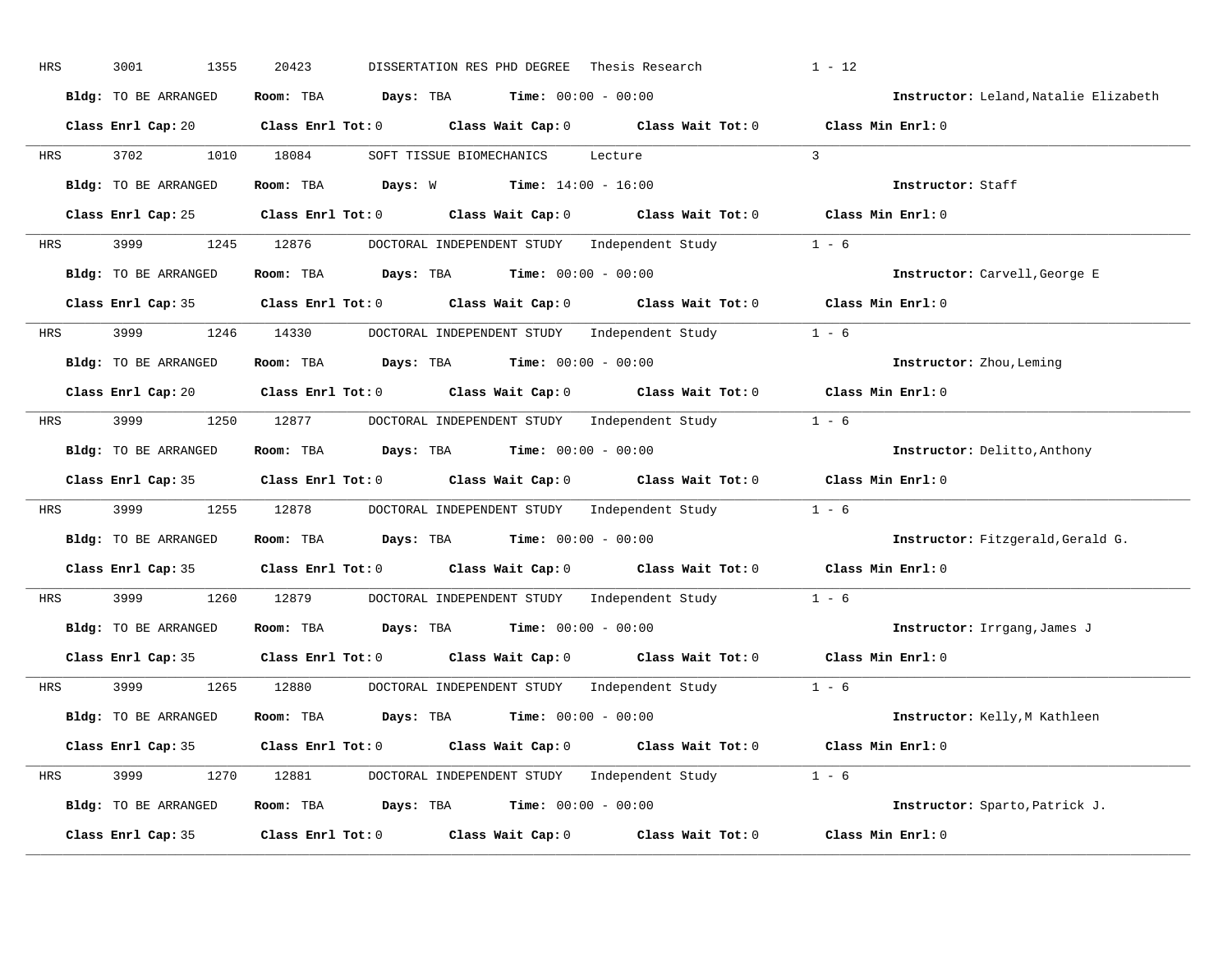HRS 3001 1355 20423 DISSERTATION RES PHD DEGREE Thesis Research 1 - 12

**Bldg:** TO BE ARRANGED **Room:** TBA **Days:** TBA **Time:** 00:00 - 00:00 **Instructor:** Leland,Natalie Elizabeth

**Class Enrl Cap:** 20 **Class Enrl Tot:** 0 **Class Wait Cap:** 0 **Class Wait Tot:** 0 **Class Min Enrl:** 0

---

HRS 3702 1010 18084 SOFT TISSUE BIOMECHANICS Lecture 3

**Bldg:** TO BE ARRANGED **Room:** TBA **Days:** W **Time:** 14:00 - 16:00 **Instructor:** Staff

**Class Enrl Cap:** 25 **Class Enrl Tot:** 0 **Class Wait Cap:** 0 **Class Wait Tot:** 0 **Class Min Enrl:** 0

---

HRS 3999 1245 12876 DOCTORAL INDEPENDENT STUDY Independent Study 1 - 6

**Bldg:** TO BE ARRANGED **Room:** TBA **Days:** TBA **Time:** 00:00 - 00:00 **Instructor:** Carvell,George E

**Class Enrl Cap:** 35 **Class Enrl Tot:** 0 **Class Wait Cap:** 0 **Class Wait Tot:** 0 **Class Min Enrl:** 0

---

HRS 3999 1246 14330 DOCTORAL INDEPENDENT STUDY Independent Study 1 - 6

**Bldg:** TO BE ARRANGED **Room:** TBA **Days:** TBA **Time:** 00:00 - 00:00 **Instructor:** Zhou,Leming

**Class Enrl Cap:** 20 **Class Enrl Tot:** 0 **Class Wait Cap:** 0 **Class Wait Tot:** 0 **Class Min Enrl:** 0

---

HRS 3999 1250 12877 DOCTORAL INDEPENDENT STUDY Independent Study 1 - 6

**Bldg:** TO BE ARRANGED **Room:** TBA **Days:** TBA **Time:** 00:00 - 00:00 **Instructor:** Delitto,Anthony

**Class Enrl Cap:** 35 **Class Enrl Tot:** 0 **Class Wait Cap:** 0 **Class Wait Tot:** 0 **Class Min Enrl:** 0

---

HRS 3999 1255 12878 DOCTORAL INDEPENDENT STUDY Independent Study 1 - 6

**Bldg:** TO BE ARRANGED **Room:** TBA **Days:** TBA **Time:** 00:00 - 00:00 **Instructor:** Fitzgerald,Gerald G.

**Class Enrl Cap:** 35 **Class Enrl Tot:** 0 **Class Wait Cap:** 0 **Class Wait Tot:** 0 **Class Min Enrl:** 0

---

HRS 3999 1260 12879 DOCTORAL INDEPENDENT STUDY Independent Study 1 - 6

**Bldg:** TO BE ARRANGED **Room:** TBA **Days:** TBA **Time:** 00:00 - 00:00 **Instructor:** Irrgang,James J

**Class Enrl Cap:** 35 **Class Enrl Tot:** 0 **Class Wait Cap:** 0 **Class Wait Tot:** 0 **Class Min Enrl:** 0

---

HRS 3999 1265 12880 DOCTORAL INDEPENDENT STUDY Independent Study 1 - 6

**Bldg:** TO BE ARRANGED **Room:** TBA **Days:** TBA **Time:** 00:00 - 00:00 **Instructor:** Kelly,M Kathleen

**Class Enrl Cap:** 35 **Class Enrl Tot:** 0 **Class Wait Cap:** 0 **Class Wait Tot:** 0 **Class Min Enrl:** 0

---

HRS 3999 1270 12881 DOCTORAL INDEPENDENT STUDY Independent Study 1 - 6

**Bldg:** TO BE ARRANGED **Room:** TBA **Days:** TBA **Time:** 00:00 - 00:00 **Instructor:** Sparto,Patrick J.

**Class Enrl Cap:** 35 **Class Enrl Tot:** 0 **Class Wait Cap:** 0 **Class Wait Tot:** 0 **Class Min Enrl:** 0

---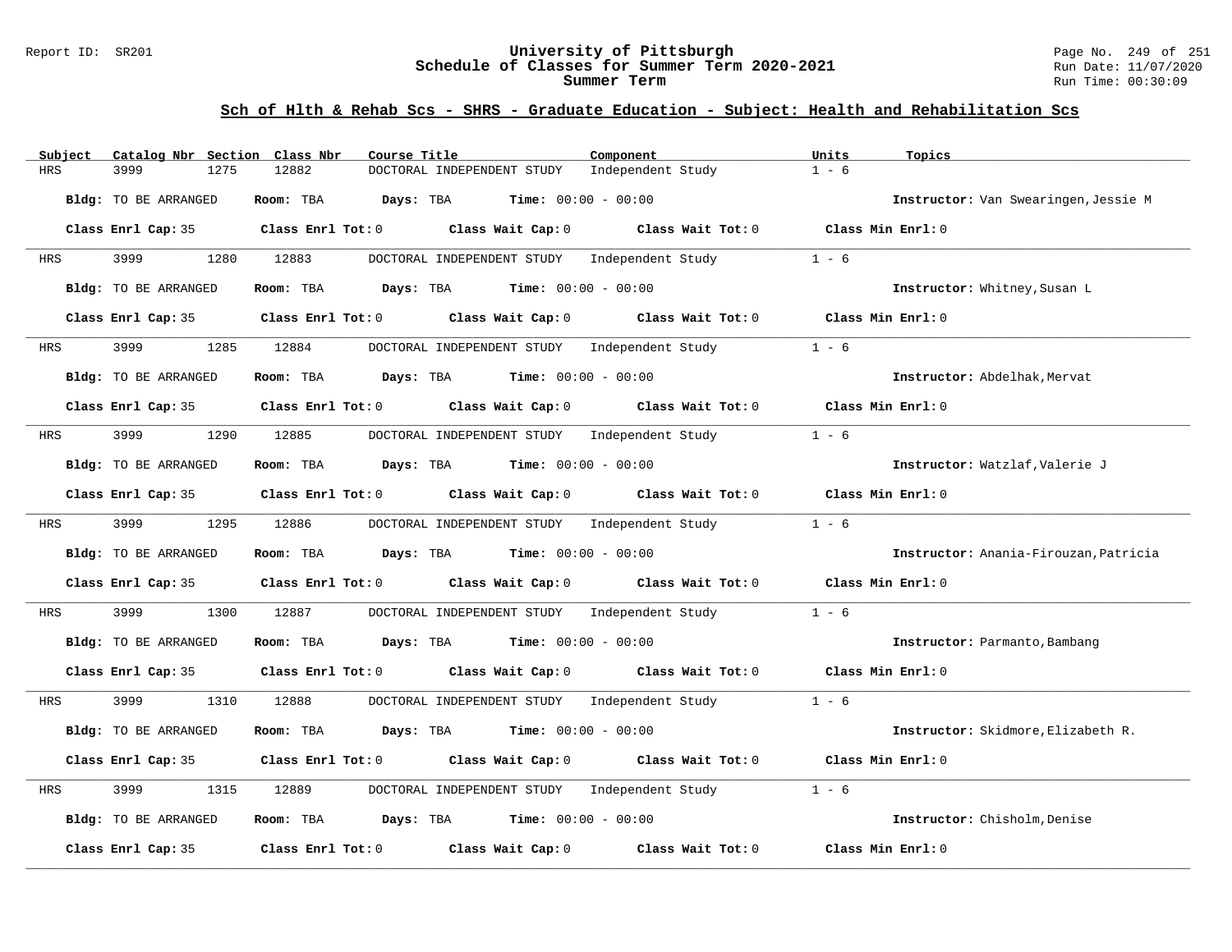## Sch of Hlth & Rehab Scs - SHRS - Graduate Education - Subject: Health and Rehabilitation Scs

| Subject | Catalog Nbr | Section | Class Nbr | Course Title | Component | Units | Topics |
|---|---|---|---|---|---|---|---|
| HRS | 3999 | 1275 | 12882 | DOCTORAL INDEPENDENT STUDY | Independent Study | 1 - 6 | |

**Bldg:** TO BE ARRANGED **Room:** TBA **Days:** TBA **Time:** 00:00 - 00:00 **Instructor:** Van Swearingen,Jessie M

**Class Enrl Cap:** 35 **Class Enrl Tot:** 0 **Class Wait Cap:** 0 **Class Wait Tot:** 0 **Class Min Enrl:** 0

| Subject | Catalog Nbr | Section | Class Nbr | Course Title | Component | Units | Topics |
|---|---|---|---|---|---|---|---|
| HRS | 3999 | 1280 | 12883 | DOCTORAL INDEPENDENT STUDY | Independent Study | 1 - 6 | |

**Bldg:** TO BE ARRANGED **Room:** TBA **Days:** TBA **Time:** 00:00 - 00:00 **Instructor:** Whitney,Susan L

**Class Enrl Cap:** 35 **Class Enrl Tot:** 0 **Class Wait Cap:** 0 **Class Wait Tot:** 0 **Class Min Enrl:** 0

| Subject | Catalog Nbr | Section | Class Nbr | Course Title | Component | Units | Topics |
|---|---|---|---|---|---|---|---|
| HRS | 3999 | 1285 | 12884 | DOCTORAL INDEPENDENT STUDY | Independent Study | 1 - 6 | |

**Bldg:** TO BE ARRANGED **Room:** TBA **Days:** TBA **Time:** 00:00 - 00:00 **Instructor:** Abdelhak,Mervat

**Class Enrl Cap:** 35 **Class Enrl Tot:** 0 **Class Wait Cap:** 0 **Class Wait Tot:** 0 **Class Min Enrl:** 0

| Subject | Catalog Nbr | Section | Class Nbr | Course Title | Component | Units | Topics |
|---|---|---|---|---|---|---|---|
| HRS | 3999 | 1290 | 12885 | DOCTORAL INDEPENDENT STUDY | Independent Study | 1 - 6 | |

**Bldg:** TO BE ARRANGED **Room:** TBA **Days:** TBA **Time:** 00:00 - 00:00 **Instructor:** Watzlaf,Valerie J

**Class Enrl Cap:** 35 **Class Enrl Tot:** 0 **Class Wait Cap:** 0 **Class Wait Tot:** 0 **Class Min Enrl:** 0

| Subject | Catalog Nbr | Section | Class Nbr | Course Title | Component | Units | Topics |
|---|---|---|---|---|---|---|---|
| HRS | 3999 | 1295 | 12886 | DOCTORAL INDEPENDENT STUDY | Independent Study | 1 - 6 | |

**Bldg:** TO BE ARRANGED **Room:** TBA **Days:** TBA **Time:** 00:00 - 00:00 **Instructor:** Anania-Firouzan,Patricia

**Class Enrl Cap:** 35 **Class Enrl Tot:** 0 **Class Wait Cap:** 0 **Class Wait Tot:** 0 **Class Min Enrl:** 0

| Subject | Catalog Nbr | Section | Class Nbr | Course Title | Component | Units | Topics |
|---|---|---|---|---|---|---|---|
| HRS | 3999 | 1300 | 12887 | DOCTORAL INDEPENDENT STUDY | Independent Study | 1 - 6 | |

**Bldg:** TO BE ARRANGED **Room:** TBA **Days:** TBA **Time:** 00:00 - 00:00 **Instructor:** Parmanto,Bambang

**Class Enrl Cap:** 35 **Class Enrl Tot:** 0 **Class Wait Cap:** 0 **Class Wait Tot:** 0 **Class Min Enrl:** 0

| Subject | Catalog Nbr | Section | Class Nbr | Course Title | Component | Units | Topics |
|---|---|---|---|---|---|---|---|
| HRS | 3999 | 1310 | 12888 | DOCTORAL INDEPENDENT STUDY | Independent Study | 1 - 6 | |

**Bldg:** TO BE ARRANGED **Room:** TBA **Days:** TBA **Time:** 00:00 - 00:00 **Instructor:** Skidmore,Elizabeth R.

**Class Enrl Cap:** 35 **Class Enrl Tot:** 0 **Class Wait Cap:** 0 **Class Wait Tot:** 0 **Class Min Enrl:** 0

| Subject | Catalog Nbr | Section | Class Nbr | Course Title | Component | Units | Topics |
|---|---|---|---|---|---|---|---|
| HRS | 3999 | 1315 | 12889 | DOCTORAL INDEPENDENT STUDY | Independent Study | 1 - 6 | |

**Bldg:** TO BE ARRANGED **Room:** TBA **Days:** TBA **Time:** 00:00 - 00:00 **Instructor:** Chisholm,Denise

**Class Enrl Cap:** 35 **Class Enrl Tot:** 0 **Class Wait Cap:** 0 **Class Wait Tot:** 0 **Class Min Enrl:** 0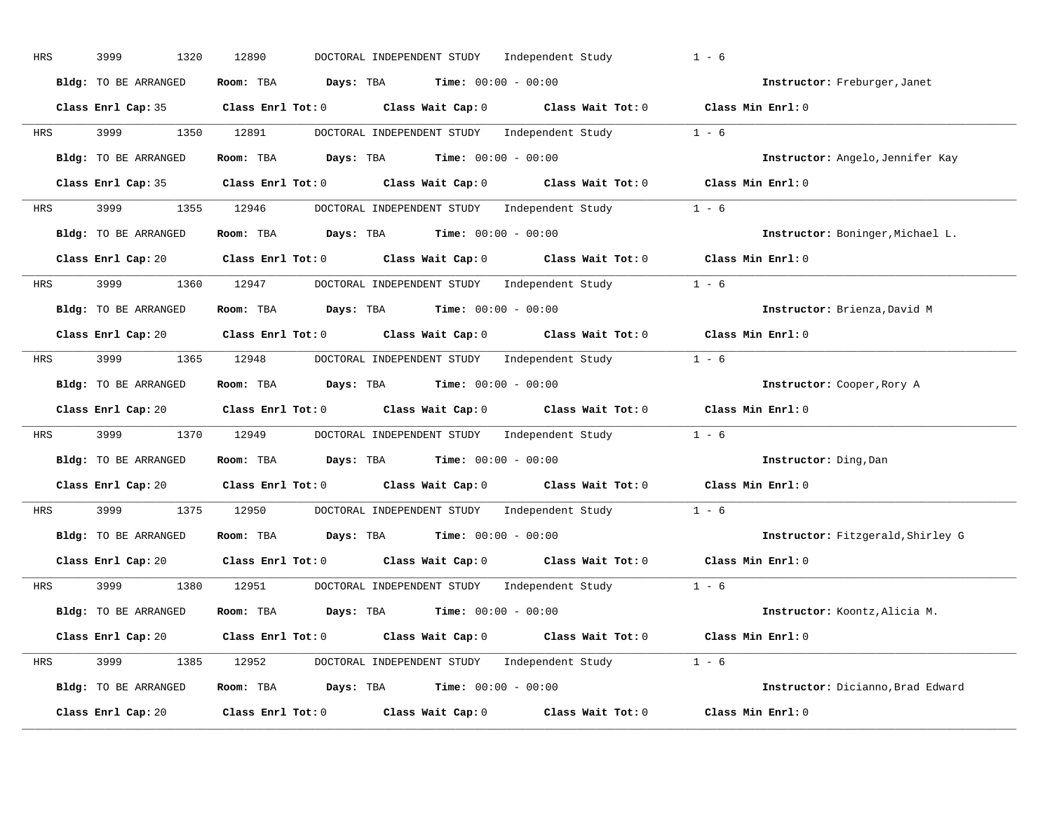HRS 3999 1320 12890 DOCTORAL INDEPENDENT STUDY Independent Study 1 - 6

**Bldg:** TO BE ARRANGED **Room:** TBA **Days:** TBA **Time:** 00:00 - 00:00 **Instructor:** Freburger,Janet

**Class Enrl Cap:** 35 **Class Enrl Tot:** 0 **Class Wait Cap:** 0 **Class Wait Tot:** 0 **Class Min Enrl:** 0

---

HRS 3999 1350 12891 DOCTORAL INDEPENDENT STUDY Independent Study 1 - 6

**Bldg:** TO BE ARRANGED **Room:** TBA **Days:** TBA **Time:** 00:00 - 00:00 **Instructor:** Angelo,Jennifer Kay

**Class Enrl Cap:** 35 **Class Enrl Tot:** 0 **Class Wait Cap:** 0 **Class Wait Tot:** 0 **Class Min Enrl:** 0

---

HRS 3999 1355 12946 DOCTORAL INDEPENDENT STUDY Independent Study 1 - 6

**Bldg:** TO BE ARRANGED **Room:** TBA **Days:** TBA **Time:** 00:00 - 00:00 **Instructor:** Boninger,Michael L.

**Class Enrl Cap:** 20 **Class Enrl Tot:** 0 **Class Wait Cap:** 0 **Class Wait Tot:** 0 **Class Min Enrl:** 0

---

HRS 3999 1360 12947 DOCTORAL INDEPENDENT STUDY Independent Study 1 - 6

**Bldg:** TO BE ARRANGED **Room:** TBA **Days:** TBA **Time:** 00:00 - 00:00 **Instructor:** Brienza,David M

**Class Enrl Cap:** 20 **Class Enrl Tot:** 0 **Class Wait Cap:** 0 **Class Wait Tot:** 0 **Class Min Enrl:** 0

---

HRS 3999 1365 12948 DOCTORAL INDEPENDENT STUDY Independent Study 1 - 6

**Bldg:** TO BE ARRANGED **Room:** TBA **Days:** TBA **Time:** 00:00 - 00:00 **Instructor:** Cooper,Rory A

**Class Enrl Cap:** 20 **Class Enrl Tot:** 0 **Class Wait Cap:** 0 **Class Wait Tot:** 0 **Class Min Enrl:** 0

---

HRS 3999 1370 12949 DOCTORAL INDEPENDENT STUDY Independent Study 1 - 6

**Bldg:** TO BE ARRANGED **Room:** TBA **Days:** TBA **Time:** 00:00 - 00:00 **Instructor:** Ding,Dan

**Class Enrl Cap:** 20 **Class Enrl Tot:** 0 **Class Wait Cap:** 0 **Class Wait Tot:** 0 **Class Min Enrl:** 0

---

HRS 3999 1375 12950 DOCTORAL INDEPENDENT STUDY Independent Study 1 - 6

**Bldg:** TO BE ARRANGED **Room:** TBA **Days:** TBA **Time:** 00:00 - 00:00 **Instructor:** Fitzgerald,Shirley G

**Class Enrl Cap:** 20 **Class Enrl Tot:** 0 **Class Wait Cap:** 0 **Class Wait Tot:** 0 **Class Min Enrl:** 0

---

HRS 3999 1380 12951 DOCTORAL INDEPENDENT STUDY Independent Study 1 - 6

**Bldg:** TO BE ARRANGED **Room:** TBA **Days:** TBA **Time:** 00:00 - 00:00 **Instructor:** Koontz,Alicia M.

**Class Enrl Cap:** 20 **Class Enrl Tot:** 0 **Class Wait Cap:** 0 **Class Wait Tot:** 0 **Class Min Enrl:** 0

---

HRS 3999 1385 12952 DOCTORAL INDEPENDENT STUDY Independent Study 1 - 6

**Bldg:** TO BE ARRANGED **Room:** TBA **Days:** TBA **Time:** 00:00 - 00:00 **Instructor:** Dicianno,Brad Edward

**Class Enrl Cap:** 20 **Class Enrl Tot:** 0 **Class Wait Cap:** 0 **Class Wait Tot:** 0 **Class Min Enrl:** 0

---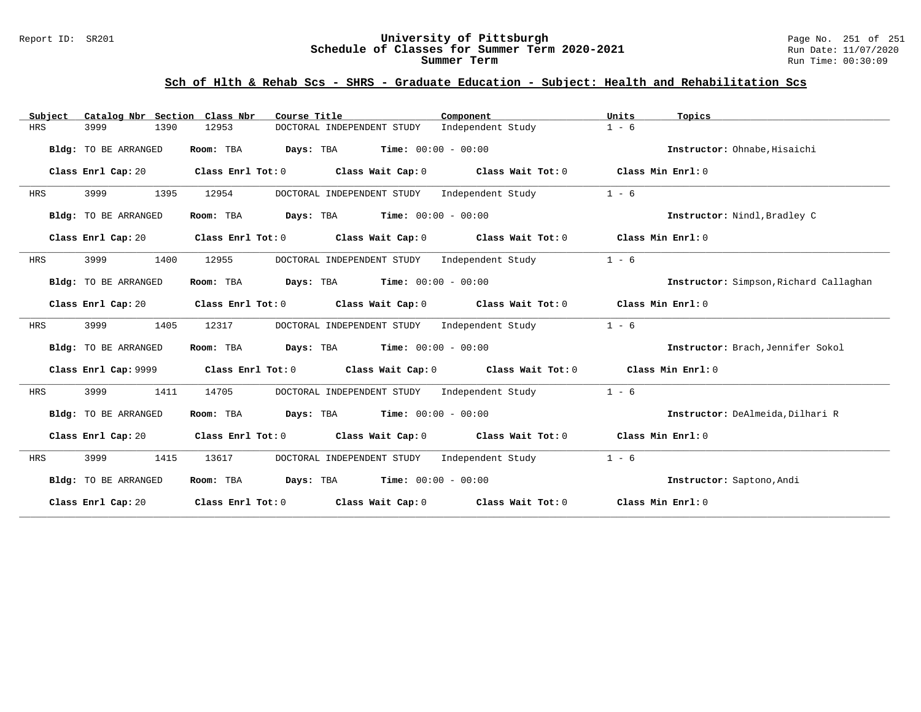Report ID: SR201

# University of Pittsburgh
## Schedule of Classes for Summer Term 2020-2021
### Summer Term

Run Date: 11/07/2020
Run Time: 00:30:09

## Sch of Hlth & Rehab Scs - SHRS - Graduate Education - Subject: Health and Rehabilitation Scs

| Subject | Catalog Nbr | Section | Class Nbr | Course Title | Component | Units | Topics |
|---|---|---|---|---|---|---|---|
| HRS | 3999 | 1390 | 12953 | DOCTORAL INDEPENDENT STUDY | Independent Study | 1 - 6 | |

**Bldg:** TO BE ARRANGED **Room:** TBA **Days:** TBA **Time:** 00:00 - 00:00 **Instructor:** Ohnabe,Hisaichi

**Class Enrl Cap:** 20 **Class Enrl Tot:** 0 **Class Wait Cap:** 0 **Class Wait Tot:** 0 **Class Min Enrl:** 0

| Subject | Catalog Nbr | Section | Class Nbr | Course Title | Component | Units | Topics |
|---|---|---|---|---|---|---|---|
| HRS | 3999 | 1395 | 12954 | DOCTORAL INDEPENDENT STUDY | Independent Study | 1 - 6 | |

**Bldg:** TO BE ARRANGED **Room:** TBA **Days:** TBA **Time:** 00:00 - 00:00 **Instructor:** Nindl,Bradley C

**Class Enrl Cap:** 20 **Class Enrl Tot:** 0 **Class Wait Cap:** 0 **Class Wait Tot:** 0 **Class Min Enrl:** 0

| Subject | Catalog Nbr | Section | Class Nbr | Course Title | Component | Units | Topics |
|---|---|---|---|---|---|---|---|
| HRS | 3999 | 1400 | 12955 | DOCTORAL INDEPENDENT STUDY | Independent Study | 1 - 6 | |

**Bldg:** TO BE ARRANGED **Room:** TBA **Days:** TBA **Time:** 00:00 - 00:00 **Instructor:** Simpson,Richard Callaghan

**Class Enrl Cap:** 20 **Class Enrl Tot:** 0 **Class Wait Cap:** 0 **Class Wait Tot:** 0 **Class Min Enrl:** 0

| Subject | Catalog Nbr | Section | Class Nbr | Course Title | Component | Units | Topics |
|---|---|---|---|---|---|---|---|
| HRS | 3999 | 1405 | 12317 | DOCTORAL INDEPENDENT STUDY | Independent Study | 1 - 6 | |

**Bldg:** TO BE ARRANGED **Room:** TBA **Days:** TBA **Time:** 00:00 - 00:00 **Instructor:** Brach,Jennifer Sokol

**Class Enrl Cap:** 9999 **Class Enrl Tot:** 0 **Class Wait Cap:** 0 **Class Wait Tot:** 0 **Class Min Enrl:** 0

| Subject | Catalog Nbr | Section | Class Nbr | Course Title | Component | Units | Topics |
|---|---|---|---|---|---|---|---|
| HRS | 3999 | 1411 | 14705 | DOCTORAL INDEPENDENT STUDY | Independent Study | 1 - 6 | |

**Bldg:** TO BE ARRANGED **Room:** TBA **Days:** TBA **Time:** 00:00 - 00:00 **Instructor:** DeAlmeida,Dilhari R

**Class Enrl Cap:** 20 **Class Enrl Tot:** 0 **Class Wait Cap:** 0 **Class Wait Tot:** 0 **Class Min Enrl:** 0

| Subject | Catalog Nbr | Section | Class Nbr | Course Title | Component | Units | Topics |
|---|---|---|---|---|---|---|---|
| HRS | 3999 | 1415 | 13617 | DOCTORAL INDEPENDENT STUDY | Independent Study | 1 - 6 | |

**Bldg:** TO BE ARRANGED **Room:** TBA **Days:** TBA **Time:** 00:00 - 00:00 **Instructor:** Saptono,Andi

**Class Enrl Cap:** 20 **Class Enrl Tot:** 0 **Class Wait Cap:** 0 **Class Wait Tot:** 0 **Class Min Enrl:** 0